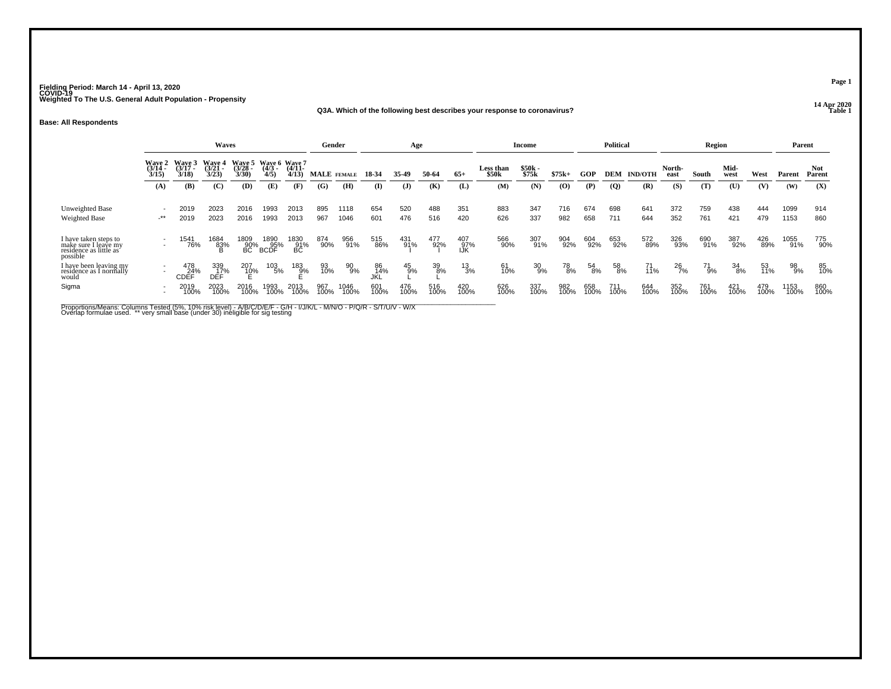**Fielding Period: March 14 - April 13, 2020**
**COVID-19**
**Weighted To The U.S. General Adult Population - Propensity**

**Q3A. Which of the following best describes your response to coronavirus?**

**Base: All Respondents**

| | Waves | | | | | | Gender | | Age | | | | Income | | | Political | | | Region | | | | Parent | |
|---|---|---|---|---|---|---|---|---|---|---|---|---|---|---|---|---|---|---|---|---|---|---|---|---|
| | Wave 2 (3/14 - 3/15) | Wave 3 (3/17 - 3/18) | Wave 4 (3/21 - 3/23) | Wave 5 (3/28 - 3/30) | Wave 6 (4/3 - 4/5) | Wave 7 (4/11- 4/13) | MALE | FEMALE | 18-34 | 35-49 | 50-64 | 65+ | Less than $50k | $50k - $75k | $75k+ | GOP | DEM | IND/OTH | North-east | South | Mid-west | West | Parent | Not Parent |
| | (A) | (B) | (C) | (D) | (E) | (F) | (G) | (H) | (I) | (J) | (K) | (L) | (M) | (N) | (O) | (P) | (Q) | (R) | (S) | (T) | (U) | (V) | (W) | (X) |
| Unweighted Base | - | 2019 | 2023 | 2016 | 1993 | 2013 | 895 | 1118 | 654 | 520 | 488 | 351 | 883 | 347 | 716 | 674 | 698 | 641 | 372 | 759 | 438 | 444 | 1099 | 914 |
| Weighted Base | -** | 2019 | 2023 | 2016 | 1993 | 2013 | 967 | 1046 | 601 | 476 | 516 | 420 | 626 | 337 | 982 | 658 | 711 | 644 | 352 | 761 | 421 | 479 | 1153 | 860 |
| I have taken steps to make sure I leave my residence as little as possible | - | 1541 | 1684 | 1809 | 1890 | 1830 | 874 | 956 | 515 | 431 | 477 | 407 | 566 | 307 | 904 | 604 | 653 | 572 | 326 | 690 | 387 | 426 | 1055 | 775 |
| | - | 76% | 83% | 90% | 95% | 91% | 90% | 91% | 86% | 91% | 92% | 97% | 90% | 91% | 92% | 92% | 92% | 89% | 93% | 91% | 92% | 89% | 91% | 90% |
| | | | B | BC | BCDF | BC | | | | I | I | IJK | | | | | | | | | | | | |
| I have been leaving my residence as I normally would | - | 478 | 339 | 207 | 103 | 183 | 93 | 90 | 86 | 45 | 39 | 13 | 61 | 30 | 78 | 54 | 58 | 71 | 26 | 71 | 34 | 53 | 98 | 85 |
| | - | 24% | 17% | 10% | 5% | 9% | 10% | 9% | 14% | 9% | 8% | 3% | 10% | 9% | 8% | 8% | 8% | 11% | 7% | 9% | 8% | 11% | 9% | 10% |
| | | CDEF | DEF | E | | E | | | JKL | L | L | | | | | | | | | | | | | |
| Sigma | - | 2019 | 2023 | 2016 | 1993 | 2013 | 967 | 1046 | 601 | 476 | 516 | 420 | 626 | 337 | 982 | 658 | 711 | 644 | 352 | 761 | 421 | 479 | 1153 | 860 |
| | - | 100% | 100% | 100% | 100% | 100% | 100% | 100% | 100% | 100% | 100% | 100% | 100% | 100% | 100% | 100% | 100% | 100% | 100% | 100% | 100% | 100% | 100% | 100% |

Proportions/Means: Columns Tested (5%, 10% risk level) - A/B/C/D/E/F - G/H - I/J/K/L - M/N/O - P/Q/R - S/T/U/V - W/X
Overlap formulae used. ** very small base (under 30) ineligible for sig testing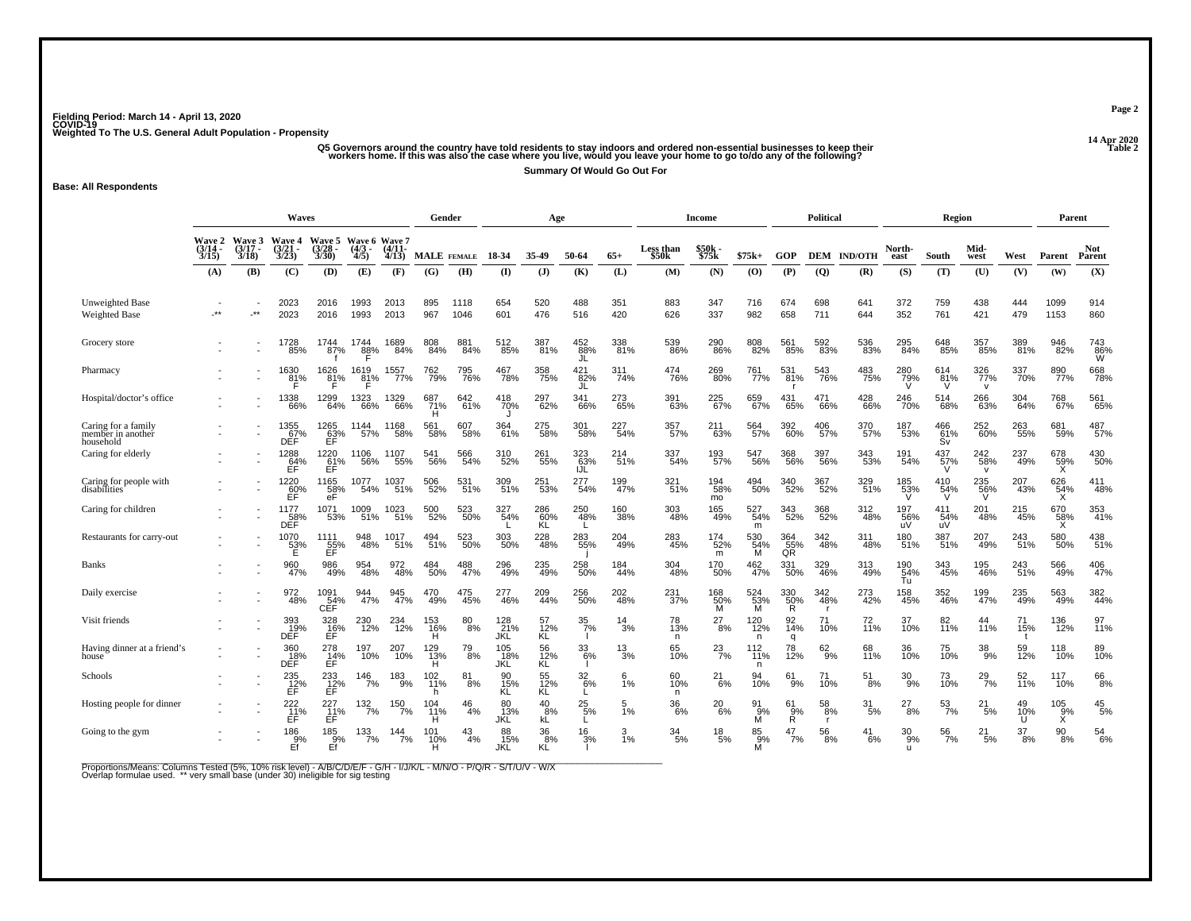Fielding Period: March 14 - April 13, 2020
COVID-19
Weighted To The U.S. General Adult Population - Propensity

14 Apr 2020
Table 2

Q5 Governors around the country have told residents to stay indoors and ordered non-essential businesses to keep their workers home. If this was also the case where you live, would you leave your home to go to/do any of the following?

Summary Of Would Go Out For

Base: All Respondents

| | Waves | | | | | | Gender | | Age | | | | Income | | | Political | | | Region | | | | Parent | |
|---|---|---|---|---|---|---|---|---|---|---|---|---|---|---|---|---|---|---|---|---|---|---|---|---|
| | Wave 2 (3/14 - 3/15) | Wave 3 (3/17 - 3/18) | Wave 4 (3/21 - 3/23) | Wave 5 (3/28 - 3/30) | Wave 6 (4/3 - 4/5) | Wave 7 (4/11 - 4/13) | MALE | FEMALE | 18-34 | 35-49 | 50-64 | 65+ | Less than $50k | $50k - $75k | $75k+ | GOP | DEM | IND/OTH | North-east | South | Mid-west | West | Parent | Not Parent |
| | (A) | (B) | (C) | (D) | (E) | (F) | (G) | (H) | (I) | (J) | (K) | (L) | (M) | (N) | (O) | (P) | (Q) | (R) | (S) | (T) | (U) | (V) | (W) | (X) |
| Unweighted Base | - | - | 2023 | 2016 | 1993 | 2013 | 895 | 1118 | 654 | 520 | 488 | 351 | 883 | 347 | 716 | 674 | 698 | 641 | 372 | 759 | 438 | 444 | 1099 | 914 |
| Weighted Base | -** | -** | 2023 | 2016 | 1993 | 2013 | 967 | 1046 | 601 | 476 | 516 | 420 | 626 | 337 | 982 | 658 | 711 | 644 | 352 | 761 | 421 | 479 | 1153 | 860 |
| Grocery store | - | - | 1728 | 1744 | 1744 | 1689 | 808 | 881 | 512 | 387 | 452 | 338 | 539 | 290 | 808 | 561 | 592 | 536 | 295 | 648 | 357 | 389 | 946 | 743 |
| | - | - | 85% | 87% f | 88% F | 84% | 84% | 84% | 85% | 81% | 88% JL | 81% | 86% | 86% | 82% | 85% | 83% | 83% | 84% | 85% | 85% | 81% | 82% | 86% W |
| Pharmacy | - | - | 1630 | 1626 | 1619 | 1557 | 762 | 795 | 467 | 358 | 421 | 311 | 474 | 269 | 761 | 531 | 543 | 483 | 280 | 614 | 326 | 337 | 890 | 668 |
| | - | - | 81% F | 81% F | 81% F | 77% | 79% | 76% | 78% | 75% | 82% JL | 74% | 76% | 80% | 77% | 81% r | 76% | 75% | 79% V | 81% V | 77% v | 70% | 77% | 78% |
| Hospital/doctor's office | - | - | 1338 | 1299 | 1323 | 1329 | 687 | 642 | 418 | 297 | 341 | 273 | 391 | 225 | 659 | 431 | 471 | 428 | 246 | 514 | 266 | 304 | 768 | 561 |
| | - | - | 66% | 64% | 66% | 66% | 71% H | 61% | 70% J | 62% | 66% | 65% | 63% | 67% | 67% | 65% | 66% | 66% | 70% | 68% | 63% | 64% | 67% | 65% |
| Caring for a family member in another household | - | - | 1355 | 1265 | 1144 | 1168 | 561 | 607 | 364 | 275 | 301 | 227 | 357 | 211 | 564 | 392 | 406 | 370 | 187 | 466 | 252 | 263 | 681 | 487 |
| | - | - | 67% DEF | 63% EF | 57% | 58% | 58% | 58% | 61% | 58% | 58% | 54% | 57% | 63% | 57% | 60% | 57% | 57% | 53% | 61% Sv | 60% | 55% | 59% | 57% |
| Caring for elderly | - | - | 1288 | 1220 | 1106 | 1107 | 541 | 566 | 310 | 261 | 323 | 214 | 337 | 193 | 547 | 368 | 397 | 343 | 191 | 437 | 242 | 237 | 678 | 430 |
| | - | - | 64% EF | 61% EF | 56% | 55% | 56% | 54% | 52% | 55% | 63% IJL | 51% | 54% | 57% | 56% | 56% | 56% | 53% | 54% | 57% V | 58% v | 49% | 59% X | 50% |
| Caring for people with disabilities | - | - | 1220 | 1165 | 1077 | 1037 | 506 | 531 | 309 | 251 | 277 | 199 | 321 | 194 | 494 | 340 | 367 | 329 | 185 | 410 | 235 | 207 | 626 | 411 |
| | - | - | 60% EF | 58% eF | 54% | 51% | 52% | 51% | 51% | 53% | 54% | 47% | 51% | 58% mo | 50% | 52% | 52% | 51% | 53% V | 54% V | 56% V | 43% | 54% X | 48% |
| Caring for children | - | - | 1177 | 1071 | 1009 | 1023 | 500 | 523 | 327 | 286 | 250 | 160 | 303 | 165 | 527 | 343 | 368 | 312 | 197 | 411 | 201 | 215 | 670 | 353 |
| | - | - | 58% DEF | 53% | 51% | 51% | 52% | 50% | 54% L | 60% KL | 48% L | 38% | 48% | 49% | 54% m | 52% | 52% | 48% | 56% uV | 54% uV | 48% | 45% | 58% X | 41% |
| Restaurants for carry-out | - | - | 1070 | 1111 | 948 | 1017 | 494 | 523 | 303 | 228 | 283 | 204 | 283 | 174 | 530 | 364 | 342 | 311 | 180 | 387 | 207 | 243 | 580 | 438 |
| | - | - | 53% E | 55% EF | 48% | 51% | 51% | 50% | 50% | 48% | 55% j | 49% | 45% | 52% m | 54% M | 55% QR | 48% | 48% | 51% | 51% | 49% | 51% | 50% | 51% |
| Banks | - | - | 960 | 986 | 954 | 972 | 484 | 488 | 296 | 235 | 258 | 184 | 304 | 170 | 462 | 331 | 329 | 313 | 190 | 343 | 195 | 243 | 566 | 406 |
| | - | - | 47% | 49% | 48% | 48% | 50% | 47% | 49% | 49% | 50% | 44% | 48% | 50% | 47% | 50% | 46% | 49% | 54% Tu | 45% | 46% | 51% | 49% | 47% |
| Daily exercise | - | - | 972 | 1091 | 944 | 945 | 470 | 475 | 277 | 209 | 256 | 202 | 231 | 168 | 524 | 330 | 342 | 273 | 158 | 352 | 199 | 235 | 563 | 382 |
| | - | - | 48% | 54% CEF | 47% | 47% | 49% | 45% | 46% | 44% | 50% | 48% | 37% | 50% M | 53% M | 50% R | 48% r | 42% | 45% | 46% | 47% | 49% | 49% | 44% |
| Visit friends | - | - | 393 | 328 | 230 | 234 | 153 | 80 | 128 | 57 | 35 | 14 | 78 | 27 | 120 | 92 | 71 | 72 | 37 | 82 | 44 | 71 | 136 | 97 |
| | - | - | 19% DEF | 16% EF | 12% | 12% | 16% H | 8% | 21% JKL | 12% KL | 7% l | 3% | 13% n | 8% | 12% n | 14% q | 10% | 11% | 10% | 11% | 11% | 15% t | 12% | 11% |
| Having dinner at a friend's house | - | - | 360 | 278 | 197 | 207 | 129 | 79 | 105 | 56 | 33 | 13 | 65 | 23 | 112 | 78 | 62 | 68 | 36 | 75 | 38 | 59 | 118 | 89 |
| | - | - | 18% DEF | 14% EF | 10% | 10% | 13% H | 8% | 18% JKL | 12% KL | 6% l | 3% | 10% | 7% | 11% n | 12% | 9% | 11% | 10% | 10% | 9% | 12% | 10% | 10% |
| Schools | - | - | 235 | 233 | 146 | 183 | 102 | 81 | 90 | 55 | 32 | 6 | 60 | 21 | 94 | 61 | 71 | 51 | 30 | 73 | 29 | 52 | 117 | 66 |
| | - | - | 12% EF | 12% EF | 7% | 9% | 11% h | 8% | 15% KL | 12% KL | 6% L | 1% | 10% n | 6% | 10% | 9% | 10% | 8% | 9% | 10% | 7% | 11% | 10% | 8% |
| Hosting people for dinner | - | - | 222 | 227 | 132 | 150 | 104 | 46 | 80 | 40 | 25 | 5 | 36 | 20 | 91 | 61 | 58 | 31 | 27 | 53 | 21 | 49 | 105 | 45 |
| | - | - | 11% EF | 11% EF | 7% | 7% | 11% H | 4% | 13% JKL | 8% kL | 5% L | 1% | 6% | 6% | 9% M | 9% R | 8% r | 5% | 8% | 7% | 5% | 10% U | 9% X | 5% |
| Going to the gym | - | - | 186 | 185 | 133 | 144 | 101 | 43 | 88 | 36 | 16 | 3 | 34 | 18 | 85 | 47 | 56 | 41 | 30 | 56 | 21 | 37 | 90 | 54 |
| | - | - | 9% Ef | 9% Ef | 7% | 7% | 10% H | 4% | 15% JKL | 8% KL | 3% l | 1% | 5% | 5% | 9% M | 7% | 8% | 6% | 9% u | 7% | 5% | 8% | 8% | 6% |

Proportions/Means: Columns Tested (5%, 10% risk level) - A/B/C/D/E/F - G/H - I/J/K/L - M/N/O - P/Q/R - S/T/U/V - W/X
Overlap formulae used. ** very small base (under 30) ineligible for sig testing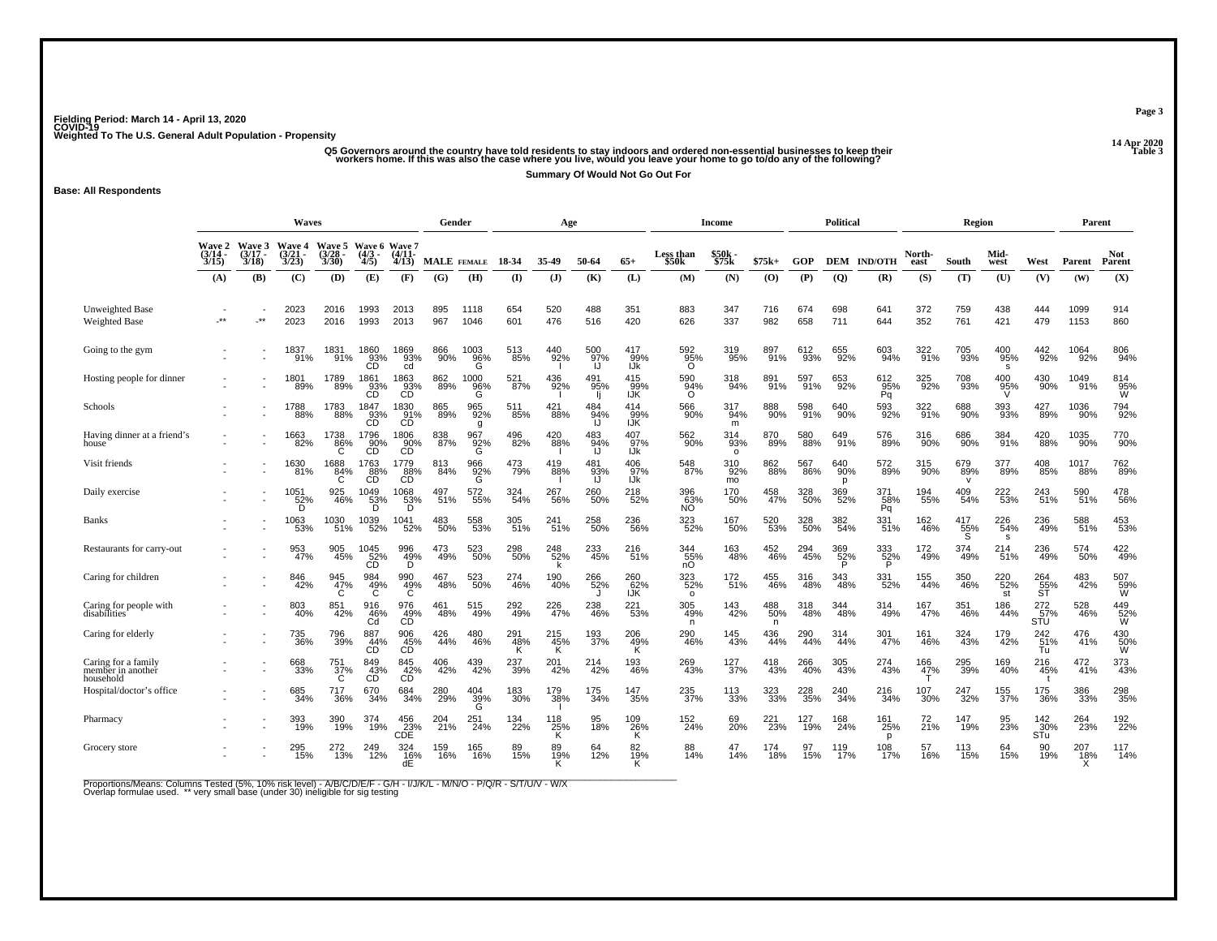Fielding Period: March 14 - April 13, 2020
COVID-19
Weighted To The U.S. General Adult Population - Propensity

14 Apr 2020
Table 3

**Q5 Governors around the country have told residents to stay indoors and ordered non-essential businesses to keep their workers home. If this was also the case where you live, would you leave your home to go to/do any of the following?**

**Summary Of Would Not Go Out For**

**Base: All Respondents**

| | Waves | | | | | | Gender | | Age | | | | Income | | | Political | | | Region | | | | Parent | |
|---|---|---|---|---|---|---|---|---|---|---|---|---|---|---|---|---|---|---|---|---|---|---|---|---|
| | Wave 2 (3/14 - 3/15) | Wave 3 (3/17 - 3/18) | Wave 4 (3/21 - 3/23) | Wave 5 (3/28 - 3/30) | Wave 6 (4/3 - 4/5) | Wave 7 (4/11- 4/13) | MALE | FEMALE | 18-34 | 35-49 | 50-64 | 65+ | Less than $50k | $50k - $75k | $75k+ | GOP | DEM | IND/OTH | North-east | South | Mid-west | West | Parent | Not Parent |
| | (A) | (B) | (C) | (D) | (E) | (F) | (G) | (H) | (I) | (J) | (K) | (L) | (M) | (N) | (O) | (P) | (Q) | (R) | (S) | (T) | (U) | (V) | (W) | (X) |
| Unweighted Base | - | - | 2023 | 2016 | 1993 | 2013 | 895 | 1118 | 654 | 520 | 488 | 351 | 883 | 347 | 716 | 674 | 698 | 641 | 372 | 759 | 438 | 444 | 1099 | 914 |
| Weighted Base | -** | -** | 2023 | 2016 | 1993 | 2013 | 967 | 1046 | 601 | 476 | 516 | 420 | 626 | 337 | 982 | 658 | 711 | 644 | 352 | 761 | 421 | 479 | 1153 | 860 |
| Going to the gym | - | - | 1837 | 1831 | 1860 | 1869 | 866 | 1003 | 513 | 440 | 500 | 417 | 592 | 319 | 897 | 612 | 655 | 603 | 322 | 705 | 400 | 442 | 1064 | 806 |
| | - | - | 91% | 91% | 93% CD | 93% cd | 90% | 96% G | 85% | 92% I | 97% IJ | 99% IJk | 95% O | 95% | 91% | 93% | 92% | 94% | 91% | 93% | 95% s | 92% | 92% | 94% |
| Hosting people for dinner | - | - | 1801 | 1789 | 1861 | 1863 | 862 | 1000 | 521 | 436 | 491 | 415 | 590 | 318 | 891 | 597 | 653 | 612 | 325 | 708 | 400 | 430 | 1049 | 814 |
| | - | - | 89% | 89% | 93% CD | 93% CD | 89% | 96% G | 87% | 92% I | 95% Ij | 99% IJK | 94% O | 94% | 91% | 91% | 92% | 95% | 92% | 93% | 95% V | 90% | 91% | 95% W |
| Schools | - | - | 1788 | 1783 | 1847 | 1830 | 865 | 965 | 511 | 421 | 484 | 414 | 566 | 317 | 888 | 598 | 640 | 593 | 322 | 688 | 393 | 427 | 1036 | 794 |
| | - | - | 88% | 88% | 93% CD | 91% CD | 89% | 92% g | 85% | 88% | 94% IJ | 99% IJK | 90% | 94% m | 90% | 91% | 90% | 92% | 91% | 90% | 93% | 89% | 90% | 92% |
| Having dinner at a friend's house | - | - | 1663 | 1738 | 1796 | 1806 | 838 | 967 | 496 | 420 | 483 | 407 | 562 | 314 | 870 | 580 | 649 | 576 | 316 | 686 | 384 | 420 | 1035 | 770 |
| | - | - | 82% | 86% C | 90% CD | 90% CD | 87% | 92% G | 82% | 88% I | 94% IJ | 97% IJk | 90% | 93% o | 89% | 88% | 91% | 89% | 90% | 90% | 91% | 88% | 90% | 90% |
| Visit friends | - | - | 1630 | 1688 | 1763 | 1779 | 813 | 966 | 473 | 419 | 481 | 406 | 548 | 310 | 862 | 567 | 640 | 572 | 315 | 679 | 377 | 408 | 1017 | 762 |
| | - | - | 81% | 84% C | 88% CD | 88% CD | 84% | 92% G | 79% | 88% I | 93% IJ | 97% IJk | 87% | 92% mo | 88% | 86% | 90% p | 89% | 90% | 89% v | 89% | 85% | 88% | 89% |
| Daily exercise | - | - | 1051 | 925 | 1049 | 1068 | 497 | 572 | 324 | 267 | 260 | 218 | 396 | 170 | 458 | 328 | 369 | 371 | 194 | 409 | 222 | 243 | 590 | 478 |
| | - | - | 52% D | 46% | 53% D | 53% D | 51% | 55% | 54% | 56% | 50% | 52% | 63% NO | 50% | 47% | 50% | 52% | 58% Pq | 55% | 54% | 53% | 51% | 51% | 56% |
| Banks | - | - | 1063 | 1030 | 1039 | 1041 | 483 | 558 | 305 | 241 | 258 | 236 | 323 | 167 | 520 | 328 | 382 | 331 | 162 | 417 | 226 | 236 | 588 | 453 |
| | - | - | 53% | 51% | 52% | 52% | 50% | 53% | 51% | 51% | 50% | 56% | 52% | 50% | 53% | 50% | 54% | 51% | 46% | 55% S | 54% s | 49% | 51% | 53% |
| Restaurants for carry-out | - | - | 953 | 905 | 1045 | 996 | 473 | 523 | 298 | 248 | 233 | 216 | 344 | 163 | 452 | 294 | 369 | 333 | 172 | 374 | 214 | 236 | 574 | 422 |
| | - | - | 47% | 45% | 52% CD | 49% D | 49% | 50% | 50% | 52% k | 45% | 51% | 55% nO | 48% | 46% | 45% | 52% P | 52% P | 49% | 49% | 51% | 49% | 50% | 49% |
| Caring for children | - | - | 846 | 945 | 984 | 990 | 467 | 523 | 274 | 190 | 266 | 260 | 323 | 172 | 455 | 316 | 343 | 331 | 155 | 350 | 220 | 264 | 483 | 507 |
| | - | - | 42% | 47% C | 49% C | 49% C | 48% | 50% | 46% | 40% | 52% J | 62% IJK | 52% o | 51% | 46% | 48% | 48% | 52% | 44% | 46% | 52% st | 55% ST | 42% | 59% W |
| Caring for people with disabilities | - | - | 803 | 851 | 916 | 976 | 461 | 515 | 292 | 226 | 238 | 221 | 305 | 143 | 488 | 318 | 344 | 314 | 167 | 351 | 186 | 272 | 528 | 449 |
| | - | - | 40% | 42% | 46% Cd | 49% CD | 48% | 49% | 49% | 47% | 46% | 53% | 49% n | 42% | 50% n | 48% | 48% | 49% | 47% | 46% | 44% | 57% STU | 46% | 52% W |
| Caring for elderly | - | - | 735 | 796 | 887 | 906 | 426 | 480 | 291 | 215 | 193 | 206 | 290 | 145 | 436 | 290 | 314 | 301 | 161 | 324 | 179 | 242 | 476 | 430 |
| | - | - | 36% | 39% | 44% CD | 45% CD | 44% | 46% | 48% K | 45% K | 37% | 49% K | 46% | 43% | 44% | 44% | 44% | 47% | 46% | 43% | 42% | 51% Tu | 41% | 50% W |
| Caring for a family member in another household | - | - | 668 | 751 | 849 | 845 | 406 | 439 | 237 | 201 | 214 | 193 | 269 | 127 | 418 | 266 | 305 | 274 | 166 | 295 | 169 | 216 | 472 | 373 |
| | - | - | 33% | 37% C | 43% CD | 42% CD | 42% | 42% | 39% | 42% | 42% | 46% | 43% | 37% | 43% | 40% | 43% | 43% | 47% T | 39% | 40% | 45% t | 41% | 43% |
| Hospital/doctor's office | - | - | 685 | 717 | 670 | 684 | 280 | 404 | 183 | 179 | 175 | 147 | 235 | 113 | 323 | 228 | 240 | 216 | 107 | 247 | 155 | 175 | 386 | 298 |
| | - | - | 34% | 36% | 34% | 34% | 29% | 39% G | 30% | 38% I | 34% | 35% | 37% | 33% | 33% | 35% | 34% | 34% | 30% | 32% | 37% | 36% | 33% | 35% |
| Pharmacy | - | - | 393 | 390 | 374 | 456 | 204 | 251 | 134 | 118 | 95 | 109 | 152 | 69 | 221 | 127 | 168 | 161 | 72 | 147 | 95 | 142 | 264 | 192 |
| | - | - | 19% | 19% | 19% | 23% CDE | 21% | 24% | 22% | 25% K | 18% | 26% K | 24% | 20% | 23% | 19% | 24% | 25% p | 21% | 19% | 23% | 30% STu | 23% | 22% |
| Grocery store | - | - | 295 | 272 | 249 | 324 | 159 | 165 | 89 | 89 | 64 | 82 | 88 | 47 | 174 | 97 | 119 | 108 | 57 | 113 | 64 | 90 | 207 | 117 |
| | - | - | 15% | 13% | 12% | 16% dE | 16% | 16% | 15% | 19% K | 12% | 19% K | 14% | 14% | 18% | 15% | 17% | 17% | 16% | 15% | 15% | 19% | 18% X | 14% |

Proportions/Means: Columns Tested (5%, 10% risk level) - A/B/C/D/E/F - G/H - I/J/K/L - M/N/O - P/Q/R - S/T/U/V - W/X
Overlap formulae used. ** very small base (under 30) ineligible for sig testing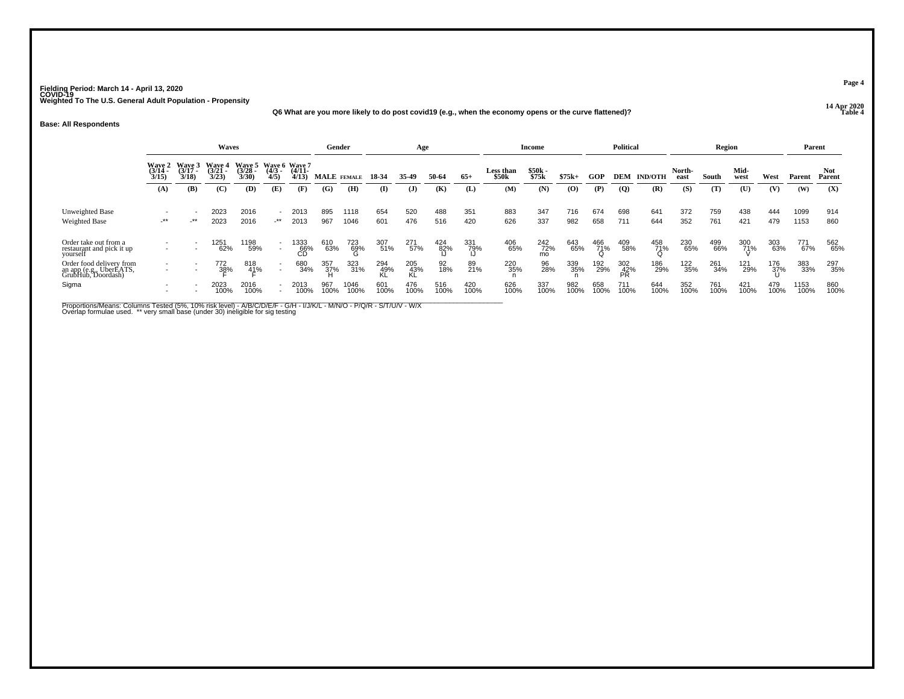Fielding Period: March 14 - April 13, 2020
COVID-19
Weighted To The U.S. General Adult Population - Propensity

14 Apr 2020
Table 4

**Q6 What are you more likely to do post covid19 (e.g., when the economy opens or the curve flattened)?**

**Base: All Respondents**

| | Waves | | | | | | Gender | | Age | | | | Income | | | Political | | | Region | | | | Parent | |
|---|---|---|---|---|---|---|---|---|---|---|---|---|---|---|---|---|---|---|---|---|---|---|---|---|
| | Wave 2 (3/14 - 3/15) | Wave 3 (3/17 - 3/18) | Wave 4 (3/21 - 3/23) | Wave 5 (3/28 - 3/30) | Wave 6 (4/3 - 4/5) | Wave 7 (4/11- 4/13) | MALE | FEMALE | 18-34 | 35-49 | 50-64 | 65+ | Less than $50k | $50k - $75k | $75k+ | GOP | DEM | IND/OTH | North-east | South | Mid-west | West | Parent | Not Parent |
| | (A) | (B) | (C) | (D) | (E) | (F) | (G) | (H) | (I) | (J) | (K) | (L) | (M) | (N) | (O) | (P) | (Q) | (R) | (S) | (T) | (U) | (V) | (W) | (X) |
| Unweighted Base | - | - | 2023 | 2016 | - | 2013 | 895 | 1118 | 654 | 520 | 488 | 351 | 883 | 347 | 716 | 674 | 698 | 641 | 372 | 759 | 438 | 444 | 1099 | 914 |
| Weighted Base | -** | -** | 2023 | 2016 | -** | 2013 | 967 | 1046 | 601 | 476 | 516 | 420 | 626 | 337 | 982 | 658 | 711 | 644 | 352 | 761 | 421 | 479 | 1153 | 860 |
| Order take out from a restaurant and pick it up yourself | - | - | 1251 | 1198 | - | 1333 | 610 | 723 | 307 | 271 | 424 | 331 | 406 | 242 | 643 | 466 | 409 | 458 | 230 | 499 | 300 | 303 | 771 | 562 |
| | - | - | 62% | 59% | - | 66% | 63% | 69% | 51% | 57% | 82% | 79% | 65% | 72% | 65% | 71% | 58% | 71% | 65% | 66% | 71% | 63% | 67% | 65% |
| | | | | | | CD | | G | | | IJ | IJ | | mo | | Q | | Q | | | V | | | |
| Order food delivery from an app (e.g., UberEATS, GrubHub, Doordash) | - | - | 772 | 818 | - | 680 | 357 | 323 | 294 | 205 | 92 | 89 | 220 | 96 | 339 | 192 | 302 | 186 | 122 | 261 | 121 | 176 | 383 | 297 |
| | - | - | 38% | 41% | - | 34% | 37% | 31% | 49% | 43% | 18% | 21% | 35% | 28% | 35% | 29% | 42% | 29% | 35% | 34% | 29% | 37% | 33% | 35% |
| | | | F | F | | | H | | KL | KL | | | n | | n | | PR | | | | | U | | |
| Sigma | - | - | 2023 | 2016 | - | 2013 | 967 | 1046 | 601 | 476 | 516 | 420 | 626 | 337 | 982 | 658 | 711 | 644 | 352 | 761 | 421 | 479 | 1153 | 860 |
| | - | - | 100% | 100% | - | 100% | 100% | 100% | 100% | 100% | 100% | 100% | 100% | 100% | 100% | 100% | 100% | 100% | 100% | 100% | 100% | 100% | 100% | 100% |

Proportions/Means: Columns Tested (5%, 10% risk level) - A/B/C/D/E/F - G/H - I/J/K/L - M/N/O - P/Q/R - S/T/U/V - W/X
Overlap formulae used. ** very small base (under 30) ineligible for sig testing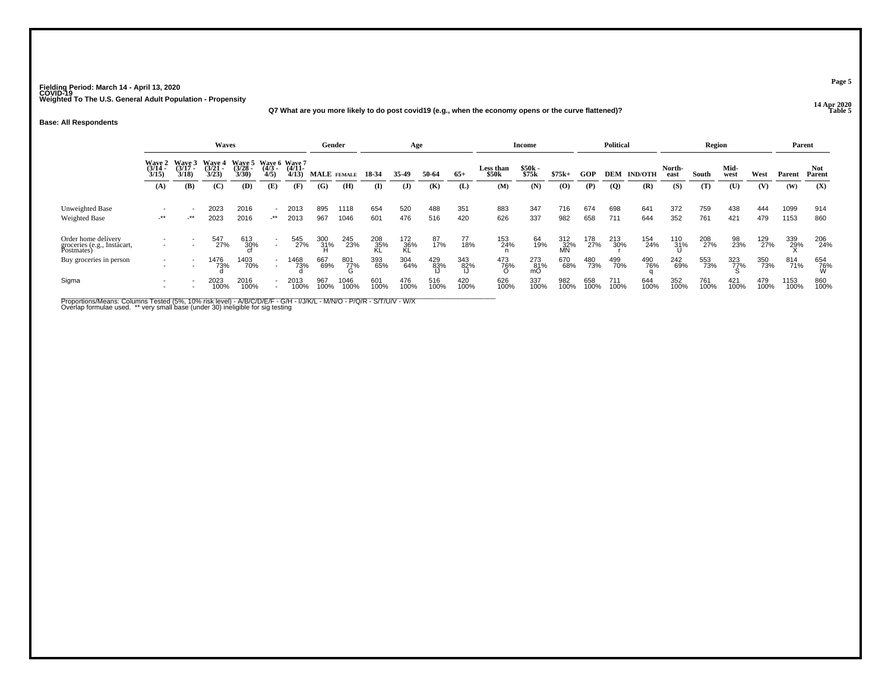**Fielding Period: March 14 - April 13, 2020**
**COVID-19**
**Weighted To The U.S. General Adult Population - Propensity**

**14 Apr 2020**
**Table 5**

**Q7 What are you more likely to do post covid19 (e.g., when the economy opens or the curve flattened)?**

**Base: All Respondents**

| | Waves | | | | | | Gender | | Age | | | | Income | | | Political | | | Region | | | | Parent | |
|---|---|---|---|---|---|---|---|---|---|---|---|---|---|---|---|---|---|---|---|---|---|---|---|---|
| | Wave 2 (3/14 - 3/15) | Wave 3 (3/17 - 3/18) | Wave 4 (3/21 - 3/23) | Wave 5 (3/28 - 3/30) | Wave 6 (4/3 - 4/5) | Wave 7 (4/11- 4/13) | MALE | FEMALE | 18-34 | 35-49 | 50-64 | 65+ | Less than $50k | $50k - $75k | $75k+ | GOP | DEM | IND/OTH | North-east | South | Mid-west | West | Parent | Not Parent |
| | (A) | (B) | (C) | (D) | (E) | (F) | (G) | (H) | (I) | (J) | (K) | (L) | (M) | (N) | (O) | (P) | (Q) | (R) | (S) | (T) | (U) | (V) | (W) | (X) |
| Unweighted Base | - | - | 2023 | 2016 | - | 2013 | 895 | 1118 | 654 | 520 | 488 | 351 | 883 | 347 | 716 | 674 | 698 | 641 | 372 | 759 | 438 | 444 | 1099 | 914 |
| Weighted Base | -** | -** | 2023 | 2016 | -** | 2013 | 967 | 1046 | 601 | 476 | 516 | 420 | 626 | 337 | 982 | 658 | 711 | 644 | 352 | 761 | 421 | 479 | 1153 | 860 |
| Order home delivery groceries (e.g., Instacart, Postmates) | - | - | 547 | 613 | - | 545 | 300 | 245 | 208 | 172 | 87 | 77 | 153 | 64 | 312 | 178 | 213 | 154 | 110 | 208 | 98 | 129 | 339 | 206 |
| | - | - | 27% | 30% | - | 27% | 31% | 23% | 35% | 36% | 17% | 18% | 24% | 19% | 32% | 27% | 30% | 24% | 31% | 27% | 23% | 27% | 29% | 24% |
| | | | | cf | | | H | | KL | KL | | | n | | MN | | r | | U | | | | X | |
| Buy groceries in person | - | - | 1476 | 1403 | - | 1468 | 667 | 801 | 393 | 304 | 429 | 343 | 473 | 273 | 670 | 480 | 499 | 490 | 242 | 553 | 323 | 350 | 814 | 654 |
| | - | - | 73% | 70% | - | 73% | 69% | 77% | 65% | 64% | 83% | 82% | 76% | 81% | 68% | 73% | 70% | 76% | 69% | 73% | 77% | 73% | 71% | 76% |
| | | | d | | | d | | G | | | IJ | IJ | O | mO | | | | q | | | S | | | W |
| Sigma | - | - | 2023 | 2016 | - | 2013 | 967 | 1046 | 601 | 476 | 516 | 420 | 626 | 337 | 982 | 658 | 711 | 644 | 352 | 761 | 421 | 479 | 1153 | 860 |
| | - | - | 100% | 100% | - | 100% | 100% | 100% | 100% | 100% | 100% | 100% | 100% | 100% | 100% | 100% | 100% | 100% | 100% | 100% | 100% | 100% | 100% | 100% |

Proportions/Means: Columns Tested (5%, 10% risk level) - A/B/C/D/E/F - G/H - I/J/K/L - M/N/O - P/Q/R - S/T/U/V - W/X
Overlap formulae used. ** very small base (under 30) ineligible for sig testing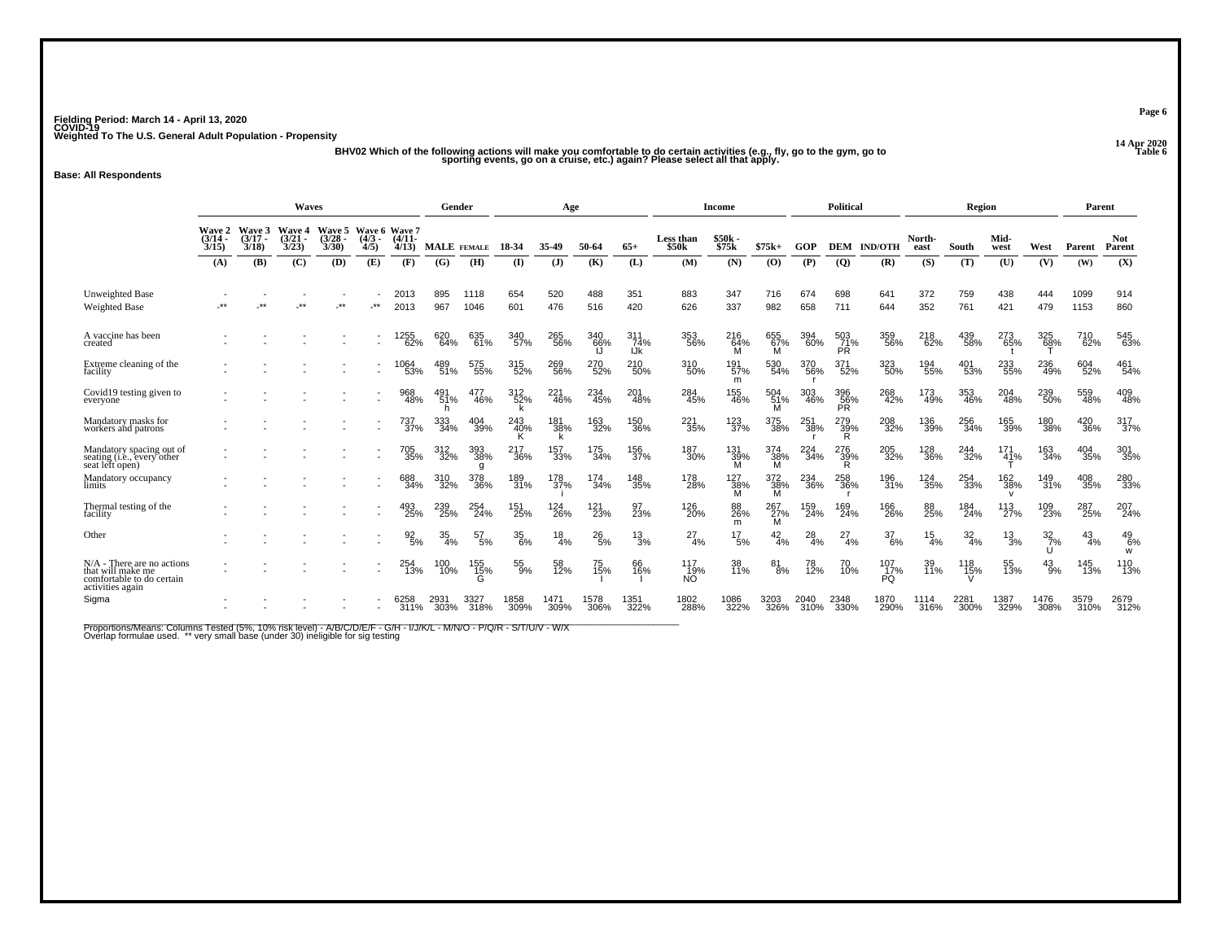Fielding Period: March 14 - April 13, 2020
COVID-19
Weighted To The U.S. General Adult Population - Propensity

14 Apr 2020
Table 6

BHV02 Which of the following actions will make you comfortable to do certain activities (e.g., fly, go to the gym, go to sporting events, go on a cruise, etc.) again? Please select all that apply.

**Base: All Respondents**

| | Waves | | | | | | Gender | | Age | | | | Income | | | Political | | | Region | | | | Parent | |
|---|---|---|---|---|---|---|---|---|---|---|---|---|---|---|---|---|---|---|---|---|---|---|---|---|
| | Wave 2 (3/14 - 3/15) | Wave 3 (3/17 - 3/18) | Wave 4 (3/21 - 3/23) | Wave 5 (3/28 - 3/30) | Wave 6 (4/3 - 4/5) | Wave 7 (4/11- 4/13) | MALE | FEMALE | 18-34 | 35-49 | 50-64 | 65+ | Less than $50k | $50k - $75k | $75k+ | GOP | DEM | IND/OTH | North-east | South | Mid-west | West | Parent | Not Parent |
| | (A) | (B) | (C) | (D) | (E) | (F) | (G) | (H) | (I) | (J) | (K) | (L) | (M) | (N) | (O) | (P) | (Q) | (R) | (S) | (T) | (U) | (V) | (W) | (X) |
| Unweighted Base | - | - | - | - | - | 2013 | 895 | 1118 | 654 | 520 | 488 | 351 | 883 | 347 | 716 | 674 | 698 | 641 | 372 | 759 | 438 | 444 | 1099 | 914 |
| Weighted Base | -** | -** | -** | -** | -** | 2013 | 967 | 1046 | 601 | 476 | 516 | 420 | 626 | 337 | 982 | 658 | 711 | 644 | 352 | 761 | 421 | 479 | 1153 | 860 |
| A vaccine has been created | - | - | - | - | - | 1255 62% | 620 64% | 635 61% | 340 57% | 265 56% | 340 66% IJ | 311 74% IJk | 353 56% | 216 64% M | 655 67% M | 394 60% | 503 71% PR | 359 56% | 218 62% | 439 58% | 273 65% t | 325 68% T | 710 62% | 545 63% |
| Extreme cleaning of the facility | - | - | - | - | - | 1064 53% | 489 51% | 575 55% | 315 52% | 269 56% | 270 52% | 210 50% | 310 50% | 191 57% m | 530 54% | 370 56% r | 371 52% | 323 50% | 194 55% | 401 53% | 233 55% | 236 49% | 604 52% | 461 54% |
| Covid19 testing given to everyone | - | - | - | - | - | 968 48% | 491 51% h | 477 46% | 312 52% k | 221 46% | 234 45% | 201 48% | 284 45% | 155 46% | 504 51% M | 303 46% | 396 56% PR | 268 42% | 173 49% | 353 46% | 204 48% | 239 50% | 559 48% | 409 48% |
| Mandatory masks for workers and patrons | - | - | - | - | - | 737 37% | 333 34% | 404 39% | 243 40% K | 181 38% k | 163 32% | 150 36% | 221 35% | 123 37% | 375 38% | 251 38% r | 279 39% R | 208 32% | 136 39% | 256 34% | 165 39% | 180 38% | 420 36% | 317 37% |
| Mandatory spacing out of seating (i.e., every other seat left open) | - | - | - | - | - | 705 35% | 312 32% | 393 38% g | 217 36% | 157 33% | 175 34% | 156 37% | 187 30% | 131 39% M | 374 38% M | 224 34% | 276 39% R | 205 32% | 128 36% | 244 32% | 171 41% T | 163 34% | 404 35% | 301 35% |
| Mandatory occupancy limits | - | - | - | - | - | 688 34% | 310 32% | 378 36% | 189 31% | 178 37% i | 174 34% | 148 35% | 178 28% | 127 38% M | 372 38% M | 234 36% | 258 36% r | 196 31% | 124 35% | 254 33% | 162 38% v | 149 31% | 408 35% | 280 33% |
| Thermal testing of the facility | - | - | - | - | - | 493 25% | 239 25% | 254 24% | 151 25% | 124 26% | 121 23% | 97 23% | 126 20% | 88 26% m | 267 27% M | 159 24% | 169 24% | 166 26% | 88 25% | 184 24% | 113 27% | 109 23% | 287 25% | 207 24% |
| Other | - | - | - | - | - | 92 5% | 35 4% | 57 5% | 35 6% | 18 4% | 26 5% | 13 3% | 27 4% | 17 5% | 42 4% | 28 4% | 27 4% | 37 6% | 15 4% | 32 4% | 13 3% | 32 7% U | 43 4% | 49 6% w |
| N/A - There are no actions that will make me comfortable to do certain activities again | - | - | - | - | - | 254 13% | 100 10% | 155 15% G | 55 9% | 58 12% | 75 15% I | 66 16% I | 117 19% NO | 38 11% | 81 8% | 78 12% | 70 10% | 107 17% PQ | 39 11% | 118 15% V | 55 13% | 43 9% | 145 13% | 110 13% |
| Sigma | - | - | - | - | - | 6258 311% | 2931 303% | 3327 318% | 1858 309% | 1471 309% | 1578 306% | 1351 322% | 1802 288% | 1086 322% | 3203 326% | 2040 310% | 2348 330% | 1870 290% | 1114 316% | 2281 300% | 1387 329% | 1476 308% | 3579 310% | 2679 312% |

Proportions/Means: Columns Tested (5%, 10% risk level) - A/B/C/D/E/F - G/H - I/J/K/L - M/N/O - P/Q/R - S/T/U/V - W/X
Overlap formulae used. ** very small base (under 30) ineligible for sig testing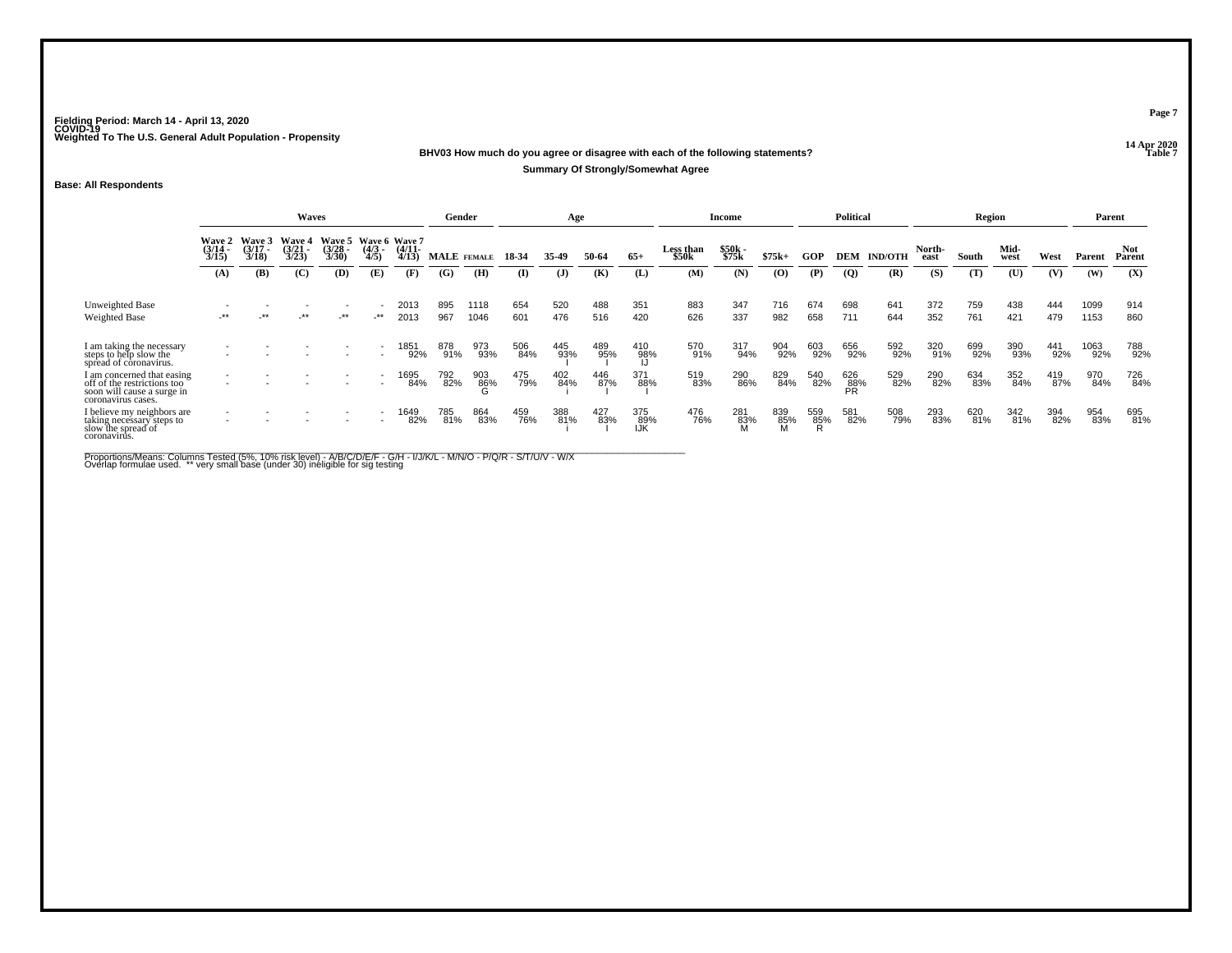Fielding Period: March 14 - April 13, 2020
COVID-19
Weighted To The U.S. General Adult Population - Propensity

14 Apr 2020
Table 7

**BHV03 How much do you agree or disagree with each of the following statements?**

**Summary Of Strongly/Somewhat Agree**

**Base: All Respondents**

| | Waves | | | | | | Gender | | Age | | | | Income | | | Political | | | Region | | | | Parent | |
|---|---|---|---|---|---|---|---|---|---|---|---|---|---|---|---|---|---|---|---|---|---|---|---|---|
| | Wave 2 (3/14 - 3/15) | Wave 3 (3/17 - 3/18) | Wave 4 (3/21 - 3/23) | Wave 5 (3/28 - 3/30) | Wave 6 (4/3 - 4/5) | Wave 7 (4/11- 4/13) | MALE | FEMALE | 18-34 | 35-49 | 50-64 | 65+ | Less than $50k | $50k - $75k | $75k+ | GOP | DEM | IND/OTH | North-east | South | Mid-west | West | Parent | Not Parent |
| | (A) | (B) | (C) | (D) | (E) | (F) | (G) | (H) | (I) | (J) | (K) | (L) | (M) | (N) | (O) | (P) | (Q) | (R) | (S) | (T) | (U) | (V) | (W) | (X) |
| Unweighted Base | - | - | - | - | - | 2013 | 895 | 1118 | 654 | 520 | 488 | 351 | 883 | 347 | 716 | 674 | 698 | 641 | 372 | 759 | 438 | 444 | 1099 | 914 |
| Weighted Base | -** | -** | -** | -** | -** | 2013 | 967 | 1046 | 601 | 476 | 516 | 420 | 626 | 337 | 982 | 658 | 711 | 644 | 352 | 761 | 421 | 479 | 1153 | 860 |
| I am taking the necessary steps to help slow the spread of coronavirus. | - | - | - | - | - | 1851 | 878 | 973 | 506 | 445 | 489 | 410 | 570 | 317 | 904 | 603 | 656 | 592 | 320 | 699 | 390 | 441 | 1063 | 788 |
| | - | - | - | - | - | 92% | 91% | 93% | 84% | 93% | 95% | 98% | 91% | 94% | 92% | 92% | 92% | 92% | 91% | 92% | 93% | 92% | 92% | 92% |
| | | | | | | | | | | I | I | IJ | | | | | | | | | | | | |
| I am concerned that easing off of the restrictions too soon will cause a surge in coronavirus cases. | - | - | - | - | - | 1695 | 792 | 903 | 475 | 402 | 446 | 371 | 519 | 290 | 829 | 540 | 626 | 529 | 290 | 634 | 352 | 419 | 970 | 726 |
| | - | - | - | - | - | 84% | 82% | 86% | 79% | 84% | 87% | 88% | 83% | 86% | 84% | 82% | 88% | 82% | 82% | 83% | 84% | 87% | 84% | 84% |
| | | | | | | | | G | | i | I | I | | | | | PR | | | | | | | |
| I believe my neighbors are taking necessary steps to slow the spread of coronavirus. | - | - | - | - | - | 1649 | 785 | 864 | 459 | 388 | 427 | 375 | 476 | 281 | 839 | 559 | 581 | 508 | 293 | 620 | 342 | 394 | 954 | 695 |
| | - | - | - | - | - | 82% | 81% | 83% | 76% | 81% | 83% | 89% | 76% | 83% | 85% | 85% | 82% | 79% | 83% | 81% | 81% | 82% | 83% | 81% |
| | | | | | | | | | | i | I | IJK | | M | M | R | | | | | | | | |

Proportions/Means: Columns Tested (5%, 10% risk level) - A/B/C/D/E/F - G/H - I/J/K/L - M/N/O - P/Q/R - S/T/U/V - W/X
Overlap formulae used. ** very small base (under 30) ineligible for sig testing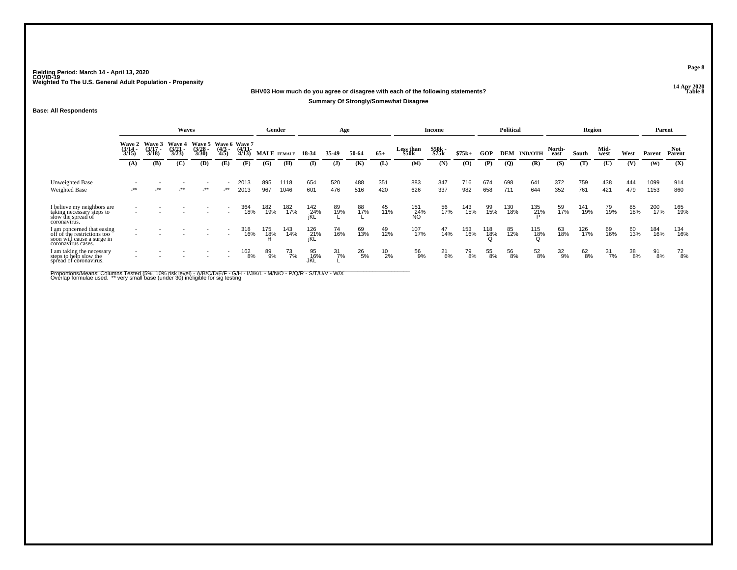Fielding Period: March 14 - April 13, 2020
COVID-19
Weighted To The U.S. General Adult Population - Propensity

14 Apr 2020
Table 8

**BHV03 How much do you agree or disagree with each of the following statements?**

**Summary Of Strongly/Somewhat Disagree**

**Base: All Respondents**

| | Waves | | | | | | Gender | | Age | | | | Income | | | Political | | | Region | | | | Parent | |
|---|---|---|---|---|---|---|---|---|---|---|---|---|---|---|---|---|---|---|---|---|---|---|---|---|
| | Wave 2 (3/14 - 3/15) | Wave 3 (3/17 - 3/18) | Wave 4 (3/21 - 3/23) | Wave 5 (3/28 - 3/30) | Wave 6 (4/3 - 4/5) | Wave 7 (4/11- 4/13) | MALE | FEMALE | 18-34 | 35-49 | 50-64 | 65+ | Less than $50k | $50k - $75k | $75k+ | GOP | DEM | IND/OTH | North-east | South | Mid-west | West | Parent | Not Parent |
| | (A) | (B) | (C) | (D) | (E) | (F) | (G) | (H) | (I) | (J) | (K) | (L) | (M) | (N) | (O) | (P) | (Q) | (R) | (S) | (T) | (U) | (V) | (W) | (X) |
| Unweighted Base | - | - | - | - | - | 2013 | 895 | 1118 | 654 | 520 | 488 | 351 | 883 | 347 | 716 | 674 | 698 | 641 | 372 | 759 | 438 | 444 | 1099 | 914 |
| Weighted Base | -** | -** | -** | -** | -** | 2013 | 967 | 1046 | 601 | 476 | 516 | 420 | 626 | 337 | 982 | 658 | 711 | 644 | 352 | 761 | 421 | 479 | 1153 | 860 |
| I believe my neighbors are taking necessary steps to slow the spread of coronavirus. | - | - | - | - | - | 364 | 182 | 182 | 142 | 89 | 88 | 45 | 151 | 56 | 143 | 99 | 130 | 135 | 59 | 141 | 79 | 85 | 200 | 165 |
| | - | - | - | - | - | 18% | 19% | 17% | 24% | 19% | 17% | 11% | 24% | 17% | 15% | 15% | 18% | 21% | 17% | 19% | 19% | 18% | 17% | 19% |
| | | | | | | | | | jKL | L | L | | NO | | | | | P | | | | | | |
| I am concerned that easing off of the restrictions too soon will cause a surge in coronavirus cases. | - | - | - | - | - | 318 | 175 | 143 | 126 | 74 | 69 | 49 | 107 | 47 | 153 | 118 | 85 | 115 | 63 | 126 | 69 | 60 | 184 | 134 |
| | - | - | - | - | - | 16% | 18% | 14% | 21% | 16% | 13% | 12% | 17% | 14% | 16% | 18% | 12% | 18% | 18% | 17% | 16% | 13% | 16% | 16% |
| | | | | | | | H | | jKL | | | | | | | Q | | Q | | | | | | |
| I am taking the necessary steps to help slow the spread of coronavirus. | - | - | - | - | - | 162 | 89 | 73 | 95 | 31 | 26 | 10 | 56 | 21 | 79 | 55 | 56 | 52 | 32 | 62 | 31 | 38 | 91 | 72 |
| | - | - | - | - | - | 8% | 9% | 7% | 16% | 7% | 5% | 2% | 9% | 6% | 8% | 8% | 8% | 8% | 9% | 8% | 7% | 8% | 8% | 8% |
| | | | | | | | | | JKL | L | | | | | | | | | | | | | | |

Proportions/Means: Columns Tested (5%, 10% risk level) - A/B/C/D/E/F - G/H - I/J/K/L - M/N/O - P/Q/R - S/T/U/V - W/X
Overlap formulae used. ** very small base (under 30) ineligible for sig testing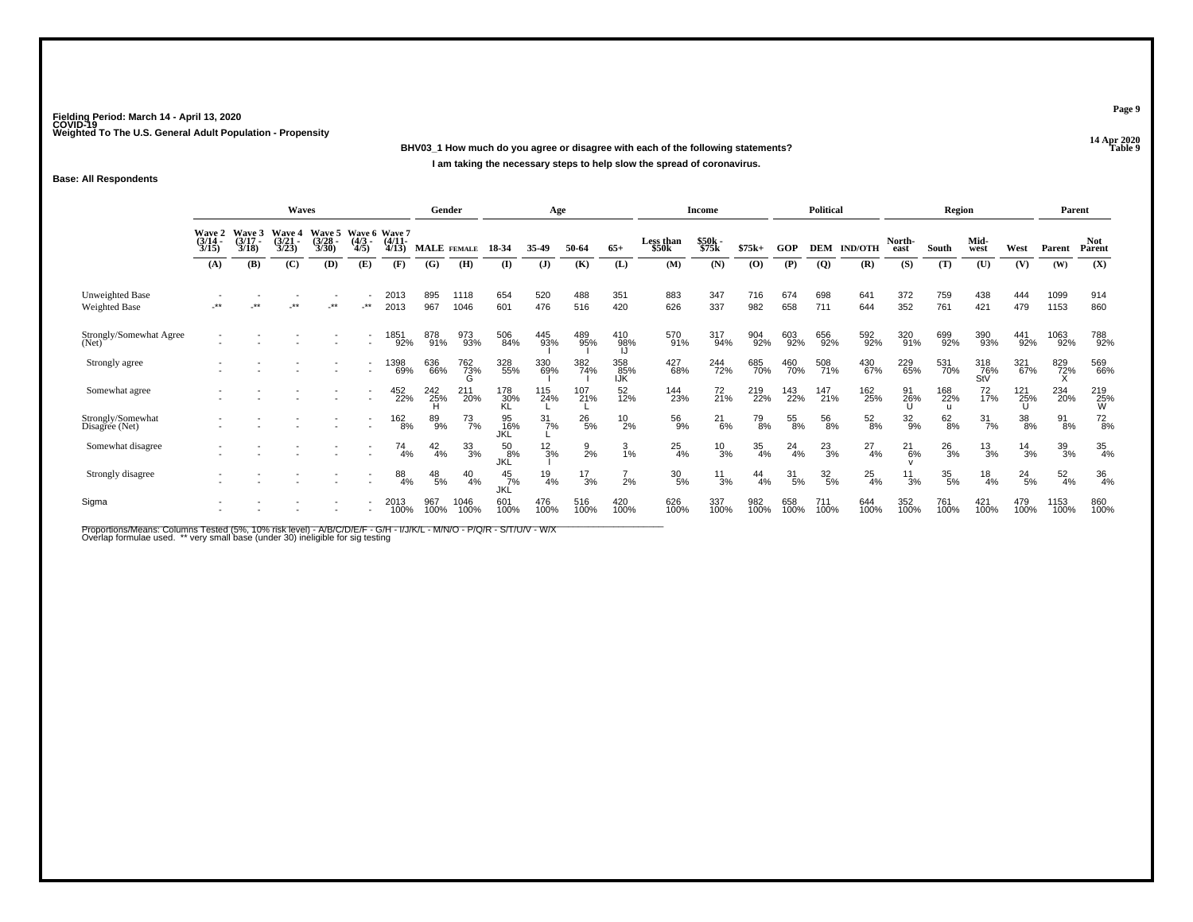Fielding Period: March 14 - April 13, 2020
COVID-19
Weighted To The U.S. General Adult Population - Propensity

14 Apr 2020
Table 9

**BHV03_1 How much do you agree or disagree with each of the following statements?**

**I am taking the necessary steps to help slow the spread of coronavirus.**

**Base: All Respondents**

| | Waves | | | | | | Gender | | Age | | | | Income | | | Political | | | Region | | | | Parent | |
|---|---|---|---|---|---|---|---|---|---|---|---|---|---|---|---|---|---|---|---|---|---|---|---|---|
| | Wave 2 (3/14 - 3/15) | Wave 3 (3/17 - 3/18) | Wave 4 (3/21 - 3/23) | Wave 5 (3/28 - 3/30) | Wave 6 (4/3 - 4/5) | Wave 7 (4/11- 4/13) | MALE | FEMALE | 18-34 | 35-49 | 50-64 | 65+ | Less than $50k | $50k - $75k | $75k+ | GOP | DEM | IND/OTH | North-east | South | Mid-west | West | Parent | Not Parent |
| | (A) | (B) | (C) | (D) | (E) | (F) | (G) | (H) | (I) | (J) | (K) | (L) | (M) | (N) | (O) | (P) | (Q) | (R) | (S) | (T) | (U) | (V) | (W) | (X) |
| Unweighted Base | - | - | - | - | - | 2013 | 895 | 1118 | 654 | 520 | 488 | 351 | 883 | 347 | 716 | 674 | 698 | 641 | 372 | 759 | 438 | 444 | 1099 | 914 |
| Weighted Base | -** | -** | -** | -** | -** | 2013 | 967 | 1046 | 601 | 476 | 516 | 420 | 626 | 337 | 982 | 658 | 711 | 644 | 352 | 761 | 421 | 479 | 1153 | 860 |
| Strongly/Somewhat Agree (Net) | - | - | - | - | - | 1851 | 878 | 973 | 506 | 445 | 489 | 410 | 570 | 317 | 904 | 603 | 656 | 592 | 320 | 699 | 390 | 441 | 1063 | 788 |
| | - | - | - | - | - | 92% | 91% | 93% | 84% | 93% | 95% | 98% | 91% | 94% | 92% | 92% | 92% | 92% | 91% | 92% | 93% | 92% | 92% | 92% |
| | | | | | | | | | | I | I | IJ | | | | | | | | | | | | |
| Strongly agree | - | - | - | - | - | 1398 | 636 | 762 | 328 | 330 | 382 | 358 | 427 | 244 | 685 | 460 | 508 | 430 | 229 | 531 | 318 | 321 | 829 | 569 |
| | - | - | - | - | - | 69% | 66% | 73% | 55% | 69% | 74% | 85% | 68% | 72% | 70% | 70% | 71% | 67% | 65% | 70% | 76% | 67% | 72% | 66% |
| | | | | | | | | G | | I | I | IJK | | | | | | | | | StV | | X | |
| Somewhat agree | - | - | - | - | - | 452 | 242 | 211 | 178 | 115 | 107 | 52 | 144 | 72 | 219 | 143 | 147 | 162 | 91 | 168 | 72 | 121 | 234 | 219 |
| | - | - | - | - | - | 22% | 25% | 20% | 30% | 24% | 21% | 12% | 23% | 21% | 22% | 22% | 21% | 25% | 26% | 22% | 17% | 25% | 20% | 25% |
| | | | | | | | H | | KL | L | L | | | | | | | | U | u | | U | | W |
| Strongly/Somewhat Disagree (Net) | - | - | - | - | - | 162 | 89 | 73 | 95 | 31 | 26 | 10 | 56 | 21 | 79 | 55 | 56 | 52 | 32 | 62 | 31 | 38 | 91 | 72 |
| | - | - | - | - | - | 8% | 9% | 7% | 16% | 7% | 5% | 2% | 9% | 6% | 8% | 8% | 8% | 8% | 9% | 8% | 7% | 8% | 8% | 8% |
| | | | | | | | | | JKL | L | | | | | | | | | | | | | | |
| Somewhat disagree | - | - | - | - | - | 74 | 42 | 33 | 50 | 12 | 9 | 3 | 25 | 10 | 35 | 24 | 23 | 27 | 21 | 26 | 13 | 14 | 39 | 35 |
| | - | - | - | - | - | 4% | 4% | 3% | 8% | 3% | 2% | 1% | 4% | 3% | 4% | 4% | 3% | 4% | 6% | 3% | 3% | 3% | 3% | 4% |
| | | | | | | | | | JKL | l | | | | | | | | | v | | | | | |
| Strongly disagree | - | - | - | - | - | 88 | 48 | 40 | 45 | 19 | 17 | 7 | 30 | 11 | 44 | 31 | 32 | 25 | 11 | 35 | 18 | 24 | 52 | 36 |
| | - | - | - | - | - | 4% | 5% | 4% | 7% | 4% | 3% | 2% | 5% | 3% | 4% | 5% | 5% | 4% | 3% | 5% | 4% | 5% | 4% | 4% |
| | | | | | | | | | JKL | | | | | | | | | | | | | | | |
| Sigma | - | - | - | - | - | 2013 | 967 | 1046 | 601 | 476 | 516 | 420 | 626 | 337 | 982 | 658 | 711 | 644 | 352 | 761 | 421 | 479 | 1153 | 860 |
| | - | - | - | - | - | 100% | 100% | 100% | 100% | 100% | 100% | 100% | 100% | 100% | 100% | 100% | 100% | 100% | 100% | 100% | 100% | 100% | 100% | 100% |

Proportions/Means: Columns Tested (5%, 10% risk level) - A/B/C/D/E/F - G/H - I/J/K/L - M/N/O - P/Q/R - S/T/U/V - W/X
Overlap formulae used. ** very small base (under 30) ineligible for sig testing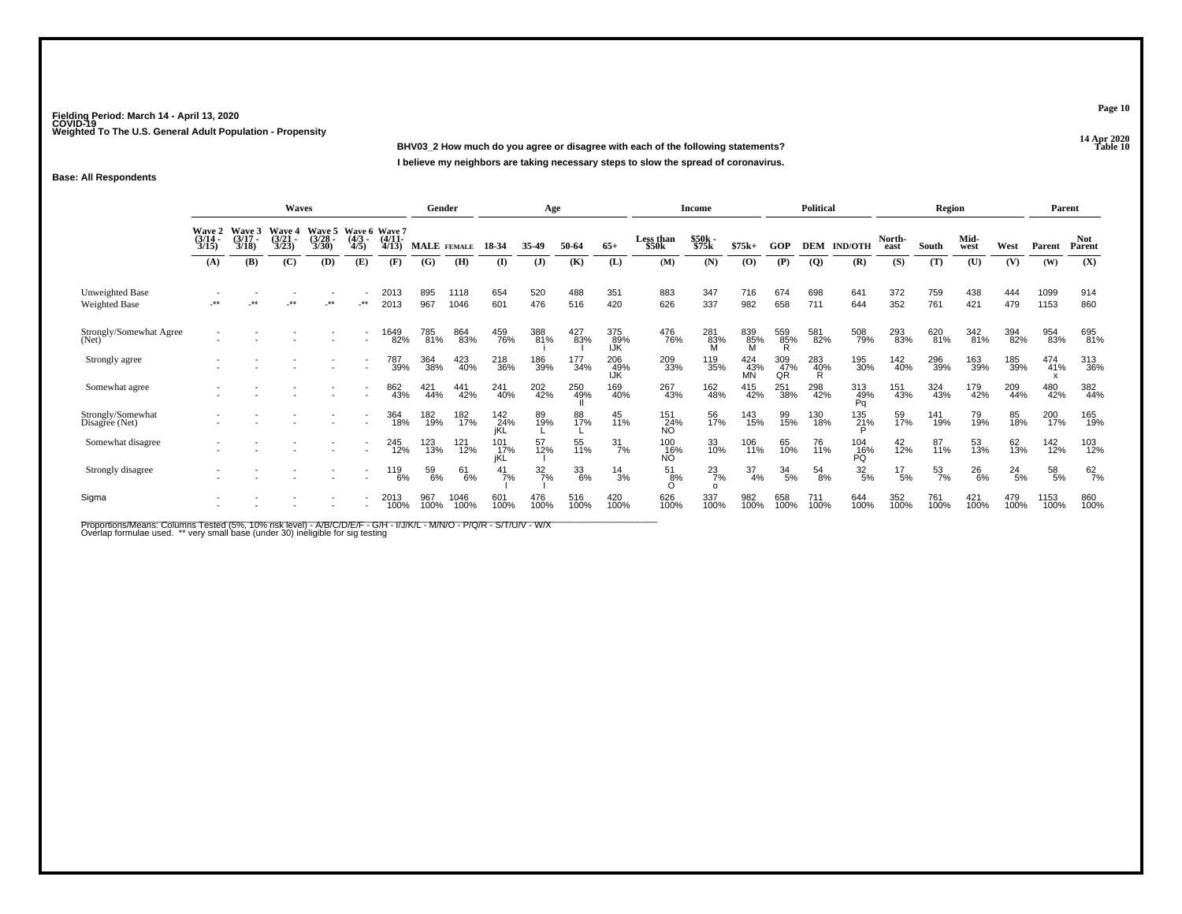**Fielding Period: March 14 - April 13, 2020**
**COVID-19**
**Weighted To The U.S. General Adult Population - Propensity**

14 Apr 2020
Table 10

**BHV03_2 How much do you agree or disagree with each of the following statements?**

**I believe my neighbors are taking necessary steps to slow the spread of coronavirus.**

**Base: All Respondents**

| | Waves | | | | | | Gender | | Age | | | | Income | | | Political | | | Region | | | | Parent | |
|---|---|---|---|---|---|---|---|---|---|---|---|---|---|---|---|---|---|---|---|---|---|---|---|---|
| | Wave 2 (3/14 - 3/15) | Wave 3 (3/17 - 3/18) | Wave 4 (3/21 - 3/23) | Wave 5 (3/28 - 3/30) | Wave 6 (4/3 - 4/5) | Wave 7 (4/11-4/13) | MALE | FEMALE | 18-34 | 35-49 | 50-64 | 65+ | Less than $50k | $50k - $75k | $75k+ | GOP | DEM | IND/OTH | North-east | South | Mid-west | West | Parent | Not Parent |
| | (A) | (B) | (C) | (D) | (E) | (F) | (G) | (H) | (I) | (J) | (K) | (L) | (M) | (N) | (O) | (P) | (Q) | (R) | (S) | (T) | (U) | (V) | (W) | (X) |
| Unweighted Base | - | - | - | - | - | 2013 | 895 | 1118 | 654 | 520 | 488 | 351 | 883 | 347 | 716 | 674 | 698 | 641 | 372 | 759 | 438 | 444 | 1099 | 914 |
| Weighted Base | -** | -** | -** | -** | -** | 2013 | 967 | 1046 | 601 | 476 | 516 | 420 | 626 | 337 | 982 | 658 | 711 | 644 | 352 | 761 | 421 | 479 | 1153 | 860 |
| Strongly/Somewhat Agree (Net) | - | - | - | - | - | 1649 82% | 785 81% | 864 83% | 459 76% | 388 81% i | 427 83% I | 375 89% IJK | 476 76% | 281 83% M | 839 85% M | 559 85% R | 581 82% | 508 79% | 293 83% | 620 81% | 342 81% | 394 82% | 954 83% | 695 81% |
| Strongly agree | - | - | - | - | - | 787 39% | 364 38% | 423 40% | 218 36% | 186 39% | 177 34% | 206 49% IJK | 209 33% | 119 35% | 424 43% MN | 309 47% QR | 283 40% R | 195 30% | 142 40% | 296 39% | 163 39% | 185 39% | 474 41% x | 313 36% |
| Somewhat agree | - | - | - | - | - | 862 43% | 421 44% | 441 42% | 241 40% | 202 42% | 250 49% Il | 169 40% | 267 43% | 162 48% | 415 42% | 251 38% | 298 42% | 313 49% Pq | 151 43% | 324 43% | 179 42% | 209 44% | 480 42% | 382 44% |
| Strongly/Somewhat Disagree (Net) | - | - | - | - | - | 364 18% | 182 19% | 182 17% | 142 24% jKL | 89 19% L | 88 17% L | 45 11% | 151 24% NO | 56 17% | 143 15% | 99 15% | 130 18% | 135 21% P | 59 17% | 141 19% | 79 19% | 85 18% | 200 17% | 165 19% |
| Somewhat disagree | - | - | - | - | - | 245 12% | 123 13% | 121 12% | 101 17% jKL | 57 12% I | 55 11% | 31 7% | 100 16% NO | 33 10% | 106 11% | 65 10% | 76 11% | 104 16% PQ | 42 12% | 87 11% | 53 13% | 62 13% | 142 12% | 103 12% |
| Strongly disagree | - | - | - | - | - | 119 6% | 59 6% | 61 6% | 41 7% l | 32 7% l | 33 6% | 14 3% | 51 8% O | 23 7% o | 37 4% | 34 5% | 54 8% | 32 5% | 17 5% | 53 7% | 26 6% | 24 5% | 58 5% | 62 7% |
| Sigma | - | - | - | - | - | 2013 100% | 967 100% | 1046 100% | 601 100% | 476 100% | 516 100% | 420 100% | 626 100% | 337 100% | 982 100% | 658 100% | 711 100% | 644 100% | 352 100% | 761 100% | 421 100% | 479 100% | 1153 100% | 860 100% |

Proportions/Means: Columns Tested (5%, 10% risk level) - A/B/C/D/E/F - G/H - I/J/K/L - M/N/O - P/Q/R - S/T/U/V - W/X
Overlap formulae used. ** very small base (under 30) ineligible for sig testing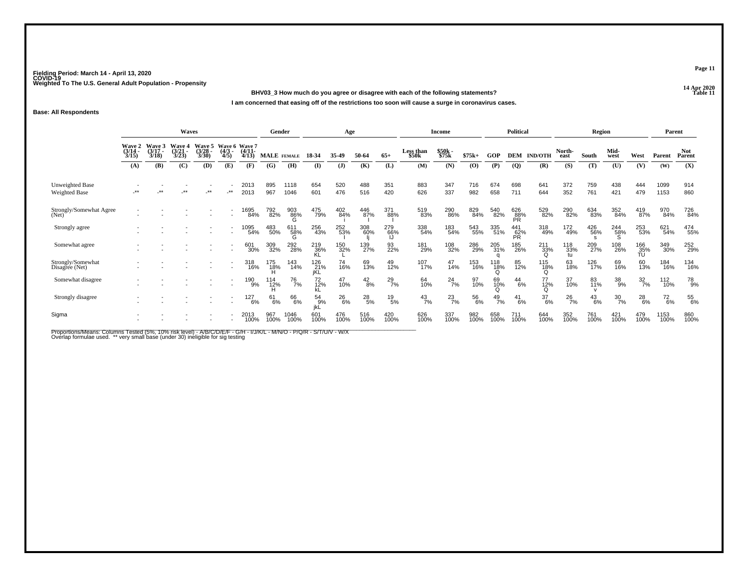Fielding Period: March 14 - April 13, 2020
COVID-19
Weighted To The U.S. General Adult Population - Propensity

14 Apr 2020
Table 11

**BHV03_3 How much do you agree or disagree with each of the following statements?**

**I am concerned that easing off of the restrictions too soon will cause a surge in coronavirus cases.**

**Base: All Respondents**

| | Waves | | | | | | Gender | | Age | | | | Income | | | Political | | | Region | | | | Parent | |
|---|---|---|---|---|---|---|---|---|---|---|---|---|---|---|---|---|---|---|---|---|---|---|---|---|
| | Wave 2 (3/14 - 3/15) | Wave 3 (3/17 - 3/18) | Wave 4 (3/21 - 3/23) | Wave 5 (3/28 - 3/30) | Wave 6 (4/3 - 4/5) | Wave 7 (4/11- 4/13) | MALE | FEMALE | 18-34 | 35-49 | 50-64 | 65+ | Less than $50k | $50k - $75k | $75k+ | GOP | DEM | IND/OTH | North-east | South | Mid-west | West | Parent | Not Parent |
| | (A) | (B) | (C) | (D) | (E) | (F) | (G) | (H) | (I) | (J) | (K) | (L) | (M) | (N) | (O) | (P) | (Q) | (R) | (S) | (T) | (U) | (V) | (W) | (X) |
| Unweighted Base | - | - | - | - | - | 2013 | 895 | 1118 | 654 | 520 | 488 | 351 | 883 | 347 | 716 | 674 | 698 | 641 | 372 | 759 | 438 | 444 | 1099 | 914 |
| Weighted Base | -** | -** | -** | -** | -** | 2013 | 967 | 1046 | 601 | 476 | 516 | 420 | 626 | 337 | 982 | 658 | 711 | 644 | 352 | 761 | 421 | 479 | 1153 | 860 |
| Strongly/Somewhat Agree (Net) | - | - | - | - | - | 1695 | 792 | 903 | 475 | 402 | 446 | 371 | 519 | 290 | 829 | 540 | 626 | 529 | 290 | 634 | 352 | 419 | 970 | 726 |
| | - | - | - | - | - | 84% | 82% | 86% G | 79% | 84% i | 87% I | 88% I | 83% | 86% | 84% | 82% | 88% PR | 82% | 82% | 83% | 84% | 87% | 84% | 84% |
| Strongly agree | - | - | - | - | - | 1095 | 483 | 611 | 256 | 252 | 308 | 279 | 338 | 183 | 543 | 335 | 441 | 318 | 172 | 426 | 244 | 253 | 621 | 474 |
| | - | - | - | - | - | 54% | 50% | 58% G | 43% | 53% I | 60% Ij | 66% IJ | 54% | 54% | 55% | 51% | 62% PR | 49% | 49% | 56% s | 58% S | 53% | 54% | 55% |
| Somewhat agree | - | - | - | - | - | 601 | 309 | 292 | 219 | 150 | 139 | 93 | 181 | 108 | 286 | 205 | 185 | 211 | 118 | 209 | 108 | 166 | 349 | 252 |
| | - | - | - | - | - | 30% | 32% | 28% | 36% KL | 32% L | 27% | 22% | 29% | 32% | 29% | 31% q | 26% | 33% Q | 33% tu | 27% | 26% | 35% TU | 30% | 29% |
| Strongly/Somewhat Disagree (Net) | - | - | - | - | - | 318 | 175 | 143 | 126 | 74 | 69 | 49 | 107 | 47 | 153 | 118 | 85 | 115 | 63 | 126 | 69 | 60 | 184 | 134 |
| | - | - | - | - | - | 16% | 18% H | 14% | 21% jKL | 16% | 13% | 12% | 17% | 14% | 16% | 18% Q | 12% | 18% Q | 18% | 17% | 16% | 13% | 16% | 16% |
| Somewhat disagree | - | - | - | - | - | 190 | 114 | 76 | 72 | 47 | 42 | 29 | 64 | 24 | 97 | 69 | 44 | 77 | 37 | 83 | 38 | 32 | 112 | 78 |
| | - | - | - | - | - | 9% | 12% H | 7% | 12% kL | 10% | 8% | 7% | 10% | 7% | 10% | 10% Q | 6% | 12% Q | 10% | 11% v | 9% | 7% | 10% | 9% |
| Strongly disagree | - | - | - | - | - | 127 | 61 | 66 | 54 | 26 | 28 | 19 | 43 | 23 | 56 | 49 | 41 | 37 | 26 | 43 | 30 | 28 | 72 | 55 |
| | - | - | - | - | - | 6% | 6% | 6% | 9% jkL | 6% | 5% | 5% | 7% | 7% | 6% | 7% | 6% | 6% | 7% | 6% | 7% | 6% | 6% | 6% |
| Sigma | - | - | - | - | - | 2013 | 967 | 1046 | 601 | 476 | 516 | 420 | 626 | 337 | 982 | 658 | 711 | 644 | 352 | 761 | 421 | 479 | 1153 | 860 |
| | - | - | - | - | - | 100% | 100% | 100% | 100% | 100% | 100% | 100% | 100% | 100% | 100% | 100% | 100% | 100% | 100% | 100% | 100% | 100% | 100% | 100% |

Proportions/Means: Columns Tested (5%, 10% risk level) - A/B/C/D/E/F - G/H - I/J/K/L - M/N/O - P/Q/R - S/T/U/V - W/X
Overlap formulae used. ** very small base (under 30) ineligible for sig testing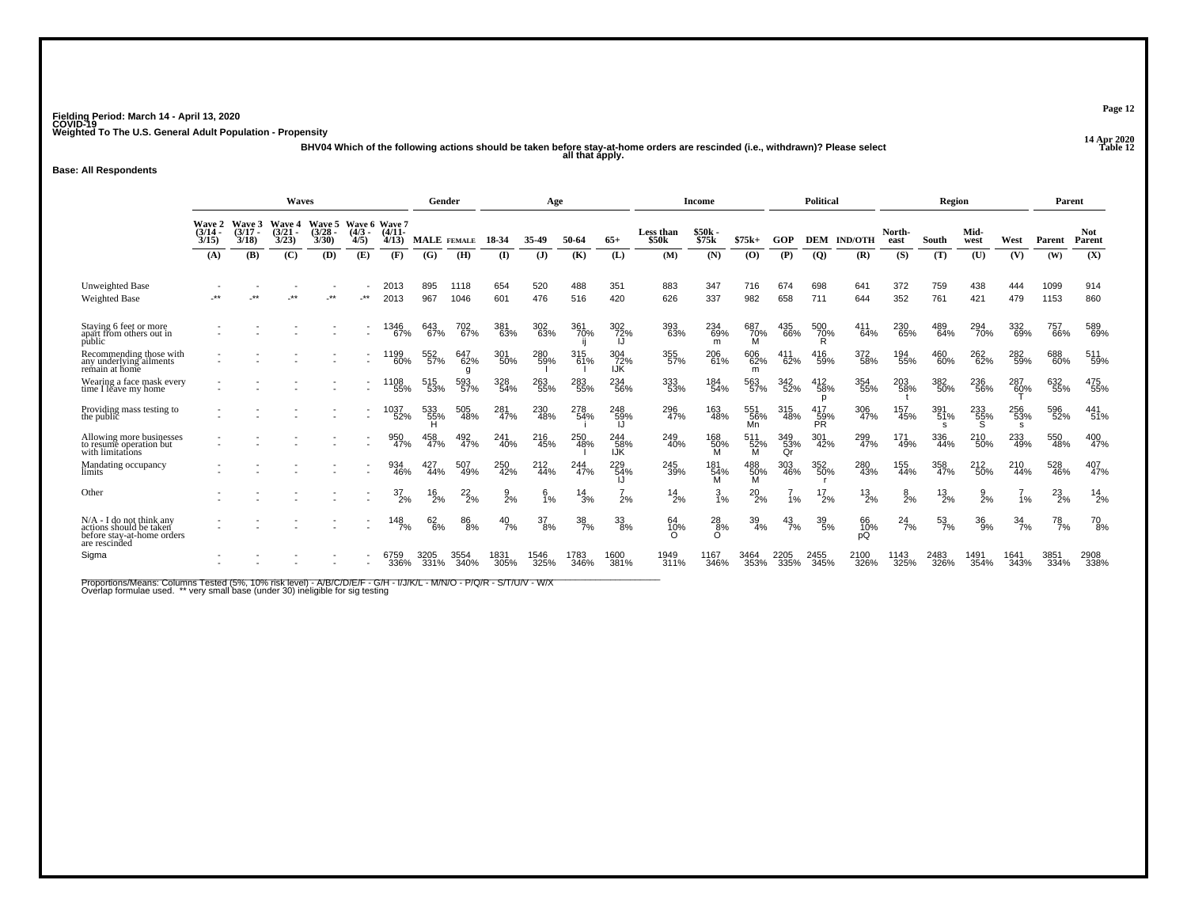Fielding Period: March 14 - April 13, 2020
COVID-19
Weighted To The U.S. General Adult Population - Propensity

14 Apr 2020
Table 12

BHV04 Which of the following actions should be taken before stay-at-home orders are rescinded (i.e., withdrawn)? Please select all that apply.

Base: All Respondents

| | Waves | | | | | | Gender | | Age | | | | Income | | | Political | | | Region | | | | Parent | |
|---|---|---|---|---|---|---|---|---|---|---|---|---|---|---|---|---|---|---|---|---|---|---|---|---|
| | Wave 2 (3/14 - 3/15) | Wave 3 (3/17 - 3/18) | Wave 4 (3/21 - 3/23) | Wave 5 (3/28 - 3/30) | Wave 6 (4/3 - 4/5) | Wave 7 (4/11-4/13) | MALE | FEMALE | 18-34 | 35-49 | 50-64 | 65+ | Less than $50k | $50k - $75k | $75k+ | GOP | DEM | IND/OTH | North-east | South | Mid-west | West | Parent | Not Parent |
| | (A) | (B) | (C) | (D) | (E) | (F) | (G) | (H) | (I) | (J) | (K) | (L) | (M) | (N) | (O) | (P) | (Q) | (R) | (S) | (T) | (U) | (V) | (W) | (X) |
| Unweighted Base | - | - | - | - | - | 2013 | 895 | 1118 | 654 | 520 | 488 | 351 | 883 | 347 | 716 | 674 | 698 | 641 | 372 | 759 | 438 | 444 | 1099 | 914 |
| Weighted Base | -** | -** | -** | -** | -** | 2013 | 967 | 1046 | 601 | 476 | 516 | 420 | 626 | 337 | 982 | 658 | 711 | 644 | 352 | 761 | 421 | 479 | 1153 | 860 |
| Staying 6 feet or more apart from others out in public | - | - | - | - | - | 1346 67% | 643 67% | 702 67% | 381 63% | 302 63% | 361 70% ij | 302 72% IJ | 393 63% | 234 69% m | 687 70% M | 435 66% | 500 70% R | 411 64% | 230 65% | 489 64% | 294 70% | 332 69% | 757 66% | 589 69% |
| Recommending those with any underlying ailments remain at home | - | - | - | - | - | 1199 60% | 552 57% | 647 62% g | 301 50% | 280 59% I | 315 61% I | 304 72% IJK | 355 57% | 206 61% | 606 62% m | 411 62% | 416 59% | 372 58% | 194 55% | 460 60% | 262 62% | 282 59% | 688 60% | 511 59% |
| Wearing a face mask every time I leave my home | - | - | - | - | - | 1108 55% | 515 53% | 593 57% | 328 54% | 263 55% | 283 55% | 234 56% | 333 53% | 184 54% | 563 57% | 342 52% | 412 58% p | 354 55% | 203 58% t | 382 50% | 236 56% | 287 60% T | 632 55% | 475 55% |
| Providing mass testing to the public | - | - | - | - | - | 1037 52% | 533 55% H | 505 48% | 281 47% | 230 48% | 278 54% i | 248 59% IJ | 296 47% | 163 48% | 551 56% Mn | 315 48% | 417 59% PR | 306 47% | 157 45% | 391 51% s | 233 55% S | 256 53% s | 596 52% | 441 51% |
| Allowing more businesses to resume operation but with limitations | - | - | - | - | - | 950 47% | 458 47% | 492 47% | 241 40% | 216 45% | 250 48% I | 244 58% IJK | 249 40% | 168 50% M | 511 52% M | 349 53% Qr | 301 42% | 299 47% | 171 49% | 336 44% | 210 50% | 233 49% | 550 48% | 400 47% |
| Mandating occupancy limits | - | - | - | - | - | 934 46% | 427 44% | 507 49% | 250 42% | 212 44% | 244 47% | 229 54% IJ | 245 39% | 181 54% M | 488 50% M | 303 46% | 352 50% r | 280 43% | 155 44% | 358 47% | 212 50% | 210 44% | 528 46% | 407 47% |
| Other | - | - | - | - | - | 37 2% | 16 2% | 22 2% | 9 2% | 6 1% | 14 3% | 7 2% | 14 2% | 3 1% | 20 2% | 7 1% | 17 2% | 13 2% | 8 2% | 13 2% | 9 2% | 7 1% | 23 2% | 14 2% |
| N/A - I do not think any actions should be taken before stay-at-home orders are rescinded | - | - | - | - | - | 148 7% | 62 6% | 86 8% | 40 7% | 37 8% | 38 7% | 33 8% | 64 10% O | 28 8% O | 39 4% | 43 7% | 39 5% | 66 10% pQ | 24 7% | 53 7% | 36 9% | 34 7% | 78 7% | 70 8% |
| Sigma | - | - | - | - | - | 6759 336% | 3205 331% | 3554 340% | 1831 305% | 1546 325% | 1783 346% | 1600 381% | 1949 311% | 1167 346% | 3464 353% | 2205 335% | 2455 345% | 2100 326% | 1143 325% | 2483 326% | 1491 354% | 1641 343% | 3851 334% | 2908 338% |

Proportions/Means: Columns Tested (5%, 10% risk level) - A/B/C/D/E/F - G/H - I/J/K/L - M/N/O - P/Q/R - S/T/U/V - W/X
Overlap formulae used. ** very small base (under 30) ineligible for sig testing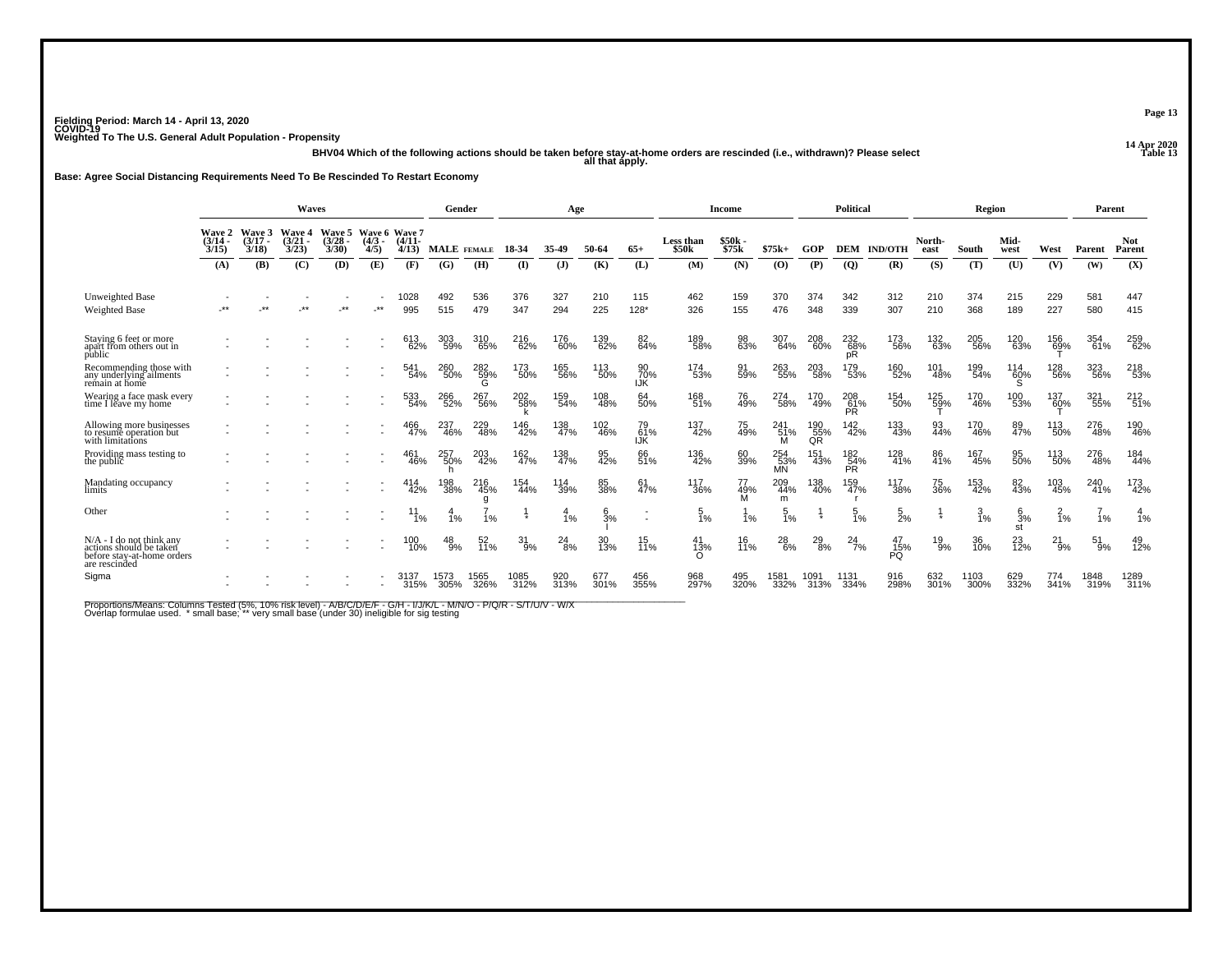Fielding Period: March 14 - April 13, 2020
COVID-19
Weighted To The U.S. General Adult Population - Propensity

14 Apr 2020
Table 13

BHV04 Which of the following actions should be taken before stay-at-home orders are rescinded (i.e., withdrawn)? Please select all that apply.

Base: Agree Social Distancing Requirements Need To Be Rescinded To Restart Economy

| | Waves | | | | | | Gender | | Age | | | | Income | | | Political | | | Region | | | | Parent | |
|---|---|---|---|---|---|---|---|---|---|---|---|---|---|---|---|---|---|---|---|---|---|---|---|---|
| | Wave 2 (3/14 - 3/15) | Wave 3 (3/17 - 3/18) | Wave 4 (3/21 - 3/23) | Wave 5 (3/28 - 3/30) | Wave 6 (4/3 - 4/5) | Wave 7 (4/11- 4/13) | MALE | FEMALE | 18-34 | 35-49 | 50-64 | 65+ | Less than $50k | $50k - $75k | $75k+ | GOP | DEM | IND/OTH | North-east | South | Mid-west | West | Parent | Not Parent |
| | (A) | (B) | (C) | (D) | (E) | (F) | (G) | (H) | (I) | (J) | (K) | (L) | (M) | (N) | (O) | (P) | (Q) | (R) | (S) | (T) | (U) | (V) | (W) | (X) |
| Unweighted Base | - | - | - | - | - | 1028 | 492 | 536 | 376 | 327 | 210 | 115 | 462 | 159 | 370 | 374 | 342 | 312 | 210 | 374 | 215 | 229 | 581 | 447 |
| Weighted Base | -** | -** | -** | -** | -** | 995 | 515 | 479 | 347 | 294 | 225 | 128* | 326 | 155 | 476 | 348 | 339 | 307 | 210 | 368 | 189 | 227 | 580 | 415 |
| Staying 6 feet or more apart from others out in public | - | - | - | - | - | 613 62% | 303 59% | 310 65% | 216 62% | 176 60% | 139 62% | 82 64% | 189 58% | 98 63% | 307 64% | 208 60% | 232 68% pR | 173 56% | 132 63% | 205 56% | 120 63% | 156 69% T | 354 61% | 259 62% |
| Recommending those with any underlying ailments remain at home | - | - | - | - | - | 541 54% | 260 50% | 282 59% G | 173 50% | 165 56% | 113 50% | 90 70% IJK | 174 53% | 91 59% | 263 55% | 203 58% | 179 53% | 160 52% | 101 48% | 199 54% | 114 60% S | 128 56% | 323 56% | 218 53% |
| Wearing a face mask every time I leave my home | - | - | - | - | - | 533 54% | 266 52% | 267 56% | 202 58% k | 159 54% | 108 48% | 64 50% | 168 51% | 76 49% | 274 58% | 170 49% | 208 61% PR | 154 50% | 125 59% T | 170 46% | 100 53% | 137 60% T | 321 55% | 212 51% |
| Allowing more businesses to resume operation but with limitations | - | - | - | - | - | 466 47% | 237 46% | 229 48% | 146 42% | 138 47% | 102 46% | 79 61% IJK | 137 42% | 75 49% | 241 51% M | 190 55% QR | 142 42% | 133 43% | 93 44% | 170 46% | 89 47% | 113 50% | 276 48% | 190 46% |
| Providing mass testing to the public | - | - | - | - | - | 461 46% | 257 50% h | 203 42% | 162 47% | 138 47% | 95 42% | 66 51% | 136 42% | 60 39% | 254 53% MN | 151 43% | 182 54% PR | 128 41% | 86 41% | 167 45% | 95 50% | 113 50% | 276 48% | 184 44% |
| Mandating occupancy limits | - | - | - | - | - | 414 42% | 198 38% | 216 45% g | 154 44% | 114 39% | 85 38% | 61 47% | 117 36% | 77 49% M | 209 44% m | 138 40% | 159 47% r | 117 38% | 75 36% | 153 42% | 82 43% | 103 45% | 240 41% | 173 42% |
| Other | - | - | - | - | - | 11 1% | 4 1% | 7 1% | 1 * | 4 1% | 6 3% I | - | 5 1% | 1 1% | 5 1% | 1 * | 5 1% | 5 2% | 1 * | 3 1% | 6 3% st | 2 1% | 7 1% | 4 1% |
| N/A - I do not think any actions should be taken before stay-at-home orders are rescinded | - | - | - | - | - | 100 10% | 48 9% | 52 11% | 31 9% | 24 8% | 30 13% | 15 11% | 41 13% O | 16 11% | 28 6% | 29 8% | 24 7% | 47 15% PQ | 19 9% | 36 10% | 23 12% | 21 9% | 51 9% | 49 12% |
| Sigma | - | - | - | - | - | 3137 315% | 1573 305% | 1565 326% | 1085 312% | 920 313% | 677 301% | 456 355% | 968 297% | 495 320% | 1581 332% | 1091 313% | 1131 334% | 916 298% | 632 301% | 1103 300% | 629 332% | 774 341% | 1848 319% | 1289 311% |

Proportions/Means: Columns Tested (5%, 10% risk level) - A/B/C/D/E/F - G/H - I/J/K/L - M/N/O - P/Q/R - S/T/U/V - W/X
Overlap formulae used. * small base; ** very small base (under 30) ineligible for sig testing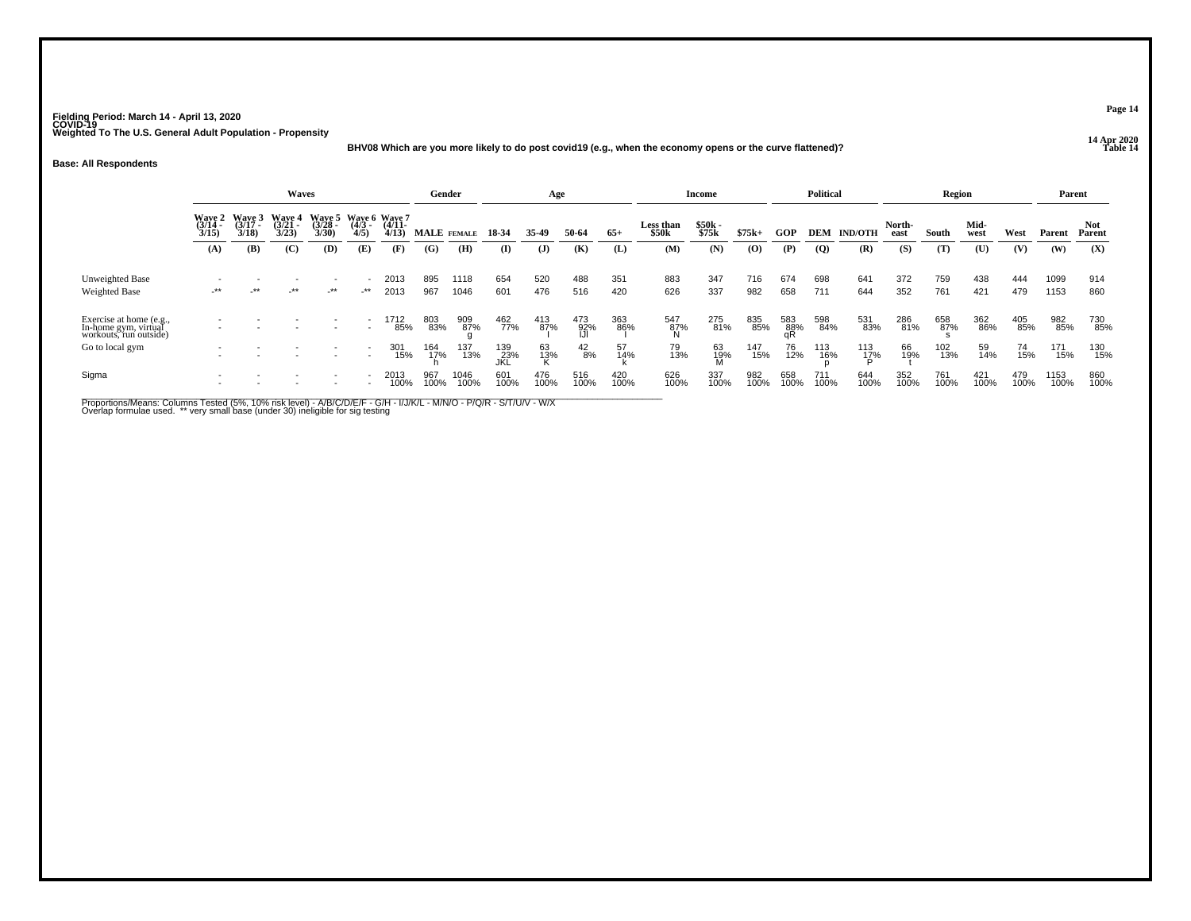Fielding Period: March 14 - April 13, 2020
COVID-19
Weighted To The U.S. General Adult Population - Propensity

14 Apr 2020
Table 14

BHV08 Which are you more likely to do post covid19 (e.g., when the economy opens or the curve flattened)?

**Base: All Respondents**

| | Waves | | | | | | Gender | | Age | | | | Income | | | Political | | | Region | | | | Parent | |
|---|---|---|---|---|---|---|---|---|---|---|---|---|---|---|---|---|---|---|---|---|---|---|---|---|
| | Wave 2 (3/14 - 3/15) | Wave 3 (3/17 - 3/18) | Wave 4 (3/21 - 3/23) | Wave 5 (3/28 - 3/30) | Wave 6 (4/3 - 4/5) | Wave 7 (4/11- 4/13) | MALE | FEMALE | 18-34 | 35-49 | 50-64 | 65+ | Less than $50k | $50k - $75k | $75k+ | GOP | DEM | IND/OTH | North-east | South | Mid-west | West | Parent | Not Parent |
| | (A) | (B) | (C) | (D) | (E) | (F) | (G) | (H) | (I) | (J) | (K) | (L) | (M) | (N) | (O) | (P) | (Q) | (R) | (S) | (T) | (U) | (V) | (W) | (X) |
| Unweighted Base | - | - | - | - | - | 2013 | 895 | 1118 | 654 | 520 | 488 | 351 | 883 | 347 | 716 | 674 | 698 | 641 | 372 | 759 | 438 | 444 | 1099 | 914 |
| Weighted Base | -** | -** | -** | -** | -** | 2013 | 967 | 1046 | 601 | 476 | 516 | 420 | 626 | 337 | 982 | 658 | 711 | 644 | 352 | 761 | 421 | 479 | 1153 | 860 |
| Exercise at home (e.g., In-home gym, virtual workouts, run outside) | - | - | - | - | - | 1712 | 803 | 909 | 462 | 413 | 473 | 363 | 547 | 275 | 835 | 583 | 598 | 531 | 286 | 658 | 362 | 405 | 982 | 730 |
| | - | - | - | - | - | 85% | 83% | 87% | 77% | 87% | 92% | 86% | 87% | 81% | 85% | 88% | 84% | 83% | 81% | 87% | 86% | 85% | 85% | 85% |
| | | | | | | | | g | | I | IJl | I | N | | | qR | | | | s | | | | |
| Go to local gym | - | - | - | - | - | 301 | 164 | 137 | 139 | 63 | 42 | 57 | 79 | 63 | 147 | 76 | 113 | 113 | 66 | 102 | 59 | 74 | 171 | 130 |
| | - | - | - | - | - | 15% | 17% | 13% | 23% | 13% | 8% | 14% | 13% | 19% | 15% | 12% | 16% | 17% | 19% | 13% | 14% | 15% | 15% | 15% |
| | | | | | | | h | | JKL | K | | k | | M | | | p | P | t | | | | | |
| Sigma | - | - | - | - | - | 2013 | 967 | 1046 | 601 | 476 | 516 | 420 | 626 | 337 | 982 | 658 | 711 | 644 | 352 | 761 | 421 | 479 | 1153 | 860 |
| | - | - | - | - | - | 100% | 100% | 100% | 100% | 100% | 100% | 100% | 100% | 100% | 100% | 100% | 100% | 100% | 100% | 100% | 100% | 100% | 100% | 100% |

Proportions/Means: Columns Tested (5%, 10% risk level) - A/B/C/D/E/F - G/H - I/J/K/L - M/N/O - P/Q/R - S/T/U/V - W/X
Overlap formulae used. ** very small base (under 30) ineligible for sig testing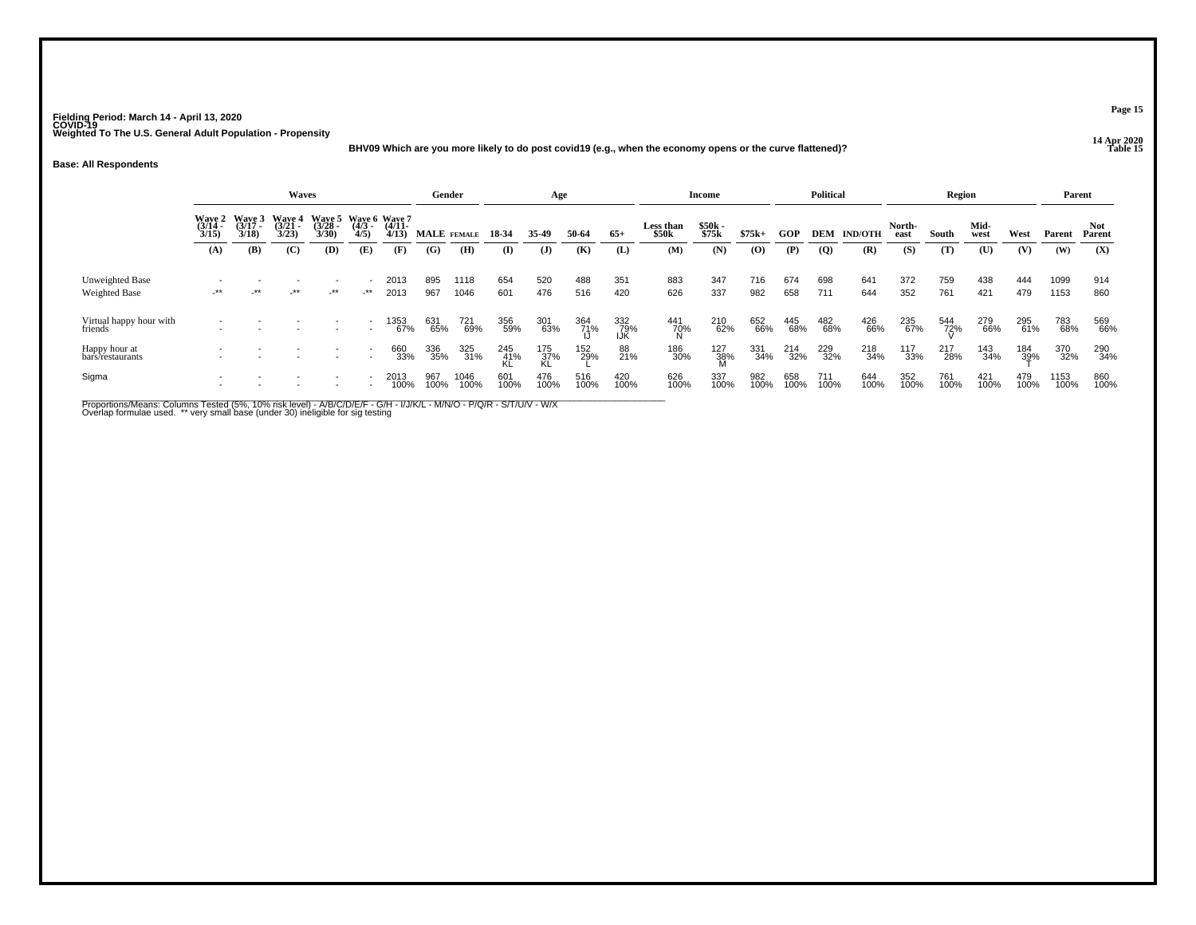Fielding Period: March 14 - April 13, 2020
COVID-19
Weighted To The U.S. General Adult Population - Propensity

14 Apr 2020
Table 15

**BHV09 Which are you more likely to do post covid19 (e.g., when the economy opens or the curve flattened)?**

**Base: All Respondents**

| | Waves | | | | | | Gender | | Age | | | | Income | | | Political | | | Region | | | | Parent | |
|---|---|---|---|---|---|---|---|---|---|---|---|---|---|---|---|---|---|---|---|---|---|---|---|---|
| | Wave 2 (3/14 - 3/15) | Wave 3 (3/17 - 3/18) | Wave 4 (3/21 - 3/23) | Wave 5 (3/28 - 3/30) | Wave 6 (4/3 - 4/5) | Wave 7 (4/11- 4/13) | MALE | FEMALE | 18-34 | 35-49 | 50-64 | 65+ | Less than $50k | $50k - $75k | $75k+ | GOP | DEM | IND/OTH | North-east | South | Mid-west | West | Parent | Not Parent |
| | (A) | (B) | (C) | (D) | (E) | (F) | (G) | (H) | (I) | (J) | (K) | (L) | (M) | (N) | (O) | (P) | (Q) | (R) | (S) | (T) | (U) | (V) | (W) | (X) |
| Unweighted Base | - | - | - | - | - | 2013 | 895 | 1118 | 654 | 520 | 488 | 351 | 883 | 347 | 716 | 674 | 698 | 641 | 372 | 759 | 438 | 444 | 1099 | 914 |
| Weighted Base | -** | -** | -** | -** | -** | 2013 | 967 | 1046 | 601 | 476 | 516 | 420 | 626 | 337 | 982 | 658 | 711 | 644 | 352 | 761 | 421 | 479 | 1153 | 860 |
| Virtual happy hour with friends | - | - | - | - | - | 1353 | 631 | 721 | 356 | 301 | 364 | 332 | 441 | 210 | 652 | 445 | 482 | 426 | 235 | 544 | 279 | 295 | 783 | 569 |
| | - | - | - | - | - | 67% | 65% | 69% | 59% | 63% | 71% | 79% | 70% | 62% | 66% | 68% | 68% | 66% | 67% | 72% | 66% | 61% | 68% | 66% |
| | | | | | | | | | | | IJ | IJK | N | | | | | | | V | | | | |
| Happy hour at bars/restaurants | - | - | - | - | - | 660 | 336 | 325 | 245 | 175 | 152 | 88 | 186 | 127 | 331 | 214 | 229 | 218 | 117 | 217 | 143 | 184 | 370 | 290 |
| | - | - | - | - | - | 33% | 35% | 31% | 41% | 37% | 29% | 21% | 30% | 38% | 34% | 32% | 32% | 34% | 33% | 28% | 34% | 39% | 32% | 34% |
| | | | | | | | | | KL | KL | L | | | M | | | | | | | | T | | |
| Sigma | - | - | - | - | - | 2013 | 967 | 1046 | 601 | 476 | 516 | 420 | 626 | 337 | 982 | 658 | 711 | 644 | 352 | 761 | 421 | 479 | 1153 | 860 |
| | - | - | - | - | - | 100% | 100% | 100% | 100% | 100% | 100% | 100% | 100% | 100% | 100% | 100% | 100% | 100% | 100% | 100% | 100% | 100% | 100% | 100% |

Proportions/Means: Columns Tested (5%, 10% risk level) - A/B/C/D/E/F - G/H - I/J/K/L - M/N/O - P/Q/R - S/T/U/V - W/X
Overlap formulae used. ** very small base (under 30) ineligible for sig testing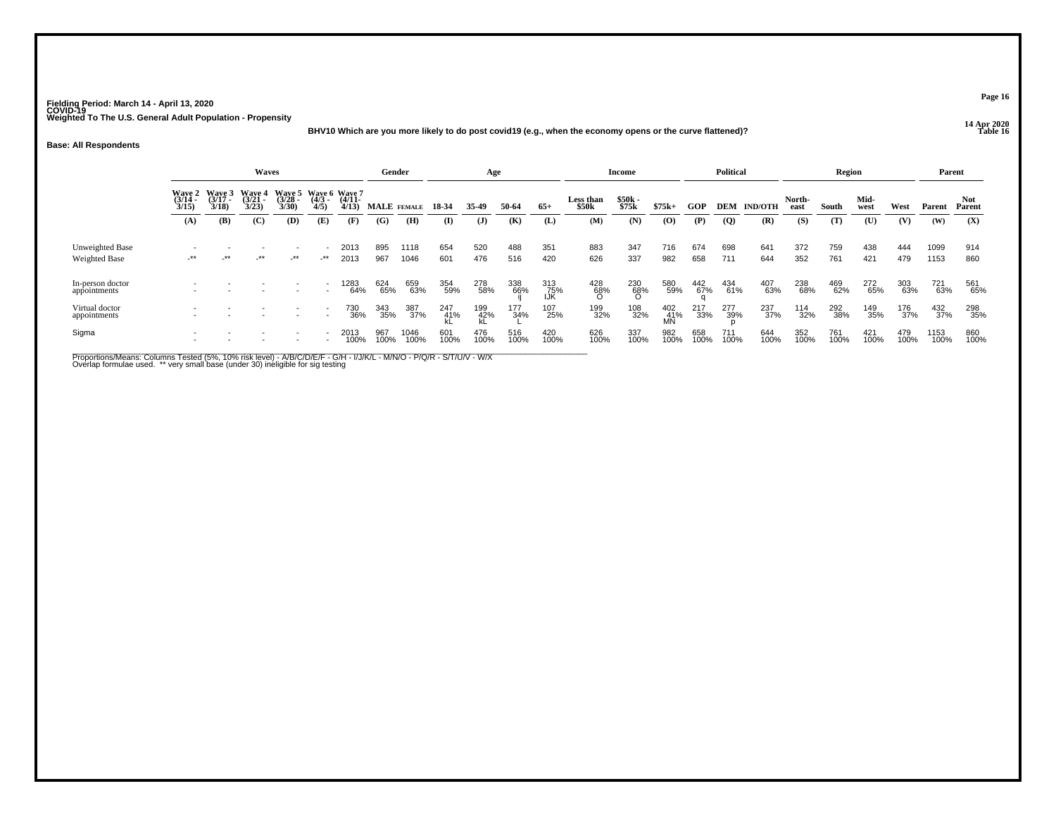Fielding Period: March 14 - April 13, 2020
COVID-19
Weighted To The U.S. General Adult Population - Propensity

14 Apr 2020
Table 16

**BHV10 Which are you more likely to do post covid19 (e.g., when the economy opens or the curve flattened)?**

**Base: All Respondents**

| | Waves | | | | | | Gender | | Age | | | | Income | | | Political | | | Region | | | | Parent | |
|---|---|---|---|---|---|---|---|---|---|---|---|---|---|---|---|---|---|---|---|---|---|---|---|---|
| | Wave 2 (3/14 - 3/15) | Wave 3 (3/17 - 3/18) | Wave 4 (3/21 - 3/23) | Wave 5 (3/28 - 3/30) | Wave 6 (4/3 - 4/5) | Wave 7 (4/11- 4/13) | MALE | FEMALE | 18-34 | 35-49 | 50-64 | 65+ | Less than $50k | $50k - $75k | $75k+ | GOP | DEM | IND/OTH | North-east | South | Mid-west | West | Parent | Not Parent |
| | (A) | (B) | (C) | (D) | (E) | (F) | (G) | (H) | (I) | (J) | (K) | (L) | (M) | (N) | (O) | (P) | (Q) | (R) | (S) | (T) | (U) | (V) | (W) | (X) |
| Unweighted Base | - | - | - | - | - | 2013 | 895 | 1118 | 654 | 520 | 488 | 351 | 883 | 347 | 716 | 674 | 698 | 641 | 372 | 759 | 438 | 444 | 1099 | 914 |
| Weighted Base | -** | -** | -** | -** | -** | 2013 | 967 | 1046 | 601 | 476 | 516 | 420 | 626 | 337 | 982 | 658 | 711 | 644 | 352 | 761 | 421 | 479 | 1153 | 860 |
| In-person doctor appointments | - | - | - | - | - | 1283 | 624 | 659 | 354 | 278 | 338 | 313 | 428 | 230 | 580 | 442 | 434 | 407 | 238 | 469 | 272 | 303 | 721 | 561 |
| | - | - | - | - | - | 64% | 65% | 63% | 59% | 58% | 66% | 75% | 68% | 68% | 59% | 67% | 61% | 63% | 68% | 62% | 65% | 63% | 63% | 65% |
| | | | | | | | | | | | ij | IJK | O | O | | q | | | | | | | | |
| Virtual doctor appointments | - | - | - | - | - | 730 | 343 | 387 | 247 | 199 | 177 | 107 | 199 | 108 | 402 | 217 | 277 | 237 | 114 | 292 | 149 | 176 | 432 | 298 |
| | - | - | - | - | - | 36% | 35% | 37% | 41% | 42% | 34% | 25% | 32% | 32% | 41% | 33% | 39% | 37% | 32% | 38% | 35% | 37% | 37% | 35% |
| | | | | | | | | | kL | kL | L | | | | MN | | p | | | | | | | |
| Sigma | - | - | - | - | - | 2013 | 967 | 1046 | 601 | 476 | 516 | 420 | 626 | 337 | 982 | 658 | 711 | 644 | 352 | 761 | 421 | 479 | 1153 | 860 |
| | - | - | - | - | - | 100% | 100% | 100% | 100% | 100% | 100% | 100% | 100% | 100% | 100% | 100% | 100% | 100% | 100% | 100% | 100% | 100% | 100% | 100% |

Proportions/Means: Columns Tested (5%, 10% risk level) - A/B/C/D/E/F - G/H - I/J/K/L - M/N/O - P/Q/R - S/T/U/V - W/X
Overlap formulae used. ** very small base (under 30) ineligible for sig testing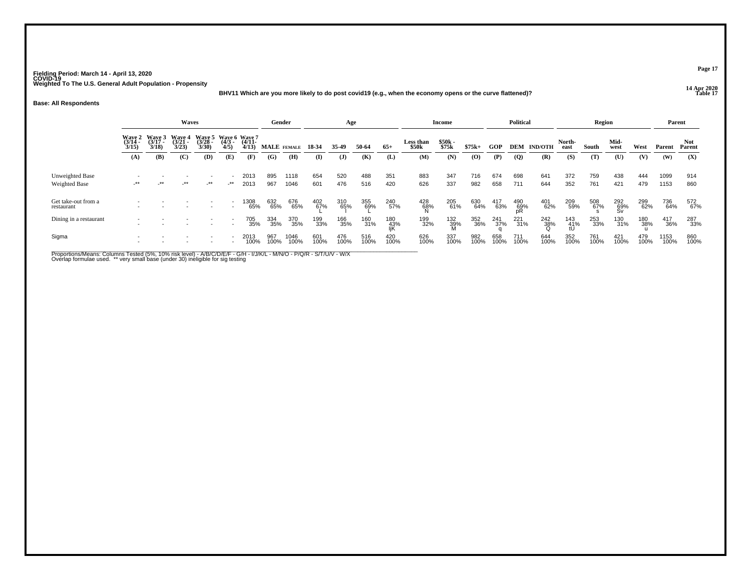Fielding Period: March 14 - April 13, 2020
COVID-19
Weighted To The U.S. General Adult Population - Propensity

14 Apr 2020
Table 17

**BHV11 Which are you more likely to do post covid19 (e.g., when the economy opens or the curve flattened)?**

**Base: All Respondents**

| | Waves | | | | | | Gender | | Age | | | | Income | | | Political | | | Region | | | | Parent | |
|---|---|---|---|---|---|---|---|---|---|---|---|---|---|---|---|---|---|---|---|---|---|---|---|---|
| | Wave 2 (3/14 - 3/15) | Wave 3 (3/17 - 3/18) | Wave 4 (3/21 - 3/23) | Wave 5 (3/28 - 3/30) | Wave 6 (4/3 - 4/5) | Wave 7 (4/11- 4/13) | MALE | FEMALE | 18-34 | 35-49 | 50-64 | 65+ | Less than $50k | $50k - $75k | $75k+ | GOP | DEM | IND/OTH | North-east | South | Mid-west | West | Parent | Not Parent |
| | (A) | (B) | (C) | (D) | (E) | (F) | (G) | (H) | (I) | (J) | (K) | (L) | (M) | (N) | (O) | (P) | (Q) | (R) | (S) | (T) | (U) | (V) | (W) | (X) |
| Unweighted Base | - | - | - | - | - | 2013 | 895 | 1118 | 654 | 520 | 488 | 351 | 883 | 347 | 716 | 674 | 698 | 641 | 372 | 759 | 438 | 444 | 1099 | 914 |
| Weighted Base | -** | -** | -** | -** | -** | 2013 | 967 | 1046 | 601 | 476 | 516 | 420 | 626 | 337 | 982 | 658 | 711 | 644 | 352 | 761 | 421 | 479 | 1153 | 860 |
| Get take-out from a restaurant | - | - | - | - | - | 1308 | 632 | 676 | 402 | 310 | 355 | 240 | 428 | 205 | 630 | 417 | 490 | 401 | 209 | 508 | 292 | 299 | 736 | 572 |
| | - | - | - | - | - | 65% | 65% | 65% | 67% | 65% | 69% | 57% | 68% | 61% | 64% | 63% | 69% | 62% | 59% | 67% | 69% | 62% | 64% | 67% |
| | | | | | | | | | L | I | L | | N | | | | pR | | | s | Sv | | | |
| Dining in a restaurant | - | - | - | - | - | 705 | 334 | 370 | 199 | 166 | 160 | 180 | 199 | 132 | 352 | 241 | 221 | 242 | 143 | 253 | 130 | 180 | 417 | 287 |
| | - | - | - | - | - | 35% | 35% | 35% | 33% | 35% | 31% | 43% | 32% | 39% | 36% | 37% | 31% | 38% | 41% | 33% | 31% | 38% | 36% | 33% |
| | | | | | | | | | | | | IjK | | M | | q | | Q | tU | | | u | | |
| Sigma | - | - | - | - | - | 2013 | 967 | 1046 | 601 | 476 | 516 | 420 | 626 | 337 | 982 | 658 | 711 | 644 | 352 | 761 | 421 | 479 | 1153 | 860 |
| | - | - | - | - | - | 100% | 100% | 100% | 100% | 100% | 100% | 100% | 100% | 100% | 100% | 100% | 100% | 100% | 100% | 100% | 100% | 100% | 100% | 100% |

Proportions/Means: Columns Tested (5%, 10% risk level) - A/B/C/D/E/F - G/H - I/J/K/L - M/N/O - P/Q/R - S/T/U/V - W/X
Overlap formulae used. ** very small base (under 30) ineligible for sig testing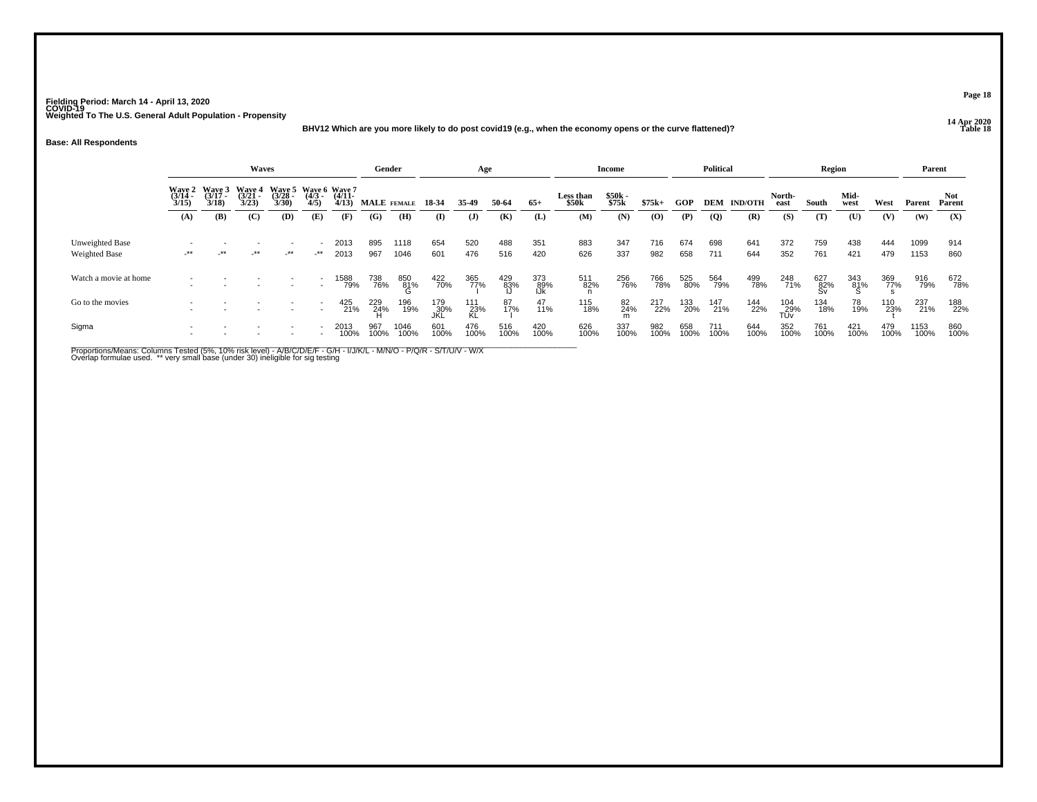Fielding Period: March 14 - April 13, 2020
COVID-19
Weighted To The U.S. General Adult Population - Propensity

14 Apr 2020
Table 18

BHV12 Which are you more likely to do post covid19 (e.g., when the economy opens or the curve flattened)?

**Base: All Respondents**

| | Waves | | | | | | Gender | | Age | | | | Income | | | Political | | | Region | | | | Parent | |
|---|---|---|---|---|---|---|---|---|---|---|---|---|---|---|---|---|---|---|---|---|---|---|---|---|
| | Wave 2 (3/14 - 3/15) | Wave 3 (3/17 - 3/18) | Wave 4 (3/21 - 3/23) | Wave 5 (3/28 - 3/30) | Wave 6 (4/3 - 4/5) | Wave 7 (4/11- 4/13) | MALE | FEMALE | 18-34 | 35-49 | 50-64 | 65+ | Less than $50k | $50k - $75k | $75k+ | GOP | DEM | IND/OTH | North-east | South | Mid-west | West | Parent | Not Parent |
| | (A) | (B) | (C) | (D) | (E) | (F) | (G) | (H) | (I) | (J) | (K) | (L) | (M) | (N) | (O) | (P) | (Q) | (R) | (S) | (T) | (U) | (V) | (W) | (X) |
| Unweighted Base | - | - | - | - | - | 2013 | 895 | 1118 | 654 | 520 | 488 | 351 | 883 | 347 | 716 | 674 | 698 | 641 | 372 | 759 | 438 | 444 | 1099 | 914 |
| Weighted Base | -** | -** | -** | -** | -** | 2013 | 967 | 1046 | 601 | 476 | 516 | 420 | 626 | 337 | 982 | 658 | 711 | 644 | 352 | 761 | 421 | 479 | 1153 | 860 |
| Watch a movie at home | - | - | - | - | - | 1588 | 738 | 850 | 422 | 365 | 429 | 373 | 511 | 256 | 766 | 525 | 564 | 499 | 248 | 627 | 343 | 369 | 916 | 672 |
| | - | - | - | - | - | 79% | 76% | 81% | 70% | 77% | 83% | 89% | 82% | 76% | 78% | 80% | 79% | 78% | 71% | 82% | 81% | 77% | 79% | 78% |
| | | | | | | | | G | | I | IJ | IJk | n | | | | | | | Sv | S | s | | |
| Go to the movies | - | - | - | - | - | 425 | 229 | 196 | 179 | 111 | 87 | 47 | 115 | 82 | 217 | 133 | 147 | 144 | 104 | 134 | 78 | 110 | 237 | 188 |
| | - | - | - | - | - | 21% | 24% | 19% | 30% | 23% | 17% | 11% | 18% | 24% | 22% | 20% | 21% | 22% | 29% | 18% | 19% | 23% | 21% | 22% |
| | | | | | | | H | | JKL | KL | l | | | m | | | | | TUv | | | t | | |
| Sigma | - | - | - | - | - | 2013 | 967 | 1046 | 601 | 476 | 516 | 420 | 626 | 337 | 982 | 658 | 711 | 644 | 352 | 761 | 421 | 479 | 1153 | 860 |
| | - | - | - | - | - | 100% | 100% | 100% | 100% | 100% | 100% | 100% | 100% | 100% | 100% | 100% | 100% | 100% | 100% | 100% | 100% | 100% | 100% | 100% |

Proportions/Means: Columns Tested (5%, 10% risk level) - A/B/C/D/E/F - G/H - I/J/K/L - M/N/O - P/Q/R - S/T/U/V - W/X
Overlap formulae used. ** very small base (under 30) ineligible for sig testing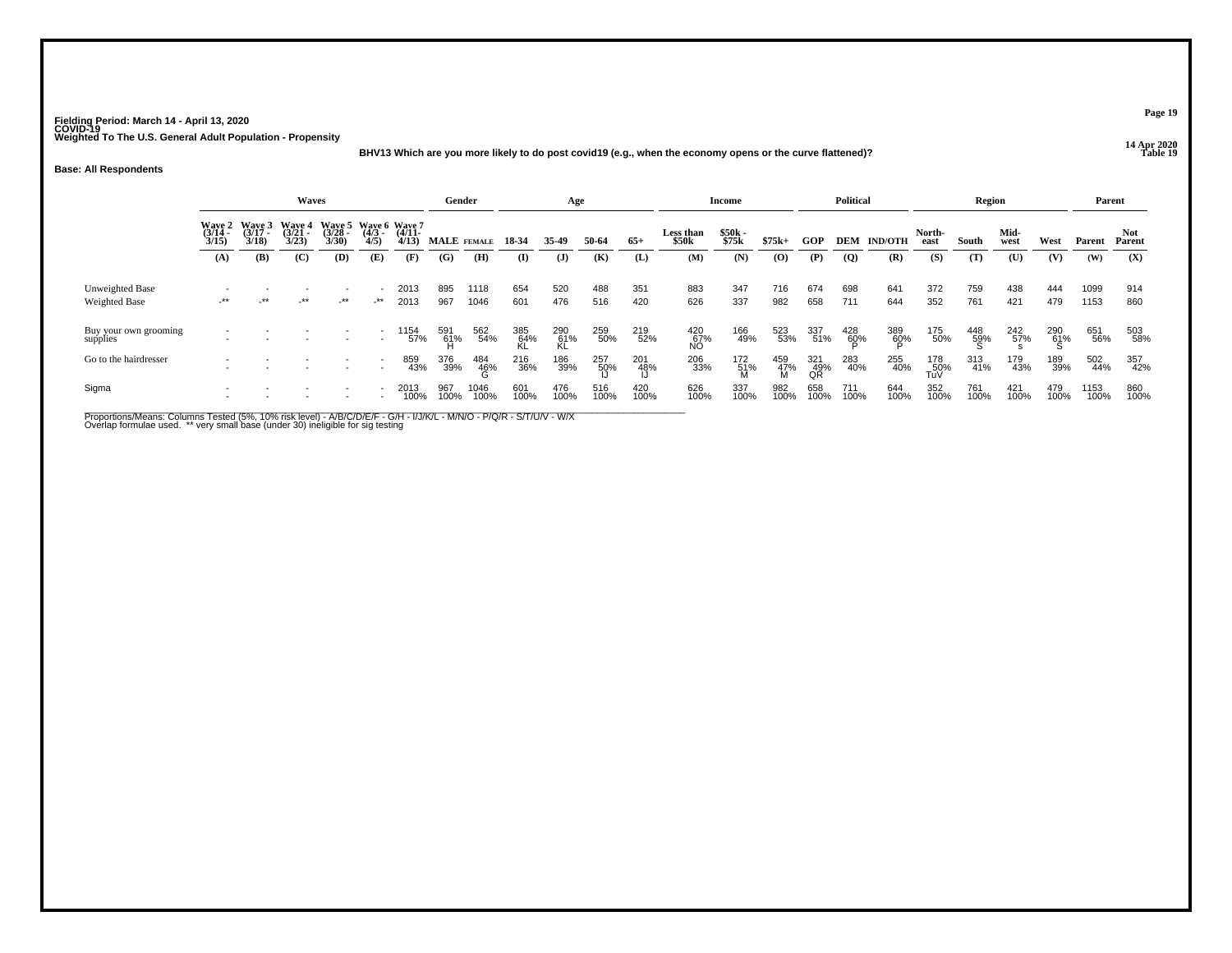Fielding Period: March 14 - April 13, 2020
COVID-19
Weighted To The U.S. General Adult Population - Propensity

14 Apr 2020
Table 19

BHV13 Which are you more likely to do post covid19 (e.g., when the economy opens or the curve flattened)?

**Base: All Respondents**

| | Waves | | | | | | Gender | | Age | | | | Income | | | Political | | | Region | | | | Parent | |
|---|---|---|---|---|---|---|---|---|---|---|---|---|---|---|---|---|---|---|---|---|---|---|---|---|
| | Wave 2 (3/14 - 3/15) | Wave 3 (3/17 - 3/18) | Wave 4 (3/21 - 3/23) | Wave 5 (3/28 - 3/30) | Wave 6 (4/3 - 4/5) | Wave 7 (4/11- 4/13) | MALE | FEMALE | 18-34 | 35-49 | 50-64 | 65+ | Less than $50k | $50k - $75k | $75k+ | GOP | DEM | IND/OTH | North-east | South | Mid-west | West | Parent | Not Parent |
| | (A) | (B) | (C) | (D) | (E) | (F) | (G) | (H) | (I) | (J) | (K) | (L) | (M) | (N) | (O) | (P) | (Q) | (R) | (S) | (T) | (U) | (V) | (W) | (X) |
| Unweighted Base | - | - | - | - | - | 2013 | 895 | 1118 | 654 | 520 | 488 | 351 | 883 | 347 | 716 | 674 | 698 | 641 | 372 | 759 | 438 | 444 | 1099 | 914 |
| Weighted Base | -** | -** | -** | -** | -** | 2013 | 967 | 1046 | 601 | 476 | 516 | 420 | 626 | 337 | 982 | 658 | 711 | 644 | 352 | 761 | 421 | 479 | 1153 | 860 |
| Buy your own grooming supplies | - | - | - | - | - | 1154 | 591 | 562 | 385 | 290 | 259 | 219 | 420 | 166 | 523 | 337 | 428 | 389 | 175 | 448 | 242 | 290 | 651 | 503 |
| | - | - | - | - | - | 57% | 61% | 54% | 64% | 61% | 50% | 52% | 67% | 49% | 53% | 51% | 60% | 60% | 50% | 59% | 57% | 61% | 56% | 58% |
| | | | | | | | H | | KL | KL | | | NO | | | | P | P | | S | s | S | | |
| Go to the hairdresser | - | - | - | - | - | 859 | 376 | 484 | 216 | 186 | 257 | 201 | 206 | 172 | 459 | 321 | 283 | 255 | 178 | 313 | 179 | 189 | 502 | 357 |
| | - | - | - | - | - | 43% | 39% | 46% | 36% | 39% | 50% | 48% | 33% | 51% | 47% | 49% | 40% | 40% | 50% | 41% | 43% | 39% | 44% | 42% |
| | | | | | | | | G | | | IJ | IJ | | M | M | QR | | | TuV | | | | | |
| Sigma | - | - | - | - | - | 2013 | 967 | 1046 | 601 | 476 | 516 | 420 | 626 | 337 | 982 | 658 | 711 | 644 | 352 | 761 | 421 | 479 | 1153 | 860 |
| | - | - | - | - | - | 100% | 100% | 100% | 100% | 100% | 100% | 100% | 100% | 100% | 100% | 100% | 100% | 100% | 100% | 100% | 100% | 100% | 100% | 100% |

Proportions/Means: Columns Tested (5%, 10% risk level) - A/B/C/D/E/F - G/H - I/J/K/L - M/N/O - P/Q/R - S/T/U/V - W/X
Overlap formulae used. ** very small base (under 30) ineligible for sig testing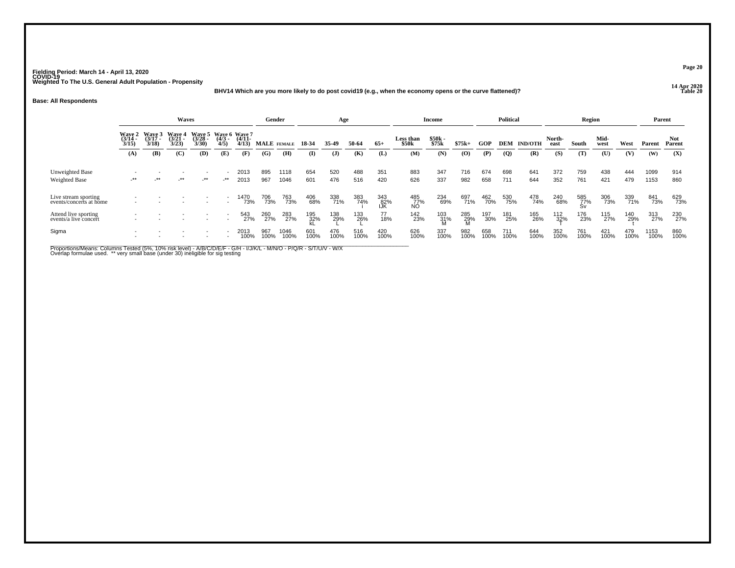Fielding Period: March 14 - April 13, 2020
COVID-19
Weighted To The U.S. General Adult Population - Propensity

14 Apr 2020
Table 20

BHV14 Which are you more likely to do post covid19 (e.g., when the economy opens or the curve flattened)?

**Base: All Respondents**

| | Waves | | | | | | Gender | | Age | | | | Income | | | Political | | | Region | | | | Parent | |
|---|---|---|---|---|---|---|---|---|---|---|---|---|---|---|---|---|---|---|---|---|---|---|---|---|
| | Wave 2 (3/14 - 3/15) | Wave 3 (3/17 - 3/18) | Wave 4 (3/21 - 3/23) | Wave 5 (3/28 - 3/30) | Wave 6 (4/3 - 4/5) | Wave 7 (4/11- 4/13) | MALE | FEMALE | 18-34 | 35-49 | 50-64 | 65+ | Less than $50k | $50k - $75k | $75k+ | GOP | DEM | IND/OTH | North-east | South | Mid-west | West | Parent | Not Parent |
| | (A) | (B) | (C) | (D) | (E) | (F) | (G) | (H) | (I) | (J) | (K) | (L) | (M) | (N) | (O) | (P) | (Q) | (R) | (S) | (T) | (U) | (V) | (W) | (X) |
| Unweighted Base | - | - | - | - | - | 2013 | 895 | 1118 | 654 | 520 | 488 | 351 | 883 | 347 | 716 | 674 | 698 | 641 | 372 | 759 | 438 | 444 | 1099 | 914 |
| Weighted Base | -** | -** | -** | -** | -** | 2013 | 967 | 1046 | 601 | 476 | 516 | 420 | 626 | 337 | 982 | 658 | 711 | 644 | 352 | 761 | 421 | 479 | 1153 | 860 |
| Live stream sporting events/concerts at home | - | - | - | - | - | 1470 | 706 | 763 | 406 | 338 | 383 | 343 | 485 | 234 | 697 | 462 | 530 | 478 | 240 | 585 | 306 | 339 | 841 | 629 |
| | - | - | - | - | - | 73% | 73% | 73% | 68% | 71% | 74% | 82% | 77% | 69% | 71% | 70% | 75% | 74% | 68% | 77% | 73% | 71% | 73% | 73% |
| | | | | | | | | | | | i | IJK | NO | | | | | | | Sv | | | | |
| Attend live sporting events/a live concert | - | - | - | - | - | 543 | 260 | 283 | 195 | 138 | 133 | 77 | 142 | 103 | 285 | 197 | 181 | 165 | 112 | 176 | 115 | 140 | 313 | 230 |
| | - | - | - | - | - | 27% | 27% | 27% | 32% | 29% | 26% | 18% | 23% | 31% | 29% | 30% | 25% | 26% | 32% | 23% | 27% | 29% | 27% | 27% |
| | | | | | | | | | kL | L | L | | | M | M | | | | T | | | t | | |
| Sigma | - | - | - | - | - | 2013 | 967 | 1046 | 601 | 476 | 516 | 420 | 626 | 337 | 982 | 658 | 711 | 644 | 352 | 761 | 421 | 479 | 1153 | 860 |
| | - | - | - | - | - | 100% | 100% | 100% | 100% | 100% | 100% | 100% | 100% | 100% | 100% | 100% | 100% | 100% | 100% | 100% | 100% | 100% | 100% | 100% |

Proportions/Means: Columns Tested (5%, 10% risk level) - A/B/C/D/E/F - G/H - I/J/K/L - M/N/O - P/Q/R - S/T/U/V - W/X
Overlap formulae used. ** very small base (under 30) ineligible for sig testing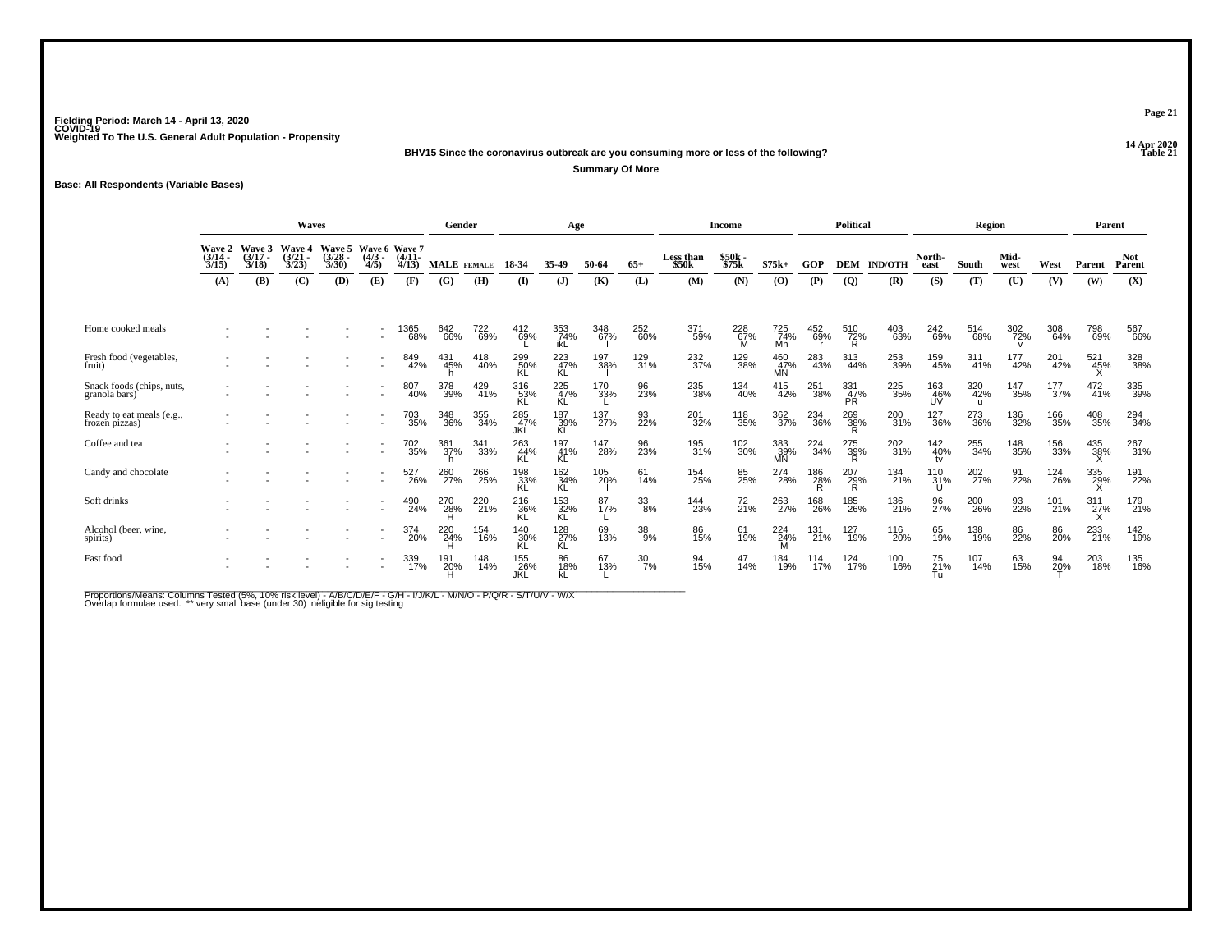Fielding Period: March 14 - April 13, 2020
COVID-19
Weighted To The U.S. General Adult Population - Propensity

14 Apr 2020
Table 21

**BHV15 Since the coronavirus outbreak are you consuming more or less of the following?**

**Summary Of More**

**Base: All Respondents (Variable Bases)**

| | Waves | | | | | | Gender | | Age | | | | Income | | | Political | | | Region | | | | Parent | |
|---|---|---|---|---|---|---|---|---|---|---|---|---|---|---|---|---|---|---|---|---|---|---|---|---|
| | Wave 2 (3/14 - 3/15) | Wave 3 (3/17 - 3/18) | Wave 4 (3/21 - 3/23) | Wave 5 (3/28 - 3/30) | Wave 6 (4/3 - 4/5) | Wave 7 (4/11- 4/13) | MALE | FEMALE | 18-34 | 35-49 | 50-64 | 65+ | Less than $50k | $50k - $75k | $75k+ | GOP | DEM | IND/OTH | North-east | South | Mid-west | West | Parent | Not Parent |
| | (A) | (B) | (C) | (D) | (E) | (F) | (G) | (H) | (I) | (J) | (K) | (L) | (M) | (N) | (O) | (P) | (Q) | (R) | (S) | (T) | (U) | (V) | (W) | (X) |
| Home cooked meals | - | - | - | - | - | 1365 68% | 642 66% | 722 69% | 412 69% L | 353 74% ikL | 348 67% l | 252 60% | 371 59% | 228 67% M | 725 74% Mn | 452 69% r | 510 72% R | 403 63% | 242 69% | 514 68% | 302 72% v | 308 64% | 798 69% | 567 66% |
| Fresh food (vegetables, fruit) | - | - | - | - | - | 849 42% | 431 45% h | 418 40% | 299 50% KL | 223 47% KL | 197 38% l | 129 31% | 232 37% | 129 38% | 460 47% MN | 283 43% | 313 44% | 253 39% | 159 45% | 311 41% | 177 42% | 201 42% | 521 45% X | 328 38% |
| Snack foods (chips, nuts, granola bars) | - | - | - | - | - | 807 40% | 378 39% | 429 41% | 316 53% KL | 225 47% KL | 170 33% L | 96 23% | 235 38% | 134 40% | 415 42% | 251 38% | 331 47% PR | 225 35% | 163 46% UV | 320 42% u | 147 35% | 177 37% | 472 41% | 335 39% |
| Ready to eat meals (e.g., frozen pizzas) | - | - | - | - | - | 703 35% | 348 36% | 355 34% | 285 47% JKL | 187 39% KL | 137 27% | 93 22% | 201 32% | 118 35% | 362 37% | 234 36% | 269 38% R | 200 31% | 127 36% | 273 36% | 136 32% | 166 35% | 408 35% | 294 34% |
| Coffee and tea | - | - | - | - | - | 702 35% | 361 37% h | 341 33% | 263 44% KL | 197 41% KL | 147 28% | 96 23% | 195 31% | 102 30% | 383 39% MN | 224 34% | 275 39% R | 202 31% | 142 40% tv | 255 34% | 148 35% | 156 33% | 435 38% X | 267 31% |
| Candy and chocolate | - | - | - | - | - | 527 26% | 260 27% | 266 25% | 198 33% KL | 162 34% KL | 105 20% l | 61 14% | 154 25% | 85 25% | 274 28% | 186 28% R | 207 29% R | 134 21% | 110 31% U | 202 27% | 91 22% | 124 26% | 335 29% X | 191 22% |
| Soft drinks | - | - | - | - | - | 490 24% | 270 28% H | 220 21% | 216 36% KL | 153 32% KL | 87 17% L | 33 8% | 144 23% | 72 21% | 263 27% | 168 26% | 185 26% | 136 21% | 96 27% | 200 26% | 93 22% | 101 21% | 311 27% X | 179 21% |
| Alcohol (beer, wine, spirits) | - | - | - | - | - | 374 20% | 220 24% H | 154 16% | 140 30% KL | 128 27% KL | 69 13% | 38 9% | 86 15% | 61 19% | 224 24% M | 131 21% | 127 19% | 116 20% | 65 19% | 138 19% | 86 22% | 86 20% | 233 21% | 142 19% |
| Fast food | - | - | - | - | - | 339 17% | 191 20% H | 148 14% | 155 26% JKL | 86 18% kL | 67 13% L | 30 7% | 94 15% | 47 14% | 184 19% | 114 17% | 124 17% | 100 16% | 75 21% Tu | 107 14% | 63 15% | 94 20% T | 203 18% | 135 16% |

Proportions/Means: Columns Tested (5%, 10% risk level) - A/B/C/D/E/F - G/H - I/J/K/L - M/N/O - P/Q/R - S/T/U/V - W/X
Overlap formulae used. ** very small base (under 30) ineligible for sig testing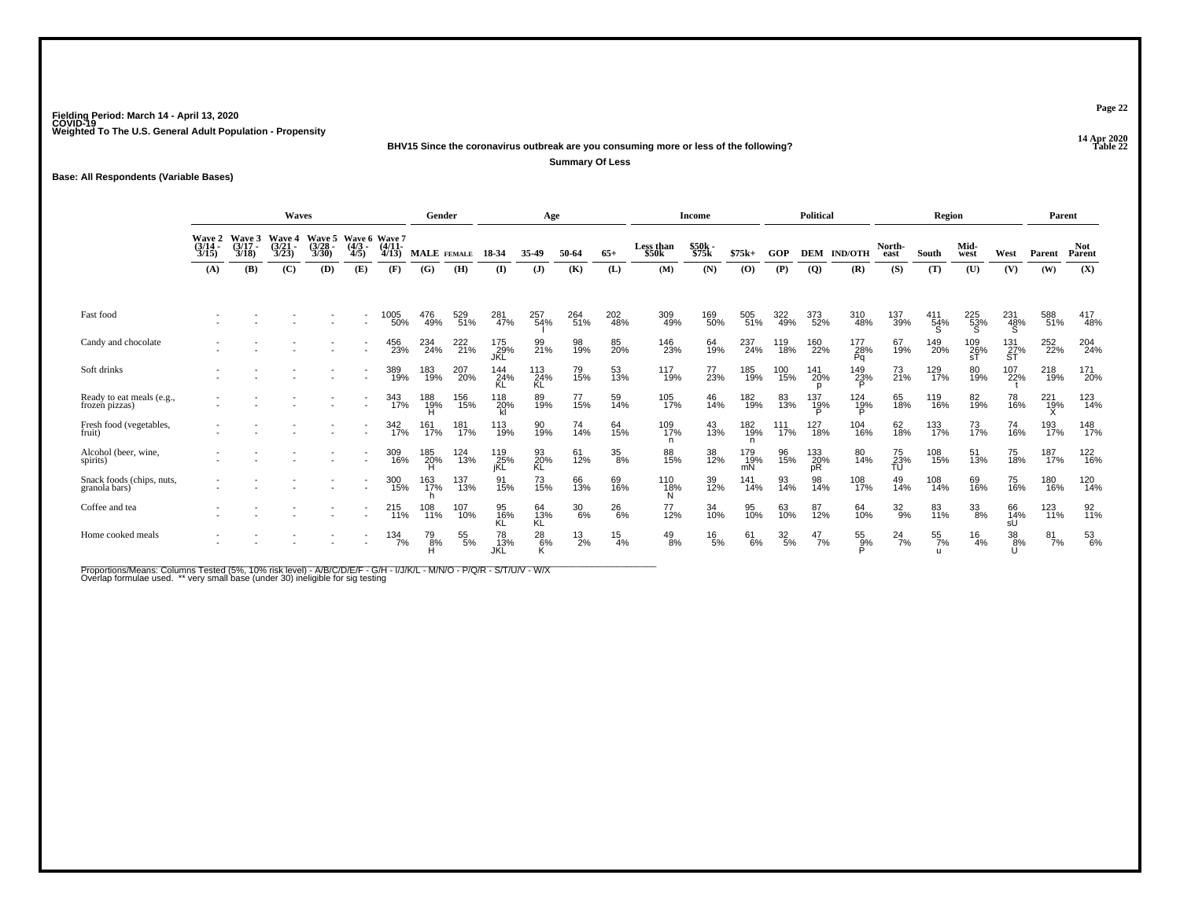Fielding Period: March 14 - April 13, 2020
COVID-19
Weighted To The U.S. General Adult Population - Propensity

14 Apr 2020
Table 22

**BHV15 Since the coronavirus outbreak are you consuming more or less of the following?**

**Summary Of Less**

**Base: All Respondents (Variable Bases)**

| | Waves | | | | | | Gender | | Age | | | | Income | | | Political | | | Region | | | | Parent | |
|---|---|---|---|---|---|---|---|---|---|---|---|---|---|---|---|---|---|---|---|---|---|---|---|---|
| | Wave 2 (3/14 - 3/15) | Wave 3 (3/17 - 3/18) | Wave 4 (3/21 - 3/23) | Wave 5 (3/28 - 3/30) | Wave 6 (4/3 - 4/5) | Wave 7 (4/11- 4/13) | MALE | FEMALE | 18-34 | 35-49 | 50-64 | 65+ | Less than $50k | $50k - $75k | $75k+ | GOP | DEM | IND/OTH | North-east | South | Mid-west | West | Parent | Not Parent |
| | (A) | (B) | (C) | (D) | (E) | (F) | (G) | (H) | (I) | (J) | (K) | (L) | (M) | (N) | (O) | (P) | (Q) | (R) | (S) | (T) | (U) | (V) | (W) | (X) |
| Fast food | - | - | - | - | - | 1005 | 476 | 529 | 281 | 257 | 264 | 202 | 309 | 169 | 505 | 322 | 373 | 310 | 137 | 411 | 225 | 231 | 588 | 417 |
| | - | - | - | - | - | 50% | 49% | 51% | 47% | 54% | 51% | 48% | 49% | 50% | 51% | 49% | 52% | 48% | 39% | 54% | 53% | 48% | 51% | 48% |
| | | | | | | | | | | I | | | | | | | | | | S | S | S | | |
| Candy and chocolate | - | - | - | - | - | 456 | 234 | 222 | 175 | 99 | 98 | 85 | 146 | 64 | 237 | 119 | 160 | 177 | 67 | 149 | 109 | 131 | 252 | 204 |
| | - | - | - | - | - | 23% | 24% | 21% | 29% | 21% | 19% | 20% | 23% | 19% | 24% | 18% | 22% | 28% | 19% | 20% | 26% | 27% | 22% | 24% |
| | | | | | | | | | JKL | | | | | | | | | Pq | | | sT | ST | | |
| Soft drinks | - | - | - | - | - | 389 | 183 | 207 | 144 | 113 | 79 | 53 | 117 | 77 | 185 | 100 | 141 | 149 | 73 | 129 | 80 | 107 | 218 | 171 |
| | - | - | - | - | - | 19% | 19% | 20% | 24% | 24% | 15% | 13% | 19% | 23% | 19% | 15% | 20% | 23% | 21% | 17% | 19% | 22% | 19% | 20% |
| | | | | | | | | | KL | KL | | | | | | | p | P | | | | t | | |
| Ready to eat meals (e.g., frozen pizzas) | - | - | - | - | - | 343 | 188 | 156 | 118 | 89 | 77 | 59 | 105 | 46 | 182 | 83 | 137 | 124 | 65 | 119 | 82 | 78 | 221 | 123 |
| | - | - | - | - | - | 17% | 19% | 15% | 20% | 19% | 15% | 14% | 17% | 14% | 19% | 13% | 19% | 19% | 18% | 16% | 19% | 16% | 19% | 14% |
| | | | | | | | H | | kl | | | | | | | | P | P | | | | | X | |
| Fresh food (vegetables, fruit) | - | - | - | - | - | 342 | 161 | 181 | 113 | 90 | 74 | 64 | 109 | 43 | 182 | 111 | 127 | 104 | 62 | 133 | 73 | 74 | 193 | 148 |
| | - | - | - | - | - | 17% | 17% | 17% | 19% | 19% | 14% | 15% | 17% | 13% | 19% | 17% | 18% | 16% | 18% | 17% | 17% | 16% | 17% | 17% |
| | | | | | | | | | | | | | n | | n | | | | | | | | | |
| Alcohol (beer, wine, spirits) | - | - | - | - | - | 309 | 185 | 124 | 119 | 93 | 61 | 35 | 88 | 38 | 179 | 96 | 133 | 80 | 75 | 108 | 51 | 75 | 187 | 122 |
| | - | - | - | - | - | 16% | 20% | 13% | 25% | 20% | 12% | 8% | 15% | 12% | 19% | 15% | 20% | 14% | 23% | 15% | 13% | 18% | 17% | 16% |
| | | | | | | | H | | jKL | KL | | | | | mN | | pR | | TU | | | | | |
| Snack foods (chips, nuts, granola bars) | - | - | - | - | - | 300 | 163 | 137 | 91 | 73 | 66 | 69 | 110 | 39 | 141 | 93 | 98 | 108 | 49 | 108 | 69 | 75 | 180 | 120 |
| | - | - | - | - | - | 15% | 17% | 13% | 15% | 15% | 13% | 16% | 18% | 12% | 14% | 14% | 14% | 17% | 14% | 14% | 16% | 16% | 16% | 14% |
| | | | | | | | h | | | | | | N | | | | | | | | | | | |
| Coffee and tea | - | - | - | - | - | 215 | 108 | 107 | 95 | 64 | 30 | 26 | 77 | 34 | 95 | 63 | 87 | 64 | 32 | 83 | 33 | 66 | 123 | 92 |
| | - | - | - | - | - | 11% | 11% | 10% | 16% | 13% | 6% | 6% | 12% | 10% | 10% | 10% | 12% | 10% | 9% | 11% | 8% | 14% | 11% | 11% |
| | | | | | | | | | KL | KL | | | | | | | | | | | | sU | | |
| Home cooked meals | - | - | - | - | - | 134 | 79 | 55 | 78 | 28 | 13 | 15 | 49 | 16 | 61 | 32 | 47 | 55 | 24 | 55 | 16 | 38 | 81 | 53 |
| | - | - | - | - | - | 7% | 8% | 5% | 13% | 6% | 2% | 4% | 8% | 5% | 6% | 5% | 7% | 9% | 7% | 7% | 4% | 8% | 7% | 6% |
| | | | | | | | H | | JKL | K | | | | | | | | P | | u | | U | | |

Proportions/Means: Columns Tested (5%, 10% risk level) - A/B/C/D/E/F - G/H - I/J/K/L - M/N/O - P/Q/R - S/T/U/V - W/X
Overlap formulae used. ** very small base (under 30) ineligible for sig testing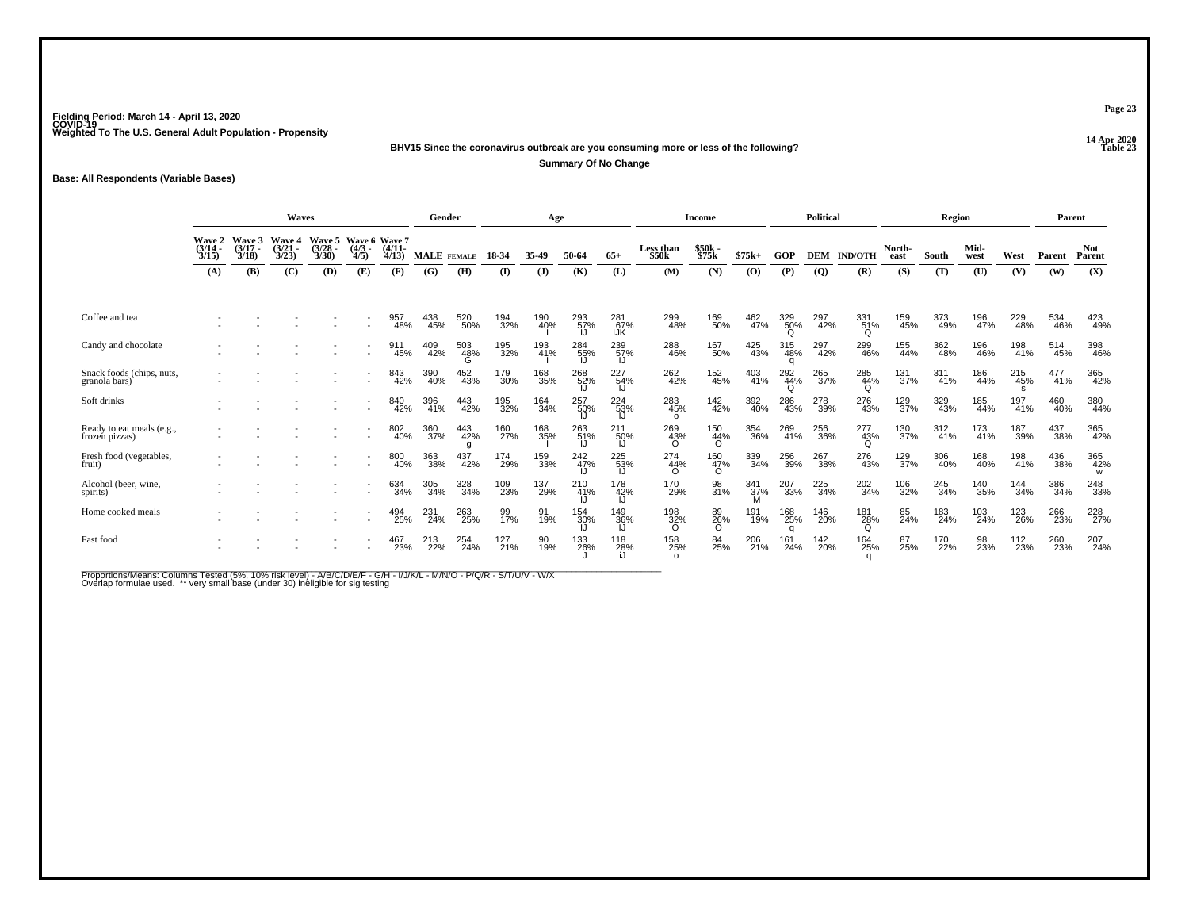Fielding Period: March 14 - April 13, 2020
COVID-19
Weighted To The U.S. General Adult Population - Propensity

14 Apr 2020
Table 23

**BHV15 Since the coronavirus outbreak are you consuming more or less of the following?**

**Summary Of No Change**

**Base: All Respondents (Variable Bases)**

| | Waves | | | | | | Gender | | Age | | | | Income | | | Political | | | Region | | | | Parent | |
|---|---|---|---|---|---|---|---|---|---|---|---|---|---|---|---|---|---|---|---|---|---|---|---|---|
| | Wave 2 (3/14 - 3/15) | Wave 3 (3/17 - 3/18) | Wave 4 (3/21 - 3/23) | Wave 5 (3/28 - 3/30) | Wave 6 (4/3 - 4/5) | Wave 7 (4/11- 4/13) | MALE | FEMALE | 18-34 | 35-49 | 50-64 | 65+ | Less than $50k | $50k - $75k | $75k+ | GOP | DEM | IND/OTH | North-east | South | Mid-west | West | Parent | Not Parent |
| | (A) | (B) | (C) | (D) | (E) | (F) | (G) | (H) | (I) | (J) | (K) | (L) | (M) | (N) | (O) | (P) | (Q) | (R) | (S) | (T) | (U) | (V) | (W) | (X) |
| Coffee and tea | - | - | - | - | - | 957 48% | 438 45% | 520 50% | 194 32% | 190 40% I | 293 57% IJ | 281 67% IJK | 299 48% | 169 50% | 462 47% | 329 50% Q | 297 42% | 331 51% Q | 159 45% | 373 49% | 196 47% | 229 48% | 534 46% | 423 49% |
| Candy and chocolate | - | - | - | - | - | 911 45% | 409 42% | 503 48% G | 195 32% | 193 41% I | 284 55% IJ | 239 57% IJ | 288 46% | 167 50% | 425 43% | 315 48% q | 297 42% | 299 46% | 155 44% | 362 48% | 196 46% | 198 41% | 514 45% | 398 46% |
| Snack foods (chips, nuts, granola bars) | - | - | - | - | - | 843 42% | 390 40% | 452 43% | 179 30% | 168 35% | 268 52% IJ | 227 54% IJ | 262 42% | 152 45% | 403 41% | 292 44% Q | 265 37% | 285 44% Q | 131 37% | 311 41% | 186 44% | 215 45% s | 477 41% | 365 42% |
| Soft drinks | - | - | - | - | - | 840 42% | 396 41% | 443 42% | 195 32% | 164 34% | 257 50% IJ | 224 53% IJ | 283 45% o | 142 42% | 392 40% | 286 43% | 278 39% | 276 43% | 129 37% | 329 43% | 185 44% | 197 41% | 460 40% | 380 44% |
| Ready to eat meals (e.g., frozen pizzas) | - | - | - | - | - | 802 40% | 360 37% | 443 42% g | 160 27% | 168 35% I | 263 51% IJ | 211 50% IJ | 269 43% O | 150 44% O | 354 36% | 269 41% | 256 36% | 277 43% Q | 130 37% | 312 41% | 173 41% | 187 39% | 437 38% | 365 42% |
| Fresh food (vegetables, fruit) | - | - | - | - | - | 800 40% | 363 38% | 437 42% | 174 29% | 159 33% | 242 47% IJ | 225 53% IJ | 274 44% O | 160 47% O | 339 34% | 256 39% | 267 38% | 276 43% | 129 37% | 306 40% | 168 40% | 198 41% | 436 38% | 365 42% w |
| Alcohol (beer, wine, spirits) | - | - | - | - | - | 634 34% | 305 34% | 328 34% | 109 23% | 137 29% | 210 41% IJ | 178 42% IJ | 170 29% | 98 31% | 341 37% M | 207 33% | 225 34% | 202 34% | 106 32% | 245 34% | 140 35% | 144 34% | 386 34% | 248 33% |
| Home cooked meals | - | - | - | - | - | 494 25% | 231 24% | 263 25% | 99 17% | 91 19% | 154 30% IJ | 149 36% IJ | 198 32% O | 89 26% O | 191 19% | 168 25% q | 146 20% | 181 28% Q | 85 24% | 183 24% | 103 24% | 123 26% | 266 23% | 228 27% |
| Fast food | - | - | - | - | - | 467 23% | 213 22% | 254 24% | 127 21% | 90 19% | 133 26% J | 118 28% iJ | 158 25% o | 84 25% | 206 21% | 161 24% | 142 20% | 164 25% q | 87 25% | 170 22% | 98 23% | 112 23% | 260 23% | 207 24% |

Proportions/Means: Columns Tested (5%, 10% risk level) - A/B/C/D/E/F - G/H - I/J/K/L - M/N/O - P/Q/R - S/T/U/V - W/X
Overlap formulae used. ** very small base (under 30) ineligible for sig testing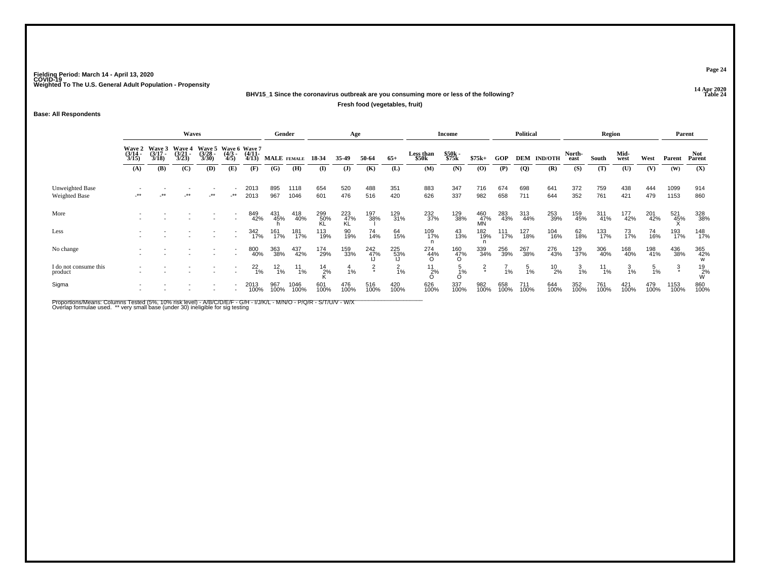Fielding Period: March 14 - April 13, 2020
COVID-19
Weighted To The U.S. General Adult Population - Propensity

14 Apr 2020
Table 24

**BHV15_1 Since the coronavirus outbreak are you consuming more or less of the following?**

**Fresh food (vegetables, fruit)**

**Base: All Respondents**

| | Waves | | | | | | Gender | | Age | | | | Income | | | Political | | | Region | | | | Parent | |
|---|---|---|---|---|---|---|---|---|---|---|---|---|---|---|---|---|---|---|---|---|---|---|---|---|
| | Wave 2 (3/14 - 3/15) | Wave 3 (3/17 - 3/18) | Wave 4 (3/21 - 3/23) | Wave 5 (3/28 - 3/30) | Wave 6 (4/3 - 4/5) | Wave 7 (4/11- 4/13) | MALE | FEMALE | 18-34 | 35-49 | 50-64 | 65+ | Less than $50k | $50k - $75k | $75k+ | GOP | DEM | IND/OTH | North-east | South | Mid-west | West | Parent | Not Parent |
| | (A) | (B) | (C) | (D) | (E) | (F) | (G) | (H) | (I) | (J) | (K) | (L) | (M) | (N) | (O) | (P) | (Q) | (R) | (S) | (T) | (U) | (V) | (W) | (X) |
| Unweighted Base | - | - | - | - | - | 2013 | 895 | 1118 | 654 | 520 | 488 | 351 | 883 | 347 | 716 | 674 | 698 | 641 | 372 | 759 | 438 | 444 | 1099 | 914 |
| Weighted Base | -** | -** | -** | -** | -** | 2013 | 967 | 1046 | 601 | 476 | 516 | 420 | 626 | 337 | 982 | 658 | 711 | 644 | 352 | 761 | 421 | 479 | 1153 | 860 |
| More | - | - | - | - | - | 849 | 431 | 418 | 299 | 223 | 197 | 129 | 232 | 129 | 460 | 283 | 313 | 253 | 159 | 311 | 177 | 201 | 521 | 328 |
| | - | - | - | - | - | 42% | 45% | 40% | 50% | 47% | 38% | 31% | 37% | 38% | 47% | 43% | 44% | 39% | 45% | 41% | 42% | 42% | 45% | 38% |
| | | | | | | | h | | KL | KL | l | | | | MN | | | | | | | | X | |
| Less | - | - | - | - | - | 342 | 161 | 181 | 113 | 90 | 74 | 64 | 109 | 43 | 182 | 111 | 127 | 104 | 62 | 133 | 73 | 74 | 193 | 148 |
| | - | - | - | - | - | 17% | 17% | 17% | 19% | 19% | 14% | 15% | 17% | 13% | 19% | 17% | 18% | 16% | 18% | 17% | 17% | 16% | 17% | 17% |
| | | | | | | | | | | | | | n | | n | | | | | | | | | |
| No change | - | - | - | - | - | 800 | 363 | 437 | 174 | 159 | 242 | 225 | 274 | 160 | 339 | 256 | 267 | 276 | 129 | 306 | 168 | 198 | 436 | 365 |
| | - | - | - | - | - | 40% | 38% | 42% | 29% | 33% | 47% | 53% | 44% | 47% | 34% | 39% | 38% | 43% | 37% | 40% | 40% | 41% | 38% | 42% |
| | | | | | | | | | | | IJ | IJ | O | O | | | | | | | | | | w |
| I do not consume this product | - | - | - | - | - | 22 | 12 | 11 | 14 | 4 | 2 | 2 | 11 | 5 | 2 | 7 | 5 | 10 | 3 | 11 | 3 | 5 | 3 | 19 |
| | - | - | - | - | - | 1% | 1% | 1% | 2% | 1% | * | 1% | 2% | 1% | * | 1% | 1% | 2% | 1% | 1% | 1% | 1% | * | 2% |
| | | | | | | | | | K | | | | O | O | | | | | | | | | | W |
| Sigma | - | - | - | - | - | 2013 | 967 | 1046 | 601 | 476 | 516 | 420 | 626 | 337 | 982 | 658 | 711 | 644 | 352 | 761 | 421 | 479 | 1153 | 860 |
| | - | - | - | - | - | 100% | 100% | 100% | 100% | 100% | 100% | 100% | 100% | 100% | 100% | 100% | 100% | 100% | 100% | 100% | 100% | 100% | 100% | 100% |

Proportions/Means: Columns Tested (5%, 10% risk level) - A/B/C/D/E/F - G/H - I/J/K/L - M/N/O - P/Q/R - S/T/U/V - W/X
Overlap formulae used. ** very small base (under 30) ineligible for sig testing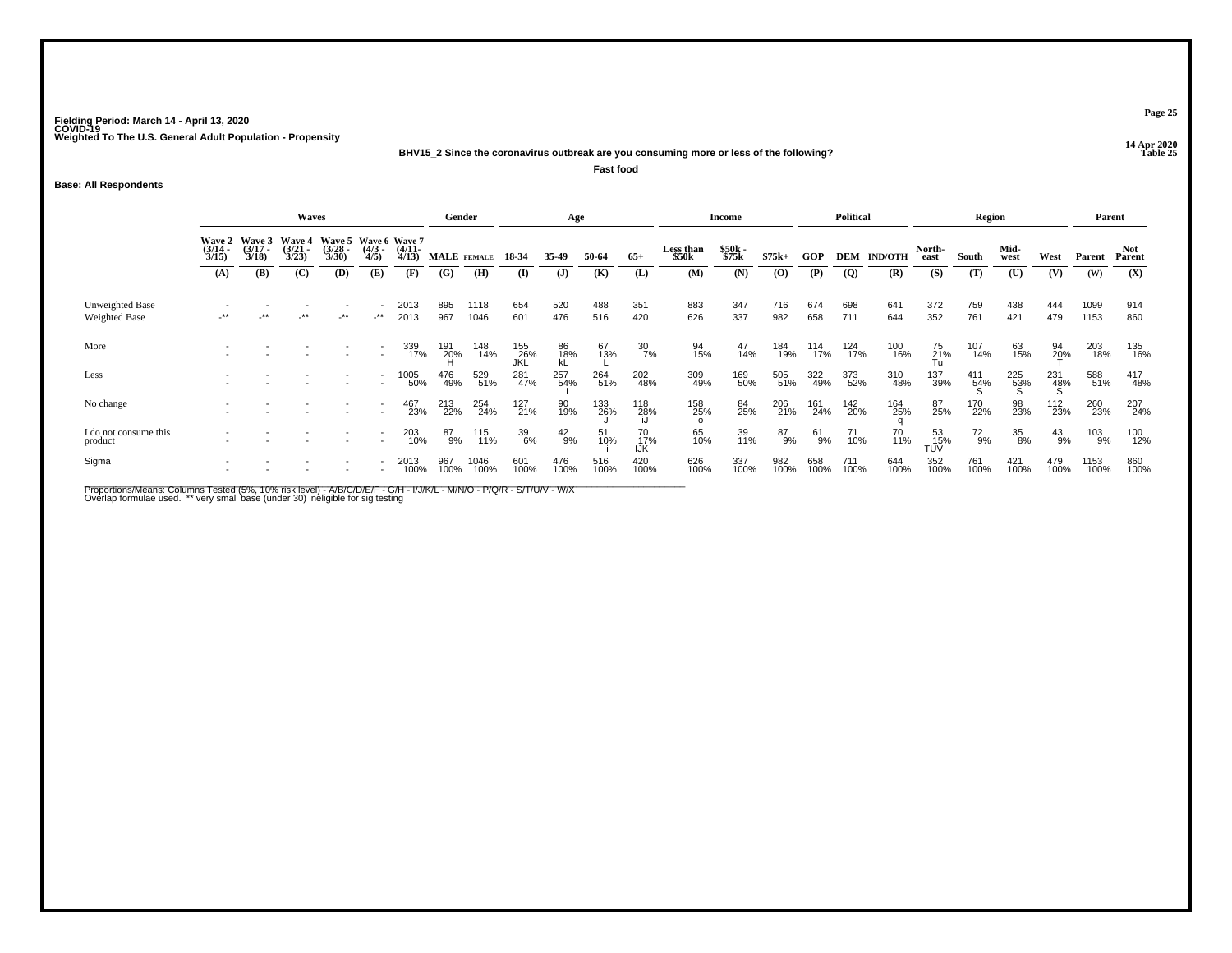Fielding Period: March 14 - April 13, 2020
COVID-19
Weighted To The U.S. General Adult Population - Propensity

14 Apr 2020
Table 25

**BHV15_2 Since the coronavirus outbreak are you consuming more or less of the following?**

**Fast food**

**Base: All Respondents**

| | Waves | | | | | | Gender | | Age | | | | Income | | | Political | | | Region | | | | Parent | |
|---|---|---|---|---|---|---|---|---|---|---|---|---|---|---|---|---|---|---|---|---|---|---|---|---|
| | Wave 2 (3/14 - 3/15) | Wave 3 (3/17 - 3/18) | Wave 4 (3/21 - 3/23) | Wave 5 (3/28 - 3/30) | Wave 6 (4/3 - 4/5) | Wave 7 (4/11- 4/13) | MALE | FEMALE | 18-34 | 35-49 | 50-64 | 65+ | Less than $50k | $50k - $75k | $75k+ | GOP | DEM | IND/OTH | North-east | South | Mid-west | West | Parent | Not Parent |
| | (A) | (B) | (C) | (D) | (E) | (F) | (G) | (H) | (I) | (J) | (K) | (L) | (M) | (N) | (O) | (P) | (Q) | (R) | (S) | (T) | (U) | (V) | (W) | (X) |
| Unweighted Base | - | - | - | - | - | 2013 | 895 | 1118 | 654 | 520 | 488 | 351 | 883 | 347 | 716 | 674 | 698 | 641 | 372 | 759 | 438 | 444 | 1099 | 914 |
| Weighted Base | -** | -** | -** | -** | -** | 2013 | 967 | 1046 | 601 | 476 | 516 | 420 | 626 | 337 | 982 | 658 | 711 | 644 | 352 | 761 | 421 | 479 | 1153 | 860 |
| More | - | - | - | - | - | 339 | 191 | 148 | 155 | 86 | 67 | 30 | 94 | 47 | 184 | 114 | 124 | 100 | 75 | 107 | 63 | 94 | 203 | 135 |
| | - | - | - | - | - | 17% | 20% | 14% | 26% | 18% | 13% | 7% | 15% | 14% | 19% | 17% | 17% | 16% | 21% | 14% | 15% | 20% | 18% | 16% |
| | | | | | | | H | | JKL | kL | L | | | | | | | | Tu | | | T | | |
| Less | - | - | - | - | - | 1005 | 476 | 529 | 281 | 257 | 264 | 202 | 309 | 169 | 505 | 322 | 373 | 310 | 137 | 411 | 225 | 231 | 588 | 417 |
| | - | - | - | - | - | 50% | 49% | 51% | 47% | 54% | 51% | 48% | 49% | 50% | 51% | 49% | 52% | 48% | 39% | 54% | 53% | 48% | 51% | 48% |
| | | | | | | | | | | I | | | | | | | | | | S | S | S | | |
| No change | - | - | - | - | - | 467 | 213 | 254 | 127 | 90 | 133 | 118 | 158 | 84 | 206 | 161 | 142 | 164 | 87 | 170 | 98 | 112 | 260 | 207 |
| | - | - | - | - | - | 23% | 22% | 24% | 21% | 19% | 26% | 28% | 25% | 25% | 21% | 24% | 20% | 25% | 25% | 22% | 23% | 23% | 23% | 24% |
| | | | | | | | | | | | J | iJ | o | | | | | q | | | | | | |
| I do not consume this product | - | - | - | - | - | 203 | 87 | 115 | 39 | 42 | 51 | 70 | 65 | 39 | 87 | 61 | 71 | 70 | 53 | 72 | 35 | 43 | 103 | 100 |
| | - | - | - | - | - | 10% | 9% | 11% | 6% | 9% | 10% | 17% | 10% | 11% | 9% | 9% | 10% | 11% | 15% | 9% | 8% | 9% | 9% | 12% |
| | | | | | | | | | | | i | IJK | | | | | | | TUV | | | | | |
| Sigma | - | - | - | - | - | 2013 | 967 | 1046 | 601 | 476 | 516 | 420 | 626 | 337 | 982 | 658 | 711 | 644 | 352 | 761 | 421 | 479 | 1153 | 860 |
| | - | - | - | - | - | 100% | 100% | 100% | 100% | 100% | 100% | 100% | 100% | 100% | 100% | 100% | 100% | 100% | 100% | 100% | 100% | 100% | 100% | 100% |

Proportions/Means: Columns Tested (5%, 10% risk level) - A/B/C/D/E/F - G/H - I/J/K/L - M/N/O - P/Q/R - S/T/U/V - W/X
Overlap formulae used. ** very small base (under 30) ineligible for sig testing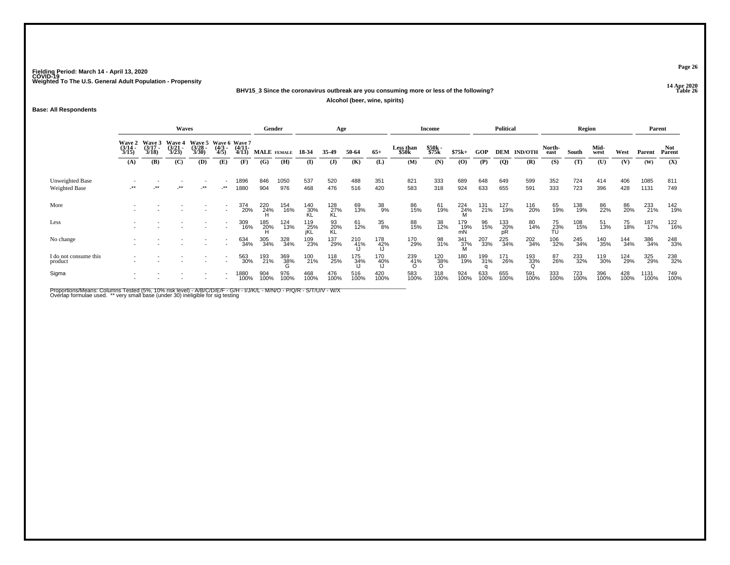Fielding Period: March 14 - April 13, 2020
COVID-19
Weighted To The U.S. General Adult Population - Propensity

14 Apr 2020
Table 26

**BHV15_3 Since the coronavirus outbreak are you consuming more or less of the following?**

**Alcohol (beer, wine, spirits)**

**Base: All Respondents**

| | Waves | | | | | | Gender | | Age | | | | Income | | | Political | | | Region | | | | Parent | |
|---|---|---|---|---|---|---|---|---|---|---|---|---|---|---|---|---|---|---|---|---|---|---|---|---|
| | Wave 2 (3/14 - 3/15) | Wave 3 (3/17 - 3/18) | Wave 4 (3/21 - 3/23) | Wave 5 (3/28 - 3/30) | Wave 6 (4/3 - 4/5) | Wave 7 (4/11- 4/13) | MALE | FEMALE | 18-34 | 35-49 | 50-64 | 65+ | Less than $50k | $50k - $75k | $75k+ | GOP | DEM | IND/OTH | North-east | South | Mid-west | West | Parent | Not Parent |
| | (A) | (B) | (C) | (D) | (E) | (F) | (G) | (H) | (I) | (J) | (K) | (L) | (M) | (N) | (O) | (P) | (Q) | (R) | (S) | (T) | (U) | (V) | (W) | (X) |
| Unweighted Base | - | - | - | - | - | 1896 | 846 | 1050 | 537 | 520 | 488 | 351 | 821 | 333 | 689 | 648 | 649 | 599 | 352 | 724 | 414 | 406 | 1085 | 811 |
| Weighted Base | -** | -** | -** | -** | -** | 1880 | 904 | 976 | 468 | 476 | 516 | 420 | 583 | 318 | 924 | 633 | 655 | 591 | 333 | 723 | 396 | 428 | 1131 | 749 |
| More | - | - | - | - | - | 374 | 220 | 154 | 140 | 128 | 69 | 38 | 86 | 61 | 224 | 131 | 127 | 116 | 65 | 138 | 86 | 86 | 233 | 142 |
| | - | - | - | - | - | 20% | 24% | 16% | 30% | 27% | 13% | 9% | 15% | 19% | 24% | 21% | 19% | 20% | 19% | 19% | 22% | 20% | 21% | 19% |
| | | | | | | | H | | KL | KL | | | | | M | | | | | | | | | |
| Less | - | - | - | - | - | 309 | 185 | 124 | 119 | 93 | 61 | 35 | 88 | 38 | 179 | 96 | 133 | 80 | 75 | 108 | 51 | 75 | 187 | 122 |
| | - | - | - | - | - | 16% | 20% | 13% | 25% | 20% | 12% | 8% | 15% | 12% | 19% | 15% | 20% | 14% | 23% | 15% | 13% | 18% | 17% | 16% |
| | | | | | | | H | | jKL | KL | | | | | mN | | pR | | TU | | | | | |
| No change | - | - | - | - | - | 634 | 305 | 328 | 109 | 137 | 210 | 178 | 170 | 98 | 341 | 207 | 225 | 202 | 106 | 245 | 140 | 144 | 386 | 248 |
| | - | - | - | - | - | 34% | 34% | 34% | 23% | 29% | 41% | 42% | 29% | 31% | 37% | 33% | 34% | 34% | 32% | 34% | 35% | 34% | 34% | 33% |
| | | | | | | | | | | | IJ | IJ | | | M | | | | | | | | | |
| I do not consume this product | - | - | - | - | - | 563 | 193 | 369 | 100 | 118 | 175 | 170 | 239 | 120 | 180 | 199 | 171 | 193 | 87 | 233 | 119 | 124 | 325 | 238 |
| | - | - | - | - | - | 30% | 21% | 38% | 21% | 25% | 34% | 40% | 41% | 38% | 19% | 31% | 26% | 33% | 26% | 32% | 30% | 29% | 29% | 32% |
| | | | | | | | | G | | | IJ | IJ | O | O | | q | | Q | | | | | | |
| Sigma | - | - | - | - | - | 1880 | 904 | 976 | 468 | 476 | 516 | 420 | 583 | 318 | 924 | 633 | 655 | 591 | 333 | 723 | 396 | 428 | 1131 | 749 |
| | - | - | - | - | - | 100% | 100% | 100% | 100% | 100% | 100% | 100% | 100% | 100% | 100% | 100% | 100% | 100% | 100% | 100% | 100% | 100% | 100% | 100% |

Proportions/Means: Columns Tested (5%, 10% risk level) - A/B/C/D/E/F - G/H - I/J/K/L - M/N/O - P/Q/R - S/T/U/V - W/X
Overlap formulae used. ** very small base (under 30) ineligible for sig testing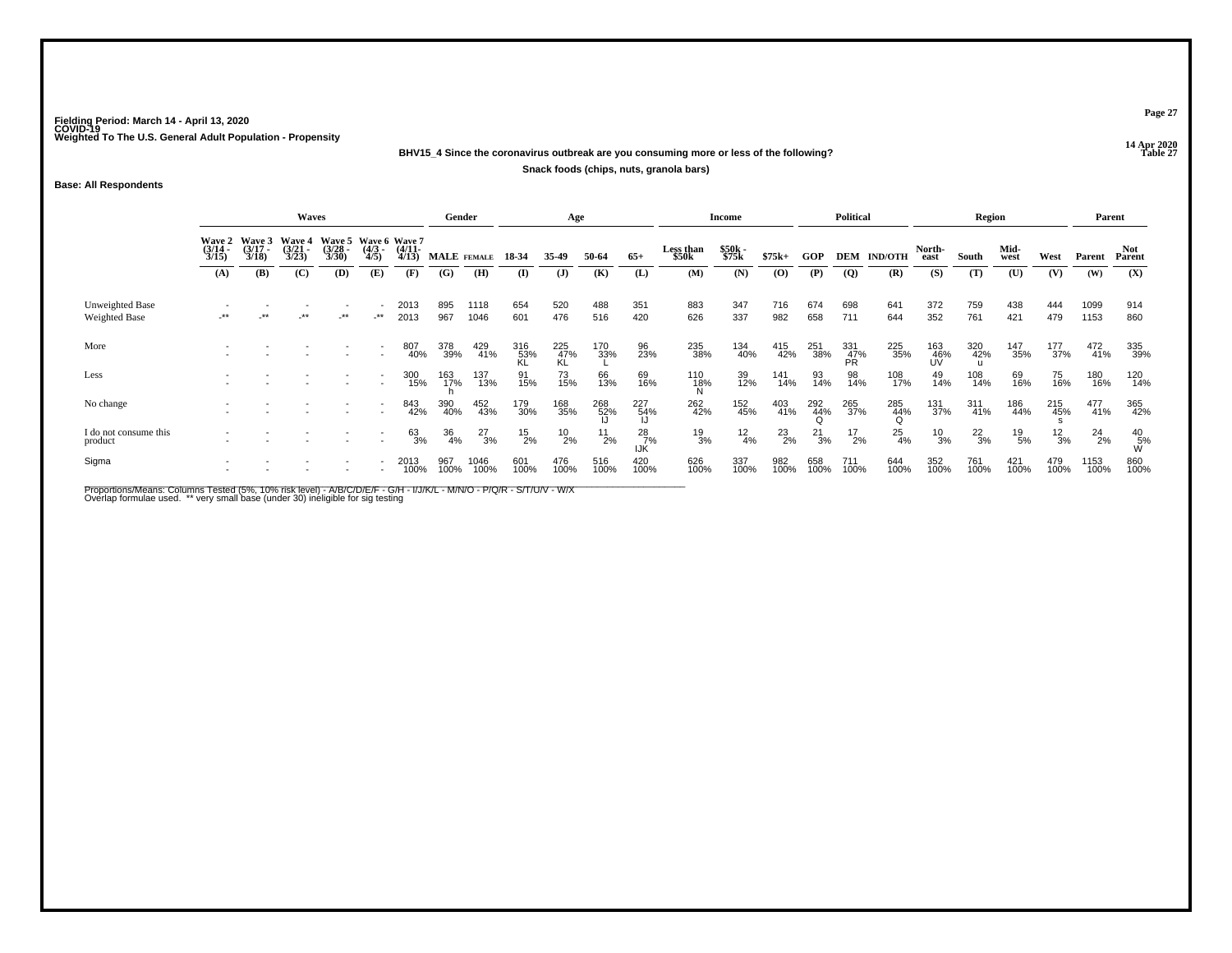Fielding Period: March 14 - April 13, 2020
COVID-19
Weighted To The U.S. General Adult Population - Propensity

14 Apr 2020
Table 27

**BHV15_4 Since the coronavirus outbreak are you consuming more or less of the following?**

**Snack foods (chips, nuts, granola bars)**

**Base: All Respondents**

| | Waves | | | | | | Gender | | Age | | | | Income | | | Political | | | Region | | | | Parent | |
|---|---|---|---|---|---|---|---|---|---|---|---|---|---|---|---|---|---|---|---|---|---|---|---|---|
| | Wave 2 (3/14 - 3/15) | Wave 3 (3/17 - 3/18) | Wave 4 (3/21 - 3/23) | Wave 5 (3/28 - 3/30) | Wave 6 (4/3 - 4/5) | Wave 7 (4/11- 4/13) | MALE | FEMALE | 18-34 | 35-49 | 50-64 | 65+ | Less than $50k | $50k - $75k | $75k+ | GOP | DEM | IND/OTH | North-east | South | Mid-west | West | Parent | Not Parent |
| | (A) | (B) | (C) | (D) | (E) | (F) | (G) | (H) | (I) | (J) | (K) | (L) | (M) | (N) | (O) | (P) | (Q) | (R) | (S) | (T) | (U) | (V) | (W) | (X) |
| Unweighted Base | - | - | - | - | - | 2013 | 895 | 1118 | 654 | 520 | 488 | 351 | 883 | 347 | 716 | 674 | 698 | 641 | 372 | 759 | 438 | 444 | 1099 | 914 |
| Weighted Base | -** | -** | -** | -** | -** | 2013 | 967 | 1046 | 601 | 476 | 516 | 420 | 626 | 337 | 982 | 658 | 711 | 644 | 352 | 761 | 421 | 479 | 1153 | 860 |
| More | - | - | - | - | - | 807 | 378 | 429 | 316 | 225 | 170 | 96 | 235 | 134 | 415 | 251 | 331 | 225 | 163 | 320 | 147 | 177 | 472 | 335 |
| | - | - | - | - | - | 40% | 39% | 41% | 53% | 47% | 33% | 23% | 38% | 40% | 42% | 38% | 47% | 35% | 46% | 42% | 35% | 37% | 41% | 39% |
| | | | | | | | | | KL | KL | L | | | | | | PR | | UV | u | | | | |
| Less | - | - | - | - | - | 300 | 163 | 137 | 91 | 73 | 66 | 69 | 110 | 39 | 141 | 93 | 98 | 108 | 49 | 108 | 69 | 75 | 180 | 120 |
| | - | - | - | - | - | 15% | 17% | 13% | 15% | 15% | 13% | 16% | 18% | 12% | 14% | 14% | 14% | 17% | 14% | 14% | 16% | 16% | 16% | 14% |
| | | | | | | | h | | | | | | N | | | | | | | | | | | |
| No change | - | - | - | - | - | 843 | 390 | 452 | 179 | 168 | 268 | 227 | 262 | 152 | 403 | 292 | 265 | 285 | 131 | 311 | 186 | 215 | 477 | 365 |
| | - | - | - | - | - | 42% | 40% | 43% | 30% | 35% | 52% | 54% | 42% | 45% | 41% | 44% | 37% | 44% | 37% | 41% | 44% | 45% | 41% | 42% |
| | | | | | | | | | | | IJ | IJ | | | | Q | | Q | | | | s | | |
| I do not consume this product | - | - | - | - | - | 63 | 36 | 27 | 15 | 10 | 11 | 28 | 19 | 12 | 23 | 21 | 17 | 25 | 10 | 22 | 19 | 12 | 24 | 40 |
| | - | - | - | - | - | 3% | 4% | 3% | 2% | 2% | 2% | 7% | 3% | 4% | 2% | 3% | 2% | 4% | 3% | 3% | 5% | 3% | 2% | 5% |
| | | | | | | | | | | | | IJK | | | | | | | | | | | | W |
| Sigma | - | - | - | - | - | 2013 | 967 | 1046 | 601 | 476 | 516 | 420 | 626 | 337 | 982 | 658 | 711 | 644 | 352 | 761 | 421 | 479 | 1153 | 860 |
| | - | - | - | - | - | 100% | 100% | 100% | 100% | 100% | 100% | 100% | 100% | 100% | 100% | 100% | 100% | 100% | 100% | 100% | 100% | 100% | 100% | 100% |

Proportions/Means: Columns Tested (5%, 10% risk level) - A/B/C/D/E/F - G/H - I/J/K/L - M/N/O - P/Q/R - S/T/U/V - W/X
Overlap formulae used. ** very small base (under 30) ineligible for sig testing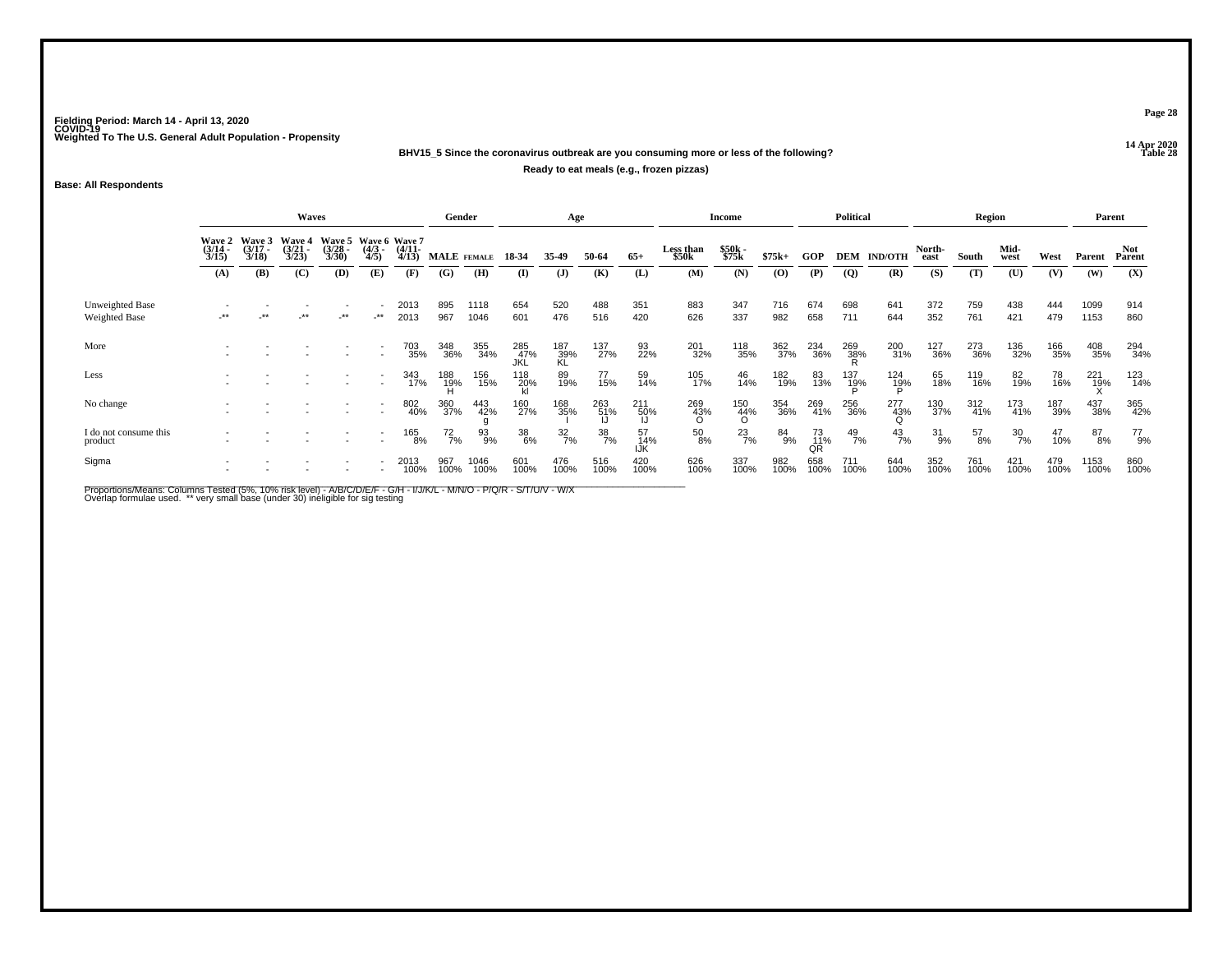Fielding Period: March 14 - April 13, 2020
COVID-19
Weighted To The U.S. General Adult Population - Propensity

14 Apr 2020
Table 28

BHV15_5 Since the coronavirus outbreak are you consuming more or less of the following?

Ready to eat meals (e.g., frozen pizzas)

Base: All Respondents

| | Waves | | | | | | Gender | | Age | | | | Income | | | Political | | | Region | | | | Parent | |
|---|---|---|---|---|---|---|---|---|---|---|---|---|---|---|---|---|---|---|---|---|---|---|---|---|
| | Wave 2 (3/14 - 3/15) | Wave 3 (3/17 - 3/18) | Wave 4 (3/21 - 3/23) | Wave 5 (3/28 - 3/30) | Wave 6 (4/3 - 4/5) | Wave 7 (4/11- 4/13) | MALE | FEMALE | 18-34 | 35-49 | 50-64 | 65+ | Less than $50k | $50k - $75k | $75k+ | GOP | DEM | IND/OTH | North-east | South | Mid-west | West | Parent | Not Parent |
| | (A) | (B) | (C) | (D) | (E) | (F) | (G) | (H) | (I) | (J) | (K) | (L) | (M) | (N) | (O) | (P) | (Q) | (R) | (S) | (T) | (U) | (V) | (W) | (X) |
| Unweighted Base | - | - | - | - | - | 2013 | 895 | 1118 | 654 | 520 | 488 | 351 | 883 | 347 | 716 | 674 | 698 | 641 | 372 | 759 | 438 | 444 | 1099 | 914 |
| Weighted Base | -** | -** | -** | -** | -** | 2013 | 967 | 1046 | 601 | 476 | 516 | 420 | 626 | 337 | 982 | 658 | 711 | 644 | 352 | 761 | 421 | 479 | 1153 | 860 |
| More | - | - | - | - | - | 703 | 348 | 355 | 285 | 187 | 137 | 93 | 201 | 118 | 362 | 234 | 269 | 200 | 127 | 273 | 136 | 166 | 408 | 294 |
| | - | - | - | - | - | 35% | 36% | 34% | 47% | 39% | 27% | 22% | 32% | 35% | 37% | 36% | 38% | 31% | 36% | 36% | 32% | 35% | 35% | 34% |
| | | | | | | | | | JKL | KL | | | | | | | R | | | | | | | |
| Less | - | - | - | - | - | 343 | 188 | 156 | 118 | 89 | 77 | 59 | 105 | 46 | 182 | 83 | 137 | 124 | 65 | 119 | 82 | 78 | 221 | 123 |
| | - | - | - | - | - | 17% | 19% | 15% | 20% | 19% | 15% | 14% | 17% | 14% | 19% | 13% | 19% | 19% | 18% | 16% | 19% | 16% | 19% | 14% |
| | | | | | | | H | | kl | | | | | | | | P | P | | | | | X | |
| No change | - | - | - | - | - | 802 | 360 | 443 | 160 | 168 | 263 | 211 | 269 | 150 | 354 | 269 | 256 | 277 | 130 | 312 | 173 | 187 | 437 | 365 |
| | - | - | - | - | - | 40% | 37% | 42% | 27% | 35% | 51% | 50% | 43% | 44% | 36% | 41% | 36% | 43% | 37% | 41% | 41% | 39% | 38% | 42% |
| | | | | | | | | g | | I | IJ | IJ | O | O | | | | Q | | | | | | |
| I do not consume this product | - | - | - | - | - | 165 | 72 | 93 | 38 | 32 | 38 | 57 | 50 | 23 | 84 | 73 | 49 | 43 | 31 | 57 | 30 | 47 | 87 | 77 |
| | - | - | - | - | - | 8% | 7% | 9% | 6% | 7% | 7% | 14% | 8% | 7% | 9% | 11% | 7% | 7% | 9% | 8% | 7% | 10% | 8% | 9% |
| | | | | | | | | | | | | IJK | | | | QR | | | | | | | | |
| Sigma | - | - | - | - | - | 2013 | 967 | 1046 | 601 | 476 | 516 | 420 | 626 | 337 | 982 | 658 | 711 | 644 | 352 | 761 | 421 | 479 | 1153 | 860 |
| | - | - | - | - | - | 100% | 100% | 100% | 100% | 100% | 100% | 100% | 100% | 100% | 100% | 100% | 100% | 100% | 100% | 100% | 100% | 100% | 100% | 100% |

Proportions/Means: Columns Tested (5%, 10% risk level) - A/B/C/D/E/F - G/H - I/J/K/L - M/N/O - P/Q/R - S/T/U/V - W/X
Overlap formulae used. ** very small base (under 30) ineligible for sig testing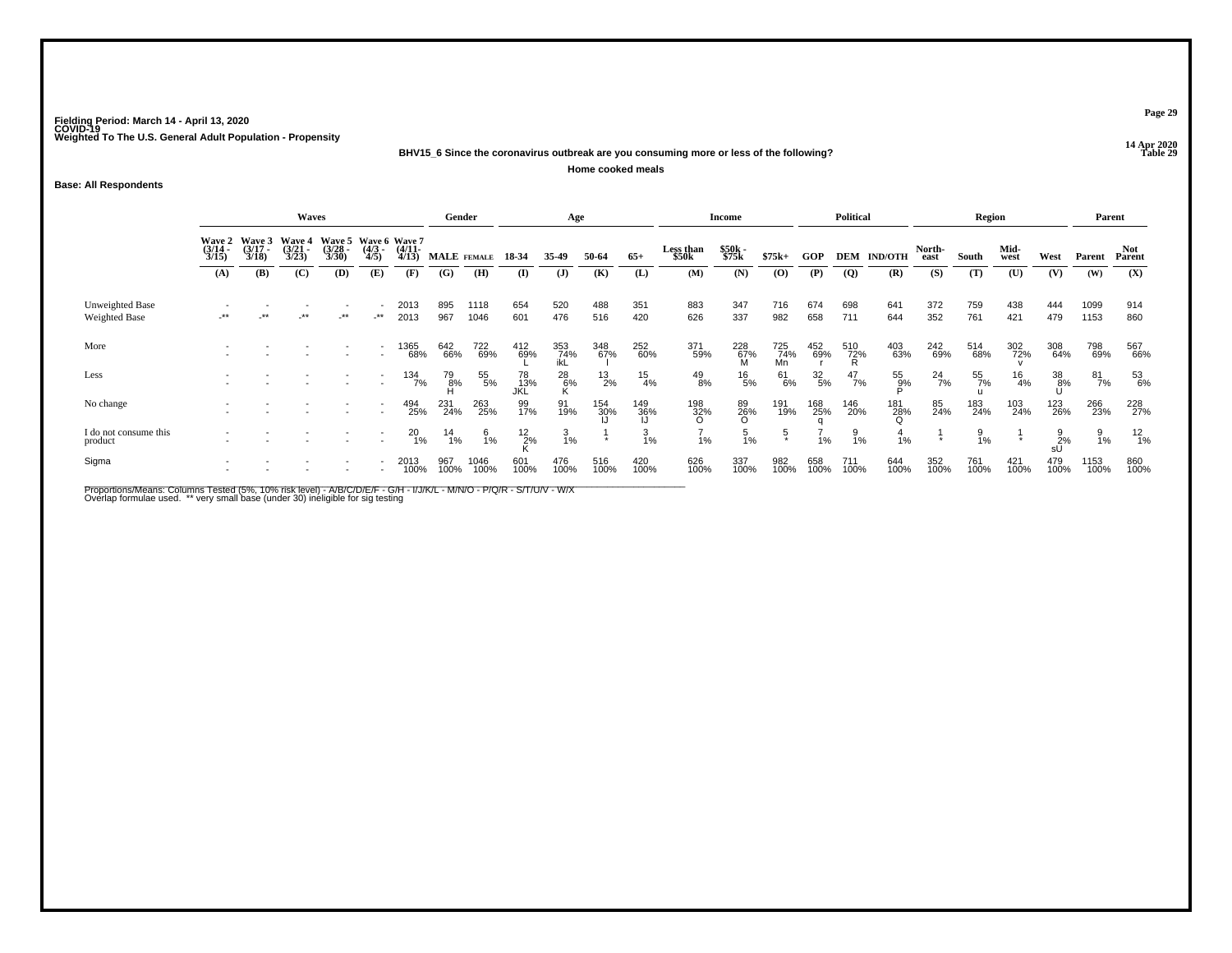Fielding Period: March 14 - April 13, 2020
COVID-19
Weighted To The U.S. General Adult Population - Propensity

14 Apr 2020
Table 29

**BHV15_6 Since the coronavirus outbreak are you consuming more or less of the following?**

**Home cooked meals**

**Base: All Respondents**

| | Waves | | | | | | Gender | | Age | | | | Income | | | Political | | | Region | | | | Parent | |
|---|---|---|---|---|---|---|---|---|---|---|---|---|---|---|---|---|---|---|---|---|---|---|---|---|
| | Wave 2 (3/14 - 3/15) | Wave 3 (3/17 - 3/18) | Wave 4 (3/21 - 3/23) | Wave 5 (3/28 - 3/30) | Wave 6 (4/3 - 4/5) | Wave 7 (4/11- 4/13) | MALE | FEMALE | 18-34 | 35-49 | 50-64 | 65+ | Less than $50k | $50k - $75k | $75k+ | GOP | DEM | IND/OTH | North-east | South | Mid-west | West | Parent | Not Parent |
| | (A) | (B) | (C) | (D) | (E) | (F) | (G) | (H) | (I) | (J) | (K) | (L) | (M) | (N) | (O) | (P) | (Q) | (R) | (S) | (T) | (U) | (V) | (W) | (X) |
| Unweighted Base | - | - | - | - | - | 2013 | 895 | 1118 | 654 | 520 | 488 | 351 | 883 | 347 | 716 | 674 | 698 | 641 | 372 | 759 | 438 | 444 | 1099 | 914 |
| Weighted Base | -** | -** | -** | -** | -** | 2013 | 967 | 1046 | 601 | 476 | 516 | 420 | 626 | 337 | 982 | 658 | 711 | 644 | 352 | 761 | 421 | 479 | 1153 | 860 |
| More | - | - | - | - | - | 1365 | 642 | 722 | 412 | 353 | 348 | 252 | 371 | 228 | 725 | 452 | 510 | 403 | 242 | 514 | 302 | 308 | 798 | 567 |
| | - | - | - | - | - | 68% | 66% | 69% | 69% | 74% | 67% | 60% | 59% | 67% | 74% | 69% | 72% | 63% | 69% | 68% | 72% | 64% | 69% | 66% |
| | | | | | | | | | L | ikL | I | | | M | Mn | r | R | | | | v | | | |
| Less | - | - | - | - | - | 134 | 79 | 55 | 78 | 28 | 13 | 15 | 49 | 16 | 61 | 32 | 47 | 55 | 24 | 55 | 16 | 38 | 81 | 53 |
| | - | - | - | - | - | 7% | 8% | 5% | 13% | 6% | 2% | 4% | 8% | 5% | 6% | 5% | 7% | 9% | 7% | 7% | 4% | 8% | 7% | 6% |
| | | | | | | | H | | JKL | K | | | | | | | | P | | u | | U | | |
| No change | - | - | - | - | - | 494 | 231 | 263 | 99 | 91 | 154 | 149 | 198 | 89 | 191 | 168 | 146 | 181 | 85 | 183 | 103 | 123 | 266 | 228 |
| | - | - | - | - | - | 25% | 24% | 25% | 17% | 19% | 30% | 36% | 32% | 26% | 19% | 25% | 20% | 28% | 24% | 24% | 24% | 26% | 23% | 27% |
| | | | | | | | | | | | IJ | IJ | O | O | | q | | Q | | | | | | |
| I do not consume this product | - | - | - | - | - | 20 | 14 | 6 | 12 | 3 | 1 | 3 | 7 | 5 | 5 | 7 | 9 | 4 | 1 | 9 | 1 | 9 | 9 | 12 |
| | - | - | - | - | - | 1% | 1% | 1% | 2% | 1% | * | 1% | 1% | 1% | * | 1% | 1% | 1% | * | 1% | * | 2% | 1% | 1% |
| | | | | | | | | | K | | | | | | | | | | | | | sU | | |
| Sigma | - | - | - | - | - | 2013 | 967 | 1046 | 601 | 476 | 516 | 420 | 626 | 337 | 982 | 658 | 711 | 644 | 352 | 761 | 421 | 479 | 1153 | 860 |
| | - | - | - | - | - | 100% | 100% | 100% | 100% | 100% | 100% | 100% | 100% | 100% | 100% | 100% | 100% | 100% | 100% | 100% | 100% | 100% | 100% | 100% |

Proportions/Means: Columns Tested (5%, 10% risk level) - A/B/C/D/E/F - G/H - I/J/K/L - M/N/O - P/Q/R - S/T/U/V - W/X
Overlap formulae used. ** very small base (under 30) ineligible for sig testing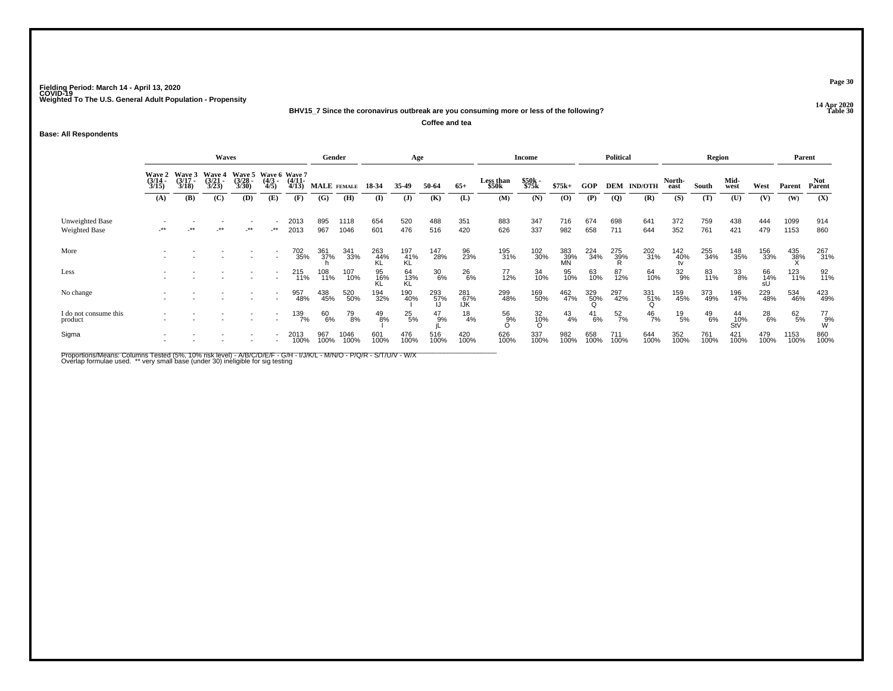Fielding Period: March 14 - April 13, 2020
COVID-19
Weighted To The U.S. General Adult Population - Propensity

14 Apr 2020
Table 30

**BHV15_7 Since the coronavirus outbreak are you consuming more or less of the following?**

**Coffee and tea**

**Base: All Respondents**

| | Waves | | | | | | Gender | | Age | | | | Income | | | Political | | | Region | | | | Parent | |
|---|---|---|---|---|---|---|---|---|---|---|---|---|---|---|---|---|---|---|---|---|---|---|---|---|
| | Wave 2 (3/14 - 3/15) | Wave 3 (3/17 - 3/18) | Wave 4 (3/21 - 3/23) | Wave 5 (3/28 - 3/30) | Wave 6 (4/3 - 4/5) | Wave 7 (4/11- 4/13) | MALE | FEMALE | 18-34 | 35-49 | 50-64 | 65+ | Less than $50k | $50k - $75k | $75k+ | GOP | DEM | IND/OTH | North-east | South | Mid-west | West | Parent | Not Parent |
| | (A) | (B) | (C) | (D) | (E) | (F) | (G) | (H) | (I) | (J) | (K) | (L) | (M) | (N) | (O) | (P) | (Q) | (R) | (S) | (T) | (U) | (V) | (W) | (X) |
| Unweighted Base | - | - | - | - | - | 2013 | 895 | 1118 | 654 | 520 | 488 | 351 | 883 | 347 | 716 | 674 | 698 | 641 | 372 | 759 | 438 | 444 | 1099 | 914 |
| Weighted Base | -** | -** | -** | -** | -** | 2013 | 967 | 1046 | 601 | 476 | 516 | 420 | 626 | 337 | 982 | 658 | 711 | 644 | 352 | 761 | 421 | 479 | 1153 | 860 |
| More | - | - | - | - | - | 702 | 361 | 341 | 263 | 197 | 147 | 96 | 195 | 102 | 383 | 224 | 275 | 202 | 142 | 255 | 148 | 156 | 435 | 267 |
| | - | - | - | - | - | 35% | 37% | 33% | 44% | 41% | 28% | 23% | 31% | 30% | 39% | 34% | 39% | 31% | 40% | 34% | 35% | 33% | 38% | 31% |
| | | | | | | | h | | KL | KL | | | | | MN | | R | | tv | | | | X | |
| Less | - | - | - | - | - | 215 | 108 | 107 | 95 | 64 | 30 | 26 | 77 | 34 | 95 | 63 | 87 | 64 | 32 | 83 | 33 | 66 | 123 | 92 |
| | - | - | - | - | - | 11% | 11% | 10% | 16% | 13% | 6% | 6% | 12% | 10% | 10% | 10% | 12% | 10% | 9% | 11% | 8% | 14% | 11% | 11% |
| | | | | | | | | | KL | KL | | | | | | | | | | | | sU | | |
| No change | - | - | - | - | - | 957 | 438 | 520 | 194 | 190 | 293 | 281 | 299 | 169 | 462 | 329 | 297 | 331 | 159 | 373 | 196 | 229 | 534 | 423 |
| | - | - | - | - | - | 48% | 45% | 50% | 32% | 40% | 57% | 67% | 48% | 50% | 47% | 50% | 42% | 51% | 45% | 49% | 47% | 48% | 46% | 49% |
| | | | | | | | | | | I | IJ | IJK | | | | Q | | Q | | | | | | |
| I do not consume this product | - | - | - | - | - | 139 | 60 | 79 | 49 | 25 | 47 | 18 | 56 | 32 | 43 | 41 | 52 | 46 | 19 | 49 | 44 | 28 | 62 | 77 |
| | - | - | - | - | - | 7% | 6% | 8% | 8% | 5% | 9% | 4% | 9% | 10% | 4% | 6% | 7% | 7% | 5% | 6% | 10% | 6% | 5% | 9% |
| | | | | | | | | | I | | jL | | O | O | | | | | | | StV | | | W |
| Sigma | - | - | - | - | - | 2013 | 967 | 1046 | 601 | 476 | 516 | 420 | 626 | 337 | 982 | 658 | 711 | 644 | 352 | 761 | 421 | 479 | 1153 | 860 |
| | - | - | - | - | - | 100% | 100% | 100% | 100% | 100% | 100% | 100% | 100% | 100% | 100% | 100% | 100% | 100% | 100% | 100% | 100% | 100% | 100% | 100% |

Proportions/Means: Columns Tested (5%, 10% risk level) - A/B/C/D/E/F - G/H - I/J/K/L - M/N/O - P/Q/R - S/T/U/V - W/X
Overlap formulae used. ** very small base (under 30) ineligible for sig testing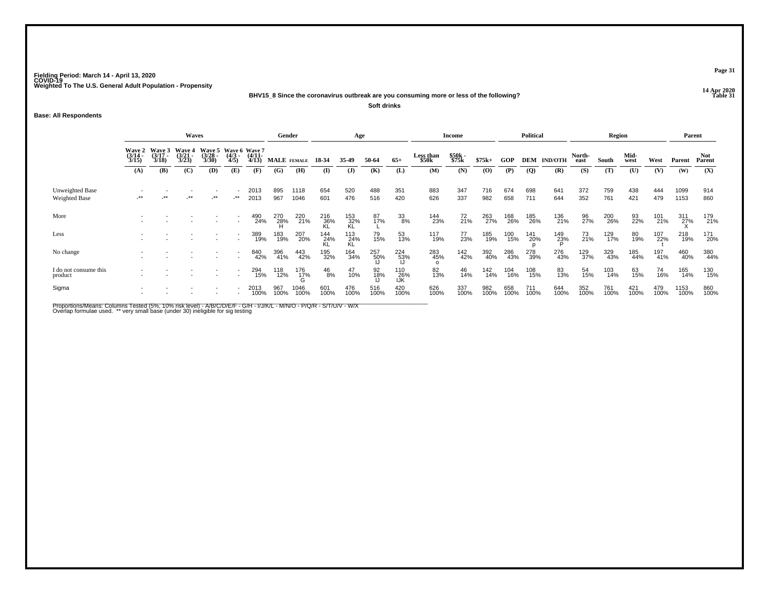Fielding Period: March 14 - April 13, 2020
COVID-19
Weighted To The U.S. General Adult Population - Propensity

14 Apr 2020
Table 31

**BHV15_8 Since the coronavirus outbreak are you consuming more or less of the following?**

**Soft drinks**

**Base: All Respondents**

| | Waves | | | | | | Gender | | Age | | | | Income | | | Political | | | Region | | | | Parent | |
|---|---|---|---|---|---|---|---|---|---|---|---|---|---|---|---|---|---|---|---|---|---|---|---|---|
| | Wave 2 (3/14 - 3/15) | Wave 3 (3/17 - 3/18) | Wave 4 (3/21 - 3/23) | Wave 5 (3/28 - 3/30) | Wave 6 (4/3 - 4/5) | Wave 7 (4/11- 4/13) | MALE | FEMALE | 18-34 | 35-49 | 50-64 | 65+ | Less than $50k | $50k - $75k | $75k+ | GOP | DEM | IND/OTH | North-east | South | Mid-west | West | Parent | Not Parent |
| | (A) | (B) | (C) | (D) | (E) | (F) | (G) | (H) | (I) | (J) | (K) | (L) | (M) | (N) | (O) | (P) | (Q) | (R) | (S) | (T) | (U) | (V) | (W) | (X) |
| Unweighted Base | - | - | - | - | - | 2013 | 895 | 1118 | 654 | 520 | 488 | 351 | 883 | 347 | 716 | 674 | 698 | 641 | 372 | 759 | 438 | 444 | 1099 | 914 |
| Weighted Base | -** | -** | -** | -** | -** | 2013 | 967 | 1046 | 601 | 476 | 516 | 420 | 626 | 337 | 982 | 658 | 711 | 644 | 352 | 761 | 421 | 479 | 1153 | 860 |
| More | - | - | - | - | - | 490 | 270 | 220 | 216 | 153 | 87 | 33 | 144 | 72 | 263 | 168 | 185 | 136 | 96 | 200 | 93 | 101 | 311 | 179 |
| | - | - | - | - | - | 24% | 28% | 21% | 36% | 32% | 17% | 8% | 23% | 21% | 27% | 26% | 26% | 21% | 27% | 26% | 22% | 21% | 27% | 21% |
| | | | | | | | H | | KL | KL | L | | | | | | | | | | | | X | |
| Less | - | - | - | - | - | 389 | 183 | 207 | 144 | 113 | 79 | 53 | 117 | 77 | 185 | 100 | 141 | 149 | 73 | 129 | 80 | 107 | 218 | 171 |
| | - | - | - | - | - | 19% | 19% | 20% | 24% | 24% | 15% | 13% | 19% | 23% | 19% | 15% | 20% | 23% | 21% | 17% | 19% | 22% | 19% | 20% |
| | | | | | | | | | KL | KL | | | | | | | p | P | | | | t | | |
| No change | - | - | - | - | - | 840 | 396 | 443 | 195 | 164 | 257 | 224 | 283 | 142 | 392 | 286 | 278 | 276 | 129 | 329 | 185 | 197 | 460 | 380 |
| | - | - | - | - | - | 42% | 41% | 42% | 32% | 34% | 50% | 53% | 45% | 42% | 40% | 43% | 39% | 43% | 37% | 43% | 44% | 41% | 40% | 44% |
| | | | | | | | | | | | IJ | IJ | o | | | | | | | | | | | |
| I do not consume this product | - | - | - | - | - | 294 | 118 | 176 | 46 | 47 | 92 | 110 | 82 | 46 | 142 | 104 | 108 | 83 | 54 | 103 | 63 | 74 | 165 | 130 |
| | - | - | - | - | - | 15% | 12% | 17% | 8% | 10% | 18% | 26% | 13% | 14% | 14% | 16% | 15% | 13% | 15% | 14% | 15% | 16% | 14% | 15% |
| | | | | | | | | G | | | IJ | IJK | | | | | | | | | | | | |
| Sigma | - | - | - | - | - | 2013 | 967 | 1046 | 601 | 476 | 516 | 420 | 626 | 337 | 982 | 658 | 711 | 644 | 352 | 761 | 421 | 479 | 1153 | 860 |
| | - | - | - | - | - | 100% | 100% | 100% | 100% | 100% | 100% | 100% | 100% | 100% | 100% | 100% | 100% | 100% | 100% | 100% | 100% | 100% | 100% | 100% |

Proportions/Means: Columns Tested (5%, 10% risk level) - A/B/C/D/E/F - G/H - I/J/K/L - M/N/O - P/Q/R - S/T/U/V - W/X
Overlap formulae used. ** very small base (under 30) ineligible for sig testing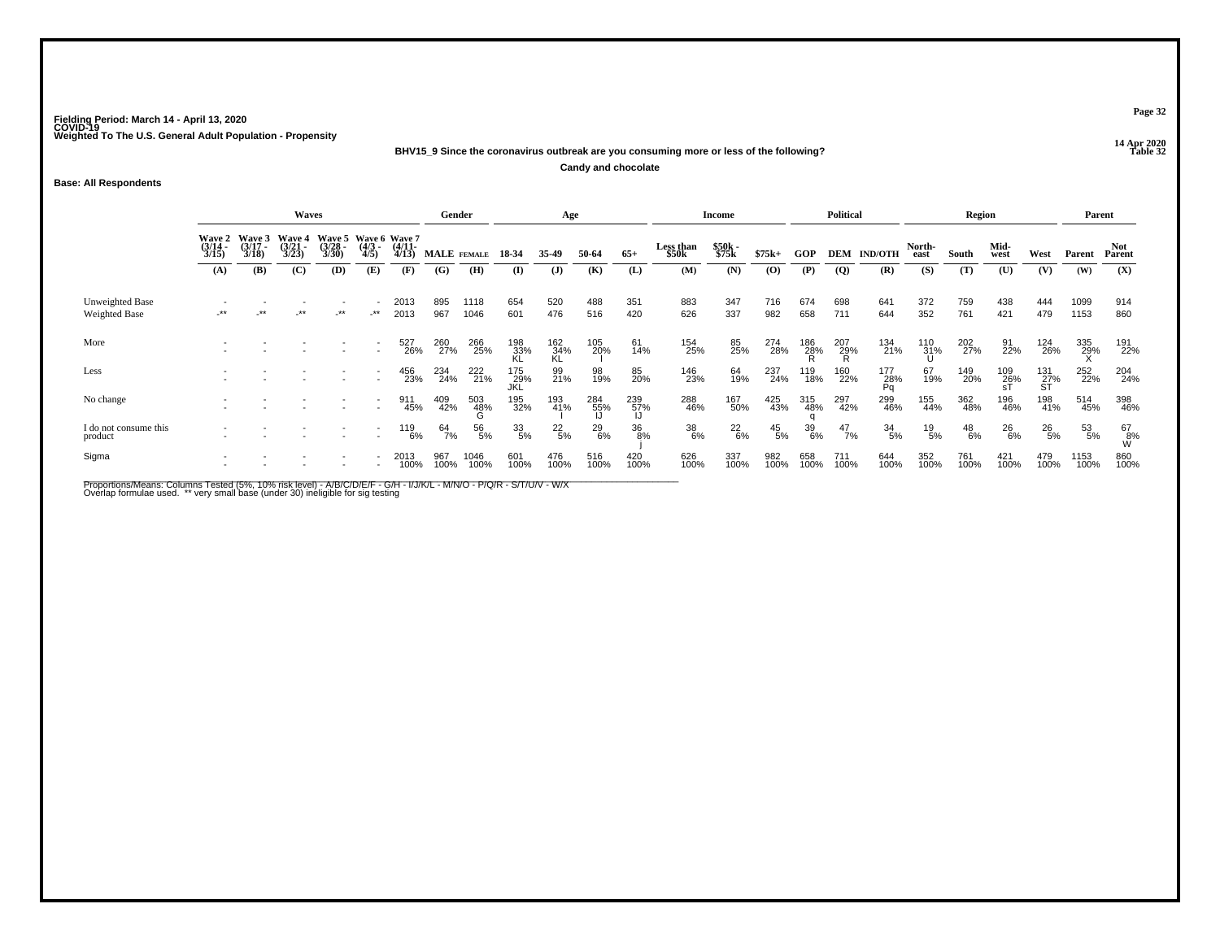Fielding Period: March 14 - April 13, 2020
COVID-19
Weighted To The U.S. General Adult Population - Propensity

14 Apr 2020
Table 32

**BHV15_9 Since the coronavirus outbreak are you consuming more or less of the following?**

**Candy and chocolate**

**Base: All Respondents**

| | Waves | | | | | | Gender | | Age | | | | Income | | | Political | | | Region | | | | Parent | |
|---|---|---|---|---|---|---|---|---|---|---|---|---|---|---|---|---|---|---|---|---|---|---|---|---|
| | Wave 2 (3/14 - 3/15) | Wave 3 (3/17 - 3/18) | Wave 4 (3/21 - 3/23) | Wave 5 (3/28 - 3/30) | Wave 6 (4/3 - 4/5) | Wave 7 (4/11- 4/13) | MALE | FEMALE | 18-34 | 35-49 | 50-64 | 65+ | Less than $50k | $50k - $75k | $75k+ | GOP | DEM | IND/OTH | North-east | South | Mid-west | West | Parent | Not Parent |
| | (A) | (B) | (C) | (D) | (E) | (F) | (G) | (H) | (I) | (J) | (K) | (L) | (M) | (N) | (O) | (P) | (Q) | (R) | (S) | (T) | (U) | (V) | (W) | (X) |
| Unweighted Base | - | - | - | - | - | 2013 | 895 | 1118 | 654 | 520 | 488 | 351 | 883 | 347 | 716 | 674 | 698 | 641 | 372 | 759 | 438 | 444 | 1099 | 914 |
| Weighted Base | -** | -** | -** | -** | -** | 2013 | 967 | 1046 | 601 | 476 | 516 | 420 | 626 | 337 | 982 | 658 | 711 | 644 | 352 | 761 | 421 | 479 | 1153 | 860 |
| More | - | - | - | - | - | 527 | 260 | 266 | 198 | 162 | 105 | 61 | 154 | 85 | 274 | 186 | 207 | 134 | 110 | 202 | 91 | 124 | 335 | 191 |
| | - | - | - | - | - | 26% | 27% | 25% | 33% | 34% | 20% | 14% | 25% | 25% | 28% | 28% | 29% | 21% | 31% | 27% | 22% | 26% | 29% | 22% |
| | | | | | | | | | KL | KL | l | | | | | R | R | | U | | | | X | |
| Less | - | - | - | - | - | 456 | 234 | 222 | 175 | 99 | 98 | 85 | 146 | 64 | 237 | 119 | 160 | 177 | 67 | 149 | 109 | 131 | 252 | 204 |
| | - | - | - | - | - | 23% | 24% | 21% | 29% | 21% | 19% | 20% | 23% | 19% | 24% | 18% | 22% | 28% | 19% | 20% | 26% | 27% | 22% | 24% |
| | | | | | | | | | JKL | | | | | | | | | Pq | | | sT | ST | | |
| No change | - | - | - | - | - | 911 | 409 | 503 | 195 | 193 | 284 | 239 | 288 | 167 | 425 | 315 | 297 | 299 | 155 | 362 | 196 | 198 | 514 | 398 |
| | - | - | - | - | - | 45% | 42% | 48% | 32% | 41% | 55% | 57% | 46% | 50% | 43% | 48% | 42% | 46% | 44% | 48% | 46% | 41% | 45% | 46% |
| | | | | | | | | G | | I | IJ | IJ | | | | q | | | | | | | | |
| I do not consume this product | - | - | - | - | - | 119 | 64 | 56 | 33 | 22 | 29 | 36 | 38 | 22 | 45 | 39 | 47 | 34 | 19 | 48 | 26 | 26 | 53 | 67 |
| | - | - | - | - | - | 6% | 7% | 5% | 5% | 5% | 6% | 8% | 6% | 6% | 5% | 6% | 7% | 5% | 5% | 6% | 6% | 5% | 5% | 8% |
| | | | | | | | | | | | | j | | | | | | | | | | | | W |
| Sigma | - | - | - | - | - | 2013 | 967 | 1046 | 601 | 476 | 516 | 420 | 626 | 337 | 982 | 658 | 711 | 644 | 352 | 761 | 421 | 479 | 1153 | 860 |
| | - | - | - | - | - | 100% | 100% | 100% | 100% | 100% | 100% | 100% | 100% | 100% | 100% | 100% | 100% | 100% | 100% | 100% | 100% | 100% | 100% | 100% |

Proportions/Means: Columns Tested (5%, 10% risk level) - A/B/C/D/E/F - G/H - I/J/K/L - M/N/O - P/Q/R - S/T/U/V - W/X
Overlap formulae used. ** very small base (under 30) ineligible for sig testing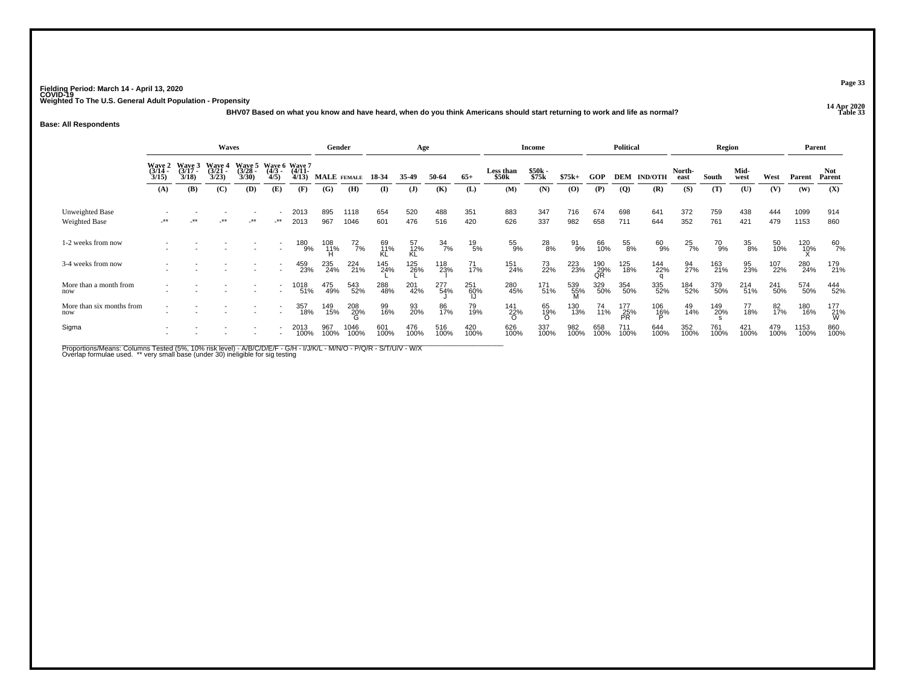Fielding Period: March 14 - April 13, 2020
COVID-19
Weighted To The U.S. General Adult Population - Propensity

14 Apr 2020
Table 33

**BHV07 Based on what you know and have heard, when do you think Americans should start returning to work and life as normal?**

**Base: All Respondents**

| | Waves | | | | | | Gender | | Age | | | | Income | | | Political | | | Region | | | | Parent | |
|---|---|---|---|---|---|---|---|---|---|---|---|---|---|---|---|---|---|---|---|---|---|---|---|---|
| | Wave 2 (3/14 - 3/15) | Wave 3 (3/17 - 3/18) | Wave 4 (3/21 - 3/23) | Wave 5 (3/28 - 3/30) | Wave 6 (4/3 - 4/5) | Wave 7 (4/11- 4/13) | MALE | FEMALE | 18-34 | 35-49 | 50-64 | 65+ | Less than $50k | $50k - $75k | $75k+ | GOP | DEM | IND/OTH | North-east | South | Mid-west | West | Parent | Not Parent |
| | (A) | (B) | (C) | (D) | (E) | (F) | (G) | (H) | (I) | (J) | (K) | (L) | (M) | (N) | (O) | (P) | (Q) | (R) | (S) | (T) | (U) | (V) | (W) | (X) |
| Unweighted Base | - | - | - | - | - | 2013 | 895 | 1118 | 654 | 520 | 488 | 351 | 883 | 347 | 716 | 674 | 698 | 641 | 372 | 759 | 438 | 444 | 1099 | 914 |
| Weighted Base | -** | -** | -** | -** | -** | 2013 | 967 | 1046 | 601 | 476 | 516 | 420 | 626 | 337 | 982 | 658 | 711 | 644 | 352 | 761 | 421 | 479 | 1153 | 860 |
| 1-2 weeks from now | - | - | - | - | - | 180 | 108 | 72 | 69 | 57 | 34 | 19 | 55 | 28 | 91 | 66 | 55 | 60 | 25 | 70 | 35 | 50 | 120 | 60 |
| | - | - | - | - | - | 9% | 11% H | 7% | 11% KL | 12% KL | 7% | 5% | 9% | 8% | 9% | 10% | 8% | 9% | 7% | 9% | 8% | 10% | 10% X | 7% |
| 3-4 weeks from now | - | - | - | - | - | 459 | 235 | 224 | 145 | 125 | 118 | 71 | 151 | 73 | 223 | 190 | 125 | 144 | 94 | 163 | 95 | 107 | 280 | 179 |
| | - | - | - | - | - | 23% | 24% | 21% | 24% L | 26% L | 23% I | 17% | 24% | 22% | 23% | 29% QR | 18% | 22% q | 27% | 21% | 23% | 22% | 24% | 21% |
| More than a month from now | - | - | - | - | - | 1018 | 475 | 543 | 288 | 201 | 277 | 251 | 280 | 171 | 539 | 329 | 354 | 335 | 184 | 379 | 214 | 241 | 574 | 444 |
| | - | - | - | - | - | 51% | 49% | 52% | 48% | 42% | 54% J | 60% IJ | 45% | 51% | 55% M | 50% | 50% | 52% | 52% | 50% | 51% | 50% | 50% | 52% |
| More than six months from now | - | - | - | - | - | 357 | 149 | 208 | 99 | 93 | 86 | 79 | 141 | 65 | 130 | 74 | 177 | 106 | 49 | 149 | 77 | 82 | 180 | 177 |
| | - | - | - | - | - | 18% | 15% | 20% G | 16% | 20% | 17% | 19% | 22% O | 19% O | 13% | 11% | 25% PR | 16% P | 14% | 20% s | 18% | 17% | 16% | 21% W |
| Sigma | - | - | - | - | - | 2013 | 967 | 1046 | 601 | 476 | 516 | 420 | 626 | 337 | 982 | 658 | 711 | 644 | 352 | 761 | 421 | 479 | 1153 | 860 |
| | - | - | - | - | - | 100% | 100% | 100% | 100% | 100% | 100% | 100% | 100% | 100% | 100% | 100% | 100% | 100% | 100% | 100% | 100% | 100% | 100% | 100% |

Proportions/Means: Columns Tested (5%, 10% risk level) - A/B/C/D/E/F - G/H - I/J/K/L - M/N/O - P/Q/R - S/T/U/V - W/X
Overlap formulae used. ** very small base (under 30) ineligible for sig testing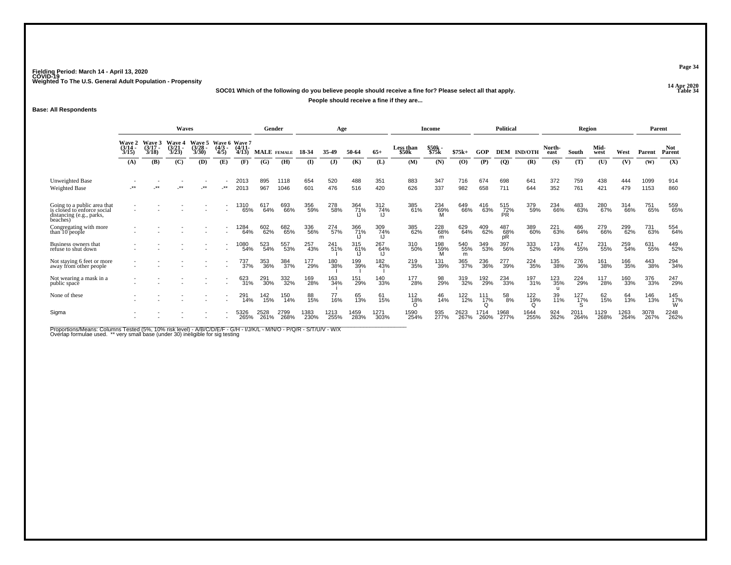Fielding Period: March 14 - April 13, 2020
COVID-19
Weighted To The U.S. General Adult Population - Propensity

14 Apr 2020
Table 34

**SOC01 Which of the following do you believe people should receive a fine for? Please select all that apply.**

**People should receive a fine if they are...**

**Base: All Respondents**

| | Waves | | | | | | Gender | | Age | | | | Income | | | Political | | | Region | | | | Parent | |
|---|---|---|---|---|---|---|---|---|---|---|---|---|---|---|---|---|---|---|---|---|---|---|---|---|
| | Wave 2 (3/14 - 3/15) | Wave 3 (3/17 - 3/18) | Wave 4 (3/21 - 3/23) | Wave 5 (3/28 - 3/30) | Wave 6 (4/3 - 4/5) | Wave 7 (4/11- 4/13) | MALE | FEMALE | 18-34 | 35-49 | 50-64 | 65+ | Less than $50k | $50k - $75k | $75k+ | GOP | DEM | IND/OTH | North-east | South | Mid-west | West | Parent | Not Parent |
| | (A) | (B) | (C) | (D) | (E) | (F) | (G) | (H) | (I) | (J) | (K) | (L) | (M) | (N) | (O) | (P) | (Q) | (R) | (S) | (T) | (U) | (V) | (W) | (X) |
| Unweighted Base | - | - | - | - | - | 2013 | 895 | 1118 | 654 | 520 | 488 | 351 | 883 | 347 | 716 | 674 | 698 | 641 | 372 | 759 | 438 | 444 | 1099 | 914 |
| Weighted Base | -** | -** | -** | -** | -** | 2013 | 967 | 1046 | 601 | 476 | 516 | 420 | 626 | 337 | 982 | 658 | 711 | 644 | 352 | 761 | 421 | 479 | 1153 | 860 |
| Going to a public area that is closed to enforce social distancing (e.g., parks, beaches) | - | - | - | - | - | 1310 | 617 | 693 | 356 | 278 | 364 | 312 | 385 | 234 | 649 | 416 | 515 | 379 | 234 | 483 | 280 | 314 | 751 | 559 |
| | - | - | - | - | - | 65% | 64% | 66% | 59% | 58% | 71% | 74% | 61% | 69% | 66% | 63% | 72% | 59% | 66% | 63% | 67% | 66% | 65% | 65% |
| | | | | | | | | | | | IJ | IJ | | M | | | PR | | | | | | | |
| Congregating with more than 10 people | - | - | - | - | - | 1284 | 602 | 682 | 336 | 274 | 366 | 309 | 385 | 228 | 629 | 409 | 487 | 389 | 221 | 486 | 279 | 299 | 731 | 554 |
| | - | - | - | - | - | 64% | 62% | 65% | 56% | 57% | 71% | 74% | 62% | 68% | 64% | 62% | 68% | 60% | 63% | 64% | 66% | 62% | 63% | 64% |
| | | | | | | | | | | | IJ | IJ | | m | | | pR | | | | | | | |
| Business owners that refuse to shut down | - | - | - | - | - | 1080 | 523 | 557 | 257 | 241 | 315 | 267 | 310 | 198 | 540 | 349 | 397 | 333 | 173 | 417 | 231 | 259 | 631 | 449 |
| | - | - | - | - | - | 54% | 54% | 53% | 43% | 51% | 61% | 64% | 50% | 59% | 55% | 53% | 56% | 52% | 49% | 55% | 55% | 54% | 55% | 52% |
| | | | | | | | | | | I | IJ | IJ | | M | m | | | | | | | | | |
| Not staying 6 feet or more away from other people | - | - | - | - | - | 737 | 353 | 384 | 177 | 180 | 199 | 182 | 219 | 131 | 365 | 236 | 277 | 224 | 135 | 276 | 161 | 166 | 443 | 294 |
| | - | - | - | - | - | 37% | 36% | 37% | 29% | 38% | 39% | 43% | 35% | 39% | 37% | 36% | 39% | 35% | 38% | 36% | 38% | 35% | 38% | 34% |
| | | | | | | | | | | I | I | I | | | | | | | | | | | | |
| Not wearing a mask in a public space | - | - | - | - | - | 623 | 291 | 332 | 169 | 163 | 151 | 140 | 177 | 98 | 319 | 192 | 234 | 197 | 123 | 224 | 117 | 160 | 376 | 247 |
| | - | - | - | - | - | 31% | 30% | 32% | 28% | 34% | 29% | 33% | 28% | 29% | 32% | 29% | 33% | 31% | 35% | 29% | 28% | 33% | 33% | 29% |
| | | | | | | | | | | i | | | | | | | | | u | | | | | |
| None of these | - | - | - | - | - | 291 | 142 | 150 | 88 | 77 | 65 | 61 | 112 | 46 | 122 | 111 | 58 | 122 | 39 | 127 | 62 | 64 | 146 | 145 |
| | - | - | - | - | - | 14% | 15% | 14% | 15% | 16% | 13% | 15% | 18% | 14% | 12% | 17% | 8% | 19% | 11% | 17% | 15% | 13% | 13% | 17% |
| | | | | | | | | | | | | | O | | | Q | | Q | | S | | | | W |
| Sigma | - | - | - | - | - | 5326 | 2528 | 2799 | 1383 | 1213 | 1459 | 1271 | 1590 | 935 | 2623 | 1714 | 1968 | 1644 | 924 | 2011 | 1129 | 1263 | 3078 | 2248 |
| | - | - | - | - | - | 265% | 261% | 268% | 230% | 255% | 283% | 303% | 254% | 277% | 267% | 260% | 277% | 255% | 262% | 264% | 268% | 264% | 267% | 262% |

Proportions/Means: Columns Tested (5%, 10% risk level) - A/B/C/D/E/F - G/H - I/J/K/L - M/N/O - P/Q/R - S/T/U/V - W/X
Overlap formulae used. ** very small base (under 30) ineligible for sig testing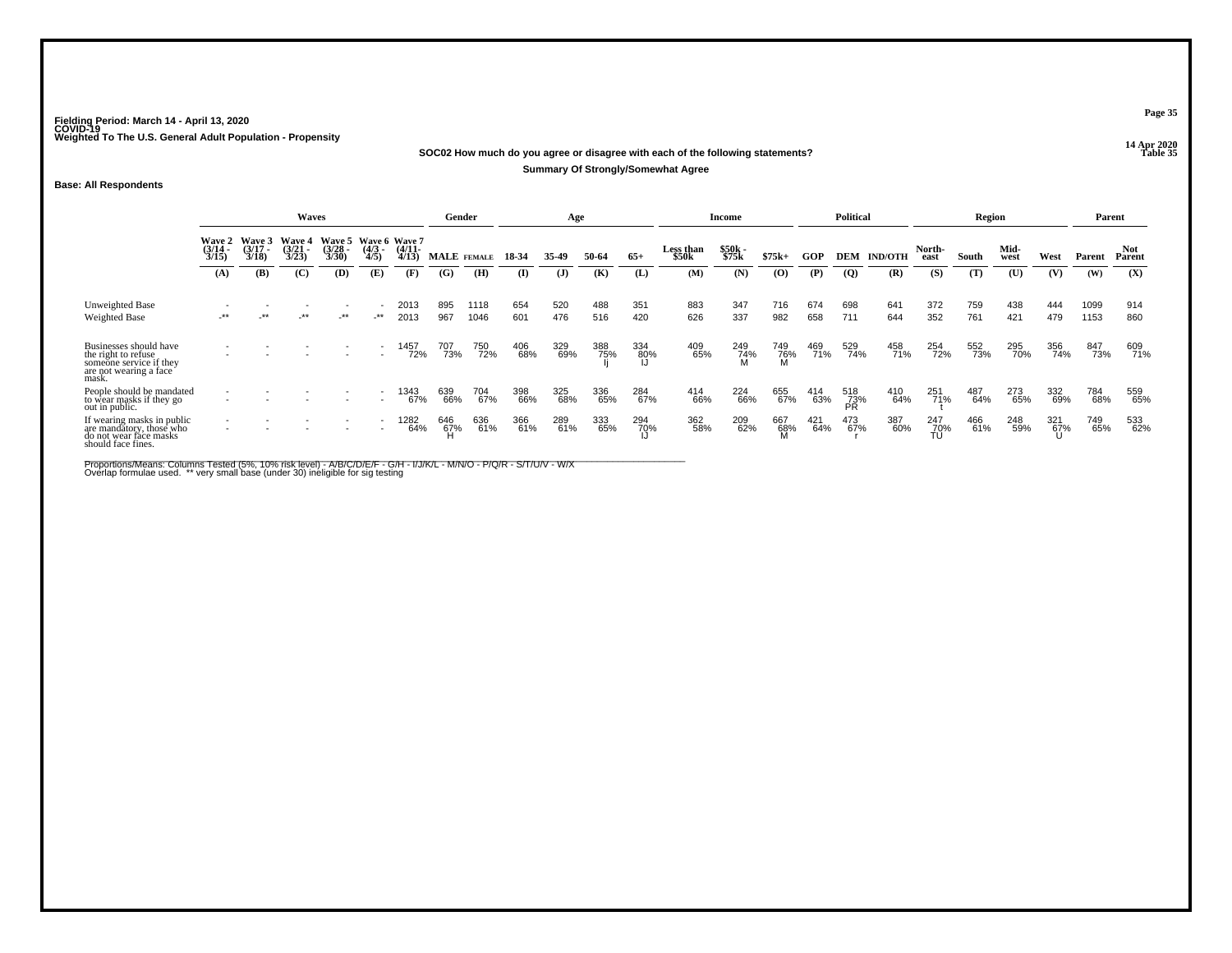Fielding Period: March 14 - April 13, 2020
COVID-19
Weighted To The U.S. General Adult Population - Propensity

14 Apr 2020
Table 35

**SOC02 How much do you agree or disagree with each of the following statements?**

**Summary Of Strongly/Somewhat Agree**

**Base: All Respondents**

| | Waves | | | | | | Gender | | Age | | | | Income | | | Political | | | Region | | | | Parent | |
|---|---|---|---|---|---|---|---|---|---|---|---|---|---|---|---|---|---|---|---|---|---|---|---|---|
| | Wave 2 (3/14 - 3/15) | Wave 3 (3/17 - 3/18) | Wave 4 (3/21 - 3/23) | Wave 5 (3/28 - 3/30) | Wave 6 (4/3 - 4/5) | Wave 7 (4/11- 4/13) | MALE | FEMALE | 18-34 | 35-49 | 50-64 | 65+ | Less than $50k | $50k - $75k | $75k+ | GOP | DEM | IND/OTH | North-east | South | Mid-west | West | Parent | Not Parent |
| | (A) | (B) | (C) | (D) | (E) | (F) | (G) | (H) | (I) | (J) | (K) | (L) | (M) | (N) | (O) | (P) | (Q) | (R) | (S) | (T) | (U) | (V) | (W) | (X) |
| Unweighted Base | - | - | - | - | - | 2013 | 895 | 1118 | 654 | 520 | 488 | 351 | 883 | 347 | 716 | 674 | 698 | 641 | 372 | 759 | 438 | 444 | 1099 | 914 |
| Weighted Base | -** | -** | -** | -** | -** | 2013 | 967 | 1046 | 601 | 476 | 516 | 420 | 626 | 337 | 982 | 658 | 711 | 644 | 352 | 761 | 421 | 479 | 1153 | 860 |
| Businesses should have the right to refuse someone service if they are not wearing a face mask. | - | - | - | - | - | 1457 | 707 | 750 | 406 | 329 | 388 | 334 | 409 | 249 | 749 | 469 | 529 | 458 | 254 | 552 | 295 | 356 | 847 | 609 |
| | - | - | - | - | - | 72% | 73% | 72% | 68% | 69% | 75% Ij | 80% IJ | 65% | 74% M | 76% M | 71% | 74% | 71% | 72% | 73% | 70% | 74% | 73% | 71% |
| People should be mandated to wear masks if they go out in public. | - | - | - | - | - | 1343 | 639 | 704 | 398 | 325 | 336 | 284 | 414 | 224 | 655 | 414 | 518 | 410 | 251 | 487 | 273 | 332 | 784 | 559 |
| | - | - | - | - | - | 67% | 66% | 67% | 66% | 68% | 65% | 67% | 66% | 66% | 67% | 63% | 73% PR | 64% | 71% t | 64% | 65% | 69% | 68% | 65% |
| If wearing masks in public are mandatory, those who do not wear face masks should face fines. | - | - | - | - | - | 1282 | 646 | 636 | 366 | 289 | 333 | 294 | 362 | 209 | 667 | 421 | 473 | 387 | 247 | 466 | 248 | 321 | 749 | 533 |
| | - | - | - | - | - | 64% | 67% H | 61% | 61% | 61% | 65% | 70% IJ | 58% | 62% | 68% M | 64% | 67% r | 60% | 70% TU | 61% | 59% | 67% U | 65% | 62% |

Proportions/Means: Columns Tested (5%, 10% risk level) - A/B/C/D/E/F - G/H - I/J/K/L - M/N/O - P/Q/R - S/T/U/V - W/X
Overlap formulae used. ** very small base (under 30) ineligible for sig testing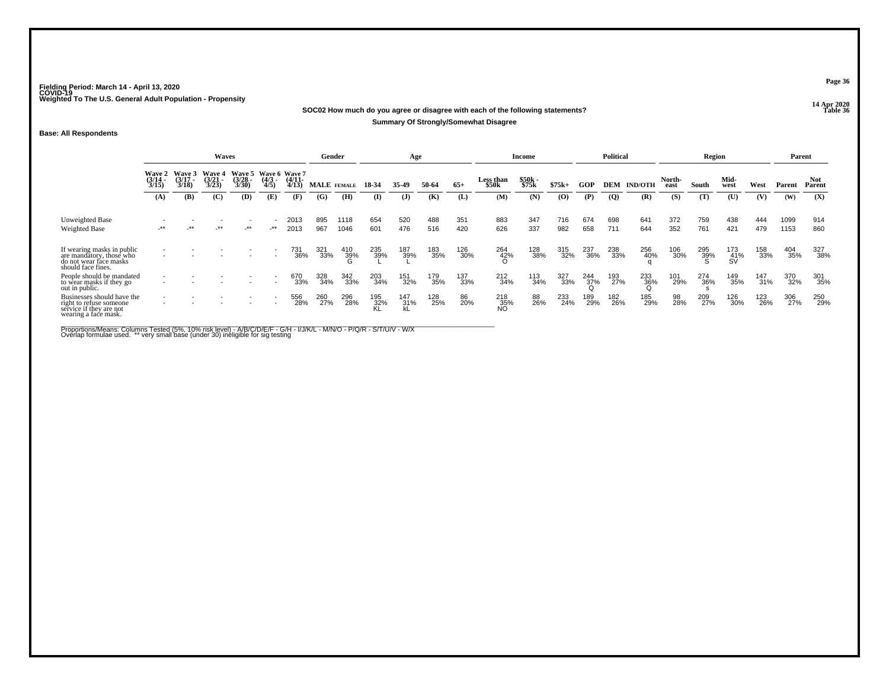Fielding Period: March 14 - April 13, 2020
COVID-19
Weighted To The U.S. General Adult Population - Propensity

14 Apr 2020
Table 36

**SOC02 How much do you agree or disagree with each of the following statements?**

**Summary Of Strongly/Somewhat Disagree**

**Base: All Respondents**

| | Waves | | | | | | Gender | | Age | | | | Income | | | Political | | | Region | | | | Parent | |
|---|---|---|---|---|---|---|---|---|---|---|---|---|---|---|---|---|---|---|---|---|---|---|---|---|
| | Wave 2 (3/14 - 3/15) | Wave 3 (3/17 - 3/18) | Wave 4 (3/21 - 3/23) | Wave 5 (3/28 - 3/30) | Wave 6 (4/3 - 4/5) | Wave 7 (4/11- 4/13) | MALE | FEMALE | 18-34 | 35-49 | 50-64 | 65+ | Less than $50k | $50k - $75k | $75k+ | GOP | DEM | IND/OTH | North-east | South | Mid-west | West | Parent | Not Parent |
| | (A) | (B) | (C) | (D) | (E) | (F) | (G) | (H) | (I) | (J) | (K) | (L) | (M) | (N) | (O) | (P) | (Q) | (R) | (S) | (T) | (U) | (V) | (W) | (X) |
| Unweighted Base | - | - | - | - | - | 2013 | 895 | 1118 | 654 | 520 | 488 | 351 | 883 | 347 | 716 | 674 | 698 | 641 | 372 | 759 | 438 | 444 | 1099 | 914 |
| Weighted Base | -** | -** | -** | -** | -** | 2013 | 967 | 1046 | 601 | 476 | 516 | 420 | 626 | 337 | 982 | 658 | 711 | 644 | 352 | 761 | 421 | 479 | 1153 | 860 |
| If wearing masks in public are mandatory, those who do not wear face masks should face fines. | - | - | - | - | - | 731 | 321 | 410 | 235 | 187 | 183 | 126 | 264 | 128 | 315 | 237 | 238 | 256 | 106 | 295 | 173 | 158 | 404 | 327 |
| | - | - | - | - | - | 36% | 33% | 39% G | 39% L | 39% L | 35% | 30% | 42% O | 38% | 32% | 36% | 33% | 40% q | 30% | 39% S | 41% SV | 33% | 35% | 38% |
| People should be mandated to wear masks if they go out in public. | - | - | - | - | - | 670 | 328 | 342 | 203 | 151 | 179 | 137 | 212 | 113 | 327 | 244 | 193 | 233 | 101 | 274 | 149 | 147 | 370 | 301 |
| | - | - | - | - | - | 33% | 34% | 33% | 34% | 32% | 35% | 33% | 34% | 34% | 33% | 37% Q | 27% | 36% Q | 29% | 36% s | 35% | 31% | 32% | 35% |
| Businesses should have the right to refuse someone service if they are not wearing a face mask. | - | - | - | - | - | 556 | 260 | 296 | 195 | 147 | 128 | 86 | 218 | 88 | 233 | 189 | 182 | 185 | 98 | 209 | 126 | 123 | 306 | 250 |
| | - | - | - | - | - | 28% | 27% | 28% | 32% KL | 31% kL | 25% | 20% | 35% NO | 26% | 24% | 29% | 26% | 29% | 28% | 27% | 30% | 26% | 27% | 29% |

Proportions/Means: Columns Tested (5%, 10% risk level) - A/B/C/D/E/F - G/H - I/J/K/L - M/N/O - P/Q/R - S/T/U/V - W/X
Overlap formulae used. ** very small base (under 30) ineligible for sig testing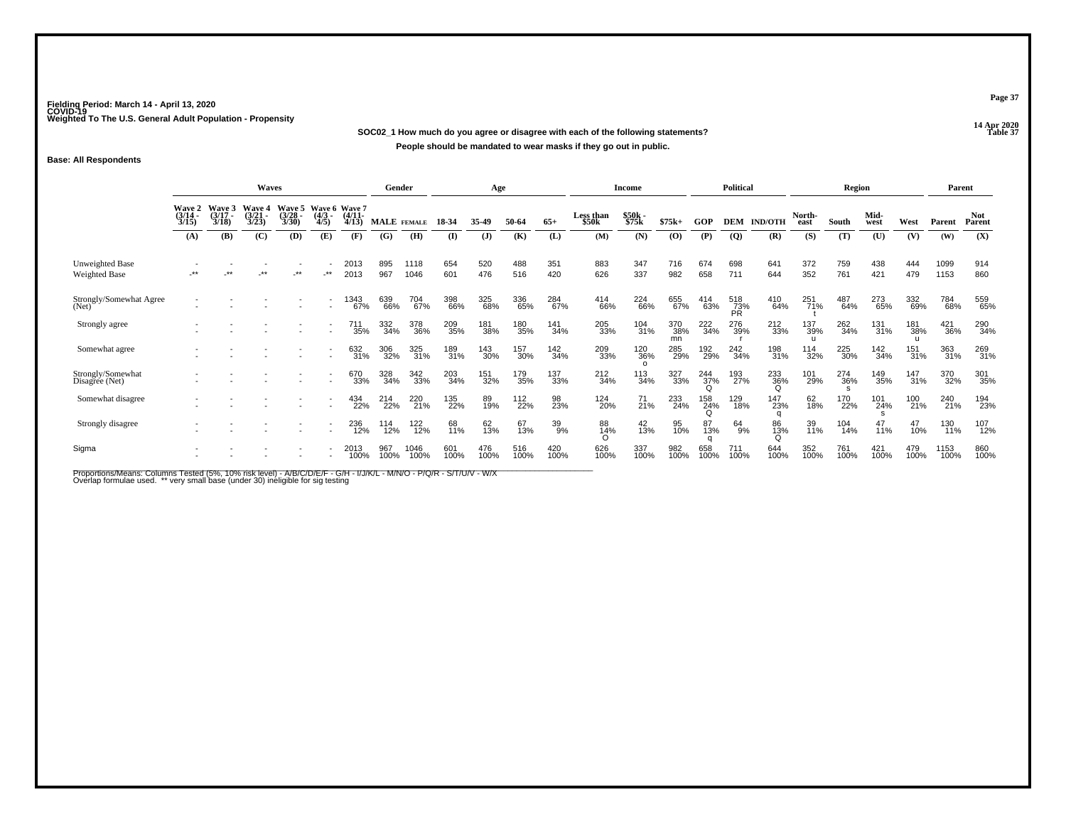Fielding Period: March 14 - April 13, 2020
COVID-19
Weighted To The U.S. General Adult Population - Propensity

14 Apr 2020
Table 37

SOC02_1 How much do you agree or disagree with each of the following statements?

People should be mandated to wear masks if they go out in public.

**Base: All Respondents**

| | Waves | | | | | | Gender | | Age | | | | Income | | | Political | | | Region | | | | Parent | |
|---|---|---|---|---|---|---|---|---|---|---|---|---|---|---|---|---|---|---|---|---|---|---|---|---|
| | Wave 2 (3/14 - 3/15) | Wave 3 (3/17 - 3/18) | Wave 4 (3/21 - 3/23) | Wave 5 (3/28 - 3/30) | Wave 6 (4/3 - 4/5) | Wave 7 (4/11- 4/13) | MALE | FEMALE | 18-34 | 35-49 | 50-64 | 65+ | Less than $50k | $50k - $75k | $75k+ | GOP | DEM | IND/OTH | North-east | South | Mid-west | West | Parent | Not Parent |
| | (A) | (B) | (C) | (D) | (E) | (F) | (G) | (H) | (I) | (J) | (K) | (L) | (M) | (N) | (O) | (P) | (Q) | (R) | (S) | (T) | (U) | (V) | (W) | (X) |
| Unweighted Base | - | - | - | - | - | 2013 | 895 | 1118 | 654 | 520 | 488 | 351 | 883 | 347 | 716 | 674 | 698 | 641 | 372 | 759 | 438 | 444 | 1099 | 914 |
| Weighted Base | -** | -** | -** | -** | -** | 2013 | 967 | 1046 | 601 | 476 | 516 | 420 | 626 | 337 | 982 | 658 | 711 | 644 | 352 | 761 | 421 | 479 | 1153 | 860 |
| Strongly/Somewhat Agree (Net) | - | - | - | - | - | 1343 67% | 639 66% | 704 67% | 398 66% | 325 68% | 336 65% | 284 67% | 414 66% | 224 66% | 655 67% | 414 63% | 518 73% PR | 410 64% | 251 71% t | 487 64% | 273 65% | 332 69% | 784 68% | 559 65% |
| Strongly agree | - | - | - | - | - | 711 35% | 332 34% | 378 36% | 209 35% | 181 38% | 180 35% | 141 34% | 205 33% | 104 31% | 370 38% mn | 222 34% | 276 39% r | 212 33% | 137 39% u | 262 34% | 131 31% | 181 38% u | 421 36% | 290 34% |
| Somewhat agree | - | - | - | - | - | 632 31% | 306 32% | 325 31% | 189 31% | 143 30% | 157 30% | 142 34% | 209 33% | 120 36% o | 285 29% | 192 29% | 242 34% | 198 31% | 114 32% | 225 30% | 142 34% | 151 31% | 363 31% | 269 31% |
| Strongly/Somewhat Disagree (Net) | - | - | - | - | - | 670 33% | 328 34% | 342 33% | 203 34% | 151 32% | 179 35% | 137 33% | 212 34% | 113 34% | 327 33% | 244 37% Q | 193 27% | 233 36% Q | 101 29% | 274 36% s | 149 35% | 147 31% | 370 32% | 301 35% |
| Somewhat disagree | - | - | - | - | - | 434 22% | 214 22% | 220 21% | 135 22% | 89 19% | 112 22% | 98 23% | 124 20% | 71 21% | 233 24% | 158 24% Q | 129 18% | 147 23% q | 62 18% | 170 22% | 101 24% s | 100 21% | 240 21% | 194 23% |
| Strongly disagree | - | - | - | - | - | 236 12% | 114 12% | 122 12% | 68 11% | 62 13% | 67 13% | 39 9% | 88 14% O | 42 13% | 95 10% | 87 13% q | 64 9% | 86 13% Q | 39 11% | 104 14% | 47 11% | 47 10% | 130 11% | 107 12% |
| Sigma | - | - | - | - | - | 2013 100% | 967 100% | 1046 100% | 601 100% | 476 100% | 516 100% | 420 100% | 626 100% | 337 100% | 982 100% | 658 100% | 711 100% | 644 100% | 352 100% | 761 100% | 421 100% | 479 100% | 1153 100% | 860 100% |

Proportions/Means: Columns Tested (5%, 10% risk level) - A/B/C/D/E/F - G/H - I/J/K/L - M/N/O - P/Q/R - S/T/U/V - W/X
Overlap formulae used. ** very small base (under 30) ineligible for sig testing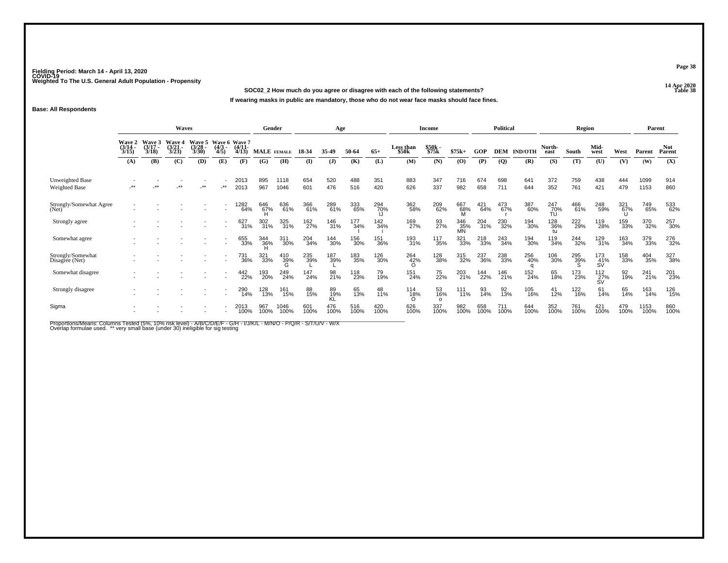Fielding Period: March 14 - April 13, 2020
COVID-19
Weighted To The U.S. General Adult Population - Propensity

14 Apr 2020
Table 38

SOC02_2 How much do you agree or disagree with each of the following statements?

If wearing masks in public are mandatory, those who do not wear face masks should face fines.

Base: All Respondents

| | Waves | | | | | | Gender | | Age | | | | Income | | | Political | | | Region | | | | Parent | |
|---|---|---|---|---|---|---|---|---|---|---|---|---|---|---|---|---|---|---|---|---|---|---|---|---|
| | Wave 2 (3/14 - 3/15) | Wave 3 (3/17 - 3/18) | Wave 4 (3/21 - 3/23) | Wave 5 (3/28 - 3/30) | Wave 6 (4/3 - 4/5) | Wave 7 (4/11 - 4/13) | MALE | FEMALE | 18-34 | 35-49 | 50-64 | 65+ | Less than $50k | $50k - $75k | $75k+ | GOP | DEM | IND/OTH | North-east | South | Mid-west | West | Parent | Not Parent |
| | (A) | (B) | (C) | (D) | (E) | (F) | (G) | (H) | (I) | (J) | (K) | (L) | (M) | (N) | (O) | (P) | (Q) | (R) | (S) | (T) | (U) | (V) | (W) | (X) |
| Unweighted Base | - | - | - | - | - | 2013 | 895 | 1118 | 654 | 520 | 488 | 351 | 883 | 347 | 716 | 674 | 698 | 641 | 372 | 759 | 438 | 444 | 1099 | 914 |
| Weighted Base | -** | -** | -** | -** | -** | 2013 | 967 | 1046 | 601 | 476 | 516 | 420 | 626 | 337 | 982 | 658 | 711 | 644 | 352 | 761 | 421 | 479 | 1153 | 860 |
| Strongly/Somewhat Agree (Net) | - | - | - | - | - | 1282 | 646 | 636 | 366 | 289 | 333 | 294 | 362 | 209 | 667 | 421 | 473 | 387 | 247 | 466 | 248 | 321 | 749 | 533 |
| | - | - | - | - | - | 64% | 67% H | 61% | 61% | 61% | 65% | 70% IJ | 58% | 62% | 68% M | 64% | 67% r | 60% | 70% TU | 61% | 59% | 67% U | 65% | 62% |
| Strongly agree | - | - | - | - | - | 627 | 302 | 325 | 162 | 146 | 177 | 142 | 169 | 93 | 346 | 204 | 230 | 194 | 128 | 222 | 119 | 159 | 370 | 257 |
| | - | - | - | - | - | 31% | 31% | 31% | 27% | 31% | 34% I | 34% i | 27% | 27% | 35% MN | 31% | 32% | 30% | 36% tu | 29% | 28% | 33% | 32% | 30% |
| Somewhat agree | - | - | - | - | - | 655 | 344 | 311 | 204 | 144 | 156 | 151 | 193 | 117 | 321 | 218 | 243 | 194 | 119 | 244 | 129 | 163 | 379 | 276 |
| | - | - | - | - | - | 33% | 36% H | 30% | 34% | 30% | 30% | 36% | 31% | 35% | 33% | 33% | 34% | 30% | 34% | 32% | 31% | 34% | 33% | 32% |
| Strongly/Somewhat Disagree (Net) | - | - | - | - | - | 731 | 321 | 410 | 235 | 187 | 183 | 126 | 264 | 128 | 315 | 237 | 238 | 256 | 106 | 295 | 173 | 158 | 404 | 327 |
| | - | - | - | - | - | 36% | 33% | 39% G | 39% L | 39% L | 35% | 30% | 42% O | 38% | 32% | 36% | 33% | 40% q | 30% | 39% S | 41% SV | 33% | 35% | 38% |
| Somewhat disagree | - | - | - | - | - | 442 | 193 | 249 | 147 | 98 | 118 | 79 | 151 | 75 | 203 | 144 | 146 | 152 | 65 | 173 | 112 | 92 | 241 | 201 |
| | - | - | - | - | - | 22% | 20% | 24% | 24% | 21% | 23% | 19% | 24% | 22% | 21% | 22% | 21% | 24% | 18% | 23% | 27% SV | 19% | 21% | 23% |
| Strongly disagree | - | - | - | - | - | 290 | 128 | 161 | 88 | 89 | 65 | 48 | 114 | 53 | 111 | 93 | 92 | 105 | 41 | 122 | 61 | 65 | 163 | 126 |
| | - | - | - | - | - | 14% | 13% | 15% | 15% | 19% KL | 13% | 11% | 18% O | 16% o | 11% | 14% | 13% | 16% | 12% | 16% | 14% | 14% | 14% | 15% |
| Sigma | - | - | - | - | - | 2013 | 967 | 1046 | 601 | 476 | 516 | 420 | 626 | 337 | 982 | 658 | 711 | 644 | 352 | 761 | 421 | 479 | 1153 | 860 |
| | - | - | - | - | - | 100% | 100% | 100% | 100% | 100% | 100% | 100% | 100% | 100% | 100% | 100% | 100% | 100% | 100% | 100% | 100% | 100% | 100% | 100% |

Proportions/Means: Columns Tested (5%, 10% risk level) - A/B/C/D/E/F - G/H - I/J/K/L - M/N/O - P/Q/R - S/T/U/V - W/X
Overlap formulae used. ** very small base (under 30) ineligible for sig testing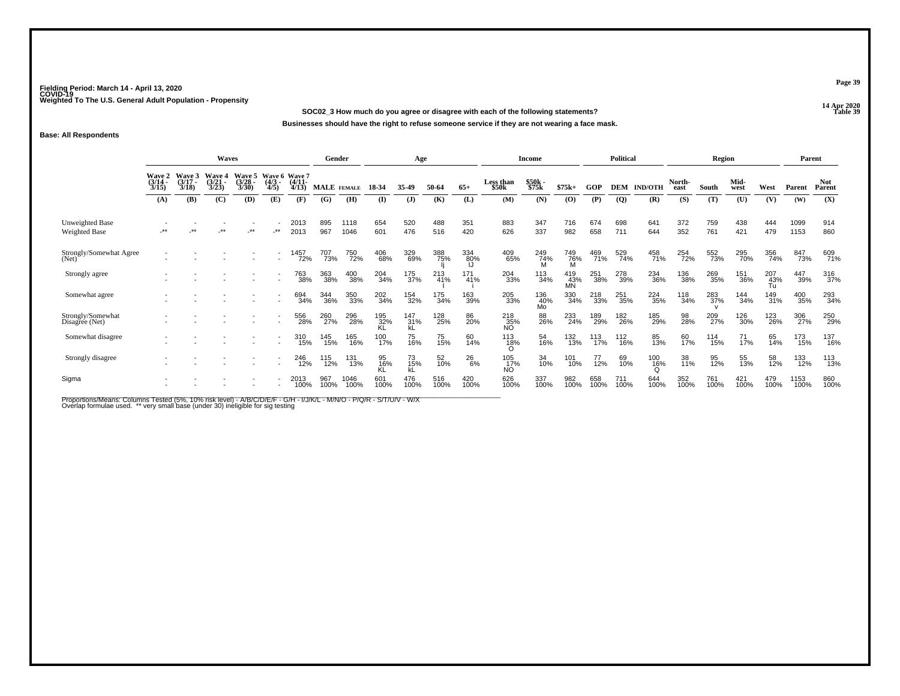Fielding Period: March 14 - April 13, 2020
COVID-19
Weighted To The U.S. General Adult Population - Propensity

14 Apr 2020
Table 39

**SOC02_3 How much do you agree or disagree with each of the following statements?**

**Businesses should have the right to refuse someone service if they are not wearing a face mask.**

**Base: All Respondents**

| | Waves | | | | | | Gender | | Age | | | | Income | | | Political | | | Region | | | | Parent | |
|---|---|---|---|---|---|---|---|---|---|---|---|---|---|---|---|---|---|---|---|---|---|---|---|---|
| | Wave 2 (3/14 - 3/15) | Wave 3 (3/17 - 3/18) | Wave 4 (3/21 - 3/23) | Wave 5 (3/28 - 3/30) | Wave 6 (4/3 - 4/5) | Wave 7 (4/11- 4/13) | MALE | FEMALE | 18-34 | 35-49 | 50-64 | 65+ | Less than $50k | $50k - $75k | $75k+ | GOP | DEM | IND/OTH | North-east | South | Mid-west | West | Parent | Not Parent |
| | (A) | (B) | (C) | (D) | (E) | (F) | (G) | (H) | (I) | (J) | (K) | (L) | (M) | (N) | (O) | (P) | (Q) | (R) | (S) | (T) | (U) | (V) | (W) | (X) |
| Unweighted Base | - | - | - | - | - | 2013 | 895 | 1118 | 654 | 520 | 488 | 351 | 883 | 347 | 716 | 674 | 698 | 641 | 372 | 759 | 438 | 444 | 1099 | 914 |
| Weighted Base | -** | -** | -** | -** | -** | 2013 | 967 | 1046 | 601 | 476 | 516 | 420 | 626 | 337 | 982 | 658 | 711 | 644 | 352 | 761 | 421 | 479 | 1153 | 860 |
| Strongly/Somewhat Agree (Net) | - | - | - | - | - | 1457 | 707 | 750 | 406 | 329 | 388 | 334 | 409 | 249 | 749 | 469 | 529 | 458 | 254 | 552 | 295 | 356 | 847 | 609 |
| | - | - | - | - | - | 72% | 73% | 72% | 68% | 69% | 75% | 80% | 65% | 74% | 76% | 71% | 74% | 71% | 72% | 73% | 70% | 74% | 73% | 71% |
| | | | | | | | | | | | Ij | IJ | | M | M | | | | | | | | | |
| Strongly agree | - | - | - | - | - | 763 | 363 | 400 | 204 | 175 | 213 | 171 | 204 | 113 | 419 | 251 | 278 | 234 | 136 | 269 | 151 | 207 | 447 | 316 |
| | - | - | - | - | - | 38% | 38% | 38% | 34% | 37% | 41% | 41% | 33% | 34% | 43% | 38% | 39% | 36% | 38% | 35% | 36% | 43% | 39% | 37% |
| | | | | | | | | | | | I | i | | | MN | | | | | | | Tu | | |
| Somewhat agree | - | - | - | - | - | 694 | 344 | 350 | 202 | 154 | 175 | 163 | 205 | 136 | 330 | 218 | 251 | 224 | 118 | 283 | 144 | 149 | 400 | 293 |
| | - | - | - | - | - | 34% | 36% | 33% | 34% | 32% | 34% | 39% | 33% | 40% | 34% | 33% | 35% | 35% | 34% | 37% | 34% | 31% | 35% | 34% |
| | | | | | | | | | | | | | | Mo | | | | | | v | | | | |
| Strongly/Somewhat Disagree (Net) | - | - | - | - | - | 556 | 260 | 296 | 195 | 147 | 128 | 86 | 218 | 88 | 233 | 189 | 182 | 185 | 98 | 209 | 126 | 123 | 306 | 250 |
| | - | - | - | - | - | 28% | 27% | 28% | 32% | 31% | 25% | 20% | 35% | 26% | 24% | 29% | 26% | 29% | 28% | 27% | 30% | 26% | 27% | 29% |
| | | | | | | | | | KL | kL | | | NO | | | | | | | | | | | |
| Somewhat disagree | - | - | - | - | - | 310 | 145 | 165 | 100 | 75 | 75 | 60 | 113 | 54 | 132 | 113 | 112 | 85 | 60 | 114 | 71 | 65 | 173 | 137 |
| | - | - | - | - | - | 15% | 15% | 16% | 17% | 16% | 15% | 14% | 18% | 16% | 13% | 17% | 16% | 13% | 17% | 15% | 17% | 14% | 15% | 16% |
| | | | | | | | | | | | | | O | | | | | | | | | | | |
| Strongly disagree | - | - | - | - | - | 246 | 115 | 131 | 95 | 73 | 52 | 26 | 105 | 34 | 101 | 77 | 69 | 100 | 38 | 95 | 55 | 58 | 133 | 113 |
| | - | - | - | - | - | 12% | 12% | 13% | 16% | 15% | 10% | 6% | 17% | 10% | 10% | 12% | 10% | 16% | 11% | 12% | 13% | 12% | 12% | 13% |
| | | | | | | | | | KL | kL | | | NO | | | | | Q | | | | | | |
| Sigma | - | - | - | - | - | 2013 | 967 | 1046 | 601 | 476 | 516 | 420 | 626 | 337 | 982 | 658 | 711 | 644 | 352 | 761 | 421 | 479 | 1153 | 860 |
| | - | - | - | - | - | 100% | 100% | 100% | 100% | 100% | 100% | 100% | 100% | 100% | 100% | 100% | 100% | 100% | 100% | 100% | 100% | 100% | 100% | 100% |

Proportions/Means: Columns Tested (5%, 10% risk level) - A/B/C/D/E/F - G/H - I/J/K/L - M/N/O - P/Q/R - S/T/U/V - W/X
Overlap formulae used. ** very small base (under 30) ineligible for sig testing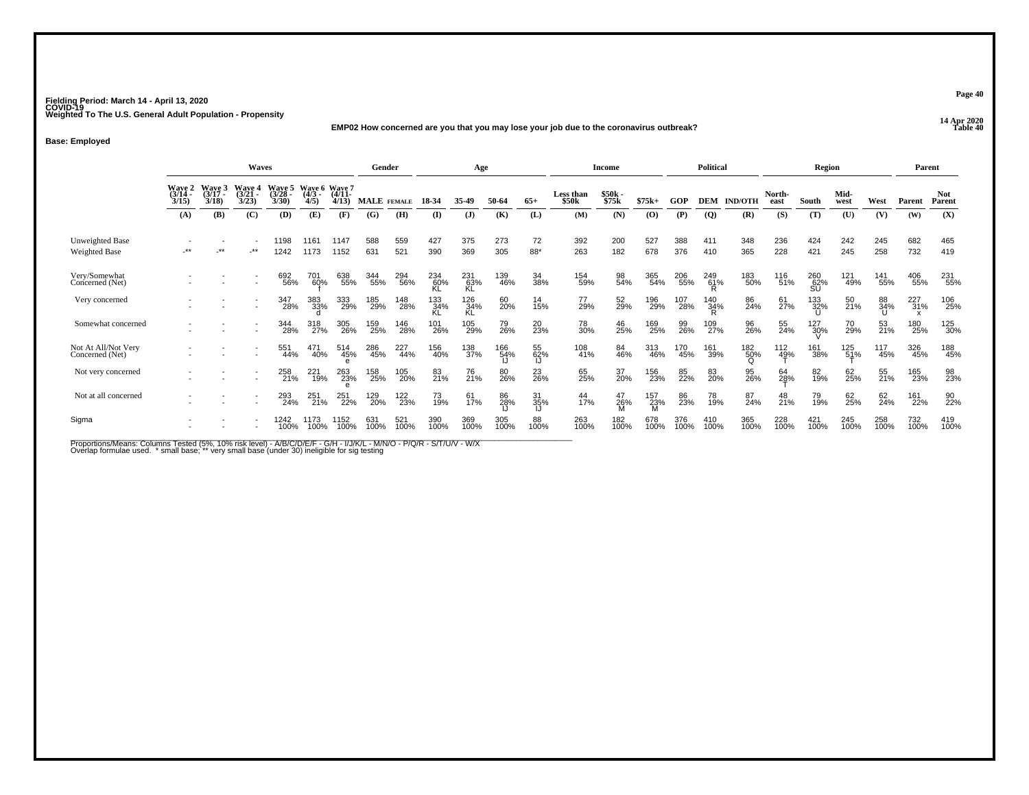Fielding Period: March 14 - April 13, 2020
COVID-19
Weighted To The U.S. General Adult Population - Propensity

14 Apr 2020
Table 40

**EMP02 How concerned are you that you may lose your job due to the coronavirus outbreak?**

**Base: Employed**

| | Waves | | | | | | Gender | | Age | | | | Income | | | Political | | | Region | | | | Parent | |
|---|---|---|---|---|---|---|---|---|---|---|---|---|---|---|---|---|---|---|---|---|---|---|---|---|
| | Wave 2 (3/14 - 3/15) | Wave 3 (3/17 - 3/18) | Wave 4 (3/21 - 3/23) | Wave 5 (3/28 - 3/30) | Wave 6 (4/3 - 4/5) | Wave 7 (4/11 - 4/13) | MALE | FEMALE | 18-34 | 35-49 | 50-64 | 65+ | Less than $50k | $50k - $75k | $75k+ | GOP | DEM | IND/OTH | North-east | South | Mid-west | West | Parent | Not Parent |
| | (A) | (B) | (C) | (D) | (E) | (F) | (G) | (H) | (I) | (J) | (K) | (L) | (M) | (N) | (O) | (P) | (Q) | (R) | (S) | (T) | (U) | (V) | (W) | (X) |
| Unweighted Base | - | - | - | 1198 | 1161 | 1147 | 588 | 559 | 427 | 375 | 273 | 72 | 392 | 200 | 527 | 388 | 411 | 348 | 236 | 424 | 242 | 245 | 682 | 465 |
| Weighted Base | -** | -** | -** | 1242 | 1173 | 1152 | 631 | 521 | 390 | 369 | 305 | 88* | 263 | 182 | 678 | 376 | 410 | 365 | 228 | 421 | 245 | 258 | 732 | 419 |
| Very/Somewhat Concerned (Net) | - | - | - | 692 | 701 | 638 | 344 | 294 | 234 | 231 | 139 | 34 | 154 | 98 | 365 | 206 | 249 | 183 | 116 | 260 | 121 | 141 | 406 | 231 |
| | - | - | - | 56% | 60% f | 55% | 55% | 56% | 60% KL | 63% KL | 46% | 38% | 59% | 54% | 54% | 55% | 61% R | 50% | 51% | 62% SU | 49% | 55% | 55% | 55% |
| Very concerned | - | - | - | 347 | 383 | 333 | 185 | 148 | 133 | 126 | 60 | 14 | 77 | 52 | 196 | 107 | 140 | 86 | 61 | 133 | 50 | 88 | 227 | 106 |
| | - | - | - | 28% | 33% d | 29% | 29% | 28% | 34% KL | 34% KL | 20% | 15% | 29% | 29% | 29% | 28% | 34% R | 24% | 27% | 32% U | 21% | 34% U | 31% x | 25% |
| Somewhat concerned | - | - | - | 344 | 318 | 305 | 159 | 146 | 101 | 105 | 79 | 20 | 78 | 46 | 169 | 99 | 109 | 96 | 55 | 127 | 70 | 53 | 180 | 125 |
| | - | - | - | 28% | 27% | 26% | 25% | 28% | 26% | 29% | 26% | 23% | 30% | 25% | 25% | 26% | 27% | 26% | 24% | 30% V | 29% | 21% | 25% | 30% |
| Not At All/Not Very Concerned (Net) | - | - | - | 551 | 471 | 514 | 286 | 227 | 156 | 138 | 166 | 55 | 108 | 84 | 313 | 170 | 161 | 182 | 112 | 161 | 125 | 117 | 326 | 188 |
| | - | - | - | 44% | 40% | 45% e | 45% | 44% | 40% | 37% | 54% IJ | 62% IJ | 41% | 46% | 46% | 45% | 39% | 50% Q | 49% T | 38% | 51% T | 45% | 45% | 45% |
| Not very concerned | - | - | - | 258 | 221 | 263 | 158 | 105 | 83 | 76 | 80 | 23 | 65 | 37 | 156 | 85 | 83 | 95 | 64 | 82 | 62 | 55 | 165 | 98 |
| | - | - | - | 21% | 19% | 23% e | 25% | 20% | 21% | 21% | 26% | 26% | 25% | 20% | 23% | 22% | 20% | 26% | 28% T | 19% | 25% | 21% | 23% | 23% |
| Not at all concerned | - | - | - | 293 | 251 | 251 | 129 | 122 | 73 | 61 | 86 | 31 | 44 | 47 | 157 | 86 | 78 | 87 | 48 | 79 | 62 | 62 | 161 | 90 |
| | - | - | - | 24% | 21% | 22% | 20% | 23% | 19% | 17% | 28% IJ | 35% IJ | 17% | 26% M | 23% M | 23% | 19% | 24% | 21% | 19% | 25% | 24% | 22% | 22% |
| Sigma | - | - | - | 1242 | 1173 | 1152 | 631 | 521 | 390 | 369 | 305 | 88 | 263 | 182 | 678 | 376 | 410 | 365 | 228 | 421 | 245 | 258 | 732 | 419 |
| | - | - | - | 100% | 100% | 100% | 100% | 100% | 100% | 100% | 100% | 100% | 100% | 100% | 100% | 100% | 100% | 100% | 100% | 100% | 100% | 100% | 100% | 100% |

Proportions/Means: Columns Tested (5%, 10% risk level) - A/B/C/D/E/F - G/H - I/J/K/L - M/N/O - P/Q/R - S/T/U/V - W/X
Overlap formulae used. * small base; ** very small base (under 30) ineligible for sig testing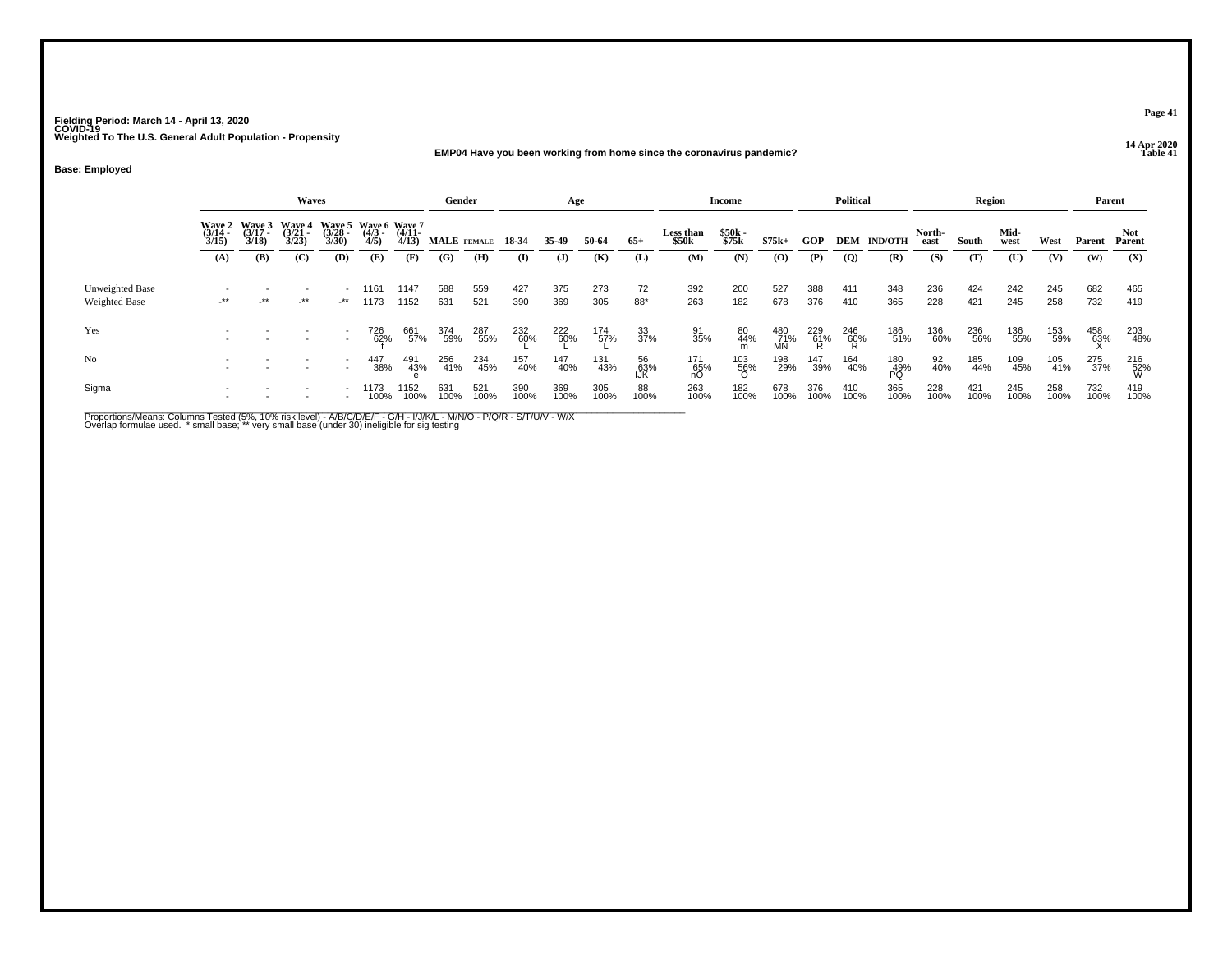Fielding Period: March 14 - April 13, 2020
COVID-19
Weighted To The U.S. General Adult Population - Propensity

14 Apr 2020
Table 41

**EMP04 Have you been working from home since the coronavirus pandemic?**

**Base: Employed**

| | Waves | | | | | | Gender | | Age | | | | Income | | | Political | | | Region | | | | Parent | |
|---|---|---|---|---|---|---|---|---|---|---|---|---|---|---|---|---|---|---|---|---|---|---|---|---|
| | Wave 2 (3/14 - 3/15) | Wave 3 (3/17 - 3/18) | Wave 4 (3/21 - 3/23) | Wave 5 (3/28 - 3/30) | Wave 6 (4/3 - 4/5) | Wave 7 (4/11- 4/13) | MALE | FEMALE | 18-34 | 35-49 | 50-64 | 65+ | Less than $50k | $50k - $75k | $75k+ | GOP | DEM | IND/OTH | North- east | South | Mid- west | West | Parent | Not Parent |
| | (A) | (B) | (C) | (D) | (E) | (F) | (G) | (H) | (I) | (J) | (K) | (L) | (M) | (N) | (O) | (P) | (Q) | (R) | (S) | (T) | (U) | (V) | (W) | (X) |
| Unweighted Base | - | - | - | - | 1161 | 1147 | 588 | 559 | 427 | 375 | 273 | 72 | 392 | 200 | 527 | 388 | 411 | 348 | 236 | 424 | 242 | 245 | 682 | 465 |
| Weighted Base | -** | -** | -** | -** | 1173 | 1152 | 631 | 521 | 390 | 369 | 305 | 88* | 263 | 182 | 678 | 376 | 410 | 365 | 228 | 421 | 245 | 258 | 732 | 419 |
| Yes | - | - | - | - | 726 | 661 | 374 | 287 | 232 | 222 | 174 | 33 | 91 | 80 | 480 | 229 | 246 | 186 | 136 | 236 | 136 | 153 | 458 | 203 |
| | - | - | - | - | 62% | 57% | 59% | 55% | 60% | 60% | 57% | 37% | 35% | 44% | 71% | 61% | 60% | 51% | 60% | 56% | 55% | 59% | 63% | 48% |
| | | | | | f | | | | L | L | L | | | m | MN | R | R | | | | | | X | |
| No | - | - | - | - | 447 | 491 | 256 | 234 | 157 | 147 | 131 | 56 | 171 | 103 | 198 | 147 | 164 | 180 | 92 | 185 | 109 | 105 | 275 | 216 |
| | - | - | - | - | 38% | 43% | 41% | 45% | 40% | 40% | 43% | 63% | 65% | 56% | 29% | 39% | 40% | 49% | 40% | 44% | 45% | 41% | 37% | 52% |
| | | | | | | e | | | | | | IJK | nO | O | | | | PQ | | | | | | W |
| Sigma | - | - | - | - | 1173 | 1152 | 631 | 521 | 390 | 369 | 305 | 88 | 263 | 182 | 678 | 376 | 410 | 365 | 228 | 421 | 245 | 258 | 732 | 419 |
| | - | - | - | - | 100% | 100% | 100% | 100% | 100% | 100% | 100% | 100% | 100% | 100% | 100% | 100% | 100% | 100% | 100% | 100% | 100% | 100% | 100% | 100% |

Proportions/Means: Columns Tested (5%, 10% risk level) - A/B/C/D/E/F - G/H - I/J/K/L - M/N/O - P/Q/R - S/T/U/V - W/X
Overlap formulae used. * small base; ** very small base (under 30) ineligible for sig testing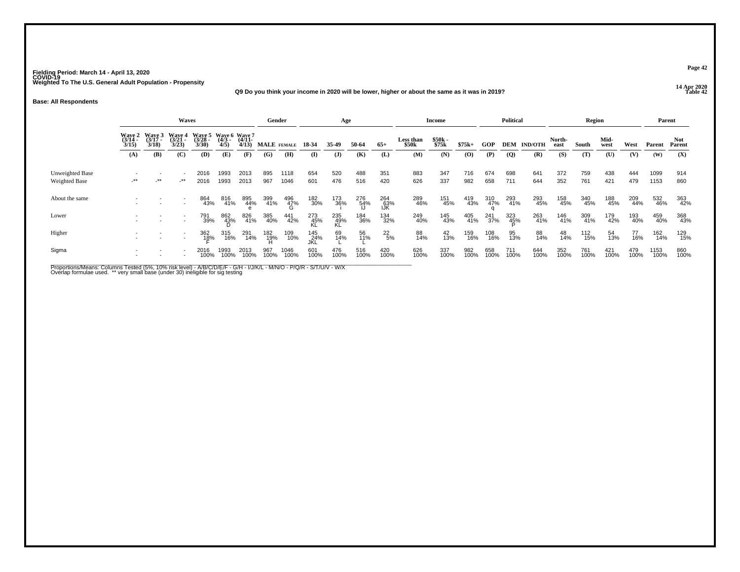Fielding Period: March 14 - April 13, 2020
COVID-19
Weighted To The U.S. General Adult Population - Propensity

14 Apr 2020
Table 42

Q9 Do you think your income in 2020 will be lower, higher or about the same as it was in 2019?

**Base: All Respondents**

| | Waves | | | | | | Gender | | Age | | | | Income | | | Political | | | Region | | | | Parent | |
|---|---|---|---|---|---|---|---|---|---|---|---|---|---|---|---|---|---|---|---|---|---|---|---|---|
| | Wave 2 (3/14 - 3/15) | Wave 3 (3/17 - 3/18) | Wave 4 (3/21 - 3/23) | Wave 5 (3/28 - 3/30) | Wave 6 (4/3 - 4/5) | Wave 7 (4/11- 4/13) | MALE | FEMALE | 18-34 | 35-49 | 50-64 | 65+ | Less than $50k | $50k - $75k | $75k+ | GOP | DEM | IND/OTH | North-east | South | Mid-west | West | Parent | Not Parent |
| | (A) | (B) | (C) | (D) | (E) | (F) | (G) | (H) | (I) | (J) | (K) | (L) | (M) | (N) | (O) | (P) | (Q) | (R) | (S) | (T) | (U) | (V) | (W) | (X) |
| Unweighted Base | - | - | - | 2016 | 1993 | 2013 | 895 | 1118 | 654 | 520 | 488 | 351 | 883 | 347 | 716 | 674 | 698 | 641 | 372 | 759 | 438 | 444 | 1099 | 914 |
| Weighted Base | -** | -** | -** | 2016 | 1993 | 2013 | 967 | 1046 | 601 | 476 | 516 | 420 | 626 | 337 | 982 | 658 | 711 | 644 | 352 | 761 | 421 | 479 | 1153 | 860 |
| About the same | - | - | - | 864 | 816 | 895 | 399 | 496 | 182 | 173 | 276 | 264 | 289 | 151 | 419 | 310 | 293 | 293 | 158 | 340 | 188 | 209 | 532 | 363 |
| | - | - | - | 43% | 41% | 44% e | 41% | 47% G | 30% | 36% i | 54% IJ | 63% IJK | 46% | 45% | 43% | 47% q | 41% | 45% | 45% | 45% | 45% | 44% | 46% | 42% |
| Lower | - | - | - | 791 | 862 | 826 | 385 | 441 | 273 | 235 | 184 | 134 | 249 | 145 | 405 | 241 | 323 | 263 | 146 | 309 | 179 | 193 | 459 | 368 |
| | - | - | - | 39% | 43% D | 41% | 40% | 42% | 45% KL | 49% KL | 36% | 32% | 40% | 43% | 41% | 37% | 45% P | 41% | 41% | 41% | 42% | 40% | 40% | 43% |
| Higher | - | - | - | 362 | 315 | 291 | 182 | 109 | 145 | 69 | 56 | 22 | 88 | 42 | 159 | 108 | 95 | 88 | 48 | 112 | 54 | 77 | 162 | 129 |
| | - | - | - | 18% F | 16% | 14% | 19% H | 10% | 24% JKL | 14% L | 11% L | 5% | 14% | 13% | 16% | 16% | 13% | 14% | 14% | 15% | 13% | 16% | 14% | 15% |
| Sigma | - | - | - | 2016 | 1993 | 2013 | 967 | 1046 | 601 | 476 | 516 | 420 | 626 | 337 | 982 | 658 | 711 | 644 | 352 | 761 | 421 | 479 | 1153 | 860 |
| | - | - | - | 100% | 100% | 100% | 100% | 100% | 100% | 100% | 100% | 100% | 100% | 100% | 100% | 100% | 100% | 100% | 100% | 100% | 100% | 100% | 100% | 100% |

Proportions/Means: Columns Tested (5%, 10% risk level) - A/B/C/D/E/F - G/H - I/J/K/L - M/N/O - P/Q/R - S/T/U/V - W/X
Overlap formulae used. ** very small base (under 30) ineligible for sig testing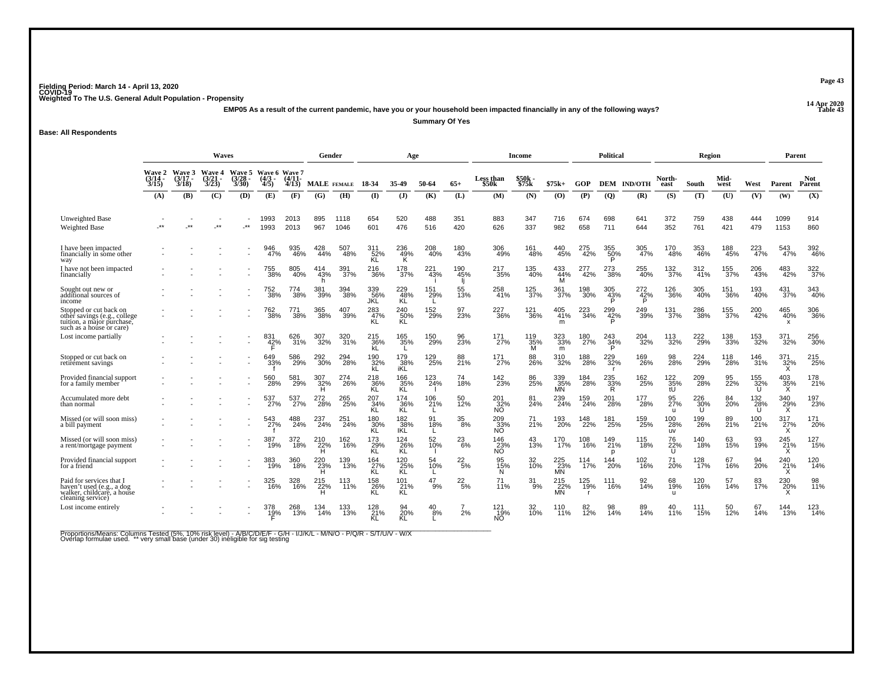Fielding Period: March 14 - April 13, 2020
COVID-19
Weighted To The U.S. General Adult Population - Propensity

14 Apr 2020
Table 43

**EMP05 As a result of the current pandemic, have you or your household been impacted financially in any of the following ways?**

**Summary Of Yes**

**Base: All Respondents**

| | Waves | | | | | | Gender | | Age | | | | Income | | | Political | | | Region | | | | Parent | |
|---|---|---|---|---|---|---|---|---|---|---|---|---|---|---|---|---|---|---|---|---|---|---|---|---|
| | Wave 2 (3/14 - 3/15) | Wave 3 (3/17 - 3/18) | Wave 4 (3/21 - 3/23) | Wave 5 (3/28 - 3/30) | Wave 6 (4/3 - 4/5) | Wave 7 (4/11- 4/13) | MALE | FEMALE | 18-34 | 35-49 | 50-64 | 65+ | Less than $50k | $50k - $75k | $75k+ | GOP | DEM | IND/OTH | North-east | South | Mid-west | West | Parent | Not Parent |
| | (A) | (B) | (C) | (D) | (E) | (F) | (G) | (H) | (I) | (J) | (K) | (L) | (M) | (N) | (O) | (P) | (Q) | (R) | (S) | (T) | (U) | (V) | (W) | (X) |
| Unweighted Base | - | - | - | - | 1993 | 2013 | 895 | 1118 | 654 | 520 | 488 | 351 | 883 | 347 | 716 | 674 | 698 | 641 | 372 | 759 | 438 | 444 | 1099 | 914 |
| Weighted Base | -** | -** | -** | -** | 1993 | 2013 | 967 | 1046 | 601 | 476 | 516 | 420 | 626 | 337 | 982 | 658 | 711 | 644 | 352 | 761 | 421 | 479 | 1153 | 860 |
| I have been impacted financially in some other way | - | - | - | - | 946 47% | 935 46% | 428 44% | 507 48% | 311 52% KL | 236 49% K | 208 40% | 180 43% | 306 49% | 161 48% | 440 45% | 275 42% | 355 50% P | 305 47% | 170 48% | 353 46% | 188 45% | 223 47% | 543 47% | 392 46% |
| I have not been impacted financially | - | - | - | - | 755 38% | 805 40% | 414 43% h | 391 37% | 216 36% | 178 37% | 221 43% i | 190 45% Ij | 217 35% | 135 40% | 433 44% M | 277 42% | 273 38% | 255 40% | 132 37% | 312 41% | 155 37% | 206 43% | 483 42% | 322 37% |
| Sought out new or additional sources of income | - | - | - | - | 752 38% | 774 38% | 381 39% | 394 38% | 339 56% JKL | 229 48% KL | 151 29% L | 55 13% | 258 41% | 125 37% | 361 37% | 198 30% | 305 43% P | 272 42% P | 126 36% | 305 40% | 151 36% | 193 40% | 431 37% | 343 40% |
| Stopped or cut back on other savings (e.g., college tuition, a major purchase, such as a house or care) | - | - | - | - | 762 38% | 771 38% | 365 38% | 407 39% | 283 47% KL | 240 50% KL | 152 29% | 97 23% | 227 36% | 121 36% | 405 41% m | 223 34% | 299 42% P | 249 39% | 131 37% | 286 38% | 155 37% | 200 42% | 465 40% x | 306 36% |
| Lost income partially | - | - | - | - | 831 42% F | 626 31% | 307 32% | 320 31% | 215 36% kL | 165 35% L | 150 29% | 96 23% | 171 27% | 119 35% M | 323 33% m | 180 27% | 243 34% P | 204 32% | 113 32% | 222 29% | 138 33% | 153 32% | 371 32% | 256 30% |
| Stopped or cut back on retirement savings | - | - | - | - | 649 33% f | 586 29% | 292 30% | 294 28% | 190 32% kL | 179 38% iKL | 129 25% | 88 21% | 171 27% | 88 26% | 310 32% | 188 28% | 229 32% r | 169 26% | 98 28% | 224 29% | 118 28% | 146 31% | 371 32% X | 215 25% |
| Provided financial support for a family member | - | - | - | - | 560 28% | 581 29% | 307 32% H | 274 26% | 218 36% KL | 166 35% KL | 123 24% l | 74 18% | 142 23% | 86 25% | 339 35% MN | 184 28% | 235 33% R | 162 25% | 122 35% tU | 209 28% | 95 22% | 155 32% U | 403 35% X | 178 21% |
| Accumulated more debt than normal | - | - | - | - | 537 27% | 537 27% | 272 28% | 265 25% | 207 34% KL | 174 36% KL | 106 21% L | 50 12% | 201 32% NO | 81 24% | 239 24% | 159 24% | 201 28% | 177 28% | 95 27% u | 226 30% U | 84 20% | 132 28% U | 340 29% X | 197 23% |
| Missed (or will soon miss) a bill payment | - | - | - | - | 543 27% f | 488 24% | 237 24% | 251 24% | 180 30% KL | 182 38% IKL | 91 18% L | 35 8% | 209 33% NO | 71 21% | 193 20% | 148 22% | 181 25% | 159 25% | 100 28% uv | 199 26% | 89 21% | 100 21% | 317 27% X | 171 20% |
| Missed (or will soon miss) a rent/mortgage payment | - | - | - | - | 387 19% | 372 18% | 210 22% H | 162 16% | 173 29% KL | 124 26% KL | 52 10% l | 23 6% | 146 23% NO | 43 13% | 170 17% | 108 16% | 149 21% p | 115 18% | 76 22% U | 140 18% | 63 15% | 93 19% | 245 21% X | 127 15% |
| Provided financial support for a friend | - | - | - | - | 383 19% | 360 18% | 220 23% H | 139 13% | 164 27% KL | 120 25% KL | 54 10% L | 22 5% | 95 15% N | 32 10% | 225 23% MN | 114 17% | 144 20% | 102 16% | 71 20% | 128 17% | 67 16% | 94 20% | 240 21% X | 120 14% |
| Paid for services that I haven't used (e.g., a dog walker, childcare, a house cleaning service) | - | - | - | - | 325 16% | 328 16% | 215 22% H | 113 11% | 158 26% KL | 101 21% KL | 47 9% | 22 5% | 71 11% | 31 9% | 215 22% MN | 125 19% r | 111 16% | 92 14% | 68 19% u | 120 16% | 57 14% | 83 17% | 230 20% X | 98 11% |
| Lost income entirely | - | - | - | - | 378 19% F | 268 13% | 134 14% | 133 13% | 128 21% KL | 94 20% KL | 40 8% L | 7 2% | 121 19% NO | 32 10% | 110 11% | 82 12% | 98 14% | 89 14% | 40 11% | 111 15% | 50 12% | 67 14% | 144 13% | 123 14% |

Proportions/Means: Columns Tested (5%, 10% risk level) - A/B/C/D/E/F - G/H - I/J/K/L - M/N/O - P/Q/R - S/T/U/V - W/X
Overlap formulae used. ** very small base (under 30) ineligible for sig testing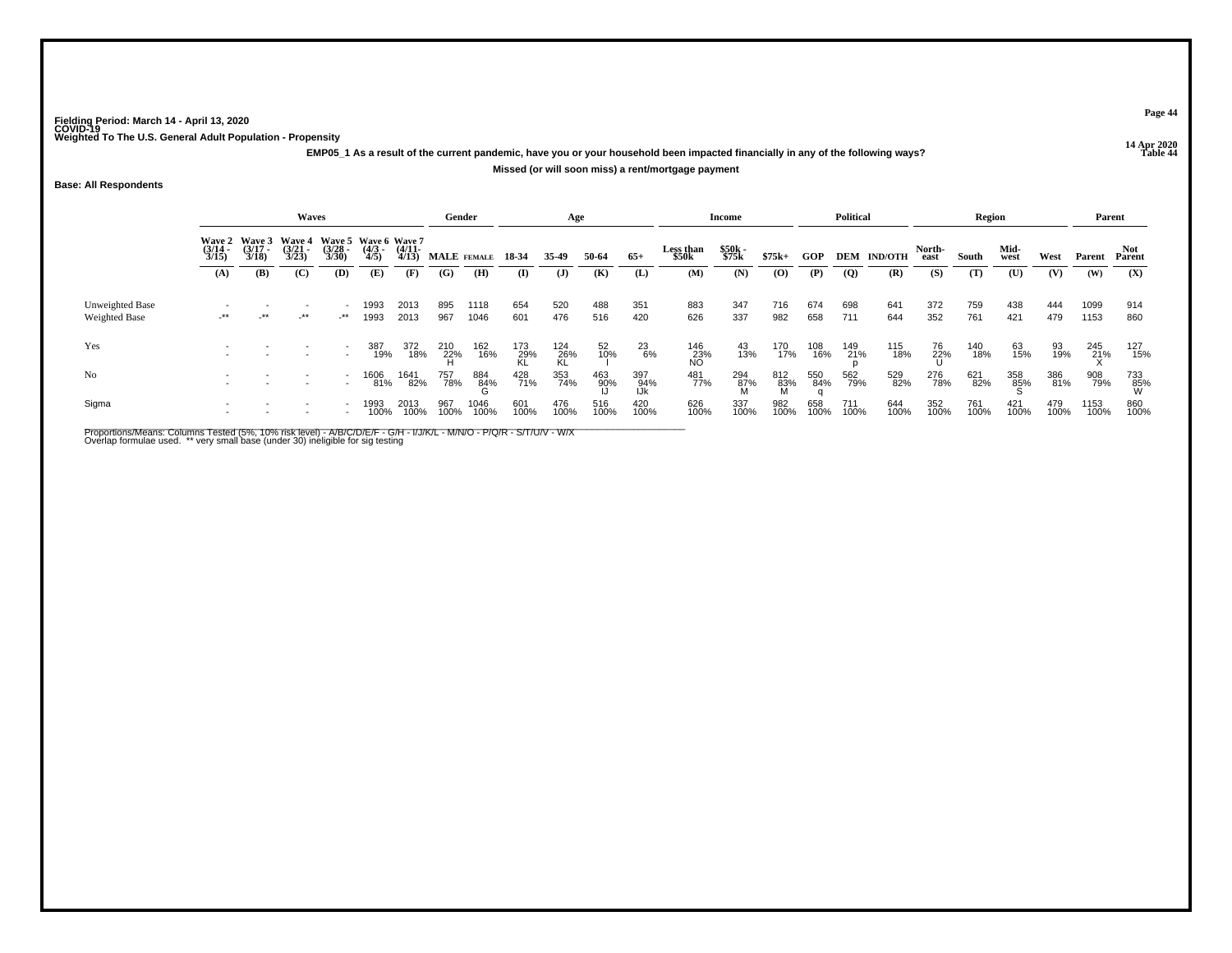Fielding Period: March 14 - April 13, 2020
COVID-19
Weighted To The U.S. General Adult Population - Propensity

14 Apr 2020
Table 44

**EMP05_1 As a result of the current pandemic, have you or your household been impacted financially in any of the following ways?**

**Missed (or will soon miss) a rent/mortgage payment**

**Base: All Respondents**

| | Waves | | | | | | Gender | | Age | | | | Income | | | Political | | | Region | | | | Parent | |
|---|---|---|---|---|---|---|---|---|---|---|---|---|---|---|---|---|---|---|---|---|---|---|---|---|
| | Wave 2 (3/14 - 3/15) | Wave 3 (3/17 - 3/18) | Wave 4 (3/21 - 3/23) | Wave 5 (3/28 - 3/30) | Wave 6 (4/3 - 4/5) | Wave 7 (4/11- 4/13) | MALE | FEMALE | 18-34 | 35-49 | 50-64 | 65+ | Less than $50k | $50k - $75k | $75k+ | GOP | DEM | IND/OTH | North-east | South | Mid-west | West | Parent | Not Parent |
| | (A) | (B) | (C) | (D) | (E) | (F) | (G) | (H) | (I) | (J) | (K) | (L) | (M) | (N) | (O) | (P) | (Q) | (R) | (S) | (T) | (U) | (V) | (W) | (X) |
| Unweighted Base | - | - | - | - | 1993 | 2013 | 895 | 1118 | 654 | 520 | 488 | 351 | 883 | 347 | 716 | 674 | 698 | 641 | 372 | 759 | 438 | 444 | 1099 | 914 |
| Weighted Base | -** | -** | -** | -** | 1993 | 2013 | 967 | 1046 | 601 | 476 | 516 | 420 | 626 | 337 | 982 | 658 | 711 | 644 | 352 | 761 | 421 | 479 | 1153 | 860 |
| Yes | - | - | - | - | 387 | 372 | 210 | 162 | 173 | 124 | 52 | 23 | 146 | 43 | 170 | 108 | 149 | 115 | 76 | 140 | 63 | 93 | 245 | 127 |
| | - | - | - | - | 19% | 18% | 22% | 16% | 29% | 26% | 10% | 6% | 23% | 13% | 17% | 16% | 21% | 18% | 22% | 18% | 15% | 19% | 21% | 15% |
| | | | | | | | H | | KL | KL | I | | NO | | | | p | | U | | | | X | |
| No | - | - | - | - | 1606 | 1641 | 757 | 884 | 428 | 353 | 463 | 397 | 481 | 294 | 812 | 550 | 562 | 529 | 276 | 621 | 358 | 386 | 908 | 733 |
| | - | - | - | - | 81% | 82% | 78% | 84% | 71% | 74% | 90% | 94% | 77% | 87% | 83% | 84% | 79% | 82% | 78% | 82% | 85% | 81% | 79% | 85% |
| | | | | | | | | G | | | IJ | IJk | | M | M | q | | | | | S | | | W |
| Sigma | - | - | - | - | 1993 | 2013 | 967 | 1046 | 601 | 476 | 516 | 420 | 626 | 337 | 982 | 658 | 711 | 644 | 352 | 761 | 421 | 479 | 1153 | 860 |
| | - | - | - | - | 100% | 100% | 100% | 100% | 100% | 100% | 100% | 100% | 100% | 100% | 100% | 100% | 100% | 100% | 100% | 100% | 100% | 100% | 100% | 100% |

Proportions/Means: Columns Tested (5%, 10% risk level) - A/B/C/D/E/F - G/H - I/J/K/L - M/N/O - P/Q/R - S/T/U/V - W/X
Overlap formulae used. ** very small base (under 30) ineligible for sig testing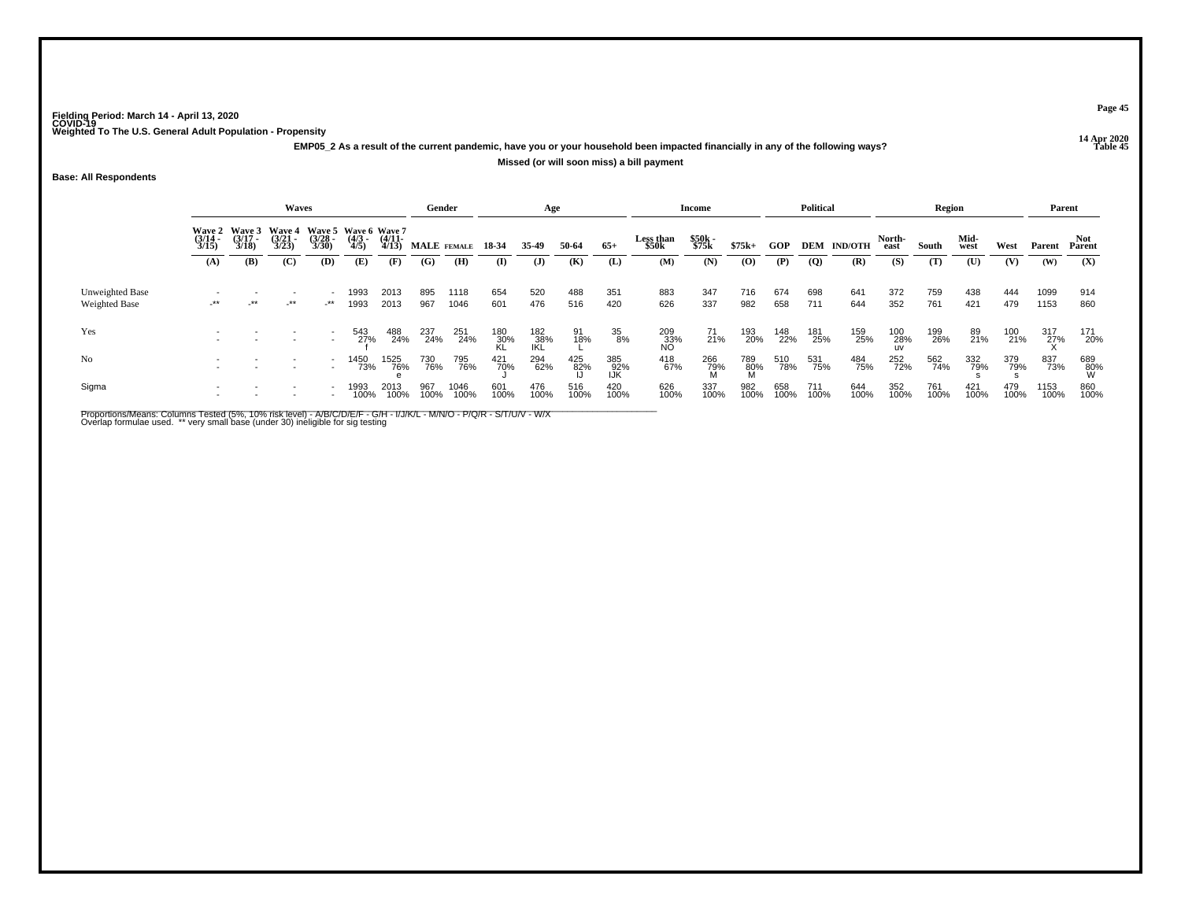Fielding Period: March 14 - April 13, 2020
COVID-19
Weighted To The U.S. General Adult Population - Propensity

14 Apr 2020
Table 45

**EMP05_2 As a result of the current pandemic, have you or your household been impacted financially in any of the following ways?**

**Missed (or will soon miss) a bill payment**

**Base: All Respondents**

| | Waves | | | | | | Gender | | Age | | | | Income | | | Political | | | Region | | | | Parent | |
|---|---|---|---|---|---|---|---|---|---|---|---|---|---|---|---|---|---|---|---|---|---|---|---|---|
| | Wave 2 (3/14 - 3/15) | Wave 3 (3/17 - 3/18) | Wave 4 (3/21 - 3/23) | Wave 5 (3/28 - 3/30) | Wave 6 (4/3 - 4/5) | Wave 7 (4/11- 4/13) | MALE | FEMALE | 18-34 | 35-49 | 50-64 | 65+ | Less than $50k | $50k - $75k | $75k+ | GOP | DEM | IND/OTH | North-east | South | Mid-west | West | Parent | Not Parent |
| | (A) | (B) | (C) | (D) | (E) | (F) | (G) | (H) | (I) | (J) | (K) | (L) | (M) | (N) | (O) | (P) | (Q) | (R) | (S) | (T) | (U) | (V) | (W) | (X) |
| Unweighted Base | - | - | - | - | 1993 | 2013 | 895 | 1118 | 654 | 520 | 488 | 351 | 883 | 347 | 716 | 674 | 698 | 641 | 372 | 759 | 438 | 444 | 1099 | 914 |
| Weighted Base | -** | -** | -** | -** | 1993 | 2013 | 967 | 1046 | 601 | 476 | 516 | 420 | 626 | 337 | 982 | 658 | 711 | 644 | 352 | 761 | 421 | 479 | 1153 | 860 |
| Yes | - | - | - | - | 543 | 488 | 237 | 251 | 180 | 182 | 91 | 35 | 209 | 71 | 193 | 148 | 181 | 159 | 100 | 199 | 89 | 100 | 317 | 171 |
| | - | - | - | - | 27% | 24% | 24% | 24% | 30% | 38% | 18% | 8% | 33% | 21% | 20% | 22% | 25% | 25% | 28% | 26% | 21% | 21% | 27% | 20% |
| | | | | | f | | | | KL | IKL | L | | NO | | | | | | uv | | | | X | |
| No | - | - | - | - | 1450 | 1525 | 730 | 795 | 421 | 294 | 425 | 385 | 418 | 266 | 789 | 510 | 531 | 484 | 252 | 562 | 332 | 379 | 837 | 689 |
| | - | - | - | - | 73% | 76% | 76% | 76% | 70% | 62% | 82% | 92% | 67% | 79% | 80% | 78% | 75% | 75% | 72% | 74% | 79% | 79% | 73% | 80% |
| | | | | | | e | | | J | | IJ | IJK | | M | M | | | | | | s | s | | W |
| Sigma | - | - | - | - | 1993 | 2013 | 967 | 1046 | 601 | 476 | 516 | 420 | 626 | 337 | 982 | 658 | 711 | 644 | 352 | 761 | 421 | 479 | 1153 | 860 |
| | - | - | - | - | 100% | 100% | 100% | 100% | 100% | 100% | 100% | 100% | 100% | 100% | 100% | 100% | 100% | 100% | 100% | 100% | 100% | 100% | 100% | 100% |

Proportions/Means: Columns Tested (5%, 10% risk level) - A/B/C/D/E/F - G/H - I/J/K/L - M/N/O - P/Q/R - S/T/U/V - W/X
Overlap formulae used. ** very small base (under 30) ineligible for sig testing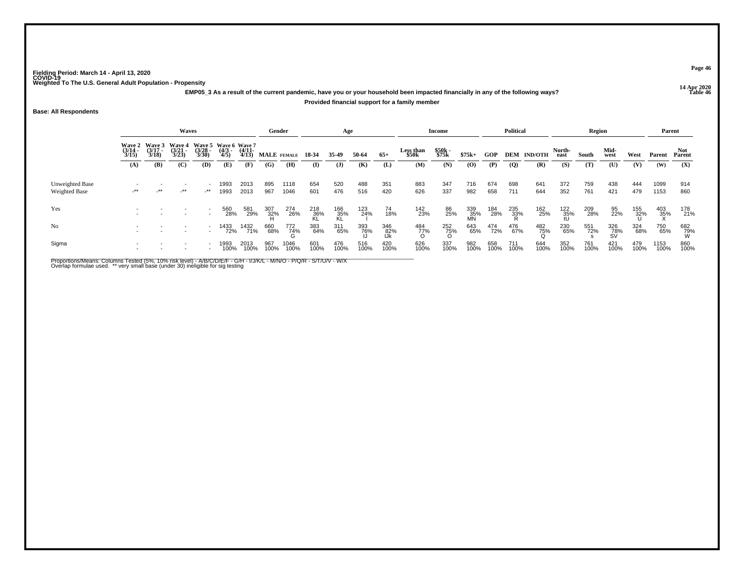Fielding Period: March 14 - April 13, 2020
COVID-19
Weighted To The U.S. General Adult Population - Propensity

14 Apr 2020
Table 46

**EMP05_3 As a result of the current pandemic, have you or your household been impacted financially in any of the following ways?**

**Provided financial support for a family member**

**Base: All Respondents**

| | Waves | | | | | | Gender | | Age | | | | Income | | | Political | | | Region | | | | Parent | |
|---|---|---|---|---|---|---|---|---|---|---|---|---|---|---|---|---|---|---|---|---|---|---|---|---|
| | Wave 2 (3/14 - 3/15) | Wave 3 (3/17 - 3/18) | Wave 4 (3/21 - 3/23) | Wave 5 (3/28 - 3/30) | Wave 6 (4/3 - 4/5) | Wave 7 (4/11- 4/13) | MALE | FEMALE | 18-34 | 35-49 | 50-64 | 65+ | Less than $50k | $50k - $75k | $75k+ | GOP | DEM | IND/OTH | North-east | South | Mid-west | West | Parent | Not Parent |
| | (A) | (B) | (C) | (D) | (E) | (F) | (G) | (H) | (I) | (J) | (K) | (L) | (M) | (N) | (O) | (P) | (Q) | (R) | (S) | (T) | (U) | (V) | (W) | (X) |
| Unweighted Base | - | - | - | - | 1993 | 2013 | 895 | 1118 | 654 | 520 | 488 | 351 | 883 | 347 | 716 | 674 | 698 | 641 | 372 | 759 | 438 | 444 | 1099 | 914 |
| Weighted Base | -** | -** | -** | -** | 1993 | 2013 | 967 | 1046 | 601 | 476 | 516 | 420 | 626 | 337 | 982 | 658 | 711 | 644 | 352 | 761 | 421 | 479 | 1153 | 860 |
| Yes | - | - | - | - | 560 | 581 | 307 | 274 | 218 | 166 | 123 | 74 | 142 | 86 | 339 | 184 | 235 | 162 | 122 | 209 | 95 | 155 | 403 | 178 |
| | - | - | - | - | 28% | 29% | 32% | 26% | 36% | 35% | 24% | 18% | 23% | 25% | 35% | 28% | 33% | 25% | 35% | 28% | 22% | 32% | 35% | 21% |
| | | | | | | | H | | KL | KL | I | | | | MN | | R | | tU | | | U | X | |
| No | - | - | - | - | 1433 | 1432 | 660 | 772 | 383 | 311 | 393 | 346 | 484 | 252 | 643 | 474 | 476 | 482 | 230 | 551 | 326 | 324 | 750 | 682 |
| | - | - | - | - | 72% | 71% | 68% | 74% | 64% | 65% | 76% | 82% | 77% | 75% | 65% | 72% | 67% | 75% | 65% | 72% | 78% | 68% | 65% | 79% |
| | | | | | | | | G | | | IJ | IJk | O | O | | | | Q | | s | SV | | | W |
| Sigma | - | - | - | - | 1993 | 2013 | 967 | 1046 | 601 | 476 | 516 | 420 | 626 | 337 | 982 | 658 | 711 | 644 | 352 | 761 | 421 | 479 | 1153 | 860 |
| | - | - | - | - | 100% | 100% | 100% | 100% | 100% | 100% | 100% | 100% | 100% | 100% | 100% | 100% | 100% | 100% | 100% | 100% | 100% | 100% | 100% | 100% |

Proportions/Means: Columns Tested (5%, 10% risk level) - A/B/C/D/E/F - G/H - I/J/K/L - M/N/O - P/Q/R - S/T/U/V - W/X
Overlap formulae used. ** very small base (under 30) ineligible for sig testing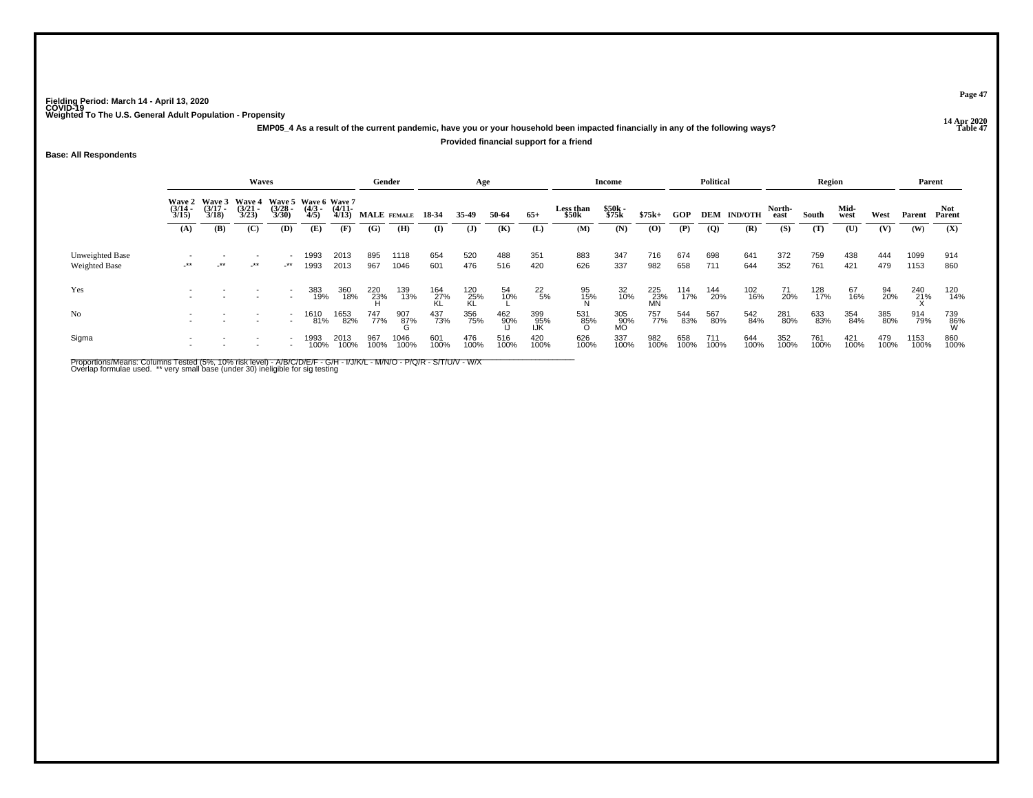Fielding Period: March 14 - April 13, 2020
COVID-19
Weighted To The U.S. General Adult Population - Propensity

14 Apr 2020
Table 47

**EMP05_4 As a result of the current pandemic, have you or your household been impacted financially in any of the following ways?**

**Provided financial support for a friend**

**Base: All Respondents**

| | Waves | | | | | | Gender | | Age | | | | Income | | | Political | | | Region | | | | Parent | |
|---|---|---|---|---|---|---|---|---|---|---|---|---|---|---|---|---|---|---|---|---|---|---|---|---|
| | Wave 2 (3/14 - 3/15) | Wave 3 (3/17 - 3/18) | Wave 4 (3/21 - 3/23) | Wave 5 (3/28 - 3/30) | Wave 6 (4/3 - 4/5) | Wave 7 (4/11- 4/13) | MALE | FEMALE | 18-34 | 35-49 | 50-64 | 65+ | Less than $50k | $50k - $75k | $75k+ | GOP | DEM | IND/OTH | North-east | South | Mid-west | West | Parent | Not Parent |
| | (A) | (B) | (C) | (D) | (E) | (F) | (G) | (H) | (I) | (J) | (K) | (L) | (M) | (N) | (O) | (P) | (Q) | (R) | (S) | (T) | (U) | (V) | (W) | (X) |
| Unweighted Base | - | - | - | - | 1993 | 2013 | 895 | 1118 | 654 | 520 | 488 | 351 | 883 | 347 | 716 | 674 | 698 | 641 | 372 | 759 | 438 | 444 | 1099 | 914 |
| Weighted Base | -** | -** | -** | -** | 1993 | 2013 | 967 | 1046 | 601 | 476 | 516 | 420 | 626 | 337 | 982 | 658 | 711 | 644 | 352 | 761 | 421 | 479 | 1153 | 860 |
| Yes | - | - | - | - | 383 | 360 | 220 | 139 | 164 | 120 | 54 | 22 | 95 | 32 | 225 | 114 | 144 | 102 | 71 | 128 | 67 | 94 | 240 | 120 |
| | - | - | - | - | 19% | 18% | 23% | 13% | 27% | 25% | 10% | 5% | 15% | 10% | 23% | 17% | 20% | 16% | 20% | 17% | 16% | 20% | 21% | 14% |
| | | | | | | | H | | KL | KL | L | | N | | MN | | | | | | | | X | |
| No | - | - | - | - | 1610 | 1653 | 747 | 907 | 437 | 356 | 462 | 399 | 531 | 305 | 757 | 544 | 567 | 542 | 281 | 633 | 354 | 385 | 914 | 739 |
| | - | - | - | - | 81% | 82% | 77% | 87% | 73% | 75% | 90% | 95% | 85% | 90% | 77% | 83% | 80% | 84% | 80% | 83% | 84% | 80% | 79% | 86% |
| | | | | | | | | G | | | IJ | IJK | O | MO | | | | | | | | | | W |
| Sigma | - | - | - | - | 1993 | 2013 | 967 | 1046 | 601 | 476 | 516 | 420 | 626 | 337 | 982 | 658 | 711 | 644 | 352 | 761 | 421 | 479 | 1153 | 860 |
| | - | - | - | - | 100% | 100% | 100% | 100% | 100% | 100% | 100% | 100% | 100% | 100% | 100% | 100% | 100% | 100% | 100% | 100% | 100% | 100% | 100% | 100% |

Proportions/Means: Columns Tested (5%, 10% risk level) - A/B/C/D/E/F - G/H - I/J/K/L - M/N/O - P/Q/R - S/T/U/V - W/X
Overlap formulae used. ** very small base (under 30) ineligible for sig testing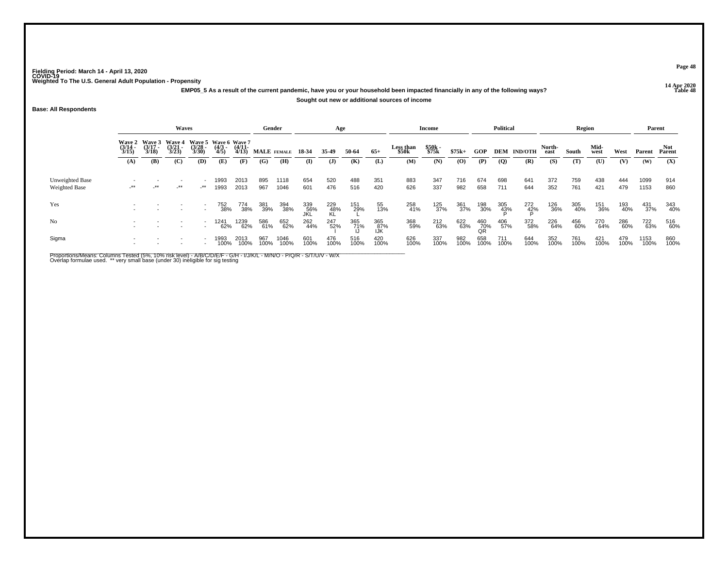Fielding Period: March 14 - April 13, 2020
COVID-19
Weighted To The U.S. General Adult Population - Propensity

14 Apr 2020
Table 48

**EMP05_5 As a result of the current pandemic, have you or your household been impacted financially in any of the following ways?**

**Sought out new or additional sources of income**

**Base: All Respondents**

| | Waves | | | | | | Gender | | Age | | | | Income | | | Political | | | Region | | | | Parent | |
|---|---|---|---|---|---|---|---|---|---|---|---|---|---|---|---|---|---|---|---|---|---|---|---|---|
| | Wave 2 (3/14 - 3/15) | Wave 3 (3/17 - 3/18) | Wave 4 (3/21 - 3/23) | Wave 5 (3/28 - 3/30) | Wave 6 (4/3 - 4/5) | Wave 7 (4/11- 4/13) | MALE | FEMALE | 18-34 | 35-49 | 50-64 | 65+ | Less than $50k | $50k - $75k | $75k+ | GOP | DEM | IND/OTH | North-east | South | Mid-west | West | Parent | Not Parent |
| | (A) | (B) | (C) | (D) | (E) | (F) | (G) | (H) | (I) | (J) | (K) | (L) | (M) | (N) | (O) | (P) | (Q) | (R) | (S) | (T) | (U) | (V) | (W) | (X) |
| Unweighted Base | - | - | - | - | 1993 | 2013 | 895 | 1118 | 654 | 520 | 488 | 351 | 883 | 347 | 716 | 674 | 698 | 641 | 372 | 759 | 438 | 444 | 1099 | 914 |
| Weighted Base | -** | -** | -** | -** | 1993 | 2013 | 967 | 1046 | 601 | 476 | 516 | 420 | 626 | 337 | 982 | 658 | 711 | 644 | 352 | 761 | 421 | 479 | 1153 | 860 |
| Yes | - | - | - | - | 752 | 774 | 381 | 394 | 339 | 229 | 151 | 55 | 258 | 125 | 361 | 198 | 305 | 272 | 126 | 305 | 151 | 193 | 431 | 343 |
| | - | - | - | - | 38% | 38% | 39% | 38% | 56% | 48% | 29% | 13% | 41% | 37% | 37% | 30% | 43% | 42% | 36% | 40% | 36% | 40% | 37% | 40% |
| | | | | | | | | | JKL | KL | L | | | | | | P | P | | | | | | |
| No | - | - | - | - | 1241 | 1239 | 586 | 652 | 262 | 247 | 365 | 365 | 368 | 212 | 622 | 460 | 406 | 372 | 226 | 456 | 270 | 286 | 722 | 516 |
| | - | - | - | - | 62% | 62% | 61% | 62% | 44% | 52% | 71% | 87% | 59% | 63% | 63% | 70% | 57% | 58% | 64% | 60% | 64% | 60% | 63% | 60% |
| | | | | | | | | | | I | IJ | IJK | | | | QR | | | | | | | | |
| Sigma | - | - | - | - | 1993 | 2013 | 967 | 1046 | 601 | 476 | 516 | 420 | 626 | 337 | 982 | 658 | 711 | 644 | 352 | 761 | 421 | 479 | 1153 | 860 |
| | - | - | - | - | 100% | 100% | 100% | 100% | 100% | 100% | 100% | 100% | 100% | 100% | 100% | 100% | 100% | 100% | 100% | 100% | 100% | 100% | 100% | 100% |

Proportions/Means: Columns Tested (5%, 10% risk level) - A/B/C/D/E/F - G/H - I/J/K/L - M/N/O - P/Q/R - S/T/U/V - W/X
Overlap formulae used. ** very small base (under 30) ineligible for sig testing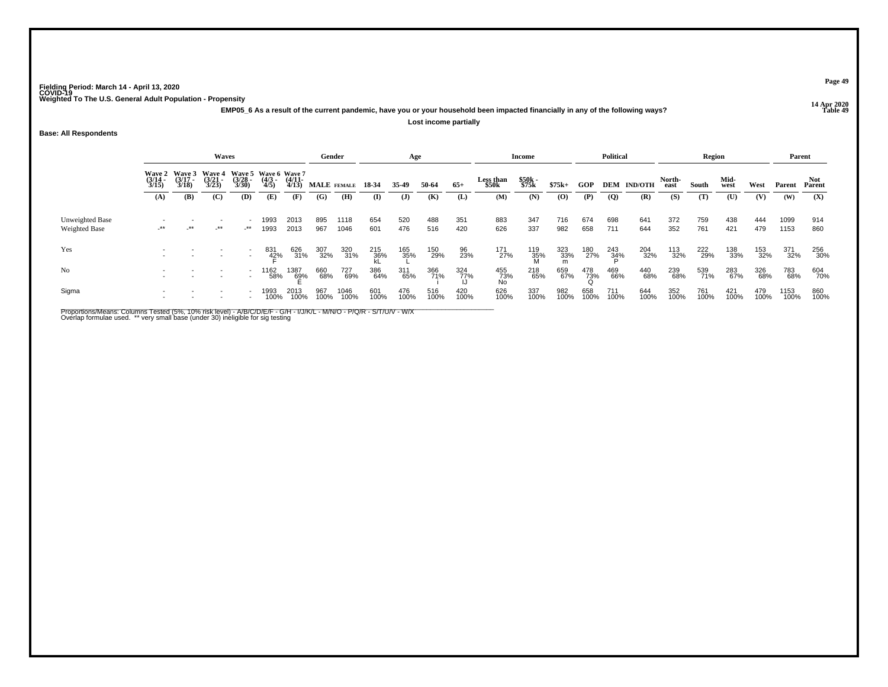Fielding Period: March 14 - April 13, 2020
COVID-19
Weighted To The U.S. General Adult Population - Propensity

14 Apr 2020
Table 49

**EMP05_6 As a result of the current pandemic, have you or your household been impacted financially in any of the following ways?**

**Lost income partially**

**Base: All Respondents**

| | Waves | | | | | | Gender | | Age | | | | Income | | | Political | | | Region | | | | Parent | |
|---|---|---|---|---|---|---|---|---|---|---|---|---|---|---|---|---|---|---|---|---|---|---|---|---|
| | Wave 2 (3/14 - 3/15) | Wave 3 (3/17 - 3/18) | Wave 4 (3/21 - 3/23) | Wave 5 (3/28 - 3/30) | Wave 6 (4/3 - 4/5) | Wave 7 (4/11-4/13) | MALE | FEMALE | 18-34 | 35-49 | 50-64 | 65+ | Less than $50k | $50k - $75k | $75k+ | GOP | DEM | IND/OTH | North-east | South | Mid-west | West | Parent | Not Parent |
| | (A) | (B) | (C) | (D) | (E) | (F) | (G) | (H) | (I) | (J) | (K) | (L) | (M) | (N) | (O) | (P) | (Q) | (R) | (S) | (T) | (U) | (V) | (W) | (X) |
| Unweighted Base | - | - | - | - | 1993 | 2013 | 895 | 1118 | 654 | 520 | 488 | 351 | 883 | 347 | 716 | 674 | 698 | 641 | 372 | 759 | 438 | 444 | 1099 | 914 |
| Weighted Base | -** | -** | -** | -** | 1993 | 2013 | 967 | 1046 | 601 | 476 | 516 | 420 | 626 | 337 | 982 | 658 | 711 | 644 | 352 | 761 | 421 | 479 | 1153 | 860 |
| Yes | - | - | - | - | 831 | 626 | 307 | 320 | 215 | 165 | 150 | 96 | 171 | 119 | 323 | 180 | 243 | 204 | 113 | 222 | 138 | 153 | 371 | 256 |
| | - | - | - | - | 42% | 31% | 32% | 31% | 36% | 35% | 29% | 23% | 27% | 35% | 33% | 27% | 34% | 32% | 32% | 29% | 33% | 32% | 32% | 30% |
| | | | | | F | | | | kL | L | | | | M | m | | P | | | | | | | |
| No | - | - | - | - | 1162 | 1387 | 660 | 727 | 386 | 311 | 366 | 324 | 455 | 218 | 659 | 478 | 469 | 440 | 239 | 539 | 283 | 326 | 783 | 604 |
| | - | - | - | - | 58% | 69% | 68% | 69% | 64% | 65% | 71% | 77% | 73% | 65% | 67% | 73% | 66% | 68% | 68% | 71% | 67% | 68% | 68% | 70% |
| | | | | | | E | | | | | i | IJ | No | | | Q | | | | | | | | |
| Sigma | - | - | - | - | 1993 | 2013 | 967 | 1046 | 601 | 476 | 516 | 420 | 626 | 337 | 982 | 658 | 711 | 644 | 352 | 761 | 421 | 479 | 1153 | 860 |
| | - | - | - | - | 100% | 100% | 100% | 100% | 100% | 100% | 100% | 100% | 100% | 100% | 100% | 100% | 100% | 100% | 100% | 100% | 100% | 100% | 100% | 100% |

Proportions/Means: Columns Tested (5%, 10% risk level) - A/B/C/D/E/F - G/H - I/J/K/L - M/N/O - P/Q/R - S/T/U/V - W/X
Overlap formulae used. ** very small base (under 30) ineligible for sig testing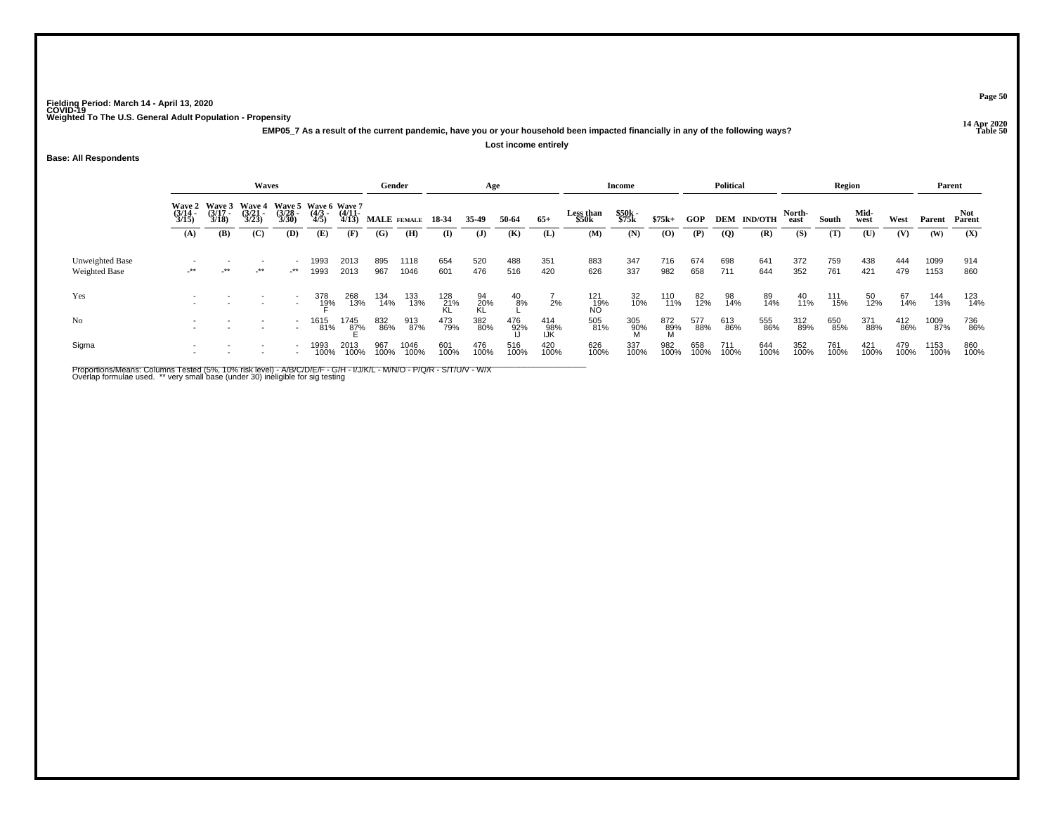Fielding Period: March 14 - April 13, 2020
COVID-19
Weighted To The U.S. General Adult Population - Propensity

14 Apr 2020
Table 50

**EMP05_7 As a result of the current pandemic, have you or your household been impacted financially in any of the following ways?**

**Lost income entirely**

**Base: All Respondents**

| | Waves | | | | | | Gender | | Age | | | | Income | | | Political | | | Region | | | | Parent | |
|---|---|---|---|---|---|---|---|---|---|---|---|---|---|---|---|---|---|---|---|---|---|---|---|---|
| | Wave 2 (3/14 - 3/15) | Wave 3 (3/17 - 3/18) | Wave 4 (3/21 - 3/23) | Wave 5 (3/28 - 3/30) | Wave 6 (4/3 - 4/5) | Wave 7 (4/11- 4/13) | MALE | FEMALE | 18-34 | 35-49 | 50-64 | 65+ | Less than $50k | $50k - $75k | $75k+ | GOP | DEM | IND/OTH | North-east | South | Mid-west | West | Parent | Not Parent |
| | (A) | (B) | (C) | (D) | (E) | (F) | (G) | (H) | (I) | (J) | (K) | (L) | (M) | (N) | (O) | (P) | (Q) | (R) | (S) | (T) | (U) | (V) | (W) | (X) |
| Unweighted Base | - | - | - | - | 1993 | 2013 | 895 | 1118 | 654 | 520 | 488 | 351 | 883 | 347 | 716 | 674 | 698 | 641 | 372 | 759 | 438 | 444 | 1099 | 914 |
| Weighted Base | -** | -** | -** | -** | 1993 | 2013 | 967 | 1046 | 601 | 476 | 516 | 420 | 626 | 337 | 982 | 658 | 711 | 644 | 352 | 761 | 421 | 479 | 1153 | 860 |
| Yes | - | - | - | - | 378 | 268 | 134 | 133 | 128 | 94 | 40 | 7 | 121 | 32 | 110 | 82 | 98 | 89 | 40 | 111 | 50 | 67 | 144 | 123 |
| | - | - | - | - | 19% | 13% | 14% | 13% | 21% | 20% | 8% | 2% | 19% | 10% | 11% | 12% | 14% | 14% | 11% | 15% | 12% | 14% | 13% | 14% |
| | | | | | F | | | | KL | KL | L | | NO | | | | | | | | | | | |
| No | - | - | - | - | 1615 | 1745 | 832 | 913 | 473 | 382 | 476 | 414 | 505 | 305 | 872 | 577 | 613 | 555 | 312 | 650 | 371 | 412 | 1009 | 736 |
| | - | - | - | - | 81% | 87% | 86% | 87% | 79% | 80% | 92% | 98% | 81% | 90% | 89% | 88% | 86% | 86% | 89% | 85% | 88% | 86% | 87% | 86% |
| | | | | | | E | | | | | IJ | IJK | | M | M | | | | | | | | | |
| Sigma | - | - | - | - | 1993 | 2013 | 967 | 1046 | 601 | 476 | 516 | 420 | 626 | 337 | 982 | 658 | 711 | 644 | 352 | 761 | 421 | 479 | 1153 | 860 |
| | - | - | - | - | 100% | 100% | 100% | 100% | 100% | 100% | 100% | 100% | 100% | 100% | 100% | 100% | 100% | 100% | 100% | 100% | 100% | 100% | 100% | 100% |

Proportions/Means: Columns Tested (5%, 10% risk level) - A/B/C/D/E/F - G/H - I/J/K/L - M/N/O - P/Q/R - S/T/U/V - W/X
Overlap formulae used. ** very small base (under 30) ineligible for sig testing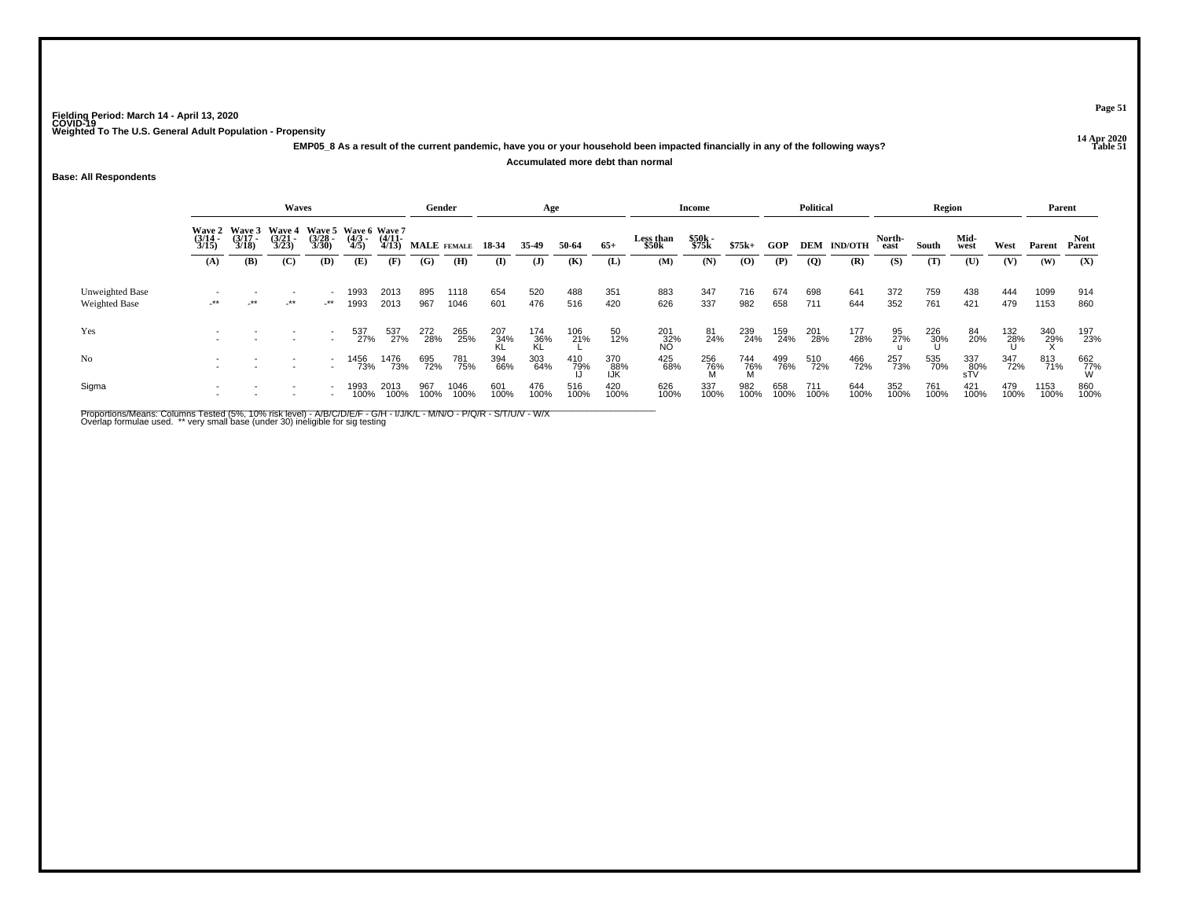Fielding Period: March 14 - April 13, 2020
COVID-19
Weighted To The U.S. General Adult Population - Propensity

14 Apr 2020
Table 51

**EMP05_8 As a result of the current pandemic, have you or your household been impacted financially in any of the following ways?**

**Accumulated more debt than normal**

**Base: All Respondents**

| | Waves | | | | | | Gender | | Age | | | | Income | | | Political | | | Region | | | | Parent | |
|---|---|---|---|---|---|---|---|---|---|---|---|---|---|---|---|---|---|---|---|---|---|---|---|---|
| | Wave 2 (3/14 - 3/15) | Wave 3 (3/17 - 3/18) | Wave 4 (3/21 - 3/23) | Wave 5 (3/28 - 3/30) | Wave 6 (4/3 - 4/5) | Wave 7 (4/11- 4/13) | MALE | FEMALE | 18-34 | 35-49 | 50-64 | 65+ | Less than $50k | $50k - $75k | $75k+ | GOP | DEM | IND/OTH | North-east | South | Mid-west | West | Parent | Not Parent |
| | (A) | (B) | (C) | (D) | (E) | (F) | (G) | (H) | (I) | (J) | (K) | (L) | (M) | (N) | (O) | (P) | (Q) | (R) | (S) | (T) | (U) | (V) | (W) | (X) |
| Unweighted Base | - | - | - | - | 1993 | 2013 | 895 | 1118 | 654 | 520 | 488 | 351 | 883 | 347 | 716 | 674 | 698 | 641 | 372 | 759 | 438 | 444 | 1099 | 914 |
| Weighted Base | -** | -** | -** | -** | 1993 | 2013 | 967 | 1046 | 601 | 476 | 516 | 420 | 626 | 337 | 982 | 658 | 711 | 644 | 352 | 761 | 421 | 479 | 1153 | 860 |
| Yes | - | - | - | - | 537 | 537 | 272 | 265 | 207 | 174 | 106 | 50 | 201 | 81 | 239 | 159 | 201 | 177 | 95 | 226 | 84 | 132 | 340 | 197 |
| | - | - | - | - | 27% | 27% | 28% | 25% | 34% | 36% | 21% | 12% | 32% | 24% | 24% | 24% | 28% | 28% | 27% | 30% | 20% | 28% | 29% | 23% |
| | | | | | | | | | KL | KL | L | | NO | | | | | | u | U | | U | X | |
| No | - | - | - | - | 1456 | 1476 | 695 | 781 | 394 | 303 | 410 | 370 | 425 | 256 | 744 | 499 | 510 | 466 | 257 | 535 | 337 | 347 | 813 | 662 |
| | - | - | - | - | 73% | 73% | 72% | 75% | 66% | 64% | 79% | 88% | 68% | 76% | 76% | 76% | 72% | 72% | 73% | 70% | 80% | 72% | 71% | 77% |
| | | | | | | | | | | | IJ | IJK | | M | M | | | | | | sTV | | | W |
| Sigma | - | - | - | - | 1993 | 2013 | 967 | 1046 | 601 | 476 | 516 | 420 | 626 | 337 | 982 | 658 | 711 | 644 | 352 | 761 | 421 | 479 | 1153 | 860 |
| | - | - | - | - | 100% | 100% | 100% | 100% | 100% | 100% | 100% | 100% | 100% | 100% | 100% | 100% | 100% | 100% | 100% | 100% | 100% | 100% | 100% | 100% |

Proportions/Means: Columns Tested (5%, 10% risk level) - A/B/C/D/E/F - G/H - I/J/K/L - M/N/O - P/Q/R - S/T/U/V - W/X
Overlap formulae used. ** very small base (under 30) ineligible for sig testing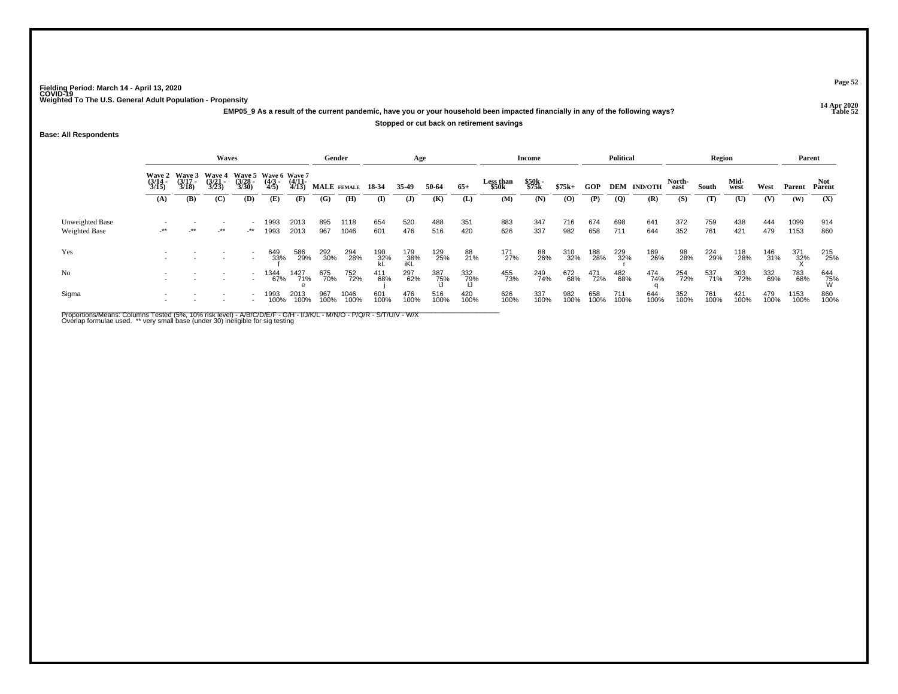Fielding Period: March 14 - April 13, 2020
COVID-19
Weighted To The U.S. General Adult Population - Propensity

14 Apr 2020
Table 52

**EMP05_9 As a result of the current pandemic, have you or your household been impacted financially in any of the following ways?**

**Stopped or cut back on retirement savings**

**Base: All Respondents**

| | Waves | | | | | | Gender | | Age | | | | Income | | | Political | | | Region | | | | Parent | |
|---|---|---|---|---|---|---|---|---|---|---|---|---|---|---|---|---|---|---|---|---|---|---|---|---|
| | Wave 2 (3/14 - 3/15) | Wave 3 (3/17 - 3/18) | Wave 4 (3/21 - 3/23) | Wave 5 (3/28 - 3/30) | Wave 6 (4/3 - 4/5) | Wave 7 (4/11- 4/13) | MALE | FEMALE | 18-34 | 35-49 | 50-64 | 65+ | Less than $50k | $50k - $75k | $75k+ | GOP | DEM | IND/OTH | North-east | South | Mid-west | West | Parent | Not Parent |
| | (A) | (B) | (C) | (D) | (E) | (F) | (G) | (H) | (I) | (J) | (K) | (L) | (M) | (N) | (O) | (P) | (Q) | (R) | (S) | (T) | (U) | (V) | (W) | (X) |
| Unweighted Base | - | - | - | - | 1993 | 2013 | 895 | 1118 | 654 | 520 | 488 | 351 | 883 | 347 | 716 | 674 | 698 | 641 | 372 | 759 | 438 | 444 | 1099 | 914 |
| Weighted Base | -** | -** | -** | -** | 1993 | 2013 | 967 | 1046 | 601 | 476 | 516 | 420 | 626 | 337 | 982 | 658 | 711 | 644 | 352 | 761 | 421 | 479 | 1153 | 860 |
| Yes | - | - | - | - | 649 | 586 | 292 | 294 | 190 | 179 | 129 | 88 | 171 | 88 | 310 | 188 | 229 | 169 | 98 | 224 | 118 | 146 | 371 | 215 |
| | - | - | - | - | 33% | 29% | 30% | 28% | 32% | 38% | 25% | 21% | 27% | 26% | 32% | 28% | 32% | 26% | 28% | 29% | 28% | 31% | 32% | 25% |
| | | | | | f | | | | kL | iKL | | | | | | | r | | | | | | X | |
| No | - | - | - | - | 1344 | 1427 | 675 | 752 | 411 | 297 | 387 | 332 | 455 | 249 | 672 | 471 | 482 | 474 | 254 | 537 | 303 | 332 | 783 | 644 |
| | - | - | - | - | 67% | 71% | 70% | 72% | 68% | 62% | 75% | 79% | 73% | 74% | 68% | 72% | 68% | 74% | 72% | 71% | 72% | 69% | 68% | 75% |
| | | | | | | e | | | j | | iJ | IJ | | | | | | q | | | | | | W |
| Sigma | - | - | - | - | 1993 | 2013 | 967 | 1046 | 601 | 476 | 516 | 420 | 626 | 337 | 982 | 658 | 711 | 644 | 352 | 761 | 421 | 479 | 1153 | 860 |
| | - | - | - | - | 100% | 100% | 100% | 100% | 100% | 100% | 100% | 100% | 100% | 100% | 100% | 100% | 100% | 100% | 100% | 100% | 100% | 100% | 100% | 100% |

Proportions/Means: Columns Tested (5%, 10% risk level) - A/B/C/D/E/F - G/H - I/J/K/L - M/N/O - P/Q/R - S/T/U/V - W/X
Overlap formulae used. ** very small base (under 30) ineligible for sig testing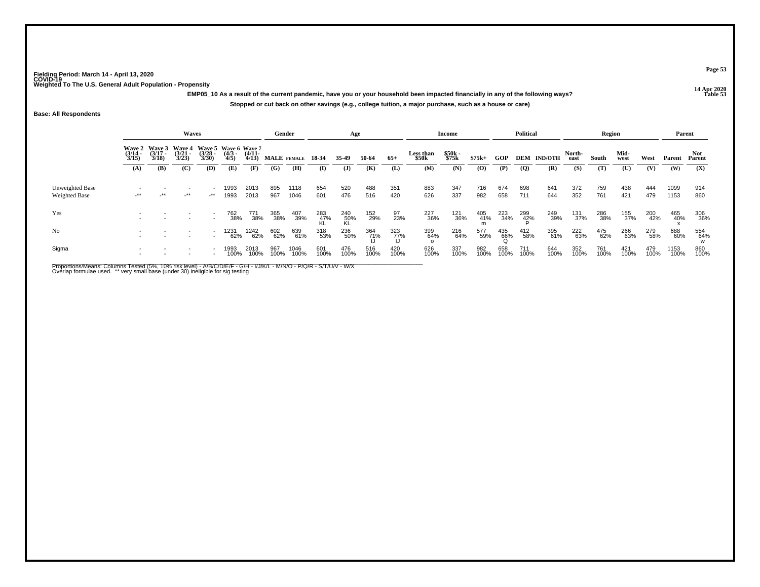Fielding Period: March 14 - April 13, 2020
COVID-19
Weighted To The U.S. General Adult Population - Propensity

14 Apr 2020
Table 53

**EMP05_10 As a result of the current pandemic, have you or your household been impacted financially in any of the following ways?**

**Stopped or cut back on other savings (e.g., college tuition, a major purchase, such as a house or care)**

**Base: All Respondents**

| | Waves | | | | | | Gender | | Age | | | | Income | | | Political | | | Region | | | | Parent | |
|---|---|---|---|---|---|---|---|---|---|---|---|---|---|---|---|---|---|---|---|---|---|---|---|---|
| | Wave 2 (3/14 - 3/15) | Wave 3 (3/17 - 3/18) | Wave 4 (3/21 - 3/23) | Wave 5 (3/28 - 3/30) | Wave 6 (4/3 - 4/5) | Wave 7 (4/11- 4/13) | MALE | FEMALE | 18-34 | 35-49 | 50-64 | 65+ | Less than $50k | $50k - $75k | $75k+ | GOP | DEM | IND/OTH | North-east | South | Mid-west | West | Parent | Not Parent |
| | (A) | (B) | (C) | (D) | (E) | (F) | (G) | (H) | (I) | (J) | (K) | (L) | (M) | (N) | (O) | (P) | (Q) | (R) | (S) | (T) | (U) | (V) | (W) | (X) |
| Unweighted Base | - | - | - | - | 1993 | 2013 | 895 | 1118 | 654 | 520 | 488 | 351 | 883 | 347 | 716 | 674 | 698 | 641 | 372 | 759 | 438 | 444 | 1099 | 914 |
| Weighted Base | -** | -** | -** | -** | 1993 | 2013 | 967 | 1046 | 601 | 476 | 516 | 420 | 626 | 337 | 982 | 658 | 711 | 644 | 352 | 761 | 421 | 479 | 1153 | 860 |
| Yes | - | - | - | - | 762 | 771 | 365 | 407 | 283 | 240 | 152 | 97 | 227 | 121 | 405 | 223 | 299 | 249 | 131 | 286 | 155 | 200 | 465 | 306 |
| | - | - | - | - | 38% | 38% | 38% | 39% | 47% | 50% | 29% | 23% | 36% | 36% | 41% | 34% | 42% | 39% | 37% | 38% | 37% | 42% | 40% | 36% |
| | | | | | | | | | KL | KL | | | | | m | | P | | | | | | x | |
| No | - | - | - | - | 1231 | 1242 | 602 | 639 | 318 | 236 | 364 | 323 | 399 | 216 | 577 | 435 | 412 | 395 | 222 | 475 | 266 | 279 | 688 | 554 |
| | - | - | - | - | 62% | 62% | 62% | 61% | 53% | 50% | 71% | 77% | 64% | 64% | 59% | 66% | 58% | 61% | 63% | 62% | 63% | 58% | 60% | 64% |
| | | | | | | | | | | | IJ | IJ | o | | | Q | | | | | | | | w |
| Sigma | - | - | - | - | 1993 | 2013 | 967 | 1046 | 601 | 476 | 516 | 420 | 626 | 337 | 982 | 658 | 711 | 644 | 352 | 761 | 421 | 479 | 1153 | 860 |
| | - | - | - | - | 100% | 100% | 100% | 100% | 100% | 100% | 100% | 100% | 100% | 100% | 100% | 100% | 100% | 100% | 100% | 100% | 100% | 100% | 100% | 100% |

Proportions/Means: Columns Tested (5%, 10% risk level) - A/B/C/D/E/F - G/H - I/J/K/L - M/N/O - P/Q/R - S/T/U/V - W/X
Overlap formulae used. ** very small base (under 30) ineligible for sig testing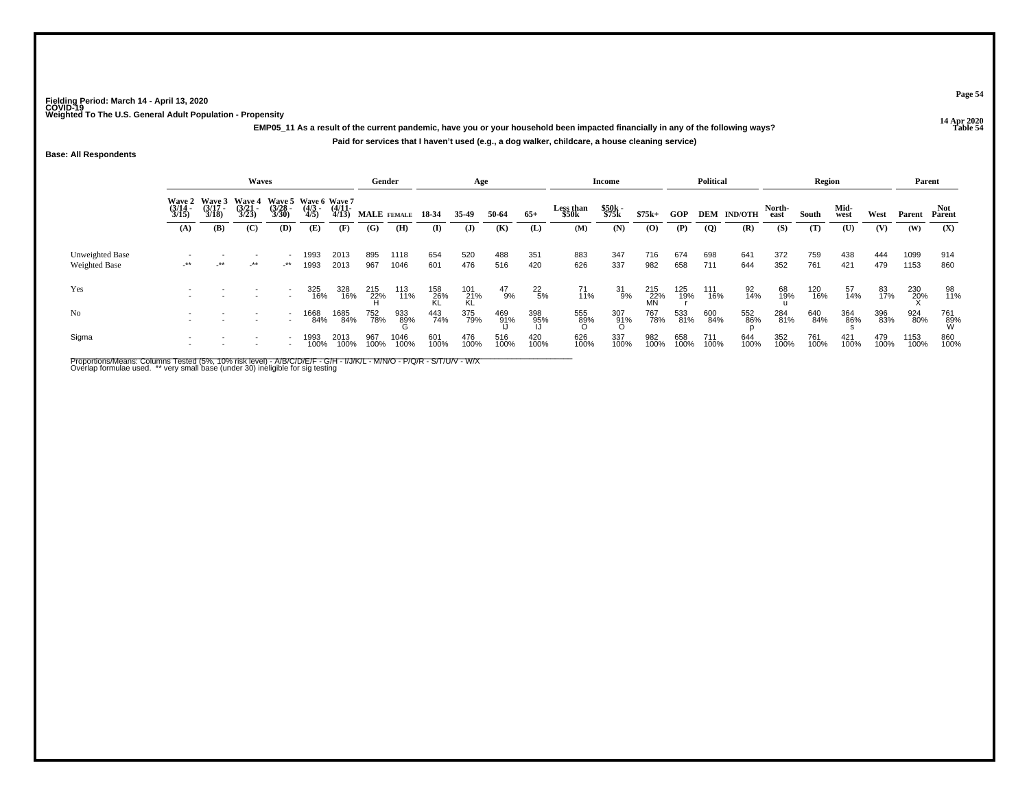Fielding Period: March 14 - April 13, 2020
COVID-19
Weighted To The U.S. General Adult Population - Propensity

14 Apr 2020
Table 54

**EMP05_11 As a result of the current pandemic, have you or your household been impacted financially in any of the following ways?**

**Paid for services that I haven't used (e.g., a dog walker, childcare, a house cleaning service)**

**Base: All Respondents**

| | Waves | | | | | | Gender | | Age | | | | Income | | | Political | | | Region | | | | Parent | |
|---|---|---|---|---|---|---|---|---|---|---|---|---|---|---|---|---|---|---|---|---|---|---|---|---|
| | Wave 2 (3/14 - 3/15) | Wave 3 (3/17 - 3/18) | Wave 4 (3/21 - 3/23) | Wave 5 (3/28 - 3/30) | Wave 6 (4/3 - 4/5) | Wave 7 (4/11- 4/13) | MALE | FEMALE | 18-34 | 35-49 | 50-64 | 65+ | Less than $50k | $50k - $75k | $75k+ | GOP | DEM | IND/OTH | North-east | South | Mid-west | West | Parent | Not Parent |
| | (A) | (B) | (C) | (D) | (E) | (F) | (G) | (H) | (I) | (J) | (K) | (L) | (M) | (N) | (O) | (P) | (Q) | (R) | (S) | (T) | (U) | (V) | (W) | (X) |
| Unweighted Base | - | - | - | - | 1993 | 2013 | 895 | 1118 | 654 | 520 | 488 | 351 | 883 | 347 | 716 | 674 | 698 | 641 | 372 | 759 | 438 | 444 | 1099 | 914 |
| Weighted Base | -** | -** | -** | -** | 1993 | 2013 | 967 | 1046 | 601 | 476 | 516 | 420 | 626 | 337 | 982 | 658 | 711 | 644 | 352 | 761 | 421 | 479 | 1153 | 860 |
| Yes | - | - | - | - | 325 | 328 | 215 | 113 | 158 | 101 | 47 | 22 | 71 | 31 | 215 | 125 | 111 | 92 | 68 | 120 | 57 | 83 | 230 | 98 |
| | - | - | - | - | 16% | 16% | 22% | 11% | 26% | 21% | 9% | 5% | 11% | 9% | 22% | 19% | 16% | 14% | 19% | 16% | 14% | 17% | 20% | 11% |
| | | | | | | | H | | KL | KL | | | | | MN | r | | | u | | | | X | |
| No | - | - | - | - | 1668 | 1685 | 752 | 933 | 443 | 375 | 469 | 398 | 555 | 307 | 767 | 533 | 600 | 552 | 284 | 640 | 364 | 396 | 924 | 761 |
| | - | - | - | - | 84% | 84% | 78% | 89% | 74% | 79% | 91% | 95% | 89% | 91% | 78% | 81% | 84% | 86% | 81% | 84% | 86% | 83% | 80% | 89% |
| | | | | | | | | G | | | IJ | IJ | O | O | | | | p | | | s | | | W |
| Sigma | - | - | - | - | 1993 | 2013 | 967 | 1046 | 601 | 476 | 516 | 420 | 626 | 337 | 982 | 658 | 711 | 644 | 352 | 761 | 421 | 479 | 1153 | 860 |
| | - | - | - | - | 100% | 100% | 100% | 100% | 100% | 100% | 100% | 100% | 100% | 100% | 100% | 100% | 100% | 100% | 100% | 100% | 100% | 100% | 100% | 100% |

Proportions/Means: Columns Tested (5%, 10% risk level) - A/B/C/D/E/F - G/H - I/J/K/L - M/N/O - P/Q/R - S/T/U/V - W/X
Overlap formulae used. ** very small base (under 30) ineligible for sig testing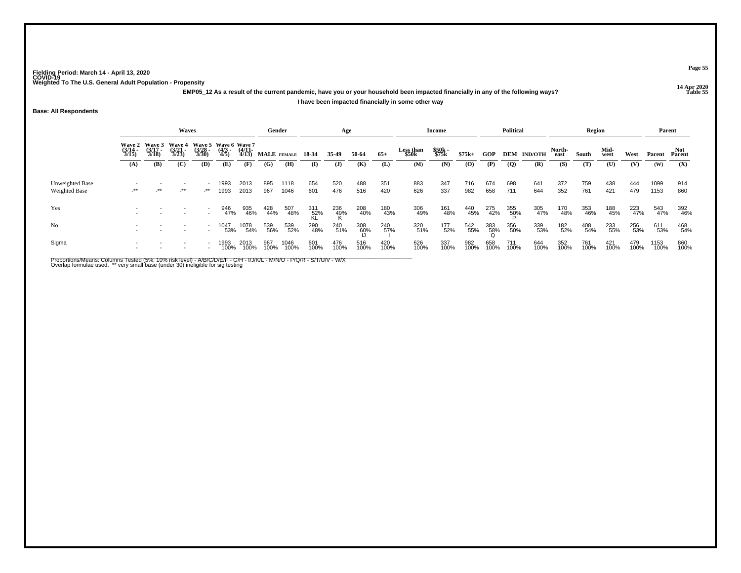Fielding Period: March 14 - April 13, 2020
COVID-19
Weighted To The U.S. General Adult Population - Propensity

14 Apr 2020
Table 55

**EMP05_12 As a result of the current pandemic, have you or your household been impacted financially in any of the following ways?**

**I have been impacted financially in some other way**

**Base: All Respondents**

| | Waves | | | | | | Gender | | Age | | | | Income | | | Political | | | Region | | | | Parent | |
|---|---|---|---|---|---|---|---|---|---|---|---|---|---|---|---|---|---|---|---|---|---|---|---|---|
| | Wave 2 (3/14 - 3/15) | Wave 3 (3/17 - 3/18) | Wave 4 (3/21 - 3/23) | Wave 5 (3/28 - 3/30) | Wave 6 (4/3 - 4/5) | Wave 7 (4/11- 4/13) | MALE | FEMALE | 18-34 | 35-49 | 50-64 | 65+ | Less than $50k | $50k - $75k | $75k+ | GOP | DEM | IND/OTH | North-east | South | Mid-west | West | Parent | Not Parent |
| | (A) | (B) | (C) | (D) | (E) | (F) | (G) | (H) | (I) | (J) | (K) | (L) | (M) | (N) | (O) | (P) | (Q) | (R) | (S) | (T) | (U) | (V) | (W) | (X) |
| Unweighted Base | - | - | - | - | 1993 | 2013 | 895 | 1118 | 654 | 520 | 488 | 351 | 883 | 347 | 716 | 674 | 698 | 641 | 372 | 759 | 438 | 444 | 1099 | 914 |
| Weighted Base | -** | -** | -** | -** | 1993 | 2013 | 967 | 1046 | 601 | 476 | 516 | 420 | 626 | 337 | 982 | 658 | 711 | 644 | 352 | 761 | 421 | 479 | 1153 | 860 |
| Yes | - | - | - | - | 946 | 935 | 428 | 507 | 311 | 236 | 208 | 180 | 306 | 161 | 440 | 275 | 355 | 305 | 170 | 353 | 188 | 223 | 543 | 392 |
| | - | - | - | - | 47% | 46% | 44% | 48% | 52% | 49% | 40% | 43% | 49% | 48% | 45% | 42% | 50% | 47% | 48% | 46% | 45% | 47% | 47% | 46% |
| | | | | | | | | | KL | K | | | | | | | P | | | | | | | |
| No | - | - | - | - | 1047 | 1078 | 539 | 539 | 290 | 240 | 308 | 240 | 320 | 177 | 542 | 383 | 356 | 339 | 182 | 408 | 233 | 256 | 611 | 468 |
| | - | - | - | - | 53% | 54% | 56% | 52% | 48% | 51% | 60% | 57% | 51% | 52% | 55% | 58% | 50% | 53% | 52% | 54% | 55% | 53% | 53% | 54% |
| | | | | | | | | | | | IJ | I | | | | Q | | | | | | | | |
| Sigma | - | - | - | - | 1993 | 2013 | 967 | 1046 | 601 | 476 | 516 | 420 | 626 | 337 | 982 | 658 | 711 | 644 | 352 | 761 | 421 | 479 | 1153 | 860 |
| | - | - | - | - | 100% | 100% | 100% | 100% | 100% | 100% | 100% | 100% | 100% | 100% | 100% | 100% | 100% | 100% | 100% | 100% | 100% | 100% | 100% | 100% |

Proportions/Means: Columns Tested (5%, 10% risk level) - A/B/C/D/E/F - G/H - I/J/K/L - M/N/O - P/Q/R - S/T/U/V - W/X
Overlap formulae used. ** very small base (under 30) ineligible for sig testing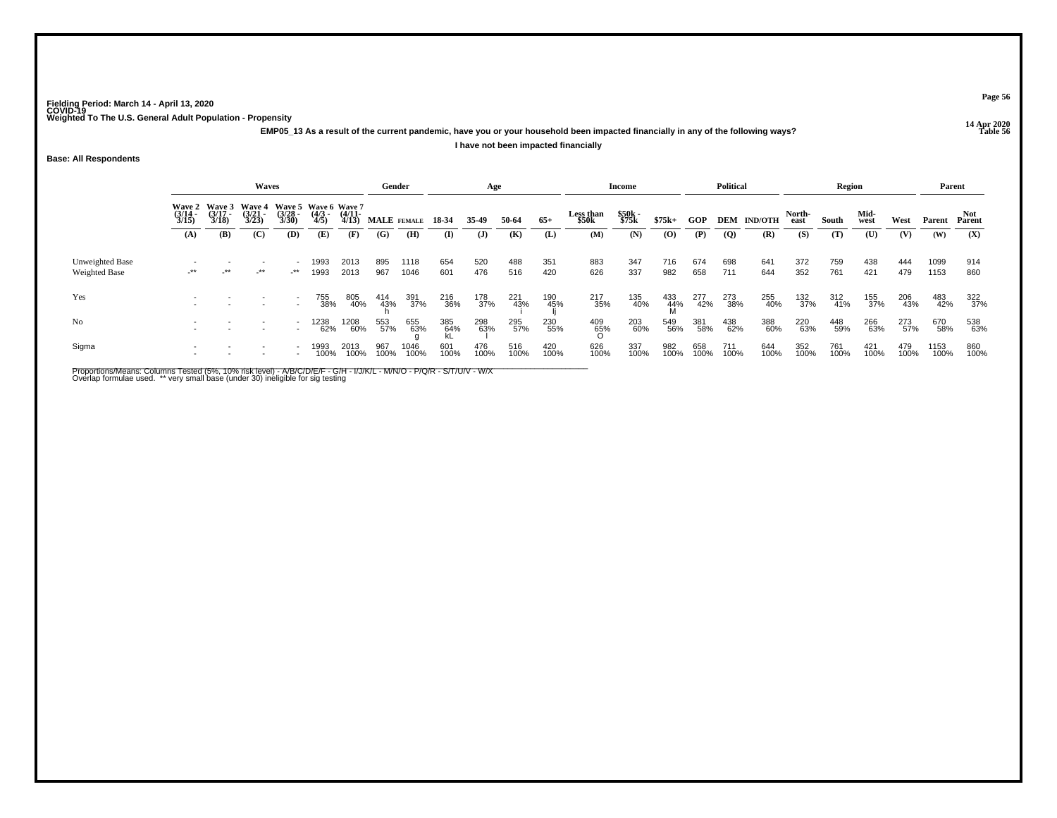Fielding Period: March 14 - April 13, 2020
COVID-19
Weighted To The U.S. General Adult Population - Propensity

14 Apr 2020
Table 56

**EMP05_13 As a result of the current pandemic, have you or your household been impacted financially in any of the following ways?**

**I have not been impacted financially**

**Base: All Respondents**

| | Waves | | | | | | Gender | | Age | | | | Income | | | Political | | | Region | | | | Parent | |
|---|---|---|---|---|---|---|---|---|---|---|---|---|---|---|---|---|---|---|---|---|---|---|---|---|
| | Wave 2 (3/14 - 3/15) | Wave 3 (3/17 - 3/18) | Wave 4 (3/21 - 3/23) | Wave 5 (3/28 - 3/30) | Wave 6 (4/3 - 4/5) | Wave 7 (4/11- 4/13) | MALE | FEMALE | 18-34 | 35-49 | 50-64 | 65+ | Less than $50k | $50k - $75k | $75k+ | GOP | DEM | IND/OTH | North-east | South | Mid-west | West | Parent | Not Parent |
| | (A) | (B) | (C) | (D) | (E) | (F) | (G) | (H) | (I) | (J) | (K) | (L) | (M) | (N) | (O) | (P) | (Q) | (R) | (S) | (T) | (U) | (V) | (W) | (X) |
| Unweighted Base | - | - | - | - | 1993 | 2013 | 895 | 1118 | 654 | 520 | 488 | 351 | 883 | 347 | 716 | 674 | 698 | 641 | 372 | 759 | 438 | 444 | 1099 | 914 |
| Weighted Base | -** | -** | -** | -** | 1993 | 2013 | 967 | 1046 | 601 | 476 | 516 | 420 | 626 | 337 | 982 | 658 | 711 | 644 | 352 | 761 | 421 | 479 | 1153 | 860 |
| Yes | - | - | - | - | 755 | 805 | 414 | 391 | 216 | 178 | 221 | 190 | 217 | 135 | 433 | 277 | 273 | 255 | 132 | 312 | 155 | 206 | 483 | 322 |
| | - | - | - | - | 38% | 40% | 43% | 37% | 36% | 37% | 43% | 45% | 35% | 40% | 44% | 42% | 38% | 40% | 37% | 41% | 37% | 43% | 42% | 37% |
| | | | | | | | h | | | | i | Ij | | | M | | | | | | | | | |
| No | - | - | - | - | 1238 | 1208 | 553 | 655 | 385 | 298 | 295 | 230 | 409 | 203 | 549 | 381 | 438 | 388 | 220 | 448 | 266 | 273 | 670 | 538 |
| | - | - | - | - | 62% | 60% | 57% | 63% | 64% | 63% | 57% | 55% | 65% | 60% | 56% | 58% | 62% | 60% | 63% | 59% | 63% | 57% | 58% | 63% |
| | | | | | | | | g | kL | l | | | O | | | | | | | | | | | |
| Sigma | - | - | - | - | 1993 | 2013 | 967 | 1046 | 601 | 476 | 516 | 420 | 626 | 337 | 982 | 658 | 711 | 644 | 352 | 761 | 421 | 479 | 1153 | 860 |
| | - | - | - | - | 100% | 100% | 100% | 100% | 100% | 100% | 100% | 100% | 100% | 100% | 100% | 100% | 100% | 100% | 100% | 100% | 100% | 100% | 100% | 100% |

Proportions/Means: Columns Tested (5%, 10% risk level) - A/B/C/D/E/F - G/H - I/J/K/L - M/N/O - P/Q/R - S/T/U/V - W/X
Overlap formulae used. ** very small base (under 30) ineligible for sig testing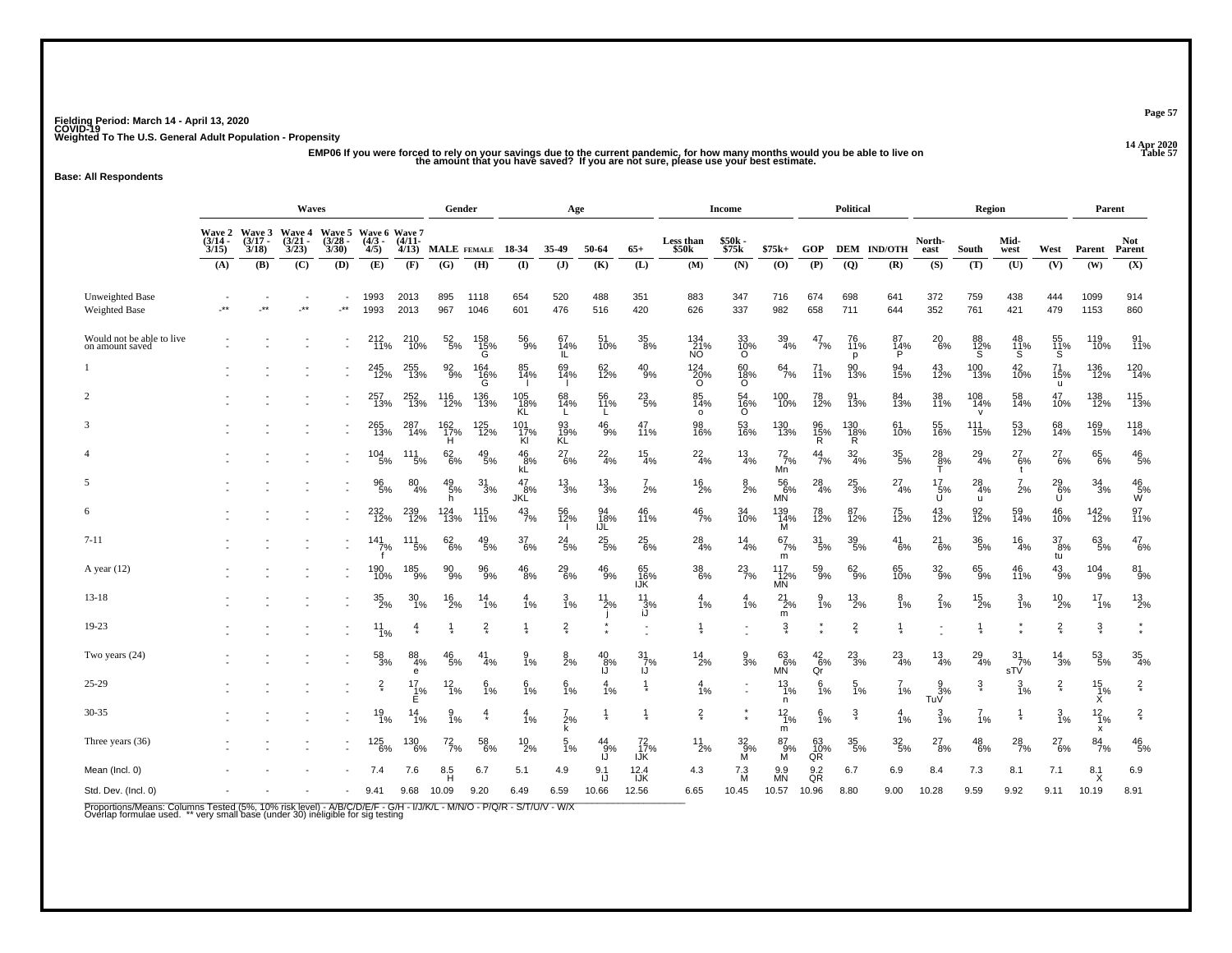Fielding Period: March 14 - April 13, 2020
COVID-19
Weighted To The U.S. General Adult Population - Propensity

14 Apr 2020
Table 57

**EMP06 If you were forced to rely on your savings due to the current pandemic, for how many months would you be able to live on the amount that you have saved? If you are not sure, please use your best estimate.**

**Base: All Respondents**

| | Waves | | | | | | Gender | | Age | | | | Income | | | Political | | | Region | | | | Parent | |
|---|---|---|---|---|---|---|---|---|---|---|---|---|---|---|---|---|---|---|---|---|---|---|---|---|
| | Wave 2 (3/14 - 3/15) | Wave 3 (3/17 - 3/18) | Wave 4 (3/21 - 3/23) | Wave 5 (3/28 - 3/30) | Wave 6 (4/3 - 4/5) | Wave 7 (4/11- 4/13) | MALE | FEMALE | 18-34 | 35-49 | 50-64 | 65+ | Less than $50k | $50k - $75k | $75k+ | GOP | DEM | IND/OTH | North-east | South | Mid-west | West | Parent | Not Parent |
| | (A) | (B) | (C) | (D) | (E) | (F) | (G) | (H) | (I) | (J) | (K) | (L) | (M) | (N) | (O) | (P) | (Q) | (R) | (S) | (T) | (U) | (V) | (W) | (X) |
| Unweighted Base | - | - | - | - | 1993 | 2013 | 895 | 1118 | 654 | 520 | 488 | 351 | 883 | 347 | 716 | 674 | 698 | 641 | 372 | 759 | 438 | 444 | 1099 | 914 |
| Weighted Base | -** | -** | -** | -** | 1993 | 2013 | 967 | 1046 | 601 | 476 | 516 | 420 | 626 | 337 | 982 | 658 | 711 | 644 | 352 | 761 | 421 | 479 | 1153 | 860 |
| Would not be able to live on amount saved | - | - | - | - | 212 11% | 210 10% | 52 5% | 158 15% G | 56 9% | 67 14% IL | 51 10% | 35 8% | 134 21% NO | 33 10% O | 39 4% | 47 7% | 76 11% p | 87 14% P | 20 6% | 88 12% S | 48 11% S | 55 11% S | 119 10% | 91 11% |
| 1 | - | - | - | - | 245 12% | 255 13% | 92 9% | 164 16% G | 85 14% I | 69 14% I | 62 12% | 40 9% | 124 20% O | 60 18% O | 64 7% | 71 11% | 90 13% | 94 15% | 43 12% | 100 13% | 42 10% | 71 15% u | 136 12% | 120 14% |
| 2 | - | - | - | - | 257 13% | 252 13% | 116 12% | 136 13% | 105 18% KL | 68 14% L | 56 11% L | 23 5% | 85 14% o | 54 16% O | 100 10% | 78 12% | 91 13% | 84 13% | 38 11% | 108 14% v | 58 14% | 47 10% | 138 12% | 115 13% |
| 3 | - | - | - | - | 265 13% | 287 14% | 162 17% H | 125 12% | 101 17% Kl | 93 19% KL | 46 9% | 47 11% | 98 16% | 53 16% | 130 13% | 96 15% R | 130 18% R | 61 10% | 55 16% | 111 15% | 53 12% | 68 14% | 169 15% | 118 14% |
| 4 | - | - | - | - | 104 5% | 111 5% | 62 6% | 49 5% | 46 8% kL | 27 6% | 22 4% | 15 4% | 22 4% | 13 4% | 72 7% Mn | 44 7% | 32 4% | 35 5% | 28 8% T | 29 4% | 27 6% t | 27 6% | 65 6% | 46 5% |
| 5 | - | - | - | - | 96 5% | 80 4% | 49 5% h | 31 3% | 47 8% JKL | 13 3% | 13 3% | 7 2% | 16 2% | 8 2% | 56 6% MN | 28 4% | 25 3% | 27 4% | 17 5% U | 28 4% u | 7 2% | 29 6% U | 34 3% | 46 5% W |
| 6 | - | - | - | - | 232 12% | 239 12% | 124 13% | 115 11% | 43 7% | 56 12% I | 94 18% IJL | 46 11% | 46 7% | 34 10% | 139 14% M | 78 12% | 87 12% | 75 12% | 43 12% | 92 12% | 59 14% | 46 10% | 142 12% | 97 11% |
| 7-11 | - | - | - | - | 141 7% f | 111 5% | 62 6% | 49 5% | 37 6% | 24 5% | 25 5% | 25 6% | 28 4% | 14 4% | 67 7% m | 31 5% | 39 5% | 41 6% | 21 6% | 36 5% | 16 4% | 37 8% tu | 63 5% | 47 6% |
| A year (12) | - | - | - | - | 190 10% | 185 9% | 90 9% | 96 9% | 46 8% | 29 6% | 46 9% | 65 16% IJK | 38 6% | 23 7% | 117 12% MN | 59 9% | 62 9% | 65 10% | 32 9% | 65 9% | 46 11% | 43 9% | 104 9% | 81 9% |
| 13-18 | - | - | - | - | 35 2% | 30 1% | 16 2% | 14 1% | 4 1% | 3 1% | 11 2% j | 11 3% iJ | 4 1% | 4 1% | 21 2% m | 9 1% | 13 2% | 8 1% | 2 1% | 15 2% | 3 1% | 10 2% | 17 1% | 13 2% |
| 19-23 | - | - | - | - | 11 1% | 4 * | 1 * | 2 * | 1 * | 2 * | * * | - - | 1 * | - - | 3 * | * * | 2 * | 1 * | - - | 1 * | * * | 2 * | 3 * | * * |
| Two years (24) | - | - | - | - | 58 3% | 88 4% e | 46 5% | 41 4% | 9 1% | 8 2% | 40 8% IJ | 31 7% IJ | 14 2% | 9 3% | 63 6% MN | 42 6% Qr | 23 3% | 23 4% | 13 4% | 29 4% | 31 7% sTV | 14 3% | 53 5% | 35 4% |
| 25-29 | - | - | - | - | 2 * | 17 1% E | 12 1% | 6 1% | 6 1% | 6 1% | 4 1% | 1 * | 4 1% | - - | 13 1% n | 6 1% | 5 1% | 7 1% | 9 3% TuV | 3 * | 3 1% | 2 * | 15 1% X | 2 * |
| 30-35 | - | - | - | - | 19 1% | 14 1% | 9 1% | 4 * | 4 1% | 7 2% k | 1 * | 1 * | 2 * | * * | 12 1% m | 6 1% | 3 * | 4 1% | 3 1% | 7 1% | 1 * | 3 1% | 12 1% x | 2 * |
| Three years (36) | - | - | - | - | 125 6% | 130 6% | 72 7% | 58 6% | 10 2% | 5 1% | 44 9% IJ | 72 17% IJK | 11 2% | 32 9% M | 87 9% M | 63 10% QR | 35 5% | 32 5% | 27 8% | 48 6% | 28 7% | 27 6% | 84 7% | 46 5% |
| Mean (Incl. 0) | - | - | - | - | 7.4 | 7.6 | 8.5 H | 6.7 | 5.1 | 4.9 | 9.1 IJ | 12.4 IJK | 4.3 | 7.3 M | 9.9 MN | 9.2 QR | 6.7 | 6.9 | 8.4 | 7.3 | 8.1 | 7.1 | 8.1 X | 6.9 |
| Std. Dev. (Incl. 0) | - | - | - | - | 9.41 | 9.68 | 10.09 | 9.20 | 6.49 | 6.59 | 10.66 | 12.56 | 6.65 | 10.45 | 10.57 | 10.96 | 8.80 | 9.00 | 10.28 | 9.59 | 9.92 | 9.11 | 10.19 | 8.91 |

Proportions/Means: Columns Tested (5%, 10% risk level) - A/B/C/D/E/F - G/H - I/J/K/L - M/N/O - P/Q/R - S/T/U/V - W/X
Overlap formulae used. ** very small base (under 30) ineligible for sig testing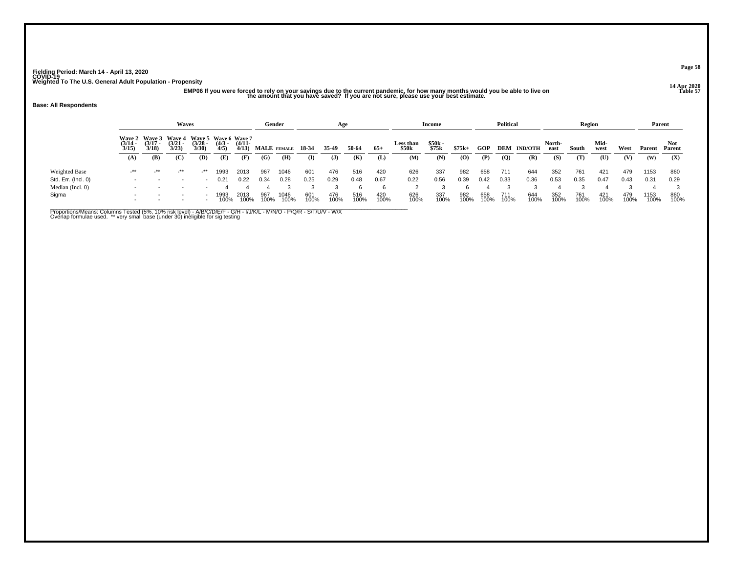Fielding Period: March 14 - April 13, 2020
COVID-19
Weighted To The U.S. General Adult Population - Propensity

14 Apr 2020
Table 57

**EMP06 If you were forced to rely on your savings due to the current pandemic, for how many months would you be able to live on the amount that you have saved? If you are not sure, please use your best estimate.**

**Base: All Respondents**

| | Waves | | | | | | Gender | | Age | | | | Income | | | Political | | | Region | | | | Parent | |
|---|---|---|---|---|---|---|---|---|---|---|---|---|---|---|---|---|---|---|---|---|---|---|---|---|
| | Wave 2 (3/14 - 3/15) | Wave 3 (3/17 - 3/18) | Wave 4 (3/21 - 3/23) | Wave 5 (3/28 - 3/30) | Wave 6 (4/3 - 4/5) | Wave 7 (4/11- 4/13) | MALE | FEMALE | 18-34 | 35-49 | 50-64 | 65+ | Less than $50k | $50k - $75k | $75k+ | GOP | DEM | IND/OTH | North-east | South | Mid-west | West | Parent | Not Parent |
| | (A) | (B) | (C) | (D) | (E) | (F) | (G) | (H) | (I) | (J) | (K) | (L) | (M) | (N) | (O) | (P) | (Q) | (R) | (S) | (T) | (U) | (V) | (W) | (X) |
| Weighted Base | -** | -** | -** | -** | 1993 | 2013 | 967 | 1046 | 601 | 476 | 516 | 420 | 626 | 337 | 982 | 658 | 711 | 644 | 352 | 761 | 421 | 479 | 1153 | 860 |
| Std. Err. (Incl. 0) | - | - | - | - | 0.21 | 0.22 | 0.34 | 0.28 | 0.25 | 0.29 | 0.48 | 0.67 | 0.22 | 0.56 | 0.39 | 0.42 | 0.33 | 0.36 | 0.53 | 0.35 | 0.47 | 0.43 | 0.31 | 0.29 |
| Median (Incl. 0) | - | - | - | - | 4 | 4 | 4 | 3 | 3 | 3 | 6 | 6 | 2 | 3 | 6 | 4 | 3 | 3 | 4 | 3 | 4 | 3 | 4 | 3 |
| Sigma | - | - | - | - | 1993 | 2013 | 967 | 1046 | 601 | 476 | 516 | 420 | 626 | 337 | 982 | 658 | 711 | 644 | 352 | 761 | 421 | 479 | 1153 | 860 |
| | - | - | - | - | 100% | 100% | 100% | 100% | 100% | 100% | 100% | 100% | 100% | 100% | 100% | 100% | 100% | 100% | 100% | 100% | 100% | 100% | 100% | 100% |

Proportions/Means: Columns Tested (5%, 10% risk level) - A/B/C/D/E/F - G/H - I/J/K/L - M/N/O - P/Q/R - S/T/U/V - W/X
Overlap formulae used. ** very small base (under 30) ineligible for sig testing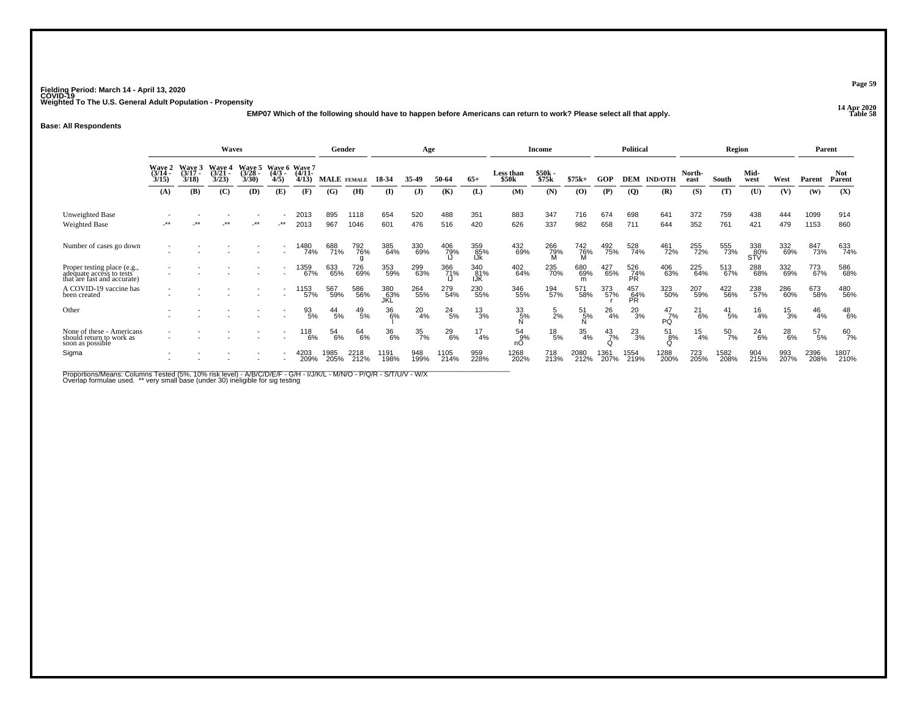Fielding Period: March 14 - April 13, 2020
COVID-19
Weighted To The U.S. General Adult Population - Propensity

14 Apr 2020
Table 58

**EMP07 Which of the following should have to happen before Americans can return to work? Please select all that apply.**

**Base: All Respondents**

| | Waves | | | | | | Gender | | Age | | | | Income | | | Political | | | Region | | | | Parent | |
|---|---|---|---|---|---|---|---|---|---|---|---|---|---|---|---|---|---|---|---|---|---|---|---|---|
| | Wave 2 (3/14 - 3/15) | Wave 3 (3/17 - 3/18) | Wave 4 (3/21 - 3/23) | Wave 5 (3/28 - 3/30) | Wave 6 (4/3 - 4/5) | Wave 7 (4/11- 4/13) | MALE | FEMALE | 18-34 | 35-49 | 50-64 | 65+ | Less than $50k | $50k - $75k | $75k+ | GOP | DEM | IND/OTH | North-east | South | Mid-west | West | Parent | Not Parent |
| | (A) | (B) | (C) | (D) | (E) | (F) | (G) | (H) | (I) | (J) | (K) | (L) | (M) | (N) | (O) | (P) | (Q) | (R) | (S) | (T) | (U) | (V) | (W) | (X) |
| Unweighted Base | - | - | - | - | - | 2013 | 895 | 1118 | 654 | 520 | 488 | 351 | 883 | 347 | 716 | 674 | 698 | 641 | 372 | 759 | 438 | 444 | 1099 | 914 |
| Weighted Base | -** | -** | -** | -** | -** | 2013 | 967 | 1046 | 601 | 476 | 516 | 420 | 626 | 337 | 982 | 658 | 711 | 644 | 352 | 761 | 421 | 479 | 1153 | 860 |
| Number of cases go down | - | - | - | - | - | 1480 | 688 | 792 | 385 | 330 | 406 | 359 | 432 | 266 | 742 | 492 | 528 | 461 | 255 | 555 | 338 | 332 | 847 | 633 |
| | - | - | - | - | - | 74% | 71% | 76% g | 64% | 69% | 79% IJ | 85% IJk | 69% | 79% M | 76% M | 75% | 74% | 72% | 72% | 73% | 80% STV | 69% | 73% | 74% |
| Proper testing place (e.g., adequate access to tests that are fast and accurate) | - | - | - | - | - | 1359 | 633 | 726 | 353 | 299 | 366 | 340 | 402 | 235 | 680 | 427 | 526 | 406 | 225 | 513 | 288 | 332 | 773 | 586 |
| | - | - | - | - | - | 67% | 65% | 69% | 59% | 63% | 71% IJ | 81% IJK | 64% | 70% | 69% m | 65% | 74% PR | 63% | 64% | 67% | 68% | 69% | 67% | 68% |
| A COVID-19 vaccine has been created | - | - | - | - | - | 1153 | 567 | 586 | 380 | 264 | 279 | 230 | 346 | 194 | 571 | 373 | 457 | 323 | 207 | 422 | 238 | 286 | 673 | 480 |
| | - | - | - | - | - | 57% | 59% | 56% | 63% JKL | 55% | 54% | 55% | 55% | 57% | 58% | 57% r | 64% PR | 50% | 59% | 56% | 57% | 60% | 58% | 56% |
| Other | - | - | - | - | - | 93 | 44 | 49 | 36 | 20 | 24 | 13 | 33 | 5 | 51 | 26 | 20 | 47 | 21 | 41 | 16 | 15 | 46 | 48 |
| | - | - | - | - | - | 5% | 5% | 5% | 6% l | 4% | 5% | 3% | 5% N | 2% | 5% N | 4% | 3% | 7% PQ | 6% | 5% | 4% | 3% | 4% | 6% |
| None of these - Americans should return to work as soon as possible | - | - | - | - | - | 118 | 54 | 64 | 36 | 35 | 29 | 17 | 54 | 18 | 35 | 43 | 23 | 51 | 15 | 50 | 24 | 28 | 57 | 60 |
| | - | - | - | - | - | 6% | 6% | 6% | 6% | 7% | 6% | 4% | 9% nO | 5% | 4% | 7% Q | 3% | 8% Q | 4% | 7% | 6% | 6% | 5% | 7% |
| Sigma | - | - | - | - | - | 4203 | 1985 | 2218 | 1191 | 948 | 1105 | 959 | 1268 | 718 | 2080 | 1361 | 1554 | 1288 | 723 | 1582 | 904 | 993 | 2396 | 1807 |
| | - | - | - | - | - | 209% | 205% | 212% | 198% | 199% | 214% | 228% | 202% | 213% | 212% | 207% | 219% | 200% | 205% | 208% | 215% | 207% | 208% | 210% |

Proportions/Means: Columns Tested (5%, 10% risk level) - A/B/C/D/E/F - G/H - I/J/K/L - M/N/O - P/Q/R - S/T/U/V - W/X
Overlap formulae used. ** very small base (under 30) ineligible for sig testing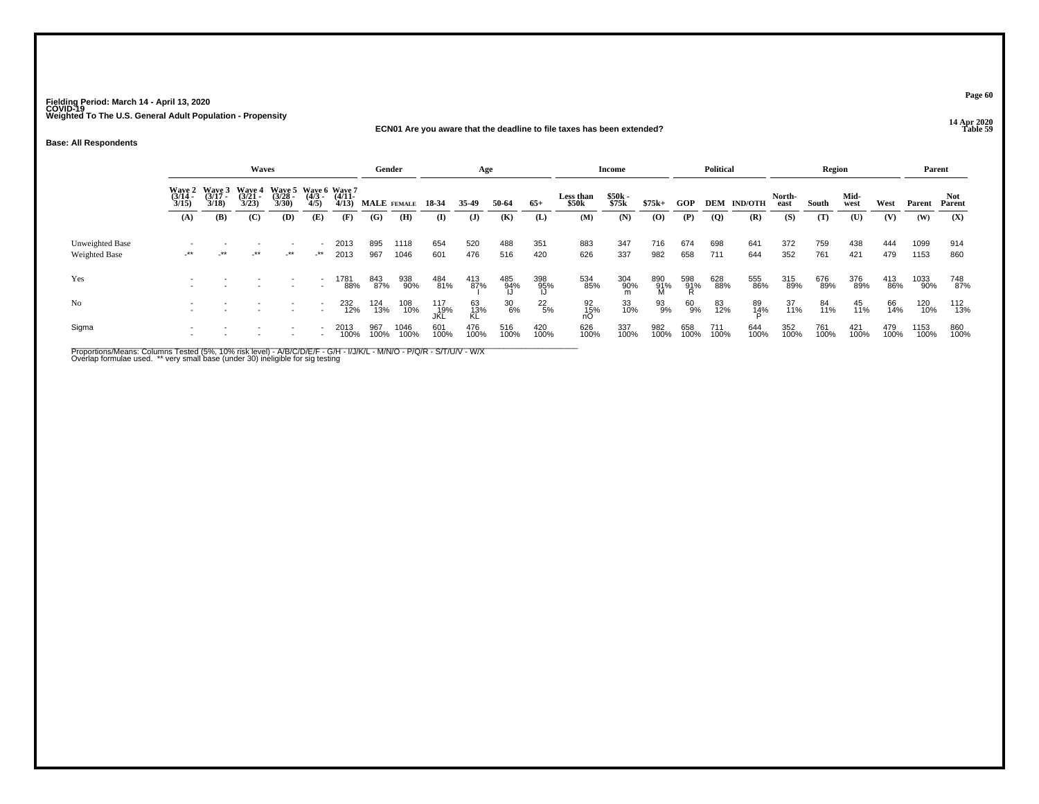Fielding Period: March 14 - April 13, 2020
COVID-19
Weighted To The U.S. General Adult Population - Propensity

14 Apr 2020
Table 59

## ECN01 Are you aware that the deadline to file taxes has been extended?

**Base: All Respondents**

| | Waves | | | | | | Gender | | Age | | | | Income | | | Political | | | Region | | | | Parent | |
|---|---|---|---|---|---|---|---|---|---|---|---|---|---|---|---|---|---|---|---|---|---|---|---|---|
| | Wave 2 (3/14 - 3/15) | Wave 3 (3/17 - 3/18) | Wave 4 (3/21 - 3/23) | Wave 5 (3/28 - 3/30) | Wave 6 (4/3 - 4/5) | Wave 7 (4/11- 4/13) | MALE | FEMALE | 18-34 | 35-49 | 50-64 | 65+ | Less than $50k | $50k - $75k | $75k+ | GOP | DEM | IND/OTH | North-east | South | Mid-west | West | Parent | Not Parent |
| | (A) | (B) | (C) | (D) | (E) | (F) | (G) | (H) | (I) | (J) | (K) | (L) | (M) | (N) | (O) | (P) | (Q) | (R) | (S) | (T) | (U) | (V) | (W) | (X) |
| Unweighted Base | - | - | - | - | - | 2013 | 895 | 1118 | 654 | 520 | 488 | 351 | 883 | 347 | 716 | 674 | 698 | 641 | 372 | 759 | 438 | 444 | 1099 | 914 |
| Weighted Base | -** | -** | -** | -** | -** | 2013 | 967 | 1046 | 601 | 476 | 516 | 420 | 626 | 337 | 982 | 658 | 711 | 644 | 352 | 761 | 421 | 479 | 1153 | 860 |
| Yes | - | - | - | - | - | 1781 | 843 | 938 | 484 | 413 | 485 | 398 | 534 | 304 | 890 | 598 | 628 | 555 | 315 | 676 | 376 | 413 | 1033 | 748 |
| | - | - | - | - | - | 88% | 87% | 90% | 81% | 87% | 94% | 95% | 85% | 90% | 91% | 91% | 88% | 86% | 89% | 89% | 89% | 86% | 90% | 87% |
| | | | | | | | | | | I | IJ | IJ | | m | M | R | | | | | | | | |
| No | - | - | - | - | - | 232 | 124 | 108 | 117 | 63 | 30 | 22 | 92 | 33 | 93 | 60 | 83 | 89 | 37 | 84 | 45 | 66 | 120 | 112 |
| | - | - | - | - | - | 12% | 13% | 10% | 19% | 13% | 6% | 5% | 15% | 10% | 9% | 9% | 12% | 14% | 11% | 11% | 11% | 14% | 10% | 13% |
| | | | | | | | | | JKL | KL | | | nO | | | | | P | | | | | | |
| Sigma | - | - | - | - | - | 2013 | 967 | 1046 | 601 | 476 | 516 | 420 | 626 | 337 | 982 | 658 | 711 | 644 | 352 | 761 | 421 | 479 | 1153 | 860 |
| | - | - | - | - | - | 100% | 100% | 100% | 100% | 100% | 100% | 100% | 100% | 100% | 100% | 100% | 100% | 100% | 100% | 100% | 100% | 100% | 100% | 100% |

Proportions/Means: Columns Tested (5%, 10% risk level) - A/B/C/D/E/F - G/H - I/J/K/L - M/N/O - P/Q/R - S/T/U/V - W/X
Overlap formulae used. ** very small base (under 30) ineligible for sig testing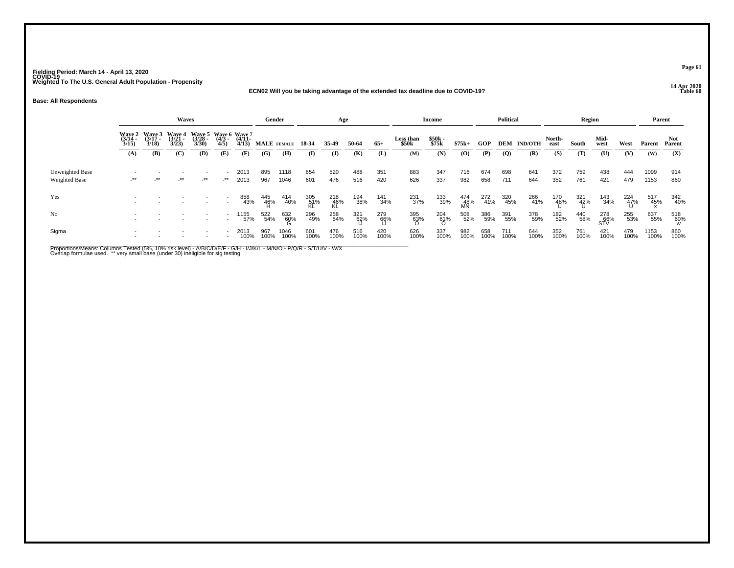Fielding Period: March 14 - April 13, 2020
COVID-19
Weighted To The U.S. General Adult Population - Propensity

14 Apr 2020
Table 60

**ECN02 Will you be taking advantage of the extended tax deadline due to COVID-19?**

**Base: All Respondents**

| | Waves | | | | | | Gender | | Age | | | | Income | | | Political | | | Region | | | | Parent | |
|---|---|---|---|---|---|---|---|---|---|---|---|---|---|---|---|---|---|---|---|---|---|---|---|---|
| | Wave 2 (3/14 - 3/15) | Wave 3 (3/17 - 3/18) | Wave 4 (3/21 - 3/23) | Wave 5 (3/28 - 3/30) | Wave 6 (4/3 - 4/5) | Wave 7 (4/11- 4/13) | MALE | FEMALE | 18-34 | 35-49 | 50-64 | 65+ | Less than $50k | $50k - $75k | $75k+ | GOP | DEM | IND/OTH | North-east | South | Mid-west | West | Parent | Not Parent |
| | (A) | (B) | (C) | (D) | (E) | (F) | (G) | (H) | (I) | (J) | (K) | (L) | (M) | (N) | (O) | (P) | (Q) | (R) | (S) | (T) | (U) | (V) | (W) | (X) |
| Unweighted Base | - | - | - | - | - | 2013 | 895 | 1118 | 654 | 520 | 488 | 351 | 883 | 347 | 716 | 674 | 698 | 641 | 372 | 759 | 438 | 444 | 1099 | 914 |
| Weighted Base | -** | -** | -** | -** | -** | 2013 | 967 | 1046 | 601 | 476 | 516 | 420 | 626 | 337 | 982 | 658 | 711 | 644 | 352 | 761 | 421 | 479 | 1153 | 860 |
| Yes | - | - | - | - | - | 858 | 445 | 414 | 305 | 218 | 194 | 141 | 231 | 133 | 474 | 272 | 320 | 266 | 170 | 321 | 143 | 224 | 517 | 342 |
| | - | - | - | - | - | 43% | 46% | 40% | 51% | 46% | 38% | 34% | 37% | 39% | 48% | 41% | 45% | 41% | 48% | 42% | 34% | 47% | 45% | 40% |
| | | | | | | | H | | KL | KL | | | | | MN | | | | U | U | | U | x | |
| No | - | - | - | - | - | 1155 | 522 | 632 | 296 | 258 | 321 | 279 | 395 | 204 | 508 | 386 | 391 | 378 | 182 | 440 | 278 | 255 | 637 | 518 |
| | - | - | - | - | - | 57% | 54% | 60% | 49% | 54% | 62% | 66% | 63% | 61% | 52% | 59% | 55% | 59% | 52% | 58% | 66% | 53% | 55% | 60% |
| | | | | | | | | G | | | IJ | IJ | O | O | | | | | | | STV | | | W |
| Sigma | - | - | - | - | - | 2013 | 967 | 1046 | 601 | 476 | 516 | 420 | 626 | 337 | 982 | 658 | 711 | 644 | 352 | 761 | 421 | 479 | 1153 | 860 |
| | - | - | - | - | - | 100% | 100% | 100% | 100% | 100% | 100% | 100% | 100% | 100% | 100% | 100% | 100% | 100% | 100% | 100% | 100% | 100% | 100% | 100% |

Proportions/Means: Columns Tested (5%, 10% risk level) - A/B/C/D/E/F - G/H - I/J/K/L - M/N/O - P/Q/R - S/T/U/V - W/X
Overlap formulae used. ** very small base (under 30) ineligible for sig testing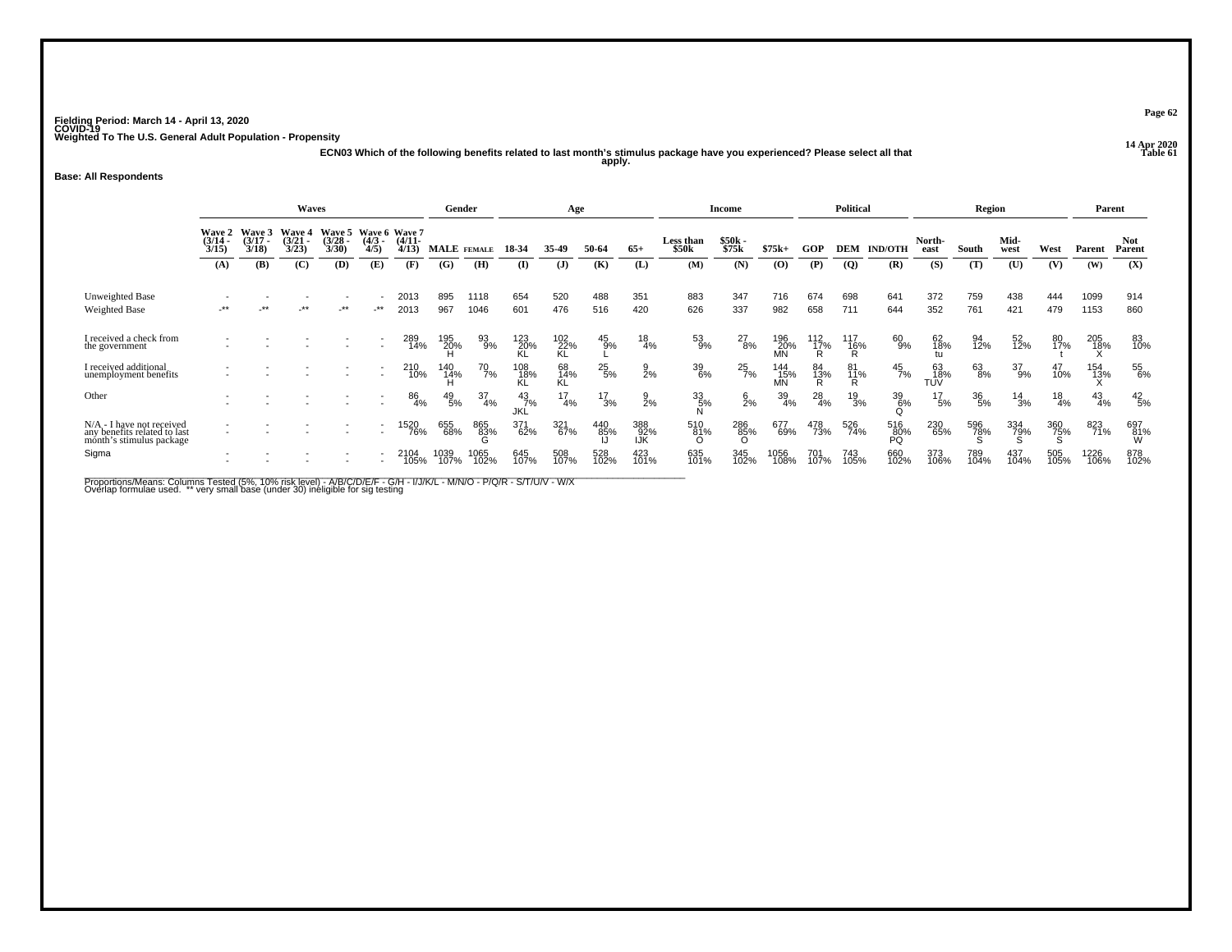Fielding Period: March 14 - April 13, 2020
COVID-19
Weighted To The U.S. General Adult Population - Propensity

14 Apr 2020
Table 61

**ECN03 Which of the following benefits related to last month's stimulus package have you experienced? Please select all that apply.**

**Base: All Respondents**

| | Waves | | | | | | Gender | | Age | | | | Income | | | Political | | | Region | | | | Parent | |
|---|---|---|---|---|---|---|---|---|---|---|---|---|---|---|---|---|---|---|---|---|---|---|---|---|
| | Wave 2 (3/14 - 3/15) | Wave 3 (3/17 - 3/18) | Wave 4 (3/21 - 3/23) | Wave 5 (3/28 - 3/30) | Wave 6 (4/3 - 4/5) | Wave 7 (4/11- 4/13) | MALE | FEMALE | 18-34 | 35-49 | 50-64 | 65+ | Less than $50k | $50k - $75k | $75k+ | GOP | DEM | IND/OTH | North-east | South | Mid-west | West | Parent | Not Parent |
| | (A) | (B) | (C) | (D) | (E) | (F) | (G) | (H) | (I) | (J) | (K) | (L) | (M) | (N) | (O) | (P) | (Q) | (R) | (S) | (T) | (U) | (V) | (W) | (X) |
| Unweighted Base | - | - | - | - | - | 2013 | 895 | 1118 | 654 | 520 | 488 | 351 | 883 | 347 | 716 | 674 | 698 | 641 | 372 | 759 | 438 | 444 | 1099 | 914 |
| Weighted Base | -** | -** | -** | -** | -** | 2013 | 967 | 1046 | 601 | 476 | 516 | 420 | 626 | 337 | 982 | 658 | 711 | 644 | 352 | 761 | 421 | 479 | 1153 | 860 |
| I received a check from the government | - | - | - | - | - | 289 | 195 | 93 | 123 | 102 | 45 | 18 | 53 | 27 | 196 | 112 | 117 | 60 | 62 | 94 | 52 | 80 | 205 | 83 |
| | - | - | - | - | - | 14% | 20% | 9% | 20% | 22% | 9% | 4% | 9% | 8% | 20% | 17% | 16% | 9% | 18% | 12% | 12% | 17% | 18% | 10% |
| | | | | | | | H | | KL | KL | L | | | | MN | R | R | | tu | | | t | X | |
| I received additional unemployment benefits | - | - | - | - | - | 210 | 140 | 70 | 108 | 68 | 25 | 9 | 39 | 25 | 144 | 84 | 81 | 45 | 63 | 63 | 37 | 47 | 154 | 55 |
| | - | - | - | - | - | 10% | 14% | 7% | 18% | 14% | 5% | 2% | 6% | 7% | 15% | 13% | 11% | 7% | 18% | 8% | 9% | 10% | 13% | 6% |
| | | | | | | | H | | KL | KL | | | | | MN | R | R | | TUV | | | | X | |
| Other | - | - | - | - | - | 86 | 49 | 37 | 43 | 17 | 17 | 9 | 33 | 6 | 39 | 28 | 19 | 39 | 17 | 36 | 14 | 18 | 43 | 42 |
| | - | - | - | - | - | 4% | 5% | 4% | 7% | 4% | 3% | 2% | 5% | 2% | 4% | 4% | 3% | 6% | 5% | 5% | 3% | 4% | 4% | 5% |
| | | | | | | | | | JKL | | | | N | | | | | Q | | | | | | |
| N/A - I have not received any benefits related to last month's stimulus package | - | - | - | - | - | 1520 | 655 | 865 | 371 | 321 | 440 | 388 | 510 | 286 | 677 | 478 | 526 | 516 | 230 | 596 | 334 | 360 | 823 | 697 |
| | - | - | - | - | - | 76% | 68% | 83% | 62% | 67% | 85% | 92% | 81% | 85% | 69% | 73% | 74% | 80% | 65% | 78% | 79% | 75% | 71% | 81% |
| | | | | | | | | G | | | IJ | IJK | O | O | | | | PQ | | S | S | S | | W |
| Sigma | - | - | - | - | - | 2104 | 1039 | 1065 | 645 | 508 | 528 | 423 | 635 | 345 | 1056 | 701 | 743 | 660 | 373 | 789 | 437 | 505 | 1226 | 878 |
| | - | - | - | - | - | 105% | 107% | 102% | 107% | 107% | 102% | 101% | 101% | 102% | 108% | 107% | 105% | 102% | 106% | 104% | 104% | 105% | 106% | 102% |

Proportions/Means: Columns Tested (5%, 10% risk level) - A/B/C/D/E/F - G/H - I/J/K/L - M/N/O - P/Q/R - S/T/U/V - W/X
Overlap formulae used. ** very small base (under 30) ineligible for sig testing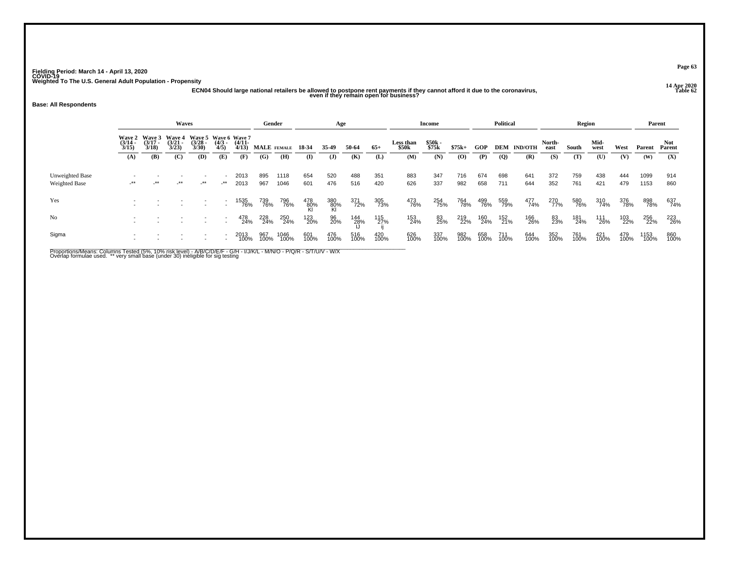Fielding Period: March 14 - April 13, 2020
COVID-19
Weighted To The U.S. General Adult Population - Propensity

14 Apr 2020
Table 62

**ECN04 Should large national retailers be allowed to postpone rent payments if they cannot afford it due to the coronavirus, even if they remain open for business?**

**Base: All Respondents**

| | Waves | | | | | | Gender | | Age | | | | Income | | | Political | | | Region | | | | Parent | |
|---|---|---|---|---|---|---|---|---|---|---|---|---|---|---|---|---|---|---|---|---|---|---|---|---|
| | Wave 2 (3/14 - 3/15) | Wave 3 (3/17 - 3/18) | Wave 4 (3/21 - 3/23) | Wave 5 (3/28 - 3/30) | Wave 6 (4/3 - 4/5) | Wave 7 (4/11- 4/13) | MALE | FEMALE | 18-34 | 35-49 | 50-64 | 65+ | Less than $50k | $50k - $75k | $75k+ | GOP | DEM | IND/OTH | North-east | South | Mid-west | West | Parent | Not Parent |
| | (A) | (B) | (C) | (D) | (E) | (F) | (G) | (H) | (I) | (J) | (K) | (L) | (M) | (N) | (O) | (P) | (Q) | (R) | (S) | (T) | (U) | (V) | (W) | (X) |
| Unweighted Base | - | - | - | - | - | 2013 | 895 | 1118 | 654 | 520 | 488 | 351 | 883 | 347 | 716 | 674 | 698 | 641 | 372 | 759 | 438 | 444 | 1099 | 914 |
| Weighted Base | -** | -** | -** | -** | -** | 2013 | 967 | 1046 | 601 | 476 | 516 | 420 | 626 | 337 | 982 | 658 | 711 | 644 | 352 | 761 | 421 | 479 | 1153 | 860 |
| Yes | - | - | - | - | - | 1535 | 739 | 796 | 478 | 380 | 371 | 305 | 473 | 254 | 764 | 499 | 559 | 477 | 270 | 580 | 310 | 376 | 898 | 637 |
| | - | - | - | - | - | 76% | 76% | 76% | 80% | 80% | 72% | 73% | 76% | 75% | 78% | 76% | 79% | 74% | 77% | 76% | 74% | 78% | 78% | 74% |
| | | | | | | | | | Kl | Kl | | | | | | | | | | | | | | |
| No | - | - | - | - | - | 478 | 228 | 250 | 123 | 96 | 144 | 115 | 153 | 83 | 219 | 160 | 152 | 166 | 83 | 181 | 111 | 103 | 256 | 223 |
| | - | - | - | - | - | 24% | 24% | 24% | 20% | 20% | 28% | 27% | 24% | 25% | 22% | 24% | 21% | 26% | 23% | 24% | 26% | 22% | 22% | 26% |
| | | | | | | | | | | | IJ | ij | | | | | | | | | | | | |
| Sigma | - | - | - | - | - | 2013 | 967 | 1046 | 601 | 476 | 516 | 420 | 626 | 337 | 982 | 658 | 711 | 644 | 352 | 761 | 421 | 479 | 1153 | 860 |
| | - | - | - | - | - | 100% | 100% | 100% | 100% | 100% | 100% | 100% | 100% | 100% | 100% | 100% | 100% | 100% | 100% | 100% | 100% | 100% | 100% | 100% |

Proportions/Means: Columns Tested (5%, 10% risk level) - A/B/C/D/E/F - G/H - I/J/K/L - M/N/O - P/Q/R - S/T/U/V - W/X
Overlap formulae used. ** very small base (under 30) ineligible for sig testing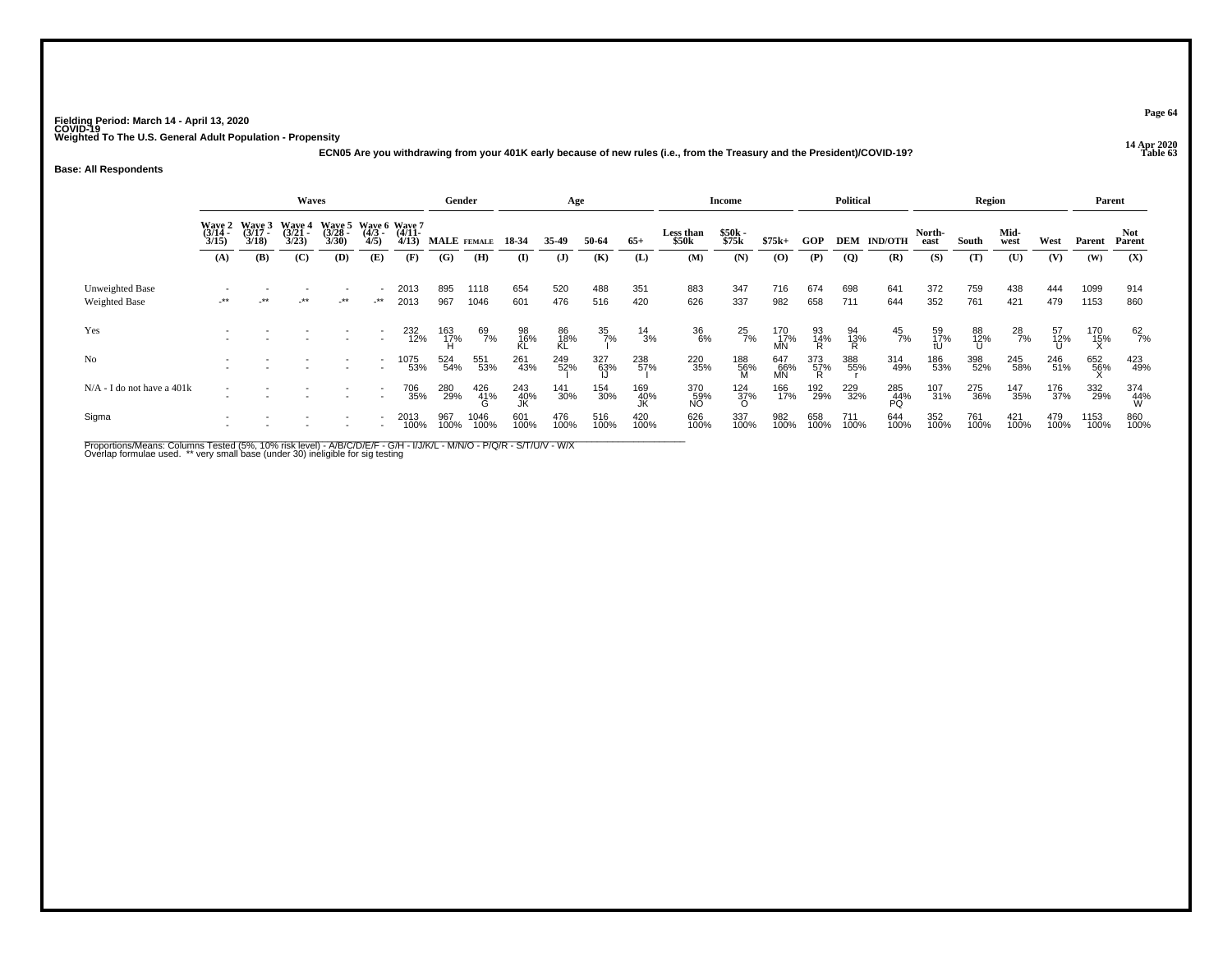Fielding Period: March 14 - April 13, 2020
COVID-19
Weighted To The U.S. General Adult Population - Propensity

14 Apr 2020
Table 63

**ECN05 Are you withdrawing from your 401K early because of new rules (i.e., from the Treasury and the President)/COVID-19?**

**Base: All Respondents**

| | Waves | | | | | | Gender | | Age | | | | Income | | | Political | | | Region | | | | Parent | |
|---|---|---|---|---|---|---|---|---|---|---|---|---|---|---|---|---|---|---|---|---|---|---|---|---|
| | Wave 2 (3/14 - 3/15) | Wave 3 (3/17 - 3/18) | Wave 4 (3/21 - 3/23) | Wave 5 (3/28 - 3/30) | Wave 6 (4/3 - 4/5) | Wave 7 (4/11- 4/13) | MALE | FEMALE | 18-34 | 35-49 | 50-64 | 65+ | Less than $50k | $50k - $75k | $75k+ | GOP | DEM | IND/OTH | North-east | South | Mid-west | West | Parent | Not Parent |
| | (A) | (B) | (C) | (D) | (E) | (F) | (G) | (H) | (I) | (J) | (K) | (L) | (M) | (N) | (O) | (P) | (Q) | (R) | (S) | (T) | (U) | (V) | (W) | (X) |
| Unweighted Base | - | - | - | - | - | 2013 | 895 | 1118 | 654 | 520 | 488 | 351 | 883 | 347 | 716 | 674 | 698 | 641 | 372 | 759 | 438 | 444 | 1099 | 914 |
| Weighted Base | -** | -** | -** | -** | -** | 2013 | 967 | 1046 | 601 | 476 | 516 | 420 | 626 | 337 | 982 | 658 | 711 | 644 | 352 | 761 | 421 | 479 | 1153 | 860 |
| Yes | - | - | - | - | - | 232 | 163 | 69 | 98 | 86 | 35 | 14 | 36 | 25 | 170 | 93 | 94 | 45 | 59 | 88 | 28 | 57 | 170 | 62 |
| | - | - | - | - | - | 12% | 17% | 7% | 16% | 18% | 7% | 3% | 6% | 7% | 17% | 14% | 13% | 7% | 17% | 12% | 7% | 12% | 15% | 7% |
| | | | | | | | H | | KL | KL | I | | | | MN | R | R | | tU | U | | U | X | |
| No | - | - | - | - | - | 1075 | 524 | 551 | 261 | 249 | 327 | 238 | 220 | 188 | 647 | 373 | 388 | 314 | 186 | 398 | 245 | 246 | 652 | 423 |
| | - | - | - | - | - | 53% | 54% | 53% | 43% | 52% | 63% | 57% | 35% | 56% | 66% | 57% | 55% | 49% | 53% | 52% | 58% | 51% | 56% | 49% |
| | | | | | | | | | | I | IJ | I | | M | MN | R | r | | | | | | X | |
| N/A - I do not have a 401k | - | - | - | - | - | 706 | 280 | 426 | 243 | 141 | 154 | 169 | 370 | 124 | 166 | 192 | 229 | 285 | 107 | 275 | 147 | 176 | 332 | 374 |
| | - | - | - | - | - | 35% | 29% | 41% | 40% | 30% | 30% | 40% | 59% | 37% | 17% | 29% | 32% | 44% | 31% | 36% | 35% | 37% | 29% | 44% |
| | | | | | | | | G | JK | | | JK | NO | O | | | | PQ | | | | | | W |
| Sigma | - | - | - | - | - | 2013 | 967 | 1046 | 601 | 476 | 516 | 420 | 626 | 337 | 982 | 658 | 711 | 644 | 352 | 761 | 421 | 479 | 1153 | 860 |
| | - | - | - | - | - | 100% | 100% | 100% | 100% | 100% | 100% | 100% | 100% | 100% | 100% | 100% | 100% | 100% | 100% | 100% | 100% | 100% | 100% | 100% |

Proportions/Means: Columns Tested (5%, 10% risk level) - A/B/C/D/E/F - G/H - I/J/K/L - M/N/O - P/Q/R - S/T/U/V - W/X
Overlap formulae used. ** very small base (under 30) ineligible for sig testing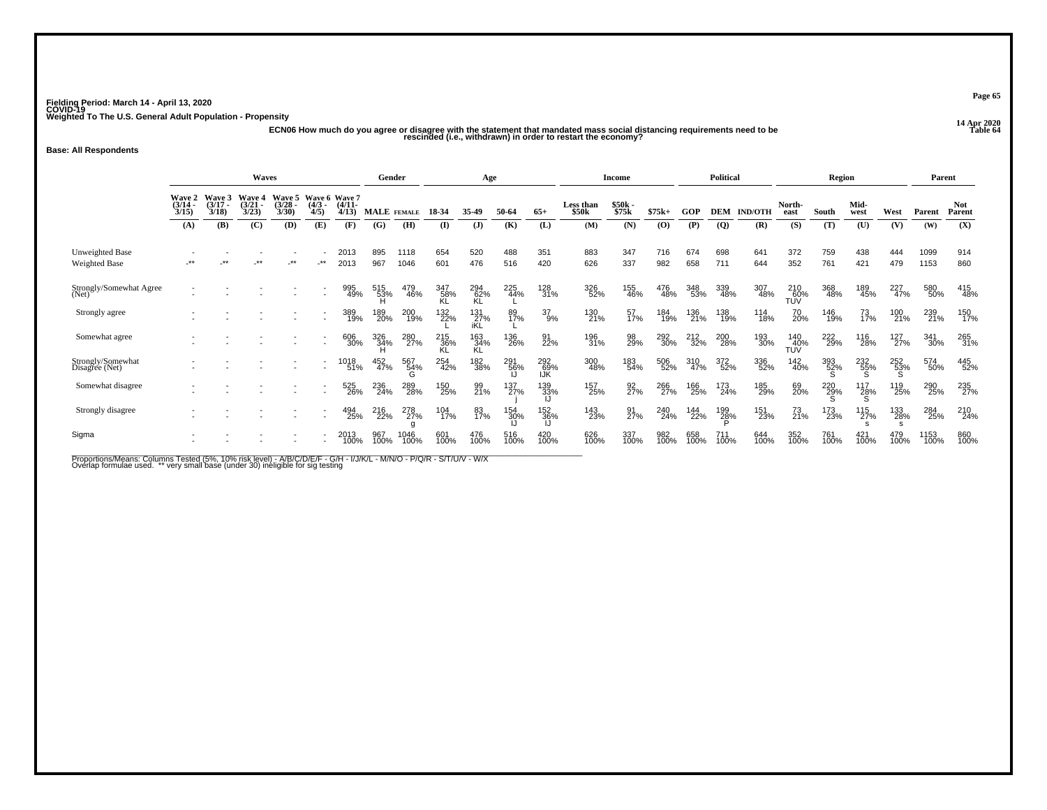Fielding Period: March 14 - April 13, 2020
COVID-19
Weighted To The U.S. General Adult Population - Propensity

14 Apr 2020
Table 64

**ECN06 How much do you agree or disagree with the statement that mandated mass social distancing requirements need to be rescinded (i.e., withdrawn) in order to restart the economy?**

**Base: All Respondents**

| | Waves | | | | | | Gender | | Age | | | | Income | | | Political | | | Region | | | | Parent | |
|---|---|---|---|---|---|---|---|---|---|---|---|---|---|---|---|---|---|---|---|---|---|---|---|---|
| | Wave 2 (3/14 - 3/15) | Wave 3 (3/17 - 3/18) | Wave 4 (3/21 - 3/23) | Wave 5 (3/28 - 3/30) | Wave 6 (4/3 - 4/5) | Wave 7 (4/11- 4/13) | MALE | FEMALE | 18-34 | 35-49 | 50-64 | 65+ | Less than $50k | $50k - $75k | $75k+ | GOP | DEM | IND/OTH | North-east | South | Mid-west | West | Parent | Not Parent |
| | (A) | (B) | (C) | (D) | (E) | (F) | (G) | (H) | (I) | (J) | (K) | (L) | (M) | (N) | (O) | (P) | (Q) | (R) | (S) | (T) | (U) | (V) | (W) | (X) |
| Unweighted Base | - | - | - | - | - | 2013 | 895 | 1118 | 654 | 520 | 488 | 351 | 883 | 347 | 716 | 674 | 698 | 641 | 372 | 759 | 438 | 444 | 1099 | 914 |
| Weighted Base | -** | -** | -** | -** | -** | 2013 | 967 | 1046 | 601 | 476 | 516 | 420 | 626 | 337 | 982 | 658 | 711 | 644 | 352 | 761 | 421 | 479 | 1153 | 860 |
| Strongly/Somewhat Agree (Net) | - | - | - | - | - | 995 49% | 515 53% H | 479 46% | 347 58% KL | 294 62% KL | 225 44% L | 128 31% | 326 52% | 155 46% | 476 48% | 348 53% | 339 48% | 307 48% | 210 60% TUV | 368 48% | 189 45% | 227 47% | 580 50% | 415 48% |
| Strongly agree | - | - | - | - | - | 389 19% | 189 20% | 200 19% | 132 22% L | 131 27% iKL | 89 17% L | 37 9% | 130 21% | 57 17% | 184 19% | 136 21% | 138 19% | 114 18% | 70 20% | 146 19% | 73 17% | 100 21% | 239 21% | 150 17% |
| Somewhat agree | - | - | - | - | - | 606 30% | 326 34% H | 280 27% | 215 36% KL | 163 34% KL | 136 26% | 91 22% | 196 31% | 98 29% | 292 30% | 212 32% | 200 28% | 193 30% | 140 40% TUV | 222 29% | 116 28% | 127 27% | 341 30% | 265 31% |
| Strongly/Somewhat Disagree (Net) | - | - | - | - | - | 1018 51% | 452 47% | 567 54% G | 254 42% | 182 38% | 291 56% IJ | 292 69% IJK | 300 48% | 183 54% | 506 52% | 310 47% | 372 52% | 336 52% | 142 40% | 393 52% S | 232 55% S | 252 53% S | 574 50% | 445 52% |
| Somewhat disagree | - | - | - | - | - | 525 26% | 236 24% | 289 28% | 150 25% | 99 21% | 137 27% j | 139 33% IJ | 157 25% | 92 27% | 266 27% | 166 25% | 173 24% | 185 29% | 69 20% | 220 29% S | 117 28% S | 119 25% | 290 25% | 235 27% |
| Strongly disagree | - | - | - | - | - | 494 25% | 216 22% | 278 27% g | 104 17% | 83 17% | 154 30% IJ | 152 36% IJ | 143 23% | 91 27% | 240 24% | 144 22% | 199 28% P | 151 23% | 73 21% | 173 23% | 115 27% s | 133 28% s | 284 25% | 210 24% |
| Sigma | - | - | - | - | - | 2013 100% | 967 100% | 1046 100% | 601 100% | 476 100% | 516 100% | 420 100% | 626 100% | 337 100% | 982 100% | 658 100% | 711 100% | 644 100% | 352 100% | 761 100% | 421 100% | 479 100% | 1153 100% | 860 100% |

Proportions/Means: Columns Tested (5%, 10% risk level) - A/B/C/D/E/F - G/H - I/J/K/L - M/N/O - P/Q/R - S/T/U/V - W/X
Overlap formulae used. ** very small base (under 30) ineligible for sig testing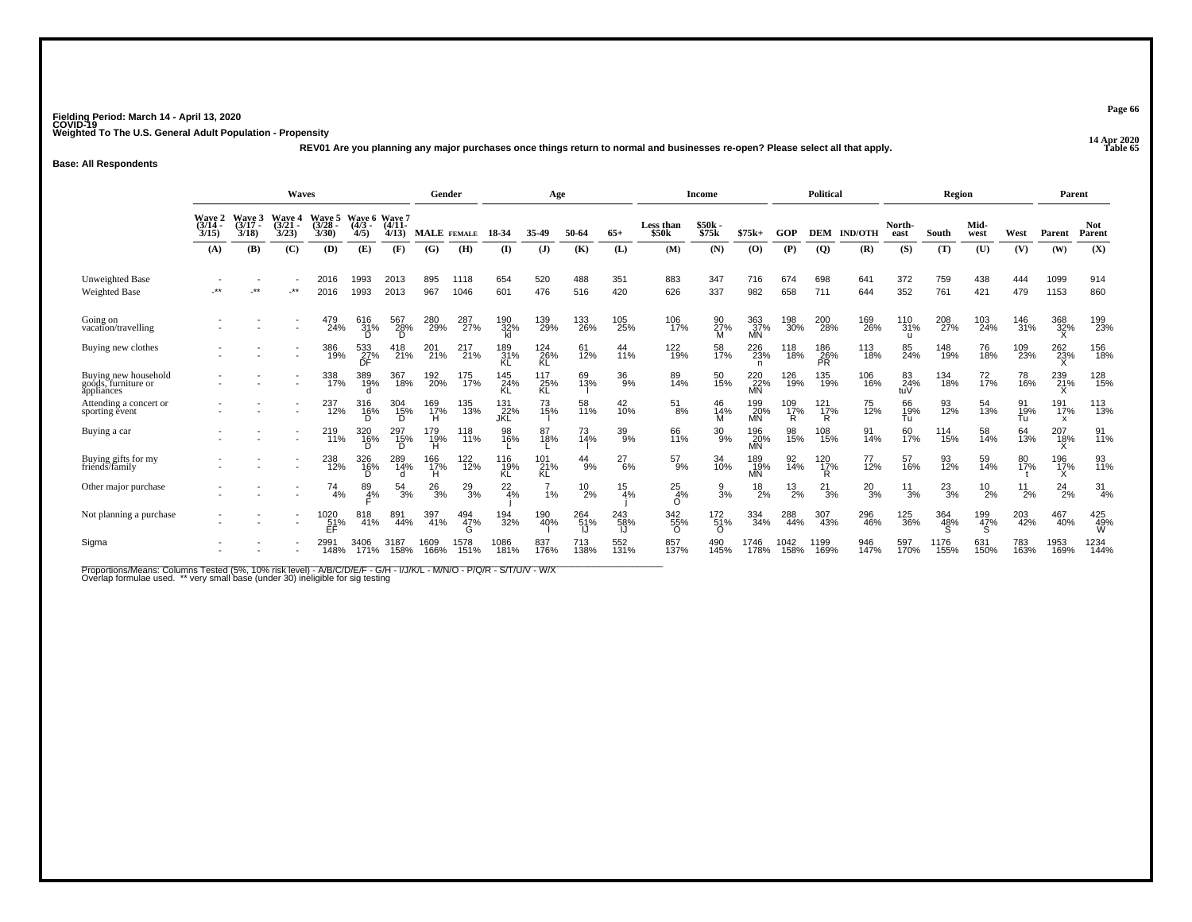Fielding Period: March 14 - April 13, 2020
COVID-19
Weighted To The U.S. General Adult Population - Propensity

14 Apr 2020
Table 65

REV01 Are you planning any major purchases once things return to normal and businesses re-open? Please select all that apply.

**Base: All Respondents**

| | Waves | | | | | | Gender | | Age | | | | Income | | | Political | | | Region | | | | Parent | |
|---|---|---|---|---|---|---|---|---|---|---|---|---|---|---|---|---|---|---|---|---|---|---|---|---|
| | Wave 2 (3/14 - 3/15) | Wave 3 (3/17 - 3/18) | Wave 4 (3/21 - 3/23) | Wave 5 (3/28 - 3/30) | Wave 6 (4/3 - 4/5) | Wave 7 (4/11- 4/13) | MALE | FEMALE | 18-34 | 35-49 | 50-64 | 65+ | Less than $50k | $50k - $75k | $75k+ | GOP | DEM | IND/OTH | North-east | South | Mid-west | West | Parent | Not Parent |
| | (A) | (B) | (C) | (D) | (E) | (F) | (G) | (H) | (I) | (J) | (K) | (L) | (M) | (N) | (O) | (P) | (Q) | (R) | (S) | (T) | (U) | (V) | (W) | (X) |
| Unweighted Base | - | - | - | 2016 | 1993 | 2013 | 895 | 1118 | 654 | 520 | 488 | 351 | 883 | 347 | 716 | 674 | 698 | 641 | 372 | 759 | 438 | 444 | 1099 | 914 |
| Weighted Base | -** | -** | -** | 2016 | 1993 | 2013 | 967 | 1046 | 601 | 476 | 516 | 420 | 626 | 337 | 982 | 658 | 711 | 644 | 352 | 761 | 421 | 479 | 1153 | 860 |
| Going on vacation/travelling | - | - | - | 479 24% | 616 31% D | 567 28% D | 280 29% | 287 27% | 190 32% kl | 139 29% | 133 26% | 105 25% | 106 17% | 90 27% M | 363 37% MN | 198 30% | 200 28% | 169 26% | 110 31% u | 208 27% | 103 24% | 146 31% | 368 32% X | 199 23% |
| Buying new clothes | - | - | - | 386 19% | 533 27% DF | 418 21% | 201 21% | 217 21% | 189 31% KL | 124 26% KL | 61 12% | 44 11% | 122 19% | 58 17% | 226 23% n | 118 18% | 186 26% PR | 113 18% | 85 24% | 148 19% | 76 18% | 109 23% | 262 23% X | 156 18% |
| Buying new household goods, furniture or appliances | - | - | - | 338 17% | 389 19% d | 367 18% | 192 20% | 175 17% | 145 24% KL | 117 25% KL | 69 13% l | 36 9% | 89 14% | 50 15% | 220 22% MN | 126 19% | 135 19% | 106 16% | 83 24% tuV | 134 18% | 72 17% | 78 16% | 239 21% X | 128 15% |
| Attending a concert or sporting event | - | - | - | 237 12% | 316 16% D | 304 15% D | 169 17% H | 135 13% | 131 22% JKL | 73 15% l | 58 11% | 42 10% | 51 8% | 46 14% M | 199 20% MN | 109 17% R | 121 17% R | 75 12% | 66 19% Tu | 93 12% | 54 13% | 91 19% Tu | 191 17% x | 113 13% |
| Buying a car | - | - | - | 219 11% | 320 16% D | 297 15% D | 179 19% H | 118 11% | 98 16% L | 87 18% L | 73 14% l | 39 9% | 66 11% | 30 9% | 196 20% MN | 98 15% | 108 15% | 91 14% | 60 17% | 114 15% | 58 14% | 64 13% | 207 18% X | 91 11% |
| Buying gifts for my friends/family | - | - | - | 238 12% | 326 16% D | 289 14% d | 166 17% H | 122 12% | 116 19% KL | 101 21% KL | 44 9% | 27 6% | 57 9% | 34 10% | 189 19% MN | 92 14% | 120 17% R | 77 12% | 57 16% | 93 12% | 59 14% | 80 17% t | 196 17% X | 93 11% |
| Other major purchase | - | - | - | 74 4% | 89 4% F | 54 3% | 26 3% | 29 3% | 22 4% j | 7 1% | 10 2% | 15 4% j | 25 4% O | 9 3% | 18 2% | 13 2% | 21 3% | 20 3% | 11 3% | 23 3% | 10 2% | 11 2% | 24 2% | 31 4% |
| Not planning a purchase | - | - | - | 1020 51% EF | 818 41% | 891 44% | 397 41% | 494 47% G | 194 32% | 190 40% I | 264 51% IJ | 243 58% IJ | 342 55% O | 172 51% O | 334 34% | 288 44% | 307 43% | 296 46% | 125 36% | 364 48% S | 199 47% S | 203 42% | 467 40% | 425 49% W |
| Sigma | - | - | - | 2991 148% | 3406 171% | 3187 158% | 1609 166% | 1578 151% | 1086 181% | 837 176% | 713 138% | 552 131% | 857 137% | 490 145% | 1746 178% | 1042 158% | 1199 169% | 946 147% | 597 170% | 1176 155% | 631 150% | 783 163% | 1953 169% | 1234 144% |

Proportions/Means: Columns Tested (5%, 10% risk level) - A/B/C/D/E/F - G/H - I/J/K/L - M/N/O - P/Q/R - S/T/U/V - W/X
Overlap formulae used. ** very small base (under 30) ineligible for sig testing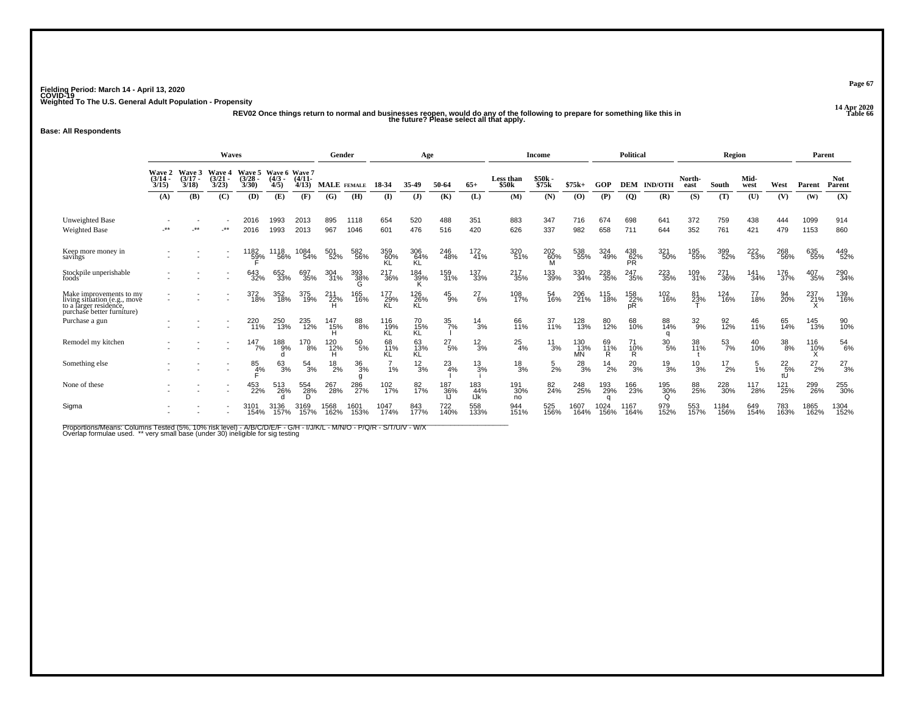Fielding Period: March 14 - April 13, 2020
COVID-19
Weighted To The U.S. General Adult Population - Propensity

14 Apr 2020
Table 66

REV02 Once things return to normal and businesses reopen, would do any of the following to prepare for something like this in the future? Please select all that apply.

**Base: All Respondents**

| | Waves | | | | | | Gender | | Age | | | | Income | | | Political | | | Region | | | | Parent | |
|---|---|---|---|---|---|---|---|---|---|---|---|---|---|---|---|---|---|---|---|---|---|---|---|---|
| | Wave 2 (3/14 - 3/15) | Wave 3 (3/17 - 3/18) | Wave 4 (3/21 - 3/23) | Wave 5 (3/28 - 3/30) | Wave 6 (4/3 - 4/5) | Wave 7 (4/11- 4/13) | MALE | FEMALE | 18-34 | 35-49 | 50-64 | 65+ | Less than $50k | $50k - $75k | $75k+ | GOP | DEM | IND/OTH | North-east | South | Mid-west | West | Parent | Not Parent |
| | (A) | (B) | (C) | (D) | (E) | (F) | (G) | (H) | (I) | (J) | (K) | (L) | (M) | (N) | (O) | (P) | (Q) | (R) | (S) | (T) | (U) | (V) | (W) | (X) |
| Unweighted Base | - | - | - | 2016 | 1993 | 2013 | 895 | 1118 | 654 | 520 | 488 | 351 | 883 | 347 | 716 | 674 | 698 | 641 | 372 | 759 | 438 | 444 | 1099 | 914 |
| Weighted Base | -** | -** | -** | 2016 | 1993 | 2013 | 967 | 1046 | 601 | 476 | 516 | 420 | 626 | 337 | 982 | 658 | 711 | 644 | 352 | 761 | 421 | 479 | 1153 | 860 |
| Keep more money in savings | - | - | - | 1182 59% F | 1118 56% | 1084 54% | 501 52% | 582 56% | 359 60% KL | 306 64% KL | 246 48% | 172 41% | 320 51% | 202 60% M | 538 55% | 324 49% | 438 62% PR | 321 50% | 195 55% | 399 52% | 222 53% | 268 56% | 635 55% | 449 52% |
| Stockpile unperishable foods | - | - | - | 643 32% | 652 33% | 697 35% | 304 31% | 393 38% G | 217 36% | 184 39% K | 159 31% | 137 33% | 217 35% | 133 39% | 330 34% | 228 35% | 247 35% | 223 35% | 109 31% | 271 36% | 141 34% | 176 37% | 407 35% | 290 34% |
| Make improvements to my living situation (e.g., move to a larger residence, purchase better furniture) | - | - | - | 372 18% | 352 18% | 375 19% | 211 22% H | 165 16% | 177 29% KL | 126 26% KL | 45 9% | 27 6% | 108 17% | 54 16% | 206 21% | 115 18% | 158 22% pR | 102 16% | 81 23% T | 124 16% | 77 18% | 94 20% | 237 21% X | 139 16% |
| Purchase a gun | - | - | - | 220 11% | 250 13% | 235 12% | 147 15% H | 88 8% | 116 19% KL | 70 15% KL | 35 7% l | 14 3% | 66 11% | 37 11% | 128 13% | 80 12% | 68 10% | 88 14% q | 32 9% | 92 12% | 46 11% | 65 14% | 145 13% | 90 10% |
| Remodel my kitchen | - | - | - | 147 7% | 188 9% d | 170 8% | 120 12% H | 50 5% | 68 11% KL | 63 13% KL | 27 5% | 12 3% | 25 4% | 11 3% | 130 13% MN | 69 11% R | 71 10% R | 30 5% | 38 11% t | 53 7% | 40 10% | 38 8% | 116 10% X | 54 6% |
| Something else | - | - | - | 85 4% F | 63 3% | 54 3% | 18 2% | 36 3% g | 7 1% | 12 3% | 23 4% I | 13 3% i | 18 3% | 5 2% | 28 3% | 14 2% | 20 3% | 19 3% | 10 3% | 17 2% | 5 1% | 22 5% tU | 27 2% | 27 3% |
| None of these | - | - | - | 453 22% | 513 26% d | 554 28% D | 267 28% | 286 27% | 102 17% | 82 17% | 187 36% IJ | 183 44% IJk | 191 30% no | 82 24% | 248 25% | 193 29% q | 166 23% | 195 30% Q | 88 25% | 228 30% | 117 28% | 121 25% | 299 26% | 255 30% |
| Sigma | - | - | - | 3101 154% | 3136 157% | 3169 157% | 1568 162% | 1601 153% | 1047 174% | 843 177% | 722 140% | 558 133% | 944 151% | 525 156% | 1607 164% | 1024 156% | 1167 164% | 979 152% | 553 157% | 1184 156% | 649 154% | 783 163% | 1865 162% | 1304 152% |

Proportions/Means: Columns Tested (5%, 10% risk level) - A/B/C/D/E/F - G/H - I/J/K/L - M/N/O - P/Q/R - S/T/U/V - W/X
Overlap formulae used. ** very small base (under 30) ineligible for sig testing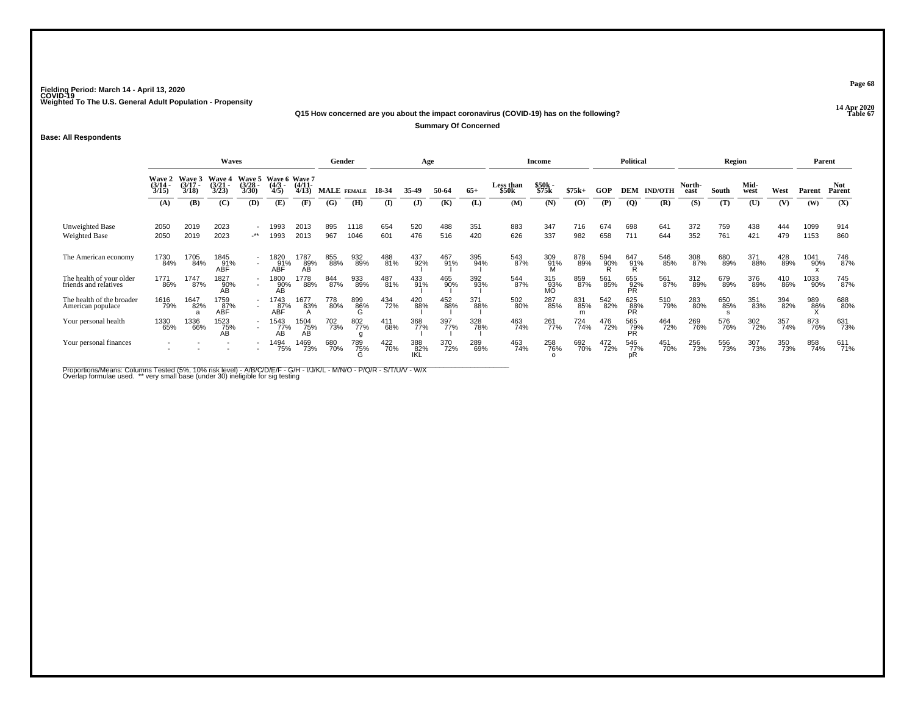Fielding Period: March 14 - April 13, 2020
COVID-19
Weighted To The U.S. General Adult Population - Propensity

14 Apr 2020
Table 67

**Q15 How concerned are you about the impact coronavirus (COVID-19) has on the following?**

**Summary Of Concerned**

**Base: All Respondents**

| | Waves | | | | | | Gender | | Age | | | | Income | | | Political | | | Region | | | | Parent | |
|---|---|---|---|---|---|---|---|---|---|---|---|---|---|---|---|---|---|---|---|---|---|---|---|---|
| | Wave 2 (3/14 - 3/15) | Wave 3 (3/17 - 3/18) | Wave 4 (3/21 - 3/23) | Wave 5 (3/28 - 3/30) | Wave 6 (4/3 - 4/5) | Wave 7 (4/11- 4/13) | MALE | FEMALE | 18-34 | 35-49 | 50-64 | 65+ | Less than $50k | $50k - $75k | $75k+ | GOP | DEM | IND/OTH | North-east | South | Mid-west | West | Parent | Not Parent |
| | (A) | (B) | (C) | (D) | (E) | (F) | (G) | (H) | (I) | (J) | (K) | (L) | (M) | (N) | (O) | (P) | (Q) | (R) | (S) | (T) | (U) | (V) | (W) | (X) |
| Unweighted Base | 2050 | 2019 | 2023 | - | 1993 | 2013 | 895 | 1118 | 654 | 520 | 488 | 351 | 883 | 347 | 716 | 674 | 698 | 641 | 372 | 759 | 438 | 444 | 1099 | 914 |
| Weighted Base | 2050 | 2019 | 2023 | -** | 1993 | 2013 | 967 | 1046 | 601 | 476 | 516 | 420 | 626 | 337 | 982 | 658 | 711 | 644 | 352 | 761 | 421 | 479 | 1153 | 860 |
| The American economy | 1730 84% | 1705 84% | 1845 91% ABF | - - | 1820 91% ABF | 1787 89% AB | 855 88% | 932 89% | 488 81% | 437 92% I | 467 91% I | 395 94% I | 543 87% | 309 91% M | 878 89% | 594 90% R | 647 91% R | 546 85% | 308 87% | 680 89% | 371 88% | 428 89% | 1041 90% x | 746 87% |
| The health of your older friends and relatives | 1771 86% | 1747 87% | 1827 90% AB | - - | 1800 90% AB | 1778 88% | 844 87% | 933 89% | 487 81% | 433 91% I | 465 90% I | 392 93% I | 544 87% | 315 93% MO | 859 87% | 561 85% | 655 92% PR | 561 87% | 312 89% | 679 89% | 376 89% | 410 86% | 1033 90% | 745 87% |
| The health of the broader American populace | 1616 79% | 1647 82% a | 1759 87% ABF | - - | 1743 87% ABF | 1677 83% A | 778 80% | 899 86% G | 434 72% | 420 88% I | 452 88% I | 371 88% I | 502 80% | 287 85% | 831 85% m | 542 82% | 625 88% PR | 510 79% | 283 80% | 650 85% s | 351 83% | 394 82% | 989 86% X | 688 80% |
| Your personal health | 1330 65% | 1336 66% | 1523 75% AB | - - | 1543 77% AB | 1504 75% AB | 702 73% | 802 77% g | 411 68% | 368 77% I | 397 77% I | 328 78% I | 463 74% | 261 77% | 724 74% | 476 72% | 565 79% PR | 464 72% | 269 76% | 576 76% | 302 72% | 357 74% | 873 76% | 631 73% |
| Your personal finances | - - | - - | - - | - - | 1494 75% | 1469 73% | 680 70% | 789 75% G | 422 70% | 388 82% IKL | 370 72% | 289 69% | 463 74% | 258 76% o | 692 70% | 472 72% | 546 77% pR | 451 70% | 256 73% | 556 73% | 307 73% | 350 73% | 858 74% | 611 71% |

Proportions/Means: Columns Tested (5%, 10% risk level) - A/B/C/D/E/F - G/H - I/J/K/L - M/N/O - P/Q/R - S/T/U/V - W/X
Overlap formulae used. ** very small base (under 30) ineligible for sig testing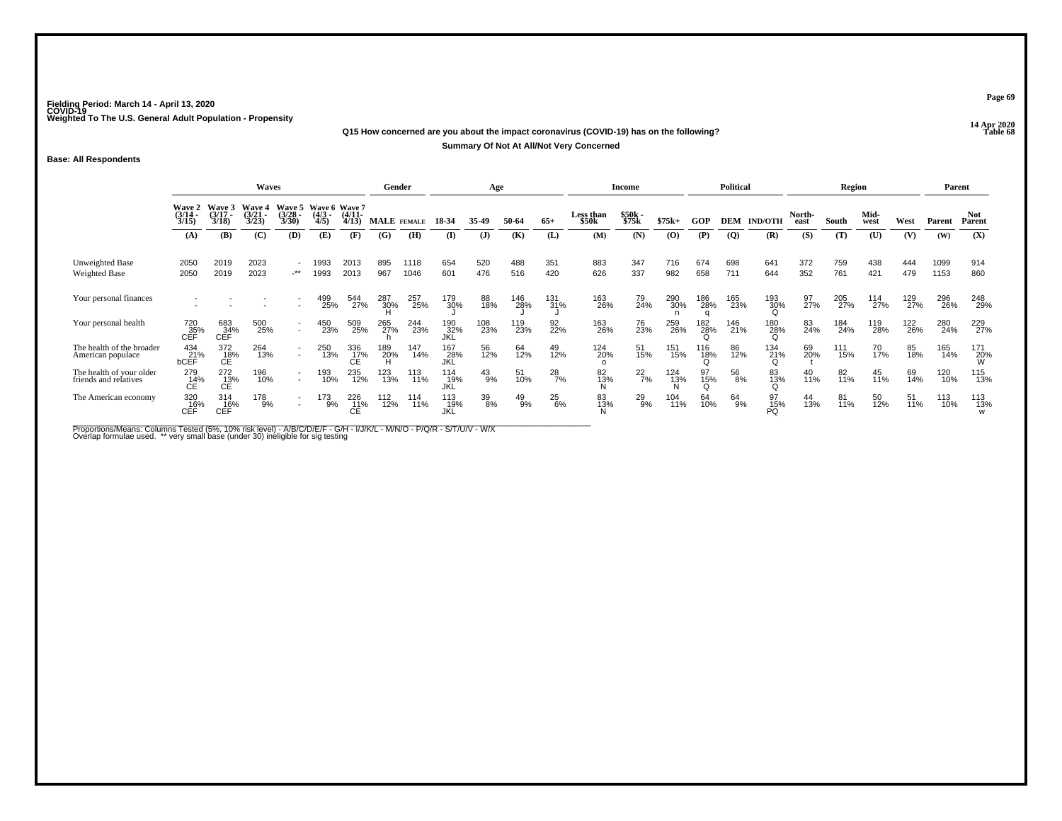Fielding Period: March 14 - April 13, 2020
COVID-19
Weighted To The U.S. General Adult Population - Propensity

14 Apr 2020
Table 68

**Q15 How concerned are you about the impact coronavirus (COVID-19) has on the following?**

**Summary Of Not At All/Not Very Concerned**

**Base: All Respondents**

| | Waves | | | | | | Gender | | Age | | | | Income | | | Political | | | Region | | | | Parent | |
|---|---|---|---|---|---|---|---|---|---|---|---|---|---|---|---|---|---|---|---|---|---|---|---|---|
| | Wave 2 (3/14 - 3/15) | Wave 3 (3/17 - 3/18) | Wave 4 (3/21 - 3/23) | Wave 5 (3/28 - 3/30) | Wave 6 (4/3 - 4/5) | Wave 7 (4/11- 4/13) | MALE | FEMALE | 18-34 | 35-49 | 50-64 | 65+ | Less than $50k | $50k - $75k | $75k+ | GOP | DEM | IND/OTH | North-east | South | Mid-west | West | Parent | Not Parent |
| | (A) | (B) | (C) | (D) | (E) | (F) | (G) | (H) | (I) | (J) | (K) | (L) | (M) | (N) | (O) | (P) | (Q) | (R) | (S) | (T) | (U) | (V) | (W) | (X) |
| Unweighted Base | 2050 | 2019 | 2023 | - | 1993 | 2013 | 895 | 1118 | 654 | 520 | 488 | 351 | 883 | 347 | 716 | 674 | 698 | 641 | 372 | 759 | 438 | 444 | 1099 | 914 |
| Weighted Base | 2050 | 2019 | 2023 | -** | 1993 | 2013 | 967 | 1046 | 601 | 476 | 516 | 420 | 626 | 337 | 982 | 658 | 711 | 644 | 352 | 761 | 421 | 479 | 1153 | 860 |
| Your personal finances | - | - | - | - | 499 | 544 | 287 | 257 | 179 | 88 | 146 | 131 | 163 | 79 | 290 | 186 | 165 | 193 | 97 | 205 | 114 | 129 | 296 | 248 |
| | - | - | - | - | 25% | 27% | 30% | 25% | 30% | 18% | 28% | 31% | 26% | 24% | 30% | 28% | 23% | 30% | 27% | 27% | 27% | 27% | 26% | 29% |
| | | | | | | | H | | J | | J | J | | | n | q | | Q | | | | | | |
| Your personal health | 720 | 683 | 500 | - | 450 | 509 | 265 | 244 | 190 | 108 | 119 | 92 | 163 | 76 | 259 | 182 | 146 | 180 | 83 | 184 | 119 | 122 | 280 | 229 |
| | 35% | 34% | 25% | - | 23% | 25% | 27% | 23% | 32% | 23% | 23% | 22% | 26% | 23% | 26% | 28% | 21% | 28% | 24% | 24% | 28% | 26% | 24% | 27% |
| | CEF | CEF | | | | | h | | JKL | | | | | | | Q | | Q | | | | | | |
| The health of the broader American populace | 434 | 372 | 264 | - | 250 | 336 | 189 | 147 | 167 | 56 | 64 | 49 | 124 | 51 | 151 | 116 | 86 | 134 | 69 | 111 | 70 | 85 | 165 | 171 |
| | 21% | 18% | 13% | - | 13% | 17% | 20% | 14% | 28% | 12% | 12% | 12% | 20% | 15% | 15% | 18% | 12% | 21% | 20% | 15% | 17% | 18% | 14% | 20% |
| | bCEF | CE | | | | CE | H | | JKL | | | | o | | | Q | | Q | t | | | | | W |
| The health of your older friends and relatives | 279 | 272 | 196 | - | 193 | 235 | 123 | 113 | 114 | 43 | 51 | 28 | 82 | 22 | 124 | 97 | 56 | 83 | 40 | 82 | 45 | 69 | 120 | 115 |
| | 14% | 13% | 10% | - | 10% | 12% | 13% | 11% | 19% | 9% | 10% | 7% | 13% | 7% | 13% | 15% | 8% | 13% | 11% | 11% | 11% | 14% | 10% | 13% |
| | CE | CE | | | | | | | JKL | | | | N | | N | Q | | Q | | | | | | |
| The American economy | 320 | 314 | 178 | - | 173 | 226 | 112 | 114 | 113 | 39 | 49 | 25 | 83 | 29 | 104 | 64 | 64 | 97 | 44 | 81 | 50 | 51 | 113 | 113 |
| | 16% | 16% | 9% | - | 9% | 11% | 12% | 11% | 19% | 8% | 9% | 6% | 13% | 9% | 11% | 10% | 9% | 15% | 13% | 11% | 12% | 11% | 10% | 13% |
| | CEF | CEF | | | | CE | | | JKL | | | | N | | | | | PQ | | | | | | w |

Proportions/Means: Columns Tested (5%, 10% risk level) - A/B/C/D/E/F - G/H - I/J/K/L - M/N/O - P/Q/R - S/T/U/V - W/X
Overlap formulae used. ** very small base (under 30) ineligible for sig testing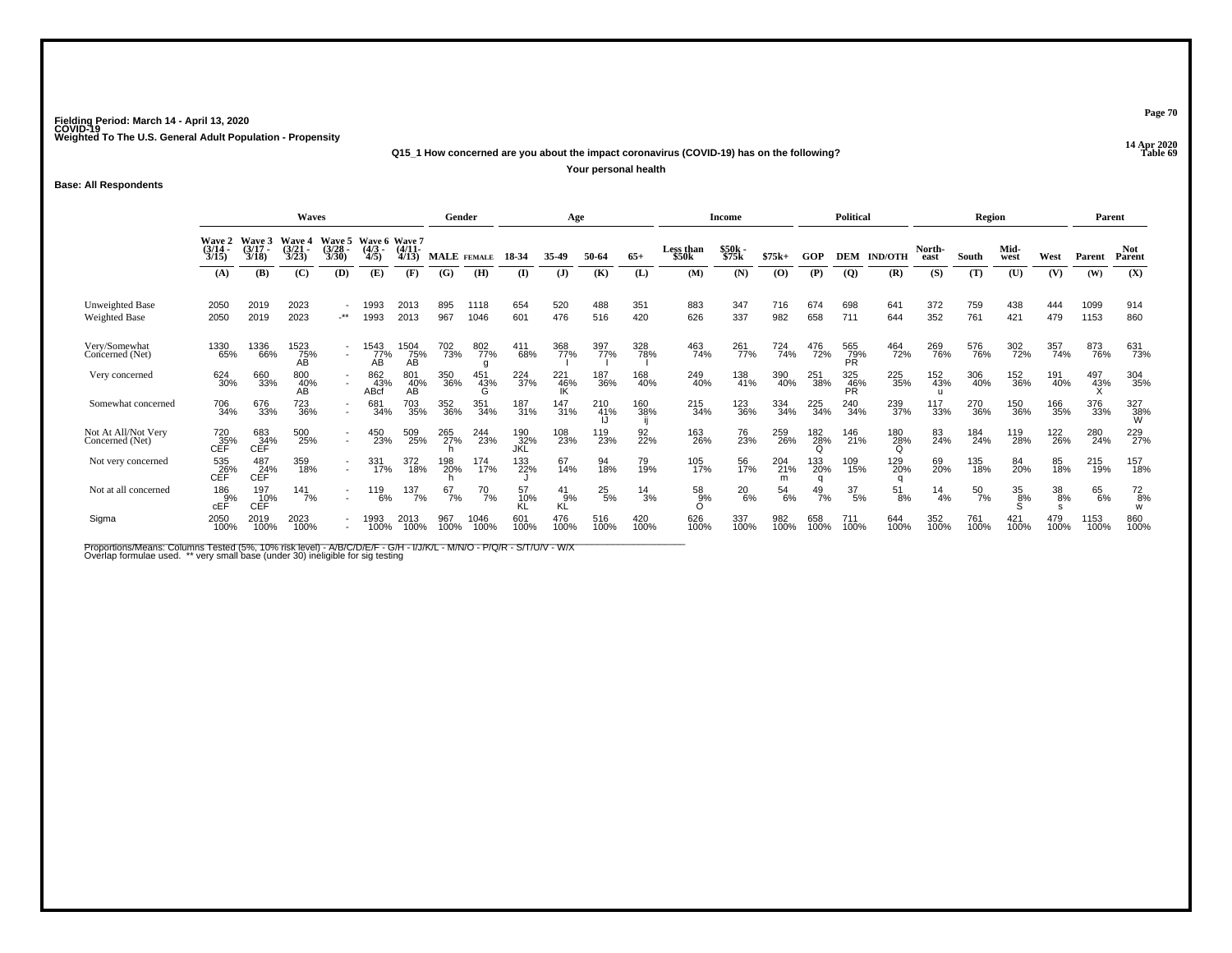Fielding Period: March 14 - April 13, 2020
COVID-19
Weighted To The U.S. General Adult Population - Propensity

14 Apr 2020
Table 69

**Q15_1 How concerned are you about the impact coronavirus (COVID-19) has on the following?**

**Your personal health**

**Base: All Respondents**

| | Waves | | | | | | Gender | | Age | | | | Income | | | Political | | | Region | | | | Parent | |
|---|---|---|---|---|---|---|---|---|---|---|---|---|---|---|---|---|---|---|---|---|---|---|---|---|
| | Wave 2 (3/14 - 3/15) | Wave 3 (3/17 - 3/18) | Wave 4 (3/21 - 3/23) | Wave 5 (3/28 - 3/30) | Wave 6 (4/3 - 4/5) | Wave 7 (4/11- 4/13) | MALE | FEMALE | 18-34 | 35-49 | 50-64 | 65+ | Less than $50k | $50k - $75k | $75k+ | GOP | DEM | IND/OTH | North-east | South | Mid-west | West | Parent | Not Parent |
| | (A) | (B) | (C) | (D) | (E) | (F) | (G) | (H) | (I) | (J) | (K) | (L) | (M) | (N) | (O) | (P) | (Q) | (R) | (S) | (T) | (U) | (V) | (W) | (X) |
| Unweighted Base | 2050 | 2019 | 2023 | - | 1993 | 2013 | 895 | 1118 | 654 | 520 | 488 | 351 | 883 | 347 | 716 | 674 | 698 | 641 | 372 | 759 | 438 | 444 | 1099 | 914 |
| Weighted Base | 2050 | 2019 | 2023 | -** | 1993 | 2013 | 967 | 1046 | 601 | 476 | 516 | 420 | 626 | 337 | 982 | 658 | 711 | 644 | 352 | 761 | 421 | 479 | 1153 | 860 |
| Very/Somewhat Concerned (Net) | 1330 65% | 1336 66% | 1523 75% AB | - - | 1543 77% AB | 1504 75% AB | 702 73% | 802 77% g | 411 68% | 368 77% I | 397 77% I | 328 78% I | 463 74% | 261 77% | 724 74% | 476 72% | 565 79% PR | 464 72% | 269 76% | 576 76% | 302 72% | 357 74% | 873 76% | 631 73% |
| Very concerned | 624 30% | 660 33% | 800 40% AB | - - | 862 43% ABcf | 801 40% AB | 350 36% | 451 43% G | 224 37% | 221 46% IK | 187 36% | 168 40% | 249 40% | 138 41% | 390 40% | 251 38% | 325 46% PR | 225 35% | 152 43% u | 306 40% | 152 36% | 191 40% | 497 43% X | 304 35% |
| Somewhat concerned | 706 34% | 676 33% | 723 36% | - - | 681 34% | 703 35% | 352 36% | 351 34% | 187 31% | 147 31% | 210 41% IJ | 160 38% ij | 215 34% | 123 36% | 334 34% | 225 34% | 240 34% | 239 37% | 117 33% | 270 36% | 150 36% | 166 35% | 376 33% | 327 38% W |
| Not At All/Not Very Concerned (Net) | 720 35% CEF | 683 34% CEF | 500 25% | - - | 450 23% | 509 25% | 265 27% h | 244 23% | 190 32% JKL | 108 23% | 119 23% | 92 22% | 163 26% | 76 23% | 259 26% | 182 28% Q | 146 21% | 180 28% Q | 83 24% | 184 24% | 119 28% | 122 26% | 280 24% | 229 27% |
| Not very concerned | 535 26% CEF | 487 24% CEF | 359 18% | - - | 331 17% | 372 18% | 198 20% h | 174 17% | 133 22% J | 67 14% | 94 18% | 79 19% | 105 17% | 56 17% | 204 21% m | 133 20% q | 109 15% | 129 20% q | 69 20% | 135 18% | 84 20% | 85 18% | 215 19% | 157 18% |
| Not at all concerned | 186 9% cEF | 197 10% CEF | 141 7% | - - | 119 6% | 137 7% | 67 7% | 70 7% | 57 10% KL | 41 9% KL | 25 5% | 14 3% | 58 9% O | 20 6% | 54 6% | 49 7% | 37 5% | 51 8% | 14 4% | 50 7% | 35 8% S | 38 8% s | 65 6% | 72 8% w |
| Sigma | 2050 100% | 2019 100% | 2023 100% | - - | 1993 100% | 2013 100% | 967 100% | 1046 100% | 601 100% | 476 100% | 516 100% | 420 100% | 626 100% | 337 100% | 982 100% | 658 100% | 711 100% | 644 100% | 352 100% | 761 100% | 421 100% | 479 100% | 1153 100% | 860 100% |

Proportions/Means: Columns Tested (5%, 10% risk level) - A/B/C/D/E/F - G/H - I/J/K/L - M/N/O - P/Q/R - S/T/U/V - W/X
Overlap formulae used. ** very small base (under 30) ineligible for sig testing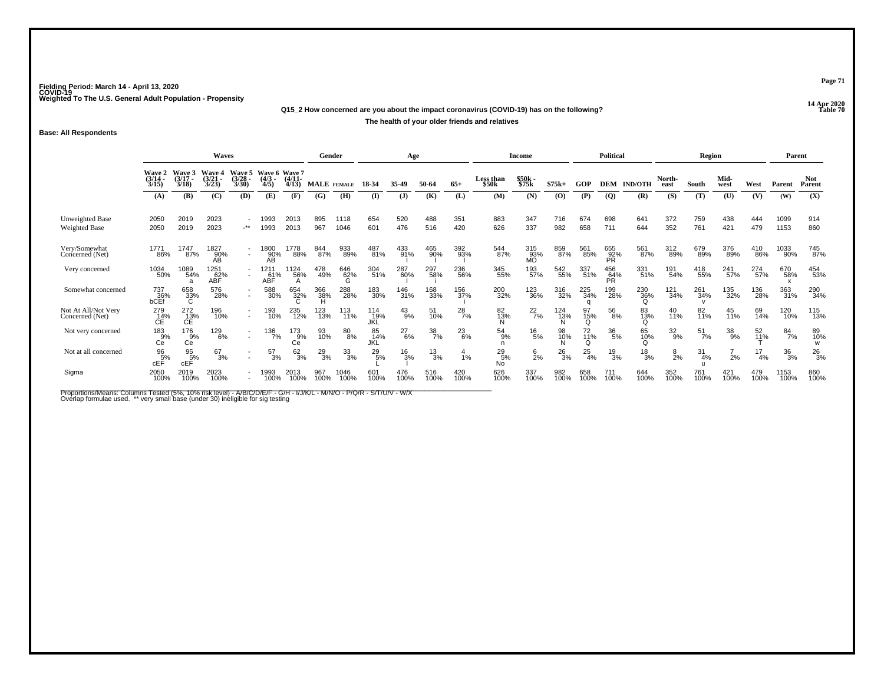Fielding Period: March 14 - April 13, 2020
COVID-19
Weighted To The U.S. General Adult Population - Propensity

14 Apr 2020
Table 70

**Q15_2 How concerned are you about the impact coronavirus (COVID-19) has on the following?**

**The health of your older friends and relatives**

**Base: All Respondents**

| | Waves | | | | | | Gender | | Age | | | | Income | | | Political | | | Region | | | | Parent | |
|---|---|---|---|---|---|---|---|---|---|---|---|---|---|---|---|---|---|---|---|---|---|---|---|---|
| | Wave 2 (3/14 - 3/15) | Wave 3 (3/17 - 3/18) | Wave 4 (3/21 - 3/23) | Wave 5 (3/28 - 3/30) | Wave 6 (4/3 - 4/5) | Wave 7 (4/11- 4/13) | MALE | FEMALE | 18-34 | 35-49 | 50-64 | 65+ | Less than $50k | $50k - $75k | $75k+ | GOP | DEM | IND/OTH | North-east | South | Mid-west | West | Parent | Not Parent |
| | (A) | (B) | (C) | (D) | (E) | (F) | (G) | (H) | (I) | (J) | (K) | (L) | (M) | (N) | (O) | (P) | (Q) | (R) | (S) | (T) | (U) | (V) | (W) | (X) |
| Unweighted Base | 2050 | 2019 | 2023 | - | 1993 | 2013 | 895 | 1118 | 654 | 520 | 488 | 351 | 883 | 347 | 716 | 674 | 698 | 641 | 372 | 759 | 438 | 444 | 1099 | 914 |
| Weighted Base | 2050 | 2019 | 2023 | -** | 1993 | 2013 | 967 | 1046 | 601 | 476 | 516 | 420 | 626 | 337 | 982 | 658 | 711 | 644 | 352 | 761 | 421 | 479 | 1153 | 860 |
| Very/Somewhat Concerned (Net) | 1771 86% | 1747 87% | 1827 90% AB | - - | 1800 90% AB | 1778 88% | 844 87% | 933 89% | 487 81% | 433 91% I | 465 90% I | 392 93% I | 544 87% | 315 93% MO | 859 87% | 561 85% | 655 92% PR | 561 87% | 312 89% | 679 89% | 376 89% | 410 86% | 1033 90% | 745 87% |
| Very concerned | 1034 50% | 1089 54% a | 1251 62% ABF | - - | 1211 61% ABF | 1124 56% A | 478 49% | 646 62% G | 304 51% | 287 60% I | 297 58% i | 236 56% | 345 55% | 193 57% | 542 55% | 337 51% | 456 64% PR | 331 51% | 191 54% | 418 55% | 241 57% | 274 57% | 670 58% x | 454 53% |
| Somewhat concerned | 737 36% bCEf | 658 33% C | 576 28% | - - | 588 30% | 654 32% C | 366 38% H | 288 28% | 183 30% | 146 31% | 168 33% | 156 37% i | 200 32% | 123 36% | 316 32% | 225 34% q | 199 28% | 230 36% Q | 121 34% | 261 34% v | 135 32% | 136 28% | 363 31% | 290 34% |
| Not At All/Not Very Concerned (Net) | 279 14% CE | 272 13% CE | 196 10% | - - | 193 10% | 235 12% | 123 13% | 113 11% | 114 19% JKL | 43 9% | 51 10% | 28 7% | 82 13% N | 22 7% | 124 13% N | 97 15% Q | 56 8% | 83 13% Q | 40 11% | 82 11% | 45 11% | 69 14% | 120 10% | 115 13% |
| Not very concerned | 183 9% Ce | 176 9% Ce | 129 6% | - - | 136 7% | 173 9% Ce | 93 10% | 80 8% | 85 14% JKL | 27 6% | 38 7% | 23 6% | 54 9% n | 16 5% | 98 10% N | 72 11% Q | 36 5% | 65 10% Q | 32 9% | 51 7% | 38 9% | 52 11% T | 84 7% | 89 10% w |
| Not at all concerned | 96 5% cEF | 95 5% cEF | 67 3% | - - | 57 3% | 62 3% | 29 3% | 33 3% | 29 5% L | 16 3% I | 13 3% | 4 1% | 29 5% No | 6 2% | 26 3% | 25 4% | 19 3% | 18 3% | 8 2% | 31 4% u | 7 2% | 17 4% | 36 3% | 26 3% |
| Sigma | 2050 100% | 2019 100% | 2023 100% | - - | 1993 100% | 2013 100% | 967 100% | 1046 100% | 601 100% | 476 100% | 516 100% | 420 100% | 626 100% | 337 100% | 982 100% | 658 100% | 711 100% | 644 100% | 352 100% | 761 100% | 421 100% | 479 100% | 1153 100% | 860 100% |

Proportions/Means: Columns Tested (5%, 10% risk level) - A/B/C/D/E/F - G/H - I/J/K/L - M/N/O - P/Q/R - S/T/U/V - W/X
Overlap formulae used. ** very small base (under 30) ineligible for sig testing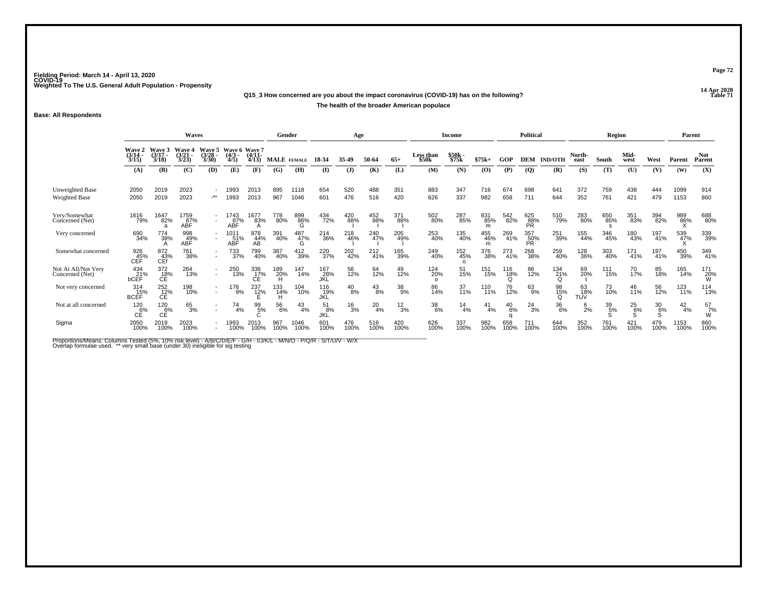Fielding Period: March 14 - April 13, 2020
COVID-19
Weighted To The U.S. General Adult Population - Propensity

14 Apr 2020
Table 71

**Q15_3 How concerned are you about the impact coronavirus (COVID-19) has on the following?**

**The health of the broader American populace**

**Base: All Respondents**

| | Waves | | | | | | Gender | | Age | | | | Income | | | Political | | | Region | | | | Parent | |
|---|---|---|---|---|---|---|---|---|---|---|---|---|---|---|---|---|---|---|---|---|---|---|---|---|
| | Wave 2 (3/14 - 3/15) | Wave 3 (3/17 - 3/18) | Wave 4 (3/21 - 3/23) | Wave 5 (3/28 - 3/30) | Wave 6 (4/3 - 4/5) | Wave 7 (4/11- 4/13) | MALE | FEMALE | 18-34 | 35-49 | 50-64 | 65+ | Less than $50k | $50k - $75k | $75k+ | GOP | DEM | IND/OTH | North-east | South | Mid-west | West | Parent | Not Parent |
| | (A) | (B) | (C) | (D) | (E) | (F) | (G) | (H) | (I) | (J) | (K) | (L) | (M) | (N) | (O) | (P) | (Q) | (R) | (S) | (T) | (U) | (V) | (W) | (X) |
| Unweighted Base | 2050 | 2019 | 2023 | - | 1993 | 2013 | 895 | 1118 | 654 | 520 | 488 | 351 | 883 | 347 | 716 | 674 | 698 | 641 | 372 | 759 | 438 | 444 | 1099 | 914 |
| Weighted Base | 2050 | 2019 | 2023 | -** | 1993 | 2013 | 967 | 1046 | 601 | 476 | 516 | 420 | 626 | 337 | 982 | 658 | 711 | 644 | 352 | 761 | 421 | 479 | 1153 | 860 |
| Very/Somewhat Concerned (Net) | 1616 79% | 1647 82% a | 1759 87% ABF | - - | 1743 87% ABF | 1677 83% A | 778 80% | 899 86% G | 434 72% | 420 88% I | 452 88% I | 371 88% I | 502 80% | 287 85% | 831 85% m | 542 82% | 625 88% PR | 510 79% | 283 80% | 650 85% s | 351 83% | 394 82% | 989 86% X | 688 80% |
| Very concerned | 690 34% | 774 38% A | 998 49% ABF | - - | 1011 51% ABF | 878 44% AB | 391 40% | 487 47% G | 214 36% | 218 46% I | 240 47% I | 205 49% I | 253 40% | 135 40% | 455 46% m | 269 41% | 357 50% PR | 251 39% | 155 44% | 346 45% | 180 43% | 197 41% | 539 47% X | 339 39% |
| Somewhat concerned | 926 45% CEF | 872 43% CEf | 761 38% | - - | 733 37% | 799 40% | 387 40% | 412 39% | 220 37% | 202 42% | 212 41% | 165 39% | 249 40% | 152 45% o | 376 38% | 273 41% | 268 38% | 259 40% | 128 36% | 303 40% | 171 41% | 197 41% | 450 39% | 349 41% |
| Not At All/Not Very Concerned (Net) | 434 21% bCEF | 372 18% CE | 264 13% | - - | 250 13% | 336 17% CE | 189 20% H | 147 14% | 167 28% JKL | 56 12% | 64 12% | 49 12% | 124 20% o | 51 15% | 151 15% | 116 18% Q | 86 12% | 134 21% Q | 69 20% t | 111 15% | 70 17% | 85 18% | 165 14% | 171 20% W |
| Not very concerned | 314 15% BCEF | 252 12% CE | 198 10% | - - | 176 9% | 237 12% E | 133 14% H | 104 10% | 116 19% JKL | 40 8% | 43 8% | 38 9% | 86 14% | 37 11% | 110 11% | 76 12% | 63 9% | 98 15% Q | 63 18% TUV | 73 10% | 46 11% | 56 12% | 123 11% | 114 13% |
| Not at all concerned | 120 6% CE | 120 6% CE | 65 3% | - - | 74 4% | 99 5% C | 56 6% | 43 4% | 51 8% JKL | 16 3% | 20 4% | 12 3% | 38 6% | 14 4% | 41 4% | 40 6% q | 24 3% | 36 6% | 6 2% | 39 5% S | 25 6% S | 30 6% S | 42 4% | 57 7% W |
| Sigma | 2050 100% | 2019 100% | 2023 100% | - - | 1993 100% | 2013 100% | 967 100% | 1046 100% | 601 100% | 476 100% | 516 100% | 420 100% | 626 100% | 337 100% | 982 100% | 658 100% | 711 100% | 644 100% | 352 100% | 761 100% | 421 100% | 479 100% | 1153 100% | 860 100% |

Proportions/Means: Columns Tested (5%, 10% risk level) - A/B/C/D/E/F - G/H - I/J/K/L - M/N/O - P/Q/R - S/T/U/V - W/X
Overlap formulae used. ** very small base (under 30) ineligible for sig testing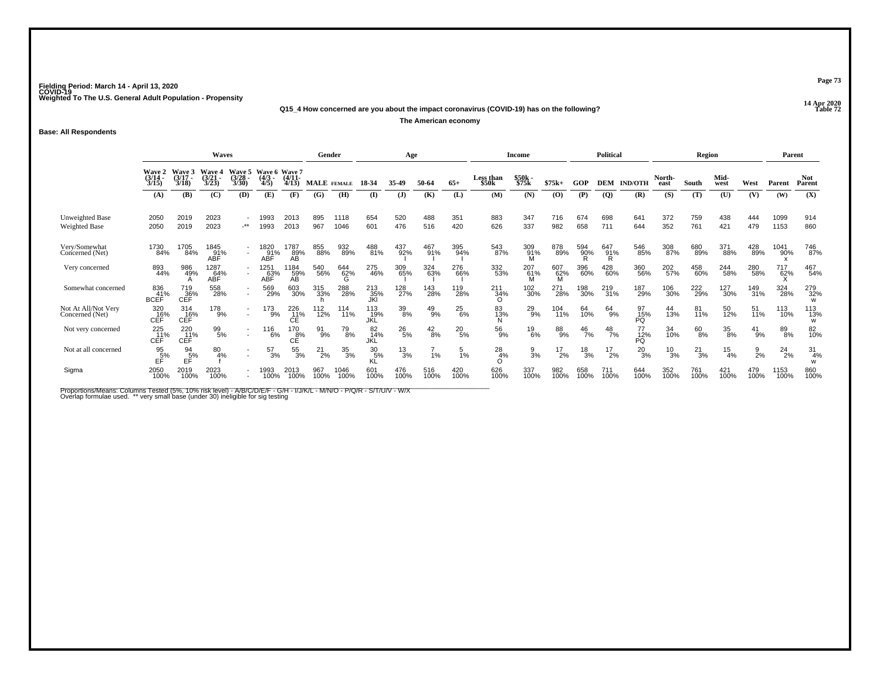Fielding Period: March 14 - April 13, 2020
COVID-19
Weighted To The U.S. General Adult Population - Propensity

14 Apr 2020
Table 72

**Q15_4 How concerned are you about the impact coronavirus (COVID-19) has on the following?**

**The American economy**

**Base: All Respondents**

| | Waves | | | | | | Gender | | Age | | | | Income | | | Political | | | Region | | | | Parent | |
|---|---|---|---|---|---|---|---|---|---|---|---|---|---|---|---|---|---|---|---|---|---|---|---|---|
| | Wave 2 (3/14 - 3/15) | Wave 3 (3/17 - 3/18) | Wave 4 (3/21 - 3/23) | Wave 5 (3/28 - 3/30) | Wave 6 (4/3 - 4/5) | Wave 7 (4/11- 4/13) | MALE | FEMALE | 18-34 | 35-49 | 50-64 | 65+ | Less than $50k | $50k - $75k | $75k+ | GOP | DEM | IND/OTH | North-east | South | Mid-west | West | Parent | Not Parent |
| | (A) | (B) | (C) | (D) | (E) | (F) | (G) | (H) | (I) | (J) | (K) | (L) | (M) | (N) | (O) | (P) | (Q) | (R) | (S) | (T) | (U) | (V) | (W) | (X) |
| Unweighted Base | 2050 | 2019 | 2023 | - | 1993 | 2013 | 895 | 1118 | 654 | 520 | 488 | 351 | 883 | 347 | 716 | 674 | 698 | 641 | 372 | 759 | 438 | 444 | 1099 | 914 |
| Weighted Base | 2050 | 2019 | 2023 | -** | 1993 | 2013 | 967 | 1046 | 601 | 476 | 516 | 420 | 626 | 337 | 982 | 658 | 711 | 644 | 352 | 761 | 421 | 479 | 1153 | 860 |
| Very/Somewhat Concerned (Net) | 1730 84% | 1705 84% | 1845 91% ABF | - | 1820 91% ABF | 1787 89% AB | 855 88% | 932 89% | 488 81% | 437 92% I | 467 91% I | 395 94% I | 543 87% | 309 91% M | 878 89% | 594 90% R | 647 91% R | 546 85% | 308 87% | 680 89% | 371 88% | 428 89% | 1041 90% x | 746 87% |
| Very concerned | 893 44% | 986 49% A | 1287 64% ABF | - | 1251 63% ABF | 1184 59% AB | 540 56% | 644 62% G | 275 46% | 309 65% I | 324 63% I | 276 66% I | 332 53% | 207 61% M | 607 62% M | 396 60% | 428 60% | 360 56% | 202 57% | 458 60% | 244 58% | 280 58% | 717 62% X | 467 54% |
| Somewhat concerned | 836 41% BCEF | 719 36% CEF | 558 28% | - | 569 29% | 603 30% | 315 33% h | 288 28% | 213 35% JKl | 128 27% | 143 28% | 119 28% | 211 34% O | 102 30% | 271 28% | 198 30% | 219 31% | 187 29% | 106 30% | 222 29% | 127 30% | 149 31% | 324 28% | 279 32% w |
| Not At All/Not Very Concerned (Net) | 320 16% CEF | 314 16% CEF | 178 9% | - | 173 9% | 226 11% CE | 112 12% | 114 11% | 113 19% JKL | 39 8% | 49 9% | 25 6% | 83 13% N | 29 9% | 104 11% | 64 10% | 64 9% | 97 15% PQ | 44 13% | 81 11% | 50 12% | 51 11% | 113 10% | 113 13% w |
| Not very concerned | 225 11% CEF | 220 11% CEF | 99 5% | - | 116 6% | 170 8% CE | 91 9% | 79 8% | 82 14% JKL | 26 5% | 42 8% | 20 5% | 56 9% | 19 6% | 88 9% | 46 7% | 48 7% | 77 12% PQ | 34 10% | 60 8% | 35 8% | 41 9% | 89 8% | 82 10% |
| Not at all concerned | 95 5% EF | 94 5% EF | 80 4% f | - | 57 3% | 55 3% | 21 2% | 35 3% | 30 5% KL | 13 3% | 7 1% | 5 1% | 28 4% O | 9 3% | 17 2% | 18 3% | 17 2% | 20 3% | 10 3% | 21 3% | 15 4% | 9 2% | 24 2% | 31 4% w |
| Sigma | 2050 100% | 2019 100% | 2023 100% | - | 1993 100% | 2013 100% | 967 100% | 1046 100% | 601 100% | 476 100% | 516 100% | 420 100% | 626 100% | 337 100% | 982 100% | 658 100% | 711 100% | 644 100% | 352 100% | 761 100% | 421 100% | 479 100% | 1153 100% | 860 100% |

Proportions/Means: Columns Tested (5%, 10% risk level) - A/B/C/D/E/F - G/H - I/J/K/L - M/N/O - P/Q/R - S/T/U/V - W/X
Overlap formulae used. ** very small base (under 30) ineligible for sig testing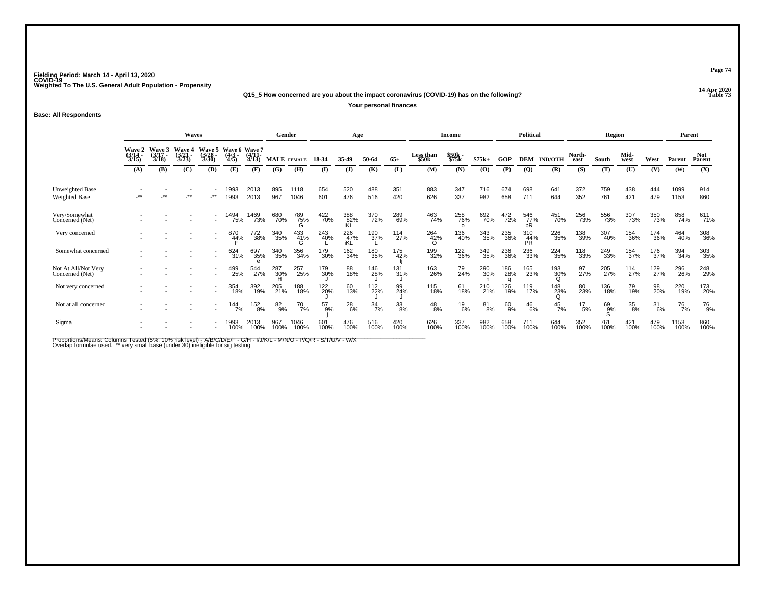Fielding Period: March 14 - April 13, 2020
COVID-19
Weighted To The U.S. General Adult Population - Propensity

14 Apr 2020
Table 73

**Q15_5 How concerned are you about the impact coronavirus (COVID-19) has on the following?**

**Your personal finances**

**Base: All Respondents**

| | Waves | | | | | | Gender | | Age | | | | Income | | | Political | | | Region | | | | Parent | |
|---|---|---|---|---|---|---|---|---|---|---|---|---|---|---|---|---|---|---|---|---|---|---|---|---|
| | Wave 2 (3/14 - 3/15) | Wave 3 (3/17 - 3/18) | Wave 4 (3/21 - 3/23) | Wave 5 (3/28 - 3/30) | Wave 6 (4/3 - 4/5) | Wave 7 (4/11- 4/13) | MALE | FEMALE | 18-34 | 35-49 | 50-64 | 65+ | Less than $50k | $50k - $75k | $75k+ | GOP | DEM | IND/OTH | North-east | South | Mid-west | West | Parent | Not Parent |
| | (A) | (B) | (C) | (D) | (E) | (F) | (G) | (H) | (I) | (J) | (K) | (L) | (M) | (N) | (O) | (P) | (Q) | (R) | (S) | (T) | (U) | (V) | (W) | (X) |
| Unweighted Base | - | - | - | - | 1993 | 2013 | 895 | 1118 | 654 | 520 | 488 | 351 | 883 | 347 | 716 | 674 | 698 | 641 | 372 | 759 | 438 | 444 | 1099 | 914 |
| Weighted Base | -** | -** | -** | -** | 1993 | 2013 | 967 | 1046 | 601 | 476 | 516 | 420 | 626 | 337 | 982 | 658 | 711 | 644 | 352 | 761 | 421 | 479 | 1153 | 860 |
| Very/Somewhat Concerned (Net) | - | - | - | - | 1494 75% | 1469 73% | 680 70% | 789 75% G | 422 70% | 388 82% IKL | 370 72% | 289 69% | 463 74% | 258 76% o | 692 70% | 472 72% | 546 77% pR | 451 70% | 256 73% | 556 73% | 307 73% | 350 73% | 858 74% | 611 71% |
| Very concerned | - | - | - | - | 870 44% F | 772 38% | 340 35% | 433 41% G | 243 40% L | 226 47% iKL | 190 37% L | 114 27% | 264 42% O | 136 40% | 343 35% | 235 36% | 310 44% PR | 226 35% | 138 39% | 307 40% | 154 36% | 174 36% | 464 40% | 308 36% |
| Somewhat concerned | - | - | - | - | 624 31% | 697 35% e | 340 35% | 356 34% | 179 30% | 162 34% | 180 35% | 175 42% Ij | 199 32% | 122 36% | 349 35% | 236 36% | 236 33% | 224 35% | 118 33% | 249 33% | 154 37% | 176 37% | 394 34% | 303 35% |
| Not At All/Not Very Concerned (Net) | - | - | - | - | 499 25% | 544 27% | 287 30% H | 257 25% | 179 30% J | 88 18% | 146 28% J | 131 31% J | 163 26% | 79 24% | 290 30% n | 186 28% q | 165 23% | 193 30% Q | 97 27% | 205 27% | 114 27% | 129 27% | 296 26% | 248 29% |
| Not very concerned | - | - | - | - | 354 18% | 392 19% | 205 21% | 188 18% | 122 20% J | 60 13% | 112 22% J | 99 24% J | 115 18% | 61 18% | 210 21% | 126 19% | 119 17% | 148 23% Q | 80 23% | 136 18% | 79 19% | 98 20% | 220 19% | 173 20% |
| Not at all concerned | - | - | - | - | 144 7% | 152 8% | 82 9% | 70 7% | 57 9% j | 28 6% | 34 7% | 33 8% | 48 8% | 19 6% | 81 8% | 60 9% | 46 6% | 45 7% | 17 5% | 69 9% S | 35 8% | 31 6% | 76 7% | 76 9% |
| Sigma | - | - | - | - | 1993 100% | 2013 100% | 967 100% | 1046 100% | 601 100% | 476 100% | 516 100% | 420 100% | 626 100% | 337 100% | 982 100% | 658 100% | 711 100% | 644 100% | 352 100% | 761 100% | 421 100% | 479 100% | 1153 100% | 860 100% |

Proportions/Means: Columns Tested (5%, 10% risk level) - A/B/C/D/E/F - G/H - I/J/K/L - M/N/O - P/Q/R - S/T/U/V - W/X
Overlap formulae used. ** very small base (under 30) ineligible for sig testing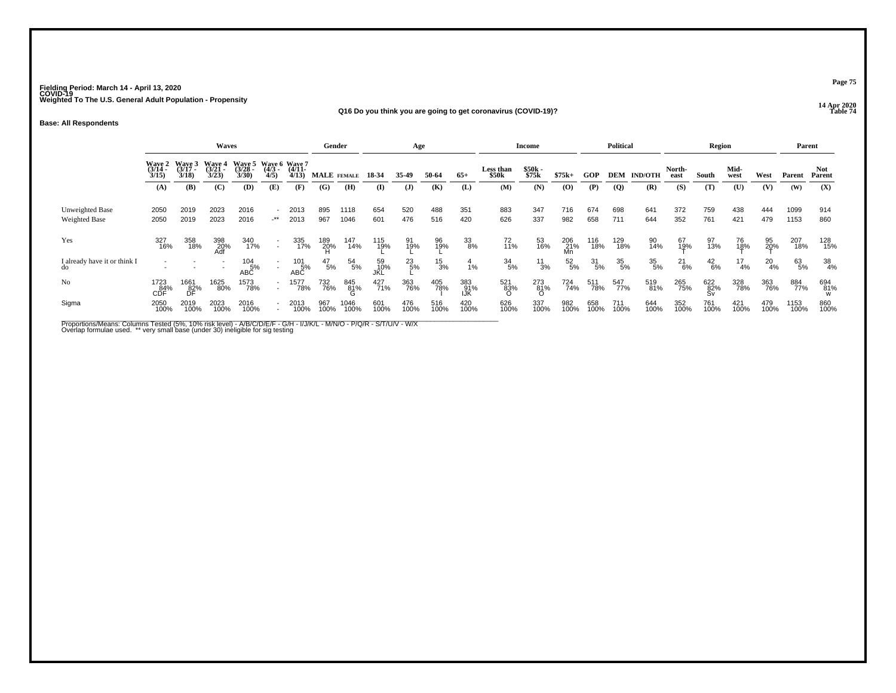Fielding Period: March 14 - April 13, 2020
COVID-19
Weighted To The U.S. General Adult Population - Propensity

14 Apr 2020
Table 74

### Q16 Do you think you are going to get coronavirus (COVID-19)?

**Base: All Respondents**

| | Waves | | | | | | Gender | | Age | | | | Income | | | Political | | | Region | | | | Parent | |
|---|---|---|---|---|---|---|---|---|---|---|---|---|---|---|---|---|---|---|---|---|---|---|---|---|
| | Wave 2 (3/14 - 3/15) | Wave 3 (3/17 - 3/18) | Wave 4 (3/21 - 3/23) | Wave 5 (3/28 - 3/30) | Wave 6 (4/3 - 4/5) | Wave 7 (4/11- 4/13) | MALE | FEMALE | 18-34 | 35-49 | 50-64 | 65+ | Less than $50k | $50k - $75k | $75k+ | GOP | DEM | IND/OTH | North-east | South | Mid-west | West | Parent | Not Parent |
| | (A) | (B) | (C) | (D) | (E) | (F) | (G) | (H) | (I) | (J) | (K) | (L) | (M) | (N) | (O) | (P) | (Q) | (R) | (S) | (T) | (U) | (V) | (W) | (X) |
| Unweighted Base | 2050 | 2019 | 2023 | 2016 | - | 2013 | 895 | 1118 | 654 | 520 | 488 | 351 | 883 | 347 | 716 | 674 | 698 | 641 | 372 | 759 | 438 | 444 | 1099 | 914 |
| Weighted Base | 2050 | 2019 | 2023 | 2016 | -** | 2013 | 967 | 1046 | 601 | 476 | 516 | 420 | 626 | 337 | 982 | 658 | 711 | 644 | 352 | 761 | 421 | 479 | 1153 | 860 |
| Yes | 327 16% | 358 18% | 398 20% Adf | 340 17% | - - | 335 17% | 189 20% H | 147 14% | 115 19% L | 91 19% L | 96 19% L | 33 8% | 72 11% | 53 16% | 206 21% Mn | 116 18% | 129 18% | 90 14% | 67 19% T | 97 13% | 76 18% T | 95 20% T | 207 18% | 128 15% |
| I already have it or think I do | - - | - - | - - | 104 5% ABC | - - | 101 5% ABC | 47 5% | 54 5% | 59 10% JKL | 23 5% L | 15 3% | 4 1% | 34 5% | 11 3% | 52 5% | 31 5% | 35 5% | 35 5% | 21 6% | 42 6% | 17 4% | 20 4% | 63 5% | 38 4% |
| No | 1723 84% CDF | 1661 82% DF | 1625 80% | 1573 78% | - - | 1577 78% | 732 76% | 845 81% G | 427 71% | 363 76% | 405 78% I | 383 91% IJK | 521 83% O | 273 81% O | 724 74% | 511 78% | 547 77% | 519 81% | 265 75% | 622 82% Sv | 328 78% | 363 76% | 884 77% | 694 81% w |
| Sigma | 2050 100% | 2019 100% | 2023 100% | 2016 100% | - - | 2013 100% | 967 100% | 1046 100% | 601 100% | 476 100% | 516 100% | 420 100% | 626 100% | 337 100% | 982 100% | 658 100% | 711 100% | 644 100% | 352 100% | 761 100% | 421 100% | 479 100% | 1153 100% | 860 100% |

Proportions/Means: Columns Tested (5%, 10% risk level) - A/B/C/D/E/F - G/H - I/J/K/L - M/N/O - P/Q/R - S/T/U/V - W/X
Overlap formulae used. ** very small base (under 30) ineligible for sig testing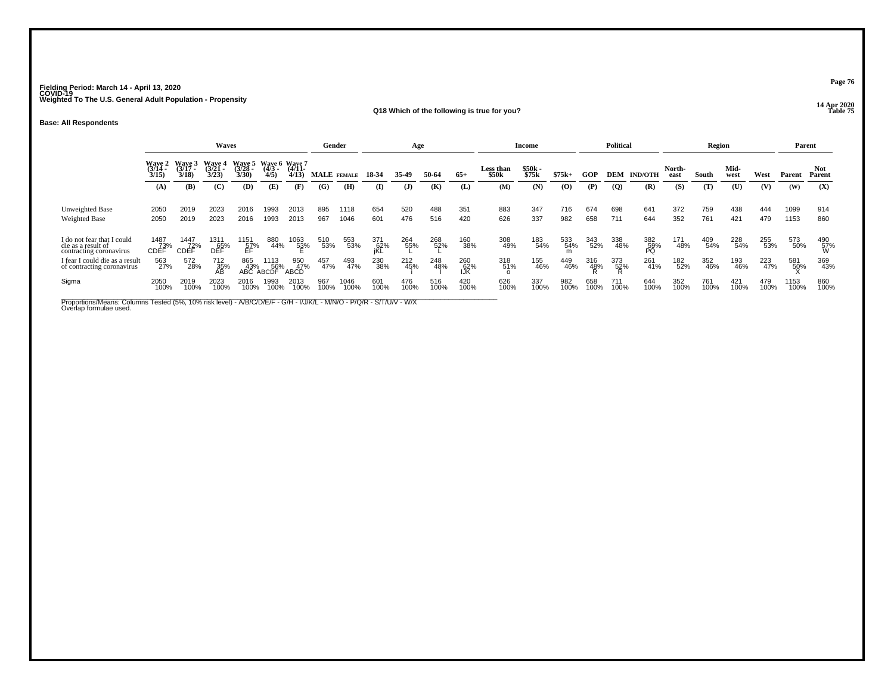Fielding Period: March 14 - April 13, 2020
COVID-19
Weighted To The U.S. General Adult Population - Propensity

14 Apr 2020
Table 75

## Q18 Which of the following is true for you?

**Base: All Respondents**

| | Waves | | | | | | Gender | | Age | | | | Income | | | Political | | | Region | | | | Parent | |
|---|---|---|---|---|---|---|---|---|---|---|---|---|---|---|---|---|---|---|---|---|---|---|---|---|
| | Wave 2 (3/14 - 3/15) | Wave 3 (3/17 - 3/18) | Wave 4 (3/21 - 3/23) | Wave 5 (3/28 - 3/30) | Wave 6 (4/3 - 4/5) | Wave 7 (4/11- 4/13) | MALE | FEMALE | 18-34 | 35-49 | 50-64 | 65+ | Less than $50k | $50k - $75k | $75k+ | GOP | DEM | IND/OTH | North-east | South | Mid-west | West | Parent | Not Parent |
| | (A) | (B) | (C) | (D) | (E) | (F) | (G) | (H) | (I) | (J) | (K) | (L) | (M) | (N) | (O) | (P) | (Q) | (R) | (S) | (T) | (U) | (V) | (W) | (X) |
| Unweighted Base | 2050 | 2019 | 2023 | 2016 | 1993 | 2013 | 895 | 1118 | 654 | 520 | 488 | 351 | 883 | 347 | 716 | 674 | 698 | 641 | 372 | 759 | 438 | 444 | 1099 | 914 |
| Weighted Base | 2050 | 2019 | 2023 | 2016 | 1993 | 2013 | 967 | 1046 | 601 | 476 | 516 | 420 | 626 | 337 | 982 | 658 | 711 | 644 | 352 | 761 | 421 | 479 | 1153 | 860 |
| I do not fear that I could die as a result of contracting coronavirus | 1487 73% CDEF | 1447 72% CDEF | 1311 65% DEF | 1151 57% EF | 880 44% | 1063 53% E | 510 53% | 553 53% | 371 62% jKL | 264 55% L | 268 52% L | 160 38% | 308 49% | 183 54% | 533 54% m | 343 52% | 338 48% | 382 59% PQ | 171 48% | 409 54% | 228 54% | 255 53% | 573 50% | 490 57% W |
| I fear I could die as a result of contracting coronavirus | 563 27% | 572 28% | 712 35% AB | 865 43% ABC | 1113 56% ABCDF | 950 47% ABCD | 457 47% | 493 47% | 230 38% | 212 45% i | 248 48% I | 260 62% IJK | 318 51% o | 155 46% | 449 46% | 316 48% R | 373 52% R | 261 41% | 182 52% | 352 46% | 193 46% | 223 47% | 581 50% X | 369 43% |
| Sigma | 2050 100% | 2019 100% | 2023 100% | 2016 100% | 1993 100% | 2013 100% | 967 100% | 1046 100% | 601 100% | 476 100% | 516 100% | 420 100% | 626 100% | 337 100% | 982 100% | 658 100% | 711 100% | 644 100% | 352 100% | 761 100% | 421 100% | 479 100% | 1153 100% | 860 100% |

Proportions/Means: Columns Tested (5%, 10% risk level) - A/B/C/D/E/F - G/H - I/J/K/L - M/N/O - P/Q/R - S/T/U/V - W/X
Overlap formulae used.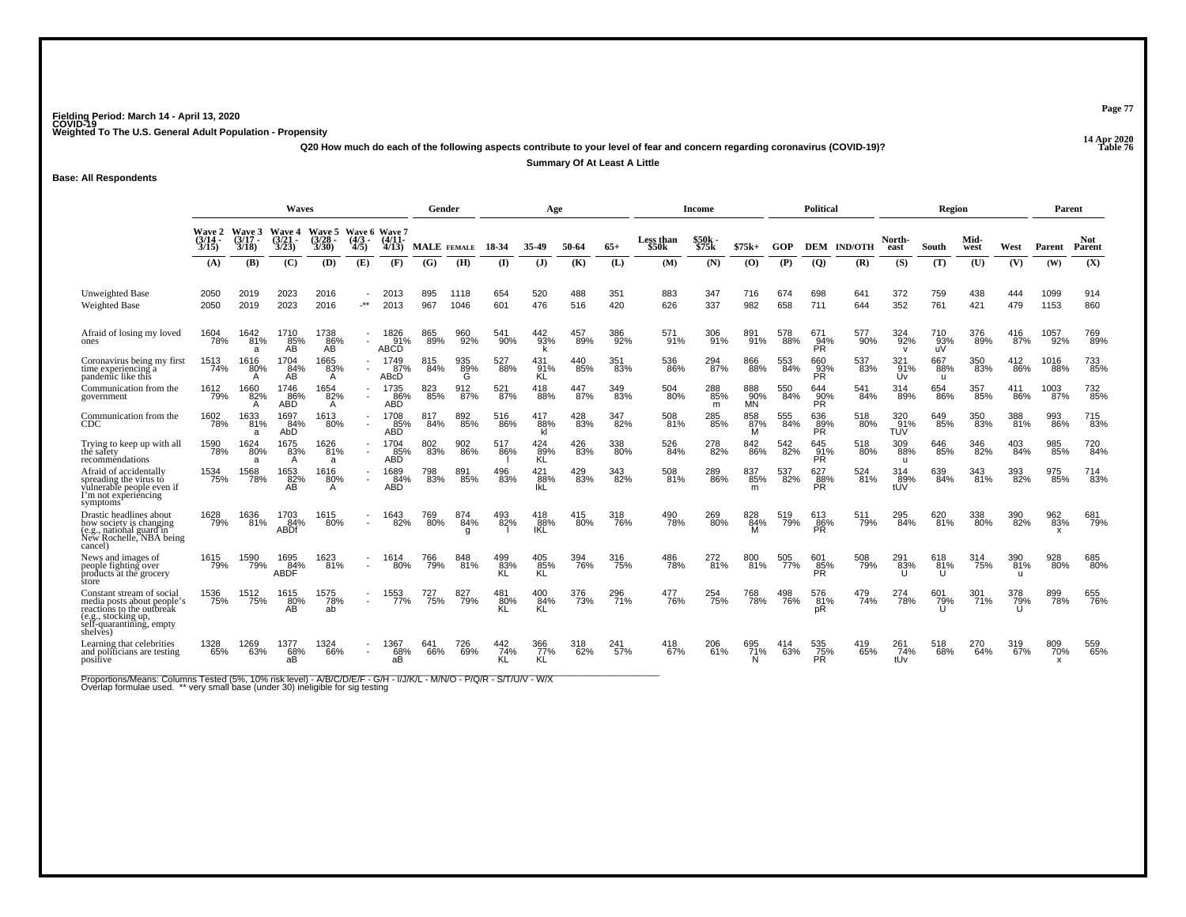Fielding Period: March 14 - April 13, 2020
COVID-19
Weighted To The U.S. General Adult Population - Propensity

14 Apr 2020
Table 76

**Q20 How much do each of the following aspects contribute to your level of fear and concern regarding coronavirus (COVID-19)?**

**Summary Of At Least A Little**

**Base: All Respondents**

| | Waves | | | | | | Gender | | Age | | | | Income | | | Political | | | Region | | | | Parent | |
|---|---|---|---|---|---|---|---|---|---|---|---|---|---|---|---|---|---|---|---|---|---|---|---|---|
| | Wave 2 (3/14 - 3/15) | Wave 3 (3/17 - 3/18) | Wave 4 (3/21 - 3/23) | Wave 5 (3/28 - 3/30) | Wave 6 (4/3 - 4/5) | Wave 7 (4/11 - 4/13) | MALE | FEMALE | 18-34 | 35-49 | 50-64 | 65+ | Less than $50k | $50k - $75k | $75k+ | GOP | DEM | IND/OTH | North-east | South | Mid-west | West | Parent | Not Parent |
| | (A) | (B) | (C) | (D) | (E) | (F) | (G) | (H) | (I) | (J) | (K) | (L) | (M) | (N) | (O) | (P) | (Q) | (R) | (S) | (T) | (U) | (V) | (W) | (X) |
| Unweighted Base | 2050 | 2019 | 2023 | 2016 | - | 2013 | 895 | 1118 | 654 | 520 | 488 | 351 | 883 | 347 | 716 | 674 | 698 | 641 | 372 | 759 | 438 | 444 | 1099 | 914 |
| Weighted Base | 2050 | 2019 | 2023 | 2016 | -** | 2013 | 967 | 1046 | 601 | 476 | 516 | 420 | 626 | 337 | 982 | 658 | 711 | 644 | 352 | 761 | 421 | 479 | 1153 | 860 |
| Afraid of losing my loved ones | 1604 78% | 1642 81% a | 1710 85% AB | 1738 86% AB | - - | 1826 91% ABCD | 865 89% | 960 92% | 541 90% | 442 93% k | 457 89% | 386 92% | 571 91% | 306 91% | 891 91% | 578 88% | 671 94% PR | 577 90% | 324 92% v | 710 93% uV | 376 89% | 416 87% | 1057 92% | 769 89% |
| Coronavirus being my first time experiencing a pandemic like this | 1513 74% | 1616 80% A | 1704 84% AB | 1665 83% A | - - | 1749 87% ABcD | 815 84% | 935 89% G | 527 88% | 431 91% KL | 440 85% | 351 83% | 536 86% | 294 87% | 866 88% | 553 84% | 660 93% PR | 537 83% | 321 91% Uv | 667 88% u | 350 83% | 412 86% | 1016 88% | 733 85% |
| Communication from the government | 1612 79% | 1660 82% A | 1746 86% ABD | 1654 82% A | - - | 1735 86% ABD | 823 85% | 912 87% | 521 87% | 418 88% | 447 87% | 349 83% | 504 80% | 288 85% m | 888 90% MN | 550 84% | 644 90% PR | 541 84% | 314 89% | 654 86% | 357 85% | 411 86% | 1003 87% | 732 85% |
| Communication from the CDC | 1602 78% | 1633 81% a | 1697 84% AbD | 1613 80% | - - | 1708 85% ABD | 817 84% | 892 85% | 516 86% | 417 88% kl | 428 83% | 347 82% | 508 81% | 285 85% | 858 87% M | 555 84% | 636 89% PR | 518 80% | 320 91% TUV | 649 85% | 350 83% | 388 81% | 993 86% | 715 83% |
| Trying to keep up with all the safety recommendations | 1590 78% | 1624 80% a | 1675 83% A | 1626 81% a | - - | 1704 85% ABD | 802 83% | 902 86% | 517 86% I | 424 89% KL | 426 83% | 338 80% | 526 84% | 278 82% | 842 86% | 542 82% | 645 91% PR | 518 80% | 309 88% u | 646 85% | 346 82% | 403 84% | 985 85% | 720 84% |
| Afraid of accidentally spreading the virus to vulnerable people even if I'm not experiencing symptoms | 1534 75% | 1568 78% | 1653 82% AB | 1616 80% A | - - | 1689 84% ABD | 798 83% | 891 85% | 496 83% | 421 88% IkL | 429 83% | 343 82% | 508 81% | 289 86% | 837 85% m | 537 82% | 627 88% PR | 524 81% | 314 89% tUV | 639 84% | 343 81% | 393 82% | 975 85% | 714 83% |
| Drastic headlines about how society is changing (e.g., national guard in New Rochelle, NBA being cancel) | 1628 79% | 1636 81% | 1703 84% ABDf | 1615 80% | - - | 1643 82% | 769 80% | 874 84% g | 493 82% l | 418 88% IKL | 415 80% | 318 76% | 490 78% | 269 80% | 828 84% M | 519 79% | 613 86% PR | 511 79% | 295 84% | 620 81% | 338 80% | 390 82% | 962 83% x | 681 79% |
| News and images of people fighting over products at the grocery store | 1615 79% | 1590 79% | 1695 84% ABDF | 1623 81% | - - | 1614 80% | 766 79% | 848 81% | 499 83% KL | 405 85% KL | 394 76% | 316 75% | 486 78% | 272 81% | 800 81% | 505 77% | 601 85% PR | 508 79% | 291 83% U | 618 81% U | 314 75% | 390 81% u | 928 80% | 685 80% |
| Constant stream of social media posts about people's reactions to the outbreak (e.g., stocking up, self-quarantining, empty shelves) | 1536 75% | 1512 75% | 1615 80% AB | 1575 78% ab | - - | 1553 77% | 727 75% | 827 79% | 481 80% KL | 400 84% KL | 376 73% | 296 71% | 477 76% | 254 75% | 768 78% | 498 76% | 576 81% pR | 479 74% | 274 78% | 601 79% U | 301 71% | 378 79% U | 899 78% | 655 76% |
| Learning that celebrities and politicians are testing positive | 1328 65% | 1269 63% | 1377 68% aB | 1324 66% | - - | 1367 68% aB | 641 66% | 726 69% | 442 74% KL | 366 77% KL | 318 62% | 241 57% | 418 67% | 206 61% | 695 71% N | 414 63% | 535 75% PR | 419 65% | 261 74% tUv | 518 68% | 270 64% | 319 67% | 809 70% x | 559 65% |

Proportions/Means: Columns Tested (5%, 10% risk level) - A/B/C/D/E/F - G/H - I/J/K/L - M/N/O - P/Q/R - S/T/U/V - W/X
Overlap formulae used. ** very small base (under 30) ineligible for sig testing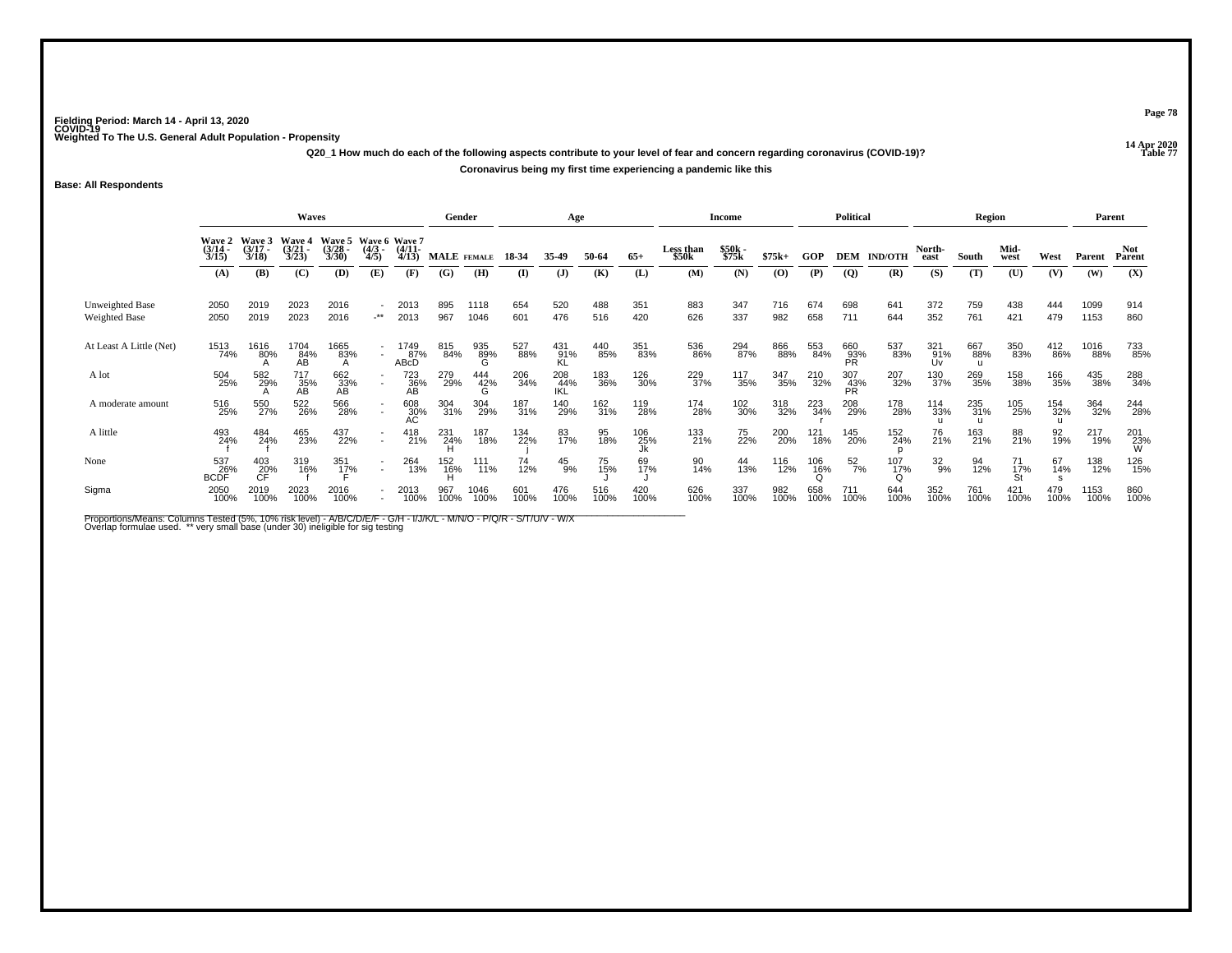Fielding Period: March 14 - April 13, 2020
COVID-19
Weighted To The U.S. General Adult Population - Propensity

14 Apr 2020
Table 77

**Q20_1 How much do each of the following aspects contribute to your level of fear and concern regarding coronavirus (COVID-19)?**

**Coronavirus being my first time experiencing a pandemic like this**

**Base: All Respondents**

| | Waves | | | | | | Gender | | Age | | | | Income | | | Political | | | Region | | | | Parent | |
|---|---|---|---|---|---|---|---|---|---|---|---|---|---|---|---|---|---|---|---|---|---|---|---|---|
| | Wave 2 (3/14 - 3/15) | Wave 3 (3/17 - 3/18) | Wave 4 (3/21 - 3/23) | Wave 5 (3/28 - 3/30) | Wave 6 (4/3 - 4/5) | Wave 7 (4/11 - 4/13) | MALE | FEMALE | 18-34 | 35-49 | 50-64 | 65+ | Less than $50k | $50k - $75k | $75k+ | GOP | DEM | IND/OTH | North-east | South | Mid-west | West | Parent | Not Parent |
| | (A) | (B) | (C) | (D) | (E) | (F) | (G) | (H) | (I) | (J) | (K) | (L) | (M) | (N) | (O) | (P) | (Q) | (R) | (S) | (T) | (U) | (V) | (W) | (X) |
| Unweighted Base | 2050 | 2019 | 2023 | 2016 | - | 2013 | 895 | 1118 | 654 | 520 | 488 | 351 | 883 | 347 | 716 | 674 | 698 | 641 | 372 | 759 | 438 | 444 | 1099 | 914 |
| Weighted Base | 2050 | 2019 | 2023 | 2016 | -** | 2013 | 967 | 1046 | 601 | 476 | 516 | 420 | 626 | 337 | 982 | 658 | 711 | 644 | 352 | 761 | 421 | 479 | 1153 | 860 |
| At Least A Little (Net) | 1513 74% | 1616 80% A | 1704 84% AB | 1665 83% A | - - | 1749 87% ABcD | 815 84% | 935 89% G | 527 88% | 431 91% KL | 440 85% | 351 83% | 536 86% | 294 87% | 866 88% | 553 84% | 660 93% PR | 537 83% | 321 91% Uv | 667 88% u | 350 83% | 412 86% | 1016 88% | 733 85% |
| A lot | 504 25% | 582 29% A | 717 35% AB | 662 33% AB | - - | 723 36% AB | 279 29% | 444 42% G | 206 34% | 208 44% IKL | 183 36% | 126 30% | 229 37% | 117 35% | 347 35% | 210 32% | 307 43% PR | 207 32% | 130 37% | 269 35% | 158 38% | 166 35% | 435 38% | 288 34% |
| A moderate amount | 516 25% | 550 27% | 522 26% | 566 28% | - - | 608 30% AC | 304 31% | 304 29% | 187 31% | 140 29% | 162 31% | 119 28% | 174 28% | 102 30% | 318 32% | 223 34% r | 208 29% | 178 28% | 114 33% u | 235 31% u | 105 25% | 154 32% u | 364 32% | 244 28% |
| A little | 493 24% f | 484 24% f | 465 23% | 437 22% | - - | 418 21% | 231 24% H | 187 18% | 134 22% j | 83 17% | 95 18% | 106 25% Jk | 133 21% | 75 22% | 200 20% | 121 18% | 145 20% | 152 24% p | 76 21% | 163 21% | 88 21% | 92 19% | 217 19% | 201 23% W |
| None | 537 26% BCDF | 403 20% CF | 319 16% f | 351 17% F | - - | 264 13% | 152 16% H | 111 11% | 74 12% | 45 9% | 75 15% J | 69 17% J | 90 14% | 44 13% | 116 12% | 106 16% Q | 52 7% | 107 17% Q | 32 9% | 94 12% | 71 17% St | 67 14% s | 138 12% | 126 15% |
| Sigma | 2050 100% | 2019 100% | 2023 100% | 2016 100% | - - | 2013 100% | 967 100% | 1046 100% | 601 100% | 476 100% | 516 100% | 420 100% | 626 100% | 337 100% | 982 100% | 658 100% | 711 100% | 644 100% | 352 100% | 761 100% | 421 100% | 479 100% | 1153 100% | 860 100% |

Proportions/Means: Columns Tested (5%, 10% risk level) - A/B/C/D/E/F - G/H - I/J/K/L - M/N/O - P/Q/R - S/T/U/V - W/X
Overlap formulae used. ** very small base (under 30) ineligible for sig testing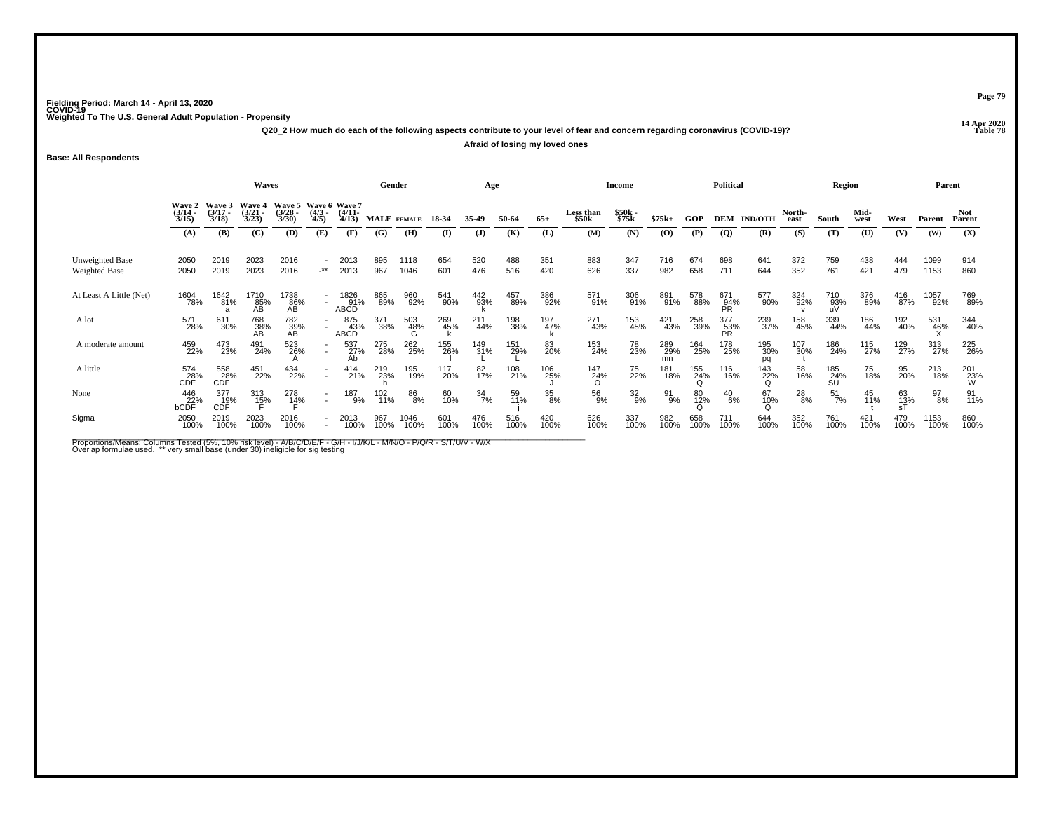Fielding Period: March 14 - April 13, 2020
COVID-19
Weighted To The U.S. General Adult Population - Propensity

14 Apr 2020
Table 78

Q20_2 How much do each of the following aspects contribute to your level of fear and concern regarding coronavirus (COVID-19)?

Afraid of losing my loved ones

Base: All Respondents

| | Waves | | | | | | Gender | | Age | | | | Income | | | Political | | | Region | | | | Parent | |
|---|---|---|---|---|---|---|---|---|---|---|---|---|---|---|---|---|---|---|---|---|---|---|---|---|
| | Wave 2 (3/14 - 3/15) | Wave 3 (3/17 - 3/18) | Wave 4 (3/21 - 3/23) | Wave 5 (3/28 - 3/30) | Wave 6 (4/3 - 4/5) | Wave 7 (4/11- 4/13) | MALE | FEMALE | 18-34 | 35-49 | 50-64 | 65+ | Less than $50k | $50k - $75k | $75k+ | GOP | DEM | IND/OTH | North-east | South | Mid-west | West | Parent | Not Parent |
| | (A) | (B) | (C) | (D) | (E) | (F) | (G) | (H) | (I) | (J) | (K) | (L) | (M) | (N) | (O) | (P) | (Q) | (R) | (S) | (T) | (U) | (V) | (W) | (X) |
| Unweighted Base | 2050 | 2019 | 2023 | 2016 | - | 2013 | 895 | 1118 | 654 | 520 | 488 | 351 | 883 | 347 | 716 | 674 | 698 | 641 | 372 | 759 | 438 | 444 | 1099 | 914 |
| Weighted Base | 2050 | 2019 | 2023 | 2016 | -** | 2013 | 967 | 1046 | 601 | 476 | 516 | 420 | 626 | 337 | 982 | 658 | 711 | 644 | 352 | 761 | 421 | 479 | 1153 | 860 |
| At Least A Little (Net) | 1604 78% | 1642 81% a | 1710 85% AB | 1738 86% AB | - - | 1826 91% ABCD | 865 89% | 960 92% | 541 90% | 442 93% k | 457 89% | 386 92% | 571 91% | 306 91% | 891 91% | 578 88% | 671 94% PR | 577 90% | 324 92% v | 710 93% uV | 376 89% | 416 87% | 1057 92% | 769 89% |
| A lot | 571 28% | 611 30% | 768 38% AB | 782 39% AB | - - | 875 43% ABCD | 371 38% | 503 48% G | 269 45% k | 211 44% | 198 38% | 197 47% k | 271 43% | 153 45% | 421 43% | 258 39% | 377 53% PR | 239 37% | 158 45% | 339 44% | 186 44% | 192 40% | 531 46% X | 344 40% |
| A moderate amount | 459 22% | 473 23% | 491 24% | 523 26% A | - - | 537 27% Ab | 275 28% | 262 25% | 155 26% l | 149 31% iL | 151 29% L | 83 20% | 153 24% | 78 23% | 289 29% mn | 164 25% | 178 25% | 195 30% pq | 107 30% t | 186 24% | 115 27% | 129 27% | 313 27% | 225 26% |
| A little | 574 28% CDF | 558 28% CDF | 451 22% | 434 22% | - - | 414 21% | 219 23% h | 195 19% | 117 20% | 82 17% | 108 21% | 106 25% J | 147 24% O | 75 22% | 181 18% | 155 24% Q | 116 16% | 143 22% Q | 58 16% | 185 24% SU | 75 18% | 95 20% | 213 18% | 201 23% W |
| None | 446 22% bCDF | 377 19% CDF | 313 15% F | 278 14% F | - - | 187 9% | 102 11% | 86 8% | 60 10% | 34 7% | 59 11% j | 35 8% | 56 9% | 32 9% | 91 9% | 80 12% Q | 40 6% | 67 10% Q | 28 8% | 51 7% | 45 11% t | 63 13% sT | 97 8% | 91 11% |
| Sigma | 2050 100% | 2019 100% | 2023 100% | 2016 100% | - - | 2013 100% | 967 100% | 1046 100% | 601 100% | 476 100% | 516 100% | 420 100% | 626 100% | 337 100% | 982 100% | 658 100% | 711 100% | 644 100% | 352 100% | 761 100% | 421 100% | 479 100% | 1153 100% | 860 100% |

Proportions/Means: Columns Tested (5%, 10% risk level) - A/B/C/D/E/F - G/H - I/J/K/L - M/N/O - P/Q/R - S/T/U/V - W/X
Overlap formulae used. ** very small base (under 30) ineligible for sig testing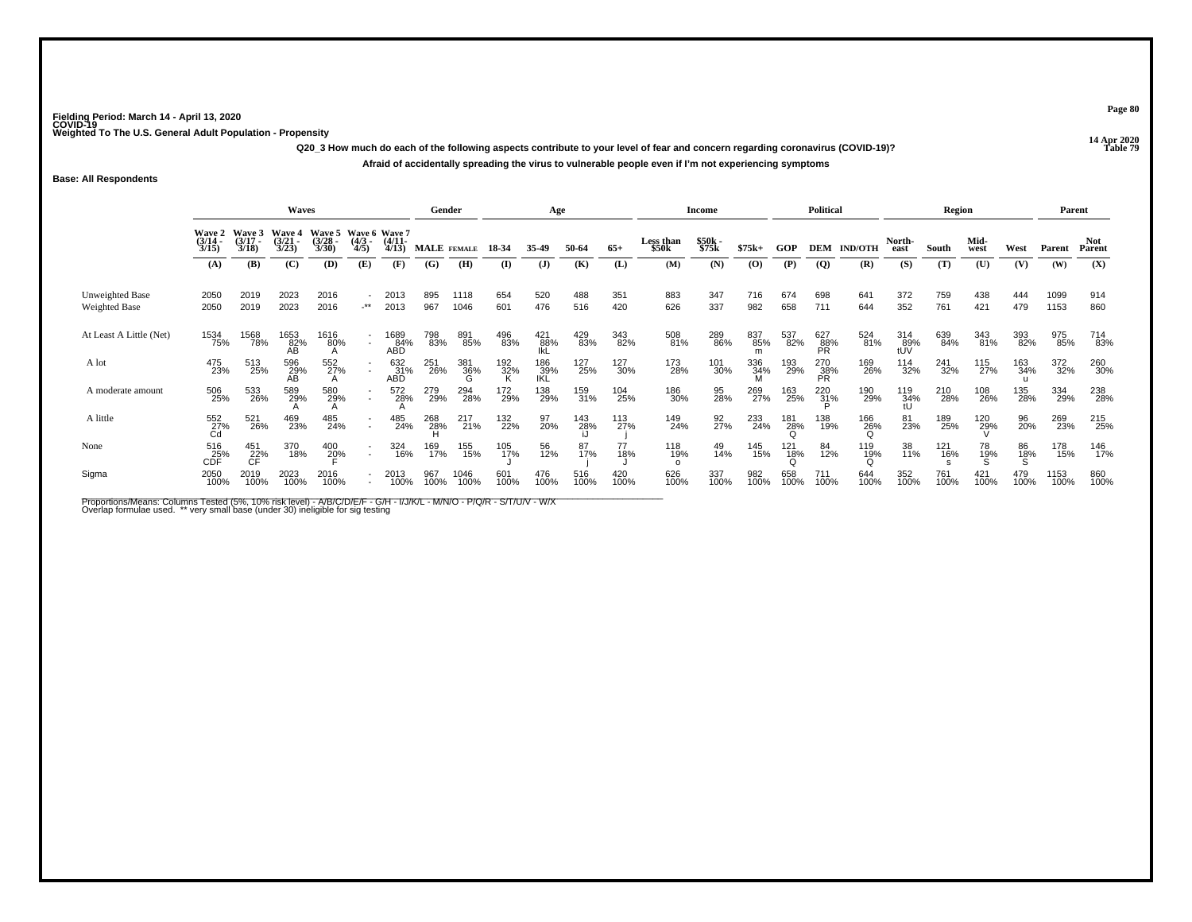Fielding Period: March 14 - April 13, 2020
COVID-19
Weighted To The U.S. General Adult Population - Propensity

14 Apr 2020
Table 79

**Q20_3 How much do each of the following aspects contribute to your level of fear and concern regarding coronavirus (COVID-19)?**

**Afraid of accidentally spreading the virus to vulnerable people even if I'm not experiencing symptoms**

**Base: All Respondents**

| | Waves | | | | | | Gender | | Age | | | | Income | | | Political | | | Region | | | | Parent | |
|---|---|---|---|---|---|---|---|---|---|---|---|---|---|---|---|---|---|---|---|---|---|---|---|---|
| | Wave 2 (3/14 - 3/15) | Wave 3 (3/17 - 3/18) | Wave 4 (3/21 - 3/23) | Wave 5 (3/28 - 3/30) | Wave 6 (4/3 - 4/5) | Wave 7 (4/11- 4/13) | MALE | FEMALE | 18-34 | 35-49 | 50-64 | 65+ | Less than $50k | $50k - $75k | $75k+ | GOP | DEM | IND/OTH | North-east | South | Mid-west | West | Parent | Not Parent |
| | (A) | (B) | (C) | (D) | (E) | (F) | (G) | (H) | (I) | (J) | (K) | (L) | (M) | (N) | (O) | (P) | (Q) | (R) | (S) | (T) | (U) | (V) | (W) | (X) |
| Unweighted Base | 2050 | 2019 | 2023 | 2016 | - | 2013 | 895 | 1118 | 654 | 520 | 488 | 351 | 883 | 347 | 716 | 674 | 698 | 641 | 372 | 759 | 438 | 444 | 1099 | 914 |
| Weighted Base | 2050 | 2019 | 2023 | 2016 | -** | 2013 | 967 | 1046 | 601 | 476 | 516 | 420 | 626 | 337 | 982 | 658 | 711 | 644 | 352 | 761 | 421 | 479 | 1153 | 860 |
| At Least A Little (Net) | 1534<br>75% | 1568<br>78% | 1653<br>82%<br>AB | 1616<br>80%<br>A | -<br>- | 1689<br>84%<br>ABD | 798<br>83% | 891<br>85% | 496<br>83% | 421<br>88%<br>IkL | 429<br>83% | 343<br>82% | 508<br>81% | 289<br>86% | 837<br>85%<br>m | 537<br>82% | 627<br>88%<br>PR | 524<br>81% | 314<br>89%<br>tUV | 639<br>84% | 343<br>81% | 393<br>82% | 975<br>85% | 714<br>83% |
| A lot | 475<br>23% | 513<br>25% | 596<br>29%<br>AB | 552<br>27%<br>A | -<br>- | 632<br>31%<br>ABD | 251<br>26% | 381<br>36%<br>G | 192<br>32%<br>K | 186<br>39%<br>IKL | 127<br>25% | 127<br>30% | 173<br>28% | 101<br>30% | 336<br>34%<br>M | 193<br>29% | 270<br>38%<br>PR | 169<br>26% | 114<br>32% | 241<br>32% | 115<br>27% | 163<br>34%<br>u | 372<br>32% | 260<br>30% |
| A moderate amount | 506<br>25% | 533<br>26% | 589<br>29%<br>A | 580<br>29%<br>A | -<br>- | 572<br>28%<br>A | 279<br>29% | 294<br>28% | 172<br>29% | 138<br>29% | 159<br>31% | 104<br>25% | 186<br>30% | 95<br>28% | 269<br>27% | 163<br>25% | 220<br>31%<br>P | 190<br>29% | 119<br>34%<br>tU | 210<br>28% | 108<br>26% | 135<br>28% | 334<br>29% | 238<br>28% |
| A little | 552<br>27%<br>Cd | 521<br>26% | 469<br>23% | 485<br>24% | -<br>- | 485<br>24% | 268<br>28%<br>H | 217<br>21% | 132<br>22% | 97<br>20% | 143<br>28%<br>iJ | 113<br>27%<br>j | 149<br>24% | 92<br>27% | 233<br>24% | 181<br>28%<br>Q | 138<br>19% | 166<br>26%<br>Q | 81<br>23% | 189<br>25% | 120<br>29%<br>V | 96<br>20% | 269<br>23% | 215<br>25% |
| None | 516<br>25%<br>CDF | 451<br>22%<br>CF | 370<br>18% | 400<br>20%<br>F | -<br>- | 324<br>16% | 169<br>17% | 155<br>15% | 105<br>17%<br>J | 56<br>12% | 87<br>17%<br>j | 77<br>18%<br>J | 118<br>19%<br>o | 49<br>14% | 145<br>15% | 121<br>18%<br>Q | 84<br>12% | 119<br>19%<br>Q | 38<br>11% | 121<br>16%<br>s | 78<br>19%<br>S | 86<br>18%<br>S | 178<br>15% | 146<br>17% |
| Sigma | 2050<br>100% | 2019<br>100% | 2023<br>100% | 2016<br>100% | -<br>- | 2013<br>100% | 967<br>100% | 1046<br>100% | 601<br>100% | 476<br>100% | 516<br>100% | 420<br>100% | 626<br>100% | 337<br>100% | 982<br>100% | 658<br>100% | 711<br>100% | 644<br>100% | 352<br>100% | 761<br>100% | 421<br>100% | 479<br>100% | 1153<br>100% | 860<br>100% |

Proportions/Means: Columns Tested (5%, 10% risk level) - A/B/C/D/E/F - G/H - I/J/K/L - M/N/O - P/Q/R - S/T/U/V - W/X
Overlap formulae used. ** very small base (under 30) ineligible for sig testing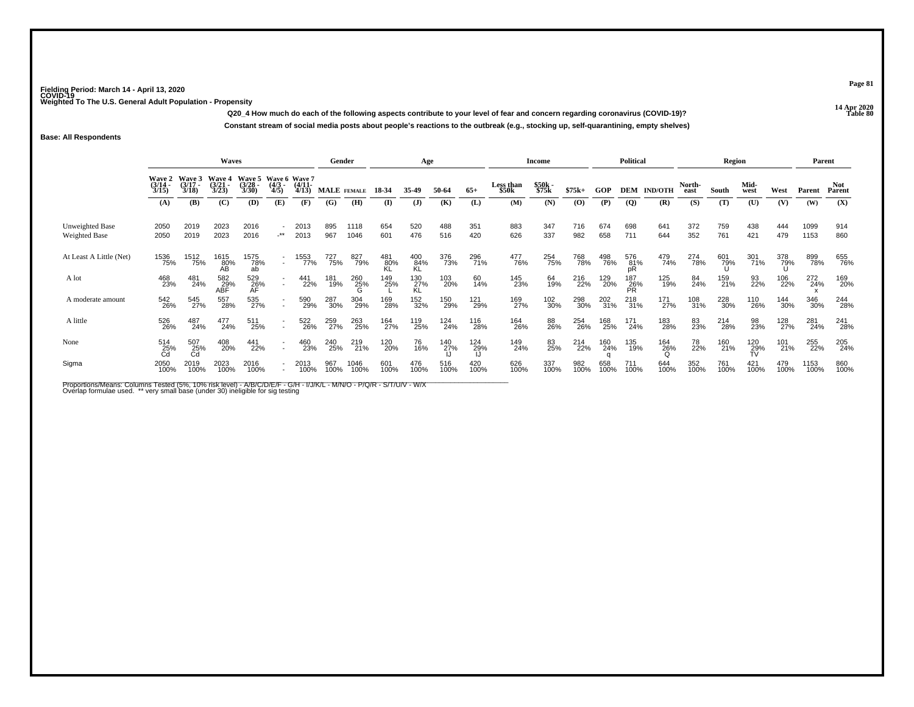Fielding Period: March 14 - April 13, 2020
COVID-19
Weighted To The U.S. General Adult Population - Propensity

14 Apr 2020
Table 80

**Q20_4 How much do each of the following aspects contribute to your level of fear and concern regarding coronavirus (COVID-19)?**

**Constant stream of social media posts about people's reactions to the outbreak (e.g., stocking up, self-quarantining, empty shelves)**

**Base: All Respondents**

| | Waves | | | | | | Gender | | Age | | | | Income | | | Political | | | Region | | | | Parent | |
|---|---|---|---|---|---|---|---|---|---|---|---|---|---|---|---|---|---|---|---|---|---|---|---|---|
| | Wave 2 (3/14 - 3/15) | Wave 3 (3/17 - 3/18) | Wave 4 (3/21 - 3/23) | Wave 5 (3/28 - 3/30) | Wave 6 (4/3 - 4/5) | Wave 7 (4/11 - 4/13) | MALE | FEMALE | 18-34 | 35-49 | 50-64 | 65+ | Less than $50k | $50k - $75k | $75k+ | GOP | DEM | IND/OTH | North-east | South | Mid-west | West | Parent | Not Parent |
| | (A) | (B) | (C) | (D) | (E) | (F) | (G) | (H) | (I) | (J) | (K) | (L) | (M) | (N) | (O) | (P) | (Q) | (R) | (S) | (T) | (U) | (V) | (W) | (X) |
| Unweighted Base | 2050 | 2019 | 2023 | 2016 | - | 2013 | 895 | 1118 | 654 | 520 | 488 | 351 | 883 | 347 | 716 | 674 | 698 | 641 | 372 | 759 | 438 | 444 | 1099 | 914 |
| Weighted Base | 2050 | 2019 | 2023 | 2016 | -** | 2013 | 967 | 1046 | 601 | 476 | 516 | 420 | 626 | 337 | 982 | 658 | 711 | 644 | 352 | 761 | 421 | 479 | 1153 | 860 |
| At Least A Little (Net) | 1536 75% | 1512 75% | 1615 80% AB | 1575 78% ab | - - | 1553 77% | 727 75% | 827 79% | 481 80% KL | 400 84% KL | 376 73% | 296 71% | 477 76% | 254 75% | 768 78% | 498 76% | 576 81% pR | 479 74% | 274 78% | 601 79% U | 301 71% | 378 79% U | 899 78% | 655 76% |
| A lot | 468 23% | 481 24% | 582 29% ABF | 529 26% AF | - - | 441 22% | 181 19% | 260 25% G | 149 25% L | 130 27% KL | 103 20% | 60 14% | 145 23% | 64 19% | 216 22% | 129 20% | 187 26% PR | 125 19% | 84 24% | 159 21% | 93 22% | 106 22% | 272 24% x | 169 20% |
| A moderate amount | 542 26% | 545 27% | 557 28% | 535 27% | - - | 590 29% | 287 30% | 304 29% | 169 28% | 152 32% | 150 29% | 121 29% | 169 27% | 102 30% | 298 30% | 202 31% | 218 31% | 171 27% | 108 31% | 228 30% | 110 26% | 144 30% | 346 30% | 244 28% |
| A little | 526 26% | 487 24% | 477 24% | 511 25% | - - | 522 26% | 259 27% | 263 25% | 164 27% | 119 25% | 124 24% | 116 28% | 164 26% | 88 26% | 254 26% | 168 25% | 171 24% | 183 28% | 83 23% | 214 28% | 98 23% | 128 27% | 281 24% | 241 28% |
| None | 514 25% Cd | 507 25% Cd | 408 20% | 441 22% | - - | 460 23% | 240 25% | 219 21% | 120 20% | 76 16% | 140 27% IJ | 124 29% IJ | 149 24% | 83 25% | 214 22% | 160 24% q | 135 19% | 164 26% Q | 78 22% | 160 21% | 120 29% TV | 101 21% | 255 22% | 205 24% |
| Sigma | 2050 100% | 2019 100% | 2023 100% | 2016 100% | - - | 2013 100% | 967 100% | 1046 100% | 601 100% | 476 100% | 516 100% | 420 100% | 626 100% | 337 100% | 982 100% | 658 100% | 711 100% | 644 100% | 352 100% | 761 100% | 421 100% | 479 100% | 1153 100% | 860 100% |

Proportions/Means: Columns Tested (5%, 10% risk level) - A/B/C/D/E/F - G/H - I/J/K/L - M/N/O - P/Q/R - S/T/U/V - W/X
Overlap formulae used. ** very small base (under 30) ineligible for sig testing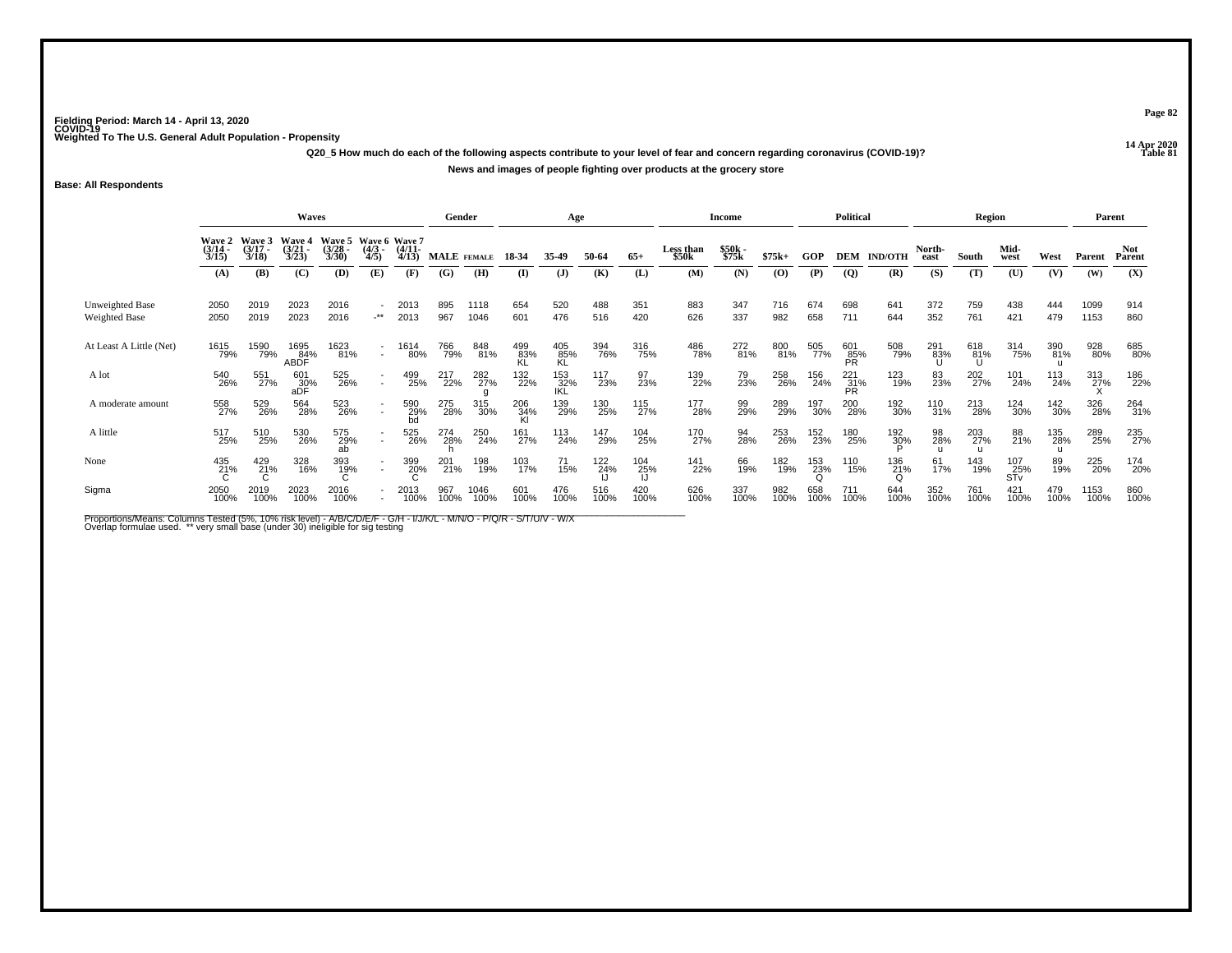Fielding Period: March 14 - April 13, 2020
COVID-19
Weighted To The U.S. General Adult Population - Propensity

14 Apr 2020
Table 81

Q20_5 How much do each of the following aspects contribute to your level of fear and concern regarding coronavirus (COVID-19)?

News and images of people fighting over products at the grocery store

**Base: All Respondents**

| | Waves | | | | | | Gender | | Age | | | | Income | | | Political | | | Region | | | | Parent | |
|---|---|---|---|---|---|---|---|---|---|---|---|---|---|---|---|---|---|---|---|---|---|---|---|---|
| | Wave 2 (3/14 - 3/15) | Wave 3 (3/17 - 3/18) | Wave 4 (3/21 - 3/23) | Wave 5 (3/28 - 3/30) | Wave 6 (4/3 - 4/5) | Wave 7 (4/11- 4/13) | MALE | FEMALE | 18-34 | 35-49 | 50-64 | 65+ | Less than $50k | $50k - $75k | $75k+ | GOP | DEM | IND/OTH | North-east | South | Mid-west | West | Parent | Not Parent |
| | (A) | (B) | (C) | (D) | (E) | (F) | (G) | (H) | (I) | (J) | (K) | (L) | (M) | (N) | (O) | (P) | (Q) | (R) | (S) | (T) | (U) | (V) | (W) | (X) |
| Unweighted Base | 2050 | 2019 | 2023 | 2016 | - | 2013 | 895 | 1118 | 654 | 520 | 488 | 351 | 883 | 347 | 716 | 674 | 698 | 641 | 372 | 759 | 438 | 444 | 1099 | 914 |
| Weighted Base | 2050 | 2019 | 2023 | 2016 | -** | 2013 | 967 | 1046 | 601 | 476 | 516 | 420 | 626 | 337 | 982 | 658 | 711 | 644 | 352 | 761 | 421 | 479 | 1153 | 860 |
| At Least A Little (Net) | 1615 79% | 1590 79% | 1695 84% ABDF | 1623 81% | - - | 1614 80% | 766 79% | 848 81% | 499 83% KL | 405 85% KL | 394 76% | 316 75% | 486 78% | 272 81% | 800 81% | 505 77% | 601 85% PR | 508 79% | 291 83% U | 618 81% U | 314 75% | 390 81% u | 928 80% | 685 80% |
| A lot | 540 26% | 551 27% | 601 30% aDF | 525 26% | - - | 499 25% | 217 22% | 282 27% g | 132 22% | 153 32% IKL | 117 23% | 97 23% | 139 22% | 79 23% | 258 26% | 156 24% | 221 31% PR | 123 19% | 83 23% | 202 27% | 101 24% | 113 24% | 313 27% X | 186 22% |
| A moderate amount | 558 27% | 529 26% | 564 28% | 523 26% | - - | 590 29% bd | 275 28% | 315 30% | 206 34% Kl | 139 29% | 130 25% | 115 27% | 177 28% | 99 29% | 289 29% | 197 30% | 200 28% | 192 30% | 110 31% | 213 28% | 124 30% | 142 30% | 326 28% | 264 31% |
| A little | 517 25% | 510 25% | 530 26% | 575 29% ab | - - | 525 26% | 274 28% h | 250 24% | 161 27% | 113 24% | 147 29% | 104 25% | 170 27% | 94 28% | 253 26% | 152 23% | 180 25% | 192 30% P | 98 28% u | 203 27% u | 88 21% | 135 28% u | 289 25% | 235 27% |
| None | 435 21% C | 429 21% C | 328 16% | 393 19% C | - - | 399 20% C | 201 21% | 198 19% | 103 17% | 71 15% | 122 24% IJ | 104 25% IJ | 141 22% | 66 19% | 182 19% | 153 23% Q | 110 15% | 136 21% Q | 61 17% | 143 19% | 107 25% STv | 89 19% | 225 20% | 174 20% |
| Sigma | 2050 100% | 2019 100% | 2023 100% | 2016 100% | - - | 2013 100% | 967 100% | 1046 100% | 601 100% | 476 100% | 516 100% | 420 100% | 626 100% | 337 100% | 982 100% | 658 100% | 711 100% | 644 100% | 352 100% | 761 100% | 421 100% | 479 100% | 1153 100% | 860 100% |

Proportions/Means: Columns Tested (5%, 10% risk level) - A/B/C/D/E/F - G/H - I/J/K/L - M/N/O - P/Q/R - S/T/U/V - W/X
Overlap formulae used. ** very small base (under 30) ineligible for sig testing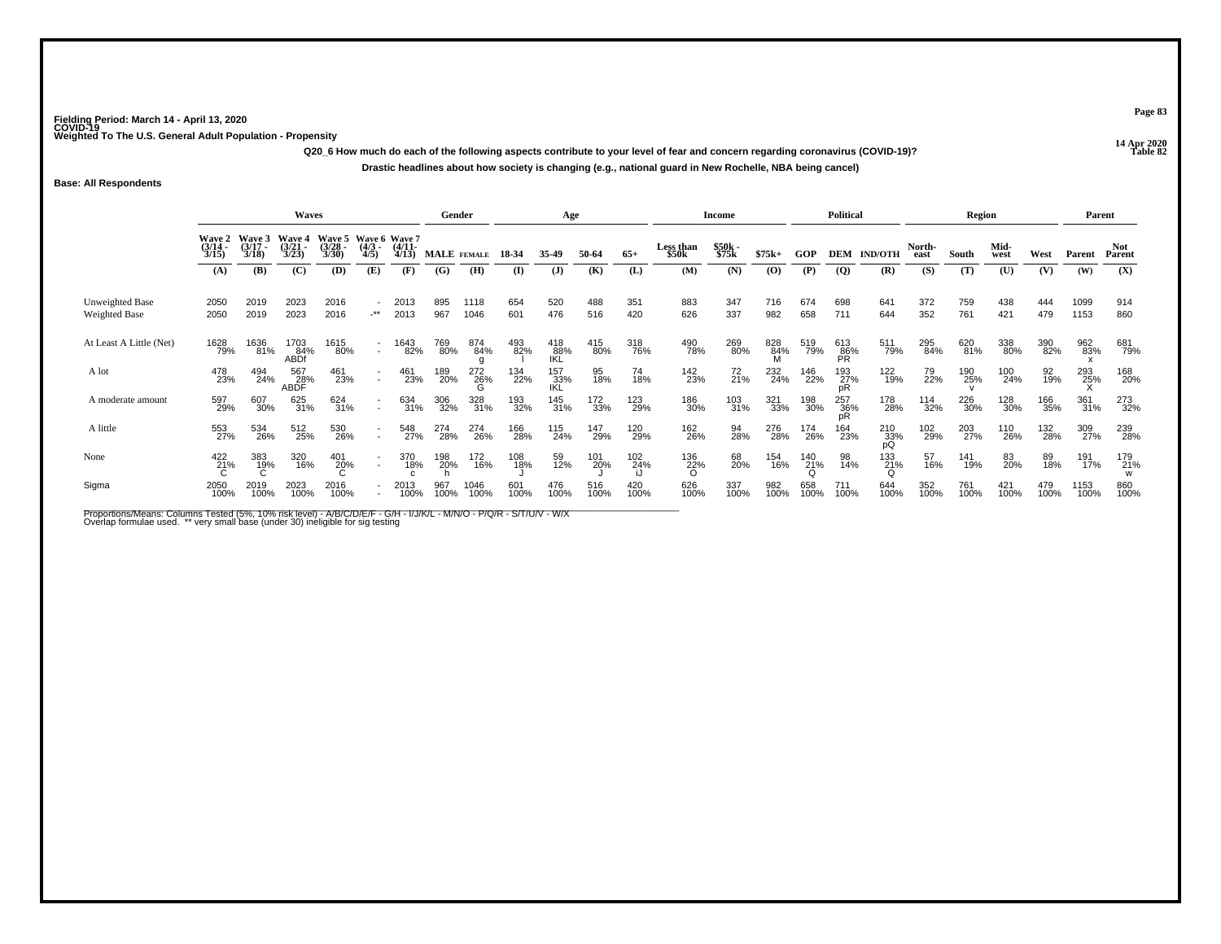Fielding Period: March 14 - April 13, 2020
COVID-19
Weighted To The U.S. General Adult Population - Propensity

14 Apr 2020
Table 82

**Q20_6 How much do each of the following aspects contribute to your level of fear and concern regarding coronavirus (COVID-19)?**

**Drastic headlines about how society is changing (e.g., national guard in New Rochelle, NBA being cancel)**

**Base: All Respondents**

| | Waves | | | | | | Gender | | Age | | | | Income | | | Political | | | Region | | | | Parent | |
|---|---|---|---|---|---|---|---|---|---|---|---|---|---|---|---|---|---|---|---|---|---|---|---|---|
| | Wave 2 (3/14 - 3/15) | Wave 3 (3/17 - 3/18) | Wave 4 (3/21 - 3/23) | Wave 5 (3/28 - 3/30) | Wave 6 (4/3 - 4/5) | Wave 7 (4/11 - 4/13) | MALE | FEMALE | 18-34 | 35-49 | 50-64 | 65+ | Less than $50k | $50k - $75k | $75k+ | GOP | DEM | IND/OTH | North-east | South | Mid-west | West | Parent | Not Parent |
| | (A) | (B) | (C) | (D) | (E) | (F) | (G) | (H) | (I) | (J) | (K) | (L) | (M) | (N) | (O) | (P) | (Q) | (R) | (S) | (T) | (U) | (V) | (W) | (X) |
| Unweighted Base | 2050 | 2019 | 2023 | 2016 | - | 2013 | 895 | 1118 | 654 | 520 | 488 | 351 | 883 | 347 | 716 | 674 | 698 | 641 | 372 | 759 | 438 | 444 | 1099 | 914 |
| Weighted Base | 2050 | 2019 | 2023 | 2016 | -** | 2013 | 967 | 1046 | 601 | 476 | 516 | 420 | 626 | 337 | 982 | 658 | 711 | 644 | 352 | 761 | 421 | 479 | 1153 | 860 |
| At Least A Little (Net) | 1628 79% | 1636 81% | 1703 84% ABDf | 1615 80% | - - | 1643 82% | 769 80% | 874 84% g | 493 82% I | 418 88% IKL | 415 80% | 318 76% | 490 78% | 269 80% | 828 84% M | 519 79% | 613 86% PR | 511 79% | 295 84% | 620 81% | 338 80% | 390 82% | 962 83% x | 681 79% |
| A lot | 478 23% | 494 24% | 567 28% ABDF | 461 23% | - - | 461 23% | 189 20% | 272 26% G | 134 22% | 157 33% IKL | 95 18% | 74 18% | 142 23% | 72 21% | 232 24% | 146 22% | 193 27% pR | 122 19% | 79 22% | 190 25% v | 100 24% | 92 19% | 293 25% X | 168 20% |
| A moderate amount | 597 29% | 607 30% | 625 31% | 624 31% | - - | 634 31% | 306 32% | 328 31% | 193 32% | 145 31% | 172 33% | 123 29% | 186 30% | 103 31% | 321 33% | 198 30% | 257 36% pR | 178 28% | 114 32% | 226 30% | 128 30% | 166 35% | 361 31% | 273 32% |
| A little | 553 27% | 534 26% | 512 25% | 530 26% | - - | 548 27% | 274 28% | 274 26% | 166 28% | 115 24% | 147 29% | 120 29% | 162 26% | 94 28% | 276 28% | 174 26% | 164 23% | 210 33% pQ | 102 29% | 203 27% | 110 26% | 132 28% | 309 27% | 239 28% |
| None | 422 21% C | 383 19% C | 320 16% | 401 20% C | - - | 370 18% c | 198 20% h | 172 16% | 108 18% J | 59 12% | 101 20% J | 102 24% iJ | 136 22% O | 68 20% | 154 16% | 140 21% Q | 98 14% | 133 21% Q | 57 16% | 141 19% | 83 20% | 89 18% | 191 17% | 179 21% w |
| Sigma | 2050 100% | 2019 100% | 2023 100% | 2016 100% | - - | 2013 100% | 967 100% | 1046 100% | 601 100% | 476 100% | 516 100% | 420 100% | 626 100% | 337 100% | 982 100% | 658 100% | 711 100% | 644 100% | 352 100% | 761 100% | 421 100% | 479 100% | 1153 100% | 860 100% |

Proportions/Means: Columns Tested (5%, 10% risk level) - A/B/C/D/E/F - G/H - I/J/K/L - M/N/O - P/Q/R - S/T/U/V - W/X
Overlap formulae used. ** very small base (under 30) ineligible for sig testing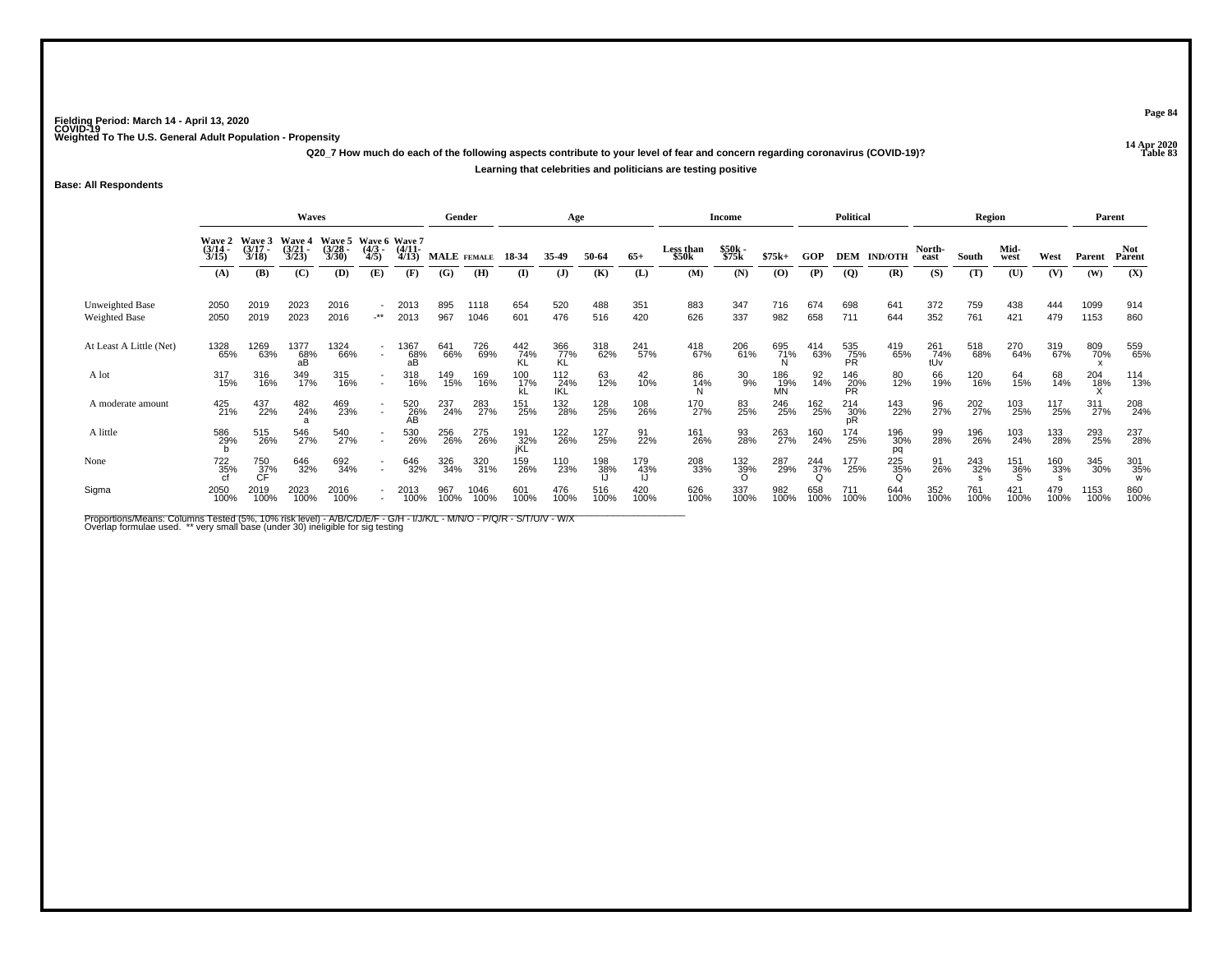Fielding Period: March 14 - April 13, 2020
COVID-19
Weighted To The U.S. General Adult Population - Propensity

14 Apr 2020
Table 83

Q20_7 How much do each of the following aspects contribute to your level of fear and concern regarding coronavirus (COVID-19)?

Learning that celebrities and politicians are testing positive

Base: All Respondents

| | Waves | | | | | | Gender | | Age | | | | Income | | | Political | | | Region | | | | Parent | |
|---|---|---|---|---|---|---|---|---|---|---|---|---|---|---|---|---|---|---|---|---|---|---|---|---|
| | Wave 2 (3/14 - 3/15) | Wave 3 (3/17 - 3/18) | Wave 4 (3/21 - 3/23) | Wave 5 (3/28 - 3/30) | Wave 6 (4/3 - 4/5) | Wave 7 (4/11 - 4/13) | MALE | FEMALE | 18-34 | 35-49 | 50-64 | 65+ | Less than $50k | $50k - $75k | $75k+ | GOP | DEM | IND/OTH | North-east | South | Mid-west | West | Parent | Not Parent |
| | (A) | (B) | (C) | (D) | (E) | (F) | (G) | (H) | (I) | (J) | (K) | (L) | (M) | (N) | (O) | (P) | (Q) | (R) | (S) | (T) | (U) | (V) | (W) | (X) |
| Unweighted Base | 2050 | 2019 | 2023 | 2016 | - | 2013 | 895 | 1118 | 654 | 520 | 488 | 351 | 883 | 347 | 716 | 674 | 698 | 641 | 372 | 759 | 438 | 444 | 1099 | 914 |
| Weighted Base | 2050 | 2019 | 2023 | 2016 | -** | 2013 | 967 | 1046 | 601 | 476 | 516 | 420 | 626 | 337 | 982 | 658 | 711 | 644 | 352 | 761 | 421 | 479 | 1153 | 860 |
| At Least A Little (Net) | 1328 65% | 1269 63% | 1377 68% aB | 1324 66% | - - | 1367 68% aB | 641 66% | 726 69% | 442 74% KL | 366 77% KL | 318 62% | 241 57% | 418 67% | 206 61% | 695 71% N | 414 63% | 535 75% PR | 419 65% | 261 74% tUv | 518 68% | 270 64% | 319 67% | 809 70% x | 559 65% |
| A lot | 317 15% | 316 16% | 349 17% | 315 16% | - - | 318 16% | 149 15% | 169 16% | 100 17% kL | 112 24% IKL | 63 12% | 42 10% | 86 14% N | 30 9% | 186 19% MN | 92 14% | 146 20% PR | 80 12% | 66 19% | 120 16% | 64 15% | 68 14% | 204 18% X | 114 13% |
| A moderate amount | 425 21% | 437 22% | 482 24% a | 469 23% | - - | 520 26% AB | 237 24% | 283 27% | 151 25% | 132 28% | 128 25% | 108 26% | 170 27% | 83 25% | 246 25% | 162 25% | 214 30% pR | 143 22% | 96 27% | 202 27% | 103 25% | 117 25% | 311 27% | 208 24% |
| A little | 586 29% b | 515 26% | 546 27% | 540 27% | - - | 530 26% | 256 26% | 275 26% | 191 32% jKL | 122 26% | 127 25% | 91 22% | 161 26% | 93 28% | 263 27% | 160 24% | 174 25% | 196 30% pq | 99 28% | 196 26% | 103 24% | 133 28% | 293 25% | 237 28% |
| None | 722 35% cf | 750 37% CF | 646 32% | 692 34% | - - | 646 32% | 326 34% | 320 31% | 159 26% | 110 23% | 198 38% IJ | 179 43% IJ | 208 33% | 132 39% O | 287 29% | 244 37% Q | 177 25% | 225 35% Q | 91 26% | 243 32% s | 151 36% S | 160 33% s | 345 30% | 301 35% w |
| Sigma | 2050 100% | 2019 100% | 2023 100% | 2016 100% | - - | 2013 100% | 967 100% | 1046 100% | 601 100% | 476 100% | 516 100% | 420 100% | 626 100% | 337 100% | 982 100% | 658 100% | 711 100% | 644 100% | 352 100% | 761 100% | 421 100% | 479 100% | 1153 100% | 860 100% |

Proportions/Means: Columns Tested (5%, 10% risk level) - A/B/C/D/E/F - G/H - I/J/K/L - M/N/O - P/Q/R - S/T/U/V - W/X
Overlap formulae used. ** very small base (under 30) ineligible for sig testing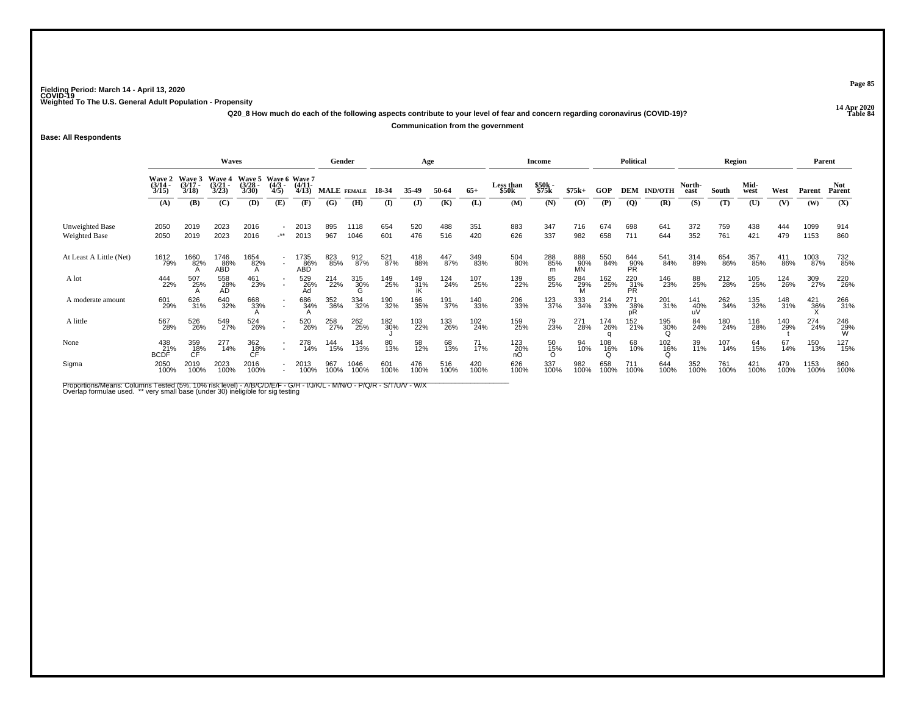Fielding Period: March 14 - April 13, 2020
COVID-19
Weighted To The U.S. General Adult Population - Propensity

14 Apr 2020
Table 84

**Q20_8 How much do each of the following aspects contribute to your level of fear and concern regarding coronavirus (COVID-19)?**

**Communication from the government**

**Base: All Respondents**

| | Waves | | | | | | Gender | | Age | | | | Income | | | Political | | | Region | | | | Parent | |
|---|---|---|---|---|---|---|---|---|---|---|---|---|---|---|---|---|---|---|---|---|---|---|---|---|
| | Wave 2 (3/14 - 3/15) | Wave 3 (3/17 - 3/18) | Wave 4 (3/21 - 3/23) | Wave 5 (3/28 - 3/30) | Wave 6 (4/3 - 4/5) | Wave 7 (4/11- 4/13) | MALE | FEMALE | 18-34 | 35-49 | 50-64 | 65+ | Less than $50k | $50k - $75k | $75k+ | GOP | DEM | IND/OTH | North-east | South | Mid-west | West | Parent | Not Parent |
| | (A) | (B) | (C) | (D) | (E) | (F) | (G) | (H) | (I) | (J) | (K) | (L) | (M) | (N) | (O) | (P) | (Q) | (R) | (S) | (T) | (U) | (V) | (W) | (X) |
| Unweighted Base | 2050 | 2019 | 2023 | 2016 | - | 2013 | 895 | 1118 | 654 | 520 | 488 | 351 | 883 | 347 | 716 | 674 | 698 | 641 | 372 | 759 | 438 | 444 | 1099 | 914 |
| Weighted Base | 2050 | 2019 | 2023 | 2016 | -** | 2013 | 967 | 1046 | 601 | 476 | 516 | 420 | 626 | 337 | 982 | 658 | 711 | 644 | 352 | 761 | 421 | 479 | 1153 | 860 |
| At Least A Little (Net) | 1612 79% | 1660 82% A | 1746 86% ABD | 1654 82% A | - - | 1735 86% ABD | 823 85% | 912 87% | 521 87% | 418 88% | 447 87% | 349 83% | 504 80% | 288 85% m | 888 90% MN | 550 84% | 644 90% PR | 541 84% | 314 89% | 654 86% | 357 85% | 411 86% | 1003 87% | 732 85% |
| A lot | 444 22% | 507 25% A | 558 28% AD | 461 23% | - - | 529 26% Ad | 214 22% | 315 30% G | 149 25% | 149 31% iK | 124 24% | 107 25% | 139 22% | 85 25% | 284 29% M | 162 25% | 220 31% PR | 146 23% | 88 25% | 212 28% | 105 25% | 124 26% | 309 27% | 220 26% |
| A moderate amount | 601 29% | 626 31% | 640 32% | 668 33% A | - - | 686 34% A | 352 36% | 334 32% | 190 32% | 166 35% | 191 37% | 140 33% | 206 33% | 123 37% | 333 34% | 214 33% | 271 38% pR | 201 31% | 141 40% uV | 262 34% | 135 32% | 148 31% | 421 36% X | 266 31% |
| A little | 567 28% | 526 26% | 549 27% | 524 26% | - - | 520 26% | 258 27% | 262 25% | 182 30% J | 103 22% | 133 26% | 102 24% | 159 25% | 79 23% | 271 28% | 174 26% q | 152 21% | 195 30% Q | 84 24% | 180 24% | 116 28% | 140 29% t | 274 24% | 246 29% W |
| None | 438 21% BCDF | 359 18% CF | 277 14% | 362 18% CF | - - | 278 14% | 144 15% | 134 13% | 80 13% | 58 12% | 68 13% | 71 17% | 123 20% nO | 50 15% O | 94 10% | 108 16% Q | 68 10% | 102 16% Q | 39 11% | 107 14% | 64 15% | 67 14% | 150 13% | 127 15% |
| Sigma | 2050 100% | 2019 100% | 2023 100% | 2016 100% | - - | 2013 100% | 967 100% | 1046 100% | 601 100% | 476 100% | 516 100% | 420 100% | 626 100% | 337 100% | 982 100% | 658 100% | 711 100% | 644 100% | 352 100% | 761 100% | 421 100% | 479 100% | 1153 100% | 860 100% |

Proportions/Means: Columns Tested (5%, 10% risk level) - A/B/C/D/E/F - G/H - I/J/K/L - M/N/O - P/Q/R - S/T/U/V - W/X
Overlap formulae used. ** very small base (under 30) ineligible for sig testing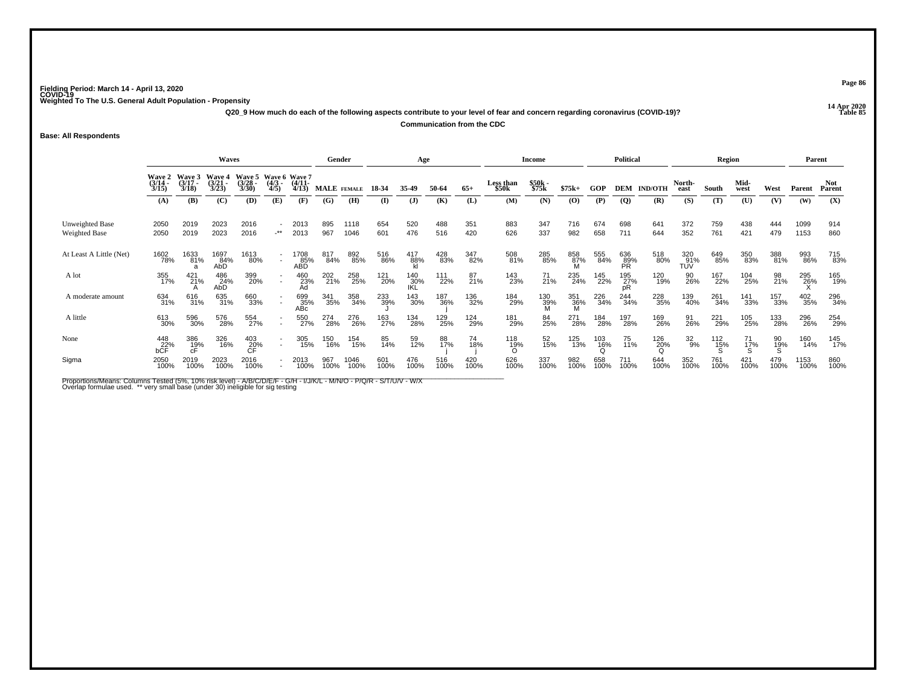Fielding Period: March 14 - April 13, 2020
COVID-19
Weighted To The U.S. General Adult Population - Propensity

14 Apr 2020
Table 85

**Q20_9 How much do each of the following aspects contribute to your level of fear and concern regarding coronavirus (COVID-19)?**

**Communication from the CDC**

**Base: All Respondents**

| | Waves | | | | | | Gender | | Age | | | | Income | | | Political | | | Region | | | | Parent | |
|---|---|---|---|---|---|---|---|---|---|---|---|---|---|---|---|---|---|---|---|---|---|---|---|---|
| | Wave 2 (3/14 - 3/15) | Wave 3 (3/17 - 3/18) | Wave 4 (3/21 - 3/23) | Wave 5 (3/28 - 3/30) | Wave 6 (4/3 - 4/5) | Wave 7 (4/11- 4/13) | MALE | FEMALE | 18-34 | 35-49 | 50-64 | 65+ | Less than $50k | $50k - $75k | $75k+ | GOP | DEM | IND/OTH | North-east | South | Mid-west | West | Parent | Not Parent |
| | (A) | (B) | (C) | (D) | (E) | (F) | (G) | (H) | (I) | (J) | (K) | (L) | (M) | (N) | (O) | (P) | (Q) | (R) | (S) | (T) | (U) | (V) | (W) | (X) |
| Unweighted Base | 2050 | 2019 | 2023 | 2016 | - | 2013 | 895 | 1118 | 654 | 520 | 488 | 351 | 883 | 347 | 716 | 674 | 698 | 641 | 372 | 759 | 438 | 444 | 1099 | 914 |
| Weighted Base | 2050 | 2019 | 2023 | 2016 | -** | 2013 | 967 | 1046 | 601 | 476 | 516 | 420 | 626 | 337 | 982 | 658 | 711 | 644 | 352 | 761 | 421 | 479 | 1153 | 860 |
| At Least A Little (Net) | 1602 78% | 1633 81% a | 1697 84% AbD | 1613 80% | - - | 1708 85% ABD | 817 84% | 892 85% | 516 86% | 417 88% kl | 428 83% | 347 82% | 508 81% | 285 85% | 858 87% M | 555 84% | 636 89% PR | 518 80% | 320 91% TUV | 649 85% | 350 83% | 388 81% | 993 86% | 715 83% |
| A lot | 355 17% | 421 21% A | 486 24% AbD | 399 20% | - - | 460 23% Ad | 202 21% | 258 25% | 121 20% | 140 30% IKL | 111 22% | 87 21% | 143 23% | 71 21% | 235 24% | 145 22% | 195 27% pR | 120 19% | 90 26% | 167 22% | 104 25% | 98 21% | 295 26% X | 165 19% |
| A moderate amount | 634 31% | 616 31% | 635 31% | 660 33% | - - | 699 35% ABc | 341 35% | 358 34% | 233 39% J | 143 30% | 187 36% j | 136 32% | 184 29% | 130 39% M | 351 36% M | 226 34% | 244 34% | 228 35% | 139 40% | 261 34% | 141 33% | 157 33% | 402 35% | 296 34% |
| A little | 613 30% | 596 30% | 576 28% | 554 27% | - - | 550 27% | 274 28% | 276 26% | 163 27% | 134 28% | 129 25% | 124 29% | 181 29% | 84 25% | 271 28% | 184 28% | 197 28% | 169 26% | 91 26% | 221 29% | 105 25% | 133 28% | 296 26% | 254 29% |
| None | 448 22% bCF | 386 19% cF | 326 16% | 403 20% CF | - - | 305 15% | 150 16% | 154 15% | 85 14% | 59 12% | 88 17% j | 74 18% j | 118 19% O | 52 15% | 125 13% | 103 16% Q | 75 11% | 126 20% Q | 32 9% | 112 15% S | 71 17% S | 90 19% S | 160 14% | 145 17% |
| Sigma | 2050 100% | 2019 100% | 2023 100% | 2016 100% | - - | 2013 100% | 967 100% | 1046 100% | 601 100% | 476 100% | 516 100% | 420 100% | 626 100% | 337 100% | 982 100% | 658 100% | 711 100% | 644 100% | 352 100% | 761 100% | 421 100% | 479 100% | 1153 100% | 860 100% |

Proportions/Means: Columns Tested (5%, 10% risk level) - A/B/C/D/E/F - G/H - I/J/K/L - M/N/O - P/Q/R - S/T/U/V - W/X
Overlap formulae used. ** very small base (under 30) ineligible for sig testing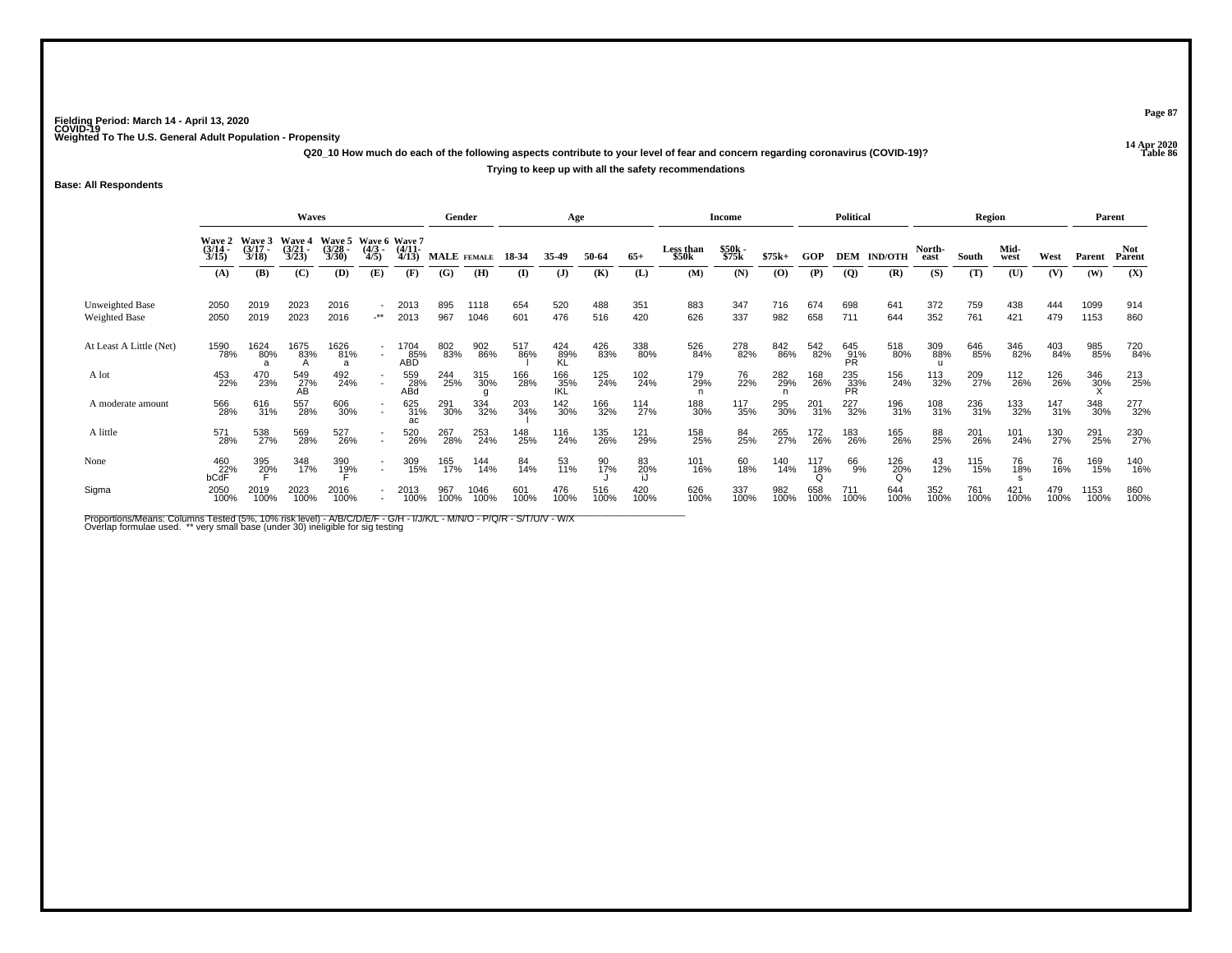Fielding Period: March 14 - April 13, 2020
COVID-19
Weighted To The U.S. General Adult Population - Propensity

14 Apr 2020
Table 86

**Q20_10 How much do each of the following aspects contribute to your level of fear and concern regarding coronavirus (COVID-19)?**

**Trying to keep up with all the safety recommendations**

**Base: All Respondents**

| | Waves | | | | | | Gender | | Age | | | | Income | | | Political | | | Region | | | | Parent | |
|---|---|---|---|---|---|---|---|---|---|---|---|---|---|---|---|---|---|---|---|---|---|---|---|---|
| | Wave 2 (3/14 - 3/15) | Wave 3 (3/17 - 3/18) | Wave 4 (3/21 - 3/23) | Wave 5 (3/28 - 3/30) | Wave 6 (4/3 - 4/5) | Wave 7 (4/11- 4/13) | MALE | FEMALE | 18-34 | 35-49 | 50-64 | 65+ | Less than $50k | $50k - $75k | $75k+ | GOP | DEM | IND/OTH | North-east | South | Mid-west | West | Parent | Not Parent |
| | (A) | (B) | (C) | (D) | (E) | (F) | (G) | (H) | (I) | (J) | (K) | (L) | (M) | (N) | (O) | (P) | (Q) | (R) | (S) | (T) | (U) | (V) | (W) | (X) |
| Unweighted Base | 2050 | 2019 | 2023 | 2016 | - | 2013 | 895 | 1118 | 654 | 520 | 488 | 351 | 883 | 347 | 716 | 674 | 698 | 641 | 372 | 759 | 438 | 444 | 1099 | 914 |
| Weighted Base | 2050 | 2019 | 2023 | 2016 | -** | 2013 | 967 | 1046 | 601 | 476 | 516 | 420 | 626 | 337 | 982 | 658 | 711 | 644 | 352 | 761 | 421 | 479 | 1153 | 860 |
| At Least A Little (Net) | 1590 78% | 1624 80% a | 1675 83% A | 1626 81% a | - - | 1704 85% ABD | 802 83% | 902 86% | 517 86% l | 424 89% KL | 426 83% | 338 80% | 526 84% | 278 82% | 842 86% | 542 82% | 645 91% PR | 518 80% | 309 88% u | 646 85% | 346 82% | 403 84% | 985 85% | 720 84% |
| A lot | 453 22% | 470 23% | 549 27% AB | 492 24% | - - | 559 28% ABd | 244 25% | 315 30% g | 166 28% | 166 35% IKL | 125 24% | 102 24% | 179 29% n | 76 22% | 282 29% n | 168 26% | 235 33% PR | 156 24% | 113 32% | 209 27% | 112 26% | 126 26% | 346 30% X | 213 25% |
| A moderate amount | 566 28% | 616 31% | 557 28% | 606 30% | - - | 625 31% ac | 291 30% | 334 32% | 203 34% l | 142 30% | 166 32% | 114 27% | 188 30% | 117 35% | 295 30% | 201 31% | 227 32% | 196 31% | 108 31% | 236 31% | 133 32% | 147 31% | 348 30% | 277 32% |
| A little | 571 28% | 538 27% | 569 28% | 527 26% | - - | 520 26% | 267 28% | 253 24% | 148 25% | 116 24% | 135 26% | 121 29% | 158 25% | 84 25% | 265 27% | 172 26% | 183 26% | 165 26% | 88 25% | 201 26% | 101 24% | 130 27% | 291 25% | 230 27% |
| None | 460 22% bCdF | 395 20% F | 348 17% | 390 19% F | - - | 309 15% | 165 17% | 144 14% | 84 14% | 53 11% | 90 17% J | 83 20% iJ | 101 16% | 60 18% | 140 14% | 117 18% Q | 66 9% | 126 20% Q | 43 12% | 115 15% | 76 18% s | 76 16% | 169 15% | 140 16% |
| Sigma | 2050 100% | 2019 100% | 2023 100% | 2016 100% | - - | 2013 100% | 967 100% | 1046 100% | 601 100% | 476 100% | 516 100% | 420 100% | 626 100% | 337 100% | 982 100% | 658 100% | 711 100% | 644 100% | 352 100% | 761 100% | 421 100% | 479 100% | 1153 100% | 860 100% |

Proportions/Means: Columns Tested (5%, 10% risk level) - A/B/C/D/E/F - G/H - I/J/K/L - M/N/O - P/Q/R - S/T/U/V - W/X
Overlap formulae used. ** very small base (under 30) ineligible for sig testing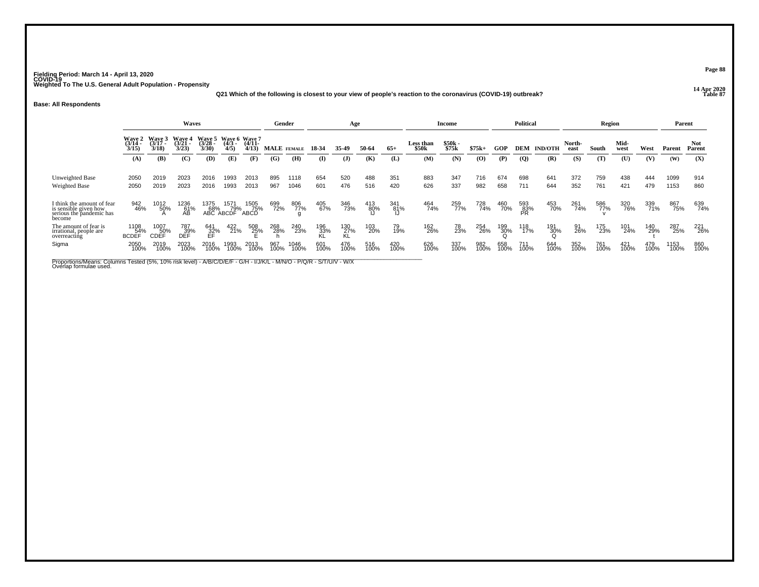Fielding Period: March 14 - April 13, 2020
COVID-19
Weighted To The U.S. General Adult Population - Propensity

14 Apr 2020
Table 87

Q21 Which of the following is closest to your view of people's reaction to the coronavirus (COVID-19) outbreak?

**Base: All Respondents**

| | Waves | | | | | | Gender | | Age | | | | Income | | | Political | | | Region | | | | Parent | |
|---|---|---|---|---|---|---|---|---|---|---|---|---|---|---|---|---|---|---|---|---|---|---|---|---|
| | Wave 2 (3/14 - 3/15) | Wave 3 (3/17 - 3/18) | Wave 4 (3/21 - 3/23) | Wave 5 (3/28 - 3/30) | Wave 6 (4/3 - 4/5) | Wave 7 (4/11- 4/13) | MALE | FEMALE | 18-34 | 35-49 | 50-64 | 65+ | Less than $50k | $50k - $75k | $75k+ | GOP | DEM | IND/OTH | North-east | South | Mid-west | West | Parent | Not Parent |
| | (A) | (B) | (C) | (D) | (E) | (F) | (G) | (H) | (I) | (J) | (K) | (L) | (M) | (N) | (O) | (P) | (Q) | (R) | (S) | (T) | (U) | (V) | (W) | (X) |
| Unweighted Base | 2050 | 2019 | 2023 | 2016 | 1993 | 2013 | 895 | 1118 | 654 | 520 | 488 | 351 | 883 | 347 | 716 | 674 | 698 | 641 | 372 | 759 | 438 | 444 | 1099 | 914 |
| Weighted Base | 2050 | 2019 | 2023 | 2016 | 1993 | 2013 | 967 | 1046 | 601 | 476 | 516 | 420 | 626 | 337 | 982 | 658 | 711 | 644 | 352 | 761 | 421 | 479 | 1153 | 860 |
| I think the amount of fear is sensible given how serious the pandemic has become | 942 46% | 1012 50% A | 1236 61% AB | 1375 68% ABC | 1571 79% ABCDF | 1505 75% ABCD | 699 72% | 806 77% g | 405 67% | 346 73% | 413 80% IJ | 341 81% IJ | 464 74% | 259 77% | 728 74% | 460 70% | 593 83% PR | 453 70% | 261 74% | 586 77% v | 320 76% | 339 71% | 867 75% | 639 74% |
| The amount of fear is irrational, people are overreacting | 1108 54% BCDEF | 1007 50% CDEF | 787 39% DEF | 641 32% EF | 422 21% | 508 25% E | 268 28% h | 240 23% | 196 33% KL | 130 27% KL | 103 20% | 79 19% | 162 26% | 78 23% | 254 26% | 199 30% Q | 118 17% | 191 30% Q | 91 26% | 175 23% | 101 24% | 140 29% t | 287 25% | 221 26% |
| Sigma | 2050 100% | 2019 100% | 2023 100% | 2016 100% | 1993 100% | 2013 100% | 967 100% | 1046 100% | 601 100% | 476 100% | 516 100% | 420 100% | 626 100% | 337 100% | 982 100% | 658 100% | 711 100% | 644 100% | 352 100% | 761 100% | 421 100% | 479 100% | 1153 100% | 860 100% |

Proportions/Means: Columns Tested (5%, 10% risk level) - A/B/C/D/E/F - G/H - I/J/K/L - M/N/O - P/Q/R - S/T/U/V - W/X
Overlap formulae used.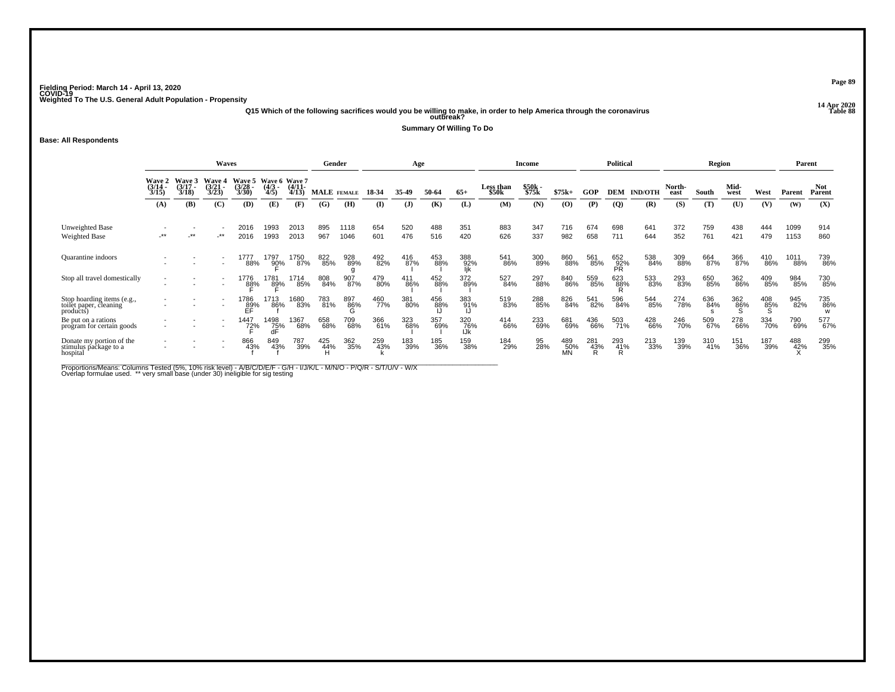Fielding Period: March 14 - April 13, 2020
COVID-19
Weighted To The U.S. General Adult Population - Propensity

14 Apr 2020
Table 88

**Q15 Which of the following sacrifices would you be willing to make, in order to help America through the coronavirus outbreak?**

**Summary Of Willing To Do**

**Base: All Respondents**

| | Waves | | | | | | Gender | | Age | | | | Income | | | Political | | | Region | | | | Parent | |
|---|---|---|---|---|---|---|---|---|---|---|---|---|---|---|---|---|---|---|---|---|---|---|---|---|
| | Wave 2 (3/14 - 3/15) | Wave 3 (3/17 - 3/18) | Wave 4 (3/21 - 3/23) | Wave 5 (3/28 - 3/30) | Wave 6 (4/3 - 4/5) | Wave 7 (4/11- 4/13) | MALE | FEMALE | 18-34 | 35-49 | 50-64 | 65+ | Less than $50k | $50k - $75k | $75k+ | GOP | DEM | IND/OTH | North-east | South | Mid-west | West | Parent | Not Parent |
| | (A) | (B) | (C) | (D) | (E) | (F) | (G) | (H) | (I) | (J) | (K) | (L) | (M) | (N) | (O) | (P) | (Q) | (R) | (S) | (T) | (U) | (V) | (W) | (X) |
| Unweighted Base | - | - | - | 2016 | 1993 | 2013 | 895 | 1118 | 654 | 520 | 488 | 351 | 883 | 347 | 716 | 674 | 698 | 641 | 372 | 759 | 438 | 444 | 1099 | 914 |
| Weighted Base | -** | -** | -** | 2016 | 1993 | 2013 | 967 | 1046 | 601 | 476 | 516 | 420 | 626 | 337 | 982 | 658 | 711 | 644 | 352 | 761 | 421 | 479 | 1153 | 860 |
| Quarantine indoors | - | - | - | 1777 | 1797 | 1750 | 822 | 928 | 492 | 416 | 453 | 388 | 541 | 300 | 860 | 561 | 652 | 538 | 309 | 664 | 366 | 410 | 1011 | 739 |
| | - | - | - | 88% | 90% | 87% | 85% | 89% | 82% | 87% | 88% | 92% | 86% | 89% | 88% | 85% | 92% | 84% | 88% | 87% | 87% | 86% | 88% | 86% |
| | | | | | F | | | g | | I | I | Ijk | | | | | PR | | | | | | | |
| Stop all travel domestically | - | - | - | 1776 | 1781 | 1714 | 808 | 907 | 479 | 411 | 452 | 372 | 527 | 297 | 840 | 559 | 623 | 533 | 293 | 650 | 362 | 409 | 984 | 730 |
| | - | - | - | 88% | 89% | 85% | 84% | 87% | 80% | 86% | 88% | 89% | 84% | 88% | 86% | 85% | 88% | 83% | 83% | 85% | 86% | 85% | 85% | 85% |
| | | | | F | F | | | | | I | I | I | | | | | R | | | | | | | |
| Stop hoarding items (e.g., toilet paper, cleaning products) | - | - | - | 1786 | 1713 | 1680 | 783 | 897 | 460 | 381 | 456 | 383 | 519 | 288 | 826 | 541 | 596 | 544 | 274 | 636 | 362 | 408 | 945 | 735 |
| | - | - | - | 89% | 86% | 83% | 81% | 86% | 77% | 80% | 88% | 91% | 83% | 85% | 84% | 82% | 84% | 85% | 78% | 84% | 86% | 85% | 82% | 86% |
| | | | | EF | f | | | G | | | IJ | IJ | | | | | | | | s | S | S | | w |
| Be put on a rations program for certain goods | - | - | - | 1447 | 1498 | 1367 | 658 | 709 | 366 | 323 | 357 | 320 | 414 | 233 | 681 | 436 | 503 | 428 | 246 | 509 | 278 | 334 | 790 | 577 |
| | - | - | - | 72% | 75% | 68% | 68% | 68% | 61% | 68% | 69% | 76% | 66% | 69% | 69% | 66% | 71% | 66% | 70% | 67% | 66% | 70% | 69% | 67% |
| | | | | F | dF | | | | | I | I | IJk | | | | | | | | | | | | |
| Donate my portion of the stimulus package to a hospital | - | - | - | 866 | 849 | 787 | 425 | 362 | 259 | 183 | 185 | 159 | 184 | 95 | 489 | 281 | 293 | 213 | 139 | 310 | 151 | 187 | 488 | 299 |
| | - | - | - | 43% | 43% | 39% | 44% | 35% | 43% | 39% | 36% | 38% | 29% | 28% | 50% | 43% | 41% | 33% | 39% | 41% | 36% | 39% | 42% | 35% |
| | | | | f | f | | H | | k | | | | | | MN | R | R | | | | | | X | |

Proportions/Means: Columns Tested (5%, 10% risk level) - A/B/C/D/E/F - G/H - I/J/K/L - M/N/O - P/Q/R - S/T/U/V - W/X
Overlap formulae used. ** very small base (under 30) ineligible for sig testing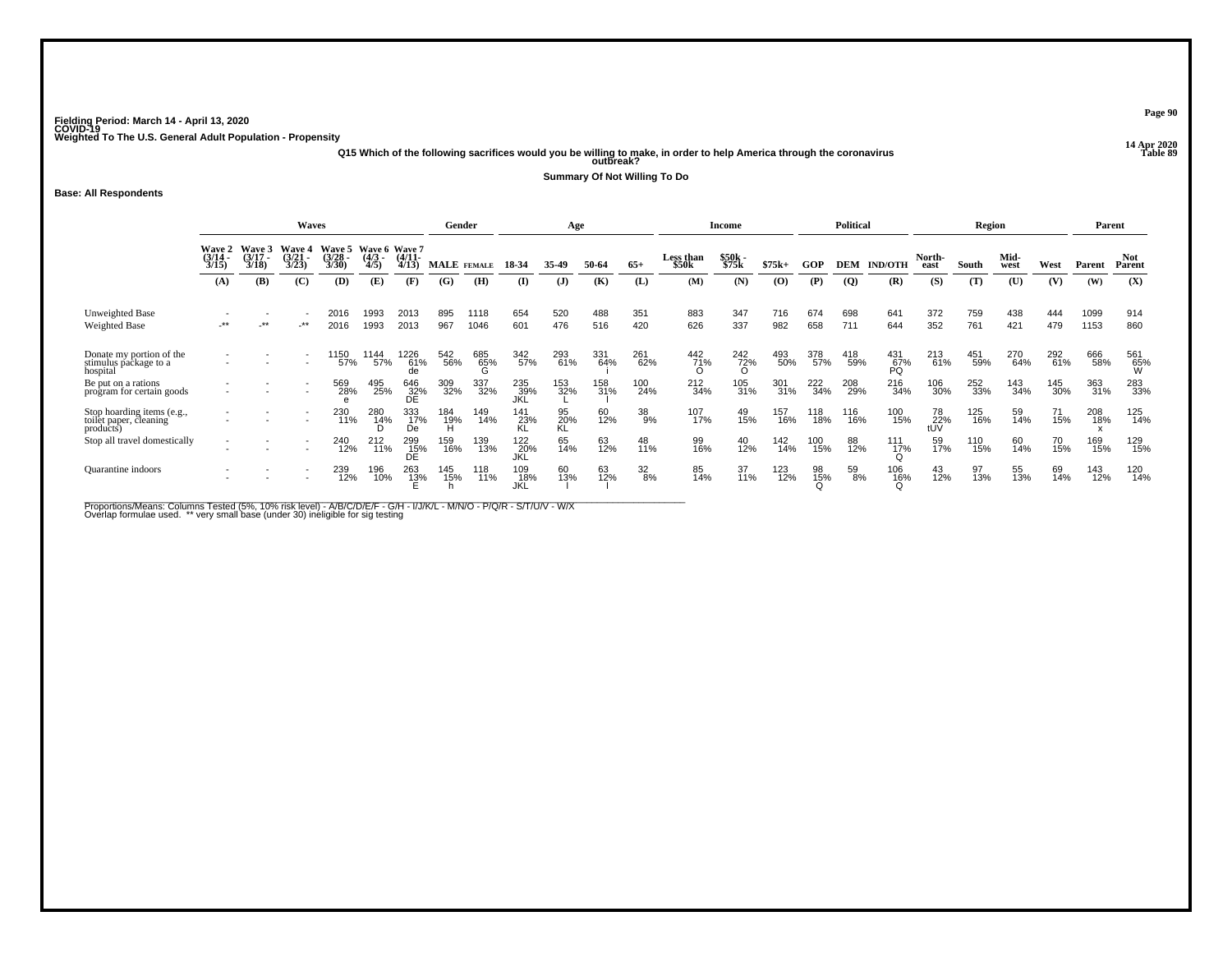Fielding Period: March 14 - April 13, 2020
COVID-19
Weighted To The U.S. General Adult Population - Propensity

14 Apr 2020
Table 89

**Q15 Which of the following sacrifices would you be willing to make, in order to help America through the coronavirus outbreak?**

**Summary Of Not Willing To Do**

**Base: All Respondents**

| | Waves | | | | | | Gender | | Age | | | | Income | | | Political | | | Region | | | | Parent | |
|---|---|---|---|---|---|---|---|---|---|---|---|---|---|---|---|---|---|---|---|---|---|---|---|---|
| | Wave 2 (3/14 - 3/15) | Wave 3 (3/17 - 3/18) | Wave 4 (3/21 - 3/23) | Wave 5 (3/28 - 3/30) | Wave 6 (4/3 - 4/5) | Wave 7 (4/11- 4/13) | MALE | FEMALE | 18-34 | 35-49 | 50-64 | 65+ | Less than $50k | $50k - $75k | $75k+ | GOP | DEM | IND/OTH | North-east | South | Mid-west | West | Parent | Not Parent |
| | (A) | (B) | (C) | (D) | (E) | (F) | (G) | (H) | (I) | (J) | (K) | (L) | (M) | (N) | (O) | (P) | (Q) | (R) | (S) | (T) | (U) | (V) | (W) | (X) |
| Unweighted Base | - | - | - | 2016 | 1993 | 2013 | 895 | 1118 | 654 | 520 | 488 | 351 | 883 | 347 | 716 | 674 | 698 | 641 | 372 | 759 | 438 | 444 | 1099 | 914 |
| Weighted Base | -** | -** | -** | 2016 | 1993 | 2013 | 967 | 1046 | 601 | 476 | 516 | 420 | 626 | 337 | 982 | 658 | 711 | 644 | 352 | 761 | 421 | 479 | 1153 | 860 |
| Donate my portion of the stimulus package to a hospital | - | - | - | 1150 | 1144 | 1226 | 542 | 685 | 342 | 293 | 331 | 261 | 442 | 242 | 493 | 378 | 418 | 431 | 213 | 451 | 270 | 292 | 666 | 561 |
| | - | - | - | 57% | 57% | 61% de | 56% | 65% G | 57% | 61% | 64% i | 62% | 71% O | 72% O | 50% | 57% | 59% | 67% PQ | 61% | 59% | 64% | 61% | 58% | 65% W |
| Be put on a rations program for certain goods | - | - | - | 569 | 495 | 646 | 309 | 337 | 235 | 153 | 158 | 100 | 212 | 105 | 301 | 222 | 208 | 216 | 106 | 252 | 143 | 145 | 363 | 283 |
| | - | - | - | 28% e | 25% | 32% DE | 32% | 32% | 39% JKL | 32% L | 31% l | 24% | 34% | 31% | 31% | 34% | 29% | 34% | 30% | 33% | 34% | 30% | 31% | 33% |
| Stop hoarding items (e.g., toilet paper, cleaning products) | - | - | - | 230 | 280 | 333 | 184 | 149 | 141 | 95 | 60 | 38 | 107 | 49 | 157 | 118 | 116 | 100 | 78 | 125 | 59 | 71 | 208 | 125 |
| | - | - | - | 11% | 14% D | 17% De | 19% H | 14% | 23% KL | 20% KL | 12% | 9% | 17% | 15% | 16% | 18% | 16% | 15% | 22% tUV | 16% | 14% | 15% | 18% x | 14% |
| Stop all travel domestically | - | - | - | 240 | 212 | 299 | 159 | 139 | 122 | 65 | 63 | 48 | 99 | 40 | 142 | 100 | 88 | 111 | 59 | 110 | 60 | 70 | 169 | 129 |
| | - | - | - | 12% | 11% | 15% DE | 16% | 13% | 20% JKL | 14% | 12% | 11% | 16% | 12% | 14% | 15% | 12% | 17% Q | 17% | 15% | 14% | 15% | 15% | 15% |
| Quarantine indoors | - | - | - | 239 | 196 | 263 | 145 | 118 | 109 | 60 | 63 | 32 | 85 | 37 | 123 | 98 | 59 | 106 | 43 | 97 | 55 | 69 | 143 | 120 |
| | - | - | - | 12% | 10% | 13% E | 15% h | 11% | 18% JKL | 13% l | 12% l | 8% | 14% | 11% | 12% | 15% Q | 8% | 16% Q | 12% | 13% | 13% | 14% | 12% | 14% |

Proportions/Means: Columns Tested (5%, 10% risk level) - A/B/C/D/E/F - G/H - I/J/K/L - M/N/O - P/Q/R - S/T/U/V - W/X
Overlap formulae used. ** very small base (under 30) ineligible for sig testing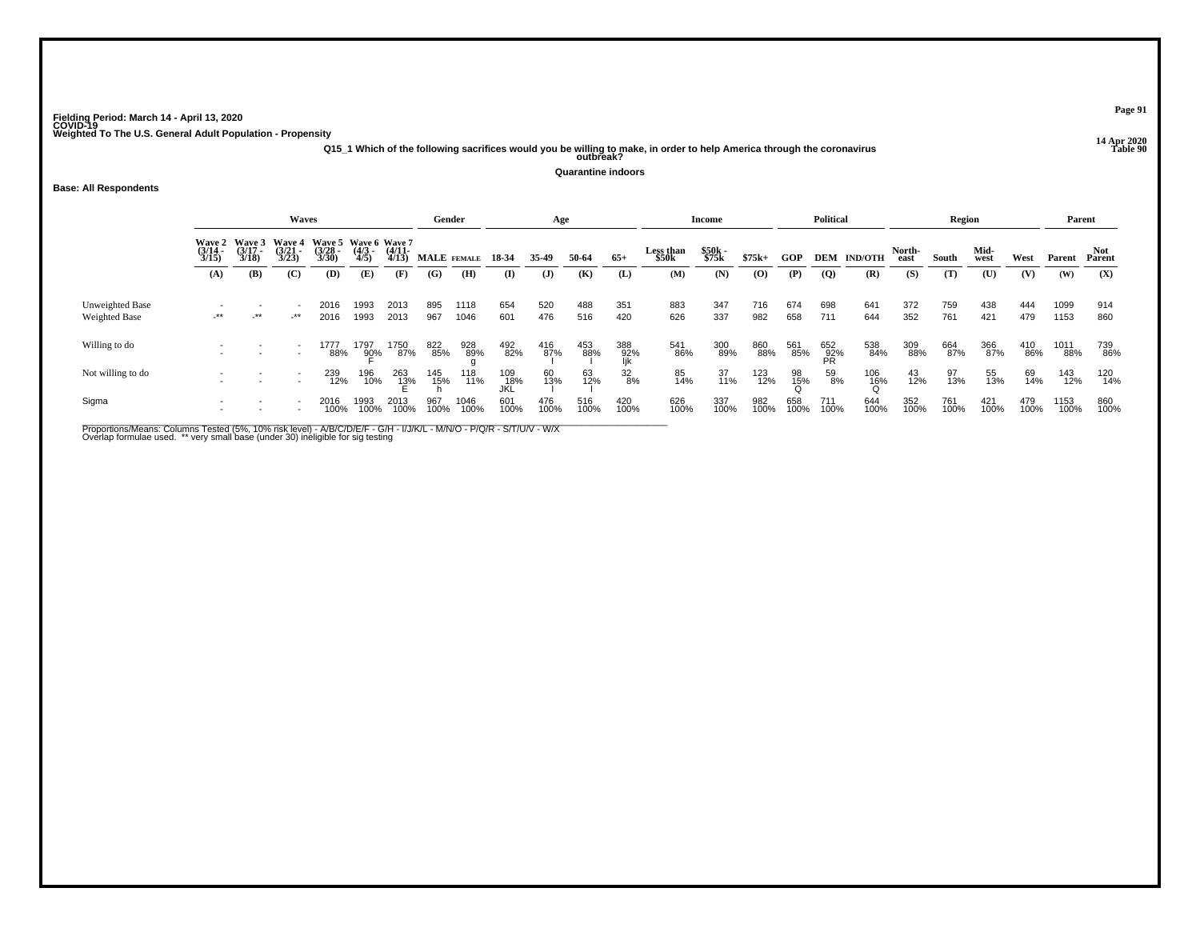Fielding Period: March 14 - April 13, 2020
COVID-19
Weighted To The U.S. General Adult Population - Propensity

14 Apr 2020
Table 90

**Q15_1 Which of the following sacrifices would you be willing to make, in order to help America through the coronavirus outbreak?**

**Quarantine indoors**

**Base: All Respondents**

| | Waves | | | | | | Gender | | Age | | | | Income | | | Political | | | Region | | | | Parent | |
|---|---|---|---|---|---|---|---|---|---|---|---|---|---|---|---|---|---|---|---|---|---|---|---|---|
| | Wave 2 (3/14 - 3/15) | Wave 3 (3/17 - 3/18) | Wave 4 (3/21 - 3/23) | Wave 5 (3/28 - 3/30) | Wave 6 (4/3 - 4/5) | Wave 7 (4/11- 4/13) | MALE | FEMALE | 18-34 | 35-49 | 50-64 | 65+ | Less than $50k | $50k - $75k | $75k+ | GOP | DEM | IND/OTH | North-east | South | Mid-west | West | Parent | Not Parent |
| | (A) | (B) | (C) | (D) | (E) | (F) | (G) | (H) | (I) | (J) | (K) | (L) | (M) | (N) | (O) | (P) | (Q) | (R) | (S) | (T) | (U) | (V) | (W) | (X) |
| Unweighted Base | - | - | - | 2016 | 1993 | 2013 | 895 | 1118 | 654 | 520 | 488 | 351 | 883 | 347 | 716 | 674 | 698 | 641 | 372 | 759 | 438 | 444 | 1099 | 914 |
| Weighted Base | -** | -** | -** | 2016 | 1993 | 2013 | 967 | 1046 | 601 | 476 | 516 | 420 | 626 | 337 | 982 | 658 | 711 | 644 | 352 | 761 | 421 | 479 | 1153 | 860 |
| Willing to do | - | - | - | 1777 | 1797 | 1750 | 822 | 928 | 492 | 416 | 453 | 388 | 541 | 300 | 860 | 561 | 652 | 538 | 309 | 664 | 366 | 410 | 1011 | 739 |
| | - | - | - | 88% | 90% | 87% | 85% | 89% | 82% | 87% | 88% | 92% | 86% | 89% | 88% | 85% | 92% | 84% | 88% | 87% | 87% | 86% | 88% | 86% |
| | | | | | F | | | g | | I | I | Ijk | | | | | PR | | | | | | | |
| Not willing to do | - | - | - | 239 | 196 | 263 | 145 | 118 | 109 | 60 | 63 | 32 | 85 | 37 | 123 | 98 | 59 | 106 | 43 | 97 | 55 | 69 | 143 | 120 |
| | - | - | - | 12% | 10% | 13% | 15% | 11% | 18% | 13% | 12% | 8% | 14% | 11% | 12% | 15% | 8% | 16% | 12% | 13% | 13% | 14% | 12% | 14% |
| | | | | | | E | h | | JKL | l | l | | | | | Q | | Q | | | | | | |
| Sigma | - | - | - | 2016 | 1993 | 2013 | 967 | 1046 | 601 | 476 | 516 | 420 | 626 | 337 | 982 | 658 | 711 | 644 | 352 | 761 | 421 | 479 | 1153 | 860 |
| | - | - | - | 100% | 100% | 100% | 100% | 100% | 100% | 100% | 100% | 100% | 100% | 100% | 100% | 100% | 100% | 100% | 100% | 100% | 100% | 100% | 100% | 100% |

Proportions/Means: Columns Tested (5%, 10% risk level) - A/B/C/D/E/F - G/H - I/J/K/L - M/N/O - P/Q/R - S/T/U/V - W/X
Overlap formulae used. ** very small base (under 30) ineligible for sig testing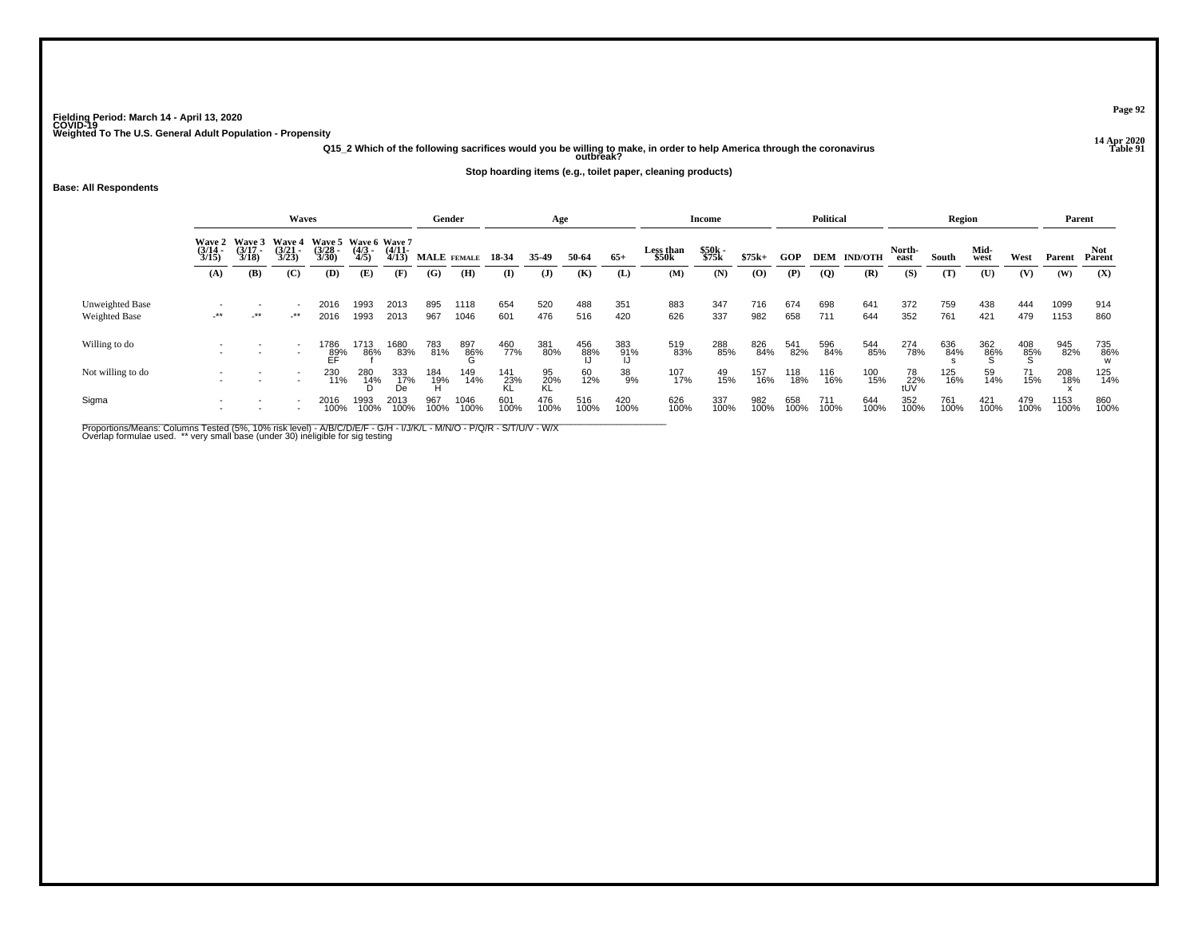Fielding Period: March 14 - April 13, 2020
COVID-19
Weighted To The U.S. General Adult Population - Propensity

14 Apr 2020
Table 91

**Q15_2 Which of the following sacrifices would you be willing to make, in order to help America through the coronavirus outbreak?**

**Stop hoarding items (e.g., toilet paper, cleaning products)**

**Base: All Respondents**

| | Waves | | | | | | Gender | | Age | | | | Income | | | Political | | | Region | | | | Parent | |
|---|---|---|---|---|---|---|---|---|---|---|---|---|---|---|---|---|---|---|---|---|---|---|---|---|
| | Wave 2 (3/14 - 3/15) | Wave 3 (3/17 - 3/18) | Wave 4 (3/21 - 3/23) | Wave 5 (3/28 - 3/30) | Wave 6 (4/3 - 4/5) | Wave 7 (4/11- 4/13) | MALE | FEMALE | 18-34 | 35-49 | 50-64 | 65+ | Less than $50k | $50k - $75k | $75k+ | GOP | DEM | IND/OTH | North-east | South | Mid-west | West | Parent | Not Parent |
| | (A) | (B) | (C) | (D) | (E) | (F) | (G) | (H) | (I) | (J) | (K) | (L) | (M) | (N) | (O) | (P) | (Q) | (R) | (S) | (T) | (U) | (V) | (W) | (X) |
| Unweighted Base | - | - | - | 2016 | 1993 | 2013 | 895 | 1118 | 654 | 520 | 488 | 351 | 883 | 347 | 716 | 674 | 698 | 641 | 372 | 759 | 438 | 444 | 1099 | 914 |
| Weighted Base | -** | -** | -** | 2016 | 1993 | 2013 | 967 | 1046 | 601 | 476 | 516 | 420 | 626 | 337 | 982 | 658 | 711 | 644 | 352 | 761 | 421 | 479 | 1153 | 860 |
| Willing to do | - | - | - | 1786 | 1713 | 1680 | 783 | 897 | 460 | 381 | 456 | 383 | 519 | 288 | 826 | 541 | 596 | 544 | 274 | 636 | 362 | 408 | 945 | 735 |
| | - | - | - | 89% | 86% | 83% | 81% | 86% | 77% | 80% | 88% | 91% | 83% | 85% | 84% | 82% | 84% | 85% | 78% | 84% | 86% | 85% | 82% | 86% |
| | | | | EF | f | | | G | | | IJ | IJ | | | | | | | | s | S | S | | w |
| Not willing to do | - | - | - | 230 | 280 | 333 | 184 | 149 | 141 | 95 | 60 | 38 | 107 | 49 | 157 | 118 | 116 | 100 | 78 | 125 | 59 | 71 | 208 | 125 |
| | - | - | - | 11% | 14% | 17% | 19% | 14% | 23% | 20% | 12% | 9% | 17% | 15% | 16% | 18% | 16% | 15% | 22% | 16% | 14% | 15% | 18% | 14% |
| | | | | | D | De | H | | KL | KL | | | | | | | | | tUV | | | | x | |
| Sigma | - | - | - | 2016 | 1993 | 2013 | 967 | 1046 | 601 | 476 | 516 | 420 | 626 | 337 | 982 | 658 | 711 | 644 | 352 | 761 | 421 | 479 | 1153 | 860 |
| | - | - | - | 100% | 100% | 100% | 100% | 100% | 100% | 100% | 100% | 100% | 100% | 100% | 100% | 100% | 100% | 100% | 100% | 100% | 100% | 100% | 100% | 100% |

Proportions/Means: Columns Tested (5%, 10% risk level) - A/B/C/D/E/F - G/H - I/J/K/L - M/N/O - P/Q/R - S/T/U/V - W/X
Overlap formulae used. ** very small base (under 30) ineligible for sig testing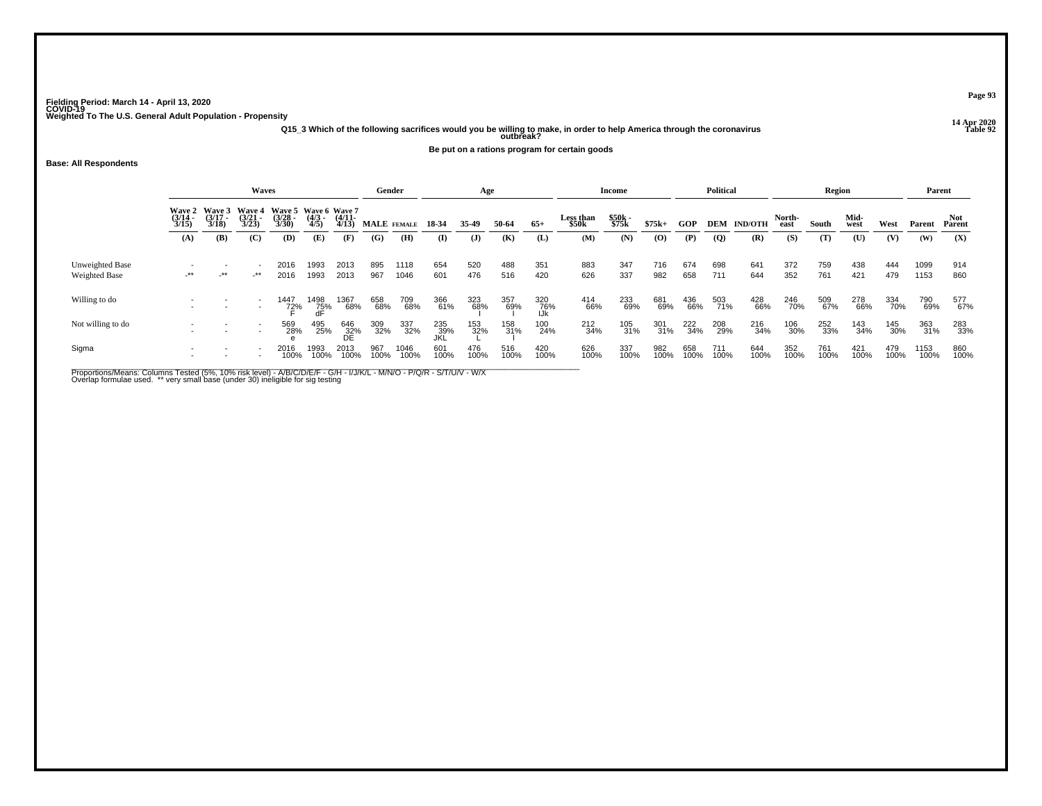Fielding Period: March 14 - April 13, 2020
COVID-19
Weighted To The U.S. General Adult Population - Propensity

14 Apr 2020
Table 92

Q15_3 Which of the following sacrifices would you be willing to make, in order to help America through the coronavirus outbreak?

Be put on a rations program for certain goods

Base: All Respondents

| | Waves | | | | | | Gender | | Age | | | | Income | | | Political | | | Region | | | | Parent | |
|---|---|---|---|---|---|---|---|---|---|---|---|---|---|---|---|---|---|---|---|---|---|---|---|---|
| | Wave 2 (3/14 - 3/15) | Wave 3 (3/17 - 3/18) | Wave 4 (3/21 - 3/23) | Wave 5 (3/28 - 3/30) | Wave 6 (4/3 - 4/5) | Wave 7 (4/11- 4/13) | MALE | FEMALE | 18-34 | 35-49 | 50-64 | 65+ | Less than $50k | $50k - $75k | $75k+ | GOP | DEM | IND/OTH | North-east | South | Mid-west | West | Parent | Not Parent |
| | (A) | (B) | (C) | (D) | (E) | (F) | (G) | (H) | (I) | (J) | (K) | (L) | (M) | (N) | (O) | (P) | (Q) | (R) | (S) | (T) | (U) | (V) | (W) | (X) |
| Unweighted Base | - | - | - | 2016 | 1993 | 2013 | 895 | 1118 | 654 | 520 | 488 | 351 | 883 | 347 | 716 | 674 | 698 | 641 | 372 | 759 | 438 | 444 | 1099 | 914 |
| Weighted Base | -** | -** | -** | 2016 | 1993 | 2013 | 967 | 1046 | 601 | 476 | 516 | 420 | 626 | 337 | 982 | 658 | 711 | 644 | 352 | 761 | 421 | 479 | 1153 | 860 |
| Willing to do | - | - | - | 1447 | 1498 | 1367 | 658 | 709 | 366 | 323 | 357 | 320 | 414 | 233 | 681 | 436 | 503 | 428 | 246 | 509 | 278 | 334 | 790 | 577 |
| | - | - | - | 72% | 75% | 68% | 68% | 68% | 61% | 68% | 69% | 76% | 66% | 69% | 69% | 66% | 71% | 66% | 70% | 67% | 66% | 70% | 69% | 67% |
| | | | | F | dF | | | | | I | I | IJk | | | | | | | | | | | | |
| Not willing to do | - | - | - | 569 | 495 | 646 | 309 | 337 | 235 | 153 | 158 | 100 | 212 | 105 | 301 | 222 | 208 | 216 | 106 | 252 | 143 | 145 | 363 | 283 |
| | - | - | - | 28% | 25% | 32% | 32% | 32% | 39% | 32% | 31% | 24% | 34% | 31% | 31% | 34% | 29% | 34% | 30% | 33% | 34% | 30% | 31% | 33% |
| | | | | e | | DE | | | JKL | L | l | | | | | | | | | | | | | |
| Sigma | - | - | - | 2016 | 1993 | 2013 | 967 | 1046 | 601 | 476 | 516 | 420 | 626 | 337 | 982 | 658 | 711 | 644 | 352 | 761 | 421 | 479 | 1153 | 860 |
| | - | - | - | 100% | 100% | 100% | 100% | 100% | 100% | 100% | 100% | 100% | 100% | 100% | 100% | 100% | 100% | 100% | 100% | 100% | 100% | 100% | 100% | 100% |

Proportions/Means: Columns Tested (5%, 10% risk level) - A/B/C/D/E/F - G/H - I/J/K/L - M/N/O - P/Q/R - S/T/U/V - W/X
Overlap formulae used. ** very small base (under 30) ineligible for sig testing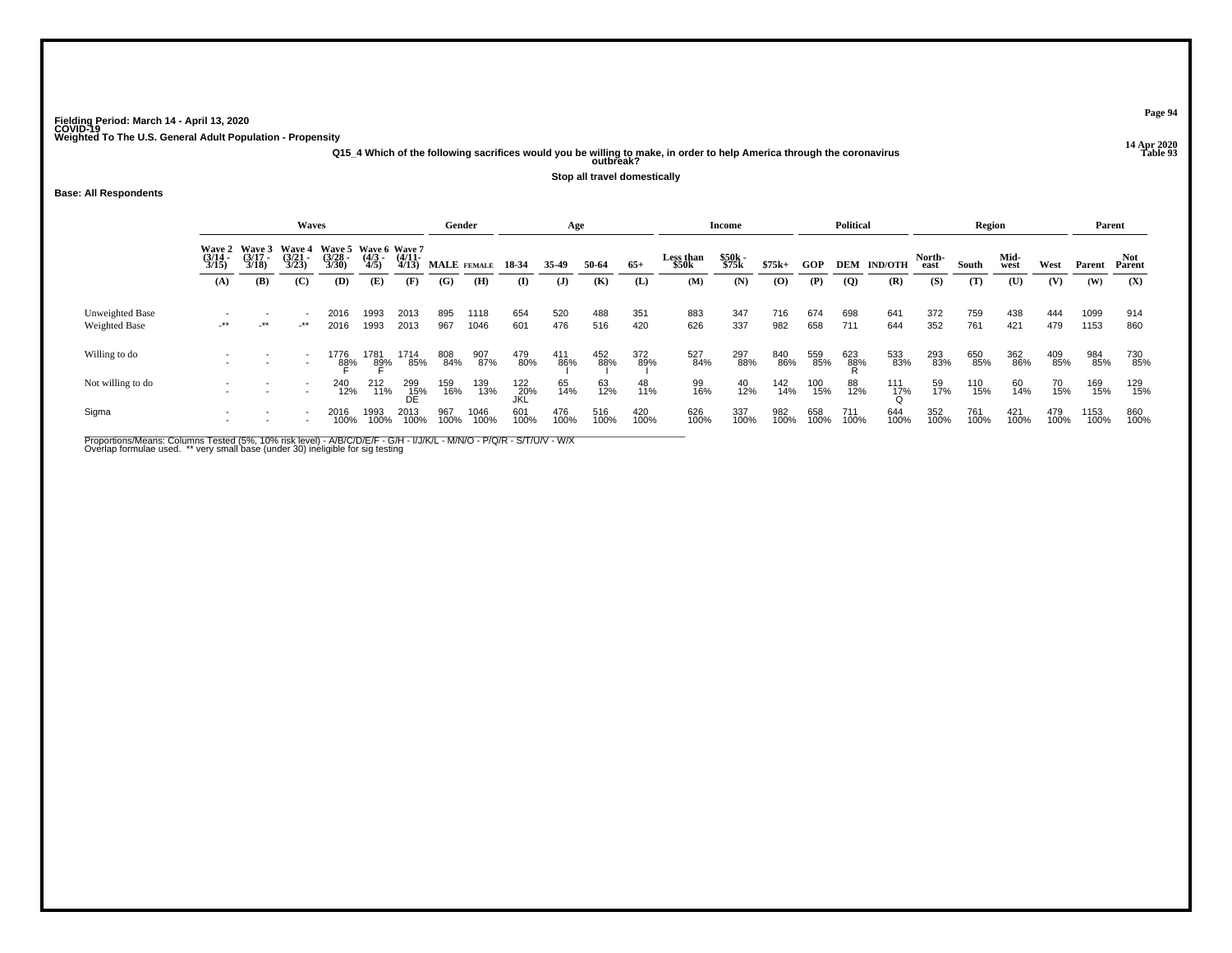Fielding Period: March 14 - April 13, 2020
COVID-19
Weighted To The U.S. General Adult Population - Propensity

14 Apr 2020
Table 93

Q15_4 Which of the following sacrifices would you be willing to make, in order to help America through the coronavirus outbreak?

Stop all travel domestically

Base: All Respondents

| | Waves | | | | | | Gender | | Age | | | | Income | | | Political | | | Region | | | | Parent | |
|---|---|---|---|---|---|---|---|---|---|---|---|---|---|---|---|---|---|---|---|---|---|---|---|---|
| | Wave 2 (3/14 - 3/15) | Wave 3 (3/17 - 3/18) | Wave 4 (3/21 - 3/23) | Wave 5 (3/28 - 3/30) | Wave 6 (4/3 - 4/5) | Wave 7 (4/11- 4/13) | MALE | FEMALE | 18-34 | 35-49 | 50-64 | 65+ | Less than $50k | $50k - $75k | $75k+ | GOP | DEM | IND/OTH | North-east | South | Mid-west | West | Parent | Not Parent |
| | (A) | (B) | (C) | (D) | (E) | (F) | (G) | (H) | (I) | (J) | (K) | (L) | (M) | (N) | (O) | (P) | (Q) | (R) | (S) | (T) | (U) | (V) | (W) | (X) |
| Unweighted Base | - | - | - | 2016 | 1993 | 2013 | 895 | 1118 | 654 | 520 | 488 | 351 | 883 | 347 | 716 | 674 | 698 | 641 | 372 | 759 | 438 | 444 | 1099 | 914 |
| Weighted Base | -** | -** | -** | 2016 | 1993 | 2013 | 967 | 1046 | 601 | 476 | 516 | 420 | 626 | 337 | 982 | 658 | 711 | 644 | 352 | 761 | 421 | 479 | 1153 | 860 |
| Willing to do | - | - | - | 1776 | 1781 | 1714 | 808 | 907 | 479 | 411 | 452 | 372 | 527 | 297 | 840 | 559 | 623 | 533 | 293 | 650 | 362 | 409 | 984 | 730 |
| | - | - | - | 88% | 89% | 85% | 84% | 87% | 80% | 86% | 88% | 89% | 84% | 88% | 86% | 85% | 88% | 83% | 83% | 85% | 86% | 85% | 85% | 85% |
| | | | | F | F | | | | | I | I | I | | | | | R | | | | | | | |
| Not willing to do | - | - | - | 240 | 212 | 299 | 159 | 139 | 122 | 65 | 63 | 48 | 99 | 40 | 142 | 100 | 88 | 111 | 59 | 110 | 60 | 70 | 169 | 129 |
| | - | - | - | 12% | 11% | 15% | 16% | 13% | 20% | 14% | 12% | 11% | 16% | 12% | 14% | 15% | 12% | 17% | 17% | 15% | 14% | 15% | 15% | 15% |
| | | | | | | DE | | | JKL | | | | | | | | | Q | | | | | | |
| Sigma | - | - | - | 2016 | 1993 | 2013 | 967 | 1046 | 601 | 476 | 516 | 420 | 626 | 337 | 982 | 658 | 711 | 644 | 352 | 761 | 421 | 479 | 1153 | 860 |
| | - | - | - | 100% | 100% | 100% | 100% | 100% | 100% | 100% | 100% | 100% | 100% | 100% | 100% | 100% | 100% | 100% | 100% | 100% | 100% | 100% | 100% | 100% |

Proportions/Means: Columns Tested (5%, 10% risk level) - A/B/C/D/E/F - G/H - I/J/K/L - M/N/O - P/Q/R - S/T/U/V - W/X
Overlap formulae used. ** very small base (under 30) ineligible for sig testing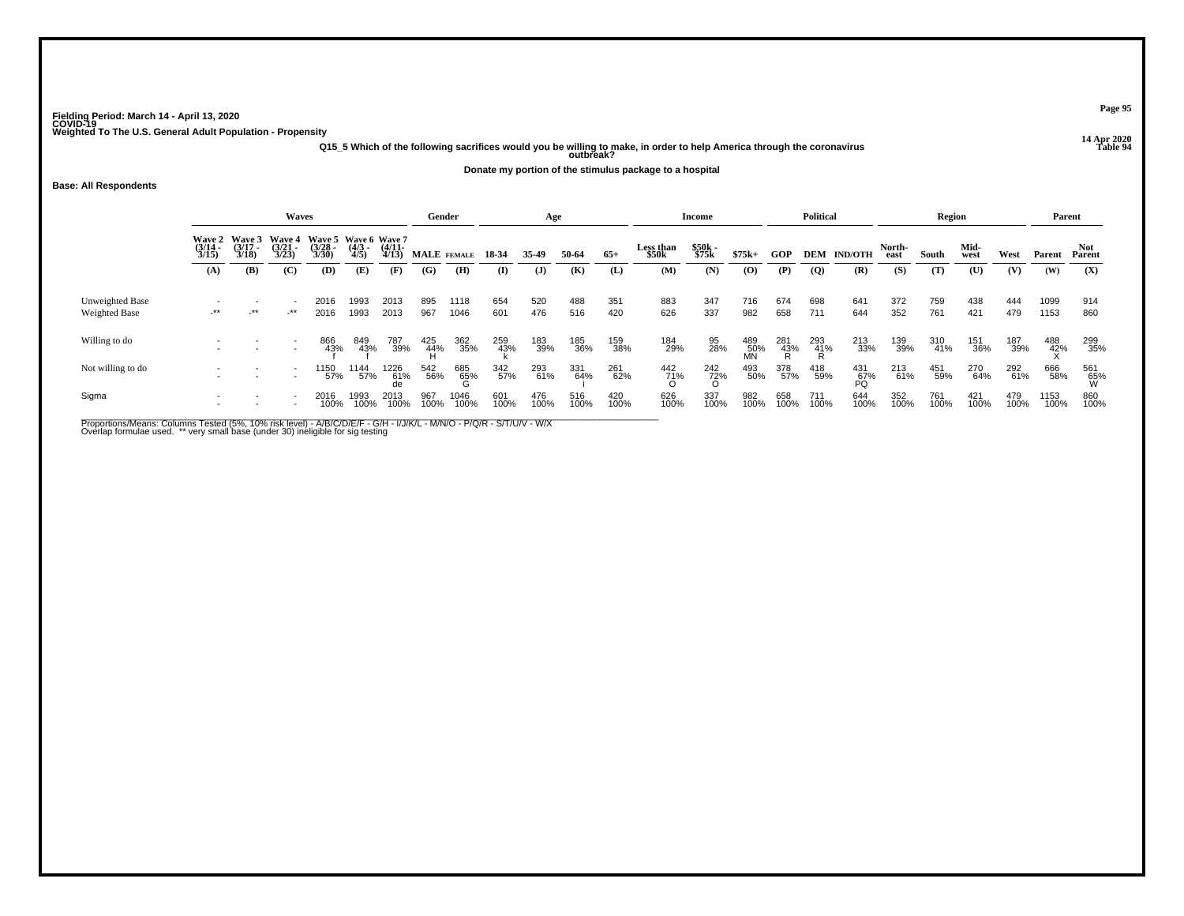Fielding Period: March 14 - April 13, 2020
COVID-19
Weighted To The U.S. General Adult Population - Propensity

14 Apr 2020
Table 94

**Q15_5 Which of the following sacrifices would you be willing to make, in order to help America through the coronavirus outbreak?**

**Donate my portion of the stimulus package to a hospital**

**Base: All Respondents**

| | Waves | | | | | | Gender | | Age | | | | Income | | | Political | | | Region | | | | Parent | |
|---|---|---|---|---|---|---|---|---|---|---|---|---|---|---|---|---|---|---|---|---|---|---|---|---|
| | Wave 2 (3/14 - 3/15) | Wave 3 (3/17 - 3/18) | Wave 4 (3/21 - 3/23) | Wave 5 (3/28 - 3/30) | Wave 6 (4/3 - 4/5) | Wave 7 (4/11- 4/13) | MALE | FEMALE | 18-34 | 35-49 | 50-64 | 65+ | Less than $50k | $50k - $75k | $75k+ | GOP | DEM | IND/OTH | North-east | South | Mid-west | West | Parent | Not Parent |
| | (A) | (B) | (C) | (D) | (E) | (F) | (G) | (H) | (I) | (J) | (K) | (L) | (M) | (N) | (O) | (P) | (Q) | (R) | (S) | (T) | (U) | (V) | (W) | (X) |
| Unweighted Base | - | - | - | 2016 | 1993 | 2013 | 895 | 1118 | 654 | 520 | 488 | 351 | 883 | 347 | 716 | 674 | 698 | 641 | 372 | 759 | 438 | 444 | 1099 | 914 |
| Weighted Base | -** | -** | -** | 2016 | 1993 | 2013 | 967 | 1046 | 601 | 476 | 516 | 420 | 626 | 337 | 982 | 658 | 711 | 644 | 352 | 761 | 421 | 479 | 1153 | 860 |
| Willing to do | - | - | - | 866 | 849 | 787 | 425 | 362 | 259 | 183 | 185 | 159 | 184 | 95 | 489 | 281 | 293 | 213 | 139 | 310 | 151 | 187 | 488 | 299 |
| | - | - | - | 43% | 43% | 39% | 44% | 35% | 43% | 39% | 36% | 38% | 29% | 28% | 50% | 43% | 41% | 33% | 39% | 41% | 36% | 39% | 42% | 35% |
| | | | | f | f | | H | | k | | | | | | MN | R | R | | | | | | X | |
| Not willing to do | - | - | - | 1150 | 1144 | 1226 | 542 | 685 | 342 | 293 | 331 | 261 | 442 | 242 | 493 | 378 | 418 | 431 | 213 | 451 | 270 | 292 | 666 | 561 |
| | - | - | - | 57% | 57% | 61% | 56% | 65% | 57% | 61% | 64% | 62% | 71% | 72% | 50% | 57% | 59% | 67% | 61% | 59% | 64% | 61% | 58% | 65% |
| | | | | | | de | | G | | | i | | O | O | | | | PQ | | | | | | W |
| Sigma | - | - | - | 2016 | 1993 | 2013 | 967 | 1046 | 601 | 476 | 516 | 420 | 626 | 337 | 982 | 658 | 711 | 644 | 352 | 761 | 421 | 479 | 1153 | 860 |
| | - | - | - | 100% | 100% | 100% | 100% | 100% | 100% | 100% | 100% | 100% | 100% | 100% | 100% | 100% | 100% | 100% | 100% | 100% | 100% | 100% | 100% | 100% |

Proportions/Means: Columns Tested (5%, 10% risk level) - A/B/C/D/E/F - G/H - I/J/K/L - M/N/O - P/Q/R - S/T/U/V - W/X
Overlap formulae used. ** very small base (under 30) ineligible for sig testing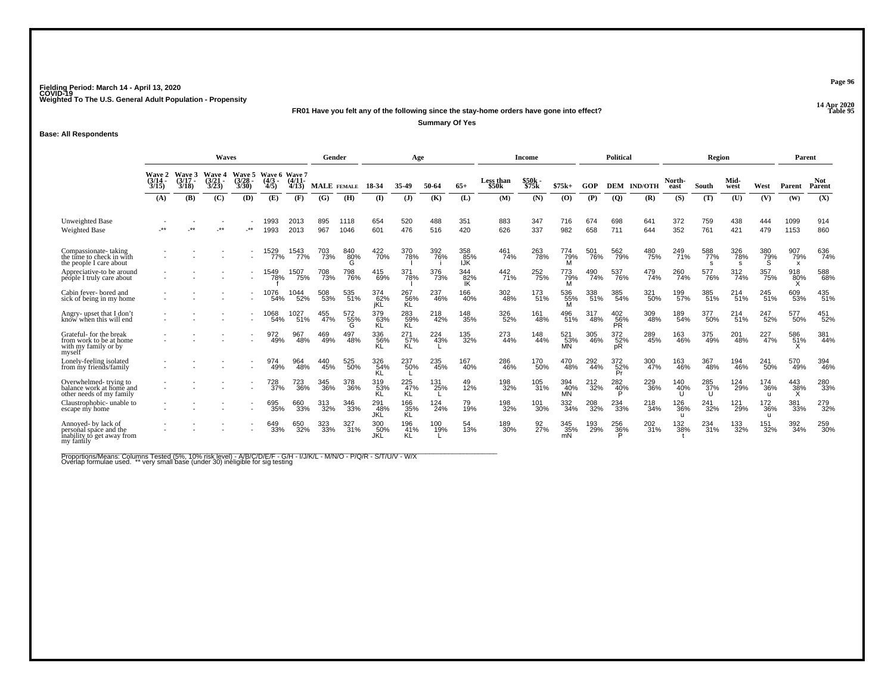Fielding Period: March 14 - April 13, 2020
COVID-19
Weighted To The U.S. General Adult Population - Propensity

14 Apr 2020
Table 95

**FR01 Have you felt any of the following since the stay-home orders have gone into effect?**

**Summary Of Yes**

**Base: All Respondents**

| | Waves | | | | | | Gender | | Age | | | | Income | | | Political | | | Region | | | | Parent | |
|---|---|---|---|---|---|---|---|---|---|---|---|---|---|---|---|---|---|---|---|---|---|---|---|---|
| | Wave 2 (3/14 - 3/15) | Wave 3 (3/17 - 3/18) | Wave 4 (3/21 - 3/23) | Wave 5 (3/28 - 3/30) | Wave 6 (4/3 - 4/5) | Wave 7 (4/11- 4/13) | MALE | FEMALE | 18-34 | 35-49 | 50-64 | 65+ | Less than $50k | $50k - $75k | $75k+ | GOP | DEM | IND/OTH | North-east | South | Mid-west | West | Parent | Not Parent |
| | (A) | (B) | (C) | (D) | (E) | (F) | (G) | (H) | (I) | (J) | (K) | (L) | (M) | (N) | (O) | (P) | (Q) | (R) | (S) | (T) | (U) | (V) | (W) | (X) |
| Unweighted Base | - | - | - | - | 1993 | 2013 | 895 | 1118 | 654 | 520 | 488 | 351 | 883 | 347 | 716 | 674 | 698 | 641 | 372 | 759 | 438 | 444 | 1099 | 914 |
| Weighted Base | -** | -** | -** | -** | 1993 | 2013 | 967 | 1046 | 601 | 476 | 516 | 420 | 626 | 337 | 982 | 658 | 711 | 644 | 352 | 761 | 421 | 479 | 1153 | 860 |
| Compassionate- taking the time to check in with the people I care about | - | - | - | - | 1529 77% | 1543 77% | 703 73% | 840 80% G | 422 70% | 370 78% I | 392 76% i | 358 85% IJK | 461 74% | 263 78% | 774 79% M | 501 76% | 562 79% | 480 75% | 249 71% | 588 77% s | 326 78% s | 380 79% S | 907 79% x | 636 74% |
| Appreciative-to be around people I truly care about | - | - | - | - | 1549 78% f | 1507 75% | 708 73% | 798 76% | 415 69% | 371 78% I | 376 73% | 344 82% IK | 442 71% | 252 75% | 773 79% M | 490 74% | 537 76% | 479 74% | 260 74% | 577 76% | 312 74% | 357 75% | 918 80% X | 588 68% |
| Cabin fever- bored and sick of being in my home | - | - | - | - | 1076 54% | 1044 52% | 508 53% | 535 51% | 374 62% jKL | 267 56% KL | 237 46% | 166 40% | 302 48% | 173 51% | 536 55% M | 338 51% | 385 54% | 321 50% | 199 57% | 385 51% | 214 51% | 245 51% | 609 53% | 435 51% |
| Angry- upset that I don't know when this will end | - | - | - | - | 1068 54% | 1027 51% | 455 47% | 572 55% G | 379 63% KL | 283 59% KL | 218 42% | 148 35% | 326 52% | 161 48% | 496 51% | 317 48% | 402 56% PR | 309 48% | 189 54% | 377 50% | 214 51% | 247 52% | 577 50% | 451 52% |
| Grateful- for the break from work to be at home with my family or by myself | - | - | - | - | 972 49% | 967 48% | 469 49% | 497 48% | 336 56% KL | 271 57% KL | 224 43% L | 135 32% | 273 44% | 148 44% | 521 53% MN | 305 46% | 372 52% pR | 289 45% | 163 46% | 375 49% | 201 48% | 227 47% | 586 51% X | 381 44% |
| Lonely-feeling isolated from my friends/family | - | - | - | - | 974 49% | 964 48% | 440 45% | 525 50% | 326 54% KL | 237 50% L | 235 45% | 167 40% | 286 46% | 170 50% | 470 48% | 292 44% | 372 52% Pr | 300 47% | 163 46% | 367 48% | 194 46% | 241 50% | 570 49% | 394 46% |
| Overwhelmed- trying to balance work at home and other needs of my family | - | - | - | - | 728 37% | 723 36% | 345 36% | 378 36% | 319 53% KL | 225 47% KL | 131 25% L | 49 12% | 198 32% | 105 31% | 394 40% MN | 212 32% | 282 40% P | 229 36% | 140 40% U | 285 37% U | 124 29% | 174 36% u | 443 38% X | 280 33% |
| Claustrophobic- unable to escape my home | - | - | - | - | 695 35% | 660 33% | 313 32% | 346 33% | 291 48% JKL | 166 35% KL | 124 24% | 79 19% | 198 32% | 101 30% | 332 34% | 208 32% | 234 33% | 218 34% | 126 36% u | 241 32% | 121 29% | 172 36% u | 381 33% | 279 32% |
| Annoyed- by lack of personal space and the inability to get away from my family | - | - | - | - | 649 33% | 650 32% | 323 33% | 327 31% | 300 50% JKL | 196 41% KL | 100 19% L | 54 13% | 189 30% | 92 27% | 345 35% mN | 193 29% | 256 36% P | 202 31% | 132 38% t | 234 31% | 133 32% | 151 32% | 392 34% | 259 30% |

Proportions/Means: Columns Tested (5%, 10% risk level) - A/B/C/D/E/F - G/H - I/J/K/L - M/N/O - P/Q/R - S/T/U/V - W/X
Overlap formulae used. ** very small base (under 30) ineligible for sig testing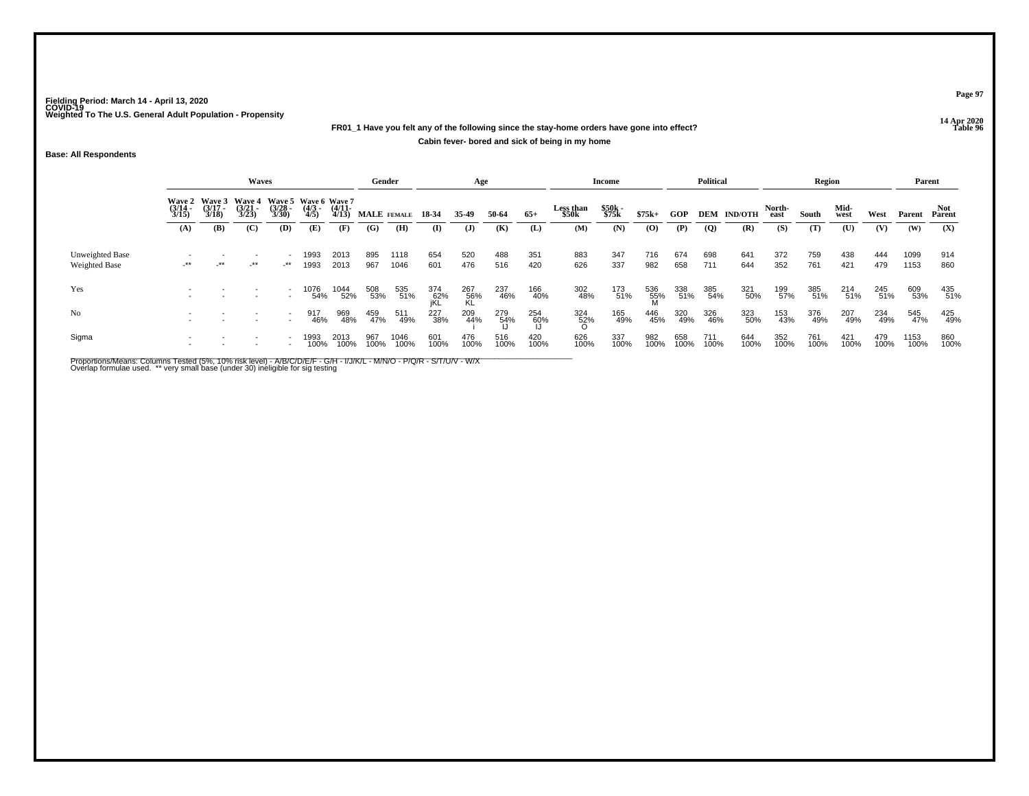Fielding Period: March 14 - April 13, 2020
COVID-19
Weighted To The U.S. General Adult Population - Propensity

14 Apr 2020
Table 96

**FR01_1 Have you felt any of the following since the stay-home orders have gone into effect?**

**Cabin fever- bored and sick of being in my home**

**Base: All Respondents**

| | Waves | | | | | | Gender | | Age | | | | Income | | | Political | | | Region | | | | Parent | |
|---|---|---|---|---|---|---|---|---|---|---|---|---|---|---|---|---|---|---|---|---|---|---|---|---|
| | Wave 2 (3/14 - 3/15) | Wave 3 (3/17 - 3/18) | Wave 4 (3/21 - 3/23) | Wave 5 (3/28 - 3/30) | Wave 6 (4/3 - 4/5) | Wave 7 (4/11- 4/13) | MALE | FEMALE | 18-34 | 35-49 | 50-64 | 65+ | Less than $50k | $50k - $75k | $75k+ | GOP | DEM | IND/OTH | North-east | South | Mid-west | West | Parent | Not Parent |
| | (A) | (B) | (C) | (D) | (E) | (F) | (G) | (H) | (I) | (J) | (K) | (L) | (M) | (N) | (O) | (P) | (Q) | (R) | (S) | (T) | (U) | (V) | (W) | (X) |
| Unweighted Base | - | - | - | - | 1993 | 2013 | 895 | 1118 | 654 | 520 | 488 | 351 | 883 | 347 | 716 | 674 | 698 | 641 | 372 | 759 | 438 | 444 | 1099 | 914 |
| Weighted Base | -** | -** | -** | -** | 1993 | 2013 | 967 | 1046 | 601 | 476 | 516 | 420 | 626 | 337 | 982 | 658 | 711 | 644 | 352 | 761 | 421 | 479 | 1153 | 860 |
| Yes | - | - | - | - | 1076 | 1044 | 508 | 535 | 374 | 267 | 237 | 166 | 302 | 173 | 536 | 338 | 385 | 321 | 199 | 385 | 214 | 245 | 609 | 435 |
| | - | - | - | - | 54% | 52% | 53% | 51% | 62% | 56% | 46% | 40% | 48% | 51% | 55% | 51% | 54% | 50% | 57% | 51% | 51% | 51% | 53% | 51% |
| | | | | | | | | | jKL | KL | | | | | M | | | | | | | | | |
| No | - | - | - | - | 917 | 969 | 459 | 511 | 227 | 209 | 279 | 254 | 324 | 165 | 446 | 320 | 326 | 323 | 153 | 376 | 207 | 234 | 545 | 425 |
| | - | - | - | - | 46% | 48% | 47% | 49% | 38% | 44% | 54% | 60% | 52% | 49% | 45% | 49% | 46% | 50% | 43% | 49% | 49% | 49% | 47% | 49% |
| | | | | | | | | | | i | IJ | IJ | O | | | | | | | | | | | |
| Sigma | - | - | - | - | 1993 | 2013 | 967 | 1046 | 601 | 476 | 516 | 420 | 626 | 337 | 982 | 658 | 711 | 644 | 352 | 761 | 421 | 479 | 1153 | 860 |
| | - | - | - | - | 100% | 100% | 100% | 100% | 100% | 100% | 100% | 100% | 100% | 100% | 100% | 100% | 100% | 100% | 100% | 100% | 100% | 100% | 100% | 100% |

Proportions/Means: Columns Tested (5%, 10% risk level) - A/B/C/D/E/F - G/H - I/J/K/L - M/N/O - P/Q/R - S/T/U/V - W/X
Overlap formulae used. ** very small base (under 30) ineligible for sig testing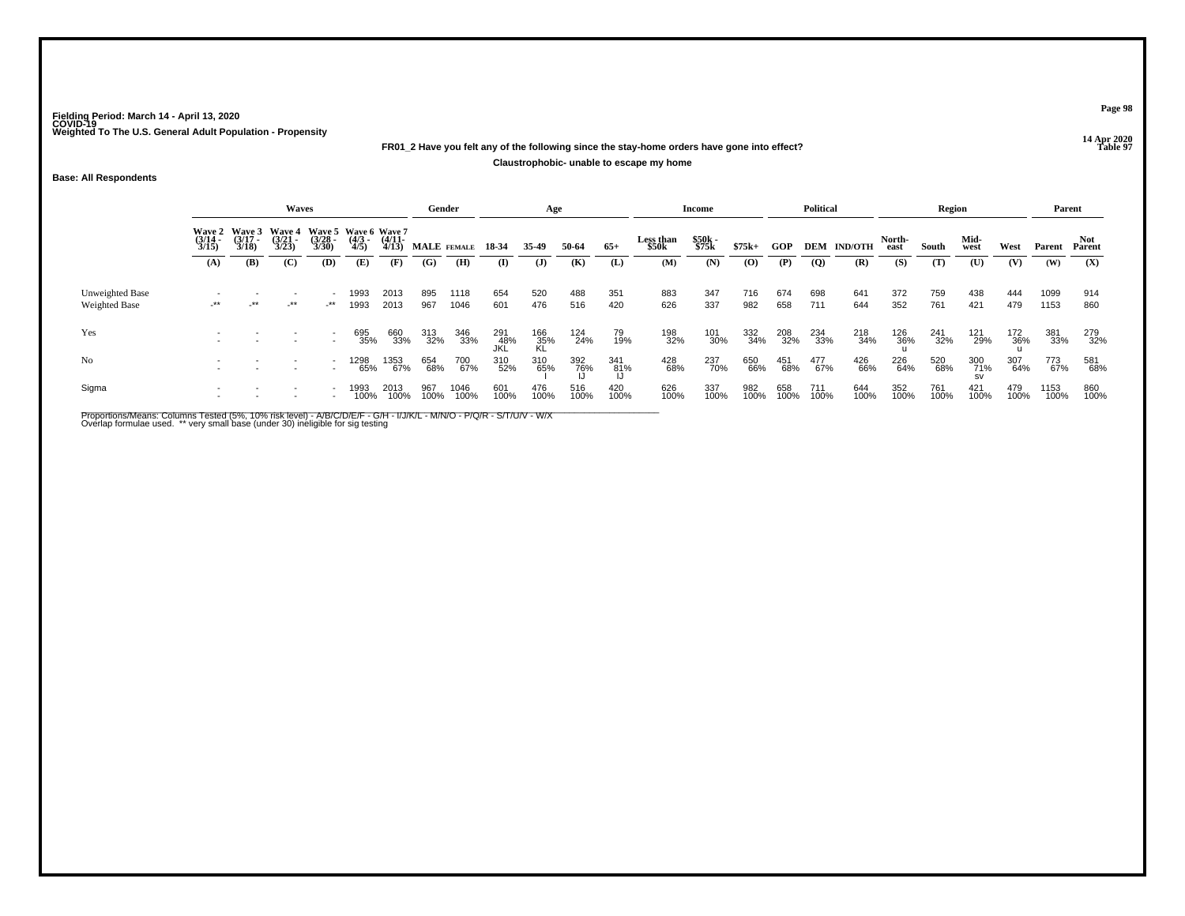Fielding Period: March 14 - April 13, 2020
COVID-19
Weighted To The U.S. General Adult Population - Propensity

14 Apr 2020
Table 97

**FR01_2 Have you felt any of the following since the stay-home orders have gone into effect?**

**Claustrophobic- unable to escape my home**

**Base: All Respondents**

| | Waves | | | | | | Gender | | Age | | | | Income | | | Political | | | Region | | | | Parent | |
|---|---|---|---|---|---|---|---|---|---|---|---|---|---|---|---|---|---|---|---|---|---|---|---|---|
| | Wave 2 (3/14 - 3/15) | Wave 3 (3/17 - 3/18) | Wave 4 (3/21 - 3/23) | Wave 5 (3/28 - 3/30) | Wave 6 (4/3 - 4/5) | Wave 7 (4/11- 4/13) | MALE | FEMALE | 18-34 | 35-49 | 50-64 | 65+ | Less than $50k | $50k - $75k | $75k+ | GOP | DEM | IND/OTH | North-east | South | Mid-west | West | Parent | Not Parent |
| | (A) | (B) | (C) | (D) | (E) | (F) | (G) | (H) | (I) | (J) | (K) | (L) | (M) | (N) | (O) | (P) | (Q) | (R) | (S) | (T) | (U) | (V) | (W) | (X) |
| Unweighted Base | - | - | - | - | 1993 | 2013 | 895 | 1118 | 654 | 520 | 488 | 351 | 883 | 347 | 716 | 674 | 698 | 641 | 372 | 759 | 438 | 444 | 1099 | 914 |
| Weighted Base | -** | -** | -** | -** | 1993 | 2013 | 967 | 1046 | 601 | 476 | 516 | 420 | 626 | 337 | 982 | 658 | 711 | 644 | 352 | 761 | 421 | 479 | 1153 | 860 |
| Yes | - | - | - | - | 695 | 660 | 313 | 346 | 291 | 166 | 124 | 79 | 198 | 101 | 332 | 208 | 234 | 218 | 126 | 241 | 121 | 172 | 381 | 279 |
| | - | - | - | - | 35% | 33% | 32% | 33% | 48% | 35% | 24% | 19% | 32% | 30% | 34% | 32% | 33% | 34% | 36% | 32% | 29% | 36% | 33% | 32% |
| | | | | | | | | | JKL | KL | | | | | | | | | u | | | u | | |
| No | - | - | - | - | 1298 | 1353 | 654 | 700 | 310 | 310 | 392 | 341 | 428 | 237 | 650 | 451 | 477 | 426 | 226 | 520 | 300 | 307 | 773 | 581 |
| | - | - | - | - | 65% | 67% | 68% | 67% | 52% | 65% | 76% | 81% | 68% | 70% | 66% | 68% | 67% | 66% | 64% | 68% | 71% | 64% | 67% | 68% |
| | | | | | | | | | | I | IJ | IJ | | | | | | | | | sv | | | |
| Sigma | - | - | - | - | 1993 | 2013 | 967 | 1046 | 601 | 476 | 516 | 420 | 626 | 337 | 982 | 658 | 711 | 644 | 352 | 761 | 421 | 479 | 1153 | 860 |
| | - | - | - | - | 100% | 100% | 100% | 100% | 100% | 100% | 100% | 100% | 100% | 100% | 100% | 100% | 100% | 100% | 100% | 100% | 100% | 100% | 100% | 100% |

Proportions/Means: Columns Tested (5%, 10% risk level) - A/B/C/D/E/F - G/H - I/J/K/L - M/N/O - P/Q/R - S/T/U/V - W/X
Overlap formulae used. ** very small base (under 30) ineligible for sig testing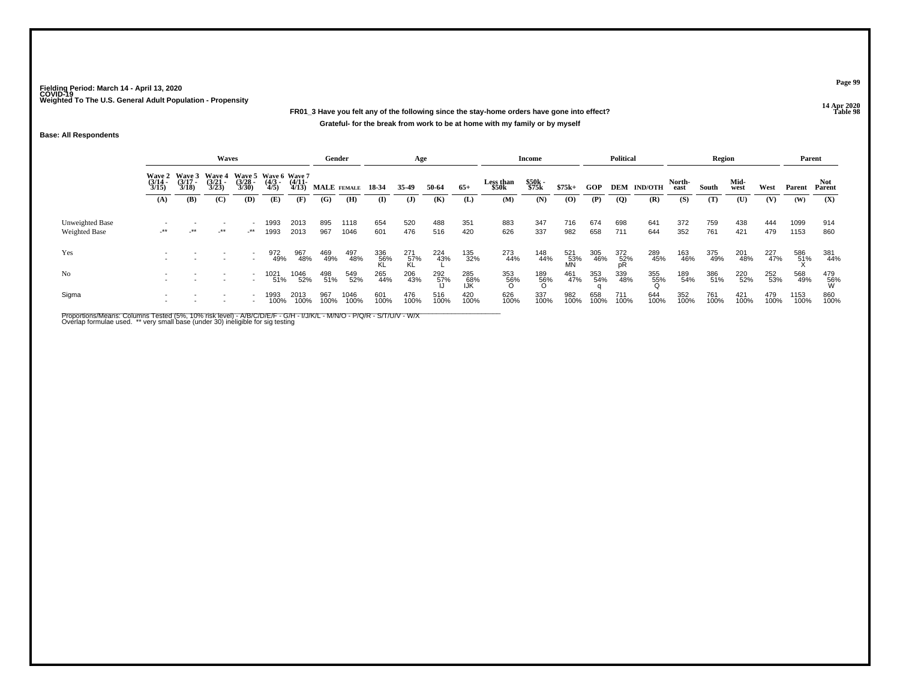Fielding Period: March 14 - April 13, 2020
COVID-19
Weighted To The U.S. General Adult Population - Propensity

14 Apr 2020
Table 98

**FR01_3 Have you felt any of the following since the stay-home orders have gone into effect?**

**Grateful- for the break from work to be at home with my family or by myself**

**Base: All Respondents**

| | Waves | | | | | | Gender | | Age | | | | Income | | | Political | | | Region | | | | Parent | |
|---|---|---|---|---|---|---|---|---|---|---|---|---|---|---|---|---|---|---|---|---|---|---|---|---|
| | Wave 2 (3/14 - 3/15) | Wave 3 (3/17 - 3/18) | Wave 4 (3/21 - 3/23) | Wave 5 (3/28 - 3/30) | Wave 6 (4/3 - 4/5) | Wave 7 (4/11- 4/13) | MALE | FEMALE | 18-34 | 35-49 | 50-64 | 65+ | Less than $50k | $50k - $75k | $75k+ | GOP | DEM | IND/OTH | North-east | South | Mid-west | West | Parent | Not Parent |
| | (A) | (B) | (C) | (D) | (E) | (F) | (G) | (H) | (I) | (J) | (K) | (L) | (M) | (N) | (O) | (P) | (Q) | (R) | (S) | (T) | (U) | (V) | (W) | (X) |
| Unweighted Base | - | - | - | - | 1993 | 2013 | 895 | 1118 | 654 | 520 | 488 | 351 | 883 | 347 | 716 | 674 | 698 | 641 | 372 | 759 | 438 | 444 | 1099 | 914 |
| Weighted Base | -** | -** | -** | -** | 1993 | 2013 | 967 | 1046 | 601 | 476 | 516 | 420 | 626 | 337 | 982 | 658 | 711 | 644 | 352 | 761 | 421 | 479 | 1153 | 860 |
| Yes | - | - | - | - | 972 | 967 | 469 | 497 | 336 | 271 | 224 | 135 | 273 | 148 | 521 | 305 | 372 | 289 | 163 | 375 | 201 | 227 | 586 | 381 |
| | - | - | - | - | 49% | 48% | 49% | 48% | 56% | 57% | 43% | 32% | 44% | 44% | 53% | 46% | 52% | 45% | 46% | 49% | 48% | 47% | 51% | 44% |
| | | | | | | | | | KL | KL | L | | | | MN | | pR | | | | | | X | |
| No | - | - | - | - | 1021 | 1046 | 498 | 549 | 265 | 206 | 292 | 285 | 353 | 189 | 461 | 353 | 339 | 355 | 189 | 386 | 220 | 252 | 568 | 479 |
| | - | - | - | - | 51% | 52% | 51% | 52% | 44% | 43% | 57% | 68% | 56% | 56% | 47% | 54% | 48% | 55% | 54% | 51% | 52% | 53% | 49% | 56% |
| | | | | | | | | | | | IJ | IJK | O | O | | q | | Q | | | | | | W |
| Sigma | - | - | - | - | 1993 | 2013 | 967 | 1046 | 601 | 476 | 516 | 420 | 626 | 337 | 982 | 658 | 711 | 644 | 352 | 761 | 421 | 479 | 1153 | 860 |
| | - | - | - | - | 100% | 100% | 100% | 100% | 100% | 100% | 100% | 100% | 100% | 100% | 100% | 100% | 100% | 100% | 100% | 100% | 100% | 100% | 100% | 100% |

Proportions/Means: Columns Tested (5%, 10% risk level) - A/B/C/D/E/F - G/H - I/J/K/L - M/N/O - P/Q/R - S/T/U/V - W/X
Overlap formulae used. ** very small base (under 30) ineligible for sig testing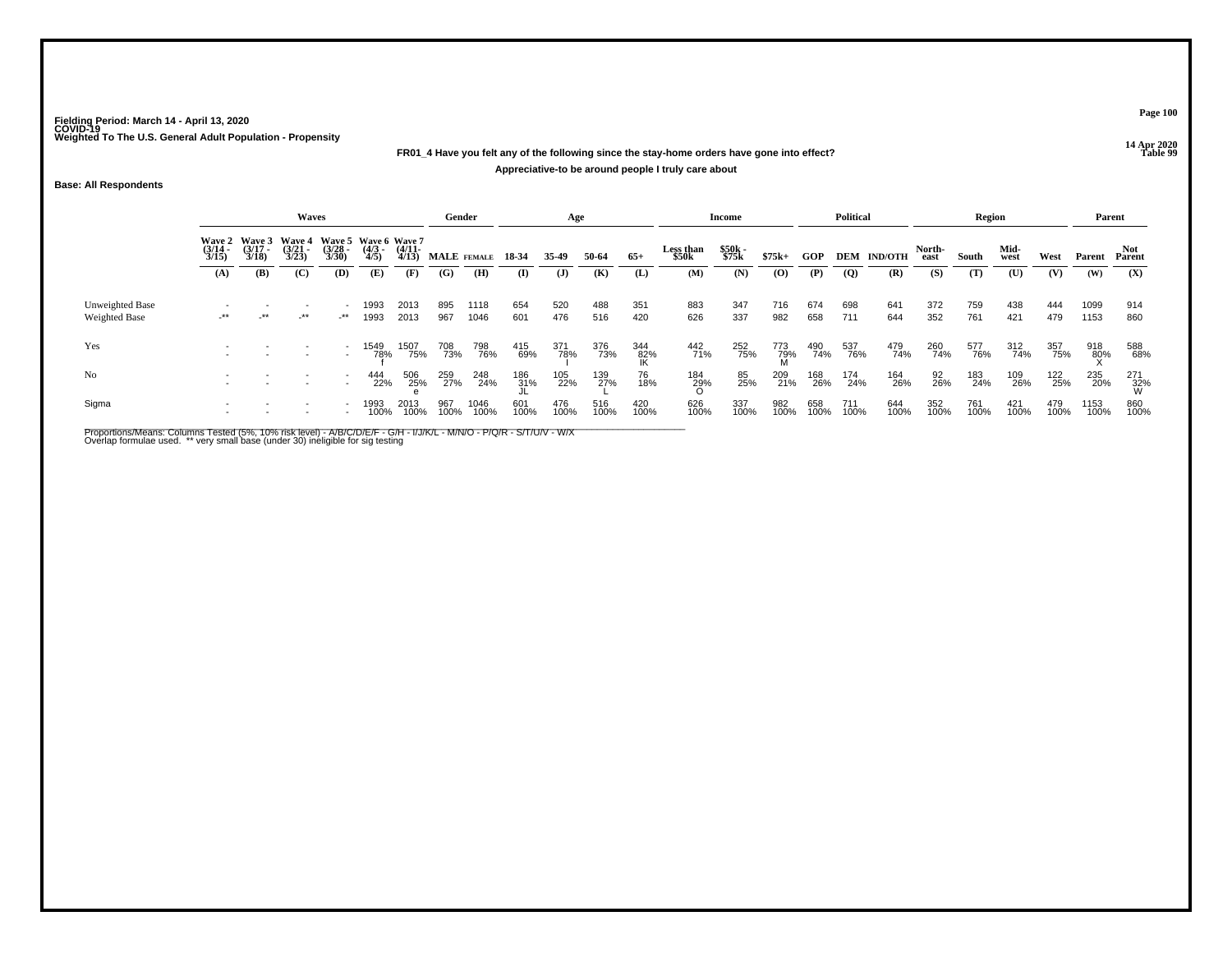Fielding Period: March 14 - April 13, 2020
COVID-19
Weighted To The U.S. General Adult Population - Propensity

14 Apr 2020
Table 99

**FR01_4 Have you felt any of the following since the stay-home orders have gone into effect?**

**Appreciative-to be around people I truly care about**

**Base: All Respondents**

| | Waves | | | | | | Gender | | Age | | | | Income | | | Political | | | Region | | | | Parent | |
|---|---|---|---|---|---|---|---|---|---|---|---|---|---|---|---|---|---|---|---|---|---|---|---|---|
| | Wave 2 (3/14 - 3/15) | Wave 3 (3/17 - 3/18) | Wave 4 (3/21 - 3/23) | Wave 5 (3/28 - 3/30) | Wave 6 (4/3 - 4/5) | Wave 7 (4/11 - 4/13) | MALE | FEMALE | 18-34 | 35-49 | 50-64 | 65+ | Less than $50k | $50k - $75k | $75k+ | GOP | DEM | IND/OTH | North-east | South | Mid-west | West | Parent | Not Parent |
| | (A) | (B) | (C) | (D) | (E) | (F) | (G) | (H) | (I) | (J) | (K) | (L) | (M) | (N) | (O) | (P) | (Q) | (R) | (S) | (T) | (U) | (V) | (W) | (X) |
| Unweighted Base | - | - | - | - | 1993 | 2013 | 895 | 1118 | 654 | 520 | 488 | 351 | 883 | 347 | 716 | 674 | 698 | 641 | 372 | 759 | 438 | 444 | 1099 | 914 |
| Weighted Base | -** | -** | -** | -** | 1993 | 2013 | 967 | 1046 | 601 | 476 | 516 | 420 | 626 | 337 | 982 | 658 | 711 | 644 | 352 | 761 | 421 | 479 | 1153 | 860 |
| Yes | - | - | - | - | 1549 | 1507 | 708 | 798 | 415 | 371 | 376 | 344 | 442 | 252 | 773 | 490 | 537 | 479 | 260 | 577 | 312 | 357 | 918 | 588 |
| | - | - | - | - | 78% | 75% | 73% | 76% | 69% | 78% | 73% | 82% | 71% | 75% | 79% | 74% | 76% | 74% | 74% | 76% | 74% | 75% | 80% | 68% |
| | | | | | f | | | | | I | | IK | | | M | | | | | | | | X | |
| No | - | - | - | - | 444 | 506 | 259 | 248 | 186 | 105 | 139 | 76 | 184 | 85 | 209 | 168 | 174 | 164 | 92 | 183 | 109 | 122 | 235 | 271 |
| | - | - | - | - | 22% | 25% | 27% | 24% | 31% | 22% | 27% | 18% | 29% | 25% | 21% | 26% | 24% | 26% | 26% | 24% | 26% | 25% | 20% | 32% |
| | | | | | | e | | | JL | | L | | O | | | | | | | | | | | W |
| Sigma | - | - | - | - | 1993 | 2013 | 967 | 1046 | 601 | 476 | 516 | 420 | 626 | 337 | 982 | 658 | 711 | 644 | 352 | 761 | 421 | 479 | 1153 | 860 |
| | - | - | - | - | 100% | 100% | 100% | 100% | 100% | 100% | 100% | 100% | 100% | 100% | 100% | 100% | 100% | 100% | 100% | 100% | 100% | 100% | 100% | 100% |

Proportions/Means: Columns Tested (5%, 10% risk level) - A/B/C/D/E/F - G/H - I/J/K/L - M/N/O - P/Q/R - S/T/U/V - W/X
Overlap formulae used. ** very small base (under 30) ineligible for sig testing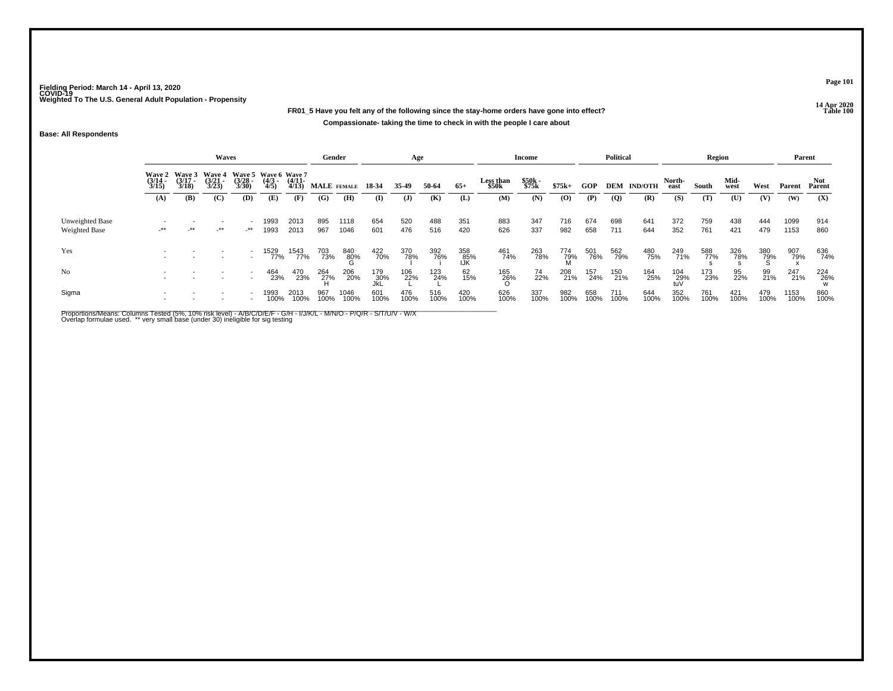Fielding Period: March 14 - April 13, 2020
COVID-19
Weighted To The U.S. General Adult Population - Propensity

14 Apr 2020
Table 100

**FR01_5 Have you felt any of the following since the stay-home orders have gone into effect?**

**Compassionate- taking the time to check in with the people I care about**

**Base: All Respondents**

| | Waves | | | | | | Gender | | Age | | | | Income | | | Political | | | Region | | | | Parent | |
|---|---|---|---|---|---|---|---|---|---|---|---|---|---|---|---|---|---|---|---|---|---|---|---|---|
| | Wave 2 (3/14 - 3/15) | Wave 3 (3/17 - 3/18) | Wave 4 (3/21 - 3/23) | Wave 5 (3/28 - 3/30) | Wave 6 (4/3 - 4/5) | Wave 7 (4/11- 4/13) | MALE | FEMALE | 18-34 | 35-49 | 50-64 | 65+ | Less than $50k | $50k - $75k | $75k+ | GOP | DEM | IND/OTH | North-east | South | Mid-west | West | Parent | Not Parent |
| | (A) | (B) | (C) | (D) | (E) | (F) | (G) | (H) | (I) | (J) | (K) | (L) | (M) | (N) | (O) | (P) | (Q) | (R) | (S) | (T) | (U) | (V) | (W) | (X) |
| Unweighted Base | - | - | - | - | 1993 | 2013 | 895 | 1118 | 654 | 520 | 488 | 351 | 883 | 347 | 716 | 674 | 698 | 641 | 372 | 759 | 438 | 444 | 1099 | 914 |
| Weighted Base | -** | -** | -** | -** | 1993 | 2013 | 967 | 1046 | 601 | 476 | 516 | 420 | 626 | 337 | 982 | 658 | 711 | 644 | 352 | 761 | 421 | 479 | 1153 | 860 |
| Yes | - | - | - | - | 1529 | 1543 | 703 | 840 | 422 | 370 | 392 | 358 | 461 | 263 | 774 | 501 | 562 | 480 | 249 | 588 | 326 | 380 | 907 | 636 |
| | - | - | - | - | 77% | 77% | 73% | 80% | 70% | 78% | 76% | 85% | 74% | 78% | 79% | 76% | 79% | 75% | 71% | 77% | 78% | 79% | 79% | 74% |
| | | | | | | | | G | | I | i | IJK | | | M | | | | | s | s | S | x | |
| No | - | - | - | - | 464 | 470 | 264 | 206 | 179 | 106 | 123 | 62 | 165 | 74 | 208 | 157 | 150 | 164 | 104 | 173 | 95 | 99 | 247 | 224 |
| | - | - | - | - | 23% | 23% | 27% | 20% | 30% | 22% | 24% | 15% | 26% | 22% | 21% | 24% | 21% | 25% | 29% | 23% | 22% | 21% | 21% | 26% |
| | | | | | | | H | | JkL | L | L | | O | | | | | | tuV | | | | | w |
| Sigma | - | - | - | - | 1993 | 2013 | 967 | 1046 | 601 | 476 | 516 | 420 | 626 | 337 | 982 | 658 | 711 | 644 | 352 | 761 | 421 | 479 | 1153 | 860 |
| | - | - | - | - | 100% | 100% | 100% | 100% | 100% | 100% | 100% | 100% | 100% | 100% | 100% | 100% | 100% | 100% | 100% | 100% | 100% | 100% | 100% | 100% |

Proportions/Means: Columns Tested (5%, 10% risk level) - A/B/C/D/E/F - G/H - I/J/K/L - M/N/O - P/Q/R - S/T/U/V - W/X
Overlap formulae used. ** very small base (under 30) ineligible for sig testing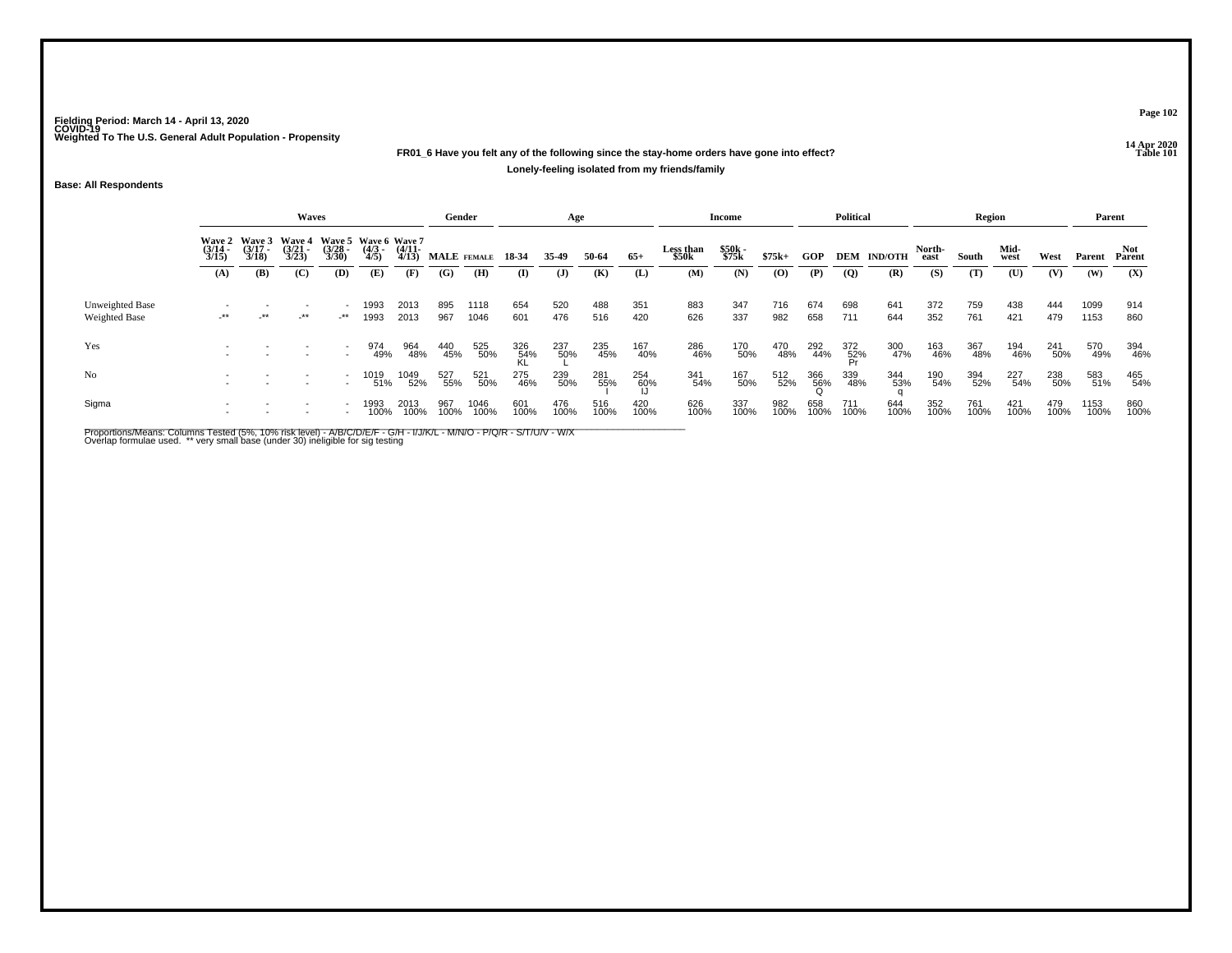Fielding Period: March 14 - April 13, 2020
COVID-19
Weighted To The U.S. General Adult Population - Propensity

14 Apr 2020
Table 101

**FR01_6 Have you felt any of the following since the stay-home orders have gone into effect?**

**Lonely-feeling isolated from my friends/family**

**Base: All Respondents**

| | Waves | | | | | | Gender | | Age | | | | Income | | | Political | | | Region | | | | Parent | |
|---|---|---|---|---|---|---|---|---|---|---|---|---|---|---|---|---|---|---|---|---|---|---|---|---|
| | Wave 2 (3/14 - 3/15) | Wave 3 (3/17 - 3/18) | Wave 4 (3/21 - 3/23) | Wave 5 (3/28 - 3/30) | Wave 6 (4/3 - 4/5) | Wave 7 (4/11- 4/13) | MALE | FEMALE | 18-34 | 35-49 | 50-64 | 65+ | Less than $50k | $50k - $75k | $75k+ | GOP | DEM | IND/OTH | North-east | South | Mid-west | West | Parent | Not Parent |
| | (A) | (B) | (C) | (D) | (E) | (F) | (G) | (H) | (I) | (J) | (K) | (L) | (M) | (N) | (O) | (P) | (Q) | (R) | (S) | (T) | (U) | (V) | (W) | (X) |
| Unweighted Base | - | - | - | - | 1993 | 2013 | 895 | 1118 | 654 | 520 | 488 | 351 | 883 | 347 | 716 | 674 | 698 | 641 | 372 | 759 | 438 | 444 | 1099 | 914 |
| Weighted Base | -** | -** | -** | -** | 1993 | 2013 | 967 | 1046 | 601 | 476 | 516 | 420 | 626 | 337 | 982 | 658 | 711 | 644 | 352 | 761 | 421 | 479 | 1153 | 860 |
| Yes | - | - | - | - | 974 | 964 | 440 | 525 | 326 | 237 | 235 | 167 | 286 | 170 | 470 | 292 | 372 | 300 | 163 | 367 | 194 | 241 | 570 | 394 |
| | - | - | - | - | 49% | 48% | 45% | 50% | 54% | 50% | 45% | 40% | 46% | 50% | 48% | 44% | 52% | 47% | 46% | 48% | 46% | 50% | 49% | 46% |
| | | | | | | | | | KL | L | | | | | | | Pr | | | | | | | |
| No | - | - | - | - | 1019 | 1049 | 527 | 521 | 275 | 239 | 281 | 254 | 341 | 167 | 512 | 366 | 339 | 344 | 190 | 394 | 227 | 238 | 583 | 465 |
| | - | - | - | - | 51% | 52% | 55% | 50% | 46% | 50% | 55% | 60% | 54% | 50% | 52% | 56% | 48% | 53% | 54% | 52% | 54% | 50% | 51% | 54% |
| | | | | | | | | | | | I | IJ | | | | Q | | q | | | | | | |
| Sigma | - | - | - | - | 1993 | 2013 | 967 | 1046 | 601 | 476 | 516 | 420 | 626 | 337 | 982 | 658 | 711 | 644 | 352 | 761 | 421 | 479 | 1153 | 860 |
| | - | - | - | - | 100% | 100% | 100% | 100% | 100% | 100% | 100% | 100% | 100% | 100% | 100% | 100% | 100% | 100% | 100% | 100% | 100% | 100% | 100% | 100% |

Proportions/Means: Columns Tested (5%, 10% risk level) - A/B/C/D/E/F - G/H - I/J/K/L - M/N/O - P/Q/R - S/T/U/V - W/X
Overlap formulae used. ** very small base (under 30) ineligible for sig testing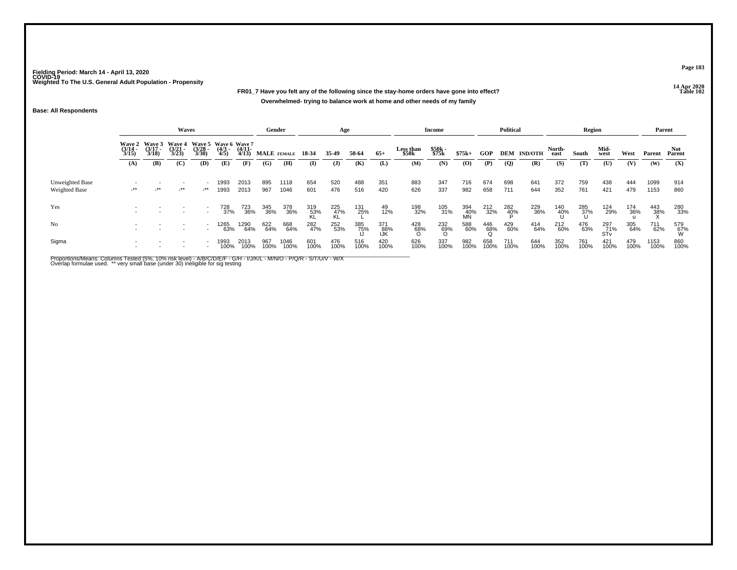Fielding Period: March 14 - April 13, 2020
COVID-19
Weighted To The U.S. General Adult Population - Propensity

14 Apr 2020
Table 102

**FR01_7 Have you felt any of the following since the stay-home orders have gone into effect?**

**Overwhelmed- trying to balance work at home and other needs of my family**

**Base: All Respondents**

| | Waves | | | | | | Gender | | Age | | | | Income | | | Political | | | Region | | | | Parent | |
|---|---|---|---|---|---|---|---|---|---|---|---|---|---|---|---|---|---|---|---|---|---|---|---|---|
| | Wave 2 (3/14 - 3/15) | Wave 3 (3/17 - 3/18) | Wave 4 (3/21 - 3/23) | Wave 5 (3/28 - 3/30) | Wave 6 (4/3 - 4/5) | Wave 7 (4/11- 4/13) | MALE | FEMALE | 18-34 | 35-49 | 50-64 | 65+ | Less than $50k | $50k - $75k | $75k+ | GOP | DEM | IND/OTH | North-east | South | Mid-west | West | Parent | Not Parent |
| | (A) | (B) | (C) | (D) | (E) | (F) | (G) | (H) | (I) | (J) | (K) | (L) | (M) | (N) | (O) | (P) | (Q) | (R) | (S) | (T) | (U) | (V) | (W) | (X) |
| Unweighted Base | - | - | - | - | 1993 | 2013 | 895 | 1118 | 654 | 520 | 488 | 351 | 883 | 347 | 716 | 674 | 698 | 641 | 372 | 759 | 438 | 444 | 1099 | 914 |
| Weighted Base | -** | -** | -** | -** | 1993 | 2013 | 967 | 1046 | 601 | 476 | 516 | 420 | 626 | 337 | 982 | 658 | 711 | 644 | 352 | 761 | 421 | 479 | 1153 | 860 |
| Yes | - | - | - | - | 728 | 723 | 345 | 378 | 319 | 225 | 131 | 49 | 198 | 105 | 394 | 212 | 282 | 229 | 140 | 285 | 124 | 174 | 443 | 280 |
| | - | - | - | - | 37% | 36% | 36% | 36% | 53% | 47% | 25% | 12% | 32% | 31% | 40% | 32% | 40% | 36% | 40% | 37% | 29% | 36% | 38% | 33% |
| | | | | | | | | | KL | KL | L | | | | MN | | P | | U | U | | u | X | |
| No | - | - | - | - | 1265 | 1290 | 622 | 668 | 282 | 252 | 385 | 371 | 428 | 232 | 588 | 446 | 429 | 414 | 212 | 476 | 297 | 305 | 711 | 579 |
| | - | - | - | - | 63% | 64% | 64% | 64% | 47% | 53% | 75% | 88% | 68% | 69% | 60% | 68% | 60% | 64% | 60% | 63% | 71% | 64% | 62% | 67% |
| | | | | | | | | | | | IJ | IJK | O | O | | Q | | | | | STv | | | W |
| Sigma | - | - | - | - | 1993 | 2013 | 967 | 1046 | 601 | 476 | 516 | 420 | 626 | 337 | 982 | 658 | 711 | 644 | 352 | 761 | 421 | 479 | 1153 | 860 |
| | - | - | - | - | 100% | 100% | 100% | 100% | 100% | 100% | 100% | 100% | 100% | 100% | 100% | 100% | 100% | 100% | 100% | 100% | 100% | 100% | 100% | 100% |

Proportions/Means: Columns Tested (5%, 10% risk level) - A/B/C/D/E/F - G/H - I/J/K/L - M/N/O - P/Q/R - S/T/U/V - W/X
Overlap formulae used. ** very small base (under 30) ineligible for sig testing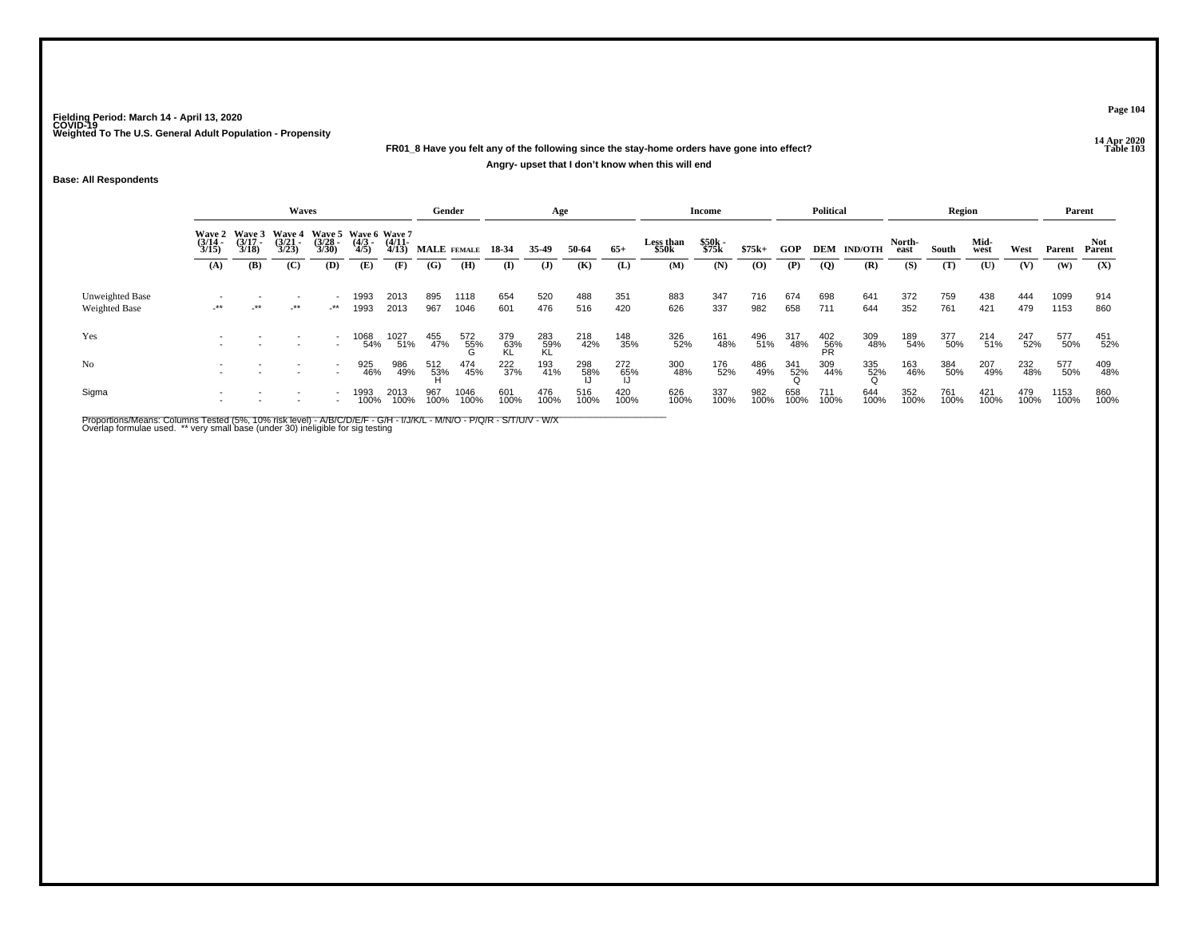Fielding Period: March 14 - April 13, 2020
COVID-19
Weighted To The U.S. General Adult Population - Propensity

14 Apr 2020
Table 103

**FR01_8 Have you felt any of the following since the stay-home orders have gone into effect?**

**Angry- upset that I don't know when this will end**

**Base: All Respondents**

| | Waves | | | | | | Gender | | Age | | | | Income | | | Political | | | Region | | | | Parent | |
|---|---|---|---|---|---|---|---|---|---|---|---|---|---|---|---|---|---|---|---|---|---|---|---|---|
| | Wave 2 (3/14 - 3/15) | Wave 3 (3/17 - 3/18) | Wave 4 (3/21 - 3/23) | Wave 5 (3/28 - 3/30) | Wave 6 (4/3 - 4/5) | Wave 7 (4/11- 4/13) | MALE | FEMALE | 18-34 | 35-49 | 50-64 | 65+ | Less than $50k | $50k - $75k | $75k+ | GOP | DEM | IND/OTH | North-east | South | Mid-west | West | Parent | Not Parent |
| | (A) | (B) | (C) | (D) | (E) | (F) | (G) | (H) | (I) | (J) | (K) | (L) | (M) | (N) | (O) | (P) | (Q) | (R) | (S) | (T) | (U) | (V) | (W) | (X) |
| Unweighted Base | - | - | - | - | 1993 | 2013 | 895 | 1118 | 654 | 520 | 488 | 351 | 883 | 347 | 716 | 674 | 698 | 641 | 372 | 759 | 438 | 444 | 1099 | 914 |
| Weighted Base | -** | -** | -** | -** | 1993 | 2013 | 967 | 1046 | 601 | 476 | 516 | 420 | 626 | 337 | 982 | 658 | 711 | 644 | 352 | 761 | 421 | 479 | 1153 | 860 |
| Yes | - | - | - | - | 1068 | 1027 | 455 | 572 | 379 | 283 | 218 | 148 | 326 | 161 | 496 | 317 | 402 | 309 | 189 | 377 | 214 | 247 | 577 | 451 |
| | - | - | - | - | 54% | 51% | 47% | 55% | 63% | 59% | 42% | 35% | 52% | 48% | 51% | 48% | 56% | 48% | 54% | 50% | 51% | 52% | 50% | 52% |
| | | | | | | | | G | KL | KL | | | | | | | PR | | | | | | | |
| No | - | - | - | - | 925 | 986 | 512 | 474 | 222 | 193 | 298 | 272 | 300 | 176 | 486 | 341 | 309 | 335 | 163 | 384 | 207 | 232 | 577 | 409 |
| | - | - | - | - | 46% | 49% | 53% | 45% | 37% | 41% | 58% | 65% | 48% | 52% | 49% | 52% | 44% | 52% | 46% | 50% | 49% | 48% | 50% | 48% |
| | | | | | | | H | | | | IJ | IJ | | | | Q | | Q | | | | | | |
| Sigma | - | - | - | - | 1993 | 2013 | 967 | 1046 | 601 | 476 | 516 | 420 | 626 | 337 | 982 | 658 | 711 | 644 | 352 | 761 | 421 | 479 | 1153 | 860 |
| | - | - | - | - | 100% | 100% | 100% | 100% | 100% | 100% | 100% | 100% | 100% | 100% | 100% | 100% | 100% | 100% | 100% | 100% | 100% | 100% | 100% | 100% |

Proportions/Means: Columns Tested (5%, 10% risk level) - A/B/C/D/E/F - G/H - I/J/K/L - M/N/O - P/Q/R - S/T/U/V - W/X
Overlap formulae used. ** very small base (under 30) ineligible for sig testing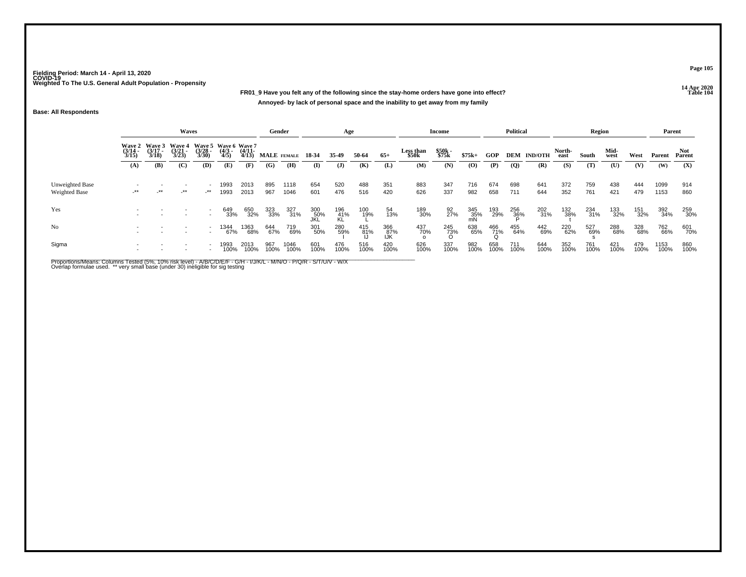Fielding Period: March 14 - April 13, 2020
COVID-19
Weighted To The U.S. General Adult Population - Propensity

14 Apr 2020
Table 104

**FR01_9 Have you felt any of the following since the stay-home orders have gone into effect?**

**Annoyed- by lack of personal space and the inability to get away from my family**

**Base: All Respondents**

| | Waves | | | | | | Gender | | Age | | | | Income | | | Political | | | Region | | | | Parent | |
|---|---|---|---|---|---|---|---|---|---|---|---|---|---|---|---|---|---|---|---|---|---|---|---|---|
| | Wave 2 (3/14 - 3/15) | Wave 3 (3/17 - 3/18) | Wave 4 (3/21 - 3/23) | Wave 5 (3/28 - 3/30) | Wave 6 (4/3 - 4/5) | Wave 7 (4/11- 4/13) | MALE | FEMALE | 18-34 | 35-49 | 50-64 | 65+ | Less than $50k | $50k - $75k | $75k+ | GOP | DEM | IND/OTH | North-east | South | Mid-west | West | Parent | Not Parent |
| | (A) | (B) | (C) | (D) | (E) | (F) | (G) | (H) | (I) | (J) | (K) | (L) | (M) | (N) | (O) | (P) | (Q) | (R) | (S) | (T) | (U) | (V) | (W) | (X) |
| Unweighted Base | - | - | - | - | 1993 | 2013 | 895 | 1118 | 654 | 520 | 488 | 351 | 883 | 347 | 716 | 674 | 698 | 641 | 372 | 759 | 438 | 444 | 1099 | 914 |
| Weighted Base | -** | -** | -** | -** | 1993 | 2013 | 967 | 1046 | 601 | 476 | 516 | 420 | 626 | 337 | 982 | 658 | 711 | 644 | 352 | 761 | 421 | 479 | 1153 | 860 |
| Yes | - | - | - | - | 649 | 650 | 323 | 327 | 300 | 196 | 100 | 54 | 189 | 92 | 345 | 193 | 256 | 202 | 132 | 234 | 133 | 151 | 392 | 259 |
| | - | - | - | - | 33% | 32% | 33% | 31% | 50% | 41% | 19% | 13% | 30% | 27% | 35% | 29% | 36% | 31% | 38% | 31% | 32% | 32% | 34% | 30% |
| | | | | | | | | | JKL | KL | L | | | | mN | | P | | t | | | | | |
| No | - | - | - | - | 1344 | 1363 | 644 | 719 | 301 | 280 | 415 | 366 | 437 | 245 | 638 | 466 | 455 | 442 | 220 | 527 | 288 | 328 | 762 | 601 |
| | - | - | - | - | 67% | 68% | 67% | 69% | 50% | 59% | 81% | 87% | 70% | 73% | 65% | 71% | 64% | 69% | 62% | 69% | 68% | 68% | 66% | 70% |
| | | | | | | | | | | I | IJ | IJK | o | O | | Q | | | | s | | | | |
| Sigma | - | - | - | - | 1993 | 2013 | 967 | 1046 | 601 | 476 | 516 | 420 | 626 | 337 | 982 | 658 | 711 | 644 | 352 | 761 | 421 | 479 | 1153 | 860 |
| | - | - | - | - | 100% | 100% | 100% | 100% | 100% | 100% | 100% | 100% | 100% | 100% | 100% | 100% | 100% | 100% | 100% | 100% | 100% | 100% | 100% | 100% |

Proportions/Means: Columns Tested (5%, 10% risk level) - A/B/C/D/E/F - G/H - I/J/K/L - M/N/O - P/Q/R - S/T/U/V - W/X
Overlap formulae used. ** very small base (under 30) ineligible for sig testing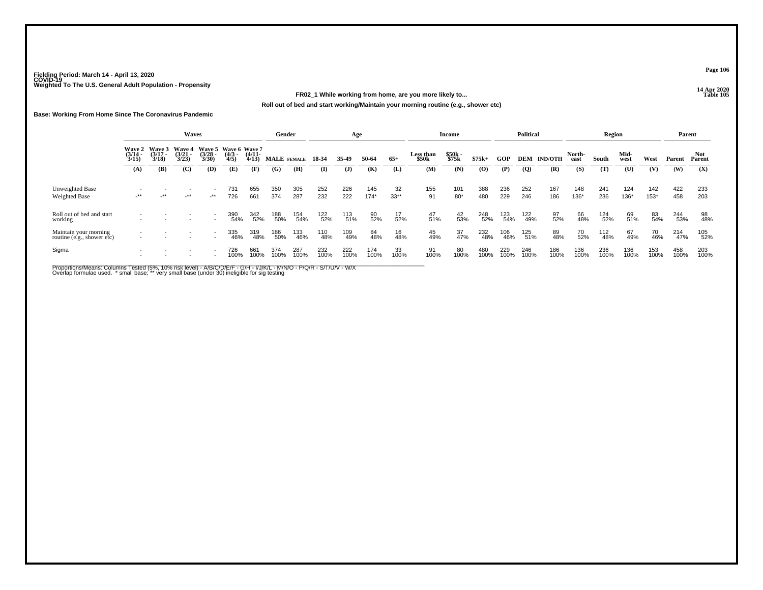Fielding Period: March 14 - April 13, 2020
COVID-19
Weighted To The U.S. General Adult Population - Propensity

14 Apr 2020
Table 105

**FR02_1 While working from home, are you more likely to...**

**Roll out of bed and start working/Maintain your morning routine (e.g., shower etc)**

**Base: Working From Home Since The Coronavirus Pandemic**

| | Waves | | | | | | Gender | | Age | | | | Income | | | Political | | | Region | | | | Parent | |
|---|---|---|---|---|---|---|---|---|---|---|---|---|---|---|---|---|---|---|---|---|---|---|---|---|
| | Wave 2 (3/14 - 3/15) | Wave 3 (3/17 - 3/18) | Wave 4 (3/21 - 3/23) | Wave 5 (3/28 - 3/30) | Wave 6 (4/3 - 4/5) | Wave 7 (4/11- 4/13) | MALE | FEMALE | 18-34 | 35-49 | 50-64 | 65+ | Less than $50k | $50k - $75k | $75k+ | GOP | DEM | IND/OTH | North-east | South | Mid-west | West | Parent | Not Parent |
| | (A) | (B) | (C) | (D) | (E) | (F) | (G) | (H) | (I) | (J) | (K) | (L) | (M) | (N) | (O) | (P) | (Q) | (R) | (S) | (T) | (U) | (V) | (W) | (X) |
| Unweighted Base | - | - | - | - | 731 | 655 | 350 | 305 | 252 | 226 | 145 | 32 | 155 | 101 | 388 | 236 | 252 | 167 | 148 | 241 | 124 | 142 | 422 | 233 |
| Weighted Base | -** | -** | -** | -** | 726 | 661 | 374 | 287 | 232 | 222 | 174* | 33** | 91 | 80* | 480 | 229 | 246 | 186 | 136* | 236 | 136* | 153* | 458 | 203 |
| Roll out of bed and start working | - | - | - | - | 390 | 342 | 188 | 154 | 122 | 113 | 90 | 17 | 47 | 42 | 248 | 123 | 122 | 97 | 66 | 124 | 69 | 83 | 244 | 98 |
| | - | - | - | - | 54% | 52% | 50% | 54% | 52% | 51% | 52% | 52% | 51% | 53% | 52% | 54% | 49% | 52% | 48% | 52% | 51% | 54% | 53% | 48% |
| Maintain your morning routine (e.g., shower etc) | - | - | - | - | 335 | 319 | 186 | 133 | 110 | 109 | 84 | 16 | 45 | 37 | 232 | 106 | 125 | 89 | 70 | 112 | 67 | 70 | 214 | 105 |
| | - | - | - | - | 46% | 48% | 50% | 46% | 48% | 49% | 48% | 48% | 49% | 47% | 48% | 46% | 51% | 48% | 52% | 48% | 49% | 46% | 47% | 52% |
| Sigma | - | - | - | - | 726 | 661 | 374 | 287 | 232 | 222 | 174 | 33 | 91 | 80 | 480 | 229 | 246 | 186 | 136 | 236 | 136 | 153 | 458 | 203 |
| | - | - | - | - | 100% | 100% | 100% | 100% | 100% | 100% | 100% | 100% | 100% | 100% | 100% | 100% | 100% | 100% | 100% | 100% | 100% | 100% | 100% | 100% |

Proportions/Means: Columns Tested (5%, 10% risk level) - A/B/C/D/E/F - G/H - I/J/K/L - M/N/O - P/Q/R - S/T/U/V - W/X
Overlap formulae used. * small base; ** very small base (under 30) ineligible for sig testing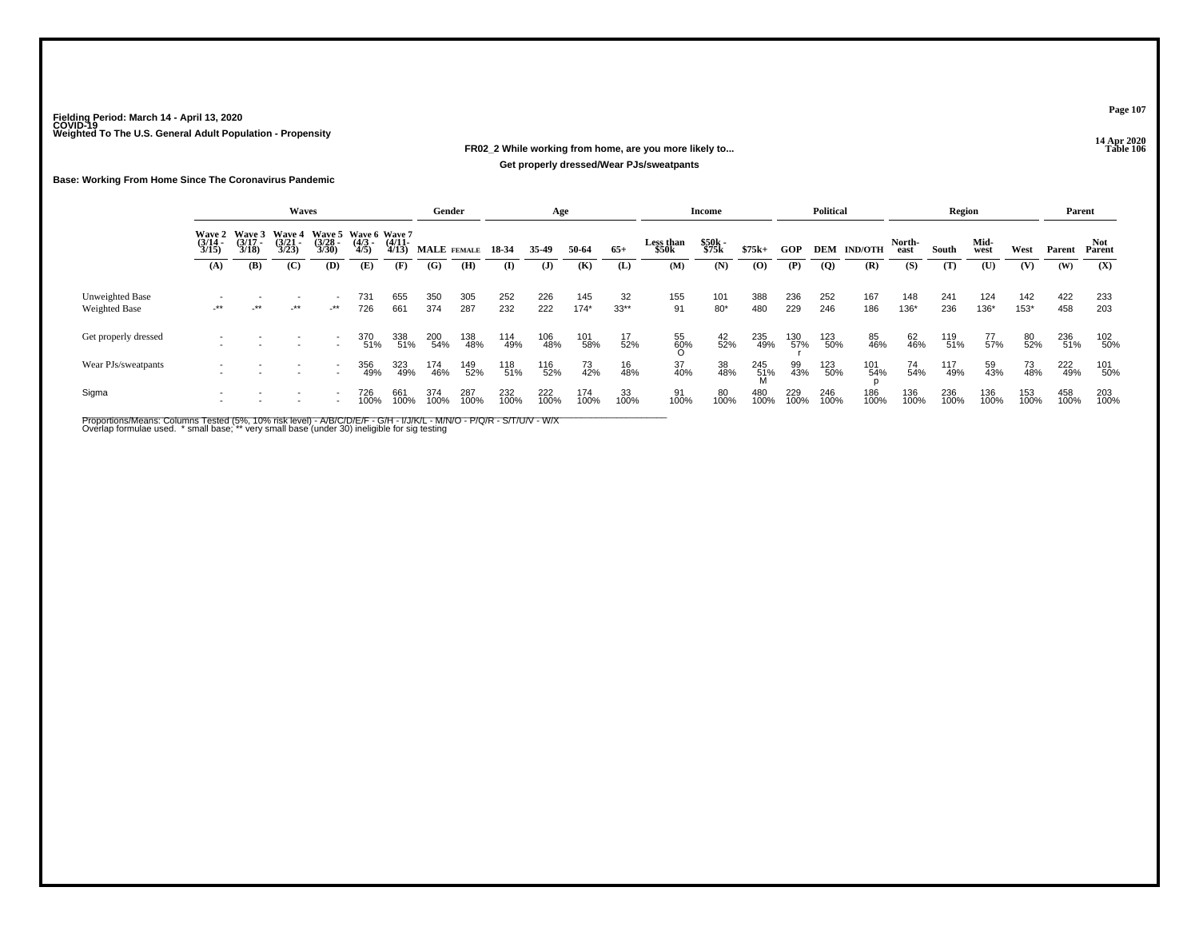Fielding Period: March 14 - April 13, 2020
COVID-19
Weighted To The U.S. General Adult Population - Propensity

14 Apr 2020
Table 106

## FR02_2 While working from home, are you more likely to...
### Get properly dressed/Wear PJs/sweatpants

**Base: Working From Home Since The Coronavirus Pandemic**

| | Waves | | | | | | Gender | | Age | | | | Income | | | Political | | | Region | | | | Parent | |
|---|---|---|---|---|---|---|---|---|---|---|---|---|---|---|---|---|---|---|---|---|---|---|---|---|
| | Wave 2 (3/14 - 3/15) | Wave 3 (3/17 - 3/18) | Wave 4 (3/21 - 3/23) | Wave 5 (3/28 - 3/30) | Wave 6 (4/3 - 4/5) | Wave 7 (4/11- 4/13) | MALE | FEMALE | 18-34 | 35-49 | 50-64 | 65+ | Less than $50k | $50k - $75k | $75k+ | GOP | DEM | IND/OTH | North-east | South | Mid-west | West | Parent | Not Parent |
| | (A) | (B) | (C) | (D) | (E) | (F) | (G) | (H) | (I) | (J) | (K) | (L) | (M) | (N) | (O) | (P) | (Q) | (R) | (S) | (T) | (U) | (V) | (W) | (X) |
| Unweighted Base | - | - | - | - | 731 | 655 | 350 | 305 | 252 | 226 | 145 | 32 | 155 | 101 | 388 | 236 | 252 | 167 | 148 | 241 | 124 | 142 | 422 | 233 |
| Weighted Base | -** | -** | -** | -** | 726 | 661 | 374 | 287 | 232 | 222 | 174* | 33** | 91 | 80* | 480 | 229 | 246 | 186 | 136* | 236 | 136* | 153* | 458 | 203 |
| Get properly dressed | - | - | - | - | 370 | 338 | 200 | 138 | 114 | 106 | 101 | 17 | 55 | 42 | 235 | 130 | 123 | 85 | 62 | 119 | 77 | 80 | 236 | 102 |
| | - | - | - | - | 51% | 51% | 54% | 48% | 49% | 48% | 58% | 52% | 60% | 52% | 49% | 57% | 50% | 46% | 46% | 51% | 57% | 52% | 51% | 50% |
| | | | | | | | | | | | | | O | | | r | | | | | | | | |
| Wear PJs/sweatpants | - | - | - | - | 356 | 323 | 174 | 149 | 118 | 116 | 73 | 16 | 37 | 38 | 245 | 99 | 123 | 101 | 74 | 117 | 59 | 73 | 222 | 101 |
| | - | - | - | - | 49% | 49% | 46% | 52% | 51% | 52% | 42% | 48% | 40% | 48% | 51% | 43% | 50% | 54% | 54% | 49% | 43% | 48% | 49% | 50% |
| | | | | | | | | | | | | | | | M | | | p | | | | | | |
| Sigma | - | - | - | - | 726 | 661 | 374 | 287 | 232 | 222 | 174 | 33 | 91 | 80 | 480 | 229 | 246 | 186 | 136 | 236 | 136 | 153 | 458 | 203 |
| | - | - | - | - | 100% | 100% | 100% | 100% | 100% | 100% | 100% | 100% | 100% | 100% | 100% | 100% | 100% | 100% | 100% | 100% | 100% | 100% | 100% | 100% |

Proportions/Means: Columns Tested (5%, 10% risk level) - A/B/C/D/E/F - G/H - I/J/K/L - M/N/O - P/Q/R - S/T/U/V - W/X
Overlap formulae used. * small base; ** very small base (under 30) ineligible for sig testing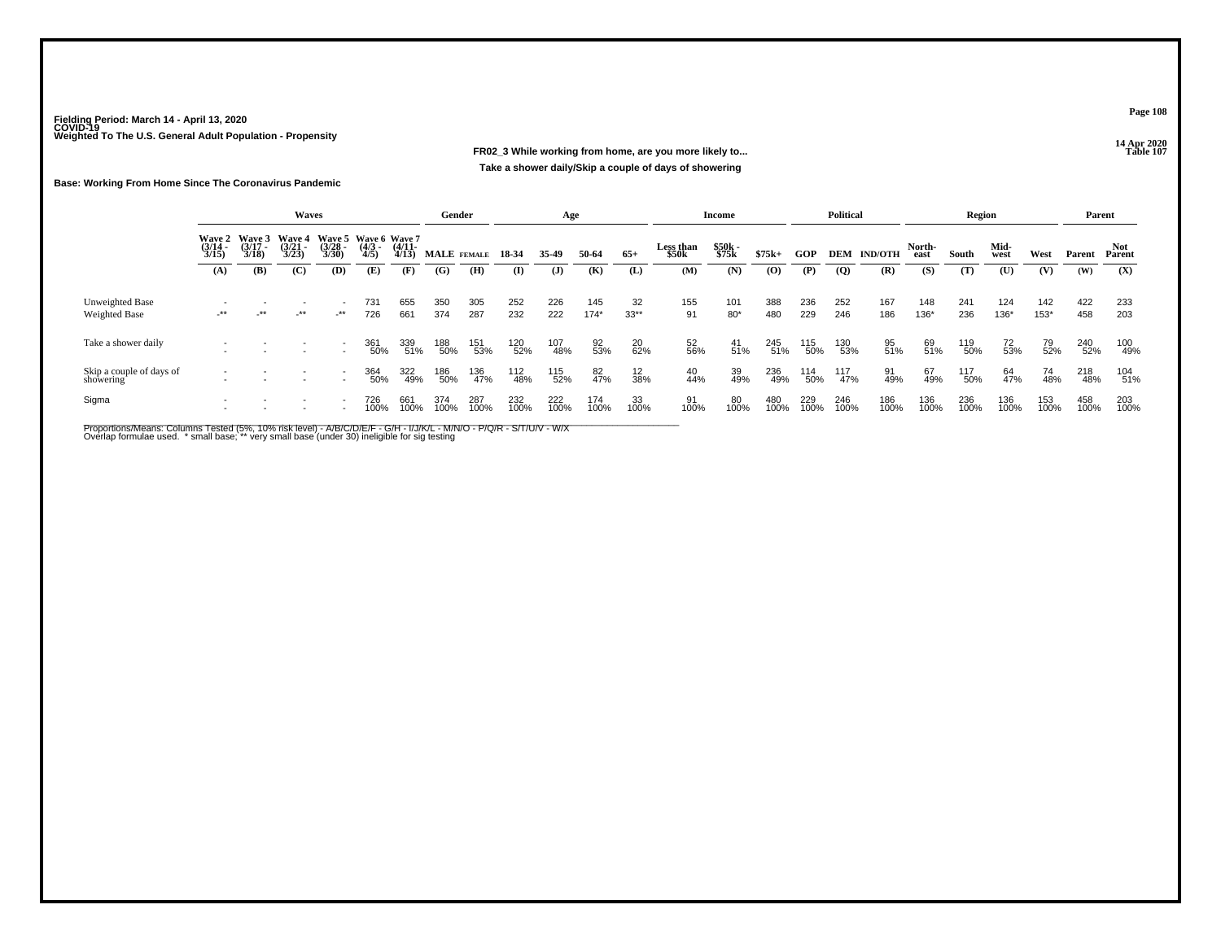Fielding Period: March 14 - April 13, 2020
COVID-19
Weighted To The U.S. General Adult Population - Propensity

14 Apr 2020
Table 107

**FR02_3 While working from home, are you more likely to...**

**Take a shower daily/Skip a couple of days of showering**

**Base: Working From Home Since The Coronavirus Pandemic**

| | Waves | | | | | | Gender | | Age | | | | Income | | | Political | | | Region | | | | Parent | |
|---|---|---|---|---|---|---|---|---|---|---|---|---|---|---|---|---|---|---|---|---|---|---|---|---|
| | Wave 2 (3/14 - 3/15) | Wave 3 (3/17 - 3/18) | Wave 4 (3/21 - 3/23) | Wave 5 (3/28 - 3/30) | Wave 6 (4/3 - 4/5) | Wave 7 (4/11- 4/13) | MALE | FEMALE | 18-34 | 35-49 | 50-64 | 65+ | Less than $50k | $50k - $75k | $75k+ | GOP | DEM | IND/OTH | North-east | South | Mid-west | West | Parent | Not Parent |
| | (A) | (B) | (C) | (D) | (E) | (F) | (G) | (H) | (I) | (J) | (K) | (L) | (M) | (N) | (O) | (P) | (Q) | (R) | (S) | (T) | (U) | (V) | (W) | (X) |
| Unweighted Base | - | - | - | - | 731 | 655 | 350 | 305 | 252 | 226 | 145 | 32 | 155 | 101 | 388 | 236 | 252 | 167 | 148 | 241 | 124 | 142 | 422 | 233 |
| Weighted Base | -** | -** | -** | -** | 726 | 661 | 374 | 287 | 232 | 222 | 174* | 33** | 91 | 80* | 480 | 229 | 246 | 186 | 136* | 236 | 136* | 153* | 458 | 203 |
| Take a shower daily | - | - | - | - | 361 | 339 | 188 | 151 | 120 | 107 | 92 | 20 | 52 | 41 | 245 | 115 | 130 | 95 | 69 | 119 | 72 | 79 | 240 | 100 |
| | - | - | - | - | 50% | 51% | 50% | 53% | 52% | 48% | 53% | 62% | 56% | 51% | 51% | 50% | 53% | 51% | 51% | 50% | 53% | 52% | 52% | 49% |
| Skip a couple of days of showering | - | - | - | - | 364 | 322 | 186 | 136 | 112 | 115 | 82 | 12 | 40 | 39 | 236 | 114 | 117 | 91 | 67 | 117 | 64 | 74 | 218 | 104 |
| | - | - | - | - | 50% | 49% | 50% | 47% | 48% | 52% | 47% | 38% | 44% | 49% | 49% | 50% | 47% | 49% | 49% | 50% | 47% | 48% | 48% | 51% |
| Sigma | - | - | - | - | 726 | 661 | 374 | 287 | 232 | 222 | 174 | 33 | 91 | 80 | 480 | 229 | 246 | 186 | 136 | 236 | 136 | 153 | 458 | 203 |
| | - | - | - | - | 100% | 100% | 100% | 100% | 100% | 100% | 100% | 100% | 100% | 100% | 100% | 100% | 100% | 100% | 100% | 100% | 100% | 100% | 100% | 100% |

Proportions/Means: Columns Tested (5%, 10% risk level) - A/B/C/D/E/F - G/H - I/J/K/L - M/N/O - P/Q/R - S/T/U/V - W/X
Overlap formulae used. * small base; ** very small base (under 30) ineligible for sig testing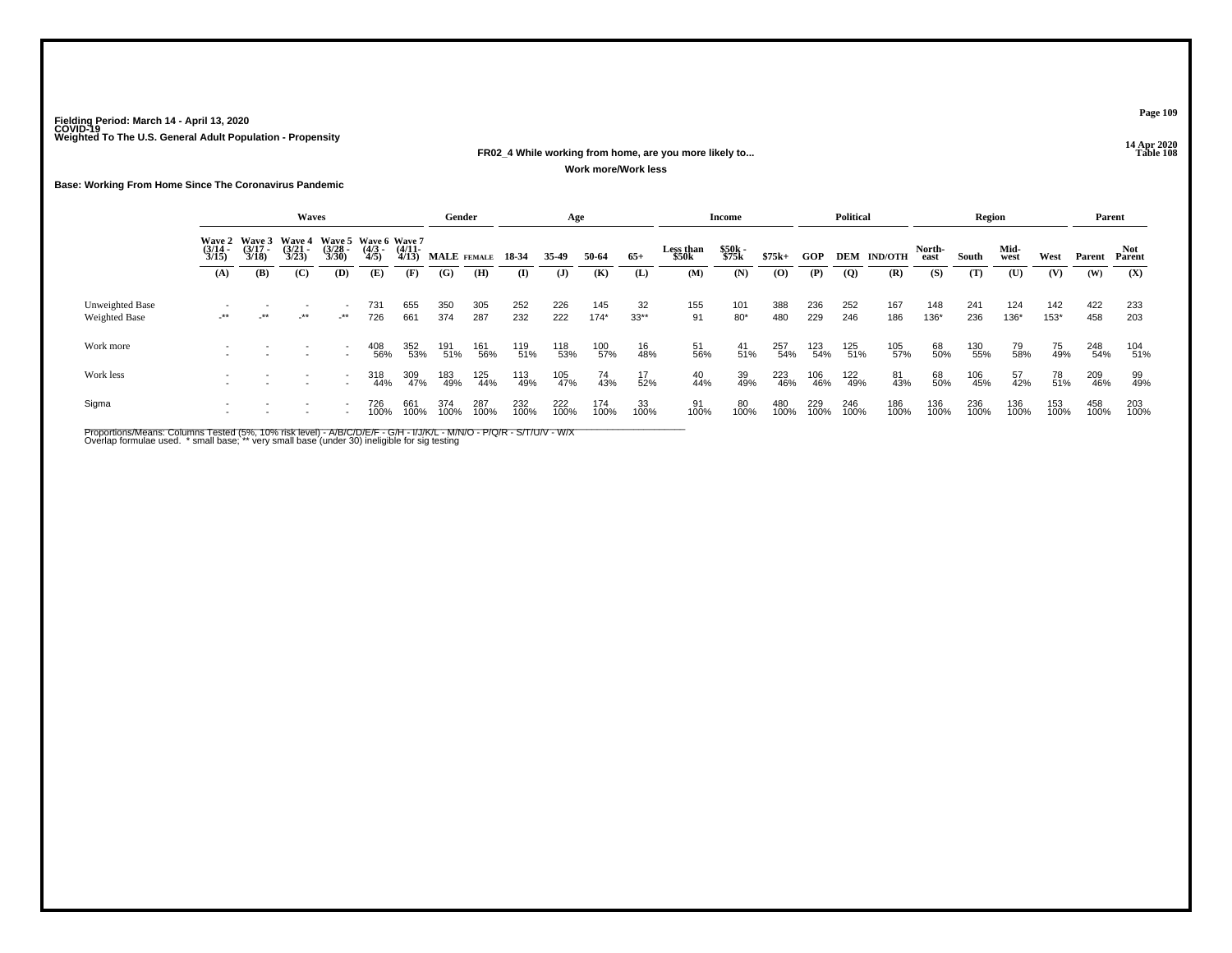Fielding Period: March 14 - April 13, 2020
COVID-19
Weighted To The U.S. General Adult Population - Propensity

14 Apr 2020
Table 108

**FR02_4 While working from home, are you more likely to...**

**Work more/Work less**

**Base: Working From Home Since The Coronavirus Pandemic**

| | Waves | | | | | | Gender | | Age | | | | Income | | | Political | | | Region | | | | Parent | |
|---|---|---|---|---|---|---|---|---|---|---|---|---|---|---|---|---|---|---|---|---|---|---|---|---|
| | Wave 2 (3/14 - 3/15) | Wave 3 (3/17 - 3/18) | Wave 4 (3/21 - 3/23) | Wave 5 (3/28 - 3/30) | Wave 6 (4/3 - 4/5) | Wave 7 (4/11- 4/13) | MALE | FEMALE | 18-34 | 35-49 | 50-64 | 65+ | Less than $50k | $50k - $75k | $75k+ | GOP | DEM | IND/OTH | North-east | South | Mid-west | West | Parent | Not Parent |
| | (A) | (B) | (C) | (D) | (E) | (F) | (G) | (H) | (I) | (J) | (K) | (L) | (M) | (N) | (O) | (P) | (Q) | (R) | (S) | (T) | (U) | (V) | (W) | (X) |
| Unweighted Base | - | - | - | - | 731 | 655 | 350 | 305 | 252 | 226 | 145 | 32 | 155 | 101 | 388 | 236 | 252 | 167 | 148 | 241 | 124 | 142 | 422 | 233 |
| Weighted Base | -** | -** | -** | -** | 726 | 661 | 374 | 287 | 232 | 222 | 174* | 33** | 91 | 80* | 480 | 229 | 246 | 186 | 136* | 236 | 136* | 153* | 458 | 203 |
| Work more | - | - | - | - | 408 | 352 | 191 | 161 | 119 | 118 | 100 | 16 | 51 | 41 | 257 | 123 | 125 | 105 | 68 | 130 | 79 | 75 | 248 | 104 |
| | - | - | - | - | 56% | 53% | 51% | 56% | 51% | 53% | 57% | 48% | 56% | 51% | 54% | 54% | 51% | 57% | 50% | 55% | 58% | 49% | 54% | 51% |
| Work less | - | - | - | - | 318 | 309 | 183 | 125 | 113 | 105 | 74 | 17 | 40 | 39 | 223 | 106 | 122 | 81 | 68 | 106 | 57 | 78 | 209 | 99 |
| | - | - | - | - | 44% | 47% | 49% | 44% | 49% | 47% | 43% | 52% | 44% | 49% | 46% | 46% | 49% | 43% | 50% | 45% | 42% | 51% | 46% | 49% |
| Sigma | - | - | - | - | 726 | 661 | 374 | 287 | 232 | 222 | 174 | 33 | 91 | 80 | 480 | 229 | 246 | 186 | 136 | 236 | 136 | 153 | 458 | 203 |
| | - | - | - | - | 100% | 100% | 100% | 100% | 100% | 100% | 100% | 100% | 100% | 100% | 100% | 100% | 100% | 100% | 100% | 100% | 100% | 100% | 100% | 100% |

Proportions/Means: Columns Tested (5%, 10% risk level) - A/B/C/D/E/F - G/H - I/J/K/L - M/N/O - P/Q/R - S/T/U/V - W/X
Overlap formulae used. * small base; ** very small base (under 30) ineligible for sig testing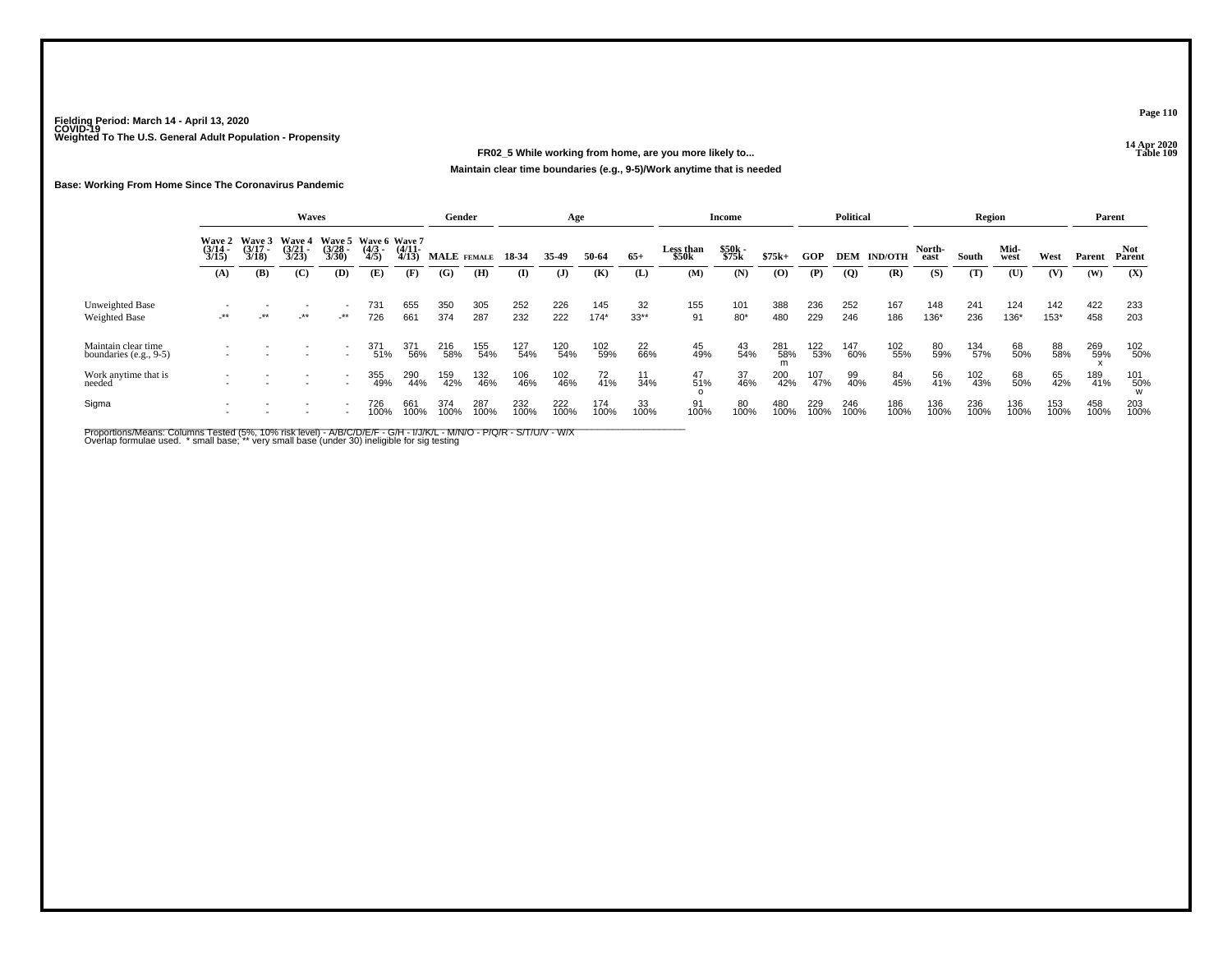Fielding Period: March 14 - April 13, 2020
COVID-19
Weighted To The U.S. General Adult Population - Propensity

14 Apr 2020
Table 109

**FR02_5 While working from home, are you more likely to...**

**Maintain clear time boundaries (e.g., 9-5)/Work anytime that is needed**

**Base: Working From Home Since The Coronavirus Pandemic**

| | Waves | | | | | | Gender | | Age | | | | Income | | | Political | | | Region | | | | Parent | |
|---|---|---|---|---|---|---|---|---|---|---|---|---|---|---|---|---|---|---|---|---|---|---|---|---|
| | Wave 2 (3/14 - 3/15) | Wave 3 (3/17 - 3/18) | Wave 4 (3/21 - 3/23) | Wave 5 (3/28 - 3/30) | Wave 6 (4/3 - 4/5) | Wave 7 (4/11- 4/13) | MALE | FEMALE | 18-34 | 35-49 | 50-64 | 65+ | Less than $50k | $50k - $75k | $75k+ | GOP | DEM | IND/OTH | North-east | South | Mid-west | West | Parent | Not Parent |
| | (A) | (B) | (C) | (D) | (E) | (F) | (G) | (H) | (I) | (J) | (K) | (L) | (M) | (N) | (O) | (P) | (Q) | (R) | (S) | (T) | (U) | (V) | (W) | (X) |
| Unweighted Base | - | - | - | - | 731 | 655 | 350 | 305 | 252 | 226 | 145 | 32 | 155 | 101 | 388 | 236 | 252 | 167 | 148 | 241 | 124 | 142 | 422 | 233 |
| Weighted Base | -** | -** | -** | -** | 726 | 661 | 374 | 287 | 232 | 222 | 174* | 33** | 91 | 80* | 480 | 229 | 246 | 186 | 136* | 236 | 136* | 153* | 458 | 203 |
| Maintain clear time boundaries (e.g., 9-5) | - | - | - | - | 371 | 371 | 216 | 155 | 127 | 120 | 102 | 22 | 45 | 43 | 281 | 122 | 147 | 102 | 80 | 134 | 68 | 88 | 269 | 102 |
| | - | - | - | - | 51% | 56% | 58% | 54% | 54% | 54% | 59% | 66% | 49% | 54% | 58% m | 53% | 60% | 55% | 59% | 57% | 50% | 58% | 59% x | 50% |
| Work anytime that is needed | - | - | - | - | 355 | 290 | 159 | 132 | 106 | 102 | 72 | 11 | 47 | 37 | 200 | 107 | 99 | 84 | 56 | 102 | 68 | 65 | 189 | 101 |
| | - | - | - | - | 49% | 44% | 42% | 46% | 46% | 46% | 41% | 34% | 51% o | 46% | 42% | 47% | 40% | 45% | 41% | 43% | 50% | 42% | 41% | 50% w |
| Sigma | - | - | - | - | 726 | 661 | 374 | 287 | 232 | 222 | 174 | 33 | 91 | 80 | 480 | 229 | 246 | 186 | 136 | 236 | 136 | 153 | 458 | 203 |
| | - | - | - | - | 100% | 100% | 100% | 100% | 100% | 100% | 100% | 100% | 100% | 100% | 100% | 100% | 100% | 100% | 100% | 100% | 100% | 100% | 100% | 100% |

Proportions/Means: Columns Tested (5%, 10% risk level) - A/B/C/D/E/F - G/H - I/J/K/L - M/N/O - P/Q/R - S/T/U/V - W/X
Overlap formulae used. * small base; ** very small base (under 30) ineligible for sig testing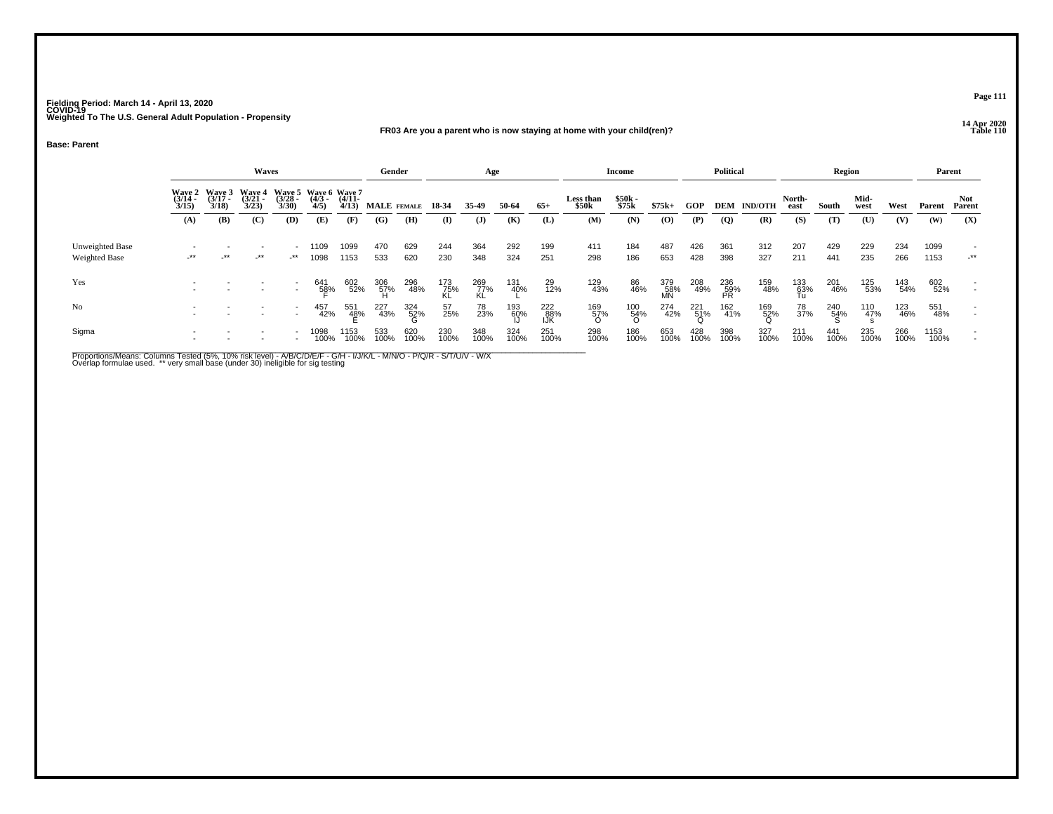Fielding Period: March 14 - April 13, 2020
COVID-19
Weighted To The U.S. General Adult Population - Propensity

14 Apr 2020
Table 110

**FR03 Are you a parent who is now staying at home with your child(ren)?**

**Base: Parent**

| | Waves | | | | | | Gender | | Age | | | | Income | | | Political | | | Region | | | | Parent | |
|---|---|---|---|---|---|---|---|---|---|---|---|---|---|---|---|---|---|---|---|---|---|---|---|---|
| | Wave 2 (3/14 - 3/15) | Wave 3 (3/17 - 3/18) | Wave 4 (3/21 - 3/23) | Wave 5 (3/28 - 3/30) | Wave 6 (4/3 - 4/5) | Wave 7 (4/11- 4/13) | MALE | FEMALE | 18-34 | 35-49 | 50-64 | 65+ | Less than $50k | $50k - $75k | $75k+ | GOP | DEM | IND/OTH | North-east | South | Mid-west | West | Parent | Not Parent |
| | (A) | (B) | (C) | (D) | (E) | (F) | (G) | (H) | (I) | (J) | (K) | (L) | (M) | (N) | (O) | (P) | (Q) | (R) | (S) | (T) | (U) | (V) | (W) | (X) |
| Unweighted Base | - | - | - | - | 1109 | 1099 | 470 | 629 | 244 | 364 | 292 | 199 | 411 | 184 | 487 | 426 | 361 | 312 | 207 | 429 | 229 | 234 | 1099 | - |
| Weighted Base | -** | -** | -** | -** | 1098 | 1153 | 533 | 620 | 230 | 348 | 324 | 251 | 298 | 186 | 653 | 428 | 398 | 327 | 211 | 441 | 235 | 266 | 1153 | -** |
| Yes | - | - | - | - | 641 | 602 | 306 | 296 | 173 | 269 | 131 | 29 | 129 | 86 | 379 | 208 | 236 | 159 | 133 | 201 | 125 | 143 | 602 | - |
| | - | - | - | - | 58% | 52% | 57% | 48% | 75% | 77% | 40% | 12% | 43% | 46% | 58% | 49% | 59% | 48% | 63% | 46% | 53% | 54% | 52% | - |
| | | | | | F | | H | | KL | KL | L | | | | MN | | PR | | Tu | | | | | |
| No | - | - | - | - | 457 | 551 | 227 | 324 | 57 | 78 | 193 | 222 | 169 | 100 | 274 | 221 | 162 | 169 | 78 | 240 | 110 | 123 | 551 | - |
| | - | - | - | - | 42% | 48% | 43% | 52% | 25% | 23% | 60% | 88% | 57% | 54% | 42% | 51% | 41% | 52% | 37% | 54% | 47% | 46% | 48% | - |
| | | | | | | E | | G | | | IJ | IJK | O | O | | Q | | Q | | S | s | | | |
| Sigma | - | - | - | - | 1098 | 1153 | 533 | 620 | 230 | 348 | 324 | 251 | 298 | 186 | 653 | 428 | 398 | 327 | 211 | 441 | 235 | 266 | 1153 | - |
| | - | - | - | - | 100% | 100% | 100% | 100% | 100% | 100% | 100% | 100% | 100% | 100% | 100% | 100% | 100% | 100% | 100% | 100% | 100% | 100% | 100% | - |

Proportions/Means: Columns Tested (5%, 10% risk level) - A/B/C/D/E/F - G/H - I/J/K/L - M/N/O - P/Q/R - S/T/U/V - W/X
Overlap formulae used. ** very small base (under 30) ineligible for sig testing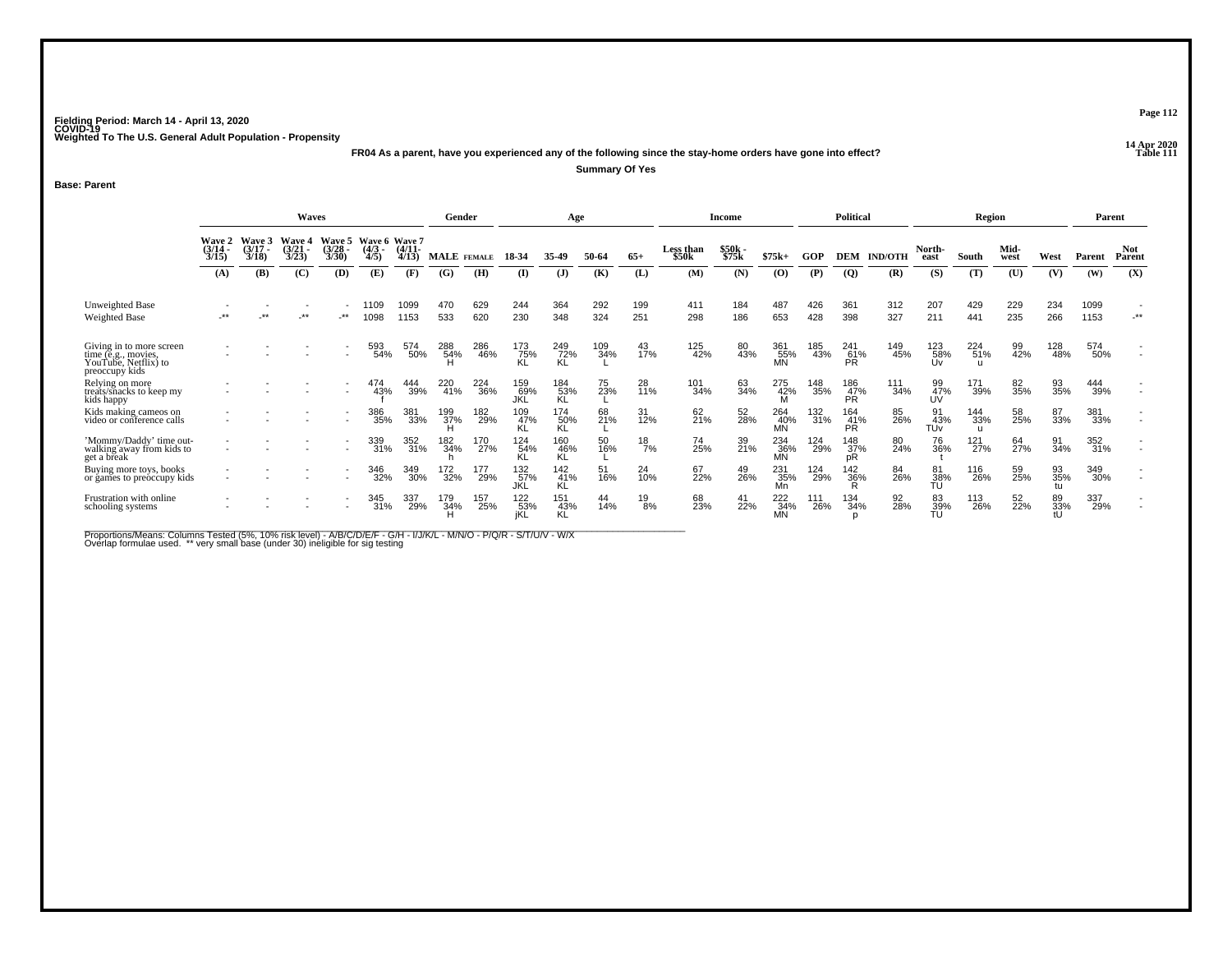Fielding Period: March 14 - April 13, 2020
COVID-19
Weighted To The U.S. General Adult Population - Propensity

14 Apr 2020
Table 111

**FR04 As a parent, have you experienced any of the following since the stay-home orders have gone into effect?**

**Summary Of Yes**

**Base: Parent**

| | Waves | | | | | | Gender | | Age | | | | Income | | | Political | | | Region | | | | Parent | |
|---|---|---|---|---|---|---|---|---|---|---|---|---|---|---|---|---|---|---|---|---|---|---|---|---|
| | Wave 2 (3/14 - 3/15) | Wave 3 (3/17 - 3/18) | Wave 4 (3/21 - 3/23) | Wave 5 (3/28 - 3/30) | Wave 6 (4/3 - 4/5) | Wave 7 (4/11- 4/13) | MALE | FEMALE | 18-34 | 35-49 | 50-64 | 65+ | Less than $50k | $50k - $75k | $75k+ | GOP | DEM | IND/OTH | North-east | South | Mid-west | West | Parent | Not Parent |
| | (A) | (B) | (C) | (D) | (E) | (F) | (G) | (H) | (I) | (J) | (K) | (L) | (M) | (N) | (O) | (P) | (Q) | (R) | (S) | (T) | (U) | (V) | (W) | (X) |
| Unweighted Base | - | - | - | - | 1109 | 1099 | 470 | 629 | 244 | 364 | 292 | 199 | 411 | 184 | 487 | 426 | 361 | 312 | 207 | 429 | 229 | 234 | 1099 | - |
| Weighted Base | -** | -** | -** | -** | 1098 | 1153 | 533 | 620 | 230 | 348 | 324 | 251 | 298 | 186 | 653 | 428 | 398 | 327 | 211 | 441 | 235 | 266 | 1153 | -** |
| Giving in to more screen time (e.g., movies, YouTube, Netflix) to preoccupy kids | - | - | - | - | 593 | 574 | 288 | 286 | 173 | 249 | 109 | 43 | 125 | 80 | 361 | 185 | 241 | 149 | 123 | 224 | 99 | 128 | 574 | - |
| | - | - | - | - | 54% | 50% | 54% | 46% | 75% | 72% | 34% | 17% | 42% | 43% | 55% | 43% | 61% | 45% | 58% | 51% | 42% | 48% | 50% | - |
| | | | | | | | H | | KL | KL | L | | | | MN | | PR | | Uv | u | | | | |
| Relying on more treats/snacks to keep my kids happy | - | - | - | - | 474 | 444 | 220 | 224 | 159 | 184 | 75 | 28 | 101 | 63 | 275 | 148 | 186 | 111 | 99 | 171 | 82 | 93 | 444 | - |
| | - | - | - | - | 43% | 39% | 41% | 36% | 69% | 53% | 23% | 11% | 34% | 34% | 42% | 35% | 47% | 34% | 47% | 39% | 35% | 35% | 39% | - |
| | | | | | f | | | | JKL | KL | L | | | | M | | PR | | UV | | | | | |
| Kids making cameos on video or conference calls | - | - | - | - | 386 | 381 | 199 | 182 | 109 | 174 | 68 | 31 | 62 | 52 | 264 | 132 | 164 | 85 | 91 | 144 | 58 | 87 | 381 | - |
| | - | - | - | - | 35% | 33% | 37% | 29% | 47% | 50% | 21% | 12% | 21% | 28% | 40% | 31% | 41% | 26% | 43% | 33% | 25% | 33% | 33% | - |
| | | | | | | | H | | KL | KL | L | | | | MN | | PR | | TUv | u | | | | |
| 'Mommy/Daddy' time out-walking away from kids to get a break | - | - | - | - | 339 | 352 | 182 | 170 | 124 | 160 | 50 | 18 | 74 | 39 | 234 | 124 | 148 | 80 | 76 | 121 | 64 | 91 | 352 | - |
| | - | - | - | - | 31% | 31% | 34% | 27% | 54% | 46% | 16% | 7% | 25% | 21% | 36% | 29% | 37% | 24% | 36% | 27% | 27% | 34% | 31% | - |
| | | | | | | | h | | KL | KL | L | | | | MN | | pR | | t | | | | | |
| Buying more toys, books or games to preoccupy kids | - | - | - | - | 346 | 349 | 172 | 177 | 132 | 142 | 51 | 24 | 67 | 49 | 231 | 124 | 142 | 84 | 81 | 116 | 59 | 93 | 349 | - |
| | - | - | - | - | 32% | 30% | 32% | 29% | 57% | 41% | 16% | 10% | 22% | 26% | 35% | 29% | 36% | 26% | 38% | 26% | 25% | 35% | 30% | - |
| | | | | | | | | | JKL | KL | L | | | | Mn | | R | | TU | | | tu | | |
| Frustration with online schooling systems | - | - | - | - | 345 | 337 | 179 | 157 | 122 | 151 | 44 | 19 | 68 | 41 | 222 | 111 | 134 | 92 | 83 | 113 | 52 | 89 | 337 | - |
| | - | - | - | - | 31% | 29% | 34% | 25% | 53% | 43% | 14% | 8% | 23% | 22% | 34% | 26% | 34% | 28% | 39% | 26% | 22% | 33% | 29% | - |
| | | | | | | | H | | jKL | KL | | | | | MN | | p | | TU | | | tU | | |

Proportions/Means: Columns Tested (5%, 10% risk level) - A/B/C/D/E/F - G/H - I/J/K/L - M/N/O - P/Q/R - S/T/U/V - W/X
Overlap formulae used. ** very small base (under 30) ineligible for sig testing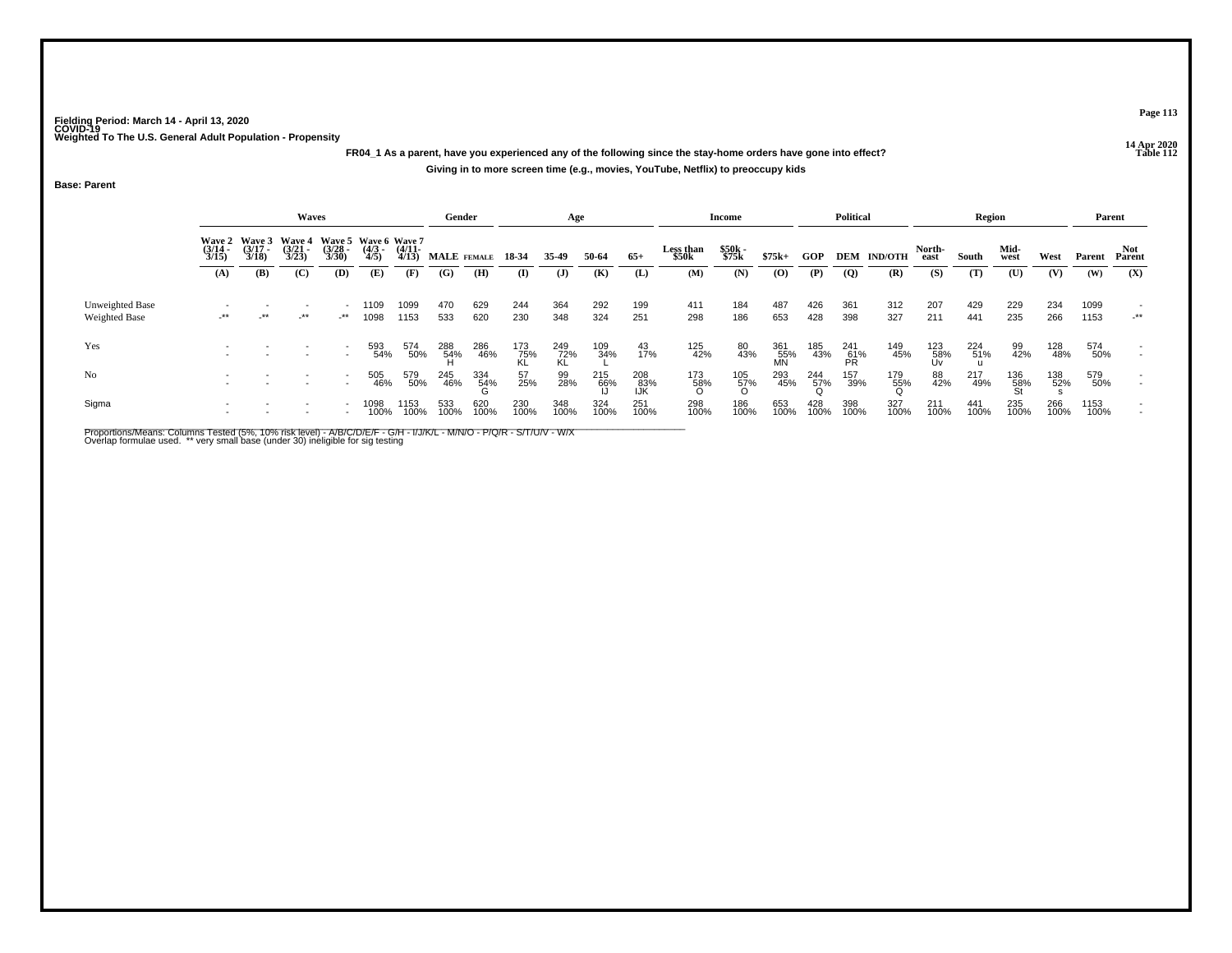Fielding Period: March 14 - April 13, 2020
COVID-19
Weighted To The U.S. General Adult Population - Propensity

14 Apr 2020
Table 112

**FR04_1 As a parent, have you experienced any of the following since the stay-home orders have gone into effect?**

**Giving in to more screen time (e.g., movies, YouTube, Netflix) to preoccupy kids**

**Base: Parent**

| | Waves | | | | | | Gender | | Age | | | | Income | | | Political | | | Region | | | | Parent | |
|---|---|---|---|---|---|---|---|---|---|---|---|---|---|---|---|---|---|---|---|---|---|---|---|---|
| | Wave 2 (3/14 - 3/15) | Wave 3 (3/17 - 3/18) | Wave 4 (3/21 - 3/23) | Wave 5 (3/28 - 3/30) | Wave 6 (4/3 - 4/5) | Wave 7 (4/11- 4/13) | MALE | FEMALE | 18-34 | 35-49 | 50-64 | 65+ | Less than $50k | $50k - $75k | $75k+ | GOP | DEM | IND/OTH | North-east | South | Mid-west | West | Parent | Not Parent |
| | (A) | (B) | (C) | (D) | (E) | (F) | (G) | (H) | (I) | (J) | (K) | (L) | (M) | (N) | (O) | (P) | (Q) | (R) | (S) | (T) | (U) | (V) | (W) | (X) |
| Unweighted Base | - | - | - | - | 1109 | 1099 | 470 | 629 | 244 | 364 | 292 | 199 | 411 | 184 | 487 | 426 | 361 | 312 | 207 | 429 | 229 | 234 | 1099 | - |
| Weighted Base | -** | -** | -** | -** | 1098 | 1153 | 533 | 620 | 230 | 348 | 324 | 251 | 298 | 186 | 653 | 428 | 398 | 327 | 211 | 441 | 235 | 266 | 1153 | -** |
| Yes | - | - | - | - | 593 | 574 | 288 | 286 | 173 | 249 | 109 | 43 | 125 | 80 | 361 | 185 | 241 | 149 | 123 | 224 | 99 | 128 | 574 | - |
| | - | - | - | - | 54% | 50% | 54% | 46% | 75% | 72% | 34% | 17% | 42% | 43% | 55% | 43% | 61% | 45% | 58% | 51% | 42% | 48% | 50% | - |
| | | | | | | | H | | KL | KL | L | | | | MN | | PR | | Uv | u | | | | |
| No | - | - | - | - | 505 | 579 | 245 | 334 | 57 | 99 | 215 | 208 | 173 | 105 | 293 | 244 | 157 | 179 | 88 | 217 | 136 | 138 | 579 | - |
| | - | - | - | - | 46% | 50% | 46% | 54% | 25% | 28% | 66% | 83% | 58% | 57% | 45% | 57% | 39% | 55% | 42% | 49% | 58% | 52% | 50% | - |
| | | | | | | | | G | | | IJ | IJK | O | O | | Q | | Q | | | St | s | | |
| Sigma | - | - | - | - | 1098 | 1153 | 533 | 620 | 230 | 348 | 324 | 251 | 298 | 186 | 653 | 428 | 398 | 327 | 211 | 441 | 235 | 266 | 1153 | - |
| | - | - | - | - | 100% | 100% | 100% | 100% | 100% | 100% | 100% | 100% | 100% | 100% | 100% | 100% | 100% | 100% | 100% | 100% | 100% | 100% | 100% | - |

Proportions/Means: Columns Tested (5%, 10% risk level) - A/B/C/D/E/F - G/H - I/J/K/L - M/N/O - P/Q/R - S/T/U/V - W/X
Overlap formulae used. ** very small base (under 30) ineligible for sig testing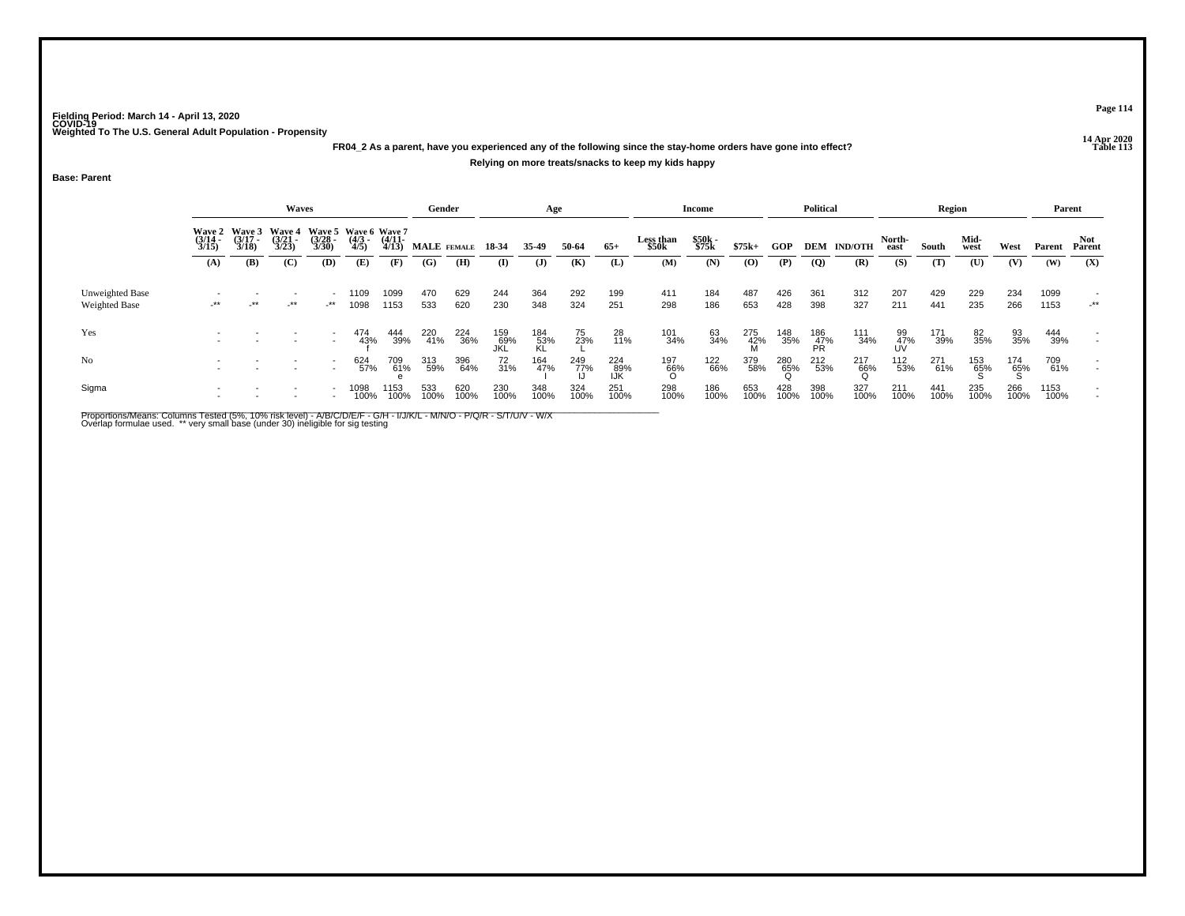Fielding Period: March 14 - April 13, 2020
COVID-19
Weighted To The U.S. General Adult Population - Propensity

14 Apr 2020
Table 113

**FR04_2 As a parent, have you experienced any of the following since the stay-home orders have gone into effect?**

**Relying on more treats/snacks to keep my kids happy**

**Base: Parent**

| | Waves | | | | | | Gender | | Age | | | | Income | | | Political | | | Region | | | | Parent | |
|---|---|---|---|---|---|---|---|---|---|---|---|---|---|---|---|---|---|---|---|---|---|---|---|---|
| | Wave 2 (3/14 - 3/15) | Wave 3 (3/17 - 3/18) | Wave 4 (3/21 - 3/23) | Wave 5 (3/28 - 3/30) | Wave 6 (4/3 - 4/5) | Wave 7 (4/11- 4/13) | MALE | FEMALE | 18-34 | 35-49 | 50-64 | 65+ | Less than $50k | $50k - $75k | $75k+ | GOP | DEM | IND/OTH | North-east | South | Mid-west | West | Parent | Not Parent |
| | (A) | (B) | (C) | (D) | (E) | (F) | (G) | (H) | (I) | (J) | (K) | (L) | (M) | (N) | (O) | (P) | (Q) | (R) | (S) | (T) | (U) | (V) | (W) | (X) |
| Unweighted Base | - | - | - | - | 1109 | 1099 | 470 | 629 | 244 | 364 | 292 | 199 | 411 | 184 | 487 | 426 | 361 | 312 | 207 | 429 | 229 | 234 | 1099 | - |
| Weighted Base | -** | -** | -** | -** | 1098 | 1153 | 533 | 620 | 230 | 348 | 324 | 251 | 298 | 186 | 653 | 428 | 398 | 327 | 211 | 441 | 235 | 266 | 1153 | -** |
| Yes | - | - | - | - | 474 | 444 | 220 | 224 | 159 | 184 | 75 | 28 | 101 | 63 | 275 | 148 | 186 | 111 | 99 | 171 | 82 | 93 | 444 | - |
| | - | - | - | - | 43% | 39% | 41% | 36% | 69% | 53% | 23% | 11% | 34% | 34% | 42% | 35% | 47% | 34% | 47% | 39% | 35% | 35% | 39% | - |
| | | | | | f | | | | JKL | KL | L | | | | M | | PR | | UV | | | | | |
| No | - | - | - | - | 624 | 709 | 313 | 396 | 72 | 164 | 249 | 224 | 197 | 122 | 379 | 280 | 212 | 217 | 112 | 271 | 153 | 174 | 709 | - |
| | - | - | - | - | 57% | 61% | 59% | 64% | 31% | 47% | 77% | 89% | 66% | 66% | 58% | 65% | 53% | 66% | 53% | 61% | 65% | 65% | 61% | - |
| | | | | | | e | | | | I | IJ | IJK | O | | | Q | | Q | | | S | S | | |
| Sigma | - | - | - | - | 1098 | 1153 | 533 | 620 | 230 | 348 | 324 | 251 | 298 | 186 | 653 | 428 | 398 | 327 | 211 | 441 | 235 | 266 | 1153 | - |
| | - | - | - | - | 100% | 100% | 100% | 100% | 100% | 100% | 100% | 100% | 100% | 100% | 100% | 100% | 100% | 100% | 100% | 100% | 100% | 100% | 100% | - |

Proportions/Means: Columns Tested (5%, 10% risk level) - A/B/C/D/E/F - G/H - I/J/K/L - M/N/O - P/Q/R - S/T/U/V - W/X
Overlap formulae used. ** very small base (under 30) ineligible for sig testing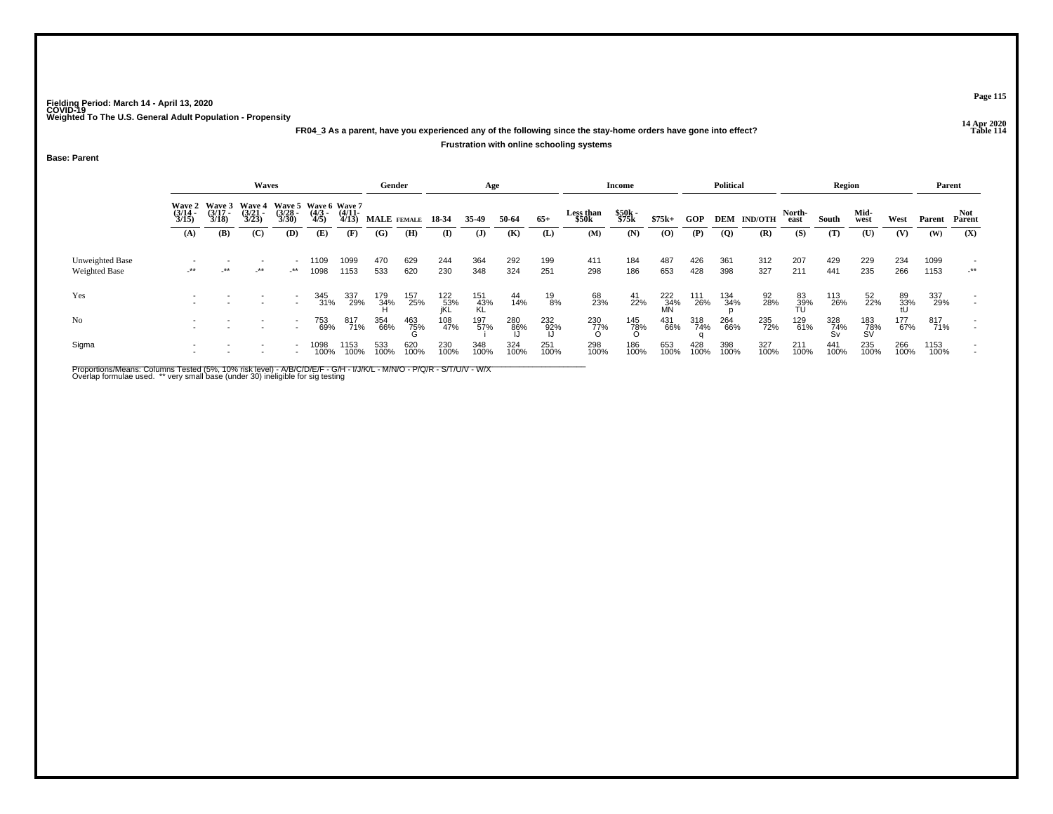Fielding Period: March 14 - April 13, 2020
COVID-19
Weighted To The U.S. General Adult Population - Propensity

14 Apr 2020
Table 114

**FR04_3 As a parent, have you experienced any of the following since the stay-home orders have gone into effect?**

**Frustration with online schooling systems**

**Base: Parent**

| | Waves | | | | | | Gender | | Age | | | | Income | | | Political | | | Region | | | | Parent | |
|---|---|---|---|---|---|---|---|---|---|---|---|---|---|---|---|---|---|---|---|---|---|---|---|---|
| | Wave 2 (3/14 - 3/15) | Wave 3 (3/17 - 3/18) | Wave 4 (3/21 - 3/23) | Wave 5 (3/28 - 3/30) | Wave 6 (4/3 - 4/5) | Wave 7 (4/11- 4/13) | MALE | FEMALE | 18-34 | 35-49 | 50-64 | 65+ | Less than $50k | $50k - $75k | $75k+ | GOP | DEM | IND/OTH | North-east | South | Mid-west | West | Parent | Not Parent |
| | (A) | (B) | (C) | (D) | (E) | (F) | (G) | (H) | (I) | (J) | (K) | (L) | (M) | (N) | (O) | (P) | (Q) | (R) | (S) | (T) | (U) | (V) | (W) | (X) |
| Unweighted Base | - | - | - | - | 1109 | 1099 | 470 | 629 | 244 | 364 | 292 | 199 | 411 | 184 | 487 | 426 | 361 | 312 | 207 | 429 | 229 | 234 | 1099 | - |
| Weighted Base | -** | -** | -** | -** | 1098 | 1153 | 533 | 620 | 230 | 348 | 324 | 251 | 298 | 186 | 653 | 428 | 398 | 327 | 211 | 441 | 235 | 266 | 1153 | -** |
| Yes | - | - | - | - | 345 | 337 | 179 | 157 | 122 | 151 | 44 | 19 | 68 | 41 | 222 | 111 | 134 | 92 | 83 | 113 | 52 | 89 | 337 | - |
| | - | - | - | - | 31% | 29% | 34% | 25% | 53% | 43% | 14% | 8% | 23% | 22% | 34% | 26% | 34% | 28% | 39% | 26% | 22% | 33% | 29% | - |
| | | | | | | | H | | jKL | KL | | | | | MN | | p | | TU | | | tU | | |
| No | - | - | - | - | 753 | 817 | 354 | 463 | 108 | 197 | 280 | 232 | 230 | 145 | 431 | 318 | 264 | 235 | 129 | 328 | 183 | 177 | 817 | - |
| | - | - | - | - | 69% | 71% | 66% | 75% | 47% | 57% | 86% | 92% | 77% | 78% | 66% | 74% | 66% | 72% | 61% | 74% | 78% | 67% | 71% | - |
| | | | | | | | | G | | i | IJ | IJ | O | O | | q | | | | Sv | SV | | | |
| Sigma | - | - | - | - | 1098 | 1153 | 533 | 620 | 230 | 348 | 324 | 251 | 298 | 186 | 653 | 428 | 398 | 327 | 211 | 441 | 235 | 266 | 1153 | - |
| | - | - | - | - | 100% | 100% | 100% | 100% | 100% | 100% | 100% | 100% | 100% | 100% | 100% | 100% | 100% | 100% | 100% | 100% | 100% | 100% | 100% | - |

Proportions/Means: Columns Tested (5%, 10% risk level) - A/B/C/D/E/F - G/H - I/J/K/L - M/N/O - P/Q/R - S/T/U/V - W/X
Overlap formulae used. ** very small base (under 30) ineligible for sig testing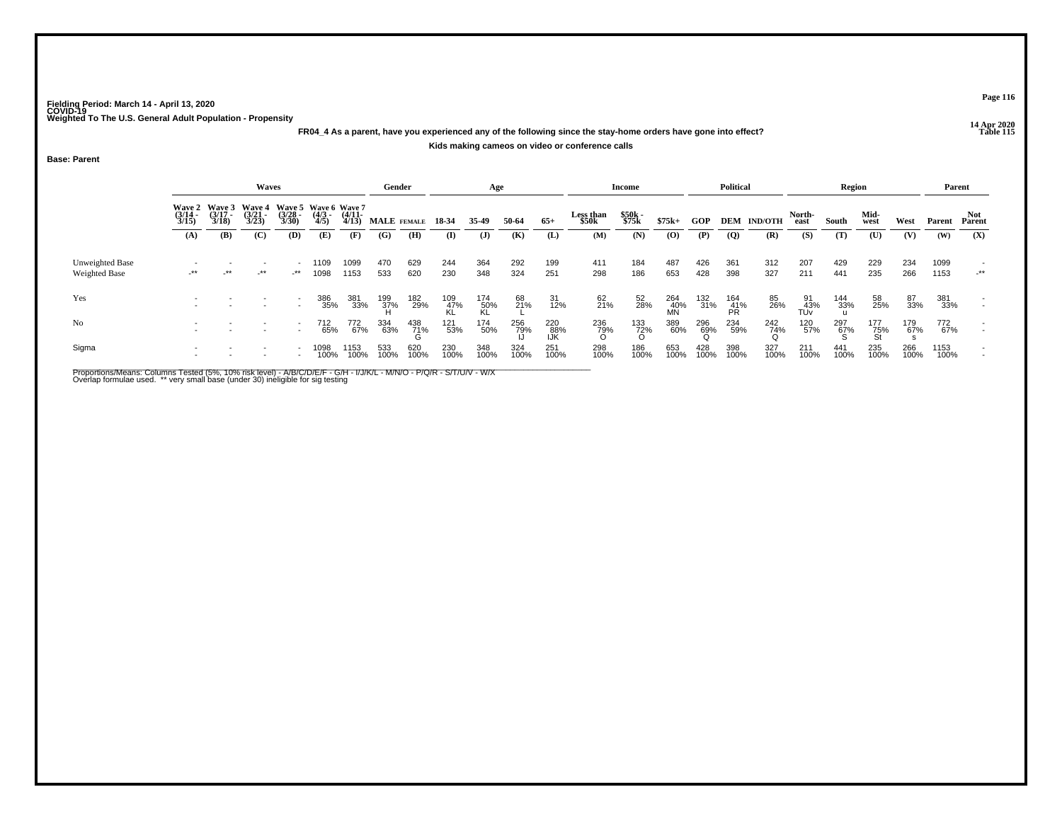Fielding Period: March 14 - April 13, 2020
COVID-19
Weighted To The U.S. General Adult Population - Propensity

14 Apr 2020
Table 115

**FR04_4 As a parent, have you experienced any of the following since the stay-home orders have gone into effect?**

**Kids making cameos on video or conference calls**

**Base: Parent**

| | Waves | | | | | | Gender | | Age | | | | Income | | | Political | | | Region | | | | Parent | |
|---|---|---|---|---|---|---|---|---|---|---|---|---|---|---|---|---|---|---|---|---|---|---|---|---|
| | Wave 2 (3/14 - 3/15) | Wave 3 (3/17 - 3/18) | Wave 4 (3/21 - 3/23) | Wave 5 (3/28 - 3/30) | Wave 6 (4/3 - 4/5) | Wave 7 (4/11 - 4/13) | MALE | FEMALE | 18-34 | 35-49 | 50-64 | 65+ | Less than $50k | $50k - $75k | $75k+ | GOP | DEM | IND/OTH | North-east | South | Mid-west | West | Parent | Not Parent |
| | (A) | (B) | (C) | (D) | (E) | (F) | (G) | (H) | (I) | (J) | (K) | (L) | (M) | (N) | (O) | (P) | (Q) | (R) | (S) | (T) | (U) | (V) | (W) | (X) |
| Unweighted Base | - | - | - | - | 1109 | 1099 | 470 | 629 | 244 | 364 | 292 | 199 | 411 | 184 | 487 | 426 | 361 | 312 | 207 | 429 | 229 | 234 | 1099 | - |
| Weighted Base | -** | -** | -** | -** | 1098 | 1153 | 533 | 620 | 230 | 348 | 324 | 251 | 298 | 186 | 653 | 428 | 398 | 327 | 211 | 441 | 235 | 266 | 1153 | -** |
| Yes | - | - | - | - | 386 | 381 | 199 | 182 | 109 | 174 | 68 | 31 | 62 | 52 | 264 | 132 | 164 | 85 | 91 | 144 | 58 | 87 | 381 | - |
| | - | - | - | - | 35% | 33% | 37% | 29% | 47% | 50% | 21% | 12% | 21% | 28% | 40% | 31% | 41% | 26% | 43% | 33% | 25% | 33% | 33% | - |
| | | | | | | | H | | KL | KL | L | | | | MN | | PR | | TUv | u | | | | |
| No | - | - | - | - | 712 | 772 | 334 | 438 | 121 | 174 | 256 | 220 | 236 | 133 | 389 | 296 | 234 | 242 | 120 | 297 | 177 | 179 | 772 | - |
| | - | - | - | - | 65% | 67% | 63% | 71% | 53% | 50% | 79% | 88% | 79% | 72% | 60% | 69% | 59% | 74% | 57% | 67% | 75% | 67% | 67% | - |
| | | | | | | | | G | | | IJ | IJK | O | O | | Q | | Q | | S | St | s | | |
| Sigma | - | - | - | - | 1098 | 1153 | 533 | 620 | 230 | 348 | 324 | 251 | 298 | 186 | 653 | 428 | 398 | 327 | 211 | 441 | 235 | 266 | 1153 | - |
| | - | - | - | - | 100% | 100% | 100% | 100% | 100% | 100% | 100% | 100% | 100% | 100% | 100% | 100% | 100% | 100% | 100% | 100% | 100% | 100% | 100% | - |

Proportions/Means: Columns Tested (5%, 10% risk level) - A/B/C/D/E/F - G/H - I/J/K/L - M/N/O - P/Q/R - S/T/U/V - W/X
Overlap formulae used. ** very small base (under 30) ineligible for sig testing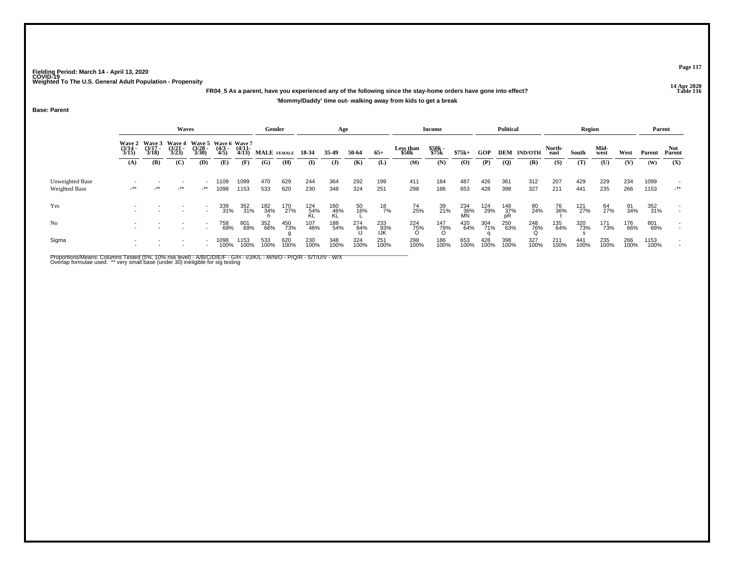Fielding Period: March 14 - April 13, 2020
COVID-19
Weighted To The U.S. General Adult Population - Propensity

14 Apr 2020
Table 116

**FR04_5 As a parent, have you experienced any of the following since the stay-home orders have gone into effect?**

**'Mommy/Daddy' time out- walking away from kids to get a break**

**Base: Parent**

| | Waves | | | | | | Gender | | Age | | | | Income | | | Political | | | Region | | | | Parent | |
|---|---|---|---|---|---|---|---|---|---|---|---|---|---|---|---|---|---|---|---|---|---|---|---|---|
| | Wave 2 (3/14 - 3/15) | Wave 3 (3/17 - 3/18) | Wave 4 (3/21 - 3/23) | Wave 5 (3/28 - 3/30) | Wave 6 (4/3 - 4/5) | Wave 7 (4/11- 4/13) | MALE | FEMALE | 18-34 | 35-49 | 50-64 | 65+ | Less than $50k | $50k - $75k | $75k+ | GOP | DEM | IND/OTH | North-east | South | Mid-west | West | Parent | Not Parent |
| | (A) | (B) | (C) | (D) | (E) | (F) | (G) | (H) | (I) | (J) | (K) | (L) | (M) | (N) | (O) | (P) | (Q) | (R) | (S) | (T) | (U) | (V) | (W) | (X) |
| Unweighted Base | - | - | - | - | 1109 | 1099 | 470 | 629 | 244 | 364 | 292 | 199 | 411 | 184 | 487 | 426 | 361 | 312 | 207 | 429 | 229 | 234 | 1099 | - |
| Weighted Base | -** | -** | -** | -** | 1098 | 1153 | 533 | 620 | 230 | 348 | 324 | 251 | 298 | 186 | 653 | 428 | 398 | 327 | 211 | 441 | 235 | 266 | 1153 | -** |
| Yes | - | - | - | - | 339 | 352 | 182 | 170 | 124 | 160 | 50 | 18 | 74 | 39 | 234 | 124 | 148 | 80 | 76 | 121 | 64 | 91 | 352 | - |
| | - | - | - | - | 31% | 31% | 34% | 27% | 54% | 46% | 16% | 7% | 25% | 21% | 36% | 29% | 37% | 24% | 36% | 27% | 27% | 34% | 31% | - |
| | | | | | | | h | | KL | KL | L | | | | MN | | pR | | t | | | | | |
| No | - | - | - | - | 758 | 801 | 352 | 450 | 107 | 188 | 274 | 233 | 224 | 147 | 420 | 304 | 250 | 248 | 135 | 320 | 171 | 176 | 801 | - |
| | - | - | - | - | 69% | 69% | 66% | 73% | 46% | 54% | 84% | 93% | 75% | 79% | 64% | 71% | 63% | 76% | 64% | 73% | 73% | 66% | 69% | - |
| | | | | | | | | g | | | IJ | IJK | O | O | | q | | Q | | s | | | | |
| Sigma | - | - | - | - | 1098 | 1153 | 533 | 620 | 230 | 348 | 324 | 251 | 298 | 186 | 653 | 428 | 398 | 327 | 211 | 441 | 235 | 266 | 1153 | - |
| | - | - | - | - | 100% | 100% | 100% | 100% | 100% | 100% | 100% | 100% | 100% | 100% | 100% | 100% | 100% | 100% | 100% | 100% | 100% | 100% | 100% | - |

Proportions/Means: Columns Tested (5%, 10% risk level) - A/B/C/D/E/F - G/H - I/J/K/L - M/N/O - P/Q/R - S/T/U/V - W/X
Overlap formulae used. ** very small base (under 30) ineligible for sig testing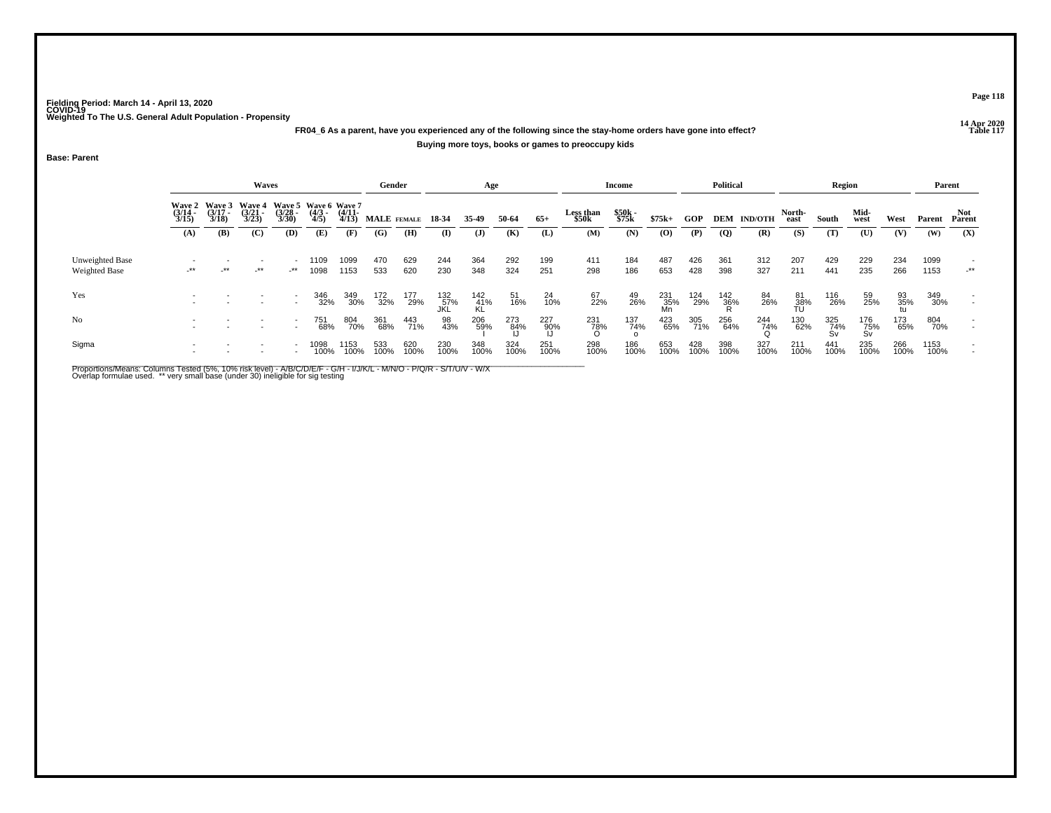Fielding Period: March 14 - April 13, 2020
COVID-19
Weighted To The U.S. General Adult Population - Propensity

14 Apr 2020
Table 117

**FR04_6 As a parent, have you experienced any of the following since the stay-home orders have gone into effect?**

**Buying more toys, books or games to preoccupy kids**

**Base: Parent**

| | Waves | | | | | | Gender | | Age | | | | Income | | | Political | | | Region | | | | Parent | |
|---|---|---|---|---|---|---|---|---|---|---|---|---|---|---|---|---|---|---|---|---|---|---|---|---|
| | Wave 2 (3/14 - 3/15) | Wave 3 (3/17 - 3/18) | Wave 4 (3/21 - 3/23) | Wave 5 (3/28 - 3/30) | Wave 6 (4/3 - 4/5) | Wave 7 (4/11 - 4/13) | MALE | FEMALE | 18-34 | 35-49 | 50-64 | 65+ | Less than $50k | $50k - $75k | $75k+ | GOP | DEM | IND/OTH | North-east | South | Mid-west | West | Parent | Not Parent |
| | (A) | (B) | (C) | (D) | (E) | (F) | (G) | (H) | (I) | (J) | (K) | (L) | (M) | (N) | (O) | (P) | (Q) | (R) | (S) | (T) | (U) | (V) | (W) | (X) |
| Unweighted Base | - | - | - | - | 1109 | 1099 | 470 | 629 | 244 | 364 | 292 | 199 | 411 | 184 | 487 | 426 | 361 | 312 | 207 | 429 | 229 | 234 | 1099 | - |
| Weighted Base | -** | -** | -** | -** | 1098 | 1153 | 533 | 620 | 230 | 348 | 324 | 251 | 298 | 186 | 653 | 428 | 398 | 327 | 211 | 441 | 235 | 266 | 1153 | -** |
| Yes | - | - | - | - | 346 | 349 | 172 | 177 | 132 | 142 | 51 | 24 | 67 | 49 | 231 | 124 | 142 | 84 | 81 | 116 | 59 | 93 | 349 | - |
| | - | - | - | - | 32% | 30% | 32% | 29% | 57% | 41% | 16% | 10% | 22% | 26% | 35% | 29% | 36% | 26% | 38% | 26% | 25% | 35% | 30% | - |
| | | | | | | | | | JKL | KL | | | | | Mn | | R | | TU | | | tu | | |
| No | - | - | - | - | 751 | 804 | 361 | 443 | 98 | 206 | 273 | 227 | 231 | 137 | 423 | 305 | 256 | 244 | 130 | 325 | 176 | 173 | 804 | - |
| | - | - | - | - | 68% | 70% | 68% | 71% | 43% | 59% | 84% | 90% | 78% | 74% | 65% | 71% | 64% | 74% | 62% | 74% | 75% | 65% | 70% | - |
| | | | | | | | | | | I | IJ | IJ | O | o | | | | Q | | Sv | Sv | | | |
| Sigma | - | - | - | - | 1098 | 1153 | 533 | 620 | 230 | 348 | 324 | 251 | 298 | 186 | 653 | 428 | 398 | 327 | 211 | 441 | 235 | 266 | 1153 | - |
| | - | - | - | - | 100% | 100% | 100% | 100% | 100% | 100% | 100% | 100% | 100% | 100% | 100% | 100% | 100% | 100% | 100% | 100% | 100% | 100% | 100% | - |

Proportions/Means: Columns Tested (5%, 10% risk level) - A/B/C/D/E/F - G/H - I/J/K/L - M/N/O - P/Q/R - S/T/U/V - W/X
Overlap formulae used. ** very small base (under 30) ineligible for sig testing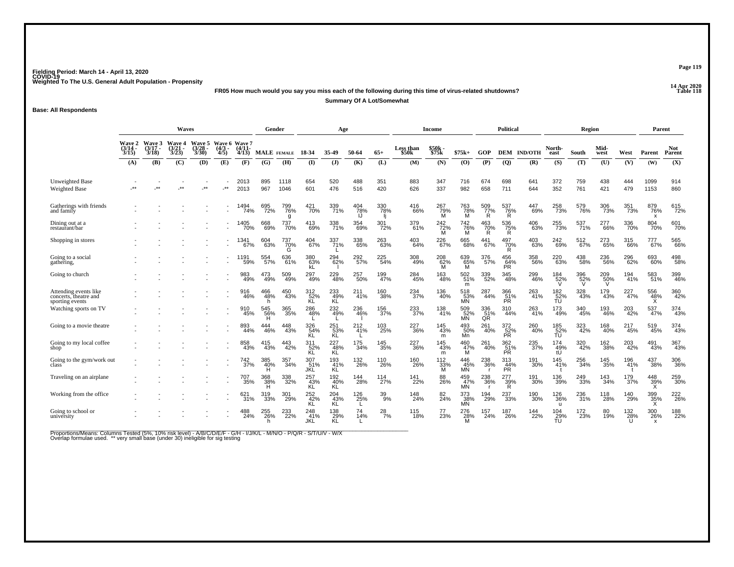Fielding Period: March 14 - April 13, 2020
COVID-19
Weighted To The U.S. General Adult Population - Propensity

14 Apr 2020
Table 118

**FR05 How much would you say you miss each of the following during this time of virus-related shutdowns?**

**Summary Of A Lot/Somewhat**

**Base: All Respondents**

| | Waves | | | | | | Gender | | Age | | | | Income | | | Political | | | Region | | | | Parent | |
|---|---|---|---|---|---|---|---|---|---|---|---|---|---|---|---|---|---|---|---|---|---|---|---|---|
| | Wave 2 (3/14 - 3/15) | Wave 3 (3/17 - 3/18) | Wave 4 (3/21 - 3/23) | Wave 5 (3/28 - 3/30) | Wave 6 (4/3 - 4/5) | Wave 7 (4/11- 4/13) | MALE | FEMALE | 18-34 | 35-49 | 50-64 | 65+ | Less than $50k | $50k - $75k | $75k+ | GOP | DEM | IND/OTH | North-east | South | Mid-west | West | Parent | Not Parent |
| | (A) | (B) | (C) | (D) | (E) | (F) | (G) | (H) | (I) | (J) | (K) | (L) | (M) | (N) | (O) | (P) | (Q) | (R) | (S) | (T) | (U) | (V) | (W) | (X) |
| Unweighted Base | - | - | - | - | - | 2013 | 895 | 1118 | 654 | 520 | 488 | 351 | 883 | 347 | 716 | 674 | 698 | 641 | 372 | 759 | 438 | 444 | 1099 | 914 |
| Weighted Base | -** | -** | -** | -** | -** | 2013 | 967 | 1046 | 601 | 476 | 516 | 420 | 626 | 337 | 982 | 658 | 711 | 644 | 352 | 761 | 421 | 479 | 1153 | 860 |
| Gatherings with friends and family | - | - | - | - | - | 1494 74% | 695 72% | 799 76% g | 421 70% | 339 71% | 404 78% IJ | 330 78% Ij | 416 66% | 267 79% M | 763 78% M | 509 77% R | 537 76% R | 447 69% | 258 73% | 579 76% | 306 73% | 351 73% | 879 76% x | 615 72% |
| Dining out at a restaurant/bar | - | - | - | - | - | 1405 70% | 668 69% | 737 70% | 413 69% | 338 71% | 354 69% | 301 72% | 379 61% | 242 72% M | 742 76% M | 463 70% R | 536 75% R | 406 63% | 255 73% | 537 71% | 277 66% | 336 70% | 804 70% | 601 70% |
| Shopping in stores | - | - | - | - | - | 1341 67% | 604 63% | 737 70% G | 404 67% | 337 71% L | 338 65% | 263 63% | 403 64% | 226 67% | 665 68% | 441 67% | 497 70% R | 403 63% | 242 69% | 512 67% | 273 65% | 315 66% | 777 67% | 565 66% |
| Going to a social gathering, | - | - | - | - | - | 1191 59% | 554 57% | 636 61% | 380 63% kL | 294 62% l | 292 57% | 225 54% | 308 49% | 208 62% M | 639 65% M | 376 57% | 456 64% PR | 358 56% | 220 63% | 438 58% | 236 56% | 296 62% | 693 60% | 498 58% |
| Going to church | - | - | - | - | - | 983 49% | 473 49% | 509 49% | 297 49% | 229 48% | 257 50% | 199 47% | 284 45% | 163 48% | 502 51% m | 339 52% | 345 48% | 299 46% | 184 52% V | 396 52% V | 209 50% V | 194 41% | 583 51% | 399 46% |
| Attending events like concerts, theatre and sporting events | - | - | - | - | - | 916 46% | 466 48% h | 450 43% | 312 52% KL | 233 49% KL | 211 41% | 160 38% | 234 37% | 136 40% | 518 53% MN | 287 44% | 366 51% PR | 263 41% | 182 52% TU | 328 43% | 179 43% | 227 47% | 556 48% X | 360 42% |
| Watching sports on TV | - | - | - | - | - | 910 45% | 545 56% H | 365 35% | 286 48% L | 232 49% L | 236 46% l | 156 37% | 233 37% | 138 41% | 509 52% MN | 336 51% QR | 310 44% | 263 41% | 173 49% | 340 45% | 193 46% | 203 42% | 537 47% | 374 43% |
| Going to a movie theatre | - | - | - | - | - | 893 44% | 444 46% | 448 43% | 326 54% KL | 251 53% KL | 212 41% L | 103 25% | 227 36% | 145 43% m | 493 50% Mn | 261 40% | 372 52% PR | 260 40% | 185 52% TU | 323 42% | 168 40% | 217 45% | 519 45% | 374 43% |
| Going to my local coffee shop | - | - | - | - | - | 858 43% | 415 43% | 443 42% | 311 52% KL | 227 48% KL | 175 34% | 145 35% | 227 36% | 145 43% m | 460 47% M | 261 40% | 362 51% PR | 235 37% | 174 49% tU | 320 42% | 162 38% | 203 42% | 491 43% | 367 43% |
| Going to the gym/work out class | - | - | - | - | - | 742 37% | 385 40% H | 357 34% | 307 51% JKL | 193 41% KL | 132 26% | 110 26% | 160 26% | 112 33% M | 446 45% MN | 238 36% r | 313 44% PR | 191 30% | 145 41% t | 256 34% | 145 35% | 196 41% t | 437 38% | 306 36% |
| Traveling on an airplane | - | - | - | - | - | 707 35% | 368 38% H | 338 32% | 257 43% KL | 192 40% KL | 144 28% | 114 27% | 141 22% | 88 26% | 459 47% MN | 238 36% r | 277 39% R | 191 30% | 136 39% | 249 33% | 143 34% | 179 37% | 448 39% X | 259 30% |
| Working from the office | - | - | - | - | - | 621 31% | 319 33% | 301 29% | 252 42% KL | 204 43% KL | 126 25% L | 39 9% | 148 24% | 82 24% | 373 38% MN | 194 29% | 237 33% | 190 30% | 126 36% u | 236 31% | 118 28% | 140 29% | 399 35% X | 222 26% |
| Going to school or university | - | - | - | - | - | 488 24% | 255 26% h | 233 22% | 248 41% JKL | 138 29% KL | 74 14% L | 28 7% | 115 18% | 77 23% | 276 28% M | 157 24% | 187 26% | 144 22% | 104 29% TU | 172 23% | 80 19% | 132 28% U | 300 26% x | 188 22% |

Proportions/Means: Columns Tested (5%, 10% risk level) - A/B/C/D/E/F - G/H - I/J/K/L - M/N/O - P/Q/R - S/T/U/V - W/X
Overlap formulae used. ** very small base (under 30) ineligible for sig testing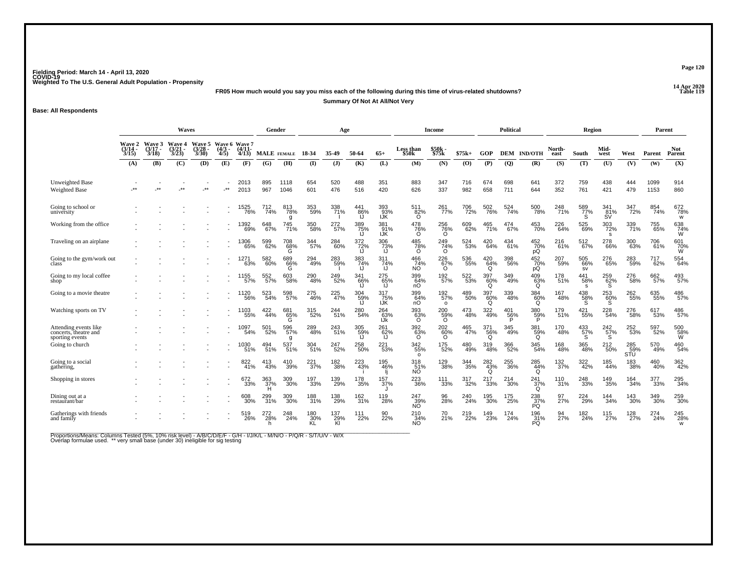Fielding Period: March 14 - April 13, 2020
COVID-19
Weighted To The U.S. General Adult Population - Propensity

14 Apr 2020
Table 119

**FR05 How much would you say you miss each of the following during this time of virus-related shutdowns?**

**Summary Of Not At All/Not Very**

**Base: All Respondents**

| | Waves | | | | | | Gender | | Age | | | | Income | | | Political | | | Region | | | | Parent | |
|---|---|---|---|---|---|---|---|---|---|---|---|---|---|---|---|---|---|---|---|---|---|---|---|---|
| | Wave 2 (3/14 - 3/15) | Wave 3 (3/17 - 3/18) | Wave 4 (3/21 - 3/23) | Wave 5 (3/28 - 3/30) | Wave 6 (4/3 - 4/5) | Wave 7 (4/11 - 4/13) | MALE | FEMALE | 18-34 | 35-49 | 50-64 | 65+ | Less than $50k | $50k - $75k | $75k+ | GOP | DEM | IND/OTH | North-east | South | Mid-west | West | Parent | Not Parent |
| | (A) | (B) | (C) | (D) | (E) | (F) | (G) | (H) | (I) | (J) | (K) | (L) | (M) | (N) | (O) | (P) | (Q) | (R) | (S) | (T) | (U) | (V) | (W) | (X) |
| Unweighted Base | - | - | - | - | - | 2013 | 895 | 1118 | 654 | 520 | 488 | 351 | 883 | 347 | 716 | 674 | 698 | 641 | 372 | 759 | 438 | 444 | 1099 | 914 |
| Weighted Base | -** | -** | -** | -** | -** | 2013 | 967 | 1046 | 601 | 476 | 516 | 420 | 626 | 337 | 982 | 658 | 711 | 644 | 352 | 761 | 421 | 479 | 1153 | 860 |
| Going to school or university | - | - | - | - | - | 1525 76% | 712 74% | 813 78% g | 353 59% | 338 71% I | 441 86% IJ | 393 93% IJK | 511 82% O | 261 77% | 706 72% | 502 76% | 524 74% | 500 78% | 248 71% | 589 77% S | 341 81% SV | 347 72% | 854 74% | 672 78% w |
| Working from the office | - | - | - | - | - | 1392 69% | 648 67% | 745 71% | 350 58% | 272 57% | 389 75% IJ | 381 91% IJK | 478 76% O | 256 76% O | 609 62% | 465 71% | 474 67% | 453 70% | 226 64% | 525 69% | 303 72% s | 339 71% | 755 65% | 638 74% W |
| Traveling on an airplane | - | - | - | - | - | 1306 65% | 599 62% | 708 68% G | 344 57% | 284 60% | 372 72% IJ | 306 73% IJ | 485 78% O | 249 74% O | 524 53% | 420 64% | 434 61% | 452 70% pQ | 216 61% | 512 67% | 278 66% | 300 63% | 706 61% | 601 70% W |
| Going to the gym/work out class | - | - | - | - | - | 1271 63% | 582 60% | 689 66% G | 294 49% | 283 59% I | 383 74% IJ | 311 74% IJ | 466 74% NO | 226 67% O | 536 55% | 420 64% Q | 398 56% | 452 70% pQ | 207 59% | 505 66% sv | 276 65% | 283 59% | 717 62% | 554 64% |
| Going to my local coffee shop | - | - | - | - | - | 1155 57% | 552 57% | 603 58% | 290 48% | 249 52% | 341 66% IJ | 275 65% IJ | 399 64% nO | 192 57% | 522 53% | 397 60% Q | 349 49% | 409 63% Q | 178 51% | 441 58% s | 259 62% S | 276 58% | 662 57% | 493 57% |
| Going to a movie theatre | - | - | - | - | - | 1120 56% | 523 54% | 598 57% | 275 46% | 225 47% | 304 59% IJ | 317 75% IJK | 399 64% nO | 192 57% o | 489 50% | 397 60% Q | 339 48% | 384 60% Q | 167 48% | 438 58% S | 253 60% S | 262 55% | 635 55% | 486 57% |
| Watching sports on TV | - | - | - | - | - | 1103 55% | 422 44% | 681 65% G | 315 52% | 244 51% | 280 54% | 264 63% IJk | 393 63% O | 200 59% O | 473 48% | 322 49% | 401 56% P | 380 59% P | 179 51% | 421 55% | 228 54% | 276 58% | 617 53% | 486 57% |
| Attending events like concerts, theatre and sporting events | - | - | - | - | - | 1097 54% | 501 52% | 596 57% g | 289 48% | 243 51% | 305 59% IJ | 261 62% IJ | 392 63% O | 202 60% O | 465 47% | 371 56% Q | 345 49% | 381 59% Q | 170 48% | 433 57% S | 242 57% S | 252 53% | 597 52% | 500 58% W |
| Going to church | - | - | - | - | - | 1030 51% | 494 51% | 537 51% | 304 51% | 247 52% | 258 50% | 221 53% | 342 55% o | 175 52% | 480 49% | 319 48% | 366 52% | 345 54% | 168 48% | 365 48% | 212 50% | 285 59% STU | 570 49% | 460 54% |
| Going to a social gathering, | - | - | - | - | - | 822 41% | 413 43% | 410 39% | 221 37% | 182 38% | 223 43% i | 195 46% Ij | 318 51% NO | 129 38% | 344 35% | 282 43% Q | 255 36% | 285 44% Q | 132 37% | 322 42% | 185 44% | 183 38% | 460 40% | 362 42% |
| Shopping in stores | - | - | - | - | - | 672 33% | 363 37% H | 309 30% | 197 33% | 139 29% | 178 35% | 157 37% J | 223 36% | 111 33% | 317 32% | 217 33% | 214 30% | 241 37% Q | 110 31% | 248 33% | 149 35% | 164 34% | 377 33% | 295 34% |
| Dining out at a restaurant/bar | - | - | - | - | - | 608 30% | 299 31% | 309 30% | 188 31% | 138 29% | 162 31% | 119 28% | 247 39% NO | 96 28% | 240 24% | 195 30% | 175 25% | 238 37% PQ | 97 27% | 224 29% | 144 34% | 143 30% | 349 30% | 259 30% |
| Gatherings with friends and family | - | - | - | - | - | 519 26% | 272 28% h | 248 24% | 180 30% KL | 137 29% Kl | 111 22% | 90 22% | 210 34% NO | 70 21% | 219 22% | 149 23% | 174 24% | 196 31% PQ | 94 27% | 182 24% | 115 27% | 128 27% | 274 24% | 245 28% w |

Proportions/Means: Columns Tested (5%, 10% risk level) - A/B/C/D/E/F - G/H - I/J/K/L - M/N/O - P/Q/R - S/T/U/V - W/X
Overlap formulae used. ** very small base (under 30) ineligible for sig testing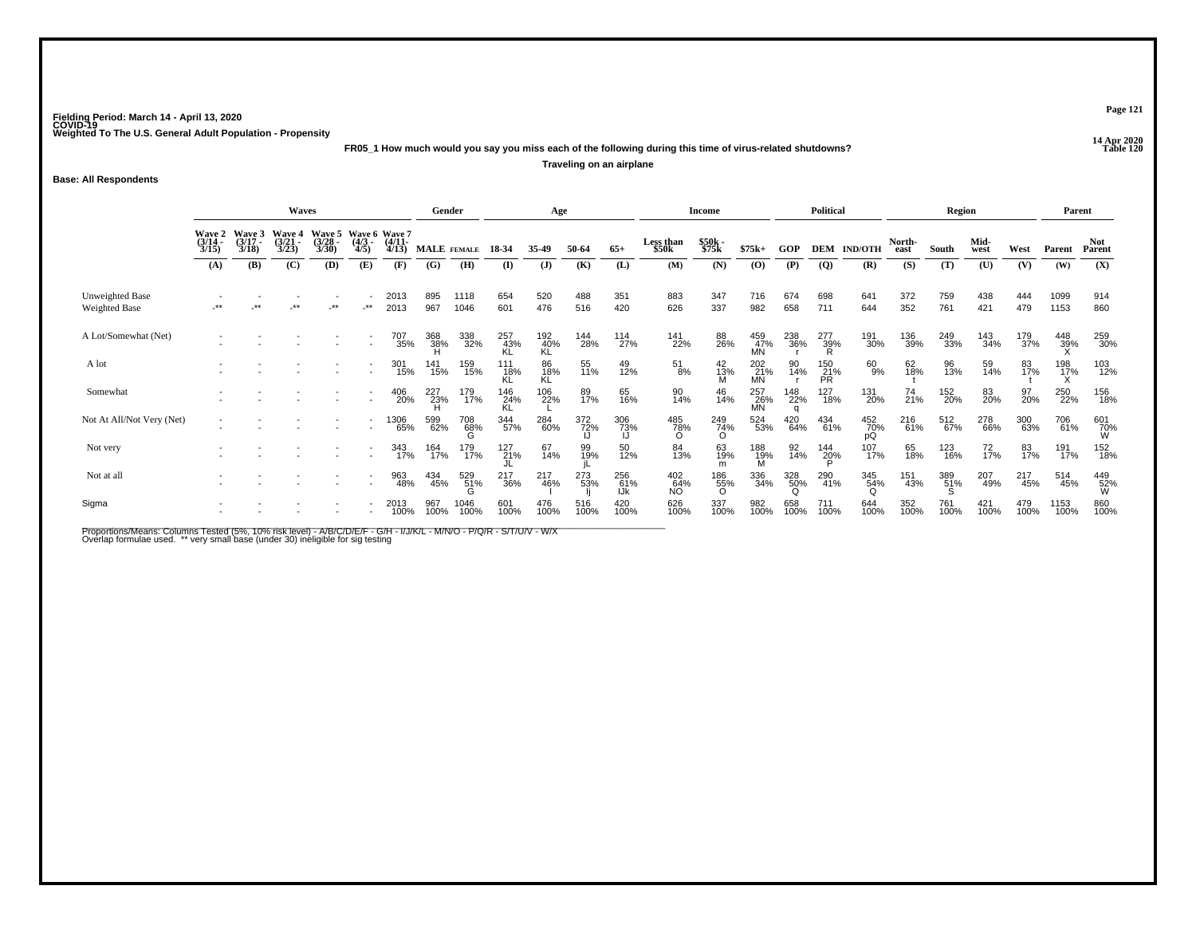Fielding Period: March 14 - April 13, 2020
COVID-19
Weighted To The U.S. General Adult Population - Propensity

14 Apr 2020
Table 120

**FR05_1 How much would you say you miss each of the following during this time of virus-related shutdowns?**

**Traveling on an airplane**

**Base: All Respondents**

| | Waves | | | | | | Gender | | Age | | | | Income | | | Political | | | Region | | | | Parent | |
|---|---|---|---|---|---|---|---|---|---|---|---|---|---|---|---|---|---|---|---|---|---|---|---|---|
| | Wave 2 (3/14 - 3/15) | Wave 3 (3/17 - 3/18) | Wave 4 (3/21 - 3/23) | Wave 5 (3/28 - 3/30) | Wave 6 (4/3 - 4/5) | Wave 7 (4/11- 4/13) | MALE | FEMALE | 18-34 | 35-49 | 50-64 | 65+ | Less than $50k | $50k - $75k | $75k+ | GOP | DEM | IND/OTH | North-east | South | Mid-west | West | Parent | Not Parent |
| | (A) | (B) | (C) | (D) | (E) | (F) | (G) | (H) | (I) | (J) | (K) | (L) | (M) | (N) | (O) | (P) | (Q) | (R) | (S) | (T) | (U) | (V) | (W) | (X) |
| Unweighted Base | - | - | - | - | - | 2013 | 895 | 1118 | 654 | 520 | 488 | 351 | 883 | 347 | 716 | 674 | 698 | 641 | 372 | 759 | 438 | 444 | 1099 | 914 |
| Weighted Base | -** | -** | -** | -** | -** | 2013 | 967 | 1046 | 601 | 476 | 516 | 420 | 626 | 337 | 982 | 658 | 711 | 644 | 352 | 761 | 421 | 479 | 1153 | 860 |
| A Lot/Somewhat (Net) | - | - | - | - | - | 707 | 368 | 338 | 257 | 192 | 144 | 114 | 141 | 88 | 459 | 238 | 277 | 191 | 136 | 249 | 143 | 179 | 448 | 259 |
| | - | - | - | - | - | 35% | 38% H | 32% | 43% KL | 40% KL | 28% | 27% | 22% | 26% | 47% MN | 36% r | 39% R | 30% | 39% | 33% | 34% | 37% | 39% X | 30% |
| A lot | - | - | - | - | - | 301 | 141 | 159 | 111 | 86 | 55 | 49 | 51 | 42 | 202 | 90 | 150 | 60 | 62 | 96 | 59 | 83 | 198 | 103 |
| | - | - | - | - | - | 15% | 15% | 15% | 18% KL | 18% KL | 11% | 12% | 8% | 13% M | 21% MN | 14% r | 21% PR | 9% | 18% t | 13% | 14% | 17% t | 17% X | 12% |
| Somewhat | - | - | - | - | - | 406 | 227 | 179 | 146 | 106 | 89 | 65 | 90 | 46 | 257 | 148 | 127 | 131 | 74 | 152 | 83 | 97 | 250 | 156 |
| | - | - | - | - | - | 20% | 23% H | 17% | 24% KL | 22% L | 17% | 16% | 14% | 14% | 26% MN | 22% q | 18% | 20% | 21% | 20% | 20% | 20% | 22% | 18% |
| Not At All/Not Very (Net) | - | - | - | - | - | 1306 | 599 | 708 | 344 | 284 | 372 | 306 | 485 | 249 | 524 | 420 | 434 | 452 | 216 | 512 | 278 | 300 | 706 | 601 |
| | - | - | - | - | - | 65% | 62% | 68% G | 57% | 60% | 72% IJ | 73% IJ | 78% O | 74% O | 53% | 64% | 61% | 70% pQ | 61% | 67% | 66% | 63% | 61% | 70% W |
| Not very | - | - | - | - | - | 343 | 164 | 179 | 127 | 67 | 99 | 50 | 84 | 63 | 188 | 92 | 144 | 107 | 65 | 123 | 72 | 83 | 191 | 152 |
| | - | - | - | - | - | 17% | 17% | 17% | 21% JL | 14% | 19% jL | 12% | 13% | 19% m | 19% M | 14% | 20% P | 17% | 18% | 16% | 17% | 17% | 17% | 18% |
| Not at all | - | - | - | - | - | 963 | 434 | 529 | 217 | 217 | 273 | 256 | 402 | 186 | 336 | 328 | 290 | 345 | 151 | 389 | 207 | 217 | 514 | 449 |
| | - | - | - | - | - | 48% | 45% | 51% G | 36% | 46% I | 53% Ij | 61% IJk | 64% NO | 55% O | 34% | 50% Q | 41% | 54% Q | 43% | 51% S | 49% | 45% | 45% | 52% W |
| Sigma | - | - | - | - | - | 2013 | 967 | 1046 | 601 | 476 | 516 | 420 | 626 | 337 | 982 | 658 | 711 | 644 | 352 | 761 | 421 | 479 | 1153 | 860 |
| | - | - | - | - | - | 100% | 100% | 100% | 100% | 100% | 100% | 100% | 100% | 100% | 100% | 100% | 100% | 100% | 100% | 100% | 100% | 100% | 100% | 100% |

Proportions/Means: Columns Tested (5%, 10% risk level) - A/B/C/D/E/F - G/H - I/J/K/L - M/N/O - P/Q/R - S/T/U/V - W/X
Overlap formulae used. ** very small base (under 30) ineligible for sig testing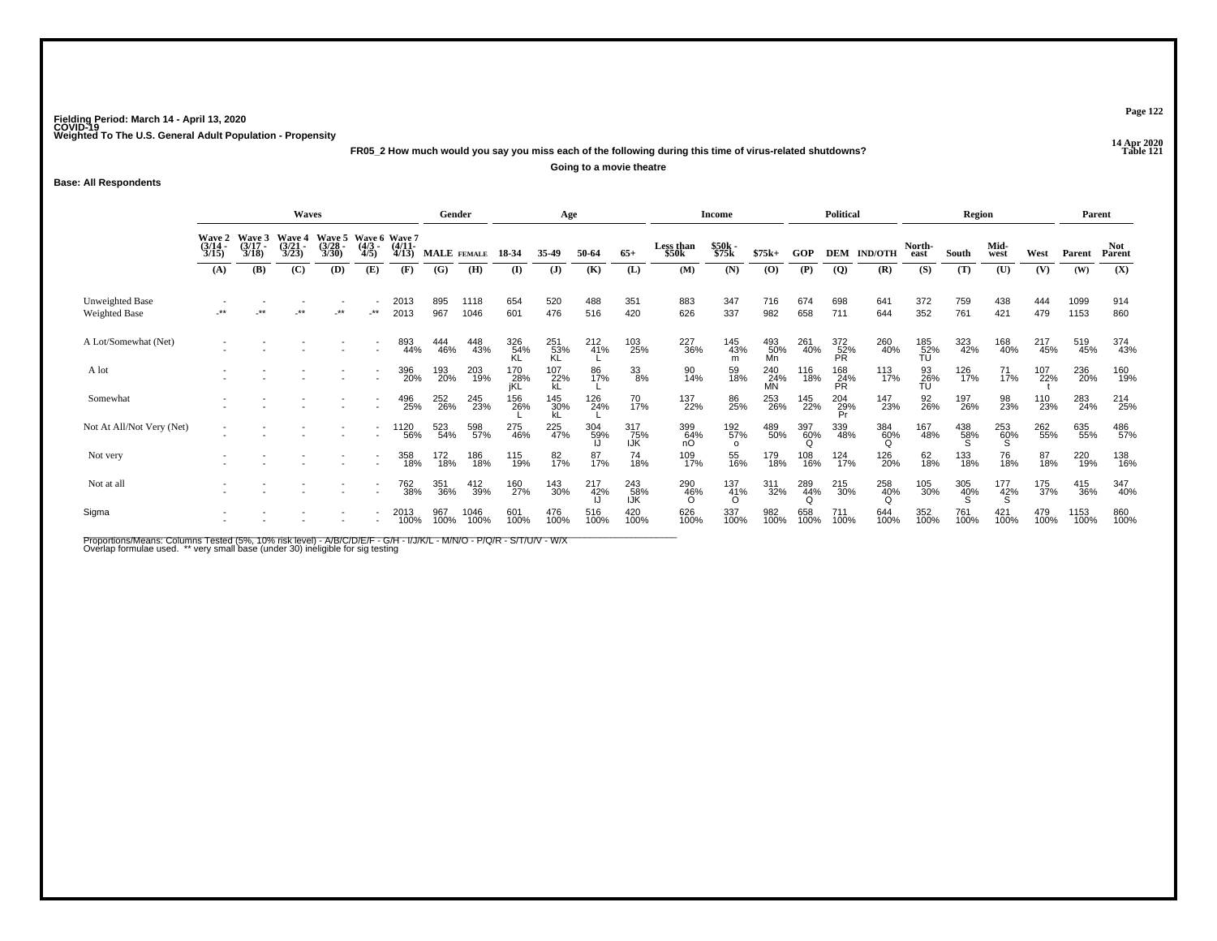Fielding Period: March 14 - April 13, 2020
COVID-19
Weighted To The U.S. General Adult Population - Propensity

14 Apr 2020
Table 121

**FR05_2 How much would you say you miss each of the following during this time of virus-related shutdowns?**

**Going to a movie theatre**

**Base: All Respondents**

| | Waves | | | | | | Gender | | Age | | | | Income | | | Political | | | Region | | | | Parent | |
|---|---|---|---|---|---|---|---|---|---|---|---|---|---|---|---|---|---|---|---|---|---|---|---|---|
| | Wave 2 (3/14 - 3/15) | Wave 3 (3/17 - 3/18) | Wave 4 (3/21 - 3/23) | Wave 5 (3/28 - 3/30) | Wave 6 (4/3 - 4/5) | Wave 7 (4/11 - 4/13) | MALE | FEMALE | 18-34 | 35-49 | 50-64 | 65+ | Less than $50k | $50k - $75k | $75k+ | GOP | DEM | IND/OTH | North-east | South | Mid-west | West | Parent | Not Parent |
| | (A) | (B) | (C) | (D) | (E) | (F) | (G) | (H) | (I) | (J) | (K) | (L) | (M) | (N) | (O) | (P) | (Q) | (R) | (S) | (T) | (U) | (V) | (W) | (X) |
| Unweighted Base | - | - | - | - | - | 2013 | 895 | 1118 | 654 | 520 | 488 | 351 | 883 | 347 | 716 | 674 | 698 | 641 | 372 | 759 | 438 | 444 | 1099 | 914 |
| Weighted Base | -** | -** | -** | -** | -** | 2013 | 967 | 1046 | 601 | 476 | 516 | 420 | 626 | 337 | 982 | 658 | 711 | 644 | 352 | 761 | 421 | 479 | 1153 | 860 |
| A Lot/Somewhat (Net) | - | - | - | - | - | 893 | 444 | 448 | 326 | 251 | 212 | 103 | 227 | 145 | 493 | 261 | 372 | 260 | 185 | 323 | 168 | 217 | 519 | 374 |
| | - | - | - | - | - | 44% | 46% | 43% | 54% KL | 53% KL | 41% L | 25% | 36% | 43% m | 50% Mn | 40% | 52% PR | 40% | 52% TU | 42% | 40% | 45% | 45% | 43% |
| A lot | - | - | - | - | - | 396 | 193 | 203 | 170 | 107 | 86 | 33 | 90 | 59 | 240 | 116 | 168 | 113 | 93 | 126 | 71 | 107 | 236 | 160 |
| | - | - | - | - | - | 20% | 20% | 19% | 28% jKL | 22% kL | 17% L | 8% | 14% | 18% | 24% MN | 18% | 24% PR | 17% | 26% TU | 17% | 17% | 22% t | 20% | 19% |
| Somewhat | - | - | - | - | - | 496 | 252 | 245 | 156 | 145 | 126 | 70 | 137 | 86 | 253 | 145 | 204 | 147 | 92 | 197 | 98 | 110 | 283 | 214 |
| | - | - | - | - | - | 25% | 26% | 23% | 26% L | 30% kL | 24% L | 17% | 22% | 25% | 26% | 22% | 29% Pr | 23% | 26% | 26% | 23% | 23% | 24% | 25% |
| Not At All/Not Very (Net) | - | - | - | - | - | 1120 | 523 | 598 | 275 | 225 | 304 | 317 | 399 | 192 | 489 | 397 | 339 | 384 | 167 | 438 | 253 | 262 | 635 | 486 |
| | - | - | - | - | - | 56% | 54% | 57% | 46% | 47% | 59% IJ | 75% IJK | 64% nO | 57% o | 50% | 60% Q | 48% | 60% Q | 48% | 58% S | 60% S | 55% | 55% | 57% |
| Not very | - | - | - | - | - | 358 | 172 | 186 | 115 | 82 | 87 | 74 | 109 | 55 | 179 | 108 | 124 | 126 | 62 | 133 | 76 | 87 | 220 | 138 |
| | - | - | - | - | - | 18% | 18% | 18% | 19% | 17% | 17% | 18% | 17% | 16% | 18% | 16% | 17% | 20% | 18% | 18% | 18% | 18% | 19% | 16% |
| Not at all | - | - | - | - | - | 762 | 351 | 412 | 160 | 143 | 217 | 243 | 290 | 137 | 311 | 289 | 215 | 258 | 105 | 305 | 177 | 175 | 415 | 347 |
| | - | - | - | - | - | 38% | 36% | 39% | 27% | 30% | 42% IJ | 58% IJK | 46% O | 41% O | 32% | 44% Q | 30% | 40% Q | 30% | 40% S | 42% S | 37% | 36% | 40% |
| Sigma | - | - | - | - | - | 2013 | 967 | 1046 | 601 | 476 | 516 | 420 | 626 | 337 | 982 | 658 | 711 | 644 | 352 | 761 | 421 | 479 | 1153 | 860 |
| | - | - | - | - | - | 100% | 100% | 100% | 100% | 100% | 100% | 100% | 100% | 100% | 100% | 100% | 100% | 100% | 100% | 100% | 100% | 100% | 100% | 100% |

Proportions/Means: Columns Tested (5%, 10% risk level) - A/B/C/D/E/F - G/H - I/J/K/L - M/N/O - P/Q/R - S/T/U/V - W/X
Overlap formulae used. ** very small base (under 30) ineligible for sig testing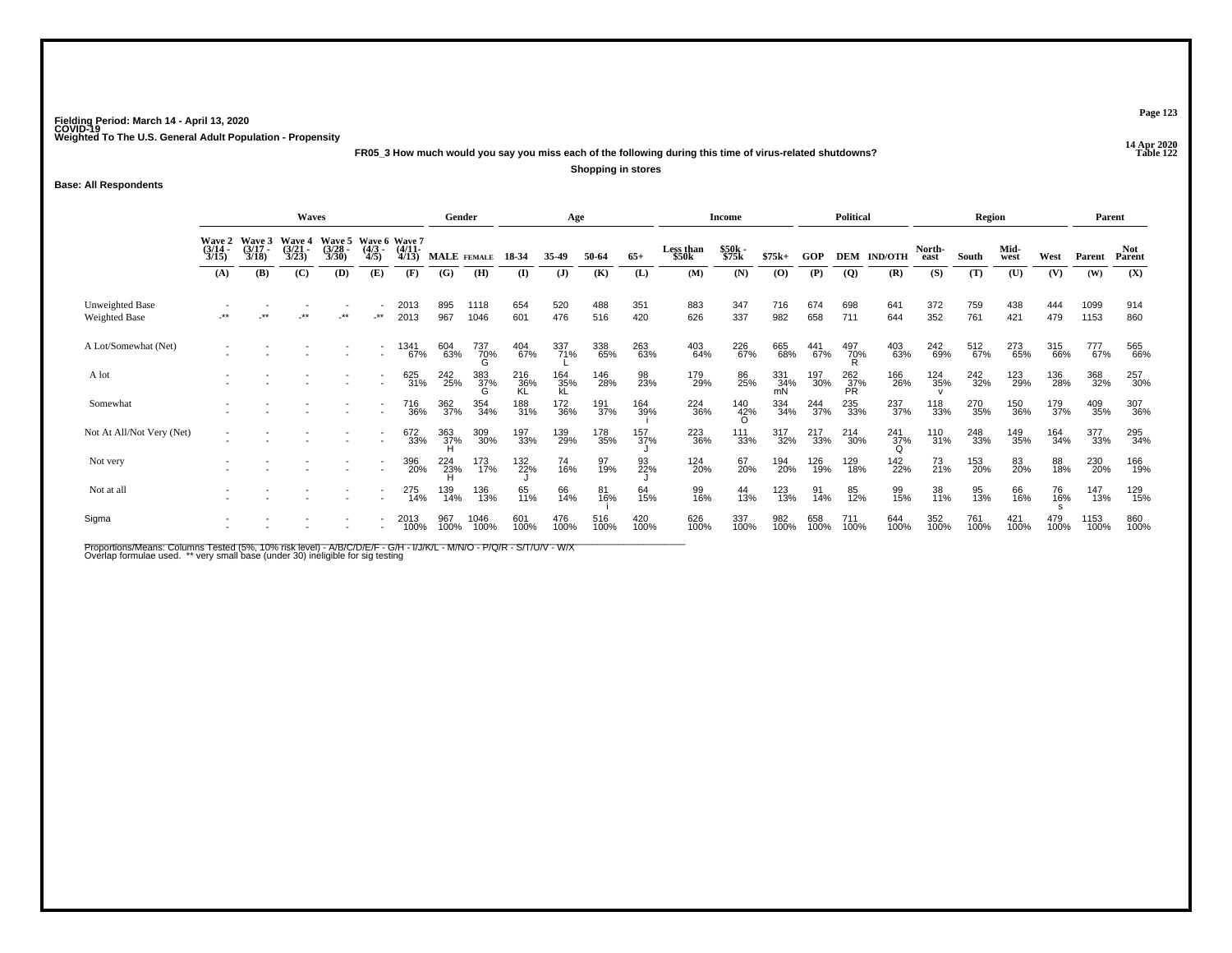Fielding Period: March 14 - April 13, 2020
COVID-19
Weighted To The U.S. General Adult Population - Propensity

14 Apr 2020
Table 122

**FR05_3 How much would you say you miss each of the following during this time of virus-related shutdowns?**

**Shopping in stores**

**Base: All Respondents**

| | Waves | | | | | | Gender | | Age | | | | Income | | | Political | | | Region | | | | Parent | |
|---|---|---|---|---|---|---|---|---|---|---|---|---|---|---|---|---|---|---|---|---|---|---|---|---|
| | Wave 2 (3/14 - 3/15) | Wave 3 (3/17 - 3/18) | Wave 4 (3/21 - 3/23) | Wave 5 (3/28 - 3/30) | Wave 6 (4/3 - 4/5) | Wave 7 (4/11- 4/13) | MALE | FEMALE | 18-34 | 35-49 | 50-64 | 65+ | Less than $50k | $50k - $75k | $75k+ | GOP | DEM | IND/OTH | North-east | South | Mid-west | West | Parent | Not Parent |
| | (A) | (B) | (C) | (D) | (E) | (F) | (G) | (H) | (I) | (J) | (K) | (L) | (M) | (N) | (O) | (P) | (Q) | (R) | (S) | (T) | (U) | (V) | (W) | (X) |
| Unweighted Base | - | - | - | - | - | 2013 | 895 | 1118 | 654 | 520 | 488 | 351 | 883 | 347 | 716 | 674 | 698 | 641 | 372 | 759 | 438 | 444 | 1099 | 914 |
| Weighted Base | -** | -** | -** | -** | -** | 2013 | 967 | 1046 | 601 | 476 | 516 | 420 | 626 | 337 | 982 | 658 | 711 | 644 | 352 | 761 | 421 | 479 | 1153 | 860 |
| A Lot/Somewhat (Net) | - | - | - | - | - | 1341 67% | 604 63% | 737 70% G | 404 67% | 337 71% L | 338 65% | 263 63% | 403 64% | 226 67% | 665 68% | 441 67% | 497 70% R | 403 63% | 242 69% | 512 67% | 273 65% | 315 66% | 777 67% | 565 66% |
| A lot | - | - | - | - | - | 625 31% | 242 25% | 383 37% G | 216 36% KL | 164 35% kL | 146 28% | 98 23% | 179 29% | 86 25% | 331 34% mN | 197 30% | 262 37% PR | 166 26% | 124 35% v | 242 32% | 123 29% | 136 28% | 368 32% | 257 30% |
| Somewhat | - | - | - | - | - | 716 36% | 362 37% | 354 34% | 188 31% | 172 36% | 191 37% | 164 39% i | 224 36% | 140 42% O | 334 34% | 244 37% | 235 33% | 237 37% | 118 33% | 270 35% | 150 36% | 179 37% | 409 35% | 307 36% |
| Not At All/Not Very (Net) | - | - | - | - | - | 672 33% | 363 37% H | 309 30% | 197 33% | 139 29% | 178 35% | 157 37% J | 223 36% | 111 33% | 317 32% | 217 33% | 214 30% | 241 37% Q | 110 31% | 248 33% | 149 35% | 164 34% | 377 33% | 295 34% |
| Not very | - | - | - | - | - | 396 20% | 224 23% H | 173 17% | 132 22% J | 74 16% | 97 19% | 93 22% J | 124 20% | 67 20% | 194 20% | 126 19% | 129 18% | 142 22% | 73 21% | 153 20% | 83 20% | 88 18% | 230 20% | 166 19% |
| Not at all | - | - | - | - | - | 275 14% | 139 14% | 136 13% | 65 11% | 66 14% | 81 16% i | 64 15% | 99 16% | 44 13% | 123 13% | 91 14% | 85 12% | 99 15% | 38 11% | 95 13% | 66 16% | 76 16% s | 147 13% | 129 15% |
| Sigma | - | - | - | - | - | 2013 100% | 967 100% | 1046 100% | 601 100% | 476 100% | 516 100% | 420 100% | 626 100% | 337 100% | 982 100% | 658 100% | 711 100% | 644 100% | 352 100% | 761 100% | 421 100% | 479 100% | 1153 100% | 860 100% |

Proportions/Means: Columns Tested (5%, 10% risk level) - A/B/C/D/E/F - G/H - I/J/K/L - M/N/O - P/Q/R - S/T/U/V - W/X
Overlap formulae used. ** very small base (under 30) ineligible for sig testing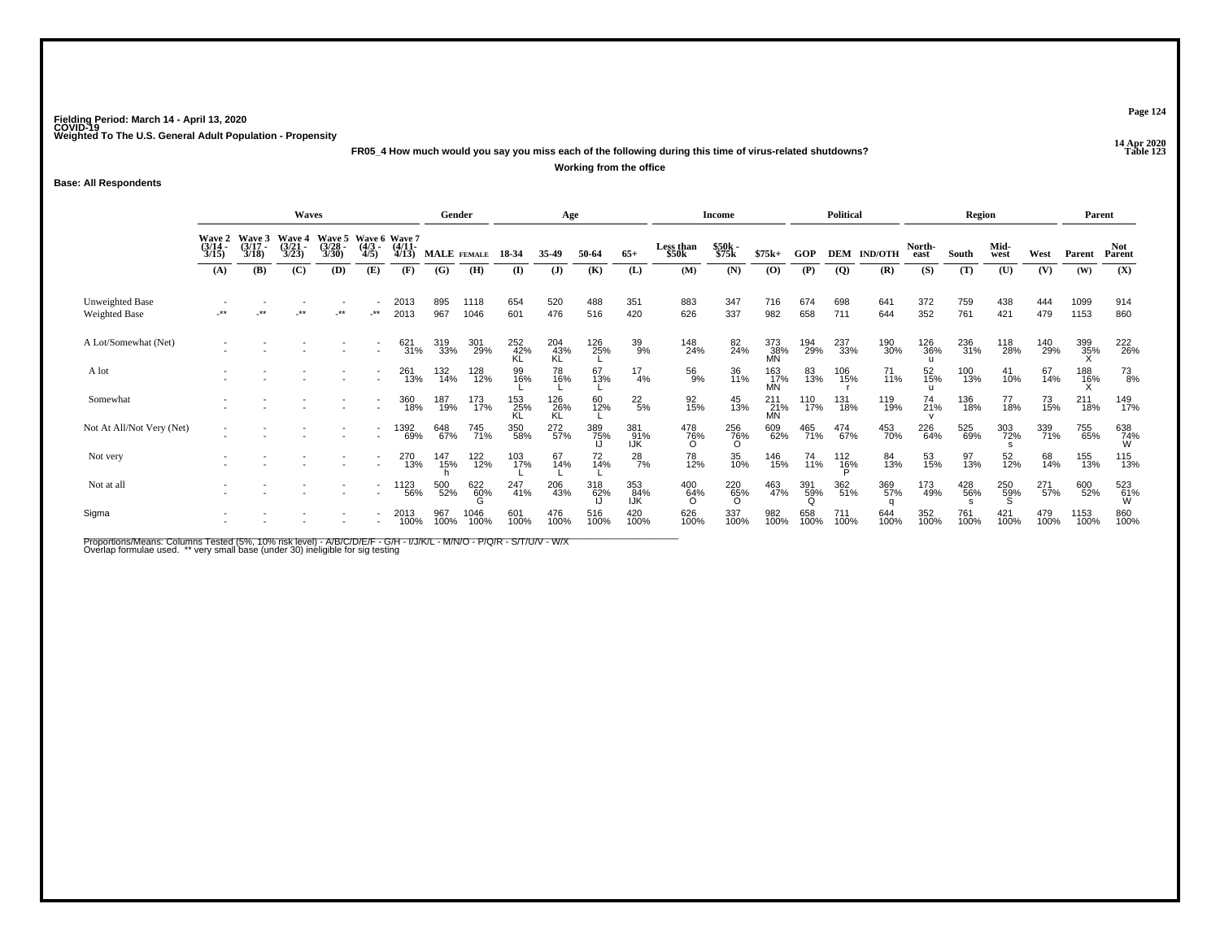Fielding Period: March 14 - April 13, 2020
COVID-19
Weighted To The U.S. General Adult Population - Propensity

14 Apr 2020
Table 123

**FR05_4 How much would you say you miss each of the following during this time of virus-related shutdowns?**

**Working from the office**

**Base: All Respondents**

| | Waves | | | | | | Gender | | Age | | | | Income | | | Political | | | Region | | | | Parent | |
|---|---|---|---|---|---|---|---|---|---|---|---|---|---|---|---|---|---|---|---|---|---|---|---|---|
| | Wave 2 (3/14 - 3/15) | Wave 3 (3/17 - 3/18) | Wave 4 (3/21 - 3/23) | Wave 5 (3/28 - 3/30) | Wave 6 (4/3 - 4/5) | Wave 7 (4/11 - 4/13) | MALE | FEMALE | 18-34 | 35-49 | 50-64 | 65+ | Less than $50k | $50k - $75k | $75k+ | GOP | DEM | IND/OTH | North-east | South | Mid-west | West | Parent | Not Parent |
| | (A) | (B) | (C) | (D) | (E) | (F) | (G) | (H) | (I) | (J) | (K) | (L) | (M) | (N) | (O) | (P) | (Q) | (R) | (S) | (T) | (U) | (V) | (W) | (X) |
| Unweighted Base | - | - | - | - | - | 2013 | 895 | 1118 | 654 | 520 | 488 | 351 | 883 | 347 | 716 | 674 | 698 | 641 | 372 | 759 | 438 | 444 | 1099 | 914 |
| Weighted Base | -** | -** | -** | -** | -** | 2013 | 967 | 1046 | 601 | 476 | 516 | 420 | 626 | 337 | 982 | 658 | 711 | 644 | 352 | 761 | 421 | 479 | 1153 | 860 |
| A Lot/Somewhat (Net) | - | - | - | - | - | 621 | 319 | 301 | 252 | 204 | 126 | 39 | 148 | 82 | 373 | 194 | 237 | 190 | 126 | 236 | 118 | 140 | 399 | 222 |
| | - | - | - | - | - | 31% | 33% | 29% | 42% | 43% | 25% | 9% | 24% | 24% | 38% | 29% | 33% | 30% | 36% | 31% | 28% | 29% | 35% | 26% |
| | | | | | | | | | KL | KL | L | | | | MN | | | | u | | | | X | |
| A lot | - | - | - | - | - | 261 | 132 | 128 | 99 | 78 | 67 | 17 | 56 | 36 | 163 | 83 | 106 | 71 | 52 | 100 | 41 | 67 | 188 | 73 |
| | - | - | - | - | - | 13% | 14% | 12% | 16% | 16% | 13% | 4% | 9% | 11% | 17% | 13% | 15% | 11% | 15% | 13% | 10% | 14% | 16% | 8% |
| | | | | | | | | | L | L | L | | | | MN | | r | | u | | | | X | |
| Somewhat | - | - | - | - | - | 360 | 187 | 173 | 153 | 126 | 60 | 22 | 92 | 45 | 211 | 110 | 131 | 119 | 74 | 136 | 77 | 73 | 211 | 149 |
| | - | - | - | - | - | 18% | 19% | 17% | 25% | 26% | 12% | 5% | 15% | 13% | 21% | 17% | 18% | 19% | 21% | 18% | 18% | 15% | 18% | 17% |
| | | | | | | | | | KL | KL | L | | | | MN | | | | v | | | | | |
| Not At All/Not Very (Net) | - | - | - | - | - | 1392 | 648 | 745 | 350 | 272 | 389 | 381 | 478 | 256 | 609 | 465 | 474 | 453 | 226 | 525 | 303 | 339 | 755 | 638 |
| | - | - | - | - | - | 69% | 67% | 71% | 58% | 57% | 75% | 91% | 76% | 76% | 62% | 71% | 67% | 70% | 64% | 69% | 72% | 71% | 65% | 74% |
| | | | | | | | | | | | IJ | IJK | O | O | | | | | | | s | | | W |
| Not very | - | - | - | - | - | 270 | 147 | 122 | 103 | 67 | 72 | 28 | 78 | 35 | 146 | 74 | 112 | 84 | 53 | 97 | 52 | 68 | 155 | 115 |
| | - | - | - | - | - | 13% | 15% | 12% | 17% | 14% | 14% | 7% | 12% | 10% | 15% | 11% | 16% | 13% | 15% | 13% | 12% | 14% | 13% | 13% |
| | | | | | | | h | | L | L | L | | | | | | P | | | | | | | |
| Not at all | - | - | - | - | - | 1123 | 500 | 622 | 247 | 206 | 318 | 353 | 400 | 220 | 463 | 391 | 362 | 369 | 173 | 428 | 250 | 271 | 600 | 523 |
| | - | - | - | - | - | 56% | 52% | 60% | 41% | 43% | 62% | 84% | 64% | 65% | 47% | 59% | 51% | 57% | 49% | 56% | 59% | 57% | 52% | 61% |
| | | | | | | | | G | | | IJ | IJK | O | O | | Q | | q | | s | S | | | W |
| Sigma | - | - | - | - | - | 2013 | 967 | 1046 | 601 | 476 | 516 | 420 | 626 | 337 | 982 | 658 | 711 | 644 | 352 | 761 | 421 | 479 | 1153 | 860 |
| | - | - | - | - | - | 100% | 100% | 100% | 100% | 100% | 100% | 100% | 100% | 100% | 100% | 100% | 100% | 100% | 100% | 100% | 100% | 100% | 100% | 100% |

Proportions/Means: Columns Tested (5%, 10% risk level) - A/B/C/D/E/F - G/H - I/J/K/L - M/N/O - P/Q/R - S/T/U/V - W/X
Overlap formulae used. ** very small base (under 30) ineligible for sig testing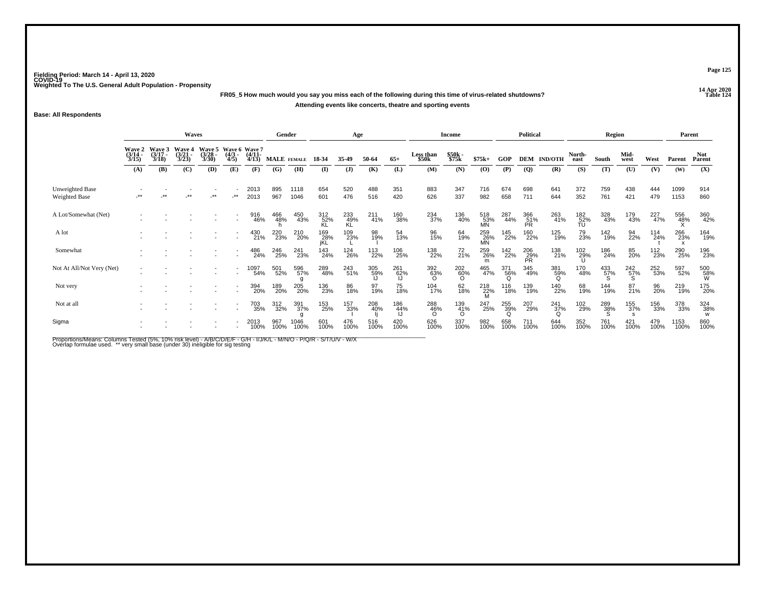Fielding Period: March 14 - April 13, 2020
COVID-19
Weighted To The U.S. General Adult Population - Propensity

14 Apr 2020
Table 124

**FR05_5 How much would you say you miss each of the following during this time of virus-related shutdowns?**

**Attending events like concerts, theatre and sporting events**

**Base: All Respondents**

| | Waves | | | | | | Gender | | Age | | | | Income | | | Political | | | Region | | | | Parent | |
|---|---|---|---|---|---|---|---|---|---|---|---|---|---|---|---|---|---|---|---|---|---|---|---|---|
| | Wave 2 (3/14 - 3/15) | Wave 3 (3/17 - 3/18) | Wave 4 (3/21 - 3/23) | Wave 5 (3/28 - 3/30) | Wave 6 (4/3 - 4/5) | Wave 7 (4/11 - 4/13) | MALE | FEMALE | 18-34 | 35-49 | 50-64 | 65+ | Less than $50k | $50k - $75k | $75k+ | GOP | DEM | IND/OTH | North-east | South | Mid-west | West | Parent | Not Parent |
| | (A) | (B) | (C) | (D) | (E) | (F) | (G) | (H) | (I) | (J) | (K) | (L) | (M) | (N) | (O) | (P) | (Q) | (R) | (S) | (T) | (U) | (V) | (W) | (X) |
| Unweighted Base | - | - | - | - | - | 2013 | 895 | 1118 | 654 | 520 | 488 | 351 | 883 | 347 | 716 | 674 | 698 | 641 | 372 | 759 | 438 | 444 | 1099 | 914 |
| Weighted Base | -** | -** | -** | -** | -** | 2013 | 967 | 1046 | 601 | 476 | 516 | 420 | 626 | 337 | 982 | 658 | 711 | 644 | 352 | 761 | 421 | 479 | 1153 | 860 |
| A Lot/Somewhat (Net) | - | - | - | - | - | 916 | 466 | 450 | 312 | 233 | 211 | 160 | 234 | 136 | 518 | 287 | 366 | 263 | 182 | 328 | 179 | 227 | 556 | 360 |
| | - | - | - | - | - | 46% | 48% | 43% | 52% | 49% | 41% | 38% | 37% | 40% | 53% | 44% | 51% | 41% | 52% | 43% | 43% | 47% | 48% | 42% |
| | | | | | | | h | | KL | KL | | | | | MN | | PR | | TU | | | | X | |
| A lot | - | - | - | - | - | 430 | 220 | 210 | 169 | 109 | 98 | 54 | 96 | 64 | 259 | 145 | 160 | 125 | 79 | 142 | 94 | 114 | 266 | 164 |
| | - | - | - | - | - | 21% | 23% | 20% | 28% | 23% | 19% | 13% | 15% | 19% | 26% | 22% | 22% | 19% | 23% | 19% | 22% | 24% | 23% | 19% |
| | | | | | | | | | jKL | L | l | | | | MN | | | | | | | t | x | |
| Somewhat | - | - | - | - | - | 486 | 246 | 241 | 143 | 124 | 113 | 106 | 138 | 72 | 259 | 142 | 206 | 138 | 102 | 186 | 85 | 112 | 290 | 196 |
| | - | - | - | - | - | 24% | 25% | 23% | 24% | 26% | 22% | 25% | 22% | 21% | 26% | 22% | 29% | 21% | 29% | 24% | 20% | 23% | 25% | 23% |
| | | | | | | | | | | | | | | | m | | PR | | U | | | | | |
| Not At All/Not Very (Net) | - | - | - | - | - | 1097 | 501 | 596 | 289 | 243 | 305 | 261 | 392 | 202 | 465 | 371 | 345 | 381 | 170 | 433 | 242 | 252 | 597 | 500 |
| | - | - | - | - | - | 54% | 52% | 57% | 48% | 51% | 59% | 62% | 63% | 60% | 47% | 56% | 49% | 59% | 48% | 57% | 57% | 53% | 52% | 58% |
| | | | | | | | | g | | | IJ | IJ | O | O | | Q | | Q | | S | S | | | W |
| Not very | - | - | - | - | - | 394 | 189 | 205 | 136 | 86 | 97 | 75 | 104 | 62 | 218 | 116 | 139 | 140 | 68 | 144 | 87 | 96 | 219 | 175 |
| | - | - | - | - | - | 20% | 20% | 20% | 23% | 18% | 19% | 18% | 17% | 18% | 22% | 18% | 19% | 22% | 19% | 19% | 21% | 20% | 19% | 20% |
| | | | | | | | | | | | | | | | M | | | | | | | | | |
| Not at all | - | - | - | - | - | 703 | 312 | 391 | 153 | 157 | 208 | 186 | 288 | 139 | 247 | 255 | 207 | 241 | 102 | 289 | 155 | 156 | 378 | 324 |
| | - | - | - | - | - | 35% | 32% | 37% | 25% | 33% | 40% | 44% | 46% | 41% | 25% | 39% | 29% | 37% | 29% | 38% | 37% | 33% | 33% | 38% |
| | | | | | | | | g | | I | Ij | IJ | O | O | | Q | | Q | | S | s | | | w |
| Sigma | - | - | - | - | - | 2013 | 967 | 1046 | 601 | 476 | 516 | 420 | 626 | 337 | 982 | 658 | 711 | 644 | 352 | 761 | 421 | 479 | 1153 | 860 |
| | - | - | - | - | - | 100% | 100% | 100% | 100% | 100% | 100% | 100% | 100% | 100% | 100% | 100% | 100% | 100% | 100% | 100% | 100% | 100% | 100% | 100% |

Proportions/Means: Columns Tested (5%, 10% risk level) - A/B/C/D/E/F - G/H - I/J/K/L - M/N/O - P/Q/R - S/T/U/V - W/X
Overlap formulae used. ** very small base (under 30) ineligible for sig testing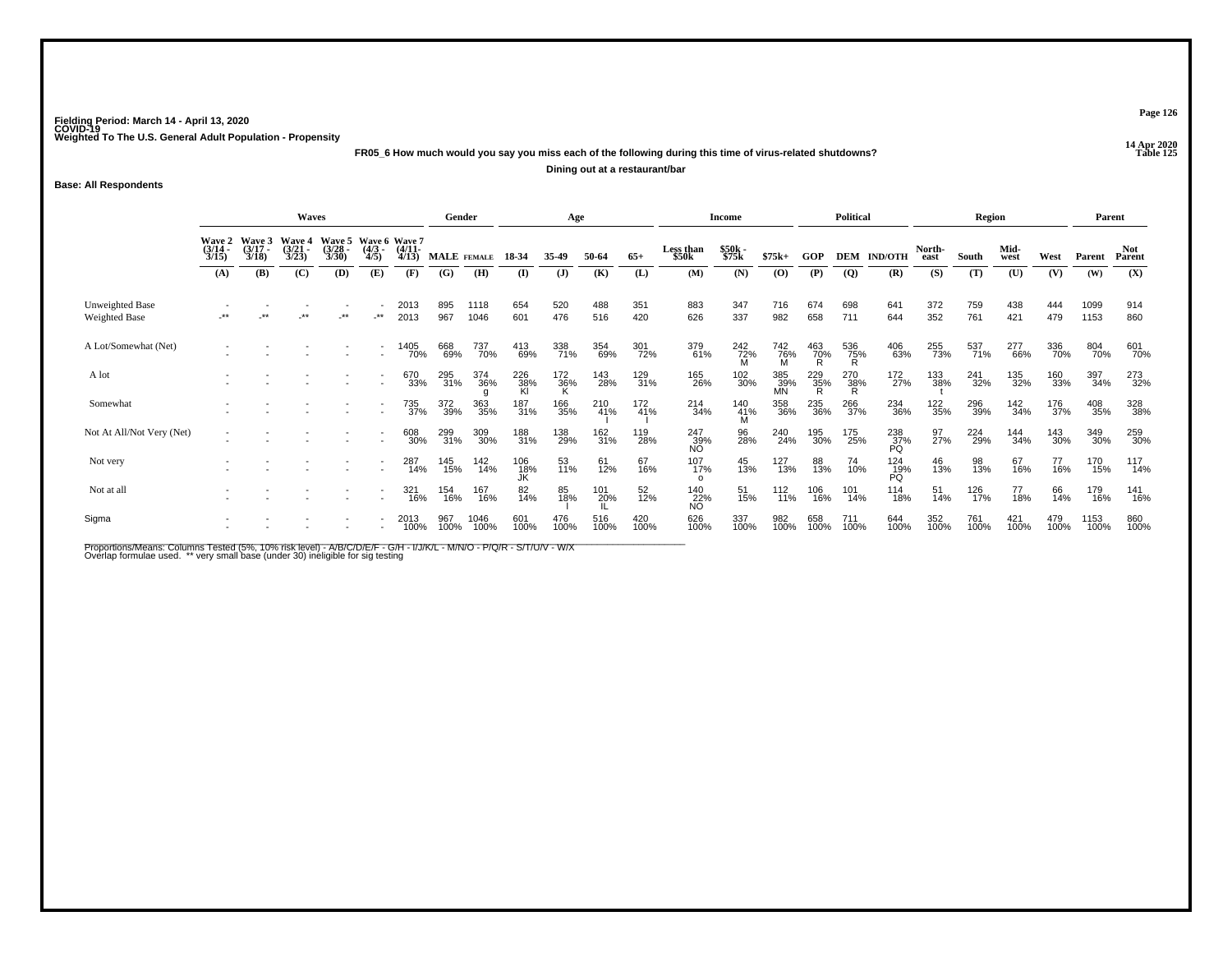Fielding Period: March 14 - April 13, 2020
COVID-19
Weighted To The U.S. General Adult Population - Propensity

14 Apr 2020
Table 125

**FR05_6 How much would you say you miss each of the following during this time of virus-related shutdowns?**

**Dining out at a restaurant/bar**

**Base: All Respondents**

| | Waves | | | | | | Gender | | Age | | | | Income | | | Political | | | Region | | | | Parent | |
|---|---|---|---|---|---|---|---|---|---|---|---|---|---|---|---|---|---|---|---|---|---|---|---|---|
| | Wave 2 (3/14 - 3/15) | Wave 3 (3/17 - 3/18) | Wave 4 (3/21 - 3/23) | Wave 5 (3/28 - 3/30) | Wave 6 (4/3 - 4/5) | Wave 7 (4/11 - 4/13) | MALE | FEMALE | 18-34 | 35-49 | 50-64 | 65+ | Less than $50k | $50k - $75k | $75k+ | GOP | DEM | IND/OTH | North-east | South | Mid-west | West | Parent | Not Parent |
| | (A) | (B) | (C) | (D) | (E) | (F) | (G) | (H) | (I) | (J) | (K) | (L) | (M) | (N) | (O) | (P) | (Q) | (R) | (S) | (T) | (U) | (V) | (W) | (X) |
| Unweighted Base | - | - | - | - | - | 2013 | 895 | 1118 | 654 | 520 | 488 | 351 | 883 | 347 | 716 | 674 | 698 | 641 | 372 | 759 | 438 | 444 | 1099 | 914 |
| Weighted Base | -** | -** | -** | -** | -** | 2013 | 967 | 1046 | 601 | 476 | 516 | 420 | 626 | 337 | 982 | 658 | 711 | 644 | 352 | 761 | 421 | 479 | 1153 | 860 |
| A Lot/Somewhat (Net) | - | - | - | - | - | 1405 | 668 | 737 | 413 | 338 | 354 | 301 | 379 | 242 | 742 | 463 | 536 | 406 | 255 | 537 | 277 | 336 | 804 | 601 |
| | - | - | - | - | - | 70% | 69% | 70% | 69% | 71% | 69% | 72% | 61% | 72% M | 76% M | 70% R | 75% R | 63% | 73% | 71% | 66% | 70% | 70% | 70% |
| A lot | - | - | - | - | - | 670 | 295 | 374 | 226 | 172 | 143 | 129 | 165 | 102 | 385 | 229 | 270 | 172 | 133 | 241 | 135 | 160 | 397 | 273 |
| | - | - | - | - | - | 33% | 31% | 36% g | 38% Kl | 36% K | 28% | 31% | 26% | 30% | 39% MN | 35% R | 38% R | 27% | 38% t | 32% | 32% | 33% | 34% | 32% |
| Somewhat | - | - | - | - | - | 735 | 372 | 363 | 187 | 166 | 210 | 172 | 214 | 140 | 358 | 235 | 266 | 234 | 122 | 296 | 142 | 176 | 408 | 328 |
| | - | - | - | - | - | 37% | 39% | 35% | 31% | 35% | 41% I | 41% I | 34% | 41% M | 36% | 36% | 37% | 36% | 35% | 39% | 34% | 37% | 35% | 38% |
| Not At All/Not Very (Net) | - | - | - | - | - | 608 | 299 | 309 | 188 | 138 | 162 | 119 | 247 | 96 | 240 | 195 | 175 | 238 | 97 | 224 | 144 | 143 | 349 | 259 |
| | - | - | - | - | - | 30% | 31% | 30% | 31% | 29% | 31% | 28% | 39% NO | 28% | 24% | 30% | 25% | 37% PQ | 27% | 29% | 34% | 30% | 30% | 30% |
| Not very | - | - | - | - | - | 287 | 145 | 142 | 106 | 53 | 61 | 67 | 107 | 45 | 127 | 88 | 74 | 124 | 46 | 98 | 67 | 77 | 170 | 117 |
| | - | - | - | - | - | 14% | 15% | 14% | 18% JK | 11% | 12% | 16% | 17% o | 13% | 13% | 13% | 10% | 19% PQ | 13% | 13% | 16% | 16% | 15% | 14% |
| Not at all | - | - | - | - | - | 321 | 154 | 167 | 82 | 85 | 101 | 52 | 140 | 51 | 112 | 106 | 101 | 114 | 51 | 126 | 77 | 66 | 179 | 141 |
| | - | - | - | - | - | 16% | 16% | 16% | 14% | 18% l | 20% IL | 12% | 22% NO | 15% | 11% | 16% | 14% | 18% | 14% | 17% | 18% | 14% | 16% | 16% |
| Sigma | - | - | - | - | - | 2013 | 967 | 1046 | 601 | 476 | 516 | 420 | 626 | 337 | 982 | 658 | 711 | 644 | 352 | 761 | 421 | 479 | 1153 | 860 |
| | - | - | - | - | - | 100% | 100% | 100% | 100% | 100% | 100% | 100% | 100% | 100% | 100% | 100% | 100% | 100% | 100% | 100% | 100% | 100% | 100% | 100% |

Proportions/Means: Columns Tested (5%, 10% risk level) - A/B/C/D/E/F - G/H - I/J/K/L - M/N/O - P/Q/R - S/T/U/V - W/X
Overlap formulae used. ** very small base (under 30) ineligible for sig testing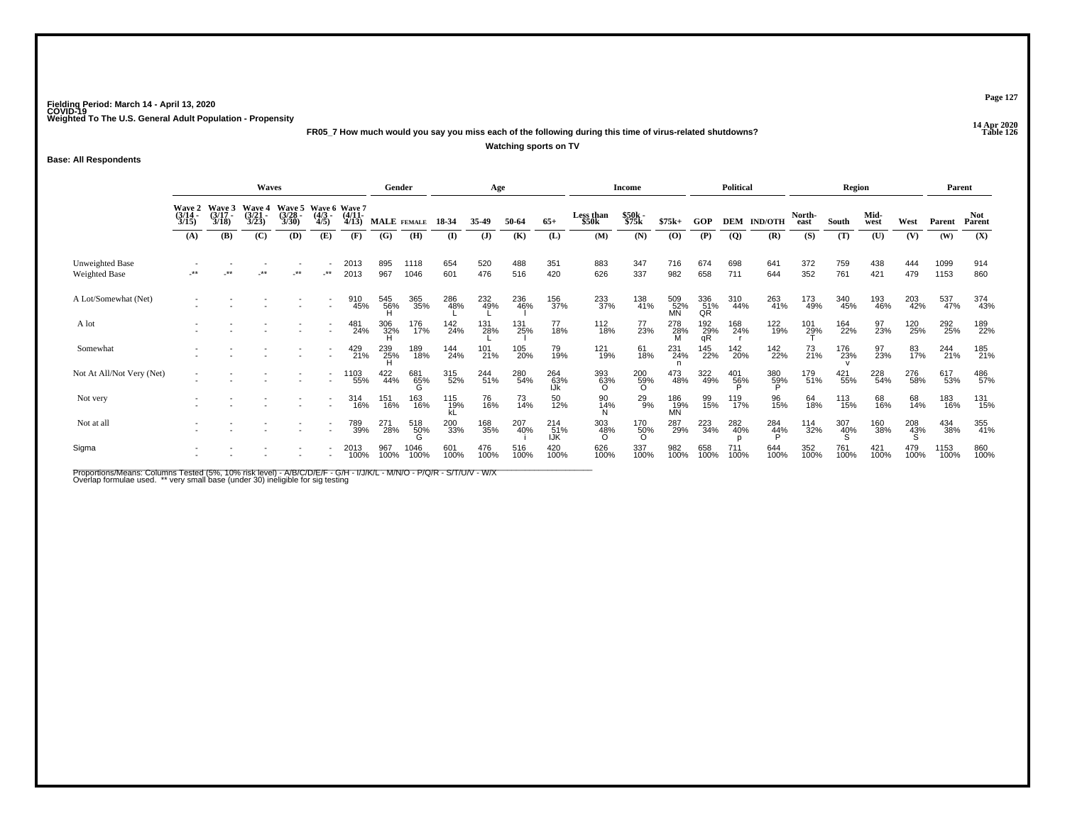Fielding Period: March 14 - April 13, 2020
COVID-19
Weighted To The U.S. General Adult Population - Propensity

14 Apr 2020
Table 126

**FR05_7 How much would you say you miss each of the following during this time of virus-related shutdowns?**

**Watching sports on TV**

**Base: All Respondents**

| | Waves | | | | | | Gender | | Age | | | | Income | | | Political | | | Region | | | | Parent | |
|---|---|---|---|---|---|---|---|---|---|---|---|---|---|---|---|---|---|---|---|---|---|---|---|---|
| | Wave 2 (3/14 - 3/15) | Wave 3 (3/17 - 3/18) | Wave 4 (3/21 - 3/23) | Wave 5 (3/28 - 3/30) | Wave 6 (4/3 - 4/5) | Wave 7 (4/11 - 4/13) | MALE | FEMALE | 18-34 | 35-49 | 50-64 | 65+ | Less than $50k | $50k - $75k | $75k+ | GOP | DEM | IND/OTH | North-east | South | Mid-west | West | Parent | Not Parent |
| | (A) | (B) | (C) | (D) | (E) | (F) | (G) | (H) | (I) | (J) | (K) | (L) | (M) | (N) | (O) | (P) | (Q) | (R) | (S) | (T) | (U) | (V) | (W) | (X) |
| Unweighted Base | - | - | - | - | - | 2013 | 895 | 1118 | 654 | 520 | 488 | 351 | 883 | 347 | 716 | 674 | 698 | 641 | 372 | 759 | 438 | 444 | 1099 | 914 |
| Weighted Base | -** | -** | -** | -** | -** | 2013 | 967 | 1046 | 601 | 476 | 516 | 420 | 626 | 337 | 982 | 658 | 711 | 644 | 352 | 761 | 421 | 479 | 1153 | 860 |
| A Lot/Somewhat (Net) | - | - | - | - | - | 910 | 545 | 365 | 286 | 232 | 236 | 156 | 233 | 138 | 509 | 336 | 310 | 263 | 173 | 340 | 193 | 203 | 537 | 374 |
| | - | - | - | - | - | 45% | 56% H | 35% | 48% L | 49% L | 46% I | 37% | 37% | 41% | 52% MN | 51% QR | 44% | 41% | 49% | 45% | 46% | 42% | 47% | 43% |
| A lot | - | - | - | - | - | 481 | 306 | 176 | 142 | 131 | 131 | 77 | 112 | 77 | 278 | 192 | 168 | 122 | 101 | 164 | 97 | 120 | 292 | 189 |
| | - | - | - | - | - | 24% | 32% H | 17% | 24% | 28% L | 25% I | 18% | 18% | 23% | 28% M | 29% qR | 24% r | 19% | 29% T | 22% | 23% | 25% | 25% | 22% |
| Somewhat | - | - | - | - | - | 429 | 239 | 189 | 144 | 101 | 105 | 79 | 121 | 61 | 231 | 145 | 142 | 142 | 73 | 176 | 97 | 83 | 244 | 185 |
| | - | - | - | - | - | 21% | 25% H | 18% | 24% | 21% | 20% | 19% | 19% | 18% | 24% n | 22% | 20% | 22% | 21% | 23% v | 23% | 17% | 21% | 21% |
| Not At All/Not Very (Net) | - | - | - | - | - | 1103 | 422 | 681 | 315 | 244 | 280 | 264 | 393 | 200 | 473 | 322 | 401 | 380 | 179 | 421 | 228 | 276 | 617 | 486 |
| | - | - | - | - | - | 55% | 44% | 65% G | 52% | 51% | 54% | 63% IJk | 63% O | 59% O | 48% | 49% | 56% P | 59% P | 51% | 55% | 54% | 58% | 53% | 57% |
| Not very | - | - | - | - | - | 314 | 151 | 163 | 115 | 76 | 73 | 50 | 90 | 29 | 186 | 99 | 119 | 96 | 64 | 113 | 68 | 68 | 183 | 131 |
| | - | - | - | - | - | 16% | 16% | 16% | 19% kL | 16% | 14% | 12% | 14% N | 9% | 19% MN | 15% | 17% | 15% | 18% | 15% | 16% | 14% | 16% | 15% |
| Not at all | - | - | - | - | - | 789 | 271 | 518 | 200 | 168 | 207 | 214 | 303 | 170 | 287 | 223 | 282 | 284 | 114 | 307 | 160 | 208 | 434 | 355 |
| | - | - | - | - | - | 39% | 28% | 50% G | 33% | 35% | 40% i | 51% IJK | 48% O | 50% O | 29% | 34% | 40% p | 44% P | 32% | 40% S | 38% | 43% S | 38% | 41% |
| Sigma | - | - | - | - | - | 2013 | 967 | 1046 | 601 | 476 | 516 | 420 | 626 | 337 | 982 | 658 | 711 | 644 | 352 | 761 | 421 | 479 | 1153 | 860 |
| | - | - | - | - | - | 100% | 100% | 100% | 100% | 100% | 100% | 100% | 100% | 100% | 100% | 100% | 100% | 100% | 100% | 100% | 100% | 100% | 100% | 100% |

Proportions/Means: Columns Tested (5%, 10% risk level) - A/B/C/D/E/F - G/H - I/J/K/L - M/N/O - P/Q/R - S/T/U/V - W/X
Overlap formulae used. ** very small base (under 30) ineligible for sig testing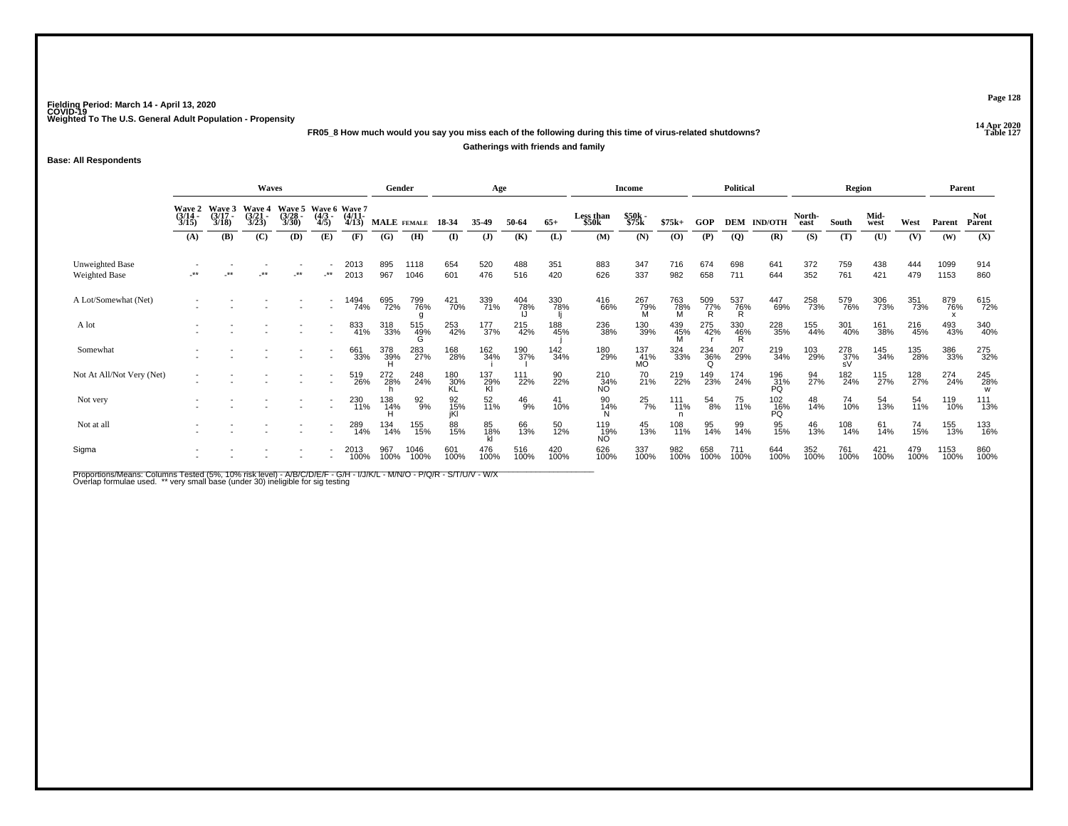Fielding Period: March 14 - April 13, 2020
COVID-19
Weighted To The U.S. General Adult Population - Propensity

14 Apr 2020
Table 127

**FR05_8 How much would you say you miss each of the following during this time of virus-related shutdowns?**

**Gatherings with friends and family**

**Base: All Respondents**

| | Waves | | | | | | Gender | | Age | | | | Income | | | Political | | | Region | | | | Parent | |
|---|---|---|---|---|---|---|---|---|---|---|---|---|---|---|---|---|---|---|---|---|---|---|---|---|
| | Wave 2 (3/14 - 3/15) | Wave 3 (3/17 - 3/18) | Wave 4 (3/21 - 3/23) | Wave 5 (3/28 - 3/30) | Wave 6 (4/3 - 4/5) | Wave 7 (4/11 - 4/13) | MALE | FEMALE | 18-34 | 35-49 | 50-64 | 65+ | Less than $50k | $50k - $75k | $75k+ | GOP | DEM | IND/OTH | North-east | South | Mid-west | West | Parent | Not Parent |
| | (A) | (B) | (C) | (D) | (E) | (F) | (G) | (H) | (I) | (J) | (K) | (L) | (M) | (N) | (O) | (P) | (Q) | (R) | (S) | (T) | (U) | (V) | (W) | (X) |
| Unweighted Base | - | - | - | - | - | 2013 | 895 | 1118 | 654 | 520 | 488 | 351 | 883 | 347 | 716 | 674 | 698 | 641 | 372 | 759 | 438 | 444 | 1099 | 914 |
| Weighted Base | -** | -** | -** | -** | -** | 2013 | 967 | 1046 | 601 | 476 | 516 | 420 | 626 | 337 | 982 | 658 | 711 | 644 | 352 | 761 | 421 | 479 | 1153 | 860 |
| A Lot/Somewhat (Net) | - | - | - | - | - | 1494 74% | 695 72% | 799 76% g | 421 70% | 339 71% | 404 78% IJ | 330 78% Ij | 416 66% | 267 79% M | 763 78% M | 509 77% R | 537 76% R | 447 69% | 258 73% | 579 76% | 306 73% | 351 73% | 879 76% x | 615 72% |
| A lot | - | - | - | - | - | 833 41% | 318 33% | 515 49% G | 253 42% | 177 37% | 215 42% | 188 45% j | 236 38% | 130 39% | 439 45% M | 275 42% r | 330 46% R | 228 35% | 155 44% | 301 40% | 161 38% | 216 45% | 493 43% | 340 40% |
| Somewhat | - | - | - | - | - | 661 33% | 378 39% H | 283 27% | 168 28% | 162 34% i | 190 37% I | 142 34% | 180 29% | 137 41% MO | 324 33% | 234 36% Q | 207 29% | 219 34% | 103 29% | 278 37% sV | 145 34% | 135 28% | 386 33% | 275 32% |
| Not At All/Not Very (Net) | - | - | - | - | - | 519 26% | 272 28% h | 248 24% | 180 30% KL | 137 29% Kl | 111 22% | 90 22% | 210 34% NO | 70 21% | 219 22% | 149 23% | 174 24% | 196 31% PQ | 94 27% | 182 24% | 115 27% | 128 27% | 274 24% | 245 28% w |
| Not very | - | - | - | - | - | 230 11% | 138 14% H | 92 9% | 92 15% jKl | 52 11% | 46 9% | 41 10% | 90 14% N | 25 7% | 111 11% n | 54 8% | 75 11% | 102 16% PQ | 48 14% | 74 10% | 54 13% | 54 11% | 119 10% | 111 13% |
| Not at all | - | - | - | - | - | 289 14% | 134 14% | 155 15% | 88 15% | 85 18% kl | 66 13% | 50 12% | 119 19% NO | 45 13% | 108 11% | 95 14% | 99 14% | 95 15% | 46 13% | 108 14% | 61 14% | 74 15% | 155 13% | 133 16% |
| Sigma | - | - | - | - | - | 2013 100% | 967 100% | 1046 100% | 601 100% | 476 100% | 516 100% | 420 100% | 626 100% | 337 100% | 982 100% | 658 100% | 711 100% | 644 100% | 352 100% | 761 100% | 421 100% | 479 100% | 1153 100% | 860 100% |

Proportions/Means: Columns Tested (5%, 10% risk level) - A/B/C/D/E/F - G/H - I/J/K/L - M/N/O - P/Q/R - S/T/U/V - W/X
Overlap formulae used. ** very small base (under 30) ineligible for sig testing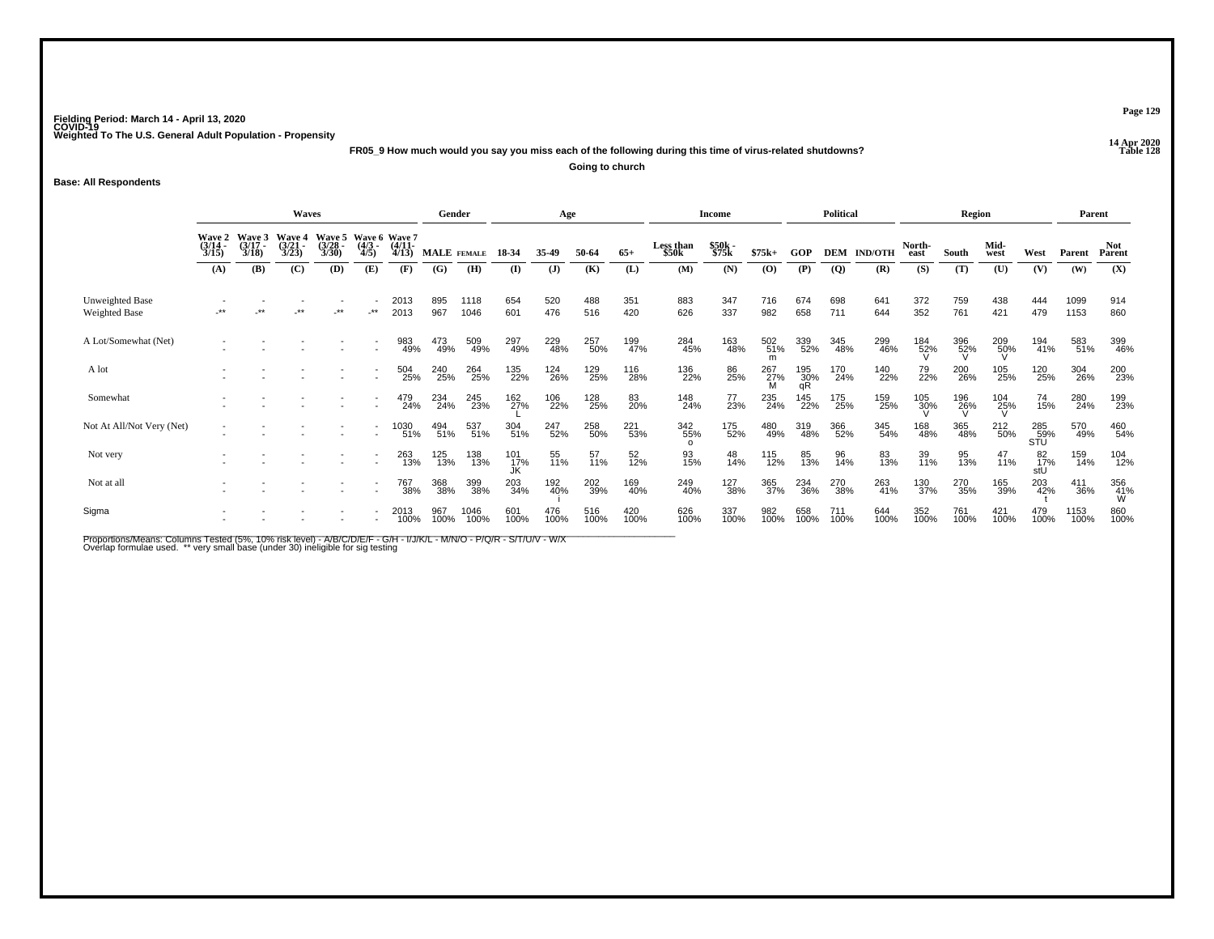Fielding Period: March 14 - April 13, 2020
COVID-19
Weighted To The U.S. General Adult Population - Propensity

14 Apr 2020
Table 128

FR05_9 How much would you say you miss each of the following during this time of virus-related shutdowns?

Going to church

**Base: All Respondents**

| | Waves | | | | | | Gender | | Age | | | | Income | | | Political | | | Region | | | | Parent | |
|---|---|---|---|---|---|---|---|---|---|---|---|---|---|---|---|---|---|---|---|---|---|---|---|---|
| | Wave 2 (3/14 - 3/15) | Wave 3 (3/17 - 3/18) | Wave 4 (3/21 - 3/23) | Wave 5 (3/28 - 3/30) | Wave 6 (4/3 - 4/5) | Wave 7 (4/11 - 4/13) | MALE | FEMALE | 18-34 | 35-49 | 50-64 | 65+ | Less than $50k | $50k - $75k | $75k+ | GOP | DEM | IND/OTH | North-east | South | Mid-west | West | Parent | Not Parent |
| | (A) | (B) | (C) | (D) | (E) | (F) | (G) | (H) | (I) | (J) | (K) | (L) | (M) | (N) | (O) | (P) | (Q) | (R) | (S) | (T) | (U) | (V) | (W) | (X) |
| Unweighted Base | - | - | - | - | - | 2013 | 895 | 1118 | 654 | 520 | 488 | 351 | 883 | 347 | 716 | 674 | 698 | 641 | 372 | 759 | 438 | 444 | 1099 | 914 |
| Weighted Base | -** | -** | -** | -** | -** | 2013 | 967 | 1046 | 601 | 476 | 516 | 420 | 626 | 337 | 982 | 658 | 711 | 644 | 352 | 761 | 421 | 479 | 1153 | 860 |
| A Lot/Somewhat (Net) | - | - | - | - | - | 983 | 473 | 509 | 297 | 229 | 257 | 199 | 284 | 163 | 502 | 339 | 345 | 299 | 184 | 396 | 209 | 194 | 583 | 399 |
| | - | - | - | - | - | 49% | 49% | 49% | 49% | 48% | 50% | 47% | 45% | 48% | 51% m | 52% | 48% | 46% | 52% V | 52% V | 50% V | 41% | 51% | 46% |
| A lot | - | - | - | - | - | 504 | 240 | 264 | 135 | 124 | 129 | 116 | 136 | 86 | 267 | 195 | 170 | 140 | 79 | 200 | 105 | 120 | 304 | 200 |
| | - | - | - | - | - | 25% | 25% | 25% | 22% | 26% | 25% | 28% | 22% | 25% | 27% M | 30% qR | 24% | 22% | 22% | 26% | 25% | 25% | 26% | 23% |
| Somewhat | - | - | - | - | - | 479 | 234 | 245 | 162 | 106 | 128 | 83 | 148 | 77 | 235 | 145 | 175 | 159 | 105 | 196 | 104 | 74 | 280 | 199 |
| | - | - | - | - | - | 24% | 24% | 23% | 27% L | 22% | 25% | 20% | 24% | 23% | 24% | 22% | 25% | 25% | 30% V | 26% V | 25% V | 15% | 24% | 23% |
| Not At All/Not Very (Net) | - | - | - | - | - | 1030 | 494 | 537 | 304 | 247 | 258 | 221 | 342 | 175 | 480 | 319 | 366 | 345 | 168 | 365 | 212 | 285 | 570 | 460 |
| | - | - | - | - | - | 51% | 51% | 51% | 51% | 52% | 50% | 53% | 55% o | 52% | 49% | 48% | 52% | 54% | 48% | 48% | 50% | 59% STU | 49% | 54% |
| Not very | - | - | - | - | - | 263 | 125 | 138 | 101 | 55 | 57 | 52 | 93 | 48 | 115 | 85 | 96 | 83 | 39 | 95 | 47 | 82 | 159 | 104 |
| | - | - | - | - | - | 13% | 13% | 13% | 17% JK | 11% | 11% | 12% | 15% | 14% | 12% | 13% | 14% | 13% | 11% | 13% | 11% | 17% stU | 14% | 12% |
| Not at all | - | - | - | - | - | 767 | 368 | 399 | 203 | 192 | 202 | 169 | 249 | 127 | 365 | 234 | 270 | 263 | 130 | 270 | 165 | 203 | 411 | 356 |
| | - | - | - | - | - | 38% | 38% | 38% | 34% | 40% i | 39% | 40% | 40% | 38% | 37% | 36% | 38% | 41% | 37% | 35% | 39% | 42% t | 36% | 41% W |
| Sigma | - | - | - | - | - | 2013 | 967 | 1046 | 601 | 476 | 516 | 420 | 626 | 337 | 982 | 658 | 711 | 644 | 352 | 761 | 421 | 479 | 1153 | 860 |
| | - | - | - | - | - | 100% | 100% | 100% | 100% | 100% | 100% | 100% | 100% | 100% | 100% | 100% | 100% | 100% | 100% | 100% | 100% | 100% | 100% | 100% |

Proportions/Means: Columns Tested (5%, 10% risk level) - A/B/C/D/E/F - G/H - I/J/K/L - M/N/O - P/Q/R - S/T/U/V - W/X
Overlap formulae used. ** very small base (under 30) ineligible for sig testing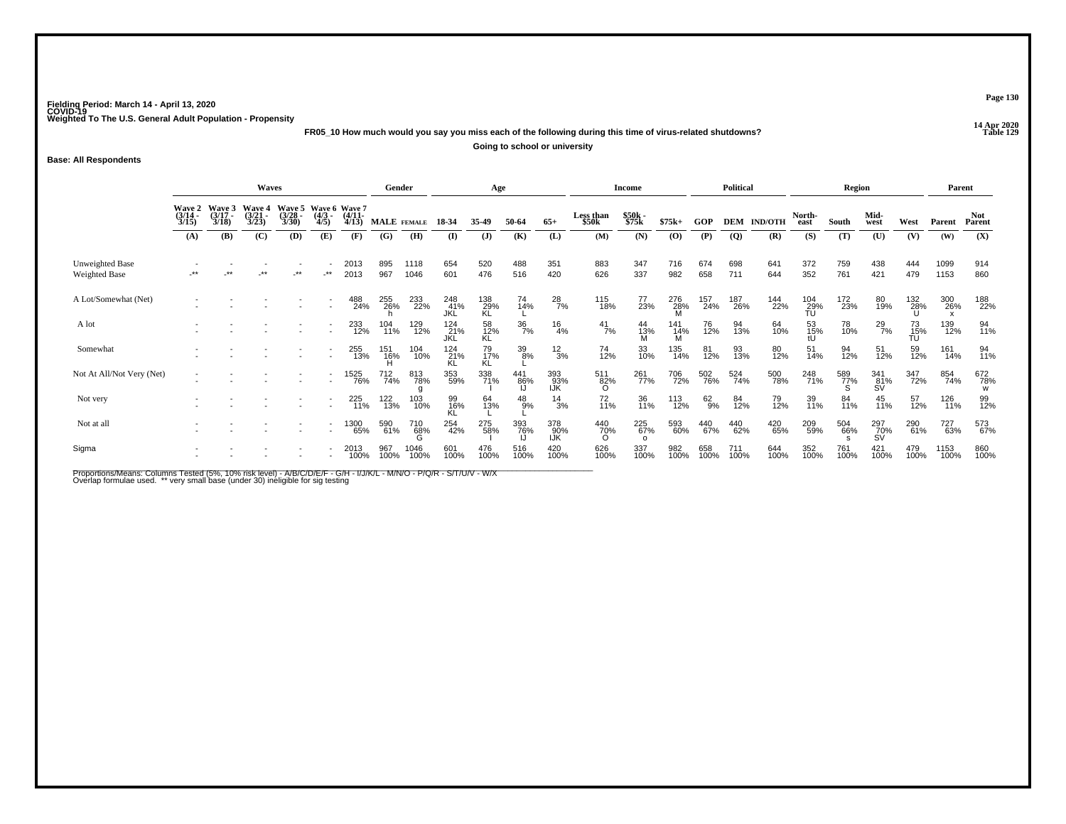Fielding Period: March 14 - April 13, 2020
COVID-19
Weighted To The U.S. General Adult Population - Propensity

14 Apr 2020
Table 129

**FR05_10 How much would you say you miss each of the following during this time of virus-related shutdowns?**

**Going to school or university**

**Base: All Respondents**

| | Waves | | | | | | Gender | | Age | | | | Income | | | Political | | | Region | | | | Parent | |
|---|---|---|---|---|---|---|---|---|---|---|---|---|---|---|---|---|---|---|---|---|---|---|---|---|
| | Wave 2 (3/14 - 3/15) | Wave 3 (3/17 - 3/18) | Wave 4 (3/21 - 3/23) | Wave 5 (3/28 - 3/30) | Wave 6 (4/3 - 4/5) | Wave 7 (4/11 - 4/13) | MALE | FEMALE | 18-34 | 35-49 | 50-64 | 65+ | Less than $50k | $50k - $75k | $75k+ | GOP | DEM | IND/OTH | North-east | South | Mid-west | West | Parent | Not Parent |
| | (A) | (B) | (C) | (D) | (E) | (F) | (G) | (H) | (I) | (J) | (K) | (L) | (M) | (N) | (O) | (P) | (Q) | (R) | (S) | (T) | (U) | (V) | (W) | (X) |
| Unweighted Base | - | - | - | - | - | 2013 | 895 | 1118 | 654 | 520 | 488 | 351 | 883 | 347 | 716 | 674 | 698 | 641 | 372 | 759 | 438 | 444 | 1099 | 914 |
| Weighted Base | -** | -** | -** | -** | -** | 2013 | 967 | 1046 | 601 | 476 | 516 | 420 | 626 | 337 | 982 | 658 | 711 | 644 | 352 | 761 | 421 | 479 | 1153 | 860 |
| A Lot/Somewhat (Net) | - | - | - | - | - | 488 | 255 | 233 | 248 | 138 | 74 | 28 | 115 | 77 | 276 | 157 | 187 | 144 | 104 | 172 | 80 | 132 | 300 | 188 |
| | - | - | - | - | - | 24% | 26% h | 22% | 41% JKL | 29% KL | 14% L | 7% | 18% | 23% | 28% M | 24% | 26% | 22% | 29% TU | 23% | 19% | 28% U | 26% x | 22% |
| A lot | - | - | - | - | - | 233 | 104 | 129 | 124 | 58 | 36 | 16 | 41 | 44 | 141 | 76 | 94 | 64 | 53 | 78 | 29 | 73 | 139 | 94 |
| | - | - | - | - | - | 12% | 11% | 12% | 21% JKL | 12% KL | 7% | 4% | 7% | 13% M | 14% M | 12% | 13% | 10% | 15% tU | 10% | 7% | 15% TU | 12% | 11% |
| Somewhat | - | - | - | - | - | 255 | 151 | 104 | 124 | 79 | 39 | 12 | 74 | 33 | 135 | 81 | 93 | 80 | 51 | 94 | 51 | 59 | 161 | 94 |
| | - | - | - | - | - | 13% | 16% H | 10% | 21% KL | 17% KL | 8% L | 3% | 12% | 10% | 14% | 12% | 13% | 12% | 14% | 12% | 12% | 12% | 14% | 11% |
| Not At All/Not Very (Net) | - | - | - | - | - | 1525 | 712 | 813 | 353 | 338 | 441 | 393 | 511 | 261 | 706 | 502 | 524 | 500 | 248 | 589 | 341 | 347 | 854 | 672 |
| | - | - | - | - | - | 76% | 74% | 78% g | 59% | 71% I | 86% IJ | 93% IJK | 82% O | 77% | 72% | 76% | 74% | 78% | 71% | 77% S | 81% SV | 72% | 74% | 78% w |
| Not very | - | - | - | - | - | 225 | 122 | 103 | 99 | 64 | 48 | 14 | 72 | 36 | 113 | 62 | 84 | 79 | 39 | 84 | 45 | 57 | 126 | 99 |
| | - | - | - | - | - | 11% | 13% | 10% | 16% KL | 13% L | 9% L | 3% | 11% | 11% | 12% | 9% | 12% | 12% | 11% | 11% | 11% | 12% | 11% | 12% |
| Not at all | - | - | - | - | - | 1300 | 590 | 710 | 254 | 275 | 393 | 378 | 440 | 225 | 593 | 440 | 440 | 420 | 209 | 504 | 297 | 290 | 727 | 573 |
| | - | - | - | - | - | 65% | 61% | 68% G | 42% | 58% I | 76% IJ | 90% IJK | 70% O | 67% o | 60% | 67% | 62% | 65% | 59% | 66% s | 70% SV | 61% | 63% | 67% |
| Sigma | - | - | - | - | - | 2013 | 967 | 1046 | 601 | 476 | 516 | 420 | 626 | 337 | 982 | 658 | 711 | 644 | 352 | 761 | 421 | 479 | 1153 | 860 |
| | - | - | - | - | - | 100% | 100% | 100% | 100% | 100% | 100% | 100% | 100% | 100% | 100% | 100% | 100% | 100% | 100% | 100% | 100% | 100% | 100% | 100% |

Proportions/Means: Columns Tested (5%, 10% risk level) - A/B/C/D/E/F - G/H - I/J/K/L - M/N/O - P/Q/R - S/T/U/V - W/X
Overlap formulae used. ** very small base (under 30) ineligible for sig testing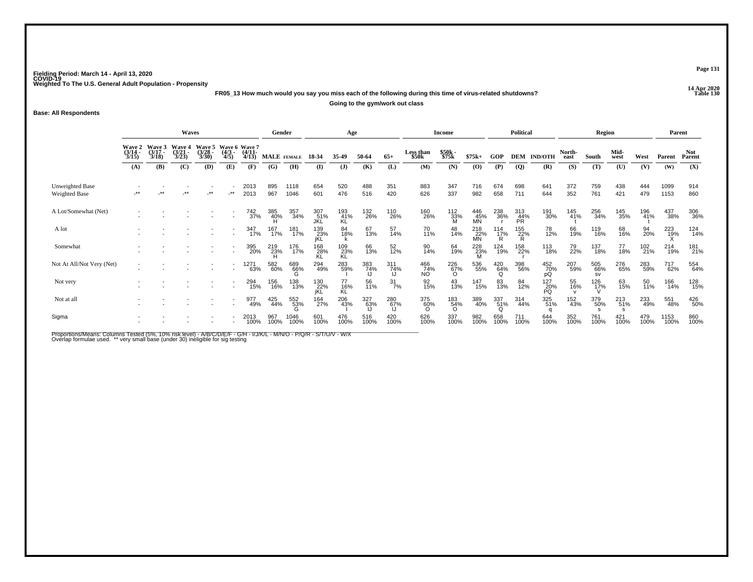Fielding Period: March 14 - April 13, 2020
COVID-19
Weighted To The U.S. General Adult Population - Propensity

14 Apr 2020
Table 130

**FR05_13 How much would you say you miss each of the following during this time of virus-related shutdowns?**

**Going to the gym/work out class**

**Base: All Respondents**

| | Waves | | | | | | Gender | | Age | | | | Income | | | Political | | | Region | | | | Parent | |
|---|---|---|---|---|---|---|---|---|---|---|---|---|---|---|---|---|---|---|---|---|---|---|---|---|
| | Wave 2 (3/14 - 3/15) | Wave 3 (3/17 - 3/18) | Wave 4 (3/21 - 3/23) | Wave 5 (3/28 - 3/30) | Wave 6 (4/3 - 4/5) | Wave 7 (4/11 - 4/13) | MALE | FEMALE | 18-34 | 35-49 | 50-64 | 65+ | Less than $50k | $50k - $75k | $75k+ | GOP | DEM | IND/OTH | North-east | South | Mid-west | West | Parent | Not Parent |
| | (A) | (B) | (C) | (D) | (E) | (F) | (G) | (H) | (I) | (J) | (K) | (L) | (M) | (N) | (O) | (P) | (Q) | (R) | (S) | (T) | (U) | (V) | (W) | (X) |
| Unweighted Base | - | - | - | - | - | 2013 | 895 | 1118 | 654 | 520 | 488 | 351 | 883 | 347 | 716 | 674 | 698 | 641 | 372 | 759 | 438 | 444 | 1099 | 914 |
| Weighted Base | -** | -** | -** | -** | -** | 2013 | 967 | 1046 | 601 | 476 | 516 | 420 | 626 | 337 | 982 | 658 | 711 | 644 | 352 | 761 | 421 | 479 | 1153 | 860 |
| A Lot/Somewhat (Net) | - | - | - | - | - | 742 | 385 | 357 | 307 | 193 | 132 | 110 | 160 | 112 | 446 | 238 | 313 | 191 | 145 | 256 | 145 | 196 | 437 | 306 |
| | - | - | - | - | - | 37% | 40% | 34% | 51% | 41% | 26% | 26% | 26% | 33% | 45% | 36% | 44% | 30% | 41% | 34% | 35% | 41% | 38% | 36% |
| | | | | | | | H | | JKL | KL | | | | M | MN | r | PR | | t | | | t | | |
| A lot | - | - | - | - | - | 347 | 167 | 181 | 139 | 84 | 67 | 57 | 70 | 48 | 218 | 114 | 155 | 78 | 66 | 119 | 68 | 94 | 223 | 124 |
| | - | - | - | - | - | 17% | 17% | 17% | 23% | 18% | 13% | 14% | 11% | 14% | 22% | 17% | 22% | 12% | 19% | 16% | 16% | 20% | 19% | 14% |
| | | | | | | | | | jKL | k | | | | | MN | R | R | | | | | | X | |
| Somewhat | - | - | - | - | - | 395 | 219 | 176 | 168 | 109 | 66 | 52 | 90 | 64 | 228 | 124 | 158 | 113 | 79 | 137 | 77 | 102 | 214 | 181 |
| | - | - | - | - | - | 20% | 23% | 17% | 28% | 23% | 13% | 12% | 14% | 19% | 23% | 19% | 22% | 18% | 22% | 18% | 18% | 21% | 19% | 21% |
| | | | | | | | H | | KL | KL | | | | | M | | r | | | | | | | |
| Not At All/Not Very (Net) | - | - | - | - | - | 1271 | 582 | 689 | 294 | 283 | 383 | 311 | 466 | 226 | 536 | 420 | 398 | 452 | 207 | 505 | 276 | 283 | 717 | 554 |
| | - | - | - | - | - | 63% | 60% | 66% | 49% | 59% | 74% | 74% | 74% | 67% | 55% | 64% | 56% | 70% | 59% | 66% | 65% | 59% | 62% | 64% |
| | | | | | | | | G | | I | IJ | IJ | NO | O | | Q | | pQ | | sv | | | | |
| Not very | - | - | - | - | - | 294 | 156 | 138 | 130 | 77 | 56 | 31 | 92 | 43 | 147 | 83 | 84 | 127 | 55 | 126 | 63 | 50 | 166 | 128 |
| | - | - | - | - | - | 15% | 16% | 13% | 22% | 16% | 11% | 7% | 15% | 13% | 15% | 13% | 12% | 20% | 16% | 17% | 15% | 11% | 14% | 15% |
| | | | | | | | | | jKL | KL | | | | | | | | PQ | v | V | | | | |
| Not at all | - | - | - | - | - | 977 | 425 | 552 | 164 | 206 | 327 | 280 | 375 | 183 | 389 | 337 | 314 | 325 | 152 | 379 | 213 | 233 | 551 | 426 |
| | - | - | - | - | - | 49% | 44% | 53% | 27% | 43% | 63% | 67% | 60% | 54% | 40% | 51% | 44% | 51% | 43% | 50% | 51% | 49% | 48% | 50% |
| | | | | | | | | G | | I | IJ | IJ | O | O | | Q | | q | | s | s | | | |
| Sigma | - | - | - | - | - | 2013 | 967 | 1046 | 601 | 476 | 516 | 420 | 626 | 337 | 982 | 658 | 711 | 644 | 352 | 761 | 421 | 479 | 1153 | 860 |
| | - | - | - | - | - | 100% | 100% | 100% | 100% | 100% | 100% | 100% | 100% | 100% | 100% | 100% | 100% | 100% | 100% | 100% | 100% | 100% | 100% | 100% |

Proportions/Means: Columns Tested (5%, 10% risk level) - A/B/C/D/E/F - G/H - I/J/K/L - M/N/O - P/Q/R - S/T/U/V - W/X
Overlap formulae used. ** very small base (under 30) ineligible for sig testing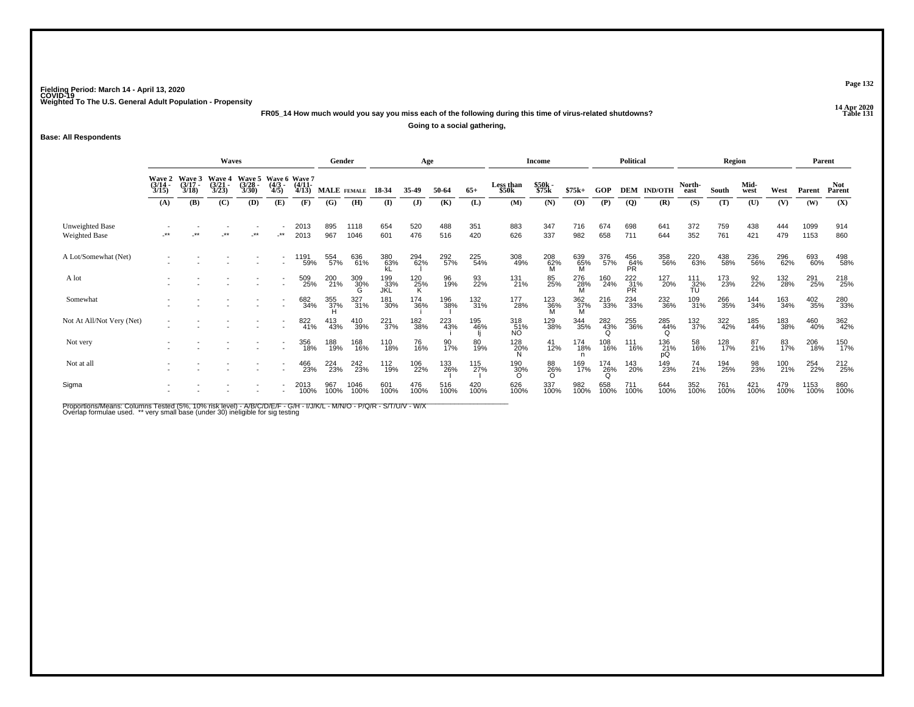Fielding Period: March 14 - April 13, 2020
COVID-19
Weighted To The U.S. General Adult Population - Propensity

14 Apr 2020
Table 131

**FR05_14 How much would you say you miss each of the following during this time of virus-related shutdowns?**

**Going to a social gathering,**

**Base: All Respondents**

| | Waves | | | | | | Gender | | Age | | | | Income | | | Political | | | Region | | | | Parent | |
|---|---|---|---|---|---|---|---|---|---|---|---|---|---|---|---|---|---|---|---|---|---|---|---|---|
| | Wave 2 (3/14 - 3/15) | Wave 3 (3/17 - 3/18) | Wave 4 (3/21 - 3/23) | Wave 5 (3/28 - 3/30) | Wave 6 (4/3 - 4/5) | Wave 7 (4/11 - 4/13) | MALE | FEMALE | 18-34 | 35-49 | 50-64 | 65+ | Less than $50k | $50k - $75k | $75k+ | GOP | DEM | IND/OTH | North-east | South | Mid-west | West | Parent | Not Parent |
| | (A) | (B) | (C) | (D) | (E) | (F) | (G) | (H) | (I) | (J) | (K) | (L) | (M) | (N) | (O) | (P) | (Q) | (R) | (S) | (T) | (U) | (V) | (W) | (X) |
| Unweighted Base | - | - | - | - | - | 2013 | 895 | 1118 | 654 | 520 | 488 | 351 | 883 | 347 | 716 | 674 | 698 | 641 | 372 | 759 | 438 | 444 | 1099 | 914 |
| Weighted Base | -** | -** | -** | -** | -** | 2013 | 967 | 1046 | 601 | 476 | 516 | 420 | 626 | 337 | 982 | 658 | 711 | 644 | 352 | 761 | 421 | 479 | 1153 | 860 |
| A Lot/Somewhat (Net) | - | - | - | - | - | 1191 59% | 554 57% | 636 61% | 380 63% kL | 294 62% l | 292 57% | 225 54% | 308 49% | 208 62% M | 639 65% M | 376 57% | 456 64% PR | 358 56% | 220 63% | 438 58% | 236 56% | 296 62% | 693 60% | 498 58% |
| A lot | - | - | - | - | - | 509 25% | 200 21% | 309 30% G | 199 33% JKL | 120 25% K | 96 19% | 93 22% | 131 21% | 85 25% | 276 28% M | 160 24% | 222 31% PR | 127 20% | 111 32% TU | 173 23% | 92 22% | 132 28% | 291 25% | 218 25% |
| Somewhat | - | - | - | - | - | 682 34% | 355 37% H | 327 31% | 181 30% | 174 36% i | 196 38% I | 132 31% | 177 28% | 123 36% M | 362 37% M | 216 33% | 234 33% | 232 36% | 109 31% | 266 35% | 144 34% | 163 34% | 402 35% | 280 33% |
| Not At All/Not Very (Net) | - | - | - | - | - | 822 41% | 413 43% | 410 39% | 221 37% | 182 38% | 223 43% i | 195 46% Ij | 318 51% NO | 129 38% | 344 35% | 282 43% Q | 255 36% | 285 44% Q | 132 37% | 322 42% | 185 44% | 183 38% | 460 40% | 362 42% |
| Not very | - | - | - | - | - | 356 18% | 188 19% | 168 16% | 110 18% | 76 16% | 90 17% | 80 19% | 128 20% N | 41 12% | 174 18% n | 108 16% | 111 16% | 136 21% pQ | 58 16% | 128 17% | 87 21% | 83 17% | 206 18% | 150 17% |
| Not at all | - | - | - | - | - | 466 23% | 224 23% | 242 23% | 112 19% | 106 22% | 133 26% I | 115 27% I | 190 30% O | 88 26% O | 169 17% | 174 26% Q | 143 20% | 149 23% | 74 21% | 194 25% | 98 23% | 100 21% | 254 22% | 212 25% |
| Sigma | - | - | - | - | - | 2013 100% | 967 100% | 1046 100% | 601 100% | 476 100% | 516 100% | 420 100% | 626 100% | 337 100% | 982 100% | 658 100% | 711 100% | 644 100% | 352 100% | 761 100% | 421 100% | 479 100% | 1153 100% | 860 100% |

Proportions/Means: Columns Tested (5%, 10% risk level) - A/B/C/D/E/F - G/H - I/J/K/L - M/N/O - P/Q/R - S/T/U/V - W/X
Overlap formulae used. ** very small base (under 30) ineligible for sig testing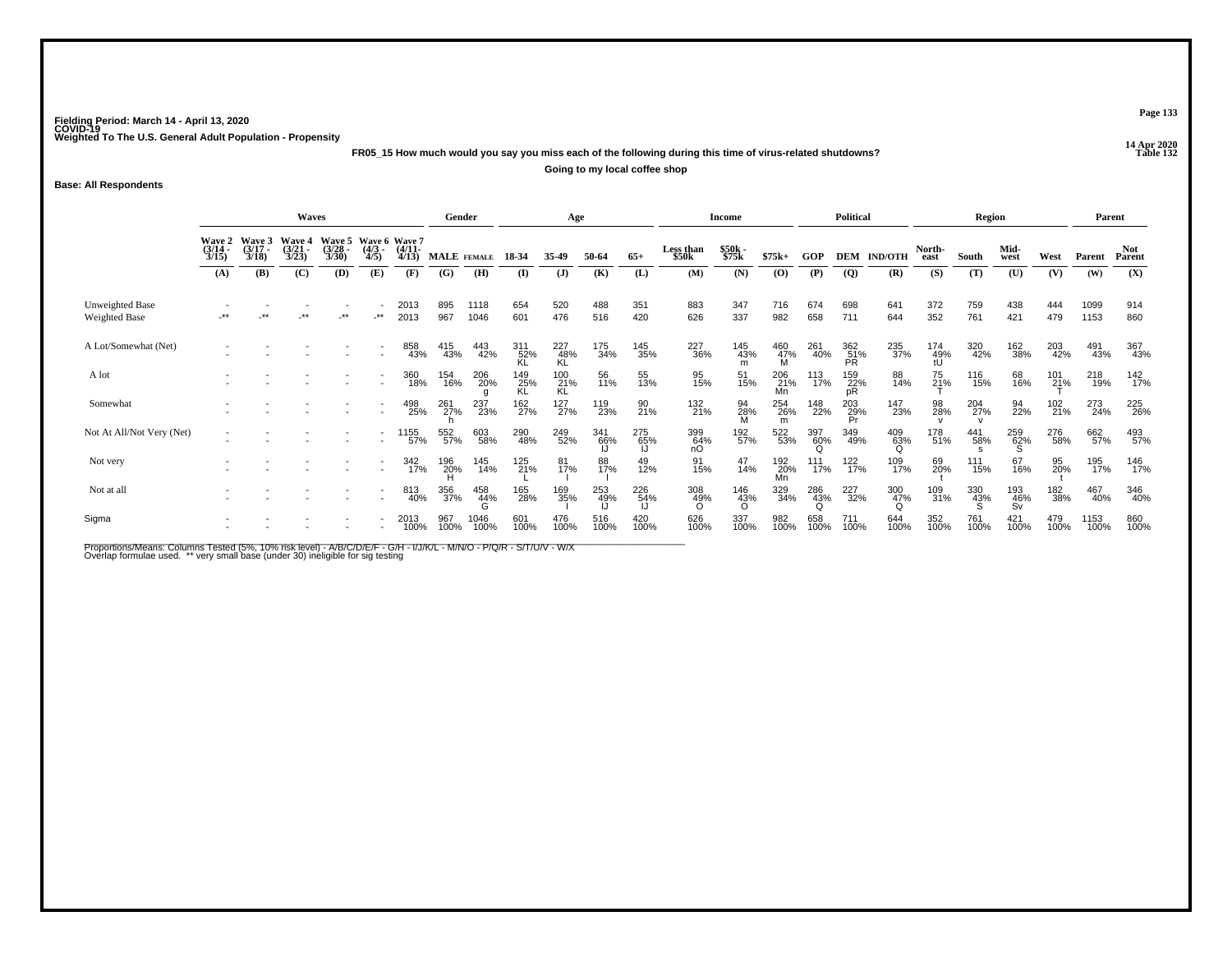Fielding Period: March 14 - April 13, 2020
COVID-19
Weighted To The U.S. General Adult Population - Propensity

14 Apr 2020
Table 132

**FR05_15 How much would you say you miss each of the following during this time of virus-related shutdowns?**

**Going to my local coffee shop**

**Base: All Respondents**

| | Waves | | | | | | Gender | | Age | | | | Income | | | Political | | | Region | | | | Parent | |
|---|---|---|---|---|---|---|---|---|---|---|---|---|---|---|---|---|---|---|---|---|---|---|---|---|
| | Wave 2 (3/14 - 3/15) | Wave 3 (3/17 - 3/18) | Wave 4 (3/21 - 3/23) | Wave 5 (3/28 - 3/30) | Wave 6 (4/3 - 4/5) | Wave 7 (4/11 - 4/13) | MALE | FEMALE | 18-34 | 35-49 | 50-64 | 65+ | Less than $50k | $50k - $75k | $75k+ | GOP | DEM | IND/OTH | North-east | South | Mid-west | West | Parent | Not Parent |
| | (A) | (B) | (C) | (D) | (E) | (F) | (G) | (H) | (I) | (J) | (K) | (L) | (M) | (N) | (O) | (P) | (Q) | (R) | (S) | (T) | (U) | (V) | (W) | (X) |
| Unweighted Base | - | - | - | - | - | 2013 | 895 | 1118 | 654 | 520 | 488 | 351 | 883 | 347 | 716 | 674 | 698 | 641 | 372 | 759 | 438 | 444 | 1099 | 914 |
| Weighted Base | -** | -** | -** | -** | -** | 2013 | 967 | 1046 | 601 | 476 | 516 | 420 | 626 | 337 | 982 | 658 | 711 | 644 | 352 | 761 | 421 | 479 | 1153 | 860 |
| A Lot/Somewhat (Net) | - | - | - | - | - | 858 | 415 | 443 | 311 | 227 | 175 | 145 | 227 | 145 | 460 | 261 | 362 | 235 | 174 | 320 | 162 | 203 | 491 | 367 |
| | - | - | - | - | - | 43% | 43% | 42% | 52% KL | 48% KL | 34% | 35% | 36% | 43% m | 47% M | 40% | 51% PR | 37% | 49% tU | 42% | 38% | 42% | 43% | 43% |
| A lot | - | - | - | - | - | 360 | 154 | 206 | 149 | 100 | 56 | 55 | 95 | 51 | 206 | 113 | 159 | 88 | 75 | 116 | 68 | 101 | 218 | 142 |
| | - | - | - | - | - | 18% | 16% | 20% g | 25% KL | 21% KL | 11% | 13% | 15% | 15% | 21% Mn | 17% | 22% pR | 14% | 21% T | 15% | 16% | 21% T | 19% | 17% |
| Somewhat | - | - | - | - | - | 498 | 261 | 237 | 162 | 127 | 119 | 90 | 132 | 94 | 254 | 148 | 203 | 147 | 98 | 204 | 94 | 102 | 273 | 225 |
| | - | - | - | - | - | 25% | 27% h | 23% | 27% | 27% | 23% | 21% | 21% | 28% M | 26% m | 22% | 29% Pr | 23% | 28% v | 27% v | 22% | 21% | 24% | 26% |
| Not At All/Not Very (Net) | - | - | - | - | - | 1155 | 552 | 603 | 290 | 249 | 341 | 275 | 399 | 192 | 522 | 397 | 349 | 409 | 178 | 441 | 259 | 276 | 662 | 493 |
| | - | - | - | - | - | 57% | 57% | 58% | 48% | 52% | 66% IJ | 65% IJ | 64% nO | 57% | 53% | 60% Q | 49% | 63% Q | 51% | 58% s | 62% S | 58% | 57% | 57% |
| Not very | - | - | - | - | - | 342 | 196 | 145 | 125 | 81 | 88 | 49 | 91 | 47 | 192 | 111 | 122 | 109 | 69 | 111 | 67 | 95 | 195 | 146 |
| | - | - | - | - | - | 17% | 20% H | 14% | 21% L | 17% l | 17% l | 12% | 15% | 14% | 20% Mn | 17% | 17% | 17% | 20% t | 15% | 16% | 20% t | 17% | 17% |
| Not at all | - | - | - | - | - | 813 | 356 | 458 | 165 | 169 | 253 | 226 | 308 | 146 | 329 | 286 | 227 | 300 | 109 | 330 | 193 | 182 | 467 | 346 |
| | - | - | - | - | - | 40% | 37% | 44% G | 28% | 35% I | 49% IJ | 54% IJ | 49% O | 43% O | 34% | 43% Q | 32% | 47% Q | 31% | 43% S | 46% Sv | 38% | 40% | 40% |
| Sigma | - | - | - | - | - | 2013 | 967 | 1046 | 601 | 476 | 516 | 420 | 626 | 337 | 982 | 658 | 711 | 644 | 352 | 761 | 421 | 479 | 1153 | 860 |
| | - | - | - | - | - | 100% | 100% | 100% | 100% | 100% | 100% | 100% | 100% | 100% | 100% | 100% | 100% | 100% | 100% | 100% | 100% | 100% | 100% | 100% |

Proportions/Means: Columns Tested (5%, 10% risk level) - A/B/C/D/E/F - G/H - I/J/K/L - M/N/O - P/Q/R - S/T/U/V - W/X
Overlap formulae used. ** very small base (under 30) ineligible for sig testing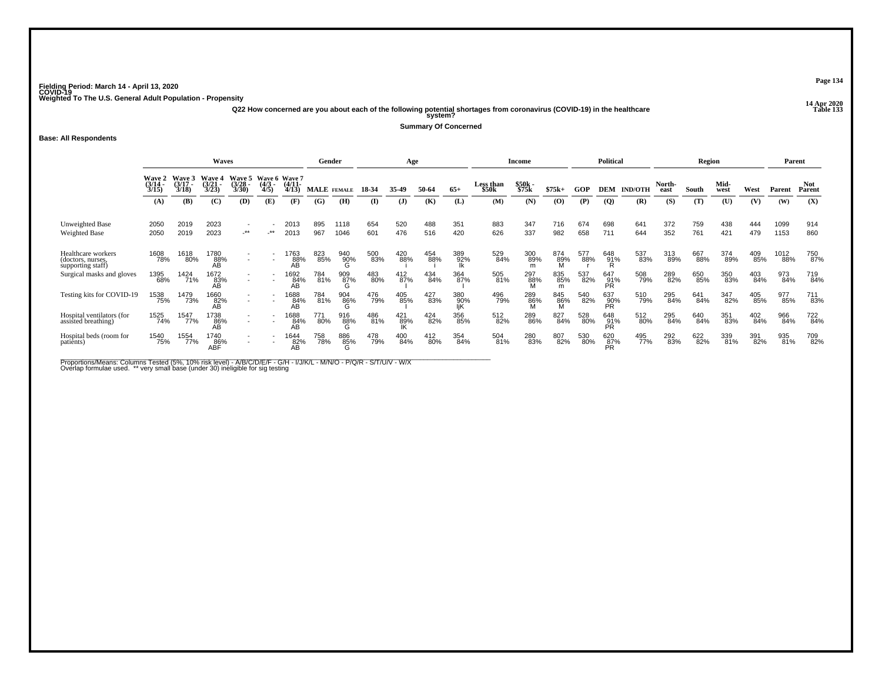Fielding Period: March 14 - April 13, 2020
COVID-19
Weighted To The U.S. General Adult Population - Propensity

14 Apr 2020
Table 133

Q22 How concerned are you about each of the following potential shortages from coronavirus (COVID-19) in the healthcare system?

Summary Of Concerned

Base: All Respondents

| | Waves | | | | | | Gender | | Age | | | | Income | | | Political | | | Region | | | | Parent | |
|---|---|---|---|---|---|---|---|---|---|---|---|---|---|---|---|---|---|---|---|---|---|---|---|---|
| | Wave 2 (3/14 - 3/15) | Wave 3 (3/17 - 3/18) | Wave 4 (3/21 - 3/23) | Wave 5 (3/28 - 3/30) | Wave 6 (4/3 - 4/5) | Wave 7 (4/11- 4/13) | MALE | FEMALE | 18-34 | 35-49 | 50-64 | 65+ | Less than $50k | $50k - $75k | $75k+ | GOP | DEM | IND/OTH | North-east | South | Mid-west | West | Parent | Not Parent |
| | (A) | (B) | (C) | (D) | (E) | (F) | (G) | (H) | (I) | (J) | (K) | (L) | (M) | (N) | (O) | (P) | (Q) | (R) | (S) | (T) | (U) | (V) | (W) | (X) |
| Unweighted Base | 2050 | 2019 | 2023 | - | - | 2013 | 895 | 1118 | 654 | 520 | 488 | 351 | 883 | 347 | 716 | 674 | 698 | 641 | 372 | 759 | 438 | 444 | 1099 | 914 |
| Weighted Base | 2050 | 2019 | 2023 | -** | -** | 2013 | 967 | 1046 | 601 | 476 | 516 | 420 | 626 | 337 | 982 | 658 | 711 | 644 | 352 | 761 | 421 | 479 | 1153 | 860 |
| Healthcare workers (doctors, nurses, supporting staff) | 1608 78% | 1618 80% | 1780 88% AB | - - | - - | 1763 88% AB | 823 85% | 940 90% G | 500 83% | 420 88% i | 454 88% i | 389 92% Ik | 529 84% | 300 89% m | 874 89% M | 577 88% r | 648 91% R | 537 83% | 313 89% | 667 88% | 374 89% | 409 85% | 1012 88% | 750 87% |
| Surgical masks and gloves | 1395 68% | 1424 71% | 1672 83% AB | - - | - - | 1692 84% AB | 784 81% | 909 87% G | 483 80% | 412 87% I | 434 84% | 364 87% I | 505 81% | 297 88% M | 835 85% m | 537 82% | 647 91% PR | 508 79% | 289 82% | 650 85% | 350 83% | 403 84% | 973 84% | 719 84% |
| Testing kits for COVID-19 | 1538 75% | 1479 73% | 1660 82% AB | - - | - - | 1688 84% AB | 784 81% | 904 86% G | 476 79% | 405 85% I | 427 83% | 380 90% IjK | 496 79% | 289 86% M | 845 86% M | 540 82% | 637 90% PR | 510 79% | 295 84% | 641 84% | 347 82% | 405 85% | 977 85% | 711 83% |
| Hospital ventilators (for assisted breathing) | 1525 74% | 1547 77% | 1738 86% AB | - - | - - | 1688 84% AB | 771 80% | 916 88% G | 486 81% | 421 89% IK | 424 82% | 356 85% | 512 82% | 289 86% | 827 84% | 528 80% | 648 91% PR | 512 80% | 295 84% | 640 84% | 351 83% | 402 84% | 966 84% | 722 84% |
| Hospital beds (room for patients) | 1540 75% | 1554 77% | 1740 86% ABF | - - | - - | 1644 82% AB | 758 78% | 886 85% G | 478 79% | 400 84% | 412 80% | 354 84% | 504 81% | 280 83% | 807 82% | 530 80% | 620 87% PR | 495 77% | 292 83% | 622 82% | 339 81% | 391 82% | 935 81% | 709 82% |

Proportions/Means: Columns Tested (5%, 10% risk level) - A/B/C/D/E/F - G/H - I/J/K/L - M/N/O - P/Q/R - S/T/U/V - W/X
Overlap formulae used. ** very small base (under 30) ineligible for sig testing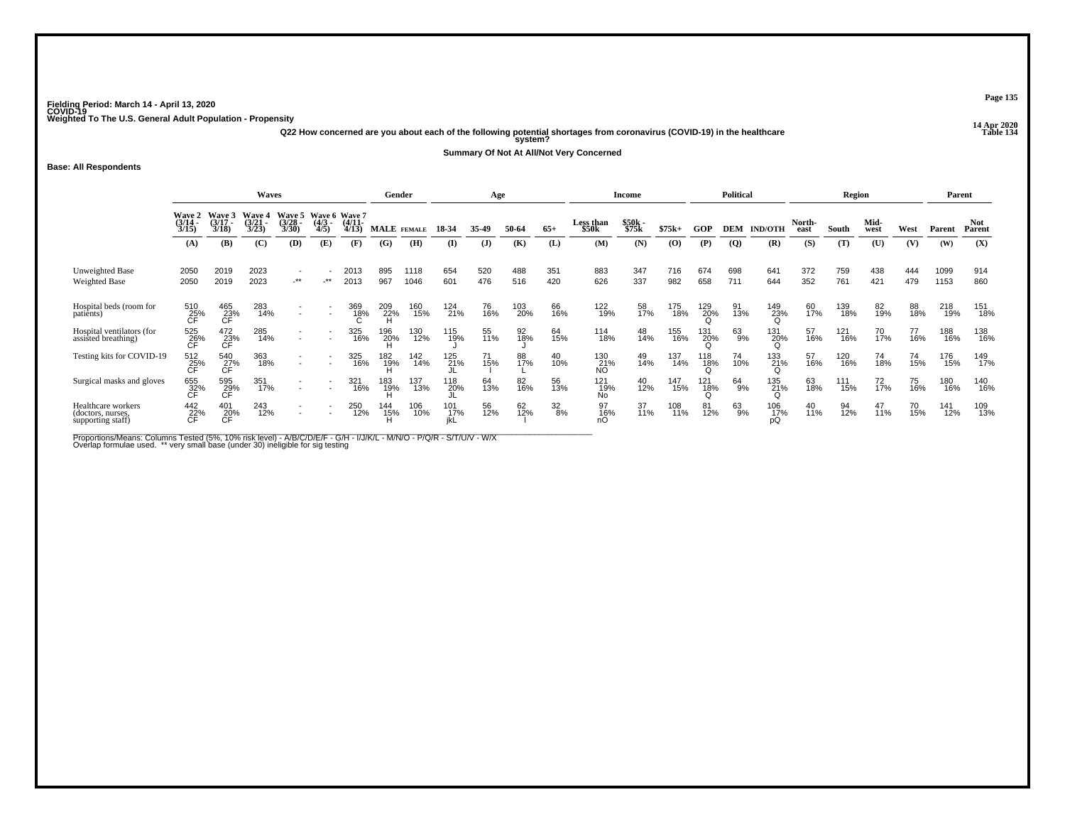Fielding Period: March 14 - April 13, 2020
COVID-19
Weighted To The U.S. General Adult Population - Propensity

14 Apr 2020
Table 134

Q22 How concerned are you about each of the following potential shortages from coronavirus (COVID-19) in the healthcare system?

Summary Of Not At All/Not Very Concerned

Base: All Respondents

| | Waves | | | | | | Gender | | Age | | | | Income | | | Political | | | Region | | | | Parent | |
|---|---|---|---|---|---|---|---|---|---|---|---|---|---|---|---|---|---|---|---|---|---|---|---|---|
| | Wave 2 (3/14 - 3/15) | Wave 3 (3/17 - 3/18) | Wave 4 (3/21 - 3/23) | Wave 5 (3/28 - 3/30) | Wave 6 (4/3 - 4/5) | Wave 7 (4/11- 4/13) | MALE | FEMALE | 18-34 | 35-49 | 50-64 | 65+ | Less than $50k | $50k - $75k | $75k+ | GOP | DEM | IND/OTH | North-east | South | Mid-west | West | Parent | Not Parent |
| | (A) | (B) | (C) | (D) | (E) | (F) | (G) | (H) | (I) | (J) | (K) | (L) | (M) | (N) | (O) | (P) | (Q) | (R) | (S) | (T) | (U) | (V) | (W) | (X) |
| Unweighted Base | 2050 | 2019 | 2023 | - | - | 2013 | 895 | 1118 | 654 | 520 | 488 | 351 | 883 | 347 | 716 | 674 | 698 | 641 | 372 | 759 | 438 | 444 | 1099 | 914 |
| Weighted Base | 2050 | 2019 | 2023 | -** | -** | 2013 | 967 | 1046 | 601 | 476 | 516 | 420 | 626 | 337 | 982 | 658 | 711 | 644 | 352 | 761 | 421 | 479 | 1153 | 860 |
| Hospital beds (room for patients) | 510 25% CF | 465 23% CF | 283 14% | - | - | 369 18% C | 209 22% H | 160 15% | 124 21% | 76 16% | 103 20% | 66 16% | 122 19% | 58 17% | 175 18% | 129 20% Q | 91 13% | 149 23% Q | 60 17% | 139 18% | 82 19% | 88 18% | 218 19% | 151 18% |
| Hospital ventilators (for assisted breathing) | 525 26% CF | 472 23% CF | 285 14% | - | - | 325 16% | 196 20% H | 130 12% | 115 19% J | 55 11% | 92 18% J | 64 15% | 114 18% | 48 14% | 155 16% | 131 20% Q | 63 9% | 131 20% Q | 57 16% | 121 16% | 70 17% | 77 16% | 188 16% | 138 16% |
| Testing kits for COVID-19 | 512 25% CF | 540 27% CF | 363 18% | - | - | 325 16% | 182 19% H | 142 14% | 125 21% JL | 71 15% I | 88 17% L | 40 10% | 130 21% NO | 49 14% | 137 14% | 118 18% Q | 74 10% | 133 21% Q | 57 16% | 120 16% | 74 18% | 74 15% | 176 15% | 149 17% |
| Surgical masks and gloves | 655 32% CF | 595 29% CF | 351 17% | - | - | 321 16% | 183 19% H | 137 13% | 118 20% JL | 64 13% | 82 16% | 56 13% | 121 19% No | 40 12% | 147 15% | 121 18% Q | 64 9% | 135 21% Q | 63 18% | 111 15% | 72 17% | 75 16% | 180 16% | 140 16% |
| Healthcare workers (doctors, nurses, supporting staff) | 442 22% CF | 401 20% CF | 243 12% | - | - | 250 12% | 144 15% H | 106 10% | 101 17% jkL | 56 12% | 62 12% I | 32 8% | 97 16% nO | 37 11% | 108 11% | 81 12% | 63 9% | 106 17% pQ | 40 11% | 94 12% | 47 11% | 70 15% | 141 12% | 109 13% |

Proportions/Means: Columns Tested (5%, 10% risk level) - A/B/C/D/E/F - G/H - I/J/K/L - M/N/O - P/Q/R - S/T/U/V - W/X
Overlap formulae used. ** very small base (under 30) ineligible for sig testing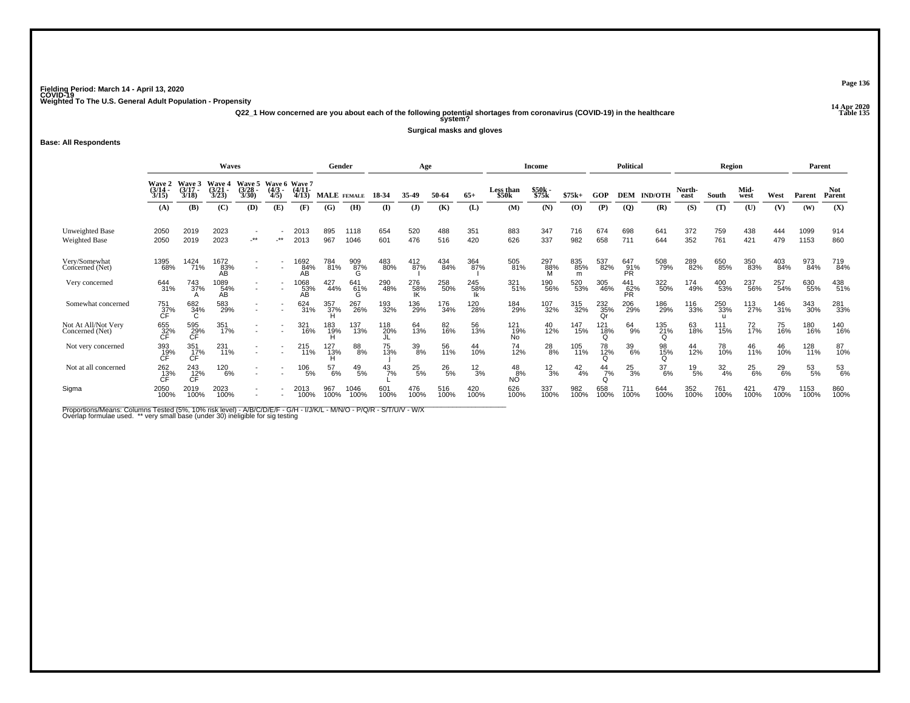Fielding Period: March 14 - April 13, 2020
COVID-19
Weighted To The U.S. General Adult Population - Propensity

14 Apr 2020
Table 135

Q22_1 How concerned are you about each of the following potential shortages from coronavirus (COVID-19) in the healthcare system?

Surgical masks and gloves

**Base: All Respondents**

| | Waves | | | | | | Gender | | Age | | | | Income | | | Political | | | Region | | | | Parent | |
|---|---|---|---|---|---|---|---|---|---|---|---|---|---|---|---|---|---|---|---|---|---|---|---|---|
| | Wave 2 (3/14 - 3/15) | Wave 3 (3/17 - 3/18) | Wave 4 (3/21 - 3/23) | Wave 5 (3/28 - 3/30) | Wave 6 (4/3 - 4/5) | Wave 7 (4/11- 4/13) | MALE | FEMALE | 18-34 | 35-49 | 50-64 | 65+ | Less than $50k | $50k - $75k | $75k+ | GOP | DEM | IND/OTH | North-east | South | Mid-west | West | Parent | Not Parent |
| | (A) | (B) | (C) | (D) | (E) | (F) | (G) | (H) | (I) | (J) | (K) | (L) | (M) | (N) | (O) | (P) | (Q) | (R) | (S) | (T) | (U) | (V) | (W) | (X) |
| Unweighted Base | 2050 | 2019 | 2023 | - | - | 2013 | 895 | 1118 | 654 | 520 | 488 | 351 | 883 | 347 | 716 | 674 | 698 | 641 | 372 | 759 | 438 | 444 | 1099 | 914 |
| Weighted Base | 2050 | 2019 | 2023 | -** | -** | 2013 | 967 | 1046 | 601 | 476 | 516 | 420 | 626 | 337 | 982 | 658 | 711 | 644 | 352 | 761 | 421 | 479 | 1153 | 860 |
| Very/Somewhat Concerned (Net) | 1395<br>68% | 1424<br>71% | 1672<br>83%<br>AB | - | - | 1692<br>84%<br>AB | 784<br>81% | 909<br>87%<br>G | 483<br>80% | 412<br>87%<br>I | 434<br>84% | 364<br>87%<br>I | 505<br>81% | 297<br>88%<br>M | 835<br>85%<br>m | 537<br>82% | 647<br>91%<br>PR | 508<br>79% | 289<br>82% | 650<br>85% | 350<br>83% | 403<br>84% | 973<br>84% | 719<br>84% |
| Very concerned | 644<br>31% | 743<br>37%<br>A | 1089<br>54%<br>AB | - | - | 1068<br>53%<br>AB | 427<br>44% | 641<br>61%<br>G | 290<br>48% | 276<br>58%<br>IK | 258<br>50% | 245<br>58%<br>Ik | 321<br>51% | 190<br>56% | 520<br>53% | 305<br>46% | 441<br>62%<br>PR | 322<br>50% | 174<br>49% | 400<br>53% | 237<br>56% | 257<br>54% | 630<br>55% | 438<br>51% |
| Somewhat concerned | 751<br>37%<br>CF | 682<br>34%<br>C | 583<br>29% | - | - | 624<br>31% | 357<br>37%<br>H | 267<br>26% | 193<br>32% | 136<br>29% | 176<br>34% | 120<br>28% | 184<br>29% | 107<br>32% | 315<br>32% | 232<br>35%<br>Qr | 206<br>29% | 186<br>29% | 116<br>33% | 250<br>33%<br>u | 113<br>27% | 146<br>31% | 343<br>30% | 281<br>33% |
| Not At All/Not Very Concerned (Net) | 655<br>32%<br>CF | 595<br>29%<br>CF | 351<br>17% | - | - | 321<br>16% | 183<br>19%<br>H | 137<br>13% | 118<br>20%<br>JL | 64<br>13% | 82<br>16% | 56<br>13% | 121<br>19%<br>No | 40<br>12% | 147<br>15% | 121<br>18%<br>Q | 64<br>9% | 135<br>21%<br>Q | 63<br>18% | 111<br>15% | 72<br>17% | 75<br>16% | 180<br>16% | 140<br>16% |
| Not very concerned | 393<br>19%<br>CF | 351<br>17%<br>CF | 231<br>11% | - | - | 215<br>11% | 127<br>13%<br>H | 88<br>8% | 75<br>13%<br>j | 39<br>8% | 56<br>11% | 44<br>10% | 74<br>12% | 28<br>8% | 105<br>11% | 78<br>12%<br>Q | 39<br>6% | 98<br>15%<br>Q | 44<br>12% | 78<br>10% | 46<br>11% | 46<br>10% | 128<br>11% | 87<br>10% |
| Not at all concerned | 262<br>13%<br>CF | 243<br>12%<br>CF | 120<br>6% | - | - | 106<br>5% | 57<br>6% | 49<br>5% | 43<br>7%<br>L | 25<br>5% | 26<br>5% | 12<br>3% | 48<br>8%<br>NO | 12<br>3% | 42<br>4% | 44<br>7%<br>Q | 25<br>3% | 37<br>6% | 19<br>5% | 32<br>4% | 25<br>6% | 29<br>6% | 53<br>5% | 53<br>6% |
| Sigma | 2050<br>100% | 2019<br>100% | 2023<br>100% | - | - | 2013<br>100% | 967<br>100% | 1046<br>100% | 601<br>100% | 476<br>100% | 516<br>100% | 420<br>100% | 626<br>100% | 337<br>100% | 982<br>100% | 658<br>100% | 711<br>100% | 644<br>100% | 352<br>100% | 761<br>100% | 421<br>100% | 479<br>100% | 1153<br>100% | 860<br>100% |

Proportions/Means: Columns Tested (5%, 10% risk level) - A/B/C/D/E/F - G/H - I/J/K/L - M/N/O - P/Q/R - S/T/U/V - W/X
Overlap formulae used. ** very small base (under 30) ineligible for sig testing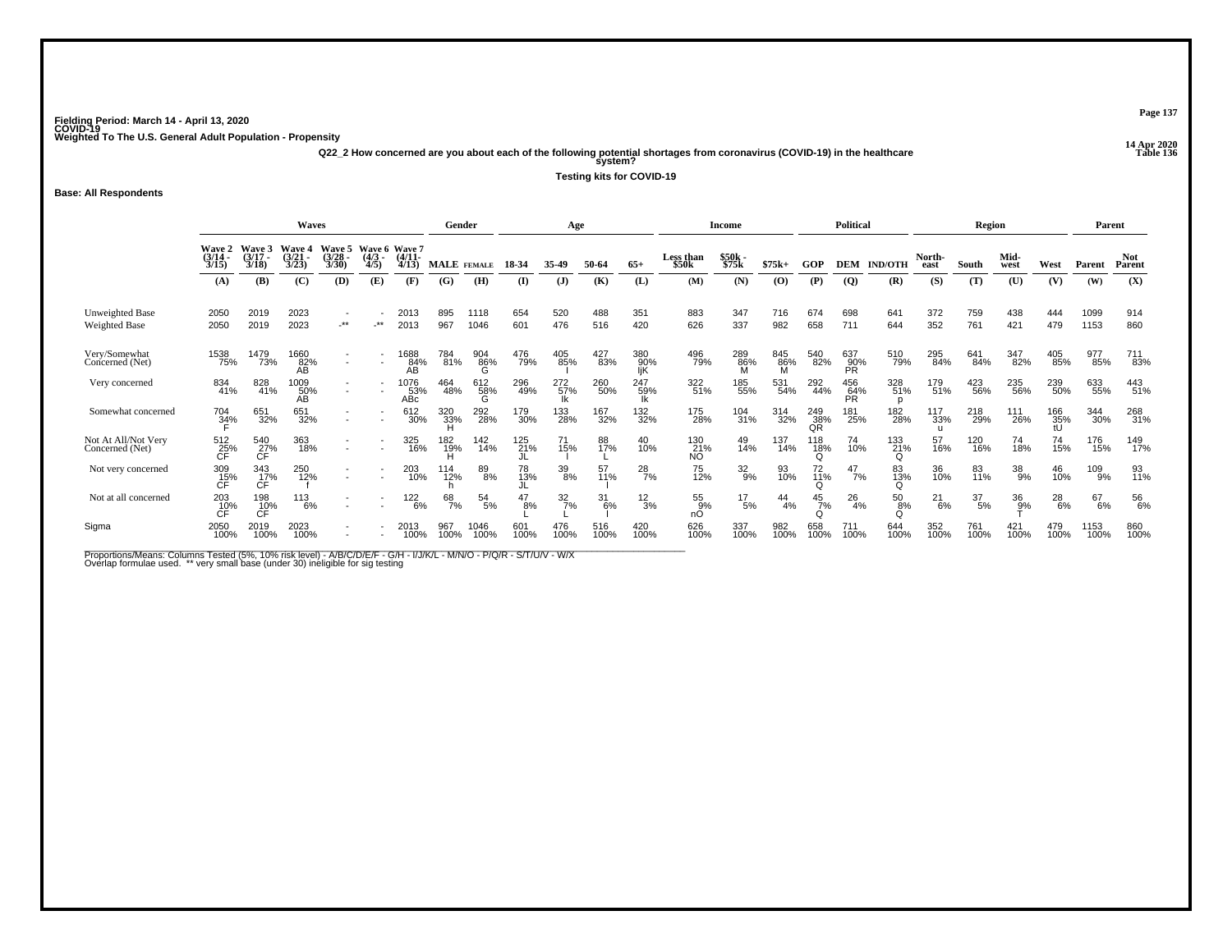Fielding Period: March 14 - April 13, 2020
COVID-19
Weighted To The U.S. General Adult Population - Propensity

14 Apr 2020
Table 136

Q22_2 How concerned are you about each of the following potential shortages from coronavirus (COVID-19) in the healthcare system?

Testing kits for COVID-19

**Base: All Respondents**

| | Waves | | | | | | Gender | | Age | | | | Income | | | Political | | | Region | | | | Parent | |
|---|---|---|---|---|---|---|---|---|---|---|---|---|---|---|---|---|---|---|---|---|---|---|---|---|
| | Wave 2 (3/14 - 3/15) | Wave 3 (3/17 - 3/18) | Wave 4 (3/21 - 3/23) | Wave 5 (3/28 - 3/30) | Wave 6 (4/3 - 4/5) | Wave 7 (4/11- 4/13) | MALE | FEMALE | 18-34 | 35-49 | 50-64 | 65+ | Less than $50k | $50k - $75k | $75k+ | GOP | DEM | IND/OTH | North-east | South | Mid-west | West | Parent | Not Parent |
| | (A) | (B) | (C) | (D) | (E) | (F) | (G) | (H) | (I) | (J) | (K) | (L) | (M) | (N) | (O) | (P) | (Q) | (R) | (S) | (T) | (U) | (V) | (W) | (X) |
| Unweighted Base | 2050 | 2019 | 2023 | - | - | 2013 | 895 | 1118 | 654 | 520 | 488 | 351 | 883 | 347 | 716 | 674 | 698 | 641 | 372 | 759 | 438 | 444 | 1099 | 914 |
| Weighted Base | 2050 | 2019 | 2023 | -** | -** | 2013 | 967 | 1046 | 601 | 476 | 516 | 420 | 626 | 337 | 982 | 658 | 711 | 644 | 352 | 761 | 421 | 479 | 1153 | 860 |
| Very/Somewhat Concerned (Net) | 1538 75% | 1479 73% | 1660 82% AB | - | - | 1688 84% AB | 784 81% | 904 86% G | 476 79% | 405 85% I | 427 83% | 380 90% IjK | 496 79% | 289 86% M | 845 86% M | 540 82% | 637 90% PR | 510 79% | 295 84% | 641 84% | 347 82% | 405 85% | 977 85% | 711 83% |
| Very concerned | 834 41% | 828 41% | 1009 50% AB | - | - | 1076 53% ABc | 464 48% | 612 58% G | 296 49% | 272 57% Ik | 260 50% | 247 59% Ik | 322 51% | 185 55% | 531 54% | 292 44% | 456 64% PR | 328 51% p | 179 51% | 423 56% | 235 56% | 239 50% | 633 55% | 443 51% |
| Somewhat concerned | 704 34% F | 651 32% | 651 32% | - | - | 612 30% | 320 33% H | 292 28% | 179 30% | 133 28% | 167 32% | 132 32% | 175 28% | 104 31% | 314 32% | 249 38% QR | 181 25% | 182 28% | 117 33% u | 218 29% | 111 26% | 166 35% tU | 344 30% | 268 31% |
| Not At All/Not Very Concerned (Net) | 512 25% CF | 540 27% CF | 363 18% | - | - | 325 16% | 182 19% H | 142 14% | 125 21% JL | 71 15% | 88 17% L | 40 10% | 130 21% NO | 49 14% | 137 14% | 118 18% Q | 74 10% | 133 21% Q | 57 16% | 120 16% | 74 18% | 74 15% | 176 15% | 149 17% |
| Not very concerned | 309 15% CF | 343 17% CF | 250 12% f | - | - | 203 10% | 114 12% h | 89 8% | 78 13% JL | 39 8% | 57 11% l | 28 7% | 75 12% | 32 9% | 93 10% | 72 11% Q | 47 7% | 83 13% Q | 36 10% | 83 11% | 38 9% | 46 10% | 109 9% | 93 11% |
| Not at all concerned | 203 10% CF | 198 10% CF | 113 6% | - | - | 122 6% | 68 7% | 54 5% | 47 8% L | 32 7% L | 31 6% l | 12 3% | 55 9% nO | 17 5% | 44 4% | 45 7% Q | 26 4% | 50 8% Q | 21 6% | 37 5% | 36 9% T | 28 6% | 67 6% | 56 6% |
| Sigma | 2050 100% | 2019 100% | 2023 100% | - | - | 2013 100% | 967 100% | 1046 100% | 601 100% | 476 100% | 516 100% | 420 100% | 626 100% | 337 100% | 982 100% | 658 100% | 711 100% | 644 100% | 352 100% | 761 100% | 421 100% | 479 100% | 1153 100% | 860 100% |

Proportions/Means: Columns Tested (5%, 10% risk level) - A/B/C/D/E/F - G/H - I/J/K/L - M/N/O - P/Q/R - S/T/U/V - W/X
Overlap formulae used. ** very small base (under 30) ineligible for sig testing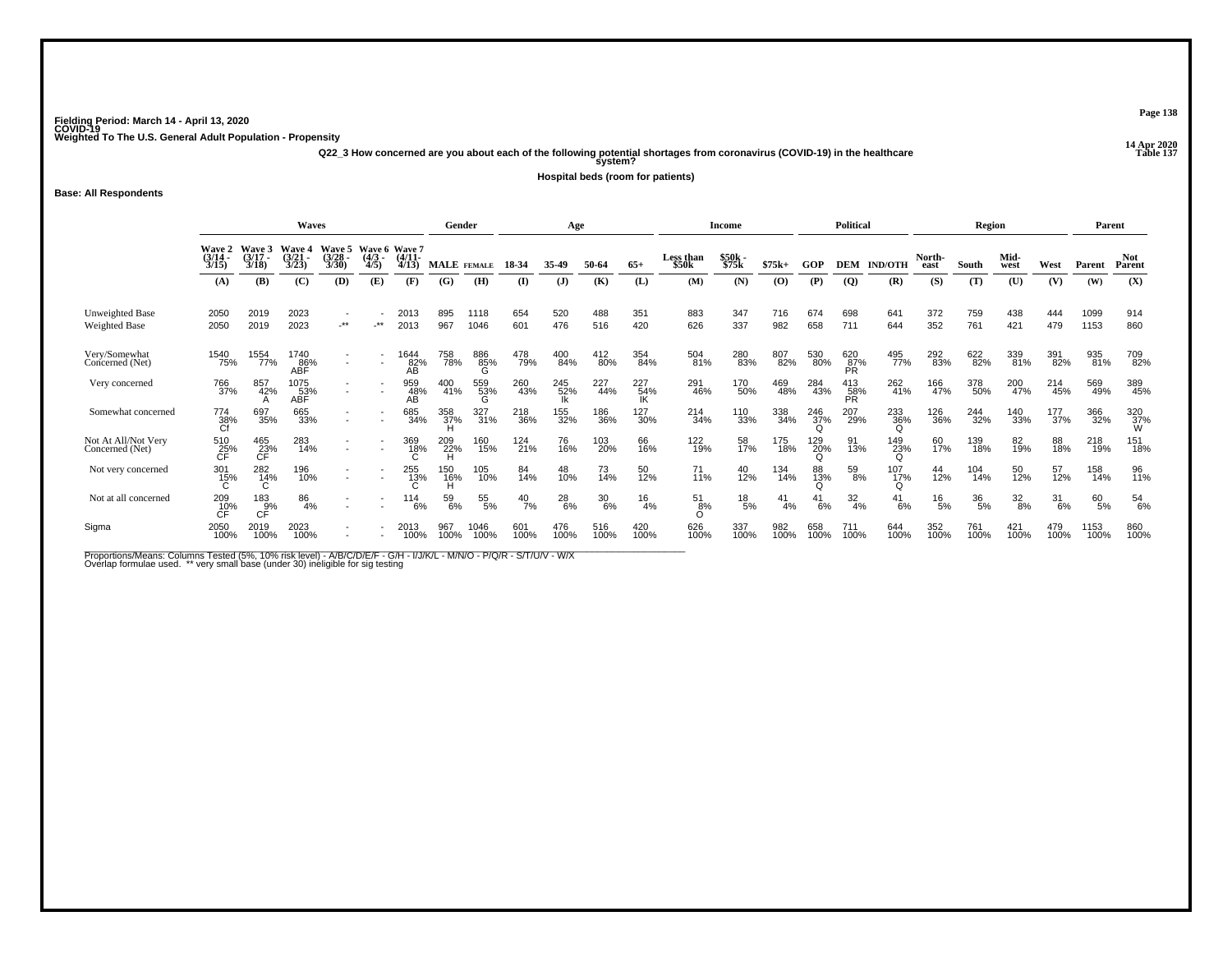Fielding Period: March 14 - April 13, 2020
COVID-19
Weighted To The U.S. General Adult Population - Propensity

14 Apr 2020
Table 137

Q22_3 How concerned are you about each of the following potential shortages from coronavirus (COVID-19) in the healthcare system?

Hospital beds (room for patients)

**Base: All Respondents**

| | Waves | | | | | | Gender | | Age | | | | Income | | | Political | | | Region | | | | Parent | |
|---|---|---|---|---|---|---|---|---|---|---|---|---|---|---|---|---|---|---|---|---|---|---|---|---|
| | Wave 2 (3/14 - 3/15) | Wave 3 (3/17 - 3/18) | Wave 4 (3/21 - 3/23) | Wave 5 (3/28 - 3/30) | Wave 6 (4/3 - 4/5) | Wave 7 (4/11- 4/13) | MALE | FEMALE | 18-34 | 35-49 | 50-64 | 65+ | Less than $50k | $50k - $75k | $75k+ | GOP | DEM | IND/OTH | North-east | South | Mid-west | West | Parent | Not Parent |
| | (A) | (B) | (C) | (D) | (E) | (F) | (G) | (H) | (I) | (J) | (K) | (L) | (M) | (N) | (O) | (P) | (Q) | (R) | (S) | (T) | (U) | (V) | (W) | (X) |
| Unweighted Base | 2050 | 2019 | 2023 | - | - | 2013 | 895 | 1118 | 654 | 520 | 488 | 351 | 883 | 347 | 716 | 674 | 698 | 641 | 372 | 759 | 438 | 444 | 1099 | 914 |
| Weighted Base | 2050 | 2019 | 2023 | -** | -** | 2013 | 967 | 1046 | 601 | 476 | 516 | 420 | 626 | 337 | 982 | 658 | 711 | 644 | 352 | 761 | 421 | 479 | 1153 | 860 |
| Very/Somewhat Concerned (Net) | 1540 75% | 1554 77% | 1740 86% ABF | - | - | 1644 82% AB | 758 78% | 886 85% G | 478 79% | 400 84% | 412 80% | 354 84% | 504 81% | 280 83% | 807 82% | 530 80% | 620 87% PR | 495 77% | 292 83% | 622 82% | 339 81% | 391 82% | 935 81% | 709 82% |
| Very concerned | 766 37% | 857 42% A | 1075 53% ABF | - | - | 959 48% AB | 400 41% | 559 53% G | 260 43% | 245 52% Ik | 227 44% | 227 54% IK | 291 46% | 170 50% | 469 48% | 284 43% | 413 58% PR | 262 41% | 166 47% | 378 50% | 200 47% | 214 45% | 569 49% | 389 45% |
| Somewhat concerned | 774 38% Cf | 697 35% | 665 33% | - | - | 685 34% | 358 37% H | 327 31% | 218 36% | 155 32% | 186 36% | 127 30% | 214 34% | 110 33% | 338 34% | 246 37% Q | 207 29% | 233 36% Q | 126 36% | 244 32% | 140 33% | 177 37% | 366 32% | 320 37% W |
| Not At All/Not Very Concerned (Net) | 510 25% CF | 465 23% CF | 283 14% | - | - | 369 18% C | 209 22% H | 160 15% | 124 21% | 76 16% | 103 20% | 66 16% | 122 19% | 58 17% | 175 18% | 129 20% Q | 91 13% | 149 23% Q | 60 17% | 139 18% | 82 19% | 88 18% | 218 19% | 151 18% |
| Not very concerned | 301 15% C | 282 14% C | 196 10% | - | - | 255 13% C | 150 16% H | 105 10% | 84 14% | 48 10% | 73 14% | 50 12% | 71 11% | 40 12% | 134 14% | 88 13% Q | 59 8% | 107 17% Q | 44 12% | 104 14% | 50 12% | 57 12% | 158 14% | 96 11% |
| Not at all concerned | 209 10% CF | 183 9% CF | 86 4% | - | - | 114 6% | 59 6% | 55 5% | 40 7% | 28 6% | 30 6% | 16 4% | 51 8% O | 18 5% | 41 4% | 41 6% | 32 4% | 41 6% | 16 5% | 36 5% | 32 8% | 31 6% | 60 5% | 54 6% |
| Sigma | 2050 100% | 2019 100% | 2023 100% | - | - | 2013 100% | 967 100% | 1046 100% | 601 100% | 476 100% | 516 100% | 420 100% | 626 100% | 337 100% | 982 100% | 658 100% | 711 100% | 644 100% | 352 100% | 761 100% | 421 100% | 479 100% | 1153 100% | 860 100% |

Proportions/Means: Columns Tested (5%, 10% risk level) - A/B/C/D/E/F - G/H - I/J/K/L - M/N/O - P/Q/R - S/T/U/V - W/X
Overlap formulae used. ** very small base (under 30) ineligible for sig testing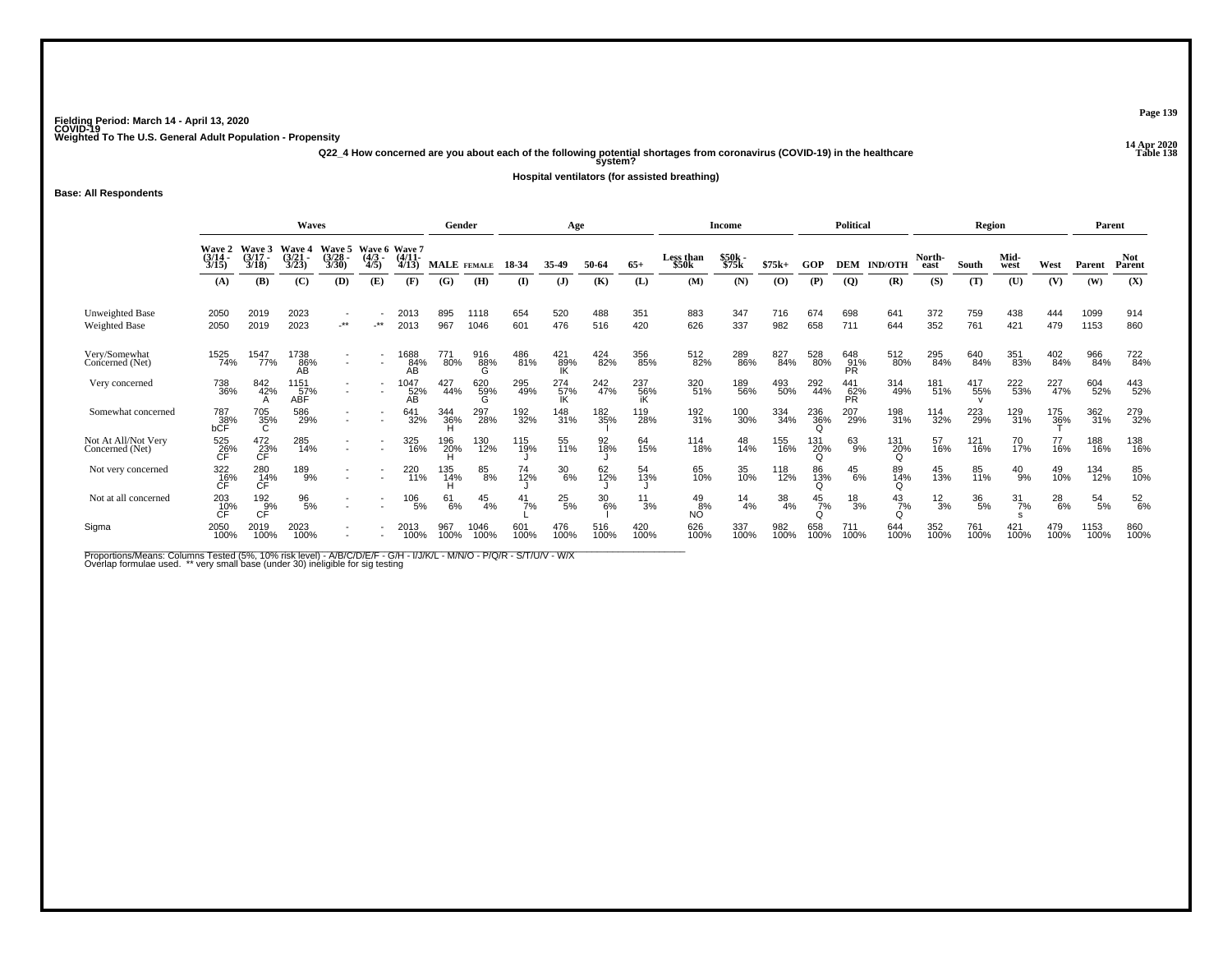Fielding Period: March 14 - April 13, 2020
COVID-19
Weighted To The U.S. General Adult Population - Propensity

14 Apr 2020
Table 138

Q22_4 How concerned are you about each of the following potential shortages from coronavirus (COVID-19) in the healthcare system?

Hospital ventilators (for assisted breathing)

Base: All Respondents

| | Waves | | | | | | Gender | | Age | | | | Income | | | Political | | | Region | | | | Parent | |
|---|---|---|---|---|---|---|---|---|---|---|---|---|---|---|---|---|---|---|---|---|---|---|---|---|
| | Wave 2 (3/14 - 3/15) | Wave 3 (3/17 - 3/18) | Wave 4 (3/21 - 3/23) | Wave 5 (3/28 - 3/30) | Wave 6 (4/3 - 4/5) | Wave 7 (4/11- 4/13) | MALE | FEMALE | 18-34 | 35-49 | 50-64 | 65+ | Less than $50k | $50k - $75k | $75k+ | GOP | DEM | IND/OTH | North-east | South | Mid-west | West | Parent | Not Parent |
| | (A) | (B) | (C) | (D) | (E) | (F) | (G) | (H) | (I) | (J) | (K) | (L) | (M) | (N) | (O) | (P) | (Q) | (R) | (S) | (T) | (U) | (V) | (W) | (X) |
| Unweighted Base | 2050 | 2019 | 2023 | - | - | 2013 | 895 | 1118 | 654 | 520 | 488 | 351 | 883 | 347 | 716 | 674 | 698 | 641 | 372 | 759 | 438 | 444 | 1099 | 914 |
| Weighted Base | 2050 | 2019 | 2023 | -** | -** | 2013 | 967 | 1046 | 601 | 476 | 516 | 420 | 626 | 337 | 982 | 658 | 711 | 644 | 352 | 761 | 421 | 479 | 1153 | 860 |
| Very/Somewhat Concerned (Net) | 1525 74% | 1547 77% | 1738 86% AB | - | - | 1688 84% AB | 771 80% | 916 88% G | 486 81% | 421 89% IK | 424 82% | 356 85% | 512 82% | 289 86% | 827 84% | 528 80% | 648 91% PR | 512 80% | 295 84% | 640 84% | 351 83% | 402 84% | 966 84% | 722 84% |
| Very concerned | 738 36% | 842 42% A | 1151 57% ABF | - | - | 1047 52% AB | 427 44% | 620 59% G | 295 49% | 274 57% IK | 242 47% | 237 56% iK | 320 51% | 189 56% | 493 50% | 292 44% | 441 62% PR | 314 49% | 181 51% | 417 55% v | 222 53% | 227 47% | 604 52% | 443 52% |
| Somewhat concerned | 787 38% bCF | 705 35% C | 586 29% | - | - | 641 32% | 344 36% H | 297 28% | 192 32% | 148 31% | 182 35% I | 119 28% | 192 31% | 100 30% | 334 34% | 236 36% Q | 207 29% | 198 31% | 114 32% | 223 29% | 129 31% | 175 36% T | 362 31% | 279 32% |
| Not At All/Not Very Concerned (Net) | 525 26% CF | 472 23% CF | 285 14% | - | - | 325 16% | 196 20% H | 130 12% | 115 19% J | 55 11% | 92 18% J | 64 15% | 114 18% | 48 14% | 155 16% | 131 20% Q | 63 9% | 131 20% Q | 57 16% | 121 16% | 70 17% | 77 16% | 188 16% | 138 16% |
| Not very concerned | 322 16% CF | 280 14% CF | 189 9% | - | - | 220 11% | 135 14% H | 85 8% | 74 12% J | 30 6% | 62 12% J | 54 13% J | 65 10% | 35 10% | 118 12% | 86 13% Q | 45 6% | 89 14% Q | 45 13% | 85 11% | 40 9% | 49 10% | 134 12% | 85 10% |
| Not at all concerned | 203 10% CF | 192 9% CF | 96 5% | - | - | 106 5% | 61 6% | 45 4% | 41 7% L | 25 5% | 30 6% I | 11 3% | 49 8% NO | 14 4% | 38 4% | 45 7% Q | 18 3% | 43 7% Q | 12 3% | 36 5% | 31 7% s | 28 6% | 54 5% | 52 6% |
| Sigma | 2050 100% | 2019 100% | 2023 100% | - | - | 2013 100% | 967 100% | 1046 100% | 601 100% | 476 100% | 516 100% | 420 100% | 626 100% | 337 100% | 982 100% | 658 100% | 711 100% | 644 100% | 352 100% | 761 100% | 421 100% | 479 100% | 1153 100% | 860 100% |

Proportions/Means: Columns Tested (5%, 10% risk level) - A/B/C/D/E/F - G/H - I/J/K/L - M/N/O - P/Q/R - S/T/U/V - W/X
Overlap formulae used. ** very small base (under 30) ineligible for sig testing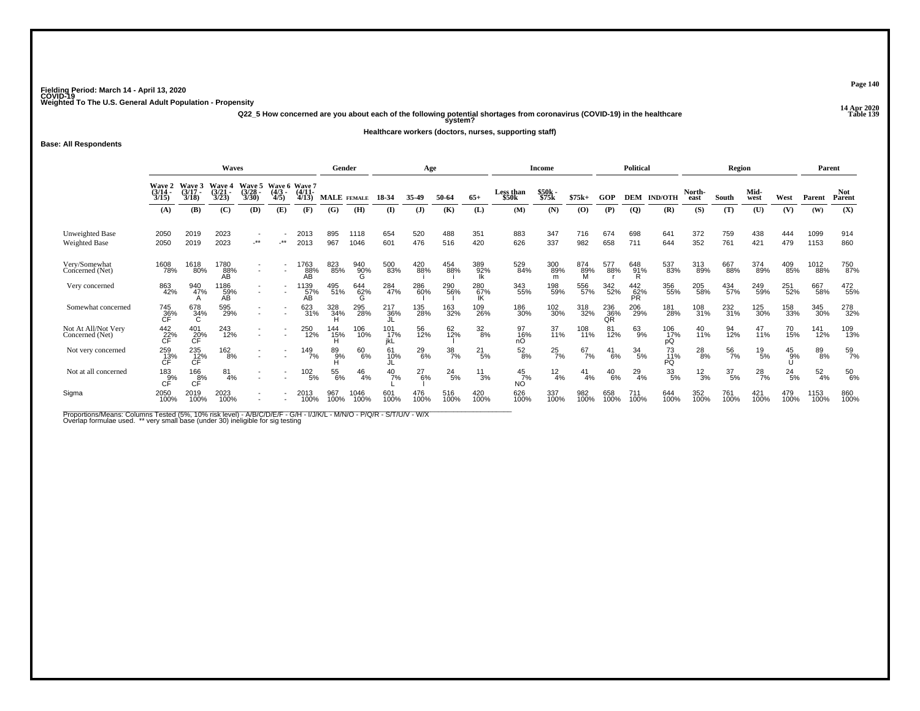Fielding Period: March 14 - April 13, 2020
COVID-19
Weighted To The U.S. General Adult Population - Propensity

14 Apr 2020
Table 139

Q22_5 How concerned are you about each of the following potential shortages from coronavirus (COVID-19) in the healthcare system?

Healthcare workers (doctors, nurses, supporting staff)

Base: All Respondents

| | Waves | | | | | | Gender | | Age | | | | Income | | | Political | | | Region | | | | Parent | |
|---|---|---|---|---|---|---|---|---|---|---|---|---|---|---|---|---|---|---|---|---|---|---|---|---|
| | Wave 2 (3/14 - 3/15) | Wave 3 (3/17 - 3/18) | Wave 4 (3/21 - 3/23) | Wave 5 (3/28 - 3/30) | Wave 6 (4/3 - 4/5) | Wave 7 (4/11- 4/13) | MALE | FEMALE | 18-34 | 35-49 | 50-64 | 65+ | Less than $50k | $50k - $75k | $75k+ | GOP | DEM | IND/OTH | North-east | South | Mid-west | West | Parent | Not Parent |
| | (A) | (B) | (C) | (D) | (E) | (F) | (G) | (H) | (I) | (J) | (K) | (L) | (M) | (N) | (O) | (P) | (Q) | (R) | (S) | (T) | (U) | (V) | (W) | (X) |
| Unweighted Base | 2050 | 2019 | 2023 | - | - | 2013 | 895 | 1118 | 654 | 520 | 488 | 351 | 883 | 347 | 716 | 674 | 698 | 641 | 372 | 759 | 438 | 444 | 1099 | 914 |
| Weighted Base | 2050 | 2019 | 2023 | -** | -** | 2013 | 967 | 1046 | 601 | 476 | 516 | 420 | 626 | 337 | 982 | 658 | 711 | 644 | 352 | 761 | 421 | 479 | 1153 | 860 |
| Very/Somewhat Concerned (Net) | 1608 78% | 1618 80% | 1780 88% AB | - | - | 1763 88% AB | 823 85% | 940 90% G | 500 83% | 420 88% i | 454 88% i | 389 92% Ik | 529 84% | 300 89% m | 874 89% M | 577 88% r | 648 91% R | 537 83% | 313 89% | 667 88% | 374 89% | 409 85% | 1012 88% | 750 87% |
| Very concerned | 863 42% | 940 47% A | 1186 59% AB | - | - | 1139 57% AB | 495 51% | 644 62% G | 284 47% | 286 60% I | 290 56% I | 280 67% IK | 343 55% | 198 59% | 556 57% | 342 52% | 442 62% PR | 356 55% | 205 58% | 434 57% | 249 59% | 251 52% | 667 58% | 472 55% |
| Somewhat concerned | 745 36% CF | 678 34% C | 595 29% | - | - | 623 31% | 328 34% H | 295 28% | 217 36% JL | 135 28% | 163 32% | 109 26% | 186 30% | 102 30% | 318 32% | 236 36% QR | 206 29% | 181 28% | 108 31% | 232 31% | 125 30% | 158 33% | 345 30% | 278 32% |
| Not At All/Not Very Concerned (Net) | 442 22% CF | 401 20% CF | 243 12% | - | - | 250 12% | 144 15% H | 106 10% | 101 17% jkL | 56 12% | 62 12% l | 32 8% | 97 16% nO | 37 11% | 108 11% | 81 12% | 63 9% | 106 17% pQ | 40 11% | 94 12% | 47 11% | 70 15% | 141 12% | 109 13% |
| Not very concerned | 259 13% CF | 235 12% CF | 162 8% | - | - | 149 7% | 89 9% H | 60 6% | 61 10% JL | 29 6% | 38 7% | 21 5% | 52 8% | 25 7% | 67 7% | 41 6% | 34 5% | 73 11% PQ | 28 8% | 56 7% | 19 5% | 45 9% U | 89 8% | 59 7% |
| Not at all concerned | 183 9% CF | 166 8% CF | 81 4% | - | - | 102 5% | 55 6% | 46 4% | 40 7% L | 27 6% l | 24 5% | 11 3% | 45 7% NO | 12 4% | 41 4% | 40 6% | 29 4% | 33 5% | 12 3% | 37 5% | 28 7% | 24 5% | 52 4% | 50 6% |
| Sigma | 2050 100% | 2019 100% | 2023 100% | - | - | 2013 100% | 967 100% | 1046 100% | 601 100% | 476 100% | 516 100% | 420 100% | 626 100% | 337 100% | 982 100% | 658 100% | 711 100% | 644 100% | 352 100% | 761 100% | 421 100% | 479 100% | 1153 100% | 860 100% |

Proportions/Means: Columns Tested (5%, 10% risk level) - A/B/C/D/E/F - G/H - I/J/K/L - M/N/O - P/Q/R - S/T/U/V - W/X
Overlap formulae used. ** very small base (under 30) ineligible for sig testing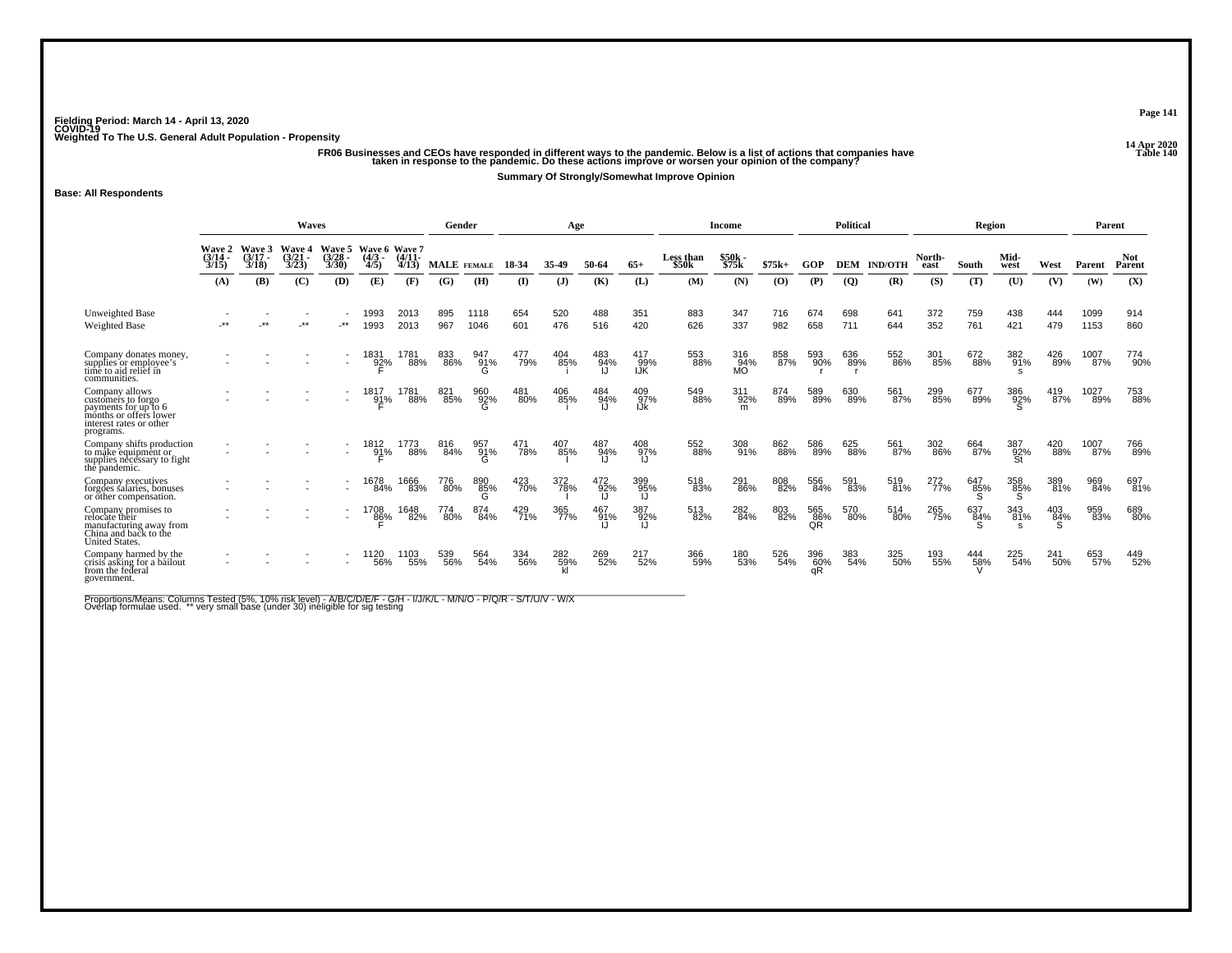Fielding Period: March 14 - April 13, 2020
COVID-19
Weighted To The U.S. General Adult Population - Propensity

14 Apr 2020
Table 140

**FR06 Businesses and CEOs have responded in different ways to the pandemic. Below is a list of actions that companies have taken in response to the pandemic. Do these actions improve or worsen your opinion of the company?**

**Summary Of Strongly/Somewhat Improve Opinion**

**Base: All Respondents**

| | Waves | | | | | | Gender | | Age | | | | Income | | | Political | | | Region | | | | Parent | |
|---|---|---|---|---|---|---|---|---|---|---|---|---|---|---|---|---|---|---|---|---|---|---|---|---|
| | Wave 2 (3/14 - 3/15) | Wave 3 (3/17 - 3/18) | Wave 4 (3/21 - 3/23) | Wave 5 (3/28 - 3/30) | Wave 6 (4/3 - 4/5) | Wave 7 (4/11- 4/13) | MALE | FEMALE | 18-34 | 35-49 | 50-64 | 65+ | Less than $50k | $50k - $75k | $75k+ | GOP | DEM | IND/OTH | North-east | South | Mid-west | West | Parent | Not Parent |
| | (A) | (B) | (C) | (D) | (E) | (F) | (G) | (H) | (I) | (J) | (K) | (L) | (M) | (N) | (O) | (P) | (Q) | (R) | (S) | (T) | (U) | (V) | (W) | (X) |
| Unweighted Base | - | - | - | - | 1993 | 2013 | 895 | 1118 | 654 | 520 | 488 | 351 | 883 | 347 | 716 | 674 | 698 | 641 | 372 | 759 | 438 | 444 | 1099 | 914 |
| Weighted Base | -** | -** | -** | -** | 1993 | 2013 | 967 | 1046 | 601 | 476 | 516 | 420 | 626 | 337 | 982 | 658 | 711 | 644 | 352 | 761 | 421 | 479 | 1153 | 860 |
| Company donates money, supplies or employee's time to aid relief in communities. | - | - | - | - | 1831 | 1781 | 833 | 947 | 477 | 404 | 483 | 417 | 553 | 316 | 858 | 593 | 636 | 552 | 301 | 672 | 382 | 426 | 1007 | 774 |
| | - | - | - | - | 92% | 88% | 86% | 91% | 79% | 85% | 94% | 99% | 88% | 94% | 87% | 90% | 89% | 86% | 85% | 88% | 91% | 89% | 87% | 90% |
| | | | | | F | | | G | | i | IJ | IJK | | MO | | r | r | | | | s | | | |
| Company allows customers to forgo payments for up to 6 months or offers lower interest rates or other programs. | - | - | - | - | 1817 | 1781 | 821 | 960 | 481 | 406 | 484 | 409 | 549 | 311 | 874 | 589 | 630 | 561 | 299 | 677 | 386 | 419 | 1027 | 753 |
| | - | - | - | - | 91% | 88% | 85% | 92% | 80% | 85% | 94% | 97% | 88% | 92% | 89% | 89% | 89% | 87% | 85% | 89% | 92% | 87% | 89% | 88% |
| | | | | | F | | | G | | i | IJ | IJk | | m | | | | | | | S | | | |
| Company shifts production to make equipment or supplies necessary to fight the pandemic. | - | - | - | - | 1812 | 1773 | 816 | 957 | 471 | 407 | 487 | 408 | 552 | 308 | 862 | 586 | 625 | 561 | 302 | 664 | 387 | 420 | 1007 | 766 |
| | - | - | - | - | 91% | 88% | 84% | 91% | 78% | 85% | 94% | 97% | 88% | 91% | 88% | 89% | 88% | 87% | 86% | 87% | 92% | 88% | 87% | 89% |
| | | | | | F | | | G | | I | IJ | IJ | | | | | | | | | St | | | |
| Company executives forgoes salaries, bonuses or other compensation. | - | - | - | - | 1678 | 1666 | 776 | 890 | 423 | 372 | 472 | 399 | 518 | 291 | 808 | 556 | 591 | 519 | 272 | 647 | 358 | 389 | 969 | 697 |
| | - | - | - | - | 84% | 83% | 80% | 85% | 70% | 78% | 92% | 95% | 83% | 86% | 82% | 84% | 83% | 81% | 77% | 85% | 85% | 81% | 84% | 81% |
| | | | | | | | | G | | I | IJ | IJ | | | | | | | | S | S | | | |
| Company promises to relocate their manufacturing away from China and back to the United States. | - | - | - | - | 1708 | 1648 | 774 | 874 | 429 | 365 | 467 | 387 | 513 | 282 | 803 | 565 | 570 | 514 | 265 | 637 | 343 | 403 | 959 | 689 |
| | - | - | - | - | 86% | 82% | 80% | 84% | 71% | 77% | 91% | 92% | 82% | 84% | 82% | 86% | 80% | 80% | 75% | 84% | 81% | 84% | 83% | 80% |
| | | | | | F | | | | | | IJ | IJ | | | | QR | | | | S | s | S | | |
| Company harmed by the crisis asking for a bailout from the federal government. | - | - | - | - | 1120 | 1103 | 539 | 564 | 334 | 282 | 269 | 217 | 366 | 180 | 526 | 396 | 383 | 325 | 193 | 444 | 225 | 241 | 653 | 449 |
| | - | - | - | - | 56% | 55% | 56% | 54% | 56% | 59% | 52% | 52% | 59% | 53% | 54% | 60% | 54% | 50% | 55% | 58% | 54% | 50% | 57% | 52% |
| | | | | | | | | | | kl | | | | | | qR | | | | V | | | | |

Proportions/Means: Columns Tested (5%, 10% risk level) - A/B/C/D/E/F - G/H - I/J/K/L - M/N/O - P/Q/R - S/T/U/V - W/X
Overlap formulae used. ** very small base (under 30) ineligible for sig testing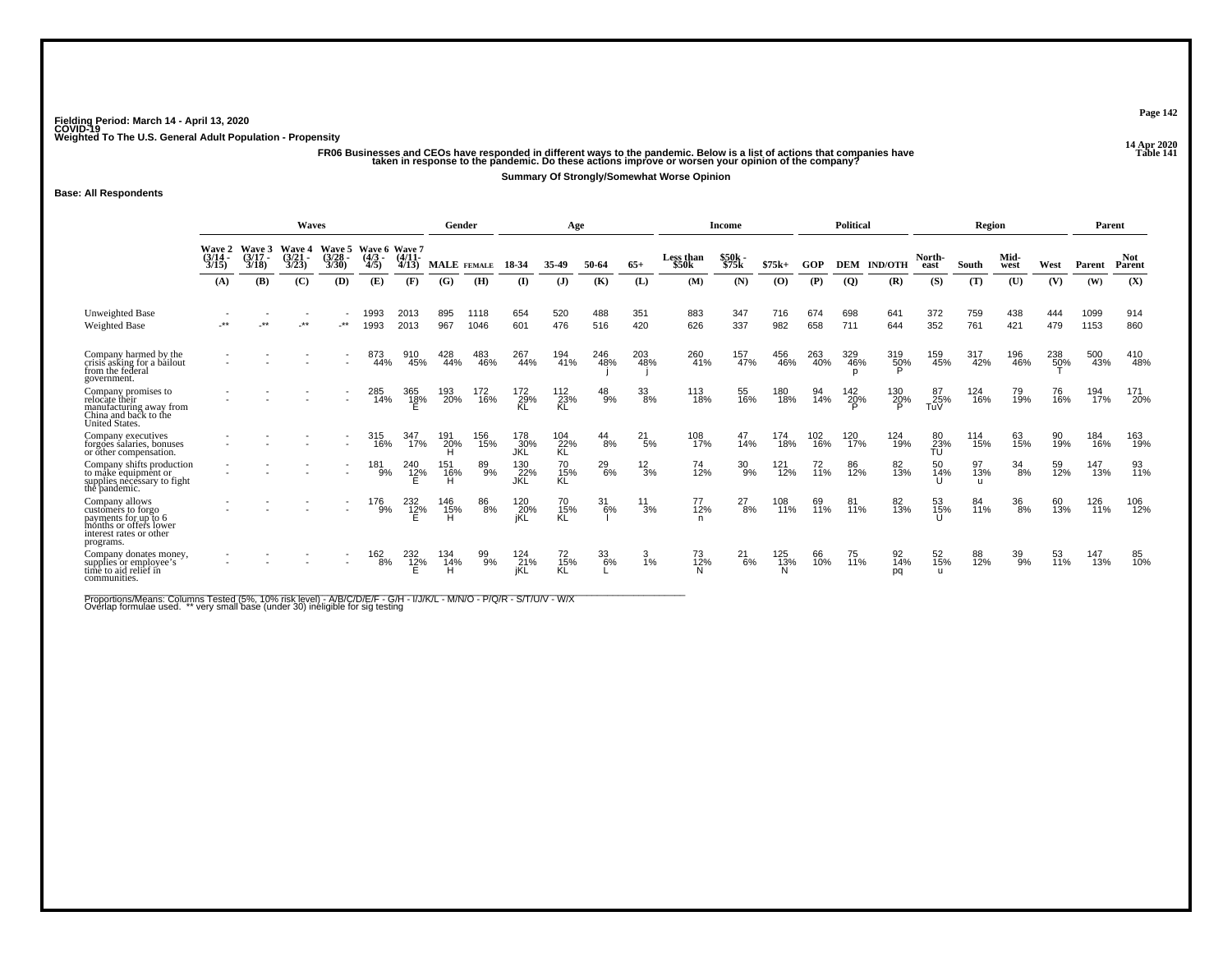Fielding Period: March 14 - April 13, 2020
COVID-19
Weighted To The U.S. General Adult Population - Propensity

14 Apr 2020
Table 141

**FR06 Businesses and CEOs have responded in different ways to the pandemic. Below is a list of actions that companies have taken in response to the pandemic. Do these actions improve or worsen your opinion of the company?**

**Summary Of Strongly/Somewhat Worse Opinion**

**Base: All Respondents**

| | Waves | | | | | | Gender | | Age | | | | Income | | | Political | | | Region | | | | Parent | |
|---|---|---|---|---|---|---|---|---|---|---|---|---|---|---|---|---|---|---|---|---|---|---|---|---|
| | Wave 2 (3/14 - 3/15) | Wave 3 (3/17 - 3/18) | Wave 4 (3/21 - 3/23) | Wave 5 (3/28 - 3/30) | Wave 6 (4/3 - 4/5) | Wave 7 (4/11- 4/13) | MALE | FEMALE | 18-34 | 35-49 | 50-64 | 65+ | Less than $50k | $50k - $75k | $75k+ | GOP | DEM | IND/OTH | North-east | South | Mid-west | West | Parent | Not Parent |
| | (A) | (B) | (C) | (D) | (E) | (F) | (G) | (H) | (I) | (J) | (K) | (L) | (M) | (N) | (O) | (P) | (Q) | (R) | (S) | (T) | (U) | (V) | (W) | (X) |
| Unweighted Base | - | - | - | - | 1993 | 2013 | 895 | 1118 | 654 | 520 | 488 | 351 | 883 | 347 | 716 | 674 | 698 | 641 | 372 | 759 | 438 | 444 | 1099 | 914 |
| Weighted Base | -** | -** | -** | -** | 1993 | 2013 | 967 | 1046 | 601 | 476 | 516 | 420 | 626 | 337 | 982 | 658 | 711 | 644 | 352 | 761 | 421 | 479 | 1153 | 860 |
| Company harmed by the crisis asking for a bailout from the federal government. | - | - | - | - | 873 44% | 910 45% | 428 44% | 483 46% | 267 44% | 194 41% | 246 48% j | 203 48% j | 260 41% | 157 47% | 456 46% | 263 40% | 329 46% p | 319 50% P | 159 45% | 317 42% | 196 46% | 238 50% T | 500 43% | 410 48% |
| Company promises to relocate their manufacturing away from China and back to the United States. | - | - | - | - | 285 14% | 365 18% E | 193 20% | 172 16% | 172 29% KL | 112 23% KL | 48 9% | 33 8% | 113 18% | 55 16% | 180 18% | 94 14% | 142 20% P | 130 20% P | 87 25% TuV | 124 16% | 79 19% | 76 16% | 194 17% | 171 20% |
| Company executives forgoes salaries, bonuses or other compensation. | - | - | - | - | 315 16% | 347 17% | 191 20% H | 156 15% | 178 30% JKL | 104 22% KL | 44 8% | 21 5% | 108 17% | 47 14% | 174 18% | 102 16% | 120 17% | 124 19% | 80 23% TU | 114 15% | 63 15% | 90 19% | 184 16% | 163 19% |
| Company shifts production to make equipment or supplies necessary to fight the pandemic. | - | - | - | - | 181 9% | 240 12% E | 151 16% H | 89 9% | 130 22% JKL | 70 15% KL | 29 6% | 12 3% | 74 12% | 30 9% | 121 12% | 72 11% | 86 12% | 82 13% | 50 14% U | 97 13% u | 34 8% | 59 12% | 147 13% | 93 11% |
| Company allows customers to forgo payments for up to 6 months or offers lower interest rates or other programs. | - | - | - | - | 176 9% | 232 12% E | 146 15% H | 86 8% | 120 20% jKL | 70 15% KL | 31 6% l | 11 3% | 77 12% n | 27 8% | 108 11% | 69 11% | 81 11% | 82 13% | 53 15% U | 84 11% | 36 8% | 60 13% | 126 11% | 106 12% |
| Company donates money, supplies or employee's time to aid relief in communities. | - | - | - | - | 162 8% | 232 12% E | 134 14% H | 99 9% | 124 21% jKL | 72 15% KL | 33 6% L | 3 1% | 73 12% N | 21 6% | 125 13% N | 66 10% | 75 11% | 92 14% pq | 52 15% u | 88 12% | 39 9% | 53 11% | 147 13% | 85 10% |

Proportions/Means: Columns Tested (5%, 10% risk level) - A/B/C/D/E/F - G/H - I/J/K/L - M/N/O - P/Q/R - S/T/U/V - W/X
Overlap formulae used. ** very small base (under 30) ineligible for sig testing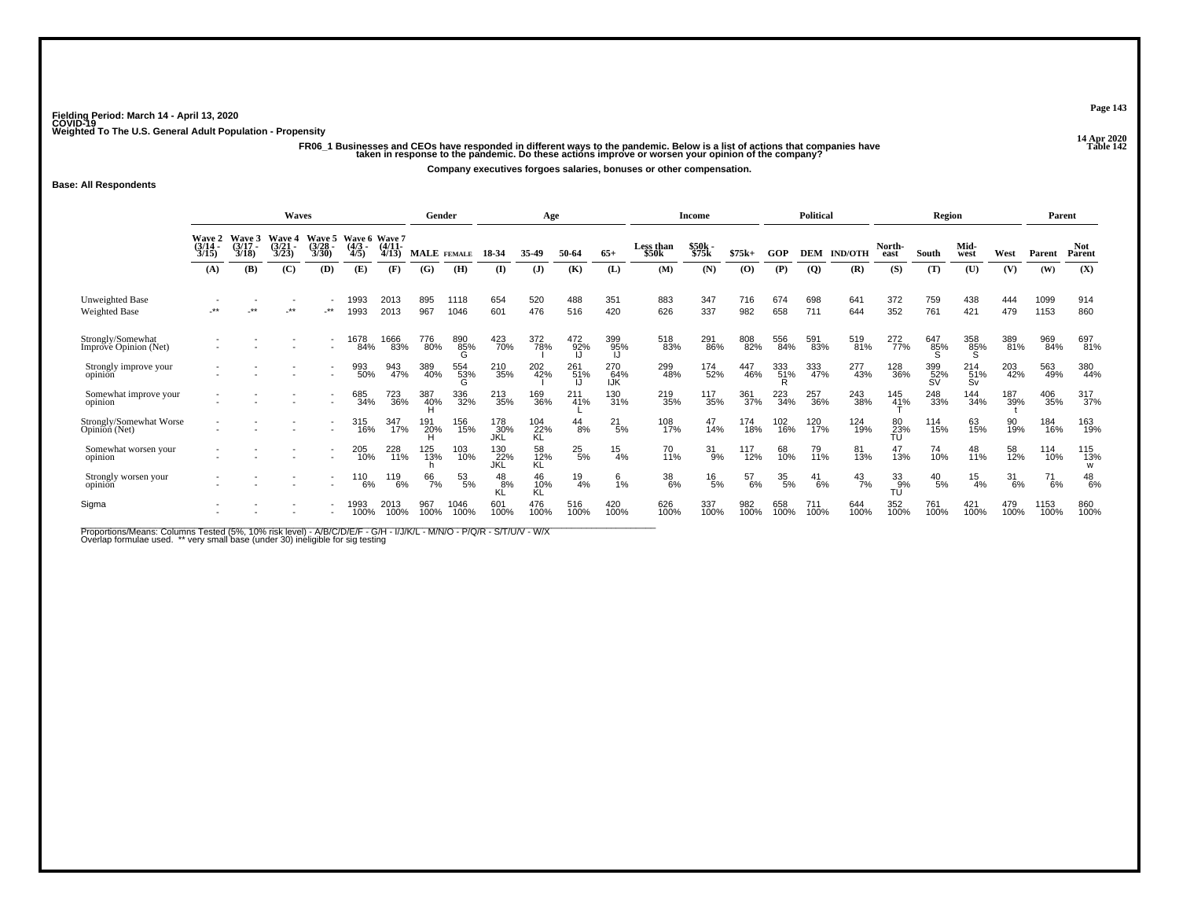Fielding Period: March 14 - April 13, 2020
COVID-19
Weighted To The U.S. General Adult Population - Propensity

14 Apr 2020
Table 142

FR06_1 Businesses and CEOs have responded in different ways to the pandemic. Below is a list of actions that companies have taken in response to the pandemic. Do these actions improve or worsen your opinion of the company?

Company executives forgoes salaries, bonuses or other compensation.

**Base: All Respondents**

| | Waves | | | | | | Gender | | Age | | | | Income | | | Political | | | Region | | | | Parent | |
|---|---|---|---|---|---|---|---|---|---|---|---|---|---|---|---|---|---|---|---|---|---|---|---|---|
| | Wave 2 (3/14 - 3/15) | Wave 3 (3/17 - 3/18) | Wave 4 (3/21 - 3/23) | Wave 5 (3/28 - 3/30) | Wave 6 (4/3 - 4/5) | Wave 7 (4/11- 4/13) | MALE | FEMALE | 18-34 | 35-49 | 50-64 | 65+ | Less than $50k | $50k - $75k | $75k+ | GOP | DEM | IND/OTH | North-east | South | Mid-west | West | Parent | Not Parent |
| | (A) | (B) | (C) | (D) | (E) | (F) | (G) | (H) | (I) | (J) | (K) | (L) | (M) | (N) | (O) | (P) | (Q) | (R) | (S) | (T) | (U) | (V) | (W) | (X) |
| Unweighted Base | - | - | - | - | 1993 | 2013 | 895 | 1118 | 654 | 520 | 488 | 351 | 883 | 347 | 716 | 674 | 698 | 641 | 372 | 759 | 438 | 444 | 1099 | 914 |
| Weighted Base | -** | -** | -** | -** | 1993 | 2013 | 967 | 1046 | 601 | 476 | 516 | 420 | 626 | 337 | 982 | 658 | 711 | 644 | 352 | 761 | 421 | 479 | 1153 | 860 |
| Strongly/Somewhat Improve Opinion (Net) | - | - | - | - | 1678 84% | 1666 83% | 776 80% | 890 85% G | 423 70% | 372 78% I | 472 92% IJ | 399 95% IJ | 518 83% | 291 86% | 808 82% | 556 84% | 591 83% | 519 81% | 272 77% | 647 85% S | 358 85% S | 389 81% | 969 84% | 697 81% |
| Strongly improve your opinion | - | - | - | - | 993 50% | 943 47% | 389 40% | 554 53% G | 210 35% | 202 42% I | 261 51% IJ | 270 64% IJK | 299 48% | 174 52% | 447 46% | 333 51% R | 333 47% | 277 43% | 128 36% | 399 52% SV | 214 51% Sv | 203 42% | 563 49% | 380 44% |
| Somewhat improve your opinion | - | - | - | - | 685 34% | 723 36% | 387 40% H | 336 32% | 213 35% | 169 36% | 211 41% L | 130 31% | 219 35% | 117 35% | 361 37% | 223 34% | 257 36% | 243 38% | 145 41% T | 248 33% | 144 34% | 187 39% t | 406 35% | 317 37% |
| Strongly/Somewhat Worse Opinion (Net) | - | - | - | - | 315 16% | 347 17% | 191 20% H | 156 15% | 178 30% JKL | 104 22% KL | 44 8% | 21 5% | 108 17% | 47 14% | 174 18% | 102 16% | 120 17% | 124 19% | 80 23% TU | 114 15% | 63 15% | 90 19% | 184 16% | 163 19% |
| Somewhat worsen your opinion | - | - | - | - | 205 10% | 228 11% | 125 13% h | 103 10% | 130 22% JKL | 58 12% KL | 25 5% | 15 4% | 70 11% | 31 9% | 117 12% | 68 10% | 79 11% | 81 13% | 47 13% | 74 10% | 48 11% | 58 12% | 114 10% | 115 13% w |
| Strongly worsen your opinion | - | - | - | - | 110 6% | 119 6% | 66 7% | 53 5% | 48 8% KL | 46 10% KL | 19 4% | 6 1% | 38 6% | 16 5% | 57 6% | 35 5% | 41 6% | 43 7% | 33 9% TU | 40 5% | 15 4% | 31 6% | 71 6% | 48 6% |
| Sigma | - | - | - | - | 1993 100% | 2013 100% | 967 100% | 1046 100% | 601 100% | 476 100% | 516 100% | 420 100% | 626 100% | 337 100% | 982 100% | 658 100% | 711 100% | 644 100% | 352 100% | 761 100% | 421 100% | 479 100% | 1153 100% | 860 100% |

Proportions/Means: Columns Tested (5%, 10% risk level) - A/B/C/D/E/F - G/H - I/J/K/L - M/N/O - P/Q/R - S/T/U/V - W/X
Overlap formulae used. ** very small base (under 30) ineligible for sig testing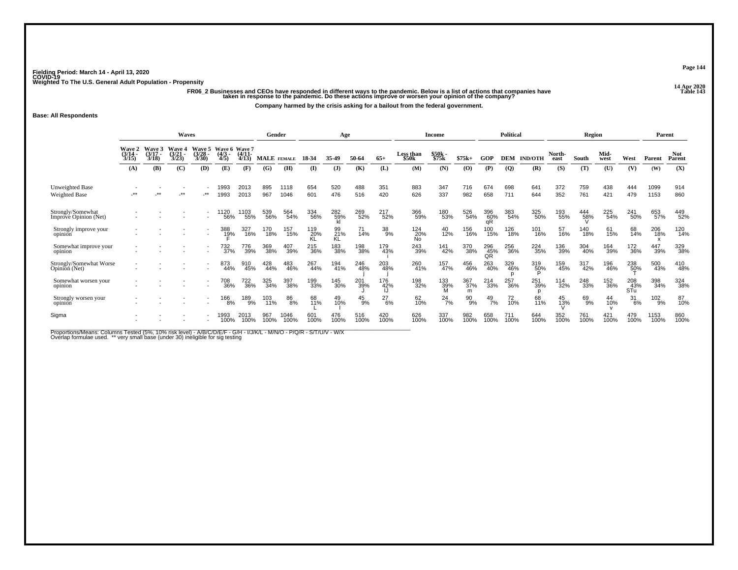Fielding Period: March 14 - April 13, 2020
COVID-19
Weighted To The U.S. General Adult Population - Propensity

14 Apr 2020
Table 143

**FR06_2 Businesses and CEOs have responded in different ways to the pandemic. Below is a list of actions that companies have taken in response to the pandemic. Do these actions improve or worsen your opinion of the company?**

**Company harmed by the crisis asking for a bailout from the federal government.**

**Base: All Respondents**

| | Waves | | | | | | Gender | | Age | | | | Income | | | Political | | | Region | | | | Parent | |
|---|---|---|---|---|---|---|---|---|---|---|---|---|---|---|---|---|---|---|---|---|---|---|---|---|
| | Wave 2 (3/14 - 3/15) | Wave 3 (3/17 - 3/18) | Wave 4 (3/21 - 3/23) | Wave 5 (3/28 - 3/30) | Wave 6 (4/3 - 4/5) | Wave 7 (4/11- 4/13) | MALE | FEMALE | 18-34 | 35-49 | 50-64 | 65+ | Less than $50k | $50k - $75k | $75k+ | GOP | DEM | IND/OTH | North-east | South | Mid-west | West | Parent | Not Parent |
| | (A) | (B) | (C) | (D) | (E) | (F) | (G) | (H) | (I) | (J) | (K) | (L) | (M) | (N) | (O) | (P) | (Q) | (R) | (S) | (T) | (U) | (V) | (W) | (X) |
| Unweighted Base | - | - | - | - | 1993 | 2013 | 895 | 1118 | 654 | 520 | 488 | 351 | 883 | 347 | 716 | 674 | 698 | 641 | 372 | 759 | 438 | 444 | 1099 | 914 |
| Weighted Base | -** | -** | -** | -** | 1993 | 2013 | 967 | 1046 | 601 | 476 | 516 | 420 | 626 | 337 | 982 | 658 | 711 | 644 | 352 | 761 | 421 | 479 | 1153 | 860 |
| Strongly/Somewhat Improve Opinion (Net) | - | - | - | - | 1120 56% | 1103 55% | 539 56% | 564 54% | 334 56% | 282 59% kl | 269 52% | 217 52% | 366 59% | 180 53% | 526 54% | 396 60% qR | 383 54% | 325 50% | 193 55% | 444 58% V | 225 54% | 241 50% | 653 57% | 449 52% |
| Strongly improve your opinion | - | - | - | - | 388 19% F | 327 16% | 170 18% | 157 15% | 119 20% KL | 99 21% KL | 71 14% | 38 9% | 124 20% No | 40 12% | 156 16% | 100 15% | 126 18% | 101 16% | 57 16% | 140 18% | 61 15% | 68 14% | 206 18% x | 120 14% |
| Somewhat improve your opinion | - | - | - | - | 732 37% | 776 39% | 369 38% | 407 39% | 215 36% | 183 38% | 198 38% | 179 43% i | 243 39% | 141 42% | 370 38% | 296 45% QR | 256 36% | 224 35% | 136 39% | 304 40% | 164 39% | 172 36% | 447 39% | 329 38% |
| Strongly/Somewhat Worse Opinion (Net) | - | - | - | - | 873 44% | 910 45% | 428 44% | 483 46% | 267 44% | 194 41% | 246 48% j | 203 48% j | 260 41% | 157 47% | 456 46% | 263 40% | 329 46% p | 319 50% P | 159 45% | 317 42% | 196 46% | 238 50% T | 500 43% | 410 48% |
| Somewhat worsen your opinion | - | - | - | - | 708 36% | 722 36% | 325 34% | 397 38% | 199 33% | 145 30% | 201 39% J | 176 42% IJ | 198 32% | 133 39% M | 367 37% m | 214 33% | 257 36% | 251 39% p | 114 32% | 248 33% | 152 36% | 208 43% STu | 398 34% | 324 38% |
| Strongly worsen your opinion | - | - | - | - | 166 8% | 189 9% | 103 11% | 86 8% | 68 11% L | 49 10% l | 45 9% | 27 6% | 62 10% | 24 7% | 90 9% | 49 7% | 72 10% | 68 11% | 45 13% V | 69 9% | 44 10% v | 31 6% | 102 9% | 87 10% |
| Sigma | - | - | - | - | 1993 100% | 2013 100% | 967 100% | 1046 100% | 601 100% | 476 100% | 516 100% | 420 100% | 626 100% | 337 100% | 982 100% | 658 100% | 711 100% | 644 100% | 352 100% | 761 100% | 421 100% | 479 100% | 1153 100% | 860 100% |

Proportions/Means: Columns Tested (5%, 10% risk level) - A/B/C/D/E/F - G/H - I/J/K/L - M/N/O - P/Q/R - S/T/U/V - W/X
Overlap formulae used. ** very small base (under 30) ineligible for sig testing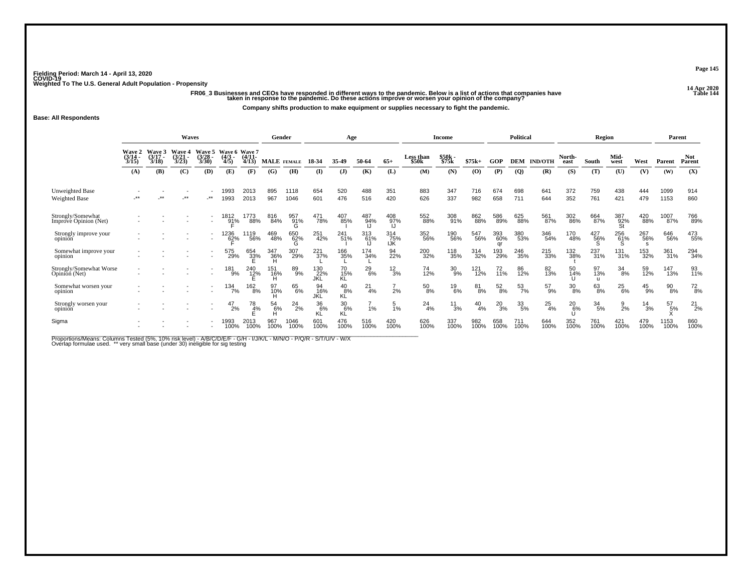Fielding Period: March 14 - April 13, 2020
COVID-19
Weighted To The U.S. General Adult Population - Propensity

14 Apr 2020
Table 144

FR06_3 Businesses and CEOs have responded in different ways to the pandemic. Below is a list of actions that companies have taken in response to the pandemic. Do these actions improve or worsen your opinion of the company?

Company shifts production to make equipment or supplies necessary to fight the pandemic.

**Base: All Respondents**

| | Waves | | | | | | Gender | | Age | | | | Income | | | Political | | | Region | | | | Parent | |
|---|---|---|---|---|---|---|---|---|---|---|---|---|---|---|---|---|---|---|---|---|---|---|---|---|
| | Wave 2 (3/14 - 3/15) | Wave 3 (3/17 - 3/18) | Wave 4 (3/21 - 3/23) | Wave 5 (3/28 - 3/30) | Wave 6 (4/3 - 4/5) | Wave 7 (4/11- 4/13) | MALE | FEMALE | 18-34 | 35-49 | 50-64 | 65+ | Less than $50k | $50k - $75k | $75k+ | GOP | DEM | IND/OTH | North-east | South | Mid-west | West | Parent | Not Parent |
| | (A) | (B) | (C) | (D) | (E) | (F) | (G) | (H) | (I) | (J) | (K) | (L) | (M) | (N) | (O) | (P) | (Q) | (R) | (S) | (T) | (U) | (V) | (W) | (X) |
| Unweighted Base | - | - | - | - | 1993 | 2013 | 895 | 1118 | 654 | 520 | 488 | 351 | 883 | 347 | 716 | 674 | 698 | 641 | 372 | 759 | 438 | 444 | 1099 | 914 |
| Weighted Base | -** | -** | -** | -** | 1993 | 2013 | 967 | 1046 | 601 | 476 | 516 | 420 | 626 | 337 | 982 | 658 | 711 | 644 | 352 | 761 | 421 | 479 | 1153 | 860 |
| Strongly/Somewhat Improve Opinion (Net) | - | - | - | - | 1812 91% F | 1773 88% | 816 84% | 957 91% G | 471 78% | 407 85% I | 487 94% IJ | 408 97% IJ | 552 88% | 308 91% | 862 88% | 586 89% | 625 88% | 561 87% | 302 86% | 664 87% | 387 92% St | 420 88% | 1007 87% | 766 89% |
| Strongly improve your opinion | - | - | - | - | 1236 62% F | 1119 56% | 469 48% | 650 62% G | 251 42% | 241 51% I | 313 61% IJ | 314 75% IJK | 352 56% | 190 56% | 547 56% | 393 60% qr | 380 53% | 346 54% | 170 48% | 427 56% S | 256 61% S | 267 56% s | 646 56% | 473 55% |
| Somewhat improve your opinion | - | - | - | - | 575 29% | 654 33% E | 347 36% H | 307 29% | 221 37% L | 166 35% L | 174 34% L | 94 22% | 200 32% | 118 35% | 314 32% | 193 29% | 246 35% | 215 33% | 132 38% t | 237 31% | 131 31% | 153 32% | 361 31% | 294 34% |
| Strongly/Somewhat Worse Opinion (Net) | - | - | - | - | 181 9% | 240 12% E | 151 16% H | 89 9% | 130 22% JKL | 70 15% KL | 29 6% | 12 3% | 74 12% | 30 9% | 121 12% | 72 11% | 86 12% | 82 13% | 50 14% U | 97 13% u | 34 8% | 59 12% | 147 13% | 93 11% |
| Somewhat worsen your opinion | - | - | - | - | 134 7% | 162 8% | 97 10% H | 65 6% | 94 16% JKL | 40 8% KL | 21 4% | 7 2% | 50 8% | 19 6% | 81 8% | 52 8% | 53 7% | 57 9% | 30 8% | 63 8% | 25 6% | 45 9% | 90 8% | 72 8% |
| Strongly worsen your opinion | - | - | - | - | 47 2% | 78 4% E | 54 6% H | 24 2% | 36 6% KL | 30 6% KL | 7 1% | 5 1% | 24 4% | 11 3% | 40 4% | 20 3% | 33 5% | 25 4% | 20 6% U | 34 5% | 9 2% | 14 3% | 57 5% X | 21 2% |
| Sigma | - | - | - | - | 1993 100% | 2013 100% | 967 100% | 1046 100% | 601 100% | 476 100% | 516 100% | 420 100% | 626 100% | 337 100% | 982 100% | 658 100% | 711 100% | 644 100% | 352 100% | 761 100% | 421 100% | 479 100% | 1153 100% | 860 100% |

Proportions/Means: Columns Tested (5%, 10% risk level) - A/B/C/D/E/F - G/H - I/J/K/L - M/N/O - P/Q/R - S/T/U/V - W/X
Overlap formulae used. ** very small base (under 30) ineligible for sig testing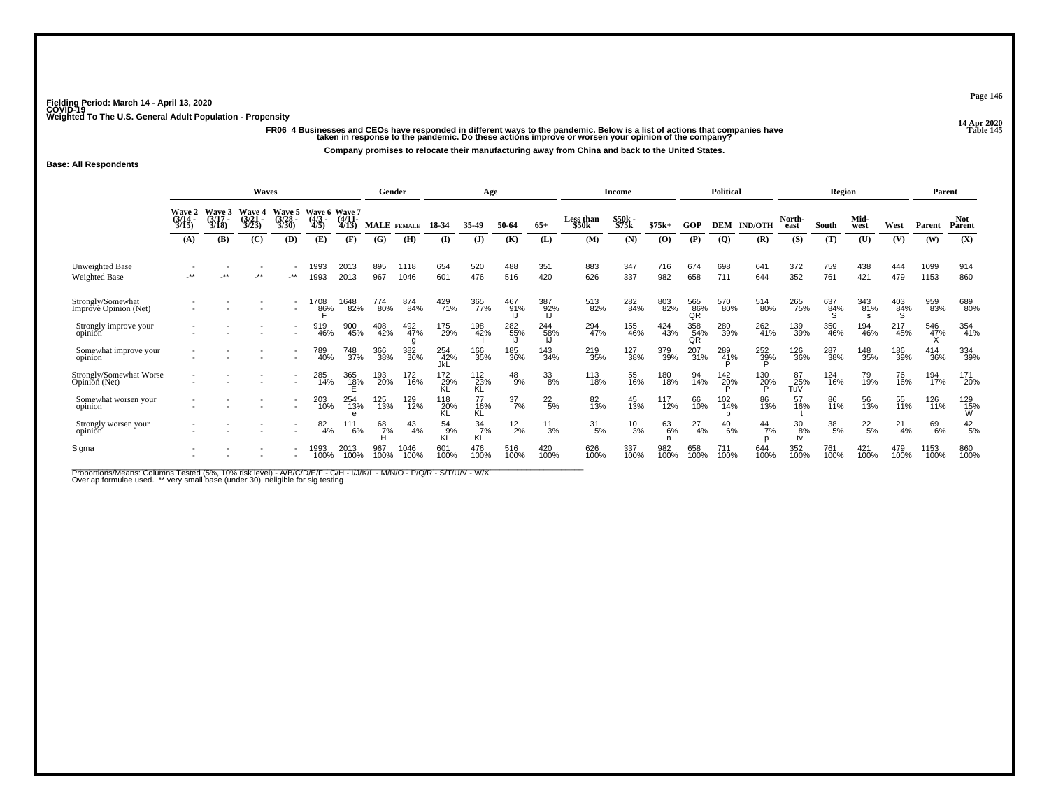Fielding Period: March 14 - April 13, 2020
COVID-19
Weighted To The U.S. General Adult Population - Propensity

14 Apr 2020
Table 145

**FR06_4 Businesses and CEOs have responded in different ways to the pandemic. Below is a list of actions that companies have taken in response to the pandemic. Do these actions improve or worsen your opinion of the company?**

**Company promises to relocate their manufacturing away from China and back to the United States.**

**Base: All Respondents**

| | Waves | | | | | | Gender | | Age | | | | Income | | | Political | | | Region | | | | Parent | |
|---|---|---|---|---|---|---|---|---|---|---|---|---|---|---|---|---|---|---|---|---|---|---|---|---|
| | Wave 2 (3/14 - 3/15) | Wave 3 (3/17 - 3/18) | Wave 4 (3/21 - 3/23) | Wave 5 (3/28 - 3/30) | Wave 6 (4/3 - 4/5) | Wave 7 (4/11- 4/13) | MALE | FEMALE | 18-34 | 35-49 | 50-64 | 65+ | Less than $50k | $50k - $75k | $75k+ | GOP | DEM | IND/OTH | North-east | South | Mid-west | West | Parent | Not Parent |
| | (A) | (B) | (C) | (D) | (E) | (F) | (G) | (H) | (I) | (J) | (K) | (L) | (M) | (N) | (O) | (P) | (Q) | (R) | (S) | (T) | (U) | (V) | (W) | (X) |
| Unweighted Base | - | - | - | - | 1993 | 2013 | 895 | 1118 | 654 | 520 | 488 | 351 | 883 | 347 | 716 | 674 | 698 | 641 | 372 | 759 | 438 | 444 | 1099 | 914 |
| Weighted Base | -** | -** | -** | -** | 1993 | 2013 | 967 | 1046 | 601 | 476 | 516 | 420 | 626 | 337 | 982 | 658 | 711 | 644 | 352 | 761 | 421 | 479 | 1153 | 860 |
| Strongly/Somewhat Improve Opinion (Net) | - | - | - | - | 1708 86% F | 1648 82% | 774 80% | 874 84% | 429 71% | 365 77% | 467 91% IJ | 387 92% IJ | 513 82% | 282 84% | 803 82% | 565 86% QR | 570 80% | 514 80% | 265 75% | 637 84% S | 343 81% s | 403 84% S | 959 83% | 689 80% |
| Strongly improve your opinion | - | - | - | - | 919 46% | 900 45% | 408 42% | 492 47% g | 175 29% | 198 42% I | 282 55% IJ | 244 58% IJ | 294 47% | 155 46% | 424 43% | 358 54% QR | 280 39% | 262 41% | 139 39% | 350 46% | 194 46% | 217 45% | 546 47% X | 354 41% |
| Somewhat improve your opinion | - | - | - | - | 789 40% | 748 37% | 366 38% | 382 36% | 254 42% JkL | 166 35% | 185 36% | 143 34% | 219 35% | 127 38% | 379 39% | 207 31% | 289 41% P | 252 39% P | 126 36% | 287 38% | 148 35% | 186 39% | 414 36% | 334 39% |
| Strongly/Somewhat Worse Opinion (Net) | - | - | - | - | 285 14% | 365 18% E | 193 20% | 172 16% | 172 29% KL | 112 23% KL | 48 9% | 33 8% | 113 18% | 55 16% | 180 18% | 94 14% | 142 20% P | 130 20% P | 87 25% TuV | 124 16% | 79 19% | 76 16% | 194 17% | 171 20% |
| Somewhat worsen your opinion | - | - | - | - | 203 10% | 254 13% e | 125 13% | 129 12% | 118 20% KL | 77 16% KL | 37 7% | 22 5% | 82 13% | 45 13% | 117 12% | 66 10% | 102 14% p | 86 13% | 57 16% t | 86 11% | 56 13% | 55 11% | 126 11% | 129 15% W |
| Strongly worsen your opinion | - | - | - | - | 82 4% | 111 6% | 68 7% H | 43 4% | 54 9% KL | 34 7% KL | 12 2% | 11 3% | 31 5% | 10 3% | 63 6% n | 27 4% | 40 6% | 44 7% p | 30 8% tv | 38 5% | 22 5% | 21 4% | 69 6% | 42 5% |
| Sigma | - | - | - | - | 1993 100% | 2013 100% | 967 100% | 1046 100% | 601 100% | 476 100% | 516 100% | 420 100% | 626 100% | 337 100% | 982 100% | 658 100% | 711 100% | 644 100% | 352 100% | 761 100% | 421 100% | 479 100% | 1153 100% | 860 100% |

Proportions/Means: Columns Tested (5%, 10% risk level) - A/B/C/D/E/F - G/H - I/J/K/L - M/N/O - P/Q/R - S/T/U/V - W/X
Overlap formulae used. ** very small base (under 30) ineligible for sig testing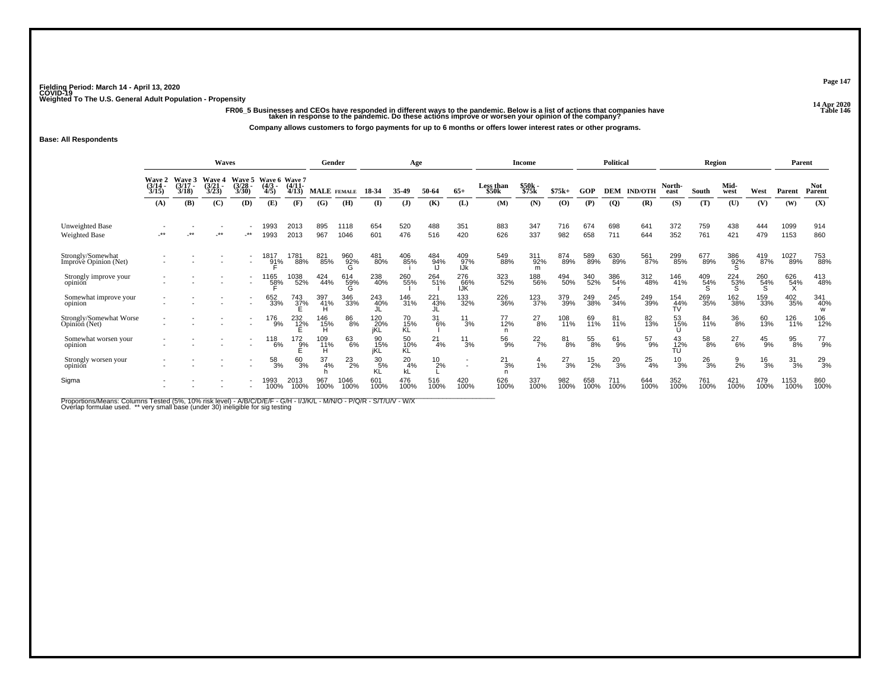Fielding Period: March 14 - April 13, 2020
COVID-19
Weighted To The U.S. General Adult Population - Propensity

14 Apr 2020
Table 146

**FR06_5 Businesses and CEOs have responded in different ways to the pandemic. Below is a list of actions that companies have taken in response to the pandemic. Do these actions improve or worsen your opinion of the company?**

**Company allows customers to forgo payments for up to 6 months or offers lower interest rates or other programs.**

**Base: All Respondents**

| | Waves | | | | | | Gender | | Age | | | | Income | | | Political | | | Region | | | | Parent | |
|---|---|---|---|---|---|---|---|---|---|---|---|---|---|---|---|---|---|---|---|---|---|---|---|---|
| | Wave 2 (3/14 - 3/15) | Wave 3 (3/17 - 3/18) | Wave 4 (3/21 - 3/23) | Wave 5 (3/28 - 3/30) | Wave 6 (4/3 - 4/5) | Wave 7 (4/11- 4/13) | MALE | FEMALE | 18-34 | 35-49 | 50-64 | 65+ | Less than $50k | $50k - $75k | $75k+ | GOP | DEM | IND/OTH | North-east | South | Mid-west | West | Parent | Not Parent |
| | (A) | (B) | (C) | (D) | (E) | (F) | (G) | (H) | (I) | (J) | (K) | (L) | (M) | (N) | (O) | (P) | (Q) | (R) | (S) | (T) | (U) | (V) | (W) | (X) |
| Unweighted Base | - | - | - | - | 1993 | 2013 | 895 | 1118 | 654 | 520 | 488 | 351 | 883 | 347 | 716 | 674 | 698 | 641 | 372 | 759 | 438 | 444 | 1099 | 914 |
| Weighted Base | -** | -** | -** | -** | 1993 | 2013 | 967 | 1046 | 601 | 476 | 516 | 420 | 626 | 337 | 982 | 658 | 711 | 644 | 352 | 761 | 421 | 479 | 1153 | 860 |
| Strongly/Somewhat Improve Opinion (Net) | - | - | - | - | 1817 91% F | 1781 88% | 821 85% | 960 92% G | 481 80% | 406 85% i | 484 94% IJ | 409 97% IJk | 549 88% | 311 92% m | 874 89% | 589 89% | 630 89% | 561 87% | 299 85% | 677 89% | 386 92% S | 419 87% | 1027 89% | 753 88% |
| Strongly improve your opinion | - | - | - | - | 1165 58% F | 1038 52% | 424 44% | 614 59% G | 238 40% | 260 55% I | 264 51% I | 276 66% IJK | 323 52% | 188 56% | 494 50% | 340 52% | 386 54% r | 312 48% | 146 41% | 409 54% S | 224 53% S | 260 54% S | 626 54% X | 413 48% |
| Somewhat improve your opinion | - | - | - | - | 652 33% | 743 37% E | 397 41% H | 346 33% | 243 40% JL | 146 31% | 221 43% JL | 133 32% | 226 36% | 123 37% | 379 39% | 249 38% | 245 34% | 249 39% | 154 44% TV | 269 35% | 162 38% | 159 33% | 402 35% | 341 40% w |
| Strongly/Somewhat Worse Opinion (Net) | - | - | - | - | 176 9% | 232 12% E | 146 15% H | 86 8% | 120 20% jKL | 70 15% KL | 31 6% l | 11 3% | 77 12% n | 27 8% | 108 11% | 69 11% | 81 11% | 82 13% | 53 15% U | 84 11% | 36 8% | 60 13% | 126 11% | 106 12% |
| Somewhat worsen your opinion | - | - | - | - | 118 6% | 172 9% E | 109 11% H | 63 6% | 90 15% jKL | 50 10% KL | 21 4% | 11 3% | 56 9% | 22 7% | 81 8% | 55 8% | 61 9% | 57 9% | 43 12% TU | 58 8% | 27 6% | 45 9% | 95 8% | 77 9% |
| Strongly worsen your opinion | - | - | - | - | 58 3% | 60 3% | 37 4% h | 23 2% | 30 5% KL | 20 4% kL | 10 2% L | - | 21 3% n | 4 1% | 27 3% | 15 2% | 20 3% | 25 4% | 10 3% | 26 3% | 9 2% | 16 3% | 31 3% | 29 3% |
| Sigma | - | - | - | - | 1993 100% | 2013 100% | 967 100% | 1046 100% | 601 100% | 476 100% | 516 100% | 420 100% | 626 100% | 337 100% | 982 100% | 658 100% | 711 100% | 644 100% | 352 100% | 761 100% | 421 100% | 479 100% | 1153 100% | 860 100% |

Proportions/Means: Columns Tested (5%, 10% risk level) - A/B/C/D/E/F - G/H - I/J/K/L - M/N/O - P/Q/R - S/T/U/V - W/X
Overlap formulae used. ** very small base (under 30) ineligible for sig testing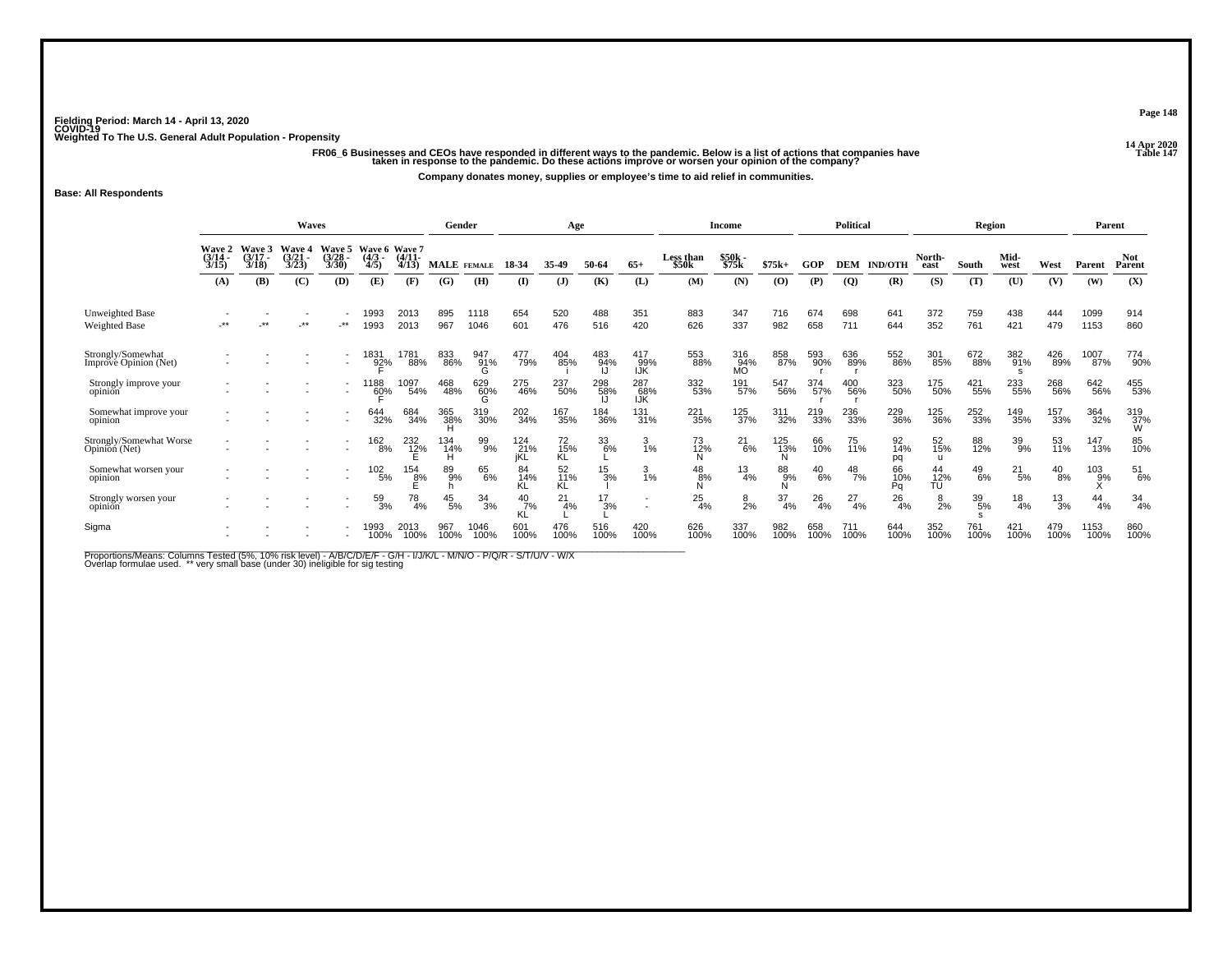Fielding Period: March 14 - April 13, 2020
COVID-19
Weighted To The U.S. General Adult Population - Propensity

14 Apr 2020
Table 147

**FR06_6 Businesses and CEOs have responded in different ways to the pandemic. Below is a list of actions that companies have taken in response to the pandemic. Do these actions improve or worsen your opinion of the company?**

**Company donates money, supplies or employee's time to aid relief in communities.**

**Base: All Respondents**

| | Waves | | | | | | Gender | | Age | | | | Income | | | Political | | | Region | | | | Parent | |
|---|---|---|---|---|---|---|---|---|---|---|---|---|---|---|---|---|---|---|---|---|---|---|---|---|
| | Wave 2 (3/14 - 3/15) | Wave 3 (3/17 - 3/18) | Wave 4 (3/21 - 3/23) | Wave 5 (3/28 - 3/30) | Wave 6 (4/3 - 4/5) | Wave 7 (4/11- 4/13) | MALE | FEMALE | 18-34 | 35-49 | 50-64 | 65+ | Less than $50k | $50k - $75k | $75k+ | GOP | DEM | IND/OTH | North-east | South | Mid-west | West | Parent | Not Parent |
| | (A) | (B) | (C) | (D) | (E) | (F) | (G) | (H) | (I) | (J) | (K) | (L) | (M) | (N) | (O) | (P) | (Q) | (R) | (S) | (T) | (U) | (V) | (W) | (X) |
| Unweighted Base | - | - | - | - | 1993 | 2013 | 895 | 1118 | 654 | 520 | 488 | 351 | 883 | 347 | 716 | 674 | 698 | 641 | 372 | 759 | 438 | 444 | 1099 | 914 |
| Weighted Base | -** | -** | -** | -** | 1993 | 2013 | 967 | 1046 | 601 | 476 | 516 | 420 | 626 | 337 | 982 | 658 | 711 | 644 | 352 | 761 | 421 | 479 | 1153 | 860 |
| Strongly/Somewhat Improve Opinion (Net) | - | - | - | - | 1831 92% F | 1781 88% | 833 86% | 947 91% G | 477 79% | 404 85% i | 483 94% IJ | 417 99% IJK | 553 88% | 316 94% MO | 858 87% | 593 90% r | 636 89% r | 552 86% | 301 85% | 672 88% | 382 91% s | 426 89% | 1007 87% | 774 90% |
| Strongly improve your opinion | - | - | - | - | 1188 60% F | 1097 54% | 468 48% | 629 60% G | 275 46% | 237 50% | 298 58% IJ | 287 68% IJK | 332 53% | 191 57% | 547 56% | 374 57% r | 400 56% r | 323 50% | 175 50% | 421 55% | 233 55% | 268 56% | 642 56% | 455 53% |
| Somewhat improve your opinion | - | - | - | - | 644 32% | 684 34% | 365 38% H | 319 30% | 202 34% | 167 35% | 184 36% | 131 31% | 221 35% | 125 37% | 311 32% | 219 33% | 236 33% | 229 36% | 125 36% | 252 33% | 149 35% | 157 33% | 364 32% | 319 37% W |
| Strongly/Somewhat Worse Opinion (Net) | - | - | - | - | 162 8% | 232 12% E | 134 14% H | 99 9% | 124 21% jKL | 72 15% KL | 33 6% L | 3 1% | 73 12% N | 21 6% | 125 13% N | 66 10% | 75 11% | 92 14% pq | 52 15% u | 88 12% | 39 9% | 53 11% | 147 13% | 85 10% |
| Somewhat worsen your opinion | - | - | - | - | 102 5% | 154 8% E | 89 9% h | 65 6% | 84 14% KL | 52 11% KL | 15 3% | 3 1% | 48 8% N | 13 4% | 88 9% N | 40 6% | 48 7% | 66 10% Pq | 44 12% TU | 49 6% | 21 5% | 40 8% | 103 9% X | 51 6% |
| Strongly worsen your opinion | - | - | - | - | 59 3% | 78 4% | 45 5% | 34 3% | 40 7% KL | 21 4% L | 17 3% L | - | 25 4% | 8 2% | 37 4% | 26 4% | 27 4% | 26 4% | 8 2% | 39 5% s | 18 4% | 13 3% | 44 4% | 34 4% |
| Sigma | - | - | - | - | 1993 100% | 2013 100% | 967 100% | 1046 100% | 601 100% | 476 100% | 516 100% | 420 100% | 626 100% | 337 100% | 982 100% | 658 100% | 711 100% | 644 100% | 352 100% | 761 100% | 421 100% | 479 100% | 1153 100% | 860 100% |

Proportions/Means: Columns Tested (5%, 10% risk level) - A/B/C/D/E/F - G/H - I/J/K/L - M/N/O - P/Q/R - S/T/U/V - W/X
Overlap formulae used. ** very small base (under 30) ineligible for sig testing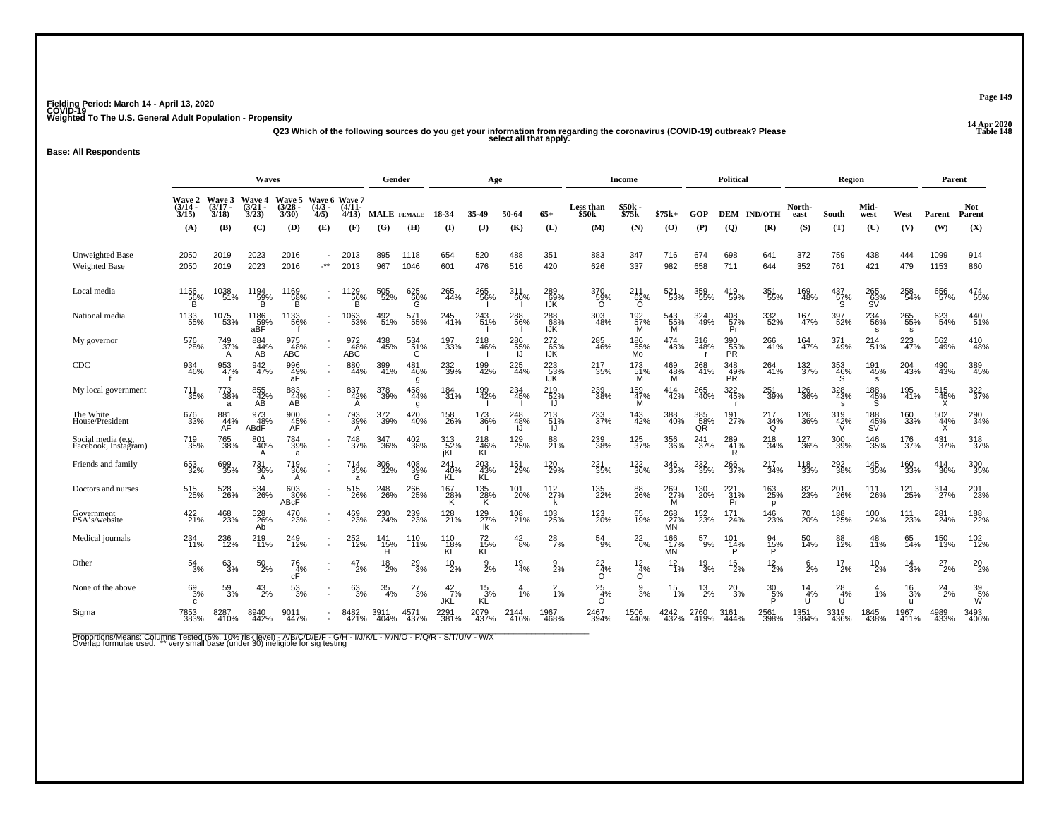Fielding Period: March 14 - April 13, 2020
COVID-19
Weighted To The U.S. General Adult Population - Propensity

14 Apr 2020
Table 148

Q23 Which of the following sources do you get your information from regarding the coronavirus (COVID-19) outbreak? Please select all that apply.

**Base: All Respondents**

| | Waves | | | | | | Gender | | Age | | | | Income | | | Political | | | Region | | | | Parent | |
|---|---|---|---|---|---|---|---|---|---|---|---|---|---|---|---|---|---|---|---|---|---|---|---|---|
| | Wave 2 (3/14 - 3/15) | Wave 3 (3/17 - 3/18) | Wave 4 (3/21 - 3/23) | Wave 5 (3/28 - 3/30) | Wave 6 (4/3 - 4/5) | Wave 7 (4/11- 4/13) | MALE | FEMALE | 18-34 | 35-49 | 50-64 | 65+ | Less than $50k | $50k - $75k | $75k+ | GOP | DEM | IND/OTH | North-east | South | Mid-west | West | Parent | Not Parent |
| | (A) | (B) | (C) | (D) | (E) | (F) | (G) | (H) | (I) | (J) | (K) | (L) | (M) | (N) | (O) | (P) | (Q) | (R) | (S) | (T) | (U) | (V) | (W) | (X) |
| Unweighted Base | 2050 | 2019 | 2023 | 2016 | - | 2013 | 895 | 1118 | 654 | 520 | 488 | 351 | 883 | 347 | 716 | 674 | 698 | 641 | 372 | 759 | 438 | 444 | 1099 | 914 |
| Weighted Base | 2050 | 2019 | 2023 | 2016 | -** | 2013 | 967 | 1046 | 601 | 476 | 516 | 420 | 626 | 337 | 982 | 658 | 711 | 644 | 352 | 761 | 421 | 479 | 1153 | 860 |
| Local media | 1156 56% B | 1038 51% | 1194 59% B | 1169 58% B | - | 1129 56% B | 505 52% | 625 60% G | 265 44% | 265 56% I | 311 60% I | 289 69% IJK | 370 59% O | 211 62% O | 521 53% | 359 55% | 419 59% | 351 55% | 169 48% | 437 57% S | 265 63% SV | 258 54% | 656 57% | 474 55% |
| National media | 1133 55% | 1075 53% | 1186 59% aBF | 1133 56% f | - | 1063 53% | 492 51% | 571 55% | 245 41% | 243 51% I | 288 56% I | 288 68% IJK | 303 48% | 192 57% M | 543 55% M | 324 49% | 408 57% Pr | 332 52% | 167 47% | 397 52% | 234 56% s | 265 55% s | 623 54% | 440 51% |
| My governor | 576 28% | 749 37% A | 884 44% AB | 975 48% ABC | - | 972 48% ABC | 438 45% | 534 51% G | 197 33% | 218 46% I | 286 55% IJ | 272 65% IJK | 285 46% | 186 55% Mo | 474 48% | 316 48% r | 390 55% PR | 266 41% | 164 47% | 371 49% | 214 51% | 223 47% | 562 49% | 410 48% |
| CDC | 934 46% | 953 47% f | 942 47% | 996 49% aF | - | 880 44% | 399 41% | 481 46% g | 232 39% | 199 42% | 225 44% | 223 53% IJK | 217 35% | 173 51% M | 469 48% M | 268 41% | 348 49% PR | 264 41% | 132 37% | 353 46% S | 191 45% s | 204 43% | 490 43% | 389 45% |
| My local government | 711 35% | 773 38% a | 855 42% AB | 883 44% AB | - | 837 42% A | 378 39% | 458 44% g | 184 31% | 199 42% I | 234 45% I | 219 52% IJ | 239 38% | 159 47% M | 414 42% | 265 40% | 322 45% r | 251 39% | 126 36% | 328 43% s | 188 45% S | 195 41% | 515 45% X | 322 37% |
| The White House/President | 676 33% | 881 44% AF | 973 48% ABdF | 900 45% AF | - | 793 39% A | 372 39% | 420 40% | 158 26% | 173 36% I | 248 48% IJ | 213 51% IJ | 233 37% | 143 42% | 388 40% | 385 58% QR | 191 27% | 217 34% Q | 126 36% | 319 42% V | 188 45% SV | 160 33% | 502 44% X | 290 34% |
| Social media (e.g. Facebook, Instagram) | 719 35% | 765 38% | 801 40% A | 784 39% a | - | 748 37% | 347 36% | 402 38% | 313 52% jKL | 218 46% KL | 129 25% | 88 21% | 239 38% | 125 37% | 356 36% | 241 37% | 289 41% R | 218 34% | 127 36% | 300 39% | 146 35% | 176 37% | 431 37% | 318 37% |
| Friends and family | 653 32% | 699 35% | 731 36% A | 719 36% A | - | 714 35% a | 306 32% | 408 39% G | 241 40% KL | 203 43% KL | 151 29% | 120 29% | 221 35% | 122 36% | 346 35% | 232 35% | 266 37% | 217 34% | 118 33% | 292 38% | 145 35% | 160 33% | 414 36% | 300 35% |
| Doctors and nurses | 515 25% | 528 26% | 534 26% | 603 30% ABcF | - | 515 26% | 248 26% | 266 25% | 167 28% K | 135 28% K | 101 20% | 112 27% k | 135 22% | 88 26% | 269 27% M | 130 20% | 221 31% Pr | 163 25% p | 82 23% | 201 26% | 111 26% | 121 25% | 314 27% | 201 23% |
| Government PSA's/website | 422 21% | 468 23% | 528 26% Ab | 470 23% | - | 469 23% | 230 24% | 239 23% | 128 21% | 129 27% ik | 108 21% | 103 25% | 123 20% | 65 19% | 268 27% MN | 152 23% | 171 24% | 146 23% | 70 20% | 188 25% | 100 24% | 111 23% | 281 24% | 188 22% |
| Medical journals | 234 11% | 236 12% | 219 11% | 249 12% | - | 252 12% | 141 15% H | 110 11% | 110 18% KL | 72 15% KL | 42 8% | 28 7% | 54 9% | 22 6% | 166 17% MN | 57 9% | 101 14% P | 94 15% P | 50 14% | 88 12% | 48 11% | 65 14% | 150 13% | 102 12% |
| Other | 54 3% | 63 3% | 50 2% | 76 4% cF | - | 47 2% | 18 2% | 29 3% | 10 2% | 9 2% | 19 4% i | 9 2% | 22 4% O | 12 4% O | 12 1% | 19 3% | 16 2% | 12 2% | 6 2% | 17 2% | 10 2% | 14 3% | 27 2% | 20 2% |
| None of the above | 69 3% c | 59 3% | 43 2% | 53 3% | - | 63 3% | 35 4% | 27 3% | 42 7% JKL | 15 3% KL | 4 1% | 2 1% | 25 4% O | 9 3% | 15 1% | 13 2% | 20 3% | 30 5% P | 14 4% U | 28 4% U | 4 1% | 16 3% u | 24 2% | 39 5% W |
| Sigma | 7853 383% | 8287 410% | 8940 442% | 9011 447% | - | 8482 421% | 3911 404% | 4571 437% | 2291 381% | 2079 437% | 2144 416% | 1967 468% | 2467 394% | 1506 446% | 4242 432% | 2760 419% | 3161 444% | 2561 398% | 1351 384% | 3319 436% | 1845 438% | 1967 411% | 4989 433% | 3493 406% |

Proportions/Means: Columns Tested (5%, 10% risk level) - A/B/C/D/E/F - G/H - I/J/K/L - M/N/O - P/Q/R - S/T/U/V - W/X
Overlap formulae used. ** very small base (under 30) ineligible for sig testing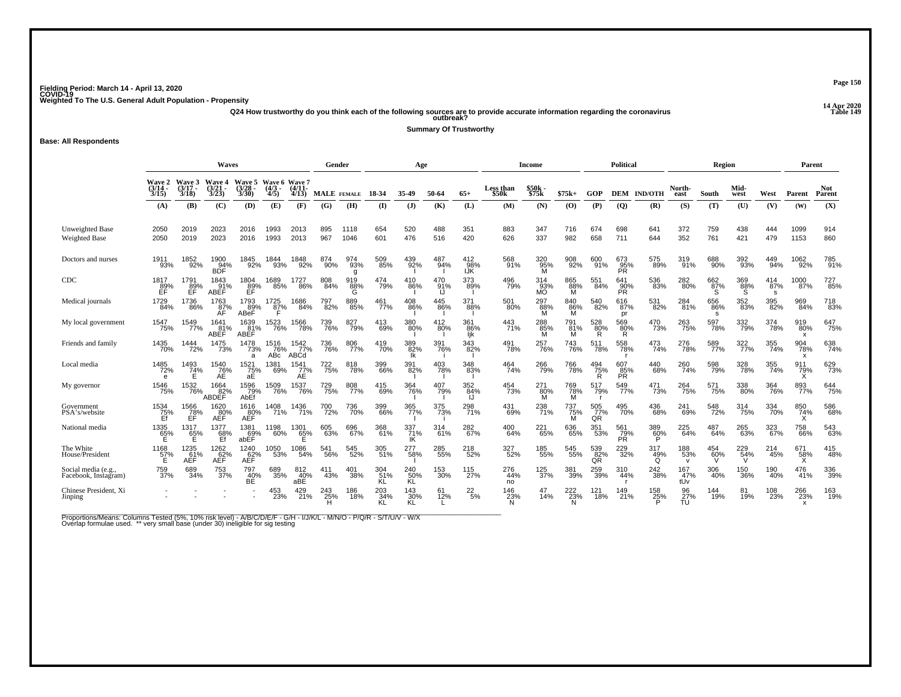Fielding Period: March 14 - April 13, 2020
COVID-19
Weighted To The U.S. General Adult Population - Propensity

14 Apr 2020
Table 149

**Q24 How trustworthy do you think each of the following sources are to provide accurate information regarding the coronavirus outbreak?**

**Summary Of Trustworthy**

**Base: All Respondents**

| | Waves | | | | | | Gender | | Age | | | | Income | | | Political | | | Region | | | | Parent | |
|---|---|---|---|---|---|---|---|---|---|---|---|---|---|---|---|---|---|---|---|---|---|---|---|---|
| | Wave 2 (3/14 - 3/15) | Wave 3 (3/17 - 3/18) | Wave 4 (3/21 - 3/23) | Wave 5 (3/28 - 3/30) | Wave 6 (4/3 - 4/5) | Wave 7 (4/11- 4/13) | MALE | FEMALE | 18-34 | 35-49 | 50-64 | 65+ | Less than $50k | $50k - $75k | $75k+ | GOP | DEM | IND/OTH | North-east | South | Mid-west | West | Parent | Not Parent |
| | (A) | (B) | (C) | (D) | (E) | (F) | (G) | (H) | (I) | (J) | (K) | (L) | (M) | (N) | (O) | (P) | (Q) | (R) | (S) | (T) | (U) | (V) | (W) | (X) |
| Unweighted Base | 2050 | 2019 | 2023 | 2016 | 1993 | 2013 | 895 | 1118 | 654 | 520 | 488 | 351 | 883 | 347 | 716 | 674 | 698 | 641 | 372 | 759 | 438 | 444 | 1099 | 914 |
| Weighted Base | 2050 | 2019 | 2023 | 2016 | 1993 | 2013 | 967 | 1046 | 601 | 476 | 516 | 420 | 626 | 337 | 982 | 658 | 711 | 644 | 352 | 761 | 421 | 479 | 1153 | 860 |
| Doctors and nurses | 1911 93% | 1852 92% | 1900 94% BDF | 1845 92% | 1844 93% | 1848 92% | 874 90% | 974 93% g | 509 85% | 439 92% I | 487 94% I | 412 98% IJK | 568 91% | 320 95% M | 908 92% | 600 91% | 673 95% PR | 575 89% | 319 91% | 688 90% | 392 93% | 449 94% | 1062 92% | 785 91% |
| CDC | 1817 89% EF | 1791 89% EF | 1843 91% ABEF | 1804 89% EF | 1689 85% | 1727 86% | 808 84% | 919 88% G | 474 79% | 410 86% I | 470 91% IJ | 373 89% I | 496 79% | 314 93% MO | 865 88% M | 551 84% | 641 90% PR | 536 83% | 282 80% | 662 87% S | 369 88% S | 414 87% s | 1000 87% | 727 85% |
| Medical journals | 1729 84% | 1736 86% | 1763 87% AF | 1793 89% ABeF | 1725 87% F | 1686 84% | 797 82% | 889 85% | 461 77% | 408 86% I | 445 86% I | 371 88% I | 501 80% | 297 88% M | 840 86% M | 540 82% | 616 87% pr | 531 82% | 284 81% | 656 86% s | 352 83% | 395 82% | 969 84% | 718 83% |
| My local government | 1547 75% | 1549 77% | 1641 81% ABEF | 1639 81% ABEF | 1523 76% | 1566 78% | 739 76% | 827 79% | 413 69% | 380 80% I | 412 80% I | 361 86% Ijk | 443 71% | 288 85% M | 791 81% M | 528 80% R | 569 80% R | 470 73% | 263 75% | 597 78% | 332 79% | 374 78% | 919 80% x | 647 75% |
| Friends and family | 1435 70% | 1444 72% | 1475 73% | 1478 73% a | 1516 76% ABc | 1542 77% ABCd | 736 76% | 806 77% | 419 70% | 389 82% Ik | 391 76% i | 343 82% I | 491 78% | 257 76% | 743 76% | 511 78% | 558 78% r | 473 74% | 276 78% | 589 77% | 322 77% | 355 74% | 904 78% X | 638 74% |
| Local media | 1485 72% e | 1493 74% E | 1540 76% AE | 1521 75% aE | 1381 69% | 1541 77% AE | 722 75% | 818 78% | 399 66% | 391 82% I | 403 78% I | 348 83% I | 464 74% | 266 79% | 766 78% | 494 75% R | 607 85% PR | 440 68% | 260 74% | 598 79% | 328 78% | 355 74% | 911 79% X | 629 73% |
| My governor | 1546 75% | 1532 76% | 1664 82% ABDEF | 1596 79% AbEf | 1509 76% | 1537 76% | 729 75% | 808 77% | 415 69% | 364 76% I | 407 79% I | 352 84% IJ | 454 73% | 271 80% M | 769 78% M | 517 79% r | 549 77% | 471 73% | 264 75% | 571 75% | 338 80% | 364 76% | 893 77% | 644 75% |
| Government PSA's/website | 1534 75% Ef | 1566 78% EF | 1620 80% AEF | 1616 80% AEF | 1408 71% | 1436 71% | 700 72% | 736 70% | 399 66% | 365 77% I | 375 73% i | 298 71% | 431 69% | 238 71% | 737 75% M | 505 77% QR | 495 70% | 436 68% | 241 69% | 548 72% | 314 75% | 334 70% | 850 74% X | 586 68% |
| National media | 1335 65% E | 1317 65% E | 1377 68% Ef | 1381 69% abEF | 1198 60% | 1301 65% E | 605 63% | 696 67% | 368 61% | 337 71% IK | 314 61% | 282 67% | 400 64% | 221 65% | 636 65% | 351 53% | 561 79% PR | 389 60% P | 225 64% | 487 64% | 265 63% | 323 67% | 758 66% | 543 63% |
| The White House/President | 1168 57% E | 1235 61% AEF | 1262 62% AEF | 1240 62% AEF | 1050 53% | 1086 54% | 541 56% | 545 52% | 305 51% | 277 58% I | 285 55% | 218 52% | 327 52% | 185 55% | 545 55% | 539 82% QR | 229 32% | 317 49% Q | 188 53% v | 454 60% V | 229 54% V | 214 45% | 671 58% X | 415 48% |
| Social media (e.g., Facebook, Instagram) | 759 37% | 689 34% | 753 37% | 797 40% BE | 689 35% | 812 40% aBE | 411 43% | 401 38% | 304 51% KL | 240 50% KL | 153 30% | 115 27% | 276 44% no | 125 37% | 381 39% | 259 39% | 310 44% r | 242 38% | 167 47% tUv | 306 40% | 150 36% | 190 40% | 476 41% | 336 39% |
| Chinese President, Xi Jinping | - | - | - | - | 453 23% | 429 21% | 243 25% H | 186 18% | 203 34% KL | 143 30% KL | 61 12% L | 22 5% | 146 23% N | 47 14% | 222 23% N | 121 18% | 149 21% | 158 25% P | 96 27% TU | 144 19% | 81 19% | 108 23% | 266 23% x | 163 19% |

Proportions/Means: Columns Tested (5%, 10% risk level) - A/B/C/D/E/F - G/H - I/J/K/L - M/N/O - P/Q/R - S/T/U/V - W/X
Overlap formulae used. ** very small base (under 30) ineligible for sig testing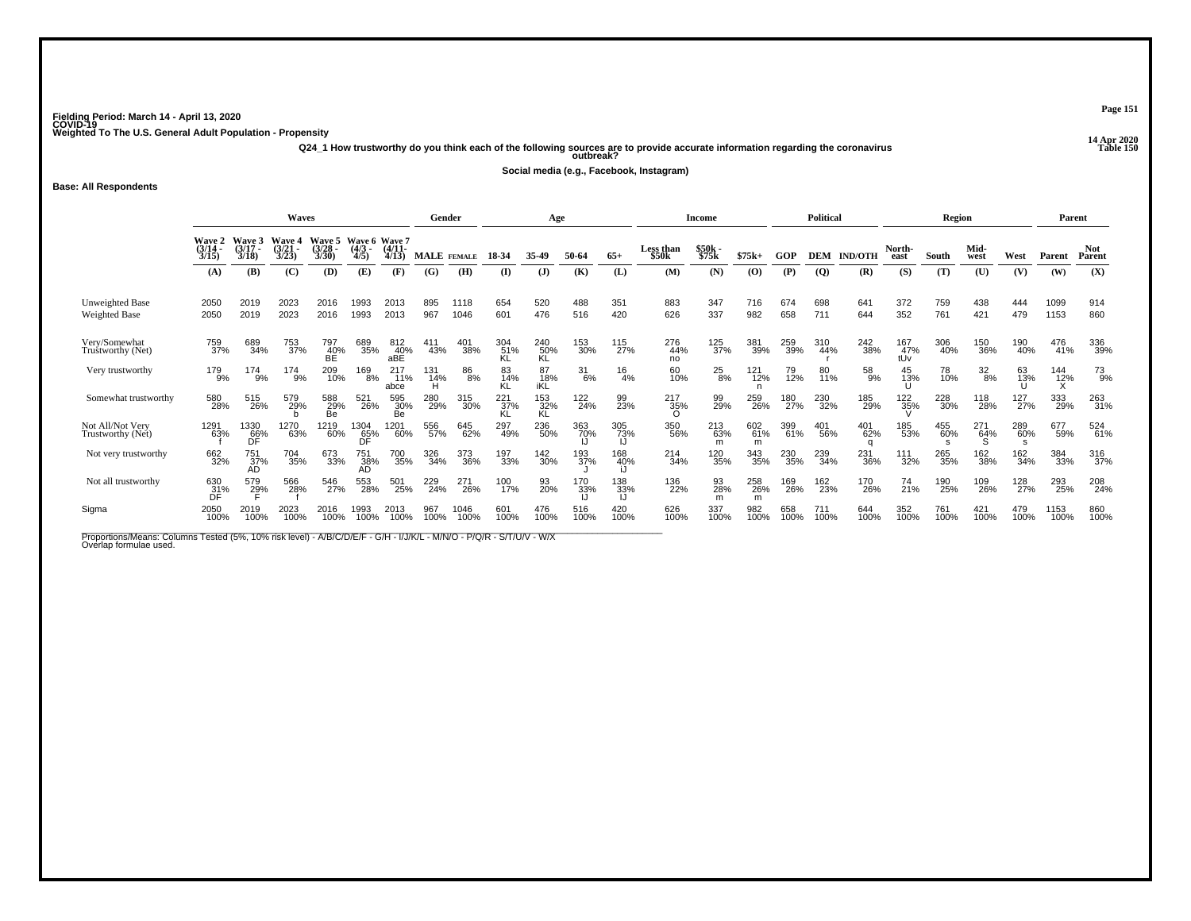Fielding Period: March 14 - April 13, 2020
COVID-19
Weighted To The U.S. General Adult Population - Propensity

14 Apr 2020
Table 150

Q24_1 How trustworthy do you think each of the following sources are to provide accurate information regarding the coronavirus outbreak?

Social media (e.g., Facebook, Instagram)

Base: All Respondents

| | Waves | | | | | | Gender | | Age | | | | Income | | | Political | | | Region | | | | Parent | |
|---|---|---|---|---|---|---|---|---|---|---|---|---|---|---|---|---|---|---|---|---|---|---|---|---|
| | Wave 2 (3/14 - 3/15) | Wave 3 (3/17 - 3/18) | Wave 4 (3/21 - 3/23) | Wave 5 (3/28 - 3/30) | Wave 6 (4/3 - 4/5) | Wave 7 (4/11- 4/13) | MALE | FEMALE | 18-34 | 35-49 | 50-64 | 65+ | Less than $50k | $50k - $75k | $75k+ | GOP | DEM | IND/OTH | North-east | South | Mid-west | West | Parent | Not Parent |
| | (A) | (B) | (C) | (D) | (E) | (F) | (G) | (H) | (I) | (J) | (K) | (L) | (M) | (N) | (O) | (P) | (Q) | (R) | (S) | (T) | (U) | (V) | (W) | (X) |
| Unweighted Base | 2050 | 2019 | 2023 | 2016 | 1993 | 2013 | 895 | 1118 | 654 | 520 | 488 | 351 | 883 | 347 | 716 | 674 | 698 | 641 | 372 | 759 | 438 | 444 | 1099 | 914 |
| Weighted Base | 2050 | 2019 | 2023 | 2016 | 1993 | 2013 | 967 | 1046 | 601 | 476 | 516 | 420 | 626 | 337 | 982 | 658 | 711 | 644 | 352 | 761 | 421 | 479 | 1153 | 860 |
| Very/Somewhat Trustworthy (Net) | 759 37% | 689 34% | 753 37% | 797 40% BE | 689 35% | 812 40% aBE | 411 43% | 401 38% | 304 51% KL | 240 50% KL | 153 30% | 115 27% | 276 44% no | 125 37% | 381 39% | 259 39% | 310 44% r | 242 38% | 167 47% tUv | 306 40% | 150 36% | 190 40% | 476 41% | 336 39% |
| Very trustworthy | 179 9% | 174 9% | 174 9% | 209 10% | 169 8% | 217 11% abce | 131 14% H | 86 8% | 83 14% KL | 87 18% iKL | 31 6% | 16 4% | 60 10% | 25 8% | 121 12% n | 79 12% | 80 11% | 58 9% | 45 13% U | 78 10% | 32 8% | 63 13% U | 144 12% X | 73 9% |
| Somewhat trustworthy | 580 28% | 515 26% | 579 29% b | 588 29% Be | 521 26% | 595 30% Be | 280 29% | 315 30% | 221 37% KL | 153 32% KL | 122 24% | 99 23% | 217 35% O | 99 29% | 259 26% | 180 27% | 230 32% | 185 29% | 122 35% V | 228 30% | 118 28% | 127 27% | 333 29% | 263 31% |
| Not All/Not Very Trustworthy (Net) | 1291 63% f | 1330 66% DF | 1270 63% | 1219 60% | 1304 65% DF | 1201 60% | 556 57% | 645 62% | 297 49% | 236 50% | 363 70% IJ | 305 73% IJ | 350 56% | 213 63% m | 602 61% m | 399 61% | 401 56% | 401 62% q | 185 53% | 455 60% s | 271 64% S | 289 60% s | 677 59% | 524 61% |
| Not very trustworthy | 662 32% | 751 37% AD | 704 35% | 673 33% | 751 38% AD | 700 35% | 326 34% | 373 36% | 197 33% | 142 30% | 193 37% J | 168 40% iJ | 214 34% | 120 35% | 343 35% | 230 35% | 239 34% | 231 36% | 111 32% | 265 35% | 162 38% | 162 34% | 384 33% | 316 37% |
| Not all trustworthy | 630 31% DF | 579 29% F | 566 28% f | 546 27% | 553 28% | 501 25% | 229 24% | 271 26% | 100 17% | 93 20% | 170 33% IJ | 138 33% IJ | 136 22% | 93 28% m | 258 26% m | 169 26% | 162 23% | 170 26% | 74 21% | 190 25% | 109 26% | 128 27% | 293 25% | 208 24% |
| Sigma | 2050 100% | 2019 100% | 2023 100% | 2016 100% | 1993 100% | 2013 100% | 967 100% | 1046 100% | 601 100% | 476 100% | 516 100% | 420 100% | 626 100% | 337 100% | 982 100% | 658 100% | 711 100% | 644 100% | 352 100% | 761 100% | 421 100% | 479 100% | 1153 100% | 860 100% |

Proportions/Means: Columns Tested (5%, 10% risk level) - A/B/C/D/E/F - G/H - I/J/K/L - M/N/O - P/Q/R - S/T/U/V - W/X
Overlap formulae used.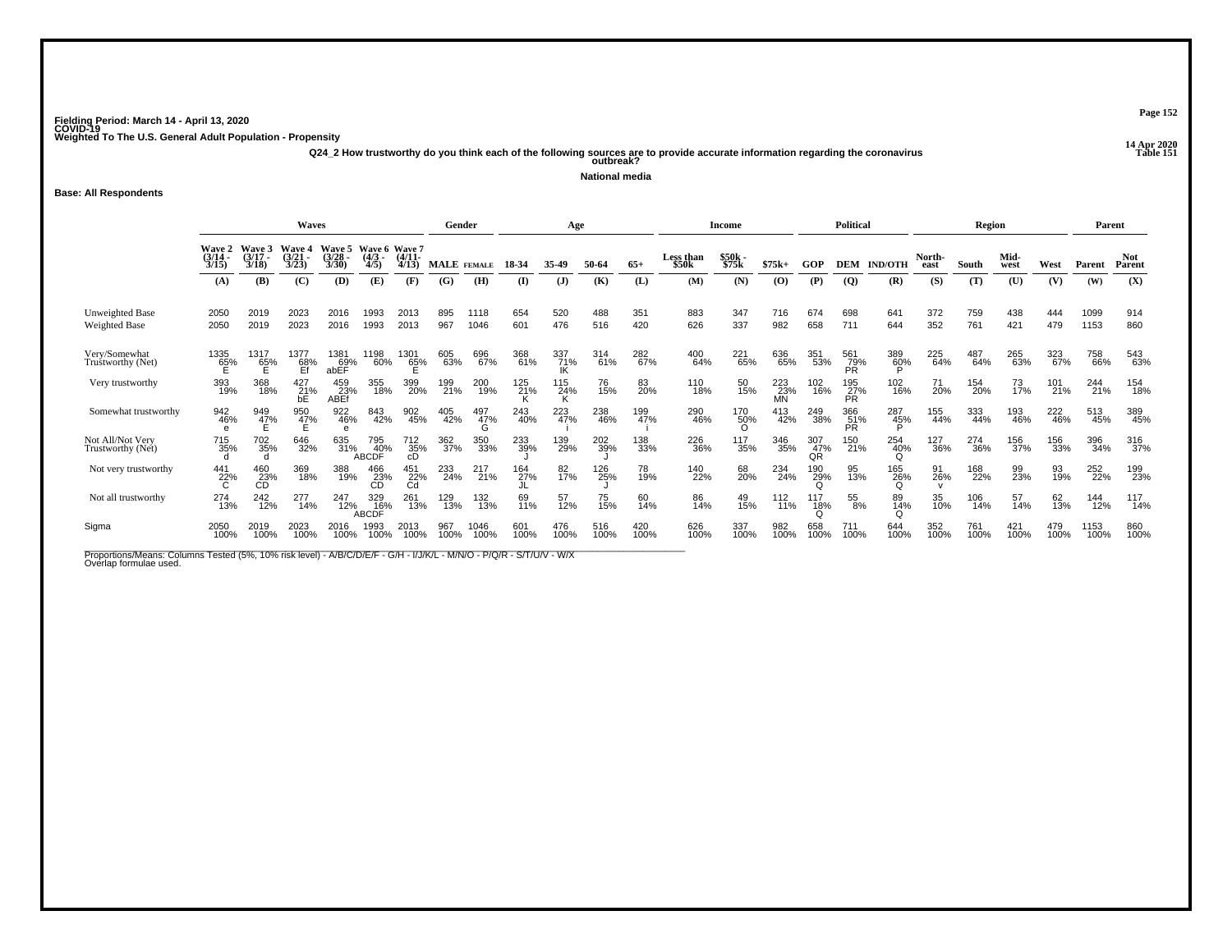Fielding Period: March 14 - April 13, 2020
COVID-19
Weighted To The U.S. General Adult Population - Propensity

14 Apr 2020
Table 151

**Q24_2 How trustworthy do you think each of the following sources are to provide accurate information regarding the coronavirus outbreak?**

**National media**

**Base: All Respondents**

| | Waves | | | | | | Gender | | Age | | | | Income | | | Political | | | Region | | | | Parent | |
|---|---|---|---|---|---|---|---|---|---|---|---|---|---|---|---|---|---|---|---|---|---|---|---|---|
| | Wave 2 (3/14 - 3/15) | Wave 3 (3/17 - 3/18) | Wave 4 (3/21 - 3/23) | Wave 5 (3/28 - 3/30) | Wave 6 (4/3 - 4/5) | Wave 7 (4/11- 4/13) | MALE | FEMALE | 18-34 | 35-49 | 50-64 | 65+ | Less than $50k | $50k - $75k | $75k+ | GOP | DEM | IND/OTH | North-east | South | Mid-west | West | Parent | Not Parent |
| | (A) | (B) | (C) | (D) | (E) | (F) | (G) | (H) | (I) | (J) | (K) | (L) | (M) | (N) | (O) | (P) | (Q) | (R) | (S) | (T) | (U) | (V) | (W) | (X) |
| Unweighted Base | 2050 | 2019 | 2023 | 2016 | 1993 | 2013 | 895 | 1118 | 654 | 520 | 488 | 351 | 883 | 347 | 716 | 674 | 698 | 641 | 372 | 759 | 438 | 444 | 1099 | 914 |
| Weighted Base | 2050 | 2019 | 2023 | 2016 | 1993 | 2013 | 967 | 1046 | 601 | 476 | 516 | 420 | 626 | 337 | 982 | 658 | 711 | 644 | 352 | 761 | 421 | 479 | 1153 | 860 |
| Very/Somewhat Trustworthy (Net) | 1335 65% E | 1317 65% E | 1377 68% Ef | 1381 69% abEF | 1198 60% | 1301 65% E | 605 63% | 696 67% | 368 61% | 337 71% IK | 314 61% | 282 67% | 400 64% | 221 65% | 636 65% | 351 53% | 561 79% PR | 389 60% P | 225 64% | 487 64% | 265 63% | 323 67% | 758 66% | 543 63% |
| Very trustworthy | 393 19% | 368 18% | 427 21% bE | 459 23% ABEf | 355 18% | 399 20% | 199 21% | 200 19% | 125 21% K | 115 24% K | 76 15% | 83 20% | 110 18% | 50 15% | 223 23% MN | 102 16% | 195 27% PR | 102 16% | 71 20% | 154 20% | 73 17% | 101 21% | 244 21% | 154 18% |
| Somewhat trustworthy | 942 46% e | 949 47% E | 950 47% E | 922 46% e | 843 42% | 902 45% | 405 42% | 497 47% G | 243 40% | 223 47% i | 238 46% | 199 47% i | 290 46% | 170 50% O | 413 42% | 249 38% | 366 51% PR | 287 45% P | 155 44% | 333 44% | 193 46% | 222 46% | 513 45% | 389 45% |
| Not All/Not Very Trustworthy (Net) | 715 35% d | 702 35% d | 646 32% | 635 31% | 795 40% ABCDF | 712 35% cD | 362 37% | 350 33% | 233 39% J | 139 29% | 202 39% J | 138 33% | 226 36% | 117 35% | 346 35% | 307 47% QR | 150 21% | 254 40% Q | 127 36% | 274 36% | 156 37% | 156 33% | 396 34% | 316 37% |
| Not very trustworthy | 441 22% C | 460 23% CD | 369 18% | 388 19% | 466 23% CD | 451 22% Cd | 233 24% | 217 21% | 164 27% JL | 82 17% | 126 25% J | 78 19% | 140 22% | 68 20% | 234 24% | 190 29% Q | 95 13% | 165 26% Q | 91 26% v | 168 22% | 99 23% | 93 19% | 252 22% | 199 23% |
| Not all trustworthy | 274 13% | 242 12% | 277 14% | 247 12% | 329 16% ABCDF | 261 13% | 129 13% | 132 13% | 69 11% | 57 12% | 75 15% | 60 14% | 86 14% | 49 15% | 112 11% | 117 18% Q | 55 8% | 89 14% Q | 35 10% | 106 14% | 57 14% | 62 13% | 144 12% | 117 14% |
| Sigma | 2050 100% | 2019 100% | 2023 100% | 2016 100% | 1993 100% | 2013 100% | 967 100% | 1046 100% | 601 100% | 476 100% | 516 100% | 420 100% | 626 100% | 337 100% | 982 100% | 658 100% | 711 100% | 644 100% | 352 100% | 761 100% | 421 100% | 479 100% | 1153 100% | 860 100% |

Proportions/Means: Columns Tested (5%, 10% risk level) - A/B/C/D/E/F - G/H - I/J/K/L - M/N/O - P/Q/R - S/T/U/V - W/X
Overlap formulae used.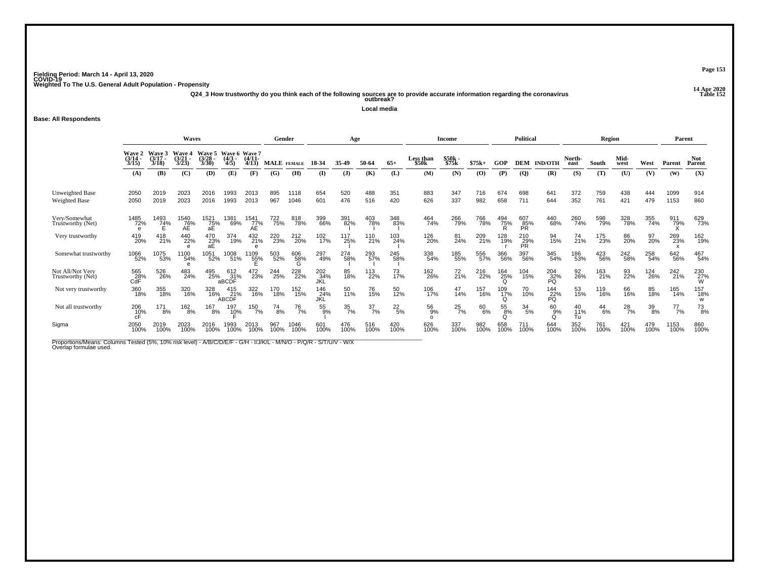Fielding Period: March 14 - April 13, 2020
COVID-19
Weighted To The U.S. General Adult Population - Propensity

14 Apr 2020
Table 152

**Q24_3 How trustworthy do you think each of the following sources are to provide accurate information regarding the coronavirus outbreak?**

**Local media**

**Base: All Respondents**

| | Waves | | | | | | Gender | | Age | | | | Income | | | Political | | | Region | | | | Parent | |
|---|---|---|---|---|---|---|---|---|---|---|---|---|---|---|---|---|---|---|---|---|---|---|---|---|
| | Wave 2 (3/14 - 3/15) | Wave 3 (3/17 - 3/18) | Wave 4 (3/21 - 3/23) | Wave 5 (3/28 - 3/30) | Wave 6 (4/3 - 4/5) | Wave 7 (4/11- 4/13) | MALE | FEMALE | 18-34 | 35-49 | 50-64 | 65+ | Less than $50k | $50k - $75k | $75k+ | GOP | DEM | IND/OTH | North-east | South | Mid-west | West | Parent | Not Parent |
| | (A) | (B) | (C) | (D) | (E) | (F) | (G) | (H) | (I) | (J) | (K) | (L) | (M) | (N) | (O) | (P) | (Q) | (R) | (S) | (T) | (U) | (V) | (W) | (X) |
| Unweighted Base | 2050 | 2019 | 2023 | 2016 | 1993 | 2013 | 895 | 1118 | 654 | 520 | 488 | 351 | 883 | 347 | 716 | 674 | 698 | 641 | 372 | 759 | 438 | 444 | 1099 | 914 |
| Weighted Base | 2050 | 2019 | 2023 | 2016 | 1993 | 2013 | 967 | 1046 | 601 | 476 | 516 | 420 | 626 | 337 | 982 | 658 | 711 | 644 | 352 | 761 | 421 | 479 | 1153 | 860 |
| Very/Somewhat Trustworthy (Net) | 1485 72% e | 1493 74% E | 1540 76% AE | 1521 75% aE | 1381 69% | 1541 77% AE | 722 75% | 818 78% | 399 66% | 391 82% I | 403 78% I | 348 83% I | 464 74% | 266 79% | 766 78% | 494 75% R | 607 85% PR | 440 68% | 260 74% | 598 79% | 328 78% | 355 74% | 911 79% X | 629 73% |
| Very trustworthy | 419 20% | 418 21% | 440 22% e | 470 23% aE | 374 19% | 432 21% e | 220 23% | 212 20% | 102 17% | 117 25% I | 110 21% | 103 24% I | 126 20% | 81 24% | 209 21% | 128 19% r | 210 29% PR | 94 15% | 74 21% | 175 23% | 86 20% | 97 20% | 269 23% x | 162 19% |
| Somewhat trustworthy | 1066 52% | 1075 53% | 1100 54% e | 1051 52% | 1008 51% | 1109 55% E | 503 52% | 606 58% G | 297 49% | 274 58% I | 293 57% I | 245 58% I | 338 54% | 185 55% | 556 57% | 366 56% | 397 56% | 345 54% | 186 53% | 423 56% | 242 58% | 258 54% | 642 56% | 467 54% |
| Not All/Not Very Trustworthy (Net) | 565 28% CdF | 526 26% | 483 24% | 495 25% | 612 31% aBCDF | 472 23% | 244 25% | 228 22% | 202 34% JKL | 85 18% | 113 22% | 73 17% | 162 26% | 72 21% | 216 22% | 164 25% Q | 104 15% | 204 32% PQ | 92 26% | 163 21% | 93 22% | 124 26% | 242 21% | 230 27% W |
| Not very trustworthy | 360 18% | 355 18% | 320 16% | 328 16% | 415 21% ABCDF | 322 16% | 170 18% | 152 15% | 146 24% JKL | 50 11% | 76 15% | 50 12% | 106 17% | 47 14% | 157 16% | 109 17% Q | 70 10% | 144 22% PQ | 53 15% | 119 16% | 66 16% | 85 18% | 165 14% | 157 18% w |
| Not all trustworthy | 206 10% cF | 171 8% | 162 8% | 167 8% | 197 10% F | 150 7% | 74 8% | 76 7% | 55 9% l | 35 7% | 37 7% | 22 5% | 56 9% o | 25 7% | 60 6% | 55 8% Q | 34 5% | 60 9% Q | 40 11% Tu | 44 6% | 28 7% | 39 8% | 77 7% | 73 8% |
| Sigma | 2050 100% | 2019 100% | 2023 100% | 2016 100% | 1993 100% | 2013 100% | 967 100% | 1046 100% | 601 100% | 476 100% | 516 100% | 420 100% | 626 100% | 337 100% | 982 100% | 658 100% | 711 100% | 644 100% | 352 100% | 761 100% | 421 100% | 479 100% | 1153 100% | 860 100% |

Proportions/Means: Columns Tested (5%, 10% risk level) - A/B/C/D/E/F - G/H - I/J/K/L - M/N/O - P/Q/R - S/T/U/V - W/X
Overlap formulae used.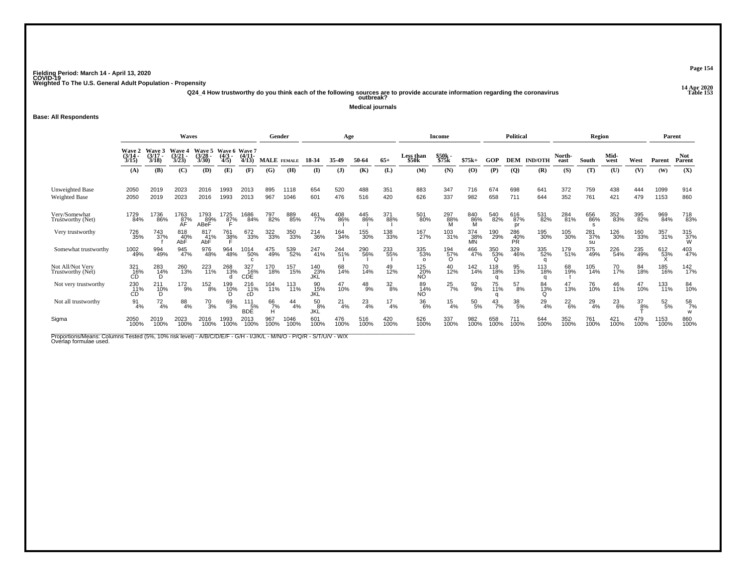Fielding Period: March 14 - April 13, 2020
COVID-19
Weighted To The U.S. General Adult Population - Propensity

14 Apr 2020
Table 153

**Q24_4 How trustworthy do you think each of the following sources are to provide accurate information regarding the coronavirus outbreak?**

**Medical journals**

**Base: All Respondents**

| | Waves | | | | | | Gender | | Age | | | | Income | | | Political | | | Region | | | | Parent | |
|---|---|---|---|---|---|---|---|---|---|---|---|---|---|---|---|---|---|---|---|---|---|---|---|---|
| | Wave 2 (3/14 - 3/15) | Wave 3 (3/17 - 3/18) | Wave 4 (3/21 - 3/23) | Wave 5 (3/28 - 3/30) | Wave 6 (4/3 - 4/5) | Wave 7 (4/11- 4/13) | MALE | FEMALE | 18-34 | 35-49 | 50-64 | 65+ | Less than $50k | $50k - $75k | $75k+ | GOP | DEM | IND/OTH | North-east | South | Mid-west | West | Parent | Not Parent |
| | (A) | (B) | (C) | (D) | (E) | (F) | (G) | (H) | (I) | (J) | (K) | (L) | (M) | (N) | (O) | (P) | (Q) | (R) | (S) | (T) | (U) | (V) | (W) | (X) |
| Unweighted Base | 2050 | 2019 | 2023 | 2016 | 1993 | 2013 | 895 | 1118 | 654 | 520 | 488 | 351 | 883 | 347 | 716 | 674 | 698 | 641 | 372 | 759 | 438 | 444 | 1099 | 914 |
| Weighted Base | 2050 | 2019 | 2023 | 2016 | 1993 | 2013 | 967 | 1046 | 601 | 476 | 516 | 420 | 626 | 337 | 982 | 658 | 711 | 644 | 352 | 761 | 421 | 479 | 1153 | 860 |
| Very/Somewhat Trustworthy (Net) | 1729 84% | 1736 86% | 1763 87% AF | 1793 89% ABeF | 1725 87% F | 1686 84% | 797 82% | 889 85% | 461 77% | 408 86% I | 445 86% I | 371 88% I | 501 80% | 297 88% M | 840 86% M | 540 82% | 616 87% pr | 531 82% | 284 81% | 656 86% s | 352 83% | 395 82% | 969 84% | 718 83% |
| Very trustworthy | 726 35% | 743 37% f | 818 40% AbF | 817 41% AbF | 761 38% F | 672 33% | 322 33% | 350 33% | 214 36% | 164 34% | 155 30% | 138 33% | 167 27% | 103 31% | 374 38% MN | 190 29% | 286 40% PR | 195 30% | 105 30% | 281 37% su | 126 30% | 160 33% | 357 31% | 315 37% W |
| Somewhat trustworthy | 1002 49% | 994 49% | 945 47% | 976 48% | 964 48% | 1014 50% c | 475 49% | 539 52% | 247 41% | 244 51% I | 290 56% I | 233 55% I | 335 53% o | 194 57% O | 466 47% | 350 53% Q | 329 46% | 335 52% q | 179 51% | 375 49% | 226 54% | 235 49% | 612 53% X | 403 47% |
| Not All/Not Very Trustworthy (Net) | 321 16% CD | 283 14% D | 260 13% | 223 11% | 268 13% d | 327 16% CDE | 170 18% | 157 15% | 140 23% JKL | 68 14% | 70 14% | 49 12% | 125 20% NO | 40 12% | 142 14% | 118 18% q | 95 13% | 113 18% q | 68 19% t | 105 14% | 70 17% | 84 18% | 185 16% | 142 17% |
| Not very trustworthy | 230 11% CD | 211 10% D | 172 9% | 152 8% | 199 10% D | 216 11% cD | 104 11% | 113 11% | 90 15% JKL | 47 10% | 48 9% | 32 8% | 89 14% NO | 25 7% | 92 9% | 75 11% q | 57 8% | 84 13% Q | 47 13% | 76 10% | 46 11% | 47 10% | 133 11% | 84 10% |
| Not all trustworthy | 91 4% | 72 4% | 88 4% | 70 3% | 69 3% | 111 5% BDE | 66 7% H | 44 4% | 50 8% JKL | 21 4% | 23 4% | 17 4% | 36 6% | 15 4% | 50 5% | 43 7% | 38 5% | 29 4% | 22 6% | 29 4% | 23 6% | 37 8% T | 52 5% | 58 7% w |
| Sigma | 2050 100% | 2019 100% | 2023 100% | 2016 100% | 1993 100% | 2013 100% | 967 100% | 1046 100% | 601 100% | 476 100% | 516 100% | 420 100% | 626 100% | 337 100% | 982 100% | 658 100% | 711 100% | 644 100% | 352 100% | 761 100% | 421 100% | 479 100% | 1153 100% | 860 100% |

Proportions/Means: Columns Tested (5%, 10% risk level) - A/B/C/D/E/F - G/H - I/J/K/L - M/N/O - P/Q/R - S/T/U/V - W/X
Overlap formulae used.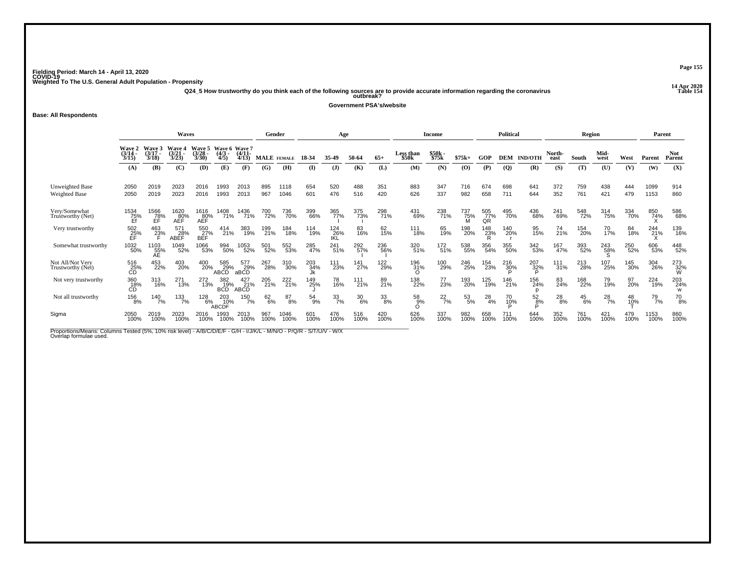Fielding Period: March 14 - April 13, 2020
COVID-19
Weighted To The U.S. General Adult Population - Propensity

14 Apr 2020
Table 154

Q24_5 How trustworthy do you think each of the following sources are to provide accurate information regarding the coronavirus outbreak?

Government PSA's/website

Base: All Respondents

| | Waves | | | | | | Gender | | Age | | | | Income | | | Political | | | Region | | | | Parent | |
|---|---|---|---|---|---|---|---|---|---|---|---|---|---|---|---|---|---|---|---|---|---|---|---|---|
| | Wave 2 (3/14 - 3/15) | Wave 3 (3/17 - 3/18) | Wave 4 (3/21 - 3/23) | Wave 5 (3/28 - 3/30) | Wave 6 (4/3 - 4/5) | Wave 7 (4/11- 4/13) | MALE | FEMALE | 18-34 | 35-49 | 50-64 | 65+ | Less than $50k | $50k - $75k | $75k+ | GOP | DEM | IND/OTH | North-east | South | Mid-west | West | Parent | Not Parent |
| | (A) | (B) | (C) | (D) | (E) | (F) | (G) | (H) | (I) | (J) | (K) | (L) | (M) | (N) | (O) | (P) | (Q) | (R) | (S) | (T) | (U) | (V) | (W) | (X) |
| Unweighted Base | 2050 | 2019 | 2023 | 2016 | 1993 | 2013 | 895 | 1118 | 654 | 520 | 488 | 351 | 883 | 347 | 716 | 674 | 698 | 641 | 372 | 759 | 438 | 444 | 1099 | 914 |
| Weighted Base | 2050 | 2019 | 2023 | 2016 | 1993 | 2013 | 967 | 1046 | 601 | 476 | 516 | 420 | 626 | 337 | 982 | 658 | 711 | 644 | 352 | 761 | 421 | 479 | 1153 | 860 |
| Very/Somewhat Trustworthy (Net) | 1534 75% Ef | 1566 78% EF | 1620 80% AEF | 1616 80% AEF | 1408 71% | 1436 71% | 700 72% | 736 70% | 399 66% | 365 77% I | 375 73% i | 298 71% | 431 69% | 238 71% | 737 75% M | 505 77% QR | 495 70% | 436 68% | 241 69% | 548 72% | 314 75% | 334 70% | 850 74% X | 586 68% |
| Very trustworthy | 502 25% EF | 463 23% F | 571 28% ABEF | 550 27% BEF | 414 21% | 383 19% | 199 21% | 184 18% | 114 19% | 124 26% IKL | 83 16% | 62 15% | 111 18% | 65 19% | 198 20% | 148 23% R | 140 20% r | 95 15% | 74 21% | 154 20% | 70 17% | 84 18% | 244 21% X | 139 16% |
| Somewhat trustworthy | 1032 50% | 1103 55% AE | 1049 52% | 1066 53% | 994 50% | 1053 52% | 501 52% | 552 53% | 285 47% | 241 51% | 292 57% I | 236 56% I | 320 51% | 172 51% | 538 55% | 356 54% | 355 50% | 342 53% | 167 47% | 393 52% | 243 58% S | 250 52% | 606 53% | 448 52% |
| Not All/Not Very Trustworthy (Net) | 516 25% CD | 453 22% | 403 20% | 400 20% | 585 29% ABCD | 577 29% aBCD | 267 28% | 310 30% | 203 34% Jk | 111 23% | 141 27% | 122 29% | 196 31% O | 100 29% | 246 25% | 154 23% | 216 30% P | 207 32% P | 111 31% | 213 28% | 107 25% | 145 30% | 304 26% | 273 32% W |
| Not very trustworthy | 360 18% CD | 313 16% | 271 13% | 272 13% | 382 19% BCD | 427 21% ABCD | 205 21% | 222 21% | 149 25% J | 78 16% | 111 21% | 89 21% | 138 22% | 77 23% | 193 20% | 125 19% | 146 21% | 156 24% p | 83 24% | 168 22% | 79 19% | 97 20% | 224 19% | 203 24% w |
| Not all trustworthy | 156 8% | 140 7% | 133 7% | 128 6% | 203 10% ABCDF | 150 7% | 62 6% | 87 8% | 54 9% | 33 7% | 30 6% | 33 8% | 58 9% O | 22 7% | 53 5% | 28 4% | 70 10% P | 52 8% P | 28 8% | 45 6% | 28 7% | 48 10% T | 79 7% | 70 8% |
| Sigma | 2050 100% | 2019 100% | 2023 100% | 2016 100% | 1993 100% | 2013 100% | 967 100% | 1046 100% | 601 100% | 476 100% | 516 100% | 420 100% | 626 100% | 337 100% | 982 100% | 658 100% | 711 100% | 644 100% | 352 100% | 761 100% | 421 100% | 479 100% | 1153 100% | 860 100% |

Proportions/Means: Columns Tested (5%, 10% risk level) - A/B/C/D/E/F - G/H - I/J/K/L - M/N/O - P/Q/R - S/T/U/V - W/X
Overlap formulae used.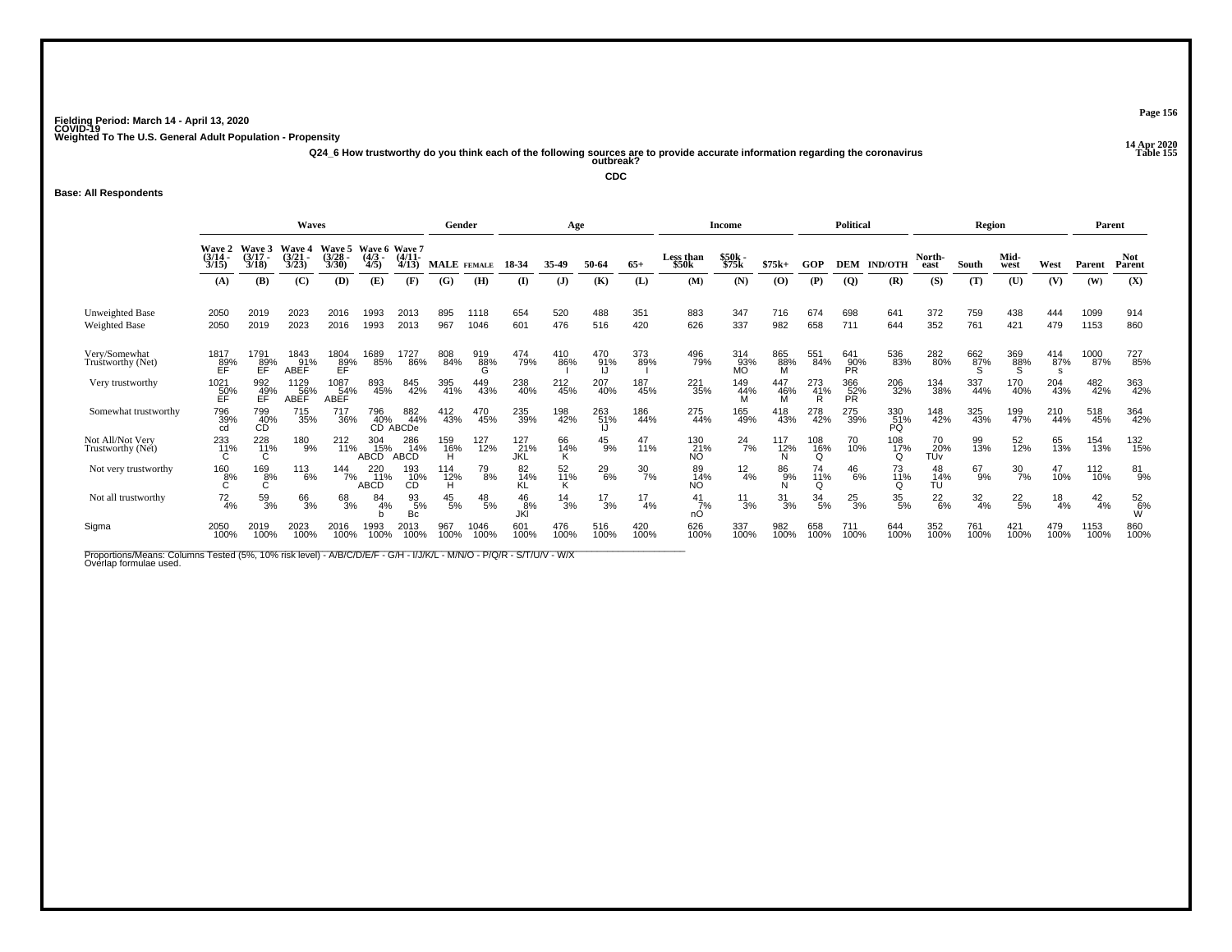Fielding Period: March 14 - April 13, 2020
COVID-19
Weighted To The U.S. General Adult Population - Propensity

14 Apr 2020
Table 155

Q24_6 How trustworthy do you think each of the following sources are to provide accurate information regarding the coronavirus outbreak?

CDC

Base: All Respondents

| | Waves | | | | | | Gender | | Age | | | | Income | | | Political | | | Region | | | | Parent | |
|---|---|---|---|---|---|---|---|---|---|---|---|---|---|---|---|---|---|---|---|---|---|---|---|---|
| | Wave 2 (3/14 - 3/15) | Wave 3 (3/17 - 3/18) | Wave 4 (3/21 - 3/23) | Wave 5 (3/28 - 3/30) | Wave 6 (4/3 - 4/5) | Wave 7 (4/11- 4/13) | MALE | FEMALE | 18-34 | 35-49 | 50-64 | 65+ | Less than $50k | $50k - $75k | $75k+ | GOP | DEM | IND/OTH | North-east | South | Mid-west | West | Parent | Not Parent |
| | (A) | (B) | (C) | (D) | (E) | (F) | (G) | (H) | (I) | (J) | (K) | (L) | (M) | (N) | (O) | (P) | (Q) | (R) | (S) | (T) | (U) | (V) | (W) | (X) |
| Unweighted Base | 2050 | 2019 | 2023 | 2016 | 1993 | 2013 | 895 | 1118 | 654 | 520 | 488 | 351 | 883 | 347 | 716 | 674 | 698 | 641 | 372 | 759 | 438 | 444 | 1099 | 914 |
| Weighted Base | 2050 | 2019 | 2023 | 2016 | 1993 | 2013 | 967 | 1046 | 601 | 476 | 516 | 420 | 626 | 337 | 982 | 658 | 711 | 644 | 352 | 761 | 421 | 479 | 1153 | 860 |
| Very/Somewhat Trustworthy (Net) | 1817 89% EF | 1791 89% EF | 1843 91% ABEF | 1804 89% EF | 1689 85% | 1727 86% | 808 84% | 919 88% G | 474 79% | 410 86% I | 470 91% IJ | 373 89% I | 496 79% | 314 93% MO | 865 88% M | 551 84% | 641 90% PR | 536 83% | 282 80% | 662 87% S | 369 88% S | 414 87% s | 1000 87% | 727 85% |
| Very trustworthy | 1021 50% EF | 992 49% EF | 1129 56% ABEF | 1087 54% ABEF | 893 45% | 845 42% | 395 41% | 449 43% | 238 40% | 212 45% | 207 40% | 187 45% | 221 35% | 149 44% M | 447 46% M | 273 41% R | 366 52% PR | 206 32% | 134 38% | 337 44% | 170 40% | 204 43% | 482 42% | 363 42% |
| Somewhat trustworthy | 796 39% cd | 799 40% CD | 715 35% | 717 36% | 796 40% CD | 882 44% ABCDe | 412 43% | 470 45% | 235 39% | 198 42% | 263 51% IJ | 186 44% | 275 44% | 165 49% | 418 43% | 278 42% | 275 39% | 330 51% PQ | 148 42% | 325 43% | 199 47% | 210 44% | 518 45% | 364 42% |
| Not All/Not Very Trustworthy (Net) | 233 11% C | 228 11% C | 180 9% | 212 11% | 304 15% ABCD | 286 14% ABCD | 159 16% H | 127 12% | 127 21% JKL | 66 14% K | 45 9% | 47 11% | 130 21% NO | 24 7% | 117 12% N | 108 16% Q | 70 10% | 108 17% Q | 70 20% TUv | 99 13% | 52 12% | 65 13% | 154 13% | 132 15% |
| Not very trustworthy | 160 8% C | 169 8% C | 113 6% | 144 7% | 220 11% ABCD | 193 10% CD | 114 12% H | 79 8% | 82 14% KL | 52 11% K | 29 6% | 30 7% | 89 14% NO | 12 4% | 86 9% N | 74 11% Q | 46 6% | 73 11% Q | 48 14% TU | 67 9% | 30 7% | 47 10% | 112 10% | 81 9% |
| Not all trustworthy | 72 4% | 59 3% | 66 3% | 68 3% | 84 4% b | 93 5% Bc | 45 5% | 48 5% | 46 8% JKl | 14 3% | 17 3% | 17 4% | 41 7% nO | 11 3% | 31 3% | 34 5% | 25 3% | 35 5% | 22 6% | 32 4% | 22 5% | 18 4% | 42 4% | 52 6% W |
| Sigma | 2050 100% | 2019 100% | 2023 100% | 2016 100% | 1993 100% | 2013 100% | 967 100% | 1046 100% | 601 100% | 476 100% | 516 100% | 420 100% | 626 100% | 337 100% | 982 100% | 658 100% | 711 100% | 644 100% | 352 100% | 761 100% | 421 100% | 479 100% | 1153 100% | 860 100% |

Proportions/Means: Columns Tested (5%, 10% risk level) - A/B/C/D/E/F - G/H - I/J/K/L - M/N/O - P/Q/R - S/T/U/V - W/X
Overlap formulae used.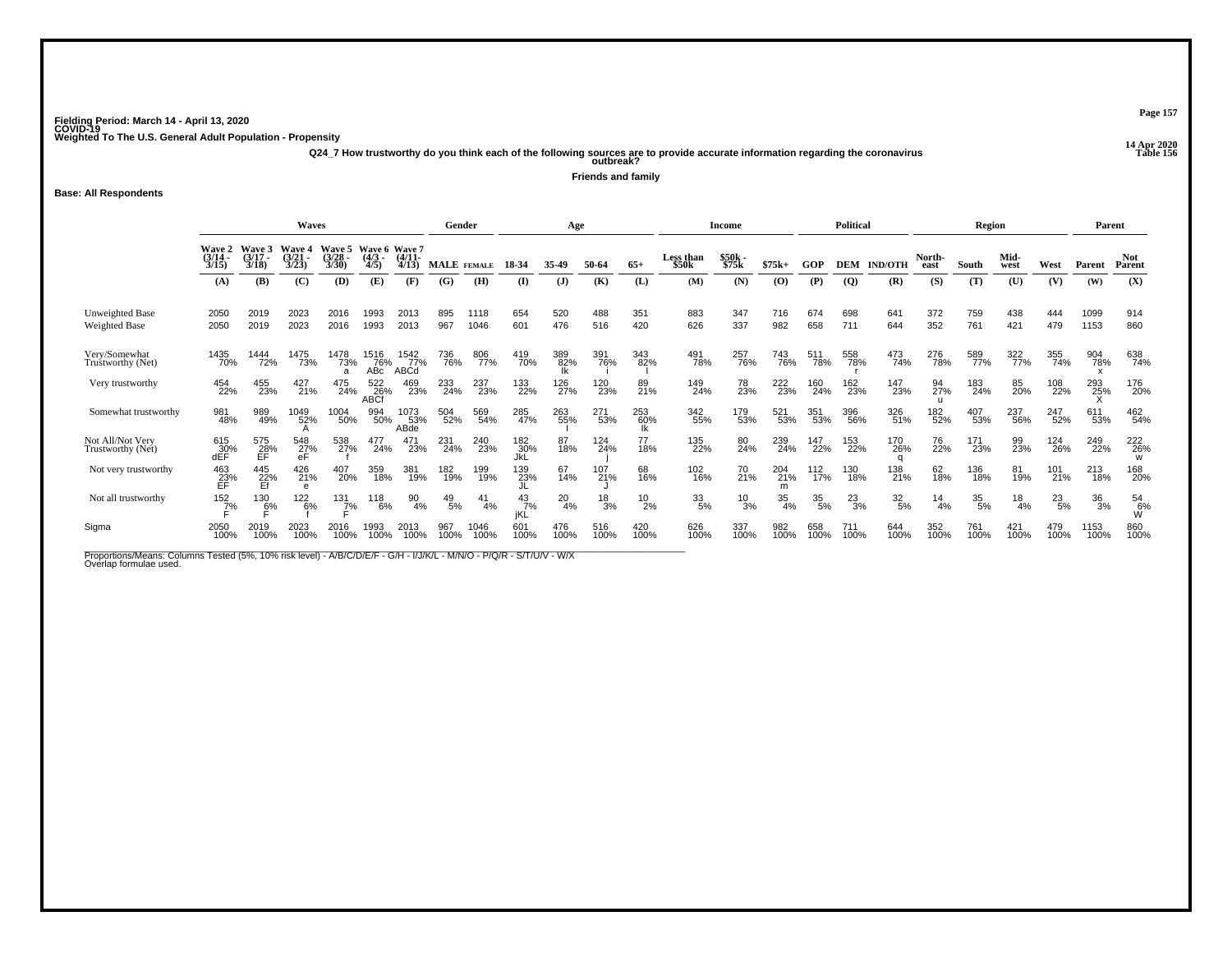Fielding Period: March 14 - April 13, 2020
COVID-19
Weighted To The U.S. General Adult Population - Propensity

14 Apr 2020
Table 156

Q24_7 How trustworthy do you think each of the following sources are to provide accurate information regarding the coronavirus outbreak?

Friends and family

Base: All Respondents

| | Waves | | | | | | Gender | | Age | | | | Income | | | Political | | | Region | | | | Parent | |
|---|---|---|---|---|---|---|---|---|---|---|---|---|---|---|---|---|---|---|---|---|---|---|---|---|
| | Wave 2 (3/14 - 3/15) | Wave 3 (3/17 - 3/18) | Wave 4 (3/21 - 3/23) | Wave 5 (3/28 - 3/30) | Wave 6 (4/3 - 4/5) | Wave 7 (4/11- 4/13) | MALE | FEMALE | 18-34 | 35-49 | 50-64 | 65+ | Less than $50k | $50k - $75k | $75k+ | GOP | DEM | IND/OTH | North-east | South | Mid-west | West | Parent | Not Parent |
| | (A) | (B) | (C) | (D) | (E) | (F) | (G) | (H) | (I) | (J) | (K) | (L) | (M) | (N) | (O) | (P) | (Q) | (R) | (S) | (T) | (U) | (V) | (W) | (X) |
| Unweighted Base | 2050 | 2019 | 2023 | 2016 | 1993 | 2013 | 895 | 1118 | 654 | 520 | 488 | 351 | 883 | 347 | 716 | 674 | 698 | 641 | 372 | 759 | 438 | 444 | 1099 | 914 |
| Weighted Base | 2050 | 2019 | 2023 | 2016 | 1993 | 2013 | 967 | 1046 | 601 | 476 | 516 | 420 | 626 | 337 | 982 | 658 | 711 | 644 | 352 | 761 | 421 | 479 | 1153 | 860 |
| Very/Somewhat Trustworthy (Net) | 1435 70% | 1444 72% | 1475 73% | 1478 73% a | 1516 76% ABc | 1542 77% ABCd | 736 76% | 806 77% | 419 70% | 389 82% Ik | 391 76% i | 343 82% I | 491 78% | 257 76% | 743 76% | 511 78% | 558 78% r | 473 74% | 276 78% | 589 77% | 322 77% | 355 74% | 904 78% x | 638 74% |
| Very trustworthy | 454 22% | 455 23% | 427 21% | 475 24% | 522 26% ABCf | 469 23% | 233 24% | 237 23% | 133 22% | 126 27% | 120 23% | 89 21% | 149 24% | 78 23% | 222 23% | 160 24% | 162 23% | 147 23% | 94 27% u | 183 24% | 85 20% | 108 22% | 293 25% X | 176 20% |
| Somewhat trustworthy | 981 48% | 989 49% | 1049 52% A | 1004 50% | 994 50% | 1073 53% ABde | 504 52% | 569 54% | 285 47% | 263 55% I | 271 53% | 253 60% Ik | 342 55% | 179 53% | 521 53% | 351 53% | 396 56% | 326 51% | 182 52% | 407 53% | 237 56% | 247 52% | 611 53% | 462 54% |
| Not All/Not Very Trustworthy (Net) | 615 30% dEF | 575 28% EF | 548 27% eF | 538 27% f | 477 24% | 471 23% | 231 24% | 240 23% | 182 30% JkL | 87 18% | 124 24% j | 77 18% | 135 22% | 80 24% | 239 24% | 147 22% | 153 22% | 170 26% q | 76 22% | 171 23% | 99 23% | 124 26% | 249 22% | 222 26% w |
| Not very trustworthy | 463 23% EF | 445 22% Ef | 426 21% e | 407 20% | 359 18% | 381 19% | 182 19% | 199 19% | 139 23% JL | 67 14% | 107 21% J | 68 16% | 102 16% | 70 21% | 204 21% m | 112 17% | 130 18% | 138 21% | 62 18% | 136 18% | 81 19% | 101 21% | 213 18% | 168 20% |
| Not all trustworthy | 152 7% F | 130 6% F | 122 6% f | 131 7% F | 118 6% | 90 4% | 49 5% | 41 4% | 43 7% jKL | 20 4% | 18 3% | 10 2% | 33 5% | 10 3% | 35 4% | 35 5% | 23 3% | 32 5% | 14 4% | 35 5% | 18 4% | 23 5% | 36 3% | 54 6% W |
| Sigma | 2050 100% | 2019 100% | 2023 100% | 2016 100% | 1993 100% | 2013 100% | 967 100% | 1046 100% | 601 100% | 476 100% | 516 100% | 420 100% | 626 100% | 337 100% | 982 100% | 658 100% | 711 100% | 644 100% | 352 100% | 761 100% | 421 100% | 479 100% | 1153 100% | 860 100% |

Proportions/Means: Columns Tested (5%, 10% risk level) - A/B/C/D/E/F - G/H - I/J/K/L - M/N/O - P/Q/R - S/T/U/V - W/X
Overlap formulae used.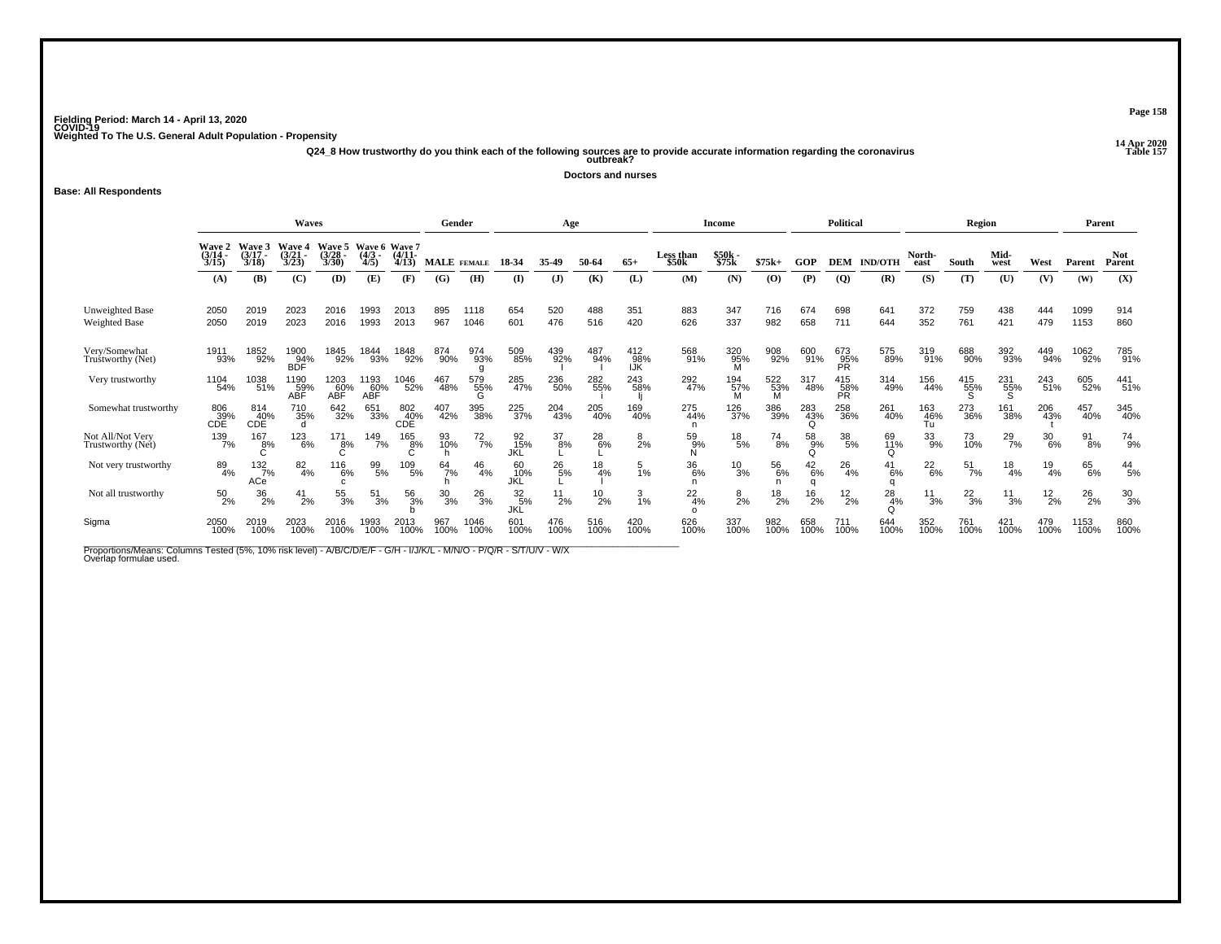Fielding Period: March 14 - April 13, 2020
COVID-19
Weighted To The U.S. General Adult Population - Propensity

14 Apr 2020
Table 157

Q24_8 How trustworthy do you think each of the following sources are to provide accurate information regarding the coronavirus outbreak?

Doctors and nurses

Base: All Respondents

| | Waves | | | | | | Gender | | Age | | | | Income | | | Political | | | Region | | | | Parent | |
|---|---|---|---|---|---|---|---|---|---|---|---|---|---|---|---|---|---|---|---|---|---|---|---|---|
| | Wave 2 (3/14 - 3/15) | Wave 3 (3/17 - 3/18) | Wave 4 (3/21 - 3/23) | Wave 5 (3/28 - 3/30) | Wave 6 (4/3 - 4/5) | Wave 7 (4/11- 4/13) | MALE | FEMALE | 18-34 | 35-49 | 50-64 | 65+ | Less than $50k | $50k - $75k | $75k+ | GOP | DEM | IND/OTH | North-east | South | Mid-west | West | Parent | Not Parent |
| | (A) | (B) | (C) | (D) | (E) | (F) | (G) | (H) | (I) | (J) | (K) | (L) | (M) | (N) | (O) | (P) | (Q) | (R) | (S) | (T) | (U) | (V) | (W) | (X) |
| Unweighted Base | 2050 | 2019 | 2023 | 2016 | 1993 | 2013 | 895 | 1118 | 654 | 520 | 488 | 351 | 883 | 347 | 716 | 674 | 698 | 641 | 372 | 759 | 438 | 444 | 1099 | 914 |
| Weighted Base | 2050 | 2019 | 2023 | 2016 | 1993 | 2013 | 967 | 1046 | 601 | 476 | 516 | 420 | 626 | 337 | 982 | 658 | 711 | 644 | 352 | 761 | 421 | 479 | 1153 | 860 |
| Very/Somewhat Trustworthy (Net) | 1911 93% | 1852 92% | 1900 94% BDF | 1845 92% | 1844 93% | 1848 92% | 874 90% | 974 93% g | 509 85% | 439 92% I | 487 94% I | 412 98% IJK | 568 91% | 320 95% M | 908 92% | 600 91% | 673 95% PR | 575 89% | 319 91% | 688 90% | 392 93% | 449 94% | 1062 92% | 785 91% |
| Very trustworthy | 1104 54% | 1038 51% | 1190 59% ABF | 1203 60% ABF | 1193 60% ABF | 1046 52% | 467 48% | 579 55% G | 285 47% | 236 50% | 282 55% i | 243 58% Ij | 292 47% | 194 57% M | 522 53% M | 317 48% | 415 58% PR | 314 49% | 156 44% | 415 55% S | 231 55% S | 243 51% | 605 52% | 441 51% |
| Somewhat trustworthy | 806 39% CDE | 814 40% CDE | 710 35% d | 642 32% | 651 33% | 802 40% CDE | 407 42% | 395 38% | 225 37% | 204 43% | 205 40% | 169 40% | 275 44% n | 126 37% | 386 39% | 283 43% Q | 258 36% | 261 40% | 163 46% Tu | 273 36% | 161 38% | 206 43% t | 457 40% | 345 40% |
| Not All/Not Very Trustworthy (Net) | 139 7% | 167 8% C | 123 6% | 171 8% C | 149 7% | 165 8% C | 93 10% h | 72 7% | 92 15% JKL | 37 8% L | 28 6% L | 8 2% | 59 9% N | 18 5% | 74 8% | 58 9% Q | 38 5% | 69 11% Q | 33 9% | 73 10% | 29 7% | 30 6% | 91 8% | 74 9% |
| Not very trustworthy | 89 4% | 132 7% ACe | 82 4% | 116 6% c | 99 5% | 109 5% | 64 7% h | 46 4% | 60 10% JKL | 26 5% L | 18 4% l | 5 1% | 36 6% n | 10 3% | 56 6% n | 42 6% q | 26 4% | 41 6% q | 22 6% | 51 7% | 18 4% | 19 4% | 65 6% | 44 5% |
| Not all trustworthy | 50 2% | 36 2% | 41 2% | 55 3% | 51 3% | 56 3% b | 30 3% | 26 3% | 32 5% JKL | 11 2% | 10 2% | 3 1% | 22 4% o | 8 2% | 18 2% | 16 2% | 12 2% | 28 4% Q | 11 3% | 22 3% | 11 3% | 12 2% | 26 2% | 30 3% |
| Sigma | 2050 100% | 2019 100% | 2023 100% | 2016 100% | 1993 100% | 2013 100% | 967 100% | 1046 100% | 601 100% | 476 100% | 516 100% | 420 100% | 626 100% | 337 100% | 982 100% | 658 100% | 711 100% | 644 100% | 352 100% | 761 100% | 421 100% | 479 100% | 1153 100% | 860 100% |

Proportions/Means: Columns Tested (5%, 10% risk level) - A/B/C/D/E/F - G/H - I/J/K/L - M/N/O - P/Q/R - S/T/U/V - W/X
Overlap formulae used.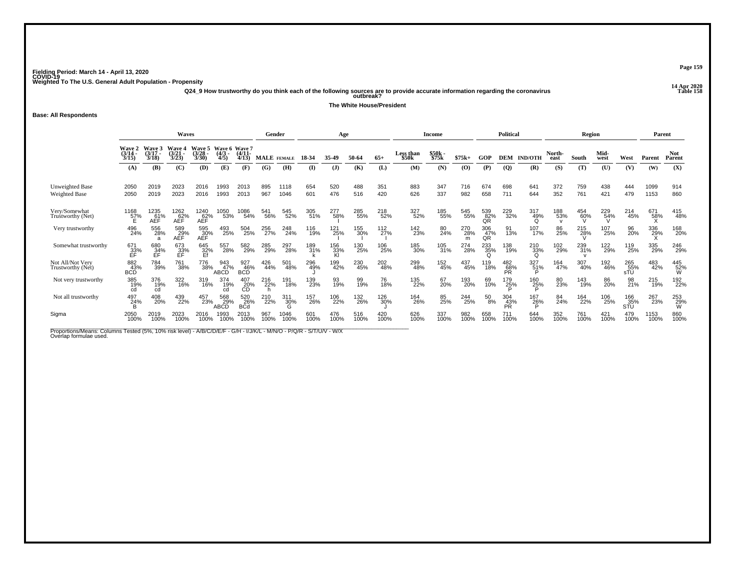Fielding Period: March 14 - April 13, 2020
COVID-19
Weighted To The U.S. General Adult Population - Propensity

14 Apr 2020
Table 158

Q24_9 How trustworthy do you think each of the following sources are to provide accurate information regarding the coronavirus outbreak?

The White House/President

Base: All Respondents

| | Waves | | | | | | Gender | | Age | | | | Income | | | Political | | | Region | | | | Parent | |
|---|---|---|---|---|---|---|---|---|---|---|---|---|---|---|---|---|---|---|---|---|---|---|---|---|
| | Wave 2 (3/14 - 3/15) | Wave 3 (3/17 - 3/18) | Wave 4 (3/21 - 3/23) | Wave 5 (3/28 - 3/30) | Wave 6 (4/3 - 4/5) | Wave 7 (4/11- 4/13) | MALE | FEMALE | 18-34 | 35-49 | 50-64 | 65+ | Less than $50k | $50k - $75k | $75k+ | GOP | DEM | IND/OTH | North-east | South | Mid-west | West | Parent | Not Parent |
| | (A) | (B) | (C) | (D) | (E) | (F) | (G) | (H) | (I) | (J) | (K) | (L) | (M) | (N) | (O) | (P) | (Q) | (R) | (S) | (T) | (U) | (V) | (W) | (X) |
| Unweighted Base | 2050 | 2019 | 2023 | 2016 | 1993 | 2013 | 895 | 1118 | 654 | 520 | 488 | 351 | 883 | 347 | 716 | 674 | 698 | 641 | 372 | 759 | 438 | 444 | 1099 | 914 |
| Weighted Base | 2050 | 2019 | 2023 | 2016 | 1993 | 2013 | 967 | 1046 | 601 | 476 | 516 | 420 | 626 | 337 | 982 | 658 | 711 | 644 | 352 | 761 | 421 | 479 | 1153 | 860 |
| Very/Somewhat Trustworthy (Net) | 1168 57% E | 1235 61% AEF | 1262 62% AEF | 1240 62% AEF | 1050 53% | 1086 54% | 541 56% | 545 52% | 305 51% | 277 58% I | 285 55% | 218 52% | 327 52% | 185 55% | 545 55% | 539 82% QR | 229 32% | 317 49% Q | 188 53% v | 454 60% V | 229 54% V | 214 45% | 671 58% X | 415 48% |
| Very trustworthy | 496 24% | 556 28% a | 589 29% AEF | 595 30% AEF | 493 25% | 504 25% | 256 27% | 248 24% | 116 19% | 121 25% I | 155 30% I | 112 27% I | 142 23% | 80 24% | 270 28% m | 306 47% QR | 91 13% | 107 17% | 86 25% | 215 28% V | 107 25% | 96 20% | 336 29% X | 168 20% |
| Somewhat trustworthy | 671 33% EF | 680 34% EF | 673 33% EF | 645 32% Ef | 557 28% | 582 29% | 285 29% | 297 28% | 189 31% k | 156 33% Kl | 130 25% | 106 25% | 185 30% | 105 31% | 274 28% | 233 35% Q | 138 19% | 210 33% Q | 102 29% | 239 31% v | 122 29% | 119 25% | 335 29% | 246 29% |
| Not All/Not Very Trustworthy (Net) | 882 43% BCD | 784 39% | 761 38% | 776 38% | 943 47% ABCD | 927 46% BCD | 426 44% | 501 48% | 296 49% J | 199 42% | 230 45% | 202 48% | 299 48% | 152 45% | 437 45% | 119 18% | 482 68% PR | 327 51% P | 164 47% | 307 40% | 192 46% | 265 55% sTU | 483 42% | 445 52% W |
| Not very trustworthy | 385 19% cd | 376 19% cd | 322 16% | 319 16% | 374 19% cd | 407 20% CD | 216 22% h | 191 18% | 139 23% | 93 19% | 99 19% | 76 18% | 135 22% | 67 20% | 193 20% | 69 10% | 179 25% P | 160 25% P | 80 23% | 143 19% | 86 20% | 98 21% | 215 19% | 192 22% |
| Not all trustworthy | 497 24% B | 408 20% | 439 22% | 457 23% | 568 29% ABCD | 520 26% BCd | 210 22% | 311 30% G | 157 26% | 106 22% | 132 26% | 126 30% J | 164 26% | 85 25% | 244 25% | 50 8% | 304 43% PR | 167 26% P | 84 24% | 164 22% | 106 25% | 166 35% STU | 267 23% | 253 29% W |
| Sigma | 2050 100% | 2019 100% | 2023 100% | 2016 100% | 1993 100% | 2013 100% | 967 100% | 1046 100% | 601 100% | 476 100% | 516 100% | 420 100% | 626 100% | 337 100% | 982 100% | 658 100% | 711 100% | 644 100% | 352 100% | 761 100% | 421 100% | 479 100% | 1153 100% | 860 100% |

Proportions/Means: Columns Tested (5%, 10% risk level) - A/B/C/D/E/F - G/H - I/J/K/L - M/N/O - P/Q/R - S/T/U/V - W/X
Overlap formulae used.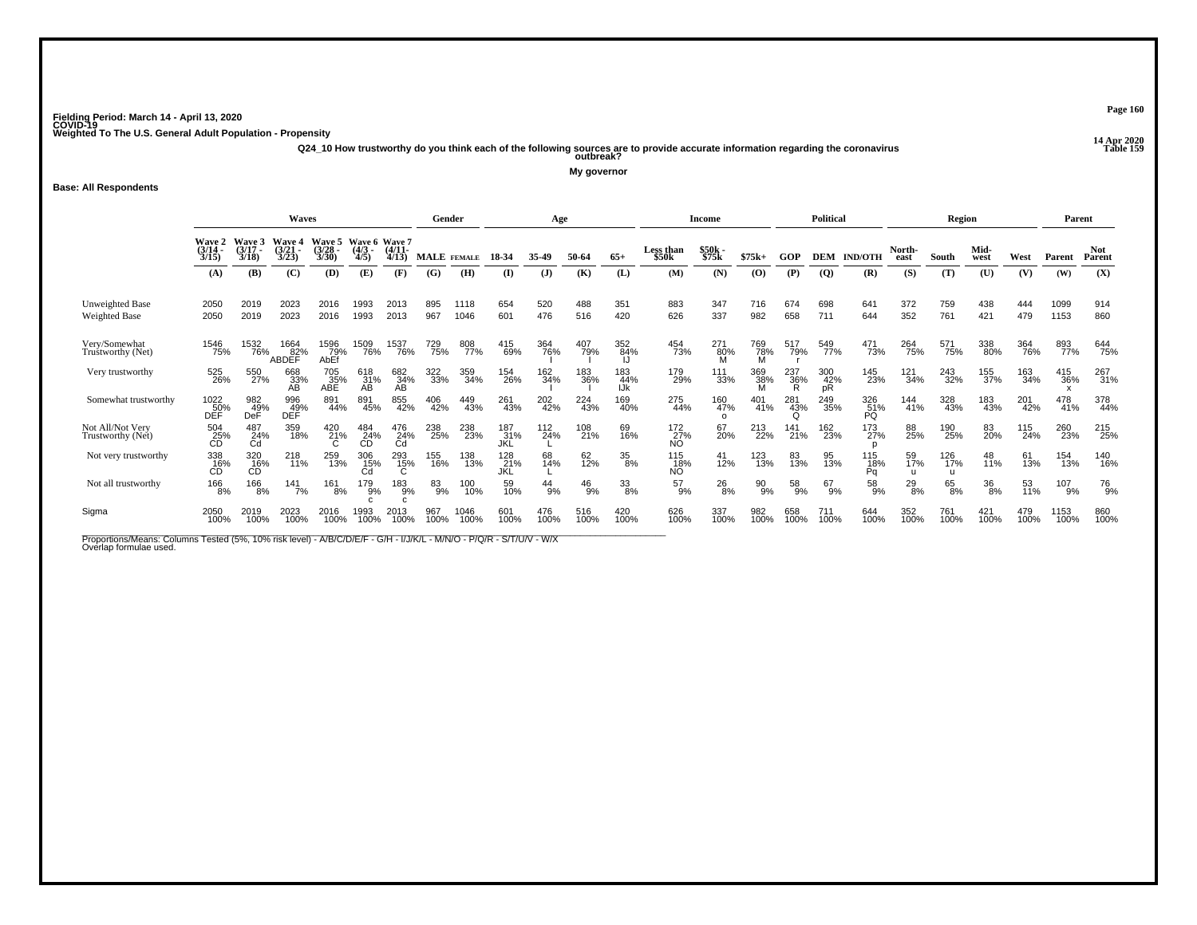Fielding Period: March 14 - April 13, 2020
COVID-19
Weighted To The U.S. General Adult Population - Propensity

14 Apr 2020
Table 159

**Q24_10 How trustworthy do you think each of the following sources are to provide accurate information regarding the coronavirus outbreak?**

**My governor**

**Base: All Respondents**

| | Waves | | | | | | Gender | | Age | | | | Income | | | Political | | | Region | | | | Parent | |
|---|---|---|---|---|---|---|---|---|---|---|---|---|---|---|---|---|---|---|---|---|---|---|---|---|
| | Wave 2 (3/14 - 3/15) | Wave 3 (3/17 - 3/18) | Wave 4 (3/21 - 3/23) | Wave 5 (3/28 - 3/30) | Wave 6 (4/3 - 4/5) | Wave 7 (4/11- 4/13) | MALE | FEMALE | 18-34 | 35-49 | 50-64 | 65+ | Less than $50k | $50k - $75k | $75k+ | GOP | DEM | IND/OTH | North-east | South | Mid-west | West | Parent | Not Parent |
| | (A) | (B) | (C) | (D) | (E) | (F) | (G) | (H) | (I) | (J) | (K) | (L) | (M) | (N) | (O) | (P) | (Q) | (R) | (S) | (T) | (U) | (V) | (W) | (X) |
| Unweighted Base | 2050 | 2019 | 2023 | 2016 | 1993 | 2013 | 895 | 1118 | 654 | 520 | 488 | 351 | 883 | 347 | 716 | 674 | 698 | 641 | 372 | 759 | 438 | 444 | 1099 | 914 |
| Weighted Base | 2050 | 2019 | 2023 | 2016 | 1993 | 2013 | 967 | 1046 | 601 | 476 | 516 | 420 | 626 | 337 | 982 | 658 | 711 | 644 | 352 | 761 | 421 | 479 | 1153 | 860 |
| Very/Somewhat Trustworthy (Net) | 1546 75% | 1532 76% | 1664 82% ABDEF | 1596 79% AbEf | 1509 76% | 1537 76% | 729 75% | 808 77% | 415 69% | 364 76% I | 407 79% I | 352 84% IJ | 454 73% | 271 80% M | 769 78% M | 517 79% r | 549 77% | 471 73% | 264 75% | 571 75% | 338 80% | 364 76% | 893 77% | 644 75% |
| Very trustworthy | 525 26% | 550 27% | 668 33% AB | 705 35% ABE | 618 31% AB | 682 34% AB | 322 33% | 359 34% | 154 26% | 162 34% I | 183 36% I | 183 44% IJk | 179 29% | 111 33% | 369 38% M | 237 36% R | 300 42% pR | 145 23% | 121 34% | 243 32% | 155 37% | 163 34% | 415 36% x | 267 31% |
| Somewhat trustworthy | 1022 50% DEF | 982 49% DeF | 996 49% DEF | 891 44% | 891 45% | 855 42% | 406 42% | 449 43% | 261 43% | 202 42% | 224 43% | 169 40% | 275 44% | 160 47% o | 401 41% | 281 43% Q | 249 35% | 326 51% PQ | 144 41% | 328 43% | 183 43% | 201 42% | 478 41% | 378 44% |
| Not All/Not Very Trustworthy (Net) | 504 25% CD | 487 24% Cd | 359 18% | 420 21% C | 484 24% CD | 476 24% Cd | 238 25% | 238 23% | 187 31% JKL | 112 24% L | 108 21% | 69 16% | 172 27% NO | 67 20% | 213 22% | 141 21% | 162 23% | 173 27% p | 88 25% | 190 25% | 83 20% | 115 24% | 260 23% | 215 25% |
| Not very trustworthy | 338 16% CD | 320 16% CD | 218 11% | 259 13% | 306 15% Cd | 293 15% C | 155 16% | 138 13% | 128 21% JKL | 68 14% L | 62 12% | 35 8% | 115 18% NO | 41 12% | 123 13% | 83 13% | 95 13% | 115 18% Pq | 59 17% u | 126 17% u | 48 11% | 61 13% | 154 13% | 140 16% |
| Not all trustworthy | 166 8% | 166 8% | 141 7% | 161 8% | 179 9% c | 183 9% c | 83 9% | 100 10% | 59 10% | 44 9% | 46 9% | 33 8% | 57 9% | 26 8% | 90 9% | 58 9% | 67 9% | 58 9% | 29 8% | 65 8% | 36 8% | 53 11% | 107 9% | 76 9% |
| Sigma | 2050 100% | 2019 100% | 2023 100% | 2016 100% | 1993 100% | 2013 100% | 967 100% | 1046 100% | 601 100% | 476 100% | 516 100% | 420 100% | 626 100% | 337 100% | 982 100% | 658 100% | 711 100% | 644 100% | 352 100% | 761 100% | 421 100% | 479 100% | 1153 100% | 860 100% |

Proportions/Means: Columns Tested (5%, 10% risk level) - A/B/C/D/E/F - G/H - I/J/K/L - M/N/O - P/Q/R - S/T/U/V - W/X
Overlap formulae used.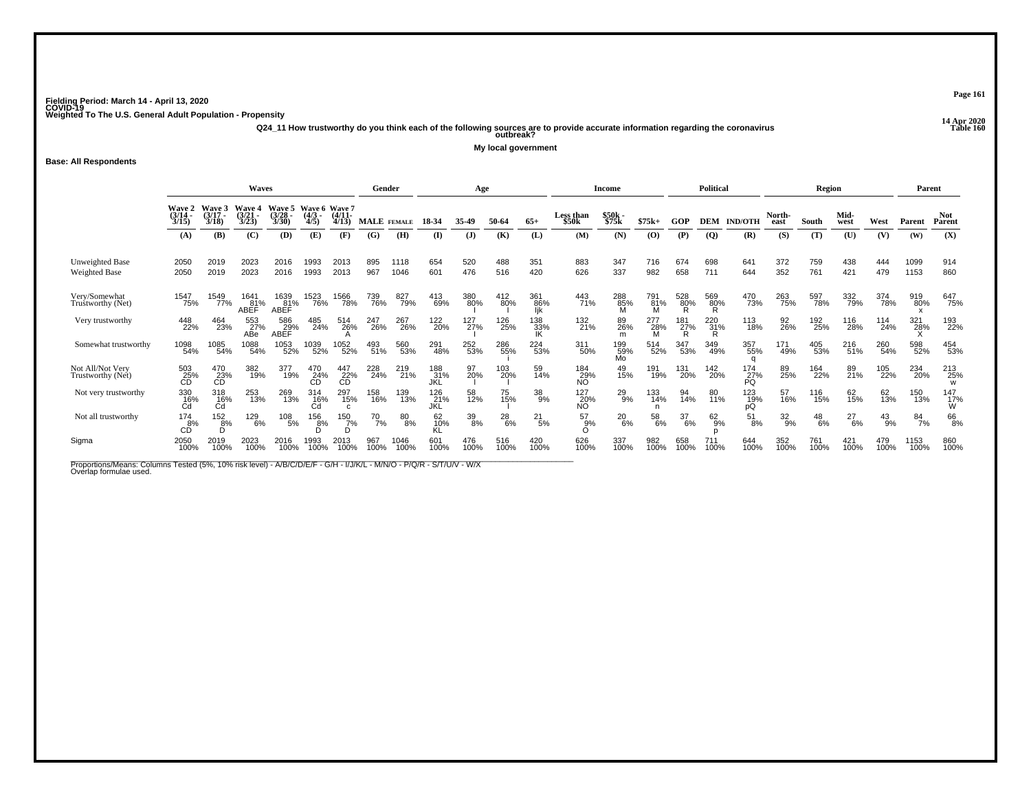Fielding Period: March 14 - April 13, 2020
COVID-19
Weighted To The U.S. General Adult Population - Propensity

14 Apr 2020
Table 160

**Q24_11 How trustworthy do you think each of the following sources are to provide accurate information regarding the coronavirus outbreak?**

**My local government**

**Base: All Respondents**

| | Waves | | | | | | Gender | | Age | | | | Income | | | Political | | | Region | | | | Parent | |
|---|---|---|---|---|---|---|---|---|---|---|---|---|---|---|---|---|---|---|---|---|---|---|---|---|
| | Wave 2 (3/14 - 3/15) | Wave 3 (3/17 - 3/18) | Wave 4 (3/21 - 3/23) | Wave 5 (3/28 - 3/30) | Wave 6 (4/3 - 4/5) | Wave 7 (4/11- 4/13) | MALE | FEMALE | 18-34 | 35-49 | 50-64 | 65+ | Less than $50k | $50k - $75k | $75k+ | GOP | DEM | IND/OTH | North-east | South | Mid-west | West | Parent | Not Parent |
| | (A) | (B) | (C) | (D) | (E) | (F) | (G) | (H) | (I) | (J) | (K) | (L) | (M) | (N) | (O) | (P) | (Q) | (R) | (S) | (T) | (U) | (V) | (W) | (X) |
| Unweighted Base | 2050 | 2019 | 2023 | 2016 | 1993 | 2013 | 895 | 1118 | 654 | 520 | 488 | 351 | 883 | 347 | 716 | 674 | 698 | 641 | 372 | 759 | 438 | 444 | 1099 | 914 |
| Weighted Base | 2050 | 2019 | 2023 | 2016 | 1993 | 2013 | 967 | 1046 | 601 | 476 | 516 | 420 | 626 | 337 | 982 | 658 | 711 | 644 | 352 | 761 | 421 | 479 | 1153 | 860 |
| Very/Somewhat Trustworthy (Net) | 1547 75% | 1549 77% | 1641 81% ABEF | 1639 81% ABEF | 1523 76% | 1566 78% | 739 76% | 827 79% | 413 69% | 380 80% I | 412 80% I | 361 86% Ijk | 443 71% | 288 85% M | 791 81% M | 528 80% R | 569 80% R | 470 73% | 263 75% | 597 78% | 332 79% | 374 78% | 919 80% x | 647 75% |
| Very trustworthy | 448 22% | 464 23% | 553 27% ABe | 586 29% ABEF | 485 24% | 514 26% A | 247 26% | 267 26% | 122 20% | 127 27% I | 126 25% | 138 33% IK | 132 21% | 89 26% m | 277 28% M | 181 27% R | 220 31% R | 113 18% | 92 26% | 192 25% | 116 28% | 114 24% | 321 28% X | 193 22% |
| Somewhat trustworthy | 1098 54% | 1085 54% | 1088 54% | 1053 52% | 1039 52% | 1052 52% | 493 51% | 560 53% | 291 48% | 252 53% | 286 55% i | 224 53% | 311 50% | 199 59% Mo | 514 52% | 347 53% | 349 49% | 357 55% q | 171 49% | 405 53% | 216 51% | 260 54% | 598 52% | 454 53% |
| Not All/Not Very Trustworthy (Net) | 503 25% CD | 470 23% CD | 382 19% | 377 19% | 470 24% CD | 447 22% CD | 228 24% | 219 21% | 188 31% JKL | 97 20% I | 103 20% I | 59 14% | 184 29% NO | 49 15% | 191 19% | 131 20% | 142 20% | 174 27% PQ | 89 25% | 164 22% | 89 21% | 105 22% | 234 20% | 213 25% w |
| Not very trustworthy | 330 16% Cd | 318 16% Cd | 253 13% | 269 13% | 314 16% Cd | 297 15% c | 158 16% | 139 13% | 126 21% JKL | 58 12% | 75 15% I | 38 9% | 127 20% NO | 29 9% | 133 14% n | 94 14% | 80 11% | 123 19% pQ | 57 16% | 116 15% | 62 15% | 62 13% | 150 13% | 147 17% W |
| Not all trustworthy | 174 8% CD | 152 8% D | 129 6% | 108 5% | 156 8% D | 150 7% D | 70 7% | 80 8% | 62 10% KL | 39 8% | 28 6% | 21 5% | 57 9% O | 20 6% | 58 6% | 37 6% | 62 9% p | 51 8% | 32 9% | 48 6% | 27 6% | 43 9% | 84 7% | 66 8% |
| Sigma | 2050 100% | 2019 100% | 2023 100% | 2016 100% | 1993 100% | 2013 100% | 967 100% | 1046 100% | 601 100% | 476 100% | 516 100% | 420 100% | 626 100% | 337 100% | 982 100% | 658 100% | 711 100% | 644 100% | 352 100% | 761 100% | 421 100% | 479 100% | 1153 100% | 860 100% |

Proportions/Means: Columns Tested (5%, 10% risk level) - A/B/C/D/E/F - G/H - I/J/K/L - M/N/O - P/Q/R - S/T/U/V - W/X
Overlap formulae used.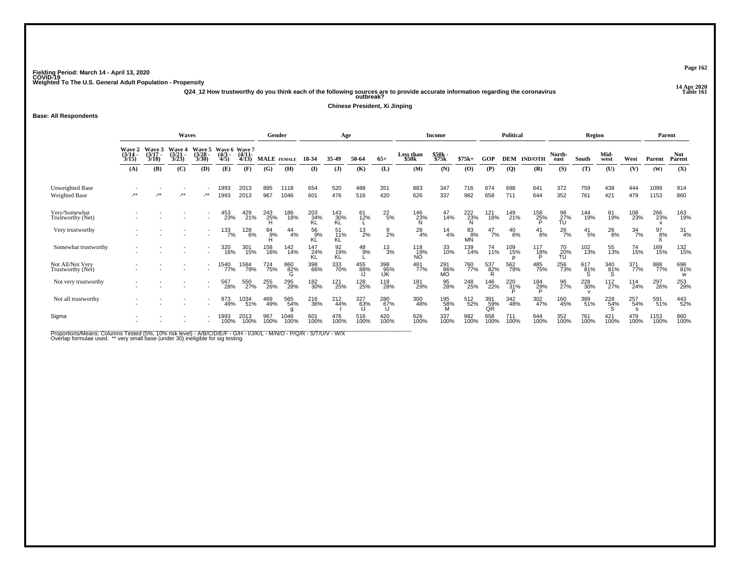Fielding Period: March 14 - April 13, 2020
COVID-19
Weighted To The U.S. General Adult Population - Propensity

14 Apr 2020
Table 161

Q24_12 How trustworthy do you think each of the following sources are to provide accurate information regarding the coronavirus outbreak?

Chinese President, Xi Jinping

Base: All Respondents

| | Waves | | | | | | Gender | | Age | | | | Income | | | Political | | | Region | | | | Parent | |
|---|---|---|---|---|---|---|---|---|---|---|---|---|---|---|---|---|---|---|---|---|---|---|---|---|
| | Wave 2 (3/14 - 3/15) | Wave 3 (3/17 - 3/18) | Wave 4 (3/21 - 3/23) | Wave 5 (3/28 - 3/30) | Wave 6 (4/3 - 4/5) | Wave 7 (4/11- 4/13) | MALE | FEMALE | 18-34 | 35-49 | 50-64 | 65+ | Less than $50k | $50k - $75k | $75k+ | GOP | DEM | IND/OTH | North-east | South | Mid-west | West | Parent | Not Parent |
| | (A) | (B) | (C) | (D) | (E) | (F) | (G) | (H) | (I) | (J) | (K) | (L) | (M) | (N) | (O) | (P) | (Q) | (R) | (S) | (T) | (U) | (V) | (W) | (X) |
| Unweighted Base | - | - | - | - | 1993 | 2013 | 895 | 1118 | 654 | 520 | 488 | 351 | 883 | 347 | 716 | 674 | 698 | 641 | 372 | 759 | 438 | 444 | 1099 | 914 |
| Weighted Base | -** | -** | -** | -** | 1993 | 2013 | 967 | 1046 | 601 | 476 | 516 | 420 | 626 | 337 | 982 | 658 | 711 | 644 | 352 | 761 | 421 | 479 | 1153 | 860 |
| Very/Somewhat Trustworthy (Net) | - | - | - | - | 453 23% | 429 21% | 243 25% H | 186 18% | 203 34% KL | 143 30% KL | 61 12% L | 22 5% | 146 23% N | 47 14% | 222 23% N | 121 18% | 149 21% | 158 25% P | 96 27% TU | 144 19% | 81 19% | 108 23% | 266 23% x | 163 19% |
| Very trustworthy | - | - | - | - | 133 7% | 128 6% | 84 9% H | 44 4% | 56 9% KL | 51 11% KL | 13 2% | 9 2% | 28 4% | 14 4% | 83 8% MN | 47 7% | 40 6% | 41 6% | 26 7% | 41 5% | 26 6% | 34 7% | 97 8% X | 31 4% |
| Somewhat trustworthy | - | - | - | - | 320 16% | 301 15% | 158 16% | 142 14% | 147 24% KL | 92 19% KL | 48 9% L | 13 3% | 118 19% NO | 33 10% | 139 14% | 74 11% | 109 15% p | 117 18% P | 70 20% TU | 102 13% | 55 13% | 74 15% | 169 15% | 132 15% |
| Not All/Not Very Trustworthy (Net) | - | - | - | - | 1540 77% | 1584 79% | 724 75% | 860 82% G | 398 66% | 333 70% | 455 88% IJ | 398 95% IJK | 481 77% | 291 86% MO | 760 77% | 537 82% R | 562 79% | 485 75% | 256 73% | 617 81% S | 340 81% S | 371 77% | 888 77% | 696 81% w |
| Not very trustworthy | - | - | - | - | 567 28% | 550 27% | 255 26% | 295 28% | 182 30% | 121 25% | 128 25% | 118 28% | 181 29% | 95 28% | 248 25% | 146 22% | 220 31% P | 184 29% P | 96 27% | 228 30% v | 112 27% | 114 24% | 297 26% | 253 29% |
| Not all trustworthy | - | - | - | - | 973 49% | 1034 51% | 469 49% | 565 54% g | 216 36% | 212 44% I | 327 63% IJ | 280 67% IJ | 300 48% | 195 58% M | 512 52% | 391 59% QR | 342 48% | 302 47% | 160 45% | 389 51% | 228 54% S | 257 54% s | 591 51% | 443 52% |
| Sigma | - | - | - | - | 1993 100% | 2013 100% | 967 100% | 1046 100% | 601 100% | 476 100% | 516 100% | 420 100% | 626 100% | 337 100% | 982 100% | 658 100% | 711 100% | 644 100% | 352 100% | 761 100% | 421 100% | 479 100% | 1153 100% | 860 100% |

Proportions/Means: Columns Tested (5%, 10% risk level) - A/B/C/D/E/F - G/H - I/J/K/L - M/N/O - P/Q/R - S/T/U/V - W/X
Overlap formulae used. ** very small base (under 30) ineligible for sig testing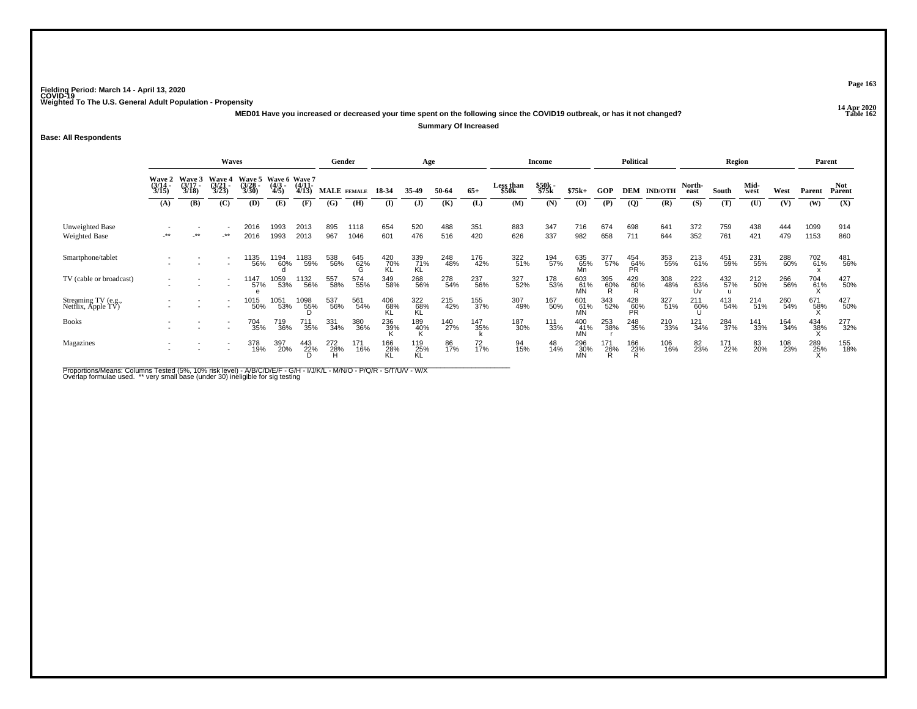Fielding Period: March 14 - April 13, 2020
COVID-19
Weighted To The U.S. General Adult Population - Propensity

14 Apr 2020
Table 162

**MED01 Have you increased or decreased your time spent on the following since the COVID19 outbreak, or has it not changed?**

**Summary Of Increased**

**Base: All Respondents**

| | Waves | | | | | | Gender | | Age | | | | Income | | | Political | | | Region | | | | Parent | |
|---|---|---|---|---|---|---|---|---|---|---|---|---|---|---|---|---|---|---|---|---|---|---|---|---|
| | Wave 2 (3/14 - 3/15) | Wave 3 (3/17 - 3/18) | Wave 4 (3/21 - 3/23) | Wave 5 (3/28 - 3/30) | Wave 6 (4/3 - 4/5) | Wave 7 (4/11- 4/13) | MALE | FEMALE | 18-34 | 35-49 | 50-64 | 65+ | Less than $50k | $50k - $75k | $75k+ | GOP | DEM | IND/OTH | North-east | South | Mid-west | West | Parent | Not Parent |
| | (A) | (B) | (C) | (D) | (E) | (F) | (G) | (H) | (I) | (J) | (K) | (L) | (M) | (N) | (O) | (P) | (Q) | (R) | (S) | (T) | (U) | (V) | (W) | (X) |
| Unweighted Base | - | - | - | 2016 | 1993 | 2013 | 895 | 1118 | 654 | 520 | 488 | 351 | 883 | 347 | 716 | 674 | 698 | 641 | 372 | 759 | 438 | 444 | 1099 | 914 |
| Weighted Base | -** | -** | -** | 2016 | 1993 | 2013 | 967 | 1046 | 601 | 476 | 516 | 420 | 626 | 337 | 982 | 658 | 711 | 644 | 352 | 761 | 421 | 479 | 1153 | 860 |
| Smartphone/tablet | - | - | - | 1135 | 1194 | 1183 | 538 | 645 | 420 | 339 | 248 | 176 | 322 | 194 | 635 | 377 | 454 | 353 | 213 | 451 | 231 | 288 | 702 | 481 |
| | - | - | - | 56% | 60% | 59% | 56% | 62% | 70% | 71% | 48% | 42% | 51% | 57% | 65% | 57% | 64% | 55% | 61% | 59% | 55% | 60% | 61% | 56% |
| | | | | | d | | | G | KL | KL | | | | | Mn | | PR | | | | | | x | |
| TV (cable or broadcast) | - | - | - | 1147 | 1059 | 1132 | 557 | 574 | 349 | 268 | 278 | 237 | 327 | 178 | 603 | 395 | 429 | 308 | 222 | 432 | 212 | 266 | 704 | 427 |
| | - | - | - | 57% | 53% | 56% | 58% | 55% | 58% | 56% | 54% | 56% | 52% | 53% | 61% | 60% | 60% | 48% | 63% | 57% | 50% | 56% | 61% | 50% |
| | | | | e | | | | | | | | | | | MN | R | R | | Uv | u | | | X | |
| Streaming TV (e.g., Netflix, Apple TV) | - | - | - | 1015 | 1051 | 1098 | 537 | 561 | 406 | 322 | 215 | 155 | 307 | 167 | 601 | 343 | 428 | 327 | 211 | 413 | 214 | 260 | 671 | 427 |
| | - | - | - | 50% | 53% | 55% | 56% | 54% | 68% | 68% | 42% | 37% | 49% | 50% | 61% | 52% | 60% | 51% | 60% | 54% | 51% | 54% | 58% | 50% |
| | | | | | | D | | | KL | KL | | | | | MN | | PR | | U | | | | X | |
| Books | - | - | - | 704 | 719 | 711 | 331 | 380 | 236 | 189 | 140 | 147 | 187 | 111 | 400 | 253 | 248 | 210 | 121 | 284 | 141 | 164 | 434 | 277 |
| | - | - | - | 35% | 36% | 35% | 34% | 36% | 39% | 40% | 27% | 35% | 30% | 33% | 41% | 38% | 35% | 33% | 34% | 37% | 33% | 34% | 38% | 32% |
| | | | | | | | | | K | K | | k | | | MN | r | | | | | | | X | |
| Magazines | - | - | - | 378 | 397 | 443 | 272 | 171 | 166 | 119 | 86 | 72 | 94 | 48 | 296 | 171 | 166 | 106 | 82 | 171 | 83 | 108 | 289 | 155 |
| | - | - | - | 19% | 20% | 22% | 28% | 16% | 28% | 25% | 17% | 17% | 15% | 14% | 30% | 26% | 23% | 16% | 23% | 22% | 20% | 23% | 25% | 18% |
| | | | | | | D | H | | KL | KL | | | | | MN | R | R | | | | | | X | |

Proportions/Means: Columns Tested (5%, 10% risk level) - A/B/C/D/E/F - G/H - I/J/K/L - M/N/O - P/Q/R - S/T/U/V - W/X
Overlap formulae used. ** very small base (under 30) ineligible for sig testing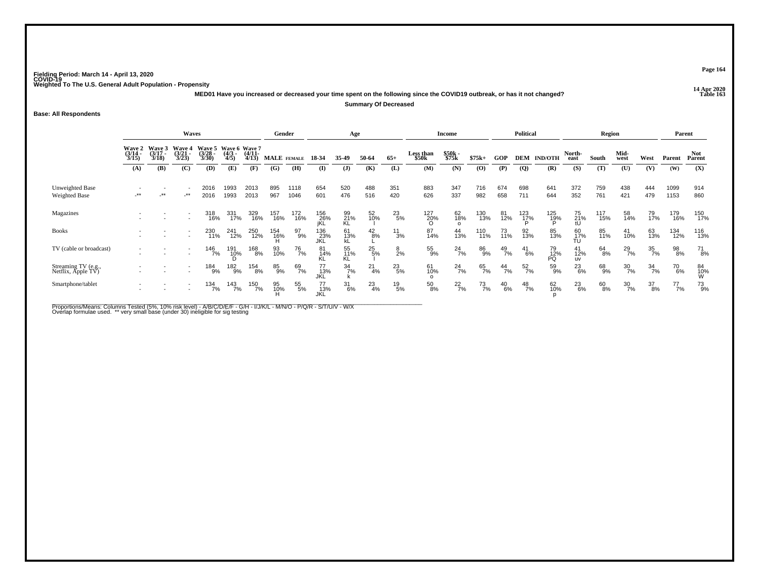Fielding Period: March 14 - April 13, 2020
COVID-19
Weighted To The U.S. General Adult Population - Propensity

14 Apr 2020
Table 163

**MED01 Have you increased or decreased your time spent on the following since the COVID19 outbreak, or has it not changed?**

**Summary Of Decreased**

**Base: All Respondents**

| | Waves | | | | | | Gender | | Age | | | | Income | | | Political | | | Region | | | | Parent | |
|---|---|---|---|---|---|---|---|---|---|---|---|---|---|---|---|---|---|---|---|---|---|---|---|---|
| | Wave 2 (3/14 - 3/15) | Wave 3 (3/17 - 3/18) | Wave 4 (3/21 - 3/23) | Wave 5 (3/28 - 3/30) | Wave 6 (4/3 - 4/5) | Wave 7 (4/11- 4/13) | MALE | FEMALE | 18-34 | 35-49 | 50-64 | 65+ | Less than $50k | $50k - $75k | $75k+ | GOP | DEM | IND/OTH | North-east | South | Mid-west | West | Parent | Not Parent |
| | (A) | (B) | (C) | (D) | (E) | (F) | (G) | (H) | (I) | (J) | (K) | (L) | (M) | (N) | (O) | (P) | (Q) | (R) | (S) | (T) | (U) | (V) | (W) | (X) |
| Unweighted Base | - | - | - | 2016 | 1993 | 2013 | 895 | 1118 | 654 | 520 | 488 | 351 | 883 | 347 | 716 | 674 | 698 | 641 | 372 | 759 | 438 | 444 | 1099 | 914 |
| Weighted Base | -** | -** | -** | 2016 | 1993 | 2013 | 967 | 1046 | 601 | 476 | 516 | 420 | 626 | 337 | 982 | 658 | 711 | 644 | 352 | 761 | 421 | 479 | 1153 | 860 |
| Magazines | - | - | - | 318 | 331 | 329 | 157 | 172 | 156 | 99 | 52 | 23 | 127 | 62 | 130 | 81 | 123 | 125 | 75 | 117 | 58 | 79 | 179 | 150 |
| | - | - | - | 16% | 17% | 16% | 16% | 16% | 26% | 21% | 10% | 5% | 20% | 18% | 13% | 12% | 17% | 19% | 21% | 15% | 14% | 17% | 16% | 17% |
| | | | | | | | | | jKL | KL | I | | O | o | | | P | P | tU | | | | | |
| Books | - | - | - | 230 | 241 | 250 | 154 | 97 | 136 | 61 | 42 | 11 | 87 | 44 | 110 | 73 | 92 | 85 | 60 | 85 | 41 | 63 | 134 | 116 |
| | - | - | - | 11% | 12% | 12% | 16% | 9% | 23% | 13% | 8% | 3% | 14% | 13% | 11% | 11% | 13% | 13% | 17% | 11% | 10% | 13% | 12% | 13% |
| | | | | | | | H | | JKL | kL | L | | | | | | | | TU | | | | | |
| TV (cable or broadcast) | - | - | - | 146 | 191 | 168 | 93 | 76 | 81 | 55 | 25 | 8 | 55 | 24 | 86 | 49 | 41 | 79 | 41 | 64 | 29 | 35 | 98 | 71 |
| | - | - | - | 7% | 10% | 8% | 10% | 7% | 14% | 11% | 5% | 2% | 9% | 7% | 9% | 7% | 6% | 12% | 12% | 8% | 7% | 7% | 8% | 8% |
| | | | | | D | | | | KL | KL | I | | | | | | | PQ | uv | | | | | |
| Streaming TV (e.g., Netflix, Apple TV) | - | - | - | 184 | 182 | 154 | 85 | 69 | 77 | 34 | 21 | 23 | 61 | 24 | 65 | 44 | 52 | 59 | 23 | 68 | 30 | 34 | 70 | 84 |
| | - | - | - | 9% | 9% | 8% | 9% | 7% | 13% | 7% | 4% | 5% | 10% | 7% | 7% | 7% | 7% | 9% | 6% | 9% | 7% | 7% | 6% | 10% |
| | | | | | | | | | JKL | k | | | o | | | | | | | | | | | W |
| Smartphone/tablet | - | - | - | 134 | 143 | 150 | 95 | 55 | 77 | 31 | 23 | 19 | 50 | 22 | 73 | 40 | 48 | 62 | 23 | 60 | 30 | 37 | 77 | 73 |
| | - | - | - | 7% | 7% | 7% | 10% | 5% | 13% | 6% | 4% | 5% | 8% | 7% | 7% | 6% | 7% | 10% | 6% | 8% | 7% | 8% | 7% | 9% |
| | | | | | | | H | | JKL | | | | | | | | | p | | | | | | |

Proportions/Means: Columns Tested (5%, 10% risk level) - A/B/C/D/E/F - G/H - I/J/K/L - M/N/O - P/Q/R - S/T/U/V - W/X
Overlap formulae used. ** very small base (under 30) ineligible for sig testing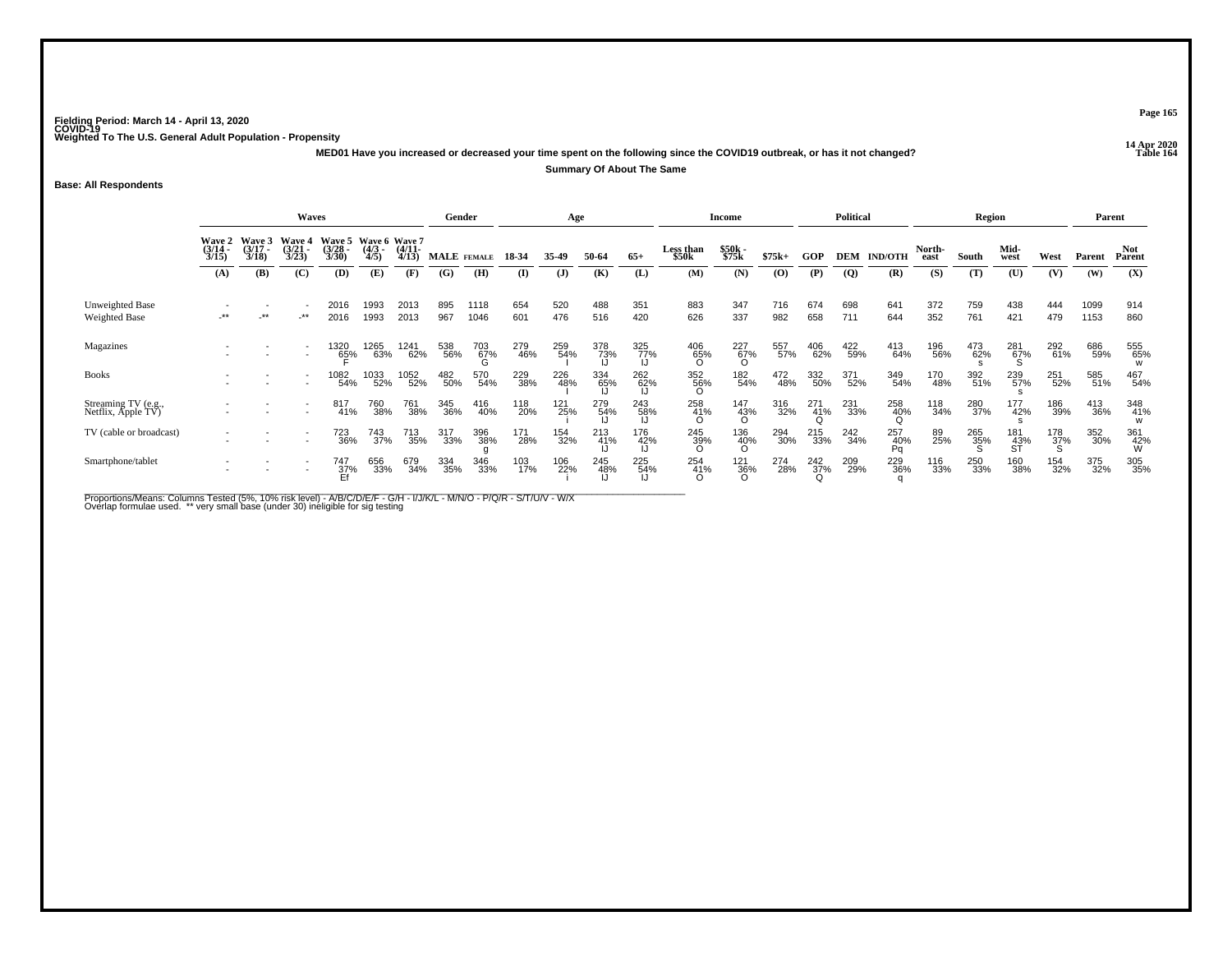Fielding Period: March 14 - April 13, 2020
COVID-19
Weighted To The U.S. General Adult Population - Propensity

14 Apr 2020
Table 164

**MED01 Have you increased or decreased your time spent on the following since the COVID19 outbreak, or has it not changed?**

**Summary Of About The Same**

**Base: All Respondents**

| | Waves | | | | | | Gender | | Age | | | | Income | | | Political | | | Region | | | | Parent | |
|---|---|---|---|---|---|---|---|---|---|---|---|---|---|---|---|---|---|---|---|---|---|---|---|---|
| | Wave 2 (3/14 - 3/15) | Wave 3 (3/17 - 3/18) | Wave 4 (3/21 - 3/23) | Wave 5 (3/28 - 3/30) | Wave 6 (4/3 - 4/5) | Wave 7 (4/11- 4/13) | MALE | FEMALE | 18-34 | 35-49 | 50-64 | 65+ | Less than $50k | $50k - $75k | $75k+ | GOP | DEM | IND/OTH | North-east | South | Mid-west | West | Parent | Not Parent |
| | (A) | (B) | (C) | (D) | (E) | (F) | (G) | (H) | (I) | (J) | (K) | (L) | (M) | (N) | (O) | (P) | (Q) | (R) | (S) | (T) | (U) | (V) | (W) | (X) |
| Unweighted Base | - | - | - | 2016 | 1993 | 2013 | 895 | 1118 | 654 | 520 | 488 | 351 | 883 | 347 | 716 | 674 | 698 | 641 | 372 | 759 | 438 | 444 | 1099 | 914 |
| Weighted Base | -** | -** | -** | 2016 | 1993 | 2013 | 967 | 1046 | 601 | 476 | 516 | 420 | 626 | 337 | 982 | 658 | 711 | 644 | 352 | 761 | 421 | 479 | 1153 | 860 |
| Magazines | - | - | - | 1320 | 1265 | 1241 | 538 | 703 | 279 | 259 | 378 | 325 | 406 | 227 | 557 | 406 | 422 | 413 | 196 | 473 | 281 | 292 | 686 | 555 |
| | - | - | - | 65% | 63% | 62% | 56% | 67% | 46% | 54% | 73% | 77% | 65% | 67% | 57% | 62% | 59% | 64% | 56% | 62% | 67% | 61% | 59% | 65% |
| | | | | F | | | | G | | I | IJ | IJ | O | O | | | | | | s | S | | | w |
| Books | - | - | - | 1082 | 1033 | 1052 | 482 | 570 | 229 | 226 | 334 | 262 | 352 | 182 | 472 | 332 | 371 | 349 | 170 | 392 | 239 | 251 | 585 | 467 |
| | - | - | - | 54% | 52% | 52% | 50% | 54% | 38% | 48% | 65% | 62% | 56% | 54% | 48% | 50% | 52% | 54% | 48% | 51% | 57% | 52% | 51% | 54% |
| | | | | | | | | | | I | IJ | IJ | O | | | | | | | | s | | | |
| Streaming TV (e.g., Netflix, Apple TV) | - | - | - | 817 | 760 | 761 | 345 | 416 | 118 | 121 | 279 | 243 | 258 | 147 | 316 | 271 | 231 | 258 | 118 | 280 | 177 | 186 | 413 | 348 |
| | - | - | - | 41% | 38% | 38% | 36% | 40% | 20% | 25% | 54% | 58% | 41% | 43% | 32% | 41% | 33% | 40% | 34% | 37% | 42% | 39% | 36% | 41% |
| | | | | | | | | | | i | IJ | IJ | O | O | | Q | | Q | | | s | | | w |
| TV (cable or broadcast) | - | - | - | 723 | 743 | 713 | 317 | 396 | 171 | 154 | 213 | 176 | 245 | 136 | 294 | 215 | 242 | 257 | 89 | 265 | 181 | 178 | 352 | 361 |
| | - | - | - | 36% | 37% | 35% | 33% | 38% | 28% | 32% | 41% | 42% | 39% | 40% | 30% | 33% | 34% | 40% | 25% | 35% | 43% | 37% | 30% | 42% |
| | | | | | | | | g | | | IJ | IJ | O | O | | | | Pq | | S | ST | S | | W |
| Smartphone/tablet | - | - | - | 747 | 656 | 679 | 334 | 346 | 103 | 106 | 245 | 225 | 254 | 121 | 274 | 242 | 209 | 229 | 116 | 250 | 160 | 154 | 375 | 305 |
| | - | - | - | 37% | 33% | 34% | 35% | 33% | 17% | 22% | 48% | 54% | 41% | 36% | 28% | 37% | 29% | 36% | 33% | 33% | 38% | 32% | 32% | 35% |
| | | | | Ef | | | | | | i | IJ | IJ | O | O | | Q | | q | | | | | | |

Proportions/Means: Columns Tested (5%, 10% risk level) - A/B/C/D/E/F - G/H - I/J/K/L - M/N/O - P/Q/R - S/T/U/V - W/X
Overlap formulae used. ** very small base (under 30) ineligible for sig testing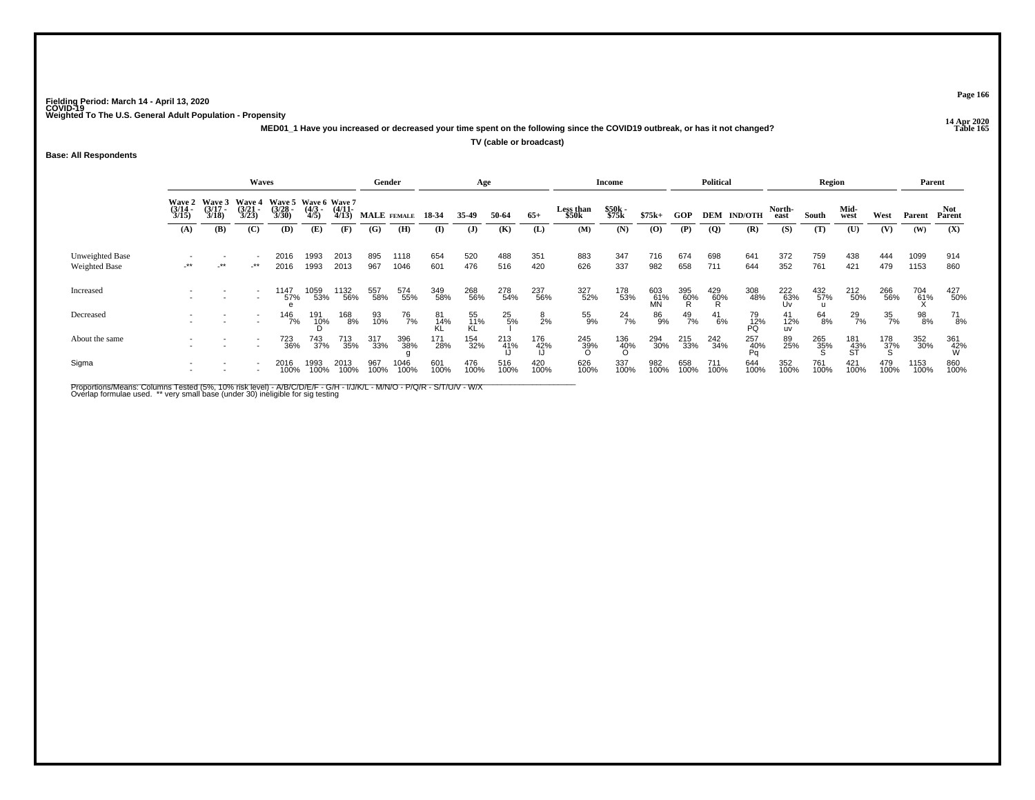Fielding Period: March 14 - April 13, 2020
COVID-19
Weighted To The U.S. General Adult Population - Propensity

14 Apr 2020
Table 165

**MED01_1 Have you increased or decreased your time spent on the following since the COVID19 outbreak, or has it not changed?**

**TV (cable or broadcast)**

**Base: All Respondents**

| | Waves | | | | | | Gender | | Age | | | | Income | | | Political | | | Region | | | | Parent | |
|---|---|---|---|---|---|---|---|---|---|---|---|---|---|---|---|---|---|---|---|---|---|---|---|---|
| | Wave 2 (3/14 - 3/15) | Wave 3 (3/17 - 3/18) | Wave 4 (3/21 - 3/23) | Wave 5 (3/28 - 3/30) | Wave 6 (4/3 - 4/5) | Wave 7 (4/11- 4/13) | MALE | FEMALE | 18-34 | 35-49 | 50-64 | 65+ | Less than $50k | $50k - $75k | $75k+ | GOP | DEM | IND/OTH | North-east | South | Mid-west | West | Parent | Not Parent |
| | (A) | (B) | (C) | (D) | (E) | (F) | (G) | (H) | (I) | (J) | (K) | (L) | (M) | (N) | (O) | (P) | (Q) | (R) | (S) | (T) | (U) | (V) | (W) | (X) |
| Unweighted Base | - | - | - | 2016 | 1993 | 2013 | 895 | 1118 | 654 | 520 | 488 | 351 | 883 | 347 | 716 | 674 | 698 | 641 | 372 | 759 | 438 | 444 | 1099 | 914 |
| Weighted Base | -** | -** | -** | 2016 | 1993 | 2013 | 967 | 1046 | 601 | 476 | 516 | 420 | 626 | 337 | 982 | 658 | 711 | 644 | 352 | 761 | 421 | 479 | 1153 | 860 |
| Increased | - | - | - | 1147 | 1059 | 1132 | 557 | 574 | 349 | 268 | 278 | 237 | 327 | 178 | 603 | 395 | 429 | 308 | 222 | 432 | 212 | 266 | 704 | 427 |
| | - | - | - | 57% | 53% | 56% | 58% | 55% | 58% | 56% | 54% | 56% | 52% | 53% | 61% | 60% | 60% | 48% | 63% | 57% | 50% | 56% | 61% | 50% |
| | | | | e | | | | | | | | | | | MN | R | R | | Uv | u | | | X | |
| Decreased | - | - | - | 146 | 191 | 168 | 93 | 76 | 81 | 55 | 25 | 8 | 55 | 24 | 86 | 49 | 41 | 79 | 41 | 64 | 29 | 35 | 98 | 71 |
| | - | - | - | 7% | 10% | 8% | 10% | 7% | 14% | 11% | 5% | 2% | 9% | 7% | 9% | 7% | 6% | 12% | 12% | 8% | 7% | 7% | 8% | 8% |
| | | | | | D | | | | KL | KL | l | | | | | | | PQ | uv | | | | | |
| About the same | - | - | - | 723 | 743 | 713 | 317 | 396 | 171 | 154 | 213 | 176 | 245 | 136 | 294 | 215 | 242 | 257 | 89 | 265 | 181 | 178 | 352 | 361 |
| | - | - | - | 36% | 37% | 35% | 33% | 38% | 28% | 32% | 41% | 42% | 39% | 40% | 30% | 33% | 34% | 40% | 25% | 35% | 43% | 37% | 30% | 42% |
| | | | | | | | | g | | | IJ | IJ | O | O | | | | Pq | | S | ST | S | | W |
| Sigma | - | - | - | 2016 | 1993 | 2013 | 967 | 1046 | 601 | 476 | 516 | 420 | 626 | 337 | 982 | 658 | 711 | 644 | 352 | 761 | 421 | 479 | 1153 | 860 |
| | - | - | - | 100% | 100% | 100% | 100% | 100% | 100% | 100% | 100% | 100% | 100% | 100% | 100% | 100% | 100% | 100% | 100% | 100% | 100% | 100% | 100% | 100% |

Proportions/Means: Columns Tested (5%, 10% risk level) - A/B/C/D/E/F - G/H - I/J/K/L - M/N/O - P/Q/R - S/T/U/V - W/X
Overlap formulae used. ** very small base (under 30) ineligible for sig testing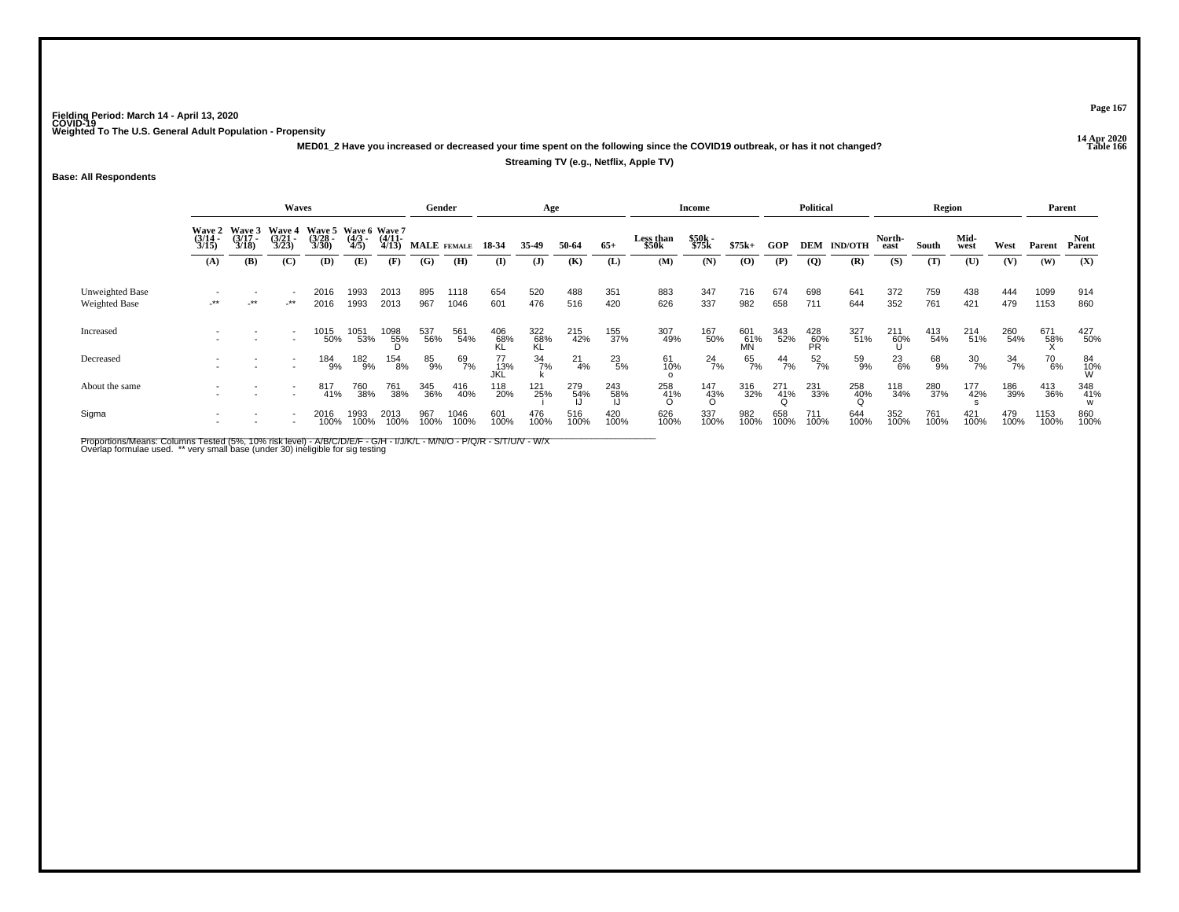Fielding Period: March 14 - April 13, 2020
COVID-19
Weighted To The U.S. General Adult Population - Propensity

14 Apr 2020
Table 166

**MED01_2 Have you increased or decreased your time spent on the following since the COVID19 outbreak, or has it not changed?**

**Streaming TV (e.g., Netflix, Apple TV)**

**Base: All Respondents**

| | Waves | | | | | | Gender | | Age | | | | Income | | | Political | | | Region | | | | Parent | |
|---|---|---|---|---|---|---|---|---|---|---|---|---|---|---|---|---|---|---|---|---|---|---|---|---|
| | Wave 2 (3/14 - 3/15) | Wave 3 (3/17 - 3/18) | Wave 4 (3/21 - 3/23) | Wave 5 (3/28 - 3/30) | Wave 6 (4/3 - 4/5) | Wave 7 (4/11- 4/13) | MALE | FEMALE | 18-34 | 35-49 | 50-64 | 65+ | Less than $50k | $50k - $75k | $75k+ | GOP | DEM | IND/OTH | North-east | South | Mid-west | West | Parent | Not Parent |
| | (A) | (B) | (C) | (D) | (E) | (F) | (G) | (H) | (I) | (J) | (K) | (L) | (M) | (N) | (O) | (P) | (Q) | (R) | (S) | (T) | (U) | (V) | (W) | (X) |
| Unweighted Base | - | - | - | 2016 | 1993 | 2013 | 895 | 1118 | 654 | 520 | 488 | 351 | 883 | 347 | 716 | 674 | 698 | 641 | 372 | 759 | 438 | 444 | 1099 | 914 |
| Weighted Base | -** | -** | -** | 2016 | 1993 | 2013 | 967 | 1046 | 601 | 476 | 516 | 420 | 626 | 337 | 982 | 658 | 711 | 644 | 352 | 761 | 421 | 479 | 1153 | 860 |
| Increased | - | - | - | 1015 | 1051 | 1098 | 537 | 561 | 406 | 322 | 215 | 155 | 307 | 167 | 601 | 343 | 428 | 327 | 211 | 413 | 214 | 260 | 671 | 427 |
| | - | - | - | 50% | 53% | 55% | 56% | 54% | 68% | 68% | 42% | 37% | 49% | 50% | 61% | 52% | 60% | 51% | 60% | 54% | 51% | 54% | 58% | 50% |
| | | | | | | D | | | KL | KL | | | | | MN | | PR | | U | | | | X | |
| Decreased | - | - | - | 184 | 182 | 154 | 85 | 69 | 77 | 34 | 21 | 23 | 61 | 24 | 65 | 44 | 52 | 59 | 23 | 68 | 30 | 34 | 70 | 84 |
| | - | - | - | 9% | 9% | 8% | 9% | 7% | 13% | 7% | 4% | 5% | 10% | 7% | 7% | 7% | 7% | 9% | 6% | 9% | 7% | 7% | 6% | 10% |
| | | | | | | | | | JKL | k | | | o | | | | | | | | | | | W |
| About the same | - | - | - | 817 | 760 | 761 | 345 | 416 | 118 | 121 | 279 | 243 | 258 | 147 | 316 | 271 | 231 | 258 | 118 | 280 | 177 | 186 | 413 | 348 |
| | - | - | - | 41% | 38% | 38% | 36% | 40% | 20% | 25% | 54% | 58% | 41% | 43% | 32% | 41% | 33% | 40% | 34% | 37% | 42% | 39% | 36% | 41% |
| | | | | | | | | | | i | IJ | IJ | O | O | | Q | | Q | | | s | | | w |
| Sigma | - | - | - | 2016 | 1993 | 2013 | 967 | 1046 | 601 | 476 | 516 | 420 | 626 | 337 | 982 | 658 | 711 | 644 | 352 | 761 | 421 | 479 | 1153 | 860 |
| | - | - | - | 100% | 100% | 100% | 100% | 100% | 100% | 100% | 100% | 100% | 100% | 100% | 100% | 100% | 100% | 100% | 100% | 100% | 100% | 100% | 100% | 100% |

Proportions/Means: Columns Tested (5%, 10% risk level) - A/B/C/D/E/F - G/H - I/J/K/L - M/N/O - P/Q/R - S/T/U/V - W/X
Overlap formulae used. ** very small base (under 30) ineligible for sig testing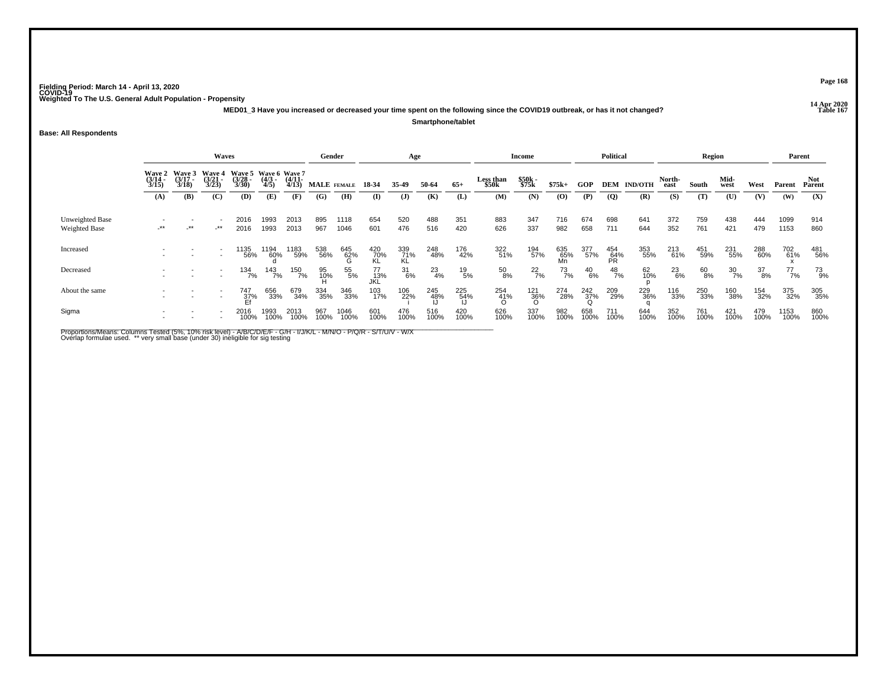Fielding Period: March 14 - April 13, 2020
COVID-19
Weighted To The U.S. General Adult Population - Propensity

14 Apr 2020
Table 167

**MED01_3 Have you increased or decreased your time spent on the following since the COVID19 outbreak, or has it not changed?**

**Smartphone/tablet**

**Base: All Respondents**

| | Waves | | | | | | Gender | | Age | | | | Income | | | Political | | | Region | | | | Parent | |
|---|---|---|---|---|---|---|---|---|---|---|---|---|---|---|---|---|---|---|---|---|---|---|---|---|
| | Wave 2 (3/14 - 3/15) | Wave 3 (3/17 - 3/18) | Wave 4 (3/21 - 3/23) | Wave 5 (3/28 - 3/30) | Wave 6 (4/3 - 4/5) | Wave 7 (4/11- 4/13) | MALE | FEMALE | 18-34 | 35-49 | 50-64 | 65+ | Less than $50k | $50k - $75k | $75k+ | GOP | DEM | IND/OTH | North-east | South | Mid-west | West | Parent | Not Parent |
| | (A) | (B) | (C) | (D) | (E) | (F) | (G) | (H) | (I) | (J) | (K) | (L) | (M) | (N) | (O) | (P) | (Q) | (R) | (S) | (T) | (U) | (V) | (W) | (X) |
| Unweighted Base | - | - | - | 2016 | 1993 | 2013 | 895 | 1118 | 654 | 520 | 488 | 351 | 883 | 347 | 716 | 674 | 698 | 641 | 372 | 759 | 438 | 444 | 1099 | 914 |
| Weighted Base | -** | -** | -** | 2016 | 1993 | 2013 | 967 | 1046 | 601 | 476 | 516 | 420 | 626 | 337 | 982 | 658 | 711 | 644 | 352 | 761 | 421 | 479 | 1153 | 860 |
| Increased | - | - | - | 1135 | 1194 | 1183 | 538 | 645 | 420 | 339 | 248 | 176 | 322 | 194 | 635 | 377 | 454 | 353 | 213 | 451 | 231 | 288 | 702 | 481 |
| | - | - | - | 56% | 60% | 59% | 56% | 62% | 70% | 71% | 48% | 42% | 51% | 57% | 65% | 57% | 64% | 55% | 61% | 59% | 55% | 60% | 61% | 56% |
| | | | | | d | | | G | KL | KL | | | | | Mn | | PR | | | | | | x | |
| Decreased | - | - | - | 134 | 143 | 150 | 95 | 55 | 77 | 31 | 23 | 19 | 50 | 22 | 73 | 40 | 48 | 62 | 23 | 60 | 30 | 37 | 77 | 73 |
| | - | - | - | 7% | 7% | 7% | 10% | 5% | 13% | 6% | 4% | 5% | 8% | 7% | 7% | 6% | 7% | 10% | 6% | 8% | 7% | 8% | 7% | 9% |
| | | | | | | | H | | JKL | | | | | | | | | p | | | | | | |
| About the same | - | - | - | 747 | 656 | 679 | 334 | 346 | 103 | 106 | 245 | 225 | 254 | 121 | 274 | 242 | 209 | 229 | 116 | 250 | 160 | 154 | 375 | 305 |
| | - | - | - | 37% | 33% | 34% | 35% | 33% | 17% | 22% | 48% | 54% | 41% | 36% | 28% | 37% | 29% | 36% | 33% | 33% | 38% | 32% | 32% | 35% |
| | | | | Ef | | | | | | i | IJ | IJ | O | O | | Q | | q | | | | | | |
| Sigma | - | - | - | 2016 | 1993 | 2013 | 967 | 1046 | 601 | 476 | 516 | 420 | 626 | 337 | 982 | 658 | 711 | 644 | 352 | 761 | 421 | 479 | 1153 | 860 |
| | - | - | - | 100% | 100% | 100% | 100% | 100% | 100% | 100% | 100% | 100% | 100% | 100% | 100% | 100% | 100% | 100% | 100% | 100% | 100% | 100% | 100% | 100% |

Proportions/Means: Columns Tested (5%, 10% risk level) - A/B/C/D/E/F - G/H - I/J/K/L - M/N/O - P/Q/R - S/T/U/V - W/X
Overlap formulae used. ** very small base (under 30) ineligible for sig testing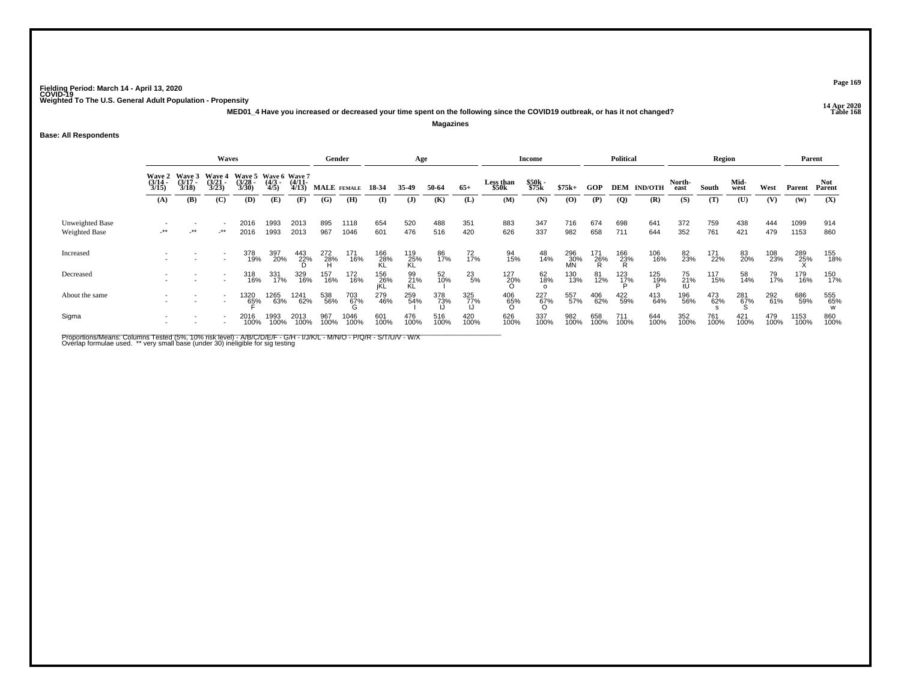Fielding Period: March 14 - April 13, 2020
COVID-19
Weighted To The U.S. General Adult Population - Propensity

14 Apr 2020
Table 168

**MED01_4 Have you increased or decreased your time spent on the following since the COVID19 outbreak, or has it not changed?**

**Magazines**

**Base: All Respondents**

| | Waves | | | | | | Gender | | Age | | | | Income | | | Political | | | Region | | | | Parent | |
|---|---|---|---|---|---|---|---|---|---|---|---|---|---|---|---|---|---|---|---|---|---|---|---|---|
| | Wave 2 (3/14 - 3/15) | Wave 3 (3/17 - 3/18) | Wave 4 (3/21 - 3/23) | Wave 5 (3/28 - 3/30) | Wave 6 (4/3 - 4/5) | Wave 7 (4/11- 4/13) | MALE | FEMALE | 18-34 | 35-49 | 50-64 | 65+ | Less than $50k | $50k - $75k | $75k+ | GOP | DEM | IND/OTH | North-east | South | Mid-west | West | Parent | Not Parent |
| | (A) | (B) | (C) | (D) | (E) | (F) | (G) | (H) | (I) | (J) | (K) | (L) | (M) | (N) | (O) | (P) | (Q) | (R) | (S) | (T) | (U) | (V) | (W) | (X) |
| Unweighted Base | - | - | - | 2016 | 1993 | 2013 | 895 | 1118 | 654 | 520 | 488 | 351 | 883 | 347 | 716 | 674 | 698 | 641 | 372 | 759 | 438 | 444 | 1099 | 914 |
| Weighted Base | -** | -** | -** | 2016 | 1993 | 2013 | 967 | 1046 | 601 | 476 | 516 | 420 | 626 | 337 | 982 | 658 | 711 | 644 | 352 | 761 | 421 | 479 | 1153 | 860 |
| Increased | - | - | - | 378 | 397 | 443 | 272 | 171 | 166 | 119 | 86 | 72 | 94 | 48 | 296 | 171 | 166 | 106 | 82 | 171 | 83 | 108 | 289 | 155 |
| | - | - | - | 19% | 20% | 22% | 28% | 16% | 28% | 25% | 17% | 17% | 15% | 14% | 30% | 26% | 23% | 16% | 23% | 22% | 20% | 23% | 25% | 18% |
| | | | | | | D | H | | KL | KL | | | | | MN | R | R | | | | | | X | |
| Decreased | - | - | - | 318 | 331 | 329 | 157 | 172 | 156 | 99 | 52 | 23 | 127 | 62 | 130 | 81 | 123 | 125 | 75 | 117 | 58 | 79 | 179 | 150 |
| | - | - | - | 16% | 17% | 16% | 16% | 16% | 26% | 21% | 10% | 5% | 20% | 18% | 13% | 12% | 17% | 19% | 21% | 15% | 14% | 17% | 16% | 17% |
| | | | | | | | | | jKL | KL | I | | O | o | | | P | P | tU | | | | | |
| About the same | - | - | - | 1320 | 1265 | 1241 | 538 | 703 | 279 | 259 | 378 | 325 | 406 | 227 | 557 | 406 | 422 | 413 | 196 | 473 | 281 | 292 | 686 | 555 |
| | - | - | - | 65% | 63% | 62% | 56% | 67% | 46% | 54% | 73% | 77% | 65% | 67% | 57% | 62% | 59% | 64% | 56% | 62% | 67% | 61% | 59% | 65% |
| | | | | F | | | | G | | I | IJ | IJ | O | O | | | | | | s | S | | | w |
| Sigma | - | - | - | 2016 | 1993 | 2013 | 967 | 1046 | 601 | 476 | 516 | 420 | 626 | 337 | 982 | 658 | 711 | 644 | 352 | 761 | 421 | 479 | 1153 | 860 |
| | - | - | - | 100% | 100% | 100% | 100% | 100% | 100% | 100% | 100% | 100% | 100% | 100% | 100% | 100% | 100% | 100% | 100% | 100% | 100% | 100% | 100% | 100% |

Proportions/Means: Columns Tested (5%, 10% risk level) - A/B/C/D/E/F - G/H - I/J/K/L - M/N/O - P/Q/R - S/T/U/V - W/X
Overlap formulae used. ** very small base (under 30) ineligible for sig testing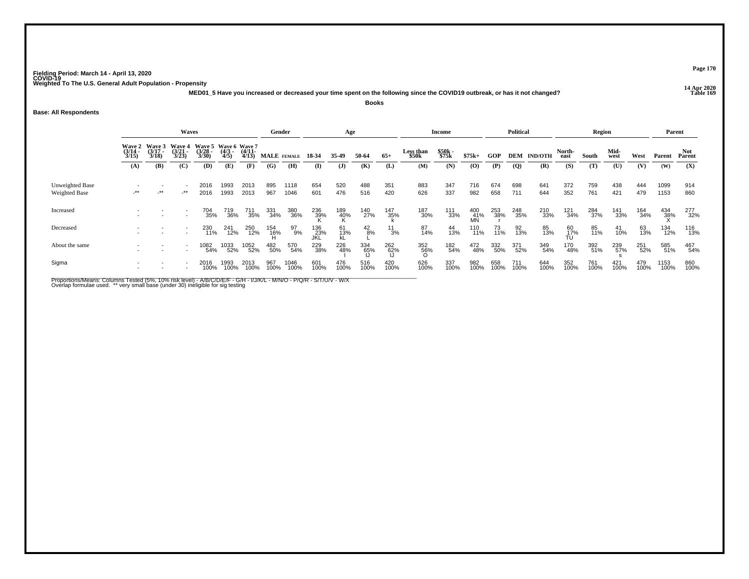Fielding Period: March 14 - April 13, 2020
COVID-19
Weighted To The U.S. General Adult Population - Propensity

14 Apr 2020
Table 169

**MED01_5 Have you increased or decreased your time spent on the following since the COVID19 outbreak, or has it not changed?**

**Books**

**Base: All Respondents**

| | Waves | | | | | | Gender | | Age | | | | Income | | | Political | | | Region | | | | Parent | |
|---|---|---|---|---|---|---|---|---|---|---|---|---|---|---|---|---|---|---|---|---|---|---|---|---|
| | Wave 2 (3/14 - 3/15) | Wave 3 (3/17 - 3/18) | Wave 4 (3/21 - 3/23) | Wave 5 (3/28 - 3/30) | Wave 6 (4/3 - 4/5) | Wave 7 (4/11- 4/13) | MALE | FEMALE | 18-34 | 35-49 | 50-64 | 65+ | Less than $50k | $50k - $75k | $75k+ | GOP | DEM | IND/OTH | North-east | South | Mid-west | West | Parent | Not Parent |
| | (A) | (B) | (C) | (D) | (E) | (F) | (G) | (H) | (I) | (J) | (K) | (L) | (M) | (N) | (O) | (P) | (Q) | (R) | (S) | (T) | (U) | (V) | (W) | (X) |
| Unweighted Base | - | - | - | 2016 | 1993 | 2013 | 895 | 1118 | 654 | 520 | 488 | 351 | 883 | 347 | 716 | 674 | 698 | 641 | 372 | 759 | 438 | 444 | 1099 | 914 |
| Weighted Base | -** | -** | -** | 2016 | 1993 | 2013 | 967 | 1046 | 601 | 476 | 516 | 420 | 626 | 337 | 982 | 658 | 711 | 644 | 352 | 761 | 421 | 479 | 1153 | 860 |
| Increased | - | - | - | 704 | 719 | 711 | 331 | 380 | 236 | 189 | 140 | 147 | 187 | 111 | 400 | 253 | 248 | 210 | 121 | 284 | 141 | 164 | 434 | 277 |
| | - | - | - | 35% | 36% | 35% | 34% | 36% | 39% K | 40% K | 27% | 35% k | 30% | 33% | 41% MN | 38% r | 35% | 33% | 34% | 37% | 33% | 34% | 38% X | 32% |
| Decreased | - | - | - | 230 | 241 | 250 | 154 | 97 | 136 | 61 | 42 | 11 | 87 | 44 | 110 | 73 | 92 | 85 | 60 | 85 | 41 | 63 | 134 | 116 |
| | - | - | - | 11% | 12% | 12% | 16% H | 9% | 23% JKL | 13% kL | 8% L | 3% | 14% | 13% | 11% | 11% | 13% | 13% | 17% TU | 11% | 10% | 13% | 12% | 13% |
| About the same | - | - | - | 1082 | 1033 | 1052 | 482 | 570 | 229 | 226 | 334 | 262 | 352 | 182 | 472 | 332 | 371 | 349 | 170 | 392 | 239 | 251 | 585 | 467 |
| | - | - | - | 54% | 52% | 52% | 50% | 54% | 38% | 48% I | 65% IJ | 62% IJ | 56% O | 54% | 48% | 50% | 52% | 54% | 48% | 51% | 57% s | 52% | 51% | 54% |
| Sigma | - | - | - | 2016 | 1993 | 2013 | 967 | 1046 | 601 | 476 | 516 | 420 | 626 | 337 | 982 | 658 | 711 | 644 | 352 | 761 | 421 | 479 | 1153 | 860 |
| | - | - | - | 100% | 100% | 100% | 100% | 100% | 100% | 100% | 100% | 100% | 100% | 100% | 100% | 100% | 100% | 100% | 100% | 100% | 100% | 100% | 100% | 100% |

Proportions/Means: Columns Tested (5%, 10% risk level) - A/B/C/D/E/F - G/H - I/J/K/L - M/N/O - P/Q/R - S/T/U/V - W/X
Overlap formulae used. ** very small base (under 30) ineligible for sig testing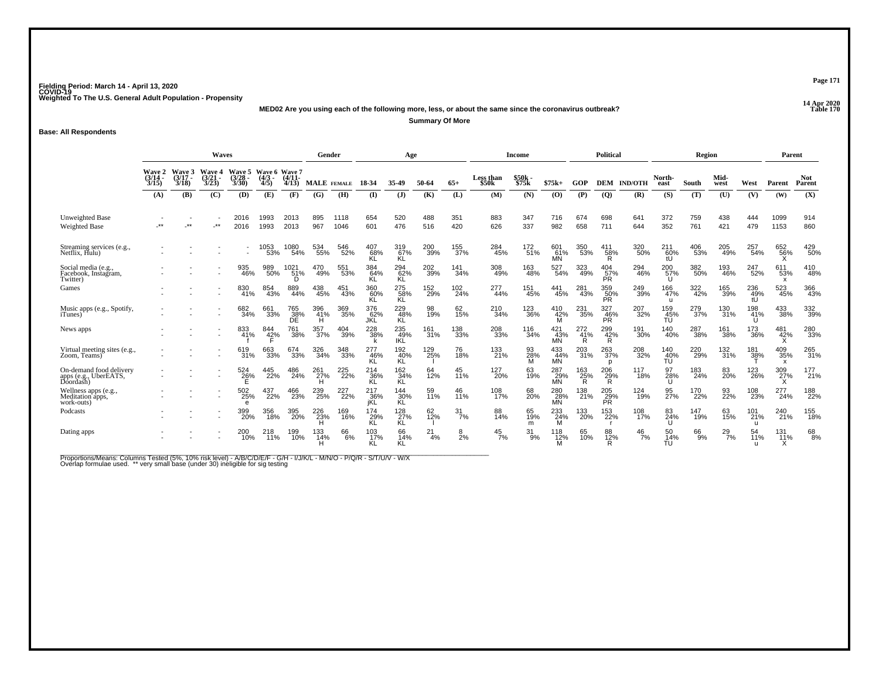Fielding Period: March 14 - April 13, 2020
COVID-19
Weighted To The U.S. General Adult Population - Propensity

14 Apr 2020
Table 170

**MED02 Are you using each of the following more, less, or about the same since the coronavirus outbreak?**

**Summary Of More**

**Base: All Respondents**

| | Waves | | | | | | Gender | | Age | | | | Income | | | Political | | | Region | | | | Parent | |
|---|---|---|---|---|---|---|---|---|---|---|---|---|---|---|---|---|---|---|---|---|---|---|---|---|
| | Wave 2 (3/14 - 3/15) | Wave 3 (3/17 - 3/18) | Wave 4 (3/21 - 3/23) | Wave 5 (3/28 - 3/30) | Wave 6 (4/3 - 4/5) | Wave 7 (4/11- 4/13) | MALE | FEMALE | 18-34 | 35-49 | 50-64 | 65+ | Less than $50k | $50k - $75k | $75k+ | GOP | DEM | IND/OTH | North-east | South | Mid-west | West | Parent | Not Parent |
| | (A) | (B) | (C) | (D) | (E) | (F) | (G) | (H) | (I) | (J) | (K) | (L) | (M) | (N) | (O) | (P) | (Q) | (R) | (S) | (T) | (U) | (V) | (W) | (X) |
| Unweighted Base | - | - | - | 2016 | 1993 | 2013 | 895 | 1118 | 654 | 520 | 488 | 351 | 883 | 347 | 716 | 674 | 698 | 641 | 372 | 759 | 438 | 444 | 1099 | 914 |
| Weighted Base | -** | -** | -** | 2016 | 1993 | 2013 | 967 | 1046 | 601 | 476 | 516 | 420 | 626 | 337 | 982 | 658 | 711 | 644 | 352 | 761 | 421 | 479 | 1153 | 860 |
| Streaming services (e.g., Netflix, Hulu) | - | - | - | - | 1053 | 1080 | 534 | 546 | 407 | 319 | 200 | 155 | 284 | 172 | 601 | 350 | 411 | 320 | 211 | 406 | 205 | 257 | 652 | 429 |
| | - | - | - | - | 53% | 54% | 55% | 52% | 68% | 67% | 39% | 37% | 45% | 51% | 61% | 53% | 58% | 50% | 60% | 53% | 49% | 54% | 56% | 50% |
| | | | | | | | | | KL | KL | | | | | MN | | R | | tU | | | | X | |
| Social media (e.g., Facebook, Instagram, Twitter) | - | - | - | 935 | 989 | 1021 | 470 | 551 | 384 | 294 | 202 | 141 | 308 | 163 | 527 | 323 | 404 | 294 | 200 | 382 | 193 | 247 | 611 | 410 |
| | - | - | - | 46% | 50% | 51% | 49% | 53% | 64% | 62% | 39% | 34% | 49% | 48% | 54% | 49% | 57% | 46% | 57% | 50% | 46% | 52% | 53% | 48% |
| | | | | | | D | | | KL | KL | | | | | | | PR | | U | | | | x | |
| Games | - | - | - | 830 | 854 | 889 | 438 | 451 | 360 | 275 | 152 | 102 | 277 | 151 | 441 | 281 | 359 | 249 | 166 | 322 | 165 | 236 | 523 | 366 |
| | - | - | - | 41% | 43% | 44% | 45% | 43% | 60% | 58% | 29% | 24% | 44% | 45% | 45% | 43% | 50% | 39% | 47% | 42% | 39% | 49% | 45% | 43% |
| | | | | | | | | | KL | KL | | | | | | | PR | | u | | | tU | | |
| Music apps (e.g., Spotify, iTunes) | - | - | - | 682 | 661 | 765 | 396 | 369 | 376 | 229 | 98 | 62 | 210 | 123 | 410 | 231 | 327 | 207 | 159 | 279 | 130 | 198 | 433 | 332 |
| | - | - | - | 34% | 33% | 38% | 41% | 35% | 62% | 48% | 19% | 15% | 34% | 36% | 42% | 35% | 46% | 32% | 45% | 37% | 31% | 41% | 38% | 39% |
| | | | | | | DE | H | | JKL | KL | | | | | M | | PR | | TU | | | U | | |
| News apps | - | - | - | 833 | 844 | 761 | 357 | 404 | 228 | 235 | 161 | 138 | 208 | 116 | 421 | 272 | 299 | 191 | 140 | 287 | 161 | 173 | 481 | 280 |
| | - | - | - | 41% | 42% | 38% | 37% | 39% | 38% | 49% | 31% | 33% | 33% | 34% | 43% | 41% | 42% | 30% | 40% | 38% | 38% | 36% | 42% | 33% |
| | | | | f | F | | | | k | IKL | | | | | MN | R | R | | | | | | X | |
| Virtual meeting sites (e.g., Zoom, Teams) | - | - | - | 619 | 663 | 674 | 326 | 348 | 277 | 192 | 129 | 76 | 133 | 93 | 433 | 203 | 263 | 208 | 140 | 220 | 132 | 181 | 409 | 265 |
| | - | - | - | 31% | 33% | 33% | 34% | 33% | 46% | 40% | 25% | 18% | 21% | 28% | 44% | 31% | 37% | 32% | 40% | 29% | 31% | 38% | 35% | 31% |
| | | | | | | | | | KL | KL | l | | | M | MN | | p | | TU | | | T | x | |
| On-demand food delivery apps (e.g., UberEATS, Doordash) | - | - | - | 524 | 445 | 486 | 261 | 225 | 214 | 162 | 64 | 45 | 127 | 63 | 287 | 163 | 206 | 117 | 97 | 183 | 83 | 123 | 309 | 177 |
| | - | - | - | 26% | 22% | 24% | 27% | 22% | 36% | 34% | 12% | 11% | 20% | 19% | 29% | 25% | 29% | 18% | 28% | 24% | 20% | 26% | 27% | 21% |
| | | | | E | | | H | | KL | KL | l | | | | MN | R | R | | U | | | | X | |
| Wellness apps (e.g., Meditation apps, work-outs) | - | - | - | 502 | 437 | 466 | 239 | 227 | 217 | 144 | 59 | 46 | 108 | 68 | 280 | 138 | 205 | 124 | 95 | 170 | 93 | 108 | 277 | 188 |
| | - | - | - | 25% | 22% | 23% | 25% | 22% | 36% | 30% | 11% | 11% | 17% | 20% | 28% | 21% | 29% | 19% | 27% | 22% | 22% | 23% | 24% | 22% |
| | | | | e | | | | | jKL | KL | | | | | MN | | PR | | | | | | | |
| Podcasts | - | - | - | 399 | 356 | 395 | 226 | 169 | 174 | 128 | 62 | 31 | 88 | 65 | 233 | 133 | 153 | 108 | 83 | 147 | 63 | 101 | 240 | 155 |
| | - | - | - | 20% | 18% | 20% | 23% | 16% | 29% | 27% | 12% | 7% | 14% | 19% | 24% | 20% | 22% | 17% | 24% | 19% | 15% | 21% | 21% | 18% |
| | | | | | | | H | | KL | KL | l | | | m | M | | r | | U | | | u | | |
| Dating apps | - | - | - | 200 | 218 | 199 | 133 | 66 | 103 | 66 | 21 | 8 | 45 | 31 | 118 | 65 | 88 | 46 | 50 | 66 | 29 | 54 | 131 | 68 |
| | - | - | - | 10% | 11% | 10% | 14% | 6% | 17% | 14% | 4% | 2% | 7% | 9% | 12% | 10% | 12% | 7% | 14% | 9% | 7% | 11% | 11% | 8% |
| | | | | | | | H | | KL | KL | | | | | M | | R | | TU | | | u | X | |

Proportions/Means: Columns Tested (5%, 10% risk level) - A/B/C/D/E/F - G/H - I/J/K/L - M/N/O - P/Q/R - S/T/U/V - W/X
Overlap formulae used. ** very small base (under 30) ineligible for sig testing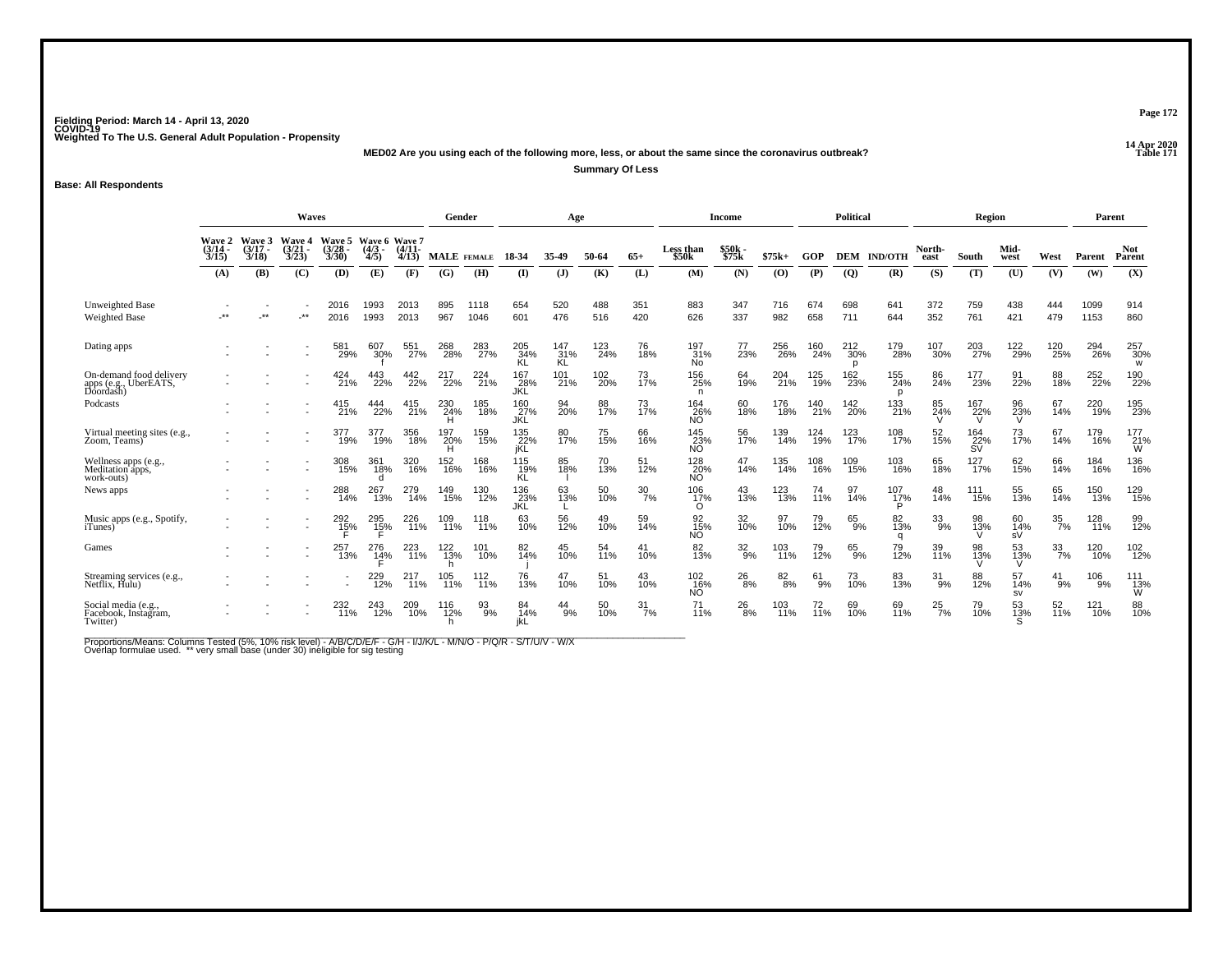Fielding Period: March 14 - April 13, 2020
COVID-19
Weighted To The U.S. General Adult Population - Propensity

14 Apr 2020
Table 171

**MED02 Are you using each of the following more, less, or about the same since the coronavirus outbreak?**

**Summary Of Less**

**Base: All Respondents**

| | Waves | | | | | | Gender | | Age | | | | Income | | | Political | | | Region | | | | Parent | |
|---|---|---|---|---|---|---|---|---|---|---|---|---|---|---|---|---|---|---|---|---|---|---|---|---|
| | Wave 2 (3/14 - 3/15) | Wave 3 (3/17 - 3/18) | Wave 4 (3/21 - 3/23) | Wave 5 (3/28 - 3/30) | Wave 6 (4/3 - 4/5) | Wave 7 (4/11- 4/13) | MALE | FEMALE | 18-34 | 35-49 | 50-64 | 65+ | Less than $50k | $50k - $75k | $75k+ | GOP | DEM | IND/OTH | North-east | South | Mid-west | West | Parent | Not Parent |
| | (A) | (B) | (C) | (D) | (E) | (F) | (G) | (H) | (I) | (J) | (K) | (L) | (M) | (N) | (O) | (P) | (Q) | (R) | (S) | (T) | (U) | (V) | (W) | (X) |
| Unweighted Base | - | - | - | 2016 | 1993 | 2013 | 895 | 1118 | 654 | 520 | 488 | 351 | 883 | 347 | 716 | 674 | 698 | 641 | 372 | 759 | 438 | 444 | 1099 | 914 |
| Weighted Base | -** | -** | -** | 2016 | 1993 | 2013 | 967 | 1046 | 601 | 476 | 516 | 420 | 626 | 337 | 982 | 658 | 711 | 644 | 352 | 761 | 421 | 479 | 1153 | 860 |
| Dating apps | - | - | - | 581 | 607 | 551 | 268 | 283 | 205 | 147 | 123 | 76 | 197 | 77 | 256 | 160 | 212 | 179 | 107 | 203 | 122 | 120 | 294 | 257 |
| | - | - | - | 29% | 30% f | 27% | 28% | 27% | 34% KL | 31% KL | 24% | 18% | 31% No | 23% | 26% | 24% | 30% p | 28% | 30% | 27% | 29% | 25% | 26% | 30% w |
| On-demand food delivery apps (e.g., UberEATS, Doordash) | - | - | - | 424 | 443 | 442 | 217 | 224 | 167 | 101 | 102 | 73 | 156 | 64 | 204 | 125 | 162 | 155 | 86 | 177 | 91 | 88 | 252 | 190 |
| | - | - | - | 21% | 22% | 22% | 22% | 21% | 28% JKL | 21% | 20% | 17% | 25% n | 19% | 21% | 19% | 23% | 24% p | 24% | 23% | 22% | 18% | 22% | 22% |
| Podcasts | - | - | - | 415 | 444 | 415 | 230 | 185 | 160 | 94 | 88 | 73 | 164 | 60 | 176 | 140 | 142 | 133 | 85 | 167 | 96 | 67 | 220 | 195 |
| | - | - | - | 21% | 22% | 21% | 24% H | 18% | 27% JKL | 20% | 17% | 17% | 26% NO | 18% | 18% | 21% | 20% | 21% | 24% V | 22% V | 23% V | 14% | 19% | 23% |
| Virtual meeting sites (e.g., Zoom, Teams) | - | - | - | 377 | 377 | 356 | 197 | 159 | 135 | 80 | 75 | 66 | 145 | 56 | 139 | 124 | 123 | 108 | 52 | 164 | 73 | 67 | 179 | 177 |
| | - | - | - | 19% | 19% | 18% | 20% H | 15% | 22% jKL | 17% | 15% | 16% | 23% NO | 17% | 14% | 19% | 17% | 17% | 15% | 22% SV | 17% | 14% | 16% | 21% W |
| Wellness apps (e.g., Meditation apps, work-outs) | - | - | - | 308 | 361 | 320 | 152 | 168 | 115 | 85 | 70 | 51 | 128 | 47 | 135 | 108 | 109 | 103 | 65 | 127 | 62 | 66 | 184 | 136 |
| | - | - | - | 15% | 18% d | 16% | 16% | 16% | 19% KL | 18% l | 13% | 12% | 20% NO | 14% | 14% | 16% | 15% | 16% | 18% | 17% | 15% | 14% | 16% | 16% |
| News apps | - | - | - | 288 | 267 | 279 | 149 | 130 | 136 | 63 | 50 | 30 | 106 | 43 | 123 | 74 | 97 | 107 | 48 | 111 | 55 | 65 | 150 | 129 |
| | - | - | - | 14% | 13% | 14% | 15% | 12% | 23% JKL | 13% L | 10% | 7% | 17% O | 13% | 13% | 11% | 14% | 17% P | 14% | 15% | 13% | 14% | 13% | 15% |
| Music apps (e.g., Spotify, iTunes) | - | - | - | 292 | 295 | 226 | 109 | 118 | 63 | 56 | 49 | 59 | 92 | 32 | 97 | 79 | 65 | 82 | 33 | 98 | 60 | 35 | 128 | 99 |
| | - | - | - | 15% F | 15% F | 11% | 11% | 11% | 10% | 12% | 10% | 14% | 15% NO | 10% | 10% | 12% | 9% | 13% q | 9% | 13% V | 14% sV | 7% | 11% | 12% |
| Games | - | - | - | 257 | 276 | 223 | 122 | 101 | 82 | 45 | 54 | 41 | 82 | 32 | 103 | 79 | 65 | 79 | 39 | 98 | 53 | 33 | 120 | 102 |
| | - | - | - | 13% | 14% F | 11% | 13% h | 10% | 14% j | 10% | 11% | 10% | 13% | 9% | 11% | 12% | 9% | 12% | 11% | 13% V | 13% V | 7% | 10% | 12% |
| Streaming services (e.g., Netflix, Hulu) | - | - | - | - | 229 | 217 | 105 | 112 | 76 | 47 | 51 | 43 | 102 | 26 | 82 | 61 | 73 | 83 | 31 | 88 | 57 | 41 | 106 | 111 |
| | - | - | - | - | 12% | 11% | 11% | 11% | 13% | 10% | 10% | 10% | 16% NO | 8% | 8% | 9% | 10% | 13% | 9% | 12% | 14% sv | 9% | 9% | 13% W |
| Social media (e.g., Facebook, Instagram, Twitter) | - | - | - | 232 | 243 | 209 | 116 | 93 | 84 | 44 | 50 | 31 | 71 | 26 | 103 | 72 | 69 | 69 | 25 | 79 | 53 | 52 | 121 | 88 |
| | - | - | - | 11% | 12% | 10% | 12% h | 9% | 14% jkL | 9% | 10% | 7% | 11% | 8% | 11% | 11% | 10% | 11% | 7% | 10% | 13% S | 11% | 10% | 10% |

Proportions/Means: Columns Tested (5%, 10% risk level) - A/B/C/D/E/F - G/H - I/J/K/L - M/N/O - P/Q/R - S/T/U/V - W/X
Overlap formulae used. ** very small base (under 30) ineligible for sig testing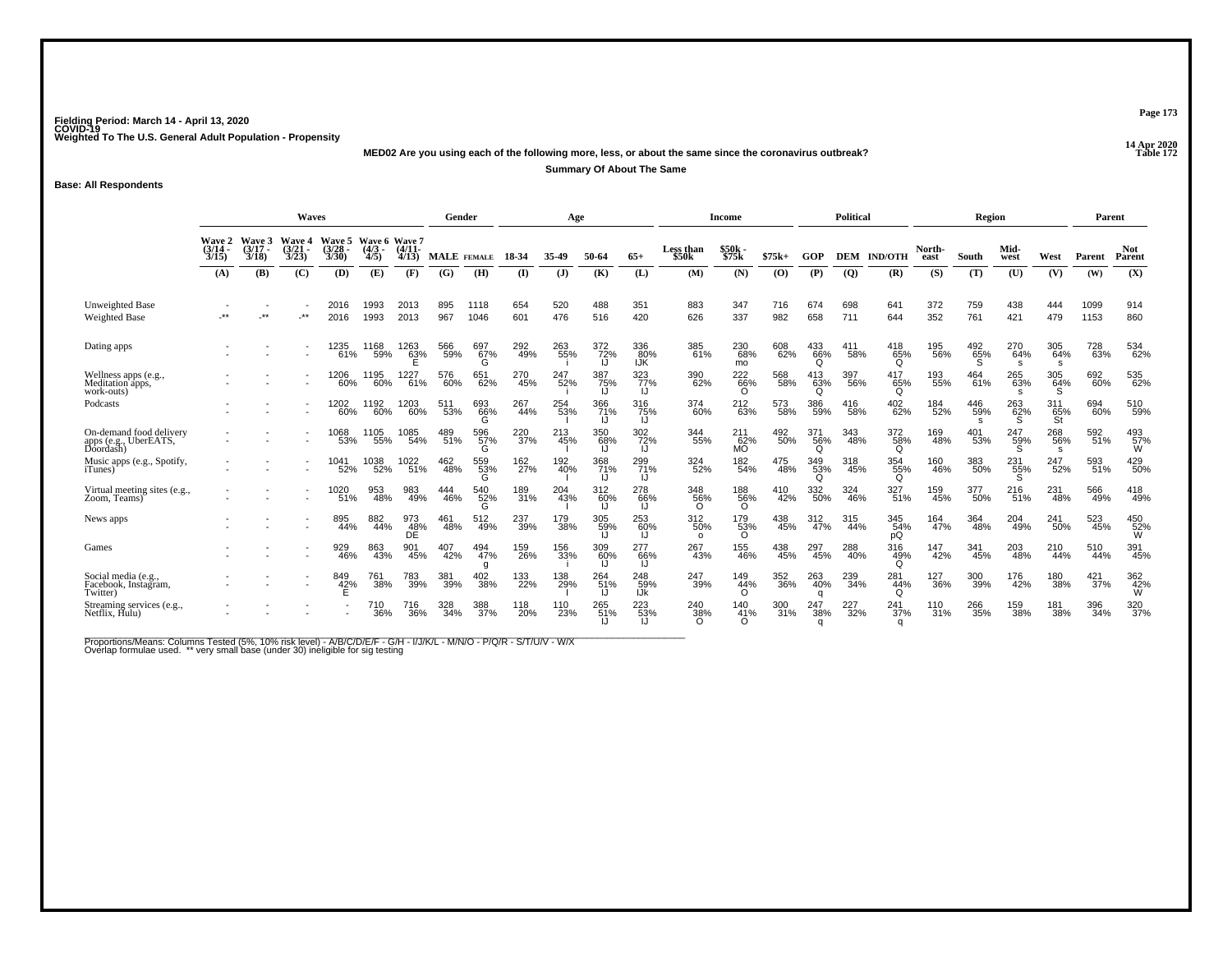Fielding Period: March 14 - April 13, 2020
COVID-19
Weighted To The U.S. General Adult Population - Propensity

14 Apr 2020
Table 172

**MED02 Are you using each of the following more, less, or about the same since the coronavirus outbreak?**

**Summary Of About The Same**

**Base: All Respondents**

| | Waves | | | | | | Gender | | Age | | | | Income | | | Political | | | Region | | | | Parent | |
|---|---|---|---|---|---|---|---|---|---|---|---|---|---|---|---|---|---|---|---|---|---|---|---|---|
| | Wave 2 (3/14 - 3/15) | Wave 3 (3/17 - 3/18) | Wave 4 (3/21 - 3/23) | Wave 5 (3/28 - 3/30) | Wave 6 (4/3 - 4/5) | Wave 7 (4/11- 4/13) | MALE | FEMALE | 18-34 | 35-49 | 50-64 | 65+ | Less than $50k | $50k - $75k | $75k+ | GOP | DEM | IND/OTH | North-east | South | Mid-west | West | Parent | Not Parent |
| | (A) | (B) | (C) | (D) | (E) | (F) | (G) | (H) | (I) | (J) | (K) | (L) | (M) | (N) | (O) | (P) | (Q) | (R) | (S) | (T) | (U) | (V) | (W) | (X) |
| Unweighted Base | - | - | - | 2016 | 1993 | 2013 | 895 | 1118 | 654 | 520 | 488 | 351 | 883 | 347 | 716 | 674 | 698 | 641 | 372 | 759 | 438 | 444 | 1099 | 914 |
| Weighted Base | -** | -** | -** | 2016 | 1993 | 2013 | 967 | 1046 | 601 | 476 | 516 | 420 | 626 | 337 | 982 | 658 | 711 | 644 | 352 | 761 | 421 | 479 | 1153 | 860 |
| Dating apps | - | - | - | 1235 | 1168 | 1263 | 566 | 697 | 292 | 263 | 372 | 336 | 385 | 230 | 608 | 433 | 411 | 418 | 195 | 492 | 270 | 305 | 728 | 534 |
| | - | - | - | 61% | 59% | 63% | 59% | 67% | 49% | 55% | 72% | 80% | 61% | 68% | 62% | 66% | 58% | 65% | 56% | 65% | 64% | 64% | 63% | 62% |
| | | | | | | E | | G | | i | IJ | IJK | | mo | | Q | | Q | | S | s | s | | |
| Wellness apps (e.g., Meditation apps, work-outs) | - | - | - | 1206 | 1195 | 1227 | 576 | 651 | 270 | 247 | 387 | 323 | 390 | 222 | 568 | 413 | 397 | 417 | 193 | 464 | 265 | 305 | 692 | 535 |
| | - | - | - | 60% | 60% | 61% | 60% | 62% | 45% | 52% | 75% | 77% | 62% | 66% | 58% | 63% | 56% | 65% | 55% | 61% | 63% | 64% | 60% | 62% |
| | | | | | | | | | | I | IJ | IJ | | O | | Q | | Q | | | s | S | | |
| Podcasts | - | - | - | 1202 | 1192 | 1203 | 511 | 693 | 267 | 254 | 366 | 316 | 374 | 212 | 573 | 386 | 416 | 402 | 184 | 446 | 263 | 311 | 694 | 510 |
| | - | - | - | 60% | 60% | 60% | 53% | 66% | 44% | 53% | 71% | 75% | 60% | 63% | 58% | 59% | 58% | 62% | 52% | 59% | 62% | 65% | 60% | 59% |
| | | | | | | | | G | | i | IJ | IJ | | | | | | | | s | S | St | | |
| On-demand food delivery apps (e.g., UberEATS, Doordash) | - | - | - | 1068 | 1105 | 1085 | 489 | 596 | 220 | 213 | 350 | 302 | 344 | 211 | 492 | 371 | 343 | 372 | 169 | 401 | 247 | 268 | 592 | 493 |
| | - | - | - | 53% | 55% | 54% | 51% | 57% | 37% | 45% | 68% | 72% | 55% | 62% | 50% | 56% | 48% | 58% | 48% | 53% | 59% | 56% | 51% | 57% |
| | | | | | | | | G | | I | IJ | IJ | | MO | | Q | | Q | | | S | s | | W |
| Music apps (e.g., Spotify, iTunes) | - | - | - | 1041 | 1038 | 1022 | 462 | 559 | 162 | 192 | 368 | 299 | 324 | 182 | 475 | 349 | 318 | 354 | 160 | 383 | 231 | 247 | 593 | 429 |
| | - | - | - | 52% | 52% | 51% | 48% | 53% | 27% | 40% | 71% | 71% | 52% | 54% | 48% | 53% | 45% | 55% | 46% | 50% | 55% | 52% | 51% | 50% |
| | | | | | | | | G | | I | IJ | IJ | | | | Q | | Q | | | S | | | |
| Virtual meeting sites (e.g., Zoom, Teams) | - | - | - | 1020 | 953 | 983 | 444 | 540 | 189 | 204 | 312 | 278 | 348 | 188 | 410 | 332 | 324 | 327 | 159 | 377 | 216 | 231 | 566 | 418 |
| | - | - | - | 51% | 48% | 49% | 46% | 52% | 31% | 43% | 60% | 66% | 56% | 56% | 42% | 50% | 46% | 51% | 45% | 50% | 51% | 48% | 49% | 49% |
| | | | | | | | | G | | I | IJ | IJ | O | O | | | | | | | | | | |
| News apps | - | - | - | 895 | 882 | 973 | 461 | 512 | 237 | 179 | 305 | 253 | 312 | 179 | 438 | 312 | 315 | 345 | 164 | 364 | 204 | 241 | 523 | 450 |
| | - | - | - | 44% | 44% | 48% | 48% | 49% | 39% | 38% | 59% | 60% | 50% | 53% | 45% | 47% | 44% | 54% | 47% | 48% | 49% | 50% | 45% | 52% |
| | | | | | | DE | | | | | IJ | IJ | o | O | | | | pQ | | | | | | W |
| Games | - | - | - | 929 | 863 | 901 | 407 | 494 | 159 | 156 | 309 | 277 | 267 | 155 | 438 | 297 | 288 | 316 | 147 | 341 | 203 | 210 | 510 | 391 |
| | - | - | - | 46% | 43% | 45% | 42% | 47% | 26% | 33% | 60% | 66% | 43% | 46% | 45% | 45% | 40% | 49% | 42% | 45% | 48% | 44% | 44% | 45% |
| | | | | | | | | g | | i | IJ | IJ | | | | | | Q | | | | | | |
| Social media (e.g., Facebook, Instagram, Twitter) | - | - | - | 849 | 761 | 783 | 381 | 402 | 133 | 138 | 264 | 248 | 247 | 149 | 352 | 263 | 239 | 281 | 127 | 300 | 176 | 180 | 421 | 362 |
| | - | - | - | 42% | 38% | 39% | 39% | 38% | 22% | 29% | 51% | 59% | 39% | 44% | 36% | 40% | 34% | 44% | 36% | 39% | 42% | 38% | 37% | 42% |
| | | | | E | | | | | | I | IJ | IJk | | O | | q | | Q | | | | | | W |
| Streaming services (e.g., Netflix, Hulu) | - | - | - | - | 710 | 716 | 328 | 388 | 118 | 110 | 265 | 223 | 240 | 140 | 300 | 247 | 227 | 241 | 110 | 266 | 159 | 181 | 396 | 320 |
| | - | - | - | - | 36% | 36% | 34% | 37% | 20% | 23% | 51% | 53% | 38% | 41% | 31% | 38% | 32% | 37% | 31% | 35% | 38% | 38% | 34% | 37% |
| | | | | | | | | | | | IJ | IJ | O | O | | q | | q | | | | | | |

Proportions/Means: Columns Tested (5%, 10% risk level) - A/B/C/D/E/F - G/H - I/J/K/L - M/N/O - P/Q/R - S/T/U/V - W/X
Overlap formulae used. ** very small base (under 30) ineligible for sig testing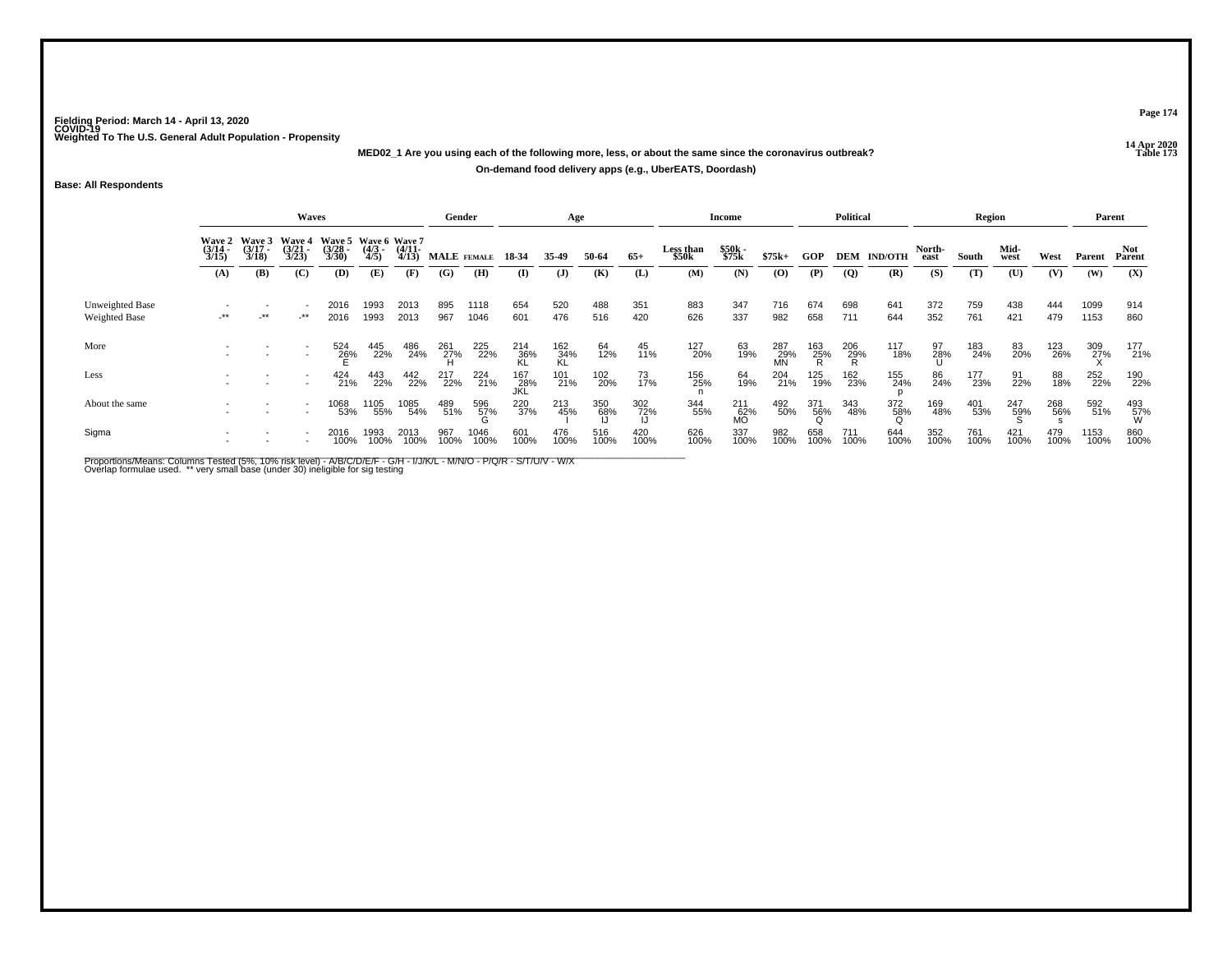Fielding Period: March 14 - April 13, 2020
COVID-19
Weighted To The U.S. General Adult Population - Propensity

14 Apr 2020
Table 173

**MED02_1 Are you using each of the following more, less, or about the same since the coronavirus outbreak?**

**On-demand food delivery apps (e.g., UberEATS, Doordash)**

**Base: All Respondents**

| | Waves | | | | | | Gender | | Age | | | | Income | | | Political | | | Region | | | | Parent | |
|---|---|---|---|---|---|---|---|---|---|---|---|---|---|---|---|---|---|---|---|---|---|---|---|---|
| | Wave 2 (3/14 - 3/15) | Wave 3 (3/17 - 3/18) | Wave 4 (3/21 - 3/23) | Wave 5 (3/28 - 3/30) | Wave 6 (4/3 - 4/5) | Wave 7 (4/11- 4/13) | MALE | FEMALE | 18-34 | 35-49 | 50-64 | 65+ | Less than $50k | $50k - $75k | $75k+ | GOP | DEM | IND/OTH | North-east | South | Mid-west | West | Parent | Not Parent |
| | (A) | (B) | (C) | (D) | (E) | (F) | (G) | (H) | (I) | (J) | (K) | (L) | (M) | (N) | (O) | (P) | (Q) | (R) | (S) | (T) | (U) | (V) | (W) | (X) |
| Unweighted Base | - | - | - | 2016 | 1993 | 2013 | 895 | 1118 | 654 | 520 | 488 | 351 | 883 | 347 | 716 | 674 | 698 | 641 | 372 | 759 | 438 | 444 | 1099 | 914 |
| Weighted Base | -** | -** | -** | 2016 | 1993 | 2013 | 967 | 1046 | 601 | 476 | 516 | 420 | 626 | 337 | 982 | 658 | 711 | 644 | 352 | 761 | 421 | 479 | 1153 | 860 |
| More | - | - | - | 524 | 445 | 486 | 261 | 225 | 214 | 162 | 64 | 45 | 127 | 63 | 287 | 163 | 206 | 117 | 97 | 183 | 83 | 123 | 309 | 177 |
| | - | - | - | 26% | 22% | 24% | 27% | 22% | 36% | 34% | 12% | 11% | 20% | 19% | 29% | 25% | 29% | 18% | 28% | 24% | 20% | 26% | 27% | 21% |
| | | | | E | | | H | | KL | KL | | | | | MN | R | R | | U | | | | X | |
| Less | - | - | - | 424 | 443 | 442 | 217 | 224 | 167 | 101 | 102 | 73 | 156 | 64 | 204 | 125 | 162 | 155 | 86 | 177 | 91 | 88 | 252 | 190 |
| | - | - | - | 21% | 22% | 22% | 22% | 21% | 28% | 21% | 20% | 17% | 25% | 19% | 21% | 19% | 23% | 24% | 24% | 23% | 22% | 18% | 22% | 22% |
| | | | | | | | | | JKL | | | | n | | | | | p | | | | | | |
| About the same | - | - | - | 1068 | 1105 | 1085 | 489 | 596 | 220 | 213 | 350 | 302 | 344 | 211 | 492 | 371 | 343 | 372 | 169 | 401 | 247 | 268 | 592 | 493 |
| | - | - | - | 53% | 55% | 54% | 51% | 57% | 37% | 45% | 68% | 72% | 55% | 62% | 50% | 56% | 48% | 58% | 48% | 53% | 59% | 56% | 51% | 57% |
| | | | | | | | | G | | I | IJ | IJ | | MO | | Q | | Q | | | S | s | | W |
| Sigma | - | - | - | 2016 | 1993 | 2013 | 967 | 1046 | 601 | 476 | 516 | 420 | 626 | 337 | 982 | 658 | 711 | 644 | 352 | 761 | 421 | 479 | 1153 | 860 |
| | - | - | - | 100% | 100% | 100% | 100% | 100% | 100% | 100% | 100% | 100% | 100% | 100% | 100% | 100% | 100% | 100% | 100% | 100% | 100% | 100% | 100% | 100% |

Proportions/Means: Columns Tested (5%, 10% risk level) - A/B/C/D/E/F - G/H - I/J/K/L - M/N/O - P/Q/R - S/T/U/V - W/X
Overlap formulae used. ** very small base (under 30) ineligible for sig testing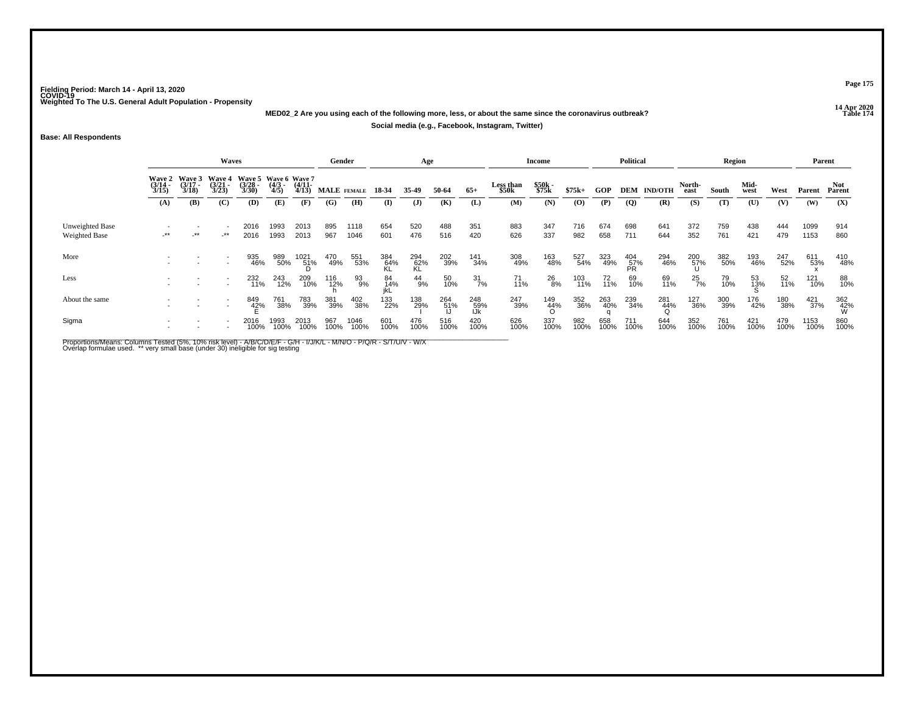Fielding Period: March 14 - April 13, 2020
COVID-19
Weighted To The U.S. General Adult Population - Propensity

14 Apr 2020
Table 174

**MED02_2 Are you using each of the following more, less, or about the same since the coronavirus outbreak?**

**Social media (e.g., Facebook, Instagram, Twitter)**

**Base: All Respondents**

| | Waves | | | | | | Gender | | Age | | | | Income | | | Political | | | Region | | | | Parent | |
|---|---|---|---|---|---|---|---|---|---|---|---|---|---|---|---|---|---|---|---|---|---|---|---|---|
| | Wave 2 (3/14 - 3/15) | Wave 3 (3/17 - 3/18) | Wave 4 (3/21 - 3/23) | Wave 5 (3/28 - 3/30) | Wave 6 (4/3 - 4/5) | Wave 7 (4/11- 4/13) | MALE | FEMALE | 18-34 | 35-49 | 50-64 | 65+ | Less than $50k | $50k - $75k | $75k+ | GOP | DEM | IND/OTH | North-east | South | Mid-west | West | Parent | Not Parent |
| | (A) | (B) | (C) | (D) | (E) | (F) | (G) | (H) | (I) | (J) | (K) | (L) | (M) | (N) | (O) | (P) | (Q) | (R) | (S) | (T) | (U) | (V) | (W) | (X) |
| Unweighted Base | - | - | - | 2016 | 1993 | 2013 | 895 | 1118 | 654 | 520 | 488 | 351 | 883 | 347 | 716 | 674 | 698 | 641 | 372 | 759 | 438 | 444 | 1099 | 914 |
| Weighted Base | -** | -** | -** | 2016 | 1993 | 2013 | 967 | 1046 | 601 | 476 | 516 | 420 | 626 | 337 | 982 | 658 | 711 | 644 | 352 | 761 | 421 | 479 | 1153 | 860 |
| More | - | - | - | 935 | 989 | 1021 | 470 | 551 | 384 | 294 | 202 | 141 | 308 | 163 | 527 | 323 | 404 | 294 | 200 | 382 | 193 | 247 | 611 | 410 |
| | - | - | - | 46% | 50% | 51% | 49% | 53% | 64% | 62% | 39% | 34% | 49% | 48% | 54% | 49% | 57% | 46% | 57% | 50% | 46% | 52% | 53% | 48% |
| | | | | | | D | | | KL | KL | | | | | | | PR | | U | | | | x | |
| Less | - | - | - | 232 | 243 | 209 | 116 | 93 | 84 | 44 | 50 | 31 | 71 | 26 | 103 | 72 | 69 | 69 | 25 | 79 | 53 | 52 | 121 | 88 |
| | - | - | - | 11% | 12% | 10% | 12% | 9% | 14% | 9% | 10% | 7% | 11% | 8% | 11% | 11% | 10% | 11% | 7% | 10% | 13% | 11% | 10% | 10% |
| | | | | | | | h | | jkL | | | | | | | | | | | | S | | | |
| About the same | - | - | - | 849 | 761 | 783 | 381 | 402 | 133 | 138 | 264 | 248 | 247 | 149 | 352 | 263 | 239 | 281 | 127 | 300 | 176 | 180 | 421 | 362 |
| | - | - | - | 42% | 38% | 39% | 39% | 38% | 22% | 29% | 51% | 59% | 39% | 44% | 36% | 40% | 34% | 44% | 36% | 39% | 42% | 38% | 37% | 42% |
| | | | | E | | | | | | I | IJ | IJk | | O | | q | | Q | | | | | | W |
| Sigma | - | - | - | 2016 | 1993 | 2013 | 967 | 1046 | 601 | 476 | 516 | 420 | 626 | 337 | 982 | 658 | 711 | 644 | 352 | 761 | 421 | 479 | 1153 | 860 |
| | - | - | - | 100% | 100% | 100% | 100% | 100% | 100% | 100% | 100% | 100% | 100% | 100% | 100% | 100% | 100% | 100% | 100% | 100% | 100% | 100% | 100% | 100% |

Proportions/Means: Columns Tested (5%, 10% risk level) - A/B/C/D/E/F - G/H - I/J/K/L - M/N/O - P/Q/R - S/T/U/V - W/X
Overlap formulae used. ** very small base (under 30) ineligible for sig testing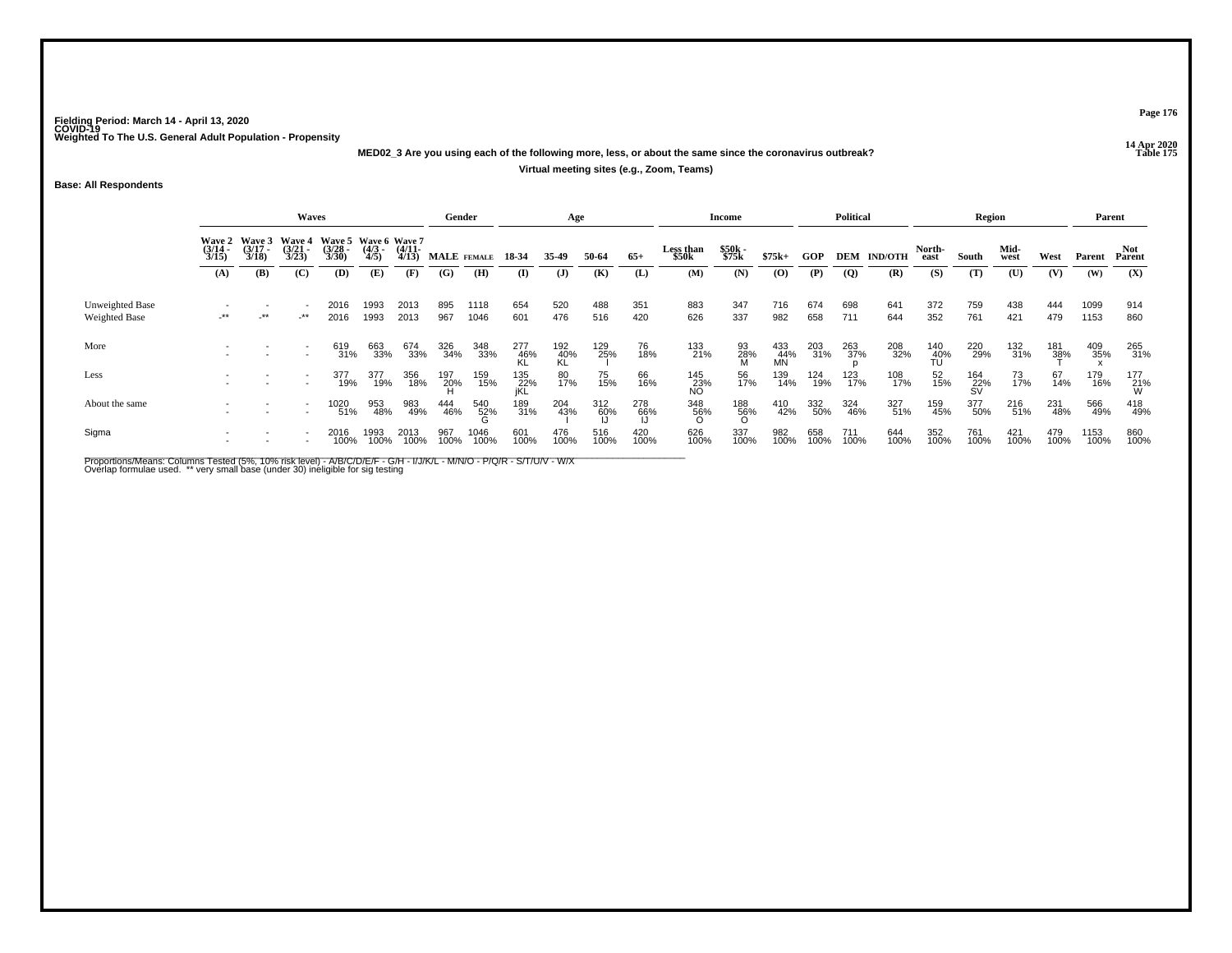Fielding Period: March 14 - April 13, 2020
COVID-19
Weighted To The U.S. General Adult Population - Propensity

14 Apr 2020
Table 175

**MED02_3 Are you using each of the following more, less, or about the same since the coronavirus outbreak?**

**Virtual meeting sites (e.g., Zoom, Teams)**

**Base: All Respondents**

| | Waves | | | | | | Gender | | Age | | | | Income | | | Political | | | Region | | | | Parent | |
|---|---|---|---|---|---|---|---|---|---|---|---|---|---|---|---|---|---|---|---|---|---|---|---|---|
| | Wave 2 (3/14 - 3/15) | Wave 3 (3/17 - 3/18) | Wave 4 (3/21 - 3/23) | Wave 5 (3/28 - 3/30) | Wave 6 (4/3 - 4/5) | Wave 7 (4/11- 4/13) | MALE | FEMALE | 18-34 | 35-49 | 50-64 | 65+ | Less than $50k | $50k - $75k | $75k+ | GOP | DEM | IND/OTH | North-east | South | Mid-west | West | Parent | Not Parent |
| | (A) | (B) | (C) | (D) | (E) | (F) | (G) | (H) | (I) | (J) | (K) | (L) | (M) | (N) | (O) | (P) | (Q) | (R) | (S) | (T) | (U) | (V) | (W) | (X) |
| Unweighted Base | - | - | - | 2016 | 1993 | 2013 | 895 | 1118 | 654 | 520 | 488 | 351 | 883 | 347 | 716 | 674 | 698 | 641 | 372 | 759 | 438 | 444 | 1099 | 914 |
| Weighted Base | -** | -** | -** | 2016 | 1993 | 2013 | 967 | 1046 | 601 | 476 | 516 | 420 | 626 | 337 | 982 | 658 | 711 | 644 | 352 | 761 | 421 | 479 | 1153 | 860 |
| More | - | - | - | 619 | 663 | 674 | 326 | 348 | 277 | 192 | 129 | 76 | 133 | 93 | 433 | 203 | 263 | 208 | 140 | 220 | 132 | 181 | 409 | 265 |
| | - | - | - | 31% | 33% | 33% | 34% | 33% | 46% | 40% | 25% | 18% | 21% | 28% | 44% | 31% | 37% | 32% | 40% | 29% | 31% | 38% | 35% | 31% |
| | | | | | | | | | KL | KL | I | | | M | MN | | p | | TU | | | T | x | |
| Less | - | - | - | 377 | 377 | 356 | 197 | 159 | 135 | 80 | 75 | 66 | 145 | 56 | 139 | 124 | 123 | 108 | 52 | 164 | 73 | 67 | 179 | 177 |
| | - | - | - | 19% | 19% | 18% | 20% | 15% | 22% | 17% | 15% | 16% | 23% | 17% | 14% | 19% | 17% | 17% | 15% | 22% | 17% | 14% | 16% | 21% |
| | | | | | | | H | | jKL | | | | NO | | | | | | | SV | | | | W |
| About the same | - | - | - | 1020 | 953 | 983 | 444 | 540 | 189 | 204 | 312 | 278 | 348 | 188 | 410 | 332 | 324 | 327 | 159 | 377 | 216 | 231 | 566 | 418 |
| | - | - | - | 51% | 48% | 49% | 46% | 52% | 31% | 43% | 60% | 66% | 56% | 56% | 42% | 50% | 46% | 51% | 45% | 50% | 51% | 48% | 49% | 49% |
| | | | | | | | | G | | I | IJ | IJ | O | O | | | | | | | | | | |
| Sigma | - | - | - | 2016 | 1993 | 2013 | 967 | 1046 | 601 | 476 | 516 | 420 | 626 | 337 | 982 | 658 | 711 | 644 | 352 | 761 | 421 | 479 | 1153 | 860 |
| | - | - | - | 100% | 100% | 100% | 100% | 100% | 100% | 100% | 100% | 100% | 100% | 100% | 100% | 100% | 100% | 100% | 100% | 100% | 100% | 100% | 100% | 100% |

Proportions/Means: Columns Tested (5%, 10% risk level) - A/B/C/D/E/F - G/H - I/J/K/L - M/N/O - P/Q/R - S/T/U/V - W/X
Overlap formulae used. ** very small base (under 30) ineligible for sig testing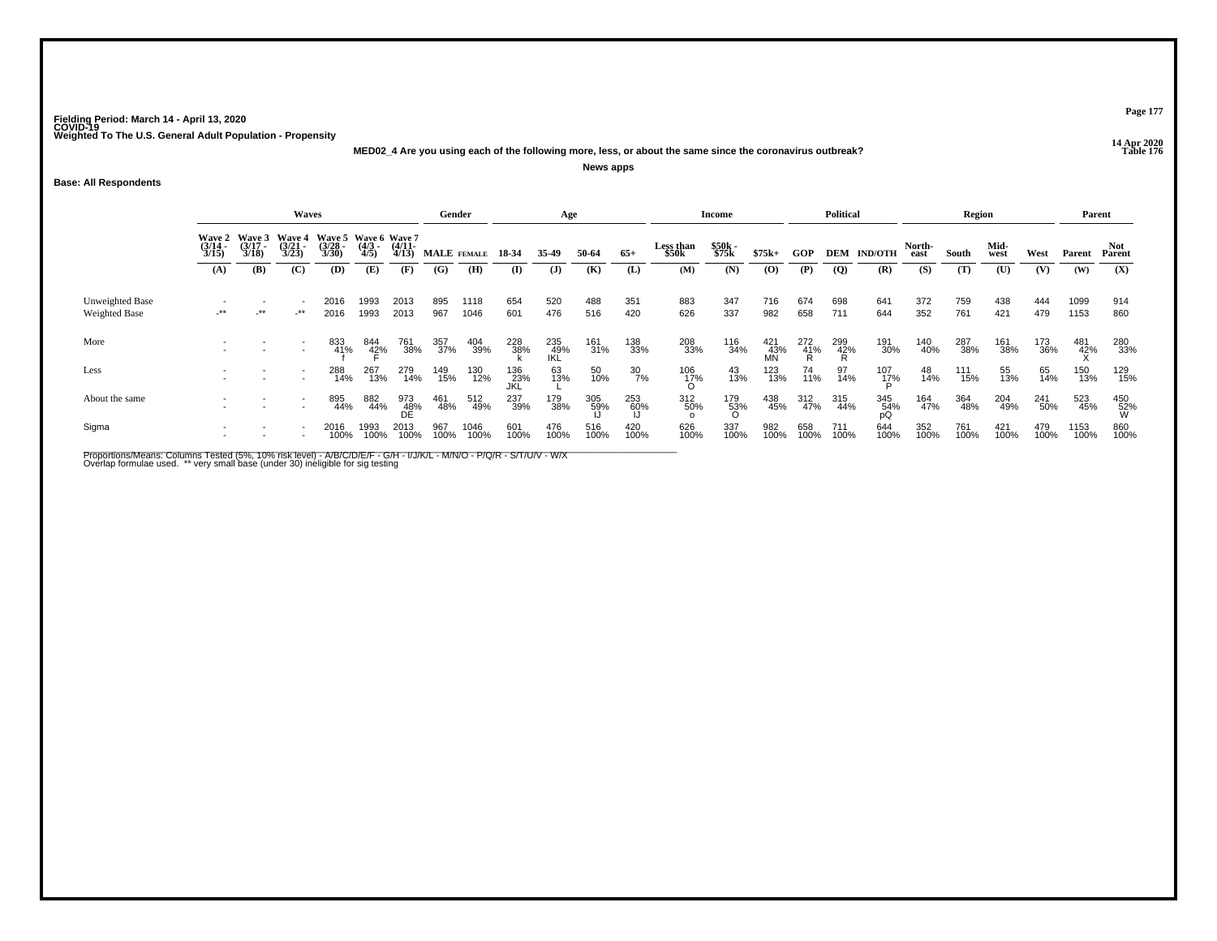Fielding Period: March 14 - April 13, 2020
COVID-19
Weighted To The U.S. General Adult Population - Propensity

14 Apr 2020
Table 176

**MED02_4 Are you using each of the following more, less, or about the same since the coronavirus outbreak?**

**News apps**

**Base: All Respondents**

| | Waves | | | | | | Gender | | Age | | | | Income | | | Political | | | Region | | | | Parent | |
|---|---|---|---|---|---|---|---|---|---|---|---|---|---|---|---|---|---|---|---|---|---|---|---|---|
| | Wave 2 (3/14 - 3/15) | Wave 3 (3/17 - 3/18) | Wave 4 (3/21 - 3/23) | Wave 5 (3/28 - 3/30) | Wave 6 (4/3 - 4/5) | Wave 7 (4/11- 4/13) | MALE | FEMALE | 18-34 | 35-49 | 50-64 | 65+ | Less than $50k | $50k - $75k | $75k+ | GOP | DEM | IND/OTH | North-east | South | Mid-west | West | Parent | Not Parent |
| | (A) | (B) | (C) | (D) | (E) | (F) | (G) | (H) | (I) | (J) | (K) | (L) | (M) | (N) | (O) | (P) | (Q) | (R) | (S) | (T) | (U) | (V) | (W) | (X) |
| Unweighted Base | - | - | - | 2016 | 1993 | 2013 | 895 | 1118 | 654 | 520 | 488 | 351 | 883 | 347 | 716 | 674 | 698 | 641 | 372 | 759 | 438 | 444 | 1099 | 914 |
| Weighted Base | -** | -** | -** | 2016 | 1993 | 2013 | 967 | 1046 | 601 | 476 | 516 | 420 | 626 | 337 | 982 | 658 | 711 | 644 | 352 | 761 | 421 | 479 | 1153 | 860 |
| More | - | - | - | 833 | 844 | 761 | 357 | 404 | 228 | 235 | 161 | 138 | 208 | 116 | 421 | 272 | 299 | 191 | 140 | 287 | 161 | 173 | 481 | 280 |
| | - | - | - | 41% | 42% | 38% | 37% | 39% | 38% | 49% | 31% | 33% | 33% | 34% | 43% | 41% | 42% | 30% | 40% | 38% | 38% | 36% | 42% | 33% |
| | | | | f | F | | | | k | IKL | | | | | MN | R | R | | | | | | X | |
| Less | - | - | - | 288 | 267 | 279 | 149 | 130 | 136 | 63 | 50 | 30 | 106 | 43 | 123 | 74 | 97 | 107 | 48 | 111 | 55 | 65 | 150 | 129 |
| | - | - | - | 14% | 13% | 14% | 15% | 12% | 23% | 13% | 10% | 7% | 17% | 13% | 13% | 11% | 14% | 17% | 14% | 15% | 13% | 14% | 13% | 15% |
| | | | | | | | | | JKL | L | | | O | | | | | P | | | | | | |
| About the same | - | - | - | 895 | 882 | 973 | 461 | 512 | 237 | 179 | 305 | 253 | 312 | 179 | 438 | 312 | 315 | 345 | 164 | 364 | 204 | 241 | 523 | 450 |
| | - | - | - | 44% | 44% | 48% | 48% | 49% | 39% | 38% | 59% | 60% | 50% | 53% | 45% | 47% | 44% | 54% | 47% | 48% | 49% | 50% | 45% | 52% |
| | | | | | | DE | | | | | IJ | IJ | o | O | | | | pQ | | | | | | W |
| Sigma | - | - | - | 2016 | 1993 | 2013 | 967 | 1046 | 601 | 476 | 516 | 420 | 626 | 337 | 982 | 658 | 711 | 644 | 352 | 761 | 421 | 479 | 1153 | 860 |
| | - | - | - | 100% | 100% | 100% | 100% | 100% | 100% | 100% | 100% | 100% | 100% | 100% | 100% | 100% | 100% | 100% | 100% | 100% | 100% | 100% | 100% | 100% |

Proportions/Means: Columns Tested (5%, 10% risk level) - A/B/C/D/E/F - G/H - I/J/K/L - M/N/O - P/Q/R - S/T/U/V - W/X
Overlap formulae used. ** very small base (under 30) ineligible for sig testing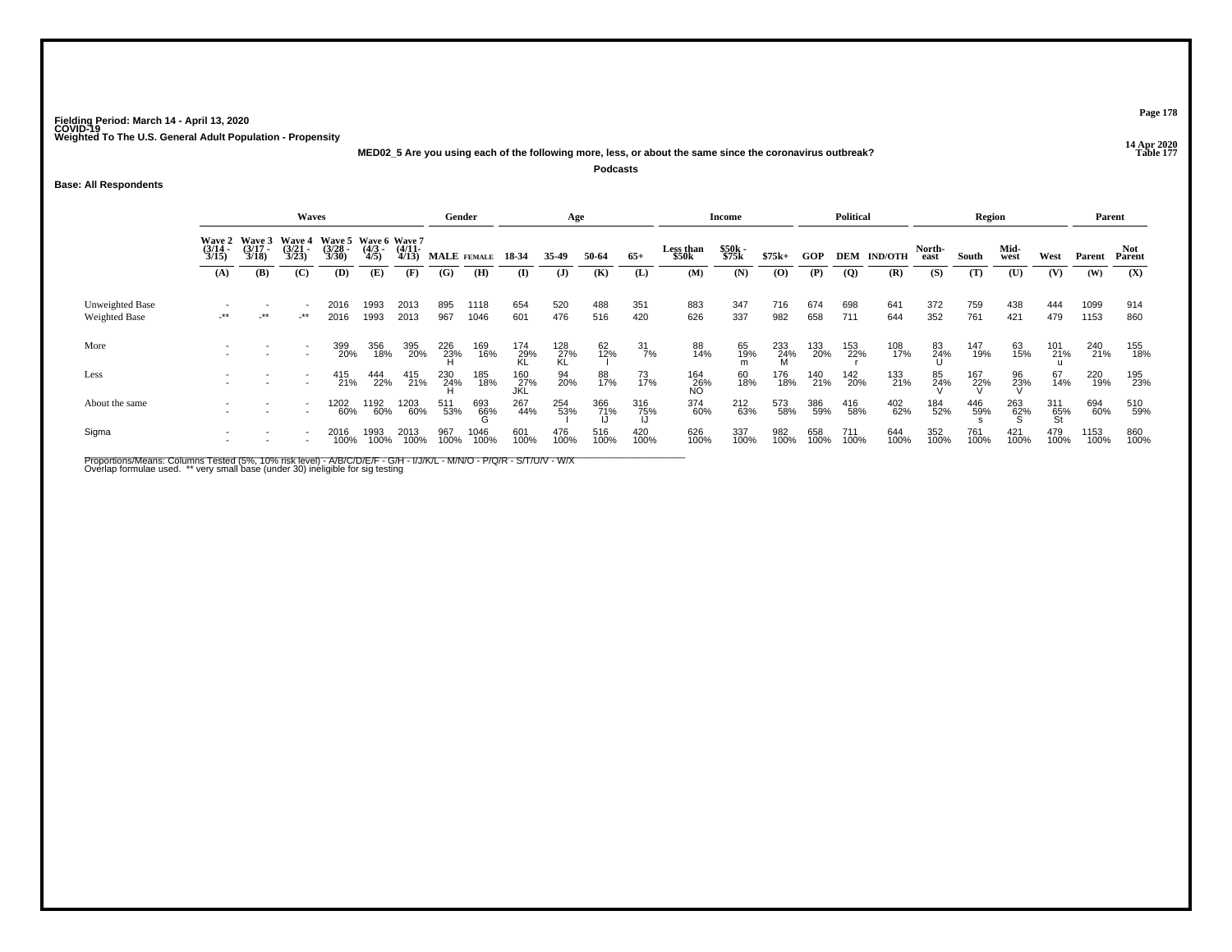Fielding Period: March 14 - April 13, 2020
COVID-19
Weighted To The U.S. General Adult Population - Propensity

14 Apr 2020
Table 177

**MED02_5 Are you using each of the following more, less, or about the same since the coronavirus outbreak?**

**Podcasts**

**Base: All Respondents**

| | Waves | | | | | | Gender | | Age | | | | Income | | | Political | | | Region | | | | Parent | |
|---|---|---|---|---|---|---|---|---|---|---|---|---|---|---|---|---|---|---|---|---|---|---|---|---|
| | Wave 2 (3/14 - 3/15) | Wave 3 (3/17 - 3/18) | Wave 4 (3/21 - 3/23) | Wave 5 (3/28 - 3/30) | Wave 6 (4/3 - 4/5) | Wave 7 (4/11- 4/13) | MALE | FEMALE | 18-34 | 35-49 | 50-64 | 65+ | Less than $50k | $50k - $75k | $75k+ | GOP | DEM | IND/OTH | North-east | South | Mid-west | West | Parent | Not Parent |
| | (A) | (B) | (C) | (D) | (E) | (F) | (G) | (H) | (I) | (J) | (K) | (L) | (M) | (N) | (O) | (P) | (Q) | (R) | (S) | (T) | (U) | (V) | (W) | (X) |
| Unweighted Base | - | - | - | 2016 | 1993 | 2013 | 895 | 1118 | 654 | 520 | 488 | 351 | 883 | 347 | 716 | 674 | 698 | 641 | 372 | 759 | 438 | 444 | 1099 | 914 |
| Weighted Base | -** | -** | -** | 2016 | 1993 | 2013 | 967 | 1046 | 601 | 476 | 516 | 420 | 626 | 337 | 982 | 658 | 711 | 644 | 352 | 761 | 421 | 479 | 1153 | 860 |
| More | - | - | - | 399 | 356 | 395 | 226 | 169 | 174 | 128 | 62 | 31 | 88 | 65 | 233 | 133 | 153 | 108 | 83 | 147 | 63 | 101 | 240 | 155 |
| | - | - | - | 20% | 18% | 20% | 23% | 16% | 29% | 27% | 12% | 7% | 14% | 19% | 24% | 20% | 22% | 17% | 24% | 19% | 15% | 21% | 21% | 18% |
| | | | | | | | H | | KL | KL | l | | | m | M | | r | | U | | | u | | |
| Less | - | - | - | 415 | 444 | 415 | 230 | 185 | 160 | 94 | 88 | 73 | 164 | 60 | 176 | 140 | 142 | 133 | 85 | 167 | 96 | 67 | 220 | 195 |
| | - | - | - | 21% | 22% | 21% | 24% | 18% | 27% | 20% | 17% | 17% | 26% | 18% | 18% | 21% | 20% | 21% | 24% | 22% | 23% | 14% | 19% | 23% |
| | | | | | | | H | | JKL | | | | NO | | | | | | V | V | V | | | |
| About the same | - | - | - | 1202 | 1192 | 1203 | 511 | 693 | 267 | 254 | 366 | 316 | 374 | 212 | 573 | 386 | 416 | 402 | 184 | 446 | 263 | 311 | 694 | 510 |
| | - | - | - | 60% | 60% | 60% | 53% | 66% | 44% | 53% | 71% | 75% | 60% | 63% | 58% | 59% | 58% | 62% | 52% | 59% | 62% | 65% | 60% | 59% |
| | | | | | | | | G | | I | IJ | IJ | | | | | | | | s | S | St | | |
| Sigma | - | - | - | 2016 | 1993 | 2013 | 967 | 1046 | 601 | 476 | 516 | 420 | 626 | 337 | 982 | 658 | 711 | 644 | 352 | 761 | 421 | 479 | 1153 | 860 |
| | - | - | - | 100% | 100% | 100% | 100% | 100% | 100% | 100% | 100% | 100% | 100% | 100% | 100% | 100% | 100% | 100% | 100% | 100% | 100% | 100% | 100% | 100% |

Proportions/Means: Columns Tested (5%, 10% risk level) - A/B/C/D/E/F - G/H - I/J/K/L - M/N/O - P/Q/R - S/T/U/V - W/X
Overlap formulae used. ** very small base (under 30) ineligible for sig testing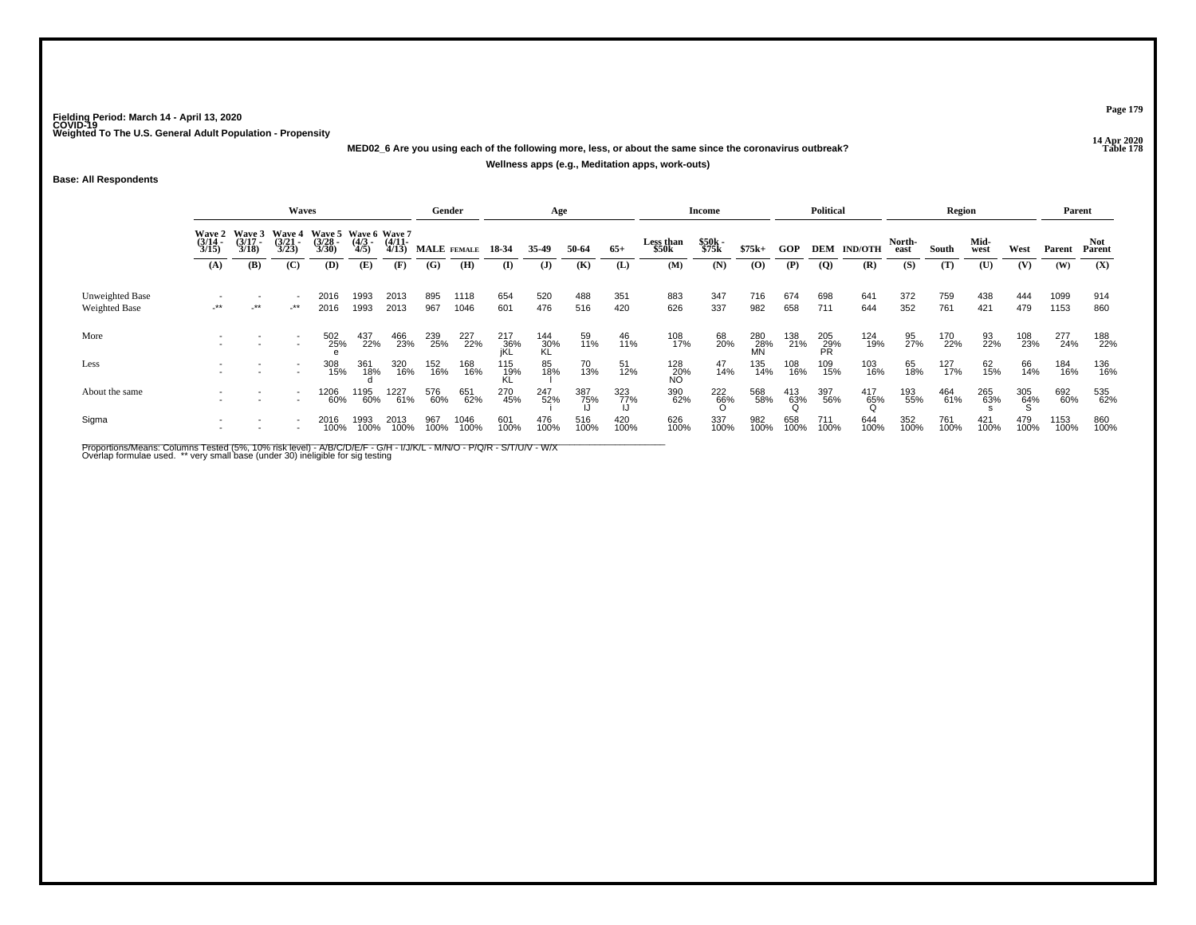Fielding Period: March 14 - April 13, 2020
COVID-19
Weighted To The U.S. General Adult Population - Propensity

14 Apr 2020
Table 178

**MED02_6 Are you using each of the following more, less, or about the same since the coronavirus outbreak?**

**Wellness apps (e.g., Meditation apps, work-outs)**

**Base: All Respondents**

| | Waves | | | | | | Gender | | Age | | | | Income | | | Political | | | Region | | | | Parent | |
|---|---|---|---|---|---|---|---|---|---|---|---|---|---|---|---|---|---|---|---|---|---|---|---|---|
| | Wave 2 (3/14 - 3/15) | Wave 3 (3/17 - 3/18) | Wave 4 (3/21 - 3/23) | Wave 5 (3/28 - 3/30) | Wave 6 (4/3 - 4/5) | Wave 7 (4/11- 4/13) | MALE | FEMALE | 18-34 | 35-49 | 50-64 | 65+ | Less than $50k | $50k - $75k | $75k+ | GOP | DEM | IND/OTH | North-east | South | Mid-west | West | Parent | Not Parent |
| | (A) | (B) | (C) | (D) | (E) | (F) | (G) | (H) | (I) | (J) | (K) | (L) | (M) | (N) | (O) | (P) | (Q) | (R) | (S) | (T) | (U) | (V) | (W) | (X) |
| Unweighted Base | - | - | - | 2016 | 1993 | 2013 | 895 | 1118 | 654 | 520 | 488 | 351 | 883 | 347 | 716 | 674 | 698 | 641 | 372 | 759 | 438 | 444 | 1099 | 914 |
| Weighted Base | -** | -** | -** | 2016 | 1993 | 2013 | 967 | 1046 | 601 | 476 | 516 | 420 | 626 | 337 | 982 | 658 | 711 | 644 | 352 | 761 | 421 | 479 | 1153 | 860 |
| More | - | - | - | 502 | 437 | 466 | 239 | 227 | 217 | 144 | 59 | 46 | 108 | 68 | 280 | 138 | 205 | 124 | 95 | 170 | 93 | 108 | 277 | 188 |
| | - | - | - | 25% | 22% | 23% | 25% | 22% | 36% | 30% | 11% | 11% | 17% | 20% | 28% | 21% | 29% | 19% | 27% | 22% | 22% | 23% | 24% | 22% |
| | | | | e | | | | | jKL | KL | | | | | MN | | PR | | | | | | | |
| Less | - | - | - | 308 | 361 | 320 | 152 | 168 | 115 | 85 | 70 | 51 | 128 | 47 | 135 | 108 | 109 | 103 | 65 | 127 | 62 | 66 | 184 | 136 |
| | - | - | - | 15% | 18% | 16% | 16% | 16% | 19% | 18% | 13% | 12% | 20% | 14% | 14% | 16% | 15% | 16% | 18% | 17% | 15% | 14% | 16% | 16% |
| | | | | | d | | | | KL | l | | | NO | | | | | | | | | | | |
| About the same | - | - | - | 1206 | 1195 | 1227 | 576 | 651 | 270 | 247 | 387 | 323 | 390 | 222 | 568 | 413 | 397 | 417 | 193 | 464 | 265 | 305 | 692 | 535 |
| | - | - | - | 60% | 60% | 61% | 60% | 62% | 45% | 52% | 75% | 77% | 62% | 66% | 58% | 63% | 56% | 65% | 55% | 61% | 63% | 64% | 60% | 62% |
| | | | | | | | | | | i | IJ | IJ | | O | | Q | | Q | | | s | S | | |
| Sigma | - | - | - | 2016 | 1993 | 2013 | 967 | 1046 | 601 | 476 | 516 | 420 | 626 | 337 | 982 | 658 | 711 | 644 | 352 | 761 | 421 | 479 | 1153 | 860 |
| | - | - | - | 100% | 100% | 100% | 100% | 100% | 100% | 100% | 100% | 100% | 100% | 100% | 100% | 100% | 100% | 100% | 100% | 100% | 100% | 100% | 100% | 100% |

Proportions/Means: Columns Tested (5%, 10% risk level) - A/B/C/D/E/F - G/H - I/J/K/L - M/N/O - P/Q/R - S/T/U/V - W/X
Overlap formulae used. ** very small base (under 30) ineligible for sig testing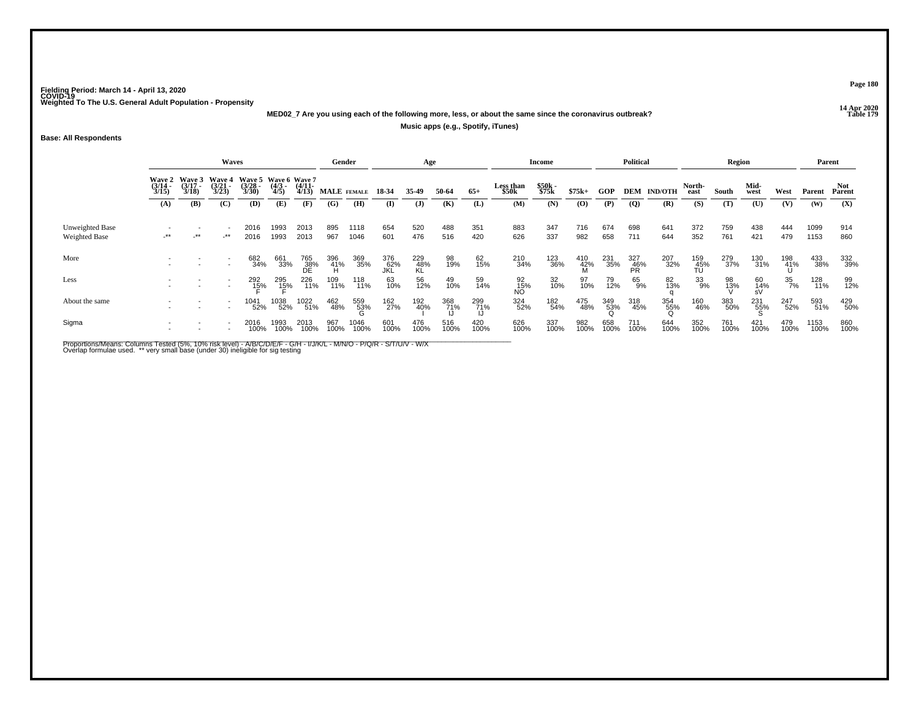Fielding Period: March 14 - April 13, 2020
COVID-19
Weighted To The U.S. General Adult Population - Propensity

14 Apr 2020
Table 179

**MED02_7 Are you using each of the following more, less, or about the same since the coronavirus outbreak?**

**Music apps (e.g., Spotify, iTunes)**

**Base: All Respondents**

| | Waves | | | | | | Gender | | Age | | | | Income | | | Political | | | Region | | | | Parent | |
|---|---|---|---|---|---|---|---|---|---|---|---|---|---|---|---|---|---|---|---|---|---|---|---|---|
| | Wave 2 (3/14 - 3/15) | Wave 3 (3/17 - 3/18) | Wave 4 (3/21 - 3/23) | Wave 5 (3/28 - 3/30) | Wave 6 (4/3 - 4/5) | Wave 7 (4/11- 4/13) | MALE | FEMALE | 18-34 | 35-49 | 50-64 | 65+ | Less than $50k | $50k - $75k | $75k+ | GOP | DEM | IND/OTH | North-east | South | Mid-west | West | Parent | Not Parent |
| | (A) | (B) | (C) | (D) | (E) | (F) | (G) | (H) | (I) | (J) | (K) | (L) | (M) | (N) | (O) | (P) | (Q) | (R) | (S) | (T) | (U) | (V) | (W) | (X) |
| Unweighted Base | - | - | - | 2016 | 1993 | 2013 | 895 | 1118 | 654 | 520 | 488 | 351 | 883 | 347 | 716 | 674 | 698 | 641 | 372 | 759 | 438 | 444 | 1099 | 914 |
| Weighted Base | -** | -** | -** | 2016 | 1993 | 2013 | 967 | 1046 | 601 | 476 | 516 | 420 | 626 | 337 | 982 | 658 | 711 | 644 | 352 | 761 | 421 | 479 | 1153 | 860 |
| More | - | - | - | 682 | 661 | 765 | 396 | 369 | 376 | 229 | 98 | 62 | 210 | 123 | 410 | 231 | 327 | 207 | 159 | 279 | 130 | 198 | 433 | 332 |
| | - | - | - | 34% | 33% | 38% | 41% | 35% | 62% | 48% | 19% | 15% | 34% | 36% | 42% | 35% | 46% | 32% | 45% | 37% | 31% | 41% | 38% | 39% |
| | | | | | | DE | H | | JKL | KL | | | | | M | | PR | | TU | | | U | | |
| Less | - | - | - | 292 | 295 | 226 | 109 | 118 | 63 | 56 | 49 | 59 | 92 | 32 | 97 | 79 | 65 | 82 | 33 | 98 | 60 | 35 | 128 | 99 |
| | - | - | - | 15% | 15% | 11% | 11% | 11% | 10% | 12% | 10% | 14% | 15% | 10% | 10% | 12% | 9% | 13% | 9% | 13% | 14% | 7% | 11% | 12% |
| | | | | F | F | | | | | | | | NO | | | | | q | | V | sV | | | |
| About the same | - | - | - | 1041 | 1038 | 1022 | 462 | 559 | 162 | 192 | 368 | 299 | 324 | 182 | 475 | 349 | 318 | 354 | 160 | 383 | 231 | 247 | 593 | 429 |
| | - | - | - | 52% | 52% | 51% | 48% | 53% | 27% | 40% | 71% | 71% | 52% | 54% | 48% | 53% | 45% | 55% | 46% | 50% | 55% | 52% | 51% | 50% |
| | | | | | | | | G | | I | IJ | IJ | | | | Q | | Q | | | S | | | |
| Sigma | - | - | - | 2016 | 1993 | 2013 | 967 | 1046 | 601 | 476 | 516 | 420 | 626 | 337 | 982 | 658 | 711 | 644 | 352 | 761 | 421 | 479 | 1153 | 860 |
| | - | - | - | 100% | 100% | 100% | 100% | 100% | 100% | 100% | 100% | 100% | 100% | 100% | 100% | 100% | 100% | 100% | 100% | 100% | 100% | 100% | 100% | 100% |

Proportions/Means: Columns Tested (5%, 10% risk level) - A/B/C/D/E/F - G/H - I/J/K/L - M/N/O - P/Q/R - S/T/U/V - W/X
Overlap formulae used. ** very small base (under 30) ineligible for sig testing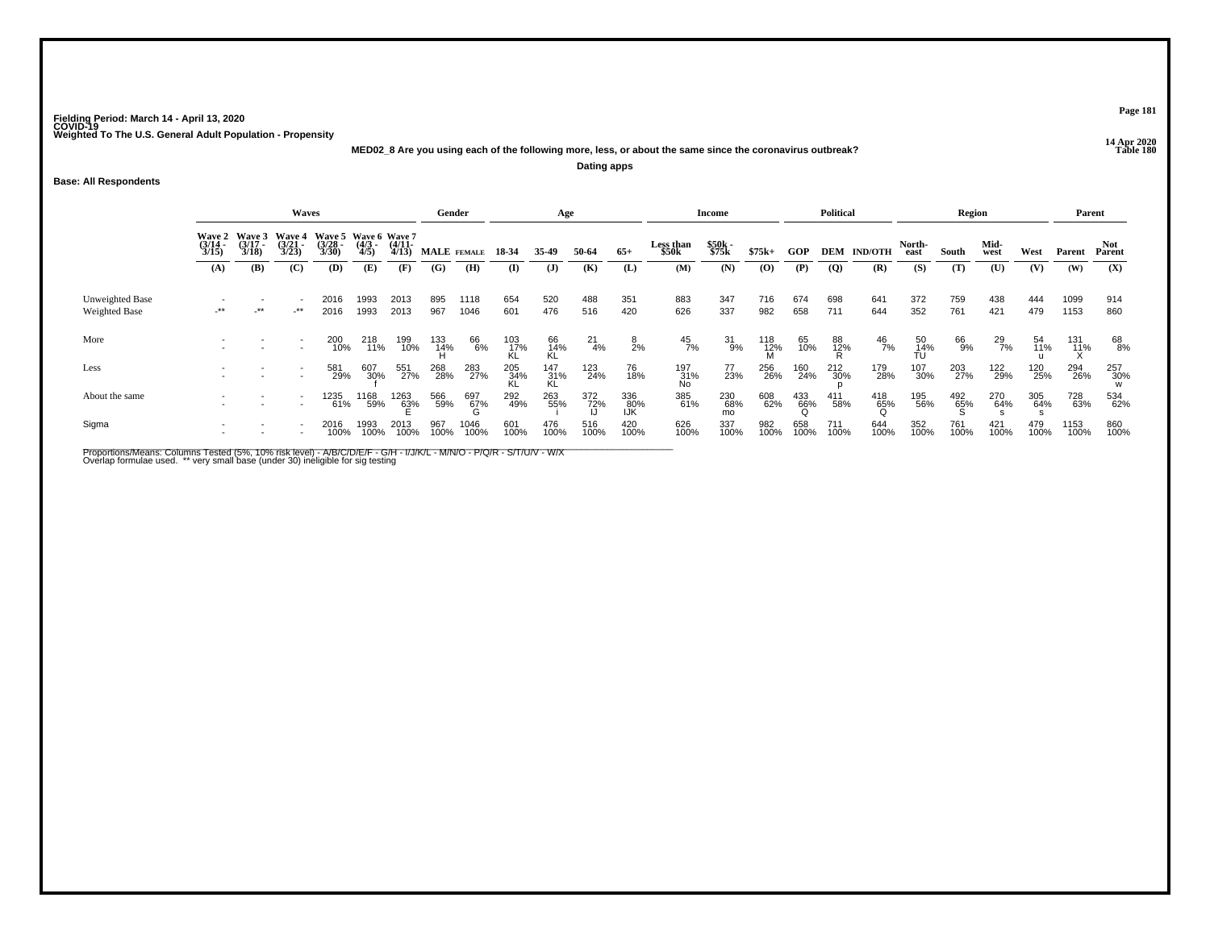Fielding Period: March 14 - April 13, 2020
COVID-19
Weighted To The U.S. General Adult Population - Propensity

14 Apr 2020
Table 180

MED02_8 Are you using each of the following more, less, or about the same since the coronavirus outbreak?

Dating apps

Base: All Respondents

| | Waves | | | | | | Gender | | Age | | | | Income | | | Political | | | Region | | | | Parent | |
|---|---|---|---|---|---|---|---|---|---|---|---|---|---|---|---|---|---|---|---|---|---|---|---|---|
| | Wave 2 (3/14 - 3/15) | Wave 3 (3/17 - 3/18) | Wave 4 (3/21 - 3/23) | Wave 5 (3/28 - 3/30) | Wave 6 (4/3 - 4/5) | Wave 7 (4/11- 4/13) | MALE | FEMALE | 18-34 | 35-49 | 50-64 | 65+ | Less than $50k | $50k - $75k | $75k+ | GOP | DEM | IND/OTH | North-east | South | Mid-west | West | Parent | Not Parent |
| | (A) | (B) | (C) | (D) | (E) | (F) | (G) | (H) | (I) | (J) | (K) | (L) | (M) | (N) | (O) | (P) | (Q) | (R) | (S) | (T) | (U) | (V) | (W) | (X) |
| Unweighted Base | - | - | - | 2016 | 1993 | 2013 | 895 | 1118 | 654 | 520 | 488 | 351 | 883 | 347 | 716 | 674 | 698 | 641 | 372 | 759 | 438 | 444 | 1099 | 914 |
| Weighted Base | -** | -** | -** | 2016 | 1993 | 2013 | 967 | 1046 | 601 | 476 | 516 | 420 | 626 | 337 | 982 | 658 | 711 | 644 | 352 | 761 | 421 | 479 | 1153 | 860 |
| More | - | - | - | 200 | 218 | 199 | 133 | 66 | 103 | 66 | 21 | 8 | 45 | 31 | 118 | 65 | 88 | 46 | 50 | 66 | 29 | 54 | 131 | 68 |
| | - | - | - | 10% | 11% | 10% | 14% | 6% | 17% | 14% | 4% | 2% | 7% | 9% | 12% | 10% | 12% | 7% | 14% | 9% | 7% | 11% | 11% | 8% |
| | | | | | | | H | | KL | KL | | | | | M | | R | | TU | | | u | X | |
| Less | - | - | - | 581 | 607 | 551 | 268 | 283 | 205 | 147 | 123 | 76 | 197 | 77 | 256 | 160 | 212 | 179 | 107 | 203 | 122 | 120 | 294 | 257 |
| | - | - | - | 29% | 30% | 27% | 28% | 27% | 34% | 31% | 24% | 18% | 31% | 23% | 26% | 24% | 30% | 28% | 30% | 27% | 29% | 25% | 26% | 30% |
| | | | | | f | | | | KL | KL | | | No | | | | p | | | | | | | w |
| About the same | - | - | - | 1235 | 1168 | 1263 | 566 | 697 | 292 | 263 | 372 | 336 | 385 | 230 | 608 | 433 | 411 | 418 | 195 | 492 | 270 | 305 | 728 | 534 |
| | - | - | - | 61% | 59% | 63% | 59% | 67% | 49% | 55% | 72% | 80% | 61% | 68% | 62% | 66% | 58% | 65% | 56% | 65% | 64% | 64% | 63% | 62% |
| | | | | | | E | | G | | i | IJ | IJK | | mo | | Q | | Q | | S | s | s | | |
| Sigma | - | - | - | 2016 | 1993 | 2013 | 967 | 1046 | 601 | 476 | 516 | 420 | 626 | 337 | 982 | 658 | 711 | 644 | 352 | 761 | 421 | 479 | 1153 | 860 |
| | - | - | - | 100% | 100% | 100% | 100% | 100% | 100% | 100% | 100% | 100% | 100% | 100% | 100% | 100% | 100% | 100% | 100% | 100% | 100% | 100% | 100% | 100% |

Proportions/Means: Columns Tested (5%, 10% risk level) - A/B/C/D/E/F - G/H - I/J/K/L - M/N/O - P/Q/R - S/T/U/V - W/X
Overlap formulae used. ** very small base (under 30) ineligible for sig testing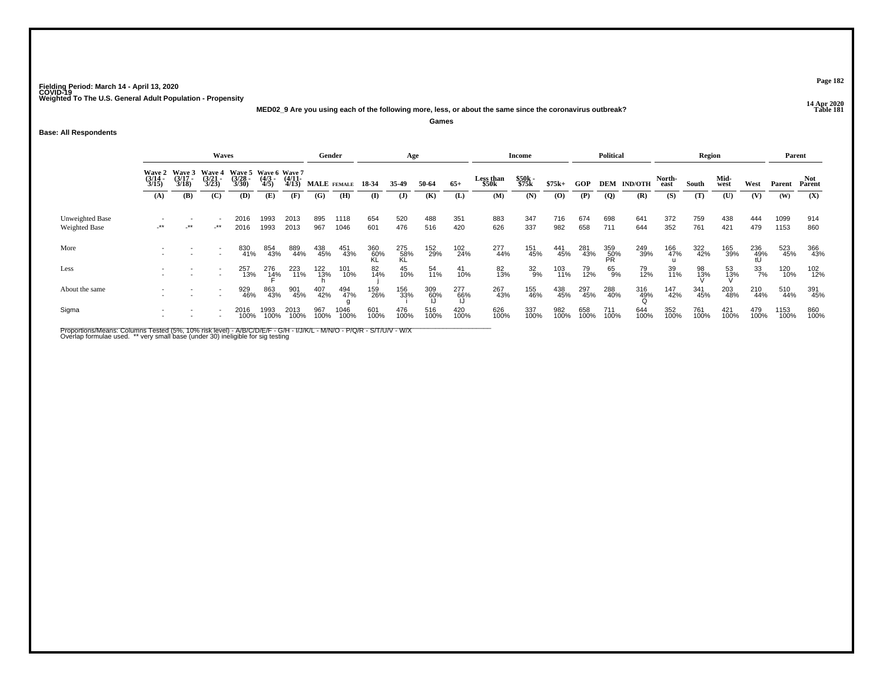Fielding Period: March 14 - April 13, 2020
COVID-19
Weighted To The U.S. General Adult Population - Propensity

14 Apr 2020
Table 181

**MED02_9 Are you using each of the following more, less, or about the same since the coronavirus outbreak?**

**Games**

**Base: All Respondents**

| | Waves | | | | | | Gender | | Age | | | | Income | | | Political | | | Region | | | | Parent | |
|---|---|---|---|---|---|---|---|---|---|---|---|---|---|---|---|---|---|---|---|---|---|---|---|---|
| | Wave 2 (3/14 - 3/15) | Wave 3 (3/17 - 3/18) | Wave 4 (3/21 - 3/23) | Wave 5 (3/28 - 3/30) | Wave 6 (4/3 - 4/5) | Wave 7 (4/11- 4/13) | MALE | FEMALE | 18-34 | 35-49 | 50-64 | 65+ | Less than $50k | $50k - $75k | $75k+ | GOP | DEM | IND/OTH | North-east | South | Mid-west | West | Parent | Not Parent |
| | (A) | (B) | (C) | (D) | (E) | (F) | (G) | (H) | (I) | (J) | (K) | (L) | (M) | (N) | (O) | (P) | (Q) | (R) | (S) | (T) | (U) | (V) | (W) | (X) |
| Unweighted Base | - | - | - | 2016 | 1993 | 2013 | 895 | 1118 | 654 | 520 | 488 | 351 | 883 | 347 | 716 | 674 | 698 | 641 | 372 | 759 | 438 | 444 | 1099 | 914 |
| Weighted Base | -** | -** | -** | 2016 | 1993 | 2013 | 967 | 1046 | 601 | 476 | 516 | 420 | 626 | 337 | 982 | 658 | 711 | 644 | 352 | 761 | 421 | 479 | 1153 | 860 |
| More | - | - | - | 830 | 854 | 889 | 438 | 451 | 360 | 275 | 152 | 102 | 277 | 151 | 441 | 281 | 359 | 249 | 166 | 322 | 165 | 236 | 523 | 366 |
| | - | - | - | 41% | 43% | 44% | 45% | 43% | 60% | 58% | 29% | 24% | 44% | 45% | 45% | 43% | 50% | 39% | 47% | 42% | 39% | 49% | 45% | 43% |
| | | | | | | | | | KL | KL | | | | | | | PR | | u | | | tU | | |
| Less | - | - | - | 257 | 276 | 223 | 122 | 101 | 82 | 45 | 54 | 41 | 82 | 32 | 103 | 79 | 65 | 79 | 39 | 98 | 53 | 33 | 120 | 102 |
| | - | - | - | 13% | 14% | 11% | 13% | 10% | 14% | 10% | 11% | 10% | 13% | 9% | 11% | 12% | 9% | 12% | 11% | 13% | 13% | 7% | 10% | 12% |
| | | | | | F | | h | | j | | | | | | | | | | | V | V | | | |
| About the same | - | - | - | 929 | 863 | 901 | 407 | 494 | 159 | 156 | 309 | 277 | 267 | 155 | 438 | 297 | 288 | 316 | 147 | 341 | 203 | 210 | 510 | 391 |
| | - | - | - | 46% | 43% | 45% | 42% | 47% | 26% | 33% | 60% | 66% | 43% | 46% | 45% | 45% | 40% | 49% | 42% | 45% | 48% | 44% | 44% | 45% |
| | | | | | | | | g | | i | IJ | IJ | | | | | | Q | | | | | | |
| Sigma | - | - | - | 2016 | 1993 | 2013 | 967 | 1046 | 601 | 476 | 516 | 420 | 626 | 337 | 982 | 658 | 711 | 644 | 352 | 761 | 421 | 479 | 1153 | 860 |
| | - | - | - | 100% | 100% | 100% | 100% | 100% | 100% | 100% | 100% | 100% | 100% | 100% | 100% | 100% | 100% | 100% | 100% | 100% | 100% | 100% | 100% | 100% |

Proportions/Means: Columns Tested (5%, 10% risk level) - A/B/C/D/E/F - G/H - I/J/K/L - M/N/O - P/Q/R - S/T/U/V - W/X
Overlap formulae used. ** very small base (under 30) ineligible for sig testing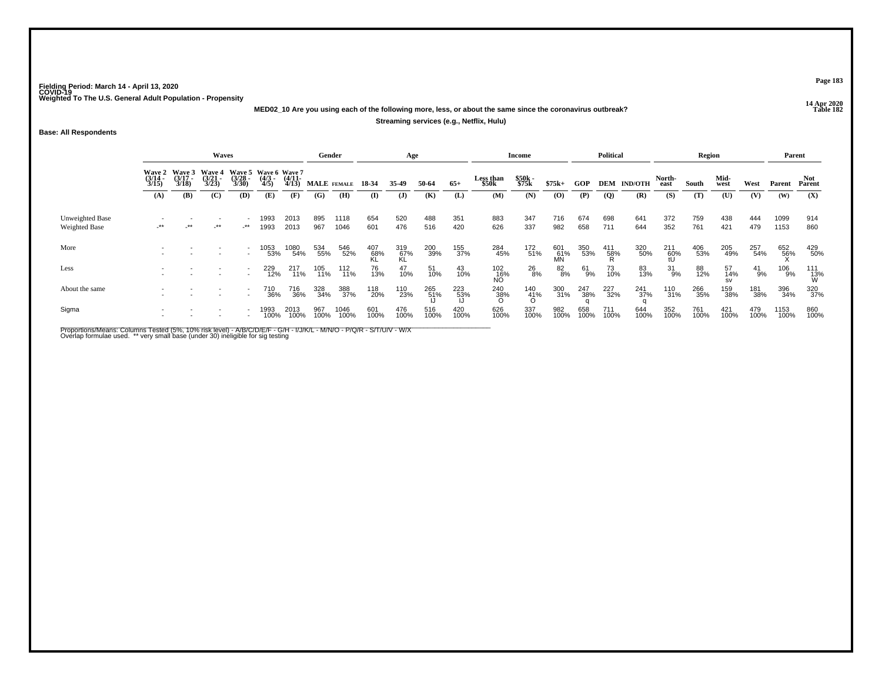Fielding Period: March 14 - April 13, 2020
COVID-19
Weighted To The U.S. General Adult Population - Propensity

14 Apr 2020
Table 182

**MED02_10 Are you using each of the following more, less, or about the same since the coronavirus outbreak?**

**Streaming services (e.g., Netflix, Hulu)**

**Base: All Respondents**

| | Waves | | | | | | Gender | | Age | | | | Income | | | Political | | | Region | | | | Parent | |
|---|---|---|---|---|---|---|---|---|---|---|---|---|---|---|---|---|---|---|---|---|---|---|---|---|
| | Wave 2 (3/14 - 3/15) | Wave 3 (3/17 - 3/18) | Wave 4 (3/21 - 3/23) | Wave 5 (3/28 - 3/30) | Wave 6 (4/3 - 4/5) | Wave 7 (4/11- 4/13) | MALE | FEMALE | 18-34 | 35-49 | 50-64 | 65+ | Less than $50k | $50k - $75k | $75k+ | GOP | DEM | IND/OTH | North-east | South | Mid-west | West | Parent | Not Parent |
| | (A) | (B) | (C) | (D) | (E) | (F) | (G) | (H) | (I) | (J) | (K) | (L) | (M) | (N) | (O) | (P) | (Q) | (R) | (S) | (T) | (U) | (V) | (W) | (X) |
| Unweighted Base | - | - | - | - | 1993 | 2013 | 895 | 1118 | 654 | 520 | 488 | 351 | 883 | 347 | 716 | 674 | 698 | 641 | 372 | 759 | 438 | 444 | 1099 | 914 |
| Weighted Base | -** | -** | -** | -** | 1993 | 2013 | 967 | 1046 | 601 | 476 | 516 | 420 | 626 | 337 | 982 | 658 | 711 | 644 | 352 | 761 | 421 | 479 | 1153 | 860 |
| More | - | - | - | - | 1053 | 1080 | 534 | 546 | 407 | 319 | 200 | 155 | 284 | 172 | 601 | 350 | 411 | 320 | 211 | 406 | 205 | 257 | 652 | 429 |
| | - | - | - | - | 53% | 54% | 55% | 52% | 68% | 67% | 39% | 37% | 45% | 51% | 61% | 53% | 58% | 50% | 60% | 53% | 49% | 54% | 56% | 50% |
| | | | | | | | | | KL | KL | | | | | MN | | R | | tU | | | | X | |
| Less | - | - | - | - | 229 | 217 | 105 | 112 | 76 | 47 | 51 | 43 | 102 | 26 | 82 | 61 | 73 | 83 | 31 | 88 | 57 | 41 | 106 | 111 |
| | - | - | - | - | 12% | 11% | 11% | 11% | 13% | 10% | 10% | 10% | 16% | 8% | 8% | 9% | 10% | 13% | 9% | 12% | 14% | 9% | 9% | 13% |
| | | | | | | | | | | | | | NO | | | | | | | | sv | | | W |
| About the same | - | - | - | - | 710 | 716 | 328 | 388 | 118 | 110 | 265 | 223 | 240 | 140 | 300 | 247 | 227 | 241 | 110 | 266 | 159 | 181 | 396 | 320 |
| | - | - | - | - | 36% | 36% | 34% | 37% | 20% | 23% | 51% | 53% | 38% | 41% | 31% | 38% | 32% | 37% | 31% | 35% | 38% | 38% | 34% | 37% |
| | | | | | | | | | | | IJ | IJ | O | O | | q | | q | | | | | | |
| Sigma | - | - | - | - | 1993 | 2013 | 967 | 1046 | 601 | 476 | 516 | 420 | 626 | 337 | 982 | 658 | 711 | 644 | 352 | 761 | 421 | 479 | 1153 | 860 |
| | - | - | - | - | 100% | 100% | 100% | 100% | 100% | 100% | 100% | 100% | 100% | 100% | 100% | 100% | 100% | 100% | 100% | 100% | 100% | 100% | 100% | 100% |

Proportions/Means: Columns Tested (5%, 10% risk level) - A/B/C/D/E/F - G/H - I/J/K/L - M/N/O - P/Q/R - S/T/U/V - W/X
Overlap formulae used. ** very small base (under 30) ineligible for sig testing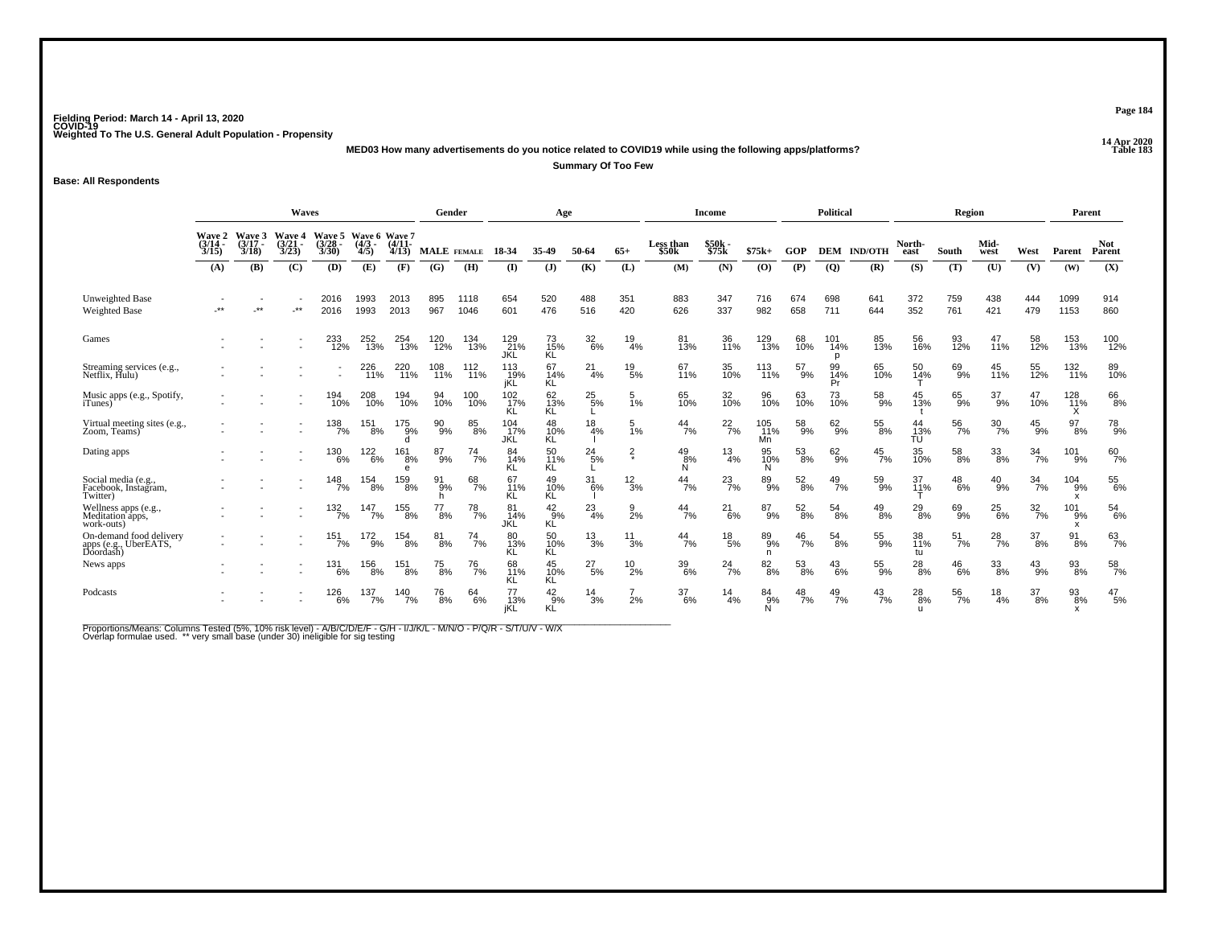Fielding Period: March 14 - April 13, 2020
COVID-19
Weighted To The U.S. General Adult Population - Propensity

14 Apr 2020
Table 183

**MED03 How many advertisements do you notice related to COVID19 while using the following apps/platforms?**

**Summary Of Too Few**

**Base: All Respondents**

| | Waves | | | | | | Gender | | Age | | | | Income | | | Political | | | Region | | | | Parent | |
|---|---|---|---|---|---|---|---|---|---|---|---|---|---|---|---|---|---|---|---|---|---|---|---|---|
| | Wave 2 (3/14 - 3/15) | Wave 3 (3/17 - 3/18) | Wave 4 (3/21 - 3/23) | Wave 5 (3/28 - 3/30) | Wave 6 (4/3 - 4/5) | Wave 7 (4/11- 4/13) | MALE | FEMALE | 18-34 | 35-49 | 50-64 | 65+ | Less than $50k | $50k - $75k | $75k+ | GOP | DEM | IND/OTH | North-east | South | Mid-west | West | Parent | Not Parent |
| | (A) | (B) | (C) | (D) | (E) | (F) | (G) | (H) | (I) | (J) | (K) | (L) | (M) | (N) | (O) | (P) | (Q) | (R) | (S) | (T) | (U) | (V) | (W) | (X) |
| Unweighted Base | - | - | - | 2016 | 1993 | 2013 | 895 | 1118 | 654 | 520 | 488 | 351 | 883 | 347 | 716 | 674 | 698 | 641 | 372 | 759 | 438 | 444 | 1099 | 914 |
| Weighted Base | -** | -** | -** | 2016 | 1993 | 2013 | 967 | 1046 | 601 | 476 | 516 | 420 | 626 | 337 | 982 | 658 | 711 | 644 | 352 | 761 | 421 | 479 | 1153 | 860 |
| Games | - | - | - | 233 12% | 252 13% | 254 13% | 120 12% | 134 13% | 129 21% JKL | 73 15% KL | 32 6% | 19 4% | 81 13% | 36 11% | 129 13% | 68 10% | 101 14% p | 85 13% | 56 16% | 93 12% | 47 11% | 58 12% | 153 13% | 100 12% |
| Streaming services (e.g., Netflix, Hulu) | - | - | - | - | 226 11% | 220 11% | 108 11% | 112 11% | 113 19% jKL | 67 14% KL | 21 4% | 19 5% | 67 11% | 35 10% | 113 11% | 57 9% | 99 14% Pr | 65 10% | 50 14% T | 69 9% | 45 11% | 55 12% | 132 11% | 89 10% |
| Music apps (e.g., Spotify, iTunes) | - | - | - | 194 10% | 208 10% | 194 10% | 94 10% | 100 10% | 102 17% KL | 62 13% KL | 25 5% L | 5 1% | 65 10% | 32 10% | 96 10% | 63 10% | 73 10% | 58 9% | 45 13% t | 65 9% | 37 9% | 47 10% | 128 11% X | 66 8% |
| Virtual meeting sites (e.g., Zoom, Teams) | - | - | - | 138 7% | 151 8% | 175 9% d | 90 9% | 85 8% | 104 17% JKL | 48 10% KL | 18 4% l | 5 1% | 44 7% | 22 7% | 105 11% Mn | 58 9% | 62 9% | 55 8% | 44 13% TU | 56 7% | 30 7% | 45 9% | 97 8% | 78 9% |
| Dating apps | - | - | - | 130 6% | 122 6% | 161 8% e | 87 9% | 74 7% | 84 14% KL | 50 11% KL | 24 5% L | 2 * | 49 8% N | 13 4% | 95 10% N | 53 8% | 62 9% | 45 7% | 35 10% | 58 8% | 33 8% | 34 7% | 101 9% | 60 7% |
| Social media (e.g., Facebook, Instagram, Twitter) | - | - | - | 148 7% | 154 8% | 159 8% | 91 9% h | 68 7% | 67 11% KL | 49 10% KL | 31 6% l | 12 3% | 44 7% | 23 7% | 89 9% | 52 8% | 49 7% | 59 9% | 37 11% T | 48 6% | 40 9% | 34 7% | 104 9% x | 55 6% |
| Wellness apps (e.g., Meditation apps, work-outs) | - | - | - | 132 7% | 147 7% | 155 8% | 77 8% | 78 7% | 81 14% JKL | 42 9% KL | 23 4% | 9 2% | 44 7% | 21 6% | 87 9% | 52 8% | 54 8% | 49 8% | 29 8% | 69 9% | 25 6% | 32 7% | 101 9% x | 54 6% |
| On-demand food delivery apps (e.g., UberEATS, Doordash) | - | - | - | 151 7% | 172 9% | 154 8% | 81 8% | 74 7% | 80 13% KL | 50 10% KL | 13 3% | 11 3% | 44 7% | 18 5% | 89 9% n | 46 7% | 54 8% | 55 9% | 38 11% tu | 51 7% | 28 7% | 37 8% | 91 8% | 63 7% |
| News apps | - | - | - | 131 6% | 156 8% | 151 8% | 75 8% | 76 7% | 68 11% KL | 45 10% KL | 27 5% | 10 2% | 39 6% | 24 7% | 82 8% | 53 8% | 43 6% | 55 9% | 28 8% | 46 6% | 33 8% | 43 9% | 93 8% | 58 7% |
| Podcasts | - | - | - | 126 6% | 137 7% | 140 7% | 76 8% | 64 6% | 77 13% jKL | 42 9% KL | 14 3% | 7 2% | 37 6% | 14 4% | 84 9% N | 48 7% | 49 7% | 43 7% | 28 8% u | 56 7% | 18 4% | 37 8% | 93 8% x | 47 5% |

Proportions/Means: Columns Tested (5%, 10% risk level) - A/B/C/D/E/F - G/H - I/J/K/L - M/N/O - P/Q/R - S/T/U/V - W/X
Overlap formulae used. ** very small base (under 30) ineligible for sig testing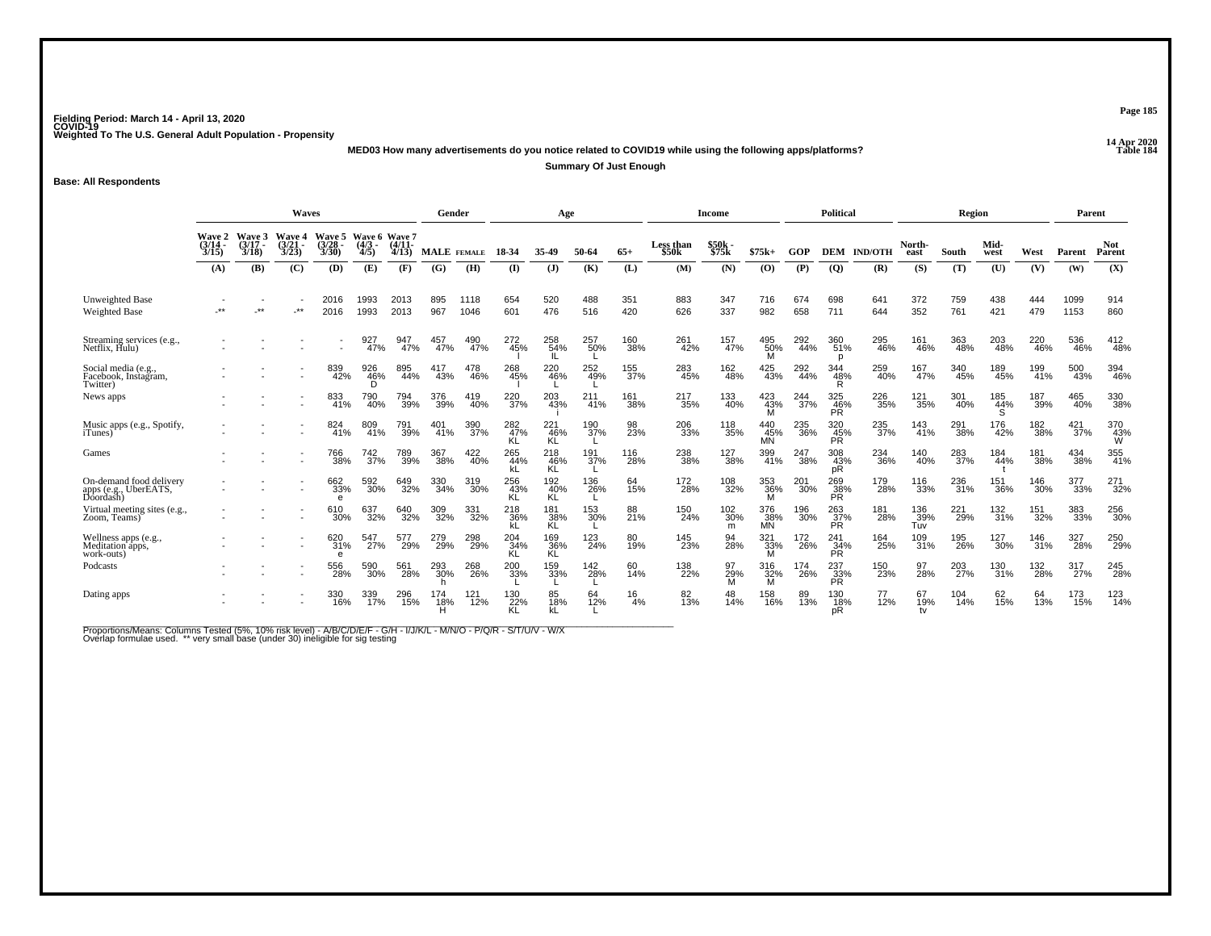Fielding Period: March 14 - April 13, 2020
COVID-19
Weighted To The U.S. General Adult Population - Propensity

14 Apr 2020
Table 184

**MED03 How many advertisements do you notice related to COVID19 while using the following apps/platforms?**

**Summary Of Just Enough**

**Base: All Respondents**

| | Waves | | | | | | Gender | | Age | | | | Income | | | Political | | | Region | | | | Parent | |
|---|---|---|---|---|---|---|---|---|---|---|---|---|---|---|---|---|---|---|---|---|---|---|---|---|
| | Wave 2 (3/14 - 3/15) | Wave 3 (3/17 - 3/18) | Wave 4 (3/21 - 3/23) | Wave 5 (3/28 - 3/30) | Wave 6 (4/3 - 4/5) | Wave 7 (4/11 - 4/13) | MALE | FEMALE | 18-34 | 35-49 | 50-64 | 65+ | Less than $50k | $50k - $75k | $75k+ | GOP | DEM | IND/OTH | North-east | South | Mid-west | West | Parent | Not Parent |
| | (A) | (B) | (C) | (D) | (E) | (F) | (G) | (H) | (I) | (J) | (K) | (L) | (M) | (N) | (O) | (P) | (Q) | (R) | (S) | (T) | (U) | (V) | (W) | (X) |
| Unweighted Base | - | - | - | 2016 | 1993 | 2013 | 895 | 1118 | 654 | 520 | 488 | 351 | 883 | 347 | 716 | 674 | 698 | 641 | 372 | 759 | 438 | 444 | 1099 | 914 |
| Weighted Base | -** | -** | -** | 2016 | 1993 | 2013 | 967 | 1046 | 601 | 476 | 516 | 420 | 626 | 337 | 982 | 658 | 711 | 644 | 352 | 761 | 421 | 479 | 1153 | 860 |
| Streaming services (e.g., Netflix, Hulu) | - | - | - | - | 927 | 947 | 457 | 490 | 272 | 258 | 257 | 160 | 261 | 157 | 495 | 292 | 360 | 295 | 161 | 363 | 203 | 220 | 536 | 412 |
| | - | - | - | - | 47% | 47% | 47% | 47% | 45% | 54% | 50% | 38% | 42% | 47% | 50% | 44% | 51% | 46% | 46% | 48% | 48% | 46% | 46% | 48% |
| | | | | | | | | | l | IL | L | | | | M | | p | | | | | | | |
| Social media (e.g., Facebook, Instagram, Twitter) | - | - | - | 839 | 926 | 895 | 417 | 478 | 268 | 220 | 252 | 155 | 283 | 162 | 425 | 292 | 344 | 259 | 167 | 340 | 189 | 199 | 500 | 394 |
| | - | - | - | 42% | 46% | 44% | 43% | 46% | 45% | 46% | 49% | 37% | 45% | 48% | 43% | 44% | 48% | 40% | 47% | 45% | 45% | 41% | 43% | 46% |
| | | | | | D | | | | l | L | L | | | | | | R | | | | | | | |
| News apps | - | - | - | 833 | 790 | 794 | 376 | 419 | 220 | 203 | 211 | 161 | 217 | 133 | 423 | 244 | 325 | 226 | 121 | 301 | 185 | 187 | 465 | 330 |
| | - | - | - | 41% | 40% | 39% | 39% | 40% | 37% | 43% | 41% | 38% | 35% | 40% | 43% | 37% | 46% | 35% | 35% | 40% | 44% | 39% | 40% | 38% |
| | | | | | | | | | | i | | | | | M | | PR | | | | S | | | |
| Music apps (e.g., Spotify, iTunes) | - | - | - | 824 | 809 | 791 | 401 | 390 | 282 | 221 | 190 | 98 | 206 | 118 | 440 | 235 | 320 | 235 | 143 | 291 | 176 | 182 | 421 | 370 |
| | - | - | - | 41% | 41% | 39% | 41% | 37% | 47% | 46% | 37% | 23% | 33% | 35% | 45% | 36% | 45% | 37% | 41% | 38% | 42% | 38% | 37% | 43% |
| | | | | | | | | | KL | KL | L | | | | MN | | PR | | | | | | | W |
| Games | - | - | - | 766 | 742 | 789 | 367 | 422 | 265 | 218 | 191 | 116 | 238 | 127 | 399 | 247 | 308 | 234 | 140 | 283 | 184 | 181 | 434 | 355 |
| | - | - | - | 38% | 37% | 39% | 38% | 40% | 44% | 46% | 37% | 28% | 38% | 38% | 41% | 38% | 43% | 36% | 40% | 37% | 44% | 38% | 38% | 41% |
| | | | | | | | | | kL | KL | L | | | | | | pR | | | | t | | | |
| On-demand food delivery apps (e.g., UberEATS, Doordash) | - | - | - | 662 | 592 | 649 | 330 | 319 | 256 | 192 | 136 | 64 | 172 | 108 | 353 | 201 | 269 | 179 | 116 | 236 | 151 | 146 | 377 | 271 |
| | - | - | - | 33% | 30% | 32% | 34% | 30% | 43% | 40% | 26% | 15% | 28% | 32% | 36% | 30% | 38% | 28% | 33% | 31% | 36% | 30% | 33% | 32% |
| | | | | e | | | | | KL | KL | L | | | | M | | PR | | | | | | | |
| Virtual meeting sites (e.g., Zoom, Teams) | - | - | - | 610 | 637 | 640 | 309 | 331 | 218 | 181 | 153 | 88 | 150 | 102 | 376 | 196 | 263 | 181 | 136 | 221 | 132 | 151 | 383 | 256 |
| | - | - | - | 30% | 32% | 32% | 32% | 32% | 36% | 38% | 30% | 21% | 24% | 30% | 38% | 30% | 37% | 28% | 39% | 29% | 31% | 32% | 33% | 30% |
| | | | | | | | | | kL | KL | L | | | m | MN | | PR | | Tuv | | | | | |
| Wellness apps (e.g., Meditation apps, work-outs) | - | - | - | 620 | 547 | 577 | 279 | 298 | 204 | 169 | 123 | 80 | 145 | 94 | 321 | 172 | 241 | 164 | 109 | 195 | 127 | 146 | 327 | 250 |
| | - | - | - | 31% | 27% | 29% | 29% | 29% | 34% | 36% | 24% | 19% | 23% | 28% | 33% | 26% | 34% | 25% | 31% | 26% | 30% | 31% | 28% | 29% |
| | | | | e | | | | | KL | KL | | | | | M | | PR | | | | | | | |
| Podcasts | - | - | - | 556 | 590 | 561 | 293 | 268 | 200 | 159 | 142 | 60 | 138 | 97 | 316 | 174 | 237 | 150 | 97 | 203 | 130 | 132 | 317 | 245 |
| | - | - | - | 28% | 30% | 28% | 30% | 26% | 33% | 33% | 28% | 14% | 22% | 29% | 32% | 26% | 33% | 23% | 28% | 27% | 31% | 28% | 27% | 28% |
| | | | | | | | h | | L | L | L | | | M | M | | PR | | | | | | | |
| Dating apps | - | - | - | 330 | 339 | 296 | 174 | 121 | 130 | 85 | 64 | 16 | 82 | 48 | 158 | 89 | 130 | 77 | 67 | 104 | 62 | 64 | 173 | 123 |
| | - | - | - | 16% | 17% | 15% | 18% | 12% | 22% | 18% | 12% | 4% | 13% | 14% | 16% | 13% | 18% | 12% | 19% | 14% | 15% | 13% | 15% | 14% |
| | | | | | | | H | | KL | kL | L | | | | | | pR | | tv | | | | | |

Proportions/Means: Columns Tested (5%, 10% risk level) - A/B/C/D/E/F - G/H - I/J/K/L - M/N/O - P/Q/R - S/T/U/V - W/X
Overlap formulae used. ** very small base (under 30) ineligible for sig testing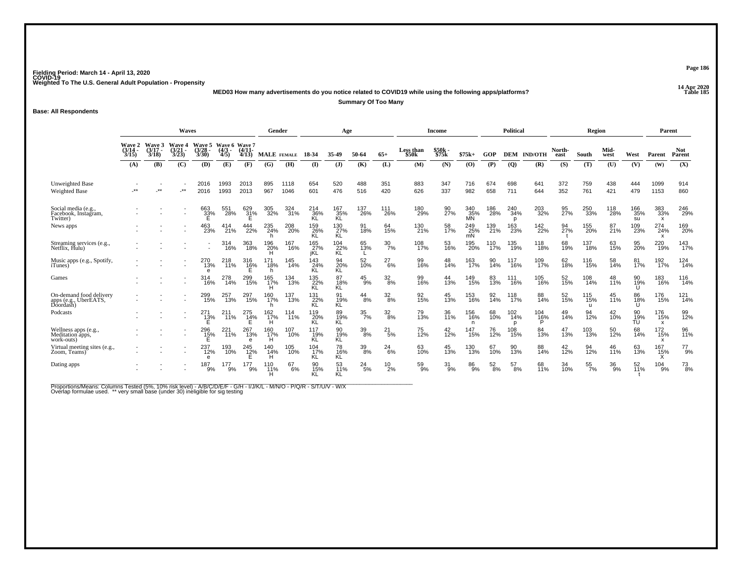Fielding Period: March 14 - April 13, 2020
COVID-19
Weighted To The U.S. General Adult Population - Propensity

14 Apr 2020
Table 185

**MED03 How many advertisements do you notice related to COVID19 while using the following apps/platforms?**

**Summary Of Too Many**

**Base: All Respondents**

| | Waves | | | | | | Gender | | Age | | | | Income | | | Political | | | Region | | | | Parent | |
|---|---|---|---|---|---|---|---|---|---|---|---|---|---|---|---|---|---|---|---|---|---|---|---|---|
| | Wave 2 (3/14 - 3/15) | Wave 3 (3/17 - 3/18) | Wave 4 (3/21 - 3/23) | Wave 5 (3/28 - 3/30) | Wave 6 (4/3 - 4/5) | Wave 7 (4/11- 4/13) | MALE | FEMALE | 18-34 | 35-49 | 50-64 | 65+ | Less than $50k | $50k - $75k | $75k+ | GOP | DEM | IND/OTH | North-east | South | Mid-west | West | Parent | Not Parent |
| | (A) | (B) | (C) | (D) | (E) | (F) | (G) | (H) | (I) | (J) | (K) | (L) | (M) | (N) | (O) | (P) | (Q) | (R) | (S) | (T) | (U) | (V) | (W) | (X) |
| Unweighted Base | - | - | - | 2016 | 1993 | 2013 | 895 | 1118 | 654 | 520 | 488 | 351 | 883 | 347 | 716 | 674 | 698 | 641 | 372 | 759 | 438 | 444 | 1099 | 914 |
| Weighted Base | -** | -** | -** | 2016 | 1993 | 2013 | 967 | 1046 | 601 | 476 | 516 | 420 | 626 | 337 | 982 | 658 | 711 | 644 | 352 | 761 | 421 | 479 | 1153 | 860 |
| Social media (e.g., Facebook, Instagram, Twitter) | - | - | - | 663 | 551 | 629 | 305 | 324 | 214 | 167 | 137 | 111 | 180 | 90 | 340 | 186 | 240 | 203 | 95 | 250 | 118 | 166 | 383 | 246 |
| | - | - | - | 33% | 28% | 31% | 32% | 31% | 36% | 35% | 26% | 26% | 29% | 27% | 35% | 28% | 34% | 32% | 27% | 33% | 28% | 35% | 33% | 29% |
| | | | | E | | E | | | KL | KL | | | | | MN | | p | | | | | su | x | |
| News apps | - | - | - | 463 | 414 | 444 | 235 | 208 | 159 | 130 | 91 | 64 | 130 | 58 | 249 | 139 | 163 | 142 | 94 | 155 | 87 | 109 | 274 | 169 |
| | - | - | - | 23% | 21% | 22% | 24% | 20% | 26% | 27% | 18% | 15% | 21% | 17% | 25% | 21% | 23% | 22% | 27% | 20% | 21% | 23% | 24% | 20% |
| | | | | | | | h | | KL | KL | | | | | mN | | | | t | | | | x | |
| Streaming services (e.g., Netflix, Hulu) | - | - | - | - | 314 | 363 | 196 | 167 | 165 | 104 | 65 | 30 | 108 | 53 | 195 | 110 | 135 | 118 | 68 | 137 | 63 | 95 | 220 | 143 |
| | - | - | - | - | 16% | 18% | 20% | 16% | 27% | 22% | 13% | 7% | 17% | 16% | 20% | 17% | 19% | 18% | 19% | 18% | 15% | 20% | 19% | 17% |
| | | | | | | | H | | jKL | KL | L | | | | | | | | | | | | | |
| Music apps (e.g., Spotify, iTunes) | - | - | - | 270 | 218 | 316 | 171 | 145 | 143 | 94 | 52 | 27 | 99 | 48 | 163 | 90 | 117 | 109 | 62 | 116 | 58 | 81 | 192 | 124 |
| | - | - | - | 13% | 11% | 16% | 18% | 14% | 24% | 20% | 10% | 6% | 16% | 14% | 17% | 14% | 16% | 17% | 18% | 15% | 14% | 17% | 17% | 14% |
| | | | | e | | E | h | | KL | KL | | | | | | | | | | | | | | |
| Games | - | - | - | 314 | 278 | 299 | 165 | 134 | 135 | 87 | 45 | 32 | 99 | 44 | 149 | 83 | 111 | 105 | 52 | 108 | 48 | 90 | 183 | 116 |
| | - | - | - | 16% | 14% | 15% | 17% | 13% | 22% | 18% | 9% | 8% | 16% | 13% | 15% | 13% | 16% | 16% | 15% | 14% | 11% | 19% | 16% | 14% |
| | | | | | | | H | | KL | KL | | | | | | | | | | | | U | | |
| On-demand food delivery apps (e.g., UberEATS, Doordash) | - | - | - | 299 | 257 | 297 | 160 | 137 | 131 | 91 | 44 | 32 | 92 | 45 | 153 | 92 | 118 | 88 | 52 | 115 | 45 | 86 | 176 | 121 |
| | - | - | - | 15% | 13% | 15% | 17% | 13% | 22% | 19% | 8% | 8% | 15% | 13% | 16% | 14% | 17% | 14% | 15% | 15% | 11% | 18% | 15% | 14% |
| | | | | | | | h | | KL | KL | | | | | | | | | | u | | U | | |
| Podcasts | - | - | - | 271 | 211 | 275 | 162 | 114 | 119 | 89 | 35 | 32 | 79 | 36 | 156 | 68 | 102 | 104 | 49 | 94 | 42 | 90 | 176 | 99 |
| | - | - | - | 13% | 11% | 14% | 17% | 11% | 20% | 19% | 7% | 8% | 13% | 11% | 16% | 10% | 14% | 16% | 14% | 12% | 10% | 19% | 15% | 12% |
| | | | | E | | E | H | | KL | KL | | | | | n | | p | P | | | | TU | x | |
| Wellness apps (e.g., Meditation apps, work-outs) | - | - | - | 296 | 221 | 267 | 160 | 107 | 117 | 90 | 39 | 21 | 75 | 42 | 147 | 76 | 108 | 84 | 47 | 103 | 50 | 68 | 172 | 96 |
| | - | - | - | 15% | 11% | 13% | 17% | 10% | 19% | 19% | 8% | 5% | 12% | 12% | 15% | 12% | 15% | 13% | 13% | 13% | 12% | 14% | 15% | 11% |
| | | | | E | | e | H | | KL | KL | | | | | | | | | | | | | x | |
| Virtual meeting sites (e.g., Zoom, Teams) | - | - | - | 237 | 193 | 245 | 140 | 105 | 104 | 78 | 39 | 24 | 63 | 45 | 130 | 67 | 90 | 88 | 42 | 94 | 46 | 63 | 167 | 77 |
| | - | - | - | 12% | 10% | 12% | 14% | 10% | 17% | 16% | 8% | 6% | 10% | 13% | 13% | 10% | 13% | 14% | 12% | 12% | 11% | 13% | 15% | 9% |
| | | | | e | | E | H | | KL | KL | | | | | | | | | | | | | X | |
| Dating apps | - | - | - | 187 | 177 | 177 | 110 | 67 | 90 | 53 | 24 | 10 | 59 | 31 | 86 | 52 | 57 | 68 | 34 | 55 | 36 | 52 | 104 | 73 |
| | - | - | - | 9% | 9% | 9% | 11% | 6% | 15% | 11% | 5% | 2% | 9% | 9% | 9% | 8% | 8% | 11% | 10% | 7% | 9% | 11% | 9% | 8% |
| | | | | | | | H | | KL | KL | | | | | | | | | | | | t | | |

Proportions/Means: Columns Tested (5%, 10% risk level) - A/B/C/D/E/F - G/H - I/J/K/L - M/N/O - P/Q/R - S/T/U/V - W/X
Overlap formulae used. ** very small base (under 30) ineligible for sig testing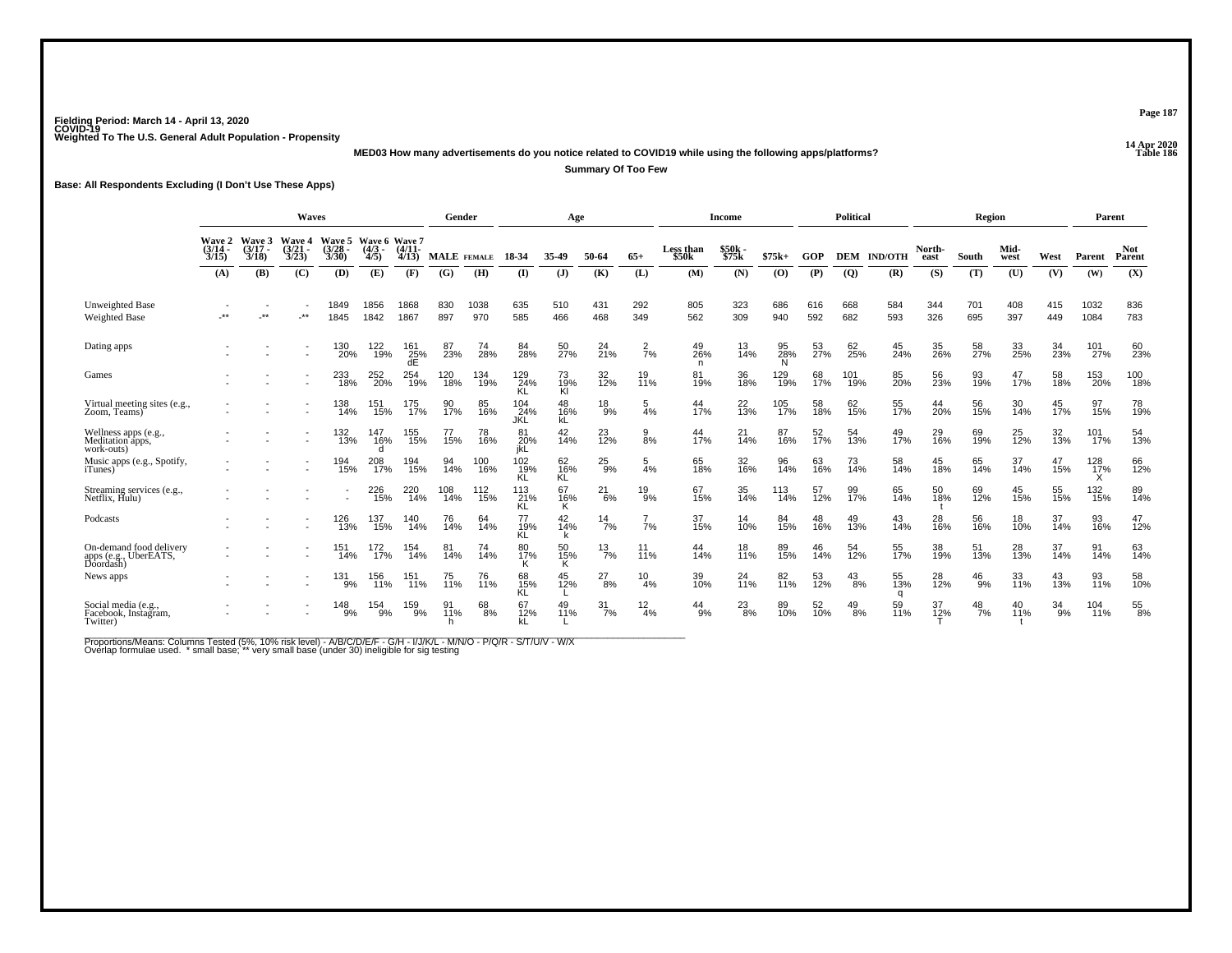Fielding Period: March 14 - April 13, 2020
COVID-19
Weighted To The U.S. General Adult Population - Propensity

14 Apr 2020
Table 186

**MED03 How many advertisements do you notice related to COVID19 while using the following apps/platforms?**

**Summary Of Too Few**

**Base: All Respondents Excluding (I Don't Use These Apps)**

| | Waves | | | | | | Gender | | Age | | | | Income | | | Political | | | Region | | | | Parent | |
|---|---|---|---|---|---|---|---|---|---|---|---|---|---|---|---|---|---|---|---|---|---|---|---|---|
| | Wave 2 (3/14 - 3/15) | Wave 3 (3/17 - 3/18) | Wave 4 (3/21 - 3/23) | Wave 5 (3/28 - 3/30) | Wave 6 (4/3 - 4/5) | Wave 7 (4/11- 4/13) | MALE | FEMALE | 18-34 | 35-49 | 50-64 | 65+ | Less than $50k | $50k - $75k | $75k+ | GOP | DEM | IND/OTH | North-east | South | Mid-west | West | Parent | Not Parent |
| | (A) | (B) | (C) | (D) | (E) | (F) | (G) | (H) | (I) | (J) | (K) | (L) | (M) | (N) | (O) | (P) | (Q) | (R) | (S) | (T) | (U) | (V) | (W) | (X) |
| Unweighted Base | - | - | - | 1849 | 1856 | 1868 | 830 | 1038 | 635 | 510 | 431 | 292 | 805 | 323 | 686 | 616 | 668 | 584 | 344 | 701 | 408 | 415 | 1032 | 836 |
| Weighted Base | -** | -** | -** | 1845 | 1842 | 1867 | 897 | 970 | 585 | 466 | 468 | 349 | 562 | 309 | 940 | 592 | 682 | 593 | 326 | 695 | 397 | 449 | 1084 | 783 |
| Dating apps | - | - | - | 130 | 122 | 161 | 87 | 74 | 84 | 50 | 24 | 2 | 49 | 13 | 95 | 53 | 62 | 45 | 35 | 58 | 33 | 34 | 101 | 60 |
| | - | - | - | 20% | 19% | 25% dE | 23% | 28% | 28% | 27% | 21% | 7% | 26% n | 14% | 28% N | 27% | 25% | 24% | 26% | 27% | 25% | 23% | 27% | 23% |
| Games | - | - | - | 233 | 252 | 254 | 120 | 134 | 129 | 73 | 32 | 19 | 81 | 36 | 129 | 68 | 101 | 85 | 56 | 93 | 47 | 58 | 153 | 100 |
| | - | - | - | 18% | 20% | 19% | 18% | 19% | 24% KL | 19% Kl | 12% | 11% | 19% | 18% | 19% | 17% | 19% | 20% | 23% | 19% | 17% | 18% | 20% | 18% |
| Virtual meeting sites (e.g., Zoom, Teams) | - | - | - | 138 | 151 | 175 | 90 | 85 | 104 | 48 | 18 | 5 | 44 | 22 | 105 | 58 | 62 | 55 | 44 | 56 | 30 | 45 | 97 | 78 |
| | - | - | - | 14% | 15% | 17% | 17% | 16% | 24% JKL | 16% kL | 9% | 4% | 17% | 13% | 17% | 18% | 15% | 17% | 20% | 15% | 14% | 17% | 15% | 19% |
| Wellness apps (e.g., Meditation apps, work-outs) | - | - | - | 132 | 147 | 155 | 77 | 78 | 81 | 42 | 23 | 9 | 44 | 21 | 87 | 52 | 54 | 49 | 29 | 69 | 25 | 32 | 101 | 54 |
| | - | - | - | 13% | 16% d | 15% | 15% | 16% | 20% jkL | 14% | 12% | 8% | 17% | 14% | 16% | 17% | 13% | 17% | 16% | 19% | 12% | 13% | 17% | 13% |
| Music apps (e.g., Spotify, iTunes) | - | - | - | 194 | 208 | 194 | 94 | 100 | 102 | 62 | 25 | 5 | 65 | 32 | 96 | 63 | 73 | 58 | 45 | 65 | 37 | 47 | 128 | 66 |
| | - | - | - | 15% | 17% | 15% | 14% | 16% | 19% KL | 16% KL | 9% | 4% | 18% | 16% | 14% | 16% | 14% | 14% | 18% | 14% | 14% | 15% | 17% X | 12% |
| Streaming services (e.g., Netflix, Hulu) | - | - | - | - | 226 | 220 | 108 | 112 | 113 | 67 | 21 | 19 | 67 | 35 | 113 | 57 | 99 | 65 | 50 | 69 | 45 | 55 | 132 | 89 |
| | - | - | - | - | 15% | 14% | 14% | 15% | 21% KL | 16% K | 6% | 9% | 15% | 14% | 14% | 12% | 17% | 14% | 18% t | 12% | 15% | 15% | 15% | 14% |
| Podcasts | - | - | - | 126 | 137 | 140 | 76 | 64 | 77 | 42 | 14 | 7 | 37 | 14 | 84 | 48 | 49 | 43 | 28 | 56 | 18 | 37 | 93 | 47 |
| | - | - | - | 13% | 15% | 14% | 14% | 14% | 19% KL | 14% k | 7% | 7% | 15% | 10% | 15% | 16% | 13% | 14% | 16% | 16% | 10% | 14% | 16% | 12% |
| On-demand food delivery apps (e.g., UberEATS, Doordash) | - | - | - | 151 | 172 | 154 | 81 | 74 | 80 | 50 | 13 | 11 | 44 | 18 | 89 | 46 | 54 | 55 | 38 | 51 | 28 | 37 | 91 | 63 |
| | - | - | - | 14% | 17% | 14% | 14% | 14% | 17% K | 15% K | 7% | 11% | 14% | 11% | 15% | 14% | 12% | 17% | 19% | 13% | 13% | 14% | 14% | 14% |
| News apps | - | - | - | 131 | 156 | 151 | 75 | 76 | 68 | 45 | 27 | 10 | 39 | 24 | 82 | 53 | 43 | 55 | 28 | 46 | 33 | 43 | 93 | 58 |
| | - | - | - | 9% | 11% | 11% | 11% | 11% | 15% KL | 12% L | 8% | 4% | 10% | 11% | 11% | 12% | 8% | 13% q | 12% | 9% | 11% | 13% | 11% | 10% |
| Social media (e.g., Facebook, Instagram, Twitter) | - | - | - | 148 | 154 | 159 | 91 | 68 | 67 | 49 | 31 | 12 | 44 | 23 | 89 | 52 | 49 | 59 | 37 | 48 | 40 | 34 | 104 | 55 |
| | - | - | - | 9% | 9% | 9% | 11% h | 8% | 12% kL | 11% L | 7% | 4% | 9% | 8% | 10% | 10% | 8% | 11% | 12% T | 7% | 11% t | 9% | 11% | 8% |

Proportions/Means: Columns Tested (5%, 10% risk level) - A/B/C/D/E/F - G/H - I/J/K/L - M/N/O - P/Q/R - S/T/U/V - W/X
Overlap formulae used. * small base; ** very small base (under 30) ineligible for sig testing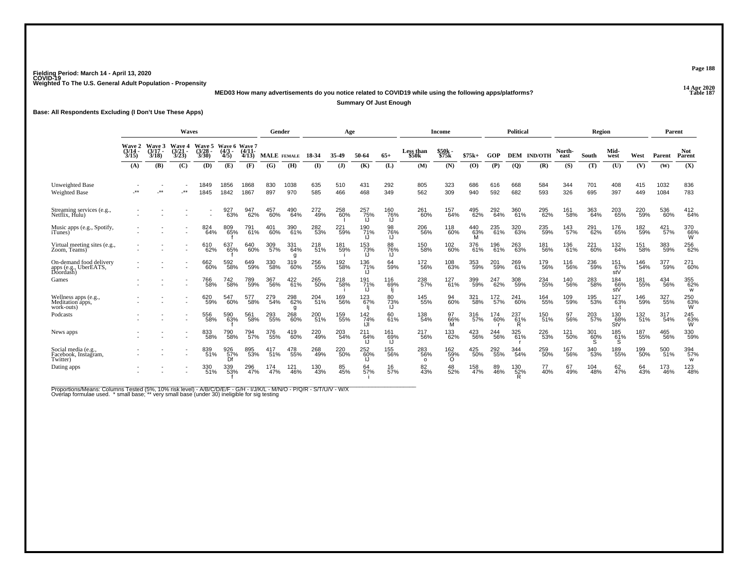Fielding Period: March 14 - April 13, 2020
COVID-19
Weighted To The U.S. General Adult Population - Propensity

14 Apr 2020
Table 187

**MED03 How many advertisements do you notice related to COVID19 while using the following apps/platforms?**

**Summary Of Just Enough**

**Base: All Respondents Excluding (I Don't Use These Apps)**

| | Waves | | | | | | Gender | | Age | | | | Income | | | Political | | | Region | | | | Parent | |
|---|---|---|---|---|---|---|---|---|---|---|---|---|---|---|---|---|---|---|---|---|---|---|---|---|
| | Wave 2 (3/14 - 3/15) | Wave 3 (3/17 - 3/18) | Wave 4 (3/21 - 3/23) | Wave 5 (3/28 - 3/30) | Wave 6 (4/3 - 4/5) | Wave 7 (4/11- 4/13) | MALE | FEMALE | 18-34 | 35-49 | 50-64 | 65+ | Less than $50k | $50k - $75k | $75k+ | GOP | DEM | IND/OTH | North-east | South | Mid-west | West | Parent | Not Parent |
| | (A) | (B) | (C) | (D) | (E) | (F) | (G) | (H) | (I) | (J) | (K) | (L) | (M) | (N) | (O) | (P) | (Q) | (R) | (S) | (T) | (U) | (V) | (W) | (X) |
| Unweighted Base | - | - | - | 1849 | 1856 | 1868 | 830 | 1038 | 635 | 510 | 431 | 292 | 805 | 323 | 686 | 616 | 668 | 584 | 344 | 701 | 408 | 415 | 1032 | 836 |
| Weighted Base | -** | -** | -** | 1845 | 1842 | 1867 | 897 | 970 | 585 | 466 | 468 | 349 | 562 | 309 | 940 | 592 | 682 | 593 | 326 | 695 | 397 | 449 | 1084 | 783 |
| Streaming services (e.g., Netflix, Hulu) | - | - | - | - | 927 63% | 947 62% | 457 60% | 490 64% | 272 49% | 258 60% I | 257 75% IJ | 160 76% IJ | 261 60% | 157 64% | 495 62% | 292 64% | 360 61% | 295 62% | 161 58% | 363 64% | 203 65% | 220 59% | 536 60% | 412 64% |
| Music apps (e.g., Spotify, iTunes) | - | - | - | 824 64% | 809 65% f | 791 61% | 401 60% | 390 61% | 282 53% | 221 59% | 190 71% IJ | 98 76% IJ | 206 56% | 118 60% | 440 63% M | 235 61% | 320 63% | 235 59% | 143 57% | 291 62% | 176 65% | 182 59% | 421 57% | 370 66% W |
| Virtual meeting sites (e.g., Zoom, Teams) | - | - | - | 610 62% | 637 65% f | 640 60% | 309 57% | 331 64% g | 218 51% | 181 59% i | 153 73% IJ | 88 76% IJ | 150 58% | 102 60% | 376 61% | 196 61% | 263 63% | 181 56% | 136 61% | 221 60% | 132 64% | 151 58% | 383 59% | 256 62% |
| On-demand food delivery apps (e.g., UberEATS, Doordash) | - | - | - | 662 60% | 592 58% | 649 59% | 330 58% | 319 60% | 256 55% | 192 58% | 136 71% IJ | 64 59% | 172 56% | 108 63% | 353 59% | 201 59% | 269 61% | 179 56% | 116 56% | 236 59% | 151 67% stV | 146 54% | 377 59% | 271 60% |
| Games | - | - | - | 766 58% | 742 58% | 789 59% | 367 56% | 422 61% | 265 50% | 218 58% i | 191 71% IJ | 116 69% Ij | 238 57% | 127 61% | 399 59% | 247 62% | 308 59% | 234 55% | 140 56% | 283 58% | 184 66% stV | 181 55% | 434 56% | 355 62% w |
| Wellness apps (e.g., Meditation apps, work-outs) | - | - | - | 620 59% | 547 60% | 577 58% | 279 54% | 298 62% g | 204 51% | 169 56% | 123 67% Ij | 80 73% IJ | 145 55% | 94 60% | 321 58% | 172 57% | 241 60% | 164 55% | 109 59% | 195 53% | 127 63% t | 146 59% | 327 55% | 250 63% W |
| Podcasts | - | - | - | 556 58% | 590 63% f | 561 58% | 293 55% | 268 60% | 200 51% | 159 55% | 142 74% IJl | 60 61% | 138 54% | 97 66% M | 316 57% | 174 60% r | 237 61% R | 150 51% | 97 56% | 203 57% | 130 68% StV | 132 51% | 317 54% | 245 63% W |
| News apps | - | - | - | 833 58% | 790 58% | 794 57% | 376 55% | 419 60% | 220 49% | 203 54% | 211 64% IJ | 161 69% IJ | 217 56% | 133 62% | 423 56% | 244 56% | 325 61% r | 226 53% | 121 50% | 301 60% S | 185 61% S | 187 55% | 465 56% | 330 59% |
| Social media (e.g., Facebook, Instagram, Twitter) | - | - | - | 839 51% | 926 57% Df | 895 53% | 417 51% | 478 55% | 268 49% | 220 50% | 252 60% IJ | 155 56% | 283 56% o | 162 59% O | 425 50% | 292 55% | 344 54% | 259 50% | 167 56% | 340 53% | 189 55% | 199 50% | 500 51% | 394 57% w |
| Dating apps | - | - | - | 330 51% | 339 53% f | 296 47% | 174 47% | 121 46% | 130 43% | 85 45% | 64 57% i | 16 57% | 82 43% | 48 52% | 158 47% | 89 46% | 130 52% R | 77 40% | 67 49% | 104 48% | 62 47% | 64 43% | 173 46% | 123 48% |

Proportions/Means: Columns Tested (5%, 10% risk level) - A/B/C/D/E/F - G/H - I/J/K/L - M/N/O - P/Q/R - S/T/U/V - W/X
Overlap formulae used. * small base; ** very small base (under 30) ineligible for sig testing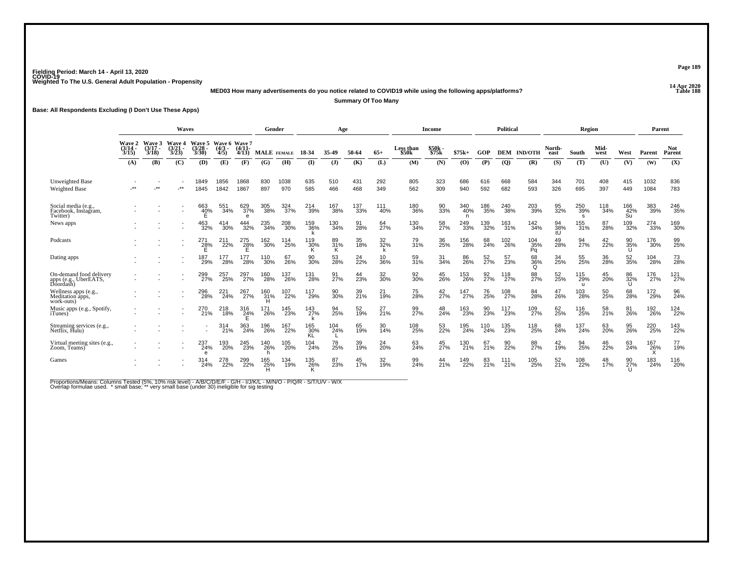Fielding Period: March 14 - April 13, 2020
COVID-19
Weighted To The U.S. General Adult Population - Propensity

14 Apr 2020
Table 188

**MED03 How many advertisements do you notice related to COVID19 while using the following apps/platforms?**

**Summary Of Too Many**

**Base: All Respondents Excluding (I Don't Use These Apps)**

| | Waves | | | | | | Gender | | Age | | | | Income | | | Political | | | Region | | | | Parent | |
|---|---|---|---|---|---|---|---|---|---|---|---|---|---|---|---|---|---|---|---|---|---|---|---|---|
| | Wave 2 (3/14 - 3/15) | Wave 3 (3/17 - 3/18) | Wave 4 (3/21 - 3/23) | Wave 5 (3/28 - 3/30) | Wave 6 (4/3 - 4/5) | Wave 7 (4/11- 4/13) | MALE | FEMALE | 18-34 | 35-49 | 50-64 | 65+ | Less than $50k | $50k - $75k | $75k+ | GOP | DEM | IND/OTH | North-east | South | Mid-west | West | Parent | Not Parent |
| | (A) | (B) | (C) | (D) | (E) | (F) | (G) | (H) | (I) | (J) | (K) | (L) | (M) | (N) | (O) | (P) | (Q) | (R) | (S) | (T) | (U) | (V) | (W) | (X) |
| Unweighted Base | - | - | - | 1849 | 1856 | 1868 | 830 | 1038 | 635 | 510 | 431 | 292 | 805 | 323 | 686 | 616 | 668 | 584 | 344 | 701 | 408 | 415 | 1032 | 836 |
| Weighted Base | -** | -** | -** | 1845 | 1842 | 1867 | 897 | 970 | 585 | 466 | 468 | 349 | 562 | 309 | 940 | 592 | 682 | 593 | 326 | 695 | 397 | 449 | 1084 | 783 |
| Social media (e.g., Facebook, Instagram, Twitter) | - | - | - | 663 | 551 | 629 | 305 | 324 | 214 | 167 | 137 | 111 | 180 | 90 | 340 | 186 | 240 | 203 | 95 | 250 | 118 | 166 | 383 | 246 |
| | - | - | - | 40% | 34% | 37% | 38% | 37% | 39% | 38% | 33% | 40% | 36% | 33% | 40% | 35% | 38% | 39% | 32% | 39% | 34% | 42% | 39% | 35% |
| | | | | E | | e | | | | | | | | | n | | | | | s | | Su | | |
| News apps | - | - | - | 463 | 414 | 444 | 235 | 208 | 159 | 130 | 91 | 64 | 130 | 58 | 249 | 139 | 163 | 142 | 94 | 155 | 87 | 109 | 274 | 169 |
| | - | - | - | 32% | 30% | 32% | 34% | 30% | 36% | 34% | 28% | 27% | 34% | 27% | 33% | 32% | 31% | 34% | 38% | 31% | 28% | 32% | 33% | 30% |
| | | | | | | | | | k | | | | | | | | | | tU | | | | | |
| Podcasts | - | - | - | 271 | 211 | 275 | 162 | 114 | 119 | 89 | 35 | 32 | 79 | 36 | 156 | 68 | 102 | 104 | 49 | 94 | 42 | 90 | 176 | 99 |
| | - | - | - | 28% | 22% | 28% | 30% | 25% | 30% | 31% | 18% | 32% | 31% | 25% | 28% | 24% | 26% | 35% | 28% | 27% | 22% | 35% | 30% | 25% |
| | | | | E | | E | | | K | K | | k | | | | | | Pq | | | | U | | |
| Dating apps | - | - | - | 187 | 177 | 177 | 110 | 67 | 90 | 53 | 24 | 10 | 59 | 31 | 86 | 52 | 57 | 68 | 34 | 55 | 36 | 52 | 104 | 73 |
| | - | - | - | 29% | 28% | 28% | 30% | 26% | 30% | 28% | 22% | 36% | 31% | 34% | 26% | 27% | 23% | 36% | 25% | 25% | 28% | 35% | 28% | 28% |
| | | | | | | | | | | | | | | | | | | Q | | | | | | |
| On-demand food delivery apps (e.g., UberEATS, Doordash) | - | - | - | 299 | 257 | 297 | 160 | 137 | 131 | 91 | 44 | 32 | 92 | 45 | 153 | 92 | 118 | 88 | 52 | 115 | 45 | 86 | 176 | 121 |
| | - | - | - | 27% | 25% | 27% | 28% | 26% | 28% | 27% | 23% | 30% | 30% | 26% | 26% | 27% | 27% | 27% | 25% | 29% | 20% | 32% | 27% | 27% |
| | | | | | | | | | | | | | | | | | | | | u | | U | | |
| Wellness apps (e.g., Meditation apps, work-outs) | - | - | - | 296 | 221 | 267 | 160 | 107 | 117 | 90 | 39 | 21 | 75 | 42 | 147 | 76 | 108 | 84 | 47 | 103 | 50 | 68 | 172 | 96 |
| | - | - | - | 28% | 24% | 27% | 31% | 22% | 29% | 30% | 21% | 19% | 28% | 27% | 27% | 25% | 27% | 28% | 26% | 28% | 25% | 28% | 29% | 24% |
| | | | | | | | H | | | | | | | | | | | | | | | | | |
| Music apps (e.g., Spotify, iTunes) | - | - | - | 270 | 218 | 316 | 171 | 145 | 143 | 94 | 52 | 27 | 99 | 48 | 163 | 90 | 117 | 109 | 62 | 116 | 58 | 81 | 192 | 124 |
| | - | - | - | 21% | 18% | 24% | 26% | 23% | 27% | 25% | 19% | 21% | 27% | 24% | 23% | 23% | 23% | 27% | 25% | 25% | 21% | 26% | 26% | 22% |
| | | | | | | E | | | k | | | | | | | | | | | | | | | |
| Streaming services (e.g., Netflix, Hulu) | - | - | - | - | 314 | 363 | 196 | 167 | 165 | 104 | 65 | 30 | 108 | 53 | 195 | 110 | 135 | 118 | 68 | 137 | 63 | 95 | 220 | 143 |
| | - | - | - | - | 21% | 24% | 26% | 22% | 30% | 24% | 19% | 14% | 25% | 22% | 24% | 24% | 23% | 25% | 24% | 24% | 20% | 26% | 25% | 22% |
| | | | | | | | | | KL | L | | | | | | | | | | | | | | |
| Virtual meeting sites (e.g., Zoom, Teams) | - | - | - | 237 | 193 | 245 | 140 | 105 | 104 | 78 | 39 | 24 | 63 | 45 | 130 | 67 | 90 | 88 | 42 | 94 | 46 | 63 | 167 | 77 |
| | - | - | - | 24% | 20% | 23% | 26% | 20% | 24% | 25% | 19% | 20% | 24% | 27% | 21% | 21% | 22% | 27% | 19% | 25% | 22% | 24% | 26% | 19% |
| | | | | e | | | h | | | | | | | | | | | | | | | | X | |
| Games | - | - | - | 314 | 278 | 299 | 165 | 134 | 135 | 87 | 45 | 32 | 99 | 44 | 149 | 83 | 111 | 105 | 52 | 108 | 48 | 90 | 183 | 116 |
| | - | - | - | 24% | 22% | 22% | 25% | 19% | 26% | 23% | 17% | 19% | 24% | 21% | 22% | 21% | 21% | 25% | 21% | 22% | 17% | 27% | 24% | 20% |
| | | | | | | | H | | K | | | | | | | | | | | | | U | | |

Proportions/Means: Columns Tested (5%, 10% risk level) - A/B/C/D/E/F - G/H - I/J/K/L - M/N/O - P/Q/R - S/T/U/V - W/X
Overlap formulae used. * small base; ** very small base (under 30) ineligible for sig testing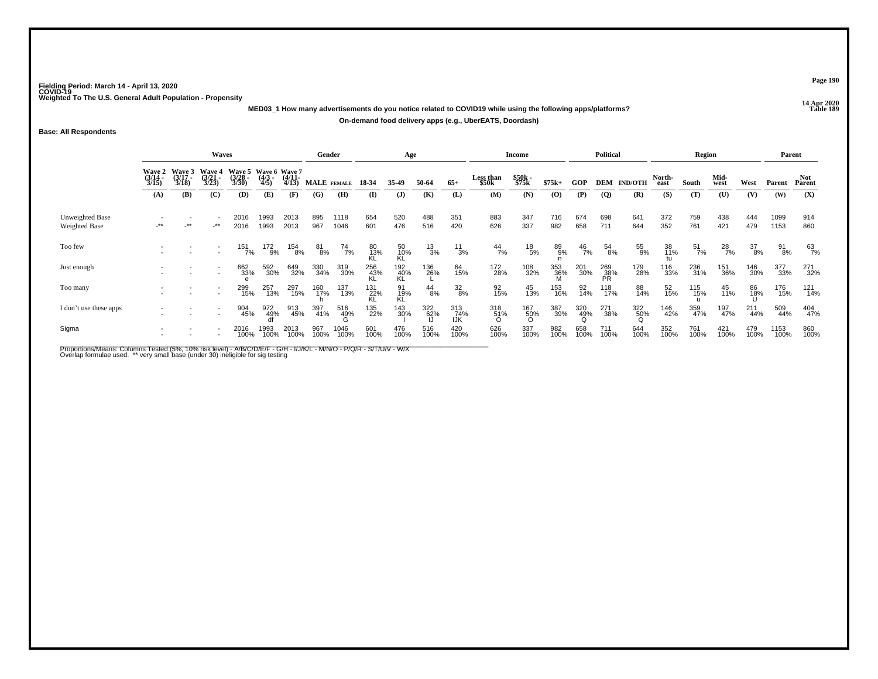Fielding Period: March 14 - April 13, 2020
COVID-19
Weighted To The U.S. General Adult Population - Propensity

14 Apr 2020
Table 189

**MED03_1 How many advertisements do you notice related to COVID19 while using the following apps/platforms?**

**On-demand food delivery apps (e.g., UberEATS, Doordash)**

**Base: All Respondents**

| | Waves | | | | | | Gender | | Age | | | | Income | | | Political | | | Region | | | | Parent | |
|---|---|---|---|---|---|---|---|---|---|---|---|---|---|---|---|---|---|---|---|---|---|---|---|---|
| | Wave 2 (3/14 - 3/15) | Wave 3 (3/17 - 3/18) | Wave 4 (3/21 - 3/23) | Wave 5 (3/28 - 3/30) | Wave 6 (4/3 - 4/5) | Wave 7 (4/11- 4/13) | MALE | FEMALE | 18-34 | 35-49 | 50-64 | 65+ | Less than $50k | $50k - $75k | $75k+ | GOP | DEM | IND/OTH | North-east | South | Mid-west | West | Parent | Not Parent |
| | (A) | (B) | (C) | (D) | (E) | (F) | (G) | (H) | (I) | (J) | (K) | (L) | (M) | (N) | (O) | (P) | (Q) | (R) | (S) | (T) | (U) | (V) | (W) | (X) |
| Unweighted Base | - | - | - | 2016 | 1993 | 2013 | 895 | 1118 | 654 | 520 | 488 | 351 | 883 | 347 | 716 | 674 | 698 | 641 | 372 | 759 | 438 | 444 | 1099 | 914 |
| Weighted Base | -** | -** | -** | 2016 | 1993 | 2013 | 967 | 1046 | 601 | 476 | 516 | 420 | 626 | 337 | 982 | 658 | 711 | 644 | 352 | 761 | 421 | 479 | 1153 | 860 |
| Too few | - | - | - | 151 | 172 | 154 | 81 | 74 | 80 | 50 | 13 | 11 | 44 | 18 | 89 | 46 | 54 | 55 | 38 | 51 | 28 | 37 | 91 | 63 |
| | - | - | - | 7% | 9% | 8% | 8% | 7% | 13% | 10% | 3% | 3% | 7% | 5% | 9% | 7% | 8% | 9% | 11% | 7% | 7% | 8% | 8% | 7% |
| | | | | | | | | | KL | KL | | | | | n | | | | tu | | | | | |
| Just enough | - | - | - | 662 | 592 | 649 | 330 | 319 | 256 | 192 | 136 | 64 | 172 | 108 | 353 | 201 | 269 | 179 | 116 | 236 | 151 | 146 | 377 | 271 |
| | - | - | - | 33% | 30% | 32% | 34% | 30% | 43% | 40% | 26% | 15% | 28% | 32% | 36% | 30% | 38% | 28% | 33% | 31% | 36% | 30% | 33% | 32% |
| | | | | e | | | | | KL | KL | L | | | | M | | PR | | | | | | | |
| Too many | - | - | - | 299 | 257 | 297 | 160 | 137 | 131 | 91 | 44 | 32 | 92 | 45 | 153 | 92 | 118 | 88 | 52 | 115 | 45 | 86 | 176 | 121 |
| | - | - | - | 15% | 13% | 15% | 17% | 13% | 22% | 19% | 8% | 8% | 15% | 13% | 16% | 14% | 17% | 14% | 15% | 15% | 11% | 18% | 15% | 14% |
| | | | | | | | h | | KL | KL | | | | | | | | | | u | | U | | |
| I don't use these apps | - | - | - | 904 | 972 | 913 | 397 | 516 | 135 | 143 | 322 | 313 | 318 | 167 | 387 | 320 | 271 | 322 | 146 | 359 | 197 | 211 | 509 | 404 |
| | - | - | - | 45% | 49% | 45% | 41% | 49% | 22% | 30% | 62% | 74% | 51% | 50% | 39% | 49% | 38% | 50% | 42% | 47% | 47% | 44% | 44% | 47% |
| | | | | | df | | | G | | I | IJ | IJK | O | O | | Q | | Q | | | | | | |
| Sigma | - | - | - | 2016 | 1993 | 2013 | 967 | 1046 | 601 | 476 | 516 | 420 | 626 | 337 | 982 | 658 | 711 | 644 | 352 | 761 | 421 | 479 | 1153 | 860 |
| | - | - | - | 100% | 100% | 100% | 100% | 100% | 100% | 100% | 100% | 100% | 100% | 100% | 100% | 100% | 100% | 100% | 100% | 100% | 100% | 100% | 100% | 100% |

Proportions/Means: Columns Tested (5%, 10% risk level) - A/B/C/D/E/F - G/H - I/J/K/L - M/N/O - P/Q/R - S/T/U/V - W/X
Overlap formulae used. ** very small base (under 30) ineligible for sig testing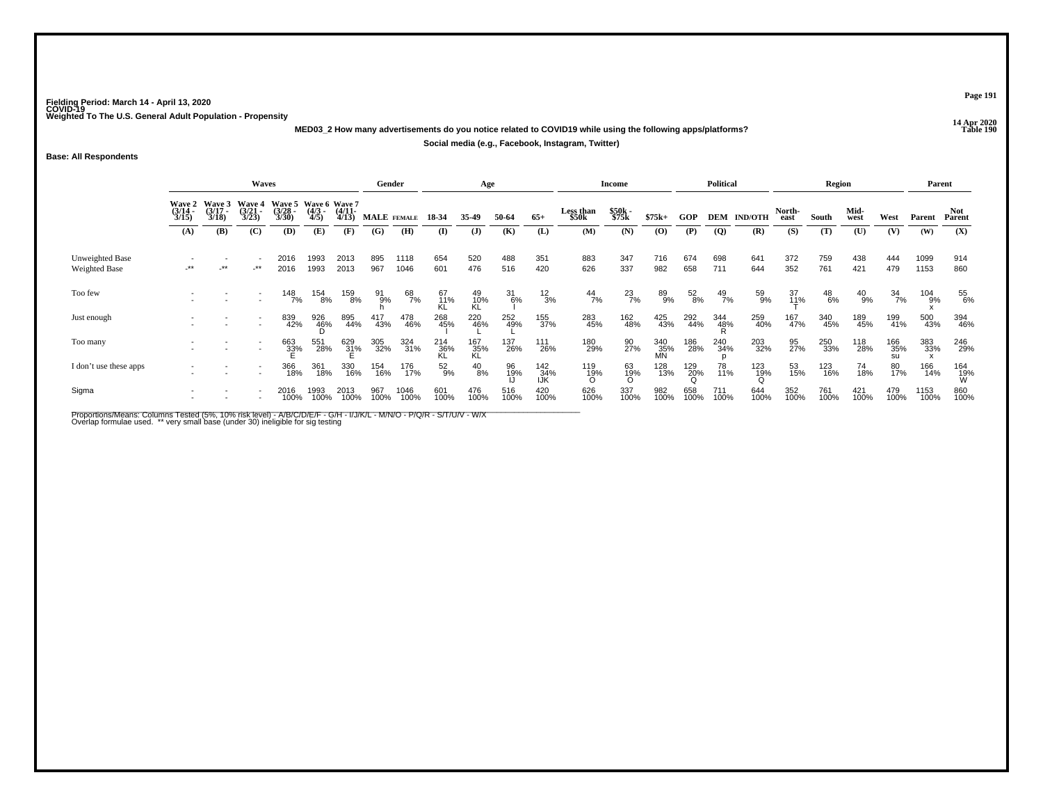Fielding Period: March 14 - April 13, 2020
COVID-19
Weighted To The U.S. General Adult Population - Propensity

14 Apr 2020
Table 190

**MED03_2 How many advertisements do you notice related to COVID19 while using the following apps/platforms?**

**Social media (e.g., Facebook, Instagram, Twitter)**

**Base: All Respondents**

| | Waves | | | | | | Gender | | Age | | | | Income | | | Political | | | Region | | | | Parent | |
|---|---|---|---|---|---|---|---|---|---|---|---|---|---|---|---|---|---|---|---|---|---|---|---|---|
| | Wave 2 (3/14 - 3/15) | Wave 3 (3/17 - 3/18) | Wave 4 (3/21 - 3/23) | Wave 5 (3/28 - 3/30) | Wave 6 (4/3 - 4/5) | Wave 7 (4/11- 4/13) | MALE | FEMALE | 18-34 | 35-49 | 50-64 | 65+ | Less than $50k | $50k - $75k | $75k+ | GOP | DEM | IND/OTH | North-east | South | Mid-west | West | Parent | Not Parent |
| | (A) | (B) | (C) | (D) | (E) | (F) | (G) | (H) | (I) | (J) | (K) | (L) | (M) | (N) | (O) | (P) | (Q) | (R) | (S) | (T) | (U) | (V) | (W) | (X) |
| Unweighted Base | - | - | - | 2016 | 1993 | 2013 | 895 | 1118 | 654 | 520 | 488 | 351 | 883 | 347 | 716 | 674 | 698 | 641 | 372 | 759 | 438 | 444 | 1099 | 914 |
| Weighted Base | -** | -** | -** | 2016 | 1993 | 2013 | 967 | 1046 | 601 | 476 | 516 | 420 | 626 | 337 | 982 | 658 | 711 | 644 | 352 | 761 | 421 | 479 | 1153 | 860 |
| Too few | - | - | - | 148 | 154 | 159 | 91 | 68 | 67 | 49 | 31 | 12 | 44 | 23 | 89 | 52 | 49 | 59 | 37 | 48 | 40 | 34 | 104 | 55 |
| | - | - | - | 7% | 8% | 8% | 9% | 7% | 11% | 10% | 6% | 3% | 7% | 7% | 9% | 8% | 7% | 9% | 11% | 6% | 9% | 7% | 9% | 6% |
| | | | | | | | h | | KL | KL | l | | | | | | | | T | | | | x | |
| Just enough | - | - | - | 839 | 926 | 895 | 417 | 478 | 268 | 220 | 252 | 155 | 283 | 162 | 425 | 292 | 344 | 259 | 167 | 340 | 189 | 199 | 500 | 394 |
| | - | - | - | 42% | 46% | 44% | 43% | 46% | 45% | 46% | 49% | 37% | 45% | 48% | 43% | 44% | 48% | 40% | 47% | 45% | 45% | 41% | 43% | 46% |
| | | | | | D | | | | l | L | L | | | | | | R | | | | | | | |
| Too many | - | - | - | 663 | 551 | 629 | 305 | 324 | 214 | 167 | 137 | 111 | 180 | 90 | 340 | 186 | 240 | 203 | 95 | 250 | 118 | 166 | 383 | 246 |
| | - | - | - | 33% | 28% | 31% | 32% | 31% | 36% | 35% | 26% | 26% | 29% | 27% | 35% | 28% | 34% | 32% | 27% | 33% | 28% | 35% | 33% | 29% |
| | | | | E | | E | | | KL | KL | | | | | MN | | p | | | | | su | x | |
| I don't use these apps | - | - | - | 366 | 361 | 330 | 154 | 176 | 52 | 40 | 96 | 142 | 119 | 63 | 128 | 129 | 78 | 123 | 53 | 123 | 74 | 80 | 166 | 164 |
| | - | - | - | 18% | 18% | 16% | 16% | 17% | 9% | 8% | 19% | 34% | 19% | 19% | 13% | 20% | 11% | 19% | 15% | 16% | 18% | 17% | 14% | 19% |
| | | | | | | | | | | | IJ | IJK | O | O | | Q | | Q | | | | | | W |
| Sigma | - | - | - | 2016 | 1993 | 2013 | 967 | 1046 | 601 | 476 | 516 | 420 | 626 | 337 | 982 | 658 | 711 | 644 | 352 | 761 | 421 | 479 | 1153 | 860 |
| | - | - | - | 100% | 100% | 100% | 100% | 100% | 100% | 100% | 100% | 100% | 100% | 100% | 100% | 100% | 100% | 100% | 100% | 100% | 100% | 100% | 100% | 100% |

Proportions/Means: Columns Tested (5%, 10% risk level) - A/B/C/D/E/F - G/H - I/J/K/L - M/N/O - P/Q/R - S/T/U/V - W/X
Overlap formulae used. ** very small base (under 30) ineligible for sig testing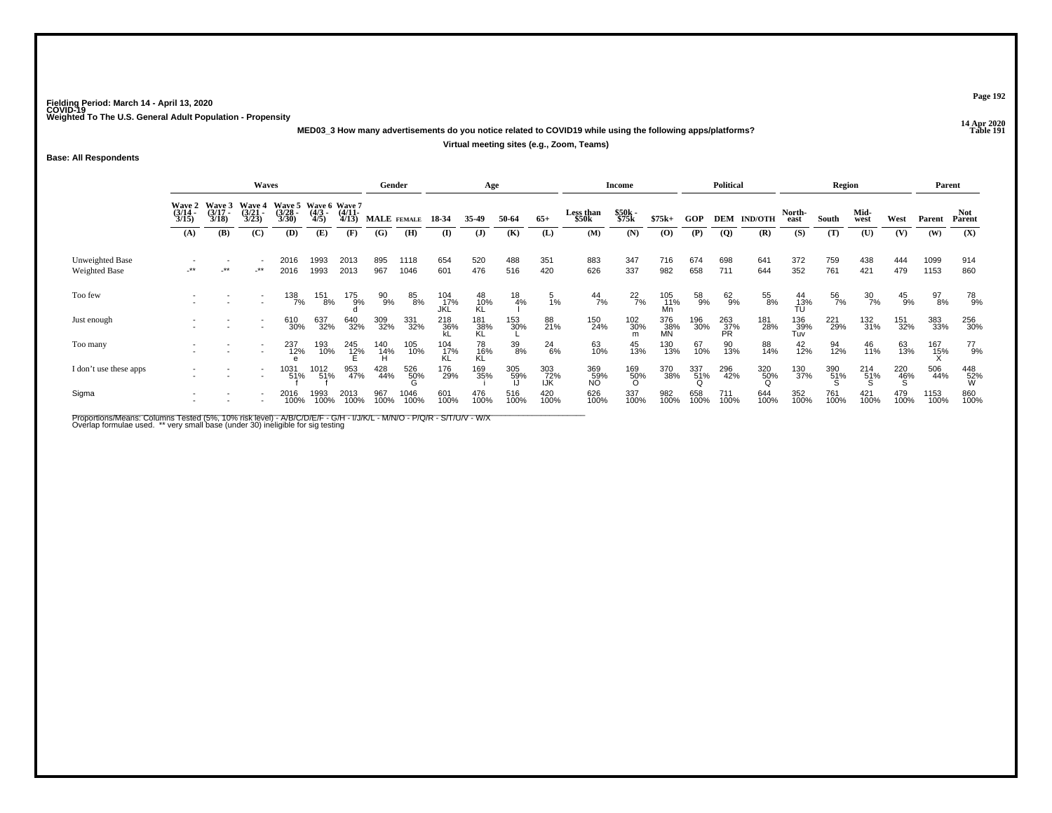Fielding Period: March 14 - April 13, 2020
COVID-19
Weighted To The U.S. General Adult Population - Propensity

14 Apr 2020
Table 191

**MED03_3 How many advertisements do you notice related to COVID19 while using the following apps/platforms?**

**Virtual meeting sites (e.g., Zoom, Teams)**

**Base: All Respondents**

| | Waves | | | | | | Gender | | Age | | | | Income | | | Political | | | Region | | | | Parent | |
|---|---|---|---|---|---|---|---|---|---|---|---|---|---|---|---|---|---|---|---|---|---|---|---|---|
| | Wave 2 (3/14 - 3/15) | Wave 3 (3/17 - 3/18) | Wave 4 (3/21 - 3/23) | Wave 5 (3/28 - 3/30) | Wave 6 (4/3 - 4/5) | Wave 7 (4/11 - 4/13) | MALE | FEMALE | 18-34 | 35-49 | 50-64 | 65+ | Less than $50k | $50k - $75k | $75k+ | GOP | DEM | IND/OTH | North-east | South | Mid-west | West | Parent | Not Parent |
| | (A) | (B) | (C) | (D) | (E) | (F) | (G) | (H) | (I) | (J) | (K) | (L) | (M) | (N) | (O) | (P) | (Q) | (R) | (S) | (T) | (U) | (V) | (W) | (X) |
| Unweighted Base | - | - | - | 2016 | 1993 | 2013 | 895 | 1118 | 654 | 520 | 488 | 351 | 883 | 347 | 716 | 674 | 698 | 641 | 372 | 759 | 438 | 444 | 1099 | 914 |
| Weighted Base | -** | -** | -** | 2016 | 1993 | 2013 | 967 | 1046 | 601 | 476 | 516 | 420 | 626 | 337 | 982 | 658 | 711 | 644 | 352 | 761 | 421 | 479 | 1153 | 860 |
| Too few | - | - | - | 138 | 151 | 175 | 90 | 85 | 104 | 48 | 18 | 5 | 44 | 22 | 105 | 58 | 62 | 55 | 44 | 56 | 30 | 45 | 97 | 78 |
| | - | - | - | 7% | 8% | 9% | 9% | 8% | 17% | 10% | 4% | 1% | 7% | 7% | 11% | 9% | 9% | 8% | 13% | 7% | 7% | 9% | 8% | 9% |
| | | | | | | d | | | JKL | KL | l | | | | Mn | | | | TU | | | | | |
| Just enough | - | - | - | 610 | 637 | 640 | 309 | 331 | 218 | 181 | 153 | 88 | 150 | 102 | 376 | 196 | 263 | 181 | 136 | 221 | 132 | 151 | 383 | 256 |
| | - | - | - | 30% | 32% | 32% | 32% | 32% | 36% | 38% | 30% | 21% | 24% | 30% | 38% | 30% | 37% | 28% | 39% | 29% | 31% | 32% | 33% | 30% |
| | | | | | | | | | kL | KL | L | | | m | MN | | PR | | Tuv | | | | | |
| Too many | - | - | - | 237 | 193 | 245 | 140 | 105 | 104 | 78 | 39 | 24 | 63 | 45 | 130 | 67 | 90 | 88 | 42 | 94 | 46 | 63 | 167 | 77 |
| | - | - | - | 12% | 10% | 12% | 14% | 10% | 17% | 16% | 8% | 6% | 10% | 13% | 13% | 10% | 13% | 14% | 12% | 12% | 11% | 13% | 15% | 9% |
| | | | | e | | E | H | | KL | KL | | | | | | | | | | | | | X | |
| I don't use these apps | - | - | - | 1031 | 1012 | 953 | 428 | 526 | 176 | 169 | 305 | 303 | 369 | 169 | 370 | 337 | 296 | 320 | 130 | 390 | 214 | 220 | 506 | 448 |
| | - | - | - | 51% | 51% | 47% | 44% | 50% | 29% | 35% | 59% | 72% | 59% | 50% | 38% | 51% | 42% | 50% | 37% | 51% | 51% | 46% | 44% | 52% |
| | | | | f | f | | | G | | i | IJ | IJK | NO | O | | Q | | Q | | S | S | S | | W |
| Sigma | - | - | - | 2016 | 1993 | 2013 | 967 | 1046 | 601 | 476 | 516 | 420 | 626 | 337 | 982 | 658 | 711 | 644 | 352 | 761 | 421 | 479 | 1153 | 860 |
| | - | - | - | 100% | 100% | 100% | 100% | 100% | 100% | 100% | 100% | 100% | 100% | 100% | 100% | 100% | 100% | 100% | 100% | 100% | 100% | 100% | 100% | 100% |

Proportions/Means: Columns Tested (5%, 10% risk level) - A/B/C/D/E/F - G/H - I/J/K/L - M/N/O - P/Q/R - S/T/U/V - W/X
Overlap formulae used. ** very small base (under 30) ineligible for sig testing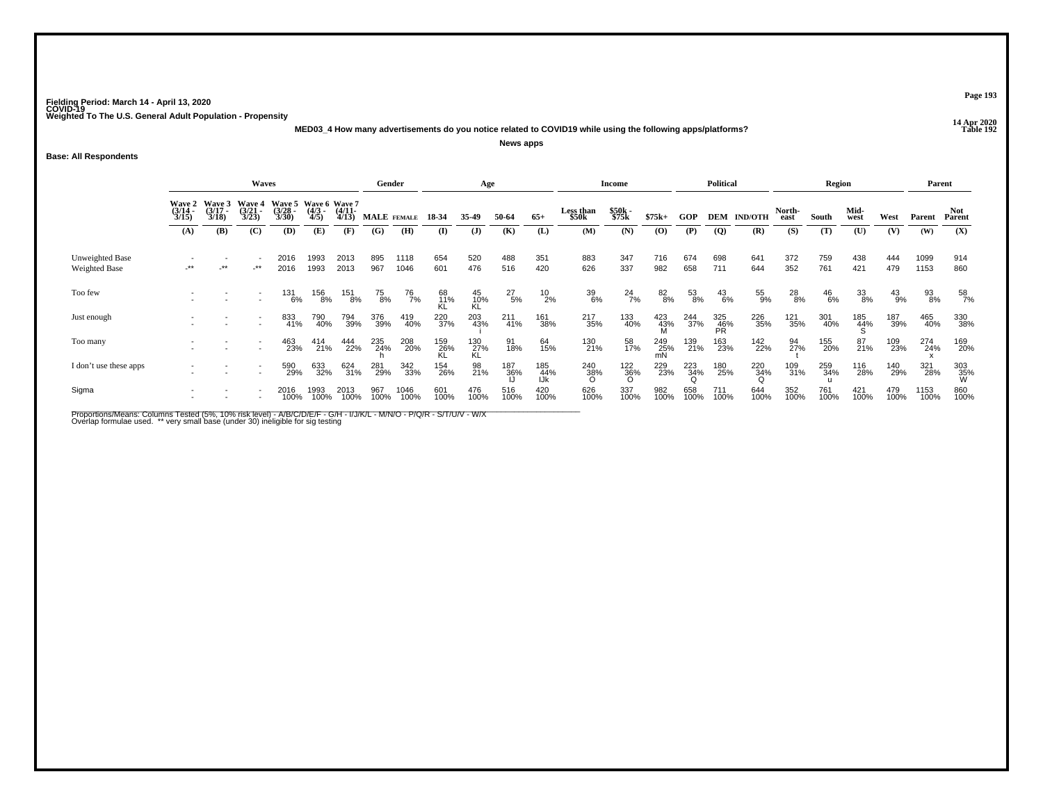Fielding Period: March 14 - April 13, 2020
COVID-19
Weighted To The U.S. General Adult Population - Propensity

14 Apr 2020
Table 192

**MED03_4 How many advertisements do you notice related to COVID19 while using the following apps/platforms?**

**News apps**

**Base: All Respondents**

| | Waves | | | | | | Gender | | Age | | | | Income | | | Political | | | Region | | | | Parent | |
|---|---|---|---|---|---|---|---|---|---|---|---|---|---|---|---|---|---|---|---|---|---|---|---|---|
| | Wave 2 (3/14 - 3/15) | Wave 3 (3/17 - 3/18) | Wave 4 (3/21 - 3/23) | Wave 5 (3/28 - 3/30) | Wave 6 (4/3 - 4/5) | Wave 7 (4/11- 4/13) | MALE | FEMALE | 18-34 | 35-49 | 50-64 | 65+ | Less than $50k | $50k - $75k | $75k+ | GOP | DEM | IND/OTH | North-east | South | Mid-west | West | Parent | Not Parent |
| | (A) | (B) | (C) | (D) | (E) | (F) | (G) | (H) | (I) | (J) | (K) | (L) | (M) | (N) | (O) | (P) | (Q) | (R) | (S) | (T) | (U) | (V) | (W) | (X) |
| Unweighted Base | - | - | - | 2016 | 1993 | 2013 | 895 | 1118 | 654 | 520 | 488 | 351 | 883 | 347 | 716 | 674 | 698 | 641 | 372 | 759 | 438 | 444 | 1099 | 914 |
| Weighted Base | -** | -** | -** | 2016 | 1993 | 2013 | 967 | 1046 | 601 | 476 | 516 | 420 | 626 | 337 | 982 | 658 | 711 | 644 | 352 | 761 | 421 | 479 | 1153 | 860 |
| Too few | - | - | - | 131 | 156 | 151 | 75 | 76 | 68 | 45 | 27 | 10 | 39 | 24 | 82 | 53 | 43 | 55 | 28 | 46 | 33 | 43 | 93 | 58 |
| | - | - | - | 6% | 8% | 8% | 8% | 7% | 11% | 10% | 5% | 2% | 6% | 7% | 8% | 8% | 6% | 9% | 8% | 6% | 8% | 9% | 8% | 7% |
| | | | | | | | | | KL | KL | | | | | | | | | | | | | | |
| Just enough | - | - | - | 833 | 790 | 794 | 376 | 419 | 220 | 203 | 211 | 161 | 217 | 133 | 423 | 244 | 325 | 226 | 121 | 301 | 185 | 187 | 465 | 330 |
| | - | - | - | 41% | 40% | 39% | 39% | 40% | 37% | 43% | 41% | 38% | 35% | 40% | 43% | 37% | 46% | 35% | 35% | 40% | 44% | 39% | 40% | 38% |
| | | | | | | | | | | i | | | | | M | | PR | | | | S | | | |
| Too many | - | - | - | 463 | 414 | 444 | 235 | 208 | 159 | 130 | 91 | 64 | 130 | 58 | 249 | 139 | 163 | 142 | 94 | 155 | 87 | 109 | 274 | 169 |
| | - | - | - | 23% | 21% | 22% | 24% | 20% | 26% | 27% | 18% | 15% | 21% | 17% | 25% | 21% | 23% | 22% | 27% | 20% | 21% | 23% | 24% | 20% |
| | | | | | | | h | | KL | KL | | | | | mN | | | | t | | | | x | |
| I don't use these apps | - | - | - | 590 | 633 | 624 | 281 | 342 | 154 | 98 | 187 | 185 | 240 | 122 | 229 | 223 | 180 | 220 | 109 | 259 | 116 | 140 | 321 | 303 |
| | - | - | - | 29% | 32% | 31% | 29% | 33% | 26% | 21% | 36% | 44% | 38% | 36% | 23% | 34% | 25% | 34% | 31% | 34% | 28% | 29% | 28% | 35% |
| | | | | | | | | | | | IJ | IJk | O | O | | Q | | Q | | u | | | | W |
| Sigma | - | - | - | 2016 | 1993 | 2013 | 967 | 1046 | 601 | 476 | 516 | 420 | 626 | 337 | 982 | 658 | 711 | 644 | 352 | 761 | 421 | 479 | 1153 | 860 |
| | - | - | - | 100% | 100% | 100% | 100% | 100% | 100% | 100% | 100% | 100% | 100% | 100% | 100% | 100% | 100% | 100% | 100% | 100% | 100% | 100% | 100% | 100% |

Proportions/Means: Columns Tested (5%, 10% risk level) - A/B/C/D/E/F - G/H - I/J/K/L - M/N/O - P/Q/R - S/T/U/V - W/X
Overlap formulae used. ** very small base (under 30) ineligible for sig testing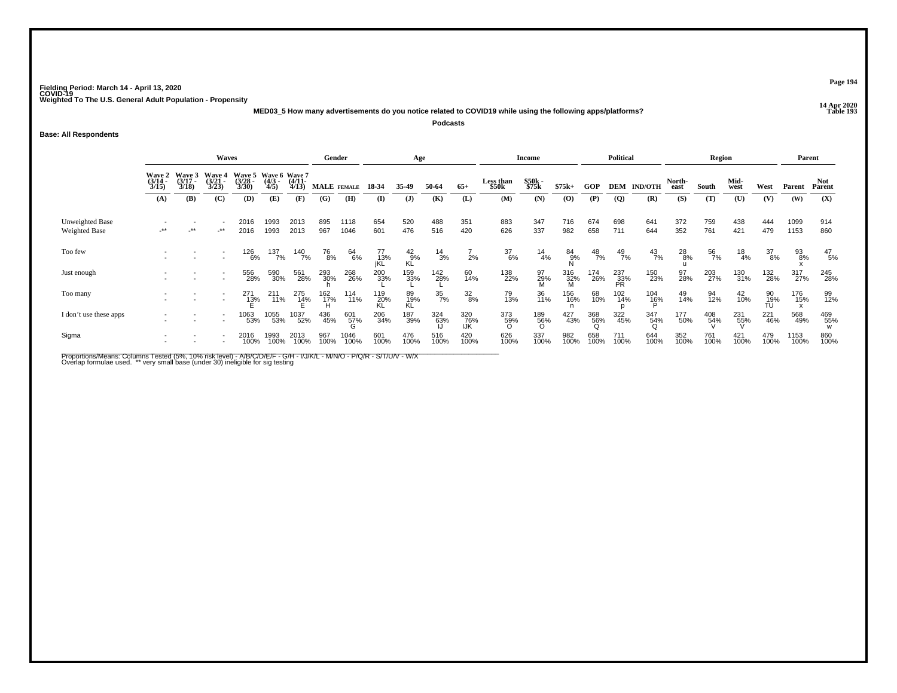Fielding Period: March 14 - April 13, 2020
COVID-19
Weighted To The U.S. General Adult Population - Propensity

14 Apr 2020
Table 193

**MED03_5 How many advertisements do you notice related to COVID19 while using the following apps/platforms?**

**Podcasts**

**Base: All Respondents**

| | Waves | | | | | | Gender | | Age | | | | Income | | | Political | | | Region | | | | Parent | |
|---|---|---|---|---|---|---|---|---|---|---|---|---|---|---|---|---|---|---|---|---|---|---|---|---|
| | Wave 2 (3/14 - 3/15) | Wave 3 (3/17 - 3/18) | Wave 4 (3/21 - 3/23) | Wave 5 (3/28 - 3/30) | Wave 6 (4/3 - 4/5) | Wave 7 (4/11 - 4/13) | MALE | FEMALE | 18-34 | 35-49 | 50-64 | 65+ | Less than $50k | $50k - $75k | $75k+ | GOP | DEM | IND/OTH | North-east | South | Mid-west | West | Parent | Not Parent |
| | (A) | (B) | (C) | (D) | (E) | (F) | (G) | (H) | (I) | (J) | (K) | (L) | (M) | (N) | (O) | (P) | (Q) | (R) | (S) | (T) | (U) | (V) | (W) | (X) |
| Unweighted Base | - | - | - | 2016 | 1993 | 2013 | 895 | 1118 | 654 | 520 | 488 | 351 | 883 | 347 | 716 | 674 | 698 | 641 | 372 | 759 | 438 | 444 | 1099 | 914 |
| Weighted Base | -** | -** | -** | 2016 | 1993 | 2013 | 967 | 1046 | 601 | 476 | 516 | 420 | 626 | 337 | 982 | 658 | 711 | 644 | 352 | 761 | 421 | 479 | 1153 | 860 |
| Too few | - | - | - | 126 | 137 | 140 | 76 | 64 | 77 | 42 | 14 | 7 | 37 | 14 | 84 | 48 | 49 | 43 | 28 | 56 | 18 | 37 | 93 | 47 |
| | - | - | - | 6% | 7% | 7% | 8% | 6% | 13% | 9% | 3% | 2% | 6% | 4% | 9% | 7% | 7% | 7% | 8% | 7% | 4% | 8% | 8% | 5% |
| | | | | | | | | | jKL | KL | | | | | N | | | | u | | | | x | |
| Just enough | - | - | - | 556 | 590 | 561 | 293 | 268 | 200 | 159 | 142 | 60 | 138 | 97 | 316 | 174 | 237 | 150 | 97 | 203 | 130 | 132 | 317 | 245 |
| | - | - | - | 28% | 30% | 28% | 30% | 26% | 33% | 33% | 28% | 14% | 22% | 29% | 32% | 26% | 33% | 23% | 28% | 27% | 31% | 28% | 27% | 28% |
| | | | | | | | h | | L | L | L | | | M | M | | PR | | | | | | | |
| Too many | - | - | - | 271 | 211 | 275 | 162 | 114 | 119 | 89 | 35 | 32 | 79 | 36 | 156 | 68 | 102 | 104 | 49 | 94 | 42 | 90 | 176 | 99 |
| | - | - | - | 13% | 11% | 14% | 17% | 11% | 20% | 19% | 7% | 8% | 13% | 11% | 16% | 10% | 14% | 16% | 14% | 12% | 10% | 19% | 15% | 12% |
| | | | | E | | E | H | | KL | KL | | | | | n | | p | P | | | | TU | x | |
| I don't use these apps | - | - | - | 1063 | 1055 | 1037 | 436 | 601 | 206 | 187 | 324 | 320 | 373 | 189 | 427 | 368 | 322 | 347 | 177 | 408 | 231 | 221 | 568 | 469 |
| | - | - | - | 53% | 53% | 52% | 45% | 57% | 34% | 39% | 63% | 76% | 59% | 56% | 43% | 56% | 45% | 54% | 50% | 54% | 55% | 46% | 49% | 55% |
| | | | | | | | | G | | | IJ | IJK | O | O | | Q | | Q | | V | V | | | w |
| Sigma | - | - | - | 2016 | 1993 | 2013 | 967 | 1046 | 601 | 476 | 516 | 420 | 626 | 337 | 982 | 658 | 711 | 644 | 352 | 761 | 421 | 479 | 1153 | 860 |
| | - | - | - | 100% | 100% | 100% | 100% | 100% | 100% | 100% | 100% | 100% | 100% | 100% | 100% | 100% | 100% | 100% | 100% | 100% | 100% | 100% | 100% | 100% |

Proportions/Means: Columns Tested (5%, 10% risk level) - A/B/C/D/E/F - G/H - I/J/K/L - M/N/O - P/Q/R - S/T/U/V - W/X
Overlap formulae used. ** very small base (under 30) ineligible for sig testing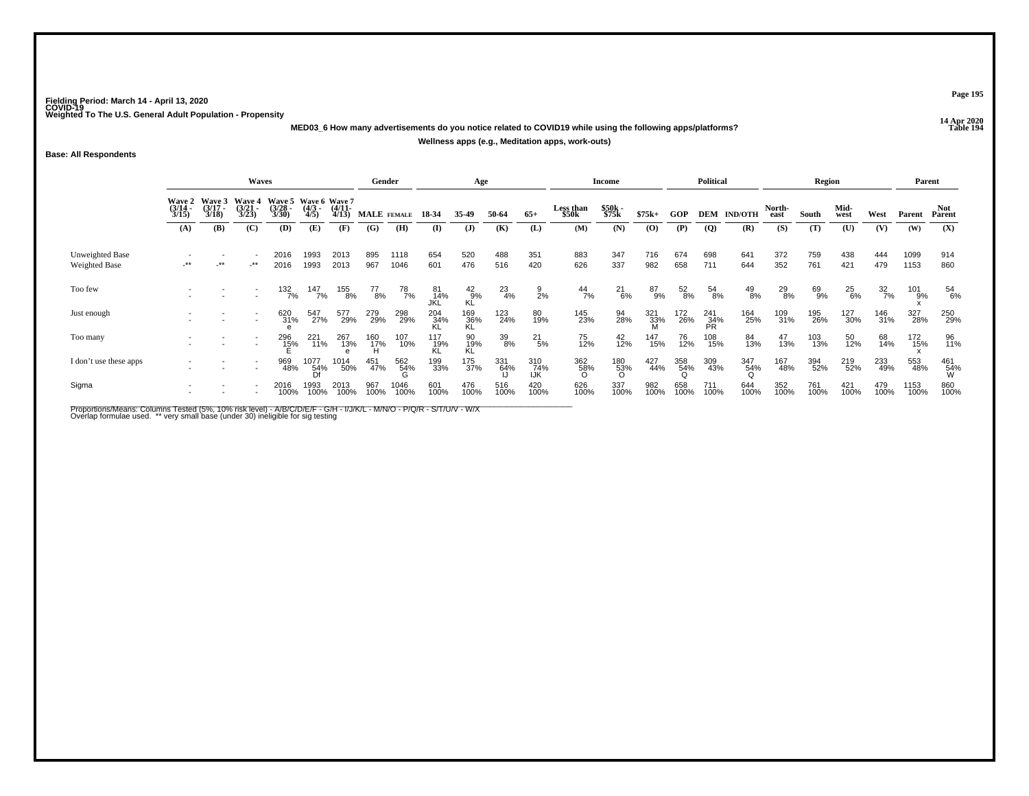Fielding Period: March 14 - April 13, 2020
COVID-19
Weighted To The U.S. General Adult Population - Propensity

14 Apr 2020
Table 194

**MED03_6 How many advertisements do you notice related to COVID19 while using the following apps/platforms?**

**Wellness apps (e.g., Meditation apps, work-outs)**

**Base: All Respondents**

| | Waves | | | | | | Gender | | Age | | | | Income | | | Political | | | Region | | | | Parent | |
|---|---|---|---|---|---|---|---|---|---|---|---|---|---|---|---|---|---|---|---|---|---|---|---|---|
| | Wave 2 (3/14 - 3/15) | Wave 3 (3/17 - 3/18) | Wave 4 (3/21 - 3/23) | Wave 5 (3/28 - 3/30) | Wave 6 (4/3 - 4/5) | Wave 7 (4/11- 4/13) | MALE | FEMALE | 18-34 | 35-49 | 50-64 | 65+ | Less than $50k | $50k - $75k | $75k+ | GOP | DEM | IND/OTH | North-east | South | Mid-west | West | Parent | Not Parent |
| | (A) | (B) | (C) | (D) | (E) | (F) | (G) | (H) | (I) | (J) | (K) | (L) | (M) | (N) | (O) | (P) | (Q) | (R) | (S) | (T) | (U) | (V) | (W) | (X) |
| Unweighted Base | - | - | - | 2016 | 1993 | 2013 | 895 | 1118 | 654 | 520 | 488 | 351 | 883 | 347 | 716 | 674 | 698 | 641 | 372 | 759 | 438 | 444 | 1099 | 914 |
| Weighted Base | -** | -** | -** | 2016 | 1993 | 2013 | 967 | 1046 | 601 | 476 | 516 | 420 | 626 | 337 | 982 | 658 | 711 | 644 | 352 | 761 | 421 | 479 | 1153 | 860 |
| Too few | - | - | - | 132 | 147 | 155 | 77 | 78 | 81 | 42 | 23 | 9 | 44 | 21 | 87 | 52 | 54 | 49 | 29 | 69 | 25 | 32 | 101 | 54 |
| | - | - | - | 7% | 7% | 8% | 8% | 7% | 14% | 9% | 4% | 2% | 7% | 6% | 9% | 8% | 8% | 8% | 8% | 9% | 6% | 7% | 9% | 6% |
| | | | | | | | | | JKL | KL | | | | | | | | | | | | | x | |
| Just enough | - | - | - | 620 | 547 | 577 | 279 | 298 | 204 | 169 | 123 | 80 | 145 | 94 | 321 | 172 | 241 | 164 | 109 | 195 | 127 | 146 | 327 | 250 |
| | - | - | - | 31% | 27% | 29% | 29% | 29% | 34% | 36% | 24% | 19% | 23% | 28% | 33% | 26% | 34% | 25% | 31% | 26% | 30% | 31% | 28% | 29% |
| | | | | e | | | | | KL | KL | | | | | M | | PR | | | | | | | |
| Too many | - | - | - | 296 | 221 | 267 | 160 | 107 | 117 | 90 | 39 | 21 | 75 | 42 | 147 | 76 | 108 | 84 | 47 | 103 | 50 | 68 | 172 | 96 |
| | - | - | - | 15% | 11% | 13% | 17% | 10% | 19% | 19% | 8% | 5% | 12% | 12% | 15% | 12% | 15% | 13% | 13% | 13% | 12% | 14% | 15% | 11% |
| | | | | E | | e | H | | KL | KL | | | | | | | | | | | | | x | |
| I don't use these apps | - | - | - | 969 | 1077 | 1014 | 451 | 562 | 199 | 175 | 331 | 310 | 362 | 180 | 427 | 358 | 309 | 347 | 167 | 394 | 219 | 233 | 553 | 461 |
| | - | - | - | 48% | 54% | 50% | 47% | 54% | 33% | 37% | 64% | 74% | 58% | 53% | 44% | 54% | 43% | 54% | 48% | 52% | 52% | 49% | 48% | 54% |
| | | | | | Df | | | G | | | IJ | IJK | O | O | | Q | | Q | | | | | | W |
| Sigma | - | - | - | 2016 | 1993 | 2013 | 967 | 1046 | 601 | 476 | 516 | 420 | 626 | 337 | 982 | 658 | 711 | 644 | 352 | 761 | 421 | 479 | 1153 | 860 |
| | - | - | - | 100% | 100% | 100% | 100% | 100% | 100% | 100% | 100% | 100% | 100% | 100% | 100% | 100% | 100% | 100% | 100% | 100% | 100% | 100% | 100% | 100% |

Proportions/Means: Columns Tested (5%, 10% risk level) - A/B/C/D/E/F - G/H - I/J/K/L - M/N/O - P/Q/R - S/T/U/V - W/X
Overlap formulae used. ** very small base (under 30) ineligible for sig testing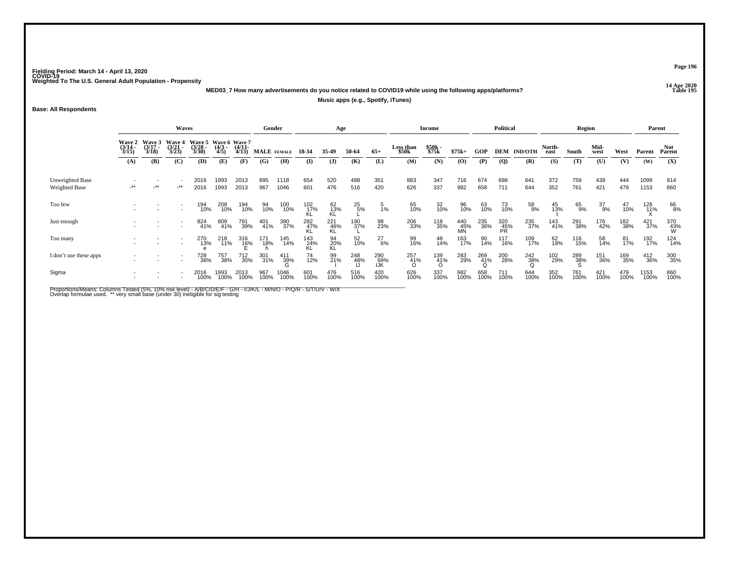Fielding Period: March 14 - April 13, 2020
COVID-19
Weighted To The U.S. General Adult Population - Propensity

14 Apr 2020
Table 195

**MED03_7 How many advertisements do you notice related to COVID19 while using the following apps/platforms?**

**Music apps (e.g., Spotify, iTunes)**

**Base: All Respondents**

| | Waves | | | | | | Gender | | Age | | | | Income | | | Political | | | Region | | | | Parent | |
|---|---|---|---|---|---|---|---|---|---|---|---|---|---|---|---|---|---|---|---|---|---|---|---|---|
| | Wave 2 (3/14 - 3/15) | Wave 3 (3/17 - 3/18) | Wave 4 (3/21 - 3/23) | Wave 5 (3/28 - 3/30) | Wave 6 (4/3 - 4/5) | Wave 7 (4/11- 4/13) | MALE | FEMALE | 18-34 | 35-49 | 50-64 | 65+ | Less than $50k | $50k - $75k | $75k+ | GOP | DEM | IND/OTH | North-east | South | Mid-west | West | Parent | Not Parent |
| | (A) | (B) | (C) | (D) | (E) | (F) | (G) | (H) | (I) | (J) | (K) | (L) | (M) | (N) | (O) | (P) | (Q) | (R) | (S) | (T) | (U) | (V) | (W) | (X) |
| Unweighted Base | - | - | - | 2016 | 1993 | 2013 | 895 | 1118 | 654 | 520 | 488 | 351 | 883 | 347 | 716 | 674 | 698 | 641 | 372 | 759 | 438 | 444 | 1099 | 914 |
| Weighted Base | -** | -** | -** | 2016 | 1993 | 2013 | 967 | 1046 | 601 | 476 | 516 | 420 | 626 | 337 | 982 | 658 | 711 | 644 | 352 | 761 | 421 | 479 | 1153 | 860 |
| Too few | - | - | - | 194 | 208 | 194 | 94 | 100 | 102 | 62 | 25 | 5 | 65 | 32 | 96 | 63 | 73 | 58 | 45 | 65 | 37 | 47 | 128 | 66 |
| | - | - | - | 10% | 10% | 10% | 10% | 10% | 17% | 13% | 5% | 1% | 10% | 10% | 10% | 10% | 10% | 9% | 13% | 9% | 9% | 10% | 11% | 8% |
| | | | | | | | | | KL | KL | L | | | | | | | | t | | | | X | |
| Just enough | - | - | - | 824 | 809 | 791 | 401 | 390 | 282 | 221 | 190 | 98 | 206 | 118 | 440 | 235 | 320 | 235 | 143 | 291 | 176 | 182 | 421 | 370 |
| | - | - | - | 41% | 41% | 39% | 41% | 37% | 47% | 46% | 37% | 23% | 33% | 35% | 45% | 36% | 45% | 37% | 41% | 38% | 42% | 38% | 37% | 43% |
| | | | | | | | | | KL | KL | L | | | | MN | | PR | | | | | | | W |
| Too many | - | - | - | 270 | 218 | 316 | 171 | 145 | 143 | 94 | 52 | 27 | 99 | 48 | 163 | 90 | 117 | 109 | 62 | 116 | 58 | 81 | 192 | 124 |
| | - | - | - | 13% | 11% | 16% | 18% | 14% | 24% | 20% | 10% | 6% | 16% | 14% | 17% | 14% | 16% | 17% | 18% | 15% | 14% | 17% | 17% | 14% |
| | | | | e | | E | h | | KL | KL | | | | | | | | | | | | | | |
| I don't use these apps | - | - | - | 728 | 757 | 712 | 301 | 411 | 74 | 99 | 248 | 290 | 257 | 139 | 283 | 269 | 200 | 242 | 102 | 289 | 151 | 169 | 412 | 300 |
| | - | - | - | 36% | 38% | 35% | 31% | 39% | 12% | 21% | 48% | 69% | 41% | 41% | 29% | 41% | 28% | 38% | 29% | 38% | 36% | 35% | 36% | 35% |
| | | | | | | | | G | | I | IJ | IJK | O | O | | Q | | Q | | S | | | | |
| Sigma | - | - | - | 2016 | 1993 | 2013 | 967 | 1046 | 601 | 476 | 516 | 420 | 626 | 337 | 982 | 658 | 711 | 644 | 352 | 761 | 421 | 479 | 1153 | 860 |
| | - | - | - | 100% | 100% | 100% | 100% | 100% | 100% | 100% | 100% | 100% | 100% | 100% | 100% | 100% | 100% | 100% | 100% | 100% | 100% | 100% | 100% | 100% |

Proportions/Means: Columns Tested (5%, 10% risk level) - A/B/C/D/E/F - G/H - I/J/K/L - M/N/O - P/Q/R - S/T/U/V - W/X
Overlap formulae used. ** very small base (under 30) ineligible for sig testing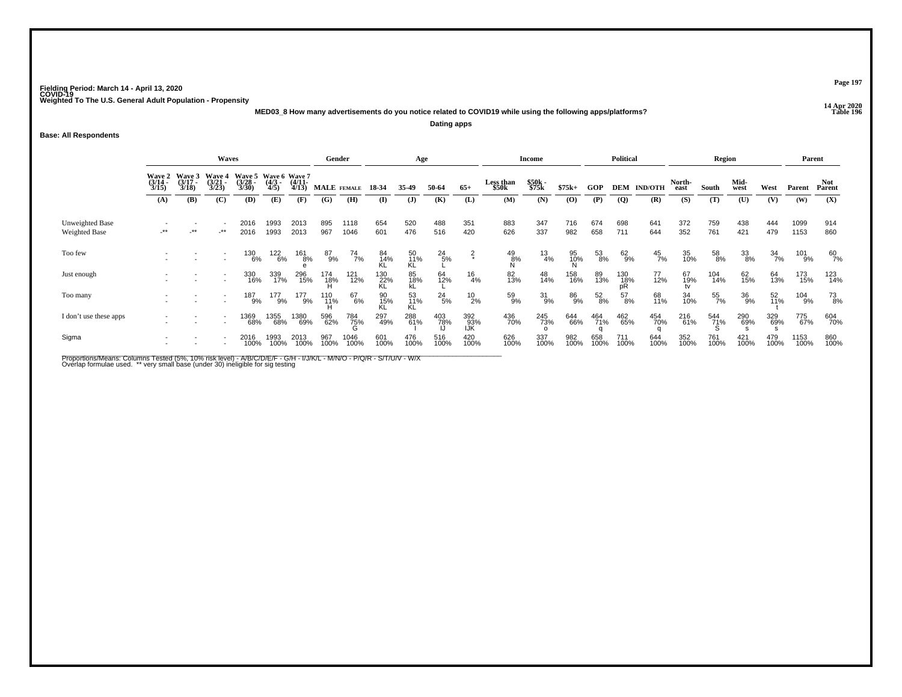Fielding Period: March 14 - April 13, 2020
COVID-19
Weighted To The U.S. General Adult Population - Propensity

14 Apr 2020
Table 196

**MED03_8 How many advertisements do you notice related to COVID19 while using the following apps/platforms?**

**Dating apps**

**Base: All Respondents**

| | Waves | | | | | | Gender | | Age | | | | Income | | | Political | | | Region | | | | Parent | |
|---|---|---|---|---|---|---|---|---|---|---|---|---|---|---|---|---|---|---|---|---|---|---|---|---|
| | Wave 2 (3/14 - 3/15) | Wave 3 (3/17 - 3/18) | Wave 4 (3/21 - 3/23) | Wave 5 (3/28 - 3/30) | Wave 6 (4/3 - 4/5) | Wave 7 (4/11- 4/13) | MALE | FEMALE | 18-34 | 35-49 | 50-64 | 65+ | Less than $50k | $50k - $75k | $75k+ | GOP | DEM | IND/OTH | North-east | South | Mid-west | West | Parent | Not Parent |
| | (A) | (B) | (C) | (D) | (E) | (F) | (G) | (H) | (I) | (J) | (K) | (L) | (M) | (N) | (O) | (P) | (Q) | (R) | (S) | (T) | (U) | (V) | (W) | (X) |
| Unweighted Base | - | - | - | 2016 | 1993 | 2013 | 895 | 1118 | 654 | 520 | 488 | 351 | 883 | 347 | 716 | 674 | 698 | 641 | 372 | 759 | 438 | 444 | 1099 | 914 |
| Weighted Base | -** | -** | -** | 2016 | 1993 | 2013 | 967 | 1046 | 601 | 476 | 516 | 420 | 626 | 337 | 982 | 658 | 711 | 644 | 352 | 761 | 421 | 479 | 1153 | 860 |
| Too few | - | - | - | 130 | 122 | 161 | 87 | 74 | 84 | 50 | 24 | 2 | 49 | 13 | 95 | 53 | 62 | 45 | 35 | 58 | 33 | 34 | 101 | 60 |
| | - | - | - | 6% | 6% | 8% | 9% | 7% | 14% | 11% | 5% | * | 8% | 4% | 10% | 8% | 9% | 7% | 10% | 8% | 8% | 7% | 9% | 7% |
| | | | | | | e | | | KL | KL | L | | N | | N | | | | | | | | | |
| Just enough | - | - | - | 330 | 339 | 296 | 174 | 121 | 130 | 85 | 64 | 16 | 82 | 48 | 158 | 89 | 130 | 77 | 67 | 104 | 62 | 64 | 173 | 123 |
| | - | - | - | 16% | 17% | 15% | 18% | 12% | 22% | 18% | 12% | 4% | 13% | 14% | 16% | 13% | 18% | 12% | 19% | 14% | 15% | 13% | 15% | 14% |
| | | | | | | | H | | KL | kL | L | | | | | | pR | | tv | | | | | |
| Too many | - | - | - | 187 | 177 | 177 | 110 | 67 | 90 | 53 | 24 | 10 | 59 | 31 | 86 | 52 | 57 | 68 | 34 | 55 | 36 | 52 | 104 | 73 |
| | - | - | - | 9% | 9% | 9% | 11% | 6% | 15% | 11% | 5% | 2% | 9% | 9% | 9% | 8% | 8% | 11% | 10% | 7% | 9% | 11% | 9% | 8% |
| | | | | | | | H | | KL | KL | | | | | | | | | | | | t | | |
| I don't use these apps | - | - | - | 1369 | 1355 | 1380 | 596 | 784 | 297 | 288 | 403 | 392 | 436 | 245 | 644 | 464 | 462 | 454 | 216 | 544 | 290 | 329 | 775 | 604 |
| | - | - | - | 68% | 68% | 69% | 62% | 75% | 49% | 61% | 78% | 93% | 70% | 73% | 66% | 71% | 65% | 70% | 61% | 71% | 69% | 69% | 67% | 70% |
| | | | | | | | | G | | I | IJ | IJK | | o | | q | | q | | S | s | s | | |
| Sigma | - | - | - | 2016 | 1993 | 2013 | 967 | 1046 | 601 | 476 | 516 | 420 | 626 | 337 | 982 | 658 | 711 | 644 | 352 | 761 | 421 | 479 | 1153 | 860 |
| | - | - | - | 100% | 100% | 100% | 100% | 100% | 100% | 100% | 100% | 100% | 100% | 100% | 100% | 100% | 100% | 100% | 100% | 100% | 100% | 100% | 100% | 100% |

Proportions/Means: Columns Tested (5%, 10% risk level) - A/B/C/D/E/F - G/H - I/J/K/L - M/N/O - P/Q/R - S/T/U/V - W/X
Overlap formulae used. ** very small base (under 30) ineligible for sig testing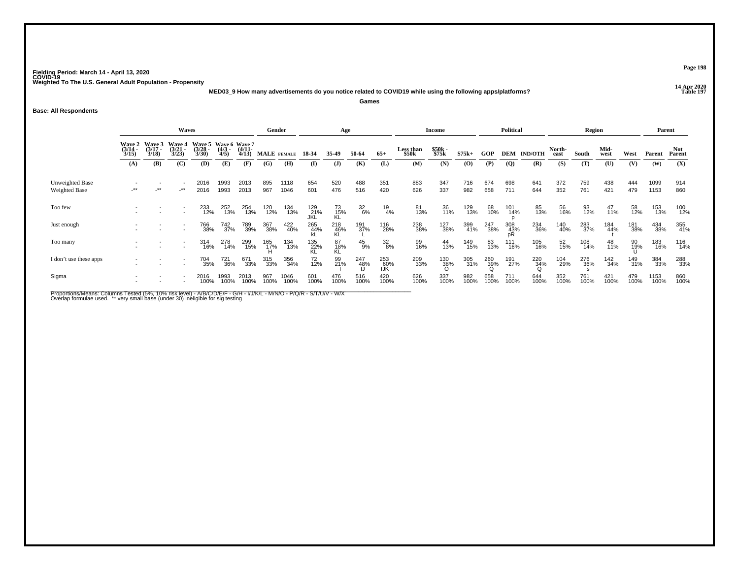Fielding Period: March 14 - April 13, 2020
COVID-19
Weighted To The U.S. General Adult Population - Propensity

14 Apr 2020
Table 197

**MED03_9 How many advertisements do you notice related to COVID19 while using the following apps/platforms?**

**Games**

**Base: All Respondents**

| | Waves | | | | | | Gender | | Age | | | | Income | | | Political | | | Region | | | | Parent | |
|---|---|---|---|---|---|---|---|---|---|---|---|---|---|---|---|---|---|---|---|---|---|---|---|---|
| | Wave 2 (3/14 - 3/15) | Wave 3 (3/17 - 3/18) | Wave 4 (3/21 - 3/23) | Wave 5 (3/28 - 3/30) | Wave 6 (4/3 - 4/5) | Wave 7 (4/11- 4/13) | MALE | FEMALE | 18-34 | 35-49 | 50-64 | 65+ | Less than $50k | $50k - $75k | $75k+ | GOP | DEM | IND/OTH | North-east | South | Mid-west | West | Parent | Not Parent |
| | (A) | (B) | (C) | (D) | (E) | (F) | (G) | (H) | (I) | (J) | (K) | (L) | (M) | (N) | (O) | (P) | (Q) | (R) | (S) | (T) | (U) | (V) | (W) | (X) |
| Unweighted Base | - | - | - | 2016 | 1993 | 2013 | 895 | 1118 | 654 | 520 | 488 | 351 | 883 | 347 | 716 | 674 | 698 | 641 | 372 | 759 | 438 | 444 | 1099 | 914 |
| Weighted Base | -** | -** | -** | 2016 | 1993 | 2013 | 967 | 1046 | 601 | 476 | 516 | 420 | 626 | 337 | 982 | 658 | 711 | 644 | 352 | 761 | 421 | 479 | 1153 | 860 |
| Too few | - | - | - | 233 | 252 | 254 | 120 | 134 | 129 | 73 | 32 | 19 | 81 | 36 | 129 | 68 | 101 | 85 | 56 | 93 | 47 | 58 | 153 | 100 |
| | - | - | - | 12% | 13% | 13% | 12% | 13% | 21% | 15% | 6% | 4% | 13% | 11% | 13% | 10% | 14% | 13% | 16% | 12% | 11% | 12% | 13% | 12% |
| | | | | | | | | | JKL | KL | | | | | | | p | | | | | | | |
| Just enough | - | - | - | 766 | 742 | 789 | 367 | 422 | 265 | 218 | 191 | 116 | 238 | 127 | 399 | 247 | 308 | 234 | 140 | 283 | 184 | 181 | 434 | 355 |
| | - | - | - | 38% | 37% | 39% | 38% | 40% | 44% | 46% | 37% | 28% | 38% | 38% | 41% | 38% | 43% | 36% | 40% | 37% | 44% | 38% | 38% | 41% |
| | | | | | | | | | kL | KL | L | | | | | | pR | | | | t | | | |
| Too many | - | - | - | 314 | 278 | 299 | 165 | 134 | 135 | 87 | 45 | 32 | 99 | 44 | 149 | 83 | 111 | 105 | 52 | 108 | 48 | 90 | 183 | 116 |
| | - | - | - | 16% | 14% | 15% | 17% | 13% | 22% | 18% | 9% | 8% | 16% | 13% | 15% | 13% | 16% | 16% | 15% | 14% | 11% | 19% | 16% | 14% |
| | | | | | | | H | | KL | KL | | | | | | | | | | | | U | | |
| I don't use these apps | - | - | - | 704 | 721 | 671 | 315 | 356 | 72 | 99 | 247 | 253 | 209 | 130 | 305 | 260 | 191 | 220 | 104 | 276 | 142 | 149 | 384 | 288 |
| | - | - | - | 35% | 36% | 33% | 33% | 34% | 12% | 21% | 48% | 60% | 33% | 38% | 31% | 39% | 27% | 34% | 29% | 36% | 34% | 31% | 33% | 33% |
| | | | | | | | | | | I | IJ | IJK | | O | | Q | | Q | | s | | | | |
| Sigma | - | - | - | 2016 | 1993 | 2013 | 967 | 1046 | 601 | 476 | 516 | 420 | 626 | 337 | 982 | 658 | 711 | 644 | 352 | 761 | 421 | 479 | 1153 | 860 |
| | - | - | - | 100% | 100% | 100% | 100% | 100% | 100% | 100% | 100% | 100% | 100% | 100% | 100% | 100% | 100% | 100% | 100% | 100% | 100% | 100% | 100% | 100% |

Proportions/Means: Columns Tested (5%, 10% risk level) - A/B/C/D/E/F - G/H - I/J/K/L - M/N/O - P/Q/R - S/T/U/V - W/X
Overlap formulae used. ** very small base (under 30) ineligible for sig testing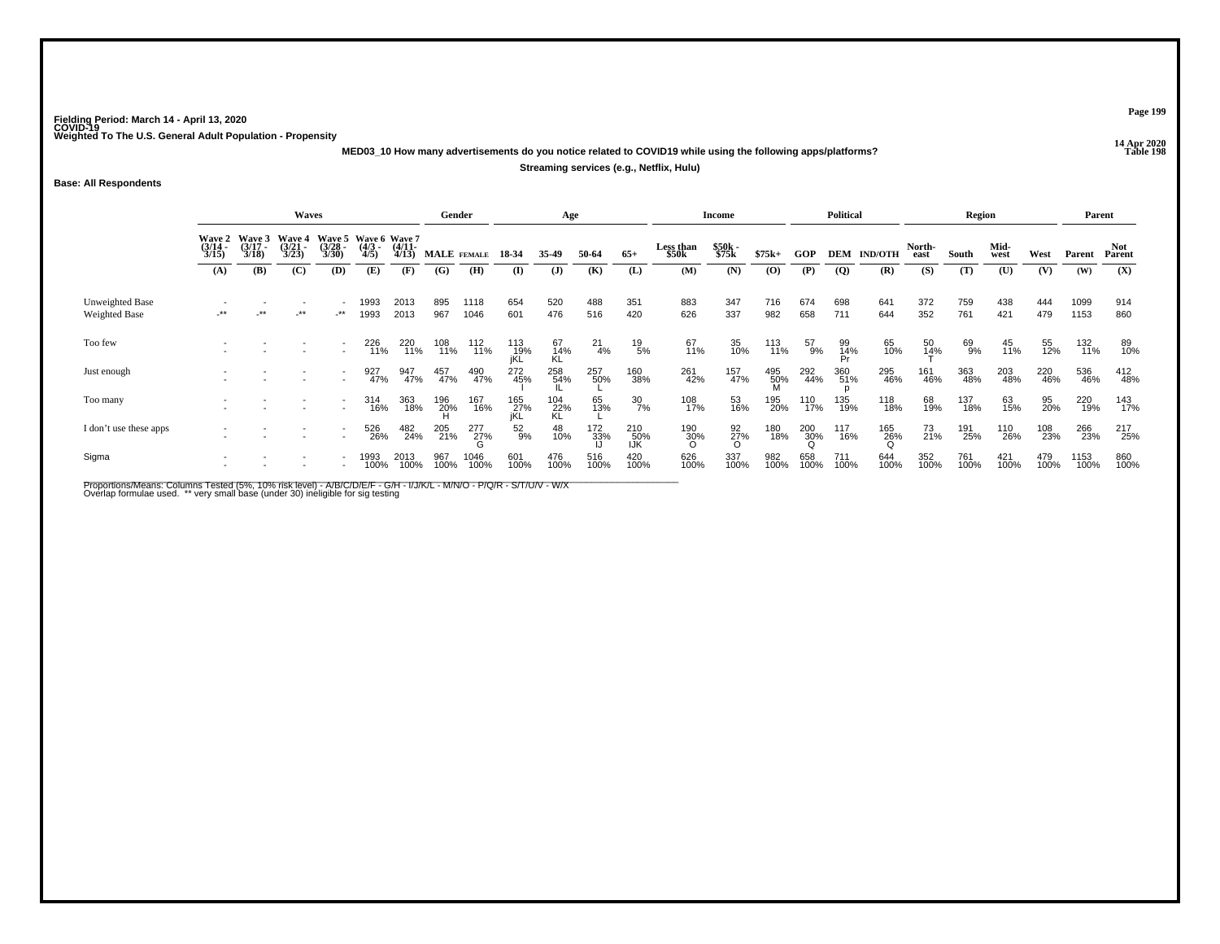Fielding Period: March 14 - April 13, 2020
COVID-19
Weighted To The U.S. General Adult Population - Propensity

14 Apr 2020
Table 198

**MED03_10 How many advertisements do you notice related to COVID19 while using the following apps/platforms?**

**Streaming services (e.g., Netflix, Hulu)**

**Base: All Respondents**

| | Waves | | | | | | Gender | | Age | | | | Income | | | Political | | | Region | | | | Parent | |
|---|---|---|---|---|---|---|---|---|---|---|---|---|---|---|---|---|---|---|---|---|---|---|---|---|
| | Wave 2 (3/14 - 3/15) | Wave 3 (3/17 - 3/18) | Wave 4 (3/21 - 3/23) | Wave 5 (3/28 - 3/30) | Wave 6 (4/3 - 4/5) | Wave 7 (4/11- 4/13) | MALE | FEMALE | 18-34 | 35-49 | 50-64 | 65+ | Less than $50k | $50k - $75k | $75k+ | GOP | DEM | IND/OTH | North-east | South | Mid-west | West | Parent | Not Parent |
| | (A) | (B) | (C) | (D) | (E) | (F) | (G) | (H) | (I) | (J) | (K) | (L) | (M) | (N) | (O) | (P) | (Q) | (R) | (S) | (T) | (U) | (V) | (W) | (X) |
| Unweighted Base | - | - | - | - | 1993 | 2013 | 895 | 1118 | 654 | 520 | 488 | 351 | 883 | 347 | 716 | 674 | 698 | 641 | 372 | 759 | 438 | 444 | 1099 | 914 |
| Weighted Base | -** | -** | -** | -** | 1993 | 2013 | 967 | 1046 | 601 | 476 | 516 | 420 | 626 | 337 | 982 | 658 | 711 | 644 | 352 | 761 | 421 | 479 | 1153 | 860 |
| Too few | - | - | - | - | 226 | 220 | 108 | 112 | 113 | 67 | 21 | 19 | 67 | 35 | 113 | 57 | 99 | 65 | 50 | 69 | 45 | 55 | 132 | 89 |
| | - | - | - | - | 11% | 11% | 11% | 11% | 19% | 14% | 4% | 5% | 11% | 10% | 11% | 9% | 14% | 10% | 14% | 9% | 11% | 12% | 11% | 10% |
| | | | | | | | | | jKL | KL | | | | | | | Pr | | T | | | | | |
| Just enough | - | - | - | - | 927 | 947 | 457 | 490 | 272 | 258 | 257 | 160 | 261 | 157 | 495 | 292 | 360 | 295 | 161 | 363 | 203 | 220 | 536 | 412 |
| | - | - | - | - | 47% | 47% | 47% | 47% | 45% | 54% | 50% | 38% | 42% | 47% | 50% | 44% | 51% | 46% | 46% | 48% | 48% | 46% | 46% | 48% |
| | | | | | | | | | I | IL | L | | | | M | | p | | | | | | | |
| Too many | - | - | - | - | 314 | 363 | 196 | 167 | 165 | 104 | 65 | 30 | 108 | 53 | 195 | 110 | 135 | 118 | 68 | 137 | 63 | 95 | 220 | 143 |
| | - | - | - | - | 16% | 18% | 20% | 16% | 27% | 22% | 13% | 7% | 17% | 16% | 20% | 17% | 19% | 18% | 19% | 18% | 15% | 20% | 19% | 17% |
| | | | | | | | H | | jKL | KL | L | | | | | | | | | | | | | |
| I don't use these apps | - | - | - | - | 526 | 482 | 205 | 277 | 52 | 48 | 172 | 210 | 190 | 92 | 180 | 200 | 117 | 165 | 73 | 191 | 110 | 108 | 266 | 217 |
| | - | - | - | - | 26% | 24% | 21% | 27% | 9% | 10% | 33% | 50% | 30% | 27% | 18% | 30% | 16% | 26% | 21% | 25% | 26% | 23% | 23% | 25% |
| | | | | | | | | G | | | IJ | IJK | O | O | | Q | | Q | | | | | | |
| Sigma | - | - | - | - | 1993 | 2013 | 967 | 1046 | 601 | 476 | 516 | 420 | 626 | 337 | 982 | 658 | 711 | 644 | 352 | 761 | 421 | 479 | 1153 | 860 |
| | - | - | - | - | 100% | 100% | 100% | 100% | 100% | 100% | 100% | 100% | 100% | 100% | 100% | 100% | 100% | 100% | 100% | 100% | 100% | 100% | 100% | 100% |

Proportions/Means: Columns Tested (5%, 10% risk level) - A/B/C/D/E/F - G/H - I/J/K/L - M/N/O - P/Q/R - S/T/U/V - W/X
Overlap formulae used. ** very small base (under 30) ineligible for sig testing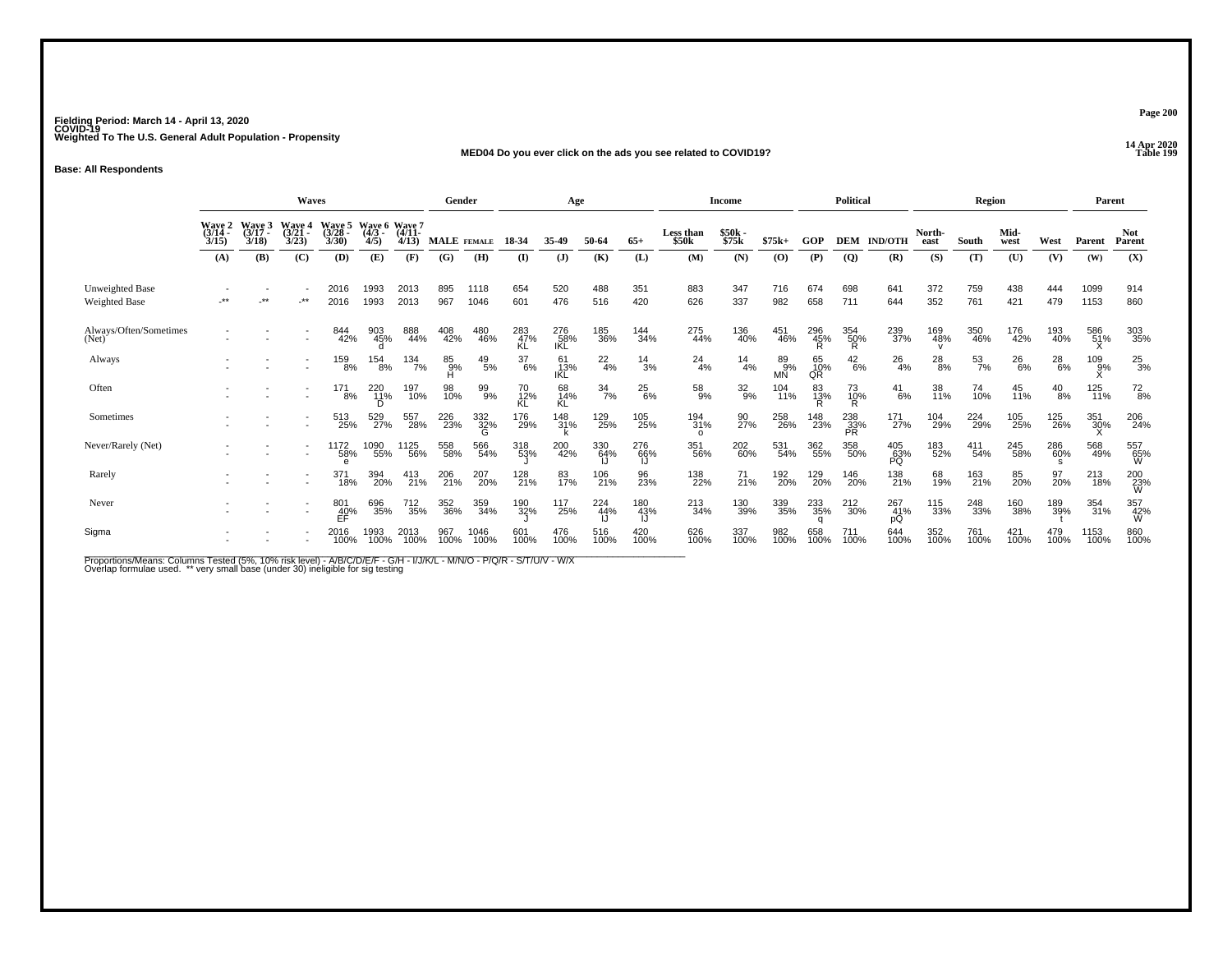Fielding Period: March 14 - April 13, 2020
COVID-19
Weighted To The U.S. General Adult Population - Propensity

14 Apr 2020
Table 199

**MED04 Do you ever click on the ads you see related to COVID19?**

**Base: All Respondents**

| | Waves | | | | | | Gender | | Age | | | | Income | | | Political | | | Region | | | | Parent | |
|---|---|---|---|---|---|---|---|---|---|---|---|---|---|---|---|---|---|---|---|---|---|---|---|---|
| | Wave 2 (3/14 - 3/15) | Wave 3 (3/17 - 3/18) | Wave 4 (3/21 - 3/23) | Wave 5 (3/28 - 3/30) | Wave 6 (4/3 - 4/5) | Wave 7 (4/11- 4/13) | MALE | FEMALE | 18-34 | 35-49 | 50-64 | 65+ | Less than $50k | $50k - $75k | $75k+ | GOP | DEM | IND/OTH | North-east | South | Mid-west | West | Parent | Not Parent |
| | (A) | (B) | (C) | (D) | (E) | (F) | (G) | (H) | (I) | (J) | (K) | (L) | (M) | (N) | (O) | (P) | (Q) | (R) | (S) | (T) | (U) | (V) | (W) | (X) |
| Unweighted Base | - | - | - | 2016 | 1993 | 2013 | 895 | 1118 | 654 | 520 | 488 | 351 | 883 | 347 | 716 | 674 | 698 | 641 | 372 | 759 | 438 | 444 | 1099 | 914 |
| Weighted Base | -** | -** | -** | 2016 | 1993 | 2013 | 967 | 1046 | 601 | 476 | 516 | 420 | 626 | 337 | 982 | 658 | 711 | 644 | 352 | 761 | 421 | 479 | 1153 | 860 |
| Always/Often/Sometimes (Net) | - | - | - | 844 42% | 903 45% d | 888 44% | 408 42% | 480 46% | 283 47% KL | 276 58% IKL | 185 36% | 144 34% | 275 44% | 136 40% | 451 46% | 296 45% R | 354 50% R | 239 37% | 169 48% v | 350 46% | 176 42% | 193 40% | 586 51% X | 303 35% |
| Always | - | - | - | 159 8% | 154 8% | 134 7% | 85 9% H | 49 5% | 37 6% | 61 13% IKL | 22 4% | 14 3% | 24 4% | 14 4% | 89 9% MN | 65 10% QR | 42 6% | 26 4% | 28 8% | 53 7% | 26 6% | 28 6% | 109 9% X | 25 3% |
| Often | - | - | - | 171 8% | 220 11% D | 197 10% | 98 10% | 99 9% | 70 12% KL | 68 14% KL | 34 7% | 25 6% | 58 9% | 32 9% | 104 11% | 83 13% R | 73 10% R | 41 6% | 38 11% | 74 10% | 45 11% | 40 8% | 125 11% | 72 8% |
| Sometimes | - | - | - | 513 25% | 529 27% | 557 28% | 226 23% | 332 32% G | 176 29% | 148 31% k | 129 25% | 105 25% | 194 31% o | 90 27% | 258 26% | 148 23% | 238 33% PR | 171 27% | 104 29% | 224 29% | 105 25% | 125 26% | 351 30% X | 206 24% |
| Never/Rarely (Net) | - | - | - | 1172 58% e | 1090 55% | 1125 56% | 558 58% | 566 54% | 318 53% J | 200 42% | 330 64% IJ | 276 66% IJ | 351 56% | 202 60% | 531 54% | 362 55% | 358 50% | 405 63% PQ | 183 52% | 411 54% | 245 58% | 286 60% s | 568 49% | 557 65% W |
| Rarely | - | - | - | 371 18% | 394 20% | 413 21% | 206 21% | 207 20% | 128 21% | 83 17% | 106 21% | 96 23% | 138 22% | 71 21% | 192 20% | 129 20% | 146 20% | 138 21% | 68 19% | 163 21% | 85 20% | 97 20% | 213 18% | 200 23% W |
| Never | - | - | - | 801 40% EF | 696 35% | 712 35% | 352 36% | 359 34% | 190 32% J | 117 25% | 224 44% IJ | 180 43% IJ | 213 34% | 130 39% | 339 35% | 233 35% q | 212 30% | 267 41% pQ | 115 33% | 248 33% | 160 38% | 189 39% t | 354 31% | 357 42% W |
| Sigma | - | - | - | 2016 100% | 1993 100% | 2013 100% | 967 100% | 1046 100% | 601 100% | 476 100% | 516 100% | 420 100% | 626 100% | 337 100% | 982 100% | 658 100% | 711 100% | 644 100% | 352 100% | 761 100% | 421 100% | 479 100% | 1153 100% | 860 100% |

Proportions/Means: Columns Tested (5%, 10% risk level) - A/B/C/D/E/F - G/H - I/J/K/L - M/N/O - P/Q/R - S/T/U/V - W/X
Overlap formulae used. ** very small base (under 30) ineligible for sig testing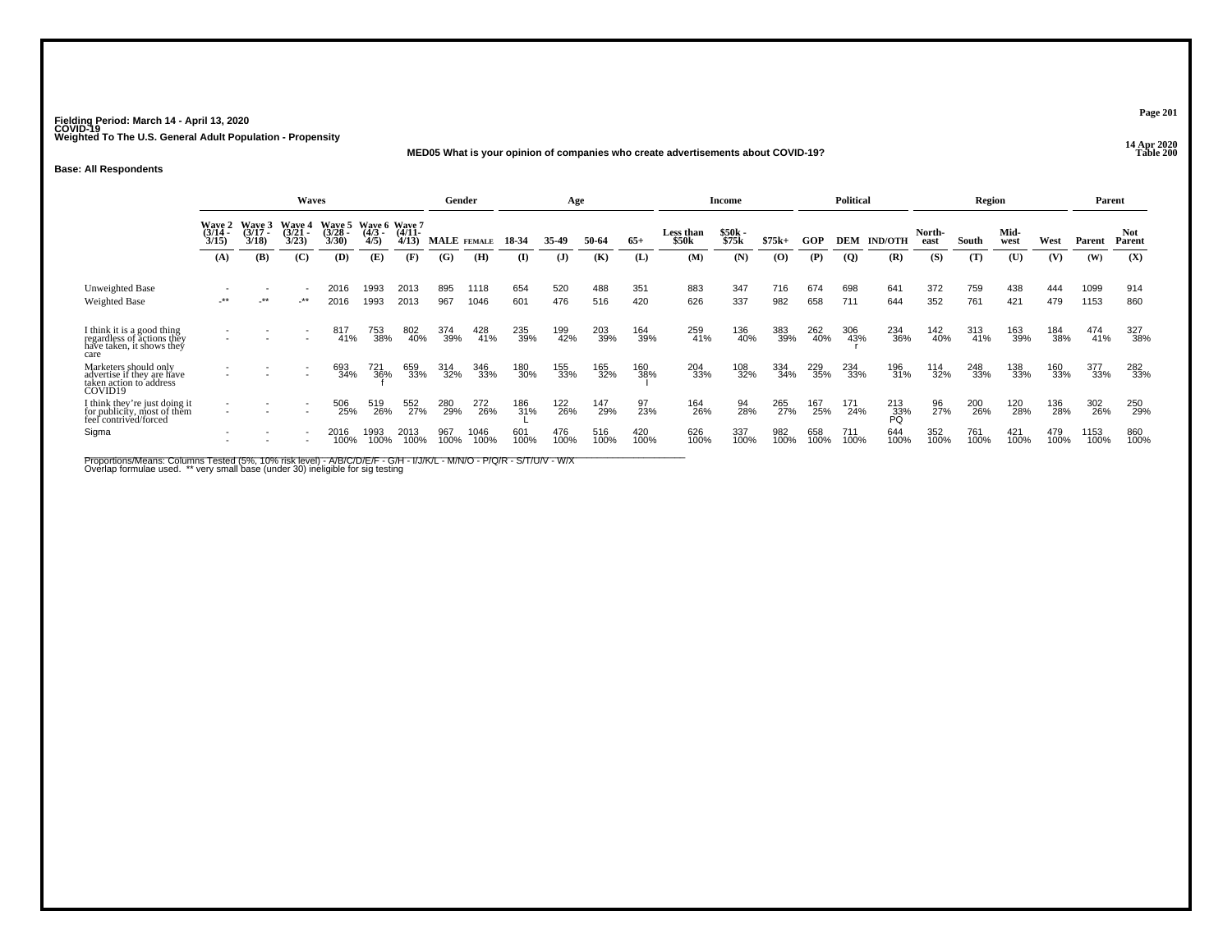Fielding Period: March 14 - April 13, 2020
COVID-19
Weighted To The U.S. General Adult Population - Propensity

14 Apr 2020
Table 200

### MED05 What is your opinion of companies who create advertisements about COVID-19?

**Base: All Respondents**

| | Waves | | | | | | Gender | | Age | | | | Income | | | Political | | | Region | | | | Parent | |
|---|---|---|---|---|---|---|---|---|---|---|---|---|---|---|---|---|---|---|---|---|---|---|---|---|
| | Wave 2 (3/14 - 3/15) | Wave 3 (3/17 - 3/18) | Wave 4 (3/21 - 3/23) | Wave 5 (3/28 - 3/30) | Wave 6 (4/3 - 4/5) | Wave 7 (4/11- 4/13) | MALE | FEMALE | 18-34 | 35-49 | 50-64 | 65+ | Less than $50k | $50k - $75k | $75k+ | GOP | DEM | IND/OTH | North-east | South | Mid-west | West | Parent | Not Parent |
| | (A) | (B) | (C) | (D) | (E) | (F) | (G) | (H) | (I) | (J) | (K) | (L) | (M) | (N) | (O) | (P) | (Q) | (R) | (S) | (T) | (U) | (V) | (W) | (X) |
| Unweighted Base | - | - | - | 2016 | 1993 | 2013 | 895 | 1118 | 654 | 520 | 488 | 351 | 883 | 347 | 716 | 674 | 698 | 641 | 372 | 759 | 438 | 444 | 1099 | 914 |
| Weighted Base | -** | -** | -** | 2016 | 1993 | 2013 | 967 | 1046 | 601 | 476 | 516 | 420 | 626 | 337 | 982 | 658 | 711 | 644 | 352 | 761 | 421 | 479 | 1153 | 860 |
| I think it is a good thing regardless of actions they have taken, it shows they care | - | - | - | 817 | 753 | 802 | 374 | 428 | 235 | 199 | 203 | 164 | 259 | 136 | 383 | 262 | 306 | 234 | 142 | 313 | 163 | 184 | 474 | 327 |
| | - | - | - | 41% | 38% | 40% | 39% | 41% | 39% | 42% | 39% | 39% | 41% | 40% | 39% | 40% | 43% | 36% | 40% | 41% | 39% | 38% | 41% | 38% |
| | | | | | | | | | | | | | | | | | r | | | | | | | |
| Marketers should only advertise if they are have taken action to address COVID19 | - | - | - | 693 | 721 | 659 | 314 | 346 | 180 | 155 | 165 | 160 | 204 | 108 | 334 | 229 | 234 | 196 | 114 | 248 | 138 | 160 | 377 | 282 |
| | - | - | - | 34% | 36% | 33% | 32% | 33% | 30% | 33% | 32% | 38% | 33% | 32% | 34% | 35% | 33% | 31% | 32% | 33% | 33% | 33% | 33% | 33% |
| | | | | | f | | | | | | | I | | | | | | | | | | | | |
| I think they're just doing it for publicity, most of them feel contrived/forced | - | - | - | 506 | 519 | 552 | 280 | 272 | 186 | 122 | 147 | 97 | 164 | 94 | 265 | 167 | 171 | 213 | 96 | 200 | 120 | 136 | 302 | 250 |
| | - | - | - | 25% | 26% | 27% | 29% | 26% | 31% | 26% | 29% | 23% | 26% | 28% | 27% | 25% | 24% | 33% | 27% | 26% | 28% | 28% | 26% | 29% |
| | | | | | | | | | L | | | | | | | | | PQ | | | | | | |
| Sigma | - | - | - | 2016 | 1993 | 2013 | 967 | 1046 | 601 | 476 | 516 | 420 | 626 | 337 | 982 | 658 | 711 | 644 | 352 | 761 | 421 | 479 | 1153 | 860 |
| | - | - | - | 100% | 100% | 100% | 100% | 100% | 100% | 100% | 100% | 100% | 100% | 100% | 100% | 100% | 100% | 100% | 100% | 100% | 100% | 100% | 100% | 100% |

Proportions/Means: Columns Tested (5%, 10% risk level) - A/B/C/D/E/F - G/H - I/J/K/L - M/N/O - P/Q/R - S/T/U/V - W/X
Overlap formulae used. ** very small base (under 30) ineligible for sig testing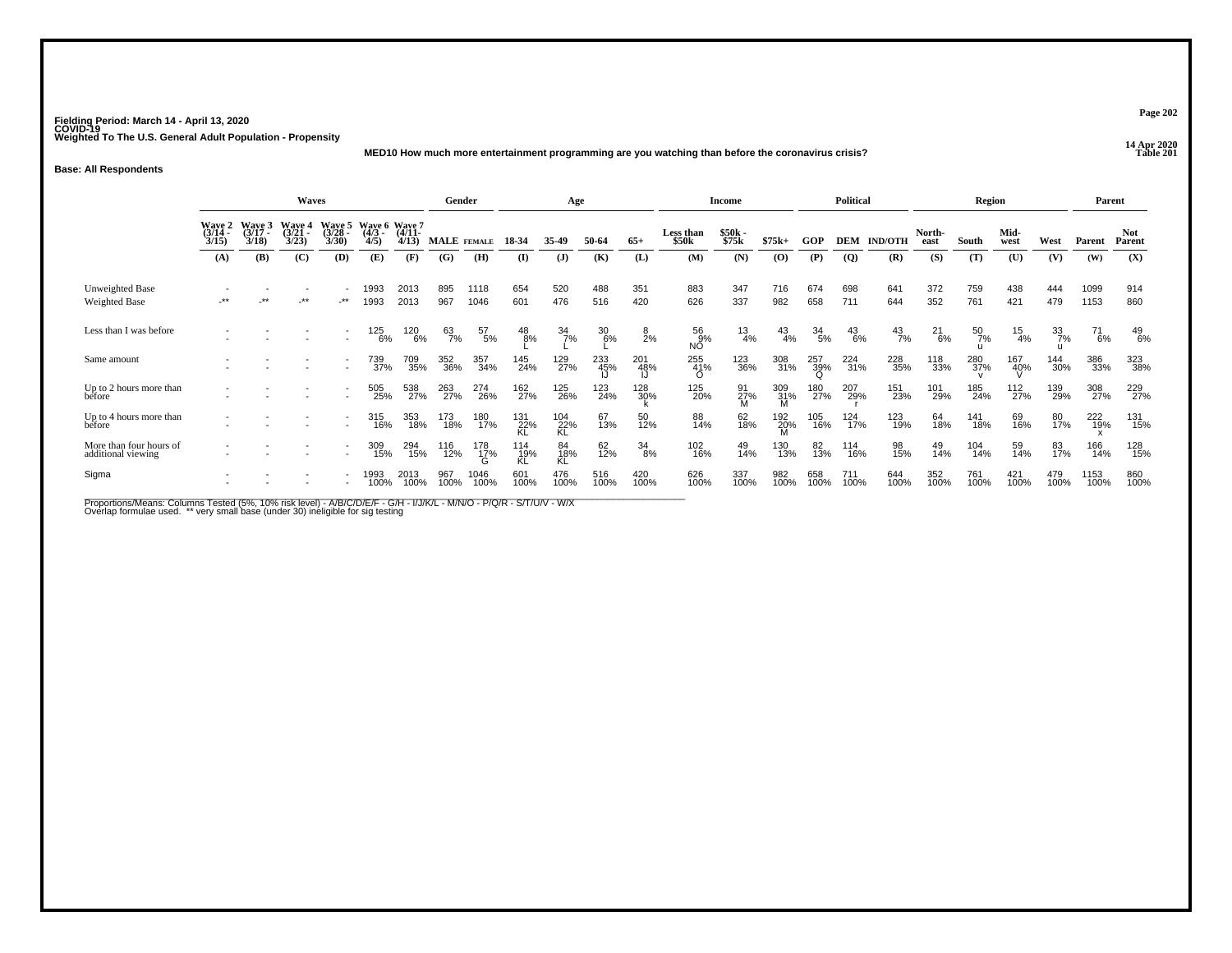Fielding Period: March 14 - April 13, 2020
COVID-19
Weighted To The U.S. General Adult Population - Propensity

14 Apr 2020
Table 201

**MED10 How much more entertainment programming are you watching than before the coronavirus crisis?**

**Base: All Respondents**

| | Waves | | | | | | Gender | | Age | | | | Income | | | Political | | | Region | | | | Parent | |
|---|---|---|---|---|---|---|---|---|---|---|---|---|---|---|---|---|---|---|---|---|---|---|---|---|
| | Wave 2 (3/14 - 3/15) | Wave 3 (3/17 - 3/18) | Wave 4 (3/21 - 3/23) | Wave 5 (3/28 - 3/30) | Wave 6 (4/3 - 4/5) | Wave 7 (4/11- 4/13) | MALE | FEMALE | 18-34 | 35-49 | 50-64 | 65+ | Less than $50k | $50k - $75k | $75k+ | GOP | DEM | IND/OTH | North-east | South | Mid-west | West | Parent | Not Parent |
| | (A) | (B) | (C) | (D) | (E) | (F) | (G) | (H) | (I) | (J) | (K) | (L) | (M) | (N) | (O) | (P) | (Q) | (R) | (S) | (T) | (U) | (V) | (W) | (X) |
| Unweighted Base | - | - | - | - | 1993 | 2013 | 895 | 1118 | 654 | 520 | 488 | 351 | 883 | 347 | 716 | 674 | 698 | 641 | 372 | 759 | 438 | 444 | 1099 | 914 |
| Weighted Base | -** | -** | -** | -** | 1993 | 2013 | 967 | 1046 | 601 | 476 | 516 | 420 | 626 | 337 | 982 | 658 | 711 | 644 | 352 | 761 | 421 | 479 | 1153 | 860 |
| Less than I was before | - | - | - | - | 125 | 120 | 63 | 57 | 48 | 34 | 30 | 8 | 56 | 13 | 43 | 34 | 43 | 43 | 21 | 50 | 15 | 33 | 71 | 49 |
| | - | - | - | - | 6% | 6% | 7% | 5% | 8% | 7% | 6% | 2% | 9% | 4% | 4% | 5% | 6% | 7% | 6% | 7% | 4% | 7% | 6% | 6% |
| | | | | | | | | | L | L | L | | NO | | | | | | | u | | u | | |
| Same amount | - | - | - | - | 739 | 709 | 352 | 357 | 145 | 129 | 233 | 201 | 255 | 123 | 308 | 257 | 224 | 228 | 118 | 280 | 167 | 144 | 386 | 323 |
| | - | - | - | - | 37% | 35% | 36% | 34% | 24% | 27% | 45% | 48% | 41% | 36% | 31% | 39% | 31% | 35% | 33% | 37% | 40% | 30% | 33% | 38% |
| | | | | | | | | | | | IJ | IJ | O | | | Q | | | | v | V | | | |
| Up to 2 hours more than before | - | - | - | - | 505 | 538 | 263 | 274 | 162 | 125 | 123 | 128 | 125 | 91 | 309 | 180 | 207 | 151 | 101 | 185 | 112 | 139 | 308 | 229 |
| | - | - | - | - | 25% | 27% | 27% | 26% | 27% | 26% | 24% | 30% | 20% | 27% | 31% | 27% | 29% | 23% | 29% | 24% | 27% | 29% | 27% | 27% |
| | | | | | | | | | | | | k | | M | M | | r | | | | | | | |
| Up to 4 hours more than before | - | - | - | - | 315 | 353 | 173 | 180 | 131 | 104 | 67 | 50 | 88 | 62 | 192 | 105 | 124 | 123 | 64 | 141 | 69 | 80 | 222 | 131 |
| | - | - | - | - | 16% | 18% | 18% | 17% | 22% | 22% | 13% | 12% | 14% | 18% | 20% | 16% | 17% | 19% | 18% | 18% | 16% | 17% | 19% | 15% |
| | | | | | | | | | KL | KL | | | | | M | | | | | | | | x | |
| More than four hours of additional viewing | - | - | - | - | 309 | 294 | 116 | 178 | 114 | 84 | 62 | 34 | 102 | 49 | 130 | 82 | 114 | 98 | 49 | 104 | 59 | 83 | 166 | 128 |
| | - | - | - | - | 15% | 15% | 12% | 17% | 19% | 18% | 12% | 8% | 16% | 14% | 13% | 13% | 16% | 15% | 14% | 14% | 14% | 17% | 14% | 15% |
| | | | | | | | | G | KL | KL | | | | | | | | | | | | | | |
| Sigma | - | - | - | - | 1993 | 2013 | 967 | 1046 | 601 | 476 | 516 | 420 | 626 | 337 | 982 | 658 | 711 | 644 | 352 | 761 | 421 | 479 | 1153 | 860 |
| | - | - | - | - | 100% | 100% | 100% | 100% | 100% | 100% | 100% | 100% | 100% | 100% | 100% | 100% | 100% | 100% | 100% | 100% | 100% | 100% | 100% | 100% |

Proportions/Means: Columns Tested (5%, 10% risk level) - A/B/C/D/E/F - G/H - I/J/K/L - M/N/O - P/Q/R - S/T/U/V - W/X
Overlap formulae used. ** very small base (under 30) ineligible for sig testing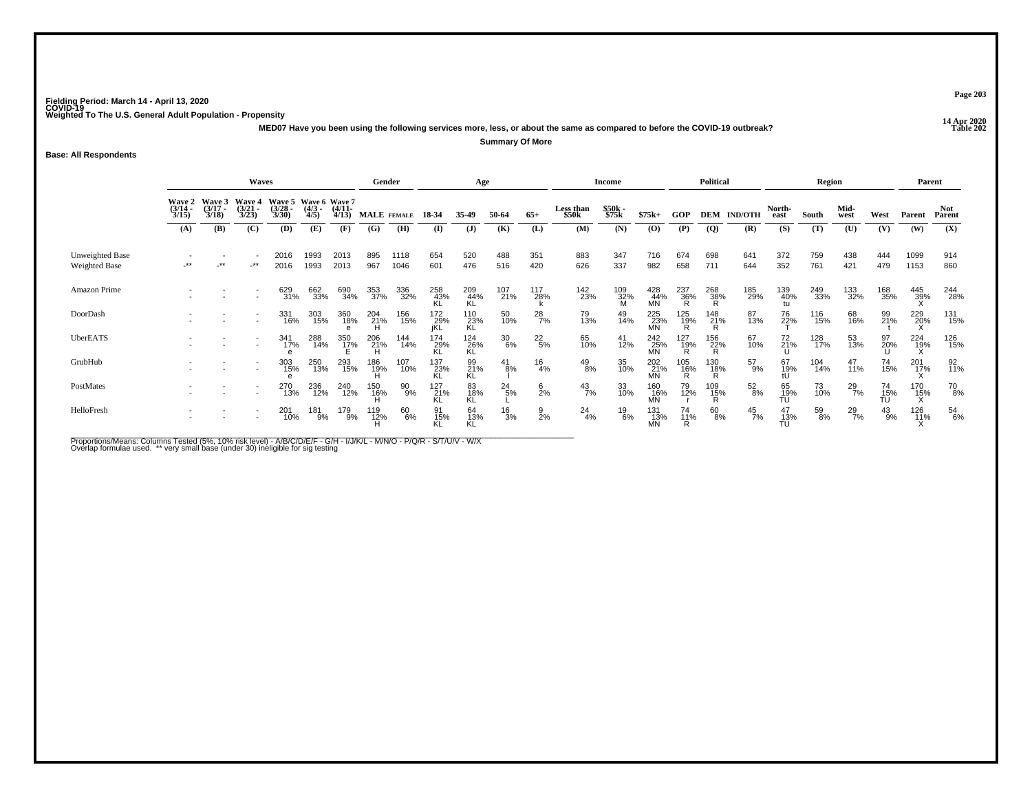Fielding Period: March 14 - April 13, 2020
COVID-19
Weighted To The U.S. General Adult Population - Propensity

14 Apr 2020
Table 202

**MED07 Have you been using the following services more, less, or about the same as compared to before the COVID-19 outbreak?**

**Summary Of More**

**Base: All Respondents**

| | Waves | | | | | | Gender | | Age | | | | Income | | | Political | | | Region | | | | Parent | |
|---|---|---|---|---|---|---|---|---|---|---|---|---|---|---|---|---|---|---|---|---|---|---|---|---|
| | Wave 2 (3/14 - 3/15) | Wave 3 (3/17 - 3/18) | Wave 4 (3/21 - 3/23) | Wave 5 (3/28 - 3/30) | Wave 6 (4/3 - 4/5) | Wave 7 (4/11 - 4/13) | MALE | FEMALE | 18-34 | 35-49 | 50-64 | 65+ | Less than $50k | $50k - $75k | $75k+ | GOP | DEM | IND/OTH | North-east | South | Mid-west | West | Parent | Not Parent |
| | (A) | (B) | (C) | (D) | (E) | (F) | (G) | (H) | (I) | (J) | (K) | (L) | (M) | (N) | (O) | (P) | (Q) | (R) | (S) | (T) | (U) | (V) | (W) | (X) |
| Unweighted Base | - | - | - | 2016 | 1993 | 2013 | 895 | 1118 | 654 | 520 | 488 | 351 | 883 | 347 | 716 | 674 | 698 | 641 | 372 | 759 | 438 | 444 | 1099 | 914 |
| Weighted Base | -** | -** | -** | 2016 | 1993 | 2013 | 967 | 1046 | 601 | 476 | 516 | 420 | 626 | 337 | 982 | 658 | 711 | 644 | 352 | 761 | 421 | 479 | 1153 | 860 |
| Amazon Prime | - | - | - | 629 | 662 | 690 | 353 | 336 | 258 | 209 | 107 | 117 | 142 | 109 | 428 | 237 | 268 | 185 | 139 | 249 | 133 | 168 | 445 | 244 |
| | - | - | - | 31% | 33% | 34% | 37% | 32% | 43% | 44% | 21% | 28% | 23% | 32% | 44% | 36% | 38% | 29% | 40% | 33% | 32% | 35% | 39% | 28% |
| | | | | | | | | | KL | KL | | k | | M | MN | R | R | | tu | | | | X | |
| DoorDash | - | - | - | 331 | 303 | 360 | 204 | 156 | 172 | 110 | 50 | 28 | 79 | 49 | 225 | 125 | 148 | 87 | 76 | 116 | 68 | 99 | 229 | 131 |
| | - | - | - | 16% | 15% | 18% | 21% | 15% | 29% | 23% | 10% | 7% | 13% | 14% | 23% | 19% | 21% | 13% | 22% | 15% | 16% | 21% | 20% | 15% |
| | | | | | | e | H | | jKL | KL | | | | | MN | R | R | | T | | | t | X | |
| UberEATS | - | - | - | 341 | 288 | 350 | 206 | 144 | 174 | 124 | 30 | 22 | 65 | 41 | 242 | 127 | 156 | 67 | 72 | 128 | 53 | 97 | 224 | 126 |
| | - | - | - | 17% | 14% | 17% | 21% | 14% | 29% | 26% | 6% | 5% | 10% | 12% | 25% | 19% | 22% | 10% | 21% | 17% | 13% | 20% | 19% | 15% |
| | | | | e | | E | H | | KL | KL | | | | | MN | R | R | | U | | | U | X | |
| GrubHub | - | - | - | 303 | 250 | 293 | 186 | 107 | 137 | 99 | 41 | 16 | 49 | 35 | 202 | 105 | 130 | 57 | 67 | 104 | 47 | 74 | 201 | 92 |
| | - | - | - | 15% | 13% | 15% | 19% | 10% | 23% | 21% | 8% | 4% | 8% | 10% | 21% | 16% | 18% | 9% | 19% | 14% | 11% | 15% | 17% | 11% |
| | | | | e | | | H | | KL | KL | I | | | | MN | R | R | | tU | | | | X | |
| PostMates | - | - | - | 270 | 236 | 240 | 150 | 90 | 127 | 83 | 24 | 6 | 43 | 33 | 160 | 79 | 109 | 52 | 65 | 73 | 29 | 74 | 170 | 70 |
| | - | - | - | 13% | 12% | 12% | 16% | 9% | 21% | 18% | 5% | 2% | 7% | 10% | 16% | 12% | 15% | 8% | 19% | 10% | 7% | 15% | 15% | 8% |
| | | | | | | | H | | KL | KL | L | | | | MN | r | R | | TU | | | TU | X | |
| HelloFresh | - | - | - | 201 | 181 | 179 | 119 | 60 | 91 | 64 | 16 | 9 | 24 | 19 | 131 | 74 | 60 | 45 | 47 | 59 | 29 | 43 | 126 | 54 |
| | - | - | - | 10% | 9% | 9% | 12% | 6% | 15% | 13% | 3% | 2% | 4% | 6% | 13% | 11% | 8% | 7% | 13% | 8% | 7% | 9% | 11% | 6% |
| | | | | | | | H | | KL | KL | | | | | MN | R | | | TU | | | | X | |

Proportions/Means: Columns Tested (5%, 10% risk level) - A/B/C/D/E/F - G/H - I/J/K/L - M/N/O - P/Q/R - S/T/U/V - W/X
Overlap formulae used. ** very small base (under 30) ineligible for sig testing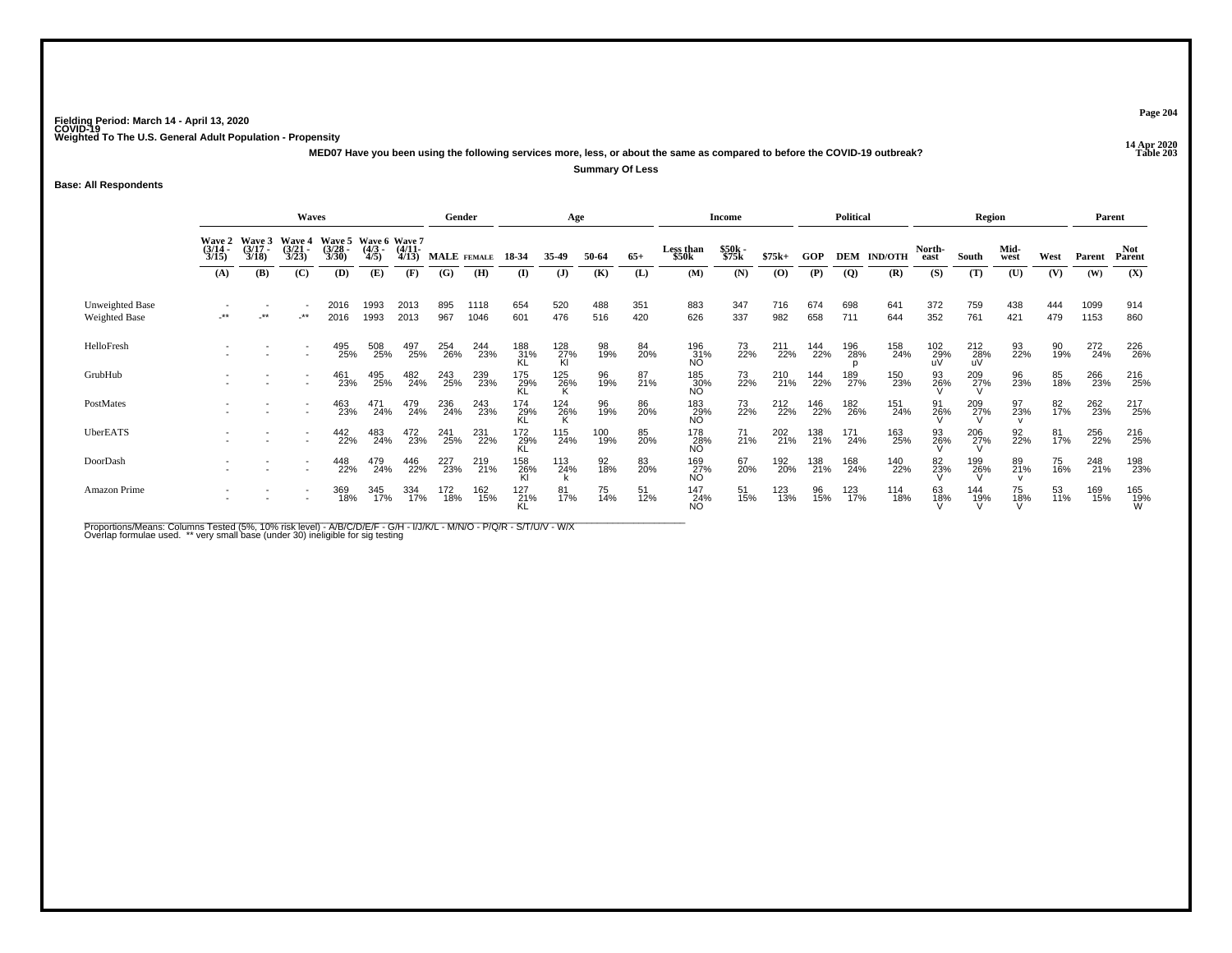Fielding Period: March 14 - April 13, 2020
COVID-19
Weighted To The U.S. General Adult Population - Propensity

14 Apr 2020
Table 203

**MED07 Have you been using the following services more, less, or about the same as compared to before the COVID-19 outbreak?**

**Summary Of Less**

**Base: All Respondents**

| | Waves | | | | | | Gender | | Age | | | | Income | | | Political | | | Region | | | | Parent | |
|---|---|---|---|---|---|---|---|---|---|---|---|---|---|---|---|---|---|---|---|---|---|---|---|---|
| | Wave 2 (3/14 - 3/15) | Wave 3 (3/17 - 3/18) | Wave 4 (3/21 - 3/23) | Wave 5 (3/28 - 3/30) | Wave 6 (4/3 - 4/5) | Wave 7 (4/11- 4/13) | MALE | FEMALE | 18-34 | 35-49 | 50-64 | 65+ | Less than $50k | $50k - $75k | $75k+ | GOP | DEM | IND/OTH | North-east | South | Mid-west | West | Parent | Not Parent |
| | (A) | (B) | (C) | (D) | (E) | (F) | (G) | (H) | (I) | (J) | (K) | (L) | (M) | (N) | (O) | (P) | (Q) | (R) | (S) | (T) | (U) | (V) | (W) | (X) |
| Unweighted Base | - | - | - | 2016 | 1993 | 2013 | 895 | 1118 | 654 | 520 | 488 | 351 | 883 | 347 | 716 | 674 | 698 | 641 | 372 | 759 | 438 | 444 | 1099 | 914 |
| Weighted Base | -** | -** | -** | 2016 | 1993 | 2013 | 967 | 1046 | 601 | 476 | 516 | 420 | 626 | 337 | 982 | 658 | 711 | 644 | 352 | 761 | 421 | 479 | 1153 | 860 |
| HelloFresh | - | - | - | 495 | 508 | 497 | 254 | 244 | 188 | 128 | 98 | 84 | 196 | 73 | 211 | 144 | 196 | 158 | 102 | 212 | 93 | 90 | 272 | 226 |
| | - | - | - | 25% | 25% | 25% | 26% | 23% | 31% | 27% | 19% | 20% | 31% | 22% | 22% | 22% | 28% | 24% | 29% | 28% | 22% | 19% | 24% | 26% |
| | | | | | | | | | KL | Kl | | | NO | | | | p | | uV | uV | | | | |
| GrubHub | - | - | - | 461 | 495 | 482 | 243 | 239 | 175 | 125 | 96 | 87 | 185 | 73 | 210 | 144 | 189 | 150 | 93 | 209 | 96 | 85 | 266 | 216 |
| | - | - | - | 23% | 25% | 24% | 25% | 23% | 29% | 26% | 19% | 21% | 30% | 22% | 21% | 22% | 27% | 23% | 26% | 27% | 23% | 18% | 23% | 25% |
| | | | | | | | | | KL | K | | | NO | | | | | | V | V | | | | |
| PostMates | - | - | - | 463 | 471 | 479 | 236 | 243 | 174 | 124 | 96 | 86 | 183 | 73 | 212 | 146 | 182 | 151 | 91 | 209 | 97 | 82 | 262 | 217 |
| | - | - | - | 23% | 24% | 24% | 24% | 23% | 29% | 26% | 19% | 20% | 29% | 22% | 22% | 22% | 26% | 24% | 26% | 27% | 23% | 17% | 23% | 25% |
| | | | | | | | | | KL | K | | | NO | | | | | | V | V | v | | | |
| UberEATS | - | - | - | 442 | 483 | 472 | 241 | 231 | 172 | 115 | 100 | 85 | 178 | 71 | 202 | 138 | 171 | 163 | 93 | 206 | 92 | 81 | 256 | 216 |
| | - | - | - | 22% | 24% | 23% | 25% | 22% | 29% | 24% | 19% | 20% | 28% | 21% | 21% | 21% | 24% | 25% | 26% | 27% | 22% | 17% | 22% | 25% |
| | | | | | | | | | KL | | | | NO | | | | | | V | V | | | | |
| DoorDash | - | - | - | 448 | 479 | 446 | 227 | 219 | 158 | 113 | 92 | 83 | 169 | 67 | 192 | 138 | 168 | 140 | 82 | 199 | 89 | 75 | 248 | 198 |
| | - | - | - | 22% | 24% | 22% | 23% | 21% | 26% | 24% | 18% | 20% | 27% | 20% | 20% | 21% | 24% | 22% | 23% | 26% | 21% | 16% | 21% | 23% |
| | | | | | | | | | Kl | k | | | NO | | | | | | V | V | v | | | |
| Amazon Prime | - | - | - | 369 | 345 | 334 | 172 | 162 | 127 | 81 | 75 | 51 | 147 | 51 | 123 | 96 | 123 | 114 | 63 | 144 | 75 | 53 | 169 | 165 |
| | - | - | - | 18% | 17% | 17% | 18% | 15% | 21% | 17% | 14% | 12% | 24% | 15% | 13% | 15% | 17% | 18% | 18% | 19% | 18% | 11% | 15% | 19% |
| | | | | | | | | | KL | | | | NO | | | | | | V | V | V | | | W |

Proportions/Means: Columns Tested (5%, 10% risk level) - A/B/C/D/E/F - G/H - I/J/K/L - M/N/O - P/Q/R - S/T/U/V - W/X
Overlap formulae used. ** very small base (under 30) ineligible for sig testing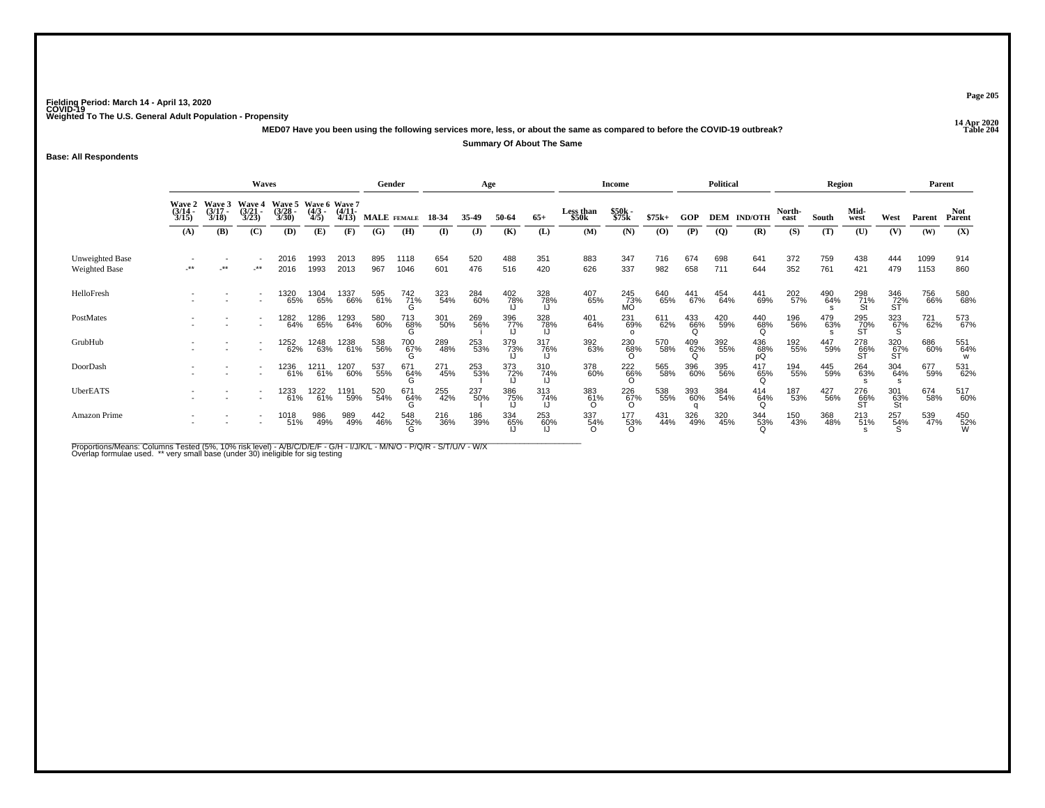Fielding Period: March 14 - April 13, 2020
COVID-19
Weighted To The U.S. General Adult Population - Propensity

14 Apr 2020
Table 204

**MED07 Have you been using the following services more, less, or about the same as compared to before the COVID-19 outbreak?**

**Summary Of About The Same**

**Base: All Respondents**

| | Waves | | | | | | Gender | | Age | | | | Income | | | Political | | | Region | | | | Parent | |
|---|---|---|---|---|---|---|---|---|---|---|---|---|---|---|---|---|---|---|---|---|---|---|---|---|
| | Wave 2 (3/14 - 3/15) | Wave 3 (3/17 - 3/18) | Wave 4 (3/21 - 3/23) | Wave 5 (3/28 - 3/30) | Wave 6 (4/3 - 4/5) | Wave 7 (4/11- 4/13) | MALE | FEMALE | 18-34 | 35-49 | 50-64 | 65+ | Less than $50k | $50k - $75k | $75k+ | GOP | DEM | IND/OTH | North-east | South | Mid-west | West | Parent | Not Parent |
| | (A) | (B) | (C) | (D) | (E) | (F) | (G) | (H) | (I) | (J) | (K) | (L) | (M) | (N) | (O) | (P) | (Q) | (R) | (S) | (T) | (U) | (V) | (W) | (X) |
| Unweighted Base | - | - | - | 2016 | 1993 | 2013 | 895 | 1118 | 654 | 520 | 488 | 351 | 883 | 347 | 716 | 674 | 698 | 641 | 372 | 759 | 438 | 444 | 1099 | 914 |
| Weighted Base | -** | -** | -** | 2016 | 1993 | 2013 | 967 | 1046 | 601 | 476 | 516 | 420 | 626 | 337 | 982 | 658 | 711 | 644 | 352 | 761 | 421 | 479 | 1153 | 860 |
| HelloFresh | - | - | - | 1320 | 1304 | 1337 | 595 | 742 | 323 | 284 | 402 | 328 | 407 | 245 | 640 | 441 | 454 | 441 | 202 | 490 | 298 | 346 | 756 | 580 |
| | - | - | - | 65% | 65% | 66% | 61% | 71% G | 54% | 60% | 78% IJ | 78% IJ | 65% | 73% MO | 65% | 67% | 64% | 69% | 57% | 64% s | 71% St | 72% ST | 66% | 68% |
| PostMates | - | - | - | 1282 | 1286 | 1293 | 580 | 713 | 301 | 269 | 396 | 328 | 401 | 231 | 611 | 433 | 420 | 440 | 196 | 479 | 295 | 323 | 721 | 573 |
| | - | - | - | 64% | 65% | 64% | 60% | 68% G | 50% | 56% i | 77% IJ | 78% IJ | 64% | 69% o | 62% | 66% Q | 59% | 68% Q | 56% | 63% s | 70% ST | 67% S | 62% | 67% |
| GrubHub | - | - | - | 1252 | 1248 | 1238 | 538 | 700 | 289 | 253 | 379 | 317 | 392 | 230 | 570 | 409 | 392 | 436 | 192 | 447 | 278 | 320 | 686 | 551 |
| | - | - | - | 62% | 63% | 61% | 56% | 67% G | 48% | 53% | 73% IJ | 76% IJ | 63% | 68% O | 58% | 62% Q | 55% | 68% pQ | 55% | 59% | 66% ST | 67% ST | 60% | 64% w |
| DoorDash | - | - | - | 1236 | 1211 | 1207 | 537 | 671 | 271 | 253 | 373 | 310 | 378 | 222 | 565 | 396 | 395 | 417 | 194 | 445 | 264 | 304 | 677 | 531 |
| | - | - | - | 61% | 61% | 60% | 55% | 64% G | 45% | 53% | 72% IJ | 74% IJ | 60% | 66% O | 58% | 60% | 56% | 65% Q | 55% | 59% | 63% s | 64% s | 59% | 62% |
| UberEATS | - | - | - | 1233 | 1222 | 1191 | 520 | 671 | 255 | 237 | 386 | 313 | 383 | 226 | 538 | 393 | 384 | 414 | 187 | 427 | 276 | 301 | 674 | 517 |
| | - | - | - | 61% | 61% | 59% | 54% | 64% G | 42% | 50% I | 75% IJ | 74% IJ | 61% O | 67% O | 55% | 60% q | 54% | 64% Q | 53% | 56% | 66% ST | 63% St | 58% | 60% |
| Amazon Prime | - | - | - | 1018 | 986 | 989 | 442 | 548 | 216 | 186 | 334 | 253 | 337 | 177 | 431 | 326 | 320 | 344 | 150 | 368 | 213 | 257 | 539 | 450 |
| | - | - | - | 51% | 49% | 49% | 46% | 52% G | 36% | 39% | 65% IJ | 60% IJ | 54% O | 53% O | 44% | 49% | 45% | 53% Q | 43% | 48% | 51% s | 54% S | 47% | 52% W |

Proportions/Means: Columns Tested (5%, 10% risk level) - A/B/C/D/E/F - G/H - I/J/K/L - M/N/O - P/Q/R - S/T/U/V - W/X
Overlap formulae used. ** very small base (under 30) ineligible for sig testing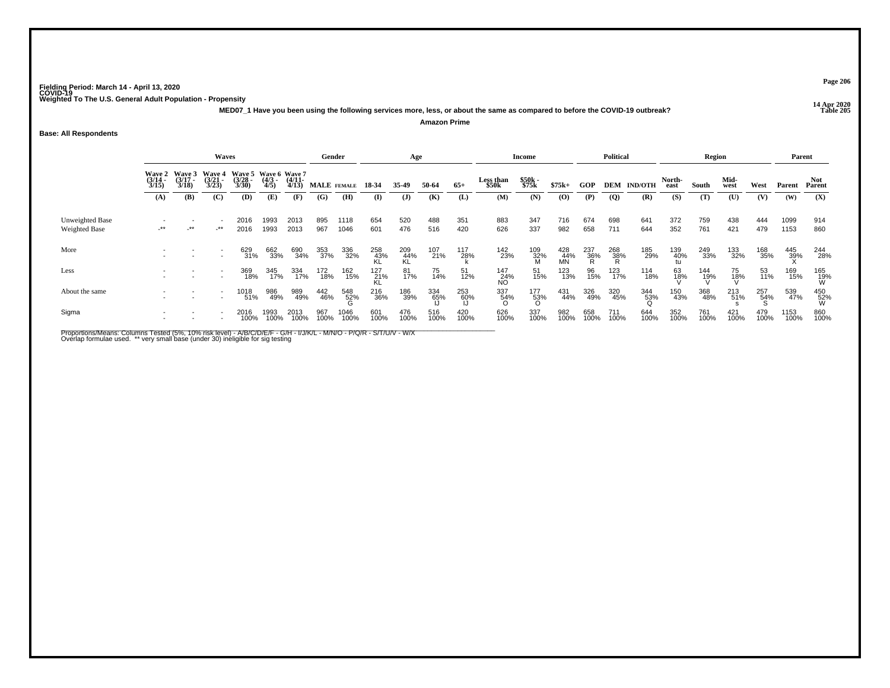Fielding Period: March 14 - April 13, 2020
COVID-19
Weighted To The U.S. General Adult Population - Propensity

14 Apr 2020
Table 205

**MED07_1 Have you been using the following services more, less, or about the same as compared to before the COVID-19 outbreak?**

**Amazon Prime**

**Base: All Respondents**

| | Waves | | | | | | Gender | | Age | | | | Income | | | Political | | | Region | | | | Parent | |
|---|---|---|---|---|---|---|---|---|---|---|---|---|---|---|---|---|---|---|---|---|---|---|---|---|
| | Wave 2 (3/14 - 3/15) | Wave 3 (3/17 - 3/18) | Wave 4 (3/21 - 3/23) | Wave 5 (3/28 - 3/30) | Wave 6 (4/3 - 4/5) | Wave 7 (4/11- 4/13) | MALE | FEMALE | 18-34 | 35-49 | 50-64 | 65+ | Less than $50k | $50k - $75k | $75k+ | GOP | DEM | IND/OTH | North-east | South | Mid-west | West | Parent | Not Parent |
| | (A) | (B) | (C) | (D) | (E) | (F) | (G) | (H) | (I) | (J) | (K) | (L) | (M) | (N) | (O) | (P) | (Q) | (R) | (S) | (T) | (U) | (V) | (W) | (X) |
| Unweighted Base | - | - | - | 2016 | 1993 | 2013 | 895 | 1118 | 654 | 520 | 488 | 351 | 883 | 347 | 716 | 674 | 698 | 641 | 372 | 759 | 438 | 444 | 1099 | 914 |
| Weighted Base | -** | -** | -** | 2016 | 1993 | 2013 | 967 | 1046 | 601 | 476 | 516 | 420 | 626 | 337 | 982 | 658 | 711 | 644 | 352 | 761 | 421 | 479 | 1153 | 860 |
| More | - | - | - | 629 | 662 | 690 | 353 | 336 | 258 | 209 | 107 | 117 | 142 | 109 | 428 | 237 | 268 | 185 | 139 | 249 | 133 | 168 | 445 | 244 |
| | - | - | - | 31% | 33% | 34% | 37% | 32% | 43% | 44% | 21% | 28% | 23% | 32% | 44% | 36% | 38% | 29% | 40% | 33% | 32% | 35% | 39% | 28% |
| | | | | | | | | | KL | KL | | k | | M | MN | R | R | | tu | | | | X | |
| Less | - | - | - | 369 | 345 | 334 | 172 | 162 | 127 | 81 | 75 | 51 | 147 | 51 | 123 | 96 | 123 | 114 | 63 | 144 | 75 | 53 | 169 | 165 |
| | - | - | - | 18% | 17% | 17% | 18% | 15% | 21% | 17% | 14% | 12% | 24% | 15% | 13% | 15% | 17% | 18% | 18% | 19% | 18% | 11% | 15% | 19% |
| | | | | | | | | | KL | | | | NO | | | | | | V | V | V | | | W |
| About the same | - | - | - | 1018 | 986 | 989 | 442 | 548 | 216 | 186 | 334 | 253 | 337 | 177 | 431 | 326 | 320 | 344 | 150 | 368 | 213 | 257 | 539 | 450 |
| | - | - | - | 51% | 49% | 49% | 46% | 52% | 36% | 39% | 65% | 60% | 54% | 53% | 44% | 49% | 45% | 53% | 43% | 48% | 51% | 54% | 47% | 52% |
| | | | | | | | | G | | | IJ | IJ | O | O | | | | Q | | | s | S | | W |
| Sigma | - | - | - | 2016 | 1993 | 2013 | 967 | 1046 | 601 | 476 | 516 | 420 | 626 | 337 | 982 | 658 | 711 | 644 | 352 | 761 | 421 | 479 | 1153 | 860 |
| | - | - | - | 100% | 100% | 100% | 100% | 100% | 100% | 100% | 100% | 100% | 100% | 100% | 100% | 100% | 100% | 100% | 100% | 100% | 100% | 100% | 100% | 100% |

Proportions/Means: Columns Tested (5%, 10% risk level) - A/B/C/D/E/F - G/H - I/J/K/L - M/N/O - P/Q/R - S/T/U/V - W/X
Overlap formulae used. ** very small base (under 30) ineligible for sig testing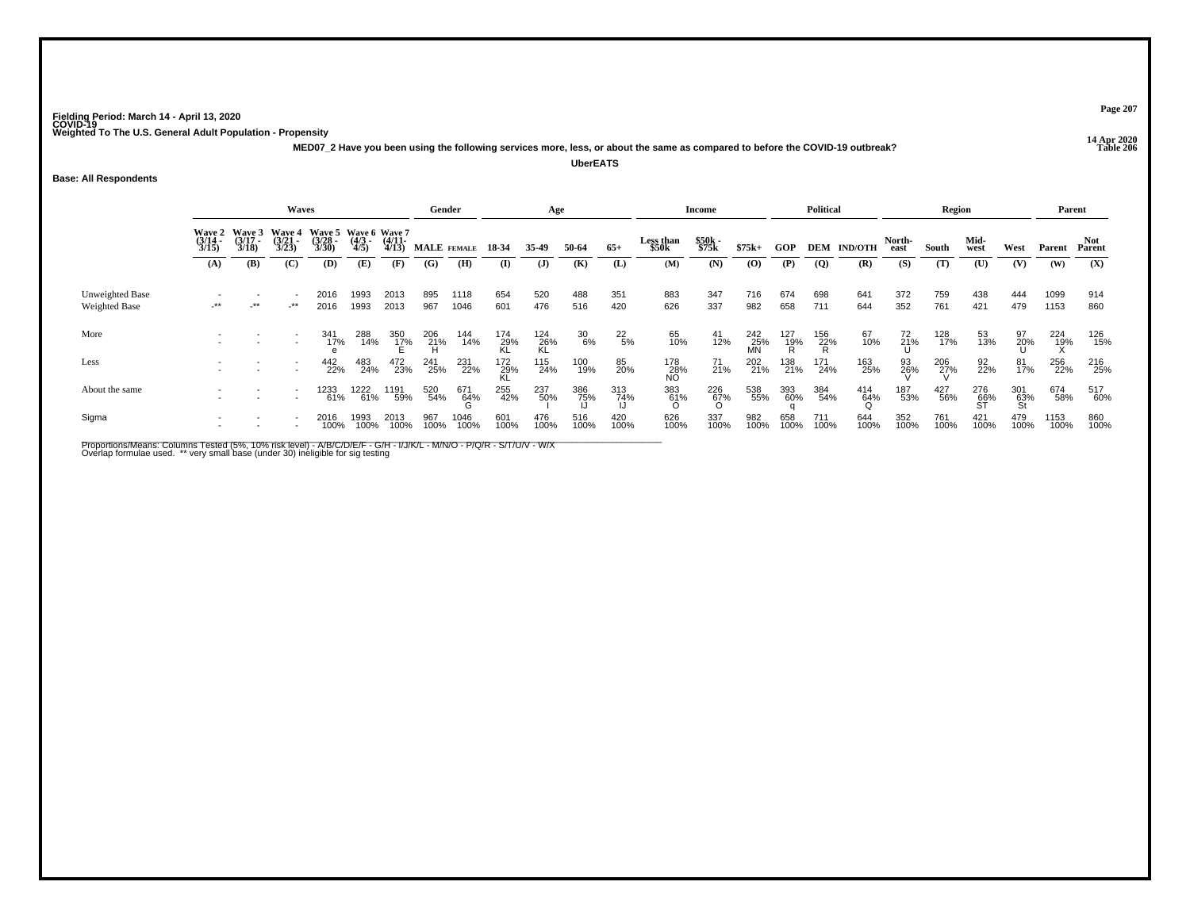Fielding Period: March 14 - April 13, 2020
COVID-19
Weighted To The U.S. General Adult Population - Propensity

14 Apr 2020
Table 206

MED07_2 Have you been using the following services more, less, or about the same as compared to before the COVID-19 outbreak?

UberEATS

Base: All Respondents

| | Waves | | | | | | Gender | | Age | | | | Income | | | Political | | | Region | | | | Parent | |
|---|---|---|---|---|---|---|---|---|---|---|---|---|---|---|---|---|---|---|---|---|---|---|---|---|
| | Wave 2 (3/14 - 3/15) | Wave 3 (3/17 - 3/18) | Wave 4 (3/21 - 3/23) | Wave 5 (3/28 - 3/30) | Wave 6 (4/3 - 4/5) | Wave 7 (4/11- 4/13) | MALE | FEMALE | 18-34 | 35-49 | 50-64 | 65+ | Less than $50k | $50k - $75k | $75k+ | GOP | DEM | IND/OTH | North-east | South | Mid-west | West | Parent | Not Parent |
| | (A) | (B) | (C) | (D) | (E) | (F) | (G) | (H) | (I) | (J) | (K) | (L) | (M) | (N) | (O) | (P) | (Q) | (R) | (S) | (T) | (U) | (V) | (W) | (X) |
| Unweighted Base | - | - | - | 2016 | 1993 | 2013 | 895 | 1118 | 654 | 520 | 488 | 351 | 883 | 347 | 716 | 674 | 698 | 641 | 372 | 759 | 438 | 444 | 1099 | 914 |
| Weighted Base | -** | -** | -** | 2016 | 1993 | 2013 | 967 | 1046 | 601 | 476 | 516 | 420 | 626 | 337 | 982 | 658 | 711 | 644 | 352 | 761 | 421 | 479 | 1153 | 860 |
| More | - | - | - | 341 | 288 | 350 | 206 | 144 | 174 | 124 | 30 | 22 | 65 | 41 | 242 | 127 | 156 | 67 | 72 | 128 | 53 | 97 | 224 | 126 |
| | - | - | - | 17% | 14% | 17% | 21% | 14% | 29% | 26% | 6% | 5% | 10% | 12% | 25% | 19% | 22% | 10% | 21% | 17% | 13% | 20% | 19% | 15% |
| | | | | e | | E | H | | KL | KL | | | | | MN | R | R | | U | | | U | X | |
| Less | - | - | - | 442 | 483 | 472 | 241 | 231 | 172 | 115 | 100 | 85 | 178 | 71 | 202 | 138 | 171 | 163 | 93 | 206 | 92 | 81 | 256 | 216 |
| | - | - | - | 22% | 24% | 23% | 25% | 22% | 29% | 24% | 19% | 20% | 28% | 21% | 21% | 21% | 24% | 25% | 26% | 27% | 22% | 17% | 22% | 25% |
| | | | | | | | | | KL | | | | NO | | | | | | V | V | | | | |
| About the same | - | - | - | 1233 | 1222 | 1191 | 520 | 671 | 255 | 237 | 386 | 313 | 383 | 226 | 538 | 393 | 384 | 414 | 187 | 427 | 276 | 301 | 674 | 517 |
| | - | - | - | 61% | 61% | 59% | 54% | 64% | 42% | 50% | 75% | 74% | 61% | 67% | 55% | 60% | 54% | 64% | 53% | 56% | 66% | 63% | 58% | 60% |
| | | | | | | | | G | | I | IJ | IJ | O | O | | q | | Q | | | ST | St | | |
| Sigma | - | - | - | 2016 | 1993 | 2013 | 967 | 1046 | 601 | 476 | 516 | 420 | 626 | 337 | 982 | 658 | 711 | 644 | 352 | 761 | 421 | 479 | 1153 | 860 |
| | - | - | - | 100% | 100% | 100% | 100% | 100% | 100% | 100% | 100% | 100% | 100% | 100% | 100% | 100% | 100% | 100% | 100% | 100% | 100% | 100% | 100% | 100% |

Proportions/Means: Columns Tested (5%, 10% risk level) - A/B/C/D/E/F - G/H - I/J/K/L - M/N/O - P/Q/R - S/T/U/V - W/X
Overlap formulae used. ** very small base (under 30) ineligible for sig testing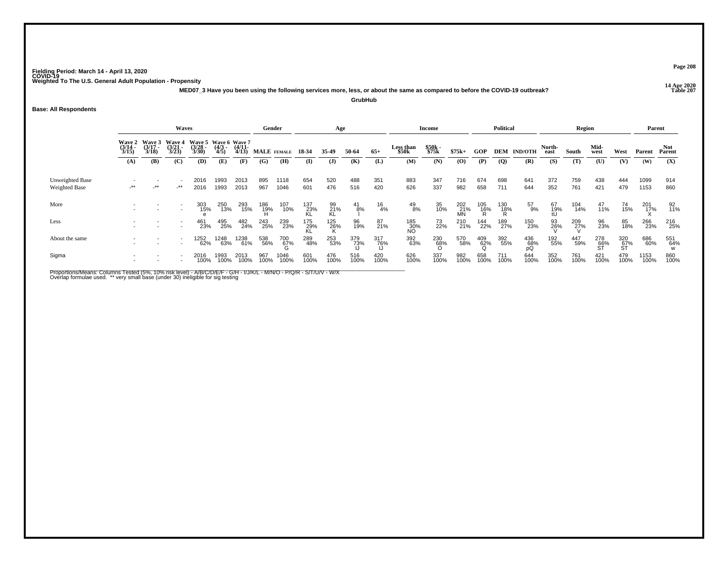Fielding Period: March 14 - April 13, 2020
COVID-19
Weighted To The U.S. General Adult Population - Propensity

14 Apr 2020
Table 207

MED07_3 Have you been using the following services more, less, or about the same as compared to before the COVID-19 outbreak?

GrubHub

Base: All Respondents

| | Waves | | | | | | Gender | | Age | | | | Income | | | Political | | | Region | | | | Parent | |
|---|---|---|---|---|---|---|---|---|---|---|---|---|---|---|---|---|---|---|---|---|---|---|---|---|
| | Wave 2 (3/14 - 3/15) | Wave 3 (3/17 - 3/18) | Wave 4 (3/21 - 3/23) | Wave 5 (3/28 - 3/30) | Wave 6 (4/3 - 4/5) | Wave 7 (4/11- 4/13) | MALE | FEMALE | 18-34 | 35-49 | 50-64 | 65+ | Less than $50k | $50k - $75k | $75k+ | GOP | DEM | IND/OTH | North-east | South | Mid-west | West | Parent | Not Parent |
| | (A) | (B) | (C) | (D) | (E) | (F) | (G) | (H) | (I) | (J) | (K) | (L) | (M) | (N) | (O) | (P) | (Q) | (R) | (S) | (T) | (U) | (V) | (W) | (X) |
| Unweighted Base | - | - | - | 2016 | 1993 | 2013 | 895 | 1118 | 654 | 520 | 488 | 351 | 883 | 347 | 716 | 674 | 698 | 641 | 372 | 759 | 438 | 444 | 1099 | 914 |
| Weighted Base | -** | -** | -** | 2016 | 1993 | 2013 | 967 | 1046 | 601 | 476 | 516 | 420 | 626 | 337 | 982 | 658 | 711 | 644 | 352 | 761 | 421 | 479 | 1153 | 860 |
| More | - | - | - | 303 | 250 | 293 | 186 | 107 | 137 | 99 | 41 | 16 | 49 | 35 | 202 | 105 | 130 | 57 | 67 | 104 | 47 | 74 | 201 | 92 |
| | - | - | - | 15% | 13% | 15% | 19% | 10% | 23% | 21% | 8% | 4% | 8% | 10% | 21% | 16% | 18% | 9% | 19% | 14% | 11% | 15% | 17% | 11% |
| | | | | e | | | H | | KL | KL | l | | | | MN | R | R | | tU | | | | X | |
| Less | - | - | - | 461 | 495 | 482 | 243 | 239 | 175 | 125 | 96 | 87 | 185 | 73 | 210 | 144 | 189 | 150 | 93 | 209 | 96 | 85 | 266 | 216 |
| | - | - | - | 23% | 25% | 24% | 25% | 23% | 29% | 26% | 19% | 21% | 30% | 22% | 21% | 22% | 27% | 23% | 26% | 27% | 23% | 18% | 23% | 25% |
| | | | | | | | | | KL | K | | | NO | | | | | | V | V | | | | |
| About the same | - | - | - | 1252 | 1248 | 1238 | 538 | 700 | 289 | 253 | 379 | 317 | 392 | 230 | 570 | 409 | 392 | 436 | 192 | 447 | 278 | 320 | 686 | 551 |
| | - | - | - | 62% | 63% | 61% | 56% | 67% | 48% | 53% | 73% | 76% | 63% | 68% | 58% | 62% | 55% | 68% | 55% | 59% | 66% | 67% | 60% | 64% |
| | | | | | | | | G | | | IJ | IJ | | O | | Q | | pQ | | | ST | ST | | w |
| Sigma | - | - | - | 2016 | 1993 | 2013 | 967 | 1046 | 601 | 476 | 516 | 420 | 626 | 337 | 982 | 658 | 711 | 644 | 352 | 761 | 421 | 479 | 1153 | 860 |
| | - | - | - | 100% | 100% | 100% | 100% | 100% | 100% | 100% | 100% | 100% | 100% | 100% | 100% | 100% | 100% | 100% | 100% | 100% | 100% | 100% | 100% | 100% |

Proportions/Means: Columns Tested (5%, 10% risk level) - A/B/C/D/E/F - G/H - I/J/K/L - M/N/O - P/Q/R - S/T/U/V - W/X
Overlap formulae used. ** very small base (under 30) ineligible for sig testing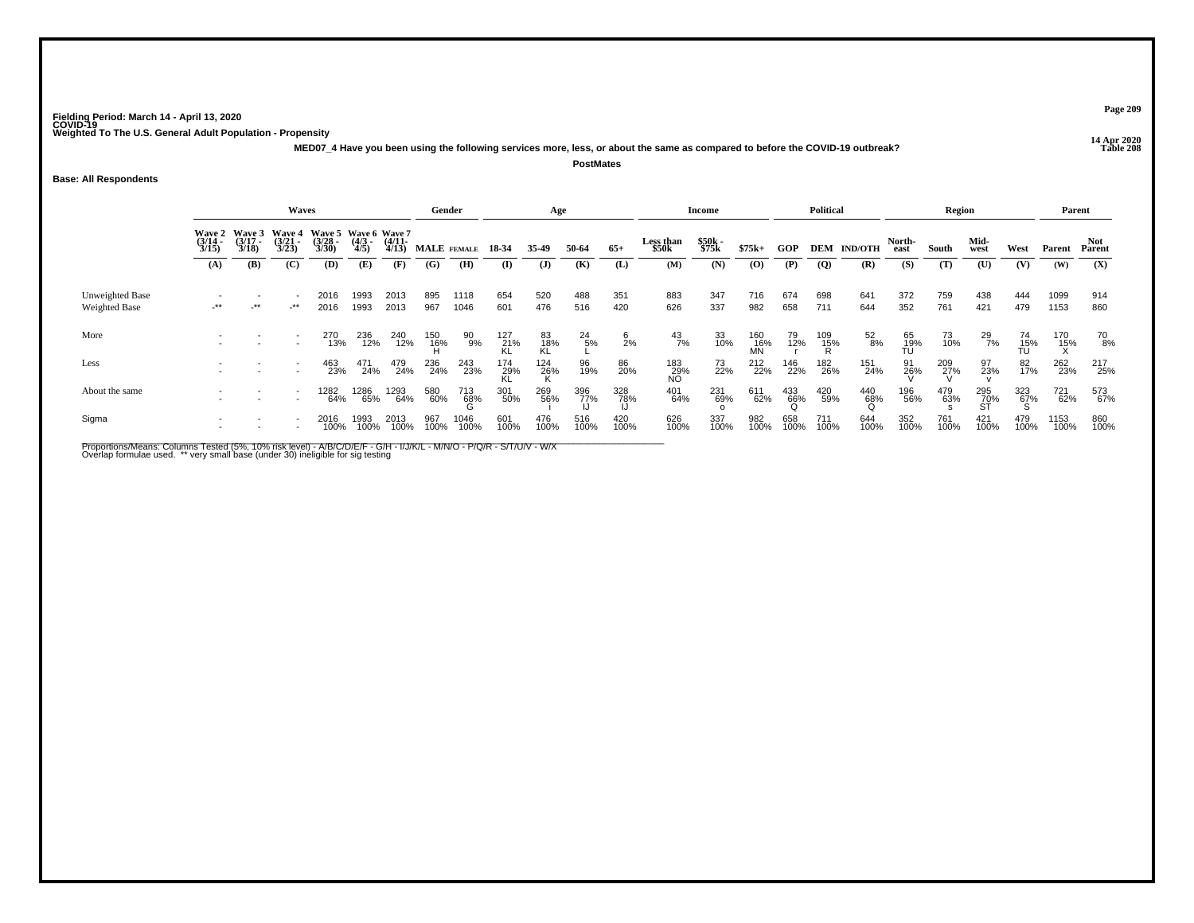Fielding Period: March 14 - April 13, 2020
COVID-19
Weighted To The U.S. General Adult Population - Propensity

14 Apr 2020
Table 208

**MED07_4 Have you been using the following services more, less, or about the same as compared to before the COVID-19 outbreak?**

**PostMates**

**Base: All Respondents**

| | Waves | | | | | | Gender | | Age | | | | Income | | | Political | | | Region | | | | Parent | |
|---|---|---|---|---|---|---|---|---|---|---|---|---|---|---|---|---|---|---|---|---|---|---|---|---|
| | Wave 2 (3/14 - 3/15) | Wave 3 (3/17 - 3/18) | Wave 4 (3/21 - 3/23) | Wave 5 (3/28 - 3/30) | Wave 6 (4/3 - 4/5) | Wave 7 (4/11- 4/13) | MALE | FEMALE | 18-34 | 35-49 | 50-64 | 65+ | Less than $50k | $50k - $75k | $75k+ | GOP | DEM | IND/OTH | North-east | South | Mid-west | West | Parent | Not Parent |
| | (A) | (B) | (C) | (D) | (E) | (F) | (G) | (H) | (I) | (J) | (K) | (L) | (M) | (N) | (O) | (P) | (Q) | (R) | (S) | (T) | (U) | (V) | (W) | (X) |
| Unweighted Base | - | - | - | 2016 | 1993 | 2013 | 895 | 1118 | 654 | 520 | 488 | 351 | 883 | 347 | 716 | 674 | 698 | 641 | 372 | 759 | 438 | 444 | 1099 | 914 |
| Weighted Base | -** | -** | -** | 2016 | 1993 | 2013 | 967 | 1046 | 601 | 476 | 516 | 420 | 626 | 337 | 982 | 658 | 711 | 644 | 352 | 761 | 421 | 479 | 1153 | 860 |
| More | - | - | - | 270 | 236 | 240 | 150 | 90 | 127 | 83 | 24 | 6 | 43 | 33 | 160 | 79 | 109 | 52 | 65 | 73 | 29 | 74 | 170 | 70 |
| | - | - | - | 13% | 12% | 12% | 16% | 9% | 21% | 18% | 5% | 2% | 7% | 10% | 16% | 12% | 15% | 8% | 19% | 10% | 7% | 15% | 15% | 8% |
| | | | | | | | H | | KL | KL | L | | | | MN | r | R | | TU | | | TU | X | |
| Less | - | - | - | 463 | 471 | 479 | 236 | 243 | 174 | 124 | 96 | 86 | 183 | 73 | 212 | 146 | 182 | 151 | 91 | 209 | 97 | 82 | 262 | 217 |
| | - | - | - | 23% | 24% | 24% | 24% | 23% | 29% | 26% | 19% | 20% | 29% | 22% | 22% | 22% | 26% | 24% | 26% | 27% | 23% | 17% | 23% | 25% |
| | | | | | | | | | KL | K | | | NO | | | | | | V | V | v | | | |
| About the same | - | - | - | 1282 | 1286 | 1293 | 580 | 713 | 301 | 269 | 396 | 328 | 401 | 231 | 611 | 433 | 420 | 440 | 196 | 479 | 295 | 323 | 721 | 573 |
| | - | - | - | 64% | 65% | 64% | 60% | 68% | 50% | 56% | 77% | 78% | 64% | 69% | 62% | 66% | 59% | 68% | 56% | 63% | 70% | 67% | 62% | 67% |
| | | | | | | | | G | | i | IJ | IJ | | o | | Q | | Q | | s | ST | S | | |
| Sigma | - | - | - | 2016 | 1993 | 2013 | 967 | 1046 | 601 | 476 | 516 | 420 | 626 | 337 | 982 | 658 | 711 | 644 | 352 | 761 | 421 | 479 | 1153 | 860 |
| | - | - | - | 100% | 100% | 100% | 100% | 100% | 100% | 100% | 100% | 100% | 100% | 100% | 100% | 100% | 100% | 100% | 100% | 100% | 100% | 100% | 100% | 100% |

Proportions/Means: Columns Tested (5%, 10% risk level) - A/B/C/D/E/F - G/H - I/J/K/L - M/N/O - P/Q/R - S/T/U/V - W/X
Overlap formulae used. ** very small base (under 30) ineligible for sig testing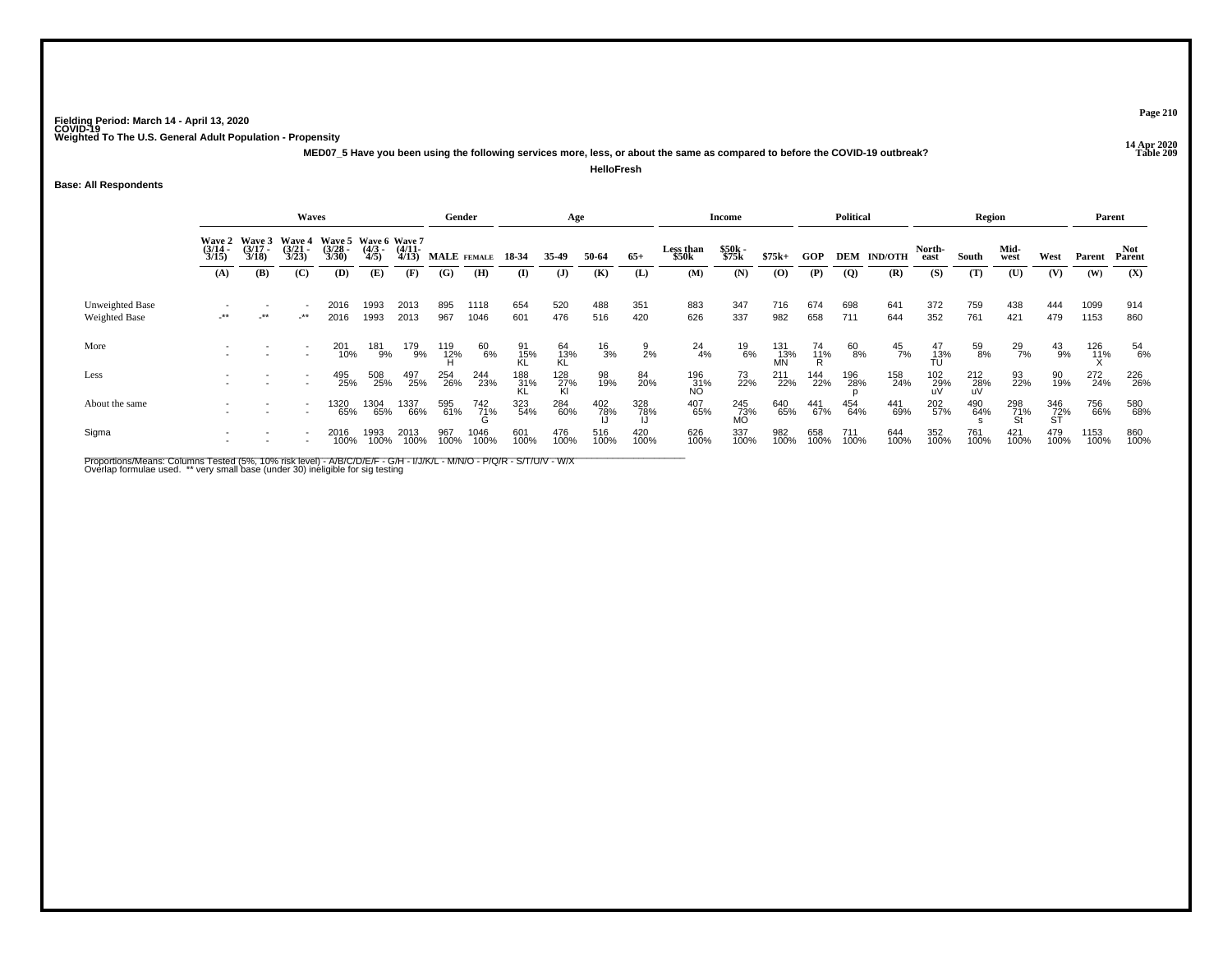Fielding Period: March 14 - April 13, 2020
COVID-19
Weighted To The U.S. General Adult Population - Propensity

14 Apr 2020
Table 209

**MED07_5 Have you been using the following services more, less, or about the same as compared to before the COVID-19 outbreak?**

**HelloFresh**

**Base: All Respondents**

| | Waves | | | | | | Gender | | Age | | | | Income | | | Political | | | Region | | | | Parent | |
|---|---|---|---|---|---|---|---|---|---|---|---|---|---|---|---|---|---|---|---|---|---|---|---|---|
| | Wave 2 (3/14 - 3/15) | Wave 3 (3/17 - 3/18) | Wave 4 (3/21 - 3/23) | Wave 5 (3/28 - 3/30) | Wave 6 (4/3 - 4/5) | Wave 7 (4/11- 4/13) | MALE | FEMALE | 18-34 | 35-49 | 50-64 | 65+ | Less than $50k | $50k - $75k | $75k+ | GOP | DEM | IND/OTH | North-east | South | Mid-west | West | Parent | Not Parent |
| | (A) | (B) | (C) | (D) | (E) | (F) | (G) | (H) | (I) | (J) | (K) | (L) | (M) | (N) | (O) | (P) | (Q) | (R) | (S) | (T) | (U) | (V) | (W) | (X) |
| Unweighted Base | - | - | - | 2016 | 1993 | 2013 | 895 | 1118 | 654 | 520 | 488 | 351 | 883 | 347 | 716 | 674 | 698 | 641 | 372 | 759 | 438 | 444 | 1099 | 914 |
| Weighted Base | -** | -** | -** | 2016 | 1993 | 2013 | 967 | 1046 | 601 | 476 | 516 | 420 | 626 | 337 | 982 | 658 | 711 | 644 | 352 | 761 | 421 | 479 | 1153 | 860 |
| More | - | - | - | 201 | 181 | 179 | 119 | 60 | 91 | 64 | 16 | 9 | 24 | 19 | 131 | 74 | 60 | 45 | 47 | 59 | 29 | 43 | 126 | 54 |
| | - | - | - | 10% | 9% | 9% | 12% | 6% | 15% | 13% | 3% | 2% | 4% | 6% | 13% | 11% | 8% | 7% | 13% | 8% | 7% | 9% | 11% | 6% |
| | | | | | | | H | | KL | KL | | | | | MN | R | | | TU | | | | X | |
| Less | - | - | - | 495 | 508 | 497 | 254 | 244 | 188 | 128 | 98 | 84 | 196 | 73 | 211 | 144 | 196 | 158 | 102 | 212 | 93 | 90 | 272 | 226 |
| | - | - | - | 25% | 25% | 25% | 26% | 23% | 31% | 27% | 19% | 20% | 31% | 22% | 22% | 22% | 28% | 24% | 29% | 28% | 22% | 19% | 24% | 26% |
| | | | | | | | | | KL | KI | | | NO | | | | p | | uV | uV | | | | |
| About the same | - | - | - | 1320 | 1304 | 1337 | 595 | 742 | 323 | 284 | 402 | 328 | 407 | 245 | 640 | 441 | 454 | 441 | 202 | 490 | 298 | 346 | 756 | 580 |
| | - | - | - | 65% | 65% | 66% | 61% | 71% | 54% | 60% | 78% | 78% | 65% | 73% | 65% | 67% | 64% | 69% | 57% | 64% | 71% | 72% | 66% | 68% |
| | | | | | | | | G | | | IJ | IJ | | MO | | | | | | s | St | ST | | |
| Sigma | - | - | - | 2016 | 1993 | 2013 | 967 | 1046 | 601 | 476 | 516 | 420 | 626 | 337 | 982 | 658 | 711 | 644 | 352 | 761 | 421 | 479 | 1153 | 860 |
| | - | - | - | 100% | 100% | 100% | 100% | 100% | 100% | 100% | 100% | 100% | 100% | 100% | 100% | 100% | 100% | 100% | 100% | 100% | 100% | 100% | 100% | 100% |

Proportions/Means: Columns Tested (5%, 10% risk level) - A/B/C/D/E/F - G/H - I/J/K/L - M/N/O - P/Q/R - S/T/U/V - W/X
Overlap formulae used. ** very small base (under 30) ineligible for sig testing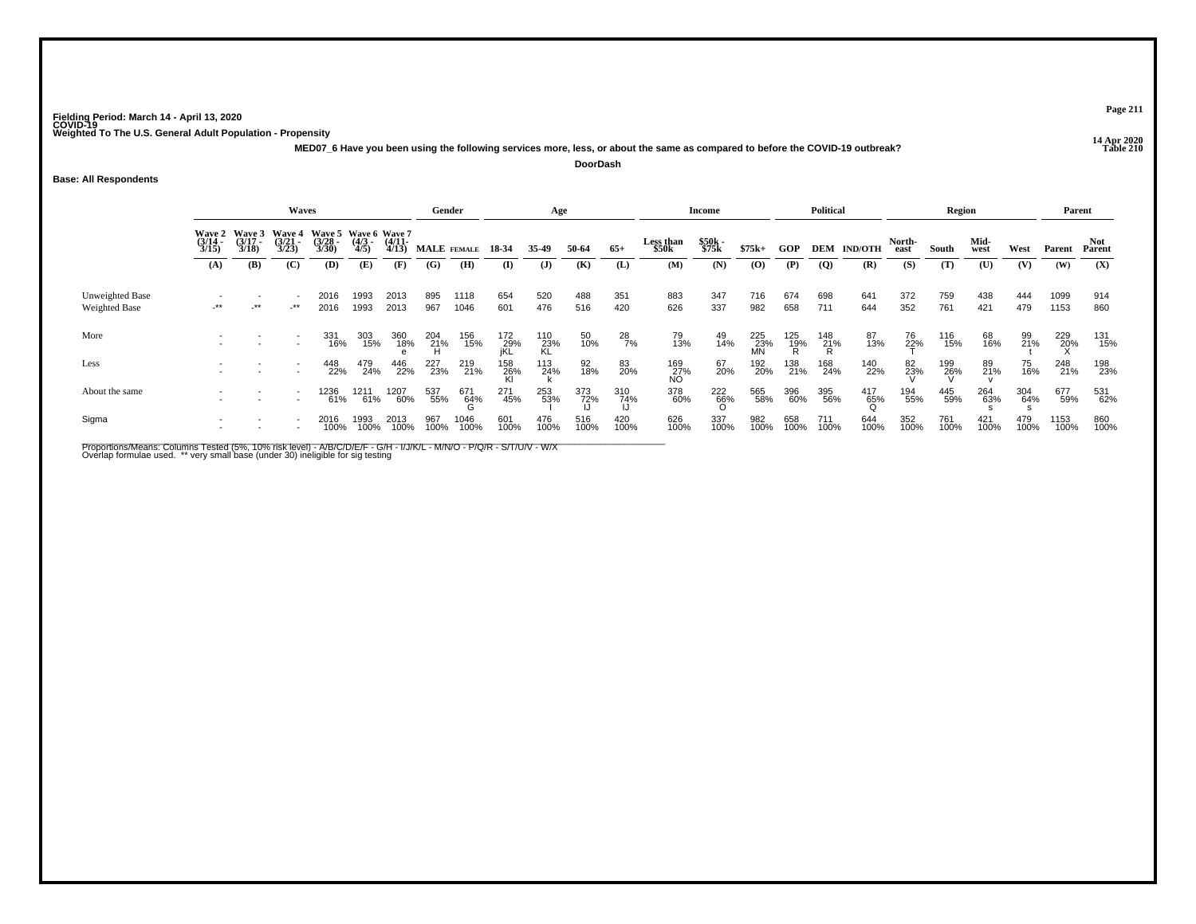Fielding Period: March 14 - April 13, 2020
COVID-19
Weighted To The U.S. General Adult Population - Propensity

14 Apr 2020
Table 210

MED07_6 Have you been using the following services more, less, or about the same as compared to before the COVID-19 outbreak?

DoorDash

**Base: All Respondents**

| | Waves | | | | | | Gender | | Age | | | | Income | | | Political | | | Region | | | | Parent | |
|---|---|---|---|---|---|---|---|---|---|---|---|---|---|---|---|---|---|---|---|---|---|---|---|---|
| | Wave 2 (3/14 - 3/15) | Wave 3 (3/17 - 3/18) | Wave 4 (3/21 - 3/23) | Wave 5 (3/28 - 3/30) | Wave 6 (4/3 - 4/5) | Wave 7 (4/11- 4/13) | MALE | FEMALE | 18-34 | 35-49 | 50-64 | 65+ | Less than $50k | $50k - $75k | $75k+ | GOP | DEM | IND/OTH | North-east | South | Mid-west | West | Parent | Not Parent |
| | (A) | (B) | (C) | (D) | (E) | (F) | (G) | (H) | (I) | (J) | (K) | (L) | (M) | (N) | (O) | (P) | (Q) | (R) | (S) | (T) | (U) | (V) | (W) | (X) |
| Unweighted Base | - | - | - | 2016 | 1993 | 2013 | 895 | 1118 | 654 | 520 | 488 | 351 | 883 | 347 | 716 | 674 | 698 | 641 | 372 | 759 | 438 | 444 | 1099 | 914 |
| Weighted Base | -** | -** | -** | 2016 | 1993 | 2013 | 967 | 1046 | 601 | 476 | 516 | 420 | 626 | 337 | 982 | 658 | 711 | 644 | 352 | 761 | 421 | 479 | 1153 | 860 |
| More | - | - | - | 331 | 303 | 360 | 204 | 156 | 172 | 110 | 50 | 28 | 79 | 49 | 225 | 125 | 148 | 87 | 76 | 116 | 68 | 99 | 229 | 131 |
| | - | - | - | 16% | 15% | 18% | 21% | 15% | 29% | 23% | 10% | 7% | 13% | 14% | 23% | 19% | 21% | 13% | 22% | 15% | 16% | 21% | 20% | 15% |
| | | | | | | e | H | | jKL | KL | | | | | MN | R | R | | T | | | t | X | |
| Less | - | - | - | 448 | 479 | 446 | 227 | 219 | 158 | 113 | 92 | 83 | 169 | 67 | 192 | 138 | 168 | 140 | 82 | 199 | 89 | 75 | 248 | 198 |
| | - | - | - | 22% | 24% | 22% | 23% | 21% | 26% | 24% | 18% | 20% | 27% | 20% | 20% | 21% | 24% | 22% | 23% | 26% | 21% | 16% | 21% | 23% |
| | | | | | | | | | Kl | k | | | NO | | | | | | V | V | v | | | |
| About the same | - | - | - | 1236 | 1211 | 1207 | 537 | 671 | 271 | 253 | 373 | 310 | 378 | 222 | 565 | 396 | 395 | 417 | 194 | 445 | 264 | 304 | 677 | 531 |
| | - | - | - | 61% | 61% | 60% | 55% | 64% | 45% | 53% | 72% | 74% | 60% | 66% | 58% | 60% | 56% | 65% | 55% | 59% | 63% | 64% | 59% | 62% |
| | | | | | | | | G | | I | IJ | IJ | | O | | | | Q | | | s | s | | |
| Sigma | - | - | - | 2016 | 1993 | 2013 | 967 | 1046 | 601 | 476 | 516 | 420 | 626 | 337 | 982 | 658 | 711 | 644 | 352 | 761 | 421 | 479 | 1153 | 860 |
| | - | - | - | 100% | 100% | 100% | 100% | 100% | 100% | 100% | 100% | 100% | 100% | 100% | 100% | 100% | 100% | 100% | 100% | 100% | 100% | 100% | 100% | 100% |

Proportions/Means: Columns Tested (5%, 10% risk level) - A/B/C/D/E/F - G/H - I/J/K/L - M/N/O - P/Q/R - S/T/U/V - W/X
Overlap formulae used. ** very small base (under 30) ineligible for sig testing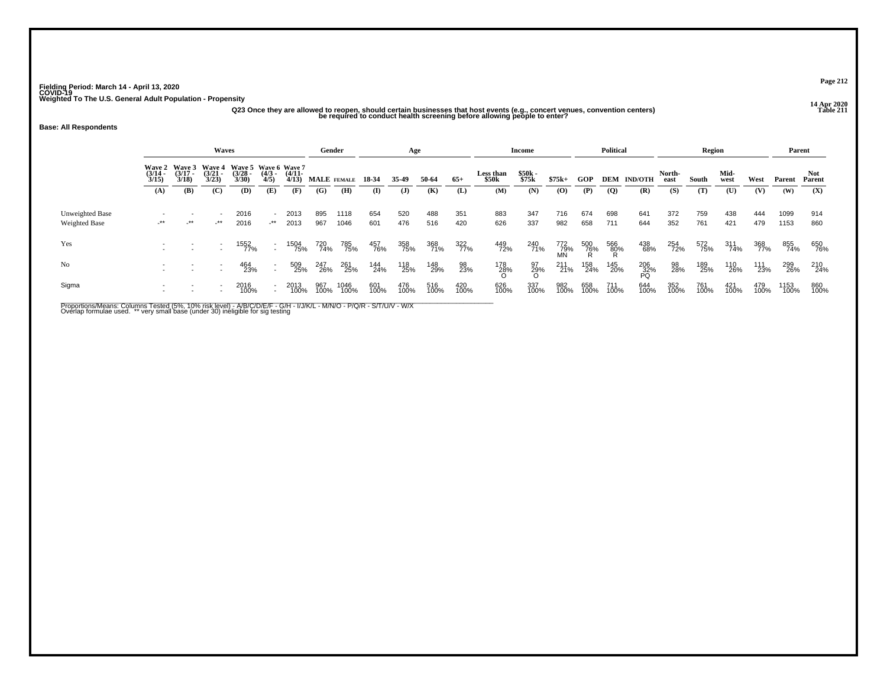Fielding Period: March 14 - April 13, 2020
COVID-19
Weighted To The U.S. General Adult Population - Propensity

14 Apr 2020
Table 211

**Q23 Once they are allowed to reopen, should certain businesses that host events (e.g., concert venues, convention centers) be required to conduct health screening before allowing people to enter?**

**Base: All Respondents**

| | Waves | | | | | | Gender | | Age | | | | Income | | | Political | | | Region | | | | Parent | |
|---|---|---|---|---|---|---|---|---|---|---|---|---|---|---|---|---|---|---|---|---|---|---|---|---|
| | Wave 2 (3/14 - 3/15) | Wave 3 (3/17 - 3/18) | Wave 4 (3/21 - 3/23) | Wave 5 (3/28 - 3/30) | Wave 6 (4/3 - 4/5) | Wave 7 (4/11- 4/13) | MALE | FEMALE | 18-34 | 35-49 | 50-64 | 65+ | Less than $50k | $50k - $75k | $75k+ | GOP | DEM | IND/OTH | North-east | South | Mid-west | West | Parent | Not Parent |
| | (A) | (B) | (C) | (D) | (E) | (F) | (G) | (H) | (I) | (J) | (K) | (L) | (M) | (N) | (O) | (P) | (Q) | (R) | (S) | (T) | (U) | (V) | (W) | (X) |
| Unweighted Base | - | - | - | 2016 | - | 2013 | 895 | 1118 | 654 | 520 | 488 | 351 | 883 | 347 | 716 | 674 | 698 | 641 | 372 | 759 | 438 | 444 | 1099 | 914 |
| Weighted Base | -** | -** | -** | 2016 | -** | 2013 | 967 | 1046 | 601 | 476 | 516 | 420 | 626 | 337 | 982 | 658 | 711 | 644 | 352 | 761 | 421 | 479 | 1153 | 860 |
| Yes | - | - | - | 1552 | - | 1504 | 720 | 785 | 457 | 358 | 368 | 322 | 449 | 240 | 772 | 500 | 566 | 438 | 254 | 572 | 311 | 368 | 855 | 650 |
| | - | - | - | 77% | - | 75% | 74% | 75% | 76% | 75% | 71% | 77% | 72% | 71% | 79% | 76% | 80% | 68% | 72% | 75% | 74% | 77% | 74% | 76% |
| | | | | | | | | | | | | | | | MN | R | R | | | | | | | |
| No | - | - | - | 464 | - | 509 | 247 | 261 | 144 | 118 | 148 | 98 | 178 | 97 | 211 | 158 | 145 | 206 | 98 | 189 | 110 | 111 | 299 | 210 |
| | - | - | - | 23% | - | 25% | 26% | 25% | 24% | 25% | 29% | 23% | 28% | 29% | 21% | 24% | 20% | 32% | 28% | 25% | 26% | 23% | 26% | 24% |
| | | | | | | | | | | | | | O | O | | | | PQ | | | | | | |
| Sigma | - | - | - | 2016 | - | 2013 | 967 | 1046 | 601 | 476 | 516 | 420 | 626 | 337 | 982 | 658 | 711 | 644 | 352 | 761 | 421 | 479 | 1153 | 860 |
| | - | - | - | 100% | - | 100% | 100% | 100% | 100% | 100% | 100% | 100% | 100% | 100% | 100% | 100% | 100% | 100% | 100% | 100% | 100% | 100% | 100% | 100% |

Proportions/Means: Columns Tested (5%, 10% risk level) - A/B/C/D/E/F - G/H - I/J/K/L - M/N/O - P/Q/R - S/T/U/V - W/X
Overlap formulae used. ** very small base (under 30) ineligible for sig testing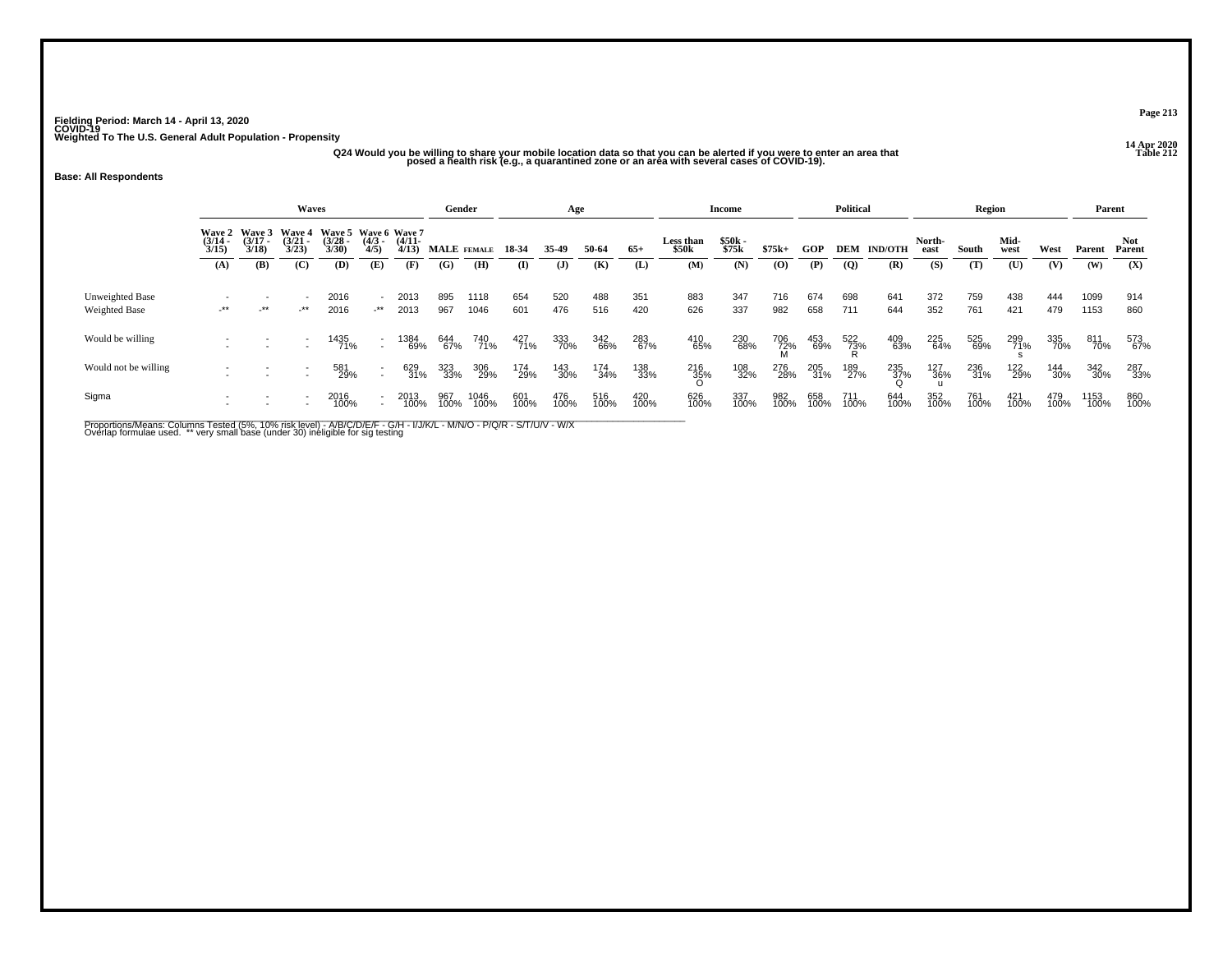Fielding Period: March 14 - April 13, 2020
COVID-19
Weighted To The U.S. General Adult Population - Propensity

14 Apr 2020
Table 212

Q24 Would you be willing to share your mobile location data so that you can be alerted if you were to enter an area that posed a health risk (e.g., a quarantined zone or an area with several cases of COVID-19).

**Base: All Respondents**

| | Waves | | | | | | Gender | | Age | | | | Income | | | Political | | | Region | | | | Parent | |
|---|---|---|---|---|---|---|---|---|---|---|---|---|---|---|---|---|---|---|---|---|---|---|---|---|
| | Wave 2 (3/14 - 3/15) | Wave 3 (3/17 - 3/18) | Wave 4 (3/21 - 3/23) | Wave 5 (3/28 - 3/30) | Wave 6 (4/3 - 4/5) | Wave 7 (4/11- 4/13) | MALE | FEMALE | 18-34 | 35-49 | 50-64 | 65+ | Less than $50k | $50k - $75k | $75k+ | GOP | DEM | IND/OTH | North-east | South | Mid-west | West | Parent | Not Parent |
| | (A) | (B) | (C) | (D) | (E) | (F) | (G) | (H) | (I) | (J) | (K) | (L) | (M) | (N) | (O) | (P) | (Q) | (R) | (S) | (T) | (U) | (V) | (W) | (X) |
| Unweighted Base | - | - | - | 2016 | - | 2013 | 895 | 1118 | 654 | 520 | 488 | 351 | 883 | 347 | 716 | 674 | 698 | 641 | 372 | 759 | 438 | 444 | 1099 | 914 |
| Weighted Base | -** | -** | -** | 2016 | -** | 2013 | 967 | 1046 | 601 | 476 | 516 | 420 | 626 | 337 | 982 | 658 | 711 | 644 | 352 | 761 | 421 | 479 | 1153 | 860 |
| Would be willing | - | - | - | 1435 | - | 1384 | 644 | 740 | 427 | 333 | 342 | 283 | 410 | 230 | 706 | 453 | 522 | 409 | 225 | 525 | 299 | 335 | 811 | 573 |
| | - | - | - | 71% | - | 69% | 67% | 71% | 71% | 70% | 66% | 67% | 65% | 68% | 72% | 69% | 73% | 63% | 64% | 69% | 71% | 70% | 70% | 67% |
| | | | | | | | | | | | | | | | M | | R | | | | s | | | |
| Would not be willing | - | - | - | 581 | - | 629 | 323 | 306 | 174 | 143 | 174 | 138 | 216 | 108 | 276 | 205 | 189 | 235 | 127 | 236 | 122 | 144 | 342 | 287 |
| | - | - | - | 29% | - | 31% | 33% | 29% | 29% | 30% | 34% | 33% | 35% | 32% | 28% | 31% | 27% | 37% | 36% | 31% | 29% | 30% | 30% | 33% |
| | | | | | | | | | | | | | O | | | | | Q | u | | | | | |
| Sigma | - | - | - | 2016 | - | 2013 | 967 | 1046 | 601 | 476 | 516 | 420 | 626 | 337 | 982 | 658 | 711 | 644 | 352 | 761 | 421 | 479 | 1153 | 860 |
| | - | - | - | 100% | - | 100% | 100% | 100% | 100% | 100% | 100% | 100% | 100% | 100% | 100% | 100% | 100% | 100% | 100% | 100% | 100% | 100% | 100% | 100% |

Proportions/Means: Columns Tested (5%, 10% risk level) - A/B/C/D/E/F - G/H - I/J/K/L - M/N/O - P/Q/R - S/T/U/V - W/X
Overlap formulae used. ** very small base (under 30) ineligible for sig testing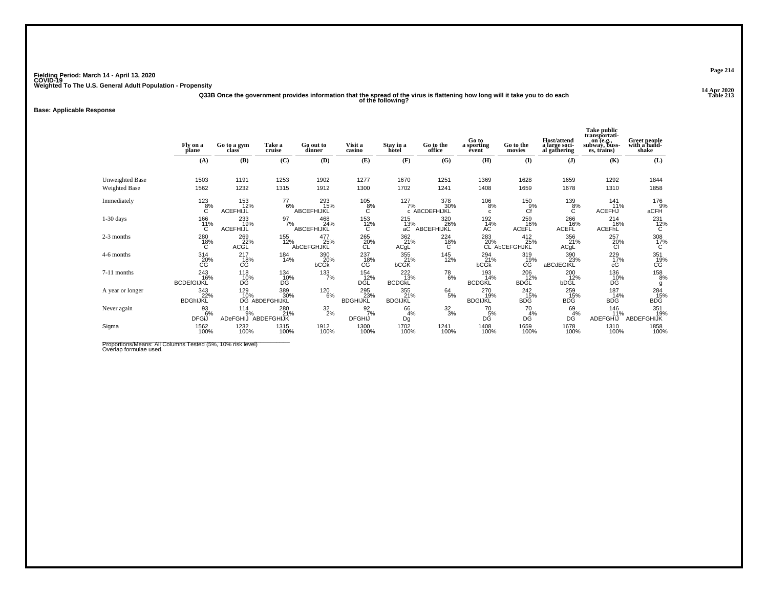Fielding Period: March 14 - April 13, 2020
COVID-19
Weighted To The U.S. General Adult Population - Propensity

14 Apr 2020
Table 213

Q33B Once the government provides information that the spread of the virus is flattening how long will it take you to do each of the following?

**Base: Applicable Response**

| | Fly on a plane | Go to a gym class | Take a cruise | Go out to dinner | Visit a casino | Stay in a hotel | Go to the office | Go to a sporting event | Go to the movies | Host/attend a large social gathering | Take public transportation (e.g., subway, busses, trains) | Greet people with a handshake |
|---|---|---|---|---|---|---|---|---|---|---|---|---|
| | (A) | (B) | (C) | (D) | (E) | (F) | (G) | (H) | (I) | (J) | (K) | (L) |
| Unweighted Base | 1503 | 1191 | 1253 | 1902 | 1277 | 1670 | 1251 | 1369 | 1628 | 1659 | 1292 | 1844 |
| Weighted Base | 1562 | 1232 | 1315 | 1912 | 1300 | 1702 | 1241 | 1408 | 1659 | 1678 | 1310 | 1858 |
| Immediately | 123 | 153 | 77 | 293 | 105 | 127 | 378 | 106 | 150 | 139 | 141 | 176 |
| | 8% | 12% | 6% | 15% | 8% | 7% | 30% | 8% | 9% | 8% | 11% | 9% |
| | C | ACEFHIJL | | ABCEFHIJKL | C | c | ABCDEFHIJKL | c | Cf | C | ACEFHJ | aCFH |
| 1-30 days | 166 | 233 | 97 | 468 | 153 | 215 | 320 | 192 | 259 | 266 | 214 | 231 |
| | 11% | 19% | 7% | 24% | 12% | 13% | 26% | 14% | 16% | 16% | 16% | 12% |
| | C | ACEFHIJL | | ABCEFHIJKL | C | aC | ABCEFHIJKL | AC | ACEFL | ACEFL | ACEFhL | C |
| 2-3 months | 280 | 269 | 155 | 477 | 265 | 362 | 224 | 283 | 412 | 356 | 257 | 308 |
| | 18% | 22% | 12% | 25% | 20% | 21% | 18% | 20% | 25% | 21% | 20% | 17% |
| | C | ACGL | | AbCEFGHJKL | CL | ACgL | C | CL | AbCEFGHJKL | ACgL | Cl | C |
| 4-6 months | 314 | 217 | 184 | 390 | 237 | 355 | 145 | 294 | 319 | 390 | 229 | 351 |
| | 20% | 18% | 14% | 20% | 18% | 21% | 12% | 21% | 19% | 23% | 17% | 19% |
| | CG | CG | | bCGk | CG | bCGK | | bCGk | CG | aBCdEGIKL | cG | CG |
| 7-11 months | 243 | 118 | 134 | 133 | 154 | 222 | 78 | 193 | 206 | 200 | 136 | 158 |
| | 16% | 10% | 10% | 7% | 12% | 13% | 6% | 14% | 12% | 12% | 10% | 8% |
| | BCDEfGIJKL | DG | DG | | DGL | BCDGkL | | BCDGKL | BDGL | bDGL | DG | g |
| A year or longer | 343 | 129 | 389 | 120 | 295 | 355 | 64 | 270 | 242 | 259 | 187 | 284 |
| | 22% | 10% | 30% | 6% | 23% | 21% | 5% | 19% | 15% | 15% | 14% | 15% |
| | BDGhIJKL | DG | ABDEFGHIJKL | | BDGHIJKL | BDGIJKL | | BDGIJKL | BDG | BDG | BDG | BDG |
| Never again | 93 | 114 | 280 | 32 | 92 | 66 | 32 | 70 | 70 | 69 | 146 | 351 |
| | 6% | 9% | 21% | 2% | 7% | 4% | 3% | 5% | 4% | 4% | 11% | 19% |
| | DFGiJ | ADeFGHIJ | ABDEFGHIJK | | DFGHIJ | Dg | | DG | DG | DG | ADEFGHIJ | ABDEFGHIJK |
| Sigma | 1562 | 1232 | 1315 | 1912 | 1300 | 1702 | 1241 | 1408 | 1659 | 1678 | 1310 | 1858 |
| | 100% | 100% | 100% | 100% | 100% | 100% | 100% | 100% | 100% | 100% | 100% | 100% |

Proportions/Means: All Columns Tested (5%, 10% risk level)
Overlap formulae used.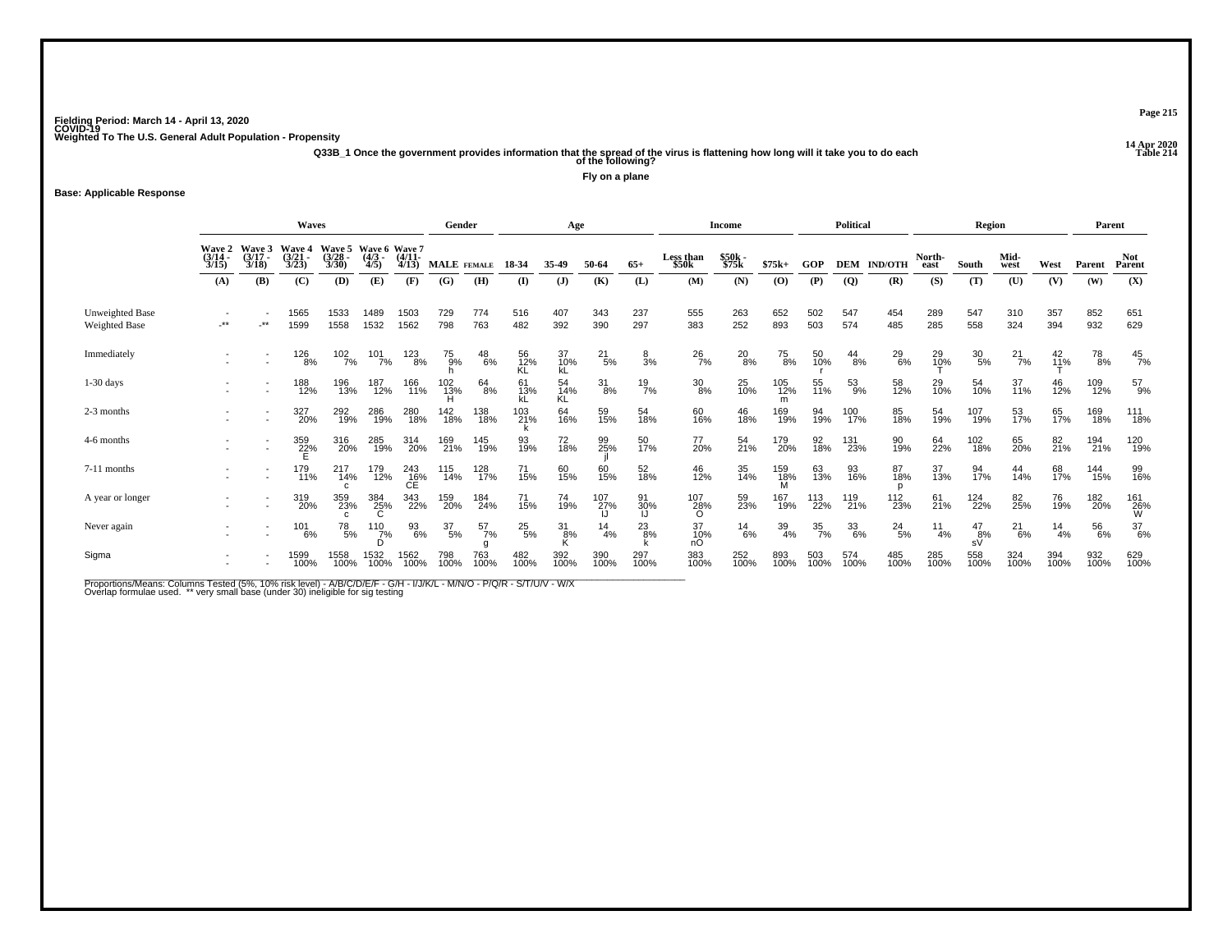Fielding Period: March 14 - April 13, 2020
COVID-19
Weighted To The U.S. General Adult Population - Propensity

14 Apr 2020
Table 214

**Q33B_1 Once the government provides information that the spread of the virus is flattening how long will it take you to do each of the following?**

**Fly on a plane**

**Base: Applicable Response**

| | Waves | | | | | | Gender | | Age | | | | Income | | | Political | | | Region | | | | Parent | |
|---|---|---|---|---|---|---|---|---|---|---|---|---|---|---|---|---|---|---|---|---|---|---|---|---|
| | Wave 2 (3/14 - 3/15) | Wave 3 (3/17 - 3/18) | Wave 4 (3/21 - 3/23) | Wave 5 (3/28 - 3/30) | Wave 6 (4/3 - 4/5) | Wave 7 (4/11- 4/13) | MALE | FEMALE | 18-34 | 35-49 | 50-64 | 65+ | Less than $50k | $50k - $75k | $75k+ | GOP | DEM | IND/OTH | North-east | South | Mid-west | West | Parent | Not Parent |
| | (A) | (B) | (C) | (D) | (E) | (F) | (G) | (H) | (I) | (J) | (K) | (L) | (M) | (N) | (O) | (P) | (Q) | (R) | (S) | (T) | (U) | (V) | (W) | (X) |
| Unweighted Base | - | - | 1565 | 1533 | 1489 | 1503 | 729 | 774 | 516 | 407 | 343 | 237 | 555 | 263 | 652 | 502 | 547 | 454 | 289 | 547 | 310 | 357 | 852 | 651 |
| Weighted Base | -** | -** | 1599 | 1558 | 1532 | 1562 | 798 | 763 | 482 | 392 | 390 | 297 | 383 | 252 | 893 | 503 | 574 | 485 | 285 | 558 | 324 | 394 | 932 | 629 |
| Immediately | - | - | 126 | 102 | 101 | 123 | 75 | 48 | 56 | 37 | 21 | 8 | 26 | 20 | 75 | 50 | 44 | 29 | 29 | 30 | 21 | 42 | 78 | 45 |
| | - | - | 8% | 7% | 7% | 8% | 9% | 6% | 12% | 10% | 5% | 3% | 7% | 8% | 8% | 10% | 8% | 6% | 10% | 5% | 7% | 11% | 8% | 7% |
| | | | | | | | h | | KL | kL | | | | | | r | | | T | | | T | | |
| 1-30 days | - | - | 188 | 196 | 187 | 166 | 102 | 64 | 61 | 54 | 31 | 19 | 30 | 25 | 105 | 55 | 53 | 58 | 29 | 54 | 37 | 46 | 109 | 57 |
| | - | - | 12% | 13% | 12% | 11% | 13% | 8% | 13% | 14% | 8% | 7% | 8% | 10% | 12% | 11% | 9% | 12% | 10% | 10% | 11% | 12% | 12% | 9% |
| | | | | | | | H | | kL | KL | | | | | m | | | | | | | | | |
| 2-3 months | - | - | 327 | 292 | 286 | 280 | 142 | 138 | 103 | 64 | 59 | 54 | 60 | 46 | 169 | 94 | 100 | 85 | 54 | 107 | 53 | 65 | 169 | 111 |
| | - | - | 20% | 19% | 19% | 18% | 18% | 18% | 21% | 16% | 15% | 18% | 16% | 18% | 19% | 19% | 17% | 18% | 19% | 19% | 17% | 17% | 18% | 18% |
| | | | | | | | | | k | | | | | | | | | | | | | | | |
| 4-6 months | - | - | 359 | 316 | 285 | 314 | 169 | 145 | 93 | 72 | 99 | 50 | 77 | 54 | 179 | 92 | 131 | 90 | 64 | 102 | 65 | 82 | 194 | 120 |
| | - | - | 22% | 20% | 19% | 20% | 21% | 19% | 19% | 18% | 25% | 17% | 20% | 21% | 20% | 18% | 23% | 19% | 22% | 18% | 20% | 21% | 21% | 19% |
| | | | E | | | | | | | | jl | | | | | | | | | | | | | |
| 7-11 months | - | - | 179 | 217 | 179 | 243 | 115 | 128 | 71 | 60 | 60 | 52 | 46 | 35 | 159 | 63 | 93 | 87 | 37 | 94 | 44 | 68 | 144 | 99 |
| | - | - | 11% | 14% | 12% | 16% | 14% | 17% | 15% | 15% | 15% | 18% | 12% | 14% | 18% | 13% | 16% | 18% | 13% | 17% | 14% | 17% | 15% | 16% |
| | | | | c | | CE | | | | | | | | | M | | | p | | | | | | |
| A year or longer | - | - | 319 | 359 | 384 | 343 | 159 | 184 | 71 | 74 | 107 | 91 | 107 | 59 | 167 | 113 | 119 | 112 | 61 | 124 | 82 | 76 | 182 | 161 |
| | - | - | 20% | 23% | 25% | 22% | 20% | 24% | 15% | 19% | 27% | 30% | 28% | 23% | 19% | 22% | 21% | 23% | 21% | 22% | 25% | 19% | 20% | 26% |
| | | | | c | C | | | | | | IJ | IJ | O | | | | | | | | | | | W |
| Never again | - | - | 101 | 78 | 110 | 93 | 37 | 57 | 25 | 31 | 14 | 23 | 37 | 14 | 39 | 35 | 33 | 24 | 11 | 47 | 21 | 14 | 56 | 37 |
| | - | - | 6% | 5% | 7% | 6% | 5% | 7% | 5% | 8% | 4% | 8% | 10% | 6% | 4% | 7% | 6% | 5% | 4% | 8% | 6% | 4% | 6% | 6% |
| | | | | | D | | | g | | K | | k | nO | | | | | | | sV | | | | |
| Sigma | - | - | 1599 | 1558 | 1532 | 1562 | 798 | 763 | 482 | 392 | 390 | 297 | 383 | 252 | 893 | 503 | 574 | 485 | 285 | 558 | 324 | 394 | 932 | 629 |
| | - | - | 100% | 100% | 100% | 100% | 100% | 100% | 100% | 100% | 100% | 100% | 100% | 100% | 100% | 100% | 100% | 100% | 100% | 100% | 100% | 100% | 100% | 100% |

Proportions/Means: Columns Tested (5%, 10% risk level) - A/B/C/D/E/F - G/H - I/J/K/L - M/N/O - P/Q/R - S/T/U/V - W/X
Overlap formulae used. ** very small base (under 30) ineligible for sig testing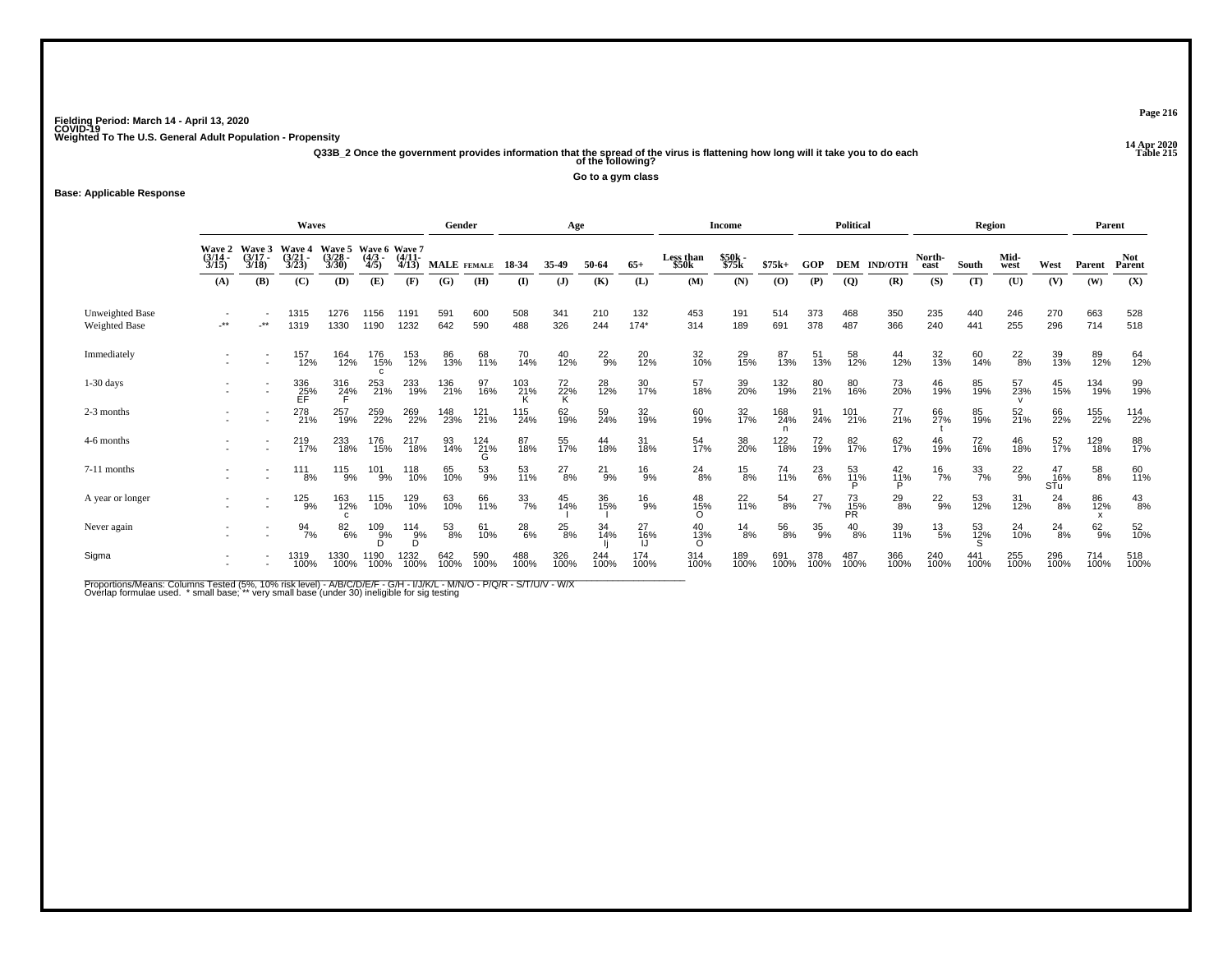Fielding Period: March 14 - April 13, 2020
COVID-19
Weighted To The U.S. General Adult Population - Propensity

14 Apr 2020
Table 215

Q33B_2 Once the government provides information that the spread of the virus is flattening how long will it take you to do each of the following?

Go to a gym class

Base: Applicable Response

| | Waves | | | | | | Gender | | Age | | | | Income | | | Political | | | Region | | | | Parent | |
|---|---|---|---|---|---|---|---|---|---|---|---|---|---|---|---|---|---|---|---|---|---|---|---|---|
| | Wave 2 (3/14 - 3/15) | Wave 3 (3/17 - 3/18) | Wave 4 (3/21 - 3/23) | Wave 5 (3/28 - 3/30) | Wave 6 (4/3 - 4/5) | Wave 7 (4/11- 4/13) | MALE | FEMALE | 18-34 | 35-49 | 50-64 | 65+ | Less than $50k | $50k - $75k | $75k+ | GOP | DEM | IND/OTH | North-east | South | Mid-west | West | Parent | Not Parent |
| | (A) | (B) | (C) | (D) | (E) | (F) | (G) | (H) | (I) | (J) | (K) | (L) | (M) | (N) | (O) | (P) | (Q) | (R) | (S) | (T) | (U) | (V) | (W) | (X) |
| Unweighted Base | - | - | 1315 | 1276 | 1156 | 1191 | 591 | 600 | 508 | 341 | 210 | 132 | 453 | 191 | 514 | 373 | 468 | 350 | 235 | 440 | 246 | 270 | 663 | 528 |
| Weighted Base | -** | -** | 1319 | 1330 | 1190 | 1232 | 642 | 590 | 488 | 326 | 244 | 174* | 314 | 189 | 691 | 378 | 487 | 366 | 240 | 441 | 255 | 296 | 714 | 518 |
| Immediately | - | - | 157 | 164 | 176 | 153 | 86 | 68 | 70 | 40 | 22 | 20 | 32 | 29 | 87 | 51 | 58 | 44 | 32 | 60 | 22 | 39 | 89 | 64 |
| | - | - | 12% | 12% | 15% c | 12% | 13% | 11% | 14% | 12% | 9% | 12% | 10% | 15% | 13% | 13% | 12% | 12% | 13% | 14% | 8% | 13% | 12% | 12% |
| 1-30 days | - | - | 336 | 316 | 253 | 233 | 136 | 97 | 103 | 72 | 28 | 30 | 57 | 39 | 132 | 80 | 80 | 73 | 46 | 85 | 57 | 45 | 134 | 99 |
| | - | - | 25% EF | 24% F | 21% | 19% | 21% | 16% | 21% K | 22% K | 12% | 17% | 18% | 20% | 19% | 21% | 16% | 20% | 19% | 19% | 23% v | 15% | 19% | 19% |
| 2-3 months | - | - | 278 | 257 | 259 | 269 | 148 | 121 | 115 | 62 | 59 | 32 | 60 | 32 | 168 | 91 | 101 | 77 | 66 | 85 | 52 | 66 | 155 | 114 |
| | - | - | 21% | 19% | 22% | 22% | 23% | 21% | 24% | 19% | 24% | 19% | 19% | 17% | 24% n | 24% | 21% | 21% | 27% t | 19% | 21% | 22% | 22% | 22% |
| 4-6 months | - | - | 219 | 233 | 176 | 217 | 93 | 124 | 87 | 55 | 44 | 31 | 54 | 38 | 122 | 72 | 82 | 62 | 46 | 72 | 46 | 52 | 129 | 88 |
| | - | - | 17% | 18% | 15% | 18% | 14% | 21% G | 18% | 17% | 18% | 18% | 17% | 20% | 18% | 19% | 17% | 17% | 19% | 16% | 18% | 17% | 18% | 17% |
| 7-11 months | - | - | 111 | 115 | 101 | 118 | 65 | 53 | 53 | 27 | 21 | 16 | 24 | 15 | 74 | 23 | 53 | 42 | 16 | 33 | 22 | 47 | 58 | 60 |
| | - | - | 8% | 9% | 9% | 10% | 10% | 9% | 11% | 8% | 9% | 9% | 8% | 8% | 11% | 6% | 11% P | 11% P | 7% | 7% | 9% | 16% STu | 8% | 11% |
| A year or longer | - | - | 125 | 163 | 115 | 129 | 63 | 66 | 33 | 45 | 36 | 16 | 48 | 22 | 54 | 27 | 73 | 29 | 22 | 53 | 31 | 24 | 86 | 43 |
| | - | - | 9% | 12% c | 10% | 10% | 10% | 11% | 7% | 14% I | 15% I | 9% | 15% O | 11% | 8% | 7% | 15% PR | 8% | 9% | 12% | 12% | 8% | 12% x | 8% |
| Never again | - | - | 94 | 82 | 109 | 114 | 53 | 61 | 28 | 25 | 34 | 27 | 40 | 14 | 56 | 35 | 40 | 39 | 13 | 53 | 24 | 24 | 62 | 52 |
| | - | - | 7% | 6% | 9% D | 9% D | 8% | 10% | 6% | 8% | 14% Ij | 16% IJ | 13% O | 8% | 8% | 9% | 8% | 11% | 5% | 12% S | 10% | 8% | 9% | 10% |
| Sigma | - | - | 1319 | 1330 | 1190 | 1232 | 642 | 590 | 488 | 326 | 244 | 174 | 314 | 189 | 691 | 378 | 487 | 366 | 240 | 441 | 255 | 296 | 714 | 518 |
| | - | - | 100% | 100% | 100% | 100% | 100% | 100% | 100% | 100% | 100% | 100% | 100% | 100% | 100% | 100% | 100% | 100% | 100% | 100% | 100% | 100% | 100% | 100% |

Proportions/Means: Columns Tested (5%, 10% risk level) - A/B/C/D/E/F - G/H - I/J/K/L - M/N/O - P/Q/R - S/T/U/V - W/X
Overlap formulae used. * small base; ** very small base (under 30) ineligible for sig testing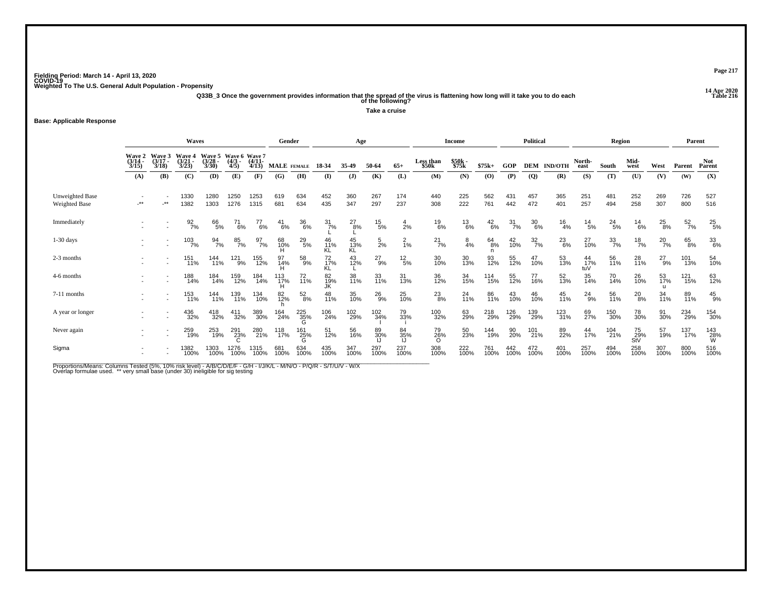Fielding Period: March 14 - April 13, 2020
COVID-19
Weighted To The U.S. General Adult Population - Propensity

14 Apr 2020
Table 216

Q33B_3 Once the government provides information that the spread of the virus is flattening how long will it take you to do each of the following?

Take a cruise

Base: Applicable Response

| | Waves | | | | | | Gender | | Age | | | | Income | | | Political | | | Region | | | | Parent | |
|---|---|---|---|---|---|---|---|---|---|---|---|---|---|---|---|---|---|---|---|---|---|---|---|---|
| | Wave 2 (3/14 - 3/15) | Wave 3 (3/17 - 3/18) | Wave 4 (3/21 - 3/23) | Wave 5 (3/28 - 3/30) | Wave 6 (4/3 - 4/5) | Wave 7 (4/11- 4/13) | MALE | FEMALE | 18-34 | 35-49 | 50-64 | 65+ | Less than $50k | $50k - $75k | $75k+ | GOP | DEM | IND/OTH | North-east | South | Mid-west | West | Parent | Not Parent |
| | (A) | (B) | (C) | (D) | (E) | (F) | (G) | (H) | (I) | (J) | (K) | (L) | (M) | (N) | (O) | (P) | (Q) | (R) | (S) | (T) | (U) | (V) | (W) | (X) |
| Unweighted Base | - | - | 1330 | 1280 | 1250 | 1253 | 619 | 634 | 452 | 360 | 267 | 174 | 440 | 225 | 562 | 431 | 457 | 365 | 251 | 481 | 252 | 269 | 726 | 527 |
| Weighted Base | -** | -** | 1382 | 1303 | 1276 | 1315 | 681 | 634 | 435 | 347 | 297 | 237 | 308 | 222 | 761 | 442 | 472 | 401 | 257 | 494 | 258 | 307 | 800 | 516 |
| Immediately | - | - | 92 | 66 | 71 | 77 | 41 | 36 | 31 | 27 | 15 | 4 | 19 | 13 | 42 | 31 | 30 | 16 | 14 | 24 | 14 | 25 | 52 | 25 |
| | - | - | 7% | 5% | 6% | 6% | 6% | 6% | 7% | 8% | 5% | 2% | 6% | 6% | 6% | 7% | 6% | 4% | 5% | 5% | 6% | 8% | 7% | 5% |
| | | | | | | | | | L | L | | | | | | | | | | | | | | |
| 1-30 days | - | - | 103 | 94 | 85 | 97 | 68 | 29 | 46 | 45 | 5 | 2 | 21 | 8 | 64 | 42 | 32 | 23 | 27 | 33 | 18 | 20 | 65 | 33 |
| | - | - | 7% | 7% | 7% | 7% | 10% | 5% | 11% | 13% | 2% | 1% | 7% | 4% | 8% | 10% | 7% | 6% | 10% | 7% | 7% | 7% | 8% | 6% |
| | | | | | | | H | | KL | KL | | | | | n | | | | | | | | | |
| 2-3 months | - | - | 151 | 144 | 121 | 155 | 97 | 58 | 72 | 43 | 27 | 12 | 30 | 30 | 93 | 55 | 47 | 53 | 44 | 56 | 28 | 27 | 101 | 54 |
| | - | - | 11% | 11% | 9% | 12% | 14% | 9% | 17% | 12% | 9% | 5% | 10% | 13% | 12% | 12% | 10% | 13% | 17% | 11% | 11% | 9% | 13% | 10% |
| | | | | | | | H | | KL | L | | | | | | | | | tuV | | | | | |
| 4-6 months | - | - | 188 | 184 | 159 | 184 | 113 | 72 | 82 | 38 | 33 | 31 | 36 | 34 | 114 | 55 | 77 | 52 | 35 | 70 | 26 | 53 | 121 | 63 |
| | - | - | 14% | 14% | 12% | 14% | 17% | 11% | 19% | 11% | 11% | 13% | 12% | 15% | 15% | 12% | 16% | 13% | 14% | 14% | 10% | 17% | 15% | 12% |
| | | | | | | | H | | JK | | | | | | | | | | | | | u | | |
| 7-11 months | - | - | 153 | 144 | 139 | 134 | 82 | 52 | 48 | 35 | 26 | 25 | 23 | 24 | 86 | 43 | 46 | 45 | 24 | 56 | 20 | 34 | 89 | 45 |
| | - | - | 11% | 11% | 11% | 10% | 12% | 8% | 11% | 10% | 9% | 10% | 8% | 11% | 11% | 10% | 10% | 11% | 9% | 11% | 8% | 11% | 11% | 9% |
| | | | | | | | h | | | | | | | | | | | | | | | | | |
| A year or longer | - | - | 436 | 418 | 411 | 389 | 164 | 225 | 106 | 102 | 102 | 79 | 100 | 63 | 218 | 126 | 139 | 123 | 69 | 150 | 78 | 91 | 234 | 154 |
| | - | - | 32% | 32% | 32% | 30% | 24% | 35% | 24% | 29% | 34% | 33% | 32% | 29% | 29% | 29% | 29% | 31% | 27% | 30% | 30% | 30% | 29% | 30% |
| | | | | | | | | G | | | I | i | | | | | | | | | | | | |
| Never again | - | - | 259 | 253 | 291 | 280 | 118 | 161 | 51 | 56 | 89 | 84 | 79 | 50 | 144 | 90 | 101 | 89 | 44 | 104 | 75 | 57 | 137 | 143 |
| | - | - | 19% | 19% | 23% | 21% | 17% | 25% | 12% | 16% | 30% | 35% | 26% | 23% | 19% | 20% | 21% | 22% | 17% | 21% | 29% | 19% | 17% | 28% |
| | | | | | C | | | G | | | IJ | IJ | O | | | | | | | | StV | | | W |
| Sigma | - | - | 1382 | 1303 | 1276 | 1315 | 681 | 634 | 435 | 347 | 297 | 237 | 308 | 222 | 761 | 442 | 472 | 401 | 257 | 494 | 258 | 307 | 800 | 516 |
| | - | - | 100% | 100% | 100% | 100% | 100% | 100% | 100% | 100% | 100% | 100% | 100% | 100% | 100% | 100% | 100% | 100% | 100% | 100% | 100% | 100% | 100% | 100% |

Proportions/Means: Columns Tested (5%, 10% risk level) - A/B/C/D/E/F - G/H - I/J/K/L - M/N/O - P/Q/R - S/T/U/V - W/X
Overlap formulae used. ** very small base (under 30) ineligible for sig testing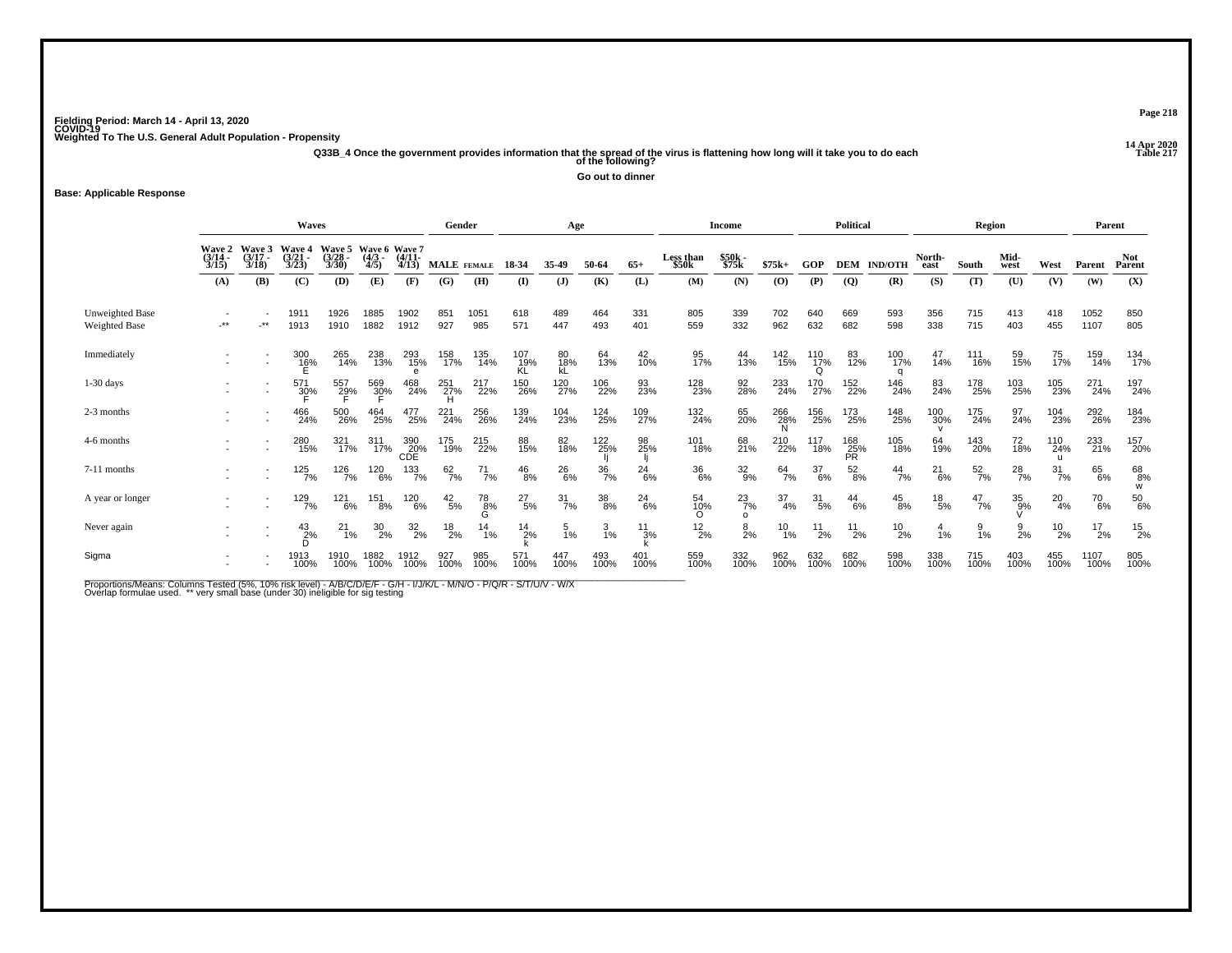Fielding Period: March 14 - April 13, 2020
COVID-19
Weighted To The U.S. General Adult Population - Propensity

14 Apr 2020
Table 217

Q33B_4 Once the government provides information that the spread of the virus is flattening how long will it take you to do each of the following?

Go out to dinner

Base: Applicable Response

| | Waves | | | | | | Gender | | Age | | | | Income | | | Political | | | Region | | | | Parent | |
|---|---|---|---|---|---|---|---|---|---|---|---|---|---|---|---|---|---|---|---|---|---|---|---|---|
| | Wave 2 (3/14 - 3/15) | Wave 3 (3/17 - 3/18) | Wave 4 (3/21 - 3/23) | Wave 5 (3/28 - 3/30) | Wave 6 (4/3 - 4/5) | Wave 7 (4/11- 4/13) | MALE | FEMALE | 18-34 | 35-49 | 50-64 | 65+ | Less than $50k | $50k - $75k | $75k+ | GOP | DEM | IND/OTH | North-east | South | Mid-west | West | Parent | Not Parent |
| | (A) | (B) | (C) | (D) | (E) | (F) | (G) | (H) | (I) | (J) | (K) | (L) | (M) | (N) | (O) | (P) | (Q) | (R) | (S) | (T) | (U) | (V) | (W) | (X) |
| Unweighted Base | - | - | 1911 | 1926 | 1885 | 1902 | 851 | 1051 | 618 | 489 | 464 | 331 | 805 | 339 | 702 | 640 | 669 | 593 | 356 | 715 | 413 | 418 | 1052 | 850 |
| Weighted Base | -** | -** | 1913 | 1910 | 1882 | 1912 | 927 | 985 | 571 | 447 | 493 | 401 | 559 | 332 | 962 | 632 | 682 | 598 | 338 | 715 | 403 | 455 | 1107 | 805 |
| Immediately | - | - | 300 16% E | 265 14% | 238 13% | 293 15% e | 158 17% | 135 14% | 107 19% KL | 80 18% kL | 64 13% | 42 10% | 95 17% | 44 13% | 142 15% | 110 17% Q | 83 12% | 100 17% q | 47 14% | 111 16% | 59 15% | 75 17% | 159 14% | 134 17% |
| 1-30 days | - | - | 571 30% F | 557 29% F | 569 30% F | 468 24% | 251 27% H | 217 22% | 150 26% | 120 27% | 106 22% | 93 23% | 128 23% | 92 28% | 233 24% | 170 27% | 152 22% | 146 24% | 83 24% | 178 25% | 103 25% | 105 23% | 271 24% | 197 24% |
| 2-3 months | - | - | 466 24% | 500 26% | 464 25% | 477 25% | 221 24% | 256 26% | 139 24% | 104 23% | 124 25% | 109 27% | 132 24% | 65 20% | 266 28% N | 156 25% | 173 25% | 148 25% | 100 30% v | 175 24% | 97 24% | 104 23% | 292 26% | 184 23% |
| 4-6 months | - | - | 280 15% | 321 17% | 311 17% | 390 20% CDE | 175 19% | 215 22% | 88 15% | 82 18% | 122 25% Ij | 98 25% Ij | 101 18% | 68 21% | 210 22% | 117 18% | 168 25% PR | 105 18% | 64 19% | 143 20% | 72 18% | 110 24% u | 233 21% | 157 20% |
| 7-11 months | - | - | 125 7% | 126 7% | 120 6% | 133 7% | 62 7% | 71 7% | 46 8% | 26 6% | 36 7% | 24 6% | 36 6% | 32 9% | 64 7% | 37 6% | 52 8% | 44 7% | 21 6% | 52 7% | 28 7% | 31 7% | 65 6% | 68 8% w |
| A year or longer | - | - | 129 7% | 121 6% | 151 8% | 120 6% | 42 5% | 78 8% G | 27 5% | 31 7% | 38 8% | 24 6% | 54 10% O | 23 7% o | 37 4% | 31 5% | 44 6% | 45 8% | 18 5% | 47 7% | 35 9% V | 20 4% | 70 6% | 50 6% |
| Never again | - | - | 43 2% D | 21 1% | 30 2% | 32 2% | 18 2% | 14 1% | 14 2% k | 5 1% | 3 1% | 11 3% k | 12 2% | 8 2% | 10 1% | 11 2% | 11 2% | 10 2% | 4 1% | 9 1% | 9 2% | 10 2% | 17 2% | 15 2% |
| Sigma | - | - | 1913 100% | 1910 100% | 1882 100% | 1912 100% | 927 100% | 985 100% | 571 100% | 447 100% | 493 100% | 401 100% | 559 100% | 332 100% | 962 100% | 632 100% | 682 100% | 598 100% | 338 100% | 715 100% | 403 100% | 455 100% | 1107 100% | 805 100% |

Proportions/Means: Columns Tested (5%, 10% risk level) - A/B/C/D/E/F - G/H - I/J/K/L - M/N/O - P/Q/R - S/T/U/V - W/X
Overlap formulae used. ** very small base (under 30) ineligible for sig testing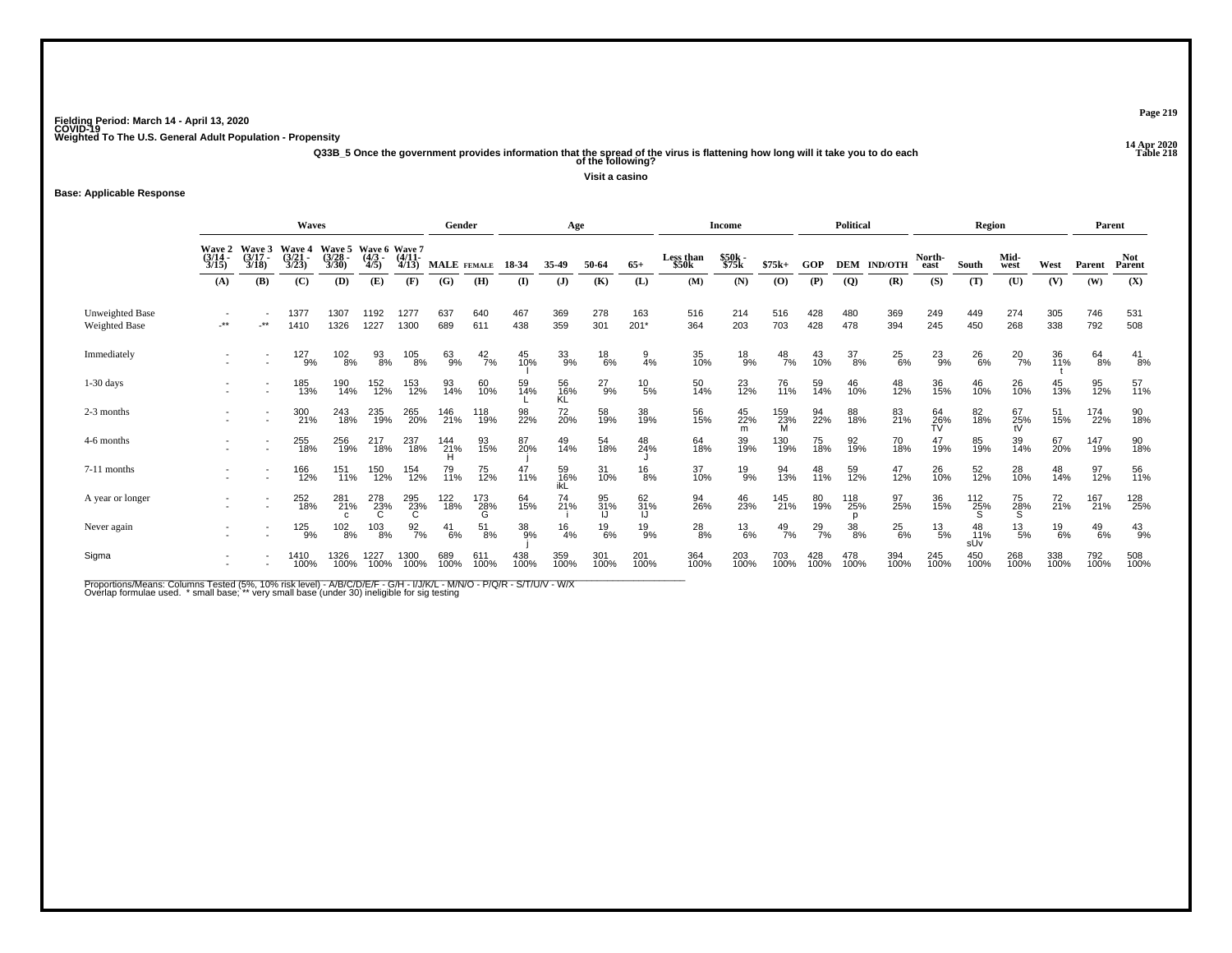Fielding Period: March 14 - April 13, 2020
COVID-19
Weighted To The U.S. General Adult Population - Propensity

14 Apr 2020
Table 218

**Q33B_5 Once the government provides information that the spread of the virus is flattening how long will it take you to do each of the following?**

**Visit a casino**

**Base: Applicable Response**

| | Waves | | | | | | Gender | | Age | | | | Income | | | Political | | | Region | | | | Parent | |
|---|---|---|---|---|---|---|---|---|---|---|---|---|---|---|---|---|---|---|---|---|---|---|---|---|
| | Wave 2 (3/14 - 3/15) | Wave 3 (3/17 - 3/18) | Wave 4 (3/21 - 3/23) | Wave 5 (3/28 - 3/30) | Wave 6 (4/3 - 4/5) | Wave 7 (4/11- 4/13) | MALE | FEMALE | 18-34 | 35-49 | 50-64 | 65+ | Less than $50k | $50k - $75k | $75k+ | GOP | DEM | IND/OTH | North-east | South | Mid-west | West | Parent | Not Parent |
| | (A) | (B) | (C) | (D) | (E) | (F) | (G) | (H) | (I) | (J) | (K) | (L) | (M) | (N) | (O) | (P) | (Q) | (R) | (S) | (T) | (U) | (V) | (W) | (X) |
| Unweighted Base | - | - | 1377 | 1307 | 1192 | 1277 | 637 | 640 | 467 | 369 | 278 | 163 | 516 | 214 | 516 | 428 | 480 | 369 | 249 | 449 | 274 | 305 | 746 | 531 |
| Weighted Base | -** | -** | 1410 | 1326 | 1227 | 1300 | 689 | 611 | 438 | 359 | 301 | 201* | 364 | 203 | 703 | 428 | 478 | 394 | 245 | 450 | 268 | 338 | 792 | 508 |
| Immediately | - | - | 127 | 102 | 93 | 105 | 63 | 42 | 45 | 33 | 18 | 9 | 35 | 18 | 48 | 43 | 37 | 25 | 23 | 26 | 20 | 36 | 64 | 41 |
| | - | - | 9% | 8% | 8% | 8% | 9% | 7% | 10% | 9% | 6% | 4% | 10% | 9% | 7% | 10% | 8% | 6% | 9% | 6% | 7% | 11% | 8% | 8% |
| | | | | | | | | | l | | | | | | | | | | | | | t | | |
| 1-30 days | - | - | 185 | 190 | 152 | 153 | 93 | 60 | 59 | 56 | 27 | 10 | 50 | 23 | 76 | 59 | 46 | 48 | 36 | 46 | 26 | 45 | 95 | 57 |
| | - | - | 13% | 14% | 12% | 12% | 14% | 10% | 14% | 16% | 9% | 5% | 14% | 12% | 11% | 14% | 10% | 12% | 15% | 10% | 10% | 13% | 12% | 11% |
| | | | | | | | | | L | KL | | | | | | | | | | | | | | |
| 2-3 months | - | - | 300 | 243 | 235 | 265 | 146 | 118 | 98 | 72 | 58 | 38 | 56 | 45 | 159 | 94 | 88 | 83 | 64 | 82 | 67 | 51 | 174 | 90 |
| | - | - | 21% | 18% | 19% | 20% | 21% | 19% | 22% | 20% | 19% | 19% | 15% | 22% | 23% | 22% | 18% | 21% | 26% | 18% | 25% | 15% | 22% | 18% |
| | | | | | | | | | | | | | | m | M | | | | TV | | tV | | | |
| 4-6 months | - | - | 255 | 256 | 217 | 237 | 144 | 93 | 87 | 49 | 54 | 48 | 64 | 39 | 130 | 75 | 92 | 70 | 47 | 85 | 39 | 67 | 147 | 90 |
| | - | - | 18% | 19% | 18% | 18% | 21% | 15% | 20% | 14% | 18% | 24% | 18% | 19% | 19% | 18% | 19% | 18% | 19% | 19% | 14% | 20% | 19% | 18% |
| | | | | | | | H | | j | | | J | | | | | | | | | | | | |
| 7-11 months | - | - | 166 | 151 | 150 | 154 | 79 | 75 | 47 | 59 | 31 | 16 | 37 | 19 | 94 | 48 | 59 | 47 | 26 | 52 | 28 | 48 | 97 | 56 |
| | - | - | 12% | 11% | 12% | 12% | 11% | 12% | 11% | 16% | 10% | 8% | 10% | 9% | 13% | 11% | 12% | 12% | 10% | 12% | 10% | 14% | 12% | 11% |
| | | | | | | | | | | ikL | | | | | | | | | | | | | | |
| A year or longer | - | - | 252 | 281 | 278 | 295 | 122 | 173 | 64 | 74 | 95 | 62 | 94 | 46 | 145 | 80 | 118 | 97 | 36 | 112 | 75 | 72 | 167 | 128 |
| | - | - | 18% | 21% | 23% | 23% | 18% | 28% | 15% | 21% | 31% | 31% | 26% | 23% | 21% | 19% | 25% | 25% | 15% | 25% | 28% | 21% | 21% | 25% |
| | | | | c | C | C | | G | | i | IJ | IJ | | | | | p | | | S | S | | | |
| Never again | - | - | 125 | 102 | 103 | 92 | 41 | 51 | 38 | 16 | 19 | 19 | 28 | 13 | 49 | 29 | 38 | 25 | 13 | 48 | 13 | 19 | 49 | 43 |
| | - | - | 9% | 8% | 8% | 7% | 6% | 8% | 9% | 4% | 6% | 9% | 8% | 6% | 7% | 7% | 8% | 6% | 5% | 11% | 5% | 6% | 6% | 9% |
| | | | | | | | | | j | | | | | | | | | | | sUv | | | | |
| Sigma | - | - | 1410 | 1326 | 1227 | 1300 | 689 | 611 | 438 | 359 | 301 | 201 | 364 | 203 | 703 | 428 | 478 | 394 | 245 | 450 | 268 | 338 | 792 | 508 |
| | - | - | 100% | 100% | 100% | 100% | 100% | 100% | 100% | 100% | 100% | 100% | 100% | 100% | 100% | 100% | 100% | 100% | 100% | 100% | 100% | 100% | 100% | 100% |

Proportions/Means: Columns Tested (5%, 10% risk level) - A/B/C/D/E/F - G/H - I/J/K/L - M/N/O - P/Q/R - S/T/U/V - W/X
Overlap formulae used. * small base; ** very small base (under 30) ineligible for sig testing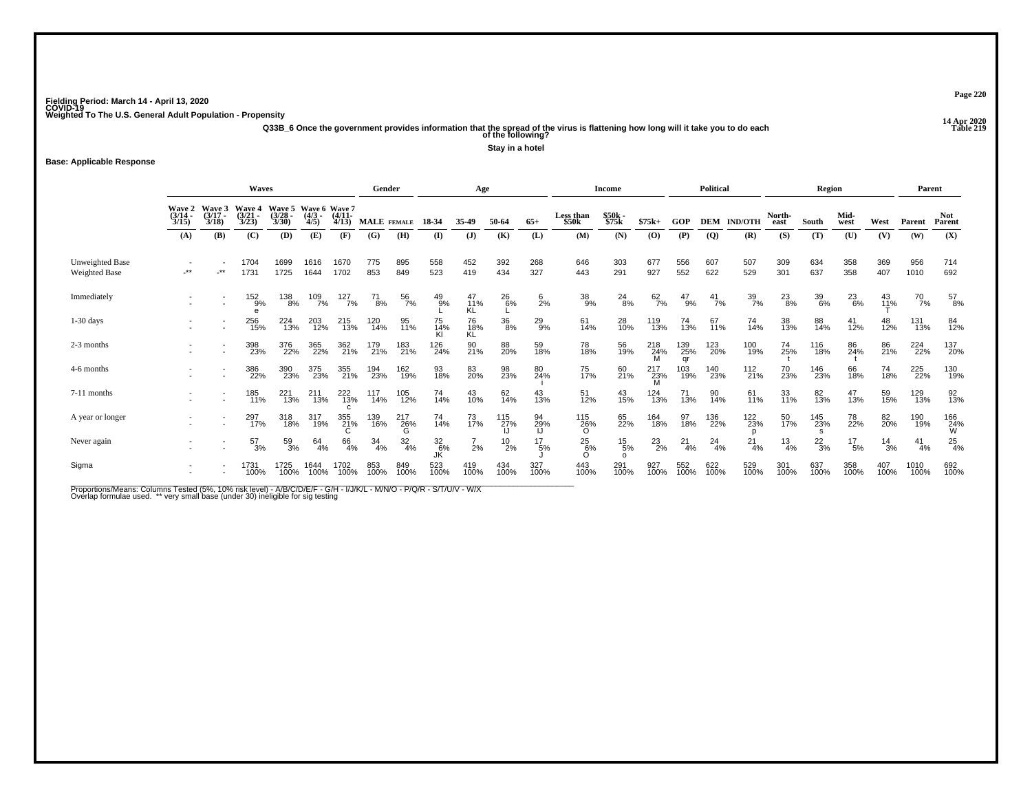Fielding Period: March 14 - April 13, 2020
COVID-19
Weighted To The U.S. General Adult Population - Propensity

14 Apr 2020
Table 219

Q33B_6 Once the government provides information that the spread of the virus is flattening how long will it take you to do each of the following?

Stay in a hotel

Base: Applicable Response

| | Waves | | | | | | Gender | | Age | | | | Income | | | Political | | | Region | | | | Parent | |
|---|---|---|---|---|---|---|---|---|---|---|---|---|---|---|---|---|---|---|---|---|---|---|---|---|
| | Wave 2 (3/14 - 3/15) | Wave 3 (3/17 - 3/18) | Wave 4 (3/21 - 3/23) | Wave 5 (3/28 - 3/30) | Wave 6 (4/3 - 4/5) | Wave 7 (4/11- 4/13) | MALE | FEMALE | 18-34 | 35-49 | 50-64 | 65+ | Less than $50k | $50k - $75k | $75k+ | GOP | DEM | IND/OTH | North-east | South | Mid-west | West | Parent | Not Parent |
| | (A) | (B) | (C) | (D) | (E) | (F) | (G) | (H) | (I) | (J) | (K) | (L) | (M) | (N) | (O) | (P) | (Q) | (R) | (S) | (T) | (U) | (V) | (W) | (X) |
| Unweighted Base | - | - | 1704 | 1699 | 1616 | 1670 | 775 | 895 | 558 | 452 | 392 | 268 | 646 | 303 | 677 | 556 | 607 | 507 | 309 | 634 | 358 | 369 | 956 | 714 |
| Weighted Base | -** | -** | 1731 | 1725 | 1644 | 1702 | 853 | 849 | 523 | 419 | 434 | 327 | 443 | 291 | 927 | 552 | 622 | 529 | 301 | 637 | 358 | 407 | 1010 | 692 |
| Immediately | - | - | 152 | 138 | 109 | 127 | 71 | 56 | 49 | 47 | 26 | 6 | 38 | 24 | 62 | 47 | 41 | 39 | 23 | 39 | 23 | 43 | 70 | 57 |
| | - | - | 9% | 8% | 7% | 7% | 8% | 7% | 9% | 11% | 6% | 2% | 9% | 8% | 7% | 9% | 7% | 7% | 8% | 6% | 6% | 11% | 7% | 8% |
| | | | e | | | | | | L | KL | L | | | | | | | | | | | T | | |
| 1-30 days | - | - | 256 | 224 | 203 | 215 | 120 | 95 | 75 | 76 | 36 | 29 | 61 | 28 | 119 | 74 | 67 | 74 | 38 | 88 | 41 | 48 | 131 | 84 |
| | - | - | 15% | 13% | 12% | 13% | 14% | 11% | 14% | 18% | 8% | 9% | 14% | 10% | 13% | 13% | 11% | 14% | 13% | 14% | 12% | 12% | 13% | 12% |
| | | | | | | | | | Kl | KL | | | | | | | | | | | | | | |
| 2-3 months | - | - | 398 | 376 | 365 | 362 | 179 | 183 | 126 | 90 | 88 | 59 | 78 | 56 | 218 | 139 | 123 | 100 | 74 | 116 | 86 | 86 | 224 | 137 |
| | - | - | 23% | 22% | 22% | 21% | 21% | 21% | 24% | 21% | 20% | 18% | 18% | 19% | 24% | 25% | 20% | 19% | 25% | 18% | 24% | 21% | 22% | 20% |
| | | | | | | | | | | | | | | | M | qr | | | t | | t | | | |
| 4-6 months | - | - | 386 | 390 | 375 | 355 | 194 | 162 | 93 | 83 | 98 | 80 | 75 | 60 | 217 | 103 | 140 | 112 | 70 | 146 | 66 | 74 | 225 | 130 |
| | - | - | 22% | 23% | 23% | 21% | 23% | 19% | 18% | 20% | 23% | 24% | 17% | 21% | 23% | 19% | 23% | 21% | 23% | 23% | 18% | 18% | 22% | 19% |
| | | | | | | | | | | | | i | | | M | | | | | | | | | |
| 7-11 months | - | - | 185 | 221 | 211 | 222 | 117 | 105 | 74 | 43 | 62 | 43 | 51 | 43 | 124 | 71 | 90 | 61 | 33 | 82 | 47 | 59 | 129 | 92 |
| | - | - | 11% | 13% | 13% | 13% | 14% | 12% | 14% | 10% | 14% | 13% | 12% | 15% | 13% | 13% | 14% | 11% | 11% | 13% | 13% | 15% | 13% | 13% |
| | | | | | | c | | | | | | | | | | | | | | | | | | |
| A year or longer | - | - | 297 | 318 | 317 | 355 | 139 | 217 | 74 | 73 | 115 | 94 | 115 | 65 | 164 | 97 | 136 | 122 | 50 | 145 | 78 | 82 | 190 | 166 |
| | - | - | 17% | 18% | 19% | 21% | 16% | 26% | 14% | 17% | 27% | 29% | 26% | 22% | 18% | 18% | 22% | 23% | 17% | 23% | 22% | 20% | 19% | 24% |
| | | | | | | C | | G | | | IJ | IJ | O | | | | | p | | s | | | | W |
| Never again | - | - | 57 | 59 | 64 | 66 | 34 | 32 | 32 | 7 | 10 | 17 | 25 | 15 | 23 | 21 | 24 | 21 | 13 | 22 | 17 | 14 | 41 | 25 |
| | - | - | 3% | 3% | 4% | 4% | 4% | 4% | 6% | 2% | 2% | 5% | 6% | 5% | 2% | 4% | 4% | 4% | 4% | 3% | 5% | 3% | 4% | 4% |
| | | | | | | | | | JK | | | J | O | o | | | | | | | | | | |
| Sigma | - | - | 1731 | 1725 | 1644 | 1702 | 853 | 849 | 523 | 419 | 434 | 327 | 443 | 291 | 927 | 552 | 622 | 529 | 301 | 637 | 358 | 407 | 1010 | 692 |
| | - | - | 100% | 100% | 100% | 100% | 100% | 100% | 100% | 100% | 100% | 100% | 100% | 100% | 100% | 100% | 100% | 100% | 100% | 100% | 100% | 100% | 100% | 100% |

Proportions/Means: Columns Tested (5%, 10% risk level) - A/B/C/D/E/F - G/H - I/J/K/L - M/N/O - P/Q/R - S/T/U/V - W/X
Overlap formulae used. ** very small base (under 30) ineligible for sig testing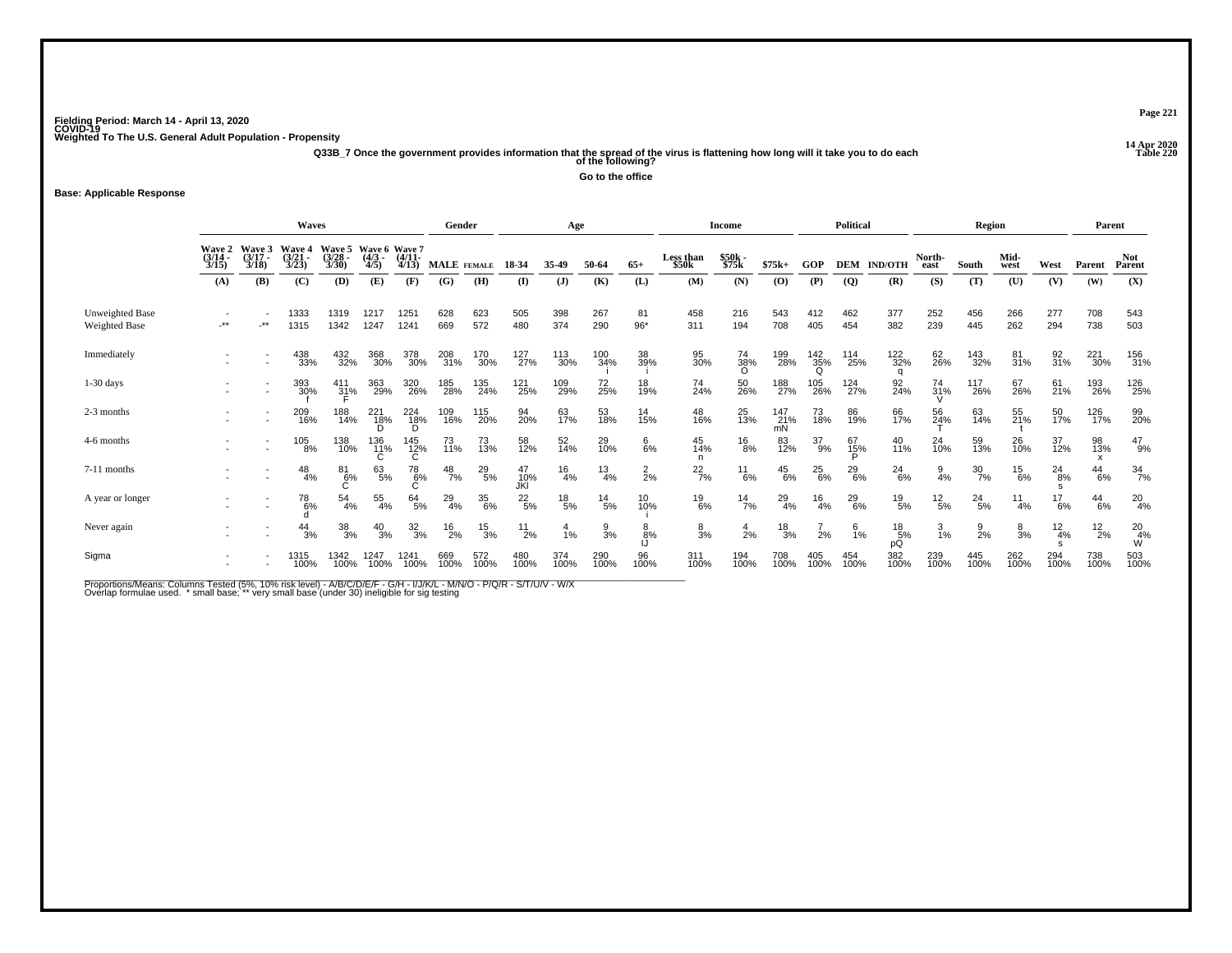Fielding Period: March 14 - April 13, 2020
COVID-19
Weighted To The U.S. General Adult Population - Propensity

14 Apr 2020
Table 220

**Q33B_7 Once the government provides information that the spread of the virus is flattening how long will it take you to do each of the following?**

**Go to the office**

**Base: Applicable Response**

| | Waves | | | | | | Gender | | Age | | | | Income | | | Political | | | Region | | | | Parent | |
|---|---|---|---|---|---|---|---|---|---|---|---|---|---|---|---|---|---|---|---|---|---|---|---|---|
| | Wave 2 (3/14 - 3/15) | Wave 3 (3/17 - 3/18) | Wave 4 (3/21 - 3/23) | Wave 5 (3/28 - 3/30) | Wave 6 (4/3 - 4/5) | Wave 7 (4/11- 4/13) | MALE | FEMALE | 18-34 | 35-49 | 50-64 | 65+ | Less than $50k | $50k - $75k | $75k+ | GOP | DEM | IND/OTH | North-east | South | Mid-west | West | Parent | Not Parent |
| | (A) | (B) | (C) | (D) | (E) | (F) | (G) | (H) | (I) | (J) | (K) | (L) | (M) | (N) | (O) | (P) | (Q) | (R) | (S) | (T) | (U) | (V) | (W) | (X) |
| Unweighted Base | - | - | 1333 | 1319 | 1217 | 1251 | 628 | 623 | 505 | 398 | 267 | 81 | 458 | 216 | 543 | 412 | 462 | 377 | 252 | 456 | 266 | 277 | 708 | 543 |
| Weighted Base | -** | -** | 1315 | 1342 | 1247 | 1241 | 669 | 572 | 480 | 374 | 290 | 96* | 311 | 194 | 708 | 405 | 454 | 382 | 239 | 445 | 262 | 294 | 738 | 503 |
| Immediately | - | - | 438 | 432 | 368 | 378 | 208 | 170 | 127 | 113 | 100 | 38 | 95 | 74 | 199 | 142 | 114 | 122 | 62 | 143 | 81 | 92 | 221 | 156 |
| | - | - | 33% | 32% | 30% | 30% | 31% | 30% | 27% | 30% | 34% i | 39% i | 30% | 38% O | 28% | 35% Q | 25% | 32% q | 26% | 32% | 31% | 31% | 30% | 31% |
| 1-30 days | - | - | 393 | 411 | 363 | 320 | 185 | 135 | 121 | 109 | 72 | 18 | 74 | 50 | 188 | 105 | 124 | 92 | 74 | 117 | 67 | 61 | 193 | 126 |
| | - | - | 30% f | 31% F | 29% | 26% | 28% | 24% | 25% | 29% | 25% | 19% | 24% | 26% | 27% | 26% | 27% | 24% | 31% V | 26% | 26% | 21% | 26% | 25% |
| 2-3 months | - | - | 209 | 188 | 221 | 224 | 109 | 115 | 94 | 63 | 53 | 14 | 48 | 25 | 147 | 73 | 86 | 66 | 56 | 63 | 55 | 50 | 126 | 99 |
| | - | - | 16% | 14% | 18% D | 18% D | 16% | 20% | 20% | 17% | 18% | 15% | 16% | 13% | 21% mN | 18% | 19% | 17% | 24% T | 14% | 21% t | 17% | 17% | 20% |
| 4-6 months | - | - | 105 | 138 | 136 | 145 | 73 | 73 | 58 | 52 | 29 | 6 | 45 | 16 | 83 | 37 | 67 | 40 | 24 | 59 | 26 | 37 | 98 | 47 |
| | - | - | 8% | 10% | 11% C | 12% C | 11% | 13% | 12% | 14% | 10% | 6% | 14% n | 8% | 12% | 9% | 15% P | 11% | 10% | 13% | 10% | 12% | 13% x | 9% |
| 7-11 months | - | - | 48 | 81 | 63 | 78 | 48 | 29 | 47 | 16 | 13 | 2 | 22 | 11 | 45 | 25 | 29 | 24 | 9 | 30 | 15 | 24 | 44 | 34 |
| | - | - | 4% | 6% C | 5% | 6% C | 7% | 5% | 10% JKl | 4% | 4% | 2% | 7% | 6% | 6% | 6% | 6% | 6% | 4% | 7% | 6% | 8% s | 6% | 7% |
| A year or longer | - | - | 78 | 54 | 55 | 64 | 29 | 35 | 22 | 18 | 14 | 10 | 19 | 14 | 29 | 16 | 29 | 19 | 12 | 24 | 11 | 17 | 44 | 20 |
| | - | - | 6% d | 4% | 4% | 5% | 4% | 6% | 5% | 5% | 5% | 10% i | 6% | 7% | 4% | 4% | 6% | 5% | 5% | 5% | 4% | 6% | 6% | 4% |
| Never again | - | - | 44 | 38 | 40 | 32 | 16 | 15 | 11 | 4 | 9 | 8 | 8 | 4 | 18 | 7 | 6 | 18 | 3 | 9 | 8 | 12 | 12 | 20 |
| | - | - | 3% | 3% | 3% | 3% | 2% | 3% | 2% | 1% | 3% | 8% IJ | 3% | 2% | 3% | 2% | 1% | 5% pQ | 1% | 2% | 3% | 4% s | 2% | 4% W |
| Sigma | - | - | 1315 | 1342 | 1247 | 1241 | 669 | 572 | 480 | 374 | 290 | 96 | 311 | 194 | 708 | 405 | 454 | 382 | 239 | 445 | 262 | 294 | 738 | 503 |
| | - | - | 100% | 100% | 100% | 100% | 100% | 100% | 100% | 100% | 100% | 100% | 100% | 100% | 100% | 100% | 100% | 100% | 100% | 100% | 100% | 100% | 100% | 100% |

Proportions/Means: Columns Tested (5%, 10% risk level) - A/B/C/D/E/F - G/H - I/J/K/L - M/N/O - P/Q/R - S/T/U/V - W/X
Overlap formulae used. * small base; ** very small base (under 30) ineligible for sig testing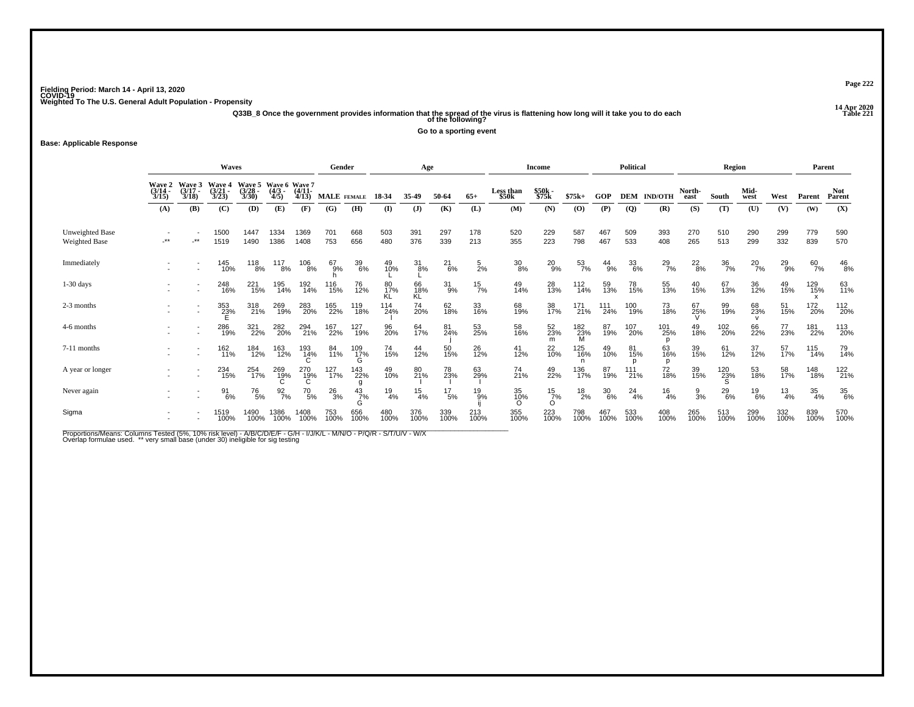Fielding Period: March 14 - April 13, 2020
COVID-19
Weighted To The U.S. General Adult Population - Propensity

14 Apr 2020
Table 221

## Q33B_8 Once the government provides information that the spread of the virus is flattening how long will it take you to do each of the following?

### Go to a sporting event

**Base: Applicable Response**

| | Waves | | | | | | Gender | | Age | | | | Income | | | Political | | | Region | | | | Parent | |
|---|---|---|---|---|---|---|---|---|---|---|---|---|---|---|---|---|---|---|---|---|---|---|---|---|
| | Wave 2 (3/14 - 3/15) | Wave 3 (3/17 - 3/18) | Wave 4 (3/21 - 3/23) | Wave 5 (3/28 - 3/30) | Wave 6 (4/3 - 4/5) | Wave 7 (4/11- 4/13) | MALE | FEMALE | 18-34 | 35-49 | 50-64 | 65+ | Less than $50k | $50k - $75k | $75k+ | GOP | DEM | IND/OTH | North-east | South | Mid-west | West | Parent | Not Parent |
| | (A) | (B) | (C) | (D) | (E) | (F) | (G) | (H) | (I) | (J) | (K) | (L) | (M) | (N) | (O) | (P) | (Q) | (R) | (S) | (T) | (U) | (V) | (W) | (X) |
| Unweighted Base | - | - | 1500 | 1447 | 1334 | 1369 | 701 | 668 | 503 | 391 | 297 | 178 | 520 | 229 | 587 | 467 | 509 | 393 | 270 | 510 | 290 | 299 | 779 | 590 |
| Weighted Base | -** | -** | 1519 | 1490 | 1386 | 1408 | 753 | 656 | 480 | 376 | 339 | 213 | 355 | 223 | 798 | 467 | 533 | 408 | 265 | 513 | 299 | 332 | 839 | 570 |
| Immediately | - | - | 145 | 118 | 117 | 106 | 67 | 39 | 49 | 31 | 21 | 5 | 30 | 20 | 53 | 44 | 33 | 29 | 22 | 36 | 20 | 29 | 60 | 46 |
| | - | - | 10% | 8% | 8% | 8% | 9% h | 6% | 10% L | 8% L | 6% | 2% | 8% | 9% | 7% | 9% | 6% | 7% | 8% | 7% | 7% | 9% | 7% | 8% |
| 1-30 days | - | - | 248 | 221 | 195 | 192 | 116 | 76 | 80 | 66 | 31 | 15 | 49 | 28 | 112 | 59 | 78 | 55 | 40 | 67 | 36 | 49 | 129 | 63 |
| | - | - | 16% | 15% | 14% | 14% | 15% | 12% | 17% KL | 18% KL | 9% | 7% | 14% | 13% | 14% | 13% | 15% | 13% | 15% | 13% | 12% | 15% | 15% x | 11% |
| 2-3 months | - | - | 353 | 318 | 269 | 283 | 165 | 119 | 114 | 74 | 62 | 33 | 68 | 38 | 171 | 111 | 100 | 73 | 67 | 99 | 68 | 51 | 172 | 112 |
| | - | - | 23% E | 21% | 19% | 20% | 22% | 18% | 24% l | 20% | 18% | 16% | 19% | 17% | 21% | 24% | 19% | 18% | 25% V | 19% | 23% v | 15% | 20% | 20% |
| 4-6 months | - | - | 286 | 321 | 282 | 294 | 167 | 127 | 96 | 64 | 81 | 53 | 58 | 52 | 182 | 87 | 107 | 101 | 49 | 102 | 66 | 77 | 181 | 113 |
| | - | - | 19% | 22% | 20% | 21% | 22% | 19% | 20% | 17% | 24% j | 25% | 16% | 23% m | 23% M | 19% | 20% | 25% p | 18% | 20% | 22% | 23% | 22% | 20% |
| 7-11 months | - | - | 162 | 184 | 163 | 193 | 84 | 109 | 74 | 44 | 50 | 26 | 41 | 22 | 125 | 49 | 81 | 63 | 39 | 61 | 37 | 57 | 115 | 79 |
| | - | - | 11% | 12% | 12% | 14% C | 11% | 17% G | 15% | 12% | 15% | 12% | 12% | 10% | 16% n | 10% | 15% p | 16% p | 15% | 12% | 12% | 17% | 14% | 14% |
| A year or longer | - | - | 234 | 254 | 269 | 270 | 127 | 143 | 49 | 80 | 78 | 63 | 74 | 49 | 136 | 87 | 111 | 72 | 39 | 120 | 53 | 58 | 148 | 122 |
| | - | - | 15% | 17% | 19% C | 19% C | 17% | 22% g | 10% | 21% I | 23% I | 29% I | 21% | 22% | 17% | 19% | 21% | 18% | 15% | 23% S | 18% | 17% | 18% | 21% |
| Never again | - | - | 91 | 76 | 92 | 70 | 26 | 43 | 19 | 15 | 17 | 19 | 35 | 15 | 18 | 30 | 24 | 16 | 9 | 29 | 19 | 13 | 35 | 35 |
| | - | - | 6% | 5% | 7% | 5% | 3% | 7% G | 4% | 4% | 5% | 9% ij | 10% O | 7% O | 2% | 6% | 4% | 4% | 3% | 6% | 6% | 4% | 4% | 6% |
| Sigma | - | - | 1519 | 1490 | 1386 | 1408 | 753 | 656 | 480 | 376 | 339 | 213 | 355 | 223 | 798 | 467 | 533 | 408 | 265 | 513 | 299 | 332 | 839 | 570 |
| | - | - | 100% | 100% | 100% | 100% | 100% | 100% | 100% | 100% | 100% | 100% | 100% | 100% | 100% | 100% | 100% | 100% | 100% | 100% | 100% | 100% | 100% | 100% |

Proportions/Means: Columns Tested (5%, 10% risk level) - A/B/C/D/E/F - G/H - I/J/K/L - M/N/O - P/Q/R - S/T/U/V - W/X
Overlap formulae used. ** very small base (under 30) ineligible for sig testing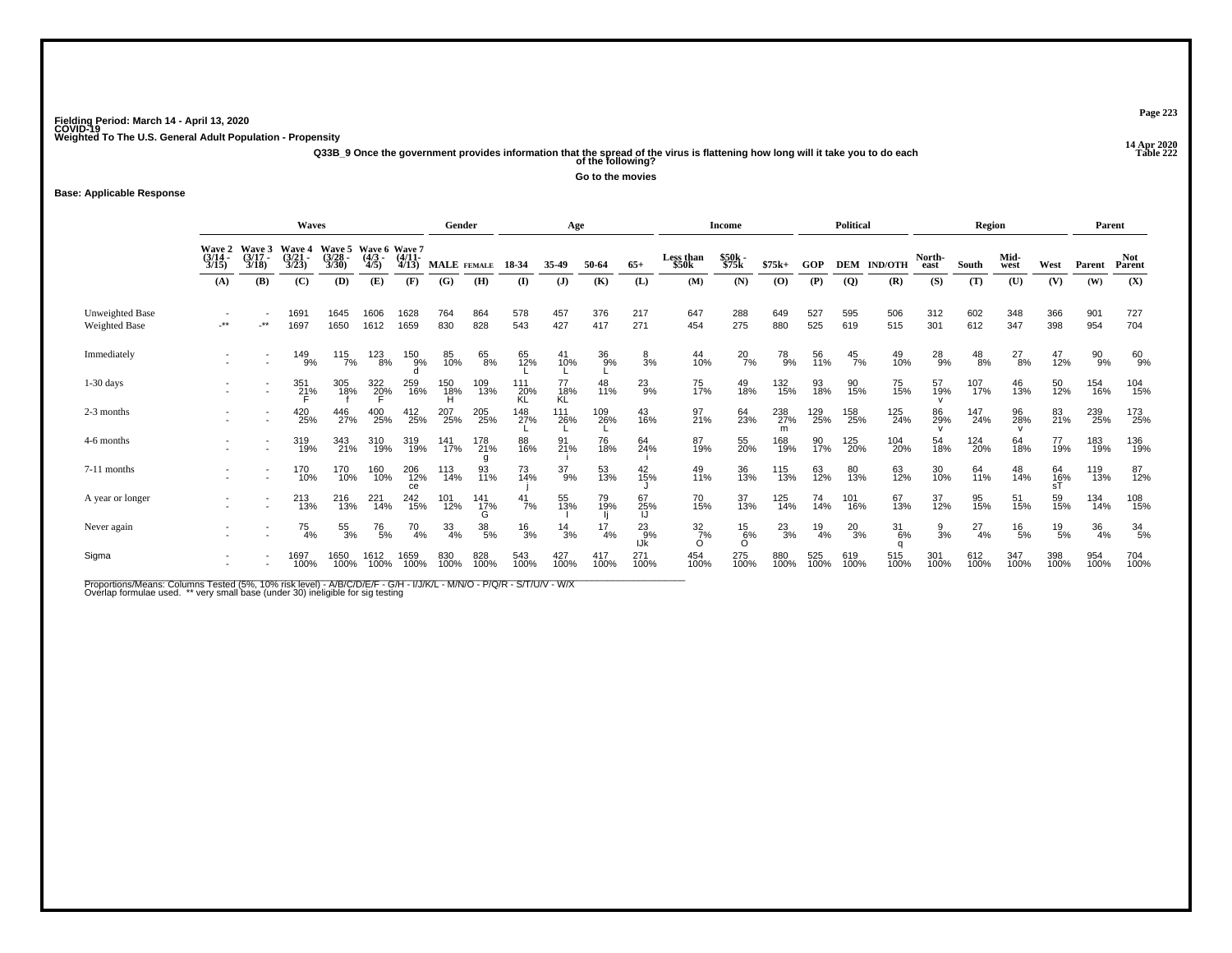Fielding Period: March 14 - April 13, 2020
COVID-19
Weighted To The U.S. General Adult Population - Propensity

14 Apr 2020
Table 222

**Q33B_9 Once the government provides information that the spread of the virus is flattening how long will it take you to do each of the following?**

**Go to the movies**

**Base: Applicable Response**

| | Waves | | | | | | Gender | | Age | | | | Income | | | Political | | | Region | | | | Parent | |
|---|---|---|---|---|---|---|---|---|---|---|---|---|---|---|---|---|---|---|---|---|---|---|---|---|
| | Wave 2 (3/14 - 3/15) | Wave 3 (3/17 - 3/18) | Wave 4 (3/21 - 3/23) | Wave 5 (3/28 - 3/30) | Wave 6 (4/3 - 4/5) | Wave 7 (4/11- 4/13) | MALE | FEMALE | 18-34 | 35-49 | 50-64 | 65+ | Less than $50k | $50k - $75k | $75k+ | GOP | DEM | IND/OTH | North-east | South | Mid-west | West | Parent | Not Parent |
| | (A) | (B) | (C) | (D) | (E) | (F) | (G) | (H) | (I) | (J) | (K) | (L) | (M) | (N) | (O) | (P) | (Q) | (R) | (S) | (T) | (U) | (V) | (W) | (X) |
| Unweighted Base | - | - | 1691 | 1645 | 1606 | 1628 | 764 | 864 | 578 | 457 | 376 | 217 | 647 | 288 | 649 | 527 | 595 | 506 | 312 | 602 | 348 | 366 | 901 | 727 |
| Weighted Base | -** | -** | 1697 | 1650 | 1612 | 1659 | 830 | 828 | 543 | 427 | 417 | 271 | 454 | 275 | 880 | 525 | 619 | 515 | 301 | 612 | 347 | 398 | 954 | 704 |
| Immediately | - | - | 149 | 115 | 123 | 150 | 85 | 65 | 65 | 41 | 36 | 8 | 44 | 20 | 78 | 56 | 45 | 49 | 28 | 48 | 27 | 47 | 90 | 60 |
| | - | - | 9% | 7% | 8% | 9% | 10% | 8% | 12% | 10% | 9% | 3% | 10% | 7% | 9% | 11% | 7% | 10% | 9% | 8% | 8% | 12% | 9% | 9% |
| | | | | | | d | | | L | L | L | | | | | | | | | | | | | |
| 1-30 days | - | - | 351 | 305 | 322 | 259 | 150 | 109 | 111 | 77 | 48 | 23 | 75 | 49 | 132 | 93 | 90 | 75 | 57 | 107 | 46 | 50 | 154 | 104 |
| | - | - | 21% | 18% | 20% | 16% | 18% | 13% | 20% | 18% | 11% | 9% | 17% | 18% | 15% | 18% | 15% | 15% | 19% | 17% | 13% | 12% | 16% | 15% |
| | | | F | f | F | | H | | KL | KL | | | | | | | | | v | | | | | |
| 2-3 months | - | - | 420 | 446 | 400 | 412 | 207 | 205 | 148 | 111 | 109 | 43 | 97 | 64 | 238 | 129 | 158 | 125 | 86 | 147 | 96 | 83 | 239 | 173 |
| | - | - | 25% | 27% | 25% | 25% | 25% | 25% | 27% | 26% | 26% | 16% | 21% | 23% | 27% | 25% | 25% | 24% | 29% | 24% | 28% | 21% | 25% | 25% |
| | | | | | | | | | L | L | L | | | | m | | | | v | | v | | | |
| 4-6 months | - | - | 319 | 343 | 310 | 319 | 141 | 178 | 88 | 91 | 76 | 64 | 87 | 55 | 168 | 90 | 125 | 104 | 54 | 124 | 64 | 77 | 183 | 136 |
| | - | - | 19% | 21% | 19% | 19% | 17% | 21% | 16% | 21% | 18% | 24% | 19% | 20% | 19% | 17% | 20% | 20% | 18% | 20% | 18% | 19% | 19% | 19% |
| | | | | | | | | g | | i | | i | | | | | | | | | | | | |
| 7-11 months | - | - | 170 | 170 | 160 | 206 | 113 | 93 | 73 | 37 | 53 | 42 | 49 | 36 | 115 | 63 | 80 | 63 | 30 | 64 | 48 | 64 | 119 | 87 |
| | - | - | 10% | 10% | 10% | 12% | 14% | 11% | 14% | 9% | 13% | 15% | 11% | 13% | 13% | 12% | 13% | 12% | 10% | 11% | 14% | 16% | 13% | 12% |
| | | | | | | ce | | | j | | | J | | | | | | | | | | sT | | |
| A year or longer | - | - | 213 | 216 | 221 | 242 | 101 | 141 | 41 | 55 | 79 | 67 | 70 | 37 | 125 | 74 | 101 | 67 | 37 | 95 | 51 | 59 | 134 | 108 |
| | - | - | 13% | 13% | 14% | 15% | 12% | 17% | 7% | 13% | 19% | 25% | 15% | 13% | 14% | 14% | 16% | 13% | 12% | 15% | 15% | 15% | 14% | 15% |
| | | | | | | | | G | | I | Ij | IJ | | | | | | | | | | | | |
| Never again | - | - | 75 | 55 | 76 | 70 | 33 | 38 | 16 | 14 | 17 | 23 | 32 | 15 | 23 | 19 | 20 | 31 | 9 | 27 | 16 | 19 | 36 | 34 |
| | - | - | 4% | 3% | 5% | 4% | 4% | 5% | 3% | 3% | 4% | 9% | 7% | 6% | 3% | 4% | 3% | 6% | 3% | 4% | 5% | 5% | 4% | 5% |
| | | | | | | | | | | | | IJk | O | O | | | | q | | | | | | |
| Sigma | - | - | 1697 | 1650 | 1612 | 1659 | 830 | 828 | 543 | 427 | 417 | 271 | 454 | 275 | 880 | 525 | 619 | 515 | 301 | 612 | 347 | 398 | 954 | 704 |
| | - | - | 100% | 100% | 100% | 100% | 100% | 100% | 100% | 100% | 100% | 100% | 100% | 100% | 100% | 100% | 100% | 100% | 100% | 100% | 100% | 100% | 100% | 100% |

Proportions/Means: Columns Tested (5%, 10% risk level) - A/B/C/D/E/F - G/H - I/J/K/L - M/N/O - P/Q/R - S/T/U/V - W/X
Overlap formulae used. ** very small base (under 30) ineligible for sig testing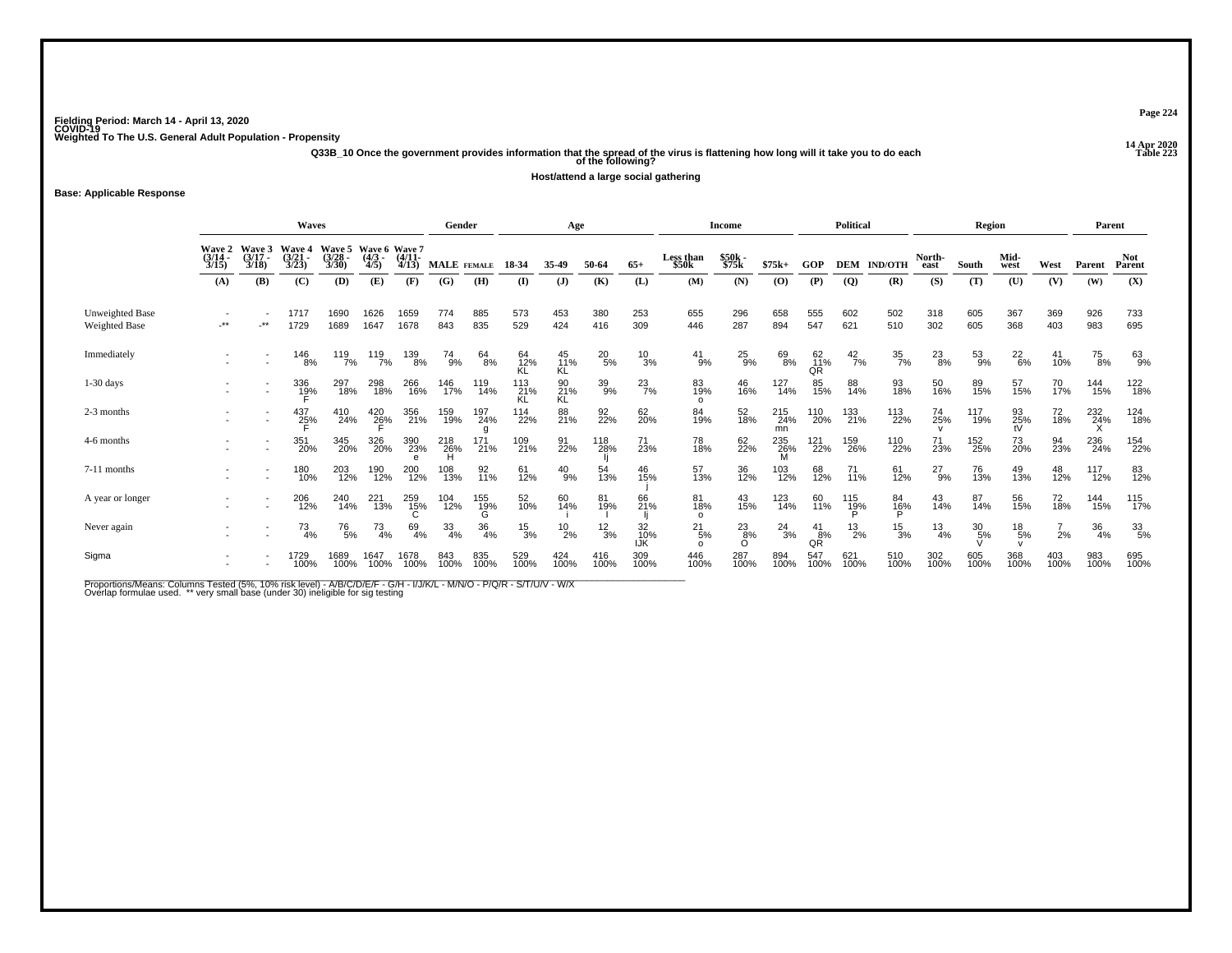Fielding Period: March 14 - April 13, 2020
COVID-19
Weighted To The U.S. General Adult Population - Propensity

14 Apr 2020
Table 223

Q33B_10 Once the government provides information that the spread of the virus is flattening how long will it take you to do each of the following?

Host/attend a large social gathering

Base: Applicable Response

| | Waves | | | | | | Gender | | Age | | | | Income | | | Political | | | Region | | | | Parent | |
|---|---|---|---|---|---|---|---|---|---|---|---|---|---|---|---|---|---|---|---|---|---|---|---|---|
| | Wave 2 (3/14 - 3/15) | Wave 3 (3/17 - 3/18) | Wave 4 (3/21 - 3/23) | Wave 5 (3/28 - 3/30) | Wave 6 (4/3 - 4/5) | Wave 7 (4/11- 4/13) | MALE | FEMALE | 18-34 | 35-49 | 50-64 | 65+ | Less than $50k | $50k - $75k | $75k+ | GOP | DEM | IND/OTH | North-east | South | Mid-west | West | Parent | Not Parent |
| | (A) | (B) | (C) | (D) | (E) | (F) | (G) | (H) | (I) | (J) | (K) | (L) | (M) | (N) | (O) | (P) | (Q) | (R) | (S) | (T) | (U) | (V) | (W) | (X) |
| Unweighted Base | - | - | 1717 | 1690 | 1626 | 1659 | 774 | 885 | 573 | 453 | 380 | 253 | 655 | 296 | 658 | 555 | 602 | 502 | 318 | 605 | 367 | 369 | 926 | 733 |
| Weighted Base | -** | -** | 1729 | 1689 | 1647 | 1678 | 843 | 835 | 529 | 424 | 416 | 309 | 446 | 287 | 894 | 547 | 621 | 510 | 302 | 605 | 368 | 403 | 983 | 695 |
| Immediately | - | - | 146 | 119 | 119 | 139 | 74 | 64 | 64 | 45 | 20 | 10 | 41 | 25 | 69 | 62 | 42 | 35 | 23 | 53 | 22 | 41 | 75 | 63 |
| | - | - | 8% | 7% | 7% | 8% | 9% | 8% | 12% | 11% | 5% | 3% | 9% | 9% | 8% | 11% | 7% | 7% | 8% | 9% | 6% | 10% | 8% | 9% |
| | | | | | | | | | KL | KL | | | | | | QR | | | | | | | | |
| 1-30 days | - | - | 336 | 297 | 298 | 266 | 146 | 119 | 113 | 90 | 39 | 23 | 83 | 46 | 127 | 85 | 88 | 93 | 50 | 89 | 57 | 70 | 144 | 122 |
| | - | - | 19% | 18% | 18% | 16% | 17% | 14% | 21% | 21% | 9% | 7% | 19% | 16% | 14% | 15% | 14% | 18% | 16% | 15% | 15% | 17% | 15% | 18% |
| | | | F | | | | | | KL | KL | | | o | | | | | | | | | | | |
| 2-3 months | - | - | 437 | 410 | 420 | 356 | 159 | 197 | 114 | 88 | 92 | 62 | 84 | 52 | 215 | 110 | 133 | 113 | 74 | 117 | 93 | 72 | 232 | 124 |
| | - | - | 25% | 24% | 26% | 21% | 19% | 24% | 22% | 21% | 22% | 20% | 19% | 18% | 24% | 20% | 21% | 22% | 25% | 19% | 25% | 18% | 24% | 18% |
| | | | F | | F | | | g | | | | | | | mn | | | | v | | tV | | X | |
| 4-6 months | - | - | 351 | 345 | 326 | 390 | 218 | 171 | 109 | 91 | 118 | 71 | 78 | 62 | 235 | 121 | 159 | 110 | 71 | 152 | 73 | 94 | 236 | 154 |
| | - | - | 20% | 20% | 20% | 23% | 26% | 21% | 21% | 22% | 28% | 23% | 18% | 22% | 26% | 22% | 26% | 22% | 23% | 25% | 20% | 23% | 24% | 22% |
| | | | | | | e | H | | | | Ij | | | | M | | | | | | | | | |
| 7-11 months | - | - | 180 | 203 | 190 | 200 | 108 | 92 | 61 | 40 | 54 | 46 | 57 | 36 | 103 | 68 | 71 | 61 | 27 | 76 | 49 | 48 | 117 | 83 |
| | - | - | 10% | 12% | 12% | 12% | 13% | 11% | 12% | 9% | 13% | 15% | 13% | 12% | 12% | 12% | 11% | 12% | 9% | 13% | 13% | 12% | 12% | 12% |
| | | | | | | | | | | | | j | | | | | | | | | | | | |
| A year or longer | - | - | 206 | 240 | 221 | 259 | 104 | 155 | 52 | 60 | 81 | 66 | 81 | 43 | 123 | 60 | 115 | 84 | 43 | 87 | 56 | 72 | 144 | 115 |
| | - | - | 12% | 14% | 13% | 15% | 12% | 19% | 10% | 14% | 19% | 21% | 18% | 15% | 14% | 11% | 19% | 16% | 14% | 14% | 15% | 18% | 15% | 17% |
| | | | | | | C | | G | | i | I | Ij | o | | | | P | P | | | | | | |
| Never again | - | - | 73 | 76 | 73 | 69 | 33 | 36 | 15 | 10 | 12 | 32 | 21 | 23 | 24 | 41 | 13 | 15 | 13 | 30 | 18 | 7 | 36 | 33 |
| | - | - | 4% | 5% | 4% | 4% | 4% | 4% | 3% | 2% | 3% | 10% | 5% | 8% | 3% | 8% | 2% | 3% | 4% | 5% | 5% | 2% | 4% | 5% |
| | | | | | | | | | | | | IJK | o | O | | QR | | | | V | v | | | |
| Sigma | - | - | 1729 | 1689 | 1647 | 1678 | 843 | 835 | 529 | 424 | 416 | 309 | 446 | 287 | 894 | 547 | 621 | 510 | 302 | 605 | 368 | 403 | 983 | 695 |
| | - | - | 100% | 100% | 100% | 100% | 100% | 100% | 100% | 100% | 100% | 100% | 100% | 100% | 100% | 100% | 100% | 100% | 100% | 100% | 100% | 100% | 100% | 100% |

Proportions/Means: Columns Tested (5%, 10% risk level) - A/B/C/D/E/F - G/H - I/J/K/L - M/N/O - P/Q/R - S/T/U/V - W/X
Overlap formulae used. ** very small base (under 30) ineligible for sig testing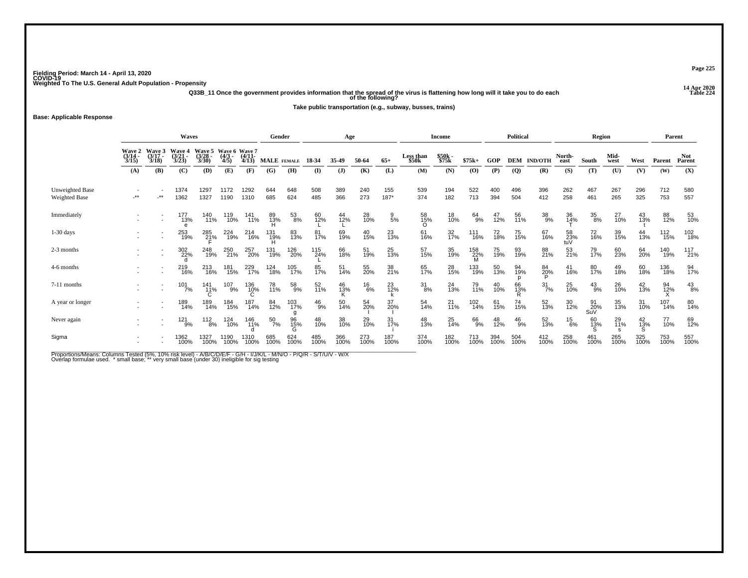Fielding Period: March 14 - April 13, 2020
COVID-19
Weighted To The U.S. General Adult Population - Propensity

14 Apr 2020
Table 224

**Q33B_11 Once the government provides information that the spread of the virus is flattening how long will it take you to do each of the following?**

**Take public transportation (e.g., subway, busses, trains)**

**Base: Applicable Response**

| | Waves | | | | | | Gender | | Age | | | | Income | | | Political | | | Region | | | | Parent | |
|---|---|---|---|---|---|---|---|---|---|---|---|---|---|---|---|---|---|---|---|---|---|---|---|---|
| | Wave 2 (3/14 - 3/15) | Wave 3 (3/17 - 3/18) | Wave 4 (3/21 - 3/23) | Wave 5 (3/28 - 3/30) | Wave 6 (4/3 - 4/5) | Wave 7 (4/11- 4/13) | MALE | FEMALE | 18-34 | 35-49 | 50-64 | 65+ | Less than $50k | $50k - $75k | $75k+ | GOP | DEM | IND/OTH | North-east | South | Mid-west | West | Parent | Not Parent |
| | (A) | (B) | (C) | (D) | (E) | (F) | (G) | (H) | (I) | (J) | (K) | (L) | (M) | (N) | (O) | (P) | (Q) | (R) | (S) | (T) | (U) | (V) | (W) | (X) |
| Unweighted Base | - | - | 1374 | 1297 | 1172 | 1292 | 644 | 648 | 508 | 389 | 240 | 155 | 539 | 194 | 522 | 400 | 496 | 396 | 262 | 467 | 267 | 296 | 712 | 580 |
| Weighted Base | -** | -** | 1362 | 1327 | 1190 | 1310 | 685 | 624 | 485 | 366 | 273 | 187* | 374 | 182 | 713 | 394 | 504 | 412 | 258 | 461 | 265 | 325 | 753 | 557 |
| Immediately | - | - | 177 | 140 | 119 | 141 | 89 | 53 | 60 | 44 | 28 | 9 | 58 | 18 | 64 | 47 | 56 | 38 | 36 | 35 | 27 | 43 | 88 | 53 |
| | - | - | 13% | 11% | 10% | 11% | 13% | 8% | 12% | 12% | 10% | 5% | 15% | 10% | 9% | 12% | 11% | 9% | 14% | 8% | 10% | 13% | 12% | 10% |
| | | | e | | | | H | | L | L | | | O | | | | | | T | | | t | | |
| 1-30 days | - | - | 253 | 285 | 224 | 214 | 131 | 83 | 81 | 69 | 40 | 23 | 61 | 32 | 111 | 72 | 75 | 67 | 58 | 72 | 39 | 44 | 112 | 102 |
| | - | - | 19% | 21% | 19% | 16% | 19% | 13% | 17% | 19% | 15% | 13% | 16% | 17% | 16% | 18% | 15% | 16% | 23% | 16% | 15% | 13% | 15% | 18% |
| | | | | F | | | H | | | | | | | | | | | | tuV | | | | | |
| 2-3 months | - | - | 302 | 248 | 250 | 257 | 131 | 126 | 115 | 66 | 51 | 25 | 57 | 35 | 158 | 75 | 93 | 88 | 53 | 79 | 60 | 64 | 140 | 117 |
| | - | - | 22% | 19% | 21% | 20% | 19% | 20% | 24% | 18% | 19% | 13% | 15% | 19% | 22% | 19% | 19% | 21% | 21% | 17% | 23% | 20% | 19% | 21% |
| | | | d | | | | | | L | | | | | | M | | | | | | | | | |
| 4-6 months | - | - | 219 | 213 | 181 | 229 | 124 | 105 | 85 | 51 | 55 | 38 | 65 | 28 | 133 | 50 | 94 | 84 | 41 | 80 | 49 | 60 | 136 | 94 |
| | - | - | 16% | 16% | 15% | 17% | 18% | 17% | 17% | 14% | 20% | 21% | 17% | 15% | 19% | 13% | 19% | 20% | 16% | 17% | 18% | 18% | 18% | 17% |
| | | | | | | | | | | | | | | | | | p | P | | | | | | |
| 7-11 months | - | - | 101 | 141 | 107 | 136 | 78 | 58 | 52 | 46 | 16 | 23 | 31 | 24 | 79 | 40 | 66 | 31 | 25 | 43 | 26 | 42 | 94 | 43 |
| | - | - | 7% | 11% | 9% | 10% | 11% | 9% | 11% | 13% | 6% | 12% | 8% | 13% | 11% | 10% | 13% | 7% | 10% | 9% | 10% | 13% | 12% | 8% |
| | | | | C | | C | | | | K | | k | | | | | R | | | | | | X | |
| A year or longer | - | - | 189 | 189 | 184 | 187 | 84 | 103 | 46 | 50 | 54 | 37 | 54 | 21 | 102 | 61 | 74 | 52 | 30 | 91 | 35 | 31 | 107 | 80 |
| | - | - | 14% | 14% | 15% | 14% | 12% | 17% | 9% | 14% | 20% | 20% | 14% | 11% | 14% | 15% | 15% | 13% | 12% | 20% | 13% | 10% | 14% | 14% |
| | | | | | | | | g | | | I | I | | | | | | | | SuV | | | | |
| Never again | - | - | 121 | 112 | 124 | 146 | 50 | 96 | 48 | 38 | 29 | 31 | 48 | 25 | 66 | 48 | 46 | 52 | 15 | 60 | 29 | 42 | 77 | 69 |
| | - | - | 9% | 8% | 10% | 11% | 7% | 15% | 10% | 10% | 10% | 17% | 13% | 14% | 9% | 12% | 9% | 13% | 6% | 13% | 11% | 13% | 10% | 12% |
| | | | | | | d | | G | | | | i | | | | | | | | S | s | S | | |
| Sigma | - | - | 1362 | 1327 | 1190 | 1310 | 685 | 624 | 485 | 366 | 273 | 187 | 374 | 182 | 713 | 394 | 504 | 412 | 258 | 461 | 265 | 325 | 753 | 557 |
| | - | - | 100% | 100% | 100% | 100% | 100% | 100% | 100% | 100% | 100% | 100% | 100% | 100% | 100% | 100% | 100% | 100% | 100% | 100% | 100% | 100% | 100% | 100% |

Proportions/Means: Columns Tested (5%, 10% risk level) - A/B/C/D/E/F - G/H - I/J/K/L - M/N/O - P/Q/R - S/T/U/V - W/X
Overlap formulae used. * small base; ** very small base (under 30) ineligible for sig testing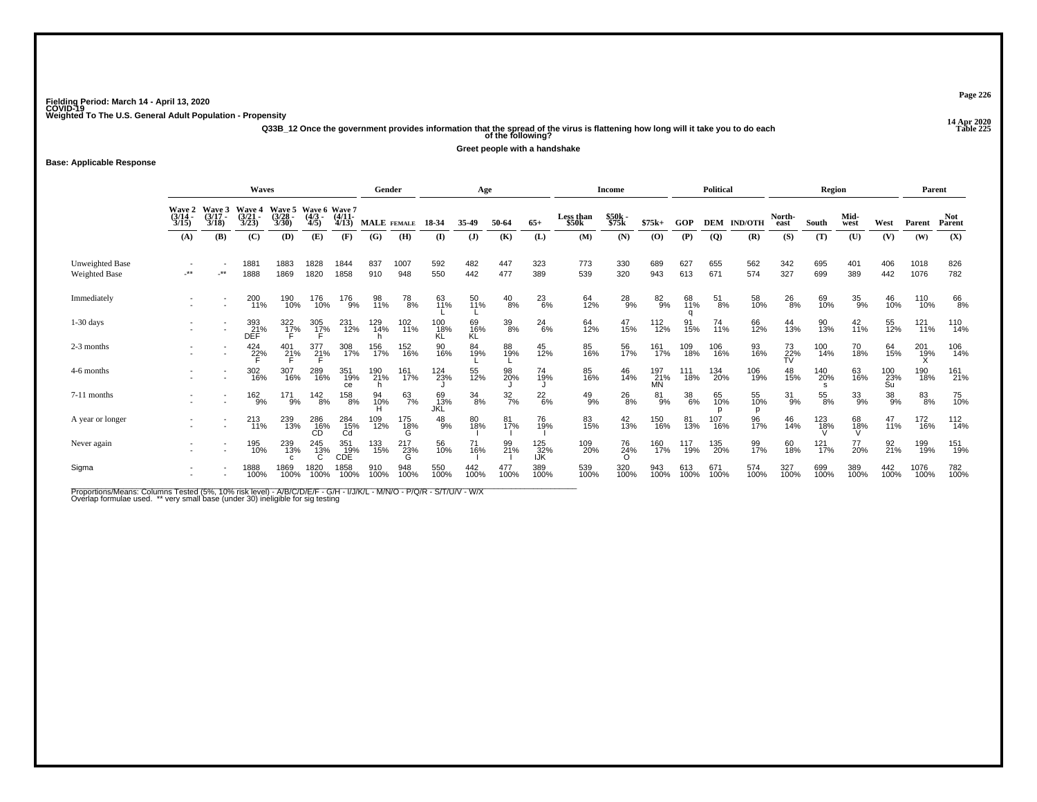Fielding Period: March 14 - April 13, 2020
COVID-19
Weighted To The U.S. General Adult Population - Propensity

14 Apr 2020
Table 225

**Q33B_12 Once the government provides information that the spread of the virus is flattening how long will it take you to do each of the following?**

**Greet people with a handshake**

**Base: Applicable Response**

| | Waves | | | | | | Gender | | Age | | | | Income | | | Political | | | Region | | | | Parent | |
|---|---|---|---|---|---|---|---|---|---|---|---|---|---|---|---|---|---|---|---|---|---|---|---|---|
| | Wave 2 (3/14 - 3/15) | Wave 3 (3/17 - 3/18) | Wave 4 (3/21 - 3/23) | Wave 5 (3/28 - 3/30) | Wave 6 (4/3 - 4/5) | Wave 7 (4/11- 4/13) | MALE | FEMALE | 18-34 | 35-49 | 50-64 | 65+ | Less than $50k | $50k - $75k | $75k+ | GOP | DEM | IND/OTH | North-east | South | Mid-west | West | Parent | Not Parent |
| | (A) | (B) | (C) | (D) | (E) | (F) | (G) | (H) | (I) | (J) | (K) | (L) | (M) | (N) | (O) | (P) | (Q) | (R) | (S) | (T) | (U) | (V) | (W) | (X) |
| Unweighted Base | - | - | 1881 | 1883 | 1828 | 1844 | 837 | 1007 | 592 | 482 | 447 | 323 | 773 | 330 | 689 | 627 | 655 | 562 | 342 | 695 | 401 | 406 | 1018 | 826 |
| Weighted Base | -** | -** | 1888 | 1869 | 1820 | 1858 | 910 | 948 | 550 | 442 | 477 | 389 | 539 | 320 | 943 | 613 | 671 | 574 | 327 | 699 | 389 | 442 | 1076 | 782 |
| Immediately | - | - | 200 | 190 | 176 | 176 | 98 | 78 | 63 | 50 | 40 | 23 | 64 | 28 | 82 | 68 | 51 | 58 | 26 | 69 | 35 | 46 | 110 | 66 |
| | - | - | 11% | 10% | 10% | 9% | 11% | 8% | 11% | 11% | 8% | 6% | 12% | 9% | 9% | 11% | 8% | 10% | 8% | 10% | 9% | 10% | 10% | 8% |
| | | | | | | | | | L | L | | | | | | q | | | | | | | | |
| 1-30 days | - | - | 393 | 322 | 305 | 231 | 129 | 102 | 100 | 69 | 39 | 24 | 64 | 47 | 112 | 91 | 74 | 66 | 44 | 90 | 42 | 55 | 121 | 110 |
| | - | - | 21% | 17% | 17% | 12% | 14% | 11% | 18% | 16% | 8% | 6% | 12% | 15% | 12% | 15% | 11% | 12% | 13% | 13% | 11% | 12% | 11% | 14% |
| | | | DEF | F | F | | h | | KL | KL | | | | | | | | | | | | | | |
| 2-3 months | - | - | 424 | 401 | 377 | 308 | 156 | 152 | 90 | 84 | 88 | 45 | 85 | 56 | 161 | 109 | 106 | 93 | 73 | 100 | 70 | 64 | 201 | 106 |
| | - | - | 22% | 21% | 21% | 17% | 17% | 16% | 16% | 19% | 19% | 12% | 16% | 17% | 17% | 18% | 16% | 16% | 22% | 14% | 18% | 15% | 19% | 14% |
| | | | F | F | F | | | | | L | L | | | | | | | | TV | | | | X | |
| 4-6 months | - | - | 302 | 307 | 289 | 351 | 190 | 161 | 124 | 55 | 98 | 74 | 85 | 46 | 197 | 111 | 134 | 106 | 48 | 140 | 63 | 100 | 190 | 161 |
| | - | - | 16% | 16% | 16% | 19% | 21% | 17% | 23% | 12% | 20% | 19% | 16% | 14% | 21% | 18% | 20% | 19% | 15% | 20% | 16% | 23% | 18% | 21% |
| | | | | | | ce | h | | J | | J | J | | | MN | | | | | s | | Su | | |
| 7-11 months | - | - | 162 | 171 | 142 | 158 | 94 | 63 | 69 | 34 | 32 | 22 | 49 | 26 | 81 | 38 | 65 | 55 | 31 | 55 | 33 | 38 | 83 | 75 |
| | - | - | 9% | 9% | 8% | 8% | 10% | 7% | 13% | 8% | 7% | 6% | 9% | 8% | 9% | 6% | 10% | 10% | 9% | 8% | 9% | 9% | 8% | 10% |
| | | | | | | | H | | JKL | | | | | | | | p | p | | | | | | |
| A year or longer | - | - | 213 | 239 | 286 | 284 | 109 | 175 | 48 | 80 | 81 | 76 | 83 | 42 | 150 | 81 | 107 | 96 | 46 | 123 | 68 | 47 | 172 | 112 |
| | - | - | 11% | 13% | 16% | 15% | 12% | 18% | 9% | 18% | 17% | 19% | 15% | 13% | 16% | 13% | 16% | 17% | 14% | 18% | 18% | 11% | 16% | 14% |
| | | | | | CD | Cd | | G | | I | I | I | | | | | | | | V | V | | | |
| Never again | - | - | 195 | 239 | 245 | 351 | 133 | 217 | 56 | 71 | 99 | 125 | 109 | 76 | 160 | 117 | 135 | 99 | 60 | 121 | 77 | 92 | 199 | 151 |
| | - | - | 10% | 13% | 13% | 19% | 15% | 23% | 10% | 16% | 21% | 32% | 20% | 24% | 17% | 19% | 20% | 17% | 18% | 17% | 20% | 21% | 19% | 19% |
| | | | | c | C | CDE | | G | | I | I | IJK | | O | | | | | | | | | | |
| Sigma | - | - | 1888 | 1869 | 1820 | 1858 | 910 | 948 | 550 | 442 | 477 | 389 | 539 | 320 | 943 | 613 | 671 | 574 | 327 | 699 | 389 | 442 | 1076 | 782 |
| | - | - | 100% | 100% | 100% | 100% | 100% | 100% | 100% | 100% | 100% | 100% | 100% | 100% | 100% | 100% | 100% | 100% | 100% | 100% | 100% | 100% | 100% | 100% |

Proportions/Means: Columns Tested (5%, 10% risk level) - A/B/C/D/E/F - G/H - I/J/K/L - M/N/O - P/Q/R - S/T/U/V - W/X
Overlap formulae used. ** very small base (under 30) ineligible for sig testing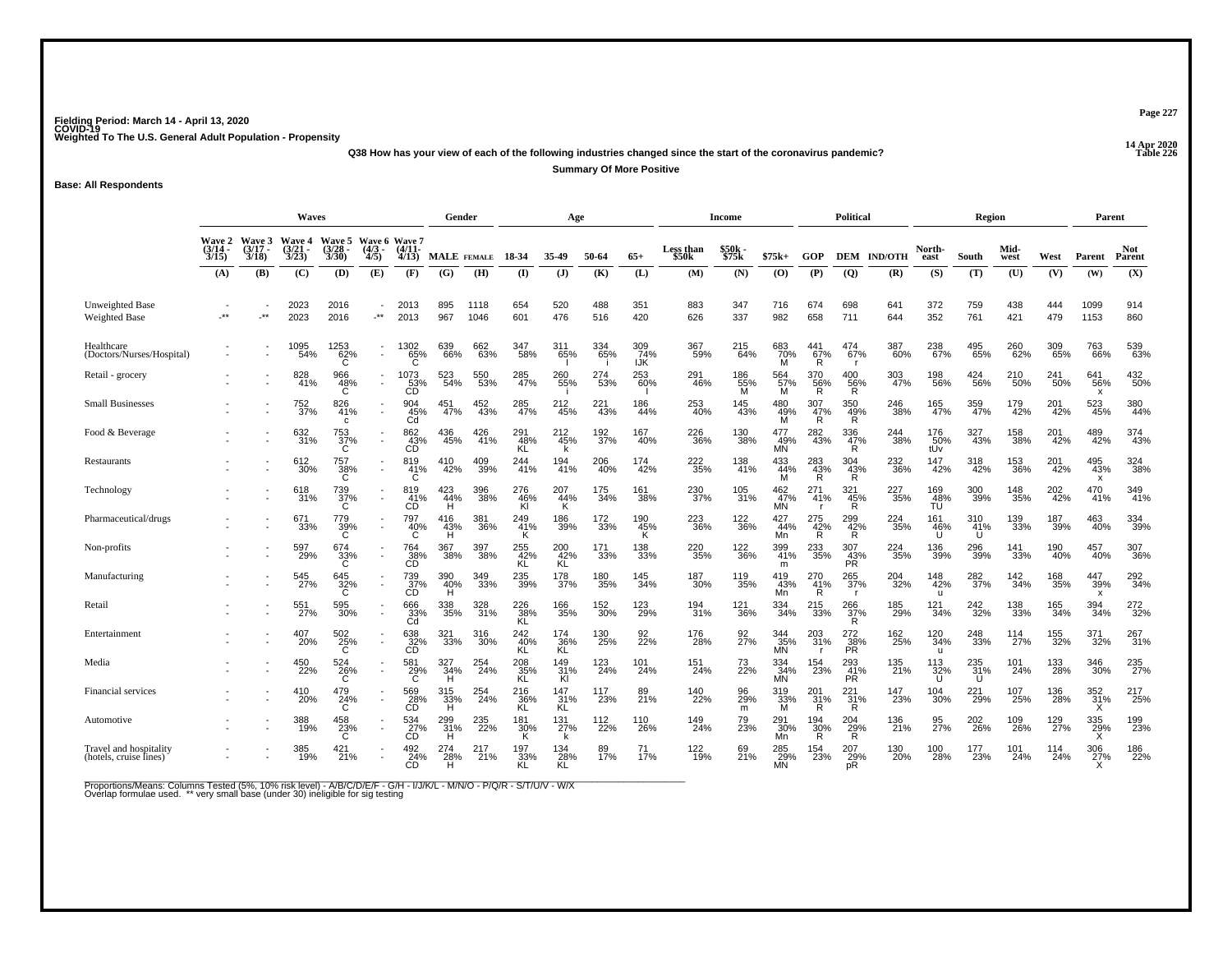Fielding Period: March 14 - April 13, 2020
COVID-19
Weighted To The U.S. General Adult Population - Propensity

14 Apr 2020
Table 226

**Q38 How has your view of each of the following industries changed since the start of the coronavirus pandemic?**

**Summary Of More Positive**

**Base: All Respondents**

| | Waves | | | | | | Gender | | Age | | | | Income | | | Political | | | Region | | | | Parent | |
|---|---|---|---|---|---|---|---|---|---|---|---|---|---|---|---|---|---|---|---|---|---|---|---|---|
| | Wave 2 (3/14 - 3/15) | Wave 3 (3/17 - 3/18) | Wave 4 (3/21 - 3/23) | Wave 5 (3/28 - 3/30) | Wave 6 (4/3 - 4/5) | Wave 7 (4/11- 4/13) | MALE | FEMALE | 18-34 | 35-49 | 50-64 | 65+ | Less than $50k | $50k - $75k | $75k+ | GOP | DEM | IND/OTH | North-east | South | Mid-west | West | Parent | Not Parent |
| | (A) | (B) | (C) | (D) | (E) | (F) | (G) | (H) | (I) | (J) | (K) | (L) | (M) | (N) | (O) | (P) | (Q) | (R) | (S) | (T) | (U) | (V) | (W) | (X) |
| Unweighted Base | - | - | 2023 | 2016 | - | 2013 | 895 | 1118 | 654 | 520 | 488 | 351 | 883 | 347 | 716 | 674 | 698 | 641 | 372 | 759 | 438 | 444 | 1099 | 914 |
| Weighted Base | -** | -** | 2023 | 2016 | -** | 2013 | 967 | 1046 | 601 | 476 | 516 | 420 | 626 | 337 | 982 | 658 | 711 | 644 | 352 | 761 | 421 | 479 | 1153 | 860 |
| Healthcare (Doctors/Nurses/Hospital) | - | - | 1095 54% | 1253 62% C | - | 1302 65% C | 639 66% | 662 63% | 347 58% | 311 65% I | 334 65% i | 309 74% IJK | 367 59% | 215 64% | 683 70% M | 441 67% R | 474 67% r | 387 60% | 238 67% | 495 65% | 260 62% | 309 65% | 763 66% | 539 63% |
| Retail - grocery | - | - | 828 41% | 966 48% C | - | 1073 53% CD | 523 54% | 550 53% | 285 47% | 260 55% i | 274 53% | 253 60% I | 291 46% | 186 55% M | 564 57% M | 370 56% R | 400 56% R | 303 47% | 198 56% | 424 56% | 210 50% | 241 50% | 641 56% x | 432 50% |
| Small Businesses | - | - | 752 37% | 826 41% c | - | 904 45% Cd | 451 47% | 452 43% | 285 47% | 212 45% | 221 43% | 186 44% | 253 40% | 145 43% | 480 49% M | 307 47% R | 350 49% R | 246 38% | 165 47% | 359 47% | 179 42% | 201 42% | 523 45% | 380 44% |
| Food & Beverage | - | - | 632 31% | 753 37% C | - | 862 43% CD | 436 45% | 426 41% | 291 48% KL | 212 45% k | 192 37% | 167 40% | 226 36% | 130 38% | 477 49% MN | 282 43% | 336 47% R | 244 38% | 176 50% tUv | 327 43% | 158 38% | 201 42% | 489 42% | 374 43% |
| Restaurants | - | - | 612 30% | 757 38% C | - | 819 41% C | 410 42% | 409 39% | 244 41% | 194 41% | 206 40% | 174 42% | 222 35% | 138 41% | 433 44% M | 283 43% R | 304 43% R | 232 36% | 147 42% | 318 42% | 153 36% | 201 42% | 495 43% x | 324 38% |
| Technology | - | - | 618 31% | 739 37% C | - | 819 41% CD | 423 44% H | 396 38% | 276 46% Kl | 207 44% K | 175 34% | 161 38% | 230 37% | 105 31% | 462 47% MN | 271 41% r | 321 45% R | 227 35% | 169 48% TU | 300 39% | 148 35% | 202 42% | 470 41% | 349 41% |
| Pharmaceutical/drugs | - | - | 671 33% | 779 39% C | - | 797 40% C | 416 43% H | 381 36% | 249 41% K | 186 39% | 172 33% | 190 45% K | 223 36% | 122 36% | 427 44% Mn | 275 42% R | 299 42% R | 224 35% | 161 46% U | 310 41% U | 139 33% | 187 39% | 463 40% | 334 39% |
| Non-profits | - | - | 597 29% | 674 33% C | - | 764 38% CD | 367 38% | 397 38% | 255 42% KL | 200 42% KL | 171 33% | 138 33% | 220 35% | 122 36% | 399 41% m | 233 35% | 307 43% PR | 224 35% | 136 39% | 296 39% | 141 33% | 190 40% | 457 40% | 307 36% |
| Manufacturing | - | - | 545 27% | 645 32% C | - | 739 37% CD | 390 40% H | 349 33% | 235 39% | 178 37% | 180 35% | 145 34% | 187 30% | 119 35% | 419 43% Mn | 270 41% R | 265 37% r | 204 32% | 148 42% u | 282 37% | 142 34% | 168 35% | 447 39% x | 292 34% |
| Retail | - | - | 551 27% | 595 30% | - | 666 33% Cd | 338 35% | 328 31% | 226 38% KL | 166 35% | 152 30% | 123 29% | 194 31% | 121 36% | 334 34% | 215 33% | 266 37% R | 185 29% | 121 34% | 242 32% | 138 33% | 165 34% | 394 34% | 272 32% |
| Entertainment | - | - | 407 20% | 502 25% C | - | 638 32% CD | 321 33% | 316 30% | 242 40% KL | 174 36% KL | 130 25% | 92 22% | 176 28% | 92 27% | 344 35% MN | 203 31% r | 272 38% PR | 162 25% | 120 34% u | 248 33% | 114 27% | 155 32% | 371 32% | 267 31% |
| Media | - | - | 450 22% | 524 26% C | - | 581 29% C | 327 34% H | 254 24% | 208 35% KL | 149 31% Kl | 123 24% | 101 24% | 151 24% | 73 22% | 334 34% MN | 154 23% | 293 41% PR | 135 21% | 113 32% U | 235 31% U | 101 24% | 133 28% | 346 30% | 235 27% |
| Financial services | - | - | 410 20% | 479 24% C | - | 569 28% CD | 315 33% H | 254 24% | 216 36% KL | 147 31% KL | 117 23% | 89 21% | 140 22% | 96 29% m | 319 33% M | 201 31% R | 221 31% R | 147 23% | 104 30% | 221 29% | 107 25% | 136 28% | 352 31% X | 217 25% |
| Automotive | - | - | 388 19% | 458 23% C | - | 534 27% CD | 299 31% H | 235 22% | 181 30% K | 131 27% k | 112 22% | 110 26% | 149 24% | 79 23% | 291 30% Mn | 194 30% R | 204 29% R | 136 21% | 95 27% | 202 26% | 109 26% | 129 27% | 335 29% X | 199 23% |
| Travel and hospitality (hotels, cruise lines) | - | - | 385 19% | 421 21% | - | 492 24% CD | 274 28% H | 217 21% | 197 33% KL | 134 28% KL | 89 17% | 71 17% | 122 19% | 69 21% | 285 29% MN | 154 23% | 207 29% pR | 130 20% | 100 28% | 177 23% | 101 24% | 114 24% | 306 27% X | 186 22% |

Proportions/Means: Columns Tested (5%, 10% risk level) - A/B/C/D/E/F - G/H - I/J/K/L - M/N/O - P/Q/R - S/T/U/V - W/X
Overlap formulae used. ** very small base (under 30) ineligible for sig testing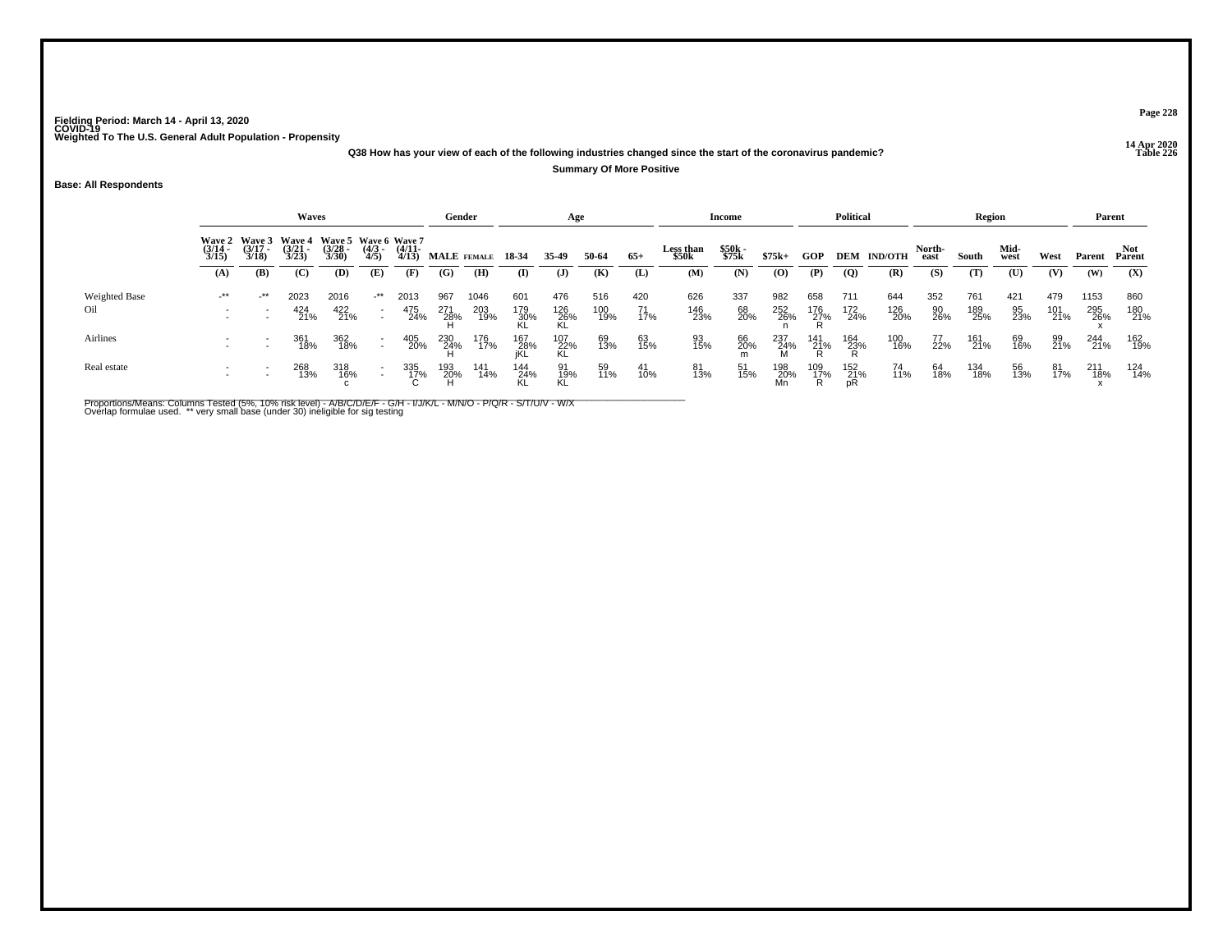Fielding Period: March 14 - April 13, 2020
COVID-19
Weighted To The U.S. General Adult Population - Propensity

14 Apr 2020
Table 226

Q38 How has your view of each of the following industries changed since the start of the coronavirus pandemic?

Summary Of More Positive

Base: All Respondents

| | Waves | | | | | | Gender | | Age | | | | Income | | | Political | | | Region | | | | Parent | |
|---|---|---|---|---|---|---|---|---|---|---|---|---|---|---|---|---|---|---|---|---|---|---|---|---|
| | Wave 2 (3/14 - 3/15) | Wave 3 (3/17 - 3/18) | Wave 4 (3/21 - 3/23) | Wave 5 (3/28 - 3/30) | Wave 6 (4/3 - 4/5) | Wave 7 (4/11- 4/13) | MALE | FEMALE | 18-34 | 35-49 | 50-64 | 65+ | Less than $50k | $50k - $75k | $75k+ | GOP | DEM | IND/OTH | North-east | South | Mid-west | West | Parent | Not Parent |
| | (A) | (B) | (C) | (D) | (E) | (F) | (G) | (H) | (I) | (J) | (K) | (L) | (M) | (N) | (O) | (P) | (Q) | (R) | (S) | (T) | (U) | (V) | (W) | (X) |
| Weighted Base | -** | -** | 2023 | 2016 | -** | 2013 | 967 | 1046 | 601 | 476 | 516 | 420 | 626 | 337 | 982 | 658 | 711 | 644 | 352 | 761 | 421 | 479 | 1153 | 860 |
| Oil | - | - | 424 | 422 | - | 475 | 271 | 203 | 179 | 126 | 100 | 71 | 146 | 68 | 252 | 176 | 172 | 126 | 90 | 189 | 95 | 101 | 295 | 180 |
| | - | - | 21% | 21% | - | 24% | 28% | 19% | 30% | 26% | 19% | 17% | 23% | 20% | 26% | 27% | 24% | 20% | 26% | 25% | 23% | 21% | 26% | 21% |
| | | | | | | | H | | KL | KL | | | | | n | R | | | | | | | x | |
| Airlines | - | - | 361 | 362 | - | 405 | 230 | 176 | 167 | 107 | 69 | 63 | 93 | 66 | 237 | 141 | 164 | 100 | 77 | 161 | 69 | 99 | 244 | 162 |
| | - | - | 18% | 18% | - | 20% | 24% | 17% | 28% | 22% | 13% | 15% | 15% | 20% | 24% | 21% | 23% | 16% | 22% | 21% | 16% | 21% | 21% | 19% |
| | | | | | | | H | | jKL | KL | | | | m | M | R | R | | | | | | | |
| Real estate | - | - | 268 | 318 | - | 335 | 193 | 141 | 144 | 91 | 59 | 41 | 81 | 51 | 198 | 109 | 152 | 74 | 64 | 134 | 56 | 81 | 211 | 124 |
| | - | - | 13% | 16% | - | 17% | 20% | 14% | 24% | 19% | 11% | 10% | 13% | 15% | 20% | 17% | 21% | 11% | 18% | 18% | 13% | 17% | 18% | 14% |
| | | | | c | | C | H | | KL | KL | | | | | Mn | R | pR | | | | | | x | |

Proportions/Means: Columns Tested (5%, 10% risk level) - A/B/C/D/E/F - G/H - I/J/K/L - M/N/O - P/Q/R - S/T/U/V - W/X
Overlap formulae used. ** very small base (under 30) ineligible for sig testing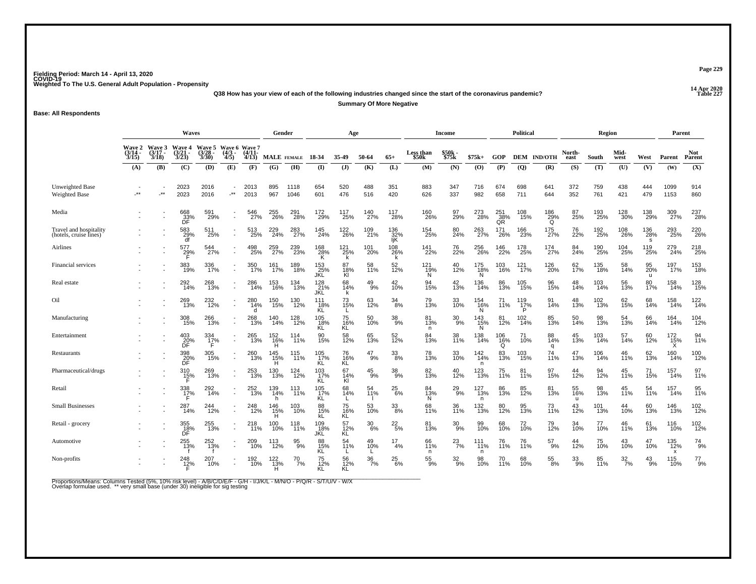Fielding Period: March 14 - April 13, 2020
COVID-19
Weighted To The U.S. General Adult Population - Propensity

14 Apr 2020
Table 227

Q38 How has your view of each of the following industries changed since the start of the coronavirus pandemic?

Summary Of More Negative

Base: All Respondents

| | Waves | | | | | | Gender | | Age | | | | Income | | | Political | | | Region | | | | Parent | |
|---|---|---|---|---|---|---|---|---|---|---|---|---|---|---|---|---|---|---|---|---|---|---|---|---|
| | Wave 2 (3/14 - 3/15) | Wave 3 (3/17 - 3/18) | Wave 4 (3/21 - 3/23) | Wave 5 (3/28 - 3/30) | Wave 6 (4/3 - 4/5) | Wave 7 (4/11- 4/13) | MALE | FEMALE | 18-34 | 35-49 | 50-64 | 65+ | Less than $50k | $50k - $75k | $75k+ | GOP | DEM | IND/OTH | North-east | South | Mid-west | West | Parent | Not Parent |
| | (A) | (B) | (C) | (D) | (E) | (F) | (G) | (H) | (I) | (J) | (K) | (L) | (M) | (N) | (O) | (P) | (Q) | (R) | (S) | (T) | (U) | (V) | (W) | (X) |
| Unweighted Base | - | - | 2023 | 2016 | - | 2013 | 895 | 1118 | 654 | 520 | 488 | 351 | 883 | 347 | 716 | 674 | 698 | 641 | 372 | 759 | 438 | 444 | 1099 | 914 |
| Weighted Base | -** | -** | 2023 | 2016 | -** | 2013 | 967 | 1046 | 601 | 476 | 516 | 420 | 626 | 337 | 982 | 658 | 711 | 644 | 352 | 761 | 421 | 479 | 1153 | 860 |
| Media | - | - | 668 33% DF | 591 29% | - | 546 27% | 255 26% | 291 28% | 172 29% | 117 25% | 140 27% | 117 28% | 160 26% | 97 29% | 273 28% | 251 38% QR | 108 15% | 186 29% Q | 87 25% | 193 25% | 128 30% | 138 29% | 309 27% | 237 28% |
| Travel and hospitality (hotels, cruise lines) | - | - | 583 29% df | 511 25% | - | 513 25% | 229 24% | 283 27% | 145 24% | 122 26% | 109 21% | 136 32% IjK | 154 25% | 80 24% | 263 27% | 171 26% | 166 23% | 175 27% | 76 22% | 192 25% | 108 26% | 136 28% s | 293 25% | 220 26% |
| Airlines | - | - | 577 29% F | 544 27% | - | 498 25% | 259 27% | 239 23% | 168 28% K | 121 25% k | 101 20% | 108 26% k | 141 22% | 76 22% | 256 26% | 146 22% | 178 25% | 174 27% | 84 24% | 190 25% | 104 25% | 119 25% | 279 24% | 218 25% |
| Financial services | - | - | 383 19% | 336 17% | - | 350 17% | 161 17% | 189 18% | 153 25% JKL | 87 18% Kl | 58 11% | 52 12% | 121 19% N | 40 12% | 175 18% N | 103 16% | 121 17% | 126 20% | 62 17% | 135 18% | 58 14% | 95 20% u | 197 17% | 153 18% |
| Real estate | - | - | 292 14% | 268 13% | - | 286 14% | 153 16% | 134 13% | 128 21% JKL | 68 14% k | 49 9% | 42 10% | 94 15% | 42 13% | 136 14% | 86 13% | 105 15% | 96 15% | 48 14% | 103 14% | 56 13% | 80 17% | 158 14% | 128 15% |
| Oil | - | - | 269 13% | 232 12% | - | 280 14% d | 150 15% | 130 12% | 111 18% KL | 73 15% L | 63 12% | 34 8% | 79 13% | 33 10% | 154 16% N | 71 11% | 119 17% P | 91 14% | 48 13% | 102 13% | 62 15% | 68 14% | 158 14% | 122 14% |
| Manufacturing | - | - | 308 15% | 266 13% | - | 268 13% | 140 14% | 128 12% | 105 18% KL | 75 16% KL | 50 10% | 38 9% | 81 13% n | 30 9% | 143 15% N | 81 12% | 102 14% | 85 13% | 50 14% | 98 13% | 54 13% | 66 14% | 164 14% | 104 12% |
| Entertainment | - | - | 403 20% DF | 334 17% F | - | 265 13% | 152 16% H | 114 11% | 90 15% | 58 12% | 65 13% | 52 12% | 84 13% | 38 11% | 138 14% | 106 16% Q | 71 10% | 88 14% q | 45 13% | 103 14% | 57 14% | 60 12% | 172 15% X | 94 11% |
| Restaurants | - | - | 398 20% DF | 305 15% | - | 260 13% | 145 15% H | 115 11% | 105 17% KL | 76 16% KL | 47 9% | 33 8% | 78 13% | 33 10% | 142 14% n | 83 13% | 103 15% | 74 11% | 47 13% | 106 14% | 46 11% | 62 13% | 160 14% | 100 12% |
| Pharmaceutical/drugs | - | - | 310 15% F | 269 13% | - | 253 13% | 130 13% | 124 12% | 103 17% KL | 67 14% Kl | 45 9% | 38 9% | 82 13% | 40 12% | 123 13% | 75 11% | 81 11% | 97 15% | 44 12% | 94 12% | 45 11% | 71 15% | 157 14% | 97 11% |
| Retail | - | - | 338 17% F | 292 14% | - | 252 13% | 139 14% h | 113 11% | 105 17% KL | 68 14% L | 54 11% l | 25 6% | 84 13% N | 29 9% | 127 13% n | 86 13% | 85 12% | 81 13% | 55 16% u | 98 13% | 45 11% | 54 11% | 157 14% | 95 11% |
| Small Businesses | - | - | 287 14% | 244 12% | - | 248 12% | 146 15% H | 103 10% | 88 15% kL | 75 16% KL | 53 10% | 33 8% | 68 11% | 36 11% | 132 13% | 80 12% | 95 13% | 73 11% | 43 12% | 101 13% | 44 10% | 60 13% | 146 13% | 102 12% |
| Retail - grocery | - | - | 355 18% DF | 255 13% | - | 218 11% | 100 10% | 118 11% | 109 18% JKL | 57 12% KL | 30 6% | 22 5% | 81 13% | 30 9% | 99 10% | 68 10% | 72 10% | 79 12% | 34 10% | 77 10% | 46 11% | 61 13% | 116 10% | 102 12% |
| Automotive | - | - | 255 13% f | 252 13% f | - | 209 10% | 113 12% | 95 9% | 88 15% KL | 54 11% L | 49 10% L | 17 4% | 66 11% n | 23 7% | 111 11% n | 76 11% | 76 11% | 57 9% | 44 12% | 75 10% | 43 10% | 47 10% | 135 12% x | 74 9% |
| Non-profits | - | - | 248 12% F | 207 10% | - | 192 10% | 122 13% H | 70 7% | 75 12% KL | 56 12% KL | 36 7% | 25 6% | 55 9% | 32 9% | 98 10% | 70 11% | 68 10% | 55 8% | 33 9% | 85 11% | 32 7% | 43 9% | 115 10% | 77 9% |

Proportions/Means: Columns Tested (5%, 10% risk level) - A/B/C/D/E/F - G/H - I/J/K/L - M/N/O - P/Q/R - S/T/U/V - W/X
Overlap formulae used. ** very small base (under 30) ineligible for sig testing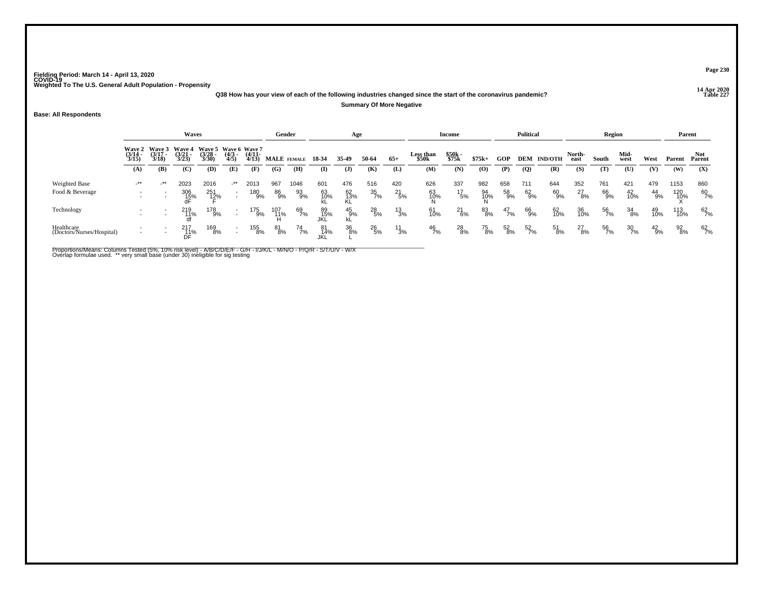Fielding Period: March 14 - April 13, 2020
COVID-19
Weighted To The U.S. General Adult Population - Propensity

14 Apr 2020
Table 227

## Q38 How has your view of each of the following industries changed since the start of the coronavirus pandemic?

**Summary Of More Negative**

**Base: All Respondents**

| | Waves | | | | | | Gender | | Age | | | | Income | | | Political | | | Region | | | | Parent | |
|---|---|---|---|---|---|---|---|---|---|---|---|---|---|---|---|---|---|---|---|---|---|---|---|---|
| | Wave 2 (3/14 - 3/15) | Wave 3 (3/17 - 3/18) | Wave 4 (3/21 - 3/23) | Wave 5 (3/28 - 3/30) | Wave 6 (4/3 - 4/5) | Wave 7 (4/11- 4/13) | MALE | FEMALE | 18-34 | 35-49 | 50-64 | 65+ | Less than $50k | $50k - $75k | $75k+ | GOP | DEM | IND/OTH | North-east | South | Mid-west | West | Parent | Not Parent |
| | (A) | (B) | (C) | (D) | (E) | (F) | (G) | (H) | (I) | (J) | (K) | (L) | (M) | (N) | (O) | (P) | (Q) | (R) | (S) | (T) | (U) | (V) | (W) | (X) |
| Weighted Base | -** | -** | 2023 | 2016 | -** | 2013 | 967 | 1046 | 601 | 476 | 516 | 420 | 626 | 337 | 982 | 658 | 711 | 644 | 352 | 761 | 421 | 479 | 1153 | 860 |
| Food & Beverage | - | - | 306 | 251 | - | 180 | 86 | 93 | 63 | 62 | 35 | 21 | 63 | 17 | 94 | 58 | 62 | 60 | 27 | 66 | 42 | 44 | 120 | 60 |
| | - | - | 15% | 12% | - | 9% | 9% | 9% | 10% | 13% | 7% | 5% | 10% | 5% | 10% | 9% | 9% | 9% | 8% | 9% | 10% | 9% | 10% | 7% |
| | | | dF | F | | | | | kL | KL | | | N | | N | | | | | | | | X | |
| Technology | - | - | 219 | 178 | - | 175 | 107 | 69 | 89 | 45 | 28 | 13 | 61 | 21 | 83 | 47 | 66 | 62 | 36 | 56 | 34 | 49 | 113 | 62 |
| | - | - | 11% | 9% | - | 9% | 11% | 7% | 15% | 9% | 5% | 3% | 10% | 6% | 8% | 7% | 9% | 10% | 10% | 7% | 8% | 10% | 10% | 7% |
| | | | df | | | | H | | JKL | kL | | | | | | | | | | | | | | |
| Healthcare (Doctors/Nurses/Hospital) | - | - | 217 | 169 | - | 155 | 81 | 74 | 81 | 36 | 26 | 11 | 46 | 28 | 75 | 52 | 52 | 51 | 27 | 56 | 30 | 42 | 92 | 62 |
| | - | - | 11% | 8% | - | 8% | 8% | 7% | 14% | 8% | 5% | 3% | 7% | 8% | 8% | 8% | 7% | 8% | 8% | 7% | 7% | 9% | 8% | 7% |
| | | | DF | | | | | | JKL | L | | | | | | | | | | | | | | |

Proportions/Means: Columns Tested (5%, 10% risk level) - A/B/C/D/E/F - G/H - I/J/K/L - M/N/O - P/Q/R - S/T/U/V - W/X
Overlap formulae used. ** very small base (under 30) ineligible for sig testing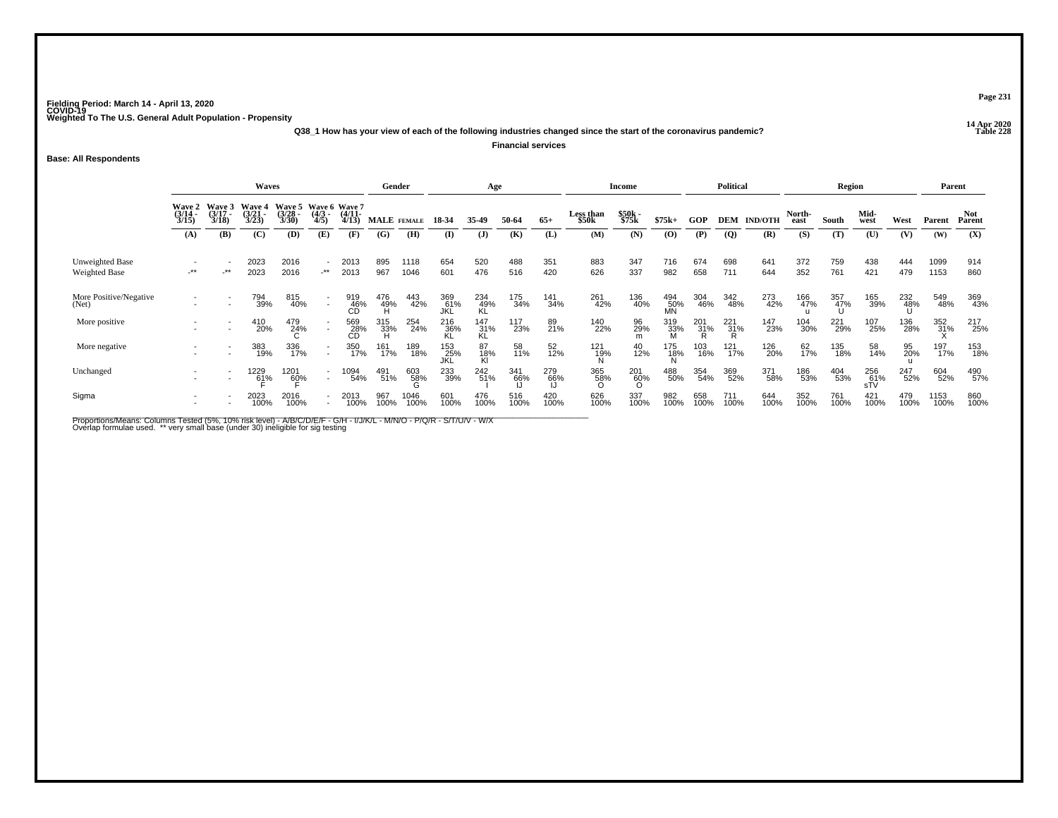Fielding Period: March 14 - April 13, 2020
COVID-19
Weighted To The U.S. General Adult Population - Propensity

14 Apr 2020
Table 228

**Q38_1 How has your view of each of the following industries changed since the start of the coronavirus pandemic?**

**Financial services**

**Base: All Respondents**

| | Waves | | | | | | Gender | | Age | | | | Income | | | Political | | | Region | | | | Parent | |
|---|---|---|---|---|---|---|---|---|---|---|---|---|---|---|---|---|---|---|---|---|---|---|---|---|
| | Wave 2 (3/14 - 3/15) | Wave 3 (3/17 - 3/18) | Wave 4 (3/21 - 3/23) | Wave 5 (3/28 - 3/30) | Wave 6 (4/3 - 4/5) | Wave 7 (4/11 - 4/13) | MALE | FEMALE | 18-34 | 35-49 | 50-64 | 65+ | Less than $50k | $50k - $75k | $75k+ | GOP | DEM | IND/OTH | North-east | South | Mid-west | West | Parent | Not Parent |
| | (A) | (B) | (C) | (D) | (E) | (F) | (G) | (H) | (I) | (J) | (K) | (L) | (M) | (N) | (O) | (P) | (Q) | (R) | (S) | (T) | (U) | (V) | (W) | (X) |
| Unweighted Base | - | - | 2023 | 2016 | - | 2013 | 895 | 1118 | 654 | 520 | 488 | 351 | 883 | 347 | 716 | 674 | 698 | 641 | 372 | 759 | 438 | 444 | 1099 | 914 |
| Weighted Base | -** | -** | 2023 | 2016 | -** | 2013 | 967 | 1046 | 601 | 476 | 516 | 420 | 626 | 337 | 982 | 658 | 711 | 644 | 352 | 761 | 421 | 479 | 1153 | 860 |
| More Positive/Negative (Net) | - | - | 794 | 815 | - | 919 | 476 | 443 | 369 | 234 | 175 | 141 | 261 | 136 | 494 | 304 | 342 | 273 | 166 | 357 | 165 | 232 | 549 | 369 |
| | - | - | 39% | 40% | - | 46% | 49% | 42% | 61% | 49% | 34% | 34% | 42% | 40% | 50% | 46% | 48% | 42% | 47% | 47% | 39% | 48% | 48% | 43% |
| | | | | | | CD | H | | JKL | KL | | | | | MN | | | | u | U | | U | | |
| More positive | - | - | 410 | 479 | - | 569 | 315 | 254 | 216 | 147 | 117 | 89 | 140 | 96 | 319 | 201 | 221 | 147 | 104 | 221 | 107 | 136 | 352 | 217 |
| | - | - | 20% | 24% | - | 28% | 33% | 24% | 36% | 31% | 23% | 21% | 22% | 29% | 33% | 31% | 31% | 23% | 30% | 29% | 25% | 28% | 31% | 25% |
| | | | | C | | CD | H | | KL | KL | | | | m | M | R | R | | | | | | X | |
| More negative | - | - | 383 | 336 | - | 350 | 161 | 189 | 153 | 87 | 58 | 52 | 121 | 40 | 175 | 103 | 121 | 126 | 62 | 135 | 58 | 95 | 197 | 153 |
| | - | - | 19% | 17% | - | 17% | 17% | 18% | 25% | 18% | 11% | 12% | 19% | 12% | 18% | 16% | 17% | 20% | 17% | 18% | 14% | 20% | 17% | 18% |
| | | | | | | | | | JKL | Kl | | | N | | N | | | | | | | u | | |
| Unchanged | - | - | 1229 | 1201 | - | 1094 | 491 | 603 | 233 | 242 | 341 | 279 | 365 | 201 | 488 | 354 | 369 | 371 | 186 | 404 | 256 | 247 | 604 | 490 |
| | - | - | 61% | 60% | - | 54% | 51% | 58% | 39% | 51% | 66% | 66% | 58% | 60% | 50% | 54% | 52% | 58% | 53% | 53% | 61% | 52% | 52% | 57% |
| | | | F | F | | | | G | | I | IJ | IJ | O | O | | | | | | | sTV | | | |
| Sigma | - | - | 2023 | 2016 | - | 2013 | 967 | 1046 | 601 | 476 | 516 | 420 | 626 | 337 | 982 | 658 | 711 | 644 | 352 | 761 | 421 | 479 | 1153 | 860 |
| | - | - | 100% | 100% | - | 100% | 100% | 100% | 100% | 100% | 100% | 100% | 100% | 100% | 100% | 100% | 100% | 100% | 100% | 100% | 100% | 100% | 100% | 100% |

Proportions/Means: Columns Tested (5%, 10% risk level) - A/B/C/D/E/F - G/H - I/J/K/L - M/N/O - P/Q/R - S/T/U/V - W/X
Overlap formulae used. ** very small base (under 30) ineligible for sig testing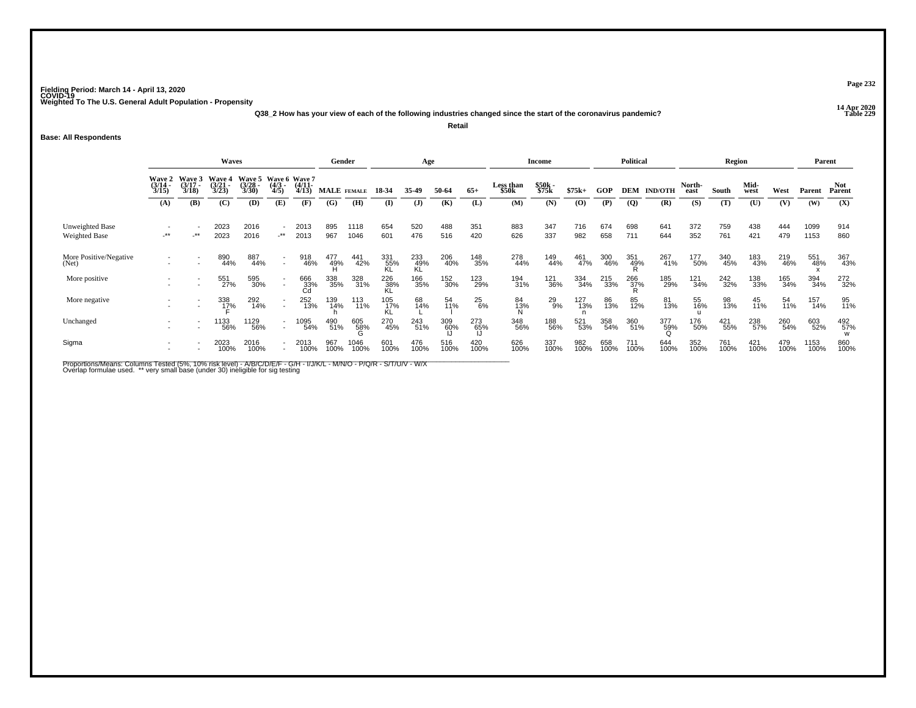Fielding Period: March 14 - April 13, 2020
COVID-19
Weighted To The U.S. General Adult Population - Propensity

14 Apr 2020
Table 229

Q38_2 How has your view of each of the following industries changed since the start of the coronavirus pandemic?

Retail

Base: All Respondents

| | Waves | | | | | | Gender | | Age | | | | Income | | | Political | | | Region | | | | Parent | |
|---|---|---|---|---|---|---|---|---|---|---|---|---|---|---|---|---|---|---|---|---|---|---|---|---|
| | Wave 2 (3/14 - 3/15) | Wave 3 (3/17 - 3/18) | Wave 4 (3/21 - 3/23) | Wave 5 (3/28 - 3/30) | Wave 6 (4/3 - 4/5) | Wave 7 (4/11 - 4/13) | MALE | FEMALE | 18-34 | 35-49 | 50-64 | 65+ | Less than $50k | $50k - $75k | $75k+ | GOP | DEM | IND/OTH | North-east | South | Mid-west | West | Parent | Not Parent |
| | (A) | (B) | (C) | (D) | (E) | (F) | (G) | (H) | (I) | (J) | (K) | (L) | (M) | (N) | (O) | (P) | (Q) | (R) | (S) | (T) | (U) | (V) | (W) | (X) |
| Unweighted Base | - | - | 2023 | 2016 | - | 2013 | 895 | 1118 | 654 | 520 | 488 | 351 | 883 | 347 | 716 | 674 | 698 | 641 | 372 | 759 | 438 | 444 | 1099 | 914 |
| Weighted Base | -** | -** | 2023 | 2016 | -** | 2013 | 967 | 1046 | 601 | 476 | 516 | 420 | 626 | 337 | 982 | 658 | 711 | 644 | 352 | 761 | 421 | 479 | 1153 | 860 |
| More Positive/Negative (Net) | - | - | 890 | 887 | - | 918 | 477 | 441 | 331 | 233 | 206 | 148 | 278 | 149 | 461 | 300 | 351 | 267 | 177 | 340 | 183 | 219 | 551 | 367 |
| | - | - | 44% | 44% | - | 46% | 49% H | 42% | 55% KL | 49% KL | 40% | 35% | 44% | 44% | 47% | 46% | 49% R | 41% | 50% | 45% | 43% | 46% | 48% x | 43% |
| More positive | - | - | 551 | 595 | - | 666 | 338 | 328 | 226 | 166 | 152 | 123 | 194 | 121 | 334 | 215 | 266 | 185 | 121 | 242 | 138 | 165 | 394 | 272 |
| | - | - | 27% | 30% | - | 33% Cd | 35% | 31% | 38% KL | 35% | 30% | 29% | 31% | 36% | 34% | 33% | 37% R | 29% | 34% | 32% | 33% | 34% | 34% | 32% |
| More negative | - | - | 338 | 292 | - | 252 | 139 | 113 | 105 | 68 | 54 | 25 | 84 | 29 | 127 | 86 | 85 | 81 | 55 | 98 | 45 | 54 | 157 | 95 |
| | - | - | 17% F | 14% | - | 13% | 14% h | 11% | 17% KL | 14% L | 11% I | 6% | 13% N | 9% | 13% n | 13% | 12% | 13% | 16% u | 13% | 11% | 11% | 14% | 11% |
| Unchanged | - | - | 1133 | 1129 | - | 1095 | 490 | 605 | 270 | 243 | 309 | 273 | 348 | 188 | 521 | 358 | 360 | 377 | 176 | 421 | 238 | 260 | 603 | 492 |
| | - | - | 56% | 56% | - | 54% | 51% | 58% G | 45% | 51% | 60% IJ | 65% IJ | 56% | 56% | 53% | 54% | 51% | 59% Q | 50% | 55% | 57% | 54% | 52% | 57% w |
| Sigma | - | - | 2023 | 2016 | - | 2013 | 967 | 1046 | 601 | 476 | 516 | 420 | 626 | 337 | 982 | 658 | 711 | 644 | 352 | 761 | 421 | 479 | 1153 | 860 |
| | - | - | 100% | 100% | - | 100% | 100% | 100% | 100% | 100% | 100% | 100% | 100% | 100% | 100% | 100% | 100% | 100% | 100% | 100% | 100% | 100% | 100% | 100% |

Proportions/Means: Columns Tested (5%, 10% risk level) - A/B/C/D/E/F - G/H - I/J/K/L - M/N/O - P/Q/R - S/T/U/V - W/X
Overlap formulae used. ** very small base (under 30) ineligible for sig testing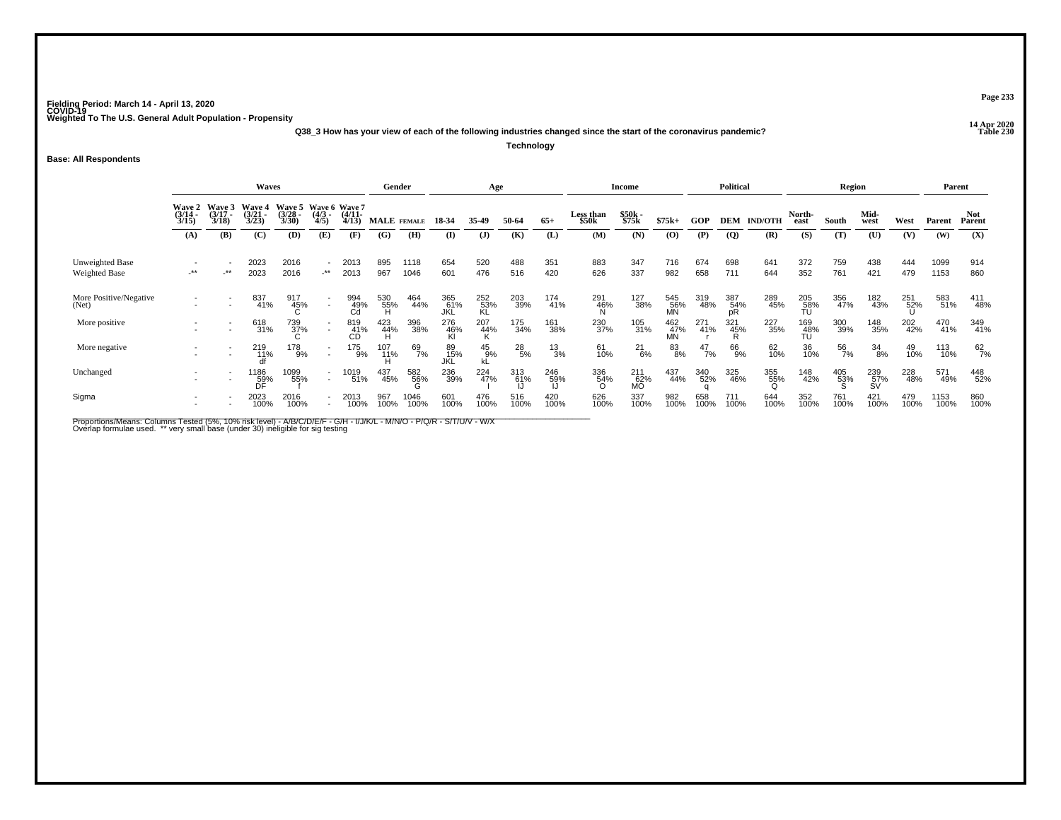Fielding Period: March 14 - April 13, 2020
COVID-19
Weighted To The U.S. General Adult Population - Propensity

14 Apr 2020
Table 230

**Q38_3 How has your view of each of the following industries changed since the start of the coronavirus pandemic?**

**Technology**

**Base: All Respondents**

| | Waves | | | | | | Gender | | Age | | | | Income | | | Political | | | Region | | | | Parent | |
|---|---|---|---|---|---|---|---|---|---|---|---|---|---|---|---|---|---|---|---|---|---|---|---|---|
| | Wave 2 (3/14 - 3/15) | Wave 3 (3/17 - 3/18) | Wave 4 (3/21 - 3/23) | Wave 5 (3/28 - 3/30) | Wave 6 (4/3 - 4/5) | Wave 7 (4/11- 4/13) | MALE | FEMALE | 18-34 | 35-49 | 50-64 | 65+ | Less than $50k | $50k - $75k | $75k+ | GOP | DEM | IND/OTH | North-east | South | Mid-west | West | Parent | Not Parent |
| | (A) | (B) | (C) | (D) | (E) | (F) | (G) | (H) | (I) | (J) | (K) | (L) | (M) | (N) | (O) | (P) | (Q) | (R) | (S) | (T) | (U) | (V) | (W) | (X) |
| Unweighted Base | - | - | 2023 | 2016 | - | 2013 | 895 | 1118 | 654 | 520 | 488 | 351 | 883 | 347 | 716 | 674 | 698 | 641 | 372 | 759 | 438 | 444 | 1099 | 914 |
| Weighted Base | -** | -** | 2023 | 2016 | -** | 2013 | 967 | 1046 | 601 | 476 | 516 | 420 | 626 | 337 | 982 | 658 | 711 | 644 | 352 | 761 | 421 | 479 | 1153 | 860 |
| More Positive/Negative (Net) | - | - | 837 | 917 | - | 994 | 530 | 464 | 365 | 252 | 203 | 174 | 291 | 127 | 545 | 319 | 387 | 289 | 205 | 356 | 182 | 251 | 583 | 411 |
| | - | - | 41% | 45% | - | 49% | 55% | 44% | 61% | 53% | 39% | 41% | 46% | 38% | 56% | 48% | 54% | 45% | 58% | 47% | 43% | 52% | 51% | 48% |
| | | | | C | | Cd | H | | JKL | KL | | | N | | MN | | pR | | TU | | | U | | |
| More positive | - | - | 618 | 739 | - | 819 | 423 | 396 | 276 | 207 | 175 | 161 | 230 | 105 | 462 | 271 | 321 | 227 | 169 | 300 | 148 | 202 | 470 | 349 |
| | - | - | 31% | 37% | - | 41% | 44% | 38% | 46% | 44% | 34% | 38% | 37% | 31% | 47% | 41% | 45% | 35% | 48% | 39% | 35% | 42% | 41% | 41% |
| | | | | C | | CD | H | | KI | K | | | | | MN | r | R | | TU | | | | | |
| More negative | - | - | 219 | 178 | - | 175 | 107 | 69 | 89 | 45 | 28 | 13 | 61 | 21 | 83 | 47 | 66 | 62 | 36 | 56 | 34 | 49 | 113 | 62 |
| | - | - | 11% | 9% | - | 9% | 11% | 7% | 15% | 9% | 5% | 3% | 10% | 6% | 8% | 7% | 9% | 10% | 10% | 7% | 8% | 10% | 10% | 7% |
| | | | df | | | | H | | JKL | kL | | | | | | | | | | | | | | |
| Unchanged | - | - | 1186 | 1099 | - | 1019 | 437 | 582 | 236 | 224 | 313 | 246 | 336 | 211 | 437 | 340 | 325 | 355 | 148 | 405 | 239 | 228 | 571 | 448 |
| | - | - | 59% | 55% | - | 51% | 45% | 56% | 39% | 47% | 61% | 59% | 54% | 62% | 44% | 52% | 46% | 55% | 42% | 53% | 57% | 48% | 49% | 52% |
| | | | DF | f | | | | G | | I | IJ | IJ | O | MO | | q | | Q | | S | SV | | | |
| Sigma | - | - | 2023 | 2016 | - | 2013 | 967 | 1046 | 601 | 476 | 516 | 420 | 626 | 337 | 982 | 658 | 711 | 644 | 352 | 761 | 421 | 479 | 1153 | 860 |
| | - | - | 100% | 100% | - | 100% | 100% | 100% | 100% | 100% | 100% | 100% | 100% | 100% | 100% | 100% | 100% | 100% | 100% | 100% | 100% | 100% | 100% | 100% |

Proportions/Means: Columns Tested (5%, 10% risk level) - A/B/C/D/E/F - G/H - I/J/K/L - M/N/O - P/Q/R - S/T/U/V - W/X
Overlap formulae used. ** very small base (under 30) ineligible for sig testing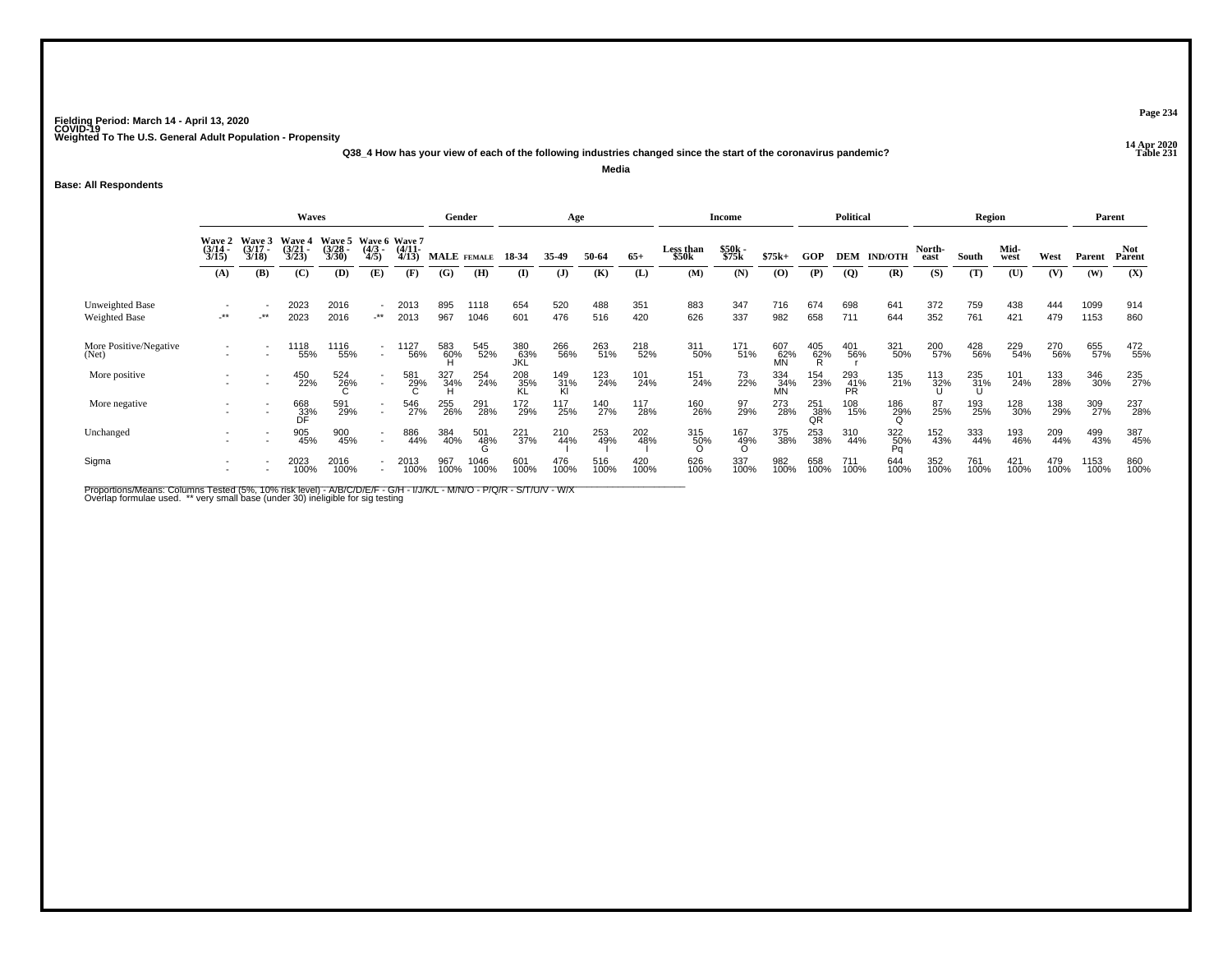Fielding Period: March 14 - April 13, 2020
COVID-19
Weighted To The U.S. General Adult Population - Propensity

14 Apr 2020
Table 231

**Q38_4 How has your view of each of the following industries changed since the start of the coronavirus pandemic?**

**Media**

**Base: All Respondents**

| | Waves | | | | | | Gender | | Age | | | | Income | | | Political | | | Region | | | | Parent | |
|---|---|---|---|---|---|---|---|---|---|---|---|---|---|---|---|---|---|---|---|---|---|---|---|---|
| | Wave 2 (3/14 - 3/15) | Wave 3 (3/17 - 3/18) | Wave 4 (3/21 - 3/23) | Wave 5 (3/28 - 3/30) | Wave 6 (4/3 - 4/5) | Wave 7 (4/11- 4/13) | MALE | FEMALE | 18-34 | 35-49 | 50-64 | 65+ | Less than $50k | $50k - $75k | $75k+ | GOP | DEM | IND/OTH | North-east | South | Mid-west | West | Parent | Not Parent |
| | (A) | (B) | (C) | (D) | (E) | (F) | (G) | (H) | (I) | (J) | (K) | (L) | (M) | (N) | (O) | (P) | (Q) | (R) | (S) | (T) | (U) | (V) | (W) | (X) |
| Unweighted Base | - | - | 2023 | 2016 | - | 2013 | 895 | 1118 | 654 | 520 | 488 | 351 | 883 | 347 | 716 | 674 | 698 | 641 | 372 | 759 | 438 | 444 | 1099 | 914 |
| Weighted Base | -** | -** | 2023 | 2016 | -** | 2013 | 967 | 1046 | 601 | 476 | 516 | 420 | 626 | 337 | 982 | 658 | 711 | 644 | 352 | 761 | 421 | 479 | 1153 | 860 |
| More Positive/Negative (Net) | - | - | 1118 | 1116 | - | 1127 | 583 | 545 | 380 | 266 | 263 | 218 | 311 | 171 | 607 | 405 | 401 | 321 | 200 | 428 | 229 | 270 | 655 | 472 |
| | - | - | 55% | 55% | - | 56% | 60% H | 52% | 63% JKL | 56% | 51% | 52% | 50% | 51% | 62% MN | 62% R | 56% r | 50% | 57% | 56% | 54% | 56% | 57% | 55% |
| More positive | - | - | 450 | 524 | - | 581 | 327 | 254 | 208 | 149 | 123 | 101 | 151 | 73 | 334 | 154 | 293 | 135 | 113 | 235 | 101 | 133 | 346 | 235 |
| | - | - | 22% | 26% C | - | 29% C | 34% H | 24% | 35% KL | 31% KI | 24% | 24% | 24% | 22% | 34% MN | 23% | 41% PR | 21% | 32% U | 31% U | 24% | 28% | 30% | 27% |
| More negative | - | - | 668 | 591 | - | 546 | 255 | 291 | 172 | 117 | 140 | 117 | 160 | 97 | 273 | 251 | 108 | 186 | 87 | 193 | 128 | 138 | 309 | 237 |
| | - | - | 33% DF | 29% | - | 27% | 26% | 28% | 29% | 25% | 27% | 28% | 26% | 29% | 28% | 38% QR | 15% | 29% Q | 25% | 25% | 30% | 29% | 27% | 28% |
| Unchanged | - | - | 905 | 900 | - | 886 | 384 | 501 | 221 | 210 | 253 | 202 | 315 | 167 | 375 | 253 | 310 | 322 | 152 | 333 | 193 | 209 | 499 | 387 |
| | - | - | 45% | 45% | - | 44% | 40% | 48% G | 37% | 44% I | 49% I | 48% I | 50% O | 49% O | 38% | 38% | 44% | 50% Pq | 43% | 44% | 46% | 44% | 43% | 45% |
| Sigma | - | - | 2023 | 2016 | - | 2013 | 967 | 1046 | 601 | 476 | 516 | 420 | 626 | 337 | 982 | 658 | 711 | 644 | 352 | 761 | 421 | 479 | 1153 | 860 |
| | - | - | 100% | 100% | - | 100% | 100% | 100% | 100% | 100% | 100% | 100% | 100% | 100% | 100% | 100% | 100% | 100% | 100% | 100% | 100% | 100% | 100% | 100% |

Proportions/Means: Columns Tested (5%, 10% risk level) - A/B/C/D/E/F - G/H - I/J/K/L - M/N/O - P/Q/R - S/T/U/V - W/X
Overlap formulae used. ** very small base (under 30) ineligible for sig testing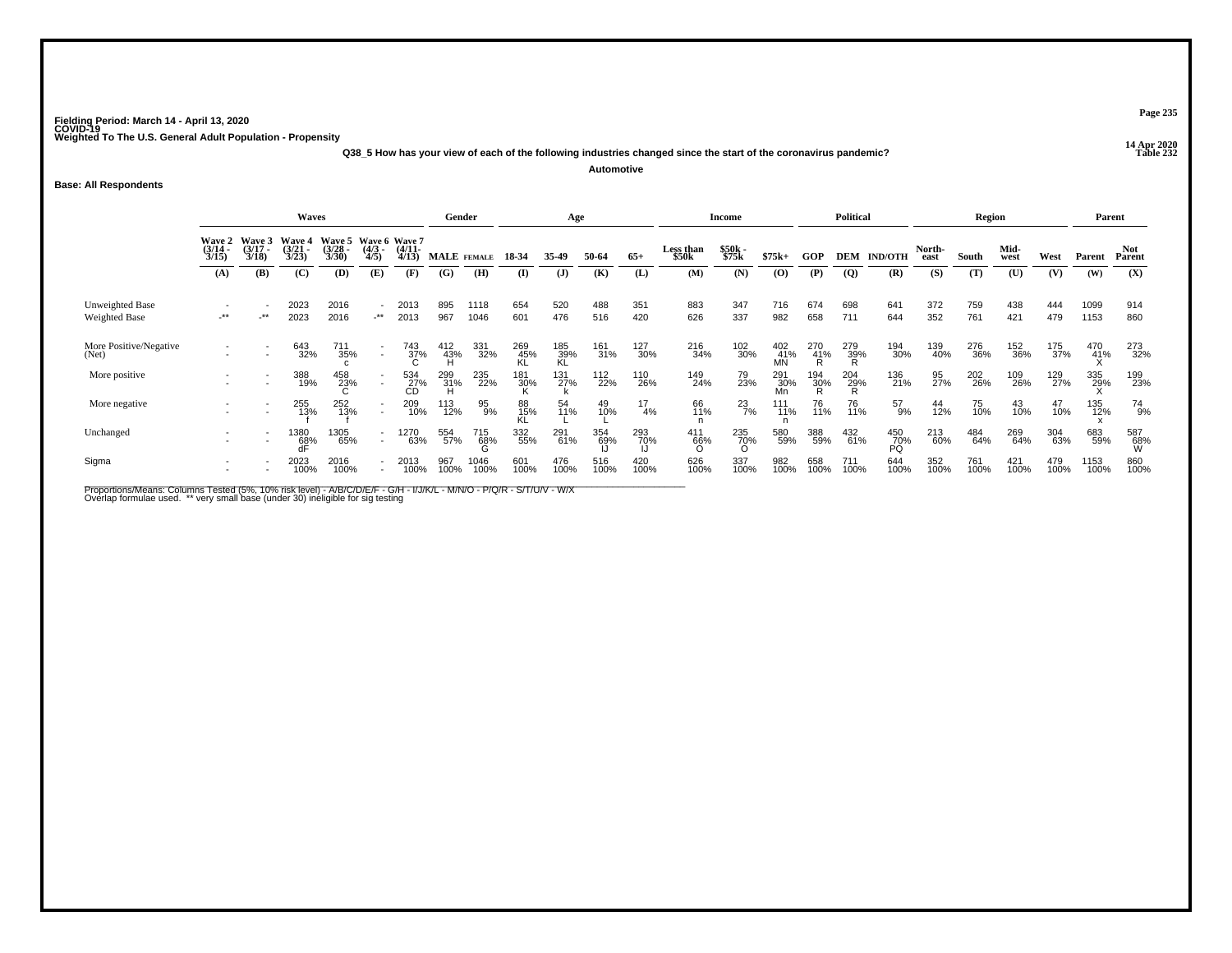Fielding Period: March 14 - April 13, 2020
COVID-19
Weighted To The U.S. General Adult Population - Propensity

14 Apr 2020
Table 232

**Q38_5 How has your view of each of the following industries changed since the start of the coronavirus pandemic?**

**Automotive**

**Base: All Respondents**

| | Waves | | | | | | Gender | | Age | | | | Income | | | Political | | | Region | | | | Parent | |
|---|---|---|---|---|---|---|---|---|---|---|---|---|---|---|---|---|---|---|---|---|---|---|---|---|
| | Wave 2 (3/14 - 3/15) | Wave 3 (3/17 - 3/18) | Wave 4 (3/21 - 3/23) | Wave 5 (3/28 - 3/30) | Wave 6 (4/3 - 4/5) | Wave 7 (4/11 - 4/13) | MALE | FEMALE | 18-34 | 35-49 | 50-64 | 65+ | Less than $50k | $50k - $75k | $75k+ | GOP | DEM | IND/OTH | North-east | South | Mid-west | West | Parent | Not Parent |
| | (A) | (B) | (C) | (D) | (E) | (F) | (G) | (H) | (I) | (J) | (K) | (L) | (M) | (N) | (O) | (P) | (Q) | (R) | (S) | (T) | (U) | (V) | (W) | (X) |
| Unweighted Base | - | - | 2023 | 2016 | - | 2013 | 895 | 1118 | 654 | 520 | 488 | 351 | 883 | 347 | 716 | 674 | 698 | 641 | 372 | 759 | 438 | 444 | 1099 | 914 |
| Weighted Base | -** | -** | 2023 | 2016 | -** | 2013 | 967 | 1046 | 601 | 476 | 516 | 420 | 626 | 337 | 982 | 658 | 711 | 644 | 352 | 761 | 421 | 479 | 1153 | 860 |
| More Positive/Negative (Net) | - | - | 643 | 711 | - | 743 | 412 | 331 | 269 | 185 | 161 | 127 | 216 | 102 | 402 | 270 | 279 | 194 | 139 | 276 | 152 | 175 | 470 | 273 |
| | - | - | 32% | 35% | - | 37% | 43% | 32% | 45% | 39% | 31% | 30% | 34% | 30% | 41% | 41% | 39% | 30% | 40% | 36% | 36% | 37% | 41% | 32% |
| | | | | c | | C | H | | KL | KL | | | | | MN | R | R | | | | | | X | |
| More positive | - | - | 388 | 458 | - | 534 | 299 | 235 | 181 | 131 | 112 | 110 | 149 | 79 | 291 | 194 | 204 | 136 | 95 | 202 | 109 | 129 | 335 | 199 |
| | - | - | 19% | 23% | - | 27% | 31% | 22% | 30% | 27% | 22% | 26% | 24% | 23% | 30% | 30% | 29% | 21% | 27% | 26% | 26% | 27% | 29% | 23% |
| | | | | C | | CD | H | | K | k | | | | | Mn | R | R | | | | | | X | |
| More negative | - | - | 255 | 252 | - | 209 | 113 | 95 | 88 | 54 | 49 | 17 | 66 | 23 | 111 | 76 | 76 | 57 | 44 | 75 | 43 | 47 | 135 | 74 |
| | - | - | 13% | 13% | - | 10% | 12% | 9% | 15% | 11% | 10% | 4% | 11% | 7% | 11% | 11% | 11% | 9% | 12% | 10% | 10% | 10% | 12% | 9% |
| | | | f | f | | | | | KL | L | L | | n | | n | | | | | | | | x | |
| Unchanged | - | - | 1380 | 1305 | - | 1270 | 554 | 715 | 332 | 291 | 354 | 293 | 411 | 235 | 580 | 388 | 432 | 450 | 213 | 484 | 269 | 304 | 683 | 587 |
| | - | - | 68% | 65% | - | 63% | 57% | 68% | 55% | 61% | 69% | 70% | 66% | 70% | 59% | 59% | 61% | 70% | 60% | 64% | 64% | 63% | 59% | 68% |
| | | | dF | | | | | G | | | IJ | IJ | O | O | | | | PQ | | | | | | W |
| Sigma | - | - | 2023 | 2016 | - | 2013 | 967 | 1046 | 601 | 476 | 516 | 420 | 626 | 337 | 982 | 658 | 711 | 644 | 352 | 761 | 421 | 479 | 1153 | 860 |
| | - | - | 100% | 100% | - | 100% | 100% | 100% | 100% | 100% | 100% | 100% | 100% | 100% | 100% | 100% | 100% | 100% | 100% | 100% | 100% | 100% | 100% | 100% |

Proportions/Means: Columns Tested (5%, 10% risk level) - A/B/C/D/E/F - G/H - I/J/K/L - M/N/O - P/Q/R - S/T/U/V - W/X
Overlap formulae used. ** very small base (under 30) ineligible for sig testing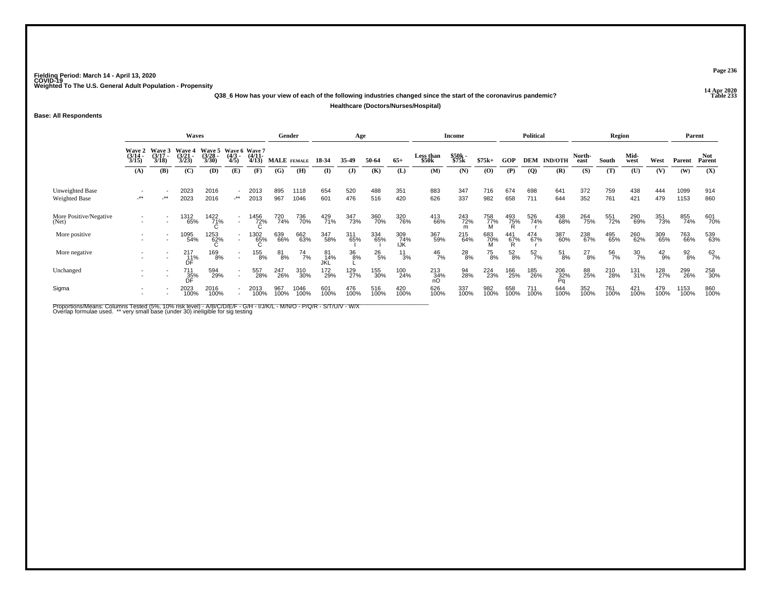Fielding Period: March 14 - April 13, 2020
COVID-19
Weighted To The U.S. General Adult Population - Propensity

14 Apr 2020
Table 233

**Q38_6 How has your view of each of the following industries changed since the start of the coronavirus pandemic?**

**Healthcare (Doctors/Nurses/Hospital)**

**Base: All Respondents**

| | Waves | | | | | | Gender | | Age | | | | Income | | | Political | | | Region | | | | Parent | |
|---|---|---|---|---|---|---|---|---|---|---|---|---|---|---|---|---|---|---|---|---|---|---|---|---|
| | Wave 2 (3/14 - 3/15) | Wave 3 (3/17 - 3/18) | Wave 4 (3/21 - 3/23) | Wave 5 (3/28 - 3/30) | Wave 6 (4/3 - 4/5) | Wave 7 (4/11- 4/13) | MALE | FEMALE | 18-34 | 35-49 | 50-64 | 65+ | Less than $50k | $50k - $75k | $75k+ | GOP | DEM | IND/OTH | North-east | South | Mid-west | West | Parent | Not Parent |
| | (A) | (B) | (C) | (D) | (E) | (F) | (G) | (H) | (I) | (J) | (K) | (L) | (M) | (N) | (O) | (P) | (Q) | (R) | (S) | (T) | (U) | (V) | (W) | (X) |
| Unweighted Base | - | - | 2023 | 2016 | - | 2013 | 895 | 1118 | 654 | 520 | 488 | 351 | 883 | 347 | 716 | 674 | 698 | 641 | 372 | 759 | 438 | 444 | 1099 | 914 |
| Weighted Base | -** | -** | 2023 | 2016 | -** | 2013 | 967 | 1046 | 601 | 476 | 516 | 420 | 626 | 337 | 982 | 658 | 711 | 644 | 352 | 761 | 421 | 479 | 1153 | 860 |
| More Positive/Negative (Net) | - | - | 1312 | 1422 | - | 1456 | 720 | 736 | 429 | 347 | 360 | 320 | 413 | 243 | 758 | 493 | 526 | 438 | 264 | 551 | 290 | 351 | 855 | 601 |
| | - | - | 65% | 71% C | - | 72% C | 74% | 70% | 71% | 73% | 70% | 76% | 66% | 72% m | 77% M | 75% R | 74% r | 68% | 75% | 72% | 69% | 73% | 74% | 70% |
| More positive | - | - | 1095 | 1253 | - | 1302 | 639 | 662 | 347 | 311 | 334 | 309 | 367 | 215 | 683 | 441 | 474 | 387 | 238 | 495 | 260 | 309 | 763 | 539 |
| | - | - | 54% | 62% C | - | 65% C | 66% | 63% | 58% | 65% I | 65% i | 74% IJK | 59% | 64% | 70% M | 67% R | 67% r | 60% | 67% | 65% | 62% | 65% | 66% | 63% |
| More negative | - | - | 217 | 169 | - | 155 | 81 | 74 | 81 | 36 | 26 | 11 | 46 | 28 | 75 | 52 | 52 | 51 | 27 | 56 | 30 | 42 | 92 | 62 |
| | - | - | 11% DF | 8% | - | 8% | 8% | 7% | 14% JKL | 8% L | 5% | 3% | 7% | 8% | 8% | 8% | 7% | 8% | 8% | 7% | 7% | 9% | 8% | 7% |
| Unchanged | - | - | 711 | 594 | - | 557 | 247 | 310 | 172 | 129 | 155 | 100 | 213 | 94 | 224 | 166 | 185 | 206 | 88 | 210 | 131 | 128 | 299 | 258 |
| | - | - | 35% DF | 29% | - | 28% | 26% | 30% | 29% | 27% | 30% | 24% | 34% nO | 28% | 23% | 25% | 26% | 32% Pq | 25% | 28% | 31% | 27% | 26% | 30% |
| Sigma | - | - | 2023 | 2016 | - | 2013 | 967 | 1046 | 601 | 476 | 516 | 420 | 626 | 337 | 982 | 658 | 711 | 644 | 352 | 761 | 421 | 479 | 1153 | 860 |
| | - | - | 100% | 100% | - | 100% | 100% | 100% | 100% | 100% | 100% | 100% | 100% | 100% | 100% | 100% | 100% | 100% | 100% | 100% | 100% | 100% | 100% | 100% |

Proportions/Means: Columns Tested (5%, 10% risk level) - A/B/C/D/E/F - G/H - I/J/K/L - M/N/O - P/Q/R - S/T/U/V - W/X
Overlap formulae used. ** very small base (under 30) ineligible for sig testing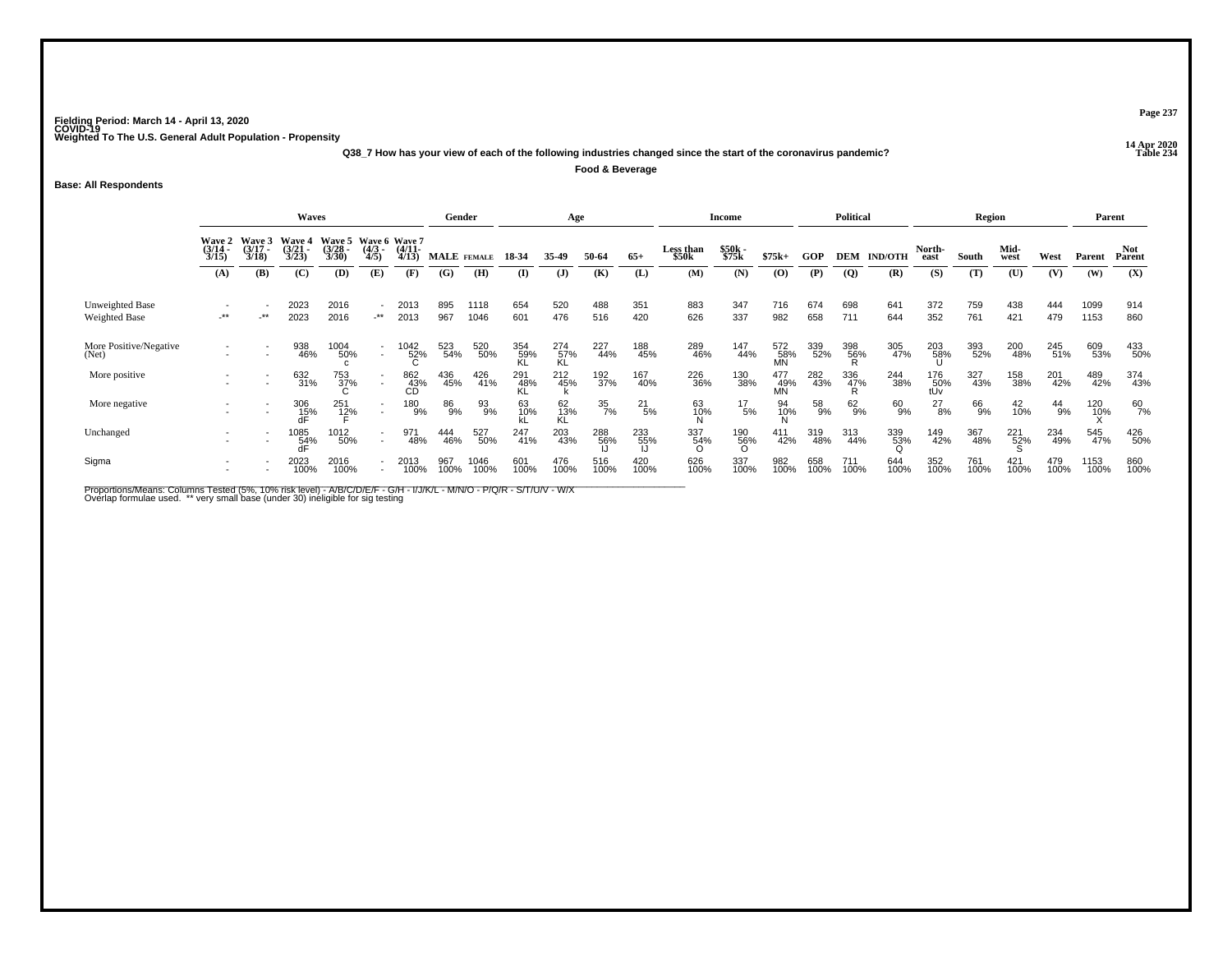Fielding Period: March 14 - April 13, 2020
COVID-19
Weighted To The U.S. General Adult Population - Propensity

14 Apr 2020
Table 234

Q38_7 How has your view of each of the following industries changed since the start of the coronavirus pandemic?

Food & Beverage

Base: All Respondents

| | Waves | | | | | | Gender | | Age | | | | Income | | | Political | | | Region | | | | Parent | |
|---|---|---|---|---|---|---|---|---|---|---|---|---|---|---|---|---|---|---|---|---|---|---|---|---|
| | Wave 2 (3/14 - 3/15) | Wave 3 (3/17 - 3/18) | Wave 4 (3/21 - 3/23) | Wave 5 (3/28 - 3/30) | Wave 6 (4/3 - 4/5) | Wave 7 (4/11- 4/13) | MALE | FEMALE | 18-34 | 35-49 | 50-64 | 65+ | Less than $50k | $50k - $75k | $75k+ | GOP | DEM | IND/OTH | North-east | South | Mid-west | West | Parent | Not Parent |
| | (A) | (B) | (C) | (D) | (E) | (F) | (G) | (H) | (I) | (J) | (K) | (L) | (M) | (N) | (O) | (P) | (Q) | (R) | (S) | (T) | (U) | (V) | (W) | (X) |
| Unweighted Base | - | - | 2023 | 2016 | - | 2013 | 895 | 1118 | 654 | 520 | 488 | 351 | 883 | 347 | 716 | 674 | 698 | 641 | 372 | 759 | 438 | 444 | 1099 | 914 |
| Weighted Base | -** | -** | 2023 | 2016 | -** | 2013 | 967 | 1046 | 601 | 476 | 516 | 420 | 626 | 337 | 982 | 658 | 711 | 644 | 352 | 761 | 421 | 479 | 1153 | 860 |
| More Positive/Negative (Net) | - | - | 938 | 1004 | - | 1042 | 523 | 520 | 354 | 274 | 227 | 188 | 289 | 147 | 572 | 339 | 398 | 305 | 203 | 393 | 200 | 245 | 609 | 433 |
| | - | - | 46% | 50% | - | 52% | 54% | 50% | 59% | 57% | 44% | 45% | 46% | 44% | 58% | 52% | 56% | 47% | 58% | 52% | 48% | 51% | 53% | 50% |
| | | | | c | | C | | | KL | KL | | | | | MN | | R | | U | | | | | |
| More positive | - | - | 632 | 753 | - | 862 | 436 | 426 | 291 | 212 | 192 | 167 | 226 | 130 | 477 | 282 | 336 | 244 | 176 | 327 | 158 | 201 | 489 | 374 |
| | - | - | 31% | 37% | - | 43% | 45% | 41% | 48% | 45% | 37% | 40% | 36% | 38% | 49% | 43% | 47% | 38% | 50% | 43% | 38% | 42% | 42% | 43% |
| | | | | C | | CD | | | KL | k | | | | | MN | | R | | tUv | | | | | |
| More negative | - | - | 306 | 251 | - | 180 | 86 | 93 | 63 | 62 | 35 | 21 | 63 | 17 | 94 | 58 | 62 | 60 | 27 | 66 | 42 | 44 | 120 | 60 |
| | - | - | 15% | 12% | - | 9% | 9% | 9% | 10% | 13% | 7% | 5% | 10% | 5% | 10% | 9% | 9% | 9% | 8% | 9% | 10% | 9% | 10% | 7% |
| | | | dF | F | | | | | kL | KL | | | N | | N | | | | | | | | X | |
| Unchanged | - | - | 1085 | 1012 | - | 971 | 444 | 527 | 247 | 203 | 288 | 233 | 337 | 190 | 411 | 319 | 313 | 339 | 149 | 367 | 221 | 234 | 545 | 426 |
| | - | - | 54% | 50% | - | 48% | 46% | 50% | 41% | 43% | 56% | 55% | 54% | 56% | 42% | 48% | 44% | 53% | 42% | 48% | 52% | 49% | 47% | 50% |
| | | | dF | | | | | | | | IJ | IJ | O | O | | | | Q | | | S | | | |
| Sigma | - | - | 2023 | 2016 | - | 2013 | 967 | 1046 | 601 | 476 | 516 | 420 | 626 | 337 | 982 | 658 | 711 | 644 | 352 | 761 | 421 | 479 | 1153 | 860 |
| | - | - | 100% | 100% | - | 100% | 100% | 100% | 100% | 100% | 100% | 100% | 100% | 100% | 100% | 100% | 100% | 100% | 100% | 100% | 100% | 100% | 100% | 100% |

Proportions/Means: Columns Tested (5%, 10% risk level) - A/B/C/D/E/F - G/H - I/J/K/L - M/N/O - P/Q/R - S/T/U/V - W/X
Overlap formulae used. ** very small base (under 30) ineligible for sig testing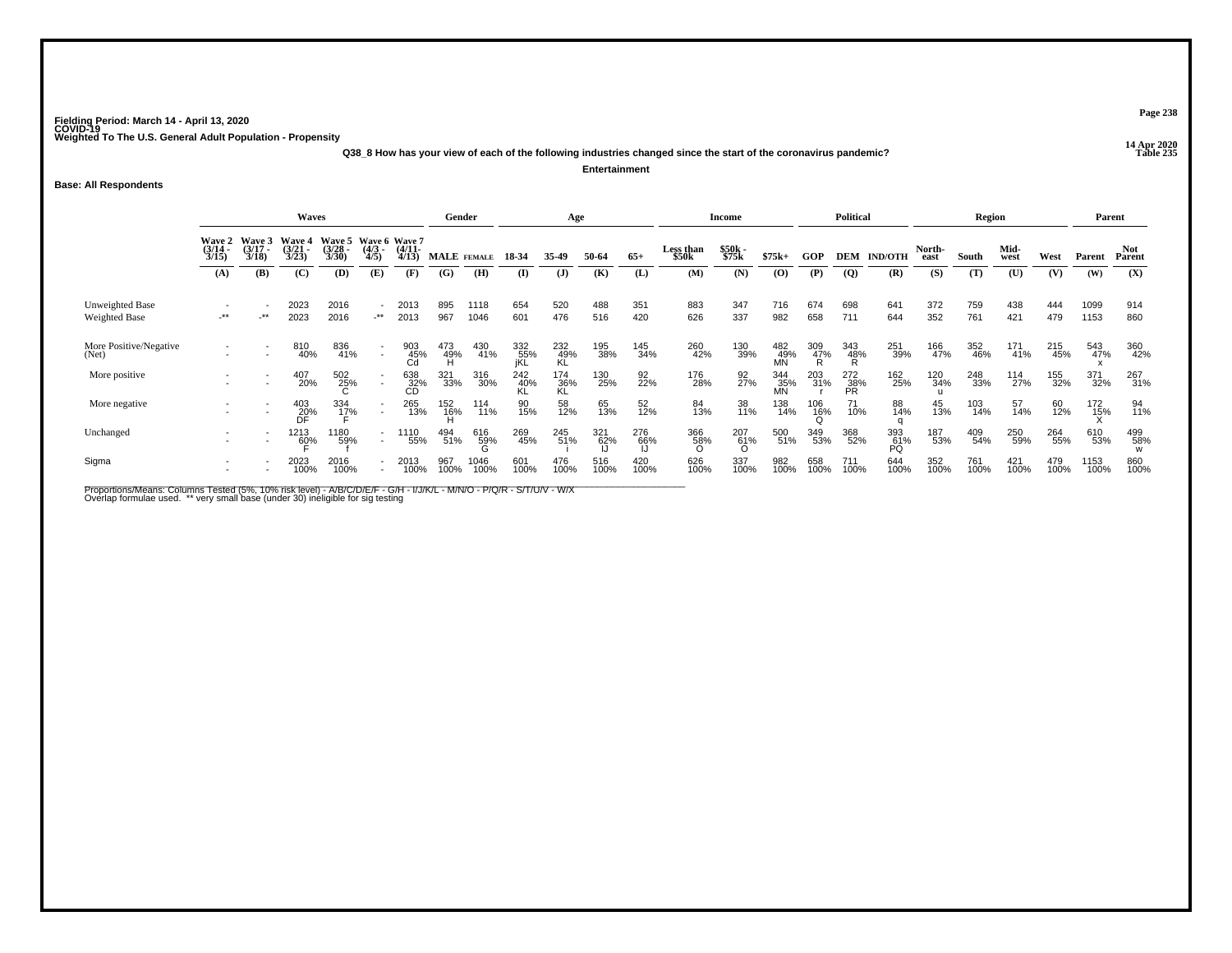Fielding Period: March 14 - April 13, 2020
COVID-19
Weighted To The U.S. General Adult Population - Propensity

14 Apr 2020
Table 235

**Q38_8 How has your view of each of the following industries changed since the start of the coronavirus pandemic?**

**Entertainment**

**Base: All Respondents**

| | Waves | | | | | | Gender | | Age | | | | Income | | | Political | | | Region | | | | Parent | |
|---|---|---|---|---|---|---|---|---|---|---|---|---|---|---|---|---|---|---|---|---|---|---|---|---|
| | Wave 2 (3/14 - 3/15) | Wave 3 (3/17 - 3/18) | Wave 4 (3/21 - 3/23) | Wave 5 (3/28 - 3/30) | Wave 6 (4/3 - 4/5) | Wave 7 (4/11- 4/13) | MALE | FEMALE | 18-34 | 35-49 | 50-64 | 65+ | Less than $50k | $50k - $75k | $75k+ | GOP | DEM | IND/OTH | North-east | South | Mid-west | West | Parent | Not Parent |
| | (A) | (B) | (C) | (D) | (E) | (F) | (G) | (H) | (I) | (J) | (K) | (L) | (M) | (N) | (O) | (P) | (Q) | (R) | (S) | (T) | (U) | (V) | (W) | (X) |
| Unweighted Base | - | - | 2023 | 2016 | - | 2013 | 895 | 1118 | 654 | 520 | 488 | 351 | 883 | 347 | 716 | 674 | 698 | 641 | 372 | 759 | 438 | 444 | 1099 | 914 |
| Weighted Base | -** | -** | 2023 | 2016 | -** | 2013 | 967 | 1046 | 601 | 476 | 516 | 420 | 626 | 337 | 982 | 658 | 711 | 644 | 352 | 761 | 421 | 479 | 1153 | 860 |
| More Positive/Negative (Net) | - | - | 810 | 836 | - | 903 | 473 | 430 | 332 | 232 | 195 | 145 | 260 | 130 | 482 | 309 | 343 | 251 | 166 | 352 | 171 | 215 | 543 | 360 |
| | - | - | 40% | 41% | - | 45% | 49% | 41% | 55% | 49% | 38% | 34% | 42% | 39% | 49% | 47% | 48% | 39% | 47% | 46% | 41% | 45% | 47% | 42% |
| | | | | | | Cd | H | | jKL | KL | | | | | MN | R | R | | | | | | x | |
| More positive | - | - | 407 | 502 | - | 638 | 321 | 316 | 242 | 174 | 130 | 92 | 176 | 92 | 344 | 203 | 272 | 162 | 120 | 248 | 114 | 155 | 371 | 267 |
| | - | - | 20% | 25% | - | 32% | 33% | 30% | 40% | 36% | 25% | 22% | 28% | 27% | 35% | 31% | 38% | 25% | 34% | 33% | 27% | 32% | 32% | 31% |
| | | | | C | | CD | | | KL | KL | | | | | MN | r | PR | | u | | | | | |
| More negative | - | - | 403 | 334 | - | 265 | 152 | 114 | 90 | 58 | 65 | 52 | 84 | 38 | 138 | 106 | 71 | 88 | 45 | 103 | 57 | 60 | 172 | 94 |
| | - | - | 20% | 17% | - | 13% | 16% | 11% | 15% | 12% | 13% | 12% | 13% | 11% | 14% | 16% | 10% | 14% | 13% | 14% | 14% | 12% | 15% | 11% |
| | | | DF | F | | | H | | | | | | | | | Q | | q | | | | | X | |
| Unchanged | - | - | 1213 | 1180 | - | 1110 | 494 | 616 | 269 | 245 | 321 | 276 | 366 | 207 | 500 | 349 | 368 | 393 | 187 | 409 | 250 | 264 | 610 | 499 |
| | - | - | 60% | 59% | - | 55% | 51% | 59% | 45% | 51% | 62% | 66% | 58% | 61% | 51% | 53% | 52% | 61% | 53% | 54% | 59% | 55% | 53% | 58% |
| | | | F | f | | | | G | | i | IJ | IJ | O | O | | | | PQ | | | | | | w |
| Sigma | - | - | 2023 | 2016 | - | 2013 | 967 | 1046 | 601 | 476 | 516 | 420 | 626 | 337 | 982 | 658 | 711 | 644 | 352 | 761 | 421 | 479 | 1153 | 860 |
| | - | - | 100% | 100% | - | 100% | 100% | 100% | 100% | 100% | 100% | 100% | 100% | 100% | 100% | 100% | 100% | 100% | 100% | 100% | 100% | 100% | 100% | 100% |

Proportions/Means: Columns Tested (5%, 10% risk level) - A/B/C/D/E/F - G/H - I/J/K/L - M/N/O - P/Q/R - S/T/U/V - W/X
Overlap formulae used. ** very small base (under 30) ineligible for sig testing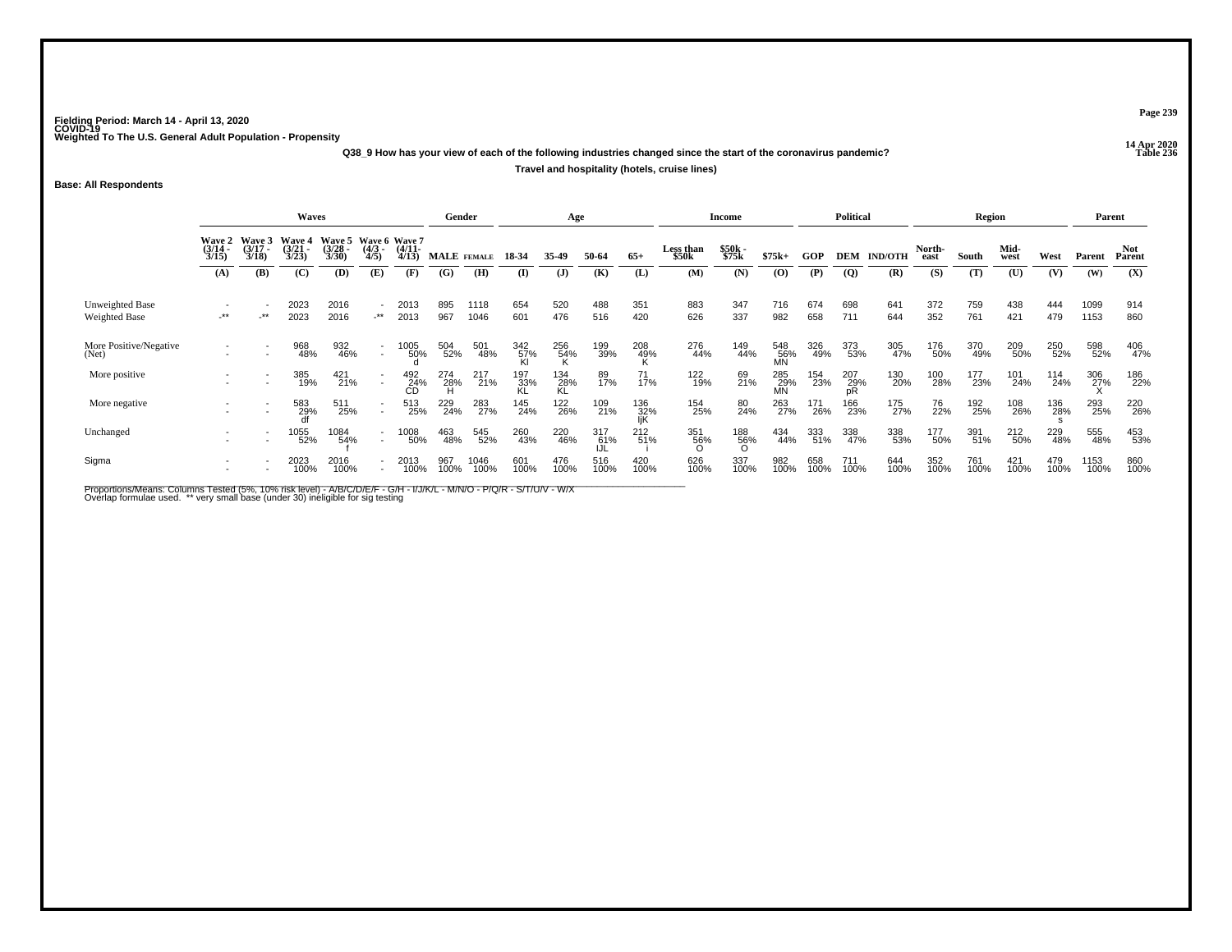Fielding Period: March 14 - April 13, 2020
COVID-19
Weighted To The U.S. General Adult Population - Propensity

14 Apr 2020
Table 236

Q38_9 How has your view of each of the following industries changed since the start of the coronavirus pandemic?

Travel and hospitality (hotels, cruise lines)

Base: All Respondents

| | Waves | | | | | | Gender | | Age | | | | Income | | | Political | | | Region | | | | Parent | |
|---|---|---|---|---|---|---|---|---|---|---|---|---|---|---|---|---|---|---|---|---|---|---|---|---|
| | Wave 2 (3/14 - 3/15) | Wave 3 (3/17 - 3/18) | Wave 4 (3/21 - 3/23) | Wave 5 (3/28 - 3/30) | Wave 6 (4/3 - 4/5) | Wave 7 (4/11- 4/13) | MALE | FEMALE | 18-34 | 35-49 | 50-64 | 65+ | Less than $50k | $50k - $75k | $75k+ | GOP | DEM | IND/OTH | North-east | South | Mid-west | West | Parent | Not Parent |
| | (A) | (B) | (C) | (D) | (E) | (F) | (G) | (H) | (I) | (J) | (K) | (L) | (M) | (N) | (O) | (P) | (Q) | (R) | (S) | (T) | (U) | (V) | (W) | (X) |
| Unweighted Base | - | - | 2023 | 2016 | - | 2013 | 895 | 1118 | 654 | 520 | 488 | 351 | 883 | 347 | 716 | 674 | 698 | 641 | 372 | 759 | 438 | 444 | 1099 | 914 |
| Weighted Base | -** | -** | 2023 | 2016 | -** | 2013 | 967 | 1046 | 601 | 476 | 516 | 420 | 626 | 337 | 982 | 658 | 711 | 644 | 352 | 761 | 421 | 479 | 1153 | 860 |
| More Positive/Negative (Net) | - | - | 968 | 932 | - | 1005 | 504 | 501 | 342 | 256 | 199 | 208 | 276 | 149 | 548 | 326 | 373 | 305 | 176 | 370 | 209 | 250 | 598 | 406 |
| | - | - | 48% | 46% | - | 50% | 52% | 48% | 57% | 54% | 39% | 49% | 44% | 44% | 56% | 49% | 53% | 47% | 50% | 49% | 50% | 52% | 52% | 47% |
| | | | | | | d | | | KI | K | | K | | | MN | | | | | | | | | |
| More positive | - | - | 385 | 421 | - | 492 | 274 | 217 | 197 | 134 | 89 | 71 | 122 | 69 | 285 | 154 | 207 | 130 | 100 | 177 | 101 | 114 | 306 | 186 |
| | - | - | 19% | 21% | - | 24% | 28% | 21% | 33% | 28% | 17% | 17% | 19% | 21% | 29% | 23% | 29% | 20% | 28% | 23% | 24% | 24% | 27% | 22% |
| | | | | | | CD | H | | KL | KL | | | | | MN | | pR | | | | | | X | |
| More negative | - | - | 583 | 511 | - | 513 | 229 | 283 | 145 | 122 | 109 | 136 | 154 | 80 | 263 | 171 | 166 | 175 | 76 | 192 | 108 | 136 | 293 | 220 |
| | - | - | 29% | 25% | - | 25% | 24% | 27% | 24% | 26% | 21% | 32% | 25% | 24% | 27% | 26% | 23% | 27% | 22% | 25% | 26% | 28% | 25% | 26% |
| | | | df | | | | | | | | | IjK | | | | | | | | | | s | | |
| Unchanged | - | - | 1055 | 1084 | - | 1008 | 463 | 545 | 260 | 220 | 317 | 212 | 351 | 188 | 434 | 333 | 338 | 338 | 177 | 391 | 212 | 229 | 555 | 453 |
| | - | - | 52% | 54% | - | 50% | 48% | 52% | 43% | 46% | 61% | 51% | 56% | 56% | 44% | 51% | 47% | 53% | 50% | 51% | 50% | 48% | 48% | 53% |
| | | | | f | | | | | | | IJL | i | O | O | | | | | | | | | | |
| Sigma | - | - | 2023 | 2016 | - | 2013 | 967 | 1046 | 601 | 476 | 516 | 420 | 626 | 337 | 982 | 658 | 711 | 644 | 352 | 761 | 421 | 479 | 1153 | 860 |
| | - | - | 100% | 100% | - | 100% | 100% | 100% | 100% | 100% | 100% | 100% | 100% | 100% | 100% | 100% | 100% | 100% | 100% | 100% | 100% | 100% | 100% | 100% |

Proportions/Means: Columns Tested (5%, 10% risk level) - A/B/C/D/E/F - G/H - I/J/K/L - M/N/O - P/Q/R - S/T/U/V - W/X
Overlap formulae used. ** very small base (under 30) ineligible for sig testing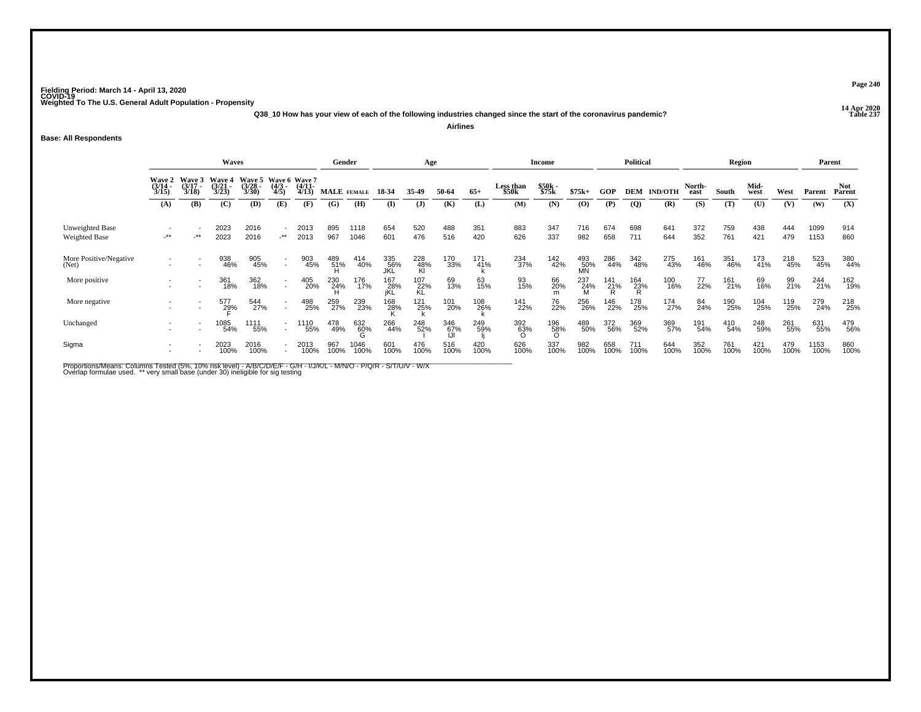Fielding Period: March 14 - April 13, 2020
COVID-19
Weighted To The U.S. General Adult Population - Propensity

14 Apr 2020
Table 237

**Q38_10 How has your view of each of the following industries changed since the start of the coronavirus pandemic?**

**Airlines**

**Base: All Respondents**

| | Waves | | | | | | Gender | | Age | | | | Income | | | Political | | | Region | | | | Parent | |
|---|---|---|---|---|---|---|---|---|---|---|---|---|---|---|---|---|---|---|---|---|---|---|---|---|
| | Wave 2 (3/14 - 3/15) | Wave 3 (3/17 - 3/18) | Wave 4 (3/21 - 3/23) | Wave 5 (3/28 - 3/30) | Wave 6 (4/3 - 4/5) | Wave 7 (4/11- 4/13) | MALE | FEMALE | 18-34 | 35-49 | 50-64 | 65+ | Less than $50k | $50k - $75k | $75k+ | GOP | DEM | IND/OTH | North-east | South | Mid-west | West | Parent | Not Parent |
| | (A) | (B) | (C) | (D) | (E) | (F) | (G) | (H) | (I) | (J) | (K) | (L) | (M) | (N) | (O) | (P) | (Q) | (R) | (S) | (T) | (U) | (V) | (W) | (X) |
| Unweighted Base | - | - | 2023 | 2016 | - | 2013 | 895 | 1118 | 654 | 520 | 488 | 351 | 883 | 347 | 716 | 674 | 698 | 641 | 372 | 759 | 438 | 444 | 1099 | 914 |
| Weighted Base | -** | -** | 2023 | 2016 | -** | 2013 | 967 | 1046 | 601 | 476 | 516 | 420 | 626 | 337 | 982 | 658 | 711 | 644 | 352 | 761 | 421 | 479 | 1153 | 860 |
| More Positive/Negative (Net) | - | - | 938 46% | 905 45% | - | 903 45% | 489 51% H | 414 40% | 335 56% JKL | 228 48% Kl | 170 33% | 171 41% k | 234 37% | 142 42% | 493 50% MN | 286 44% | 342 48% | 275 43% | 161 46% | 351 46% | 173 41% | 218 45% | 523 45% | 380 44% |
| More positive | - | - | 361 18% | 362 18% | - | 405 20% | 230 24% H | 176 17% | 167 28% jKL | 107 22% KL | 69 13% | 63 15% | 93 15% | 66 20% m | 237 24% M | 141 21% R | 164 23% R | 100 16% | 77 22% | 161 21% | 69 16% | 99 21% | 244 21% | 162 19% |
| More negative | - | - | 577 29% F | 544 27% | - | 498 25% | 259 27% | 239 23% | 168 28% K | 121 25% k | 101 20% | 108 26% k | 141 22% | 76 22% | 256 26% | 146 22% | 178 25% | 174 27% | 84 24% | 190 25% | 104 25% | 119 25% | 279 24% | 218 25% |
| Unchanged | - | - | 1085 54% | 1111 55% | - | 1110 55% | 478 49% | 632 60% G | 266 44% | 248 52% I | 346 67% IJl | 249 59% Ij | 392 63% O | 196 58% O | 489 50% | 372 56% | 369 52% | 369 57% | 191 54% | 410 54% | 248 59% | 261 55% | 631 55% | 479 56% |
| Sigma | - | - | 2023 100% | 2016 100% | - | 2013 100% | 967 100% | 1046 100% | 601 100% | 476 100% | 516 100% | 420 100% | 626 100% | 337 100% | 982 100% | 658 100% | 711 100% | 644 100% | 352 100% | 761 100% | 421 100% | 479 100% | 1153 100% | 860 100% |

Proportions/Means: Columns Tested (5%, 10% risk level) - A/B/C/D/E/F - G/H - I/J/K/L - M/N/O - P/Q/R - S/T/U/V - W/X
Overlap formulae used. ** very small base (under 30) ineligible for sig testing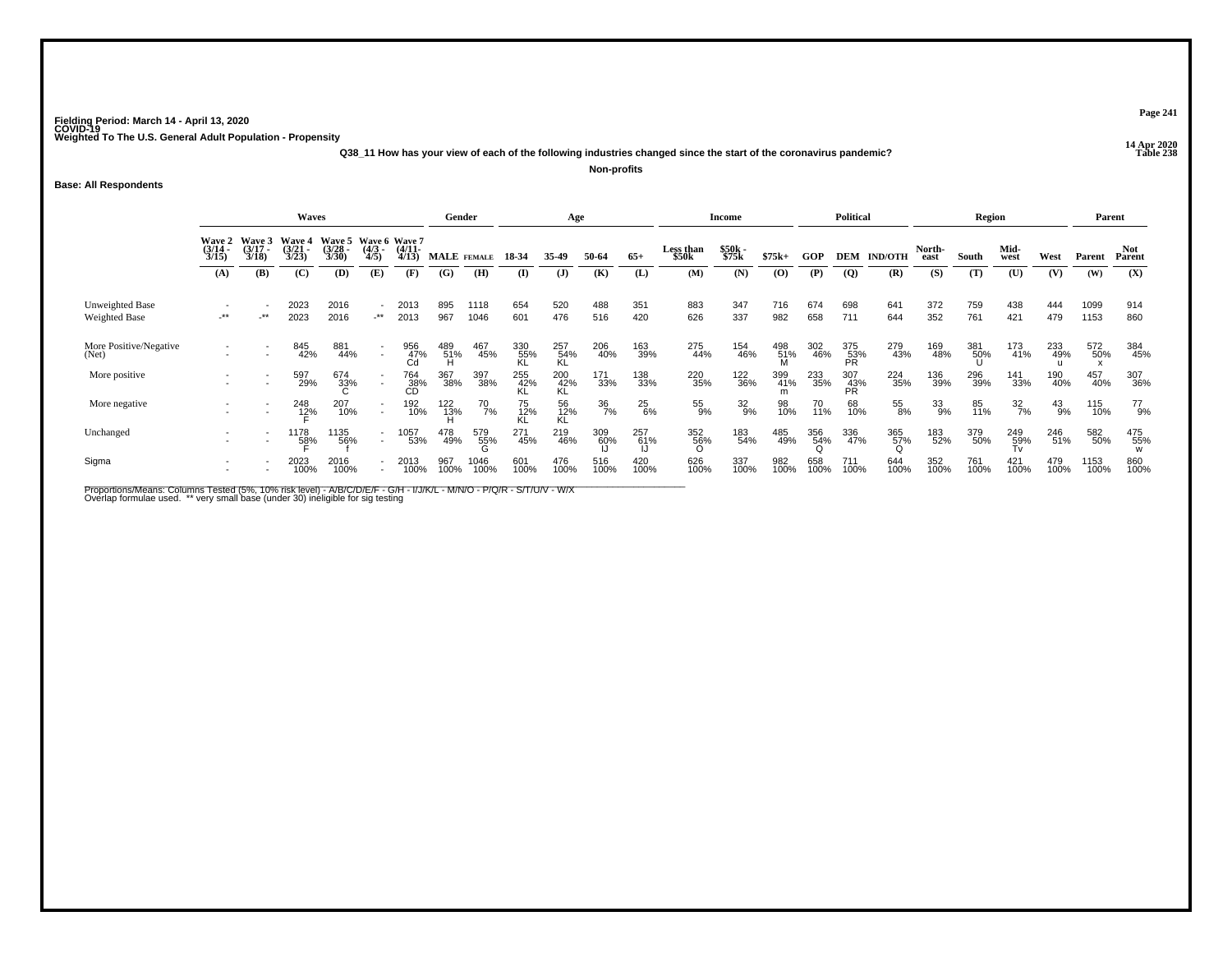Fielding Period: March 14 - April 13, 2020
COVID-19
Weighted To The U.S. General Adult Population - Propensity

14 Apr 2020
Table 238

**Q38_11 How has your view of each of the following industries changed since the start of the coronavirus pandemic?**

**Non-profits**

**Base: All Respondents**

| | Waves | | | | | | Gender | | Age | | | | Income | | | Political | | | Region | | | | Parent | |
|---|---|---|---|---|---|---|---|---|---|---|---|---|---|---|---|---|---|---|---|---|---|---|---|---|
| | Wave 2 (3/14 - 3/15) | Wave 3 (3/17 - 3/18) | Wave 4 (3/21 - 3/23) | Wave 5 (3/28 - 3/30) | Wave 6 (4/3 - 4/5) | Wave 7 (4/11- 4/13) | MALE | FEMALE | 18-34 | 35-49 | 50-64 | 65+ | Less than $50k | $50k - $75k | $75k+ | GOP | DEM | IND/OTH | North-east | South | Mid-west | West | Parent | Not Parent |
| | (A) | (B) | (C) | (D) | (E) | (F) | (G) | (H) | (I) | (J) | (K) | (L) | (M) | (N) | (O) | (P) | (Q) | (R) | (S) | (T) | (U) | (V) | (W) | (X) |
| Unweighted Base | - | - | 2023 | 2016 | - | 2013 | 895 | 1118 | 654 | 520 | 488 | 351 | 883 | 347 | 716 | 674 | 698 | 641 | 372 | 759 | 438 | 444 | 1099 | 914 |
| Weighted Base | -** | -** | 2023 | 2016 | -** | 2013 | 967 | 1046 | 601 | 476 | 516 | 420 | 626 | 337 | 982 | 658 | 711 | 644 | 352 | 761 | 421 | 479 | 1153 | 860 |
| More Positive/Negative (Net) | - | - | 845 | 881 | - | 956 | 489 | 467 | 330 | 257 | 206 | 163 | 275 | 154 | 498 | 302 | 375 | 279 | 169 | 381 | 173 | 233 | 572 | 384 |
| | - | - | 42% | 44% | - | 47% | 51% | 45% | 55% | 54% | 40% | 39% | 44% | 46% | 51% | 46% | 53% | 43% | 48% | 50% | 41% | 49% | 50% | 45% |
| | | | | | | Cd | H | | KL | KL | | | | | M | | PR | | | U | | u | x | |
| More positive | - | - | 597 | 674 | - | 764 | 367 | 397 | 255 | 200 | 171 | 138 | 220 | 122 | 399 | 233 | 307 | 224 | 136 | 296 | 141 | 190 | 457 | 307 |
| | - | - | 29% | 33% | - | 38% | 38% | 38% | 42% | 42% | 33% | 33% | 35% | 36% | 41% | 35% | 43% | 35% | 39% | 39% | 33% | 40% | 40% | 36% |
| | | | | C | | CD | | | KL | KL | | | | | m | | PR | | | | | | | |
| More negative | - | - | 248 | 207 | - | 192 | 122 | 70 | 75 | 56 | 36 | 25 | 55 | 32 | 98 | 70 | 68 | 55 | 33 | 85 | 32 | 43 | 115 | 77 |
| | - | - | 12% | 10% | - | 10% | 13% | 7% | 12% | 12% | 7% | 6% | 9% | 9% | 10% | 11% | 10% | 8% | 9% | 11% | 7% | 9% | 10% | 9% |
| | | | F | | | | H | | KL | KL | | | | | | | | | | | | | | |
| Unchanged | - | - | 1178 | 1135 | - | 1057 | 478 | 579 | 271 | 219 | 309 | 257 | 352 | 183 | 485 | 356 | 336 | 365 | 183 | 379 | 249 | 246 | 582 | 475 |
| | - | - | 58% | 56% | - | 53% | 49% | 55% | 45% | 46% | 60% | 61% | 56% | 54% | 49% | 54% | 47% | 57% | 52% | 50% | 59% | 51% | 50% | 55% |
| | | | F | f | | | | G | | | IJ | IJ | O | | | Q | | Q | | | Tv | | | w |
| Sigma | - | - | 2023 | 2016 | - | 2013 | 967 | 1046 | 601 | 476 | 516 | 420 | 626 | 337 | 982 | 658 | 711 | 644 | 352 | 761 | 421 | 479 | 1153 | 860 |
| | - | - | 100% | 100% | - | 100% | 100% | 100% | 100% | 100% | 100% | 100% | 100% | 100% | 100% | 100% | 100% | 100% | 100% | 100% | 100% | 100% | 100% | 100% |

Proportions/Means: Columns Tested (5%, 10% risk level) - A/B/C/D/E/F - G/H - I/J/K/L - M/N/O - P/Q/R - S/T/U/V - W/X
Overlap formulae used. ** very small base (under 30) ineligible for sig testing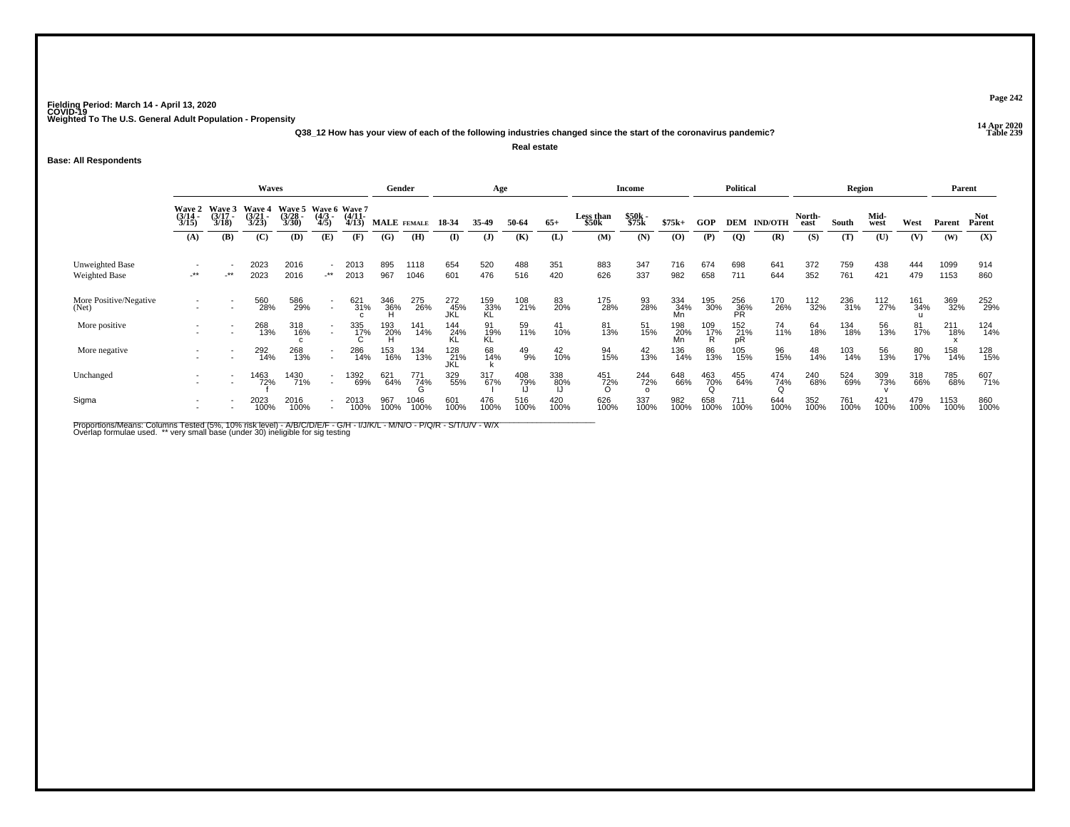Fielding Period: March 14 - April 13, 2020
COVID-19
Weighted To The U.S. General Adult Population - Propensity

14 Apr 2020
Table 239

**Q38_12 How has your view of each of the following industries changed since the start of the coronavirus pandemic?**

**Real estate**

**Base: All Respondents**

| | Waves | | | | | | Gender | | Age | | | | Income | | | Political | | | Region | | | | Parent | |
|---|---|---|---|---|---|---|---|---|---|---|---|---|---|---|---|---|---|---|---|---|---|---|---|---|
| | Wave 2 (3/14 - 3/15) | Wave 3 (3/17 - 3/18) | Wave 4 (3/21 - 3/23) | Wave 5 (3/28 - 3/30) | Wave 6 (4/3 - 4/5) | Wave 7 (4/11 - 4/13) | MALE | FEMALE | 18-34 | 35-49 | 50-64 | 65+ | Less than $50k | $50k - $75k | $75k+ | GOP | DEM | IND/OTH | North-east | South | Mid-west | West | Parent | Not Parent |
| | (A) | (B) | (C) | (D) | (E) | (F) | (G) | (H) | (I) | (J) | (K) | (L) | (M) | (N) | (O) | (P) | (Q) | (R) | (S) | (T) | (U) | (V) | (W) | (X) |
| Unweighted Base | - | - | 2023 | 2016 | - | 2013 | 895 | 1118 | 654 | 520 | 488 | 351 | 883 | 347 | 716 | 674 | 698 | 641 | 372 | 759 | 438 | 444 | 1099 | 914 |
| Weighted Base | -** | -** | 2023 | 2016 | -** | 2013 | 967 | 1046 | 601 | 476 | 516 | 420 | 626 | 337 | 982 | 658 | 711 | 644 | 352 | 761 | 421 | 479 | 1153 | 860 |
| More Positive/Negative (Net) | - | - | 560 | 586 | - | 621 | 346 | 275 | 272 | 159 | 108 | 83 | 175 | 93 | 334 | 195 | 256 | 170 | 112 | 236 | 112 | 161 | 369 | 252 |
| | - | - | 28% | 29% | - | 31% | 36% | 26% | 45% | 33% | 21% | 20% | 28% | 28% | 34% | 30% | 36% | 26% | 32% | 31% | 27% | 34% | 32% | 29% |
| | | | | | | c | H | | JKL | KL | | | | | Mn | | PR | | | | | u | | |
| More positive | - | - | 268 | 318 | - | 335 | 193 | 141 | 144 | 91 | 59 | 41 | 81 | 51 | 198 | 109 | 152 | 74 | 64 | 134 | 56 | 81 | 211 | 124 |
| | - | - | 13% | 16% | - | 17% | 20% | 14% | 24% | 19% | 11% | 10% | 13% | 15% | 20% | 17% | 21% | 11% | 18% | 18% | 13% | 17% | 18% | 14% |
| | | | | c | | C | H | | KL | KL | | | | | Mn | R | pR | | | | | | x | |
| More negative | - | - | 292 | 268 | - | 286 | 153 | 134 | 128 | 68 | 49 | 42 | 94 | 42 | 136 | 86 | 105 | 96 | 48 | 103 | 56 | 80 | 158 | 128 |
| | - | - | 14% | 13% | - | 14% | 16% | 13% | 21% | 14% | 9% | 10% | 15% | 13% | 14% | 13% | 15% | 15% | 14% | 14% | 13% | 17% | 14% | 15% |
| | | | | | | | | | JKL | k | | | | | | | | | | | | | | |
| Unchanged | - | - | 1463 | 1430 | - | 1392 | 621 | 771 | 329 | 317 | 408 | 338 | 451 | 244 | 648 | 463 | 455 | 474 | 240 | 524 | 309 | 318 | 785 | 607 |
| | - | - | 72% | 71% | - | 69% | 64% | 74% | 55% | 67% | 79% | 80% | 72% | 72% | 66% | 70% | 64% | 74% | 68% | 69% | 73% | 66% | 68% | 71% |
| | | | f | | | | | G | | I | IJ | IJ | O | o | | Q | | Q | | | v | | | |
| Sigma | - | - | 2023 | 2016 | - | 2013 | 967 | 1046 | 601 | 476 | 516 | 420 | 626 | 337 | 982 | 658 | 711 | 644 | 352 | 761 | 421 | 479 | 1153 | 860 |
| | - | - | 100% | 100% | - | 100% | 100% | 100% | 100% | 100% | 100% | 100% | 100% | 100% | 100% | 100% | 100% | 100% | 100% | 100% | 100% | 100% | 100% | 100% |

Proportions/Means: Columns Tested (5%, 10% risk level) - A/B/C/D/E/F - G/H - I/J/K/L - M/N/O - P/Q/R - S/T/U/V - W/X
Overlap formulae used. ** very small base (under 30) ineligible for sig testing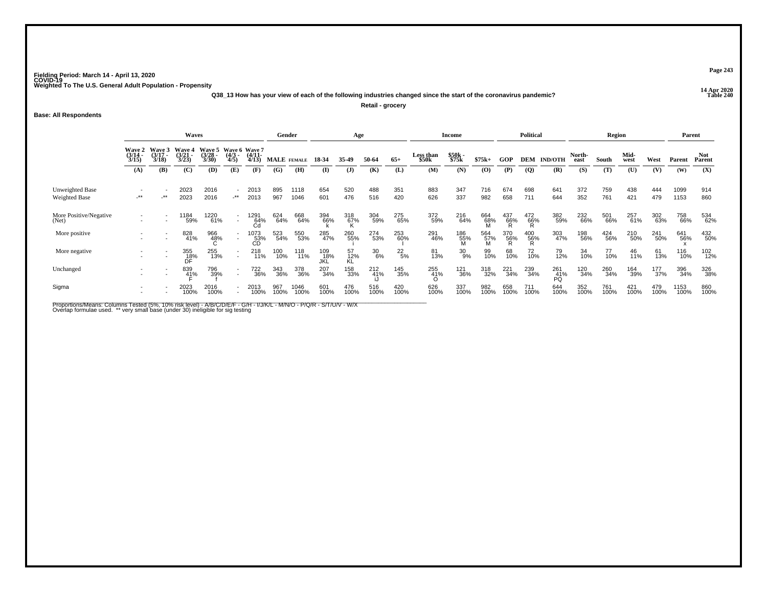Fielding Period: March 14 - April 13, 2020
COVID-19
Weighted To The U.S. General Adult Population - Propensity

14 Apr 2020
Table 240

**Q38_13 How has your view of each of the following industries changed since the start of the coronavirus pandemic?**

**Retail - grocery**

**Base: All Respondents**

| | Waves | | | | | | Gender | | Age | | | | Income | | | Political | | | Region | | | | Parent | |
|---|---|---|---|---|---|---|---|---|---|---|---|---|---|---|---|---|---|---|---|---|---|---|---|---|
| | Wave 2 (3/14 - 3/15) | Wave 3 (3/17 - 3/18) | Wave 4 (3/21 - 3/23) | Wave 5 (3/28 - 3/30) | Wave 6 (4/3 - 4/5) | Wave 7 (4/11- 4/13) | MALE | FEMALE | 18-34 | 35-49 | 50-64 | 65+ | Less than $50k | $50k - $75k | $75k+ | GOP | DEM | IND/OTH | North-east | South | Mid-west | West | Parent | Not Parent |
| | (A) | (B) | (C) | (D) | (E) | (F) | (G) | (H) | (I) | (J) | (K) | (L) | (M) | (N) | (O) | (P) | (Q) | (R) | (S) | (T) | (U) | (V) | (W) | (X) |
| Unweighted Base | - | - | 2023 | 2016 | - | 2013 | 895 | 1118 | 654 | 520 | 488 | 351 | 883 | 347 | 716 | 674 | 698 | 641 | 372 | 759 | 438 | 444 | 1099 | 914 |
| Weighted Base | -** | -** | 2023 | 2016 | -** | 2013 | 967 | 1046 | 601 | 476 | 516 | 420 | 626 | 337 | 982 | 658 | 711 | 644 | 352 | 761 | 421 | 479 | 1153 | 860 |
| More Positive/Negative (Net) | - | - | 1184 59% | 1220 61% | - | 1291 64% Cd | 624 64% | 668 64% | 394 66% k | 318 67% K | 304 59% | 275 65% | 372 59% | 216 64% | 664 68% M | 437 66% R | 472 66% R | 382 59% | 232 66% | 501 66% | 257 61% | 302 63% | 758 66% | 534 62% |
| More positive | - | - | 828 41% | 966 48% C | - | 1073 53% CD | 523 54% | 550 53% | 285 47% | 260 55% i | 274 53% | 253 60% I | 291 46% | 186 55% M | 564 57% M | 370 56% R | 400 56% R | 303 47% | 198 56% | 424 56% | 210 50% | 241 50% | 641 56% x | 432 50% |
| More negative | - | - | 355 18% DF | 255 13% | - | 218 11% | 100 10% | 118 11% | 109 18% JKL | 57 12% KL | 30 6% | 22 5% | 81 13% | 30 9% | 99 10% | 68 10% | 72 10% | 79 12% | 34 10% | 77 10% | 46 11% | 61 13% | 116 10% | 102 12% |
| Unchanged | - | - | 839 41% F | 796 39% f | - | 722 36% | 343 36% | 378 36% | 207 34% | 158 33% | 212 41% iJ | 145 35% | 255 41% O | 121 36% | 318 32% | 221 34% | 239 34% | 261 41% PQ | 120 34% | 260 34% | 164 39% | 177 37% | 396 34% | 326 38% |
| Sigma | - | - | 2023 100% | 2016 100% | - | 2013 100% | 967 100% | 1046 100% | 601 100% | 476 100% | 516 100% | 420 100% | 626 100% | 337 100% | 982 100% | 658 100% | 711 100% | 644 100% | 352 100% | 761 100% | 421 100% | 479 100% | 1153 100% | 860 100% |

Proportions/Means: Columns Tested (5%, 10% risk level) - A/B/C/D/E/F - G/H - I/J/K/L - M/N/O - P/Q/R - S/T/U/V - W/X
Overlap formulae used. ** very small base (under 30) ineligible for sig testing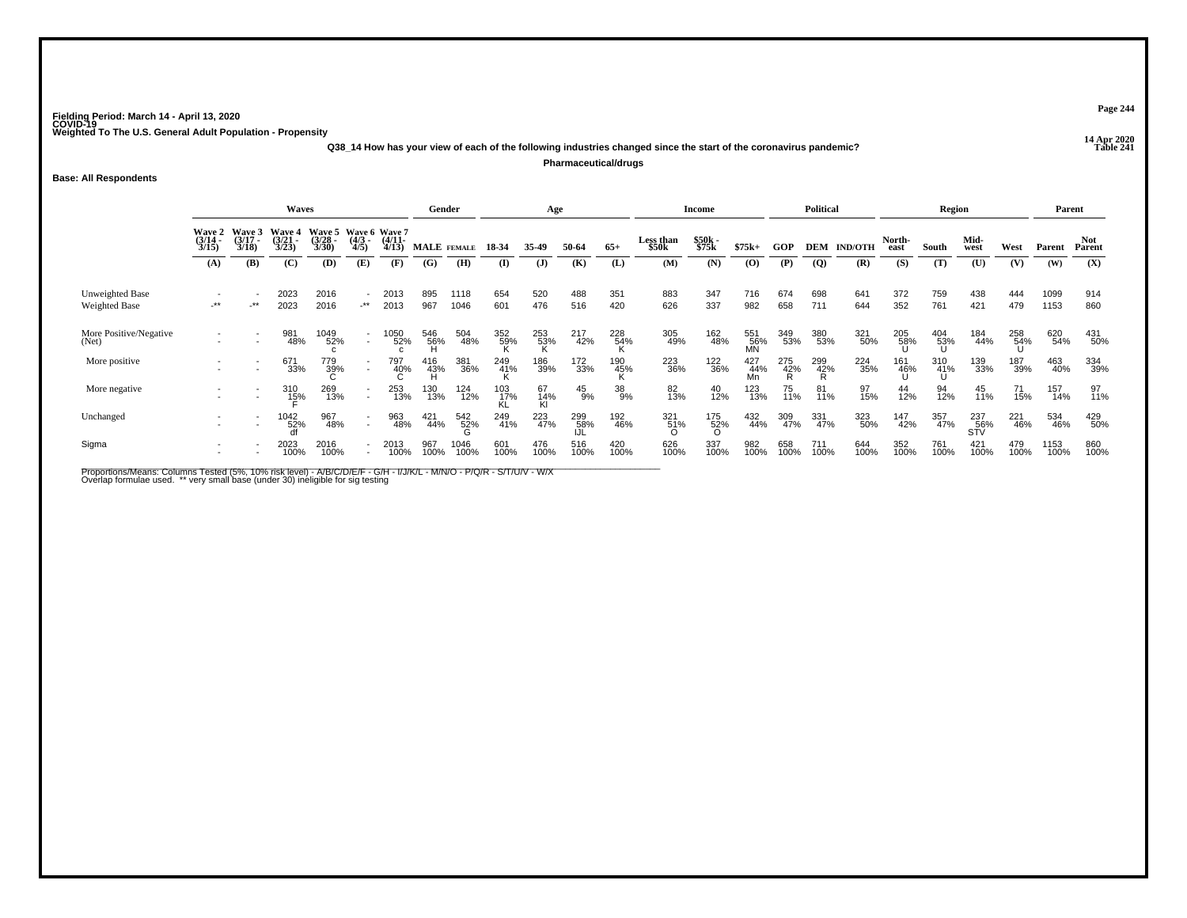Fielding Period: March 14 - April 13, 2020
COVID-19
Weighted To The U.S. General Adult Population - Propensity

14 Apr 2020
Table 241

**Q38_14 How has your view of each of the following industries changed since the start of the coronavirus pandemic?**

**Pharmaceutical/drugs**

**Base: All Respondents**

| | Waves | | | | | | Gender | | Age | | | | Income | | | Political | | | Region | | | | Parent | |
|---|---|---|---|---|---|---|---|---|---|---|---|---|---|---|---|---|---|---|---|---|---|---|---|---|
| | Wave 2 (3/14 - 3/15) | Wave 3 (3/17 - 3/18) | Wave 4 (3/21 - 3/23) | Wave 5 (3/28 - 3/30) | Wave 6 (4/3 - 4/5) | Wave 7 (4/11- 4/13) | MALE | FEMALE | 18-34 | 35-49 | 50-64 | 65+ | Less than $50k | $50k - $75k | $75k+ | GOP | DEM | IND/OTH | North-east | South | Mid-west | West | Parent | Not Parent |
| | (A) | (B) | (C) | (D) | (E) | (F) | (G) | (H) | (I) | (J) | (K) | (L) | (M) | (N) | (O) | (P) | (Q) | (R) | (S) | (T) | (U) | (V) | (W) | (X) |
| Unweighted Base | - | - | 2023 | 2016 | - | 2013 | 895 | 1118 | 654 | 520 | 488 | 351 | 883 | 347 | 716 | 674 | 698 | 641 | 372 | 759 | 438 | 444 | 1099 | 914 |
| Weighted Base | -** | -** | 2023 | 2016 | -** | 2013 | 967 | 1046 | 601 | 476 | 516 | 420 | 626 | 337 | 982 | 658 | 711 | 644 | 352 | 761 | 421 | 479 | 1153 | 860 |
| More Positive/Negative (Net) | - | - | 981 | 1049 | - | 1050 | 546 | 504 | 352 | 253 | 217 | 228 | 305 | 162 | 551 | 349 | 380 | 321 | 205 | 404 | 184 | 258 | 620 | 431 |
| | - | - | 48% | 52% | - | 52% | 56% | 48% | 59% | 53% | 42% | 54% | 49% | 48% | 56% | 53% | 53% | 50% | 58% | 53% | 44% | 54% | 54% | 50% |
| | | | | c | | c | H | | K | K | | K | | | MN | | | | U | U | | U | | |
| More positive | - | - | 671 | 779 | - | 797 | 416 | 381 | 249 | 186 | 172 | 190 | 223 | 122 | 427 | 275 | 299 | 224 | 161 | 310 | 139 | 187 | 463 | 334 |
| | - | - | 33% | 39% | - | 40% | 43% | 36% | 41% | 39% | 33% | 45% | 36% | 36% | 44% | 42% | 42% | 35% | 46% | 41% | 33% | 39% | 40% | 39% |
| | | | | C | | C | H | | K | | | K | | | Mn | R | R | | U | U | | | | |
| More negative | - | - | 310 | 269 | - | 253 | 130 | 124 | 103 | 67 | 45 | 38 | 82 | 40 | 123 | 75 | 81 | 97 | 44 | 94 | 45 | 71 | 157 | 97 |
| | - | - | 15% | 13% | - | 13% | 13% | 12% | 17% | 14% | 9% | 9% | 13% | 12% | 13% | 11% | 11% | 15% | 12% | 12% | 11% | 15% | 14% | 11% |
| | | | F | | | | | | KL | Kl | | | | | | | | | | | | | | |
| Unchanged | - | - | 1042 | 967 | - | 963 | 421 | 542 | 249 | 223 | 299 | 192 | 321 | 175 | 432 | 309 | 331 | 323 | 147 | 357 | 237 | 221 | 534 | 429 |
| | - | - | 52% | 48% | - | 48% | 44% | 52% | 41% | 47% | 58% | 46% | 51% | 52% | 44% | 47% | 47% | 50% | 42% | 47% | 56% | 46% | 46% | 50% |
| | | | df | | | | | G | | | IJL | | O | O | | | | | | | STV | | | |
| Sigma | - | - | 2023 | 2016 | - | 2013 | 967 | 1046 | 601 | 476 | 516 | 420 | 626 | 337 | 982 | 658 | 711 | 644 | 352 | 761 | 421 | 479 | 1153 | 860 |
| | - | - | 100% | 100% | - | 100% | 100% | 100% | 100% | 100% | 100% | 100% | 100% | 100% | 100% | 100% | 100% | 100% | 100% | 100% | 100% | 100% | 100% | 100% |

Proportions/Means: Columns Tested (5%, 10% risk level) - A/B/C/D/E/F - G/H - I/J/K/L - M/N/O - P/Q/R - S/T/U/V - W/X
Overlap formulae used. ** very small base (under 30) ineligible for sig testing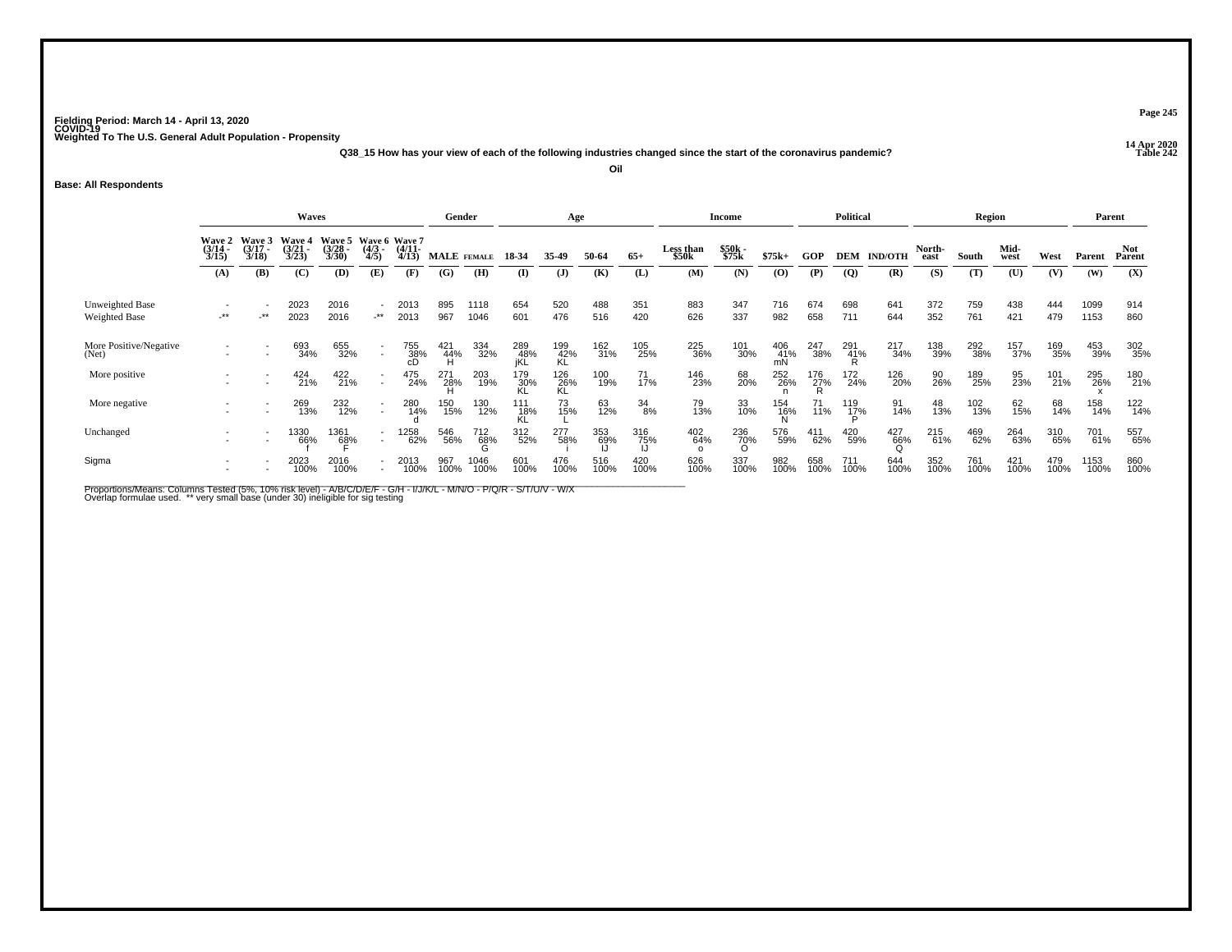Fielding Period: March 14 - April 13, 2020
COVID-19
Weighted To The U.S. General Adult Population - Propensity

14 Apr 2020
Table 242

Q38_15 How has your view of each of the following industries changed since the start of the coronavirus pandemic?

Oil

Base: All Respondents

| | Waves | | | | | | Gender | | Age | | | | Income | | | Political | | | Region | | | | Parent | |
|---|---|---|---|---|---|---|---|---|---|---|---|---|---|---|---|---|---|---|---|---|---|---|---|---|
| | Wave 2 (3/14 - 3/15) | Wave 3 (3/17 - 3/18) | Wave 4 (3/21 - 3/23) | Wave 5 (3/28 - 3/30) | Wave 6 (4/3 - 4/5) | Wave 7 (4/11 - 4/13) | MALE | FEMALE | 18-34 | 35-49 | 50-64 | 65+ | Less than $50k | $50k - $75k | $75k+ | GOP | DEM | IND/OTH | North-east | South | Mid-west | West | Parent | Not Parent |
| | (A) | (B) | (C) | (D) | (E) | (F) | (G) | (H) | (I) | (J) | (K) | (L) | (M) | (N) | (O) | (P) | (Q) | (R) | (S) | (T) | (U) | (V) | (W) | (X) |
| Unweighted Base | - | - | 2023 | 2016 | - | 2013 | 895 | 1118 | 654 | 520 | 488 | 351 | 883 | 347 | 716 | 674 | 698 | 641 | 372 | 759 | 438 | 444 | 1099 | 914 |
| Weighted Base | -** | -** | 2023 | 2016 | -** | 2013 | 967 | 1046 | 601 | 476 | 516 | 420 | 626 | 337 | 982 | 658 | 711 | 644 | 352 | 761 | 421 | 479 | 1153 | 860 |
| More Positive/Negative (Net) | - | - | 693 34% | 655 32% | - | 755 38% cD | 421 44% H | 334 32% | 289 48% jKL | 199 42% KL | 162 31% | 105 25% | 225 36% | 101 30% | 406 41% mN | 247 38% | 291 41% R | 217 34% | 138 39% | 292 38% | 157 37% | 169 35% | 453 39% | 302 35% |
| More positive | - | - | 424 21% | 422 21% | - | 475 24% | 271 28% H | 203 19% | 179 30% KL | 126 26% KL | 100 19% | 71 17% | 146 23% | 68 20% | 252 26% n | 176 27% R | 172 24% | 126 20% | 90 26% | 189 25% | 95 23% | 101 21% | 295 26% x | 180 21% |
| More negative | - | - | 269 13% | 232 12% | - | 280 14% d | 150 15% | 130 12% | 111 18% KL | 73 15% L | 63 12% | 34 8% | 79 13% | 33 10% | 154 16% N | 71 11% | 119 17% P | 91 14% | 48 13% | 102 13% | 62 15% | 68 14% | 158 14% | 122 14% |
| Unchanged | - | - | 1330 66% f | 1361 68% F | - | 1258 62% | 546 56% | 712 68% G | 312 52% | 277 58% i | 353 69% IJ | 316 75% IJ | 402 64% o | 236 70% O | 576 59% | 411 62% | 420 59% | 427 66% Q | 215 61% | 469 62% | 264 63% | 310 65% | 701 61% | 557 65% |
| Sigma | - | - | 2023 100% | 2016 100% | - | 2013 100% | 967 100% | 1046 100% | 601 100% | 476 100% | 516 100% | 420 100% | 626 100% | 337 100% | 982 100% | 658 100% | 711 100% | 644 100% | 352 100% | 761 100% | 421 100% | 479 100% | 1153 100% | 860 100% |

Proportions/Means: Columns Tested (5%, 10% risk level) - A/B/C/D/E/F - G/H - I/J/K/L - M/N/O - P/Q/R - S/T/U/V - W/X
Overlap formulae used. ** very small base (under 30) ineligible for sig testing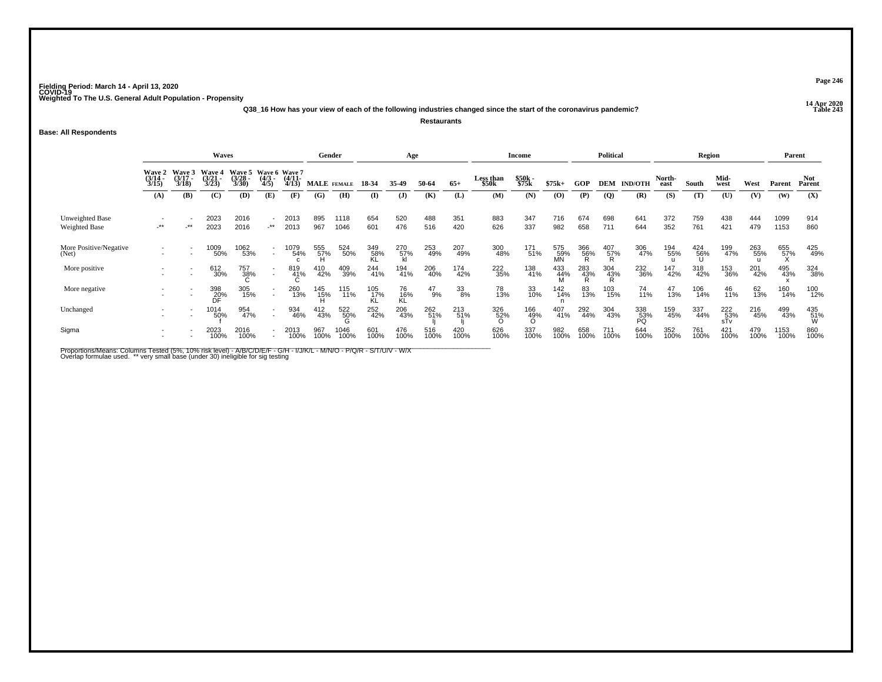Fielding Period: March 14 - April 13, 2020
COVID-19
Weighted To The U.S. General Adult Population - Propensity

14 Apr 2020
Table 243

**Q38_16 How has your view of each of the following industries changed since the start of the coronavirus pandemic?**

**Restaurants**

**Base: All Respondents**

| | Waves | | | | | | Gender | | Age | | | | Income | | | Political | | | Region | | | | Parent | |
|---|---|---|---|---|---|---|---|---|---|---|---|---|---|---|---|---|---|---|---|---|---|---|---|---|
| | Wave 2 (3/14 - 3/15) | Wave 3 (3/17 - 3/18) | Wave 4 (3/21 - 3/23) | Wave 5 (3/28 - 3/30) | Wave 6 (4/3 - 4/5) | Wave 7 (4/11- 4/13) | MALE | FEMALE | 18-34 | 35-49 | 50-64 | 65+ | Less than $50k | $50k - $75k | $75k+ | GOP | DEM | IND/OTH | North-east | South | Mid-west | West | Parent | Not Parent |
| | (A) | (B) | (C) | (D) | (E) | (F) | (G) | (H) | (I) | (J) | (K) | (L) | (M) | (N) | (O) | (P) | (Q) | (R) | (S) | (T) | (U) | (V) | (W) | (X) |
| Unweighted Base | - | - | 2023 | 2016 | - | 2013 | 895 | 1118 | 654 | 520 | 488 | 351 | 883 | 347 | 716 | 674 | 698 | 641 | 372 | 759 | 438 | 444 | 1099 | 914 |
| Weighted Base | -** | -** | 2023 | 2016 | -** | 2013 | 967 | 1046 | 601 | 476 | 516 | 420 | 626 | 337 | 982 | 658 | 711 | 644 | 352 | 761 | 421 | 479 | 1153 | 860 |
| More Positive/Negative (Net) | - | - | 1009 | 1062 | - | 1079 | 555 | 524 | 349 | 270 | 253 | 207 | 300 | 171 | 575 | 366 | 407 | 306 | 194 | 424 | 199 | 263 | 655 | 425 |
| | - | - | 50% | 53% | - | 54% | 57% | 50% | 58% | 57% | 49% | 49% | 48% | 51% | 59% | 56% | 57% | 47% | 55% | 56% | 47% | 55% | 57% | 49% |
| | | | | | | c | H | | KL | kl | | | | | MN | R | R | | u | U | | u | X | |
| More positive | - | - | 612 | 757 | - | 819 | 410 | 409 | 244 | 194 | 206 | 174 | 222 | 138 | 433 | 283 | 304 | 232 | 147 | 318 | 153 | 201 | 495 | 324 |
| | - | - | 30% | 38% | - | 41% | 42% | 39% | 41% | 41% | 40% | 42% | 35% | 41% | 44% | 43% | 43% | 36% | 42% | 42% | 36% | 42% | 43% | 38% |
| | | | | C | | C | | | | | | | | | M | R | R | | | | | | x | |
| More negative | - | - | 398 | 305 | - | 260 | 145 | 115 | 105 | 76 | 47 | 33 | 78 | 33 | 142 | 83 | 103 | 74 | 47 | 106 | 46 | 62 | 160 | 100 |
| | - | - | 20% | 15% | - | 13% | 15% | 11% | 17% | 16% | 9% | 8% | 13% | 10% | 14% | 13% | 15% | 11% | 13% | 14% | 11% | 13% | 14% | 12% |
| | | | DF | | | | H | | KL | KL | | | | | n | | | | | | | | | |
| Unchanged | - | - | 1014 | 954 | - | 934 | 412 | 522 | 252 | 206 | 262 | 213 | 326 | 166 | 407 | 292 | 304 | 338 | 159 | 337 | 222 | 216 | 499 | 435 |
| | - | - | 50% | 47% | - | 46% | 43% | 50% | 42% | 43% | 51% | 51% | 52% | 49% | 41% | 44% | 43% | 53% | 45% | 44% | 53% | 45% | 43% | 51% |
| | | | f | | | | | G | | | Ij | Ij | O | O | | | | PQ | | | sTv | | | W |
| Sigma | - | - | 2023 | 2016 | - | 2013 | 967 | 1046 | 601 | 476 | 516 | 420 | 626 | 337 | 982 | 658 | 711 | 644 | 352 | 761 | 421 | 479 | 1153 | 860 |
| | - | - | 100% | 100% | - | 100% | 100% | 100% | 100% | 100% | 100% | 100% | 100% | 100% | 100% | 100% | 100% | 100% | 100% | 100% | 100% | 100% | 100% | 100% |

Proportions/Means: Columns Tested (5%, 10% risk level) - A/B/C/D/E/F - G/H - I/J/K/L - M/N/O - P/Q/R - S/T/U/V - W/X
Overlap formulae used. ** very small base (under 30) ineligible for sig testing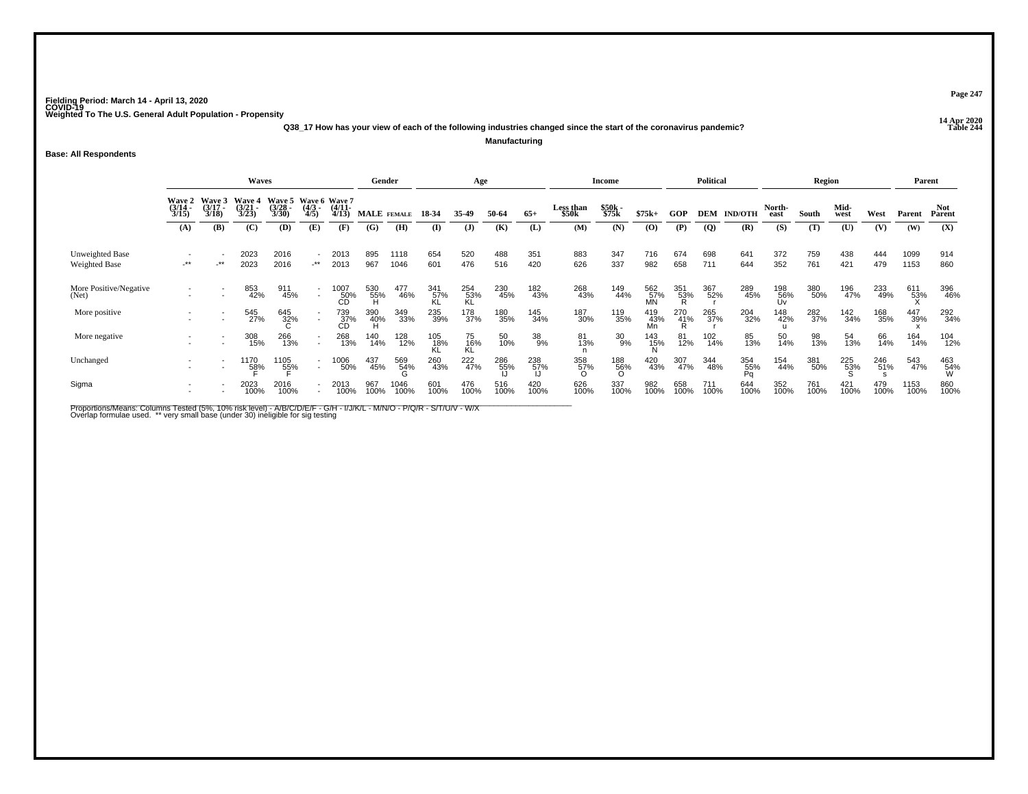Fielding Period: March 14 - April 13, 2020
COVID-19
Weighted To The U.S. General Adult Population - Propensity

14 Apr 2020
Table 244

**Q38_17 How has your view of each of the following industries changed since the start of the coronavirus pandemic?**

**Manufacturing**

**Base: All Respondents**

| | Waves | | | | | | Gender | | Age | | | | Income | | | Political | | | Region | | | | Parent | |
|---|---|---|---|---|---|---|---|---|---|---|---|---|---|---|---|---|---|---|---|---|---|---|---|---|
| | Wave 2 (3/14 - 3/15) | Wave 3 (3/17 - 3/18) | Wave 4 (3/21 - 3/23) | Wave 5 (3/28 - 3/30) | Wave 6 (4/3 - 4/5) | Wave 7 (4/11- 4/13) | MALE | FEMALE | 18-34 | 35-49 | 50-64 | 65+ | Less than $50k | $50k - $75k | $75k+ | GOP | DEM | IND/OTH | North-east | South | Mid-west | West | Parent | Not Parent |
| | (A) | (B) | (C) | (D) | (E) | (F) | (G) | (H) | (I) | (J) | (K) | (L) | (M) | (N) | (O) | (P) | (Q) | (R) | (S) | (T) | (U) | (V) | (W) | (X) |
| Unweighted Base | - | - | 2023 | 2016 | - | 2013 | 895 | 1118 | 654 | 520 | 488 | 351 | 883 | 347 | 716 | 674 | 698 | 641 | 372 | 759 | 438 | 444 | 1099 | 914 |
| Weighted Base | -** | -** | 2023 | 2016 | -** | 2013 | 967 | 1046 | 601 | 476 | 516 | 420 | 626 | 337 | 982 | 658 | 711 | 644 | 352 | 761 | 421 | 479 | 1153 | 860 |
| More Positive/Negative (Net) | - | - | 853 | 911 | - | 1007 | 530 | 477 | 341 | 254 | 230 | 182 | 268 | 149 | 562 | 351 | 367 | 289 | 198 | 380 | 196 | 233 | 611 | 396 |
| | - | - | 42% | 45% | - | 50% | 55% | 46% | 57% | 53% | 45% | 43% | 43% | 44% | 57% | 53% | 52% | 45% | 56% | 50% | 47% | 49% | 53% | 46% |
| | | | | | | CD | H | | KL | KL | | | | | MN | R | r | | Uv | | | | X | |
| More positive | - | - | 545 | 645 | - | 739 | 390 | 349 | 235 | 178 | 180 | 145 | 187 | 119 | 419 | 270 | 265 | 204 | 148 | 282 | 142 | 168 | 447 | 292 |
| | - | - | 27% | 32% | - | 37% | 40% | 33% | 39% | 37% | 35% | 34% | 30% | 35% | 43% | 41% | 37% | 32% | 42% | 37% | 34% | 35% | 39% | 34% |
| | | | | C | | CD | H | | | | | | | | Mn | R | r | | u | | | | x | |
| More negative | - | - | 308 | 266 | - | 268 | 140 | 128 | 105 | 75 | 50 | 38 | 81 | 30 | 143 | 81 | 102 | 85 | 50 | 98 | 54 | 66 | 164 | 104 |
| | - | - | 15% | 13% | - | 13% | 14% | 12% | 18% | 16% | 10% | 9% | 13% | 9% | 15% | 12% | 14% | 13% | 14% | 13% | 13% | 14% | 14% | 12% |
| | | | | | | | | | KL | KL | | | n | | N | | | | | | | | | |
| Unchanged | - | - | 1170 | 1105 | - | 1006 | 437 | 569 | 260 | 222 | 286 | 238 | 358 | 188 | 420 | 307 | 344 | 354 | 154 | 381 | 225 | 246 | 543 | 463 |
| | - | - | 58% | 55% | - | 50% | 45% | 54% | 43% | 47% | 55% | 57% | 57% | 56% | 43% | 47% | 48% | 55% | 44% | 50% | 53% | 51% | 47% | 54% |
| | | | F | F | | | | G | | | IJ | IJ | O | O | | | | Pq | | | S | s | | W |
| Sigma | - | - | 2023 | 2016 | - | 2013 | 967 | 1046 | 601 | 476 | 516 | 420 | 626 | 337 | 982 | 658 | 711 | 644 | 352 | 761 | 421 | 479 | 1153 | 860 |
| | - | - | 100% | 100% | - | 100% | 100% | 100% | 100% | 100% | 100% | 100% | 100% | 100% | 100% | 100% | 100% | 100% | 100% | 100% | 100% | 100% | 100% | 100% |

Proportions/Means: Columns Tested (5%, 10% risk level) - A/B/C/D/E/F - G/H - I/J/K/L - M/N/O - P/Q/R - S/T/U/V - W/X
Overlap formulae used. ** very small base (under 30) ineligible for sig testing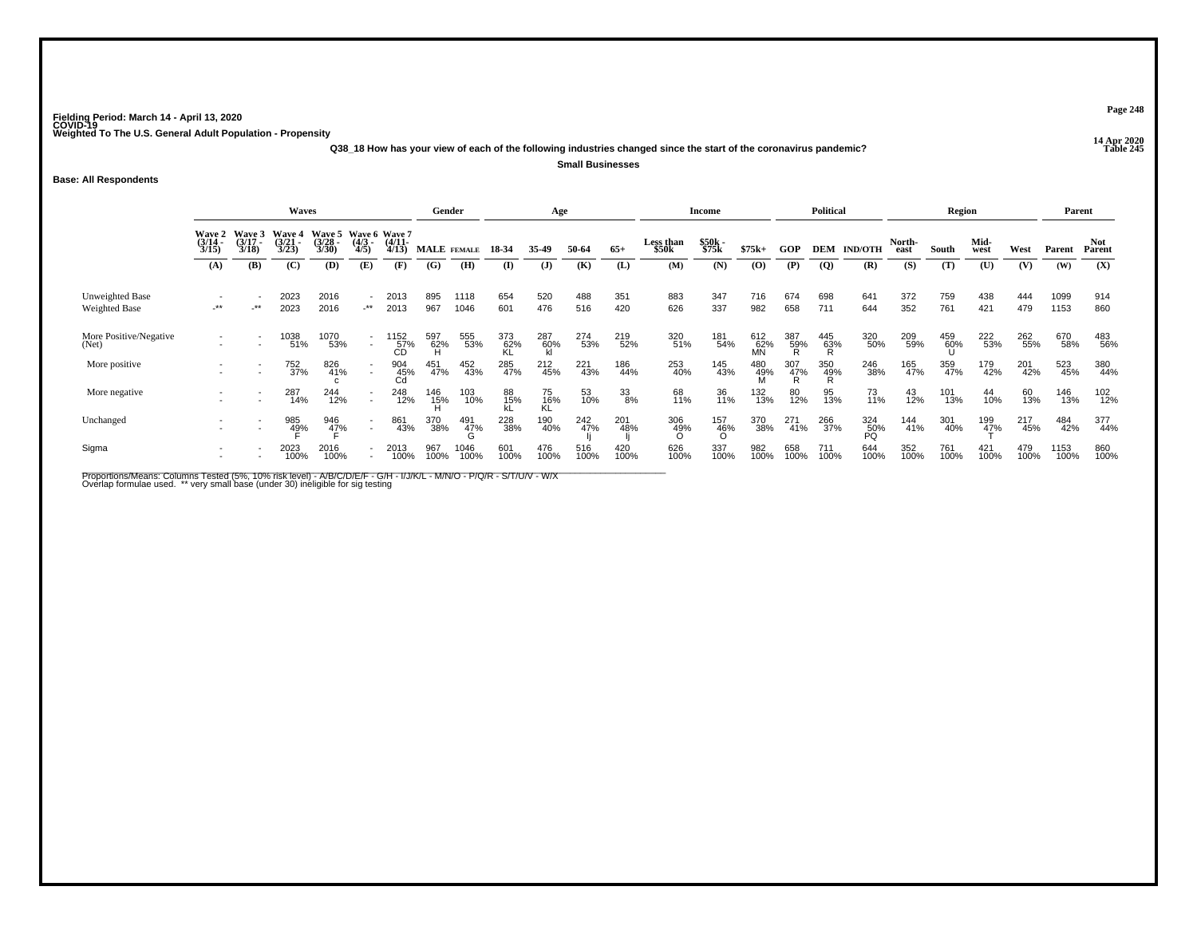Fielding Period: March 14 - April 13, 2020
COVID-19
Weighted To The U.S. General Adult Population - Propensity

14 Apr 2020
Table 245

**Q38_18 How has your view of each of the following industries changed since the start of the coronavirus pandemic?**

**Small Businesses**

**Base: All Respondents**

| | Waves | | | | | | Gender | | Age | | | | Income | | | Political | | | Region | | | | Parent | |
|---|---|---|---|---|---|---|---|---|---|---|---|---|---|---|---|---|---|---|---|---|---|---|---|---|
| | Wave 2 (3/14 - 3/15) | Wave 3 (3/17 - 3/18) | Wave 4 (3/21 - 3/23) | Wave 5 (3/28 - 3/30) | Wave 6 (4/3 - 4/5) | Wave 7 (4/11 - 4/13) | MALE | FEMALE | 18-34 | 35-49 | 50-64 | 65+ | Less than $50k | $50k - $75k | $75k+ | GOP | DEM | IND/OTH | North-east | South | Mid-west | West | Parent | Not Parent |
| | (A) | (B) | (C) | (D) | (E) | (F) | (G) | (H) | (I) | (J) | (K) | (L) | (M) | (N) | (O) | (P) | (Q) | (R) | (S) | (T) | (U) | (V) | (W) | (X) |
| Unweighted Base | - | - | 2023 | 2016 | - | 2013 | 895 | 1118 | 654 | 520 | 488 | 351 | 883 | 347 | 716 | 674 | 698 | 641 | 372 | 759 | 438 | 444 | 1099 | 914 |
| Weighted Base | -** | -** | 2023 | 2016 | -** | 2013 | 967 | 1046 | 601 | 476 | 516 | 420 | 626 | 337 | 982 | 658 | 711 | 644 | 352 | 761 | 421 | 479 | 1153 | 860 |
| More Positive/Negative (Net) | - | - | 1038 | 1070 | - | 1152 | 597 | 555 | 373 | 287 | 274 | 219 | 320 | 181 | 612 | 387 | 445 | 320 | 209 | 459 | 222 | 262 | 670 | 483 |
| | - | - | 51% | 53% | - | 57% | 62% | 53% | 62% | 60% | 53% | 52% | 51% | 54% | 62% | 59% | 63% | 50% | 59% | 60% | 53% | 55% | 58% | 56% |
| | | | | | | CD | H | | KL | kl | | | | | MN | R | R | | | U | | | | |
| More positive | - | - | 752 | 826 | - | 904 | 451 | 452 | 285 | 212 | 221 | 186 | 253 | 145 | 480 | 307 | 350 | 246 | 165 | 359 | 179 | 201 | 523 | 380 |
| | - | - | 37% | 41% | - | 45% | 47% | 43% | 47% | 45% | 43% | 44% | 40% | 43% | 49% | 47% | 49% | 38% | 47% | 47% | 42% | 42% | 45% | 44% |
| | | | | c | | Cd | | | | | | | | | M | R | R | | | | | | | |
| More negative | - | - | 287 | 244 | - | 248 | 146 | 103 | 88 | 75 | 53 | 33 | 68 | 36 | 132 | 80 | 95 | 73 | 43 | 101 | 44 | 60 | 146 | 102 |
| | - | - | 14% | 12% | - | 12% | 15% | 10% | 15% | 16% | 10% | 8% | 11% | 11% | 13% | 12% | 13% | 11% | 12% | 13% | 10% | 13% | 13% | 12% |
| | | | | | | | H | | kL | KL | | | | | | | | | | | | | | |
| Unchanged | - | - | 985 | 946 | - | 861 | 370 | 491 | 228 | 190 | 242 | 201 | 306 | 157 | 370 | 271 | 266 | 324 | 144 | 301 | 199 | 217 | 484 | 377 |
| | - | - | 49% | 47% | - | 43% | 38% | 47% | 38% | 40% | 47% | 48% | 49% | 46% | 38% | 41% | 37% | 50% | 41% | 40% | 47% | 45% | 42% | 44% |
| | | | F | F | | | | G | | | Ij | Ij | O | O | | | | PQ | | | T | | | |
| Sigma | - | - | 2023 | 2016 | - | 2013 | 967 | 1046 | 601 | 476 | 516 | 420 | 626 | 337 | 982 | 658 | 711 | 644 | 352 | 761 | 421 | 479 | 1153 | 860 |
| | - | - | 100% | 100% | - | 100% | 100% | 100% | 100% | 100% | 100% | 100% | 100% | 100% | 100% | 100% | 100% | 100% | 100% | 100% | 100% | 100% | 100% | 100% |

Proportions/Means: Columns Tested (5%, 10% risk level) - A/B/C/D/E/F - G/H - I/J/K/L - M/N/O - P/Q/R - S/T/U/V - W/X
Overlap formulae used. ** very small base (under 30) ineligible for sig testing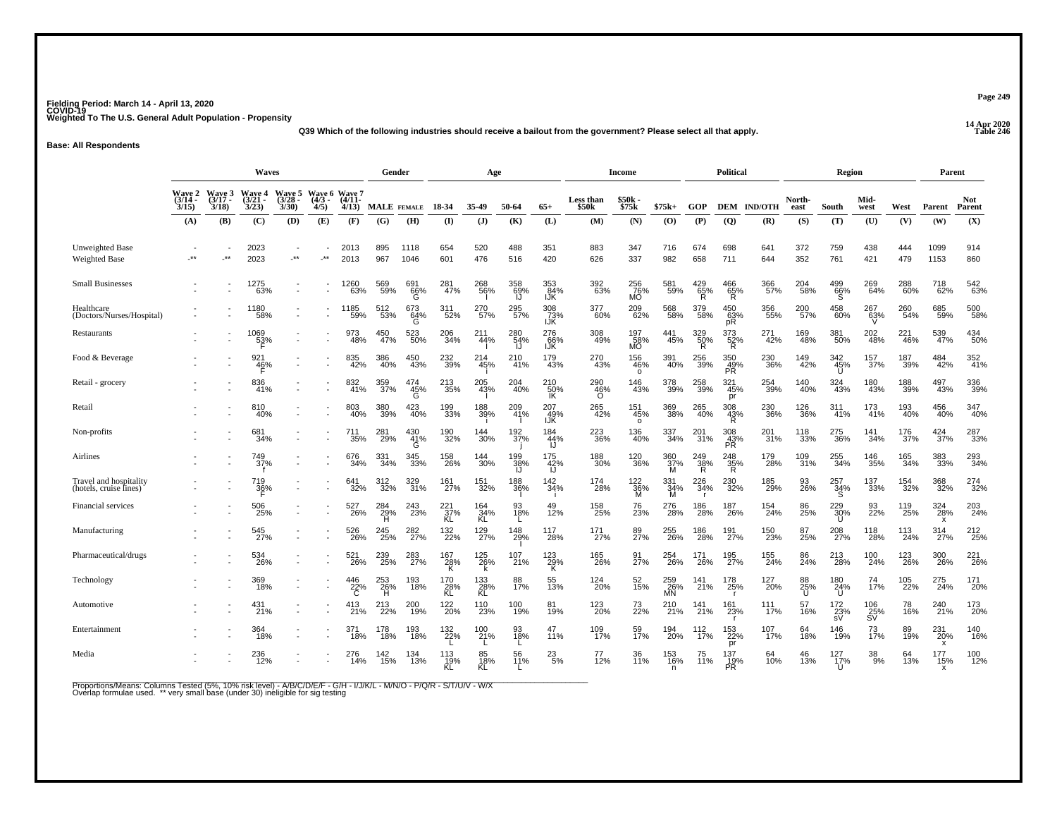Fielding Period: March 14 - April 13, 2020
COVID-19
Weighted To The U.S. General Adult Population - Propensity

14 Apr 2020
Table 246

Q39 Which of the following industries should receive a bailout from the government? Please select all that apply.

**Base: All Respondents**

| | Waves | | | | | | Gender | | Age | | | | Income | | | Political | | | Region | | | | Parent | |
|---|---|---|---|---|---|---|---|---|---|---|---|---|---|---|---|---|---|---|---|---|---|---|---|---|
| | Wave 2 (3/14 - 3/15) | Wave 3 (3/17 - 3/18) | Wave 4 (3/21 - 3/23) | Wave 5 (3/28 - 3/30) | Wave 6 (4/3 - 4/5) | Wave 7 (4/11 - 4/13) | MALE | FEMALE | 18-34 | 35-49 | 50-64 | 65+ | Less than $50k | $50k - $75k | $75k+ | GOP | DEM | IND/OTH | North-east | South | Mid-west | West | Parent | Not Parent |
| | (A) | (B) | (C) | (D) | (E) | (F) | (G) | (H) | (I) | (J) | (K) | (L) | (M) | (N) | (O) | (P) | (Q) | (R) | (S) | (T) | (U) | (V) | (W) | (X) |
| Unweighted Base | - | - | 2023 | - | - | 2013 | 895 | 1118 | 654 | 520 | 488 | 351 | 883 | 347 | 716 | 674 | 698 | 641 | 372 | 759 | 438 | 444 | 1099 | 914 |
| Weighted Base | -** | -** | 2023 | -** | -** | 2013 | 967 | 1046 | 601 | 476 | 516 | 420 | 626 | 337 | 982 | 658 | 711 | 644 | 352 | 761 | 421 | 479 | 1153 | 860 |
| Small Businesses | - | - | 1275 | - | - | 1260 | 569 | 691 | 281 | 268 | 358 | 353 | 392 | 256 | 581 | 429 | 466 | 366 | 204 | 499 | 269 | 288 | 718 | 542 |
| | - | - | 63% | - | - | 63% | 59% | 66% G | 47% | 56% I | 69% IJ | 84% IJK | 63% | 76% MO | 59% | 65% R | 65% R | 57% | 58% | 66% S | 64% | 60% | 62% | 63% |
| Healthcare (Doctors/Nurses/Hospital) | - | - | 1180 | - | - | 1185 | 512 | 673 | 311 | 270 | 295 | 308 | 377 | 209 | 568 | 379 | 450 | 356 | 200 | 458 | 267 | 260 | 685 | 500 |
| | - | - | 58% | - | - | 59% | 53% | 64% G | 52% | 57% | 57% | 73% IJK | 60% | 62% | 58% | 58% | 63% pR | 55% | 57% | 60% | 63% V | 54% | 59% | 58% |
| Restaurants | - | - | 1069 | - | - | 973 | 450 | 523 | 206 | 211 | 280 | 276 | 308 | 197 | 441 | 329 | 373 | 271 | 169 | 381 | 202 | 221 | 539 | 434 |
| | - | - | 53% F | - | - | 48% | 47% | 50% | 34% | 44% I | 54% IJ | 66% IJK | 49% | 58% MO | 45% | 50% R | 52% R | 42% | 48% | 50% | 48% | 46% | 47% | 50% |
| Food & Beverage | - | - | 921 | - | - | 835 | 386 | 450 | 232 | 214 | 210 | 179 | 270 | 156 | 391 | 256 | 350 | 230 | 149 | 342 | 157 | 187 | 484 | 352 |
| | - | - | 46% F | - | - | 42% | 40% | 43% | 39% | 45% i | 41% | 43% | 43% | 46% o | 40% | 39% | 49% PR | 36% | 42% | 45% U | 37% | 39% | 42% | 41% |
| Retail - grocery | - | - | 836 | - | - | 832 | 359 | 474 | 213 | 205 | 204 | 210 | 290 | 146 | 378 | 258 | 321 | 254 | 140 | 324 | 180 | 188 | 497 | 336 |
| | - | - | 41% | - | - | 41% | 37% | 45% G | 35% | 43% I | 40% | 50% IK | 46% O | 43% | 39% | 39% | 45% pr | 39% | 40% | 43% | 43% | 39% | 43% | 39% |
| Retail | - | - | 810 | - | - | 803 | 380 | 423 | 199 | 188 | 209 | 207 | 265 | 151 | 369 | 265 | 308 | 230 | 126 | 311 | 173 | 193 | 456 | 347 |
| | - | - | 40% | - | - | 40% | 39% | 40% | 33% | 39% i | 41% I | 49% IJK | 42% | 45% o | 38% | 40% | 43% R | 36% | 36% | 41% | 41% | 40% | 40% | 40% |
| Non-profits | - | - | 681 | - | - | 711 | 281 | 430 | 190 | 144 | 192 | 184 | 223 | 136 | 337 | 201 | 308 | 201 | 118 | 275 | 141 | 176 | 424 | 287 |
| | - | - | 34% | - | - | 35% | 29% | 41% G | 32% | 30% | 37% j | 44% IJ | 36% | 40% | 34% | 31% | 43% PR | 31% | 33% | 36% | 34% | 37% | 37% | 33% |
| Airlines | - | - | 749 | - | - | 676 | 331 | 345 | 158 | 144 | 199 | 175 | 188 | 120 | 360 | 249 | 248 | 179 | 109 | 255 | 146 | 165 | 383 | 293 |
| | - | - | 37% f | - | - | 34% | 34% | 33% | 26% | 30% | 38% IJ | 42% IJ | 30% | 36% | 37% M | 38% R | 35% R | 28% | 31% | 34% | 35% | 34% | 33% | 34% |
| Travel and hospitality (hotels, cruise lines) | - | - | 719 | - | - | 641 | 312 | 329 | 161 | 151 | 188 | 142 | 174 | 122 | 331 | 226 | 230 | 185 | 93 | 257 | 137 | 154 | 368 | 274 |
| | - | - | 36% F | - | - | 32% | 32% | 31% | 27% | 32% | 36% I | 34% i | 28% | 36% M | 34% M | 34% r | 32% | 29% | 26% | 34% S | 33% | 32% | 32% | 32% |
| Financial services | - | - | 506 | - | - | 527 | 284 | 243 | 221 | 164 | 93 | 49 | 158 | 76 | 276 | 186 | 187 | 154 | 86 | 229 | 93 | 119 | 324 | 203 |
| | - | - | 25% | - | - | 26% | 29% H | 23% | 37% KL | 34% KL | 18% L | 12% | 25% | 23% | 28% | 28% | 26% | 24% | 25% | 30% U | 22% | 25% | 28% x | 24% |
| Manufacturing | - | - | 545 | - | - | 526 | 245 | 282 | 132 | 129 | 148 | 117 | 171 | 89 | 255 | 186 | 191 | 150 | 87 | 208 | 118 | 113 | 314 | 212 |
| | - | - | 27% | - | - | 26% | 25% | 27% | 22% | 27% | 29% I | 28% | 27% | 27% | 26% | 28% | 27% | 23% | 25% | 27% | 28% | 24% | 27% | 25% |
| Pharmaceutical/drugs | - | - | 534 | - | - | 521 | 239 | 283 | 167 | 125 | 107 | 123 | 165 | 91 | 254 | 171 | 195 | 155 | 86 | 213 | 100 | 123 | 300 | 221 |
| | - | - | 26% | - | - | 26% | 25% | 27% | 28% K | 26% k | 21% | 29% K | 26% | 27% | 26% | 26% | 27% | 24% | 24% | 28% | 24% | 26% | 26% | 26% |
| Technology | - | - | 369 | - | - | 446 | 253 | 193 | 170 | 133 | 88 | 55 | 124 | 52 | 259 | 141 | 178 | 127 | 88 | 180 | 74 | 105 | 275 | 171 |
| | - | - | 18% | - | - | 22% C | 26% H | 18% | 28% KL | 28% KL | 17% | 13% | 20% | 15% | 26% MN | 21% | 25% r | 20% | 25% U | 24% U | 17% | 22% | 24% | 20% |
| Automotive | - | - | 431 | - | - | 413 | 213 | 200 | 122 | 110 | 100 | 81 | 123 | 73 | 210 | 141 | 161 | 111 | 57 | 172 | 106 | 78 | 240 | 173 |
| | - | - | 21% | - | - | 21% | 22% | 19% | 20% | 23% | 19% | 19% | 20% | 22% | 21% | 21% | 23% r | 17% | 16% | 23% sV | 25% SV | 16% | 21% | 20% |
| Entertainment | - | - | 364 | - | - | 371 | 178 | 193 | 132 | 100 | 93 | 47 | 109 | 59 | 194 | 112 | 153 | 107 | 64 | 146 | 73 | 89 | 231 | 140 |
| | - | - | 18% | - | - | 18% | 18% | 18% | 22% L | 21% L | 18% L | 11% | 17% | 17% | 20% | 17% | 22% pr | 17% | 18% | 19% | 17% | 19% | 20% x | 16% |
| Media | - | - | 236 | - | - | 276 | 142 | 134 | 113 | 85 | 56 | 23 | 77 | 36 | 153 | 75 | 137 | 64 | 46 | 127 | 38 | 64 | 177 | 100 |
| | - | - | 12% | - | - | 14% | 15% | 13% | 19% KL | 18% KL | 11% L | 5% | 12% | 11% | 16% n | 11% | 19% PR | 10% | 13% | 17% U | 9% | 13% | 15% x | 12% |

Proportions/Means: Columns Tested (5%, 10% risk level) - A/B/C/D/E/F - G/H - I/J/K/L - M/N/O - P/Q/R - S/T/U/V - W/X
Overlap formulae used. ** very small base (under 30) ineligible for sig testing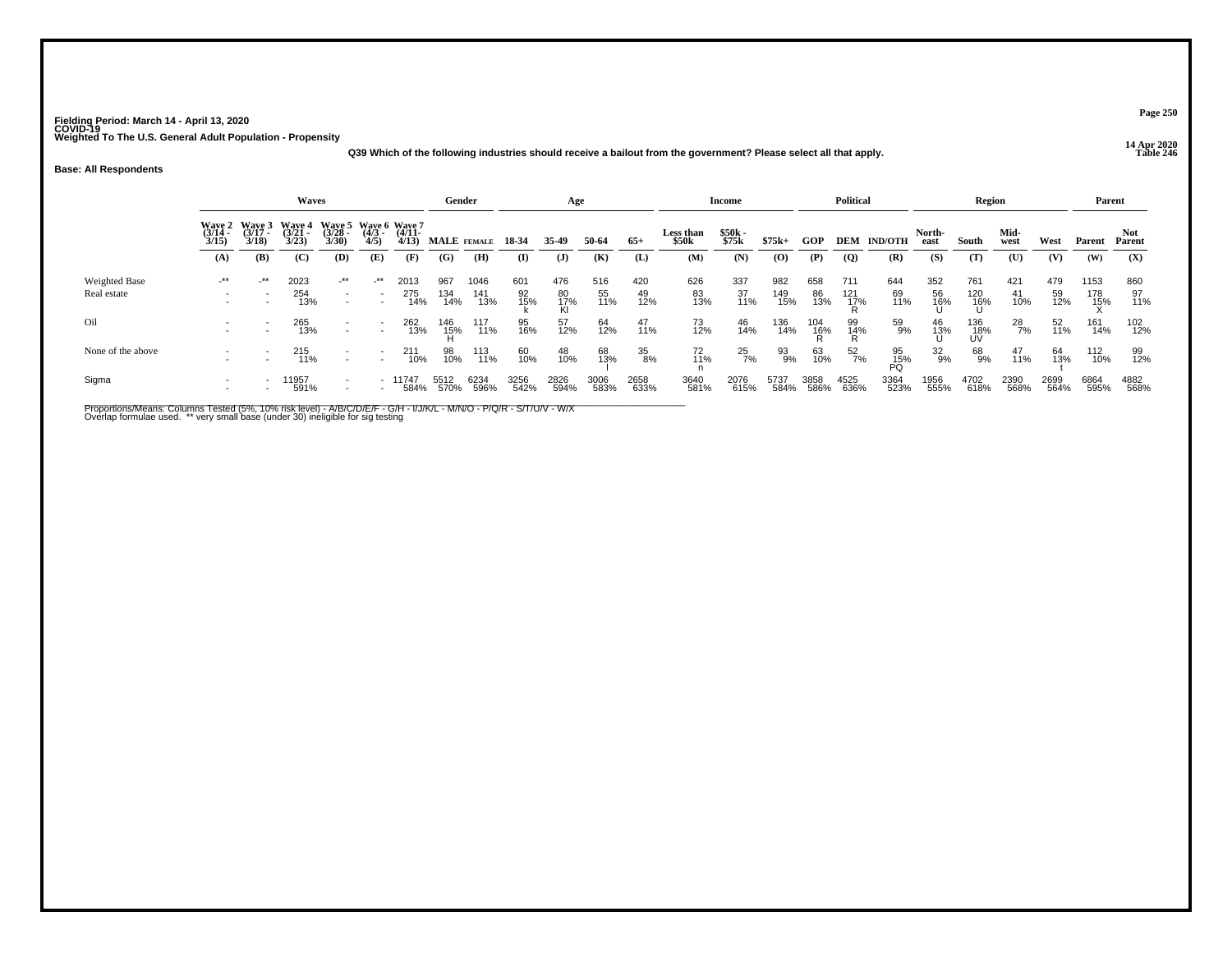Fielding Period: March 14 - April 13, 2020
COVID-19
Weighted To The U.S. General Adult Population - Propensity

14 Apr 2020
Table 246

Q39 Which of the following industries should receive a bailout from the government? Please select all that apply.

**Base: All Respondents**

| | Waves | | | | | | Gender | | Age | | | | Income | | | Political | | | Region | | | | Parent | |
|---|---|---|---|---|---|---|---|---|---|---|---|---|---|---|---|---|---|---|---|---|---|---|---|---|
| | Wave 2 (3/14 - 3/15) | Wave 3 (3/17 - 3/18) | Wave 4 (3/21 - 3/23) | Wave 5 (3/28 - 3/30) | Wave 6 (4/3 - 4/5) | Wave 7 (4/11- 4/13) | MALE | FEMALE | 18-34 | 35-49 | 50-64 | 65+ | Less than $50k | $50k - $75k | $75k+ | GOP | DEM | IND/OTH | North-east | South | Mid-west | West | Parent | Not Parent |
| | (A) | (B) | (C) | (D) | (E) | (F) | (G) | (H) | (I) | (J) | (K) | (L) | (M) | (N) | (O) | (P) | (Q) | (R) | (S) | (T) | (U) | (V) | (W) | (X) |
| Weighted Base | -** | -** | 2023 | -** | -** | 2013 | 967 | 1046 | 601 | 476 | 516 | 420 | 626 | 337 | 982 | 658 | 711 | 644 | 352 | 761 | 421 | 479 | 1153 | 860 |
| Real estate | - | - | 254 | - | - | 275 | 134 | 141 | 92 | 80 | 55 | 49 | 83 | 37 | 149 | 86 | 121 | 69 | 56 | 120 | 41 | 59 | 178 | 97 |
| | - | - | 13% | - | - | 14% | 14% | 13% | 15% | 17% | 11% | 12% | 13% | 11% | 15% | 13% | 17% | 11% | 16% | 16% | 10% | 12% | 15% | 11% |
| | | | | | | | | | k | KI | | | | | | | R | | U | U | | | X | |
| Oil | - | - | 265 | - | - | 262 | 146 | 117 | 95 | 57 | 64 | 47 | 73 | 46 | 136 | 104 | 99 | 59 | 46 | 136 | 28 | 52 | 161 | 102 |
| | - | - | 13% | - | - | 13% | 15% | 11% | 16% | 12% | 12% | 11% | 12% | 14% | 14% | 16% | 14% | 9% | 13% | 18% | 7% | 11% | 14% | 12% |
| | | | | | | | H | | | | | | | | | R | R | | U | UV | | | | |
| None of the above | - | - | 215 | - | - | 211 | 98 | 113 | 60 | 48 | 68 | 35 | 72 | 25 | 93 | 63 | 52 | 95 | 32 | 68 | 47 | 64 | 112 | 99 |
| | - | - | 11% | - | - | 10% | 10% | 11% | 10% | 10% | 13% | 8% | 11% | 7% | 9% | 10% | 7% | 15% | 9% | 9% | 11% | 13% | 10% | 12% |
| | | | | | | | | | | | l | | n | | | | | PQ | | | | t | | |
| Sigma | - | - | 11957 | - | - | 11747 | 5512 | 6234 | 3256 | 2826 | 3006 | 2658 | 3640 | 2076 | 5737 | 3858 | 4525 | 3364 | 1956 | 4702 | 2390 | 2699 | 6864 | 4882 |
| | - | - | 591% | - | - | 584% | 570% | 596% | 542% | 594% | 583% | 633% | 581% | 615% | 584% | 586% | 636% | 523% | 555% | 618% | 568% | 564% | 595% | 568% |

Proportions/Means: Columns Tested (5%, 10% risk level) - A/B/C/D/E/F - G/H - I/J/K/L - M/N/O - P/Q/R - S/T/U/V - W/X
Overlap formulae used. ** very small base (under 30) ineligible for sig testing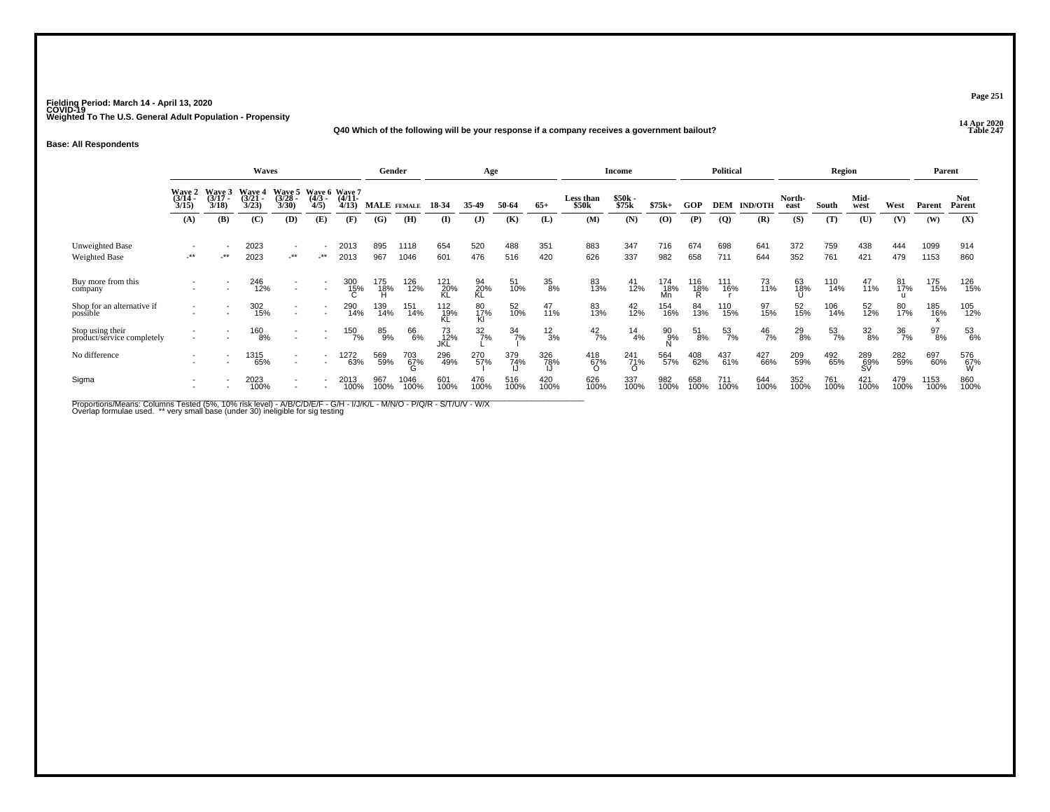Fielding Period: March 14 - April 13, 2020
COVID-19
Weighted To The U.S. General Adult Population - Propensity

14 Apr 2020
Table 247

**Q40 Which of the following will be your response if a company receives a government bailout?**

**Base: All Respondents**

| | Waves | | | | | | Gender | | Age | | | | Income | | | Political | | | Region | | | | Parent | |
|---|---|---|---|---|---|---|---|---|---|---|---|---|---|---|---|---|---|---|---|---|---|---|---|---|
| | Wave 2 (3/14 - 3/15) | Wave 3 (3/17 - 3/18) | Wave 4 (3/21 - 3/23) | Wave 5 (3/28 - 3/30) | Wave 6 (4/3 - 4/5) | Wave 7 (4/11- 4/13) | MALE | FEMALE | 18-34 | 35-49 | 50-64 | 65+ | Less than $50k | $50k - $75k | $75k+ | GOP | DEM | IND/OTH | North-east | South | Mid-west | West | Parent | Not Parent |
| | (A) | (B) | (C) | (D) | (E) | (F) | (G) | (H) | (I) | (J) | (K) | (L) | (M) | (N) | (O) | (P) | (Q) | (R) | (S) | (T) | (U) | (V) | (W) | (X) |
| Unweighted Base | - | - | 2023 | - | - | 2013 | 895 | 1118 | 654 | 520 | 488 | 351 | 883 | 347 | 716 | 674 | 698 | 641 | 372 | 759 | 438 | 444 | 1099 | 914 |
| Weighted Base | -** | -** | 2023 | -** | -** | 2013 | 967 | 1046 | 601 | 476 | 516 | 420 | 626 | 337 | 982 | 658 | 711 | 644 | 352 | 761 | 421 | 479 | 1153 | 860 |
| Buy more from this company | - | - | 246 | - | - | 300 | 175 | 126 | 121 | 94 | 51 | 35 | 83 | 41 | 174 | 116 | 111 | 73 | 63 | 110 | 47 | 81 | 175 | 126 |
| | - | - | 12% | - | - | 15% | 18% | 12% | 20% | 20% | 10% | 8% | 13% | 12% | 18% | 18% | 16% | 11% | 18% | 14% | 11% | 17% | 15% | 15% |
| | | | | | | C | H | | KL | KL | | | | | Mn | R | r | | U | | | u | | |
| Shop for an alternative if possible | - | - | 302 | - | - | 290 | 139 | 151 | 112 | 80 | 52 | 47 | 83 | 42 | 154 | 84 | 110 | 97 | 52 | 106 | 52 | 80 | 185 | 105 |
| | - | - | 15% | - | - | 14% | 14% | 14% | 19% | 17% | 10% | 11% | 13% | 12% | 16% | 13% | 15% | 15% | 15% | 14% | 12% | 17% | 16% | 12% |
| | | | | | | | | | KL | Kl | | | | | | | | | | | | | x | |
| Stop using their product/service completely | - | - | 160 | - | - | 150 | 85 | 66 | 73 | 32 | 34 | 12 | 42 | 14 | 90 | 51 | 53 | 46 | 29 | 53 | 32 | 36 | 97 | 53 |
| | - | - | 8% | - | - | 7% | 9% | 6% | 12% | 7% | 7% | 3% | 7% | 4% | 9% | 8% | 7% | 7% | 8% | 7% | 8% | 7% | 8% | 6% |
| | | | | | | | | | JKL | L | I | | | | N | | | | | | | | | |
| No difference | - | - | 1315 | - | - | 1272 | 569 | 703 | 296 | 270 | 379 | 326 | 418 | 241 | 564 | 408 | 437 | 427 | 209 | 492 | 289 | 282 | 697 | 576 |
| | - | - | 65% | - | - | 63% | 59% | 67% | 49% | 57% | 74% | 78% | 67% | 71% | 57% | 62% | 61% | 66% | 59% | 65% | 69% | 59% | 60% | 67% |
| | | | | | | | | G | | I | IJ | IJ | O | O | | | | | | | SV | | | W |
| Sigma | - | - | 2023 | - | - | 2013 | 967 | 1046 | 601 | 476 | 516 | 420 | 626 | 337 | 982 | 658 | 711 | 644 | 352 | 761 | 421 | 479 | 1153 | 860 |
| | - | - | 100% | - | - | 100% | 100% | 100% | 100% | 100% | 100% | 100% | 100% | 100% | 100% | 100% | 100% | 100% | 100% | 100% | 100% | 100% | 100% | 100% |

Proportions/Means: Columns Tested (5%, 10% risk level) - A/B/C/D/E/F - G/H - I/J/K/L - M/N/O - P/Q/R - S/T/U/V - W/X
Overlap formulae used. ** very small base (under 30) ineligible for sig testing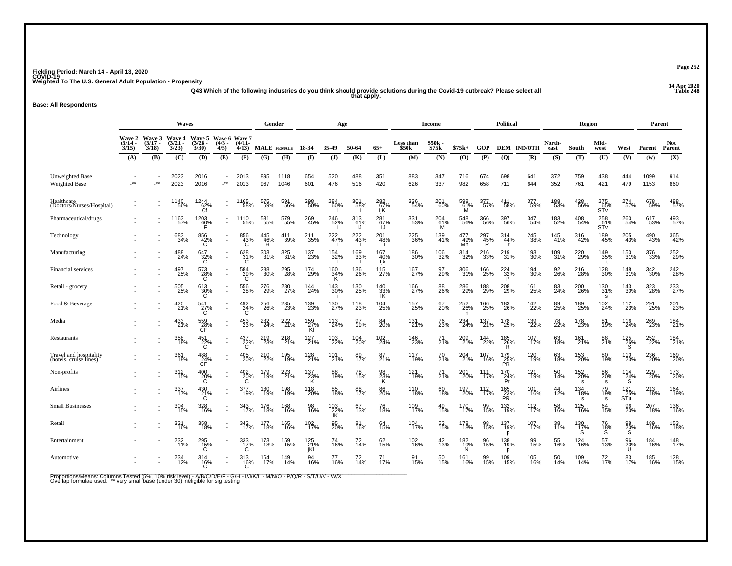Fielding Period: March 14 - April 13, 2020
COVID-19
Weighted To The U.S. General Adult Population - Propensity

14 Apr 2020
Table 248

**Q43 Which of the following industries do you think should provide solutions during the Covid-19 outbreak? Please select all that apply.**

**Base: All Respondents**

| | Waves | | | | | | Gender | | Age | | | | Income | | | Political | | | Region | | | | Parent | |
|---|---|---|---|---|---|---|---|---|---|---|---|---|---|---|---|---|---|---|---|---|---|---|---|---|
| | Wave 2 (3/14 - 3/15) | Wave 3 (3/17 - 3/18) | Wave 4 (3/21 - 3/23) | Wave 5 (3/28 - 3/30) | Wave 6 (4/3 - 4/5) | Wave 7 (4/11- 4/13) | MALE | FEMALE | 18-34 | 35-49 | 50-64 | 65+ | Less than $50k | $50k - $75k | $75k+ | GOP | DEM | IND/OTH | North-east | South | Mid-west | West | Parent | Not Parent |
| | (A) | (B) | (C) | (D) | (E) | (F) | (G) | (H) | (I) | (J) | (K) | (L) | (M) | (N) | (O) | (P) | (Q) | (R) | (S) | (T) | (U) | (V) | (W) | (X) |
| Unweighted Base | - | - | 2023 | 2016 | - | 2013 | 895 | 1118 | 654 | 520 | 488 | 351 | 883 | 347 | 716 | 674 | 698 | 641 | 372 | 759 | 438 | 444 | 1099 | 914 |
| Weighted Base | -** | -** | 2023 | 2016 | -** | 2013 | 967 | 1046 | 601 | 476 | 516 | 420 | 626 | 337 | 982 | 658 | 711 | 644 | 352 | 761 | 421 | 479 | 1153 | 860 |
| Healthcare (Doctors/Nurses/Hospital) | - | - | 1140 56% | 1244 62% Cf | - | 1165 58% | 575 59% | 591 56% | 298 50% | 284 60% I | 301 58% I | 282 67% IjK | 336 54% | 201 60% | 598 61% M | 377 57% | 411 58% | 377 59% | 188 53% | 428 56% | 275 65% STv | 274 57% | 678 59% | 488 57% |
| Pharmaceutical/drugs | - | - | 1163 57% | 1203 60% F | - | 1110 55% | 531 55% | 579 55% | 269 45% | 246 52% i | 313 61% IJ | 281 67% IJ | 331 53% | 204 61% M | 548 56% | 366 56% | 397 56% | 347 54% | 183 52% | 408 54% | 258 61% STv | 260 54% | 617 53% | 493 57% |
| Technology | - | - | 683 34% | 856 42% C | - | 856 43% C | 445 46% H | 411 39% | 211 35% | 222 47% I | 222 43% I | 201 48% I | 225 36% | 139 41% | 477 49% Mn | 297 45% R | 314 44% r | 245 38% | 145 41% | 316 42% | 189 45% | 205 43% | 490 43% | 365 42% |
| Manufacturing | - | - | 488 24% | 647 32% C | - | 628 31% C | 303 31% | 325 31% | 137 23% | 154 32% I | 169 33% I | 167 40% Ijk | 186 30% | 106 32% | 314 32% | 216 33% | 219 31% | 193 30% | 109 31% | 220 29% | 149 35% t | 150 31% | 376 33% | 252 29% |
| Financial services | - | - | 497 25% | 573 28% C | - | 584 29% C | 288 30% | 295 28% | 174 29% | 160 34% K | 136 26% | 115 27% | 167 27% | 97 29% | 306 31% | 166 25% | 224 32% P | 194 30% | 92 26% | 216 28% | 128 30% | 148 31% | 342 30% | 242 28% |
| Retail - grocery | - | - | 505 25% | 613 30% C | - | 556 28% | 276 29% | 280 27% | 144 24% | 143 30% i | 130 25% | 140 33% IK | 166 27% | 88 26% | 286 29% | 188 29% | 208 29% | 161 25% | 83 24% | 200 26% | 130 31% s | 143 30% | 323 28% | 233 27% |
| Food & Beverage | - | - | 420 21% | 541 27% C | - | 492 24% C | 256 26% | 235 23% | 139 23% | 130 27% | 118 23% | 104 25% | 157 25% | 67 20% | 252 26% n | 166 25% | 183 26% | 142 22% | 89 25% | 189 25% | 102 24% | 112 23% | 291 25% | 201 23% |
| Media | - | - | 433 21% | 559 28% CF | - | 453 23% | 232 24% | 222 21% | 159 27% Kl | 113 24% | 97 19% | 84 20% | 131 21% | 76 23% | 234 24% | 137 21% | 178 25% | 139 22% | 78 22% | 178 23% | 81 19% | 116 24% | 269 23% | 184 21% |
| Restaurants | - | - | 358 18% | 451 22% C | - | 437 22% C | 219 23% | 218 21% | 127 21% | 103 22% | 104 20% | 102 24% | 146 23% | 71 21% | 209 21% | 144 22% r | 185 26% R | 107 17% | 63 18% | 161 21% | 88 21% | 125 26% S | 252 22% | 184 21% |
| Travel and hospitality (hotels, cruise lines) | - | - | 361 18% | 488 24% CF | - | 405 20% | 210 22% | 195 19% | 128 21% | 101 21% | 89 17% | 87 21% | 117 19% | 70 21% | 204 21% | 107 16% | 179 25% PR | 120 19% | 63 18% | 153 20% | 80 19% | 110 23% | 236 20% | 169 20% |
| Non-profits | - | - | 312 15% | 400 20% C | - | 402 20% C | 179 19% | 223 21% | 137 23% K | 88 19% | 78 15% | 98 23% K | 121 19% | 71 21% | 201 20% | 111 17% | 170 24% Pr | 121 19% | 50 14% | 152 20% s | 86 20% s | 114 24% S | 229 20% | 173 20% |
| Airlines | - | - | 337 17% | 430 21% C | - | 377 19% | 180 19% | 198 19% | 118 20% | 85 18% | 88 17% | 86 20% | 110 18% | 60 18% | 197 20% | 112 17% | 165 23% PR | 101 16% | 44 12% | 134 18% s | 79 19% s | 121 25% STu | 213 18% | 164 19% |
| Small Businesses | - | - | 304 15% | 328 16% | - | 343 17% | 176 18% | 168 16% | 98 16% | 103 22% iK | 67 13% | 76 18% | 109 17% | 49 15% | 170 17% | 99 15% | 132 19% | 112 17% | 58 16% | 125 16% | 64 15% | 96 20% | 207 18% | 136 16% |
| Retail | - | - | 321 16% | 358 18% | - | 342 17% | 177 18% | 165 16% | 102 17% | 95 20% | 81 16% | 64 15% | 104 17% | 52 15% | 178 18% | 98 15% | 137 19% p | 107 17% | 38 11% | 130 17% S | 76 18% S | 98 20% S | 189 16% | 153 18% |
| Entertainment | - | - | 232 11% | 295 15% C | - | 333 17% C | 173 18% | 159 15% | 125 21% jKl | 74 16% | 72 14% | 62 15% | 102 16% | 42 13% | 182 19% N | 96 15% | 138 19% p | 99 15% | 55 16% | 124 16% | 57 13% | 96 20% U | 184 16% | 148 17% |
| Automotive | - | - | 234 12% | 314 16% C | - | 313 16% C | 164 17% | 149 14% | 94 16% | 77 16% | 72 14% | 71 17% | 91 15% | 50 15% | 161 16% | 99 15% | 109 15% | 105 16% | 50 14% | 109 14% | 72 17% | 83 17% | 185 16% | 128 15% |

Proportions/Means: Columns Tested (5%, 10% risk level) - A/B/C/D/E/F - G/H - I/J/K/L - M/N/O - P/Q/R - S/T/U/V - W/X
Overlap formulae used. ** very small base (under 30) ineligible for sig testing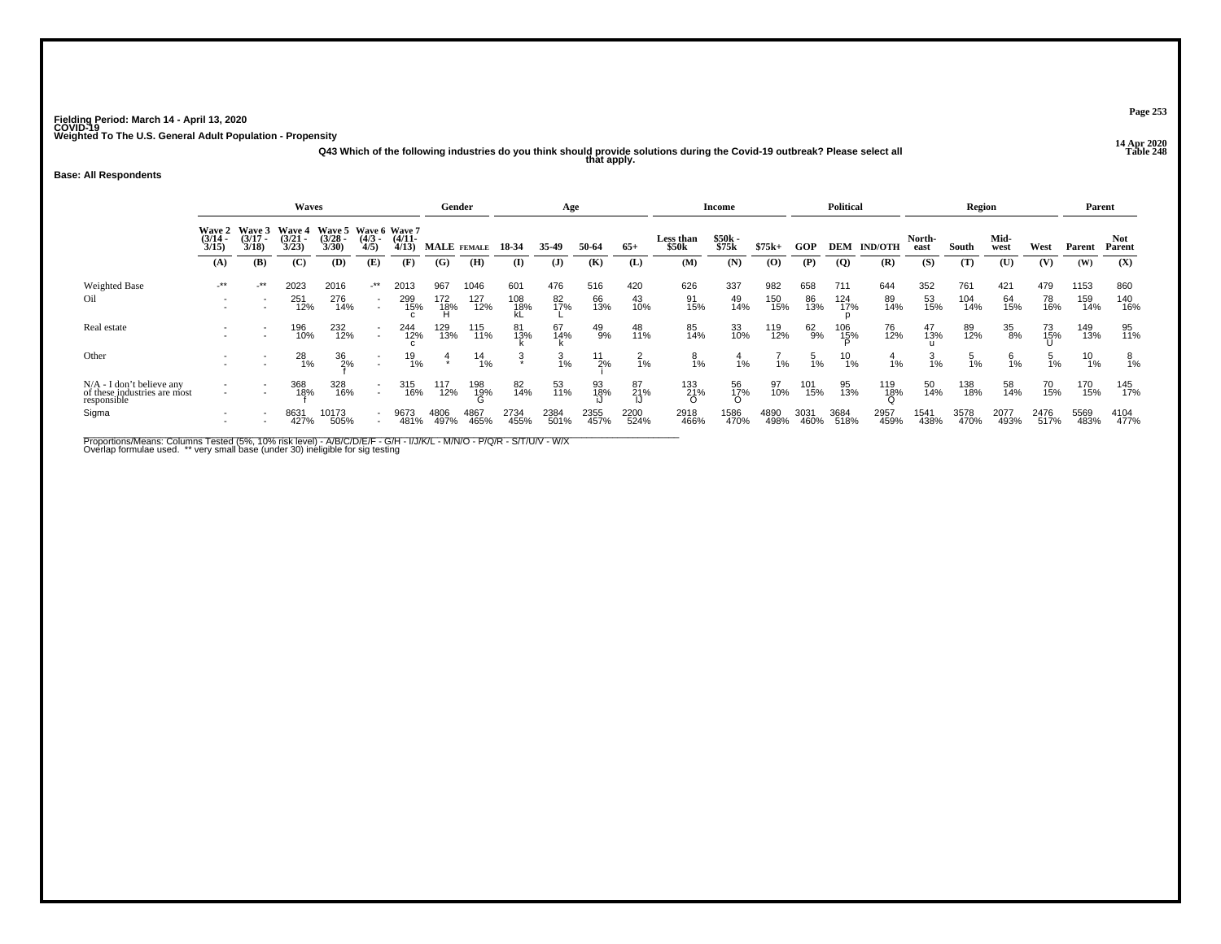Fielding Period: March 14 - April 13, 2020
COVID-19
Weighted To The U.S. General Adult Population - Propensity

14 Apr 2020
Table 248

**Q43 Which of the following industries do you think should provide solutions during the Covid-19 outbreak? Please select all that apply.**

**Base: All Respondents**

| | Waves | | | | | | Gender | | Age | | | | Income | | | Political | | | Region | | | | Parent | |
|---|---|---|---|---|---|---|---|---|---|---|---|---|---|---|---|---|---|---|---|---|---|---|---|---|
| | Wave 2 (3/14 - 3/15) | Wave 3 (3/17 - 3/18) | Wave 4 (3/21 - 3/23) | Wave 5 (3/28 - 3/30) | Wave 6 (4/3 - 4/5) | Wave 7 (4/11- 4/13) | MALE | FEMALE | 18-34 | 35-49 | 50-64 | 65+ | Less than $50k | $50k - $75k | $75k+ | GOP | DEM | IND/OTH | North-east | South | Mid-west | West | Parent | Not Parent |
| | (A) | (B) | (C) | (D) | (E) | (F) | (G) | (H) | (I) | (J) | (K) | (L) | (M) | (N) | (O) | (P) | (Q) | (R) | (S) | (T) | (U) | (V) | (W) | (X) |
| Weighted Base | -** | -** | 2023 | 2016 | -** | 2013 | 967 | 1046 | 601 | 476 | 516 | 420 | 626 | 337 | 982 | 658 | 711 | 644 | 352 | 761 | 421 | 479 | 1153 | 860 |
| Oil | - | - | 251 | 276 | - | 299 | 172 | 127 | 108 | 82 | 66 | 43 | 91 | 49 | 150 | 86 | 124 | 89 | 53 | 104 | 64 | 78 | 159 | 140 |
| | - | - | 12% | 14% | - | 15% | 18% | 12% | 18% | 17% | 13% | 10% | 15% | 14% | 15% | 13% | 17% | 14% | 15% | 14% | 15% | 16% | 14% | 16% |
| | | | | | | c | H | | kL | L | | | | | | | p | | | | | | | |
| Real estate | - | - | 196 | 232 | - | 244 | 129 | 115 | 81 | 67 | 49 | 48 | 85 | 33 | 119 | 62 | 106 | 76 | 47 | 89 | 35 | 73 | 149 | 95 |
| | - | - | 10% | 12% | - | 12% | 13% | 11% | 13% | 14% | 9% | 11% | 14% | 10% | 12% | 9% | 15% | 12% | 13% | 12% | 8% | 15% | 13% | 11% |
| | | | | | | c | | | k | k | | | | | | | P | | u | | | U | | |
| Other | - | - | 28 | 36 | - | 19 | 4 | 14 | 3 | 3 | 11 | 2 | 8 | 4 | 7 | 5 | 10 | 4 | 3 | 5 | 6 | 5 | 10 | 8 |
| | - | - | 1% | 2% | - | 1% | * | 1% | * | 1% | 2% | 1% | 1% | 1% | 1% | 1% | 1% | 1% | 1% | 1% | 1% | 1% | 1% | 1% |
| | | | | f | | | | | | | i | | | | | | | | | | | | | |
| N/A - I don't believe any of these industries are most responsible | - | - | 368 | 328 | - | 315 | 117 | 198 | 82 | 53 | 93 | 87 | 133 | 56 | 97 | 101 | 95 | 119 | 50 | 138 | 58 | 70 | 170 | 145 |
| | - | - | 18% | 16% | - | 16% | 12% | 19% | 14% | 11% | 18% | 21% | 21% | 17% | 10% | 15% | 13% | 18% | 14% | 18% | 14% | 15% | 15% | 17% |
| | | | f | | | | | G | | | iJ | IJ | O | O | | | | Q | | | | | | |
| Sigma | - | - | 8631 | 10173 | - | 9673 | 4806 | 4867 | 2734 | 2384 | 2355 | 2200 | 2918 | 1586 | 4890 | 3031 | 3684 | 2957 | 1541 | 3578 | 2077 | 2476 | 5569 | 4104 |
| | - | - | 427% | 505% | - | 481% | 497% | 465% | 455% | 501% | 457% | 524% | 466% | 470% | 498% | 460% | 518% | 459% | 438% | 470% | 493% | 517% | 483% | 477% |

Proportions/Means: Columns Tested (5%, 10% risk level) - A/B/C/D/E/F - G/H - I/J/K/L - M/N/O - P/Q/R - S/T/U/V - W/X
Overlap formulae used. ** very small base (under 30) ineligible for sig testing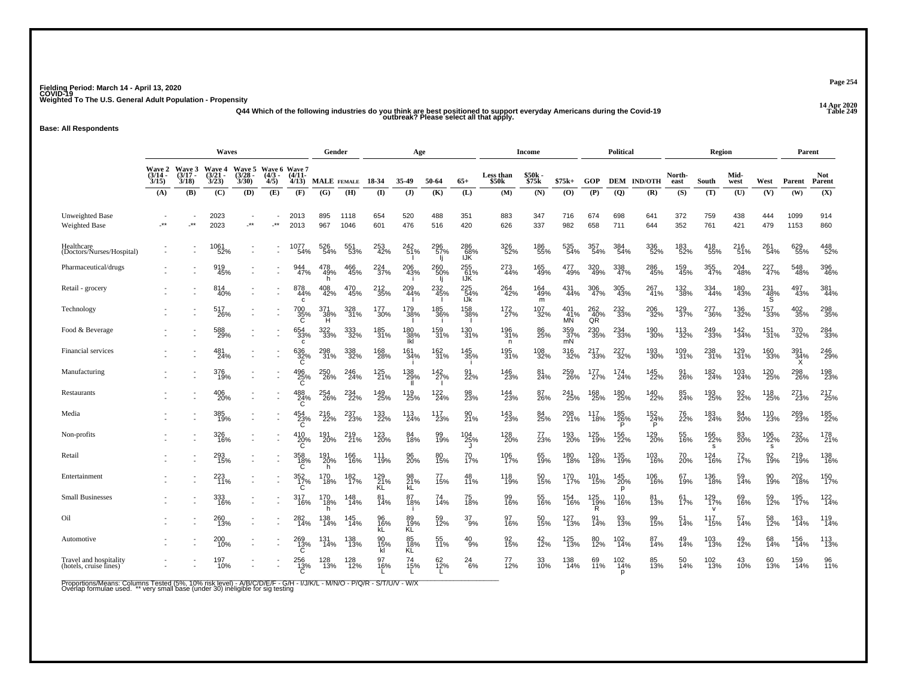Fielding Period: March 14 - April 13, 2020
COVID-19
Weighted To The U.S. General Adult Population - Propensity

14 Apr 2020
Table 249

Q44 Which of the following industries do you think are best positioned to support everyday Americans during the Covid-19 outbreak? Please select all that apply.

**Base: All Respondents**

| | Waves | | | | | | Gender | | Age | | | | Income | | | Political | | | Region | | | | Parent | |
|---|---|---|---|---|---|---|---|---|---|---|---|---|---|---|---|---|---|---|---|---|---|---|---|---|
| | Wave 2 (3/14 - 3/15) | Wave 3 (3/17 - 3/18) | Wave 4 (3/21 - 3/23) | Wave 5 (3/28 - 3/30) | Wave 6 (4/3 - 4/5) | Wave 7 (4/11- 4/13) | MALE | FEMALE | 18-34 | 35-49 | 50-64 | 65+ | Less than $50k | $50k - $75k | $75k+ | GOP | DEM | IND/OTH | North-east | South | Mid-west | West | Parent | Not Parent |
| | (A) | (B) | (C) | (D) | (E) | (F) | (G) | (H) | (I) | (J) | (K) | (L) | (M) | (N) | (O) | (P) | (Q) | (R) | (S) | (T) | (U) | (V) | (W) | (X) |
| Unweighted Base | - | - | 2023 | - | - | 2013 | 895 | 1118 | 654 | 520 | 488 | 351 | 883 | 347 | 716 | 674 | 698 | 641 | 372 | 759 | 438 | 444 | 1099 | 914 |
| Weighted Base | -** | -** | 2023 | -** | -** | 2013 | 967 | 1046 | 601 | 476 | 516 | 420 | 626 | 337 | 982 | 658 | 711 | 644 | 352 | 761 | 421 | 479 | 1153 | 860 |
| Healthcare (Doctors/Nurses/Hospital) | - | - | 1061 52% | - | - | 1077 54% | 526 54% | 551 53% | 253 42% | 242 51% I | 296 57% Ij | 286 68% IJK | 326 52% | 186 55% | 535 54% | 357 54% | 384 54% | 336 52% | 183 52% | 418 55% | 216 51% | 261 54% | 629 55% | 448 52% |
| Pharmaceutical/drugs | - | - | 919 45% | - | - | 944 47% | 478 49% h | 466 45% | 224 37% | 206 43% i | 260 50% Ij | 255 61% IJK | 273 44% | 165 49% | 477 49% | 320 49% | 338 47% | 286 45% | 159 45% | 355 47% | 204 48% | 227 47% | 548 48% | 396 46% |
| Retail - grocery | - | - | 814 40% | - | - | 878 44% c | 408 42% | 470 45% | 212 35% | 209 44% I | 232 45% I | 225 54% IJk | 264 42% | 164 49% m | 431 44% | 306 47% | 305 43% | 267 41% | 132 38% | 334 44% | 180 43% | 231 48% S | 497 43% | 381 44% |
| Technology | - | - | 517 26% | - | - | 700 35% C | 371 38% H | 328 31% | 177 30% | 179 38% I | 185 36% i | 158 38% I | 172 27% | 107 32% | 401 41% MN | 262 40% QR | 232 33% | 206 32% | 129 37% | 277 36% | 136 32% | 157 33% | 402 35% | 298 35% |
| Food & Beverage | - | - | 588 29% | - | - | 654 33% c | 322 33% | 333 32% | 185 31% | 180 38% Ikl | 159 31% | 130 31% | 196 31% n | 86 25% | 359 37% mN | 230 35% | 234 33% | 190 30% | 113 32% | 249 33% | 142 34% | 151 31% | 370 32% | 284 33% |
| Financial services | - | - | 481 24% | - | - | 636 32% C | 298 31% | 338 32% | 168 28% | 161 34% i | 162 31% | 145 35% i | 195 31% | 108 32% | 316 32% | 217 33% | 227 32% | 193 30% | 109 31% | 238 31% | 129 31% | 160 33% | 391 34% X | 246 29% |
| Manufacturing | - | - | 376 19% | - | - | 496 25% C | 250 26% | 246 24% | 125 21% | 138 29% Il | 142 27% I | 91 22% | 146 23% | 81 24% | 259 26% | 177 27% | 174 24% | 145 22% | 91 26% | 182 24% | 103 24% | 120 25% | 298 26% | 198 23% |
| Restaurants | - | - | 406 20% | - | - | 488 24% C | 254 26% | 234 22% | 149 25% | 119 25% | 122 24% | 98 23% | 144 23% | 87 26% | 241 25% | 168 25% | 180 25% | 140 22% | 85 24% | 193 25% | 92 22% | 118 25% | 271 23% | 217 25% |
| Media | - | - | 385 19% | - | - | 454 23% C | 216 22% | 237 23% | 133 22% | 113 24% | 117 23% | 90 21% | 143 23% | 84 25% | 208 21% | 117 18% | 185 26% P | 152 24% P | 76 22% | 183 24% | 84 20% | 110 23% | 269 23% | 185 22% |
| Non-profits | - | - | 326 16% | - | - | 410 20% C | 191 20% | 219 21% | 123 20% | 84 18% | 99 19% | 104 25% J | 128 20% | 77 23% | 193 20% | 125 19% | 156 22% | 129 20% | 55 16% | 166 22% s | 83 20% | 106 22% s | 232 20% | 178 21% |
| Retail | - | - | 293 15% | - | - | 358 18% C | 191 20% h | 166 16% | 111 19% | 96 20% | 80 15% | 70 17% | 106 17% | 65 19% | 180 18% | 120 18% | 135 19% | 103 16% | 70 20% | 124 16% | 72 17% | 92 19% | 219 19% | 138 16% |
| Entertainment | - | - | 223 11% | - | - | 352 17% C | 170 18% | 182 17% | 129 21% KL | 98 21% kL | 77 15% | 48 11% | 118 19% | 50 15% | 170 17% | 101 15% | 145 20% p | 106 16% | 67 19% | 136 18% | 59 14% | 90 19% | 202 18% | 150 17% |
| Small Businesses | - | - | 333 16% | - | - | 317 16% | 170 18% h | 148 14% | 81 14% | 87 18% i | 74 14% | 75 18% | 99 16% | 55 16% | 154 16% | 125 19% R | 110 16% | 81 13% | 61 17% | 129 17% v | 69 16% | 59 12% | 195 17% | 122 14% |
| Oil | - | - | 260 13% | - | - | 282 14% | 138 14% | 145 14% | 96 16% kL | 89 19% KL | 59 12% | 37 9% | 97 16% | 50 15% | 127 13% | 91 14% | 93 13% | 99 15% | 51 14% | 117 15% | 57 14% | 58 12% | 163 14% | 119 14% |
| Automotive | - | - | 200 10% | - | - | 269 13% C | 131 14% | 138 13% | 90 15% kl | 85 18% KL | 55 11% | 40 9% | 92 15% | 42 12% | 125 13% | 80 12% | 102 14% | 87 14% | 49 14% | 103 13% | 49 12% | 68 14% | 156 14% | 113 13% |
| Travel and hospitality (hotels, cruise lines) | - | - | 197 10% | - | - | 256 13% C | 128 13% | 128 12% | 97 16% L | 74 15% L | 62 12% L | 24 6% | 77 12% | 33 10% | 138 14% | 69 11% | 102 14% p | 85 13% | 50 14% | 102 13% | 43 10% | 60 13% | 159 14% | 96 11% |

Proportions/Means: Columns Tested (5%, 10% risk level) - A/B/C/D/E/F - G/H - I/J/K/L - M/N/O - P/Q/R - S/T/U/V - W/X
Overlap formulae used. ** very small base (under 30) ineligible for sig testing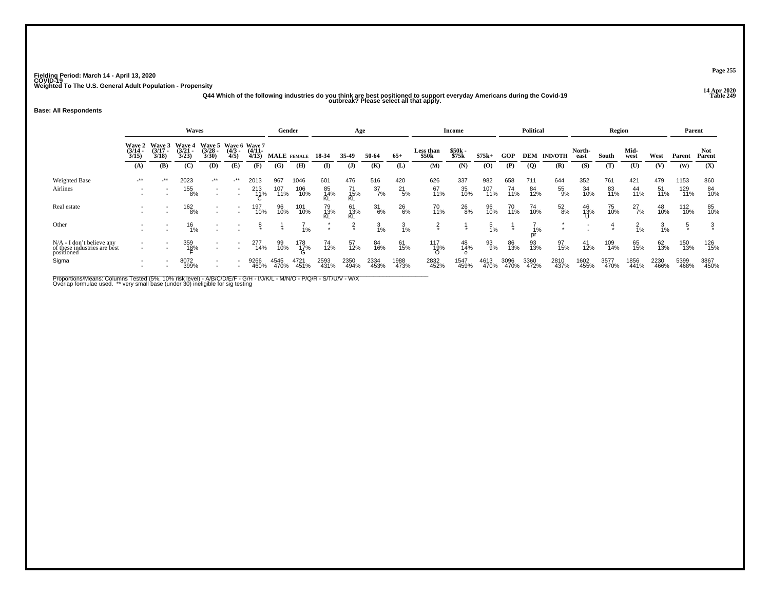Fielding Period: March 14 - April 13, 2020
COVID-19
Weighted To The U.S. General Adult Population - Propensity

14 Apr 2020
Table 249

Q44 Which of the following industries do you think are best positioned to support everyday Americans during the Covid-19 outbreak? Please select all that apply.

**Base: All Respondents**

| | Waves | | | | | | Gender | | Age | | | | Income | | | Political | | | Region | | | | Parent | |
|---|---|---|---|---|---|---|---|---|---|---|---|---|---|---|---|---|---|---|---|---|---|---|---|---|
| | Wave 2 (3/14 - 3/15) | Wave 3 (3/17 - 3/18) | Wave 4 (3/21 - 3/23) | Wave 5 (3/28 - 3/30) | Wave 6 (4/3 - 4/5) | Wave 7 (4/11- 4/13) | MALE | FEMALE | 18-34 | 35-49 | 50-64 | 65+ | Less than $50k | $50k - $75k | $75k+ | GOP | DEM | IND/OTH | North-east | South | Mid-west | West | Parent | Not Parent |
| | (A) | (B) | (C) | (D) | (E) | (F) | (G) | (H) | (I) | (J) | (K) | (L) | (M) | (N) | (O) | (P) | (Q) | (R) | (S) | (T) | (U) | (V) | (W) | (X) |
| Weighted Base | -** | -** | 2023 | -** | -** | 2013 | 967 | 1046 | 601 | 476 | 516 | 420 | 626 | 337 | 982 | 658 | 711 | 644 | 352 | 761 | 421 | 479 | 1153 | 860 |
| Airlines | - | - | 155 | - | - | 213 | 107 | 106 | 85 | 71 | 37 | 21 | 67 | 35 | 107 | 74 | 84 | 55 | 34 | 83 | 44 | 51 | 129 | 84 |
| | - | - | 8% | - | - | 11% | 11% | 10% | 14% | 15% | 7% | 5% | 11% | 10% | 11% | 11% | 12% | 9% | 10% | 11% | 11% | 11% | 11% | 10% |
| | | | | | | C | | | KL | KL | | | | | | | | | | | | | | |
| Real estate | - | - | 162 | - | - | 197 | 96 | 101 | 79 | 61 | 31 | 26 | 70 | 26 | 96 | 70 | 74 | 52 | 46 | 75 | 27 | 48 | 112 | 85 |
| | - | - | 8% | - | - | 10% | 10% | 10% | 13% | 13% | 6% | 6% | 11% | 8% | 10% | 11% | 10% | 8% | 13% | 10% | 7% | 10% | 10% | 10% |
| | | | | | | | | | KL | KL | | | | | | | | | U | | | | | |
| Other | - | - | 16 | - | - | 8 | 1 | 7 | * | 2 | 3 | 3 | 2 | 1 | 5 | 1 | 7 | * | - | 4 | 2 | 3 | 5 | 3 |
| | - | - | 1% | - | - | * | * | 1% | * | * | 1% | 1% | * | * | 1% | * | 1% | * | - | * | 1% | 1% | * | * |
| | | | | | | | | | | | | | | | | | pr | | | | | | | |
| N/A - I don't believe any of these industries are best positioned | - | - | 359 | - | - | 277 | 99 | 178 | 74 | 57 | 84 | 61 | 117 | 48 | 93 | 86 | 93 | 97 | 41 | 109 | 65 | 62 | 150 | 126 |
| | - | - | 18% | - | - | 14% | 10% | 17% | 12% | 12% | 16% | 15% | 19% | 14% | 9% | 13% | 13% | 15% | 12% | 14% | 15% | 13% | 13% | 15% |
| | | | F | | | | | G | | | | | O | o | | | | | | | | | | |
| Sigma | - | - | 8072 | - | - | 9266 | 4545 | 4721 | 2593 | 2350 | 2334 | 1988 | 2832 | 1547 | 4613 | 3096 | 3360 | 2810 | 1602 | 3577 | 1856 | 2230 | 5399 | 3867 |
| | - | - | 399% | - | - | 460% | 470% | 451% | 431% | 494% | 453% | 473% | 452% | 459% | 470% | 470% | 472% | 437% | 455% | 470% | 441% | 466% | 468% | 450% |

Proportions/Means: Columns Tested (5%, 10% risk level) - A/B/C/D/E/F - G/H - I/J/K/L - M/N/O - P/Q/R - S/T/U/V - W/X
Overlap formulae used. ** very small base (under 30) ineligible for sig testing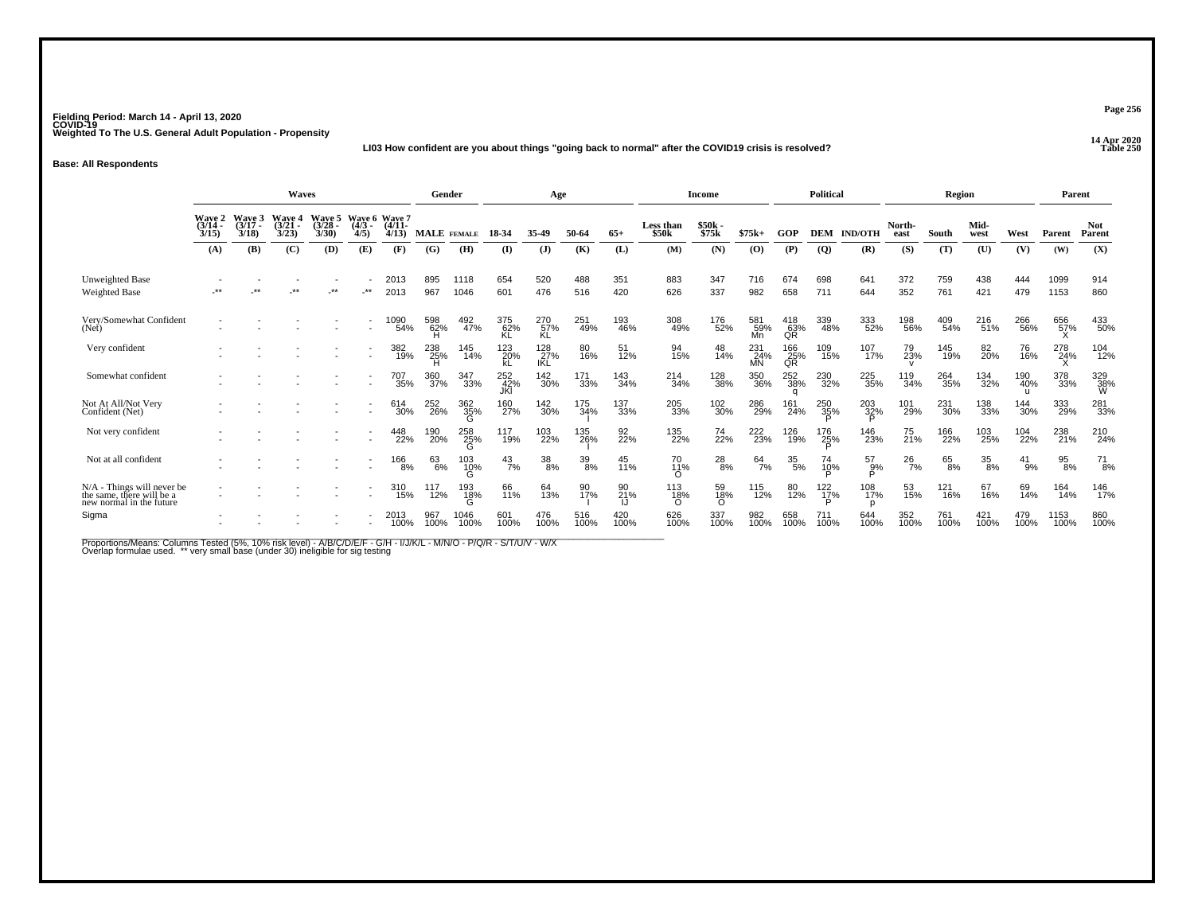Fielding Period: March 14 - April 13, 2020
COVID-19
Weighted To The U.S. General Adult Population - Propensity

14 Apr 2020
Table 250

**LI03 How confident are you about things "going back to normal" after the COVID19 crisis is resolved?**

**Base: All Respondents**

| | Waves | | | | | | Gender | | Age | | | | Income | | | Political | | | Region | | | | Parent | |
|---|---|---|---|---|---|---|---|---|---|---|---|---|---|---|---|---|---|---|---|---|---|---|---|---|
| | Wave 2 (3/14 - 3/15) | Wave 3 (3/17 - 3/18) | Wave 4 (3/21 - 3/23) | Wave 5 (3/28 - 3/30) | Wave 6 (4/3 - 4/5) | Wave 7 (4/11- 4/13) | MALE | FEMALE | 18-34 | 35-49 | 50-64 | 65+ | Less than $50k | $50k - $75k | $75k+ | GOP | DEM | IND/OTH | North-east | South | Mid-west | West | Parent | Not Parent |
| | (A) | (B) | (C) | (D) | (E) | (F) | (G) | (H) | (I) | (J) | (K) | (L) | (M) | (N) | (O) | (P) | (Q) | (R) | (S) | (T) | (U) | (V) | (W) | (X) |
| Unweighted Base | - | - | - | - | - | 2013 | 895 | 1118 | 654 | 520 | 488 | 351 | 883 | 347 | 716 | 674 | 698 | 641 | 372 | 759 | 438 | 444 | 1099 | 914 |
| Weighted Base | -** | -** | -** | -** | -** | 2013 | 967 | 1046 | 601 | 476 | 516 | 420 | 626 | 337 | 982 | 658 | 711 | 644 | 352 | 761 | 421 | 479 | 1153 | 860 |
| Very/Somewhat Confident (Net) | - | - | - | - | - | 1090 54% | 598 62% H | 492 47% | 375 62% KL | 270 57% KL | 251 49% | 193 46% | 308 49% | 176 52% | 581 59% Mn | 418 63% QR | 339 48% | 333 52% | 198 56% | 409 54% | 216 51% | 266 56% | 656 57% X | 433 50% |
| Very confident | - | - | - | - | - | 382 19% | 238 25% H | 145 14% | 123 20% kL | 128 27% IKL | 80 16% | 51 12% | 94 15% | 48 14% | 231 24% MN | 166 25% QR | 109 15% | 107 17% | 79 23% v | 145 19% | 82 20% | 76 16% | 278 24% X | 104 12% |
| Somewhat confident | - | - | - | - | - | 707 35% | 360 37% | 347 33% | 252 42% JKl | 142 30% | 171 33% | 143 34% | 214 34% | 128 38% | 350 36% | 252 38% q | 230 32% | 225 35% | 119 34% | 264 35% | 134 32% | 190 40% u | 378 33% | 329 38% W |
| Not At All/Not Very Confident (Net) | - | - | - | - | - | 614 30% | 252 26% | 362 35% G | 160 27% | 142 30% | 175 34% I | 137 33% | 205 33% | 102 30% | 286 29% | 161 24% | 250 35% P | 203 32% P | 101 29% | 231 30% | 138 33% | 144 30% | 333 29% | 281 33% |
| Not very confident | - | - | - | - | - | 448 22% | 190 20% | 258 25% G | 117 19% | 103 22% | 135 26% I | 92 22% | 135 22% | 74 22% | 222 23% | 126 19% | 176 25% P | 146 23% | 75 21% | 166 22% | 103 25% | 104 22% | 238 21% | 210 24% |
| Not at all confident | - | - | - | - | - | 166 8% | 63 6% | 103 10% G | 43 7% | 38 8% | 39 8% | 45 11% | 70 11% O | 28 8% | 64 7% | 35 5% | 74 10% P | 57 9% P | 26 7% | 65 8% | 35 8% | 41 9% | 95 8% | 71 8% |
| N/A - Things will never be the same, there will be a new normal in the future | - | - | - | - | - | 310 15% | 117 12% | 193 18% G | 66 11% | 64 13% | 90 17% I | 90 21% IJ | 113 18% O | 59 18% O | 115 12% | 80 12% | 122 17% P | 108 17% p | 53 15% | 121 16% | 67 16% | 69 14% | 164 14% | 146 17% |
| Sigma | - | - | - | - | - | 2013 100% | 967 100% | 1046 100% | 601 100% | 476 100% | 516 100% | 420 100% | 626 100% | 337 100% | 982 100% | 658 100% | 711 100% | 644 100% | 352 100% | 761 100% | 421 100% | 479 100% | 1153 100% | 860 100% |

Proportions/Means: Columns Tested (5%, 10% risk level) - A/B/C/D/E/F - G/H - I/J/K/L - M/N/O - P/Q/R - S/T/U/V - W/X
Overlap formulae used. ** very small base (under 30) ineligible for sig testing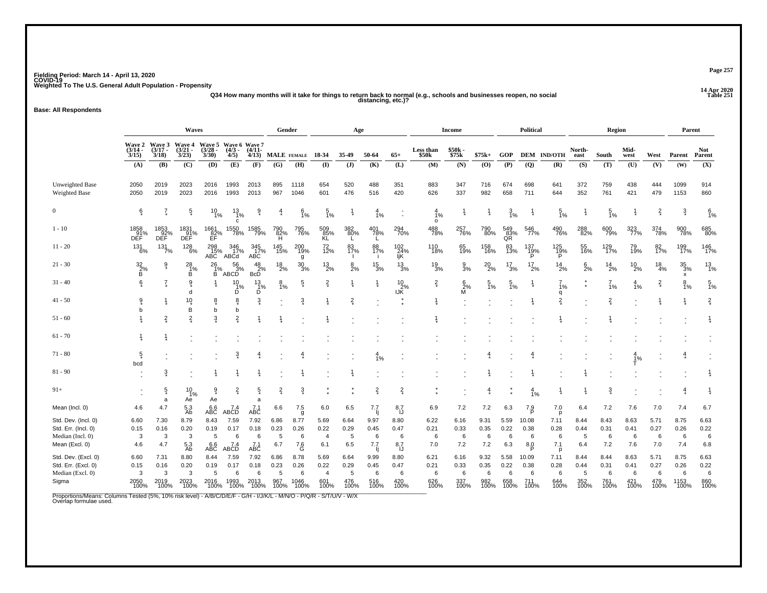Fielding Period: March 14 - April 13, 2020
COVID-19
Weighted To The U.S. General Adult Population - Propensity

14 Apr 2020
Table 251

Q34 How many months will it take for things to return back to normal (e.g., schools and businesses reopen, no social distancing, etc.)?

**Base: All Respondents**

| | Waves | | | | | | Gender | | Age | | | | Income | | | Political | | | Region | | | | Parent | |
|---|---|---|---|---|---|---|---|---|---|---|---|---|---|---|---|---|---|---|---|---|---|---|---|---|
| | Wave 2 (3/14 - 3/15) | Wave 3 (3/17 - 3/18) | Wave 4 (3/21 - 3/23) | Wave 5 (3/28 - 3/30) | Wave 6 (4/3 - 4/5) | Wave 7 (4/11- 4/13) | MALE | FEMALE | 18-34 | 35-49 | 50-64 | 65+ | Less than $50k | $50k - $75k | $75k+ | GOP | DEM | IND/OTH | North-east | South | Mid-west | West | Parent | Not Parent |
| | (A) | (B) | (C) | (D) | (E) | (F) | (G) | (H) | (I) | (J) | (K) | (L) | (M) | (N) | (O) | (P) | (Q) | (R) | (S) | (T) | (U) | (V) | (W) | (X) |
| Unweighted Base | 2050 | 2019 | 2023 | 2016 | 1993 | 2013 | 895 | 1118 | 654 | 520 | 488 | 351 | 883 | 347 | 716 | 674 | 698 | 641 | 372 | 759 | 438 | 444 | 1099 | 914 |
| Weighted Base | 2050 | 2019 | 2023 | 2016 | 1993 | 2013 | 967 | 1046 | 601 | 476 | 516 | 420 | 626 | 337 | 982 | 658 | 711 | 644 | 352 | 761 | 421 | 479 | 1153 | 860 |
| 0 | 6 * | 7 * | 5 * | 10 1% | 13 1% c | 9 * | 4 * | 6 1% | 5 1% | 1 * | 4 1% | - - | 4 1% o | 1 * | 1 * | 3 1% | 1 * | 5 1% | 1 * | 5 1% | 1 * | 2 * | 3 * | 6 1% |
| 1 - 10 | 1858 91% DEF | 1853 92% DEF | 1831 91% DEF | 1661 82% EF | 1550 78% | 1585 79% | 790 82% H | 795 76% | 509 85% KL | 382 80% L | 401 78% L | 294 70% | 488 78% | 257 76% | 790 80% | 549 83% QR | 546 77% | 490 76% | 288 82% | 600 79% | 323 77% | 374 78% | 900 78% | 685 80% |
| 11 - 20 | 131 6% | 131 7% | 128 6% | 298 15% ABC | 346 17% ABCd | 345 17% ABC | 145 15% | 200 19% g | 72 12% | 83 17% I | 88 17% i | 102 24% IjK | 110 18% | 65 19% | 158 16% | 83 13% | 137 19% P | 125 19% P | 55 16% | 129 17% | 79 19% | 82 17% | 199 17% | 146 17% |
| 21 - 30 | 32 2% B | 9 * | 28 1% B | 26 1% B | 56 3% ABCD | 48 2% BcD | 18 2% | 30 3% | 13 2% | 8 2% | 15 3% | 13 3% | 19 3% | 9 3% | 20 2% | 17 3% | 17 2% | 14 2% | 6 2% | 14 2% | 10 2% | 18 4% | 35 3% x | 13 1% |
| 31 - 40 | 6 * | 7 * | 9 * d | 1 * | 10 1% D | 13 1% D | 8 1% | 5 * | 2 * | 1 * | 1 * | 10 2% IJK | 2 * | 6 2% M | 5 1% | 5 1% | 1 * | 7 1% q | * * | 7 1% | 4 1% | 2 * | 8 1% | 5 1% |
| 41 - 50 | 9 * b | 1 * | 10 * B | 8 * b | 8 * b | 3 * | - - | 3 * | 1 * | 2 * | - - | * * | 1 * | - - | - - | - - | 1 * | 2 * | - - | 2 * | - - | 1 * | 1 * | 2 * |
| 51 - 60 | 1 * | 2 * | 2 * | 3 * | 2 * | 1 * | 1 * | - - | 1 * | - - | - - | - - | 1 * | - - | - - | - - | - - | 1 * | - - | 1 * | - - | - - | - - | 1 * |
| 61 - 70 | 1 * | 1 * | - - | - - | - - | - - | - - | - - | - - | - - | - - | - - | - - | - - | - - | - - | - - | - - | - - | - - | - - | - - | - - | - - |
| 71 - 80 | 5 * bcd | - - | - - | - - | 3 * | 4 * | - - | 4 * | - - | - - | 4 1% | - - | - - | - - | 4 * | - - | 4 * | - - | - - | - - | 4 1% T | - - | 4 * | - - |
| 81 - 90 | - - | 3 * | - - | 1 * | 1 * | 1 * | - - | 1 * | - - | 1 * | - - | - - | - - | - - | 1 * | - - | 1 * | - - | 1 * | - - | - - | - - | - - | 1 * |
| 91+ | - - | 5 * a | 10 1% Ae | 9 * Ae | 2 * | 5 * a | 2 * | 3 * | * * | * * | 2 * | 2 * | * * | - - | 4 * | * * | 4 1% | 1 * | 1 * | 3 * | - - | - - | 4 * | 1 * |
| Mean (Incl. 0) | 4.6 | 4.7 | 5.3 Ab | 6.6 ABC | 7.4 ABCD | 7.1 ABC | 6.6 | 7.5 g | 6.0 | 6.5 | 7.7 Ij | 8.7 IJ | 6.9 | 7.2 | 7.2 | 6.3 | 7.9 P | 7.0 p | 6.4 | 7.2 | 7.6 | 7.0 | 7.4 | 6.7 |
| Std. Dev. (Incl. 0) | 6.60 | 7.30 | 8.79 | 8.43 | 7.59 | 7.92 | 6.86 | 8.77 | 5.69 | 6.64 | 9.97 | 8.80 | 6.22 | 6.16 | 9.31 | 5.59 | 10.08 | 7.11 | 8.44 | 8.43 | 8.63 | 5.71 | 8.75 | 6.63 |
| Std. Err. (Incl. 0) | 0.15 | 0.16 | 0.20 | 0.19 | 0.17 | 0.18 | 0.23 | 0.26 | 0.22 | 0.29 | 0.45 | 0.47 | 0.21 | 0.33 | 0.35 | 0.22 | 0.38 | 0.28 | 0.44 | 0.31 | 0.41 | 0.27 | 0.26 | 0.22 |
| Median (Incl. 0) | 3 | 3 | 3 | 5 | 6 | 6 | 5 | 6 | 4 | 5 | 6 | 6 | 6 | 6 | 6 | 6 | 6 | 6 | 5 | 6 | 6 | 6 | 6 | 6 |
| Mean (Excl. 0) | 4.6 | 4.7 | 5.3 Ab | 6.6 ABC | 7.4 ABCD | 7.1 ABC | 6.7 | 7.6 G | 6.1 | 6.5 | 7.7 Ij | 8.7 IJ | 7.0 | 7.2 | 7.2 | 6.3 | 8.0 P | 7.1 p | 6.4 | 7.2 | 7.6 | 7.0 | 7.4 | 6.8 |
| Std. Dev. (Excl. 0) | 6.60 | 7.31 | 8.80 | 8.44 | 7.59 | 7.92 | 6.86 | 8.78 | 5.69 | 6.64 | 9.99 | 8.80 | 6.21 | 6.16 | 9.32 | 5.58 | 10.09 | 7.11 | 8.44 | 8.44 | 8.63 | 5.71 | 8.75 | 6.63 |
| Std. Err. (Excl. 0) | 0.15 | 0.16 | 0.20 | 0.19 | 0.17 | 0.18 | 0.23 | 0.26 | 0.22 | 0.29 | 0.45 | 0.47 | 0.21 | 0.33 | 0.35 | 0.22 | 0.38 | 0.28 | 0.44 | 0.31 | 0.41 | 0.27 | 0.26 | 0.22 |
| Median (Excl. 0) | 3 | 3 | 3 | 5 | 6 | 6 | 5 | 6 | 4 | 5 | 6 | 6 | 6 | 6 | 6 | 6 | 6 | 6 | 5 | 6 | 6 | 6 | 6 | 6 |
| Sigma | 2050 100% | 2019 100% | 2023 100% | 2016 100% | 1993 100% | 2013 100% | 967 100% | 1046 100% | 601 100% | 476 100% | 516 100% | 420 100% | 626 100% | 337 100% | 982 100% | 658 100% | 711 100% | 644 100% | 352 100% | 761 100% | 421 100% | 479 100% | 1153 100% | 860 100% |

Proportions/Means: Columns Tested (5%, 10% risk level) - A/B/C/D/E/F - G/H - I/J/K/L - M/N/O - P/Q/R - S/T/U/V - W/X
Overlap formulae used.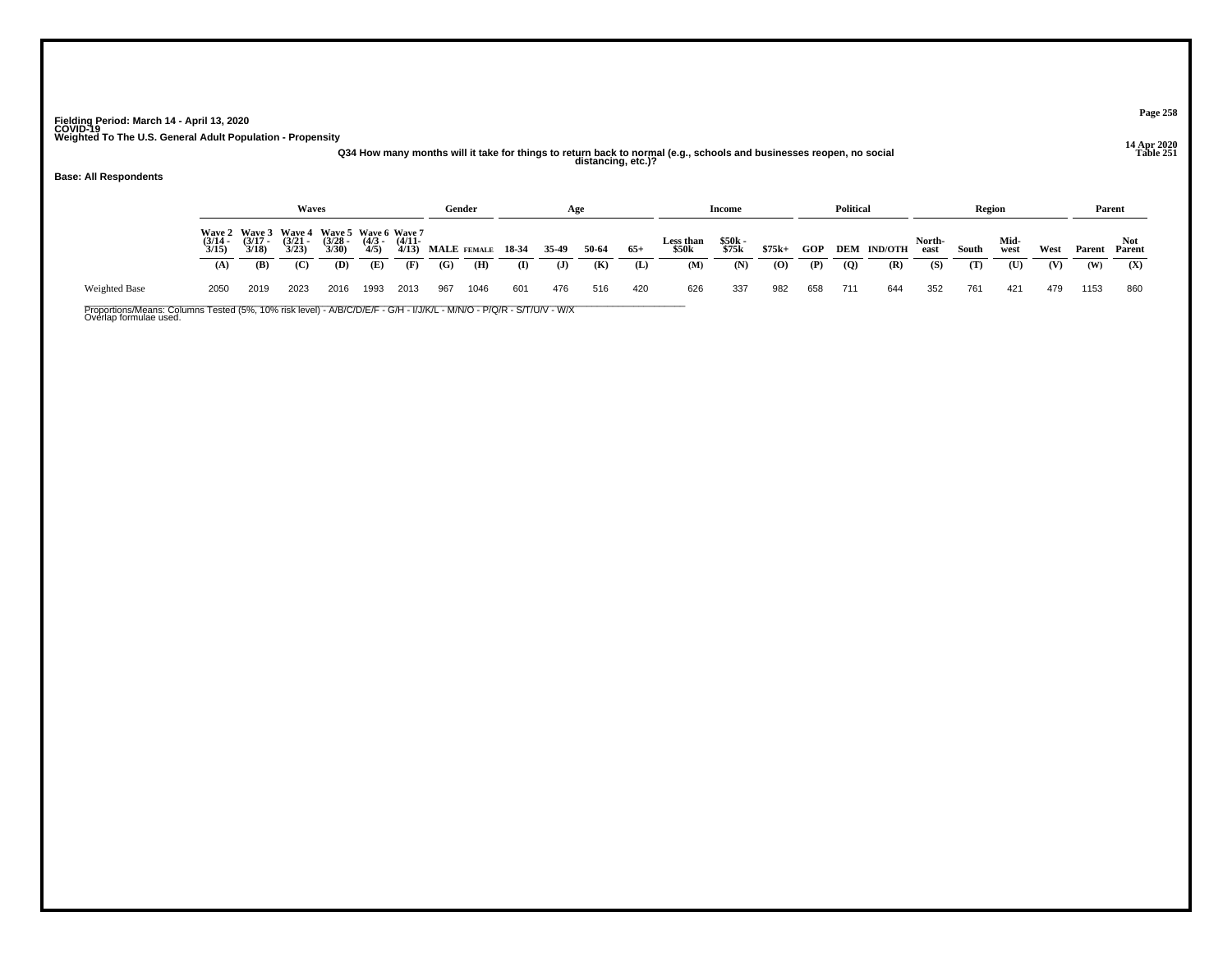Fielding Period: March 14 - April 13, 2020
COVID-19
Weighted To The U.S. General Adult Population - Propensity

14 Apr 2020
Table 251

Q34 How many months will it take for things to return back to normal (e.g., schools and businesses reopen, no social distancing, etc.)?

**Base: All Respondents**

| | Waves | | | | | | Gender | | Age | | | | Income | | | Political | | | Region | | | | Parent | |
|---|---|---|---|---|---|---|---|---|---|---|---|---|---|---|---|---|---|---|---|---|---|---|---|---|
| | Wave 2 (3/14 - 3/15) | Wave 3 (3/17 - 3/18) | Wave 4 (3/21 - 3/23) | Wave 5 (3/28 - 3/30) | Wave 6 (4/3 - 4/5) | Wave 7 (4/11- 4/13) | MALE | FEMALE | 18-34 | 35-49 | 50-64 | 65+ | Less than $50k | $50k - $75k | $75k+ | GOP | DEM | IND/OTH | North-east | South | Mid-west | West | Parent | Not Parent |
| | (A) | (B) | (C) | (D) | (E) | (F) | (G) | (H) | (I) | (J) | (K) | (L) | (M) | (N) | (O) | (P) | (Q) | (R) | (S) | (T) | (U) | (V) | (W) | (X) |
| Weighted Base | 2050 | 2019 | 2023 | 2016 | 1993 | 2013 | 967 | 1046 | 601 | 476 | 516 | 420 | 626 | 337 | 982 | 658 | 711 | 644 | 352 | 761 | 421 | 479 | 1153 | 860 |

Proportions/Means: Columns Tested (5%, 10% risk level) - A/B/C/D/E/F - G/H - I/J/K/L - M/N/O - P/Q/R - S/T/U/V - W/X
Overlap formulae used.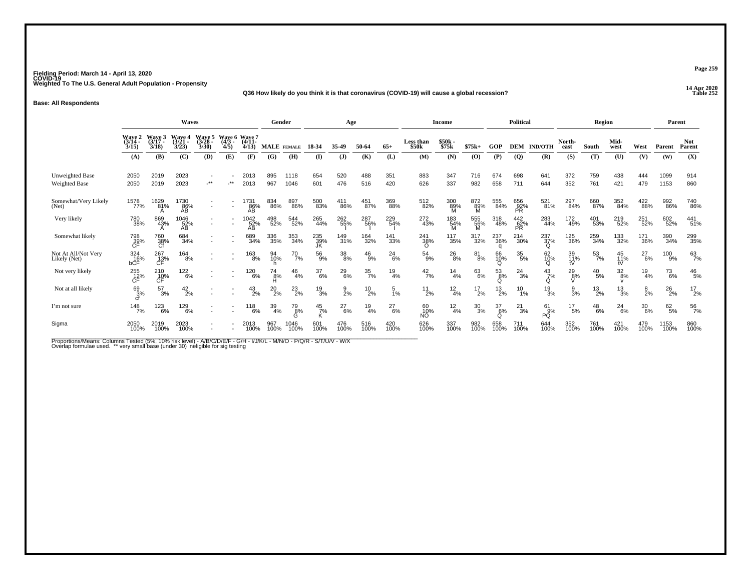Fielding Period: March 14 - April 13, 2020
COVID-19
Weighted To The U.S. General Adult Population - Propensity

14 Apr 2020
Table 252

Q36 How likely do you think it is that coronavirus (COVID-19) will cause a global recession?

**Base: All Respondents**

| | Waves | | | | | | Gender | | Age | | | | Income | | | Political | | | Region | | | | Parent | |
|---|---|---|---|---|---|---|---|---|---|---|---|---|---|---|---|---|---|---|---|---|---|---|---|---|
| | Wave 2 (3/14 - 3/15) | Wave 3 (3/17 - 3/18) | Wave 4 (3/21 - 3/23) | Wave 5 (3/28 - 3/30) | Wave 6 (4/3 - 4/5) | Wave 7 (4/11- 4/13) | MALE | FEMALE | 18-34 | 35-49 | 50-64 | 65+ | Less than $50k | $50k - $75k | $75k+ | GOP | DEM | IND/OTH | North-east | South | Mid-west | West | Parent | Not Parent |
| | (A) | (B) | (C) | (D) | (E) | (F) | (G) | (H) | (I) | (J) | (K) | (L) | (M) | (N) | (O) | (P) | (Q) | (R) | (S) | (T) | (U) | (V) | (W) | (X) |
| Unweighted Base | 2050 | 2019 | 2023 | - | - | 2013 | 895 | 1118 | 654 | 520 | 488 | 351 | 883 | 347 | 716 | 674 | 698 | 641 | 372 | 759 | 438 | 444 | 1099 | 914 |
| Weighted Base | 2050 | 2019 | 2023 | -** | -** | 2013 | 967 | 1046 | 601 | 476 | 516 | 420 | 626 | 337 | 982 | 658 | 711 | 644 | 352 | 761 | 421 | 479 | 1153 | 860 |
| Somewhat/Very Likely (Net) | 1578 77% | 1629 81% A | 1730 86% AB | - | - | 1731 86% AB | 834 86% | 897 86% | 500 83% | 411 86% | 451 87% | 369 88% | 512 82% | 300 89% M | 872 89% M | 555 84% | 656 92% PR | 521 81% | 297 84% | 660 87% | 352 84% | 422 88% | 992 86% | 740 86% |
| Very likely | 780 38% | 869 43% A | 1046 52% AB | - | - | 1042 52% AB | 498 52% | 544 52% | 265 44% | 262 55% I | 287 56% I | 229 54% I | 272 43% | 183 54% M | 555 56% M | 318 48% | 442 62% PR | 283 44% | 172 49% | 401 53% | 219 52% | 251 52% | 602 52% | 441 51% |
| Somewhat likely | 798 39% CF | 760 38% Cf | 684 34% | - | - | 689 34% | 336 35% | 353 34% | 235 39% JK | 149 31% | 164 32% | 141 33% | 241 38% O | 117 35% | 317 32% | 237 36% q | 214 30% | 237 37% Q | 125 36% | 259 34% | 133 32% | 171 36% | 390 34% | 299 35% |
| Not At All/Not Very Likely (Net) | 324 16% bCF | 267 13% CF | 164 8% | - | - | 163 8% | 94 10% h | 70 7% | 56 9% | 38 8% | 46 9% | 24 6% | 54 9% | 26 8% | 81 8% | 66 10% Q | 35 5% | 62 10% Q | 39 11% tV | 53 7% | 45 11% tV | 27 6% | 100 9% | 63 7% |
| Not very likely | 255 12% CF | 210 10% CF | 122 6% | - | - | 120 6% | 74 8% H | 46 4% | 37 6% | 29 6% | 35 7% | 19 4% | 42 7% | 14 4% | 63 6% | 53 8% Q | 24 3% | 43 7% Q | 29 8% V | 40 5% | 32 8% v | 19 4% | 73 6% | 46 5% |
| Not at all likely | 69 3% cf | 57 3% | 42 2% | - | - | 43 2% | 20 2% | 23 2% | 19 3% | 9 2% | 10 2% | 5 1% | 11 2% | 12 4% | 17 2% | 13 2% | 10 1% | 19 3% | 9 3% | 13 2% | 13 3% | 8 2% | 26 2% | 17 2% |
| I'm not sure | 148 7% | 123 6% | 129 6% | - | - | 118 6% | 39 4% | 79 8% G | 45 7% K | 27 6% | 19 4% | 27 6% | 60 10% NO | 12 4% | 30 3% | 37 6% Q | 21 3% | 61 9% PQ | 17 5% | 48 6% | 24 6% | 30 6% | 62 5% | 56 7% |
| Sigma | 2050 100% | 2019 100% | 2023 100% | - | - | 2013 100% | 967 100% | 1046 100% | 601 100% | 476 100% | 516 100% | 420 100% | 626 100% | 337 100% | 982 100% | 658 100% | 711 100% | 644 100% | 352 100% | 761 100% | 421 100% | 479 100% | 1153 100% | 860 100% |

Proportions/Means: Columns Tested (5%, 10% risk level) - A/B/C/D/E/F - G/H - I/J/K/L - M/N/O - P/Q/R - S/T/U/V - W/X
Overlap formulae used. ** very small base (under 30) ineligible for sig testing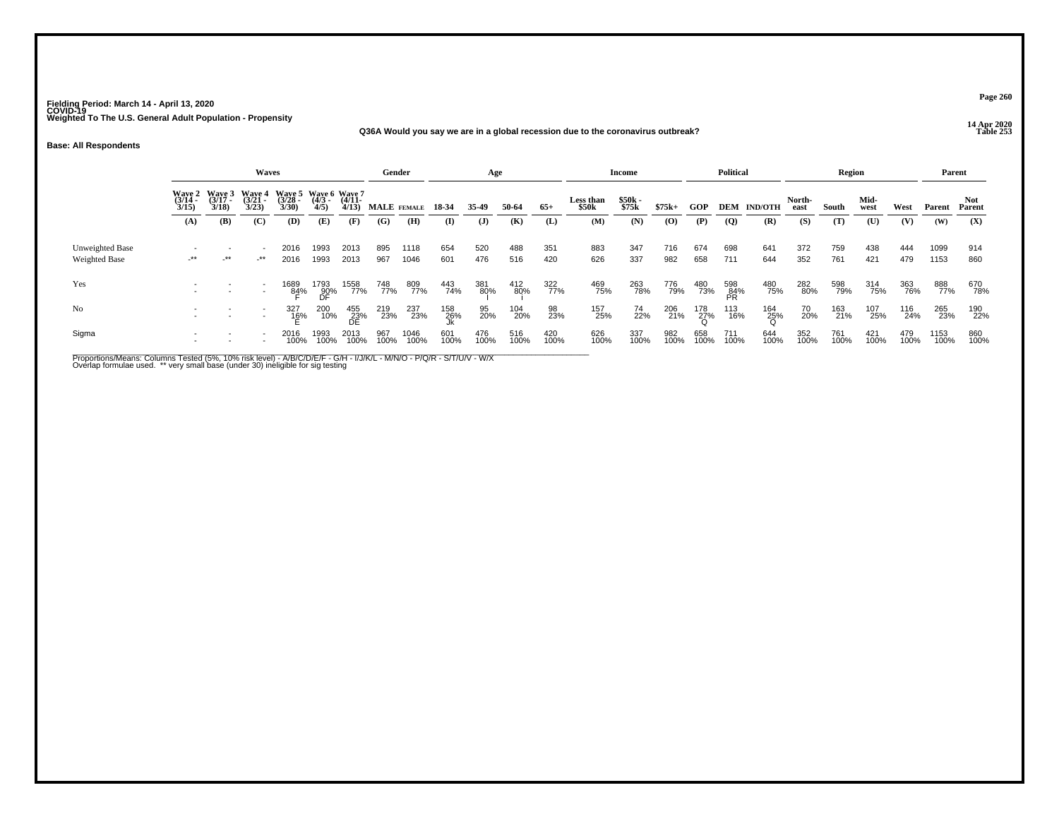Fielding Period: March 14 - April 13, 2020
COVID-19
Weighted To The U.S. General Adult Population - Propensity

14 Apr 2020
Table 253

Q36A Would you say we are in a global recession due to the coronavirus outbreak?

**Base: All Respondents**

| | Waves | | | | | | Gender | | Age | | | | Income | | | Political | | | Region | | | | Parent | |
|---|---|---|---|---|---|---|---|---|---|---|---|---|---|---|---|---|---|---|---|---|---|---|---|---|
| | Wave 2 (3/14 - 3/15) | Wave 3 (3/17 - 3/18) | Wave 4 (3/21 - 3/23) | Wave 5 (3/28 - 3/30) | Wave 6 (4/3 - 4/5) | Wave 7 (4/11- 4/13) | MALE | FEMALE | 18-34 | 35-49 | 50-64 | 65+ | Less than $50k | $50k - $75k | $75k+ | GOP | DEM | IND/OTH | North-east | South | Mid-west | West | Parent | Not Parent |
| | (A) | (B) | (C) | (D) | (E) | (F) | (G) | (H) | (I) | (J) | (K) | (L) | (M) | (N) | (O) | (P) | (Q) | (R) | (S) | (T) | (U) | (V) | (W) | (X) |
| Unweighted Base | - | - | - | 2016 | 1993 | 2013 | 895 | 1118 | 654 | 520 | 488 | 351 | 883 | 347 | 716 | 674 | 698 | 641 | 372 | 759 | 438 | 444 | 1099 | 914 |
| Weighted Base | -** | -** | -** | 2016 | 1993 | 2013 | 967 | 1046 | 601 | 476 | 516 | 420 | 626 | 337 | 982 | 658 | 711 | 644 | 352 | 761 | 421 | 479 | 1153 | 860 |
| Yes | - | - | - | 1689 | 1793 | 1558 | 748 | 809 | 443 | 381 | 412 | 322 | 469 | 263 | 776 | 480 | 598 | 480 | 282 | 598 | 314 | 363 | 888 | 670 |
| | - | - | - | 84% | 90% | 77% | 77% | 77% | 74% | 80% | 80% | 77% | 75% | 78% | 79% | 73% | 84% | 75% | 80% | 79% | 75% | 76% | 77% | 78% |
| | | | | F | DF | | | | | I | I | | | | | | PR | | | | | | | |
| No | - | - | - | 327 | 200 | 455 | 219 | 237 | 158 | 95 | 104 | 98 | 157 | 74 | 206 | 178 | 113 | 164 | 70 | 163 | 107 | 116 | 265 | 190 |
| | - | - | - | 16% | 10% | 23% | 23% | 23% | 26% | 20% | 20% | 23% | 25% | 22% | 21% | 27% | 16% | 25% | 20% | 21% | 25% | 24% | 23% | 22% |
| | | | | E | | DE | | | Jk | | | | | | | Q | | Q | | | | | | |
| Sigma | - | - | - | 2016 | 1993 | 2013 | 967 | 1046 | 601 | 476 | 516 | 420 | 626 | 337 | 982 | 658 | 711 | 644 | 352 | 761 | 421 | 479 | 1153 | 860 |
| | - | - | - | 100% | 100% | 100% | 100% | 100% | 100% | 100% | 100% | 100% | 100% | 100% | 100% | 100% | 100% | 100% | 100% | 100% | 100% | 100% | 100% | 100% |

Proportions/Means: Columns Tested (5%, 10% risk level) - A/B/C/D/E/F - G/H - I/J/K/L - M/N/O - P/Q/R - S/T/U/V - W/X
Overlap formulae used. ** very small base (under 30) ineligible for sig testing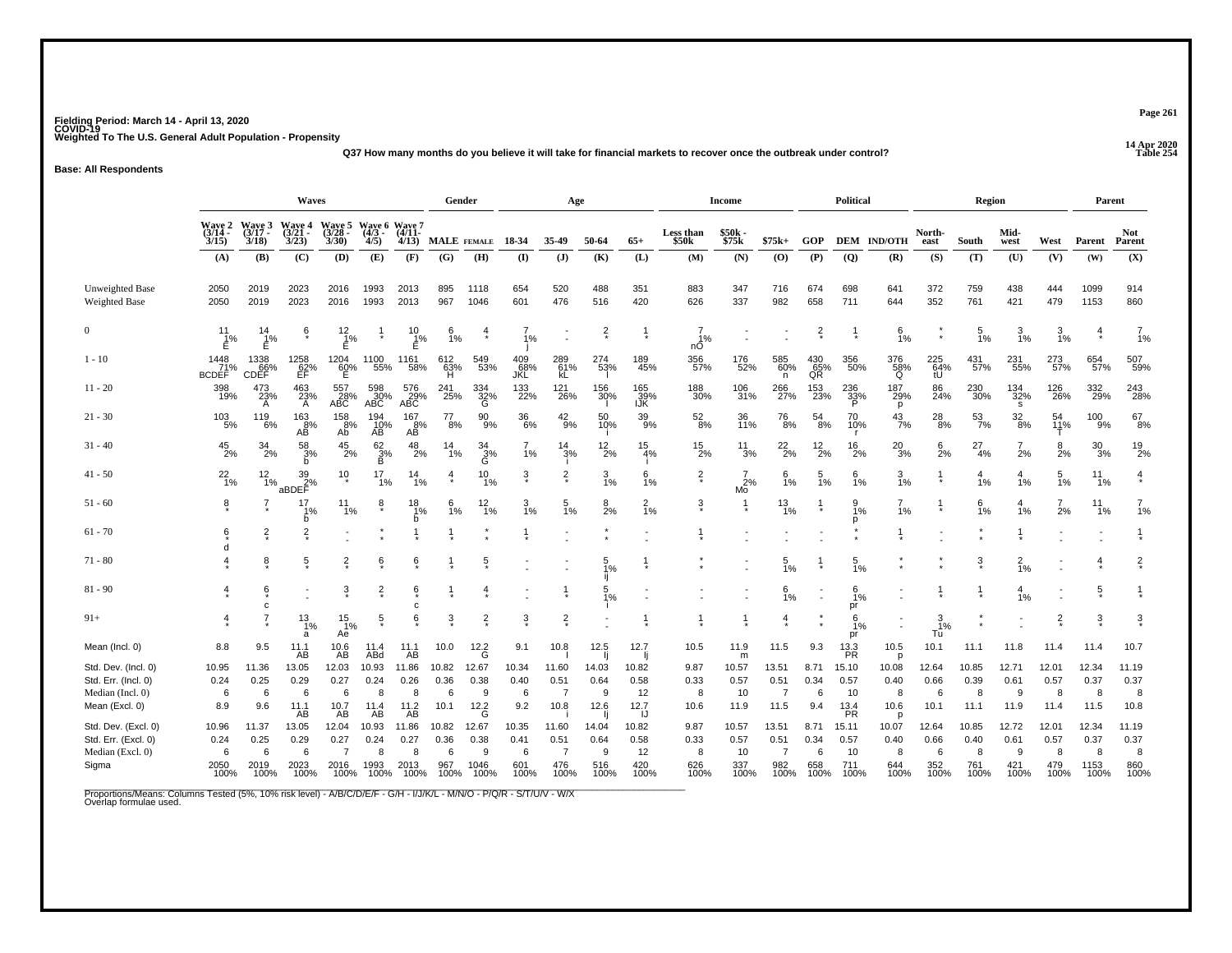Fielding Period: March 14 - April 13, 2020
COVID-19
Weighted To The U.S. General Adult Population - Propensity

14 Apr 2020
Table 254

Q37 How many months do you believe it will take for financial markets to recover once the outbreak under control?

**Base: All Respondents**

| | Waves | | | | | | Gender | | Age | | | | Income | | | Political | | | Region | | | | Parent | |
|---|---|---|---|---|---|---|---|---|---|---|---|---|---|---|---|---|---|---|---|---|---|---|---|---|
| | Wave 2 (3/14 - 3/15) | Wave 3 (3/17 - 3/18) | Wave 4 (3/21 - 3/23) | Wave 5 (3/28 - 3/30) | Wave 6 (4/3 - 4/5) | Wave 7 (4/11- 4/13) | MALE | FEMALE | 18-34 | 35-49 | 50-64 | 65+ | Less than $50k | $50k - $75k | $75k+ | GOP | DEM | IND/OTH | North-east | South | Mid-west | West | Parent | Not Parent |
| | (A) | (B) | (C) | (D) | (E) | (F) | (G) | (H) | (I) | (J) | (K) | (L) | (M) | (N) | (O) | (P) | (Q) | (R) | (S) | (T) | (U) | (V) | (W) | (X) |
| Unweighted Base | 2050 | 2019 | 2023 | 2016 | 1993 | 2013 | 895 | 1118 | 654 | 520 | 488 | 351 | 883 | 347 | 716 | 674 | 698 | 641 | 372 | 759 | 438 | 444 | 1099 | 914 |
| Weighted Base | 2050 | 2019 | 2023 | 2016 | 1993 | 2013 | 967 | 1046 | 601 | 476 | 516 | 420 | 626 | 337 | 982 | 658 | 711 | 644 | 352 | 761 | 421 | 479 | 1153 | 860 |
| 0 | 11 1% E | 14 1% E | 6 * | 12 1% E | 1 * | 10 1% E | 6 1% | 4 * | 7 1% j | - - | 2 * | 1 * | 7 1% nO | - - | - - | 2 * | 1 * | 6 1% | * * | 5 1% | 3 1% | 3 1% | 4 * | 7 1% |
| 1 - 10 | 1448 71% BCDEF | 1338 66% CDEF | 1258 62% EF | 1204 60% E | 1100 55% | 1161 58% | 612 63% H | 549 53% | 409 68% JKL | 289 61% kL | 274 53% | 189 45% | 356 57% | 176 52% | 585 60% n | 430 65% QR | 356 50% | 376 58% Q | 225 64% tU | 431 57% | 231 55% | 273 57% | 654 57% | 507 59% |
| 11 - 20 | 398 19% | 473 23% A | 463 23% A | 557 28% ABC | 598 30% ABC | 576 29% ABC | 241 25% | 334 32% G | 133 22% | 121 26% | 156 30% I | 165 39% IJK | 188 30% | 106 31% | 266 27% | 153 23% | 236 33% P | 187 29% p | 86 24% | 230 30% | 134 32% s | 126 26% | 332 29% | 243 28% |
| 21 - 30 | 103 5% | 119 6% | 163 8% AB | 158 8% AB | 194 10% AB | 167 8% AB | 77 8% | 90 9% | 36 6% | 42 9% | 50 10% i | 39 9% | 52 8% | 36 11% | 76 8% | 54 8% | 70 10% r | 43 7% | 28 8% | 53 7% | 32 8% | 54 11% T | 100 9% | 67 8% |
| 31 - 40 | 45 2% | 34 2% | 58 3% b | 45 2% | 62 3% B | 48 2% | 14 1% | 34 3% G | 7 1% | 14 3% i | 12 2% | 15 4% i | 15 2% | 11 3% | 22 2% | 12 2% | 16 2% | 20 3% | 6 2% | 27 4% | 7 2% | 8 2% | 30 3% | 19 2% |
| 41 - 50 | 22 1% | 12 1% | 39 2% aBDEF | 10 * | 17 1% | 14 1% | 4 * | 10 1% | 3 * | 2 * | 3 1% | 6 1% | 2 * | 7 2% Mo | 6 1% | 5 1% | 6 1% | 3 1% | 1 * | 4 1% | 4 1% | 5 1% | 11 1% | 4 * |
| 51 - 60 | 8 * | 7 * | 17 1% b | 11 1% | 8 * | 18 1% b | 6 1% | 12 1% | 3 1% | 5 1% | 8 2% | 2 1% | 3 * | 1 * | 13 1% | 1 * | 9 1% p | 7 1% | 1 * | 6 1% | 4 1% | 7 2% | 11 1% | 7 1% |
| 61 - 70 | 6 * d | 2 * | 2 * | - - | * * | 1 * | 1 * | * * | 1 * | - - | * * | - - | 1 * | - - | - - | - - | * * | 1 * | - - | * * | 1 * | - - | - - | 1 * |
| 71 - 80 | 4 * | 8 * | 5 * | 2 * | 6 * | 6 * | 1 * | 5 * | - - | - - | 5 1% ij | 1 * | * * | - - | 5 1% | 1 * | 5 1% | * * | * * | 3 * | 2 1% | - - | 4 * | 2 * |
| 81 - 90 | 4 * | 6 * c | - - | 3 * | 2 * | 6 * c | 1 * | 4 * | - - | 1 * | 5 1% i | - - | - - | - - | 6 1% | - - | 6 1% pr | - - | 1 * | 1 * | 4 1% | - - | 5 * | 1 * |
| 91+ | 4 * | 7 * | 13 1% a | 15 1% Ae | 5 * | 6 * | 3 * | 2 * | 3 * | 2 * | - - | 1 * | 1 * | 1 * | 4 * | * * | 6 1% pr | - - | 3 1% Tu | * * | - - | 2 * | 3 * | 3 * |
| Mean (Incl. 0) | 8.8 | 9.5 | 11.1 AB | 10.6 AB | 11.4 ABd | 11.1 AB | 10.0 | 12.2 G | 9.1 | 10.8 I | 12.5 Ij | 12.7 Ij | 10.5 | 11.9 m | 11.5 | 9.3 | 13.3 PR | 10.5 p | 10.1 | 11.1 | 11.8 | 11.4 | 11.4 | 10.7 |
| Std. Dev. (Incl. 0) | 10.95 | 11.36 | 13.05 | 12.03 | 10.93 | 11.86 | 10.82 | 12.67 | 10.34 | 11.60 | 14.03 | 10.82 | 9.87 | 10.57 | 13.51 | 8.71 | 15.10 | 10.08 | 12.64 | 10.85 | 12.71 | 12.01 | 12.34 | 11.19 |
| Std. Err. (Incl. 0) | 0.24 | 0.25 | 0.29 | 0.27 | 0.24 | 0.26 | 0.36 | 0.38 | 0.40 | 0.51 | 0.64 | 0.58 | 0.33 | 0.57 | 0.51 | 0.34 | 0.57 | 0.40 | 0.66 | 0.39 | 0.61 | 0.57 | 0.37 | 0.37 |
| Median (Incl. 0) | 6 | 6 | 6 | 6 | 8 | 8 | 6 | 9 | 6 | 7 | 9 | 12 | 8 | 10 | 7 | 6 | 10 | 8 | 6 | 8 | 9 | 8 | 8 | 8 |
| Mean (Excl. 0) | 8.9 | 9.6 | 11.1 AB | 10.7 AB | 11.4 AB | 11.2 AB | 10.1 | 12.2 G | 9.2 | 10.8 i | 12.6 Ij | 12.7 IJ | 10.6 | 11.9 | 11.5 | 9.4 | 13.4 PR | 10.6 p | 10.1 | 11.1 | 11.9 | 11.4 | 11.5 | 10.8 |
| Std. Dev. (Excl. 0) | 10.96 | 11.37 | 13.05 | 12.04 | 10.93 | 11.86 | 10.82 | 12.67 | 10.35 | 11.60 | 14.04 | 10.82 | 9.87 | 10.57 | 13.51 | 8.71 | 15.11 | 10.07 | 12.64 | 10.85 | 12.72 | 12.01 | 12.34 | 11.19 |
| Std. Err. (Excl. 0) | 0.24 | 0.25 | 0.29 | 0.27 | 0.24 | 0.27 | 0.36 | 0.38 | 0.41 | 0.51 | 0.64 | 0.58 | 0.33 | 0.57 | 0.51 | 0.34 | 0.57 | 0.40 | 0.66 | 0.40 | 0.61 | 0.57 | 0.37 | 0.37 |
| Median (Excl. 0) | 6 | 6 | 6 | 7 | 8 | 8 | 6 | 9 | 6 | 7 | 9 | 12 | 8 | 10 | 7 | 6 | 10 | 8 | 6 | 8 | 9 | 8 | 8 | 8 |
| Sigma | 2050 100% | 2019 100% | 2023 100% | 2016 100% | 1993 100% | 2013 100% | 967 100% | 1046 100% | 601 100% | 476 100% | 516 100% | 420 100% | 626 100% | 337 100% | 982 100% | 658 100% | 711 100% | 644 100% | 352 100% | 761 100% | 421 100% | 479 100% | 1153 100% | 860 100% |

Proportions/Means: Columns Tested (5%, 10% risk level) - A/B/C/D/E/F - G/H - I/J/K/L - M/N/O - P/Q/R - S/T/U/V - W/X
Overlap formulae used.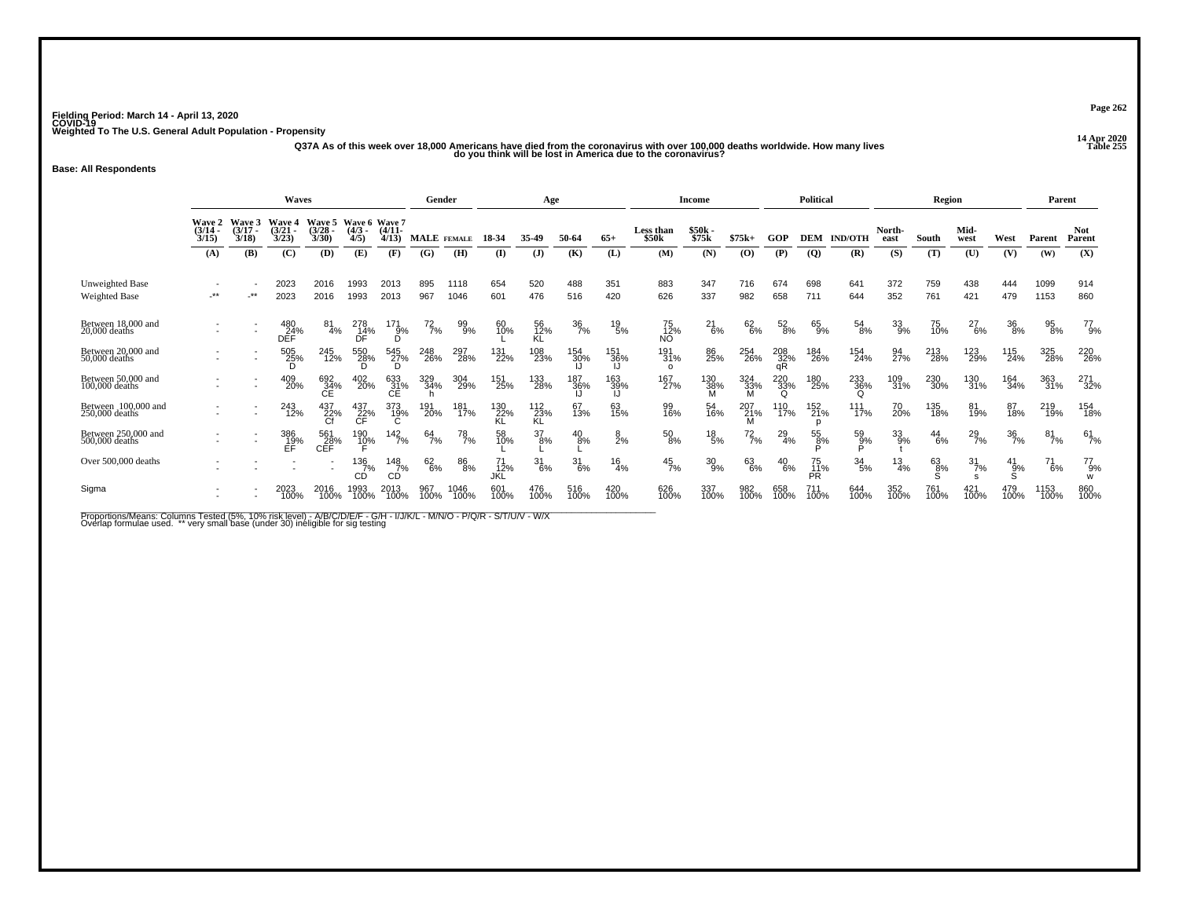Fielding Period: March 14 - April 13, 2020
COVID-19
Weighted To The U.S. General Adult Population - Propensity

14 Apr 2020
Table 255

Q37A As of this week over 18,000 Americans have died from the coronavirus with over 100,000 deaths worldwide. How many lives do you think will be lost in America due to the coronavirus?

**Base: All Respondents**

| | Waves | | | | | | Gender | | Age | | | | Income | | | Political | | | Region | | | | Parent | |
|---|---|---|---|---|---|---|---|---|---|---|---|---|---|---|---|---|---|---|---|---|---|---|---|---|
| | Wave 2 (3/14 - 3/15) | Wave 3 (3/17 - 3/18) | Wave 4 (3/21 - 3/23) | Wave 5 (3/28 - 3/30) | Wave 6 (4/3 - 4/5) | Wave 7 (4/11- 4/13) | MALE | FEMALE | 18-34 | 35-49 | 50-64 | 65+ | Less than $50k | $50k - $75k | $75k+ | GOP | DEM | IND/OTH | North-east | South | Mid-west | West | Parent | Not Parent |
| | (A) | (B) | (C) | (D) | (E) | (F) | (G) | (H) | (I) | (J) | (K) | (L) | (M) | (N) | (O) | (P) | (Q) | (R) | (S) | (T) | (U) | (V) | (W) | (X) |
| Unweighted Base | - | - | 2023 | 2016 | 1993 | 2013 | 895 | 1118 | 654 | 520 | 488 | 351 | 883 | 347 | 716 | 674 | 698 | 641 | 372 | 759 | 438 | 444 | 1099 | 914 |
| Weighted Base | -** | -** | 2023 | 2016 | 1993 | 2013 | 967 | 1046 | 601 | 476 | 516 | 420 | 626 | 337 | 982 | 658 | 711 | 644 | 352 | 761 | 421 | 479 | 1153 | 860 |
| Between 18,000 and 20,000 deaths | - | - | 480 24% DEF | 81 4% | 278 14% DF | 171 9% D | 72 7% | 99 9% | 60 10% L | 56 12% KL | 36 7% | 19 5% | 75 12% NO | 21 6% | 62 6% | 52 8% | 65 9% | 54 8% | 33 9% | 75 10% | 27 6% | 36 8% | 95 8% | 77 9% |
| Between 20,000 and 50,000 deaths | - | - | 505 25% D | 245 12% | 550 28% D | 545 27% D | 248 26% | 297 28% | 131 22% | 108 23% | 154 30% IJ | 151 36% IJ | 191 31% o | 86 25% | 254 26% | 208 32% qR | 184 26% | 154 24% | 94 27% | 213 28% | 123 29% | 115 24% | 325 28% | 220 26% |
| Between 50,000 and 100,000 deaths | - | - | 409 20% | 692 34% CE | 402 20% | 633 31% CE | 329 34% h | 304 29% | 151 25% | 133 28% | 187 36% IJ | 163 39% IJ | 167 27% | 130 38% M | 324 33% M | 220 33% Q | 180 25% | 233 36% Q | 109 31% | 230 30% | 130 31% | 164 34% | 363 31% | 271 32% |
| Between 100,000 and 250,000 deaths | - | - | 243 12% | 437 22% Cf | 437 22% CF | 373 19% C | 191 20% | 181 17% | 130 22% KL | 112 23% KL | 67 13% | 63 15% | 99 16% | 54 16% | 207 21% M | 110 17% | 152 21% p | 111 17% | 70 20% | 135 18% | 81 19% | 87 18% | 219 19% | 154 18% |
| Between 250,000 and 500,000 deaths | - | - | 386 19% EF | 561 28% CEF | 190 10% F | 142 7% | 64 7% | 78 7% | 58 10% L | 37 8% L | 40 8% L | 8 2% | 50 8% | 18 5% | 72 7% | 29 4% | 55 8% P | 59 9% P | 33 9% t | 44 6% | 29 7% | 36 7% | 81 7% | 61 7% |
| Over 500,000 deaths | - | - | - | - | 136 7% CD | 148 7% CD | 62 6% | 86 8% | 71 12% JKL | 31 6% | 31 6% | 16 4% | 45 7% | 30 9% | 63 6% | 40 6% | 75 11% PR | 34 5% | 13 4% | 63 8% S | 31 7% s | 41 9% S | 71 6% | 77 9% w |
| Sigma | - | - | 2023 100% | 2016 100% | 1993 100% | 2013 100% | 967 100% | 1046 100% | 601 100% | 476 100% | 516 100% | 420 100% | 626 100% | 337 100% | 982 100% | 658 100% | 711 100% | 644 100% | 352 100% | 761 100% | 421 100% | 479 100% | 1153 100% | 860 100% |

Proportions/Means: Columns Tested (5%, 10% risk level) - A/B/C/D/E/F - G/H - I/J/K/L - M/N/O - P/Q/R - S/T/U/V - W/X
Overlap formulae used. ** very small base (under 30) ineligible for sig testing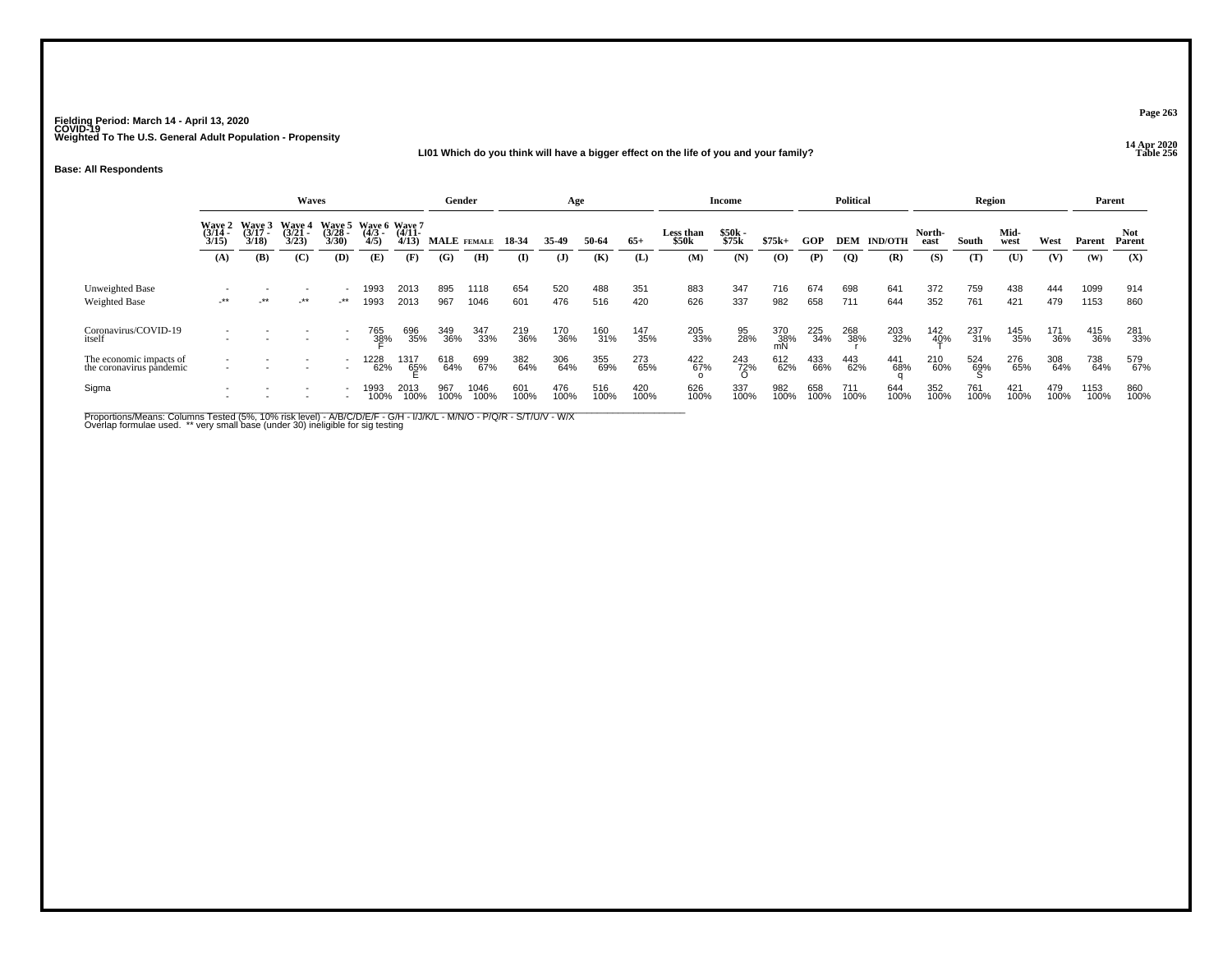Fielding Period: March 14 - April 13, 2020
COVID-19
Weighted To The U.S. General Adult Population - Propensity

14 Apr 2020
Table 256

**LI01 Which do you think will have a bigger effect on the life of you and your family?**

**Base: All Respondents**

| | Waves | | | | | | Gender | | Age | | | | Income | | | Political | | | Region | | | | Parent | |
|---|---|---|---|---|---|---|---|---|---|---|---|---|---|---|---|---|---|---|---|---|---|---|---|---|
| | Wave 2 (3/14 - 3/15) | Wave 3 (3/17 - 3/18) | Wave 4 (3/21 - 3/23) | Wave 5 (3/28 - 3/30) | Wave 6 (4/3 - 4/5) | Wave 7 (4/11- 4/13) | MALE | FEMALE | 18-34 | 35-49 | 50-64 | 65+ | Less than $50k | $50k - $75k | $75k+ | GOP | DEM | IND/OTH | North-east | South | Mid-west | West | Parent | Not Parent |
| | (A) | (B) | (C) | (D) | (E) | (F) | (G) | (H) | (I) | (J) | (K) | (L) | (M) | (N) | (O) | (P) | (Q) | (R) | (S) | (T) | (U) | (V) | (W) | (X) |
| Unweighted Base | - | - | - | - | 1993 | 2013 | 895 | 1118 | 654 | 520 | 488 | 351 | 883 | 347 | 716 | 674 | 698 | 641 | 372 | 759 | 438 | 444 | 1099 | 914 |
| Weighted Base | -** | -** | -** | -** | 1993 | 2013 | 967 | 1046 | 601 | 476 | 516 | 420 | 626 | 337 | 982 | 658 | 711 | 644 | 352 | 761 | 421 | 479 | 1153 | 860 |
| Coronavirus/COVID-19 itself | - | - | - | - | 765 | 696 | 349 | 347 | 219 | 170 | 160 | 147 | 205 | 95 | 370 | 225 | 268 | 203 | 142 | 237 | 145 | 171 | 415 | 281 |
| | - | - | - | - | 38% | 35% | 36% | 33% | 36% | 36% | 31% | 35% | 33% | 28% | 38% | 34% | 38% | 32% | 40% | 31% | 35% | 36% | 36% | 33% |
| | | | | | F | | | | | | | | | | mN | | r | | T | | | | | |
| The economic impacts of the coronavirus pandemic | - | - | - | - | 1228 | 1317 | 618 | 699 | 382 | 306 | 355 | 273 | 422 | 243 | 612 | 433 | 443 | 441 | 210 | 524 | 276 | 308 | 738 | 579 |
| | - | - | - | - | 62% | 65% | 64% | 67% | 64% | 64% | 69% | 65% | 67% | 72% | 62% | 66% | 62% | 68% | 60% | 69% | 65% | 64% | 64% | 67% |
| | | | | | | E | | | | | | | o | O | | | | q | | S | | | | |
| Sigma | - | - | - | - | 1993 | 2013 | 967 | 1046 | 601 | 476 | 516 | 420 | 626 | 337 | 982 | 658 | 711 | 644 | 352 | 761 | 421 | 479 | 1153 | 860 |
| | - | - | - | - | 100% | 100% | 100% | 100% | 100% | 100% | 100% | 100% | 100% | 100% | 100% | 100% | 100% | 100% | 100% | 100% | 100% | 100% | 100% | 100% |

Proportions/Means: Columns Tested (5%, 10% risk level) - A/B/C/D/E/F - G/H - I/J/K/L - M/N/O - P/Q/R - S/T/U/V - W/X
Overlap formulae used. ** very small base (under 30) ineligible for sig testing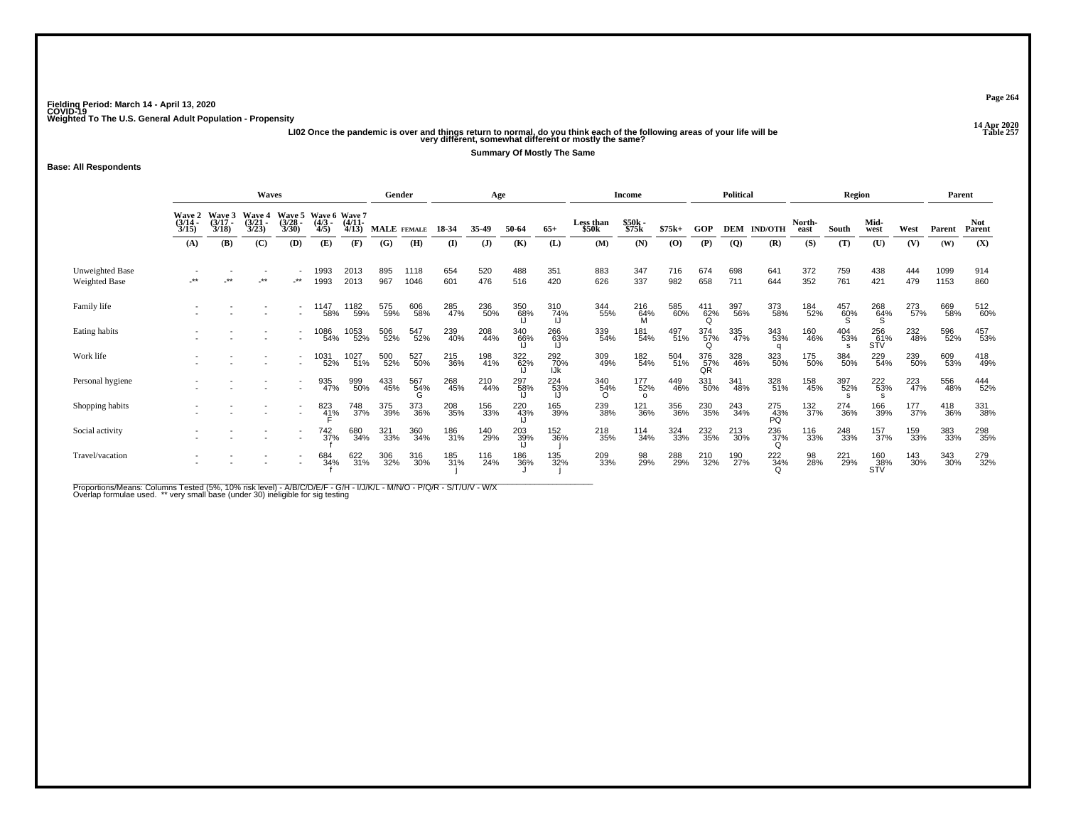Fielding Period: March 14 - April 13, 2020
COVID-19
Weighted To The U.S. General Adult Population - Propensity

14 Apr 2020
Table 257

**LI02 Once the pandemic is over and things return to normal, do you think each of the following areas of your life will be very different, somewhat different or mostly the same?**

**Summary Of Mostly The Same**

**Base: All Respondents**

| | Waves | | | | | | Gender | | Age | | | | Income | | | Political | | | Region | | | | Parent | |
|---|---|---|---|---|---|---|---|---|---|---|---|---|---|---|---|---|---|---|---|---|---|---|---|---|
| | Wave 2 (3/14 - 3/15) | Wave 3 (3/17 - 3/18) | Wave 4 (3/21 - 3/23) | Wave 5 (3/28 - 3/30) | Wave 6 (4/3 - 4/5) | Wave 7 (4/11- 4/13) | MALE | FEMALE | 18-34 | 35-49 | 50-64 | 65+ | Less than $50k | $50k - $75k | $75k+ | GOP | DEM | IND/OTH | North-east | South | Mid-west | West | Parent | Not Parent |
| | (A) | (B) | (C) | (D) | (E) | (F) | (G) | (H) | (I) | (J) | (K) | (L) | (M) | (N) | (O) | (P) | (Q) | (R) | (S) | (T) | (U) | (V) | (W) | (X) |
| Unweighted Base | - | - | - | - | 1993 | 2013 | 895 | 1118 | 654 | 520 | 488 | 351 | 883 | 347 | 716 | 674 | 698 | 641 | 372 | 759 | 438 | 444 | 1099 | 914 |
| Weighted Base | -** | -** | -** | -** | 1993 | 2013 | 967 | 1046 | 601 | 476 | 516 | 420 | 626 | 337 | 982 | 658 | 711 | 644 | 352 | 761 | 421 | 479 | 1153 | 860 |
| Family life | - | - | - | - | 1147 58% | 1182 59% | 575 59% | 606 58% | 285 47% | 236 50% | 350 68% IJ | 310 74% IJ | 344 55% | 216 64% M | 585 60% | 411 62% Q | 397 56% | 373 58% | 184 52% | 457 60% S | 268 64% S | 273 57% | 669 58% | 512 60% |
| Eating habits | - | - | - | - | 1086 54% | 1053 52% | 506 52% | 547 52% | 239 40% | 208 44% | 340 66% IJ | 266 63% IJ | 339 54% | 181 54% | 497 51% | 374 57% Q | 335 47% | 343 53% q | 160 46% | 404 53% s | 256 61% STV | 232 48% | 596 52% | 457 53% |
| Work life | - | - | - | - | 1031 52% | 1027 51% | 500 52% | 527 50% | 215 36% | 198 41% | 322 62% IJ | 292 70% IJk | 309 49% | 182 54% | 504 51% | 376 57% QR | 328 46% | 323 50% | 175 50% | 384 50% | 229 54% | 239 50% | 609 53% | 418 49% |
| Personal hygiene | - | - | - | - | 935 47% | 999 50% | 433 45% | 567 54% G | 268 45% | 210 44% | 297 58% IJ | 224 53% IJ | 340 54% O | 177 52% o | 449 46% | 331 50% | 341 48% | 328 51% | 158 45% | 397 52% s | 222 53% s | 223 47% | 556 48% | 444 52% |
| Shopping habits | - | - | - | - | 823 41% F | 748 37% | 375 39% | 373 36% | 208 35% | 156 33% | 220 43% IJ | 165 39% | 239 38% | 121 36% | 356 36% | 230 35% | 243 34% | 275 43% PQ | 132 37% | 274 36% | 166 39% | 177 37% | 418 36% | 331 38% |
| Social activity | - | - | - | - | 742 37% f | 680 34% | 321 33% | 360 34% | 186 31% | 140 29% | 203 39% IJ | 152 36% j | 218 35% | 114 34% | 324 33% | 232 35% | 213 30% | 236 37% Q | 116 33% | 248 33% | 157 37% | 159 33% | 383 33% | 298 35% |
| Travel/vacation | - | - | - | - | 684 34% f | 622 31% | 306 32% | 316 30% | 185 31% j | 116 24% | 186 36% J | 135 32% j | 209 33% | 98 29% | 288 29% | 210 32% | 190 27% | 222 34% Q | 98 28% | 221 29% | 160 38% STV | 143 30% | 343 30% | 279 32% |

Proportions/Means: Columns Tested (5%, 10% risk level) - A/B/C/D/E/F - G/H - I/J/K/L - M/N/O - P/Q/R - S/T/U/V - W/X
Overlap formulae used. ** very small base (under 30) ineligible for sig testing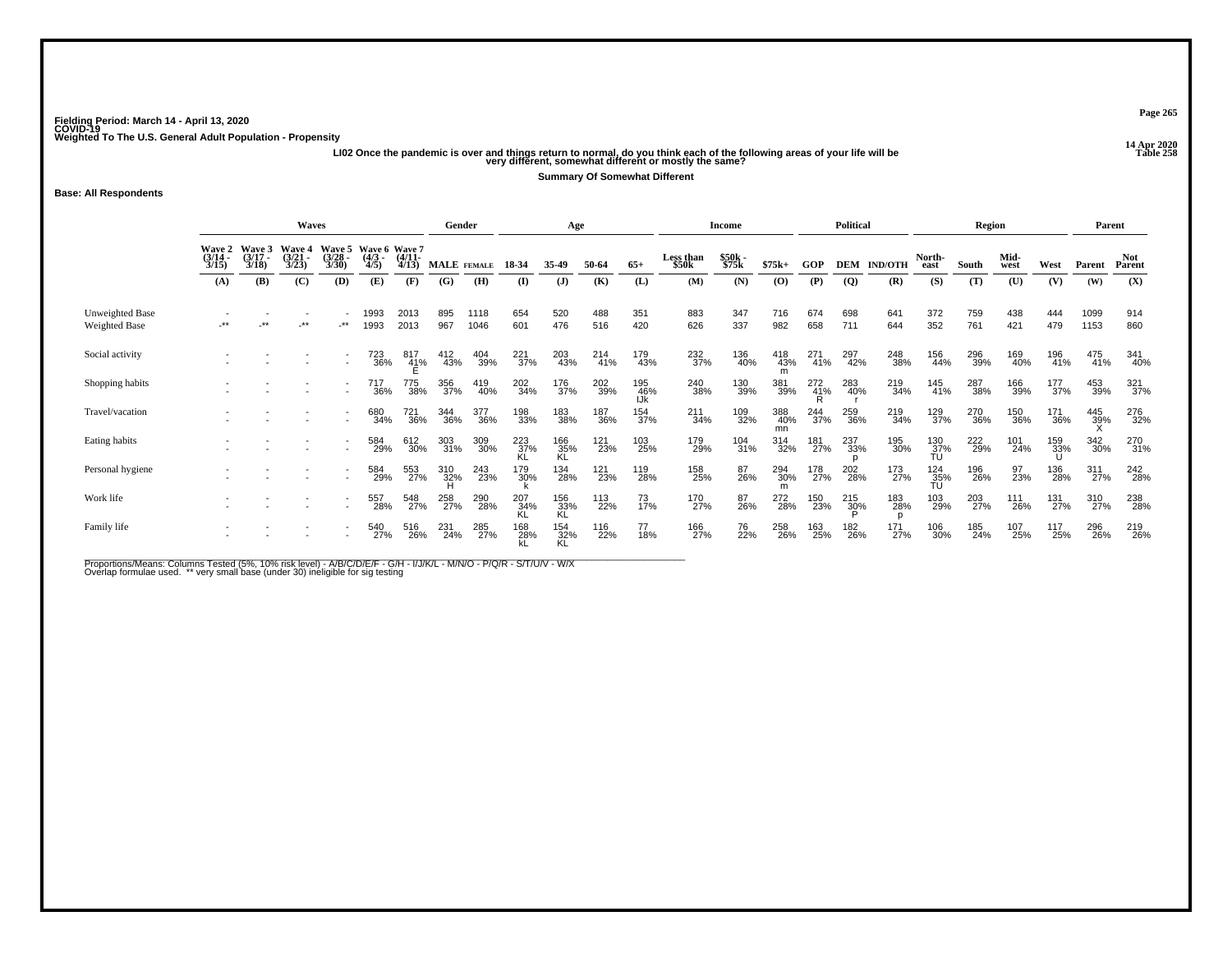Fielding Period: March 14 - April 13, 2020
COVID-19
Weighted To The U.S. General Adult Population - Propensity

14 Apr 2020
Table 258

LI02 Once the pandemic is over and things return to normal, do you think each of the following areas of your life will be very different, somewhat different or mostly the same?

Summary Of Somewhat Different

Base: All Respondents

| | Waves | | | | | | Gender | | Age | | | | Income | | | Political | | | Region | | | | Parent | |
|---|---|---|---|---|---|---|---|---|---|---|---|---|---|---|---|---|---|---|---|---|---|---|---|---|
| | Wave 2 (3/14 - 3/15) | Wave 3 (3/17 - 3/18) | Wave 4 (3/21 - 3/23) | Wave 5 (3/28 - 3/30) | Wave 6 (4/3 - 4/5) | Wave 7 (4/11- 4/13) | MALE | FEMALE | 18-34 | 35-49 | 50-64 | 65+ | Less than $50k | $50k - $75k | $75k+ | GOP | DEM | IND/OTH | North-east | South | Mid-west | West | Parent | Not Parent |
| | (A) | (B) | (C) | (D) | (E) | (F) | (G) | (H) | (I) | (J) | (K) | (L) | (M) | (N) | (O) | (P) | (Q) | (R) | (S) | (T) | (U) | (V) | (W) | (X) |
| Unweighted Base | - | - | - | - | 1993 | 2013 | 895 | 1118 | 654 | 520 | 488 | 351 | 883 | 347 | 716 | 674 | 698 | 641 | 372 | 759 | 438 | 444 | 1099 | 914 |
| Weighted Base | -** | -** | -** | -** | 1993 | 2013 | 967 | 1046 | 601 | 476 | 516 | 420 | 626 | 337 | 982 | 658 | 711 | 644 | 352 | 761 | 421 | 479 | 1153 | 860 |
| Social activity | - | - | - | - | 723 36% | 817 41% E | 412 43% | 404 39% | 221 37% | 203 43% | 214 41% | 179 43% | 232 37% | 136 40% | 418 43% m | 271 41% | 297 42% | 248 38% | 156 44% | 296 39% | 169 40% | 196 41% | 475 41% | 341 40% |
| Shopping habits | - | - | - | - | 717 36% | 775 38% | 356 37% | 419 40% | 202 34% | 176 37% | 202 39% | 195 46% IJk | 240 38% | 130 39% | 381 39% | 272 41% | 283 40% | 219 34% | 145 41% | 287 38% | 166 39% | 177 37% | 453 39% | 321 37% |
| Travel/vacation | - | - | - | - | 680 34% | 721 36% | 344 36% | 377 36% | 198 33% | 183 38% | 187 36% | 154 37% | 211 34% | 109 32% | 388 40% mn | 244 37% | 259 36% | 219 34% | 129 37% | 270 36% | 150 36% | 171 36% | 445 39% X | 276 32% |
| Eating habits | - | - | - | - | 584 29% | 612 30% | 303 31% | 309 30% | 223 37% KL | 166 35% KL | 121 23% | 103 25% | 179 29% | 104 31% | 314 32% | 181 27% | 237 33% p | 195 30% | 130 37% TU | 222 29% | 101 24% | 159 33% U | 342 30% | 270 31% |
| Personal hygiene | - | - | - | - | 584 29% | 553 27% | 310 32% H | 243 23% | 179 30% k | 134 28% | 121 23% | 119 28% | 158 25% | 87 26% | 294 30% m | 178 27% | 202 28% | 173 27% | 124 35% TU | 196 26% | 97 23% | 136 28% | 311 27% | 242 28% |
| Work life | - | - | - | - | 557 28% | 548 27% | 258 27% | 290 28% | 207 34% KL | 156 33% KL | 113 22% | 73 17% | 170 27% | 87 26% | 272 28% | 150 23% | 215 30% P | 183 28% p | 103 29% | 203 27% | 111 26% | 131 27% | 310 27% | 238 28% |
| Family life | - | - | - | - | 540 27% | 516 26% | 231 24% | 285 27% | 168 28% kL | 154 32% KL | 116 22% | 77 18% | 166 27% | 76 22% | 258 26% | 163 25% | 182 26% | 171 27% | 106 30% | 185 24% | 107 25% | 117 25% | 296 26% | 219 26% |

Proportions/Means: Columns Tested (5%, 10% risk level) - A/B/C/D/E/F - G/H - I/J/K/L - M/N/O - P/Q/R - S/T/U/V - W/X
Overlap formulae used. ** very small base (under 30) ineligible for sig testing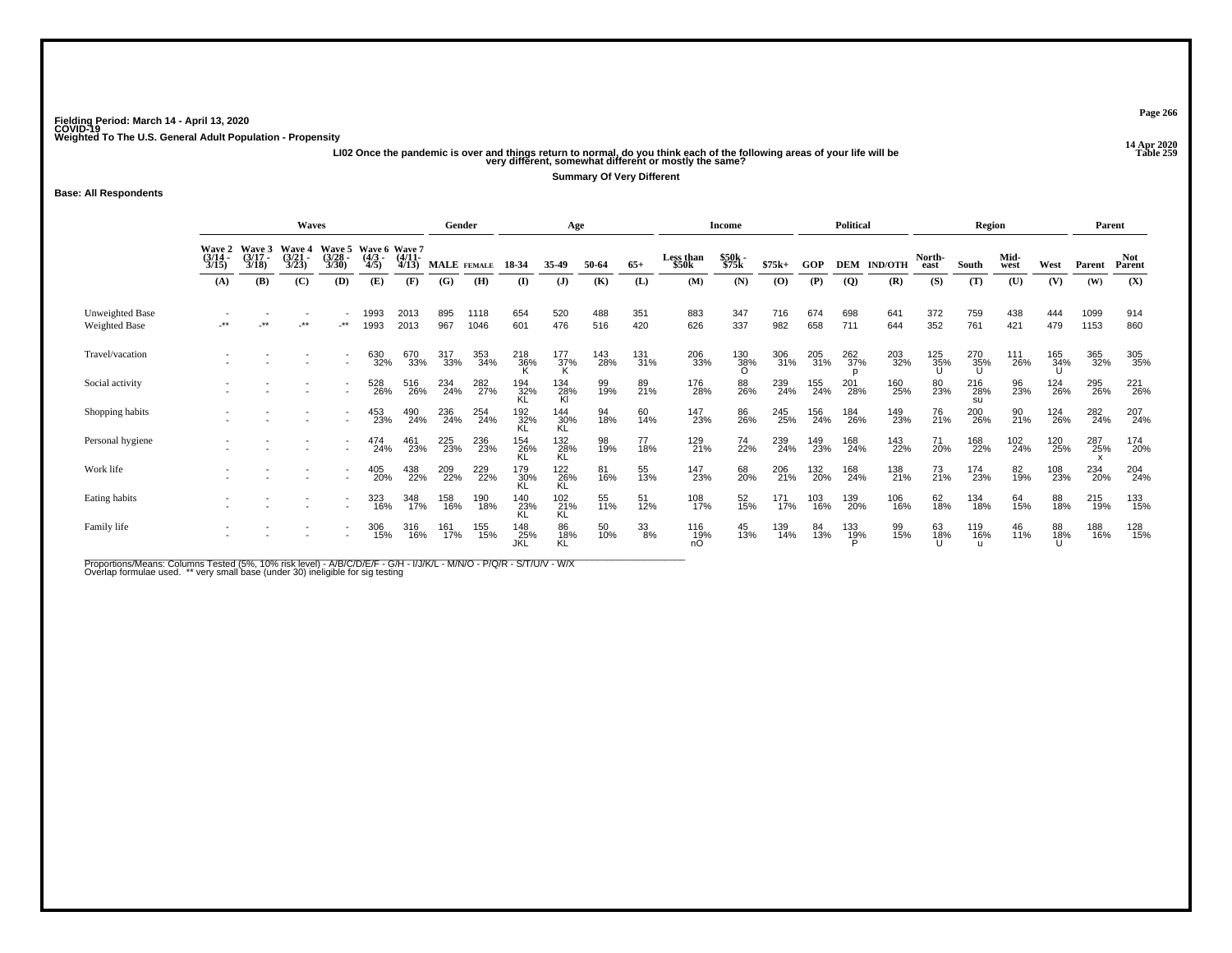Fielding Period: March 14 - April 13, 2020
COVID-19
Weighted To The U.S. General Adult Population - Propensity

14 Apr 2020
Table 259

**LI02 Once the pandemic is over and things return to normal, do you think each of the following areas of your life will be very different, somewhat different or mostly the same?**

**Summary Of Very Different**

**Base: All Respondents**

| | Waves | | | | | | Gender | | Age | | | | Income | | | Political | | | Region | | | | Parent | |
|---|---|---|---|---|---|---|---|---|---|---|---|---|---|---|---|---|---|---|---|---|---|---|---|---|
| | Wave 2 (3/14 - 3/15) | Wave 3 (3/17 - 3/18) | Wave 4 (3/21 - 3/23) | Wave 5 (3/28 - 3/30) | Wave 6 (4/3 - 4/5) | Wave 7 (4/11- 4/13) | MALE | FEMALE | 18-34 | 35-49 | 50-64 | 65+ | Less than $50k | $50k - $75k | $75k+ | GOP | DEM | IND/OTH | North-east | South | Mid-west | West | Parent | Not Parent |
| | (A) | (B) | (C) | (D) | (E) | (F) | (G) | (H) | (I) | (J) | (K) | (L) | (M) | (N) | (O) | (P) | (Q) | (R) | (S) | (T) | (U) | (V) | (W) | (X) |
| Unweighted Base | - | - | - | - | 1993 | 2013 | 895 | 1118 | 654 | 520 | 488 | 351 | 883 | 347 | 716 | 674 | 698 | 641 | 372 | 759 | 438 | 444 | 1099 | 914 |
| Weighted Base | -** | -** | -** | -** | 1993 | 2013 | 967 | 1046 | 601 | 476 | 516 | 420 | 626 | 337 | 982 | 658 | 711 | 644 | 352 | 761 | 421 | 479 | 1153 | 860 |
| Travel/vacation | - | - | - | - | 630 | 670 | 317 | 353 | 218 | 177 | 143 | 131 | 206 | 130 | 306 | 205 | 262 | 203 | 125 | 270 | 111 | 165 | 365 | 305 |
| | - | - | - | - | 32% | 33% | 33% | 34% | 36% | 37% | 28% | 31% | 33% | 38% | 31% | 31% | 37% | 32% | 35% | 35% | 26% | 34% | 32% | 35% |
| | | | | | | | | | K | K | | | | O | | | p | | U | U | | U | | |
| Social activity | - | - | - | - | 528 | 516 | 234 | 282 | 194 | 134 | 99 | 89 | 176 | 88 | 239 | 155 | 201 | 160 | 80 | 216 | 96 | 124 | 295 | 221 |
| | - | - | - | - | 26% | 26% | 24% | 27% | 32% | 28% | 19% | 21% | 28% | 26% | 24% | 24% | 28% | 25% | 23% | 28% | 23% | 26% | 26% | 26% |
| | | | | | | | | | KL | Kl | | | | | | | | | | su | | | | |
| Shopping habits | - | - | - | - | 453 | 490 | 236 | 254 | 192 | 144 | 94 | 60 | 147 | 86 | 245 | 156 | 184 | 149 | 76 | 200 | 90 | 124 | 282 | 207 |
| | - | - | - | - | 23% | 24% | 24% | 24% | 32% | 30% | 18% | 14% | 23% | 26% | 25% | 24% | 26% | 23% | 21% | 26% | 21% | 26% | 24% | 24% |
| | | | | | | | | | KL | KL | | | | | | | | | | | | | | |
| Personal hygiene | - | - | - | - | 474 | 461 | 225 | 236 | 154 | 132 | 98 | 77 | 129 | 74 | 239 | 149 | 168 | 143 | 71 | 168 | 102 | 120 | 287 | 174 |
| | - | - | - | - | 24% | 23% | 23% | 23% | 26% | 28% | 19% | 18% | 21% | 22% | 24% | 23% | 24% | 22% | 20% | 22% | 24% | 25% | 25% | 20% |
| | | | | | | | | | KL | KL | | | | | | | | | | | | | x | |
| Work life | - | - | - | - | 405 | 438 | 209 | 229 | 179 | 122 | 81 | 55 | 147 | 68 | 206 | 132 | 168 | 138 | 73 | 174 | 82 | 108 | 234 | 204 |
| | - | - | - | - | 20% | 22% | 22% | 22% | 30% | 26% | 16% | 13% | 23% | 20% | 21% | 20% | 24% | 21% | 21% | 23% | 19% | 23% | 20% | 24% |
| | | | | | | | | | KL | KL | | | | | | | | | | | | | | |
| Eating habits | - | - | - | - | 323 | 348 | 158 | 190 | 140 | 102 | 55 | 51 | 108 | 52 | 171 | 103 | 139 | 106 | 62 | 134 | 64 | 88 | 215 | 133 |
| | - | - | - | - | 16% | 17% | 16% | 18% | 23% | 21% | 11% | 12% | 17% | 15% | 17% | 16% | 20% | 16% | 18% | 18% | 15% | 18% | 19% | 15% |
| | | | | | | | | | KL | KL | | | | | | | | | | | | | | |
| Family life | - | - | - | - | 306 | 316 | 161 | 155 | 148 | 86 | 50 | 33 | 116 | 45 | 139 | 84 | 133 | 99 | 63 | 119 | 46 | 88 | 188 | 128 |
| | - | - | - | - | 15% | 16% | 17% | 15% | 25% | 18% | 10% | 8% | 19% | 13% | 14% | 13% | 19% | 15% | 18% | 16% | 11% | 18% | 16% | 15% |
| | | | | | | | | | JKL | KL | | | nO | | | | P | | U | u | | U | | |

Proportions/Means: Columns Tested (5%, 10% risk level) - A/B/C/D/E/F - G/H - I/J/K/L - M/N/O - P/Q/R - S/T/U/V - W/X
Overlap formulae used. ** very small base (under 30) ineligible for sig testing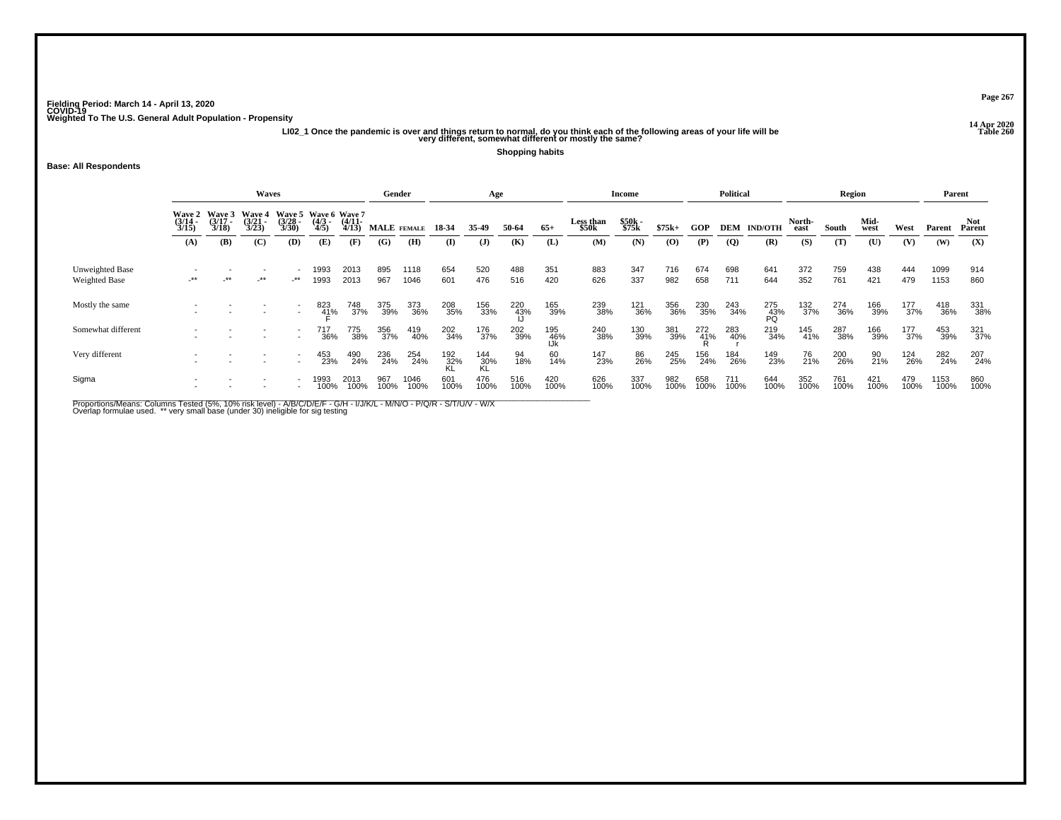Fielding Period: March 14 - April 13, 2020
COVID-19
Weighted To The U.S. General Adult Population - Propensity

14 Apr 2020
Table 260

**LI02_1 Once the pandemic is over and things return to normal, do you think each of the following areas of your life will be very different, somewhat different or mostly the same?**

**Shopping habits**

**Base: All Respondents**

| | Waves | | | | | | Gender | | Age | | | | Income | | | Political | | | Region | | | | Parent | |
|---|---|---|---|---|---|---|---|---|---|---|---|---|---|---|---|---|---|---|---|---|---|---|---|---|
| | Wave 2 (3/14 - 3/15) | Wave 3 (3/17 - 3/18) | Wave 4 (3/21 - 3/23) | Wave 5 (3/28 - 3/30) | Wave 6 (4/3 - 4/5) | Wave 7 (4/11- 4/13) | MALE | FEMALE | 18-34 | 35-49 | 50-64 | 65+ | Less than $50k | $50k - $75k | $75k+ | GOP | DEM | IND/OTH | North-east | South | Mid-west | West | Parent | Not Parent |
| | (A) | (B) | (C) | (D) | (E) | (F) | (G) | (H) | (I) | (J) | (K) | (L) | (M) | (N) | (O) | (P) | (Q) | (R) | (S) | (T) | (U) | (V) | (W) | (X) |
| Unweighted Base | - | - | - | - | 1993 | 2013 | 895 | 1118 | 654 | 520 | 488 | 351 | 883 | 347 | 716 | 674 | 698 | 641 | 372 | 759 | 438 | 444 | 1099 | 914 |
| Weighted Base | -** | -** | -** | -** | 1993 | 2013 | 967 | 1046 | 601 | 476 | 516 | 420 | 626 | 337 | 982 | 658 | 711 | 644 | 352 | 761 | 421 | 479 | 1153 | 860 |
| Mostly the same | - | - | - | - | 823 | 748 | 375 | 373 | 208 | 156 | 220 | 165 | 239 | 121 | 356 | 230 | 243 | 275 | 132 | 274 | 166 | 177 | 418 | 331 |
| | - | - | - | - | 41% F | 37% | 39% | 36% | 35% | 33% | 43% IJ | 39% | 38% | 36% | 36% | 35% | 34% | 43% PQ | 37% | 36% | 39% | 37% | 36% | 38% |
| Somewhat different | - | - | - | - | 717 | 775 | 356 | 419 | 202 | 176 | 202 | 195 | 240 | 130 | 381 | 272 | 283 | 219 | 145 | 287 | 166 | 177 | 453 | 321 |
| | - | - | - | - | 36% | 38% | 37% | 40% | 34% | 37% | 39% | 46% IJk | 38% | 39% | 39% | 41% R | 40% r | 34% | 41% | 38% | 39% | 37% | 39% | 37% |
| Very different | - | - | - | - | 453 | 490 | 236 | 254 | 192 | 144 | 94 | 60 | 147 | 86 | 245 | 156 | 184 | 149 | 76 | 200 | 90 | 124 | 282 | 207 |
| | - | - | - | - | 23% | 24% | 24% | 24% | 32% KL | 30% KL | 18% | 14% | 23% | 26% | 25% | 24% | 26% | 23% | 21% | 26% | 21% | 26% | 24% | 24% |
| Sigma | - | - | - | - | 1993 | 2013 | 967 | 1046 | 601 | 476 | 516 | 420 | 626 | 337 | 982 | 658 | 711 | 644 | 352 | 761 | 421 | 479 | 1153 | 860 |
| | - | - | - | - | 100% | 100% | 100% | 100% | 100% | 100% | 100% | 100% | 100% | 100% | 100% | 100% | 100% | 100% | 100% | 100% | 100% | 100% | 100% | 100% |

Proportions/Means: Columns Tested (5%, 10% risk level) - A/B/C/D/E/F - G/H - I/J/K/L - M/N/O - P/Q/R - S/T/U/V - W/X
Overlap formulae used. ** very small base (under 30) ineligible for sig testing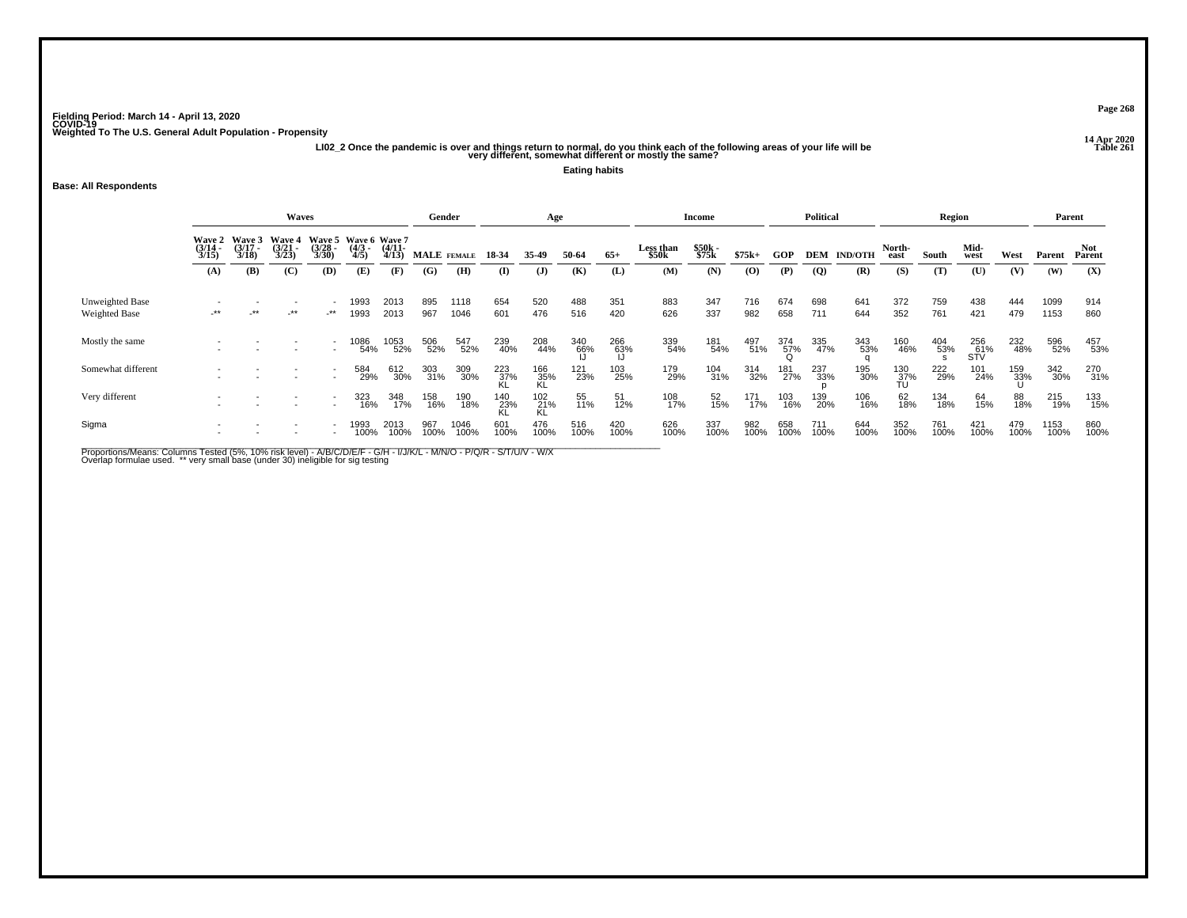Fielding Period: March 14 - April 13, 2020
COVID-19
Weighted To The U.S. General Adult Population - Propensity

14 Apr 2020
Table 261

LI02_2 Once the pandemic is over and things return to normal, do you think each of the following areas of your life will be very different, somewhat different or mostly the same?

**Eating habits**

**Base: All Respondents**

| | Waves | | | | | | Gender | | Age | | | | Income | | | Political | | | Region | | | | Parent | |
|---|---|---|---|---|---|---|---|---|---|---|---|---|---|---|---|---|---|---|---|---|---|---|---|---|
| | Wave 2 (3/14 - 3/15) | Wave 3 (3/17 - 3/18) | Wave 4 (3/21 - 3/23) | Wave 5 (3/28 - 3/30) | Wave 6 (4/3 - 4/5) | Wave 7 (4/11-4/13) | MALE | FEMALE | 18-34 | 35-49 | 50-64 | 65+ | Less than $50k | $50k - $75k | $75k+ | GOP | DEM | IND/OTH | North-east | South | Mid-west | West | Parent | Not Parent |
| | (A) | (B) | (C) | (D) | (E) | (F) | (G) | (H) | (I) | (J) | (K) | (L) | (M) | (N) | (O) | (P) | (Q) | (R) | (S) | (T) | (U) | (V) | (W) | (X) |
| Unweighted Base | - | - | - | - | 1993 | 2013 | 895 | 1118 | 654 | 520 | 488 | 351 | 883 | 347 | 716 | 674 | 698 | 641 | 372 | 759 | 438 | 444 | 1099 | 914 |
| Weighted Base | -** | -** | -** | -** | 1993 | 2013 | 967 | 1046 | 601 | 476 | 516 | 420 | 626 | 337 | 982 | 658 | 711 | 644 | 352 | 761 | 421 | 479 | 1153 | 860 |
| Mostly the same | - | - | - | - | 1086 | 1053 | 506 | 547 | 239 | 208 | 340 | 266 | 339 | 181 | 497 | 374 | 335 | 343 | 160 | 404 | 256 | 232 | 596 | 457 |
| | - | - | - | - | 54% | 52% | 52% | 52% | 40% | 44% | 66% IJ | 63% IJ | 54% | 54% | 51% | 57% Q | 47% | 53% q | 46% | 53% s | 61% STV | 48% | 52% | 53% |
| Somewhat different | - | - | - | - | 584 | 612 | 303 | 309 | 223 | 166 | 121 | 103 | 179 | 104 | 314 | 181 | 237 | 195 | 130 | 222 | 101 | 159 | 342 | 270 |
| | - | - | - | - | 29% | 30% | 31% | 30% | 37% KL | 35% KL | 23% | 25% | 29% | 31% | 32% | 27% | 33% p | 30% | 37% TU | 29% | 24% | 33% U | 30% | 31% |
| Very different | - | - | - | - | 323 | 348 | 158 | 190 | 140 | 102 | 55 | 51 | 108 | 52 | 171 | 103 | 139 | 106 | 62 | 134 | 64 | 88 | 215 | 133 |
| | - | - | - | - | 16% | 17% | 16% | 18% | 23% KL | 21% KL | 11% | 12% | 17% | 15% | 17% | 16% | 20% | 16% | 18% | 18% | 15% | 18% | 19% | 15% |
| Sigma | - | - | - | - | 1993 | 2013 | 967 | 1046 | 601 | 476 | 516 | 420 | 626 | 337 | 982 | 658 | 711 | 644 | 352 | 761 | 421 | 479 | 1153 | 860 |
| | - | - | - | - | 100% | 100% | 100% | 100% | 100% | 100% | 100% | 100% | 100% | 100% | 100% | 100% | 100% | 100% | 100% | 100% | 100% | 100% | 100% | 100% |

Proportions/Means: Columns Tested (5%, 10% risk level) - A/B/C/D/E/F - G/H - I/J/K/L - M/N/O - P/Q/R - S/T/U/V - W/X
Overlap formulae used. ** very small base (under 30) ineligible for sig testing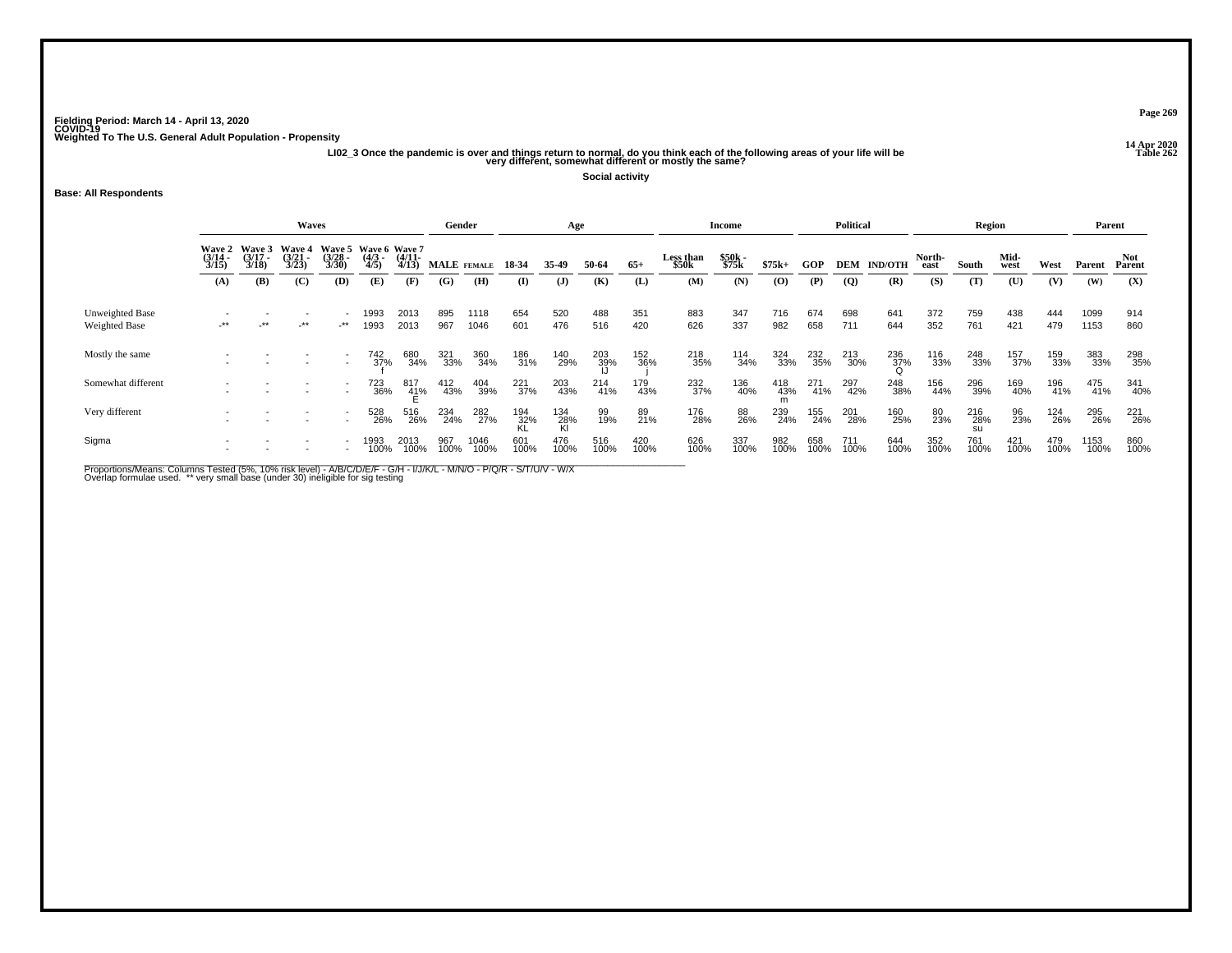Fielding Period: March 14 - April 13, 2020
COVID-19
Weighted To The U.S. General Adult Population - Propensity

14 Apr 2020
Table 262

**LI02_3 Once the pandemic is over and things return to normal, do you think each of the following areas of your life will be very different, somewhat different or mostly the same?**

**Social activity**

**Base: All Respondents**

| | Waves | | | | | | Gender | | Age | | | | Income | | | Political | | | Region | | | | Parent | |
|---|---|---|---|---|---|---|---|---|---|---|---|---|---|---|---|---|---|---|---|---|---|---|---|---|
| | Wave 2 (3/14 - 3/15) | Wave 3 (3/17 - 3/18) | Wave 4 (3/21 - 3/23) | Wave 5 (3/28 - 3/30) | Wave 6 (4/3 - 4/5) | Wave 7 (4/11- 4/13) | MALE | FEMALE | 18-34 | 35-49 | 50-64 | 65+ | Less than $50k | $50k - $75k | $75k+ | GOP | DEM | IND/OTH | North-east | South | Mid-west | West | Parent | Not Parent |
| | (A) | (B) | (C) | (D) | (E) | (F) | (G) | (H) | (I) | (J) | (K) | (L) | (M) | (N) | (O) | (P) | (Q) | (R) | (S) | (T) | (U) | (V) | (W) | (X) |
| Unweighted Base | - | - | - | - | 1993 | 2013 | 895 | 1118 | 654 | 520 | 488 | 351 | 883 | 347 | 716 | 674 | 698 | 641 | 372 | 759 | 438 | 444 | 1099 | 914 |
| Weighted Base | -** | -** | -** | -** | 1993 | 2013 | 967 | 1046 | 601 | 476 | 516 | 420 | 626 | 337 | 982 | 658 | 711 | 644 | 352 | 761 | 421 | 479 | 1153 | 860 |
| Mostly the same | - | - | - | - | 742 | 680 | 321 | 360 | 186 | 140 | 203 | 152 | 218 | 114 | 324 | 232 | 213 | 236 | 116 | 248 | 157 | 159 | 383 | 298 |
| | - | - | - | - | 37% | 34% | 33% | 34% | 31% | 29% | 39% | 36% | 35% | 34% | 33% | 35% | 30% | 37% | 33% | 33% | 37% | 33% | 33% | 35% |
| | | | | | f | | | | | | IJ | j | | | | | | Q | | | | | | |
| Somewhat different | - | - | - | - | 723 | 817 | 412 | 404 | 221 | 203 | 214 | 179 | 232 | 136 | 418 | 271 | 297 | 248 | 156 | 296 | 169 | 196 | 475 | 341 |
| | - | - | - | - | 36% | 41% | 43% | 39% | 37% | 43% | 41% | 43% | 37% | 40% | 43% | 41% | 42% | 38% | 44% | 39% | 40% | 41% | 41% | 40% |
| | | | | | | E | | | | | | | | | m | | | | | | | | | |
| Very different | - | - | - | - | 528 | 516 | 234 | 282 | 194 | 134 | 99 | 89 | 176 | 88 | 239 | 155 | 201 | 160 | 80 | 216 | 96 | 124 | 295 | 221 |
| | - | - | - | - | 26% | 26% | 24% | 27% | 32% | 28% | 19% | 21% | 28% | 26% | 24% | 24% | 28% | 25% | 23% | 28% | 23% | 26% | 26% | 26% |
| | | | | | | | | | KL | Kl | | | | | | | | | | su | | | | |
| Sigma | - | - | - | - | 1993 | 2013 | 967 | 1046 | 601 | 476 | 516 | 420 | 626 | 337 | 982 | 658 | 711 | 644 | 352 | 761 | 421 | 479 | 1153 | 860 |
| | - | - | - | - | 100% | 100% | 100% | 100% | 100% | 100% | 100% | 100% | 100% | 100% | 100% | 100% | 100% | 100% | 100% | 100% | 100% | 100% | 100% | 100% |

Proportions/Means: Columns Tested (5%, 10% risk level) - A/B/C/D/E/F - G/H - I/J/K/L - M/N/O - P/Q/R - S/T/U/V - W/X
Overlap formulae used. ** very small base (under 30) ineligible for sig testing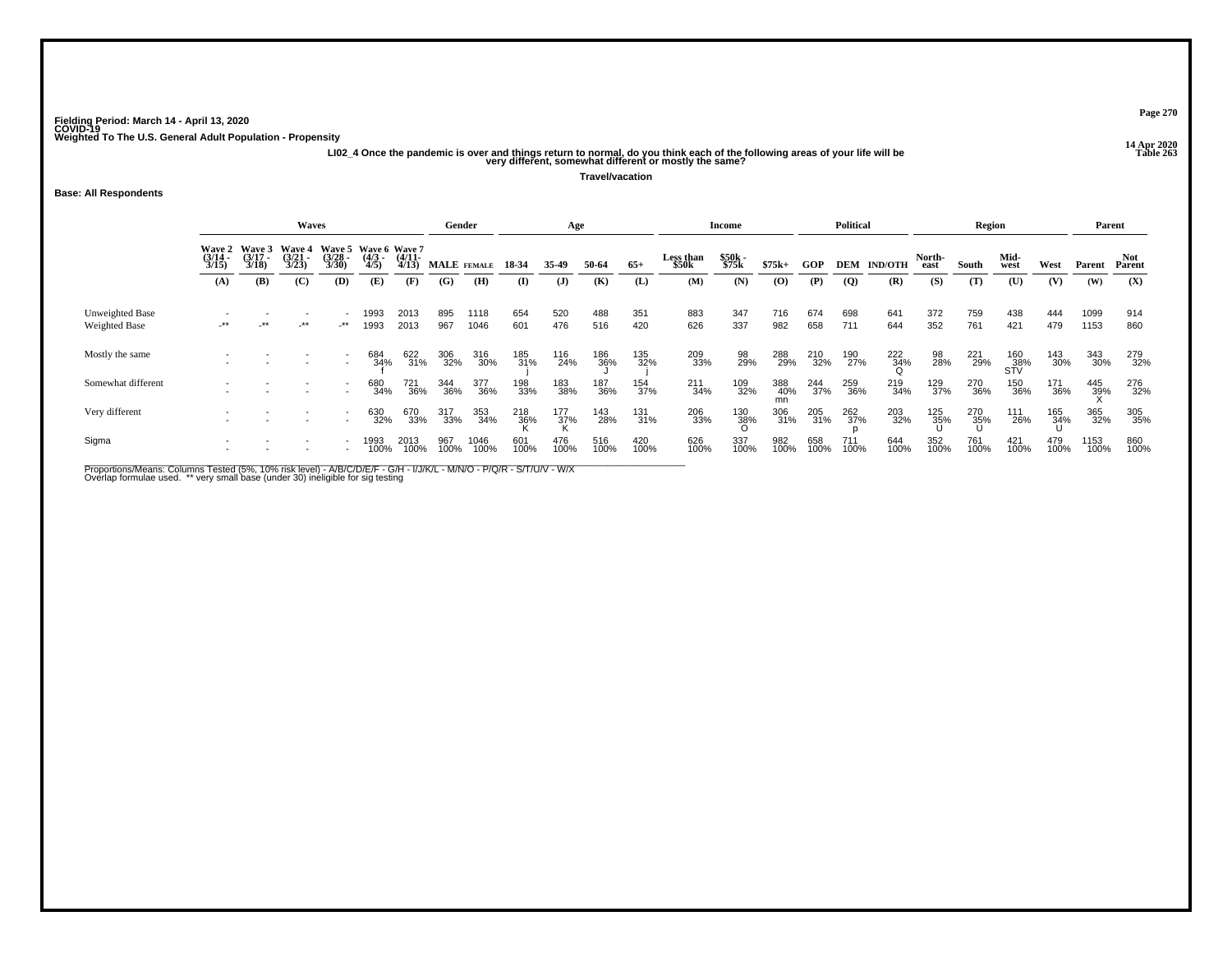Fielding Period: March 14 - April 13, 2020
COVID-19
Weighted To The U.S. General Adult Population - Propensity

14 Apr 2020
Table 263

LI02_4 Once the pandemic is over and things return to normal, do you think each of the following areas of your life will be very different, somewhat different or mostly the same?

Travel/vacation

Base: All Respondents

| | Waves | | | | | | Gender | | Age | | | | Income | | | Political | | | Region | | | | Parent | |
|---|---|---|---|---|---|---|---|---|---|---|---|---|---|---|---|---|---|---|---|---|---|---|---|---|
| | Wave 2 (3/14 - 3/15) | Wave 3 (3/17 - 3/18) | Wave 4 (3/21 - 3/23) | Wave 5 (3/28 - 3/30) | Wave 6 (4/3 - 4/5) | Wave 7 (4/11- 4/13) | MALE | FEMALE | 18-34 | 35-49 | 50-64 | 65+ | Less than $50k | $50k - $75k | $75k+ | GOP | DEM | IND/OTH | North-east | South | Mid-west | West | Parent | Not Parent |
| | (A) | (B) | (C) | (D) | (E) | (F) | (G) | (H) | (I) | (J) | (K) | (L) | (M) | (N) | (O) | (P) | (Q) | (R) | (S) | (T) | (U) | (V) | (W) | (X) |
| Unweighted Base | - | - | - | - | 1993 | 2013 | 895 | 1118 | 654 | 520 | 488 | 351 | 883 | 347 | 716 | 674 | 698 | 641 | 372 | 759 | 438 | 444 | 1099 | 914 |
| Weighted Base | -** | -** | -** | -** | 1993 | 2013 | 967 | 1046 | 601 | 476 | 516 | 420 | 626 | 337 | 982 | 658 | 711 | 644 | 352 | 761 | 421 | 479 | 1153 | 860 |
| Mostly the same | - | - | - | - | 684 | 622 | 306 | 316 | 185 | 116 | 186 | 135 | 209 | 98 | 288 | 210 | 190 | 222 | 98 | 221 | 160 | 143 | 343 | 279 |
| | - | - | - | - | 34% | 31% | 32% | 30% | 31% | 24% | 36% | 32% | 33% | 29% | 29% | 32% | 27% | 34% | 28% | 29% | 38% | 30% | 30% | 32% |
| | | | | | f | | | | j | | J | j | | | | | | Q | | | STV | | | |
| Somewhat different | - | - | - | - | 680 | 721 | 344 | 377 | 198 | 183 | 187 | 154 | 211 | 109 | 388 | 244 | 259 | 219 | 129 | 270 | 150 | 171 | 445 | 276 |
| | - | - | - | - | 34% | 36% | 36% | 36% | 33% | 38% | 36% | 37% | 34% | 32% | 40% | 37% | 36% | 34% | 37% | 36% | 36% | 36% | 39% | 32% |
| | | | | | | | | | | | | | | | mn | | | | | | | | X | |
| Very different | - | - | - | - | 630 | 670 | 317 | 353 | 218 | 177 | 143 | 131 | 206 | 130 | 306 | 205 | 262 | 203 | 125 | 270 | 111 | 165 | 365 | 305 |
| | - | - | - | - | 32% | 33% | 33% | 34% | 36% | 37% | 28% | 31% | 33% | 38% | 31% | 31% | 37% | 32% | 35% | 35% | 26% | 34% | 32% | 35% |
| | | | | | | | | | K | K | | | | O | | | p | | U | U | | U | | |
| Sigma | - | - | - | - | 1993 | 2013 | 967 | 1046 | 601 | 476 | 516 | 420 | 626 | 337 | 982 | 658 | 711 | 644 | 352 | 761 | 421 | 479 | 1153 | 860 |
| | - | - | - | - | 100% | 100% | 100% | 100% | 100% | 100% | 100% | 100% | 100% | 100% | 100% | 100% | 100% | 100% | 100% | 100% | 100% | 100% | 100% | 100% |

Proportions/Means: Columns Tested (5%, 10% risk level) - A/B/C/D/E/F - G/H - I/J/K/L - M/N/O - P/Q/R - S/T/U/V - W/X
Overlap formulae used. ** very small base (under 30) ineligible for sig testing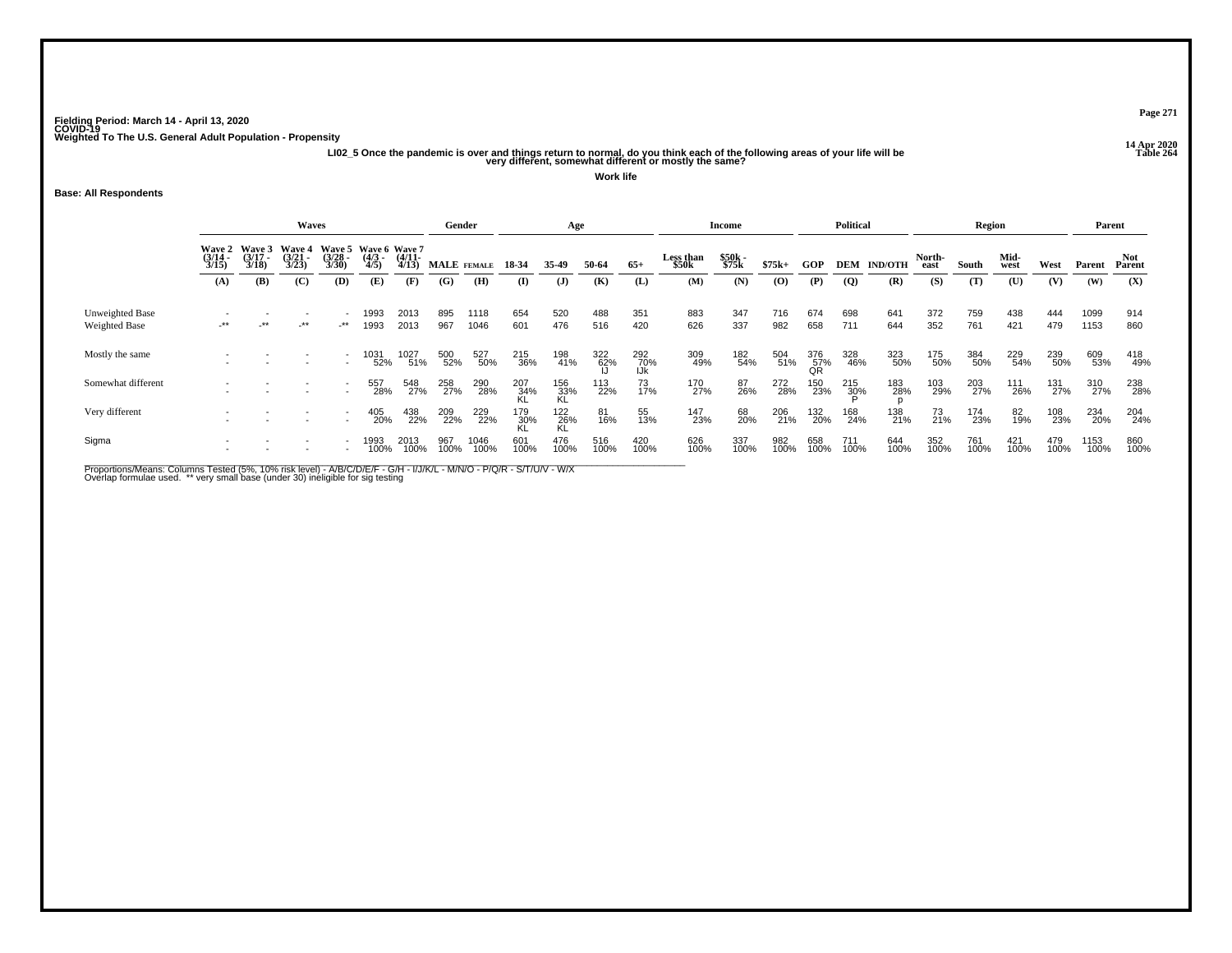Fielding Period: March 14 - April 13, 2020
COVID-19
Weighted To The U.S. General Adult Population - Propensity

14 Apr 2020
Table 264

LI02_5 Once the pandemic is over and things return to normal, do you think each of the following areas of your life will be very different, somewhat different or mostly the same?

**Work life**

**Base: All Respondents**

| | Waves | | | | | | Gender | | Age | | | | Income | | | Political | | | Region | | | | Parent | |
|---|---|---|---|---|---|---|---|---|---|---|---|---|---|---|---|---|---|---|---|---|---|---|---|---|
| | Wave 2 (3/14 - 3/15) | Wave 3 (3/17 - 3/18) | Wave 4 (3/21 - 3/23) | Wave 5 (3/28 - 3/30) | Wave 6 (4/3 - 4/5) | Wave 7 (4/11- 4/13) | MALE | FEMALE | 18-34 | 35-49 | 50-64 | 65+ | Less than $50k | $50k - $75k | $75k+ | GOP | DEM | IND/OTH | North-east | South | Mid-west | West | Parent | Not Parent |
| | (A) | (B) | (C) | (D) | (E) | (F) | (G) | (H) | (I) | (J) | (K) | (L) | (M) | (N) | (O) | (P) | (Q) | (R) | (S) | (T) | (U) | (V) | (W) | (X) |
| Unweighted Base | - | - | - | - | 1993 | 2013 | 895 | 1118 | 654 | 520 | 488 | 351 | 883 | 347 | 716 | 674 | 698 | 641 | 372 | 759 | 438 | 444 | 1099 | 914 |
| Weighted Base | -** | -** | -** | -** | 1993 | 2013 | 967 | 1046 | 601 | 476 | 516 | 420 | 626 | 337 | 982 | 658 | 711 | 644 | 352 | 761 | 421 | 479 | 1153 | 860 |
| Mostly the same | - | - | - | - | 1031 | 1027 | 500 | 527 | 215 | 198 | 322 | 292 | 309 | 182 | 504 | 376 | 328 | 323 | 175 | 384 | 229 | 239 | 609 | 418 |
| | - | - | - | - | 52% | 51% | 52% | 50% | 36% | 41% | 62% | 70% | 49% | 54% | 51% | 57% | 46% | 50% | 50% | 50% | 54% | 50% | 53% | 49% |
| | | | | | | | | | | | IJ | IJk | | | | QR | | | | | | | | |
| Somewhat different | - | - | - | - | 557 | 548 | 258 | 290 | 207 | 156 | 113 | 73 | 170 | 87 | 272 | 150 | 215 | 183 | 103 | 203 | 111 | 131 | 310 | 238 |
| | - | - | - | - | 28% | 27% | 27% | 28% | 34% | 33% | 22% | 17% | 27% | 26% | 28% | 23% | 30% | 28% | 29% | 27% | 26% | 27% | 27% | 28% |
| | | | | | | | | | KL | KL | | | | | | | P | p | | | | | | |
| Very different | - | - | - | - | 405 | 438 | 209 | 229 | 179 | 122 | 81 | 55 | 147 | 68 | 206 | 132 | 168 | 138 | 73 | 174 | 82 | 108 | 234 | 204 |
| | - | - | - | - | 20% | 22% | 22% | 22% | 30% | 26% | 16% | 13% | 23% | 20% | 21% | 20% | 24% | 21% | 21% | 23% | 19% | 23% | 20% | 24% |
| | | | | | | | | | KL | KL | | | | | | | | | | | | | | |
| Sigma | - | - | - | - | 1993 | 2013 | 967 | 1046 | 601 | 476 | 516 | 420 | 626 | 337 | 982 | 658 | 711 | 644 | 352 | 761 | 421 | 479 | 1153 | 860 |
| | - | - | - | - | 100% | 100% | 100% | 100% | 100% | 100% | 100% | 100% | 100% | 100% | 100% | 100% | 100% | 100% | 100% | 100% | 100% | 100% | 100% | 100% |

Proportions/Means: Columns Tested (5%, 10% risk level) - A/B/C/D/E/F - G/H - I/J/K/L - M/N/O - P/Q/R - S/T/U/V - W/X
Overlap formulae used. ** very small base (under 30) ineligible for sig testing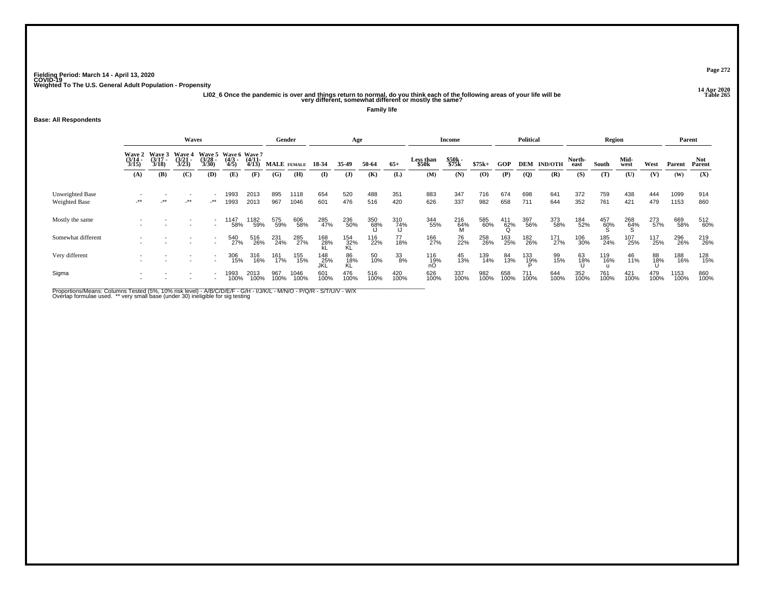Fielding Period: March 14 - April 13, 2020
COVID-19
Weighted To The U.S. General Adult Population - Propensity

14 Apr 2020
Table 265

LI02_6 Once the pandemic is over and things return to normal, do you think each of the following areas of your life will be very different, somewhat different or mostly the same?

**Family life**

**Base: All Respondents**

| | Waves | | | | | | Gender | | Age | | | | Income | | | Political | | | Region | | | | Parent | |
|---|---|---|---|---|---|---|---|---|---|---|---|---|---|---|---|---|---|---|---|---|---|---|---|---|
| | Wave 2 (3/14 - 3/15) | Wave 3 (3/17 - 3/18) | Wave 4 (3/21 - 3/23) | Wave 5 (3/28 - 3/30) | Wave 6 (4/3 - 4/5) | Wave 7 (4/11- 4/13) | MALE | FEMALE | 18-34 | 35-49 | 50-64 | 65+ | Less than $50k | $50k - $75k | $75k+ | GOP | DEM | IND/OTH | North-east | South | Mid-west | West | Parent | Not Parent |
| | (A) | (B) | (C) | (D) | (E) | (F) | (G) | (H) | (I) | (J) | (K) | (L) | (M) | (N) | (O) | (P) | (Q) | (R) | (S) | (T) | (U) | (V) | (W) | (X) |
| Unweighted Base | - | - | - | - | 1993 | 2013 | 895 | 1118 | 654 | 520 | 488 | 351 | 883 | 347 | 716 | 674 | 698 | 641 | 372 | 759 | 438 | 444 | 1099 | 914 |
| Weighted Base | -** | -** | -** | -** | 1993 | 2013 | 967 | 1046 | 601 | 476 | 516 | 420 | 626 | 337 | 982 | 658 | 711 | 644 | 352 | 761 | 421 | 479 | 1153 | 860 |
| Mostly the same | - | - | - | - | 1147 | 1182 | 575 | 606 | 285 | 236 | 350 | 310 | 344 | 216 | 585 | 411 | 397 | 373 | 184 | 457 | 268 | 273 | 669 | 512 |
| | - | - | - | - | 58% | 59% | 59% | 58% | 47% | 50% | 68% | 74% | 55% | 64% | 60% | 62% | 56% | 58% | 52% | 60% | 64% | 57% | 58% | 60% |
| | | | | | | | | | | | IJ | IJ | | M | | Q | | | | S | S | | | |
| Somewhat different | - | - | - | - | 540 | 516 | 231 | 285 | 168 | 154 | 116 | 77 | 166 | 76 | 258 | 163 | 182 | 171 | 106 | 185 | 107 | 117 | 296 | 219 |
| | - | - | - | - | 27% | 26% | 24% | 27% | 28% | 32% | 22% | 18% | 27% | 22% | 26% | 25% | 26% | 27% | 30% | 24% | 25% | 25% | 26% | 26% |
| | | | | | | | | | kL | KL | | | | | | | | | | | | | | |
| Very different | - | - | - | - | 306 | 316 | 161 | 155 | 148 | 86 | 50 | 33 | 116 | 45 | 139 | 84 | 133 | 99 | 63 | 119 | 46 | 88 | 188 | 128 |
| | - | - | - | - | 15% | 16% | 17% | 15% | 25% | 18% | 10% | 8% | 19% | 13% | 14% | 13% | 19% | 15% | 18% | 16% | 11% | 18% | 16% | 15% |
| | | | | | | | | | JKL | KL | | | nO | | | | P | | U | u | | U | | |
| Sigma | - | - | - | - | 1993 | 2013 | 967 | 1046 | 601 | 476 | 516 | 420 | 626 | 337 | 982 | 658 | 711 | 644 | 352 | 761 | 421 | 479 | 1153 | 860 |
| | - | - | - | - | 100% | 100% | 100% | 100% | 100% | 100% | 100% | 100% | 100% | 100% | 100% | 100% | 100% | 100% | 100% | 100% | 100% | 100% | 100% | 100% |

Proportions/Means: Columns Tested (5%, 10% risk level) - A/B/C/D/E/F - G/H - I/J/K/L - M/N/O - P/Q/R - S/T/U/V - W/X
Overlap formulae used. ** very small base (under 30) ineligible for sig testing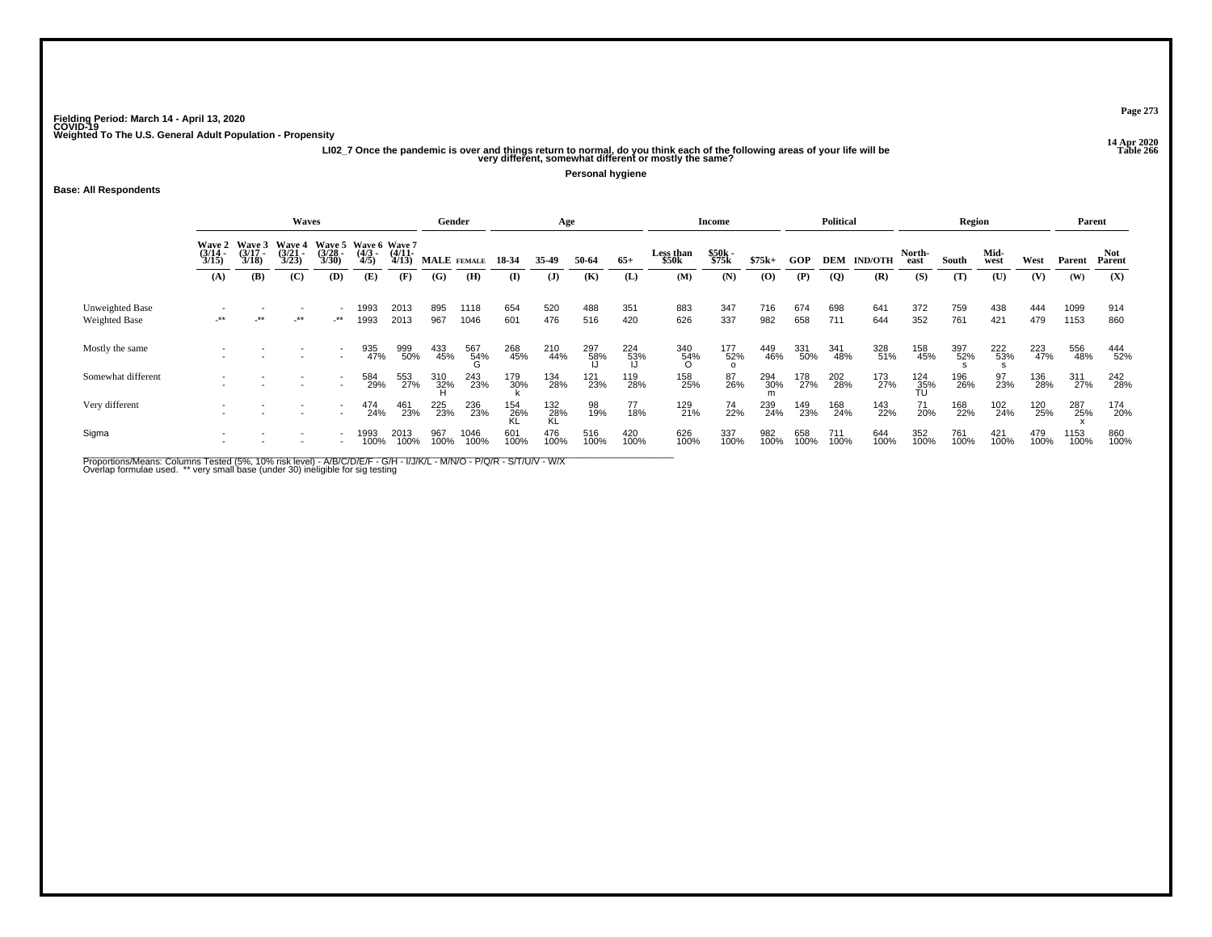Fielding Period: March 14 - April 13, 2020
COVID-19
Weighted To The U.S. General Adult Population - Propensity

14 Apr 2020
Table 266

LI02_7 Once the pandemic is over and things return to normal, do you think each of the following areas of your life will be very different, somewhat different or mostly the same?

Personal hygiene

Base: All Respondents

| | Waves | | | | | | Gender | | Age | | | | Income | | | Political | | | Region | | | | Parent | |
|---|---|---|---|---|---|---|---|---|---|---|---|---|---|---|---|---|---|---|---|---|---|---|---|---|
| | Wave 2 (3/14 - 3/15) | Wave 3 (3/17 - 3/18) | Wave 4 (3/21 - 3/23) | Wave 5 (3/28 - 3/30) | Wave 6 (4/3 - 4/5) | Wave 7 (4/11- 4/13) | MALE | FEMALE | 18-34 | 35-49 | 50-64 | 65+ | Less than $50k | $50k - $75k | $75k+ | GOP | DEM | IND/OTH | North-east | South | Mid-west | West | Parent | Not Parent |
| | (A) | (B) | (C) | (D) | (E) | (F) | (G) | (H) | (I) | (J) | (K) | (L) | (M) | (N) | (O) | (P) | (Q) | (R) | (S) | (T) | (U) | (V) | (W) | (X) |
| Unweighted Base | - | - | - | - | 1993 | 2013 | 895 | 1118 | 654 | 520 | 488 | 351 | 883 | 347 | 716 | 674 | 698 | 641 | 372 | 759 | 438 | 444 | 1099 | 914 |
| Weighted Base | -** | -** | -** | -** | 1993 | 2013 | 967 | 1046 | 601 | 476 | 516 | 420 | 626 | 337 | 982 | 658 | 711 | 644 | 352 | 761 | 421 | 479 | 1153 | 860 |
| Mostly the same | - | - | - | - | 935 | 999 | 433 | 567 | 268 | 210 | 297 | 224 | 340 | 177 | 449 | 331 | 341 | 328 | 158 | 397 | 222 | 223 | 556 | 444 |
| | - | - | - | - | 47% | 50% | 45% | 54% G | 45% | 44% | 58% IJ | 53% IJ | 54% O | 52% o | 46% | 50% | 48% | 51% | 45% | 52% s | 53% s | 47% | 48% | 52% |
| Somewhat different | - | - | - | - | 584 | 553 | 310 | 243 | 179 | 134 | 121 | 119 | 158 | 87 | 294 | 178 | 202 | 173 | 124 | 196 | 97 | 136 | 311 | 242 |
| | - | - | - | - | 29% | 27% | 32% H | 23% | 30% k | 28% | 23% | 28% | 25% | 26% | 30% m | 27% | 28% | 27% | 35% TU | 26% | 23% | 28% | 27% | 28% |
| Very different | - | - | - | - | 474 | 461 | 225 | 236 | 154 | 132 | 98 | 77 | 129 | 74 | 239 | 149 | 168 | 143 | 71 | 168 | 102 | 120 | 287 | 174 |
| | - | - | - | - | 24% | 23% | 23% | 23% | 26% KL | 28% KL | 19% | 18% | 21% | 22% | 24% | 23% | 24% | 22% | 20% | 22% | 24% | 25% | 25% x | 20% |
| Sigma | - | - | - | - | 1993 | 2013 | 967 | 1046 | 601 | 476 | 516 | 420 | 626 | 337 | 982 | 658 | 711 | 644 | 352 | 761 | 421 | 479 | 1153 | 860 |
| | - | - | - | - | 100% | 100% | 100% | 100% | 100% | 100% | 100% | 100% | 100% | 100% | 100% | 100% | 100% | 100% | 100% | 100% | 100% | 100% | 100% | 100% |

Proportions/Means: Columns Tested (5%, 10% risk level) - A/B/C/D/E/F - G/H - I/J/K/L - M/N/O - P/Q/R - S/T/U/V - W/X
Overlap formulae used. ** very small base (under 30) ineligible for sig testing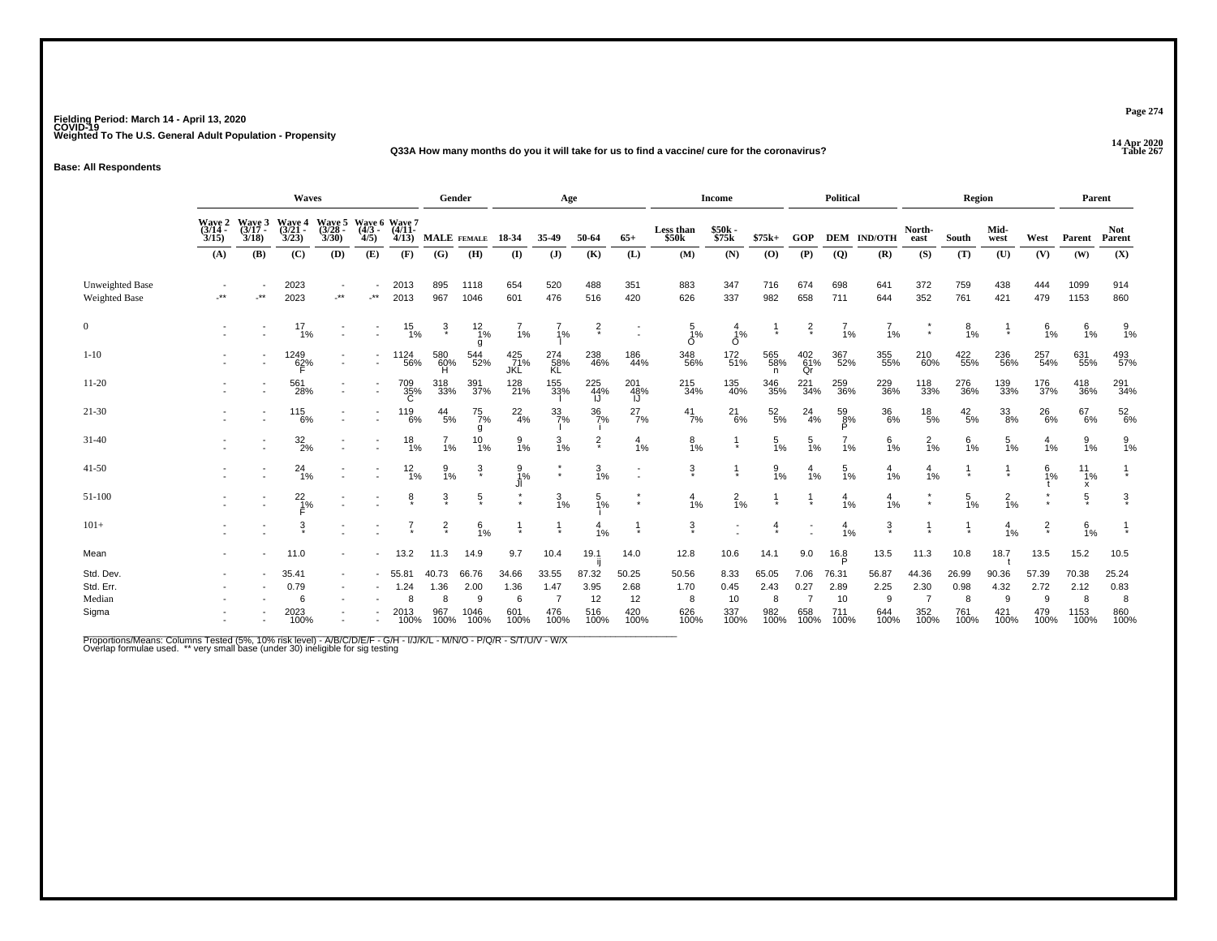Fielding Period: March 14 - April 13, 2020
COVID-19
Weighted To The U.S. General Adult Population - Propensity

14 Apr 2020
Table 267

**Q33A How many months do you it will take for us to find a vaccine/ cure for the coronavirus?**

**Base: All Respondents**

| | Waves | | | | | | Gender | | Age | | | | Income | | | Political | | | Region | | | | Parent | |
|---|---|---|---|---|---|---|---|---|---|---|---|---|---|---|---|---|---|---|---|---|---|---|---|---|
| | Wave 2 (3/14 - 3/15) | Wave 3 (3/17 - 3/18) | Wave 4 (3/21 - 3/23) | Wave 5 (3/28 - 3/30) | Wave 6 (4/3 - 4/5) | Wave 7 (4/11- 4/13) | MALE | FEMALE | 18-34 | 35-49 | 50-64 | 65+ | Less than $50k | $50k - $75k | $75k+ | GOP | DEM | IND/OTH | North-east | South | Mid-west | West | Parent | Not Parent |
| | (A) | (B) | (C) | (D) | (E) | (F) | (G) | (H) | (I) | (J) | (K) | (L) | (M) | (N) | (O) | (P) | (Q) | (R) | (S) | (T) | (U) | (V) | (W) | (X) |
| Unweighted Base | - | - | 2023 | - | - | 2013 | 895 | 1118 | 654 | 520 | 488 | 351 | 883 | 347 | 716 | 674 | 698 | 641 | 372 | 759 | 438 | 444 | 1099 | 914 |
| Weighted Base | -** | -** | 2023 | -** | -** | 2013 | 967 | 1046 | 601 | 476 | 516 | 420 | 626 | 337 | 982 | 658 | 711 | 644 | 352 | 761 | 421 | 479 | 1153 | 860 |
| 0 | - | - | 17 1% | - | - | 15 1% | 3 * | 12 1% g | 7 1% | 7 1% I | 2 * | - | 5 1% O | 4 1% O | 1 * | 2 * | 7 1% | 7 1% | * * | 8 1% | 1 * | 6 1% | 6 1% | 9 1% |
| 1-10 | - | - | 1249 62% F | - | - | 1124 56% | 580 60% H | 544 52% | 425 71% JKL | 274 58% KL | 238 46% | 186 44% | 348 56% | 172 51% | 565 58% n | 402 61% Qr | 367 52% | 355 55% | 210 60% | 422 55% | 236 56% | 257 54% | 631 55% | 493 57% |
| 11-20 | - | - | 561 28% | - | - | 709 35% C | 318 33% | 391 37% | 128 21% | 155 33% I | 225 44% IJ | 201 48% IJ | 215 34% | 135 40% | 346 35% | 221 34% | 259 36% | 229 36% | 118 33% | 276 36% | 139 33% | 176 37% | 418 36% | 291 34% |
| 21-30 | - | - | 115 6% | - | - | 119 6% | 44 5% | 75 7% g | 22 4% | 33 7% I | 36 7% i | 27 7% | 41 7% | 21 6% | 52 5% | 24 4% | 59 8% P | 36 6% | 18 5% | 42 5% | 33 8% | 26 6% | 67 6% | 52 6% |
| 31-40 | - | - | 32 2% | - | - | 18 1% | 7 1% | 10 1% | 9 1% | 3 1% | 2 * | 4 1% | 8 1% | 1 * | 5 1% | 5 1% | 7 1% | 6 1% | 2 1% | 6 1% | 5 1% | 4 1% | 9 1% | 9 1% |
| 41-50 | - | - | 24 1% | - | - | 12 1% | 9 1% | 3 * | 9 1% Jl | * * | 3 1% | - | 3 * | 1 * | 9 1% | 4 1% | 5 1% | 4 1% | 4 1% | 1 * | 1 * | 6 1% t | 11 1% x | 1 * |
| 51-100 | - | - | 22 1% F | - | - | 8 * | 3 * | 5 * | * * | 3 1% | 5 1% i | * * | 4 1% | 2 1% | 1 * | 1 * | 4 1% | 4 1% | * * | 5 1% | 2 1% | * * | 5 * | 3 * |
| 101+ | - | - | 3 * | - | - | 7 * | 2 * | 6 1% | 1 * | 1 * | 4 1% | 1 * | 3 * | - | 4 * | - | 4 1% | 3 * | 1 * | 1 * | 4 1% | 2 * | 6 1% | 1 * |
| Mean | - | - | 11.0 | - | - | 13.2 | 11.3 | 14.9 | 9.7 | 10.4 | 19.1 ij | 14.0 | 12.8 | 10.6 | 14.1 | 9.0 | 16.8 P | 13.5 | 11.3 | 10.8 | 18.7 t | 13.5 | 15.2 | 10.5 |
| Std. Dev. | - | - | 35.41 | - | - | 55.81 | 40.73 | 66.76 | 34.66 | 33.55 | 87.32 | 50.25 | 50.56 | 8.33 | 65.05 | 7.06 | 76.31 | 56.87 | 44.36 | 26.99 | 90.36 | 57.39 | 70.38 | 25.24 |
| Std. Err. | - | - | 0.79 | - | - | 1.24 | 1.36 | 2.00 | 1.36 | 1.47 | 3.95 | 2.68 | 1.70 | 0.45 | 2.43 | 0.27 | 2.89 | 2.25 | 2.30 | 0.98 | 4.32 | 2.72 | 2.12 | 0.83 |
| Median | - | - | 6 | - | - | 8 | 8 | 9 | 6 | 7 | 12 | 12 | 8 | 10 | 8 | 7 | 10 | 9 | 7 | 8 | 9 | 9 | 8 | 8 |
| Sigma | - | - | 2023 100% | - | - | 2013 100% | 967 100% | 1046 100% | 601 100% | 476 100% | 516 100% | 420 100% | 626 100% | 337 100% | 982 100% | 658 100% | 711 100% | 644 100% | 352 100% | 761 100% | 421 100% | 479 100% | 1153 100% | 860 100% |

Proportions/Means: Columns Tested (5%, 10% risk level) - A/B/C/D/E/F - G/H - I/J/K/L - M/N/O - P/Q/R - S/T/U/V - W/X
Overlap formulae used. ** very small base (under 30) ineligible for sig testing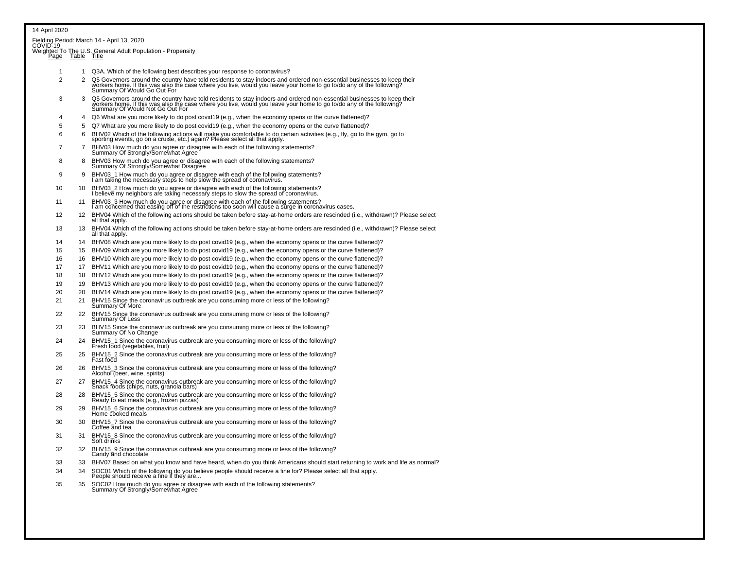14 April 2020

Fielding Period: March 14 - April 13, 2020
COVID-19
Weighted To The U.S. General Adult Population - Propensity

| Page | Table | Title |
|---|---|---|
| 1 | 1 | Q3A. Which of the following best describes your response to coronavirus? |
| 2 | 2 | Q5 Governors around the country have told residents to stay indoors and ordered non-essential businesses to keep their workers home. If this was also the case where you live, would you leave your home to go to/do any of the following? Summary Of Would Go Out For |
| 3 | 3 | Q5 Governors around the country have told residents to stay indoors and ordered non-essential businesses to keep their workers home. If this was also the case where you live, would you leave your home to go to/do any of the following? Summary Of Would Not Go Out For |
| 4 | 4 | Q6 What are you more likely to do post covid19 (e.g., when the economy opens or the curve flattened)? |
| 5 | 5 | Q7 What are you more likely to do post covid19 (e.g., when the economy opens or the curve flattened)? |
| 6 | 6 | BHV02 Which of the following actions will make you comfortable to do certain activities (e.g., fly, go to the gym, go to sporting events, go on a cruise, etc.) again? Please select all that apply. |
| 7 | 7 | BHV03 How much do you agree or disagree with each of the following statements? Summary Of Strongly/Somewhat Agree |
| 8 | 8 | BHV03 How much do you agree or disagree with each of the following statements? Summary Of Strongly/Somewhat Disagree |
| 9 | 9 | BHV03_1 How much do you agree or disagree with each of the following statements? I am taking the necessary steps to help slow the spread of coronavirus. |
| 10 | 10 | BHV03_2 How much do you agree or disagree with each of the following statements? I believe my neighbors are taking necessary steps to slow the spread of coronavirus. |
| 11 | 11 | BHV03_3 How much do you agree or disagree with each of the following statements? I am concerned that easing off of the restrictions too soon will cause a surge in coronavirus cases. |
| 12 | 12 | BHV04 Which of the following actions should be taken before stay-at-home orders are rescinded (i.e., withdrawn)? Please select all that apply. |
| 13 | 13 | BHV04 Which of the following actions should be taken before stay-at-home orders are rescinded (i.e., withdrawn)? Please select all that apply. |
| 14 | 14 | BHV08 Which are you more likely to do post covid19 (e.g., when the economy opens or the curve flattened)? |
| 15 | 15 | BHV09 Which are you more likely to do post covid19 (e.g., when the economy opens or the curve flattened)? |
| 16 | 16 | BHV10 Which are you more likely to do post covid19 (e.g., when the economy opens or the curve flattened)? |
| 17 | 17 | BHV11 Which are you more likely to do post covid19 (e.g., when the economy opens or the curve flattened)? |
| 18 | 18 | BHV12 Which are you more likely to do post covid19 (e.g., when the economy opens or the curve flattened)? |
| 19 | 19 | BHV13 Which are you more likely to do post covid19 (e.g., when the economy opens or the curve flattened)? |
| 20 | 20 | BHV14 Which are you more likely to do post covid19 (e.g., when the economy opens or the curve flattened)? |
| 21 | 21 | BHV15 Since the coronavirus outbreak are you consuming more or less of the following? Summary Of More |
| 22 | 22 | BHV15 Since the coronavirus outbreak are you consuming more or less of the following? Summary Of Less |
| 23 | 23 | BHV15 Since the coronavirus outbreak are you consuming more or less of the following? Summary Of No Change |
| 24 | 24 | BHV15_1 Since the coronavirus outbreak are you consuming more or less of the following? Fresh food (vegetables, fruit) |
| 25 | 25 | BHV15_2 Since the coronavirus outbreak are you consuming more or less of the following? Fast food |
| 26 | 26 | BHV15_3 Since the coronavirus outbreak are you consuming more or less of the following? Alcohol (beer, wine, spirits) |
| 27 | 27 | BHV15_4 Since the coronavirus outbreak are you consuming more or less of the following? Snack foods (chips, nuts, granola bars) |
| 28 | 28 | BHV15_5 Since the coronavirus outbreak are you consuming more or less of the following? Ready to eat meals (e.g., frozen pizzas) |
| 29 | 29 | BHV15_6 Since the coronavirus outbreak are you consuming more or less of the following? Home cooked meals |
| 30 | 30 | BHV15_7 Since the coronavirus outbreak are you consuming more or less of the following? Coffee and tea |
| 31 | 31 | BHV15_8 Since the coronavirus outbreak are you consuming more or less of the following? Soft drinks |
| 32 | 32 | BHV15_9 Since the coronavirus outbreak are you consuming more or less of the following? Candy and chocolate |
| 33 | 33 | BHV07 Based on what you know and have heard, when do you think Americans should start returning to work and life as normal? |
| 34 | 34 | SOC01 Which of the following do you believe people should receive a fine for? Please select all that apply. People should receive a fine if they are... |
| 35 | 35 | SOC02 How much do you agree or disagree with each of the following statements? Summary Of Strongly/Somewhat Agree |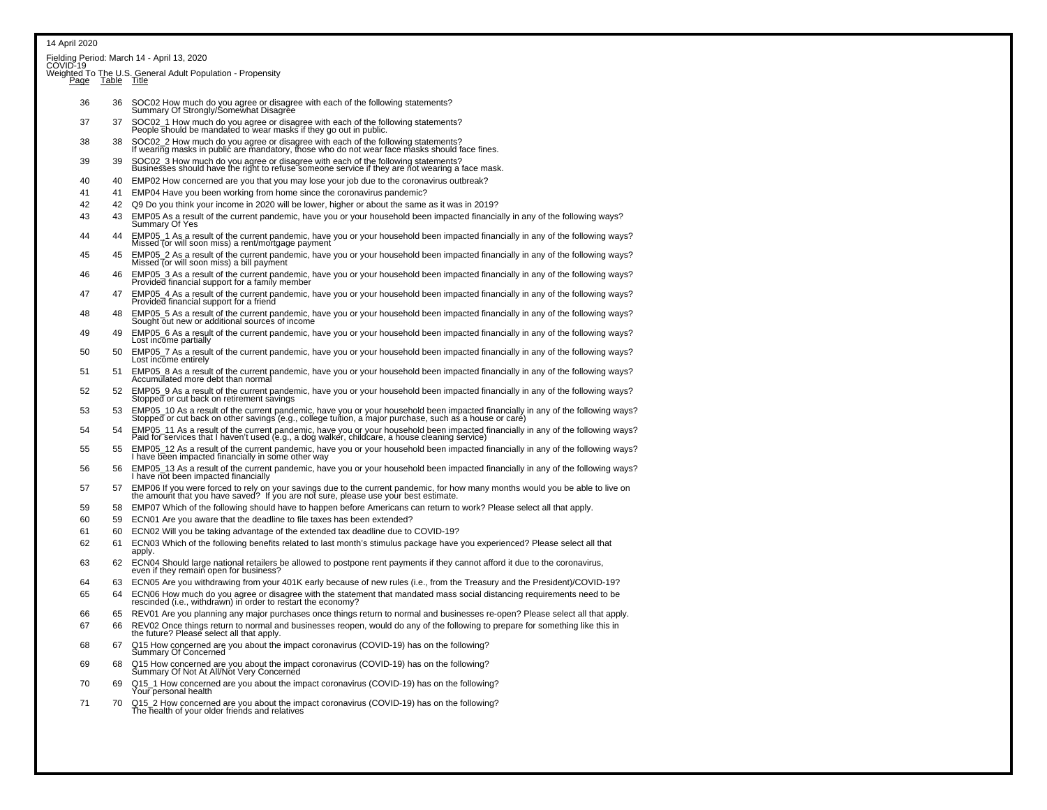14 April 2020

Fielding Period: March 14 - April 13, 2020
COVID-19
Weighted To The U.S. General Adult Population - Propensity

| Page | Table | Title |
|---|---|---|
| 36 | 36 | SOC02 How much do you agree or disagree with each of the following statements? Summary Of Strongly/Somewhat Disagree |
| 37 | 37 | SOC02_1 How much do you agree or disagree with each of the following statements? People should be mandated to wear masks if they go out in public. |
| 38 | 38 | SOC02_2 How much do you agree or disagree with each of the following statements? If wearing masks in public are mandatory, those who do not wear face masks should face fines. |
| 39 | 39 | SOC02_3 How much do you agree or disagree with each of the following statements? Businesses should have the right to refuse someone service if they are not wearing a face mask. |
| 40 | 40 | EMP02 How concerned are you that you may lose your job due to the coronavirus outbreak? |
| 41 | 41 | EMP04 Have you been working from home since the coronavirus pandemic? |
| 42 | 42 | Q9 Do you think your income in 2020 will be lower, higher or about the same as it was in 2019? |
| 43 | 43 | EMP05 As a result of the current pandemic, have you or your household been impacted financially in any of the following ways? Summary Of Yes |
| 44 | 44 | EMP05_1 As a result of the current pandemic, have you or your household been impacted financially in any of the following ways? Missed (or will soon miss) a rent/mortgage payment |
| 45 | 45 | EMP05_2 As a result of the current pandemic, have you or your household been impacted financially in any of the following ways? Missed (or will soon miss) a bill payment |
| 46 | 46 | EMP05_3 As a result of the current pandemic, have you or your household been impacted financially in any of the following ways? Provided financial support for a family member |
| 47 | 47 | EMP05_4 As a result of the current pandemic, have you or your household been impacted financially in any of the following ways? Provided financial support for a friend |
| 48 | 48 | EMP05_5 As a result of the current pandemic, have you or your household been impacted financially in any of the following ways? Sought out new or additional sources of income |
| 49 | 49 | EMP05_6 As a result of the current pandemic, have you or your household been impacted financially in any of the following ways? Lost income partially |
| 50 | 50 | EMP05_7 As a result of the current pandemic, have you or your household been impacted financially in any of the following ways? Lost income entirely |
| 51 | 51 | EMP05_8 As a result of the current pandemic, have you or your household been impacted financially in any of the following ways? Accumulated more debt than normal |
| 52 | 52 | EMP05_9 As a result of the current pandemic, have you or your household been impacted financially in any of the following ways? Stopped or cut back on retirement savings |
| 53 | 53 | EMP05_10 As a result of the current pandemic, have you or your household been impacted financially in any of the following ways? Stopped or cut back on other savings (e.g., college tuition, a major purchase, such as a house or care) |
| 54 | 54 | EMP05_11 As a result of the current pandemic, have you or your household been impacted financially in any of the following ways? Paid for services that I haven't used (e.g., a dog walker, childcare, a house cleaning service) |
| 55 | 55 | EMP05_12 As a result of the current pandemic, have you or your household been impacted financially in any of the following ways? I have been impacted financially in some other way |
| 56 | 56 | EMP05_13 As a result of the current pandemic, have you or your household been impacted financially in any of the following ways? I have not been impacted financially |
| 57 | 57 | EMP06 If you were forced to rely on your savings due to the current pandemic, for how many months would you be able to live on the amount that you have saved? If you are not sure, please use your best estimate. |
| 59 | 58 | EMP07 Which of the following should have to happen before Americans can return to work? Please select all that apply. |
| 60 | 59 | ECN01 Are you aware that the deadline to file taxes has been extended? |
| 61 | 60 | ECN02 Will you be taking advantage of the extended tax deadline due to COVID-19? |
| 62 | 61 | ECN03 Which of the following benefits related to last month's stimulus package have you experienced? Please select all that apply. |
| 63 | 62 | ECN04 Should large national retailers be allowed to postpone rent payments if they cannot afford it due to the coronavirus, even if they remain open for business? |
| 64 | 63 | ECN05 Are you withdrawing from your 401K early because of new rules (i.e., from the Treasury and the President)/COVID-19? |
| 65 | 64 | ECN06 How much do you agree or disagree with the statement that mandated mass social distancing requirements need to be rescinded (i.e., withdrawn) in order to restart the economy? |
| 66 | 65 | REV01 Are you planning any major purchases once things return to normal and businesses re-open? Please select all that apply. |
| 67 | 66 | REV02 Once things return to normal and businesses reopen, would do any of the following to prepare for something like this in the future? Please select all that apply. |
| 68 | 67 | Q15 How concerned are you about the impact coronavirus (COVID-19) has on the following? Summary Of Concerned |
| 69 | 68 | Q15 How concerned are you about the impact coronavirus (COVID-19) has on the following? Summary Of Not At All/Not Very Concerned |
| 70 | 69 | Q15_1 How concerned are you about the impact coronavirus (COVID-19) has on the following? Your personal health |
| 71 | 70 | Q15_2 How concerned are you about the impact coronavirus (COVID-19) has on the following? The health of your older friends and relatives |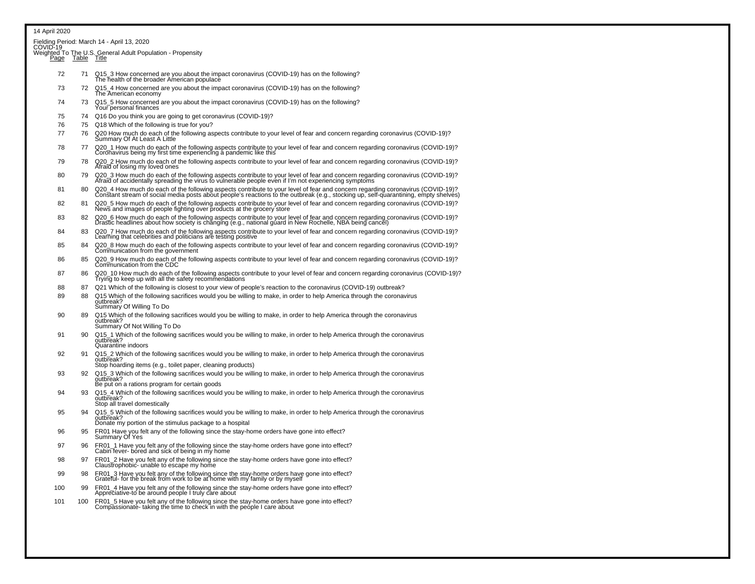14 April 2020

Fielding Period: March 14 - April 13, 2020
COVID-19
Weighted To The U.S. General Adult Population - Propensity

| Page | Table | Title |
|---|---|---|
| 72 | 71 | Q15_3 How concerned are you about the impact coronavirus (COVID-19) has on the following? The health of the broader American populace |
| 73 | 72 | Q15_4 How concerned are you about the impact coronavirus (COVID-19) has on the following? The American economy |
| 74 | 73 | Q15_5 How concerned are you about the impact coronavirus (COVID-19) has on the following? Your personal finances |
| 75 | 74 | Q16 Do you think you are going to get coronavirus (COVID-19)? |
| 76 | 75 | Q18 Which of the following is true for you? |
| 77 | 76 | Q20 How much do each of the following aspects contribute to your level of fear and concern regarding coronavirus (COVID-19)? Summary Of At Least A Little |
| 78 | 77 | Q20_1 How much do each of the following aspects contribute to your level of fear and concern regarding coronavirus (COVID-19)? Coronavirus being my first time experiencing a pandemic like this |
| 79 | 78 | Q20_2 How much do each of the following aspects contribute to your level of fear and concern regarding coronavirus (COVID-19)? Afraid of losing my loved ones |
| 80 | 79 | Q20_3 How much do each of the following aspects contribute to your level of fear and concern regarding coronavirus (COVID-19)? Afraid of accidentally spreading the virus to vulnerable people even if I'm not experiencing symptoms |
| 81 | 80 | Q20_4 How much do each of the following aspects contribute to your level of fear and concern regarding coronavirus (COVID-19)? Constant stream of social media posts about people's reactions to the outbreak (e.g., stocking up, self-quarantining, empty shelves) |
| 82 | 81 | Q20_5 How much do each of the following aspects contribute to your level of fear and concern regarding coronavirus (COVID-19)? News and images of people fighting over products at the grocery store |
| 83 | 82 | Q20_6 How much do each of the following aspects contribute to your level of fear and concern regarding coronavirus (COVID-19)? Drastic headlines about how society is changing (e.g., national guard in New Rochelle, NBA being cancel) |
| 84 | 83 | Q20_7 How much do each of the following aspects contribute to your level of fear and concern regarding coronavirus (COVID-19)? Learning that celebrities and politicians are testing positive |
| 85 | 84 | Q20_8 How much do each of the following aspects contribute to your level of fear and concern regarding coronavirus (COVID-19)? Communication from the government |
| 86 | 85 | Q20_9 How much do each of the following aspects contribute to your level of fear and concern regarding coronavirus (COVID-19)? Communication from the CDC |
| 87 | 86 | Q20_10 How much do each of the following aspects contribute to your level of fear and concern regarding coronavirus (COVID-19)? Trying to keep up with all the safety recommendations |
| 88 | 87 | Q21 Which of the following is closest to your view of people's reaction to the coronavirus (COVID-19) outbreak? |
| 89 | 88 | Q15 Which of the following sacrifices would you be willing to make, in order to help America through the coronavirus outbreak? Summary Of Willing To Do |
| 90 | 89 | Q15 Which of the following sacrifices would you be willing to make, in order to help America through the coronavirus outbreak? Summary Of Not Willing To Do |
| 91 | 90 | Q15_1 Which of the following sacrifices would you be willing to make, in order to help America through the coronavirus outbreak? Quarantine indoors |
| 92 | 91 | Q15_2 Which of the following sacrifices would you be willing to make, in order to help America through the coronavirus outbreak? Stop hoarding items (e.g., toilet paper, cleaning products) |
| 93 | 92 | Q15_3 Which of the following sacrifices would you be willing to make, in order to help America through the coronavirus outbreak? Be put on a rations program for certain goods |
| 94 | 93 | Q15_4 Which of the following sacrifices would you be willing to make, in order to help America through the coronavirus outbreak? Stop all travel domestically |
| 95 | 94 | Q15_5 Which of the following sacrifices would you be willing to make, in order to help America through the coronavirus outbreak? Donate my portion of the stimulus package to a hospital |
| 96 | 95 | FR01 Have you felt any of the following since the stay-home orders have gone into effect? Summary Of Yes |
| 97 | 96 | FR01_1 Have you felt any of the following since the stay-home orders have gone into effect? Cabin fever- bored and sick of being in my home |
| 98 | 97 | FR01_2 Have you felt any of the following since the stay-home orders have gone into effect? Claustrophobic- unable to escape my home |
| 99 | 98 | FR01_3 Have you felt any of the following since the stay-home orders have gone into effect? Grateful- for the break from work to be at home with my family or by myself |
| 100 | 99 | FR01_4 Have you felt any of the following since the stay-home orders have gone into effect? Appreciative-to be around people I truly care about |
| 101 | 100 | FR01_5 Have you felt any of the following since the stay-home orders have gone into effect? Compassionate- taking the time to check in with the people I care about |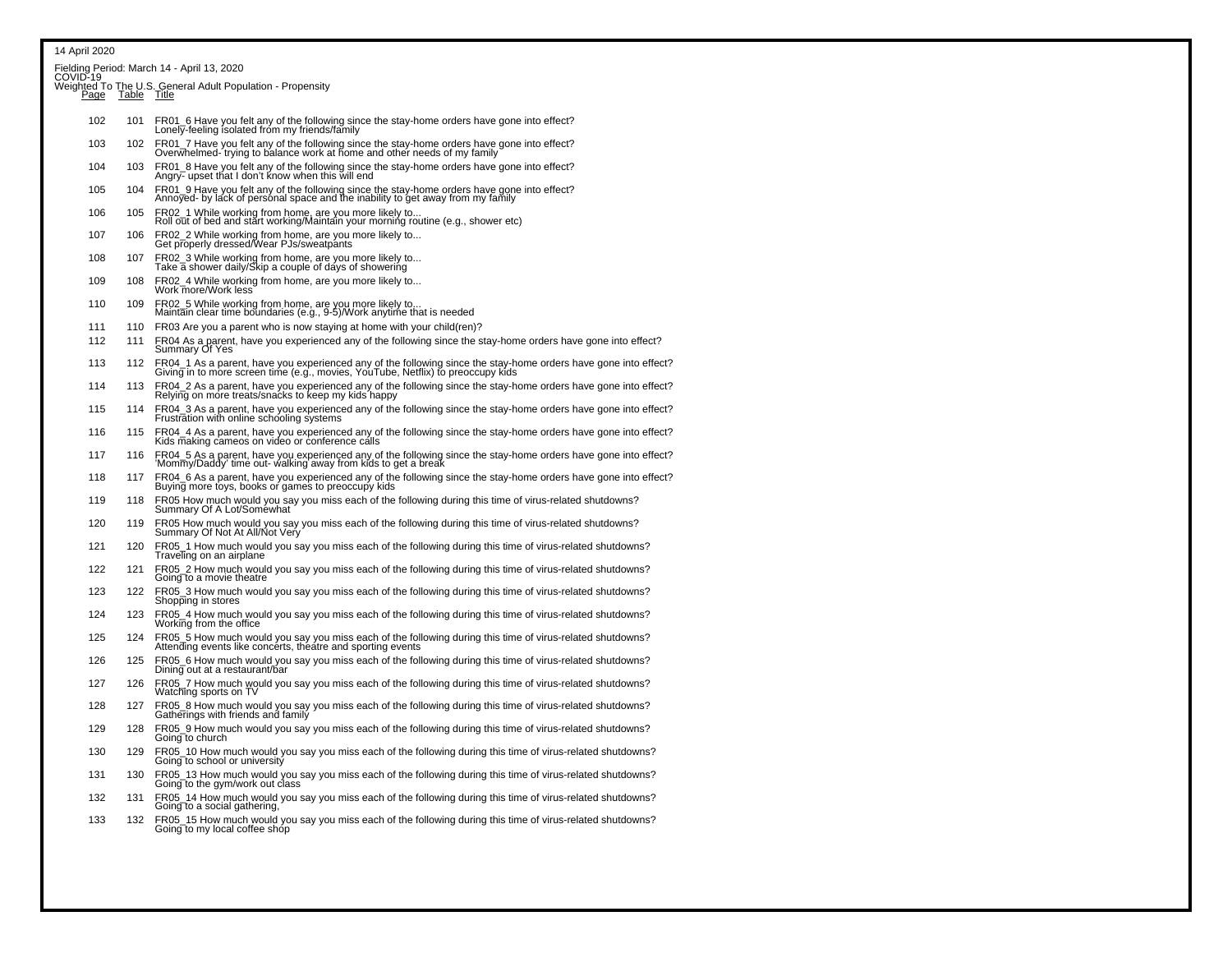14 April 2020

Fielding Period: March 14 - April 13, 2020
COVID-19
Weighted To The U.S. General Adult Population - Propensity

| Page | Table | Title |
|---|---|---|
| 102 | 101 | FR01_6 Have you felt any of the following since the stay-home orders have gone into effect? Lonely-feeling isolated from my friends/family |
| 103 | 102 | FR01_7 Have you felt any of the following since the stay-home orders have gone into effect? Overwhelmed- trying to balance work at home and other needs of my family |
| 104 | 103 | FR01_8 Have you felt any of the following since the stay-home orders have gone into effect? Angry- upset that I don't know when this will end |
| 105 | 104 | FR01_9 Have you felt any of the following since the stay-home orders have gone into effect? Annoyed- by lack of personal space and the inability to get away from my family |
| 106 | 105 | FR02_1 While working from home, are you more likely to... Roll out of bed and start working/Maintain your morning routine (e.g., shower etc) |
| 107 | 106 | FR02_2 While working from home, are you more likely to... Get properly dressed/Wear PJs/sweatpants |
| 108 | 107 | FR02_3 While working from home, are you more likely to... Take a shower daily/Skip a couple of days of showering |
| 109 | 108 | FR02_4 While working from home, are you more likely to... Work more/Work less |
| 110 | 109 | FR02_5 While working from home, are you more likely to... Maintain clear time boundaries (e.g., 9-5)/Work anytime that is needed |
| 111 | 110 | FR03 Are you a parent who is now staying at home with your child(ren)? |
| 112 | 111 | FR04 As a parent, have you experienced any of the following since the stay-home orders have gone into effect? Summary Of Yes |
| 113 | 112 | FR04_1 As a parent, have you experienced any of the following since the stay-home orders have gone into effect? Giving in to more screen time (e.g., movies, YouTube, Netflix) to preoccupy kids |
| 114 | 113 | FR04_2 As a parent, have you experienced any of the following since the stay-home orders have gone into effect? Relying on more treats/snacks to keep my kids happy |
| 115 | 114 | FR04_3 As a parent, have you experienced any of the following since the stay-home orders have gone into effect? Frustration with online schooling systems |
| 116 | 115 | FR04_4 As a parent, have you experienced any of the following since the stay-home orders have gone into effect? Kids making cameos on video or conference calls |
| 117 | 116 | FR04_5 As a parent, have you experienced any of the following since the stay-home orders have gone into effect? 'Mommy/Daddy' time out- walking away from kids to get a break |
| 118 | 117 | FR04_6 As a parent, have you experienced any of the following since the stay-home orders have gone into effect? Buying more toys, books or games to preoccupy kids |
| 119 | 118 | FR05 How much would you say you miss each of the following during this time of virus-related shutdowns? Summary Of A Lot/Somewhat |
| 120 | 119 | FR05 How much would you say you miss each of the following during this time of virus-related shutdowns? Summary Of Not At All/Not Very |
| 121 | 120 | FR05_1 How much would you say you miss each of the following during this time of virus-related shutdowns? Traveling on an airplane |
| 122 | 121 | FR05_2 How much would you say you miss each of the following during this time of virus-related shutdowns? Going to a movie theatre |
| 123 | 122 | FR05_3 How much would you say you miss each of the following during this time of virus-related shutdowns? Shopping in stores |
| 124 | 123 | FR05_4 How much would you say you miss each of the following during this time of virus-related shutdowns? Working from the office |
| 125 | 124 | FR05_5 How much would you say you miss each of the following during this time of virus-related shutdowns? Attending events like concerts, theatre and sporting events |
| 126 | 125 | FR05_6 How much would you say you miss each of the following during this time of virus-related shutdowns? Dining out at a restaurant/bar |
| 127 | 126 | FR05_7 How much would you say you miss each of the following during this time of virus-related shutdowns? Watching sports on TV |
| 128 | 127 | FR05_8 How much would you say you miss each of the following during this time of virus-related shutdowns? Gatherings with friends and family |
| 129 | 128 | FR05_9 How much would you say you miss each of the following during this time of virus-related shutdowns? Going to church |
| 130 | 129 | FR05_10 How much would you say you miss each of the following during this time of virus-related shutdowns? Going to school or university |
| 131 | 130 | FR05_13 How much would you say you miss each of the following during this time of virus-related shutdowns? Going to the gym/work out class |
| 132 | 131 | FR05_14 How much would you say you miss each of the following during this time of virus-related shutdowns? Going to a social gathering, |
| 133 | 132 | FR05_15 How much would you say you miss each of the following during this time of virus-related shutdowns? Going to my local coffee shop |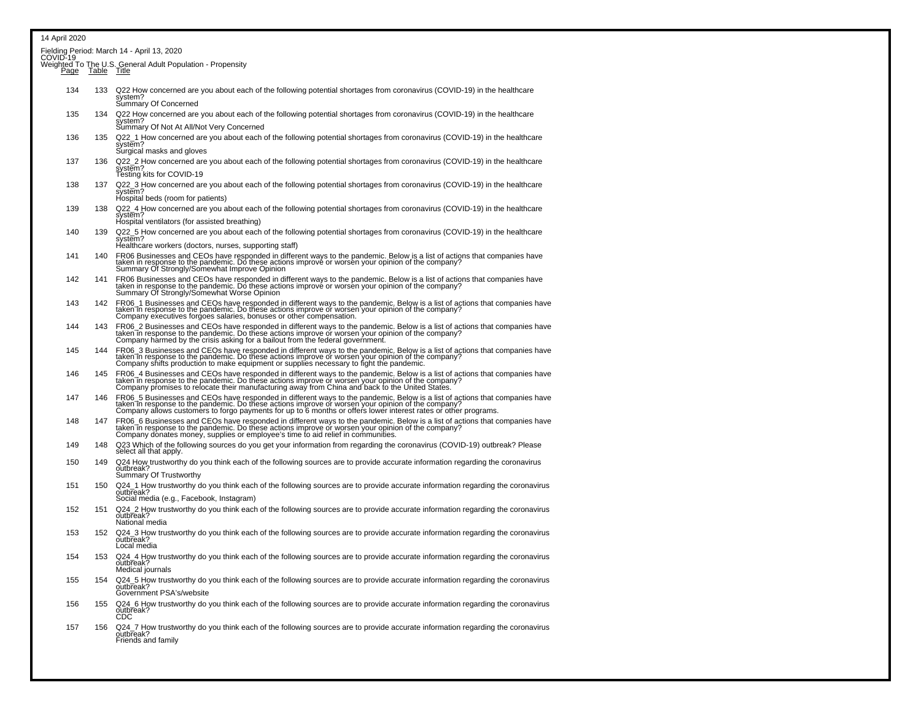14 April 2020

Fielding Period: March 14 - April 13, 2020
COVID-19
Weighted To The U.S. General Adult Population - Propensity

| Page | Table | Title |
|---|---|---|
| 134 | 133 | Q22 How concerned are you about each of the following potential shortages from coronavirus (COVID-19) in the healthcare system? Summary Of Concerned |
| 135 | 134 | Q22 How concerned are you about each of the following potential shortages from coronavirus (COVID-19) in the healthcare system? Summary Of Not At All/Not Very Concerned |
| 136 | 135 | Q22_1 How concerned are you about each of the following potential shortages from coronavirus (COVID-19) in the healthcare system? Surgical masks and gloves |
| 137 | 136 | Q22_2 How concerned are you about each of the following potential shortages from coronavirus (COVID-19) in the healthcare system? Testing kits for COVID-19 |
| 138 | 137 | Q22_3 How concerned are you about each of the following potential shortages from coronavirus (COVID-19) in the healthcare system? Hospital beds (room for patients) |
| 139 | 138 | Q22_4 How concerned are you about each of the following potential shortages from coronavirus (COVID-19) in the healthcare system? Hospital ventilators (for assisted breathing) |
| 140 | 139 | Q22_5 How concerned are you about each of the following potential shortages from coronavirus (COVID-19) in the healthcare system? Healthcare workers (doctors, nurses, supporting staff) |
| 141 | 140 | FR06 Businesses and CEOs have responded in different ways to the pandemic. Below is a list of actions that companies have taken in response to the pandemic. Do these actions improve or worsen your opinion of the company? Summary Of Strongly/Somewhat Improve Opinion |
| 142 | 141 | FR06 Businesses and CEOs have responded in different ways to the pandemic. Below is a list of actions that companies have taken in response to the pandemic. Do these actions improve or worsen your opinion of the company? Summary Of Strongly/Somewhat Worse Opinion |
| 143 | 142 | FR06_1 Businesses and CEOs have responded in different ways to the pandemic. Below is a list of actions that companies have taken in response to the pandemic. Do these actions improve or worsen your opinion of the company? Company executives forgoes salaries, bonuses or other compensation. |
| 144 | 143 | FR06_2 Businesses and CEOs have responded in different ways to the pandemic. Below is a list of actions that companies have taken in response to the pandemic. Do these actions improve or worsen your opinion of the company? Company harmed by the crisis asking for a bailout from the federal government. |
| 145 | 144 | FR06_3 Businesses and CEOs have responded in different ways to the pandemic. Below is a list of actions that companies have taken in response to the pandemic. Do these actions improve or worsen your opinion of the company? Company shifts production to make equipment or supplies necessary to fight the pandemic. |
| 146 | 145 | FR06_4 Businesses and CEOs have responded in different ways to the pandemic. Below is a list of actions that companies have taken in response to the pandemic. Do these actions improve or worsen your opinion of the company? Company promises to relocate their manufacturing away from China and back to the United States. |
| 147 | 146 | FR06_5 Businesses and CEOs have responded in different ways to the pandemic. Below is a list of actions that companies have taken in response to the pandemic. Do these actions improve or worsen your opinion of the company? Company allows customers to forgo payments for up to 6 months or offers lower interest rates or other programs. |
| 148 | 147 | FR06_6 Businesses and CEOs have responded in different ways to the pandemic. Below is a list of actions that companies have taken in response to the pandemic. Do these actions improve or worsen your opinion of the company? Company donates money, supplies or employee's time to aid relief in communities. |
| 149 | 148 | Q23 Which of the following sources do you get your information from regarding the coronavirus (COVID-19) outbreak? Please select all that apply. |
| 150 | 149 | Q24 How trustworthy do you think each of the following sources are to provide accurate information regarding the coronavirus outbreak? Summary Of Trustworthy |
| 151 | 150 | Q24_1 How trustworthy do you think each of the following sources are to provide accurate information regarding the coronavirus outbreak? Social media (e.g., Facebook, Instagram) |
| 152 | 151 | Q24_2 How trustworthy do you think each of the following sources are to provide accurate information regarding the coronavirus outbreak? National media |
| 153 | 152 | Q24_3 How trustworthy do you think each of the following sources are to provide accurate information regarding the coronavirus outbreak? Local media |
| 154 | 153 | Q24_4 How trustworthy do you think each of the following sources are to provide accurate information regarding the coronavirus outbreak? Medical journals |
| 155 | 154 | Q24_5 How trustworthy do you think each of the following sources are to provide accurate information regarding the coronavirus outbreak? Government PSA's/website |
| 156 | 155 | Q24_6 How trustworthy do you think each of the following sources are to provide accurate information regarding the coronavirus outbreak? CDC |
| 157 | 156 | Q24_7 How trustworthy do you think each of the following sources are to provide accurate information regarding the coronavirus outbreak? Friends and family |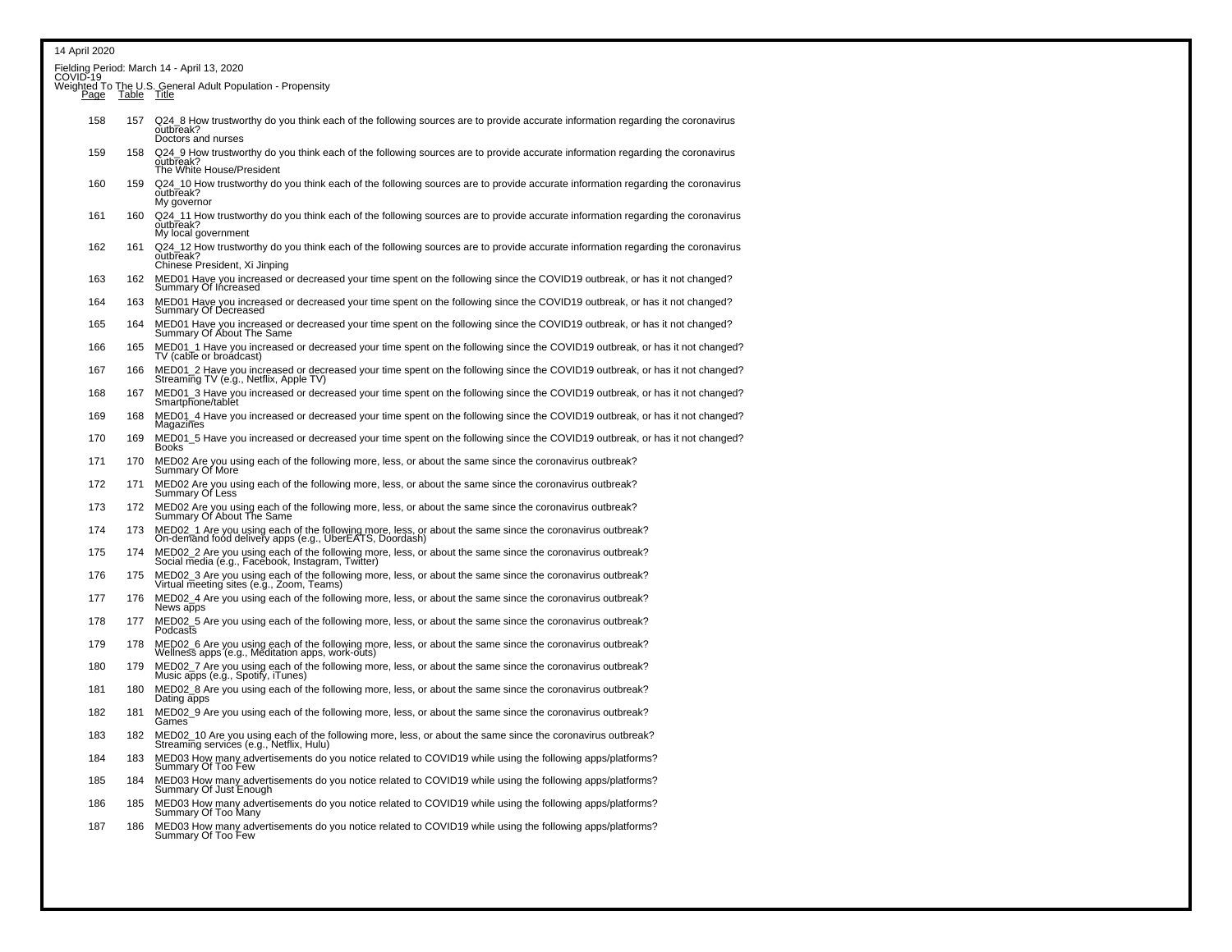14 April 2020

Fielding Period: March 14 - April 13, 2020
COVID-19
Weighted To The U.S. General Adult Population - Propensity

| Page | Table | Title |
|---|---|---|
| 158 | 157 | Q24_8 How trustworthy do you think each of the following sources are to provide accurate information regarding the coronavirus outbreak? Doctors and nurses |
| 159 | 158 | Q24_9 How trustworthy do you think each of the following sources are to provide accurate information regarding the coronavirus outbreak? The White House/President |
| 160 | 159 | Q24_10 How trustworthy do you think each of the following sources are to provide accurate information regarding the coronavirus outbreak? My governor |
| 161 | 160 | Q24_11 How trustworthy do you think each of the following sources are to provide accurate information regarding the coronavirus outbreak? My local government |
| 162 | 161 | Q24_12 How trustworthy do you think each of the following sources are to provide accurate information regarding the coronavirus outbreak? Chinese President, Xi Jinping |
| 163 | 162 | MED01 Have you increased or decreased your time spent on the following since the COVID19 outbreak, or has it not changed? Summary Of Increased |
| 164 | 163 | MED01 Have you increased or decreased your time spent on the following since the COVID19 outbreak, or has it not changed? Summary Of Decreased |
| 165 | 164 | MED01 Have you increased or decreased your time spent on the following since the COVID19 outbreak, or has it not changed? Summary Of About The Same |
| 166 | 165 | MED01_1 Have you increased or decreased your time spent on the following since the COVID19 outbreak, or has it not changed? TV (cable or broadcast) |
| 167 | 166 | MED01_2 Have you increased or decreased your time spent on the following since the COVID19 outbreak, or has it not changed? Streaming TV (e.g., Netflix, Apple TV) |
| 168 | 167 | MED01_3 Have you increased or decreased your time spent on the following since the COVID19 outbreak, or has it not changed? Smartphone/tablet |
| 169 | 168 | MED01_4 Have you increased or decreased your time spent on the following since the COVID19 outbreak, or has it not changed? Magazines |
| 170 | 169 | MED01_5 Have you increased or decreased your time spent on the following since the COVID19 outbreak, or has it not changed? Books |
| 171 | 170 | MED02 Are you using each of the following more, less, or about the same since the coronavirus outbreak? Summary Of More |
| 172 | 171 | MED02 Are you using each of the following more, less, or about the same since the coronavirus outbreak? Summary Of Less |
| 173 | 172 | MED02 Are you using each of the following more, less, or about the same since the coronavirus outbreak? Summary Of About The Same |
| 174 | 173 | MED02_1 Are you using each of the following more, less, or about the same since the coronavirus outbreak? On-demand food delivery apps (e.g., UberEATS, Doordash) |
| 175 | 174 | MED02_2 Are you using each of the following more, less, or about the same since the coronavirus outbreak? Social media (e.g., Facebook, Instagram, Twitter) |
| 176 | 175 | MED02_3 Are you using each of the following more, less, or about the same since the coronavirus outbreak? Virtual meeting sites (e.g., Zoom, Teams) |
| 177 | 176 | MED02_4 Are you using each of the following more, less, or about the same since the coronavirus outbreak? News apps |
| 178 | 177 | MED02_5 Are you using each of the following more, less, or about the same since the coronavirus outbreak? Podcasts |
| 179 | 178 | MED02_6 Are you using each of the following more, less, or about the same since the coronavirus outbreak? Wellness apps (e.g., Meditation apps, work-outs) |
| 180 | 179 | MED02_7 Are you using each of the following more, less, or about the same since the coronavirus outbreak? Music apps (e.g., Spotify, iTunes) |
| 181 | 180 | MED02_8 Are you using each of the following more, less, or about the same since the coronavirus outbreak? Dating apps |
| 182 | 181 | MED02_9 Are you using each of the following more, less, or about the same since the coronavirus outbreak? Games |
| 183 | 182 | MED02_10 Are you using each of the following more, less, or about the same since the coronavirus outbreak? Streaming services (e.g., Netflix, Hulu) |
| 184 | 183 | MED03 How many advertisements do you notice related to COVID19 while using the following apps/platforms? Summary Of Too Few |
| 185 | 184 | MED03 How many advertisements do you notice related to COVID19 while using the following apps/platforms? Summary Of Just Enough |
| 186 | 185 | MED03 How many advertisements do you notice related to COVID19 while using the following apps/platforms? Summary Of Too Many |
| 187 | 186 | MED03 How many advertisements do you notice related to COVID19 while using the following apps/platforms? Summary Of Too Few |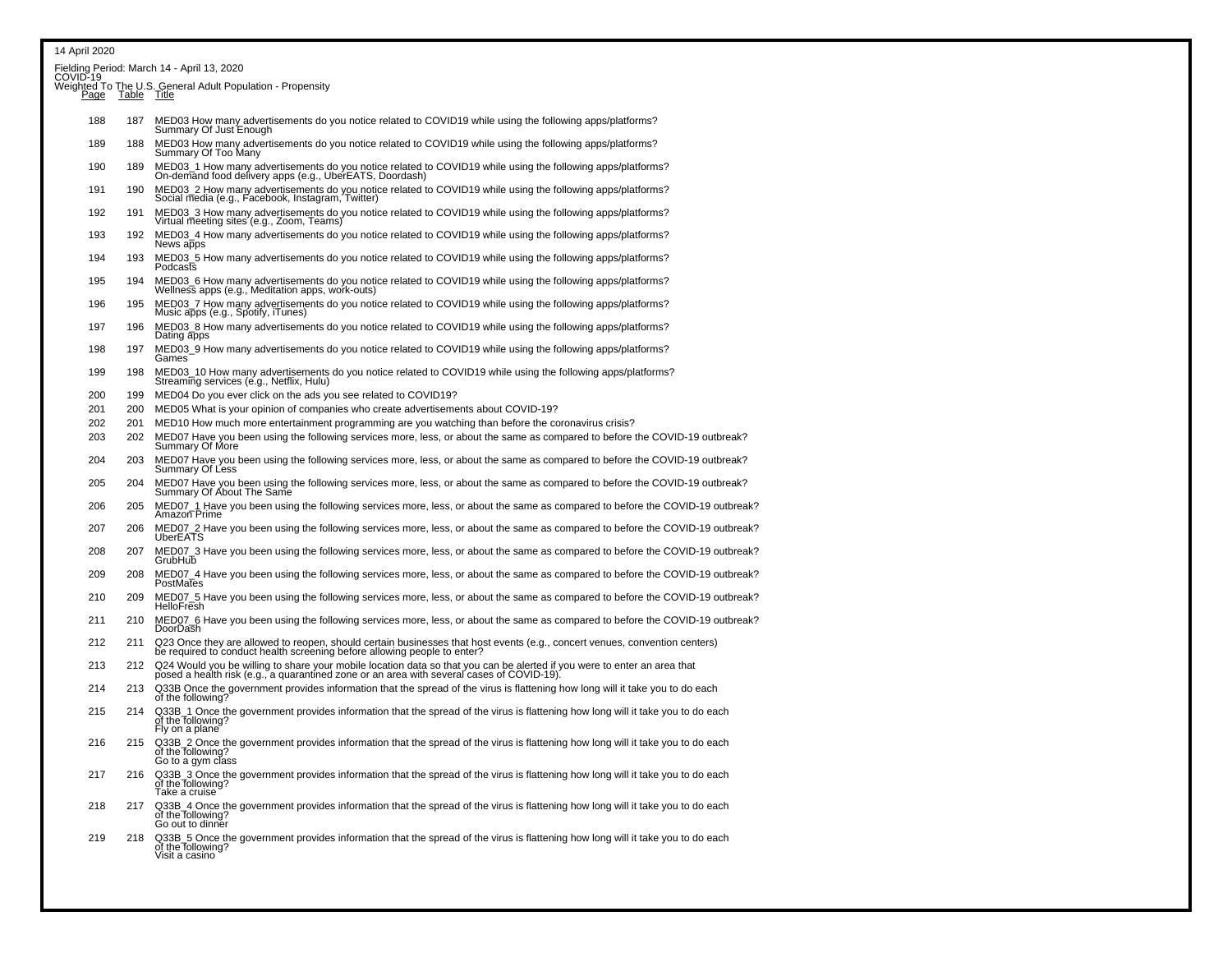14 April 2020

Fielding Period: March 14 - April 13, 2020
COVID-19
Weighted To The U.S. General Adult Population - Propensity

| Page | Table | Title |
|---|---|---|
| 188 | 187 | MED03 How many advertisements do you notice related to COVID19 while using the following apps/platforms? Summary Of Just Enough |
| 189 | 188 | MED03 How many advertisements do you notice related to COVID19 while using the following apps/platforms? Summary Of Too Many |
| 190 | 189 | MED03_1 How many advertisements do you notice related to COVID19 while using the following apps/platforms? On-demand food delivery apps (e.g., UberEATS, Doordash) |
| 191 | 190 | MED03_2 How many advertisements do you notice related to COVID19 while using the following apps/platforms? Social media (e.g., Facebook, Instagram, Twitter) |
| 192 | 191 | MED03_3 How many advertisements do you notice related to COVID19 while using the following apps/platforms? Virtual meeting sites (e.g., Zoom, Teams) |
| 193 | 192 | MED03_4 How many advertisements do you notice related to COVID19 while using the following apps/platforms? News apps |
| 194 | 193 | MED03_5 How many advertisements do you notice related to COVID19 while using the following apps/platforms? Podcasts |
| 195 | 194 | MED03_6 How many advertisements do you notice related to COVID19 while using the following apps/platforms? Wellness apps (e.g., Meditation apps, work-outs) |
| 196 | 195 | MED03_7 How many advertisements do you notice related to COVID19 while using the following apps/platforms? Music apps (e.g., Spotify, iTunes) |
| 197 | 196 | MED03_8 How many advertisements do you notice related to COVID19 while using the following apps/platforms? Dating apps |
| 198 | 197 | MED03_9 How many advertisements do you notice related to COVID19 while using the following apps/platforms? Games |
| 199 | 198 | MED03_10 How many advertisements do you notice related to COVID19 while using the following apps/platforms? Streaming services (e.g., Netflix, Hulu) |
| 200 | 199 | MED04 Do you ever click on the ads you see related to COVID19? |
| 201 | 200 | MED05 What is your opinion of companies who create advertisements about COVID-19? |
| 202 | 201 | MED10 How much more entertainment programming are you watching than before the coronavirus crisis? |
| 203 | 202 | MED07 Have you been using the following services more, less, or about the same as compared to before the COVID-19 outbreak? Summary Of More |
| 204 | 203 | MED07 Have you been using the following services more, less, or about the same as compared to before the COVID-19 outbreak? Summary Of Less |
| 205 | 204 | MED07 Have you been using the following services more, less, or about the same as compared to before the COVID-19 outbreak? Summary Of About The Same |
| 206 | 205 | MED07_1 Have you been using the following services more, less, or about the same as compared to before the COVID-19 outbreak? Amazon Prime |
| 207 | 206 | MED07_2 Have you been using the following services more, less, or about the same as compared to before the COVID-19 outbreak? UberEATS |
| 208 | 207 | MED07_3 Have you been using the following services more, less, or about the same as compared to before the COVID-19 outbreak? GrubHub |
| 209 | 208 | MED07_4 Have you been using the following services more, less, or about the same as compared to before the COVID-19 outbreak? PostMates |
| 210 | 209 | MED07_5 Have you been using the following services more, less, or about the same as compared to before the COVID-19 outbreak? HelloFresh |
| 211 | 210 | MED07_6 Have you been using the following services more, less, or about the same as compared to before the COVID-19 outbreak? DoorDash |
| 212 | 211 | Q23 Once they are allowed to reopen, should certain businesses that host events (e.g., concert venues, convention centers) be required to conduct health screening before allowing people to enter? |
| 213 | 212 | Q24 Would you be willing to share your mobile location data so that you can be alerted if you were to enter an area that posed a health risk (e.g., a quarantined zone or an area with several cases of COVID-19). |
| 214 | 213 | Q33B Once the government provides information that the spread of the virus is flattening how long will it take you to do each of the following? |
| 215 | 214 | Q33B_1 Once the government provides information that the spread of the virus is flattening how long will it take you to do each of the following? Fly on a plane |
| 216 | 215 | Q33B_2 Once the government provides information that the spread of the virus is flattening how long will it take you to do each of the following? Go to a gym class |
| 217 | 216 | Q33B_3 Once the government provides information that the spread of the virus is flattening how long will it take you to do each of the following? Take a cruise |
| 218 | 217 | Q33B_4 Once the government provides information that the spread of the virus is flattening how long will it take you to do each of the following? Go out to dinner |
| 219 | 218 | Q33B_5 Once the government provides information that the spread of the virus is flattening how long will it take you to do each of the following? Visit a casino |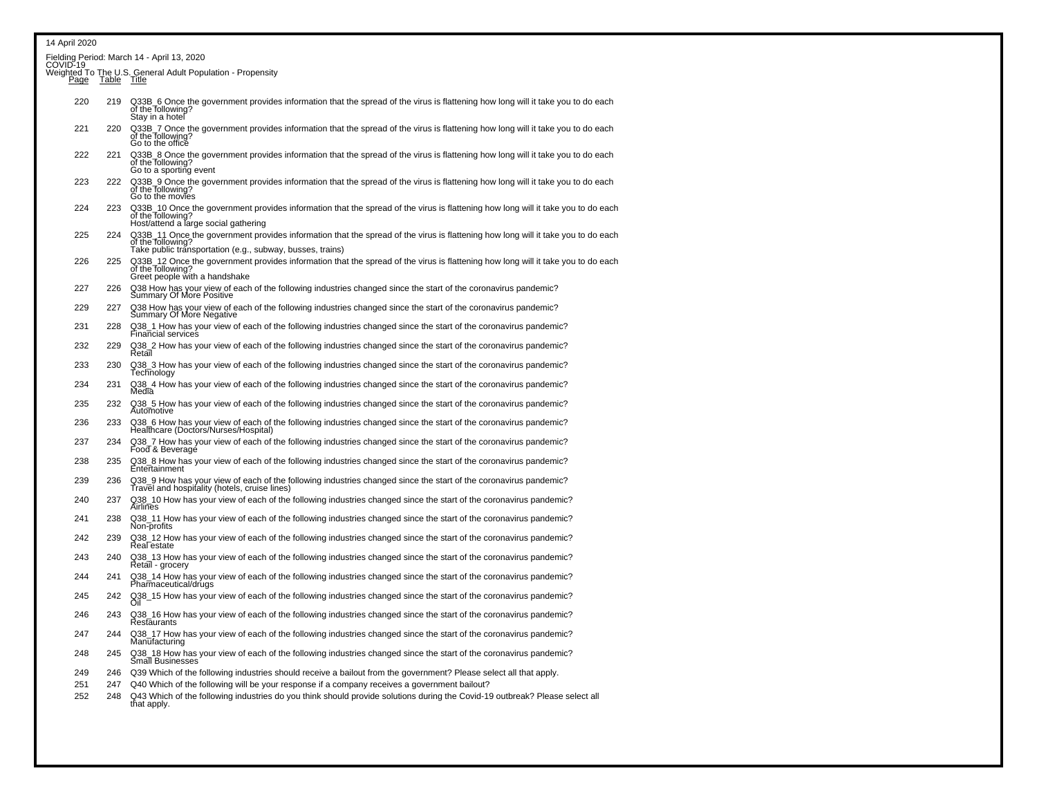14 April 2020

Fielding Period: March 14 - April 13, 2020
COVID-19
Weighted To The U.S. General Adult Population - Propensity

| Page | Table | Title |
|---|---|---|
| 220 | 219 | Q33B_6 Once the government provides information that the spread of the virus is flattening how long will it take you to do each of the following? Stay in a hotel |
| 221 | 220 | Q33B_7 Once the government provides information that the spread of the virus is flattening how long will it take you to do each of the following? Go to the office |
| 222 | 221 | Q33B_8 Once the government provides information that the spread of the virus is flattening how long will it take you to do each of the following? Go to a sporting event |
| 223 | 222 | Q33B_9 Once the government provides information that the spread of the virus is flattening how long will it take you to do each of the following? Go to the movies |
| 224 | 223 | Q33B_10 Once the government provides information that the spread of the virus is flattening how long will it take you to do each of the following? Host/attend a large social gathering |
| 225 | 224 | Q33B_11 Once the government provides information that the spread of the virus is flattening how long will it take you to do each of the following? Take public transportation (e.g., subway, busses, trains) |
| 226 | 225 | Q33B_12 Once the government provides information that the spread of the virus is flattening how long will it take you to do each of the following? Greet people with a handshake |
| 227 | 226 | Q38 How has your view of each of the following industries changed since the start of the coronavirus pandemic? Summary Of More Positive |
| 229 | 227 | Q38 How has your view of each of the following industries changed since the start of the coronavirus pandemic? Summary Of More Negative |
| 231 | 228 | Q38_1 How has your view of each of the following industries changed since the start of the coronavirus pandemic? Financial services |
| 232 | 229 | Q38_2 How has your view of each of the following industries changed since the start of the coronavirus pandemic? Retail |
| 233 | 230 | Q38_3 How has your view of each of the following industries changed since the start of the coronavirus pandemic? Technology |
| 234 | 231 | Q38_4 How has your view of each of the following industries changed since the start of the coronavirus pandemic? Media |
| 235 | 232 | Q38_5 How has your view of each of the following industries changed since the start of the coronavirus pandemic? Automotive |
| 236 | 233 | Q38_6 How has your view of each of the following industries changed since the start of the coronavirus pandemic? Healthcare (Doctors/Nurses/Hospital) |
| 237 | 234 | Q38_7 How has your view of each of the following industries changed since the start of the coronavirus pandemic? Food & Beverage |
| 238 | 235 | Q38_8 How has your view of each of the following industries changed since the start of the coronavirus pandemic? Entertainment |
| 239 | 236 | Q38_9 How has your view of each of the following industries changed since the start of the coronavirus pandemic? Travel and hospitality (hotels, cruise lines) |
| 240 | 237 | Q38_10 How has your view of each of the following industries changed since the start of the coronavirus pandemic? Airlines |
| 241 | 238 | Q38_11 How has your view of each of the following industries changed since the start of the coronavirus pandemic? Non-profits |
| 242 | 239 | Q38_12 How has your view of each of the following industries changed since the start of the coronavirus pandemic? Real estate |
| 243 | 240 | Q38_13 How has your view of each of the following industries changed since the start of the coronavirus pandemic? Retail - grocery |
| 244 | 241 | Q38_14 How has your view of each of the following industries changed since the start of the coronavirus pandemic? Pharmaceutical/drugs |
| 245 | 242 | Q38_15 How has your view of each of the following industries changed since the start of the coronavirus pandemic? Oil |
| 246 | 243 | Q38_16 How has your view of each of the following industries changed since the start of the coronavirus pandemic? Restaurants |
| 247 | 244 | Q38_17 How has your view of each of the following industries changed since the start of the coronavirus pandemic? Manufacturing |
| 248 | 245 | Q38_18 How has your view of each of the following industries changed since the start of the coronavirus pandemic? Small Businesses |
| 249 | 246 | Q39 Which of the following industries should receive a bailout from the government? Please select all that apply. |
| 251 | 247 | Q40 Which of the following will be your response if a company receives a government bailout? |
| 252 | 248 | Q43 Which of the following industries do you think should provide solutions during the Covid-19 outbreak? Please select all that apply. |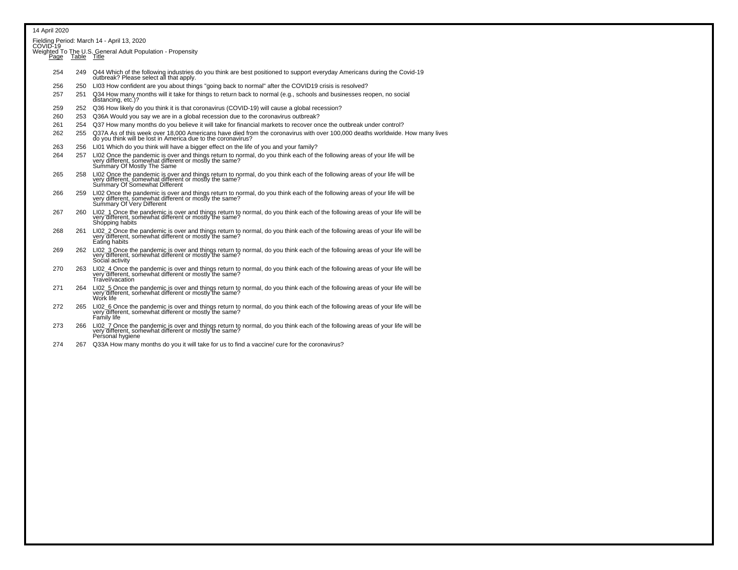14 April 2020

Fielding Period: March 14 - April 13, 2020
COVID-19
Weighted To The U.S. General Adult Population - Propensity

| Page | Table | Title |
|---|---|---|
| 254 | 249 | Q44 Which of the following industries do you think are best positioned to support everyday Americans during the Covid-19 outbreak? Please select all that apply. |
| 256 | 250 | LI03 How confident are you about things "going back to normal" after the COVID19 crisis is resolved? |
| 257 | 251 | Q34 How many months will it take for things to return back to normal (e.g., schools and businesses reopen, no social distancing, etc.)? |
| 259 | 252 | Q36 How likely do you think it is that coronavirus (COVID-19) will cause a global recession? |
| 260 | 253 | Q36A Would you say we are in a global recession due to the coronavirus outbreak? |
| 261 | 254 | Q37 How many months do you believe it will take for financial markets to recover once the outbreak under control? |
| 262 | 255 | Q37A As of this week over 18,000 Americans have died from the coronavirus with over 100,000 deaths worldwide. How many lives do you think will be lost in America due to the coronavirus? |
| 263 | 256 | LI01 Which do you think will have a bigger effect on the life of you and your family? |
| 264 | 257 | LI02 Once the pandemic is over and things return to normal, do you think each of the following areas of your life will be very different, somewhat different or mostly the same? Summary Of Mostly The Same |
| 265 | 258 | LI02 Once the pandemic is over and things return to normal, do you think each of the following areas of your life will be very different, somewhat different or mostly the same? Summary Of Somewhat Different |
| 266 | 259 | LI02 Once the pandemic is over and things return to normal, do you think each of the following areas of your life will be very different, somewhat different or mostly the same? Summary Of Very Different |
| 267 | 260 | LI02_1 Once the pandemic is over and things return to normal, do you think each of the following areas of your life will be very different, somewhat different or mostly the same? Shopping habits |
| 268 | 261 | LI02_2 Once the pandemic is over and things return to normal, do you think each of the following areas of your life will be very different, somewhat different or mostly the same? Eating habits |
| 269 | 262 | LI02_3 Once the pandemic is over and things return to normal, do you think each of the following areas of your life will be very different, somewhat different or mostly the same? Social activity |
| 270 | 263 | LI02_4 Once the pandemic is over and things return to normal, do you think each of the following areas of your life will be very different, somewhat different or mostly the same? Travel/vacation |
| 271 | 264 | LI02_5 Once the pandemic is over and things return to normal, do you think each of the following areas of your life will be very different, somewhat different or mostly the same? Work life |
| 272 | 265 | LI02_6 Once the pandemic is over and things return to normal, do you think each of the following areas of your life will be very different, somewhat different or mostly the same? Family life |
| 273 | 266 | LI02_7 Once the pandemic is over and things return to normal, do you think each of the following areas of your life will be very different, somewhat different or mostly the same? Personal hygiene |
| 274 | 267 | Q33A How many months do you it will take for us to find a vaccine/ cure for the coronavirus? |